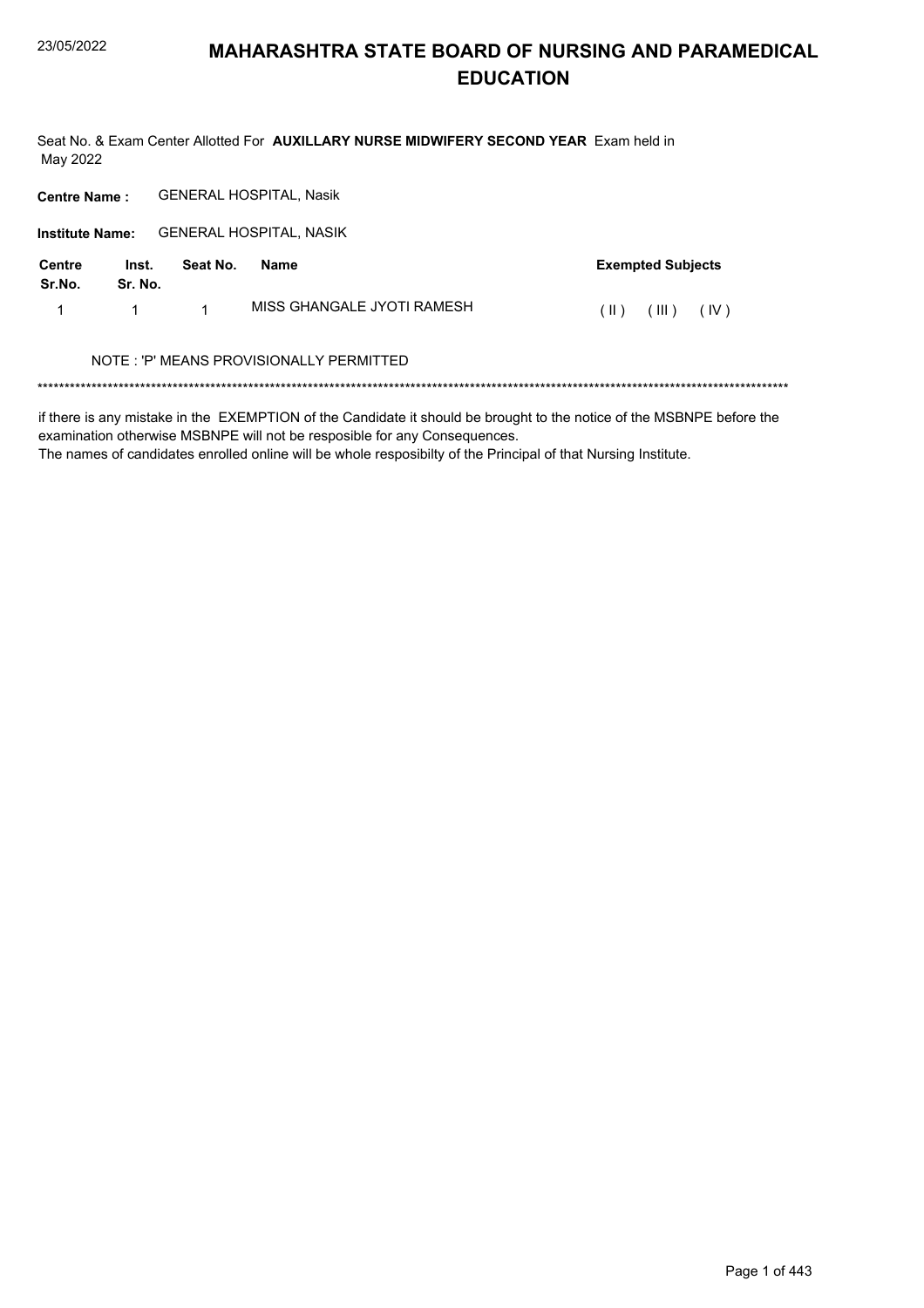# MAHARASHTRA STATE BOARD OF NURSING AND PARAMEDICAL EDUCATION

Seat No. & Exam Center Allotted For **AUXILLARY NURSE MIDWIFERY SECOND YEAR** Exam held in May 2022

**Centre Name :** GENERAL HOSPITAL, Nasik

**Institute Name:** GENERAL HOSPITAL, NASIK

| Centre Sr.No. | Inst. Sr. No. | Seat No. | Name | Exempted Subjects |
|---|---|---|---|---|
| 1 | 1 | 1 | MISS GHANGALE JYOTI RAMESH | ( II ) ( III ) ( IV ) |

NOTE : 'P' MEANS PROVISIONALLY PERMITTED

*******************************************************************************************************************************************

if there is any mistake in the EXEMPTION of the Candidate it should be brought to the notice of the MSBNPE before the examination otherwise MSBNPE will not be resposible for any Consequences.

The names of candidates enrolled online will be whole resposibilty of the Principal of that Nursing Institute.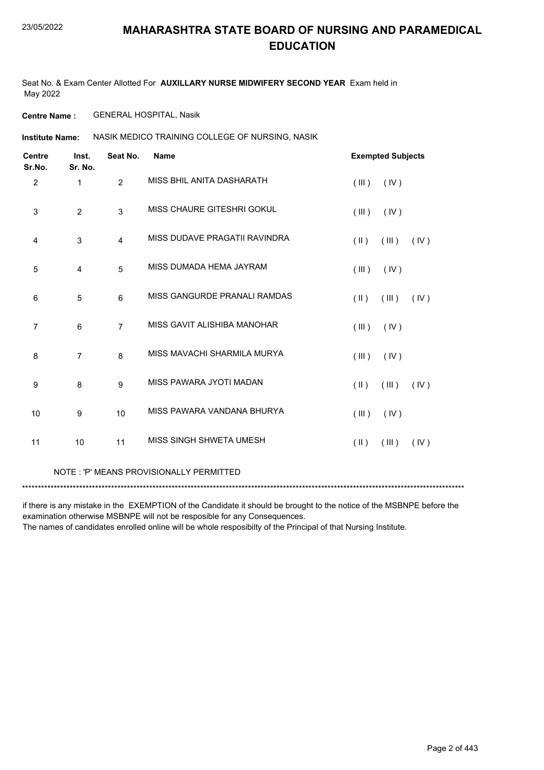# MAHARASHTRA STATE BOARD OF NURSING AND PARAMEDICAL EDUCATION

Seat No. & Exam Center Allotted For **AUXILLARY NURSE MIDWIFERY SECOND YEAR** Exam held in May 2022

**Centre Name :** GENERAL HOSPITAL, Nasik

**Institute Name:** NASIK MEDICO TRAINING COLLEGE OF NURSING, NASIK

| Centre Sr.No. | Inst. Sr. No. | Seat No. | Name | Exempted Subjects |
|---|---|---|---|---|
| 2 | 1 | 2 | MISS BHIL ANITA DASHARATH | ( III ) ( IV ) |
| 3 | 2 | 3 | MISS CHAURE GITESHRI GOKUL | ( III ) ( IV ) |
| 4 | 3 | 4 | MISS DUDAVE PRAGATII RAVINDRA | ( II ) ( III ) ( IV ) |
| 5 | 4 | 5 | MISS DUMADA HEMA JAYRAM | ( III ) ( IV ) |
| 6 | 5 | 6 | MISS GANGURDE PRANALI RAMDAS | ( II ) ( III ) ( IV ) |
| 7 | 6 | 7 | MISS GAVIT ALISHIBA MANOHAR | ( III ) ( IV ) |
| 8 | 7 | 8 | MISS MAVACHI SHARMILA MURYA | ( III ) ( IV ) |
| 9 | 8 | 9 | MISS PAWARA JYOTI MADAN | ( II ) ( III ) ( IV ) |
| 10 | 9 | 10 | MISS PAWARA VANDANA BHURYA | ( III ) ( IV ) |
| 11 | 10 | 11 | MISS SINGH SHWETA UMESH | ( II ) ( III ) ( IV ) |

NOTE : 'P' MEANS PROVISIONALLY PERMITTED

*******************************************************************************************************************************************

if there is any mistake in the EXEMPTION of the Candidate it should be brought to the notice of the MSBNPE before the examination otherwise MSBNPE will not be resposible for any Consequences.
The names of candidates enrolled online will be whole resposibilty of the Principal of that Nursing Institute.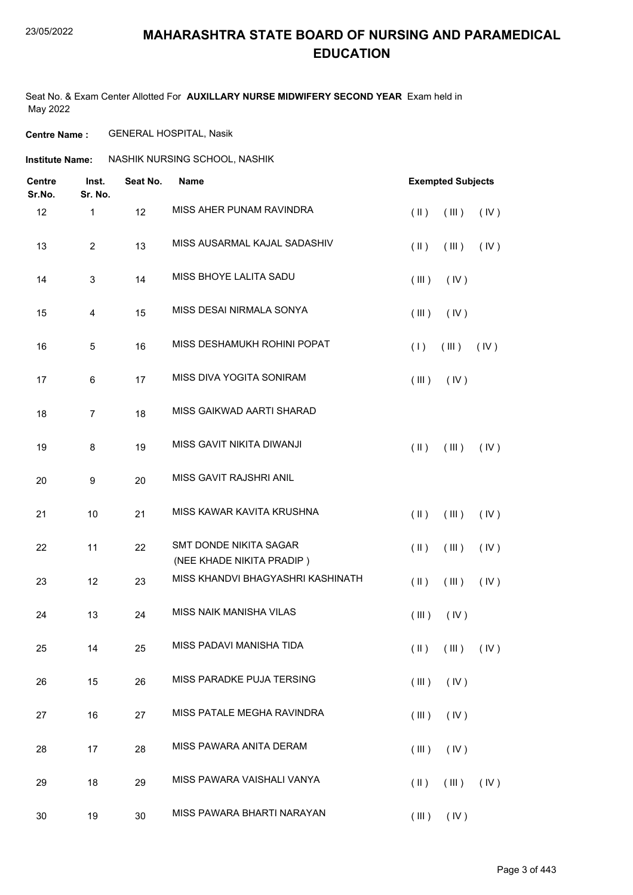# MAHARASHTRA STATE BOARD OF NURSING AND PARAMEDICAL EDUCATION

Seat No. & Exam Center Allotted For **AUXILLARY NURSE MIDWIFERY SECOND YEAR** Exam held in May 2022

**Centre Name :** GENERAL HOSPITAL, Nasik

**Institute Name:** NASHIK NURSING SCHOOL, NASHIK

| Centre Sr.No. | Inst. Sr. No. | Seat No. | Name | Exempted Subjects |
|---|---|---|---|---|
| 12 | 1 | 12 | MISS AHER PUNAM RAVINDRA | ( II ) ( III ) ( IV ) |
| 13 | 2 | 13 | MISS AUSARMAL KAJAL SADASHIV | ( II ) ( III ) ( IV ) |
| 14 | 3 | 14 | MISS BHOYE LALITA SADU | ( III ) ( IV ) |
| 15 | 4 | 15 | MISS DESAI NIRMALA SONYA | ( III ) ( IV ) |
| 16 | 5 | 16 | MISS DESHAMUKH ROHINI POPAT | ( I ) ( III ) ( IV ) |
| 17 | 6 | 17 | MISS DIVA YOGITA SONIRAM | ( III ) ( IV ) |
| 18 | 7 | 18 | MISS GAIKWAD AARTI SHARAD | |
| 19 | 8 | 19 | MISS GAVIT NIKITA DIWANJI | ( II ) ( III ) ( IV ) |
| 20 | 9 | 20 | MISS GAVIT RAJSHRI ANIL | |
| 21 | 10 | 21 | MISS KAWAR KAVITA KRUSHNA | ( II ) ( III ) ( IV ) |
| 22 | 11 | 22 | SMT DONDE NIKITA SAGAR (NEE KHADE NIKITA PRADIP ) | ( II ) ( III ) ( IV ) |
| 23 | 12 | 23 | MISS KHANDVI BHAGYASHRI KASHINATH | ( II ) ( III ) ( IV ) |
| 24 | 13 | 24 | MISS NAIK MANISHA VILAS | ( III ) ( IV ) |
| 25 | 14 | 25 | MISS PADAVI MANISHA TIDA | ( II ) ( III ) ( IV ) |
| 26 | 15 | 26 | MISS PARADKE PUJA TERSING | ( III ) ( IV ) |
| 27 | 16 | 27 | MISS PATALE MEGHA RAVINDRA | ( III ) ( IV ) |
| 28 | 17 | 28 | MISS PAWARA ANITA DERAM | ( III ) ( IV ) |
| 29 | 18 | 29 | MISS PAWARA VAISHALI VANYA | ( II ) ( III ) ( IV ) |
| 30 | 19 | 30 | MISS PAWARA BHARTI NARAYAN | ( III ) ( IV ) |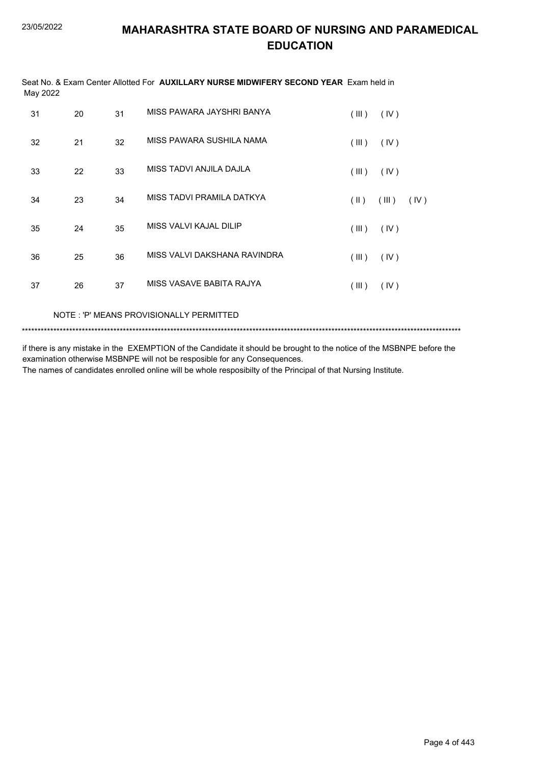# MAHARASHTRA STATE BOARD OF NURSING AND PARAMEDICAL EDUCATION

Seat No. & Exam Center Allotted For **AUXILLARY NURSE MIDWIFERY SECOND YEAR** Exam held in May 2022

| | | | | | | |
|---|---|---|---|---|---|---|
| 31 | 20 | 31 | MISS PAWARA JAYSHRI BANYA | ( III ) | ( IV ) | |
| 32 | 21 | 32 | MISS PAWARA SUSHILA NAMA | ( III ) | ( IV ) | |
| 33 | 22 | 33 | MISS TADVI ANJILA DAJLA | ( III ) | ( IV ) | |
| 34 | 23 | 34 | MISS TADVI PRAMILA DATKYA | ( II ) | ( III ) | ( IV ) |
| 35 | 24 | 35 | MISS VALVI KAJAL DILIP | ( III ) | ( IV ) | |
| 36 | 25 | 36 | MISS VALVI DAKSHANA RAVINDRA | ( III ) | ( IV ) | |
| 37 | 26 | 37 | MISS VASAVE BABITA RAJYA | ( III ) | ( IV ) | |

NOTE : 'P' MEANS PROVISIONALLY PERMITTED

*******************************************************************************************************************************************

if there is any mistake in the EXEMPTION of the Candidate it should be brought to the notice of the MSBNPE before the examination otherwise MSBNPE will not be resposible for any Consequences.

The names of candidates enrolled online will be whole resposibilty of the Principal of that Nursing Institute.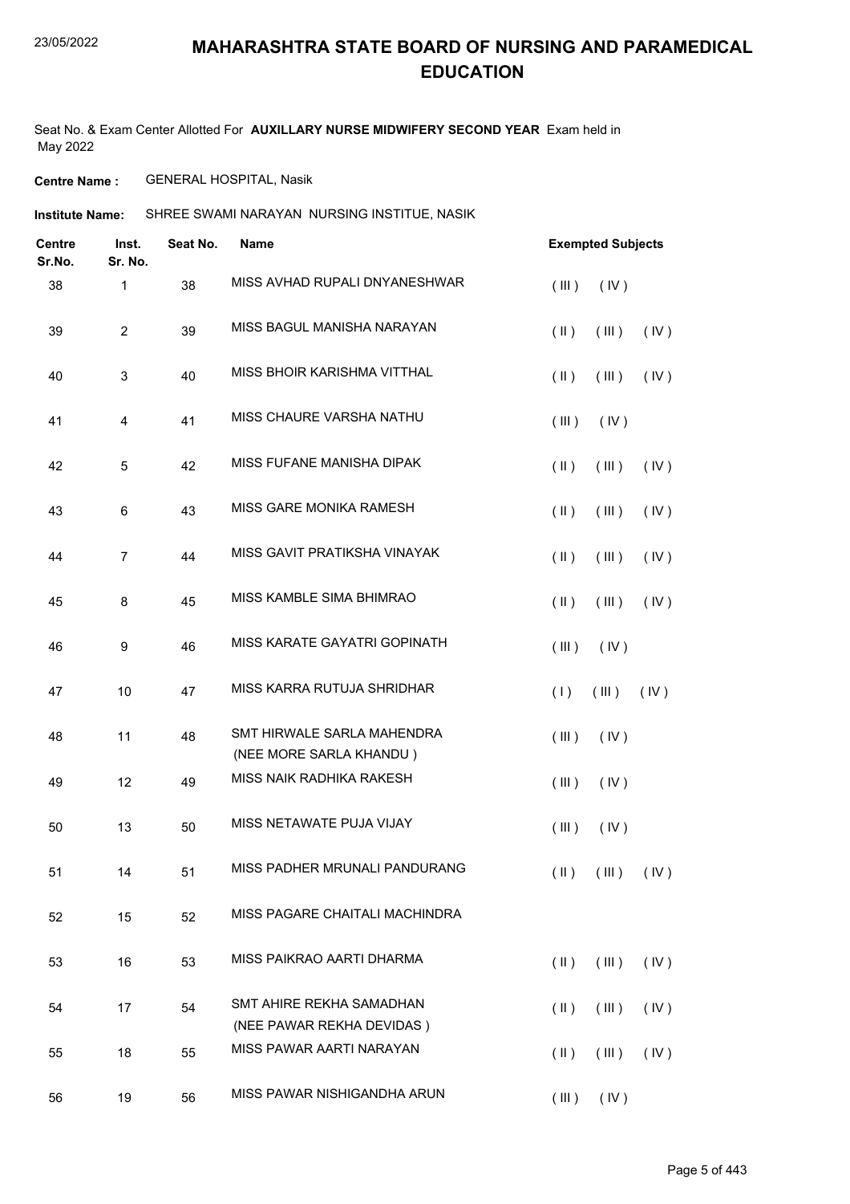# MAHARASHTRA STATE BOARD OF NURSING AND PARAMEDICAL EDUCATION

Seat No. & Exam Center Allotted For **AUXILLARY NURSE MIDWIFERY SECOND YEAR** Exam held in May 2022

**Centre Name :** GENERAL HOSPITAL, Nasik

**Institute Name:** SHREE SWAMI NARAYAN NURSING INSTITUE, NASIK

| Centre Sr.No. | Inst. Sr. No. | Seat No. | Name | Exempted Subjects |
|---|---|---|---|---|
| 38 | 1 | 38 | MISS AVHAD RUPALI DNYANESHWAR | ( III ) ( IV ) |
| 39 | 2 | 39 | MISS BAGUL MANISHA NARAYAN | ( II ) ( III ) ( IV ) |
| 40 | 3 | 40 | MISS BHOIR KARISHMA VITTHAL | ( II ) ( III ) ( IV ) |
| 41 | 4 | 41 | MISS CHAURE VARSHA NATHU | ( III ) ( IV ) |
| 42 | 5 | 42 | MISS FUFANE MANISHA DIPAK | ( II ) ( III ) ( IV ) |
| 43 | 6 | 43 | MISS GARE MONIKA RAMESH | ( II ) ( III ) ( IV ) |
| 44 | 7 | 44 | MISS GAVIT PRATIKSHA VINAYAK | ( II ) ( III ) ( IV ) |
| 45 | 8 | 45 | MISS KAMBLE SIMA BHIMRAO | ( II ) ( III ) ( IV ) |
| 46 | 9 | 46 | MISS KARATE GAYATRI GOPINATH | ( III ) ( IV ) |
| 47 | 10 | 47 | MISS KARRA RUTUJA SHRIDHAR | ( I ) ( III ) ( IV ) |
| 48 | 11 | 48 | SMT HIRWALE SARLA MAHENDRA (NEE MORE SARLA KHANDU ) | ( III ) ( IV ) |
| 49 | 12 | 49 | MISS NAIK RADHIKA RAKESH | ( III ) ( IV ) |
| 50 | 13 | 50 | MISS NETAWATE PUJA VIJAY | ( III ) ( IV ) |
| 51 | 14 | 51 | MISS PADHER MRUNALI PANDURANG | ( II ) ( III ) ( IV ) |
| 52 | 15 | 52 | MISS PAGARE CHAITALI MACHINDRA | |
| 53 | 16 | 53 | MISS PAIKRAO AARTI DHARMA | ( II ) ( III ) ( IV ) |
| 54 | 17 | 54 | SMT AHIRE REKHA SAMADHAN (NEE PAWAR REKHA DEVIDAS ) | ( II ) ( III ) ( IV ) |
| 55 | 18 | 55 | MISS PAWAR AARTI NARAYAN | ( II ) ( III ) ( IV ) |
| 56 | 19 | 56 | MISS PAWAR NISHIGANDHA ARUN | ( III ) ( IV ) |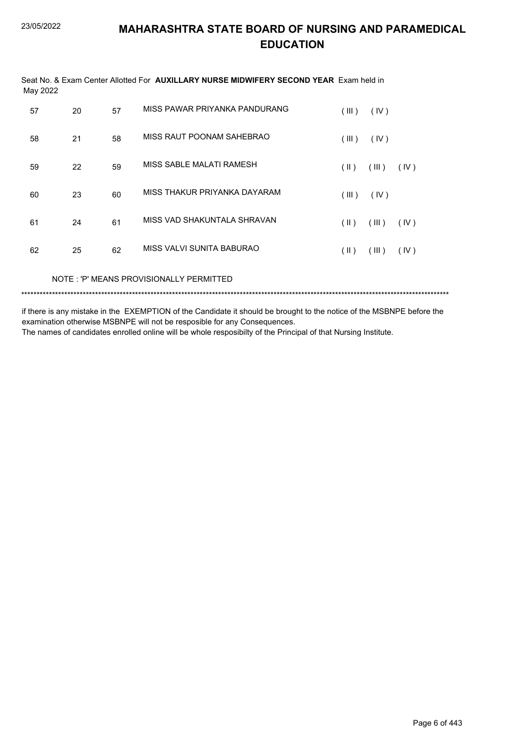# MAHARASHTRA STATE BOARD OF NURSING AND PARAMEDICAL EDUCATION

Seat No. & Exam Center Allotted For **AUXILLARY NURSE MIDWIFERY SECOND YEAR** Exam held in May 2022

| | | | | | | |
|---|---|---|---|---|---|---|
| 57 | 20 | 57 | MISS PAWAR PRIYANKA PANDURANG | ( III ) | ( IV ) | |
| 58 | 21 | 58 | MISS RAUT POONAM SAHEBRAO | ( III ) | ( IV ) | |
| 59 | 22 | 59 | MISS SABLE MALATI RAMESH | ( II ) | ( III ) | ( IV ) |
| 60 | 23 | 60 | MISS THAKUR PRIYANKA DAYARAM | ( III ) | ( IV ) | |
| 61 | 24 | 61 | MISS VAD SHAKUNTALA SHRAVAN | ( II ) | ( III ) | ( IV ) |
| 62 | 25 | 62 | MISS VALVI SUNITA BABURAO | ( II ) | ( III ) | ( IV ) |

NOTE : 'P' MEANS PROVISIONALLY PERMITTED

***************************************************************************************************************************************

if there is any mistake in the EXEMPTION of the Candidate it should be brought to the notice of the MSBNPE before the examination otherwise MSBNPE will not be resposible for any Consequences.

The names of candidates enrolled online will be whole resposibilty of the Principal of that Nursing Institute.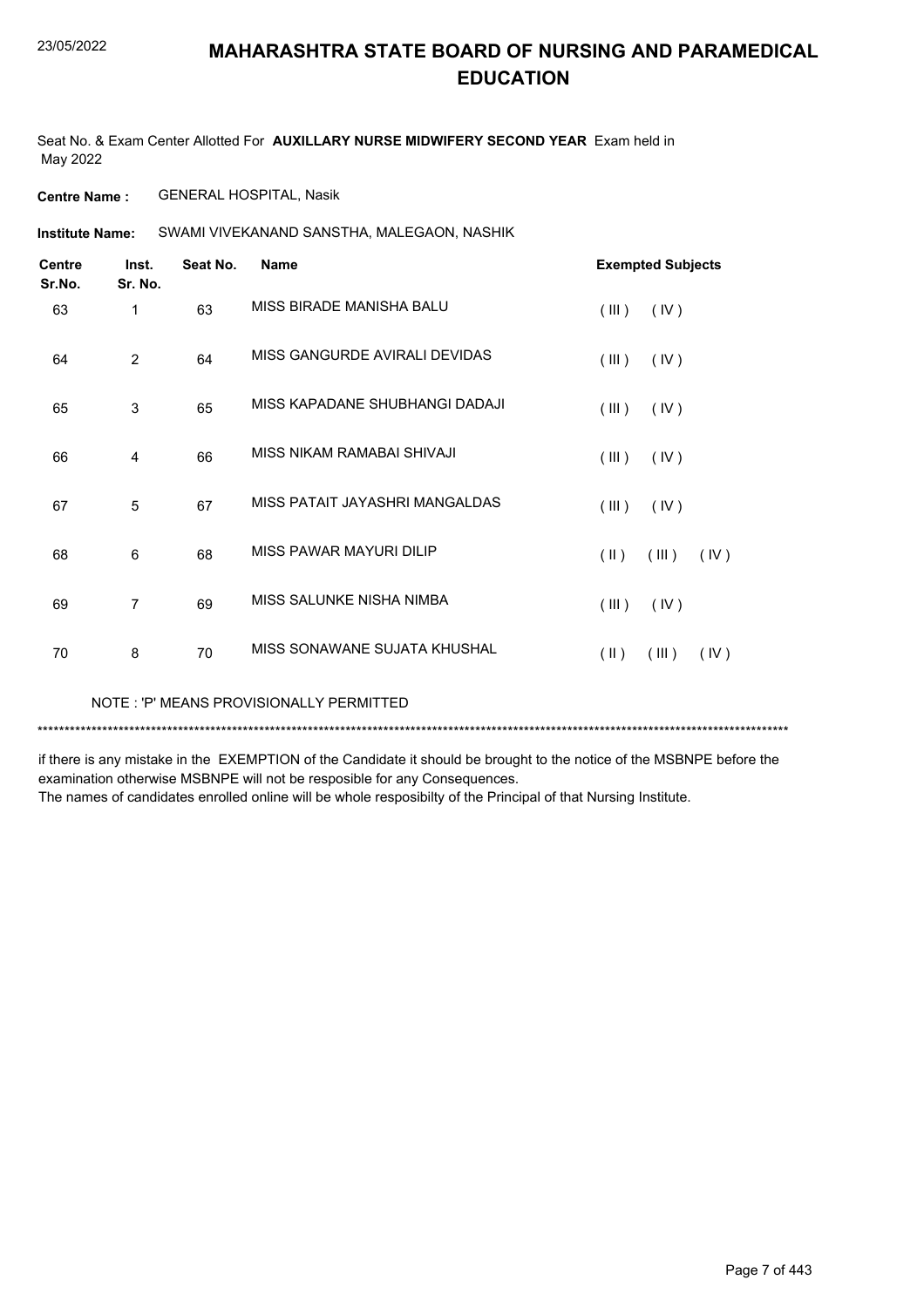# MAHARASHTRA STATE BOARD OF NURSING AND PARAMEDICAL EDUCATION

Seat No. & Exam Center Allotted For **AUXILLARY NURSE MIDWIFERY SECOND YEAR** Exam held in May 2022

**Centre Name :** GENERAL HOSPITAL, Nasik

**Institute Name:** SWAMI VIVEKANAND SANSTHA, MALEGAON, NASHIK

| Centre Sr.No. | Inst. Sr. No. | Seat No. | Name | Exempted Subjects |
|---|---|---|---|---|
| 63 | 1 | 63 | MISS BIRADE MANISHA BALU | ( III ) ( IV ) |
| 64 | 2 | 64 | MISS GANGURDE AVIRALI DEVIDAS | ( III ) ( IV ) |
| 65 | 3 | 65 | MISS KAPADANE SHUBHANGI DADAJI | ( III ) ( IV ) |
| 66 | 4 | 66 | MISS NIKAM RAMABAI SHIVAJI | ( III ) ( IV ) |
| 67 | 5 | 67 | MISS PATAIT JAYASHRI MANGALDAS | ( III ) ( IV ) |
| 68 | 6 | 68 | MISS PAWAR MAYURI DILIP | ( II ) ( III ) ( IV ) |
| 69 | 7 | 69 | MISS SALUNKE NISHA NIMBA | ( III ) ( IV ) |
| 70 | 8 | 70 | MISS SONAWANE SUJATA KHUSHAL | ( II ) ( III ) ( IV ) |

NOTE : 'P' MEANS PROVISIONALLY PERMITTED

******************************************************************************************************************************************

if there is any mistake in the EXEMPTION of the Candidate it should be brought to the notice of the MSBNPE before the examination otherwise MSBNPE will not be resposible for any Consequences.

The names of candidates enrolled online will be whole resposibilty of the Principal of that Nursing Institute.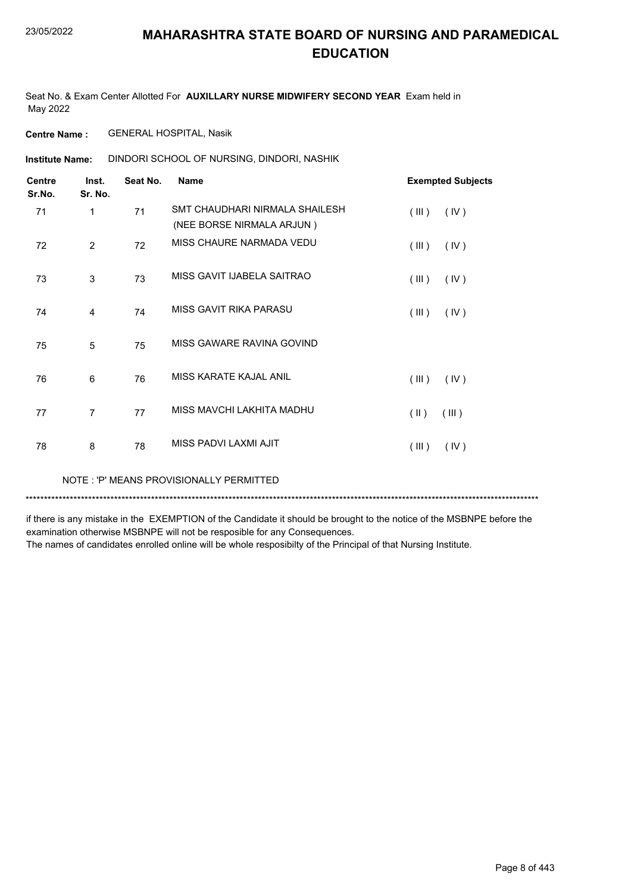# MAHARASHTRA STATE BOARD OF NURSING AND PARAMEDICAL EDUCATION

Seat No. & Exam Center Allotted For **AUXILLARY NURSE MIDWIFERY SECOND YEAR** Exam held in May 2022

**Centre Name :** GENERAL HOSPITAL, Nasik

**Institute Name:** DINDORI SCHOOL OF NURSING, DINDORI, NASHIK

| Centre Sr.No. | Inst. Sr. No. | Seat No. | Name | Exempted Subjects |
|---|---|---|---|---|
| 71 | 1 | 71 | SMT CHAUDHARI NIRMALA SHAILESH (NEE BORSE NIRMALA ARJUN ) | ( III ) ( IV ) |
| 72 | 2 | 72 | MISS CHAURE NARMADA VEDU | ( III ) ( IV ) |
| 73 | 3 | 73 | MISS GAVIT IJABELA SAITRAO | ( III ) ( IV ) |
| 74 | 4 | 74 | MISS GAVIT RIKA PARASU | ( III ) ( IV ) |
| 75 | 5 | 75 | MISS GAWARE RAVINA GOVIND | |
| 76 | 6 | 76 | MISS KARATE KAJAL ANIL | ( III ) ( IV ) |
| 77 | 7 | 77 | MISS MAVCHI LAKHITA MADHU | ( II ) ( III ) |
| 78 | 8 | 78 | MISS PADVI LAXMI AJIT | ( III ) ( IV ) |

NOTE : 'P' MEANS PROVISIONALLY PERMITTED

*******************************************************************************************************************************************

if there is any mistake in the EXEMPTION of the Candidate it should be brought to the notice of the MSBNPE before the examination otherwise MSBNPE will not be resposible for any Consequences.

The names of candidates enrolled online will be whole resposibilty of the Principal of that Nursing Institute.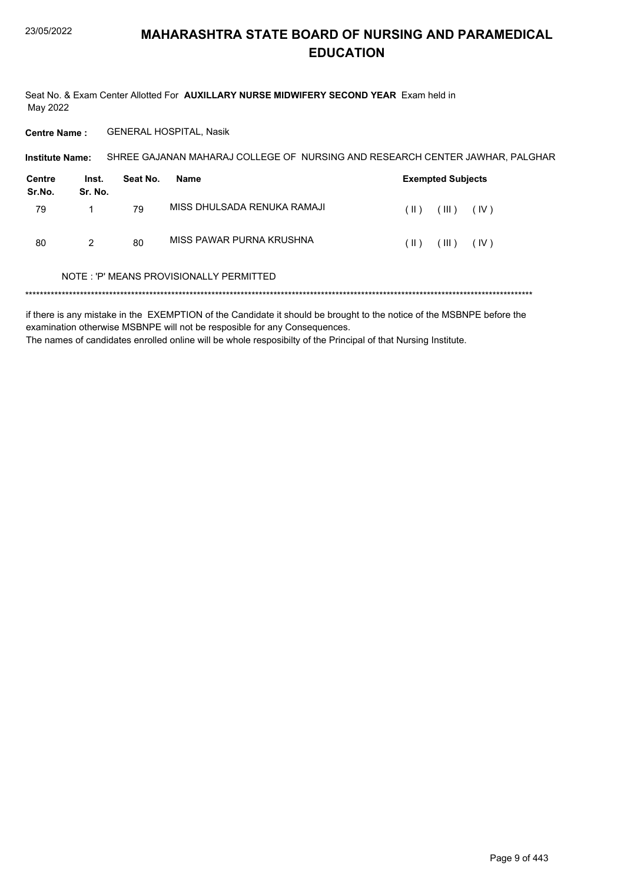# MAHARASHTRA STATE BOARD OF NURSING AND PARAMEDICAL EDUCATION

Seat No. & Exam Center Allotted For **AUXILLARY NURSE MIDWIFERY SECOND YEAR** Exam held in May 2022

**Centre Name :** GENERAL HOSPITAL, Nasik

**Institute Name:** SHREE GAJANAN MAHARAJ COLLEGE OF NURSING AND RESEARCH CENTER JAWHAR, PALGHAR

| Centre Sr.No. | Inst. Sr. No. | Seat No. | Name | Exempted Subjects |
|---|---|---|---|---|
| 79 | 1 | 79 | MISS DHULSADA RENUKA RAMAJI | ( II ) ( III ) ( IV ) |
| 80 | 2 | 80 | MISS PAWAR PURNA KRUSHNA | ( II ) ( III ) ( IV ) |

NOTE : 'P' MEANS PROVISIONALLY PERMITTED

*******************************************************************************************************************************************

if there is any mistake in the EXEMPTION of the Candidate it should be brought to the notice of the MSBNPE before the examination otherwise MSBNPE will not be resposible for any Consequences.
The names of candidates enrolled online will be whole resposibilty of the Principal of that Nursing Institute.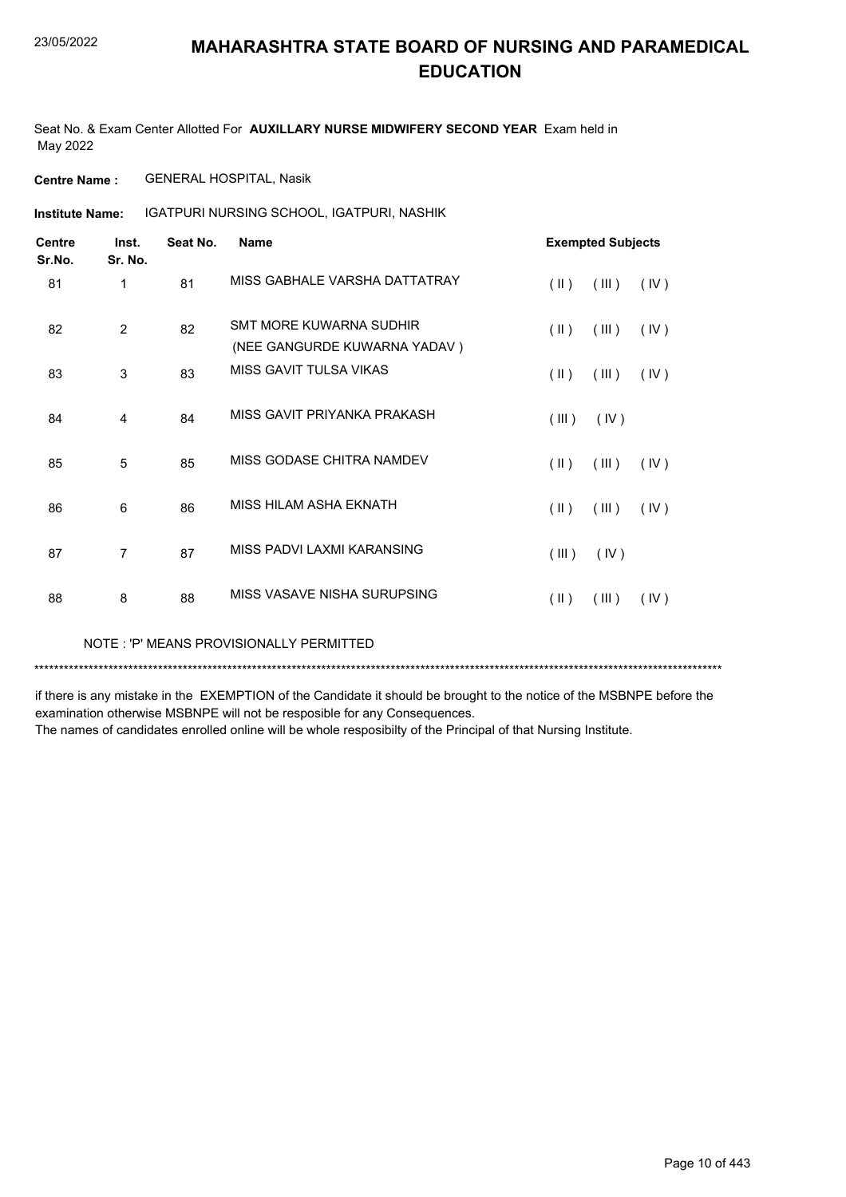# MAHARASHTRA STATE BOARD OF NURSING AND PARAMEDICAL EDUCATION

Seat No. & Exam Center Allotted For **AUXILLARY NURSE MIDWIFERY SECOND YEAR** Exam held in May 2022

**Centre Name :** GENERAL HOSPITAL, Nasik

**Institute Name:** IGATPURI NURSING SCHOOL, IGATPURI, NASHIK

| Centre Sr.No. | Inst. Sr. No. | Seat No. | Name | Exempted Subjects |
|---|---|---|---|---|
| 81 | 1 | 81 | MISS GABHALE VARSHA DATTATRAY | ( II ) ( III ) ( IV ) |
| 82 | 2 | 82 | SMT MORE KUWARNA SUDHIR (NEE GANGURDE KUWARNA YADAV ) | ( II ) ( III ) ( IV ) |
| 83 | 3 | 83 | MISS GAVIT TULSA VIKAS | ( II ) ( III ) ( IV ) |
| 84 | 4 | 84 | MISS GAVIT PRIYANKA PRAKASH | ( III ) ( IV ) |
| 85 | 5 | 85 | MISS GODASE CHITRA NAMDEV | ( II ) ( III ) ( IV ) |
| 86 | 6 | 86 | MISS HILAM ASHA EKNATH | ( II ) ( III ) ( IV ) |
| 87 | 7 | 87 | MISS PADVI LAXMI KARANSING | ( III ) ( IV ) |
| 88 | 8 | 88 | MISS VASAVE NISHA SURUPSING | ( II ) ( III ) ( IV ) |

NOTE : 'P' MEANS PROVISIONALLY PERMITTED

******************************************************************************************************************************************

if there is any mistake in the EXEMPTION of the Candidate it should be brought to the notice of the MSBNPE before the examination otherwise MSBNPE will not be resposible for any Consequences.

The names of candidates enrolled online will be whole resposibilty of the Principal of that Nursing Institute.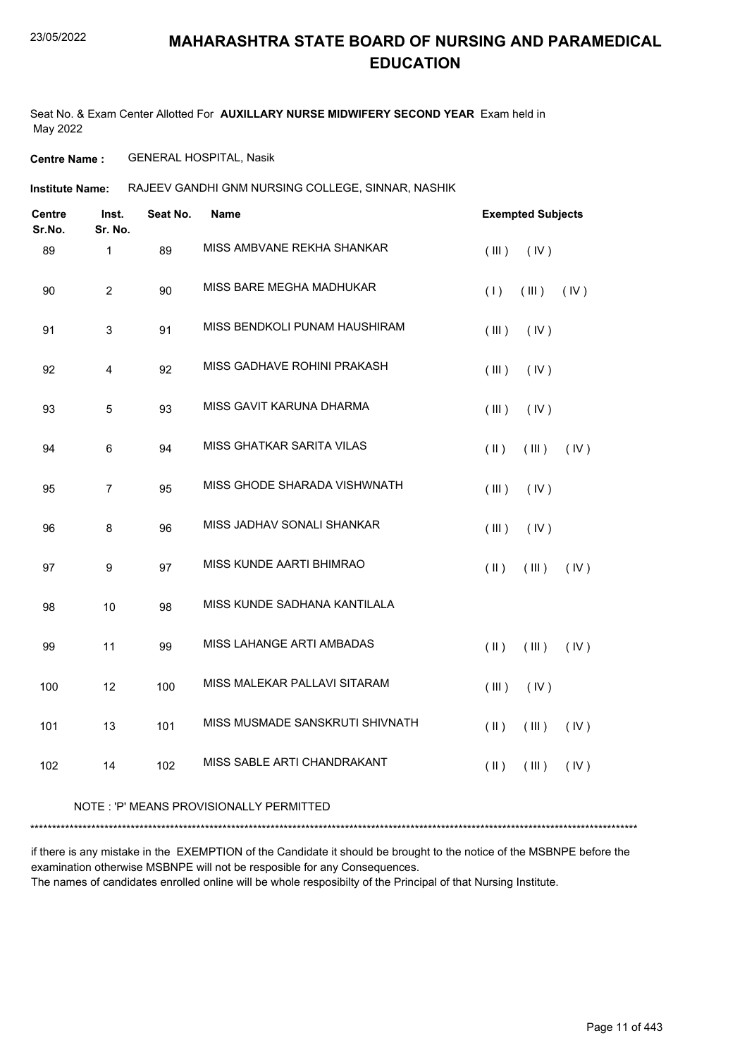# MAHARASHTRA STATE BOARD OF NURSING AND PARAMEDICAL EDUCATION

Seat No. & Exam Center Allotted For **AUXILLARY NURSE MIDWIFERY SECOND YEAR** Exam held in May 2022

**Centre Name :** GENERAL HOSPITAL, Nasik

**Institute Name:** RAJEEV GANDHI GNM NURSING COLLEGE, SINNAR, NASHIK

| Centre Sr.No. | Inst. Sr. No. | Seat No. | Name | Exempted Subjects |
|---|---|---|---|---|
| 89 | 1 | 89 | MISS AMBVANE REKHA SHANKAR | ( III ) ( IV ) |
| 90 | 2 | 90 | MISS BARE MEGHA MADHUKAR | ( I ) ( III ) ( IV ) |
| 91 | 3 | 91 | MISS BENDKOLI PUNAM HAUSHIRAM | ( III ) ( IV ) |
| 92 | 4 | 92 | MISS GADHAVE ROHINI PRAKASH | ( III ) ( IV ) |
| 93 | 5 | 93 | MISS GAVIT KARUNA DHARMA | ( III ) ( IV ) |
| 94 | 6 | 94 | MISS GHATKAR SARITA VILAS | ( II ) ( III ) ( IV ) |
| 95 | 7 | 95 | MISS GHODE SHARADA VISHWNATH | ( III ) ( IV ) |
| 96 | 8 | 96 | MISS JADHAV SONALI SHANKAR | ( III ) ( IV ) |
| 97 | 9 | 97 | MISS KUNDE AARTI BHIMRAO | ( II ) ( III ) ( IV ) |
| 98 | 10 | 98 | MISS KUNDE SADHANA KANTILALA | |
| 99 | 11 | 99 | MISS LAHANGE ARTI AMBADAS | ( II ) ( III ) ( IV ) |
| 100 | 12 | 100 | MISS MALEKAR PALLAVI SITARAM | ( III ) ( IV ) |
| 101 | 13 | 101 | MISS MUSMADE SANSKRUTI SHIVNATH | ( II ) ( III ) ( IV ) |
| 102 | 14 | 102 | MISS SABLE ARTI CHANDRAKANT | ( II ) ( III ) ( IV ) |

NOTE : 'P' MEANS PROVISIONALLY PERMITTED

*******************************************************************************************************************************************

if there is any mistake in the EXEMPTION of the Candidate it should be brought to the notice of the MSBNPE before the examination otherwise MSBNPE will not be resposible for any Consequences.
The names of candidates enrolled online will be whole resposibilty of the Principal of that Nursing Institute.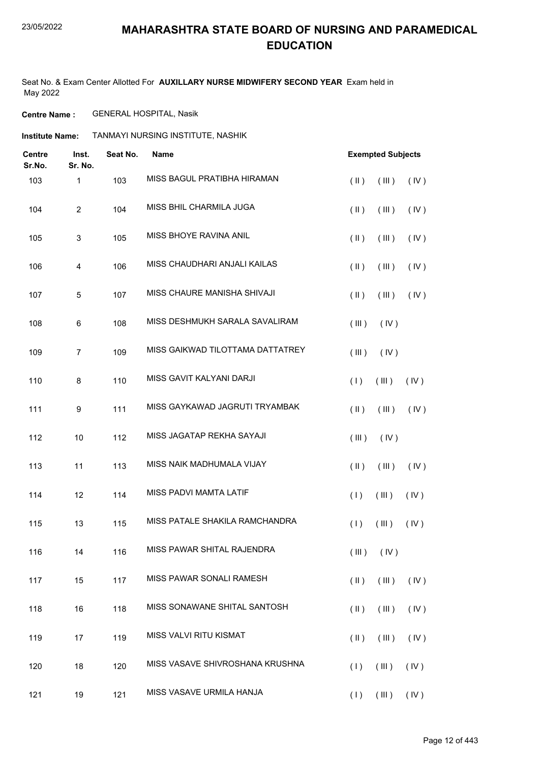# MAHARASHTRA STATE BOARD OF NURSING AND PARAMEDICAL EDUCATION

Seat No. & Exam Center Allotted For **AUXILLARY NURSE MIDWIFERY SECOND YEAR** Exam held in May 2022

**Centre Name :** GENERAL HOSPITAL, Nasik

**Institute Name:** TANMAYI NURSING INSTITUTE, NASHIK

| Centre Sr.No. | Inst. Sr. No. | Seat No. | Name | Exempted Subjects |
|---|---|---|---|---|
| 103 | 1 | 103 | MISS BAGUL PRATIBHA HIRAMAN | ( II ) ( III ) ( IV ) |
| 104 | 2 | 104 | MISS BHIL CHARMILA JUGA | ( II ) ( III ) ( IV ) |
| 105 | 3 | 105 | MISS BHOYE RAVINA ANIL | ( II ) ( III ) ( IV ) |
| 106 | 4 | 106 | MISS CHAUDHARI ANJALI KAILAS | ( II ) ( III ) ( IV ) |
| 107 | 5 | 107 | MISS CHAURE MANISHA SHIVAJI | ( II ) ( III ) ( IV ) |
| 108 | 6 | 108 | MISS DESHMUKH SARALA SAVALIRAM | ( III ) ( IV ) |
| 109 | 7 | 109 | MISS GAIKWAD TILOTTAMA DATTATREY | ( III ) ( IV ) |
| 110 | 8 | 110 | MISS GAVIT KALYANI DARJI | ( I ) ( III ) ( IV ) |
| 111 | 9 | 111 | MISS GAYKAWAD JAGRUTI TRYAMBAK | ( II ) ( III ) ( IV ) |
| 112 | 10 | 112 | MISS JAGATAP REKHA SAYAJI | ( III ) ( IV ) |
| 113 | 11 | 113 | MISS NAIK MADHUMALA VIJAY | ( II ) ( III ) ( IV ) |
| 114 | 12 | 114 | MISS PADVI MAMTA LATIF | ( I ) ( III ) ( IV ) |
| 115 | 13 | 115 | MISS PATALE SHAKILA RAMCHANDRA | ( I ) ( III ) ( IV ) |
| 116 | 14 | 116 | MISS PAWAR SHITAL RAJENDRA | ( III ) ( IV ) |
| 117 | 15 | 117 | MISS PAWAR SONALI RAMESH | ( II ) ( III ) ( IV ) |
| 118 | 16 | 118 | MISS SONAWANE SHITAL SANTOSH | ( II ) ( III ) ( IV ) |
| 119 | 17 | 119 | MISS VALVI RITU KISMAT | ( II ) ( III ) ( IV ) |
| 120 | 18 | 120 | MISS VASAVE SHIVROSHANA KRUSHNA | ( I ) ( III ) ( IV ) |
| 121 | 19 | 121 | MISS VASAVE URMILA HANJA | ( I ) ( III ) ( IV ) |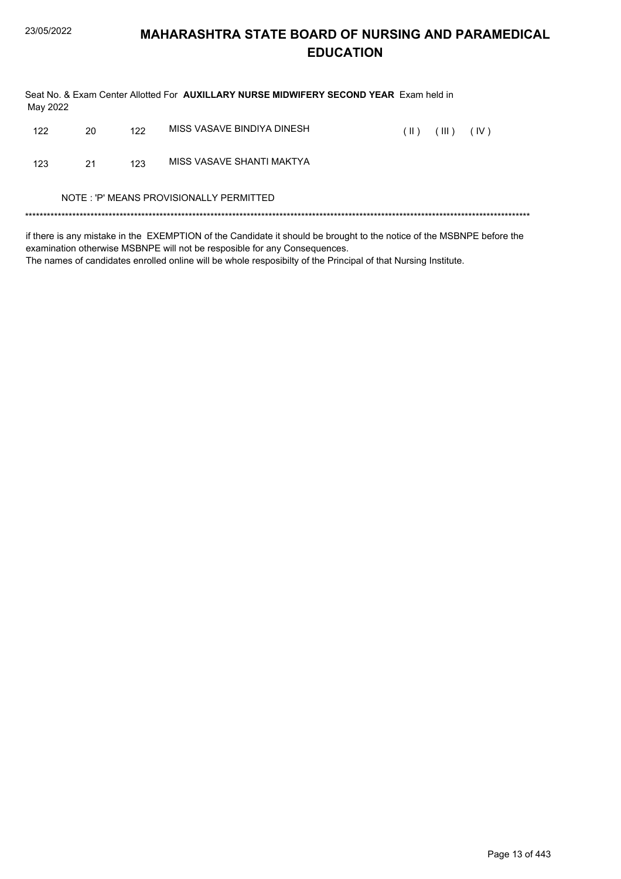# MAHARASHTRA STATE BOARD OF NURSING AND PARAMEDICAL EDUCATION

Seat No. & Exam Center Allotted For **AUXILLARY NURSE MIDWIFERY SECOND YEAR** Exam held in May 2022

| | | | | |
|---|---|---|---|---|
| 122 | 20 | 122 | MISS VASAVE BINDIYA DINESH | ( II ) ( III ) ( IV ) |
| 123 | 21 | 123 | MISS VASAVE SHANTI MAKTYA | |

NOTE : 'P' MEANS PROVISIONALLY PERMITTED

*******************************************************************************************************************************************

if there is any mistake in the EXEMPTION of the Candidate it should be brought to the notice of the MSBNPE before the examination otherwise MSBNPE will not be resposible for any Consequences.
The names of candidates enrolled online will be whole resposibilty of the Principal of that Nursing Institute.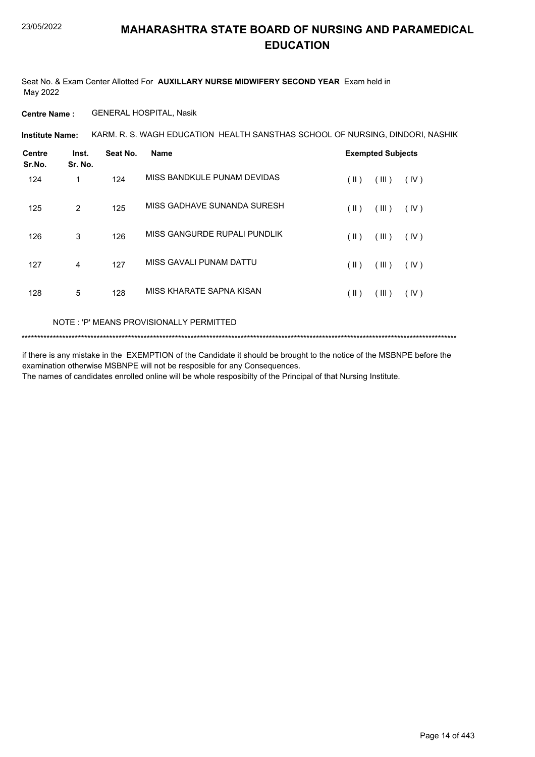# MAHARASHTRA STATE BOARD OF NURSING AND PARAMEDICAL EDUCATION

Seat No. & Exam Center Allotted For **AUXILLARY NURSE MIDWIFERY SECOND YEAR** Exam held in May 2022

**Centre Name :** GENERAL HOSPITAL, Nasik

**Institute Name:** KARM. R. S. WAGH EDUCATION HEALTH SANSTHAS SCHOOL OF NURSING, DINDORI, NASHIK

| Centre Sr.No. | Inst. Sr. No. | Seat No. | Name | Exempted Subjects |
|---|---|---|---|---|
| 124 | 1 | 124 | MISS BANDKULE PUNAM DEVIDAS | ( II ) ( III ) ( IV ) |
| 125 | 2 | 125 | MISS GADHAVE SUNANDA SURESH | ( II ) ( III ) ( IV ) |
| 126 | 3 | 126 | MISS GANGURDE RUPALI PUNDLIK | ( II ) ( III ) ( IV ) |
| 127 | 4 | 127 | MISS GAVALI PUNAM DATTU | ( II ) ( III ) ( IV ) |
| 128 | 5 | 128 | MISS KHARATE SAPNA KISAN | ( II ) ( III ) ( IV ) |

NOTE : 'P' MEANS PROVISIONALLY PERMITTED

*******************************************************************************************************************************************

if there is any mistake in the EXEMPTION of the Candidate it should be brought to the notice of the MSBNPE before the examination otherwise MSBNPE will not be resposible for any Consequences.
The names of candidates enrolled online will be whole resposibilty of the Principal of that Nursing Institute.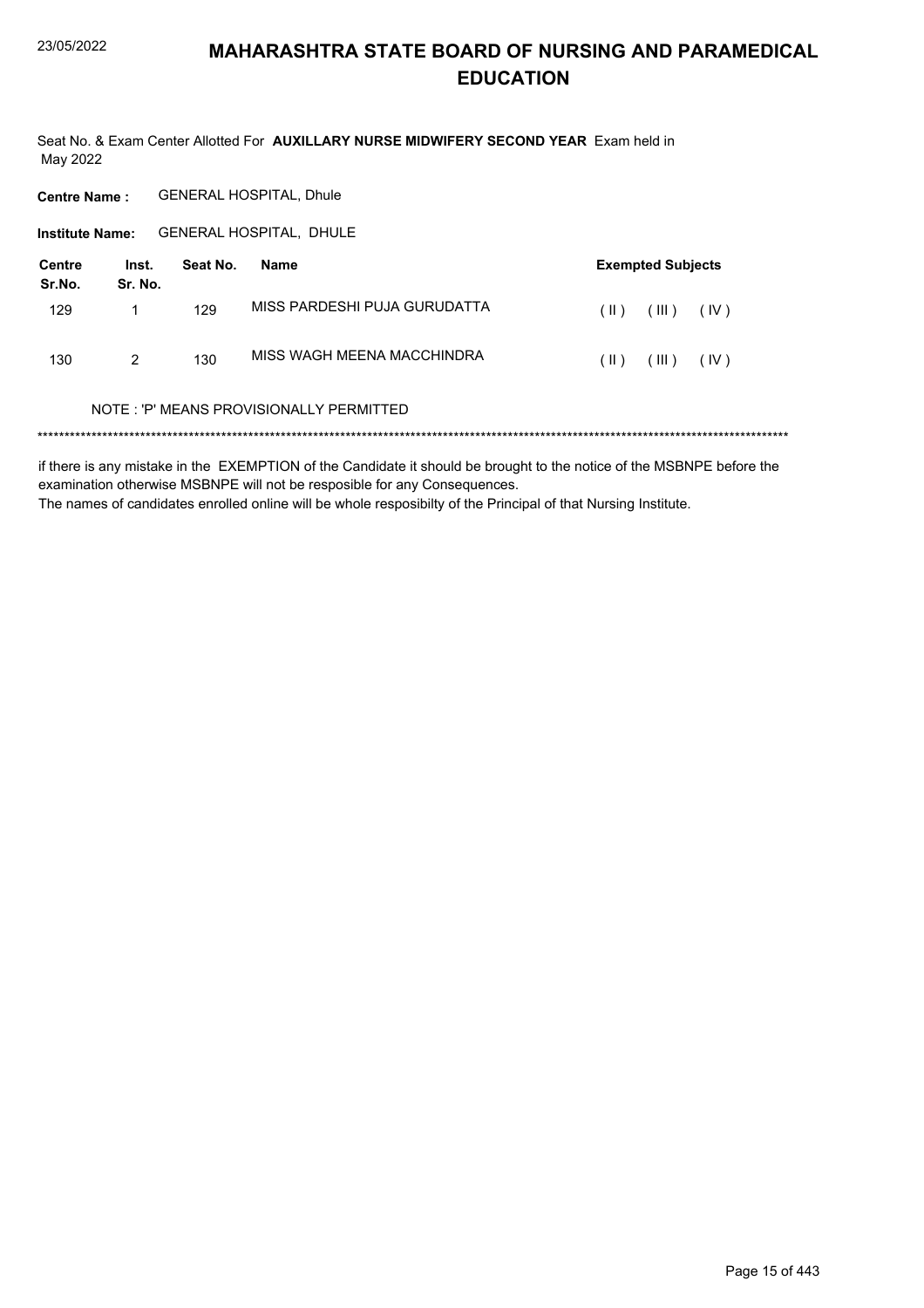# MAHARASHTRA STATE BOARD OF NURSING AND PARAMEDICAL EDUCATION

Seat No. & Exam Center Allotted For **AUXILLARY NURSE MIDWIFERY SECOND YEAR** Exam held in May 2022

**Centre Name :** GENERAL HOSPITAL, Dhule

**Institute Name:** GENERAL HOSPITAL, DHULE

| Centre Sr.No. | Inst. Sr. No. | Seat No. | Name | Exempted Subjects |
|---|---|---|---|---|
| 129 | 1 | 129 | MISS PARDESHI PUJA GURUDATTA | ( II ) ( III ) ( IV ) |
| 130 | 2 | 130 | MISS WAGH MEENA MACCHINDRA | ( II ) ( III ) ( IV ) |

NOTE : 'P' MEANS PROVISIONALLY PERMITTED

******************************************************************************************************************************************

if there is any mistake in the EXEMPTION of the Candidate it should be brought to the notice of the MSBNPE before the examination otherwise MSBNPE will not be resposible for any Consequences.

The names of candidates enrolled online will be whole resposibilty of the Principal of that Nursing Institute.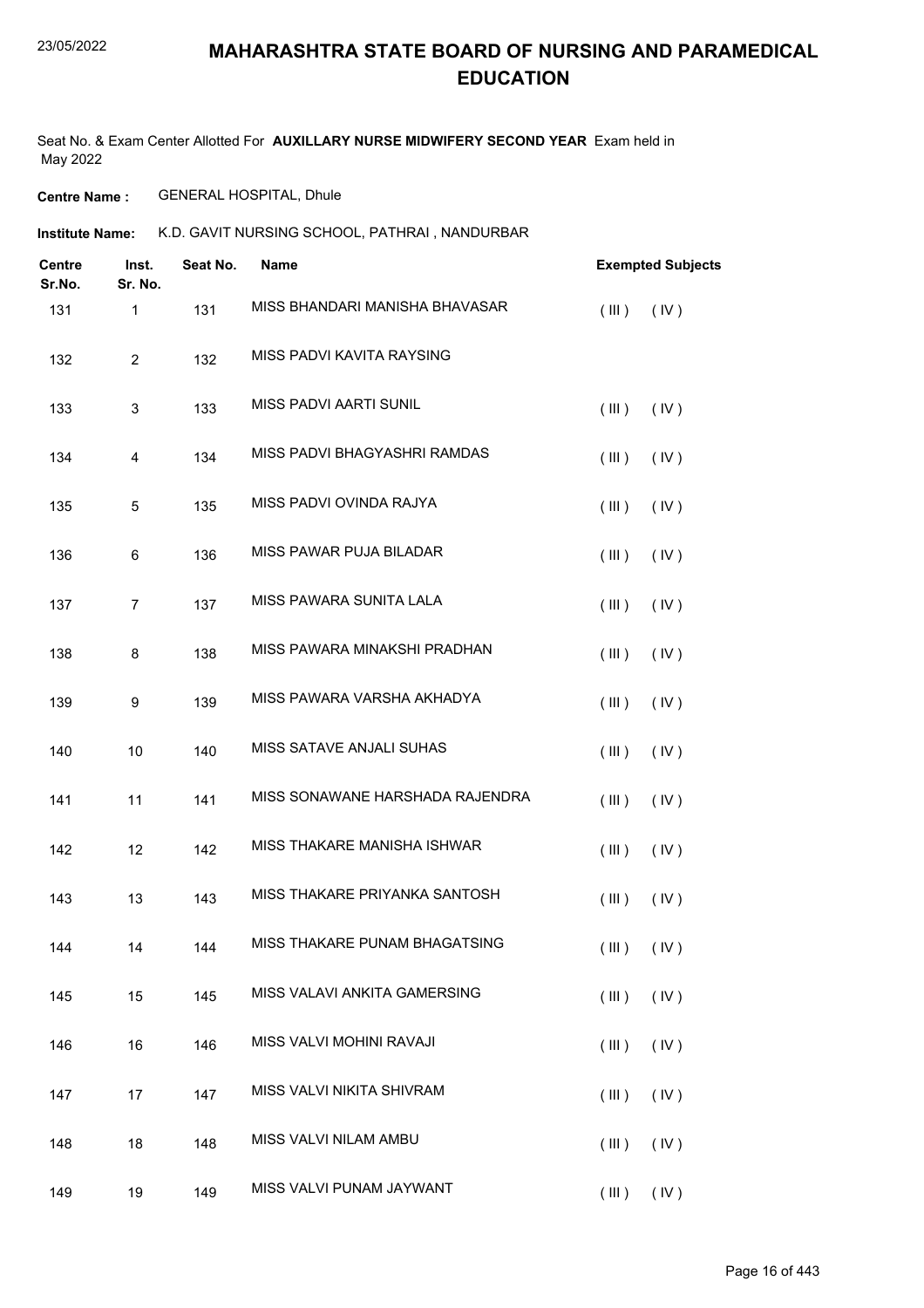# MAHARASHTRA STATE BOARD OF NURSING AND PARAMEDICAL EDUCATION

Seat No. & Exam Center Allotted For **AUXILLARY NURSE MIDWIFERY SECOND YEAR** Exam held in May 2022

**Centre Name :** GENERAL HOSPITAL, Dhule

**Institute Name:** K.D. GAVIT NURSING SCHOOL, PATHRAI , NANDURBAR

| Centre Sr.No. | Inst. Sr. No. | Seat No. | Name | Exempted Subjects |
|---|---|---|---|---|
| 131 | 1 | 131 | MISS BHANDARI MANISHA BHAVASAR | ( III ) ( IV ) |
| 132 | 2 | 132 | MISS PADVI KAVITA RAYSING | |
| 133 | 3 | 133 | MISS PADVI AARTI SUNIL | ( III ) ( IV ) |
| 134 | 4 | 134 | MISS PADVI BHAGYASHRI RAMDAS | ( III ) ( IV ) |
| 135 | 5 | 135 | MISS PADVI OVINDA RAJYA | ( III ) ( IV ) |
| 136 | 6 | 136 | MISS PAWAR PUJA BILADAR | ( III ) ( IV ) |
| 137 | 7 | 137 | MISS PAWARA SUNITA LALA | ( III ) ( IV ) |
| 138 | 8 | 138 | MISS PAWARA MINAKSHI PRADHAN | ( III ) ( IV ) |
| 139 | 9 | 139 | MISS PAWARA VARSHA AKHADYA | ( III ) ( IV ) |
| 140 | 10 | 140 | MISS SATAVE ANJALI SUHAS | ( III ) ( IV ) |
| 141 | 11 | 141 | MISS SONAWANE HARSHADA RAJENDRA | ( III ) ( IV ) |
| 142 | 12 | 142 | MISS THAKARE MANISHA ISHWAR | ( III ) ( IV ) |
| 143 | 13 | 143 | MISS THAKARE PRIYANKA SANTOSH | ( III ) ( IV ) |
| 144 | 14 | 144 | MISS THAKARE PUNAM BHAGATSING | ( III ) ( IV ) |
| 145 | 15 | 145 | MISS VALAVI ANKITA GAMERSING | ( III ) ( IV ) |
| 146 | 16 | 146 | MISS VALVI MOHINI RAVAJI | ( III ) ( IV ) |
| 147 | 17 | 147 | MISS VALVI NIKITA SHIVRAM | ( III ) ( IV ) |
| 148 | 18 | 148 | MISS VALVI NILAM AMBU | ( III ) ( IV ) |
| 149 | 19 | 149 | MISS VALVI PUNAM JAYWANT | ( III ) ( IV ) |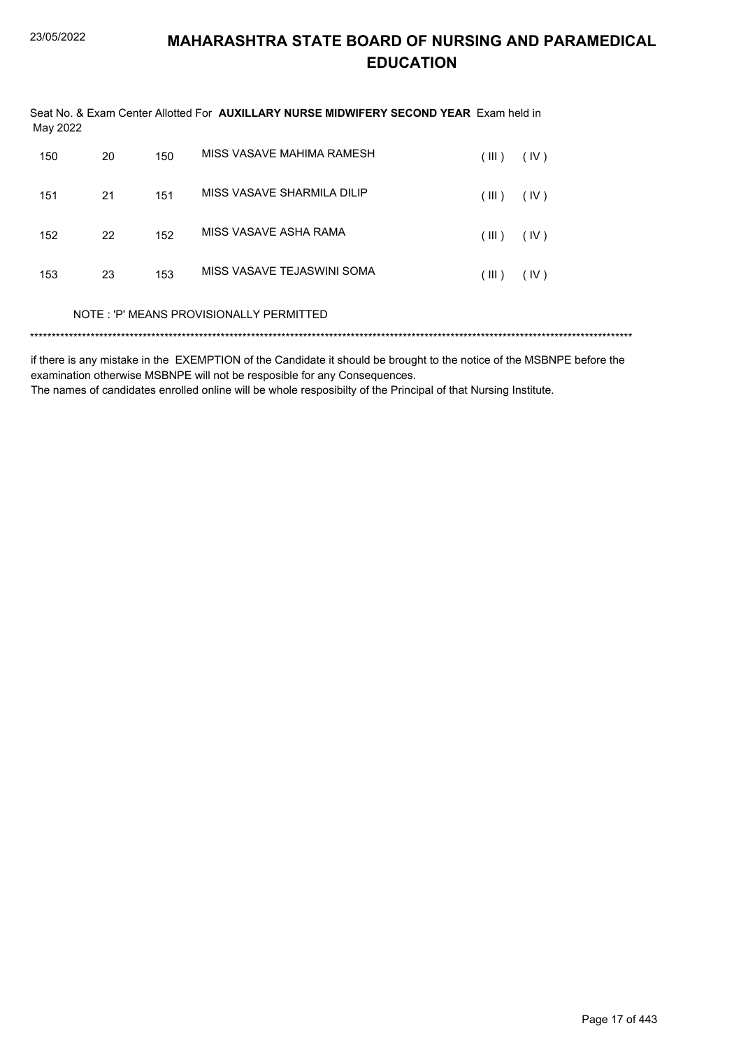# MAHARASHTRA STATE BOARD OF NURSING AND PARAMEDICAL EDUCATION

Seat No. & Exam Center Allotted For **AUXILLARY NURSE MIDWIFERY SECOND YEAR** Exam held in May 2022

| | | | | | |
|---|---|---|---|---|---|
| 150 | 20 | 150 | MISS VASAVE MAHIMA RAMESH | ( III ) | ( IV ) |
| 151 | 21 | 151 | MISS VASAVE SHARMILA DILIP | ( III ) | ( IV ) |
| 152 | 22 | 152 | MISS VASAVE ASHA RAMA | ( III ) | ( IV ) |
| 153 | 23 | 153 | MISS VASAVE TEJASWINI SOMA | ( III ) | ( IV ) |

NOTE : 'P' MEANS PROVISIONALLY PERMITTED

******************************************************************************************************************************************

if there is any mistake in the EXEMPTION of the Candidate it should be brought to the notice of the MSBNPE before the examination otherwise MSBNPE will not be resposible for any Consequences.
The names of candidates enrolled online will be whole resposibilty of the Principal of that Nursing Institute.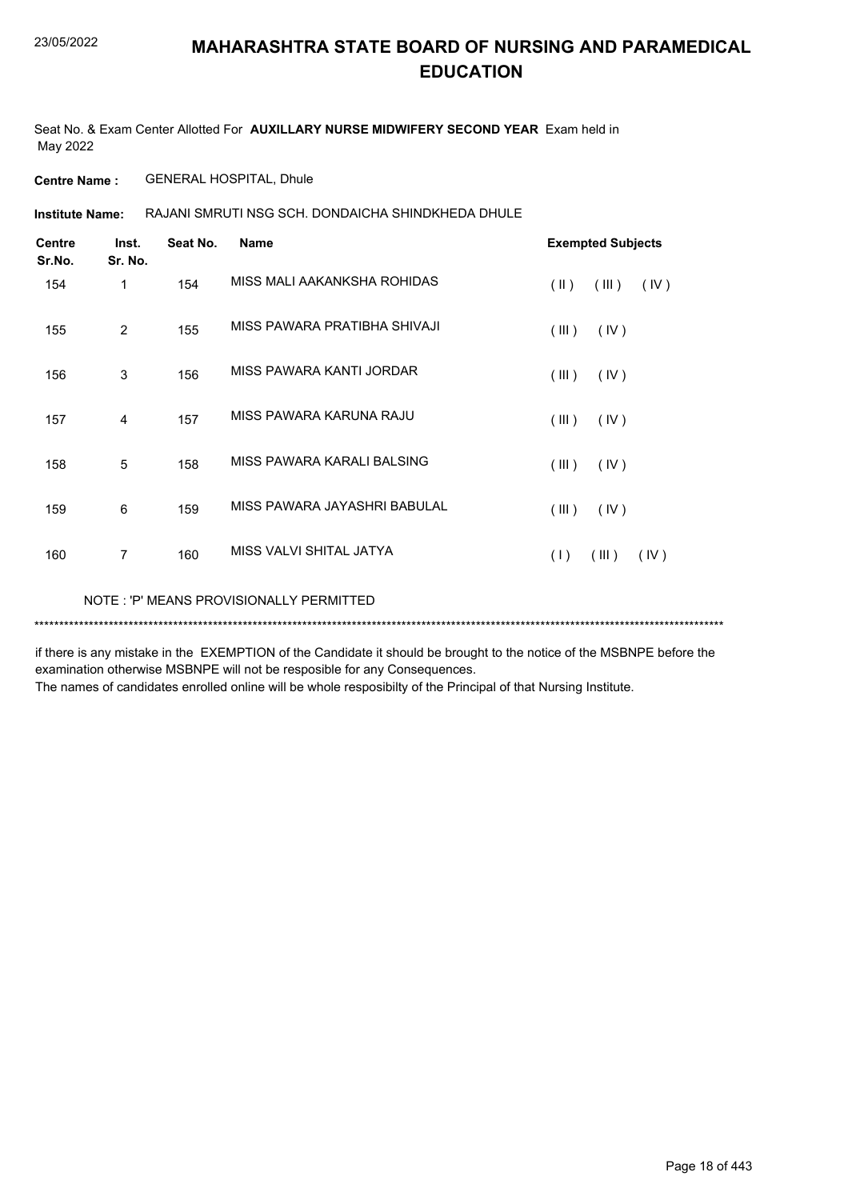# MAHARASHTRA STATE BOARD OF NURSING AND PARAMEDICAL EDUCATION

Seat No. & Exam Center Allotted For **AUXILLARY NURSE MIDWIFERY SECOND YEAR** Exam held in May 2022

**Centre Name :** GENERAL HOSPITAL, Dhule

**Institute Name:** RAJANI SMRUTI NSG SCH. DONDAICHA SHINDKHEDA DHULE

| Centre Sr.No. | Inst. Sr. No. | Seat No. | Name | Exempted Subjects |
|---|---|---|---|---|
| 154 | 1 | 154 | MISS MALI AAKANKSHA ROHIDAS | ( II ) ( III ) ( IV ) |
| 155 | 2 | 155 | MISS PAWARA PRATIBHA SHIVAJI | ( III ) ( IV ) |
| 156 | 3 | 156 | MISS PAWARA KANTI JORDAR | ( III ) ( IV ) |
| 157 | 4 | 157 | MISS PAWARA KARUNA RAJU | ( III ) ( IV ) |
| 158 | 5 | 158 | MISS PAWARA KARALI BALSING | ( III ) ( IV ) |
| 159 | 6 | 159 | MISS PAWARA JAYASHRI BABULAL | ( III ) ( IV ) |
| 160 | 7 | 160 | MISS VALVI SHITAL JATYA | ( I ) ( III ) ( IV ) |

NOTE : 'P' MEANS PROVISIONALLY PERMITTED

*******************************************************************************************************************************************

if there is any mistake in the EXEMPTION of the Candidate it should be brought to the notice of the MSBNPE before the examination otherwise MSBNPE will not be resposible for any Consequences.

The names of candidates enrolled online will be whole resposibilty of the Principal of that Nursing Institute.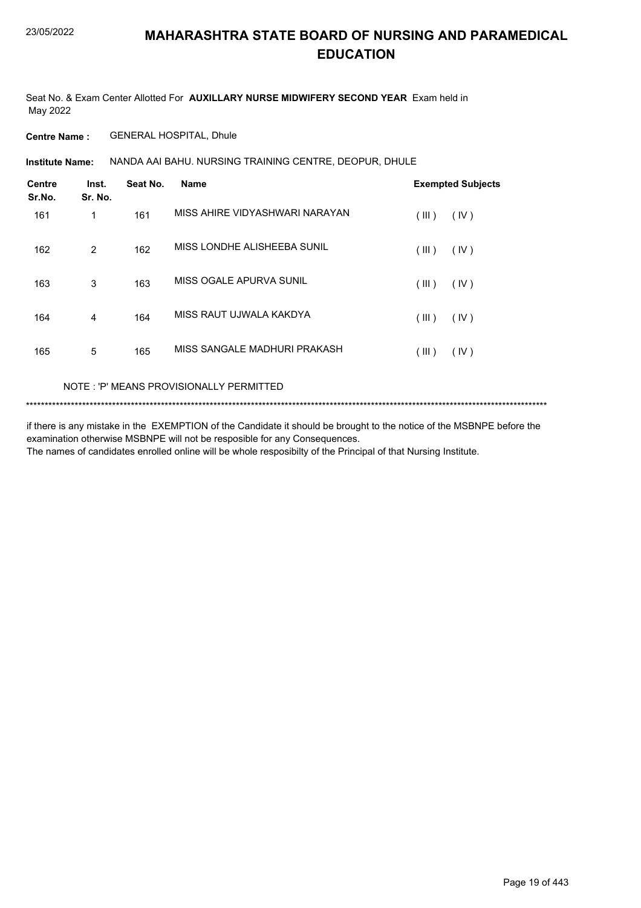# MAHARASHTRA STATE BOARD OF NURSING AND PARAMEDICAL EDUCATION

Seat No. & Exam Center Allotted For **AUXILLARY NURSE MIDWIFERY SECOND YEAR** Exam held in May 2022

**Centre Name :** GENERAL HOSPITAL, Dhule

**Institute Name:** NANDA AAI BAHU. NURSING TRAINING CENTRE, DEOPUR, DHULE

| Centre Sr.No. | Inst. Sr. No. | Seat No. | Name | Exempted Subjects |
|---|---|---|---|---|
| 161 | 1 | 161 | MISS AHIRE VIDYASHWARI NARAYAN | ( III ) ( IV ) |
| 162 | 2 | 162 | MISS LONDHE ALISHEEBA SUNIL | ( III ) ( IV ) |
| 163 | 3 | 163 | MISS OGALE APURVA SUNIL | ( III ) ( IV ) |
| 164 | 4 | 164 | MISS RAUT UJWALA KAKDYA | ( III ) ( IV ) |
| 165 | 5 | 165 | MISS SANGALE MADHURI PRAKASH | ( III ) ( IV ) |

NOTE : 'P' MEANS PROVISIONALLY PERMITTED

******************************************************************************************************************************************

if there is any mistake in the EXEMPTION of the Candidate it should be brought to the notice of the MSBNPE before the examination otherwise MSBNPE will not be resposible for any Consequences.

The names of candidates enrolled online will be whole resposibilty of the Principal of that Nursing Institute.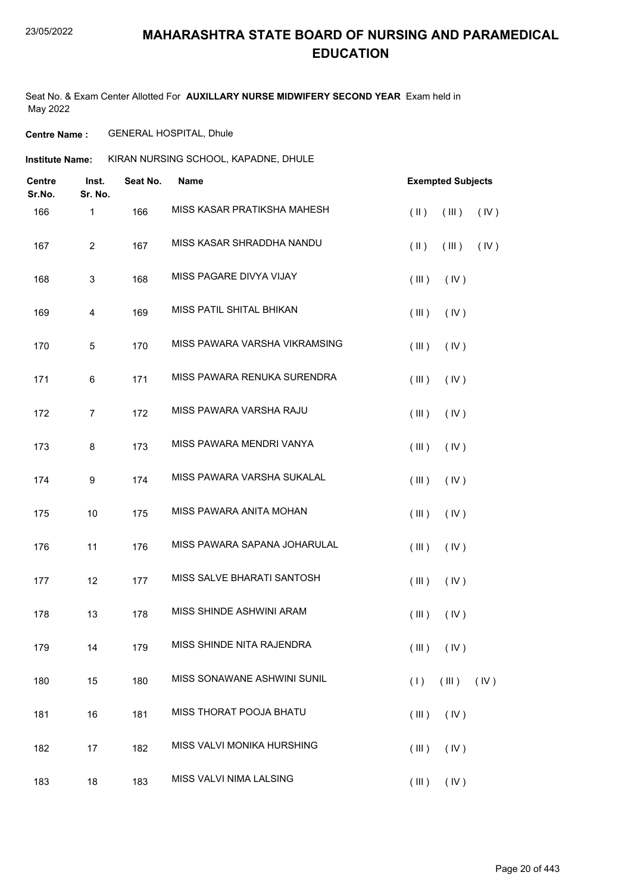# MAHARASHTRA STATE BOARD OF NURSING AND PARAMEDICAL EDUCATION

Seat No. & Exam Center Allotted For **AUXILLARY NURSE MIDWIFERY SECOND YEAR** Exam held in May 2022

**Centre Name :** GENERAL HOSPITAL, Dhule

**Institute Name:** KIRAN NURSING SCHOOL, KAPADNE, DHULE

| Centre Sr.No. | Inst. Sr. No. | Seat No. | Name | Exempted Subjects |
|---|---|---|---|---|
| 166 | 1 | 166 | MISS KASAR PRATIKSHA MAHESH | ( II ) ( III ) ( IV ) |
| 167 | 2 | 167 | MISS KASAR SHRADDHA NANDU | ( II ) ( III ) ( IV ) |
| 168 | 3 | 168 | MISS PAGARE DIVYA VIJAY | ( III ) ( IV ) |
| 169 | 4 | 169 | MISS PATIL SHITAL BHIKAN | ( III ) ( IV ) |
| 170 | 5 | 170 | MISS PAWARA VARSHA VIKRAMSING | ( III ) ( IV ) |
| 171 | 6 | 171 | MISS PAWARA RENUKA SURENDRA | ( III ) ( IV ) |
| 172 | 7 | 172 | MISS PAWARA VARSHA RAJU | ( III ) ( IV ) |
| 173 | 8 | 173 | MISS PAWARA MENDRI VANYA | ( III ) ( IV ) |
| 174 | 9 | 174 | MISS PAWARA VARSHA SUKALAL | ( III ) ( IV ) |
| 175 | 10 | 175 | MISS PAWARA ANITA MOHAN | ( III ) ( IV ) |
| 176 | 11 | 176 | MISS PAWARA SAPANA JOHARULAL | ( III ) ( IV ) |
| 177 | 12 | 177 | MISS SALVE BHARATI SANTOSH | ( III ) ( IV ) |
| 178 | 13 | 178 | MISS SHINDE ASHWINI ARAM | ( III ) ( IV ) |
| 179 | 14 | 179 | MISS SHINDE NITA RAJENDRA | ( III ) ( IV ) |
| 180 | 15 | 180 | MISS SONAWANE ASHWINI SUNIL | ( I ) ( III ) ( IV ) |
| 181 | 16 | 181 | MISS THORAT POOJA BHATU | ( III ) ( IV ) |
| 182 | 17 | 182 | MISS VALVI MONIKA HURSHING | ( III ) ( IV ) |
| 183 | 18 | 183 | MISS VALVI NIMA LALSING | ( III ) ( IV ) |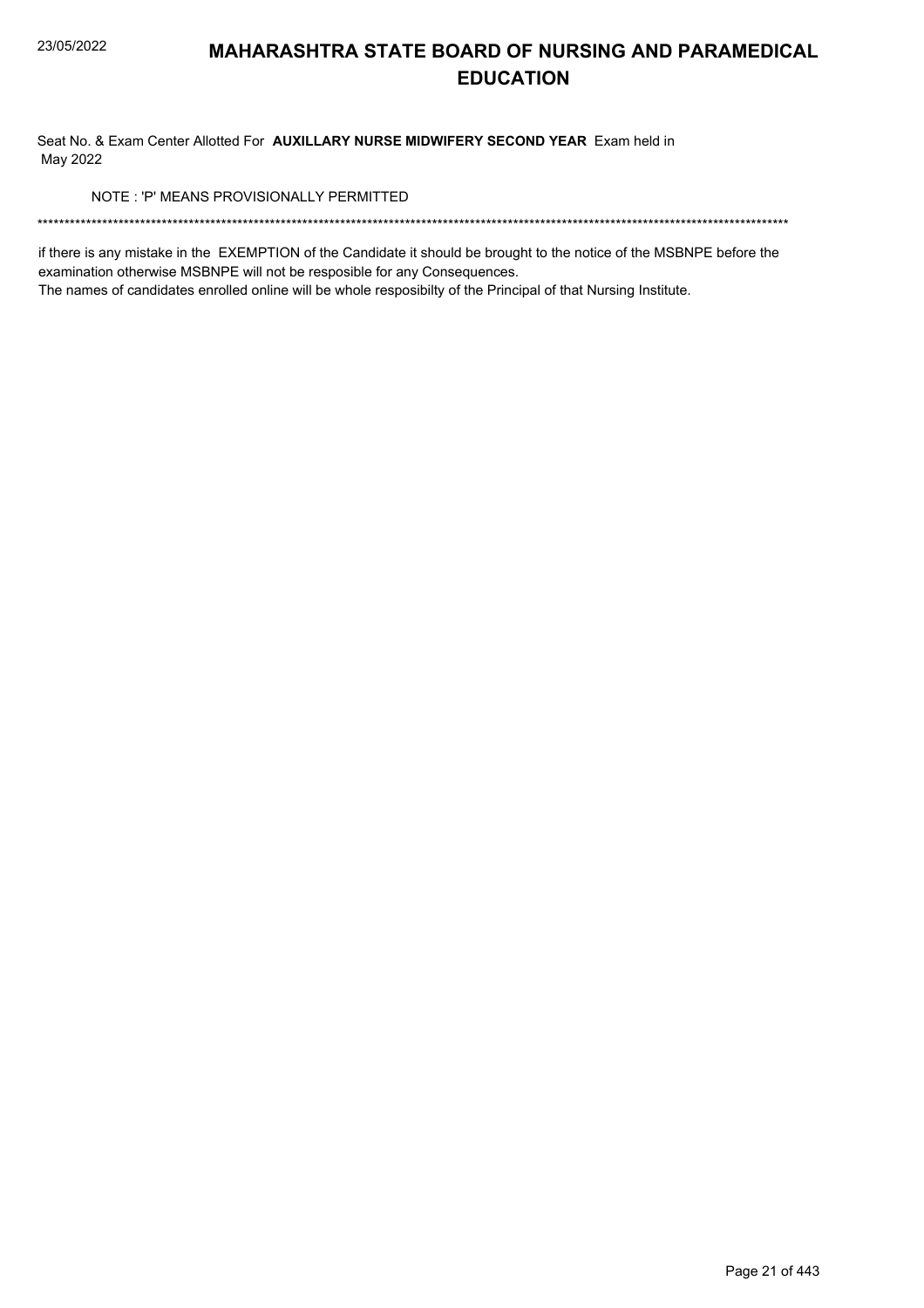# MAHARASHTRA STATE BOARD OF NURSING AND PARAMEDICAL EDUCATION

Seat No. & Exam Center Allotted For **AUXILLARY NURSE MIDWIFERY SECOND YEAR** Exam held in May 2022

NOTE : 'P' MEANS PROVISIONALLY PERMITTED

*******************************************************************************************************************************************

if there is any mistake in the EXEMPTION of the Candidate it should be brought to the notice of the MSBNPE before the examination otherwise MSBNPE will not be resposible for any Consequences.
The names of candidates enrolled online will be whole resposibilty of the Principal of that Nursing Institute.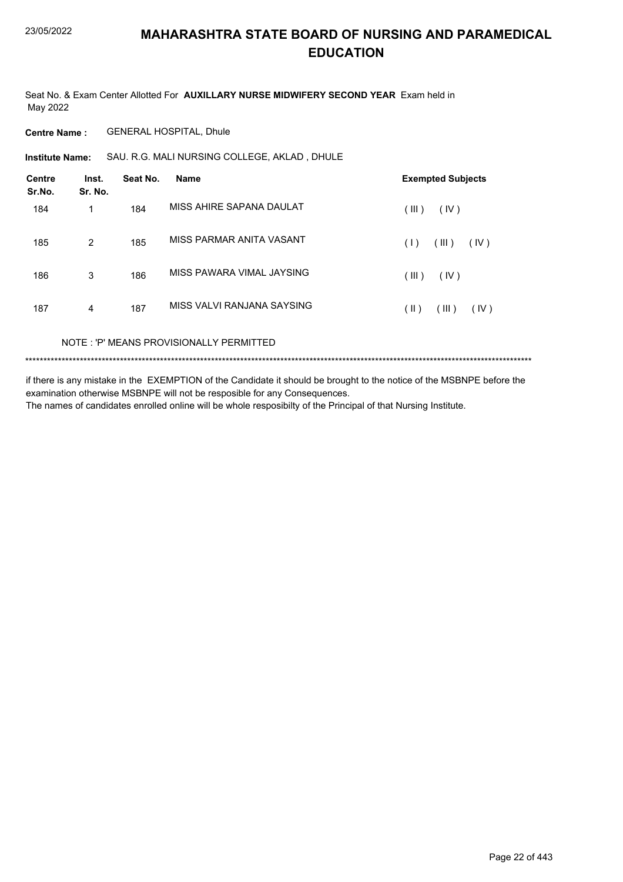# MAHARASHTRA STATE BOARD OF NURSING AND PARAMEDICAL EDUCATION

Seat No. & Exam Center Allotted For **AUXILLARY NURSE MIDWIFERY SECOND YEAR** Exam held in May 2022

**Centre Name :** GENERAL HOSPITAL, Dhule

**Institute Name:** SAU. R.G. MALI NURSING COLLEGE, AKLAD , DHULE

| Centre Sr.No. | Inst. Sr. No. | Seat No. | Name | Exempted Subjects |
|---|---|---|---|---|
| 184 | 1 | 184 | MISS AHIRE SAPANA DAULAT | ( III ) ( IV ) |
| 185 | 2 | 185 | MISS PARMAR ANITA VASANT | ( I ) ( III ) ( IV ) |
| 186 | 3 | 186 | MISS PAWARA VIMAL JAYSING | ( III ) ( IV ) |
| 187 | 4 | 187 | MISS VALVI RANJANA SAYSING | ( II ) ( III ) ( IV ) |

NOTE : 'P' MEANS PROVISIONALLY PERMITTED

******************************************************************************************************************************************

if there is any mistake in the EXEMPTION of the Candidate it should be brought to the notice of the MSBNPE before the examination otherwise MSBNPE will not be resposible for any Consequences.
The names of candidates enrolled online will be whole resposibilty of the Principal of that Nursing Institute.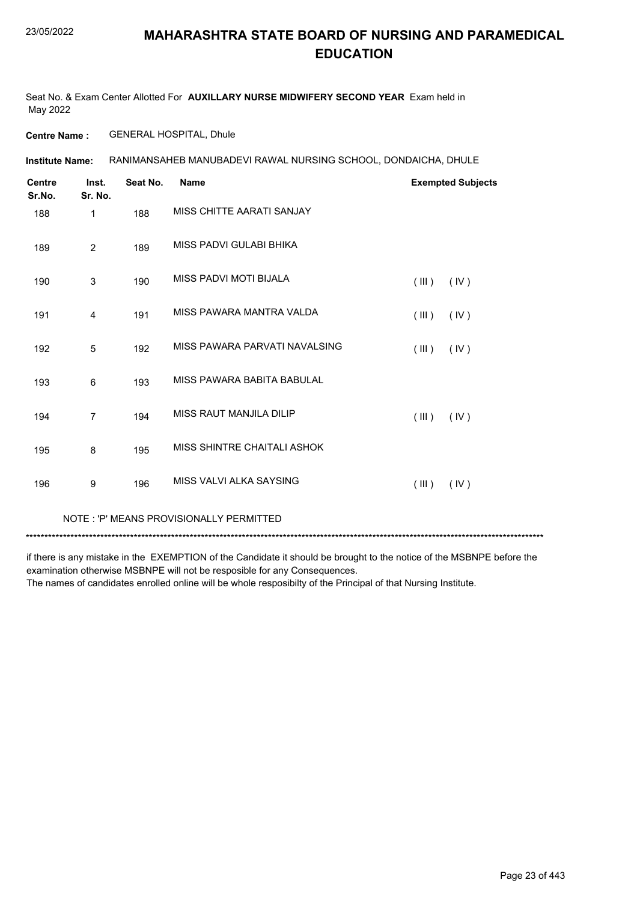# MAHARASHTRA STATE BOARD OF NURSING AND PARAMEDICAL EDUCATION

Seat No. & Exam Center Allotted For **AUXILLARY NURSE MIDWIFERY SECOND YEAR** Exam held in May 2022

**Centre Name :** GENERAL HOSPITAL, Dhule

**Institute Name:** RANIMANSAHEB MANUBADEVI RAWAL NURSING SCHOOL, DONDAICHA, DHULE

| Centre Sr.No. | Inst. Sr. No. | Seat No. | Name | Exempted Subjects |
|---|---|---|---|---|
| 188 | 1 | 188 | MISS CHITTE AARATI SANJAY | |
| 189 | 2 | 189 | MISS PADVI GULABI BHIKA | |
| 190 | 3 | 190 | MISS PADVI MOTI BIJALA | ( III ) ( IV ) |
| 191 | 4 | 191 | MISS PAWARA MANTRA VALDA | ( III ) ( IV ) |
| 192 | 5 | 192 | MISS PAWARA PARVATI NAVALSING | ( III ) ( IV ) |
| 193 | 6 | 193 | MISS PAWARA BABITA BABULAL | |
| 194 | 7 | 194 | MISS RAUT MANJILA DILIP | ( III ) ( IV ) |
| 195 | 8 | 195 | MISS SHINTRE CHAITALI ASHOK | |
| 196 | 9 | 196 | MISS VALVI ALKA SAYSING | ( III ) ( IV ) |

NOTE : 'P' MEANS PROVISIONALLY PERMITTED

*******************************************************************************************************************************************

if there is any mistake in the EXEMPTION of the Candidate it should be brought to the notice of the MSBNPE before the examination otherwise MSBNPE will not be resposible for any Consequences.
The names of candidates enrolled online will be whole resposibilty of the Principal of that Nursing Institute.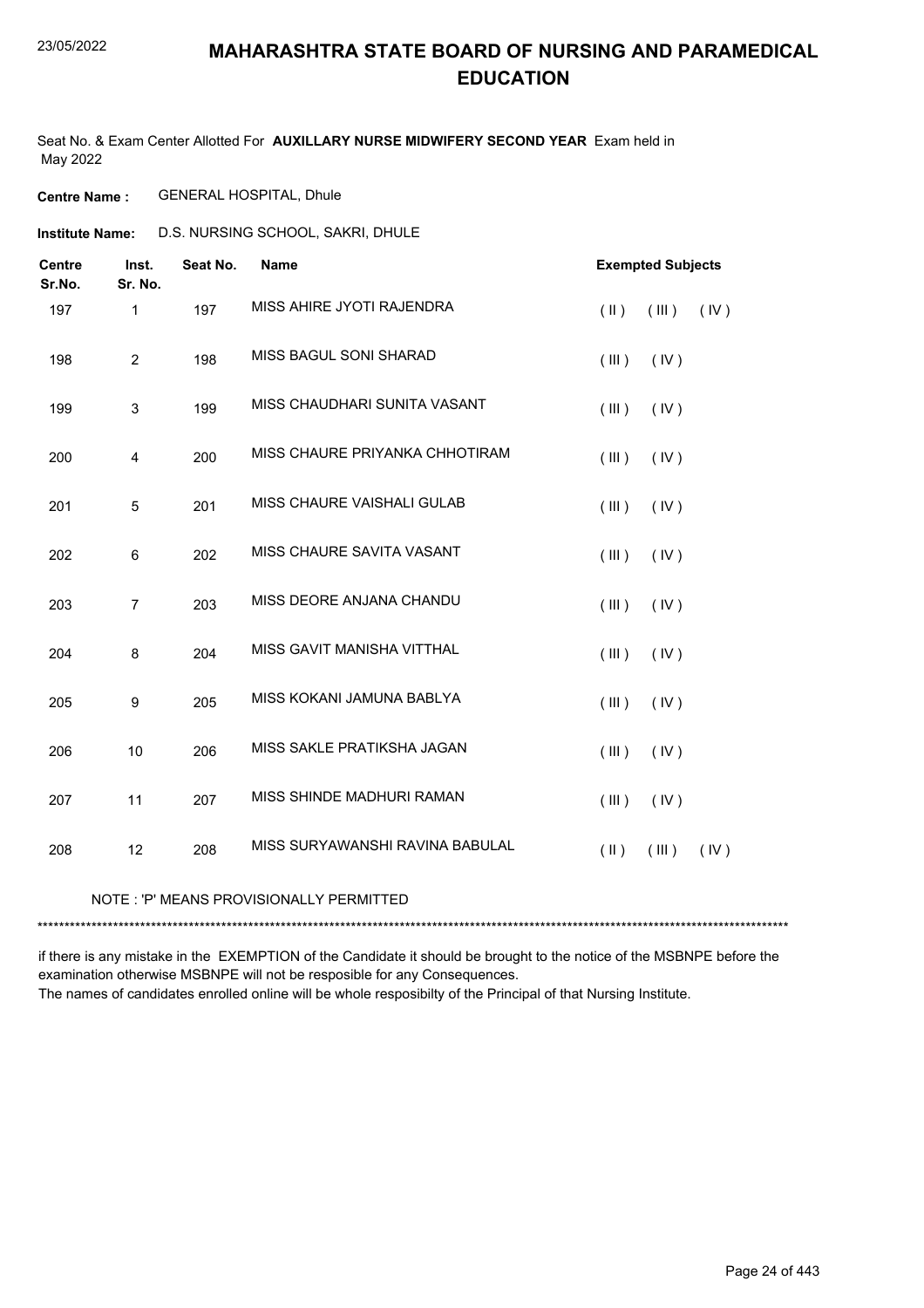# MAHARASHTRA STATE BOARD OF NURSING AND PARAMEDICAL EDUCATION

Seat No. & Exam Center Allotted For **AUXILLARY NURSE MIDWIFERY SECOND YEAR** Exam held in May 2022

**Centre Name :** GENERAL HOSPITAL, Dhule

**Institute Name:** D.S. NURSING SCHOOL, SAKRI, DHULE

| Centre Sr.No. | Inst. Sr. No. | Seat No. | Name | Exempted Subjects |
|---|---|---|---|---|
| 197 | 1 | 197 | MISS AHIRE JYOTI RAJENDRA | ( II ) ( III ) ( IV ) |
| 198 | 2 | 198 | MISS BAGUL SONI SHARAD | ( III ) ( IV ) |
| 199 | 3 | 199 | MISS CHAUDHARI SUNITA VASANT | ( III ) ( IV ) |
| 200 | 4 | 200 | MISS CHAURE PRIYANKA CHHOTIRAM | ( III ) ( IV ) |
| 201 | 5 | 201 | MISS CHAURE VAISHALI GULAB | ( III ) ( IV ) |
| 202 | 6 | 202 | MISS CHAURE SAVITA VASANT | ( III ) ( IV ) |
| 203 | 7 | 203 | MISS DEORE ANJANA CHANDU | ( III ) ( IV ) |
| 204 | 8 | 204 | MISS GAVIT MANISHA VITTHAL | ( III ) ( IV ) |
| 205 | 9 | 205 | MISS KOKANI JAMUNA BABLYA | ( III ) ( IV ) |
| 206 | 10 | 206 | MISS SAKLE PRATIKSHA JAGAN | ( III ) ( IV ) |
| 207 | 11 | 207 | MISS SHINDE MADHURI RAMAN | ( III ) ( IV ) |
| 208 | 12 | 208 | MISS SURYAWANSHI RAVINA BABULAL | ( II ) ( III ) ( IV ) |

NOTE : 'P' MEANS PROVISIONALLY PERMITTED

*******************************************************************************************************************************************

if there is any mistake in the EXEMPTION of the Candidate it should be brought to the notice of the MSBNPE before the examination otherwise MSBNPE will not be resposible for any Consequences.

The names of candidates enrolled online will be whole resposibilty of the Principal of that Nursing Institute.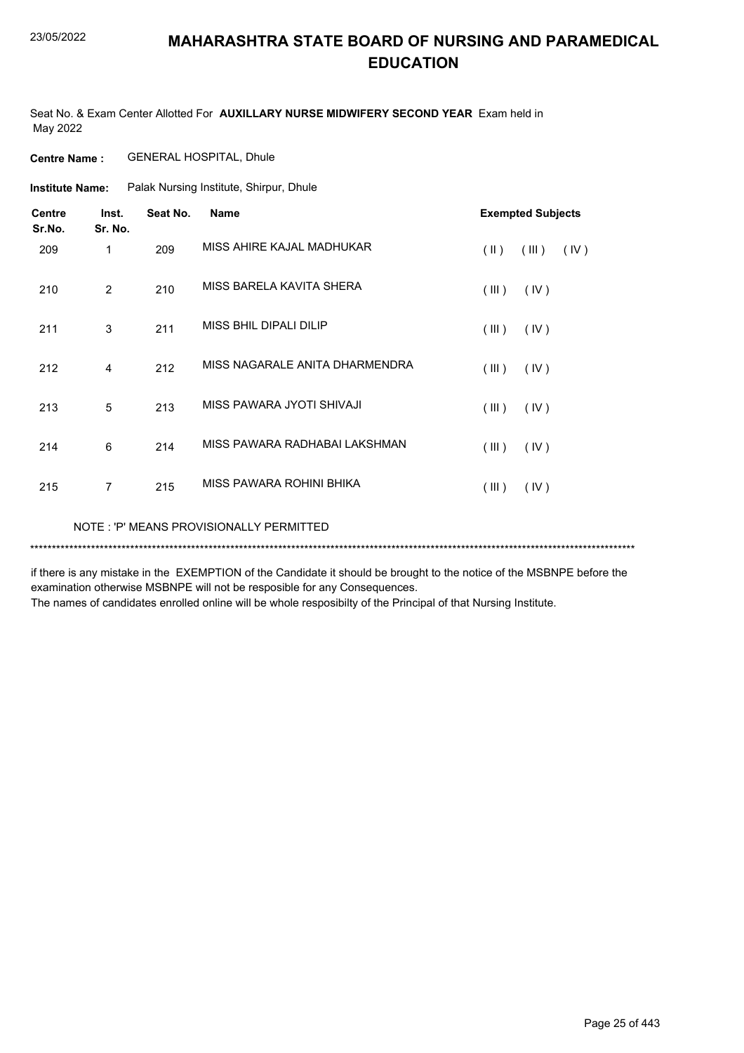# MAHARASHTRA STATE BOARD OF NURSING AND PARAMEDICAL EDUCATION

23/05/2022

Seat No. & Exam Center Allotted For **AUXILLARY NURSE MIDWIFERY SECOND YEAR** Exam held in May 2022

**Centre Name :** GENERAL HOSPITAL, Dhule

**Institute Name:** Palak Nursing Institute, Shirpur, Dhule

| Centre Sr.No. | Inst. Sr. No. | Seat No. | Name | Exempted Subjects |
|---|---|---|---|---|
| 209 | 1 | 209 | MISS AHIRE KAJAL MADHUKAR | ( II ) ( III ) ( IV ) |
| 210 | 2 | 210 | MISS BARELA KAVITA SHERA | ( III ) ( IV ) |
| 211 | 3 | 211 | MISS BHIL DIPALI DILIP | ( III ) ( IV ) |
| 212 | 4 | 212 | MISS NAGARALE ANITA DHARMENDRA | ( III ) ( IV ) |
| 213 | 5 | 213 | MISS PAWARA JYOTI SHIVAJI | ( III ) ( IV ) |
| 214 | 6 | 214 | MISS PAWARA RADHABAI LAKSHMAN | ( III ) ( IV ) |
| 215 | 7 | 215 | MISS PAWARA ROHINI BHIKA | ( III ) ( IV ) |

NOTE : 'P' MEANS PROVISIONALLY PERMITTED

*******************************************************************************************************************************************

if there is any mistake in the EXEMPTION of the Candidate it should be brought to the notice of the MSBNPE before the examination otherwise MSBNPE will not be resposible for any Consequences.

The names of candidates enrolled online will be whole resposibilty of the Principal of that Nursing Institute.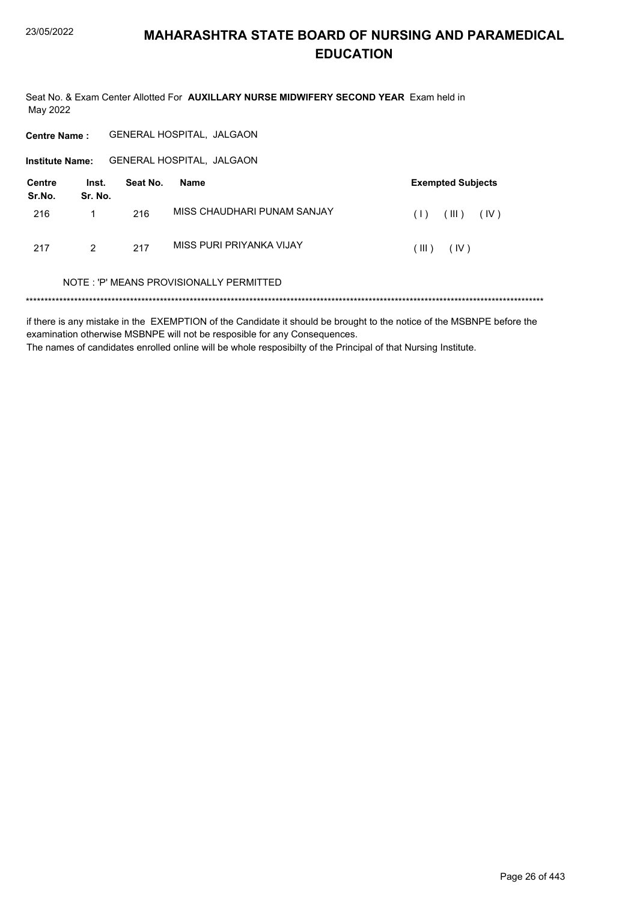# MAHARASHTRA STATE BOARD OF NURSING AND PARAMEDICAL EDUCATION

Seat No. & Exam Center Allotted For **AUXILLARY NURSE MIDWIFERY SECOND YEAR** Exam held in May 2022

**Centre Name :** GENERAL HOSPITAL, JALGAON

**Institute Name:** GENERAL HOSPITAL, JALGAON

| Centre Sr.No. | Inst. Sr. No. | Seat No. | Name | Exempted Subjects |
|---|---|---|---|---|
| 216 | 1 | 216 | MISS CHAUDHARI PUNAM SANJAY | ( I ) ( III ) ( IV ) |
| 217 | 2 | 217 | MISS PURI PRIYANKA VIJAY | ( III ) ( IV ) |

NOTE : 'P' MEANS PROVISIONALLY PERMITTED

\*\*\*\*\*\*\*\*\*\*\*\*\*\*\*\*\*\*\*\*\*\*\*\*\*\*\*\*\*\*\*\*\*\*\*\*\*\*\*\*\*\*\*\*\*\*\*\*\*\*\*\*\*\*\*\*\*\*\*\*\*\*\*\*\*\*\*\*\*\*\*\*\*\*\*\*\*\*\*\*\*\*\*\*\*\*\*\*\*\*\*\*\*\*\*\*\*\*\*\*\*\*\*\*\*\*\*\*\*\*\*\*\*\*\*\*\*\*\*\*\*\*\*\*\*\*\*\*\*\*\*\*\*\*\*\*

if there is any mistake in the EXEMPTION of the Candidate it should be brought to the notice of the MSBNPE before the examination otherwise MSBNPE will not be resposible for any Consequences.
The names of candidates enrolled online will be whole resposibilty of the Principal of that Nursing Institute.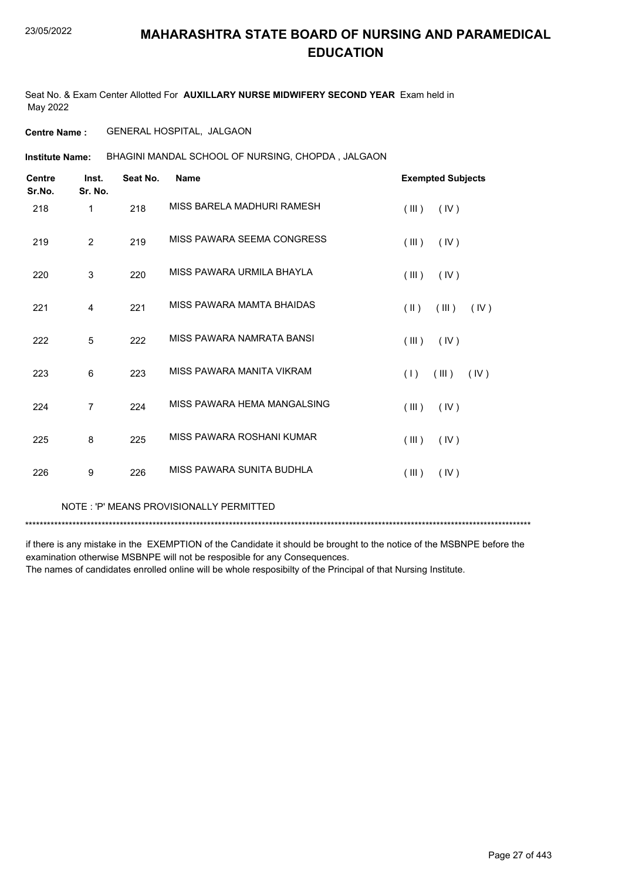# MAHARASHTRA STATE BOARD OF NURSING AND PARAMEDICAL EDUCATION

Seat No. & Exam Center Allotted For **AUXILLARY NURSE MIDWIFERY SECOND YEAR** Exam held in May 2022

**Centre Name :** GENERAL HOSPITAL, JALGAON

**Institute Name:** BHAGINI MANDAL SCHOOL OF NURSING, CHOPDA , JALGAON

| Centre Sr.No. | Inst. Sr. No. | Seat No. | Name | Exempted Subjects |
|---|---|---|---|---|
| 218 | 1 | 218 | MISS BARELA MADHURI RAMESH | ( III ) ( IV ) |
| 219 | 2 | 219 | MISS PAWARA SEEMA CONGRESS | ( III ) ( IV ) |
| 220 | 3 | 220 | MISS PAWARA URMILA BHAYLA | ( III ) ( IV ) |
| 221 | 4 | 221 | MISS PAWARA MAMTA BHAIDAS | ( II ) ( III ) ( IV ) |
| 222 | 5 | 222 | MISS PAWARA NAMRATA BANSI | ( III ) ( IV ) |
| 223 | 6 | 223 | MISS PAWARA MANITA VIKRAM | ( I ) ( III ) ( IV ) |
| 224 | 7 | 224 | MISS PAWARA HEMA MANGALSING | ( III ) ( IV ) |
| 225 | 8 | 225 | MISS PAWARA ROSHANI KUMAR | ( III ) ( IV ) |
| 226 | 9 | 226 | MISS PAWARA SUNITA BUDHLA | ( III ) ( IV ) |

NOTE : 'P' MEANS PROVISIONALLY PERMITTED

******************************************************************************************************************************************

if there is any mistake in the EXEMPTION of the Candidate it should be brought to the notice of the MSBNPE before the examination otherwise MSBNPE will not be resposible for any Consequences.

The names of candidates enrolled online will be whole resposibilty of the Principal of that Nursing Institute.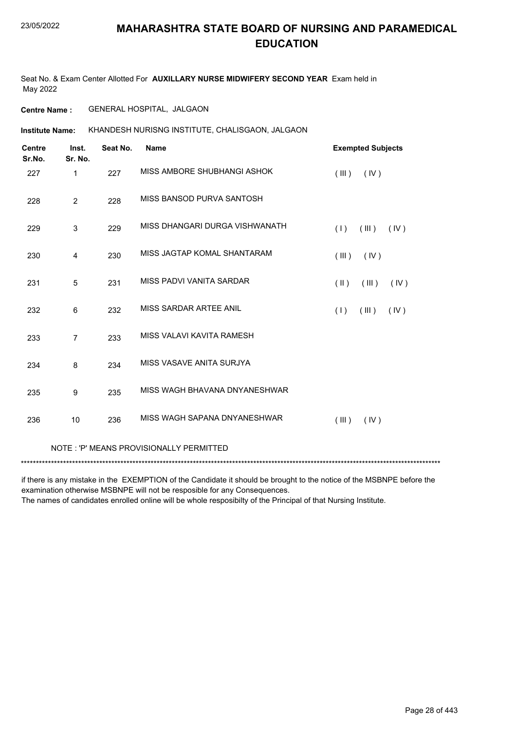# MAHARASHTRA STATE BOARD OF NURSING AND PARAMEDICAL EDUCATION

Seat No. & Exam Center Allotted For **AUXILLARY NURSE MIDWIFERY SECOND YEAR** Exam held in May 2022

**Centre Name :** GENERAL HOSPITAL, JALGAON

**Institute Name:** KHANDESH NURISNG INSTITUTE, CHALISGAON, JALGAON

| Centre Sr.No. | Inst. Sr. No. | Seat No. | Name | Exempted Subjects |
|---|---|---|---|---|
| 227 | 1 | 227 | MISS AMBORE SHUBHANGI ASHOK | ( III ) ( IV ) |
| 228 | 2 | 228 | MISS BANSOD PURVA SANTOSH | |
| 229 | 3 | 229 | MISS DHANGARI DURGA VISHWANATH | ( I ) ( III ) ( IV ) |
| 230 | 4 | 230 | MISS JAGTAP KOMAL SHANTARAM | ( III ) ( IV ) |
| 231 | 5 | 231 | MISS PADVI VANITA SARDAR | ( II ) ( III ) ( IV ) |
| 232 | 6 | 232 | MISS SARDAR ARTEE ANIL | ( I ) ( III ) ( IV ) |
| 233 | 7 | 233 | MISS VALAVI KAVITA RAMESH | |
| 234 | 8 | 234 | MISS VASAVE ANITA SURJYA | |
| 235 | 9 | 235 | MISS WAGH BHAVANA DNYANESHWAR | |
| 236 | 10 | 236 | MISS WAGH SAPANA DNYANESHWAR | ( III ) ( IV ) |

NOTE : 'P' MEANS PROVISIONALLY PERMITTED

*******************************************************************************************************************************************

if there is any mistake in the EXEMPTION of the Candidate it should be brought to the notice of the MSBNPE before the examination otherwise MSBNPE will not be resposible for any Consequences.
The names of candidates enrolled online will be whole resposibilty of the Principal of that Nursing Institute.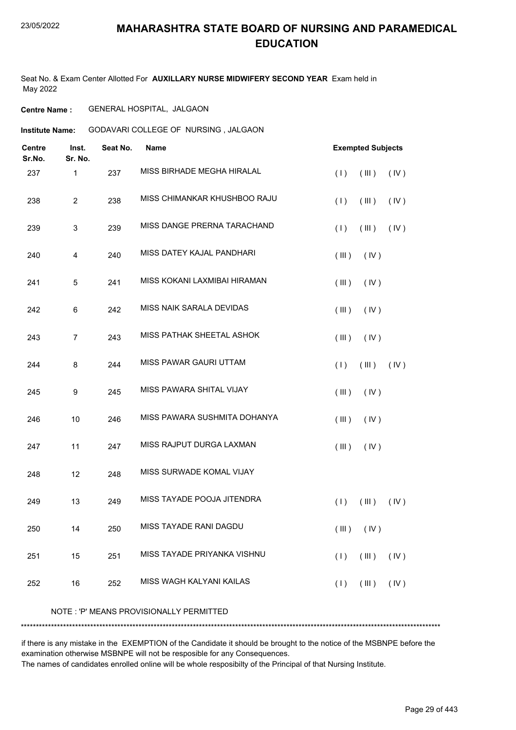# MAHARASHTRA STATE BOARD OF NURSING AND PARAMEDICAL EDUCATION

23/05/2022

Seat No. & Exam Center Allotted For **AUXILLARY NURSE MIDWIFERY SECOND YEAR** Exam held in May 2022

**Centre Name :** GENERAL HOSPITAL, JALGAON

**Institute Name:** GODAVARI COLLEGE OF NURSING , JALGAON

| Centre Sr.No. | Inst. Sr. No. | Seat No. | Name | Exempted Subjects |
|---|---|---|---|---|
| 237 | 1 | 237 | MISS BIRHADE MEGHA HIRALAL | ( I ) ( III ) ( IV ) |
| 238 | 2 | 238 | MISS CHIMANKAR KHUSHBOO RAJU | ( I ) ( III ) ( IV ) |
| 239 | 3 | 239 | MISS DANGE PRERNA TARACHAND | ( I ) ( III ) ( IV ) |
| 240 | 4 | 240 | MISS DATEY KAJAL PANDHARI | ( III ) ( IV ) |
| 241 | 5 | 241 | MISS KOKANI LAXMIBAI HIRAMAN | ( III ) ( IV ) |
| 242 | 6 | 242 | MISS NAIK SARALA DEVIDAS | ( III ) ( IV ) |
| 243 | 7 | 243 | MISS PATHAK SHEETAL ASHOK | ( III ) ( IV ) |
| 244 | 8 | 244 | MISS PAWAR GAURI UTTAM | ( I ) ( III ) ( IV ) |
| 245 | 9 | 245 | MISS PAWARA SHITAL VIJAY | ( III ) ( IV ) |
| 246 | 10 | 246 | MISS PAWARA SUSHMITA DOHANYA | ( III ) ( IV ) |
| 247 | 11 | 247 | MISS RAJPUT DURGA LAXMAN | ( III ) ( IV ) |
| 248 | 12 | 248 | MISS SURWADE KOMAL VIJAY | |
| 249 | 13 | 249 | MISS TAYADE POOJA JITENDRA | ( I ) ( III ) ( IV ) |
| 250 | 14 | 250 | MISS TAYADE RANI DAGDU | ( III ) ( IV ) |
| 251 | 15 | 251 | MISS TAYADE PRIYANKA VISHNU | ( I ) ( III ) ( IV ) |
| 252 | 16 | 252 | MISS WAGH KALYANI KAILAS | ( I ) ( III ) ( IV ) |

NOTE : 'P' MEANS PROVISIONALLY PERMITTED

*******************************************************************************************************************************************

if there is any mistake in the EXEMPTION of the Candidate it should be brought to the notice of the MSBNPE before the examination otherwise MSBNPE will not be resposible for any Consequences.

The names of candidates enrolled online will be whole resposibilty of the Principal of that Nursing Institute.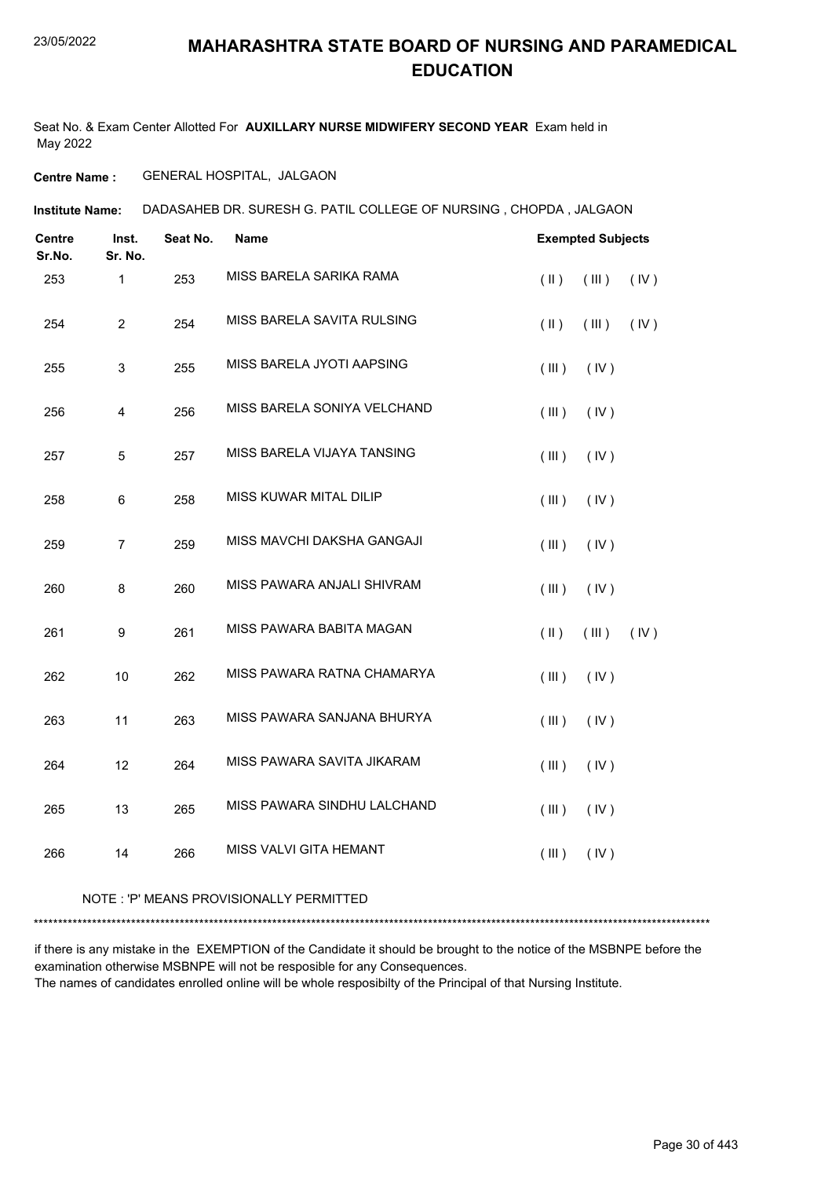# MAHARASHTRA STATE BOARD OF NURSING AND PARAMEDICAL EDUCATION

Seat No. & Exam Center Allotted For **AUXILLARY NURSE MIDWIFERY SECOND YEAR** Exam held in May 2022

**Centre Name :** GENERAL HOSPITAL, JALGAON

**Institute Name:** DADASAHEB DR. SURESH G. PATIL COLLEGE OF NURSING , CHOPDA , JALGAON

| Centre Sr.No. | Inst. Sr. No. | Seat No. | Name | Exempted Subjects |
|---|---|---|---|---|
| 253 | 1 | 253 | MISS BARELA SARIKA RAMA | ( II ) ( III ) ( IV ) |
| 254 | 2 | 254 | MISS BARELA SAVITA RULSING | ( II ) ( III ) ( IV ) |
| 255 | 3 | 255 | MISS BARELA JYOTI AAPSING | ( III ) ( IV ) |
| 256 | 4 | 256 | MISS BARELA SONIYA VELCHAND | ( III ) ( IV ) |
| 257 | 5 | 257 | MISS BARELA VIJAYA TANSING | ( III ) ( IV ) |
| 258 | 6 | 258 | MISS KUWAR MITAL DILIP | ( III ) ( IV ) |
| 259 | 7 | 259 | MISS MAVCHI DAKSHA GANGAJI | ( III ) ( IV ) |
| 260 | 8 | 260 | MISS PAWARA ANJALI SHIVRAM | ( III ) ( IV ) |
| 261 | 9 | 261 | MISS PAWARA BABITA MAGAN | ( II ) ( III ) ( IV ) |
| 262 | 10 | 262 | MISS PAWARA RATNA CHAMARYA | ( III ) ( IV ) |
| 263 | 11 | 263 | MISS PAWARA SANJANA BHURYA | ( III ) ( IV ) |
| 264 | 12 | 264 | MISS PAWARA SAVITA JIKARAM | ( III ) ( IV ) |
| 265 | 13 | 265 | MISS PAWARA SINDHU LALCHAND | ( III ) ( IV ) |
| 266 | 14 | 266 | MISS VALVI GITA HEMANT | ( III ) ( IV ) |

NOTE : 'P' MEANS PROVISIONALLY PERMITTED

*******************************************************************************************************************************************

if there is any mistake in the EXEMPTION of the Candidate it should be brought to the notice of the MSBNPE before the examination otherwise MSBNPE will not be resposible for any Consequences.
The names of candidates enrolled online will be whole resposibilty of the Principal of that Nursing Institute.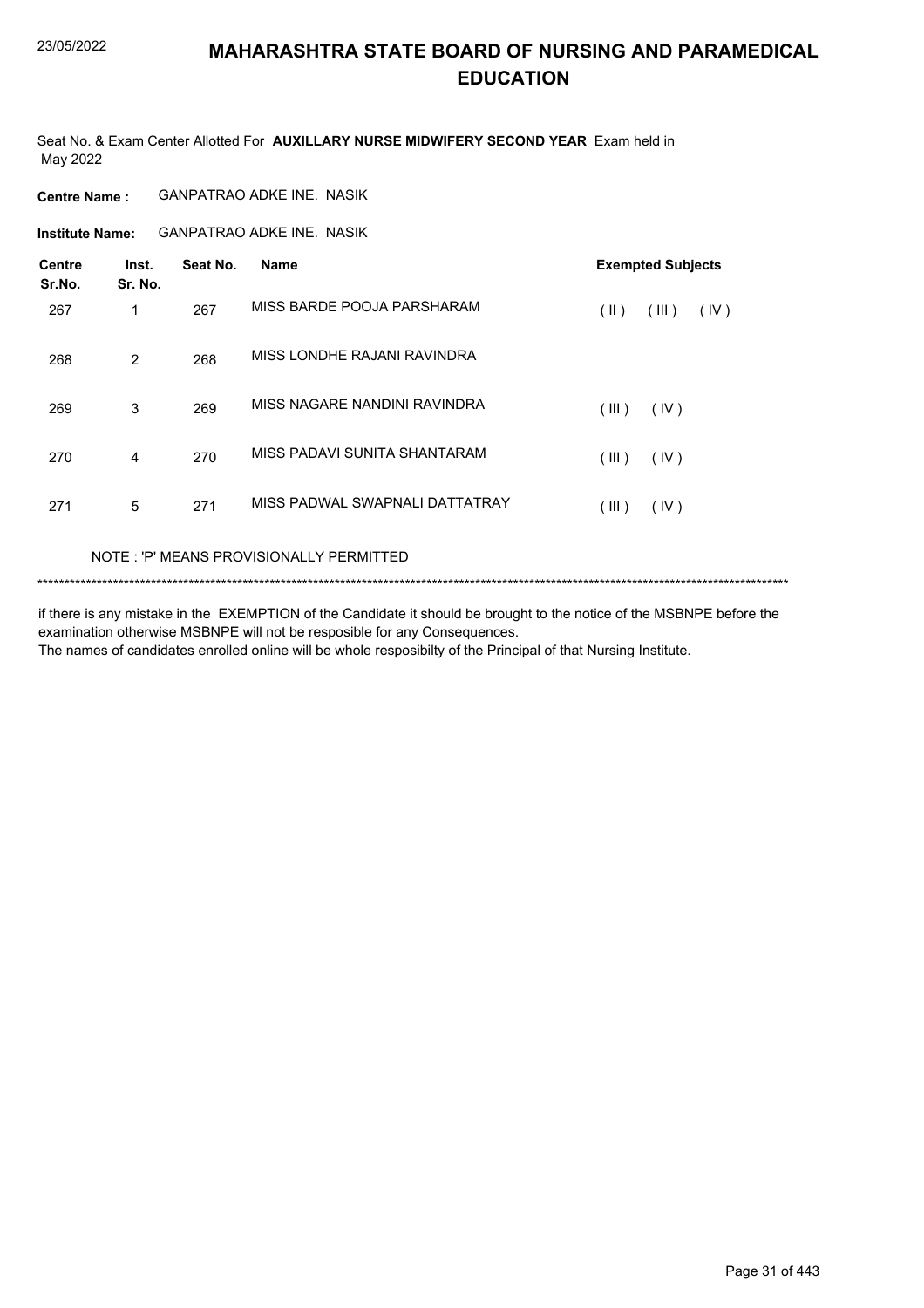# MAHARASHTRA STATE BOARD OF NURSING AND PARAMEDICAL EDUCATION

Seat No. & Exam Center Allotted For **AUXILLARY NURSE MIDWIFERY SECOND YEAR** Exam held in May 2022

**Centre Name :** GANPATRAO ADKE INE. NASIK

**Institute Name:** GANPATRAO ADKE INE. NASIK

| Centre Sr.No. | Inst. Sr. No. | Seat No. | Name | Exempted Subjects |
|---|---|---|---|---|
| 267 | 1 | 267 | MISS BARDE POOJA PARSHARAM | ( II ) ( III ) ( IV ) |
| 268 | 2 | 268 | MISS LONDHE RAJANI RAVINDRA | |
| 269 | 3 | 269 | MISS NAGARE NANDINI RAVINDRA | ( III ) ( IV ) |
| 270 | 4 | 270 | MISS PADAVI SUNITA SHANTARAM | ( III ) ( IV ) |
| 271 | 5 | 271 | MISS PADWAL SWAPNALI DATTATRAY | ( III ) ( IV ) |

NOTE : 'P' MEANS PROVISIONALLY PERMITTED

*******************************************************************************************************************************************

if there is any mistake in the EXEMPTION of the Candidate it should be brought to the notice of the MSBNPE before the examination otherwise MSBNPE will not be resposible for any Consequences.
The names of candidates enrolled online will be whole resposibilty of the Principal of that Nursing Institute.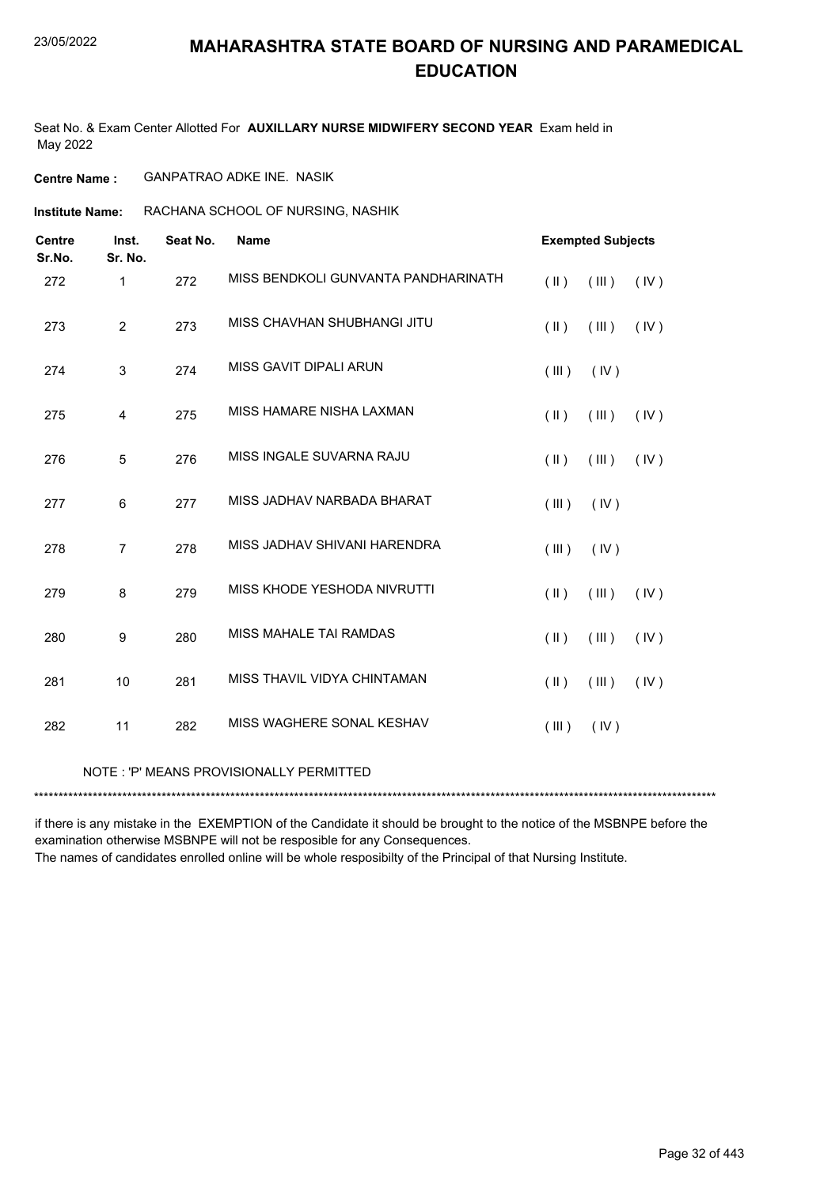# MAHARASHTRA STATE BOARD OF NURSING AND PARAMEDICAL EDUCATION

Seat No. & Exam Center Allotted For **AUXILLARY NURSE MIDWIFERY SECOND YEAR** Exam held in May 2022

**Centre Name :** GANPATRAO ADKE INE. NASIK

**Institute Name:** RACHANA SCHOOL OF NURSING, NASHIK

| Centre Sr.No. | Inst. Sr. No. | Seat No. | Name | Exempted Subjects |
|---|---|---|---|---|
| 272 | 1 | 272 | MISS BENDKOLI GUNVANTA PANDHARINATH | ( II ) ( III ) ( IV ) |
| 273 | 2 | 273 | MISS CHAVHAN SHUBHANGI JITU | ( II ) ( III ) ( IV ) |
| 274 | 3 | 274 | MISS GAVIT DIPALI ARUN | ( III ) ( IV ) |
| 275 | 4 | 275 | MISS HAMARE NISHA LAXMAN | ( II ) ( III ) ( IV ) |
| 276 | 5 | 276 | MISS INGALE SUVARNA RAJU | ( II ) ( III ) ( IV ) |
| 277 | 6 | 277 | MISS JADHAV NARBADA BHARAT | ( III ) ( IV ) |
| 278 | 7 | 278 | MISS JADHAV SHIVANI HARENDRA | ( III ) ( IV ) |
| 279 | 8 | 279 | MISS KHODE YESHODA NIVRUTTI | ( II ) ( III ) ( IV ) |
| 280 | 9 | 280 | MISS MAHALE TAI RAMDAS | ( II ) ( III ) ( IV ) |
| 281 | 10 | 281 | MISS THAVIL VIDYA CHINTAMAN | ( II ) ( III ) ( IV ) |
| 282 | 11 | 282 | MISS WAGHERE SONAL KESHAV | ( III ) ( IV ) |

NOTE : 'P' MEANS PROVISIONALLY PERMITTED

*******************************************************************************************************************************************

if there is any mistake in the EXEMPTION of the Candidate it should be brought to the notice of the MSBNPE before the examination otherwise MSBNPE will not be resposible for any Consequences.
The names of candidates enrolled online will be whole resposibilty of the Principal of that Nursing Institute.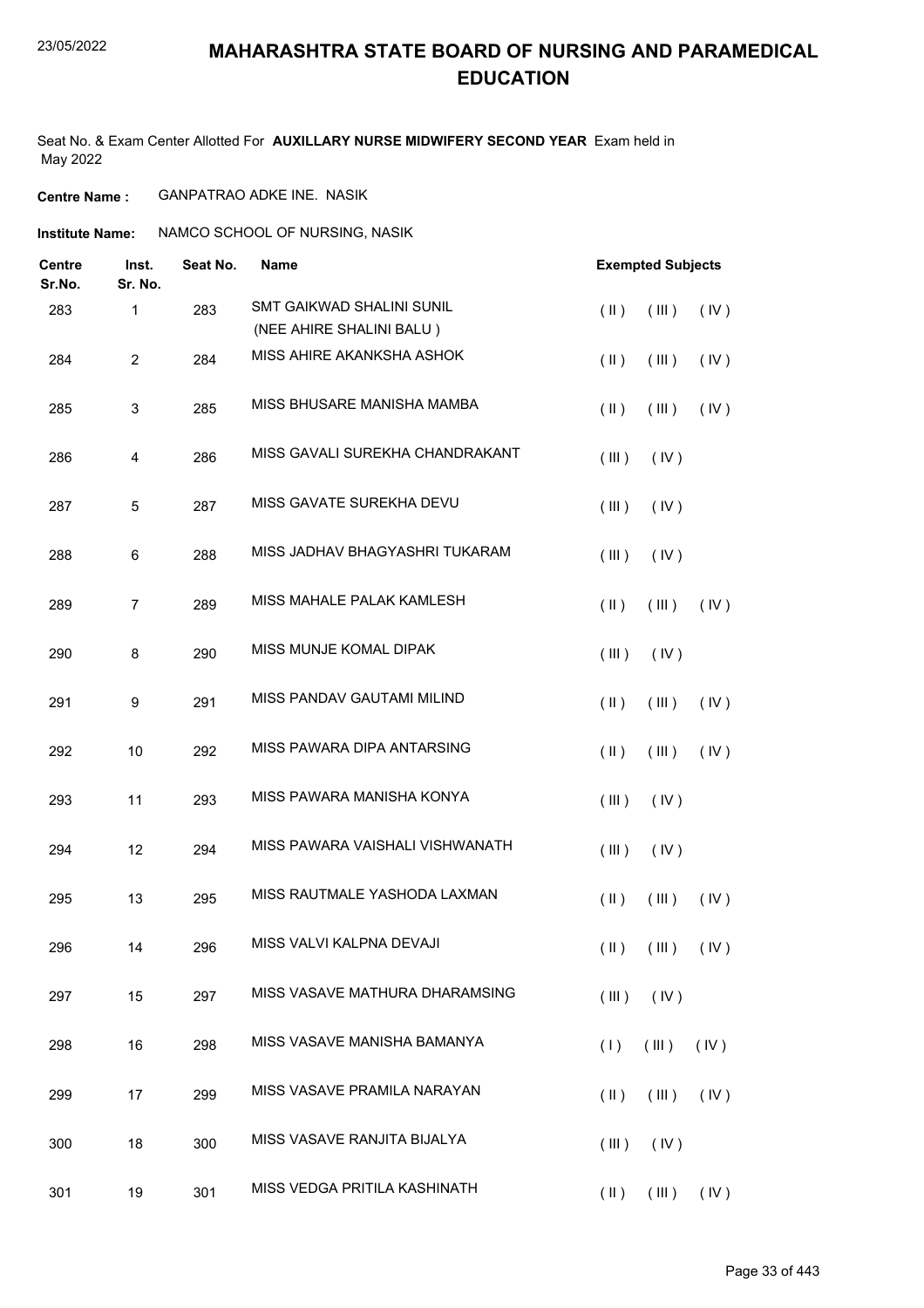# MAHARASHTRA STATE BOARD OF NURSING AND PARAMEDICAL EDUCATION

Seat No. & Exam Center Allotted For **AUXILLARY NURSE MIDWIFERY SECOND YEAR** Exam held in May 2022

**Centre Name :** GANPATRAO ADKE INE. NASIK

**Institute Name:** NAMCO SCHOOL OF NURSING, NASIK

| Centre Sr.No. | Inst. Sr. No. | Seat No. | Name | Exempted Subjects |
|---|---|---|---|---|
| 283 | 1 | 283 | SMT GAIKWAD SHALINI SUNIL (NEE AHIRE SHALINI BALU ) | ( II ) ( III ) ( IV ) |
| 284 | 2 | 284 | MISS AHIRE AKANKSHA ASHOK | ( II ) ( III ) ( IV ) |
| 285 | 3 | 285 | MISS BHUSARE MANISHA MAMBA | ( II ) ( III ) ( IV ) |
| 286 | 4 | 286 | MISS GAVALI SUREKHA CHANDRAKANT | ( III ) ( IV ) |
| 287 | 5 | 287 | MISS GAVATE SUREKHA DEVU | ( III ) ( IV ) |
| 288 | 6 | 288 | MISS JADHAV BHAGYASHRI TUKARAM | ( III ) ( IV ) |
| 289 | 7 | 289 | MISS MAHALE PALAK KAMLESH | ( II ) ( III ) ( IV ) |
| 290 | 8 | 290 | MISS MUNJE KOMAL DIPAK | ( III ) ( IV ) |
| 291 | 9 | 291 | MISS PANDAV GAUTAMI MILIND | ( II ) ( III ) ( IV ) |
| 292 | 10 | 292 | MISS PAWARA DIPA ANTARSING | ( II ) ( III ) ( IV ) |
| 293 | 11 | 293 | MISS PAWARA MANISHA KONYA | ( III ) ( IV ) |
| 294 | 12 | 294 | MISS PAWARA VAISHALI VISHWANATH | ( III ) ( IV ) |
| 295 | 13 | 295 | MISS RAUTMALE YASHODA LAXMAN | ( II ) ( III ) ( IV ) |
| 296 | 14 | 296 | MISS VALVI KALPNA DEVAJI | ( II ) ( III ) ( IV ) |
| 297 | 15 | 297 | MISS VASAVE MATHURA DHARAMSING | ( III ) ( IV ) |
| 298 | 16 | 298 | MISS VASAVE MANISHA BAMANYA | ( I ) ( III ) ( IV ) |
| 299 | 17 | 299 | MISS VASAVE PRAMILA NARAYAN | ( II ) ( III ) ( IV ) |
| 300 | 18 | 300 | MISS VASAVE RANJITA BIJALYA | ( III ) ( IV ) |
| 301 | 19 | 301 | MISS VEDGA PRITILA KASHINATH | ( II ) ( III ) ( IV ) |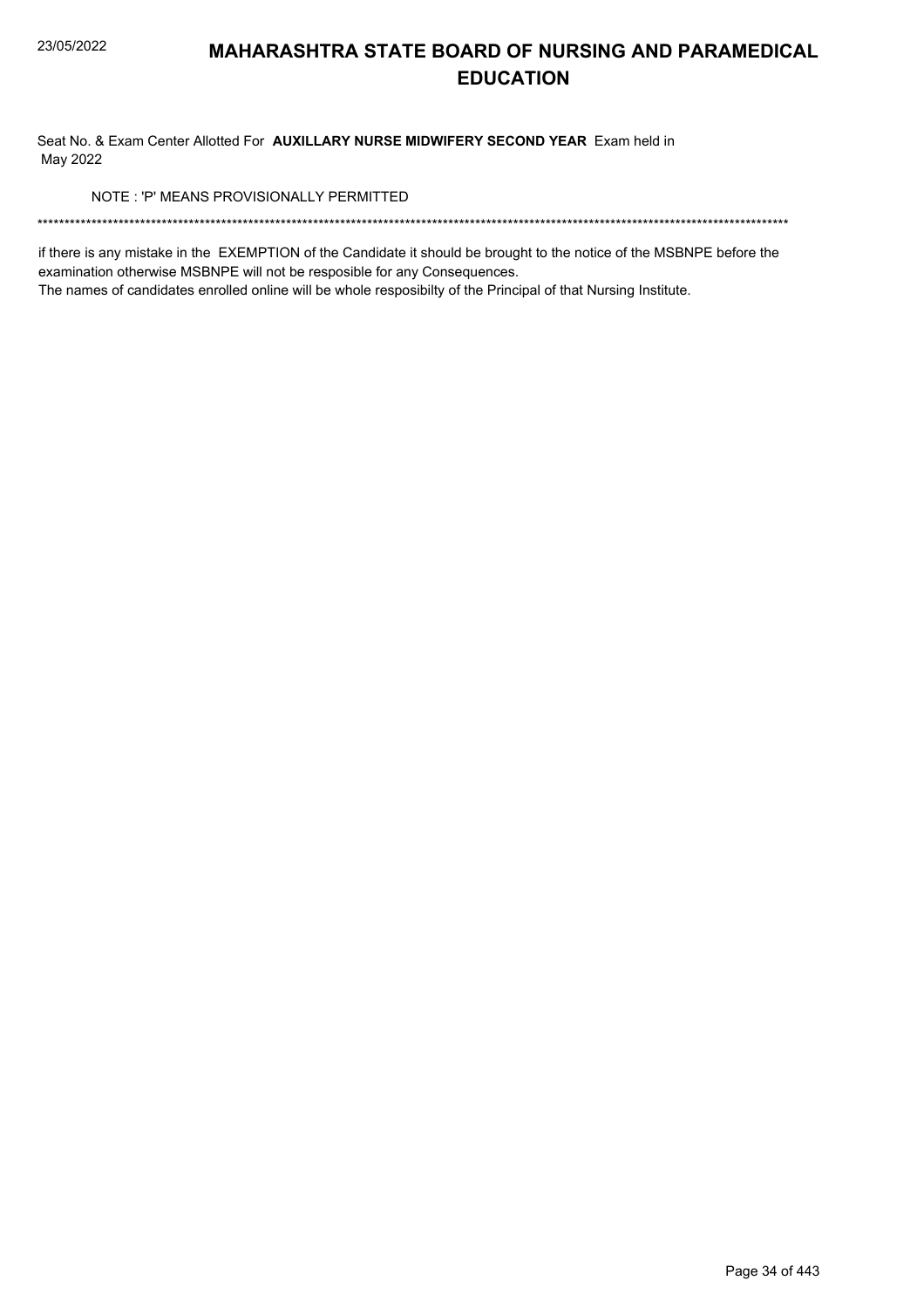# MAHARASHTRA STATE BOARD OF NURSING AND PARAMEDICAL EDUCATION

Seat No. & Exam Center Allotted For **AUXILLARY NURSE MIDWIFERY SECOND YEAR** Exam held in May 2022

NOTE : 'P' MEANS PROVISIONALLY PERMITTED

******************************************************************************************************************************************

if there is any mistake in the EXEMPTION of the Candidate it should be brought to the notice of the MSBNPE before the examination otherwise MSBNPE will not be resposible for any Consequences.

The names of candidates enrolled online will be whole resposibilty of the Principal of that Nursing Institute.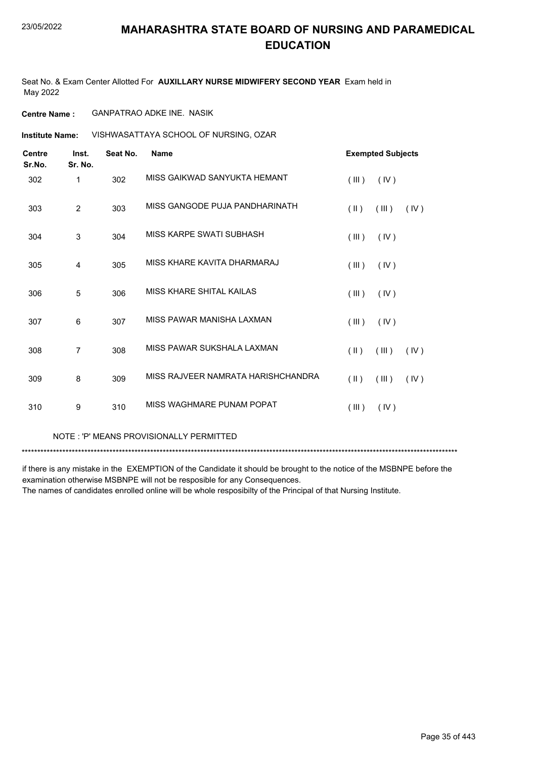# MAHARASHTRA STATE BOARD OF NURSING AND PARAMEDICAL EDUCATION

Seat No. & Exam Center Allotted For **AUXILLARY NURSE MIDWIFERY SECOND YEAR** Exam held in May 2022

**Centre Name :** GANPATRAO ADKE INE. NASIK

**Institute Name:** VISHWASATTAYA SCHOOL OF NURSING, OZAR

| Centre Sr.No. | Inst. Sr. No. | Seat No. | Name | Exempted Subjects |
|---|---|---|---|---|
| 302 | 1 | 302 | MISS GAIKWAD SANYUKTA HEMANT | ( III ) ( IV ) |
| 303 | 2 | 303 | MISS GANGODE PUJA PANDHARINATH | ( II ) ( III ) ( IV ) |
| 304 | 3 | 304 | MISS KARPE SWATI SUBHASH | ( III ) ( IV ) |
| 305 | 4 | 305 | MISS KHARE KAVITA DHARMARAJ | ( III ) ( IV ) |
| 306 | 5 | 306 | MISS KHARE SHITAL KAILAS | ( III ) ( IV ) |
| 307 | 6 | 307 | MISS PAWAR MANISHA LAXMAN | ( III ) ( IV ) |
| 308 | 7 | 308 | MISS PAWAR SUKSHALA LAXMAN | ( II ) ( III ) ( IV ) |
| 309 | 8 | 309 | MISS RAJVEER NAMRATA HARISHCHANDRA | ( II ) ( III ) ( IV ) |
| 310 | 9 | 310 | MISS WAGHMARE PUNAM POPAT | ( III ) ( IV ) |

NOTE : 'P' MEANS PROVISIONALLY PERMITTED

*******************************************************************************************************************************************

if there is any mistake in the EXEMPTION of the Candidate it should be brought to the notice of the MSBNPE before the examination otherwise MSBNPE will not be resposible for any Consequences.
The names of candidates enrolled online will be whole resposibilty of the Principal of that Nursing Institute.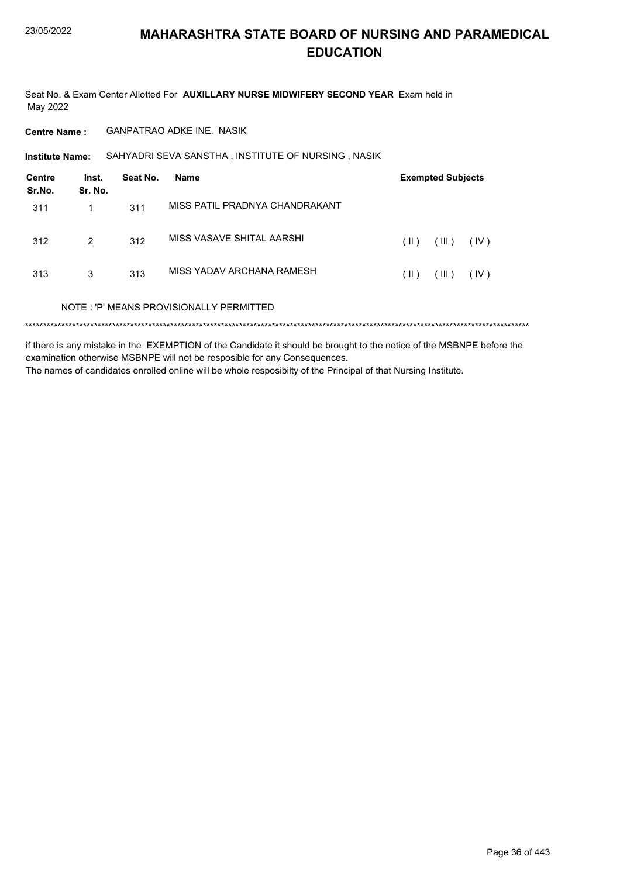# MAHARASHTRA STATE BOARD OF NURSING AND PARAMEDICAL EDUCATION

Seat No. & Exam Center Allotted For **AUXILLARY NURSE MIDWIFERY SECOND YEAR** Exam held in May 2022

**Centre Name :** GANPATRAO ADKE INE. NASIK

**Institute Name:** SAHYADRI SEVA SANSTHA , INSTITUTE OF NURSING , NASIK

| Centre Sr.No. | Inst. Sr. No. | Seat No. | Name | Exempted Subjects |
|---|---|---|---|---|
| 311 | 1 | 311 | MISS PATIL PRADNYA CHANDRAKANT | |
| 312 | 2 | 312 | MISS VASAVE SHITAL AARSHI | ( II ) ( III ) ( IV ) |
| 313 | 3 | 313 | MISS YADAV ARCHANA RAMESH | ( II ) ( III ) ( IV ) |

NOTE : 'P' MEANS PROVISIONALLY PERMITTED

\*\*\*\*\*\*\*\*\*\*\*\*\*\*\*\*\*\*\*\*\*\*\*\*\*\*\*\*\*\*\*\*\*\*\*\*\*\*\*\*\*\*\*\*\*\*\*\*\*\*\*\*\*\*\*\*\*\*\*\*\*\*\*\*\*\*\*\*\*\*\*\*\*\*\*\*\*\*\*\*\*\*\*\*\*\*\*\*\*\*\*\*\*\*\*\*\*\*\*\*\*\*\*\*\*\*\*\*\*\*\*\*\*\*\*\*\*\*\*\*\*\*\*\*\*\*\*\*\*\*\*\*\*\*

if there is any mistake in the EXEMPTION of the Candidate it should be brought to the notice of the MSBNPE before the examination otherwise MSBNPE will not be resposible for any Consequences.

The names of candidates enrolled online will be whole resposibilty of the Principal of that Nursing Institute.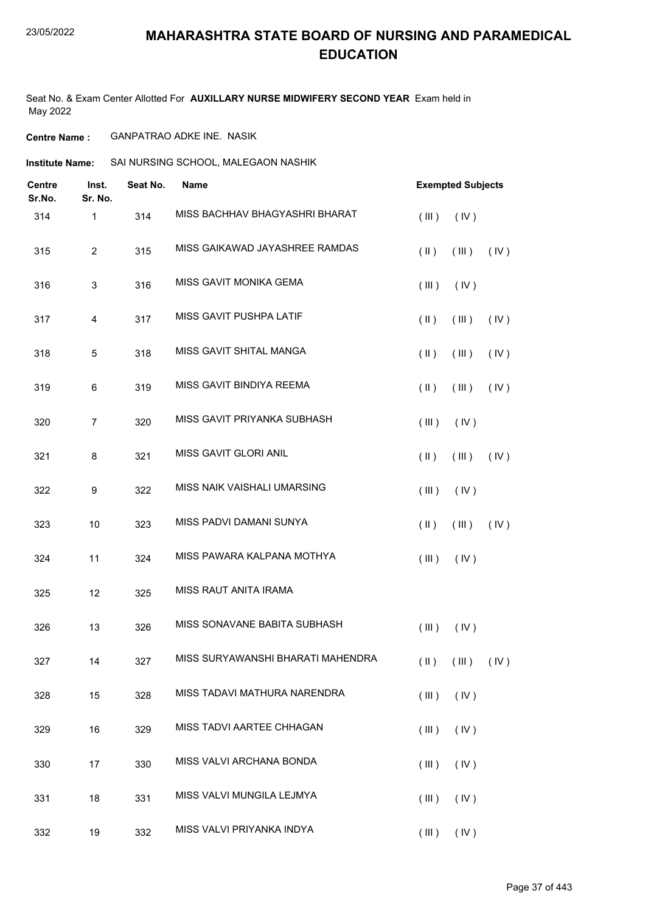# MAHARASHTRA STATE BOARD OF NURSING AND PARAMEDICAL EDUCATION

Seat No. & Exam Center Allotted For **AUXILLARY NURSE MIDWIFERY SECOND YEAR** Exam held in May 2022

**Centre Name :** GANPATRAO ADKE INE. NASIK

**Institute Name:** SAI NURSING SCHOOL, MALEGAON NASHIK

| Centre Sr.No. | Inst. Sr. No. | Seat No. | Name | Exempted Subjects |
|---|---|---|---|---|
| 314 | 1 | 314 | MISS BACHHAV BHAGYASHRI BHARAT | ( III ) ( IV ) |
| 315 | 2 | 315 | MISS GAIKAWAD JAYASHREE RAMDAS | ( II ) ( III ) ( IV ) |
| 316 | 3 | 316 | MISS GAVIT MONIKA GEMA | ( III ) ( IV ) |
| 317 | 4 | 317 | MISS GAVIT PUSHPA LATIF | ( II ) ( III ) ( IV ) |
| 318 | 5 | 318 | MISS GAVIT SHITAL MANGA | ( II ) ( III ) ( IV ) |
| 319 | 6 | 319 | MISS GAVIT BINDIYA REEMA | ( II ) ( III ) ( IV ) |
| 320 | 7 | 320 | MISS GAVIT PRIYANKA SUBHASH | ( III ) ( IV ) |
| 321 | 8 | 321 | MISS GAVIT GLORI ANIL | ( II ) ( III ) ( IV ) |
| 322 | 9 | 322 | MISS NAIK VAISHALI UMARSING | ( III ) ( IV ) |
| 323 | 10 | 323 | MISS PADVI DAMANI SUNYA | ( II ) ( III ) ( IV ) |
| 324 | 11 | 324 | MISS PAWARA KALPANA MOTHYA | ( III ) ( IV ) |
| 325 | 12 | 325 | MISS RAUT ANITA IRAMA | |
| 326 | 13 | 326 | MISS SONAVANE BABITA SUBHASH | ( III ) ( IV ) |
| 327 | 14 | 327 | MISS SURYAWANSHI BHARATI MAHENDRA | ( II ) ( III ) ( IV ) |
| 328 | 15 | 328 | MISS TADAVI MATHURA NARENDRA | ( III ) ( IV ) |
| 329 | 16 | 329 | MISS TADVI AARTEE CHHAGAN | ( III ) ( IV ) |
| 330 | 17 | 330 | MISS VALVI ARCHANA BONDA | ( III ) ( IV ) |
| 331 | 18 | 331 | MISS VALVI MUNGILA LEJMYA | ( III ) ( IV ) |
| 332 | 19 | 332 | MISS VALVI PRIYANKA INDYA | ( III ) ( IV ) |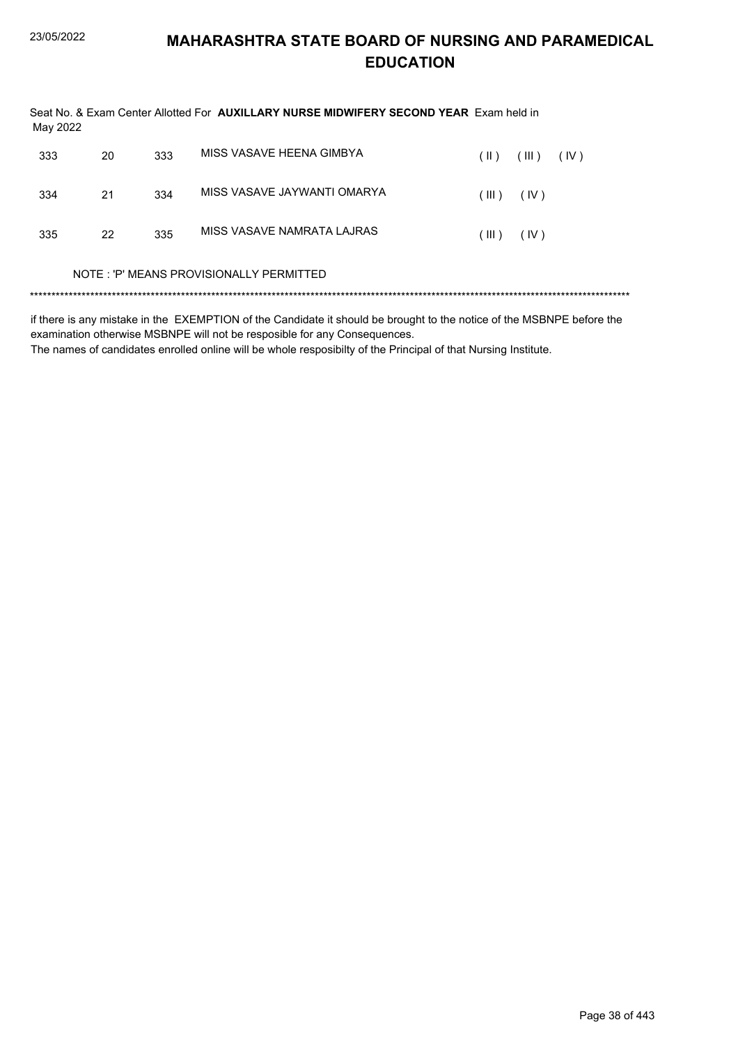# MAHARASHTRA STATE BOARD OF NURSING AND PARAMEDICAL EDUCATION

Seat No. & Exam Center Allotted For **AUXILLARY NURSE MIDWIFERY SECOND YEAR** Exam held in May 2022

| | | | | | | |
|---|---|---|---|---|---|---|
| 333 | 20 | 333 | MISS VASAVE HEENA GIMBYA | ( II ) | ( III ) | ( IV ) |
| 334 | 21 | 334 | MISS VASAVE JAYWANTI OMARYA | ( III ) | ( IV ) | |
| 335 | 22 | 335 | MISS VASAVE NAMRATA LAJRAS | ( III ) | ( IV ) | |

NOTE : 'P' MEANS PROVISIONALLY PERMITTED

*******************************************************************************************************************************************

if there is any mistake in the EXEMPTION of the Candidate it should be brought to the notice of the MSBNPE before the examination otherwise MSBNPE will not be resposible for any Consequences.
The names of candidates enrolled online will be whole resposibilty of the Principal of that Nursing Institute.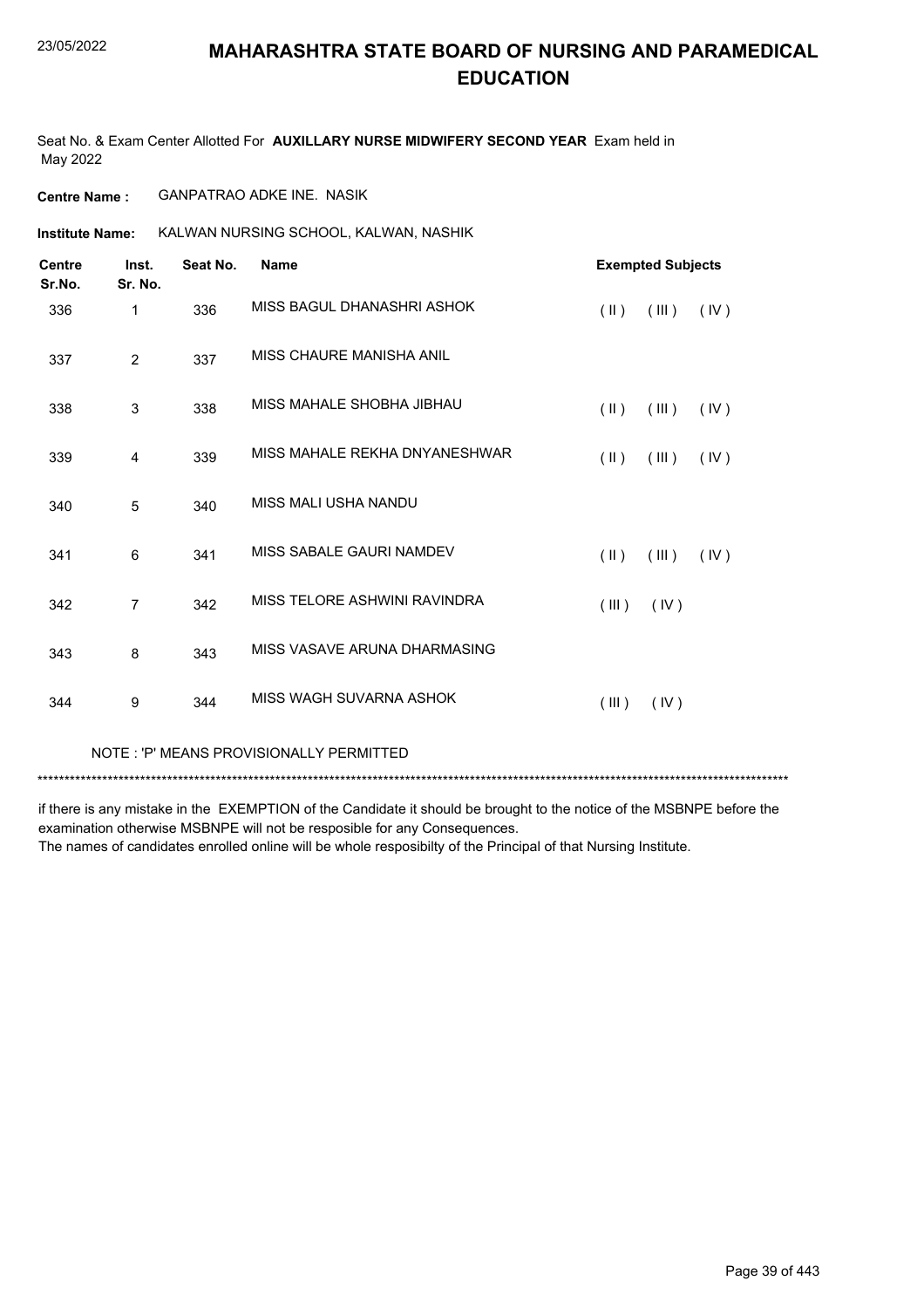# MAHARASHTRA STATE BOARD OF NURSING AND PARAMEDICAL EDUCATION

Seat No. & Exam Center Allotted For **AUXILLARY NURSE MIDWIFERY SECOND YEAR** Exam held in May 2022

**Centre Name :** GANPATRAO ADKE INE. NASIK

**Institute Name:** KALWAN NURSING SCHOOL, KALWAN, NASHIK

| Centre Sr.No. | Inst. Sr. No. | Seat No. | Name | Exempted Subjects |
|---|---|---|---|---|
| 336 | 1 | 336 | MISS BAGUL DHANASHRI ASHOK | ( II ) ( III ) ( IV ) |
| 337 | 2 | 337 | MISS CHAURE MANISHA ANIL | |
| 338 | 3 | 338 | MISS MAHALE SHOBHA JIBHAU | ( II ) ( III ) ( IV ) |
| 339 | 4 | 339 | MISS MAHALE REKHA DNYANESHWAR | ( II ) ( III ) ( IV ) |
| 340 | 5 | 340 | MISS MALI USHA NANDU | |
| 341 | 6 | 341 | MISS SABALE GAURI NAMDEV | ( II ) ( III ) ( IV ) |
| 342 | 7 | 342 | MISS TELORE ASHWINI RAVINDRA | ( III ) ( IV ) |
| 343 | 8 | 343 | MISS VASAVE ARUNA DHARMASING | |
| 344 | 9 | 344 | MISS WAGH SUVARNA ASHOK | ( III ) ( IV ) |

NOTE : 'P' MEANS PROVISIONALLY PERMITTED

******************************************************************************************************************************************

if there is any mistake in the EXEMPTION of the Candidate it should be brought to the notice of the MSBNPE before the examination otherwise MSBNPE will not be resposible for any Consequences.
The names of candidates enrolled online will be whole resposibilty of the Principal of that Nursing Institute.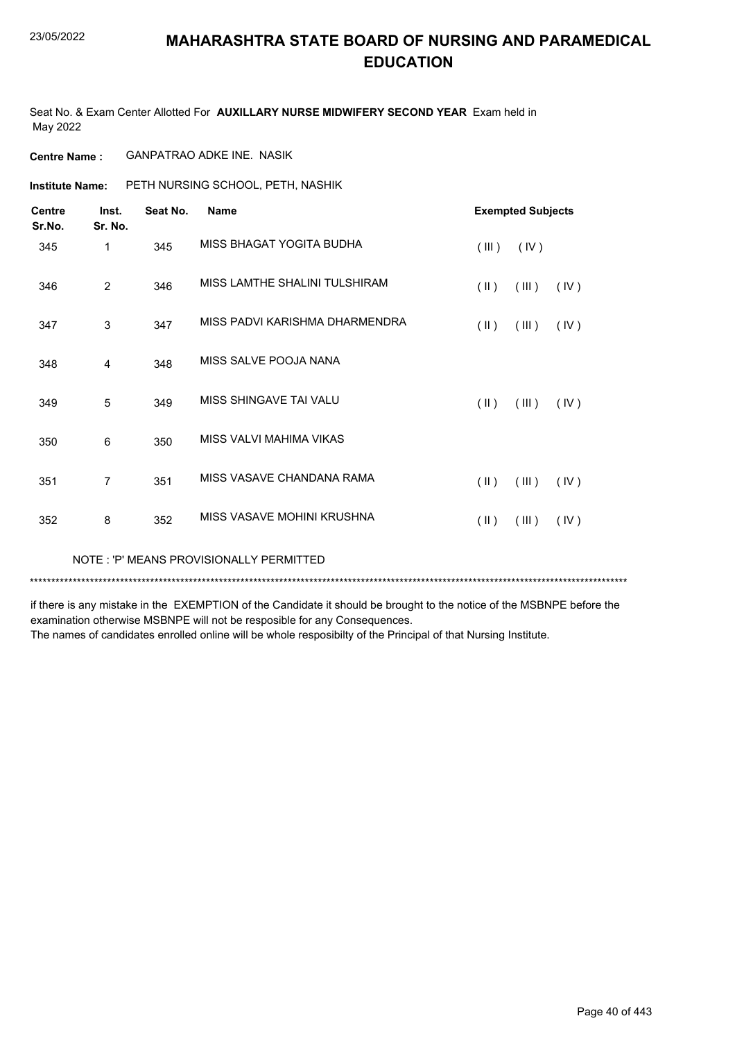# MAHARASHTRA STATE BOARD OF NURSING AND PARAMEDICAL EDUCATION

Seat No. & Exam Center Allotted For **AUXILLARY NURSE MIDWIFERY SECOND YEAR** Exam held in May 2022

**Centre Name :** GANPATRAO ADKE INE. NASIK

**Institute Name:** PETH NURSING SCHOOL, PETH, NASHIK

| Centre Sr.No. | Inst. Sr. No. | Seat No. | Name | Exempted Subjects |
|---|---|---|---|---|
| 345 | 1 | 345 | MISS BHAGAT YOGITA BUDHA | ( III ) ( IV ) |
| 346 | 2 | 346 | MISS LAMTHE SHALINI TULSHIRAM | ( II ) ( III ) ( IV ) |
| 347 | 3 | 347 | MISS PADVI KARISHMA DHARMENDRA | ( II ) ( III ) ( IV ) |
| 348 | 4 | 348 | MISS SALVE POOJA NANA | |
| 349 | 5 | 349 | MISS SHINGAVE TAI VALU | ( II ) ( III ) ( IV ) |
| 350 | 6 | 350 | MISS VALVI MAHIMA VIKAS | |
| 351 | 7 | 351 | MISS VASAVE CHANDANA RAMA | ( II ) ( III ) ( IV ) |
| 352 | 8 | 352 | MISS VASAVE MOHINI KRUSHNA | ( II ) ( III ) ( IV ) |

NOTE : 'P' MEANS PROVISIONALLY PERMITTED

***************************************************************************************************************************************

if there is any mistake in the EXEMPTION of the Candidate it should be brought to the notice of the MSBNPE before the examination otherwise MSBNPE will not be resposible for any Consequences.

The names of candidates enrolled online will be whole resposibilty of the Principal of that Nursing Institute.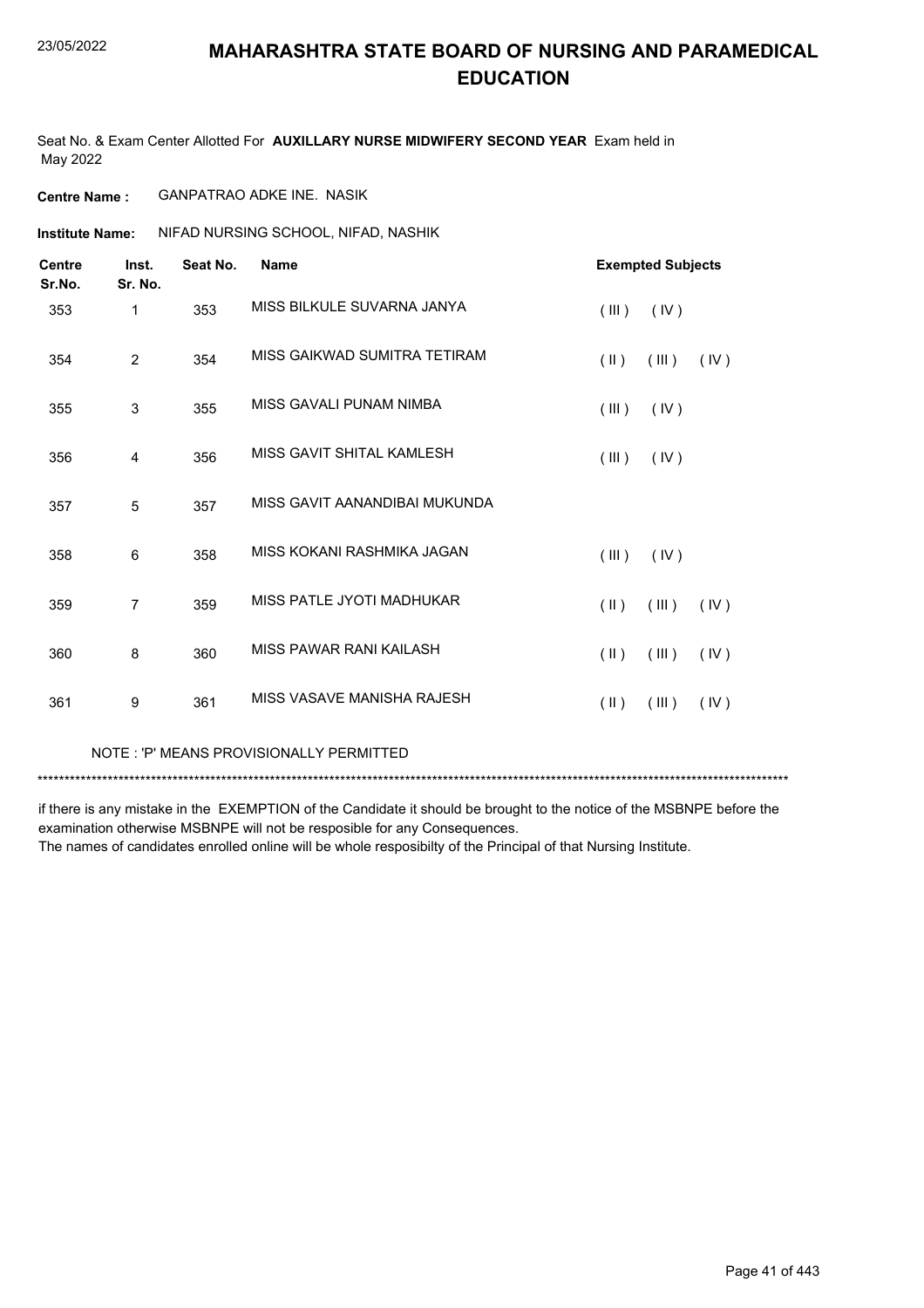# MAHARASHTRA STATE BOARD OF NURSING AND PARAMEDICAL EDUCATION

23/05/2022

Seat No. & Exam Center Allotted For **AUXILLARY NURSE MIDWIFERY SECOND YEAR** Exam held in May 2022

**Centre Name :** GANPATRAO ADKE INE. NASIK

**Institute Name:** NIFAD NURSING SCHOOL, NIFAD, NASHIK

| Centre Sr.No. | Inst. Sr. No. | Seat No. | Name | Exempted Subjects |
|---|---|---|---|---|
| 353 | 1 | 353 | MISS BILKULE SUVARNA JANYA | ( III ) ( IV ) |
| 354 | 2 | 354 | MISS GAIKWAD SUMITRA TETIRAM | ( II ) ( III ) ( IV ) |
| 355 | 3 | 355 | MISS GAVALI PUNAM NIMBA | ( III ) ( IV ) |
| 356 | 4 | 356 | MISS GAVIT SHITAL KAMLESH | ( III ) ( IV ) |
| 357 | 5 | 357 | MISS GAVIT AANANDIBAI MUKUNDA | |
| 358 | 6 | 358 | MISS KOKANI RASHMIKA JAGAN | ( III ) ( IV ) |
| 359 | 7 | 359 | MISS PATLE JYOTI MADHUKAR | ( II ) ( III ) ( IV ) |
| 360 | 8 | 360 | MISS PAWAR RANI KAILASH | ( II ) ( III ) ( IV ) |
| 361 | 9 | 361 | MISS VASAVE MANISHA RAJESH | ( II ) ( III ) ( IV ) |

NOTE : 'P' MEANS PROVISIONALLY PERMITTED

*******************************************************************************************************************************************

if there is any mistake in the EXEMPTION of the Candidate it should be brought to the notice of the MSBNPE before the examination otherwise MSBNPE will not be resposible for any Consequences.
The names of candidates enrolled online will be whole resposibilty of the Principal of that Nursing Institute.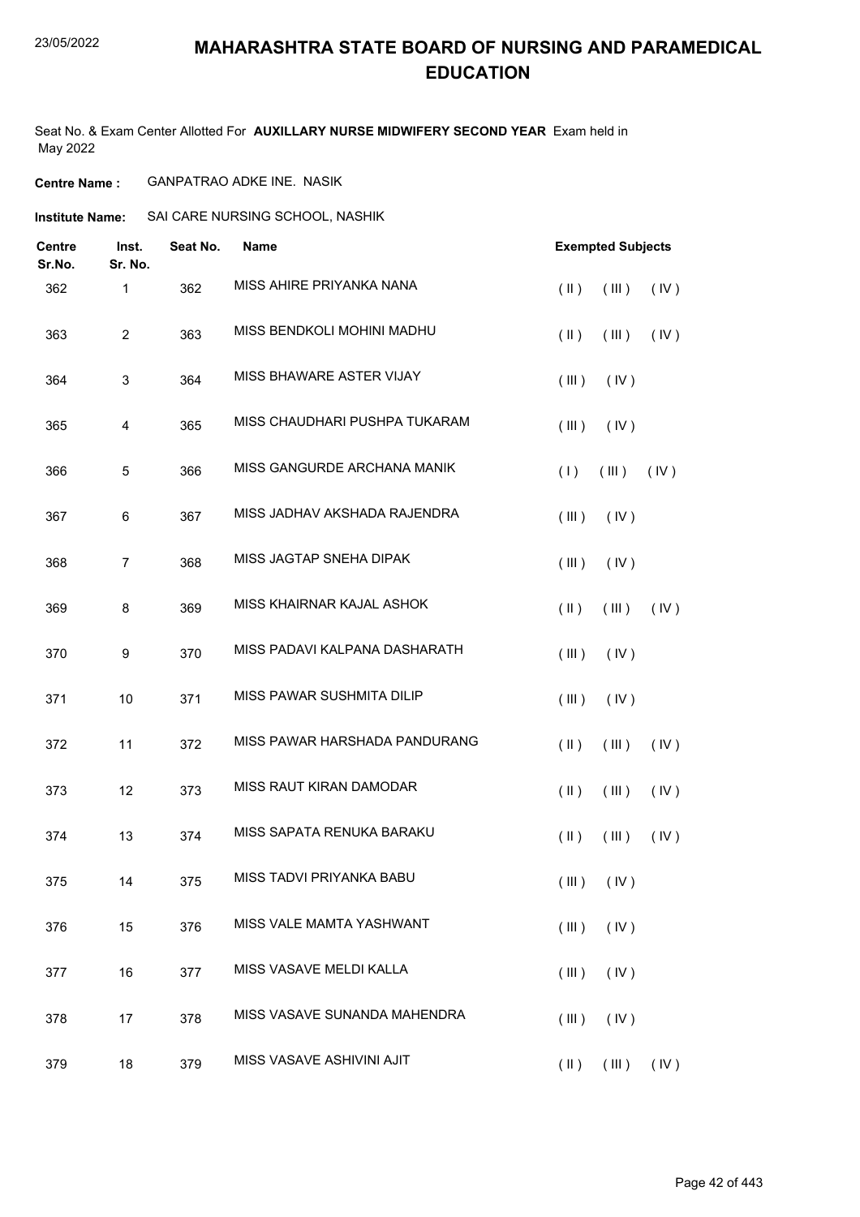# MAHARASHTRA STATE BOARD OF NURSING AND PARAMEDICAL EDUCATION

Seat No. & Exam Center Allotted For **AUXILLARY NURSE MIDWIFERY SECOND YEAR** Exam held in May 2022

**Centre Name :** GANPATRAO ADKE INE. NASIK

**Institute Name:** SAI CARE NURSING SCHOOL, NASHIK

| Centre Sr.No. | Inst. Sr. No. | Seat No. | Name | Exempted Subjects |
|---|---|---|---|---|
| 362 | 1 | 362 | MISS AHIRE PRIYANKA NANA | ( II ) ( III ) ( IV ) |
| 363 | 2 | 363 | MISS BENDKOLI MOHINI MADHU | ( II ) ( III ) ( IV ) |
| 364 | 3 | 364 | MISS BHAWARE ASTER VIJAY | ( III ) ( IV ) |
| 365 | 4 | 365 | MISS CHAUDHARI PUSHPA TUKARAM | ( III ) ( IV ) |
| 366 | 5 | 366 | MISS GANGURDE ARCHANA MANIK | ( I ) ( III ) ( IV ) |
| 367 | 6 | 367 | MISS JADHAV AKSHADA RAJENDRA | ( III ) ( IV ) |
| 368 | 7 | 368 | MISS JAGTAP SNEHA DIPAK | ( III ) ( IV ) |
| 369 | 8 | 369 | MISS KHAIRNAR KAJAL ASHOK | ( II ) ( III ) ( IV ) |
| 370 | 9 | 370 | MISS PADAVI KALPANA DASHARATH | ( III ) ( IV ) |
| 371 | 10 | 371 | MISS PAWAR SUSHMITA DILIP | ( III ) ( IV ) |
| 372 | 11 | 372 | MISS PAWAR HARSHADA PANDURANG | ( II ) ( III ) ( IV ) |
| 373 | 12 | 373 | MISS RAUT KIRAN DAMODAR | ( II ) ( III ) ( IV ) |
| 374 | 13 | 374 | MISS SAPATA RENUKA BARAKU | ( II ) ( III ) ( IV ) |
| 375 | 14 | 375 | MISS TADVI PRIYANKA BABU | ( III ) ( IV ) |
| 376 | 15 | 376 | MISS VALE MAMTA YASHWANT | ( III ) ( IV ) |
| 377 | 16 | 377 | MISS VASAVE MELDI KALLA | ( III ) ( IV ) |
| 378 | 17 | 378 | MISS VASAVE SUNANDA MAHENDRA | ( III ) ( IV ) |
| 379 | 18 | 379 | MISS VASAVE ASHIVINI AJIT | ( II ) ( III ) ( IV ) |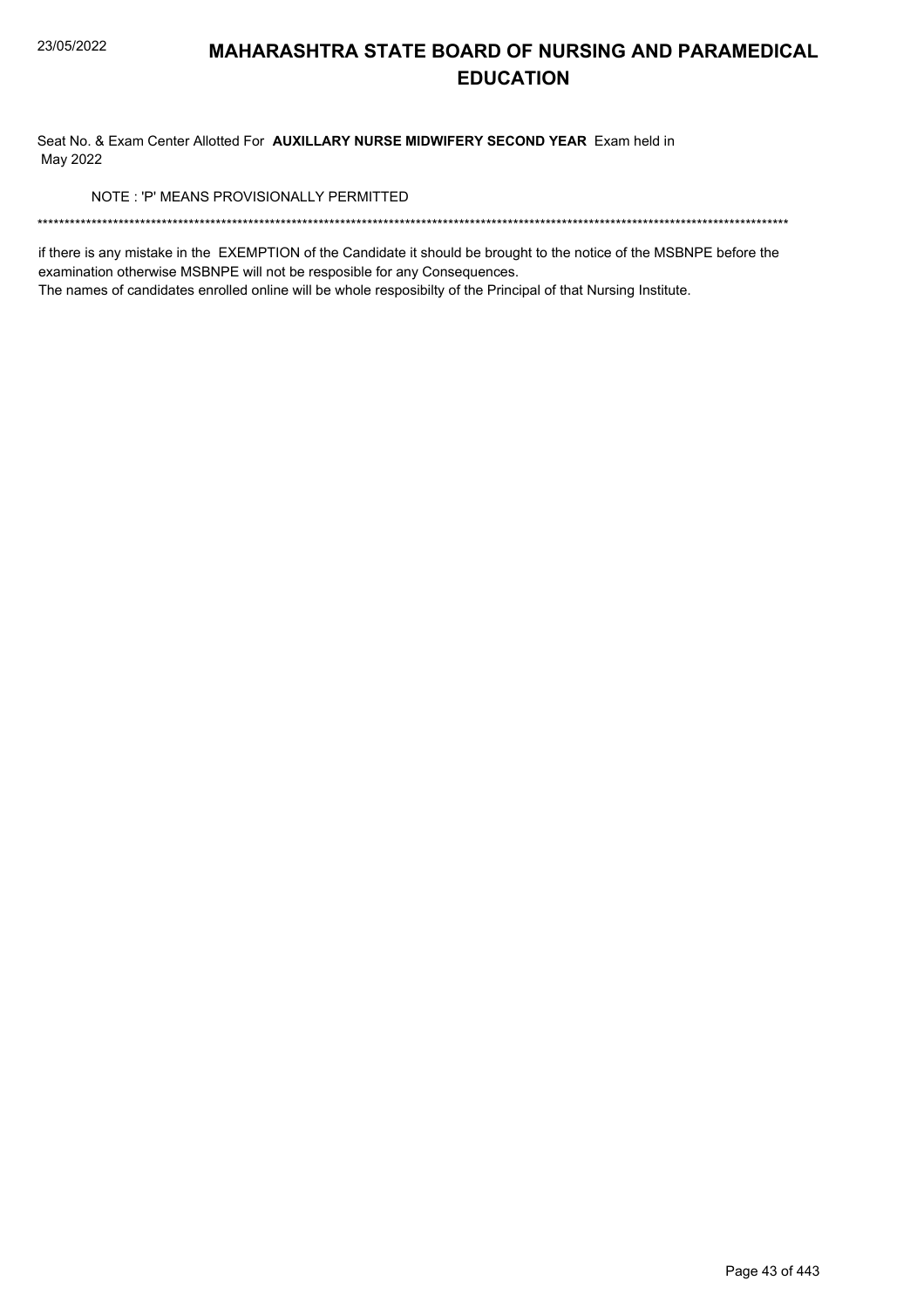# MAHARASHTRA STATE BOARD OF NURSING AND PARAMEDICAL EDUCATION

Seat No. & Exam Center Allotted For **AUXILLARY NURSE MIDWIFERY SECOND YEAR** Exam held in May 2022

NOTE : 'P' MEANS PROVISIONALLY PERMITTED

*******************************************************************************************************************************************

if there is any mistake in the EXEMPTION of the Candidate it should be brought to the notice of the MSBNPE before the examination otherwise MSBNPE will not be resposible for any Consequences.

The names of candidates enrolled online will be whole resposibilty of the Principal of that Nursing Institute.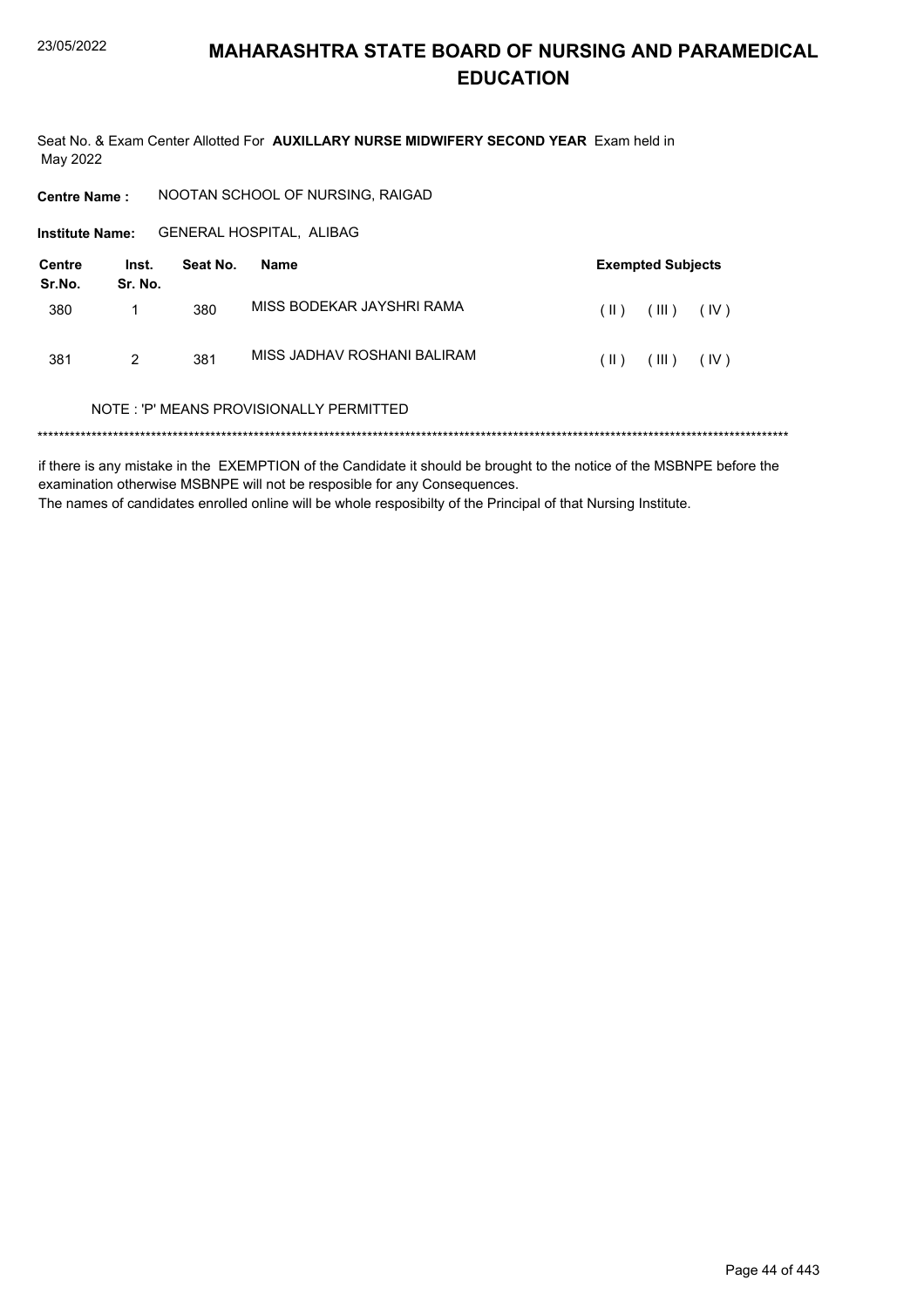# MAHARASHTRA STATE BOARD OF NURSING AND PARAMEDICAL EDUCATION

Seat No. & Exam Center Allotted For **AUXILLARY NURSE MIDWIFERY SECOND YEAR** Exam held in May 2022

**Centre Name :** NOOTAN SCHOOL OF NURSING, RAIGAD

**Institute Name:** GENERAL HOSPITAL, ALIBAG

| Centre Sr.No. | Inst. Sr. No. | Seat No. | Name | Exempted Subjects |
|---|---|---|---|---|
| 380 | 1 | 380 | MISS BODEKAR JAYSHRI RAMA | ( II ) ( III ) ( IV ) |
| 381 | 2 | 381 | MISS JADHAV ROSHANI BALIRAM | ( II ) ( III ) ( IV ) |

NOTE : 'P' MEANS PROVISIONALLY PERMITTED

******************************************************************************************************************************************

if there is any mistake in the EXEMPTION of the Candidate it should be brought to the notice of the MSBNPE before the examination otherwise MSBNPE will not be resposible for any Consequences.

The names of candidates enrolled online will be whole resposibilty of the Principal of that Nursing Institute.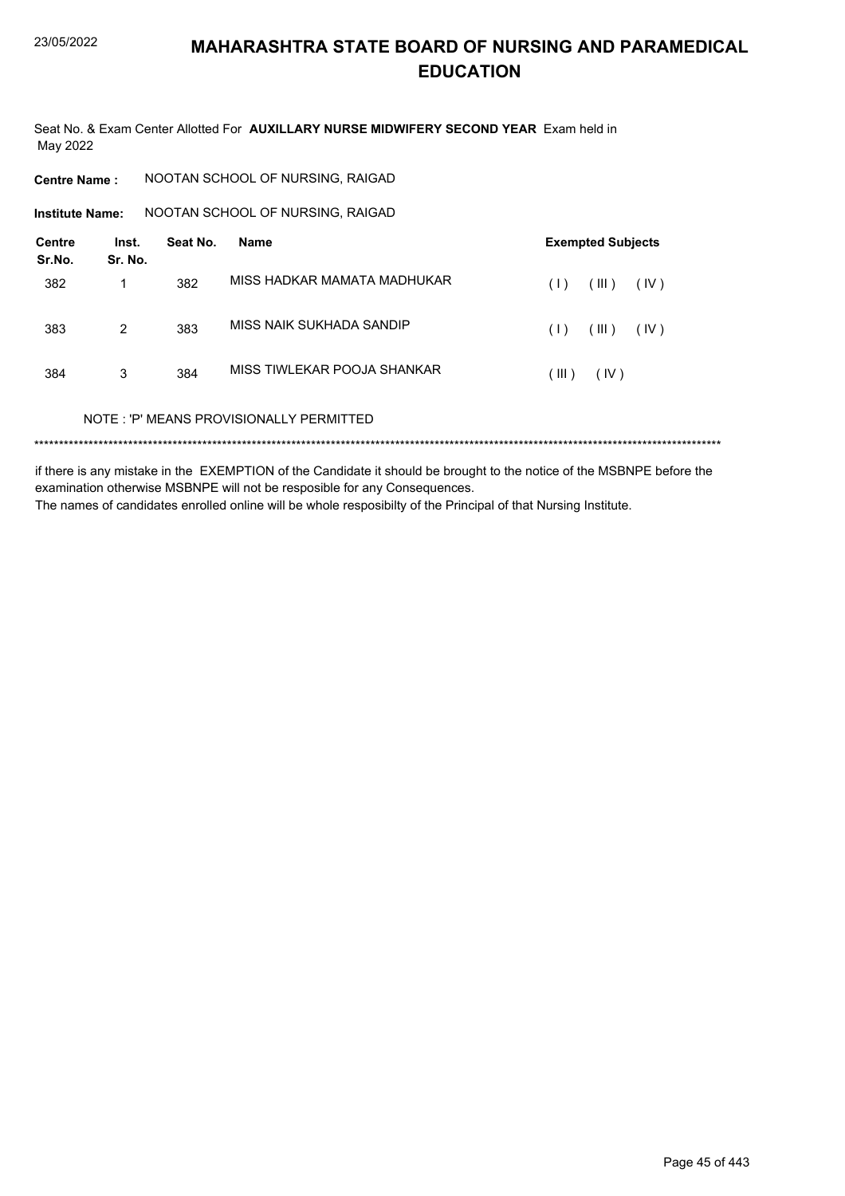# MAHARASHTRA STATE BOARD OF NURSING AND PARAMEDICAL EDUCATION

Seat No. & Exam Center Allotted For **AUXILLARY NURSE MIDWIFERY SECOND YEAR** Exam held in May 2022

**Centre Name :** NOOTAN SCHOOL OF NURSING, RAIGAD

**Institute Name:** NOOTAN SCHOOL OF NURSING, RAIGAD

| Centre Sr.No. | Inst. Sr. No. | Seat No. | Name | Exempted Subjects |
|---|---|---|---|---|
| 382 | 1 | 382 | MISS HADKAR MAMATA MADHUKAR | ( I ) ( III ) ( IV ) |
| 383 | 2 | 383 | MISS NAIK SUKHADA SANDIP | ( I ) ( III ) ( IV ) |
| 384 | 3 | 384 | MISS TIWLEKAR POOJA SHANKAR | ( III ) ( IV ) |

NOTE : 'P' MEANS PROVISIONALLY PERMITTED

******************************************************************************************************************************************

if there is any mistake in the EXEMPTION of the Candidate it should be brought to the notice of the MSBNPE before the examination otherwise MSBNPE will not be resposible for any Consequences.

The names of candidates enrolled online will be whole resposibilty of the Principal of that Nursing Institute.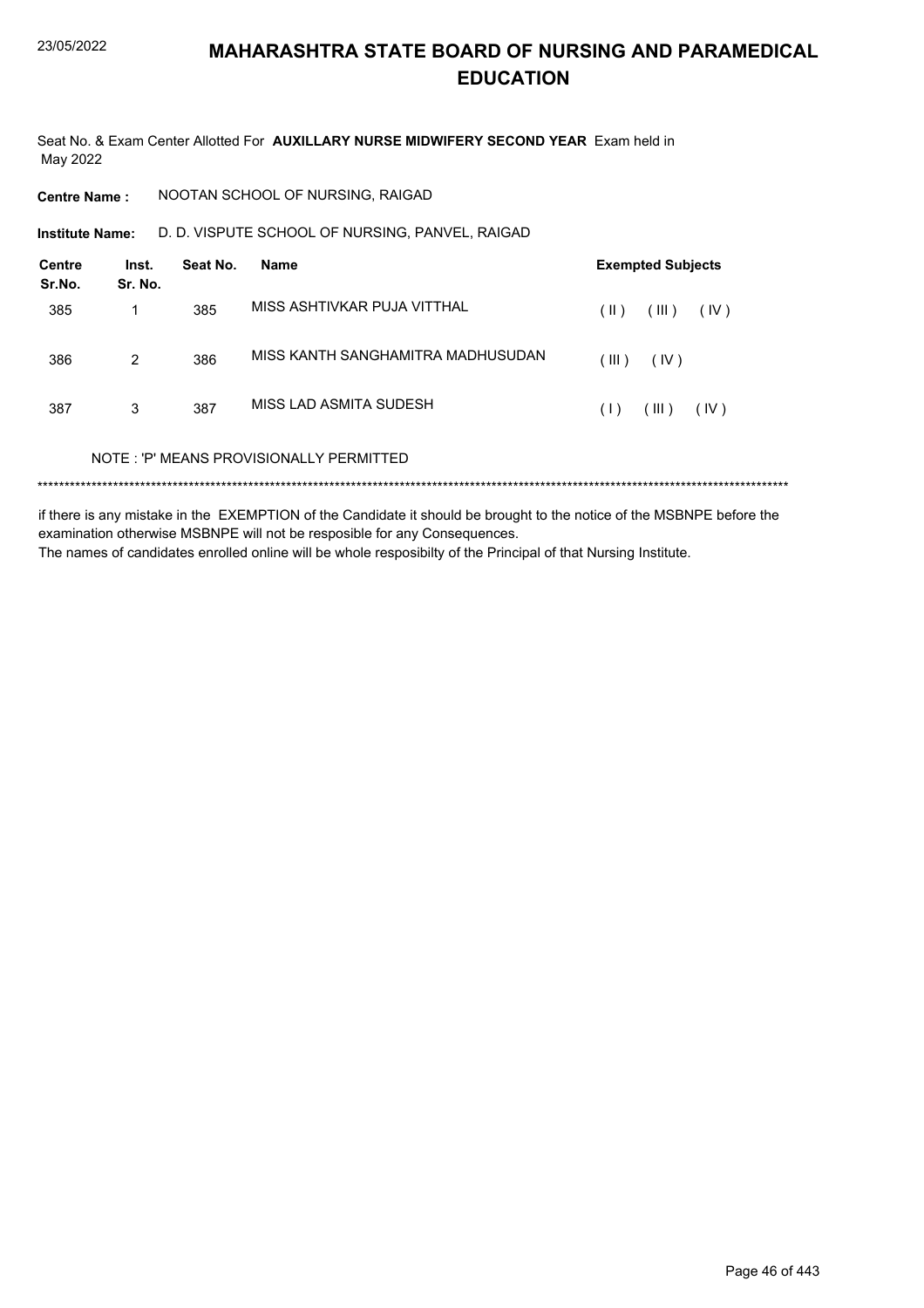# MAHARASHTRA STATE BOARD OF NURSING AND PARAMEDICAL EDUCATION

Seat No. & Exam Center Allotted For **AUXILLARY NURSE MIDWIFERY SECOND YEAR** Exam held in May 2022

**Centre Name :** NOOTAN SCHOOL OF NURSING, RAIGAD

**Institute Name:** D. D. VISPUTE SCHOOL OF NURSING, PANVEL, RAIGAD

| Centre Sr.No. | Inst. Sr. No. | Seat No. | Name | Exempted Subjects |
|---|---|---|---|---|
| 385 | 1 | 385 | MISS ASHTIVKAR PUJA VITTHAL | ( II ) ( III ) ( IV ) |
| 386 | 2 | 386 | MISS KANTH SANGHAMITRA MADHUSUDAN | ( III ) ( IV ) |
| 387 | 3 | 387 | MISS LAD ASMITA SUDESH | ( I ) ( III ) ( IV ) |

NOTE : 'P' MEANS PROVISIONALLY PERMITTED

*******************************************************************************************************************************************

if there is any mistake in the EXEMPTION of the Candidate it should be brought to the notice of the MSBNPE before the examination otherwise MSBNPE will not be resposible for any Consequences.

The names of candidates enrolled online will be whole resposibilty of the Principal of that Nursing Institute.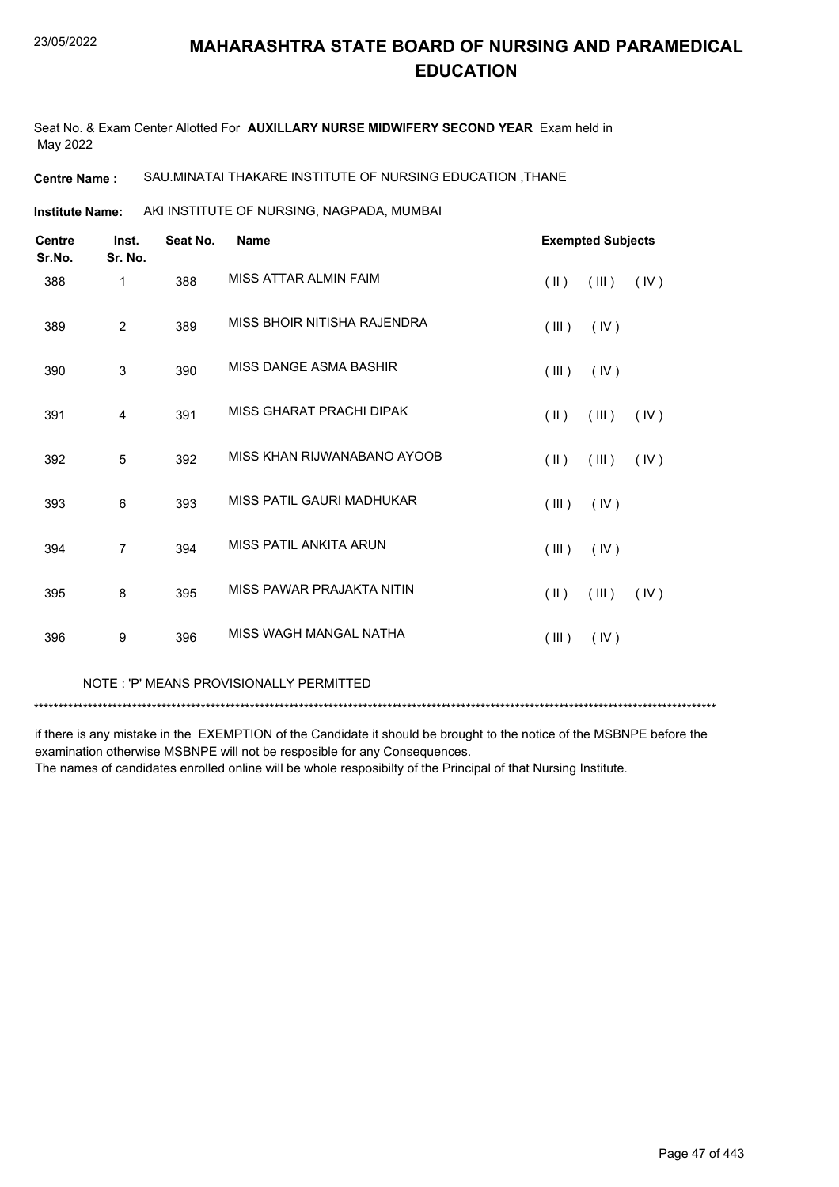# MAHARASHTRA STATE BOARD OF NURSING AND PARAMEDICAL EDUCATION

Seat No. & Exam Center Allotted For **AUXILLARY NURSE MIDWIFERY SECOND YEAR** Exam held in May 2022

**Centre Name :** SAU.MINATAI THAKARE INSTITUTE OF NURSING EDUCATION ,THANE

**Institute Name:** AKI INSTITUTE OF NURSING, NAGPADA, MUMBAI

| Centre Sr.No. | Inst. Sr. No. | Seat No. | Name | Exempted Subjects |
|---|---|---|---|---|
| 388 | 1 | 388 | MISS ATTAR ALMIN FAIM | ( II ) ( III ) ( IV ) |
| 389 | 2 | 389 | MISS BHOIR NITISHA RAJENDRA | ( III ) ( IV ) |
| 390 | 3 | 390 | MISS DANGE ASMA BASHIR | ( III ) ( IV ) |
| 391 | 4 | 391 | MISS GHARAT PRACHI DIPAK | ( II ) ( III ) ( IV ) |
| 392 | 5 | 392 | MISS KHAN RIJWANABANO AYOOB | ( II ) ( III ) ( IV ) |
| 393 | 6 | 393 | MISS PATIL GAURI MADHUKAR | ( III ) ( IV ) |
| 394 | 7 | 394 | MISS PATIL ANKITA ARUN | ( III ) ( IV ) |
| 395 | 8 | 395 | MISS PAWAR PRAJAKTA NITIN | ( II ) ( III ) ( IV ) |
| 396 | 9 | 396 | MISS WAGH MANGAL NATHA | ( III ) ( IV ) |

NOTE : 'P' MEANS PROVISIONALLY PERMITTED

*******************************************************************************************************************************************

if there is any mistake in the EXEMPTION of the Candidate it should be brought to the notice of the MSBNPE before the examination otherwise MSBNPE will not be resposible for any Consequences.
The names of candidates enrolled online will be whole resposibilty of the Principal of that Nursing Institute.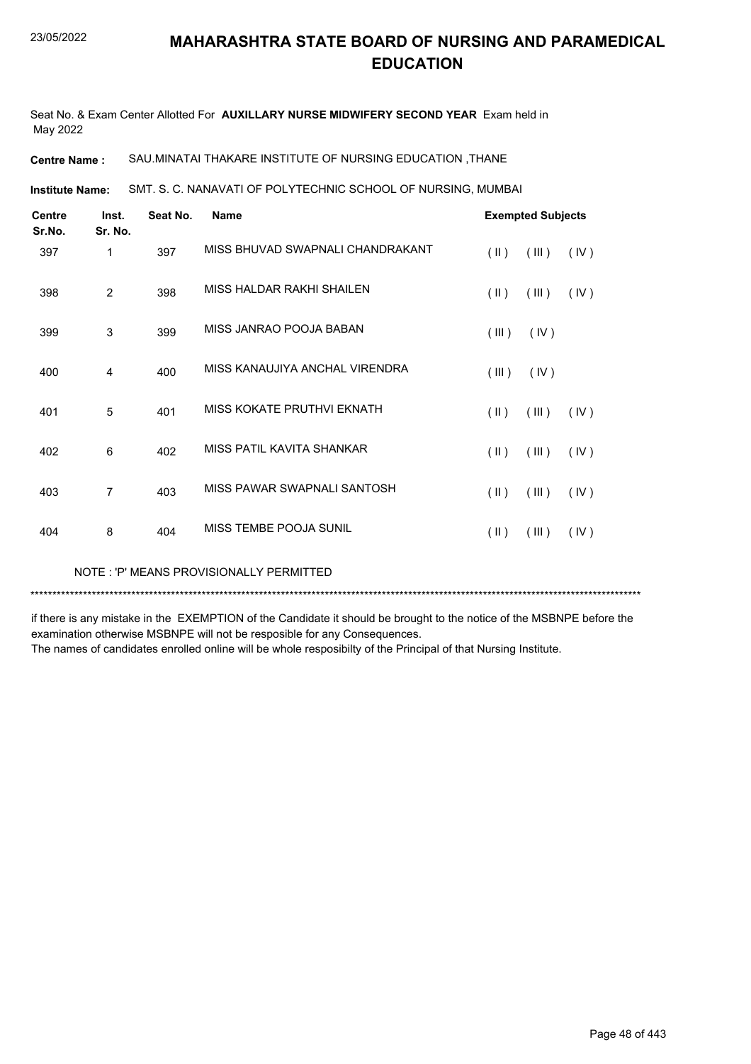# MAHARASHTRA STATE BOARD OF NURSING AND PARAMEDICAL EDUCATION

23/05/2022

Seat No. & Exam Center Allotted For **AUXILLARY NURSE MIDWIFERY SECOND YEAR** Exam held in May 2022

**Centre Name :** SAU.MINATAI THAKARE INSTITUTE OF NURSING EDUCATION ,THANE

**Institute Name:** SMT. S. C. NANAVATI OF POLYTECHNIC SCHOOL OF NURSING, MUMBAI

| Centre Sr.No. | Inst. Sr. No. | Seat No. | Name | Exempted Subjects |
|---|---|---|---|---|
| 397 | 1 | 397 | MISS BHUVAD SWAPNALI CHANDRAKANT | ( II ) ( III ) ( IV ) |
| 398 | 2 | 398 | MISS HALDAR RAKHI SHAILEN | ( II ) ( III ) ( IV ) |
| 399 | 3 | 399 | MISS JANRAO POOJA BABAN | ( III ) ( IV ) |
| 400 | 4 | 400 | MISS KANAUJIYA ANCHAL VIRENDRA | ( III ) ( IV ) |
| 401 | 5 | 401 | MISS KOKATE PRUTHVI EKNATH | ( II ) ( III ) ( IV ) |
| 402 | 6 | 402 | MISS PATIL KAVITA SHANKAR | ( II ) ( III ) ( IV ) |
| 403 | 7 | 403 | MISS PAWAR SWAPNALI SANTOSH | ( II ) ( III ) ( IV ) |
| 404 | 8 | 404 | MISS TEMBE POOJA SUNIL | ( II ) ( III ) ( IV ) |

NOTE : 'P' MEANS PROVISIONALLY PERMITTED

*******************************************************************************************************************************************

if there is any mistake in the EXEMPTION of the Candidate it should be brought to the notice of the MSBNPE before the examination otherwise MSBNPE will not be resposible for any Consequences.
The names of candidates enrolled online will be whole resposibilty of the Principal of that Nursing Institute.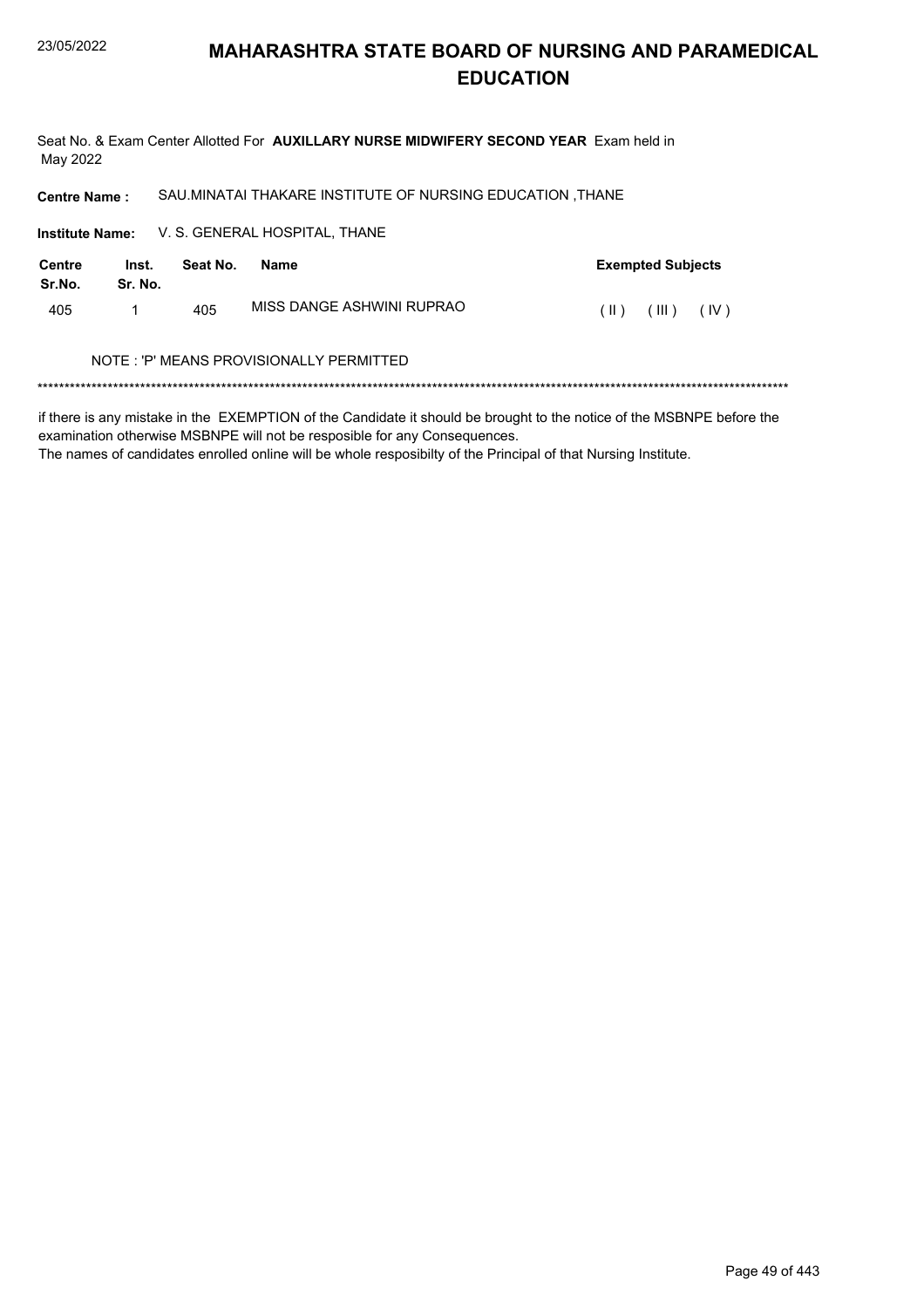# MAHARASHTRA STATE BOARD OF NURSING AND PARAMEDICAL EDUCATION

Seat No. & Exam Center Allotted For **AUXILLARY NURSE MIDWIFERY SECOND YEAR** Exam held in May 2022

**Centre Name :** SAU.MINATAI THAKARE INSTITUTE OF NURSING EDUCATION ,THANE

**Institute Name:** V. S. GENERAL HOSPITAL, THANE

| Centre Sr.No. | Inst. Sr. No. | Seat No. | Name | Exempted Subjects |
|---|---|---|---|---|
| 405 | 1 | 405 | MISS DANGE ASHWINI RUPRAO | ( II ) ( III ) ( IV ) |

NOTE : 'P' MEANS PROVISIONALLY PERMITTED

*******************************************************************************************************************************************

if there is any mistake in the EXEMPTION of the Candidate it should be brought to the notice of the MSBNPE before the examination otherwise MSBNPE will not be resposible for any Consequences.

The names of candidates enrolled online will be whole resposibilty of the Principal of that Nursing Institute.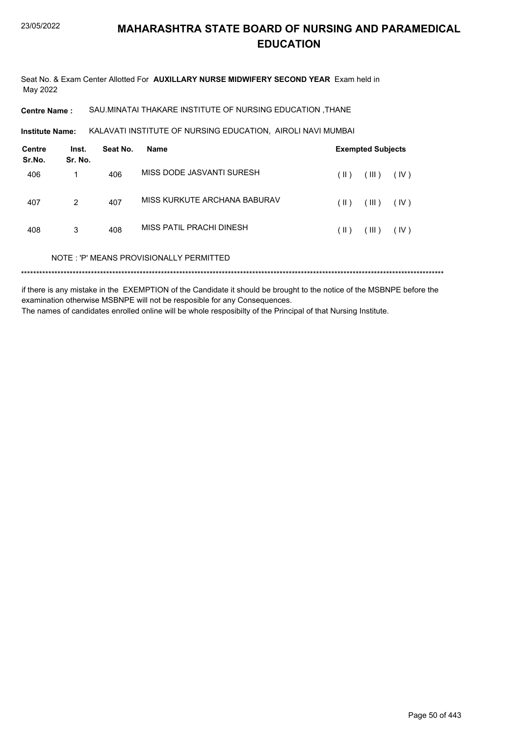# MAHARASHTRA STATE BOARD OF NURSING AND PARAMEDICAL EDUCATION

Seat No. & Exam Center Allotted For **AUXILLARY NURSE MIDWIFERY SECOND YEAR** Exam held in May 2022

**Centre Name :** SAU.MINATAI THAKARE INSTITUTE OF NURSING EDUCATION ,THANE

**Institute Name:** KALAVATI INSTITUTE OF NURSING EDUCATION, AIROLI NAVI MUMBAI

| Centre Sr.No. | Inst. Sr. No. | Seat No. | Name | Exempted Subjects | | |
|---|---|---|---|---|---|---|
| 406 | 1 | 406 | MISS DODE JASVANTI SURESH | ( II ) | ( III ) | ( IV ) |
| 407 | 2 | 407 | MISS KURKUTE ARCHANA BABURAV | ( II ) | ( III ) | ( IV ) |
| 408 | 3 | 408 | MISS PATIL PRACHI DINESH | ( II ) | ( III ) | ( IV ) |

NOTE : 'P' MEANS PROVISIONALLY PERMITTED

*******************************************************************************************************************************************

if there is any mistake in the EXEMPTION of the Candidate it should be brought to the notice of the MSBNPE before the examination otherwise MSBNPE will not be resposible for any Consequences.

The names of candidates enrolled online will be whole resposibilty of the Principal of that Nursing Institute.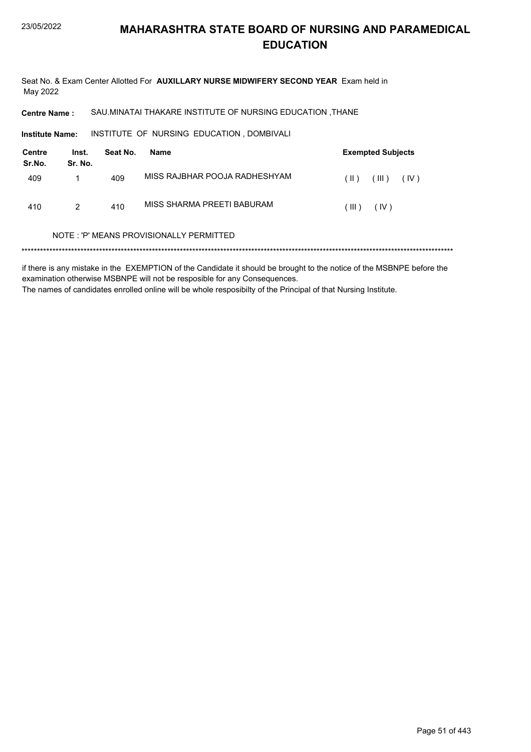# MAHARASHTRA STATE BOARD OF NURSING AND PARAMEDICAL EDUCATION

Seat No. & Exam Center Allotted For **AUXILLARY NURSE MIDWIFERY SECOND YEAR** Exam held in May 2022

**Centre Name :** SAU.MINATAI THAKARE INSTITUTE OF NURSING EDUCATION ,THANE

**Institute Name:** INSTITUTE OF NURSING EDUCATION , DOMBIVALI

| Centre Sr.No. | Inst. Sr. No. | Seat No. | Name | Exempted Subjects |
|---|---|---|---|---|
| 409 | 1 | 409 | MISS RAJBHAR POOJA RADHESHYAM | ( II ) ( III ) ( IV ) |
| 410 | 2 | 410 | MISS SHARMA PREETI BABURAM | ( III ) ( IV ) |

NOTE : 'P' MEANS PROVISIONALLY PERMITTED

******************************************************************************************************************************************

if there is any mistake in the EXEMPTION of the Candidate it should be brought to the notice of the MSBNPE before the examination otherwise MSBNPE will not be resposible for any Consequences.
The names of candidates enrolled online will be whole resposibilty of the Principal of that Nursing Institute.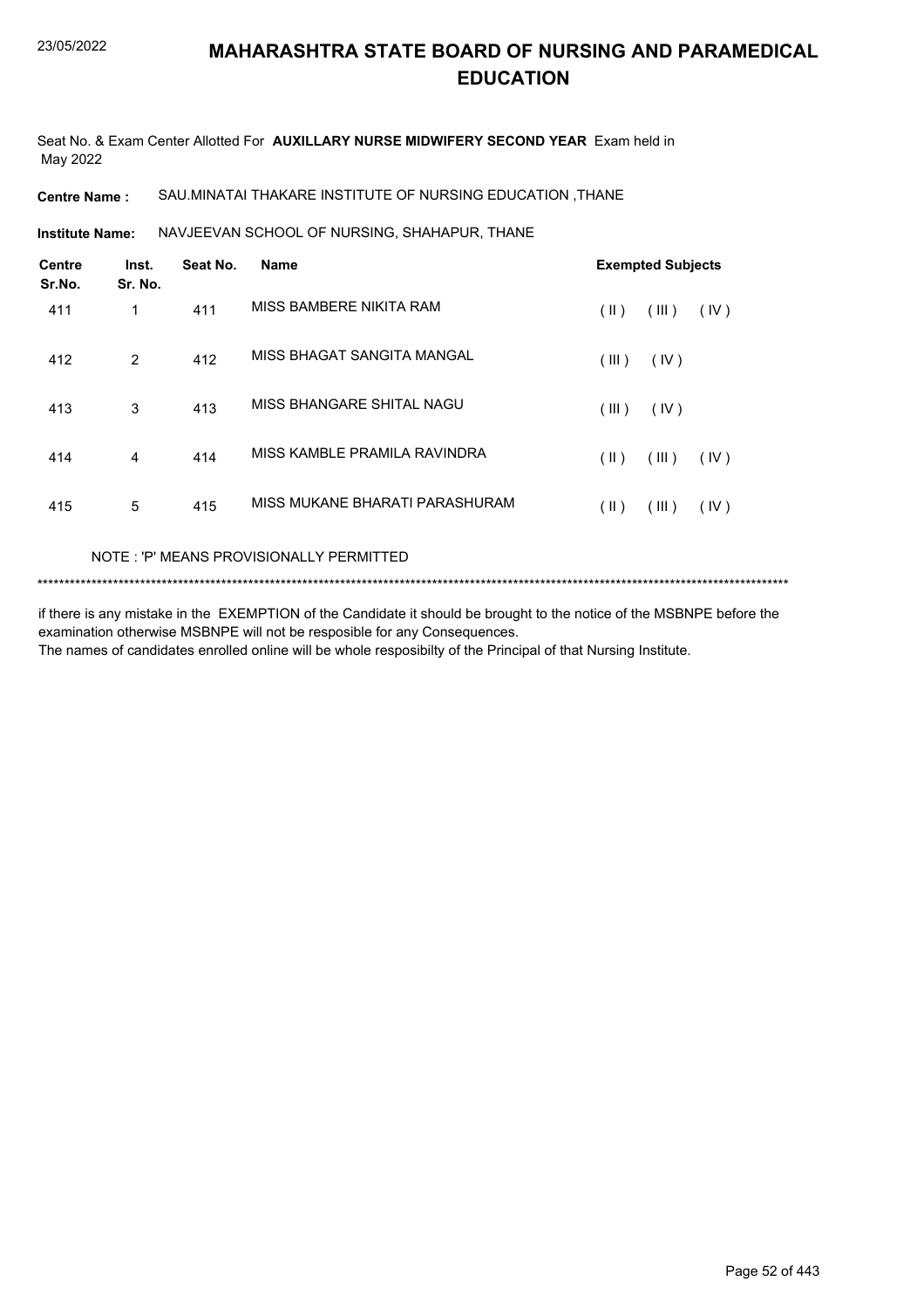# MAHARASHTRA STATE BOARD OF NURSING AND PARAMEDICAL EDUCATION

Seat No. & Exam Center Allotted For **AUXILLARY NURSE MIDWIFERY SECOND YEAR** Exam held in May 2022

**Centre Name :** SAU.MINATAI THAKARE INSTITUTE OF NURSING EDUCATION ,THANE

**Institute Name:** NAVJEEVAN SCHOOL OF NURSING, SHAHAPUR, THANE

| Centre Sr.No. | Inst. Sr. No. | Seat No. | Name | Exempted Subjects |
|---|---|---|---|---|
| 411 | 1 | 411 | MISS BAMBERE NIKITA RAM | ( II ) ( III ) ( IV ) |
| 412 | 2 | 412 | MISS BHAGAT SANGITA MANGAL | ( III ) ( IV ) |
| 413 | 3 | 413 | MISS BHANGARE SHITAL NAGU | ( III ) ( IV ) |
| 414 | 4 | 414 | MISS KAMBLE PRAMILA RAVINDRA | ( II ) ( III ) ( IV ) |
| 415 | 5 | 415 | MISS MUKANE BHARATI PARASHURAM | ( II ) ( III ) ( IV ) |

NOTE : 'P' MEANS PROVISIONALLY PERMITTED

*******************************************************************************************************************************************

if there is any mistake in the EXEMPTION of the Candidate it should be brought to the notice of the MSBNPE before the examination otherwise MSBNPE will not be resposible for any Consequences.
The names of candidates enrolled online will be whole resposibilty of the Principal of that Nursing Institute.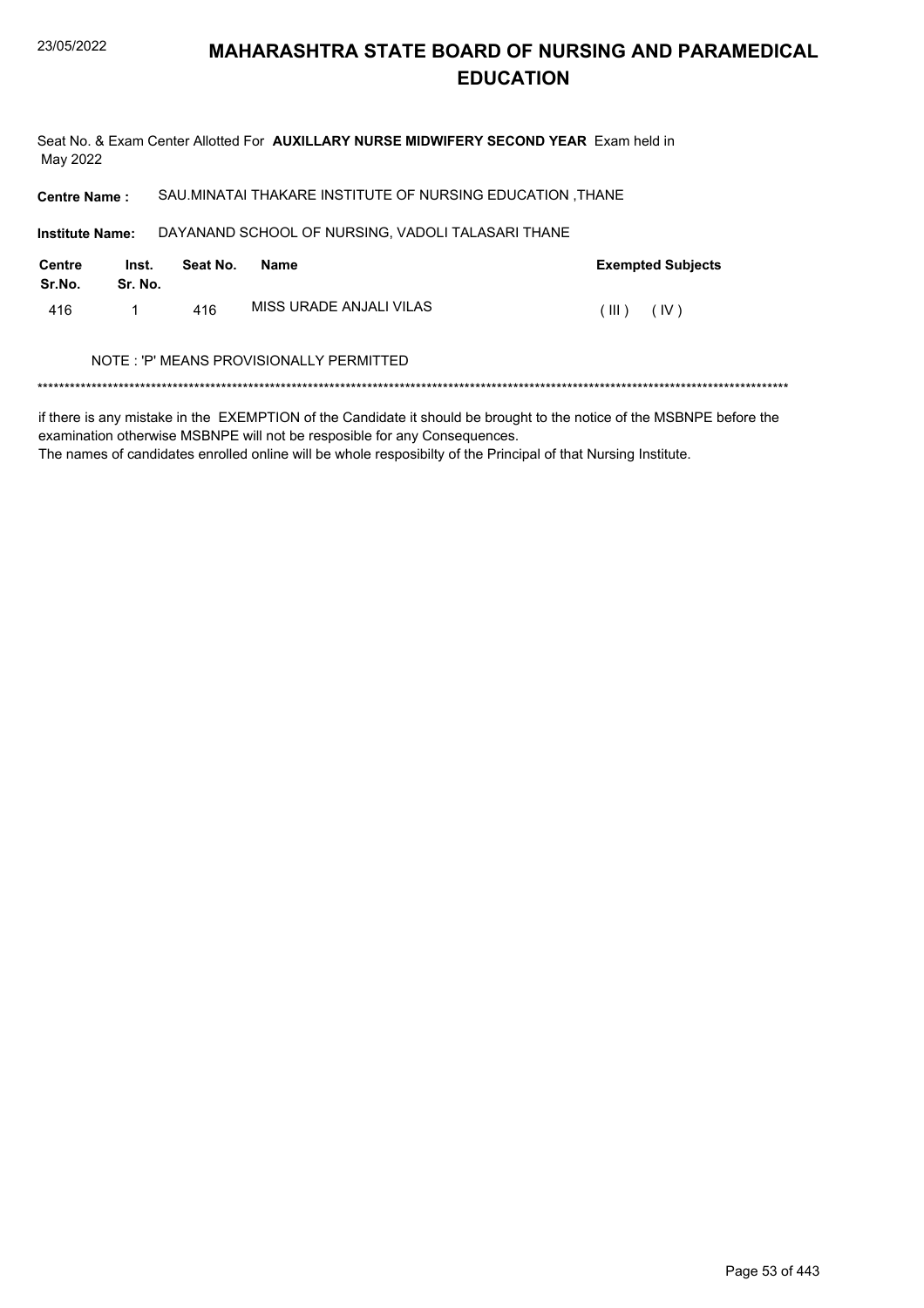# MAHARASHTRA STATE BOARD OF NURSING AND PARAMEDICAL EDUCATION

Seat No. & Exam Center Allotted For **AUXILLARY NURSE MIDWIFERY SECOND YEAR** Exam held in May 2022

**Centre Name :** SAU.MINATAI THAKARE INSTITUTE OF NURSING EDUCATION ,THANE

**Institute Name:** DAYANAND SCHOOL OF NURSING, VADOLI TALASARI THANE

| Centre Sr.No. | Inst. Sr. No. | Seat No. | Name | Exempted Subjects |
|---|---|---|---|---|
| 416 | 1 | 416 | MISS URADE ANJALI VILAS | ( III ) ( IV ) |

NOTE : 'P' MEANS PROVISIONALLY PERMITTED

******************************************************************************************************************************************

if there is any mistake in the EXEMPTION of the Candidate it should be brought to the notice of the MSBNPE before the examination otherwise MSBNPE will not be resposible for any Consequences.
The names of candidates enrolled online will be whole resposibilty of the Principal of that Nursing Institute.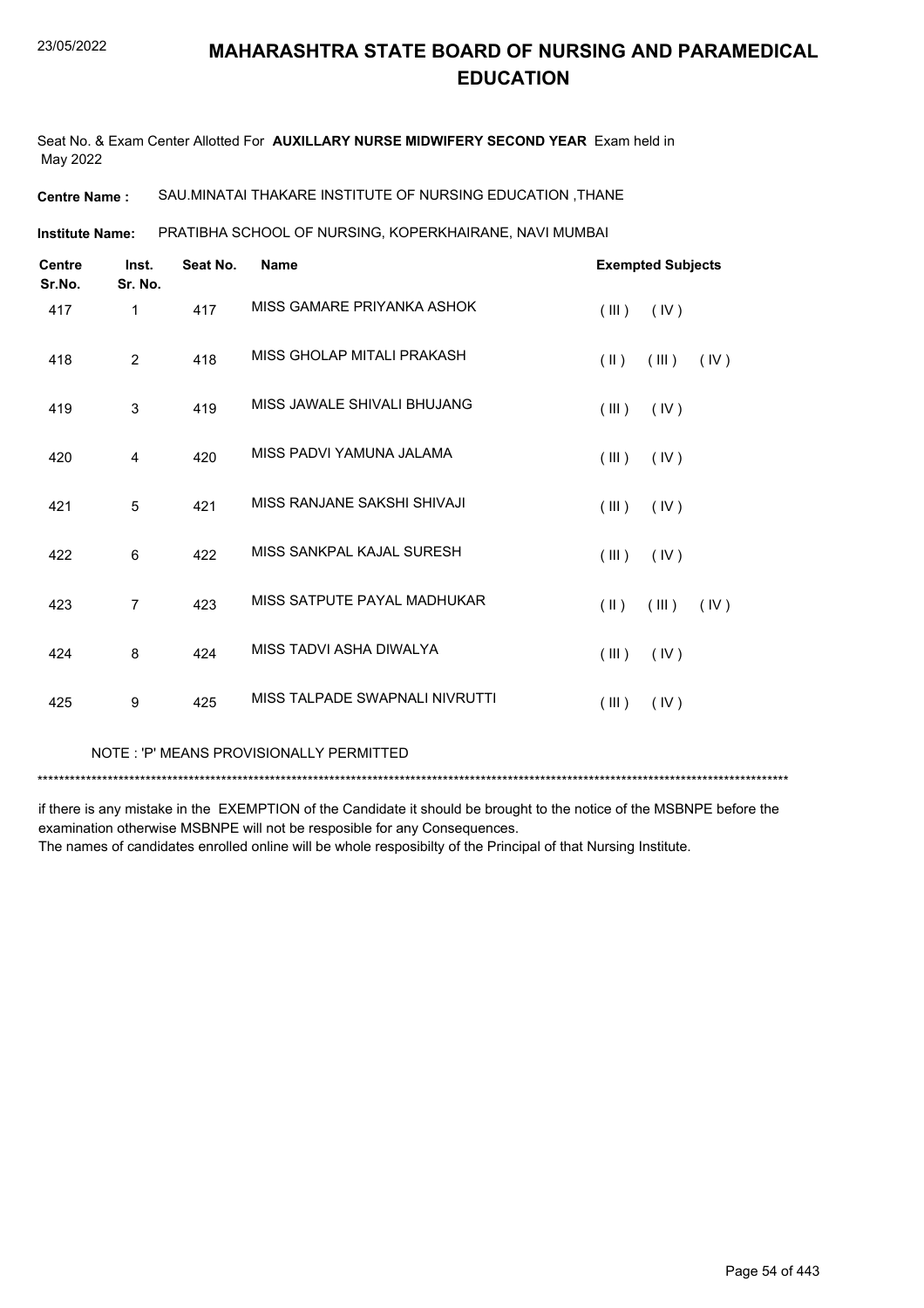# MAHARASHTRA STATE BOARD OF NURSING AND PARAMEDICAL EDUCATION

Seat No. & Exam Center Allotted For **AUXILLARY NURSE MIDWIFERY SECOND YEAR** Exam held in May 2022

**Centre Name :** SAU.MINATAI THAKARE INSTITUTE OF NURSING EDUCATION ,THANE

**Institute Name:** PRATIBHA SCHOOL OF NURSING, KOPERKHAIRANE, NAVI MUMBAI

| Centre Sr.No. | Inst. Sr. No. | Seat No. | Name | Exempted Subjects |
|---|---|---|---|---|
| 417 | 1 | 417 | MISS GAMARE PRIYANKA ASHOK | ( III ) ( IV ) |
| 418 | 2 | 418 | MISS GHOLAP MITALI PRAKASH | ( II ) ( III ) ( IV ) |
| 419 | 3 | 419 | MISS JAWALE SHIVALI BHUJANG | ( III ) ( IV ) |
| 420 | 4 | 420 | MISS PADVI YAMUNA JALAMA | ( III ) ( IV ) |
| 421 | 5 | 421 | MISS RANJANE SAKSHI SHIVAJI | ( III ) ( IV ) |
| 422 | 6 | 422 | MISS SANKPAL KAJAL SURESH | ( III ) ( IV ) |
| 423 | 7 | 423 | MISS SATPUTE PAYAL MADHUKAR | ( II ) ( III ) ( IV ) |
| 424 | 8 | 424 | MISS TADVI ASHA DIWALYA | ( III ) ( IV ) |
| 425 | 9 | 425 | MISS TALPADE SWAPNALI NIVRUTTI | ( III ) ( IV ) |

NOTE : 'P' MEANS PROVISIONALLY PERMITTED

***************************************************************************************************************************************

if there is any mistake in the EXEMPTION of the Candidate it should be brought to the notice of the MSBNPE before the examination otherwise MSBNPE will not be resposible for any Consequences.
The names of candidates enrolled online will be whole resposibilty of the Principal of that Nursing Institute.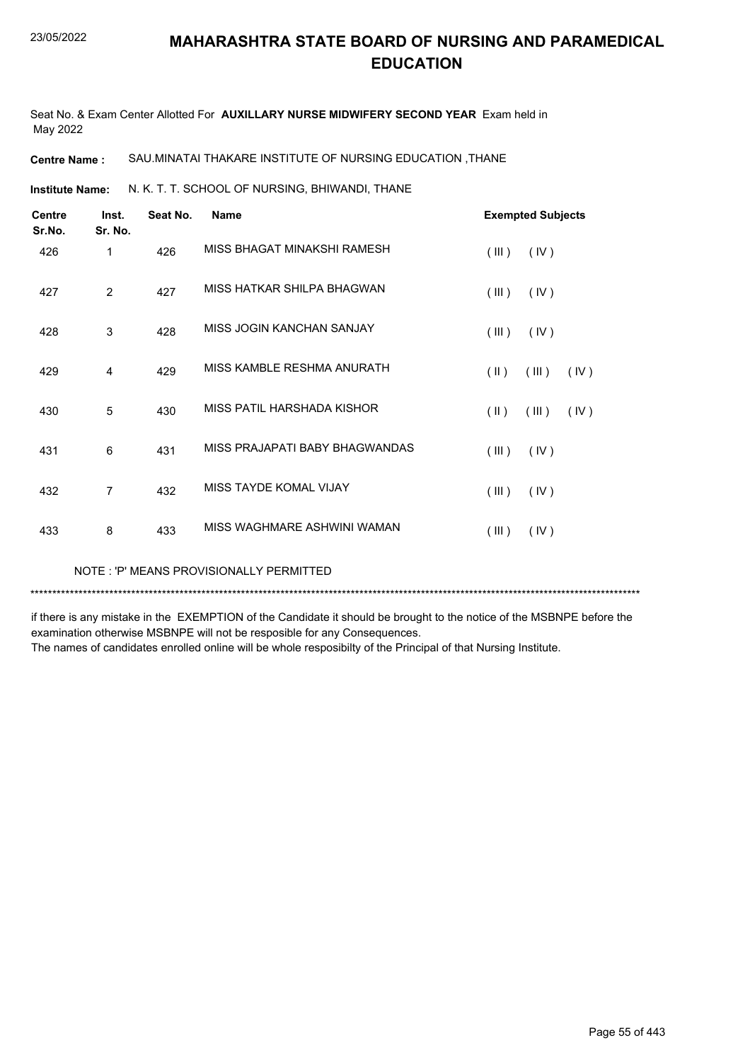# MAHARASHTRA STATE BOARD OF NURSING AND PARAMEDICAL EDUCATION

23/05/2022

Seat No. & Exam Center Allotted For **AUXILLARY NURSE MIDWIFERY SECOND YEAR** Exam held in May 2022

**Centre Name :** SAU.MINATAI THAKARE INSTITUTE OF NURSING EDUCATION ,THANE

**Institute Name:** N. K. T. T. SCHOOL OF NURSING, BHIWANDI, THANE

| Centre Sr.No. | Inst. Sr. No. | Seat No. | Name | Exempted Subjects |
|---|---|---|---|---|
| 426 | 1 | 426 | MISS BHAGAT MINAKSHI RAMESH | ( III ) ( IV ) |
| 427 | 2 | 427 | MISS HATKAR SHILPA BHAGWAN | ( III ) ( IV ) |
| 428 | 3 | 428 | MISS JOGIN KANCHAN SANJAY | ( III ) ( IV ) |
| 429 | 4 | 429 | MISS KAMBLE RESHMA ANURATH | ( II ) ( III ) ( IV ) |
| 430 | 5 | 430 | MISS PATIL HARSHADA KISHOR | ( II ) ( III ) ( IV ) |
| 431 | 6 | 431 | MISS PRAJAPATI BABY BHAGWANDAS | ( III ) ( IV ) |
| 432 | 7 | 432 | MISS TAYDE KOMAL VIJAY | ( III ) ( IV ) |
| 433 | 8 | 433 | MISS WAGHMARE ASHWINI WAMAN | ( III ) ( IV ) |

NOTE : 'P' MEANS PROVISIONALLY PERMITTED

******************************************************************************************************************************************

if there is any mistake in the EXEMPTION of the Candidate it should be brought to the notice of the MSBNPE before the examination otherwise MSBNPE will not be resposible for any Consequences.
The names of candidates enrolled online will be whole resposibilty of the Principal of that Nursing Institute.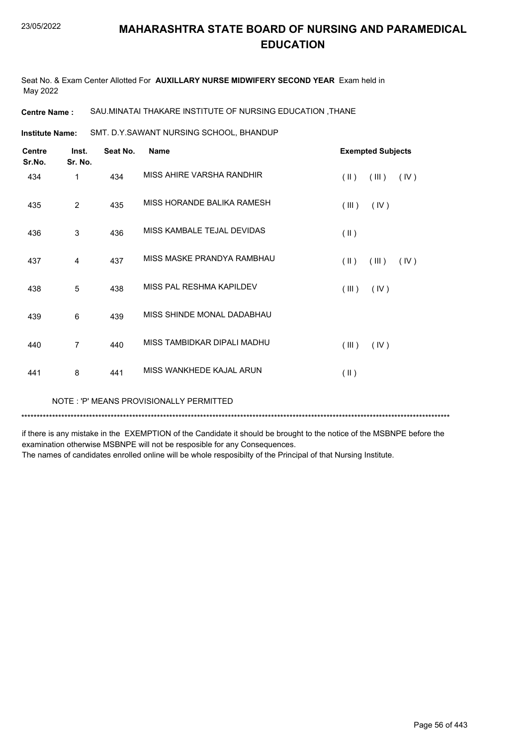# MAHARASHTRA STATE BOARD OF NURSING AND PARAMEDICAL EDUCATION

Seat No. & Exam Center Allotted For **AUXILLARY NURSE MIDWIFERY SECOND YEAR** Exam held in May 2022

**Centre Name :** SAU.MINATAI THAKARE INSTITUTE OF NURSING EDUCATION ,THANE

**Institute Name:** SMT. D.Y.SAWANT NURSING SCHOOL, BHANDUP

| Centre Sr.No. | Inst. Sr. No. | Seat No. | Name | Exempted Subjects |
|---|---|---|---|---|
| 434 | 1 | 434 | MISS AHIRE VARSHA RANDHIR | ( II ) ( III ) ( IV ) |
| 435 | 2 | 435 | MISS HORANDE BALIKA RAMESH | ( III ) ( IV ) |
| 436 | 3 | 436 | MISS KAMBALE TEJAL DEVIDAS | ( II ) |
| 437 | 4 | 437 | MISS MASKE PRANDYA RAMBHAU | ( II ) ( III ) ( IV ) |
| 438 | 5 | 438 | MISS PAL RESHMA KAPILDEV | ( III ) ( IV ) |
| 439 | 6 | 439 | MISS SHINDE MONAL DADABHAU | |
| 440 | 7 | 440 | MISS TAMBIDKAR DIPALI MADHU | ( III ) ( IV ) |
| 441 | 8 | 441 | MISS WANKHEDE KAJAL ARUN | ( II ) |

NOTE : 'P' MEANS PROVISIONALLY PERMITTED

*******************************************************************************************************************************************

if there is any mistake in the EXEMPTION of the Candidate it should be brought to the notice of the MSBNPE before the examination otherwise MSBNPE will not be resposible for any Consequences.
The names of candidates enrolled online will be whole resposibilty of the Principal of that Nursing Institute.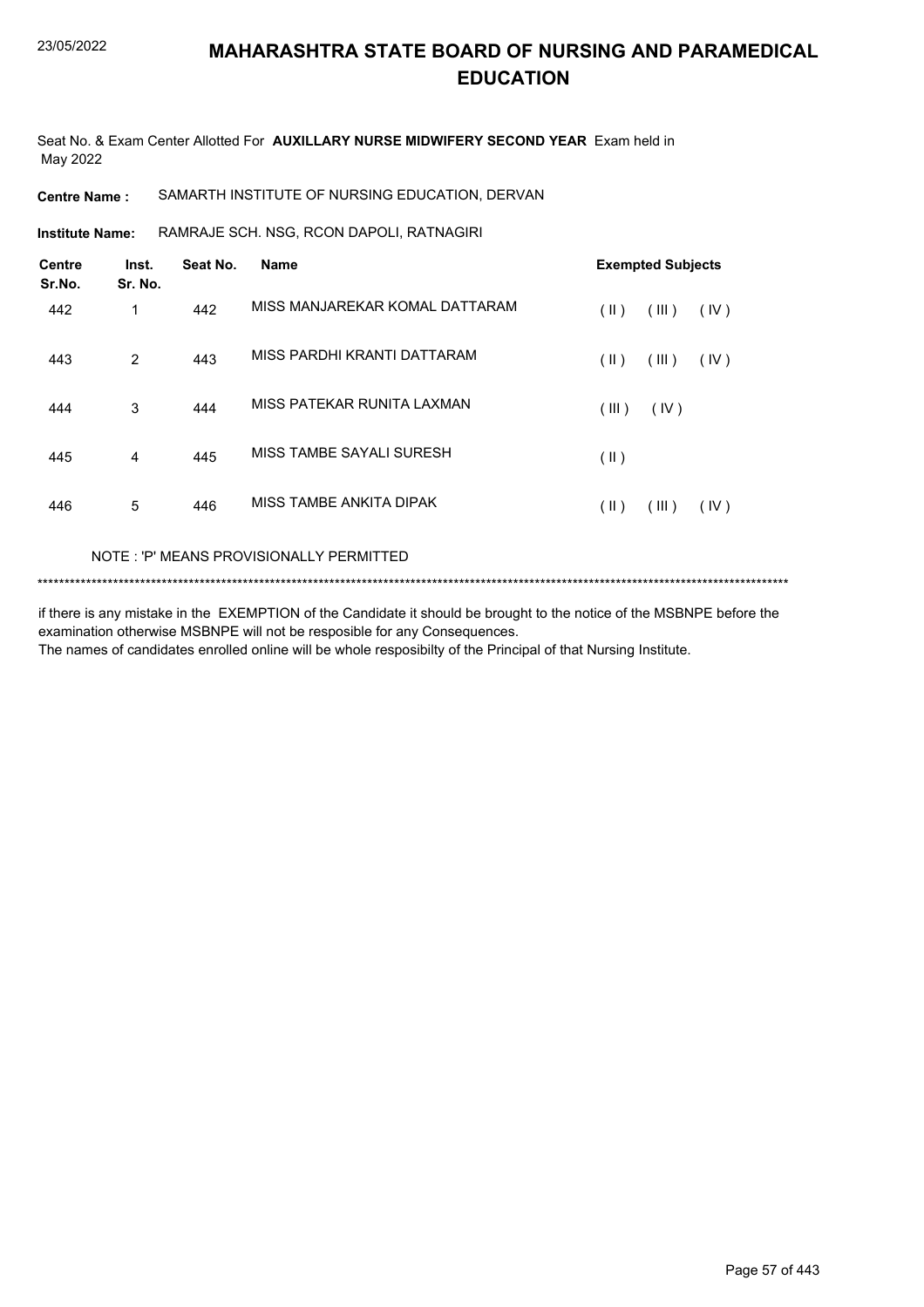# MAHARASHTRA STATE BOARD OF NURSING AND PARAMEDICAL EDUCATION

Seat No. & Exam Center Allotted For **AUXILLARY NURSE MIDWIFERY SECOND YEAR** Exam held in May 2022

**Centre Name :** SAMARTH INSTITUTE OF NURSING EDUCATION, DERVAN

**Institute Name:** RAMRAJE SCH. NSG, RCON DAPOLI, RATNAGIRI

| Centre Sr.No. | Inst. Sr. No. | Seat No. | Name | Exempted Subjects |
|---|---|---|---|---|
| 442 | 1 | 442 | MISS MANJAREKAR KOMAL DATTARAM | ( II ) ( III ) ( IV ) |
| 443 | 2 | 443 | MISS PARDHI KRANTI DATTARAM | ( II ) ( III ) ( IV ) |
| 444 | 3 | 444 | MISS PATEKAR RUNITA LAXMAN | ( III ) ( IV ) |
| 445 | 4 | 445 | MISS TAMBE SAYALI SURESH | ( II ) |
| 446 | 5 | 446 | MISS TAMBE ANKITA DIPAK | ( II ) ( III ) ( IV ) |

NOTE : 'P' MEANS PROVISIONALLY PERMITTED

*******************************************************************************************************************************************

if there is any mistake in the EXEMPTION of the Candidate it should be brought to the notice of the MSBNPE before the examination otherwise MSBNPE will not be resposible for any Consequences.

The names of candidates enrolled online will be whole resposibilty of the Principal of that Nursing Institute.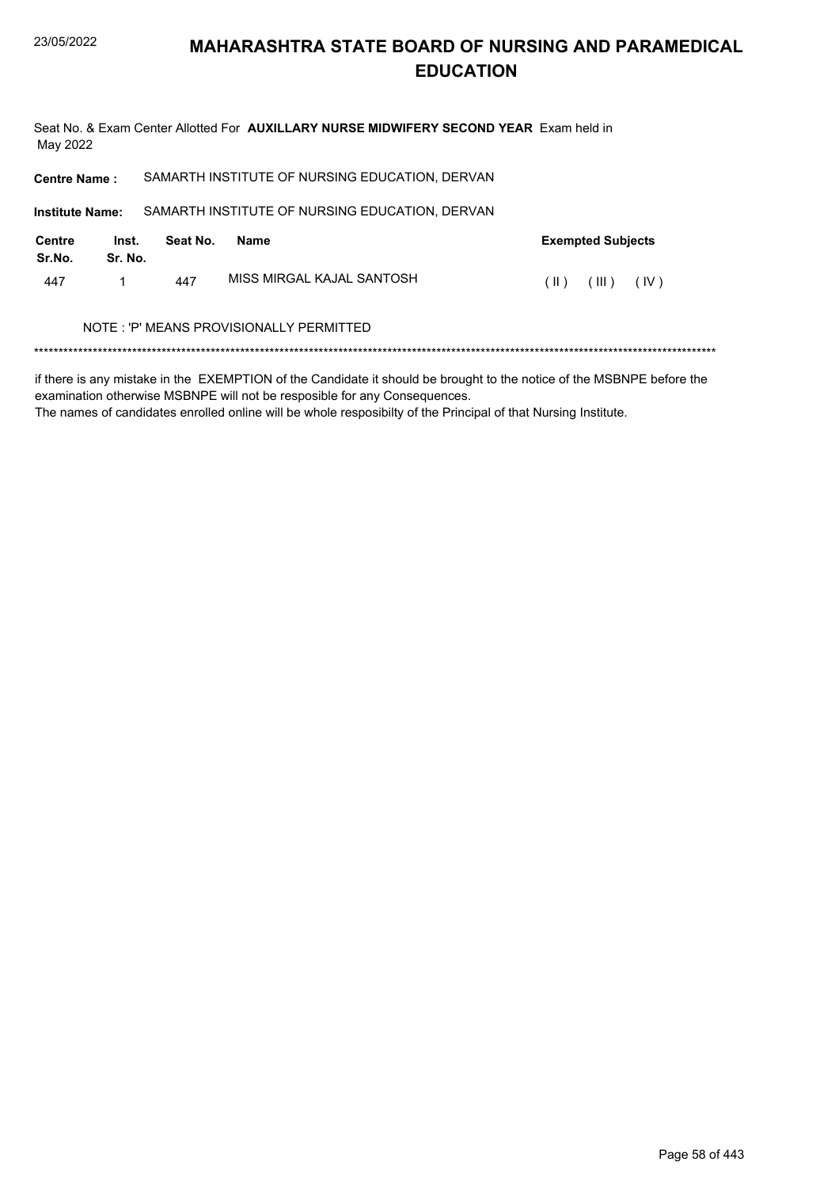# MAHARASHTRA STATE BOARD OF NURSING AND PARAMEDICAL EDUCATION

Seat No. & Exam Center Allotted For **AUXILLARY NURSE MIDWIFERY SECOND YEAR** Exam held in May 2022

**Centre Name :** SAMARTH INSTITUTE OF NURSING EDUCATION, DERVAN

**Institute Name:** SAMARTH INSTITUTE OF NURSING EDUCATION, DERVAN

| Centre Sr.No. | Inst. Sr. No. | Seat No. | Name | Exempted Subjects |
|---|---|---|---|---|
| 447 | 1 | 447 | MISS MIRGAL KAJAL SANTOSH | ( II ) ( III ) ( IV ) |

NOTE : 'P' MEANS PROVISIONALLY PERMITTED

*******************************************************************************************************************************************

if there is any mistake in the EXEMPTION of the Candidate it should be brought to the notice of the MSBNPE before the examination otherwise MSBNPE will not be resposible for any Consequences.
The names of candidates enrolled online will be whole resposibilty of the Principal of that Nursing Institute.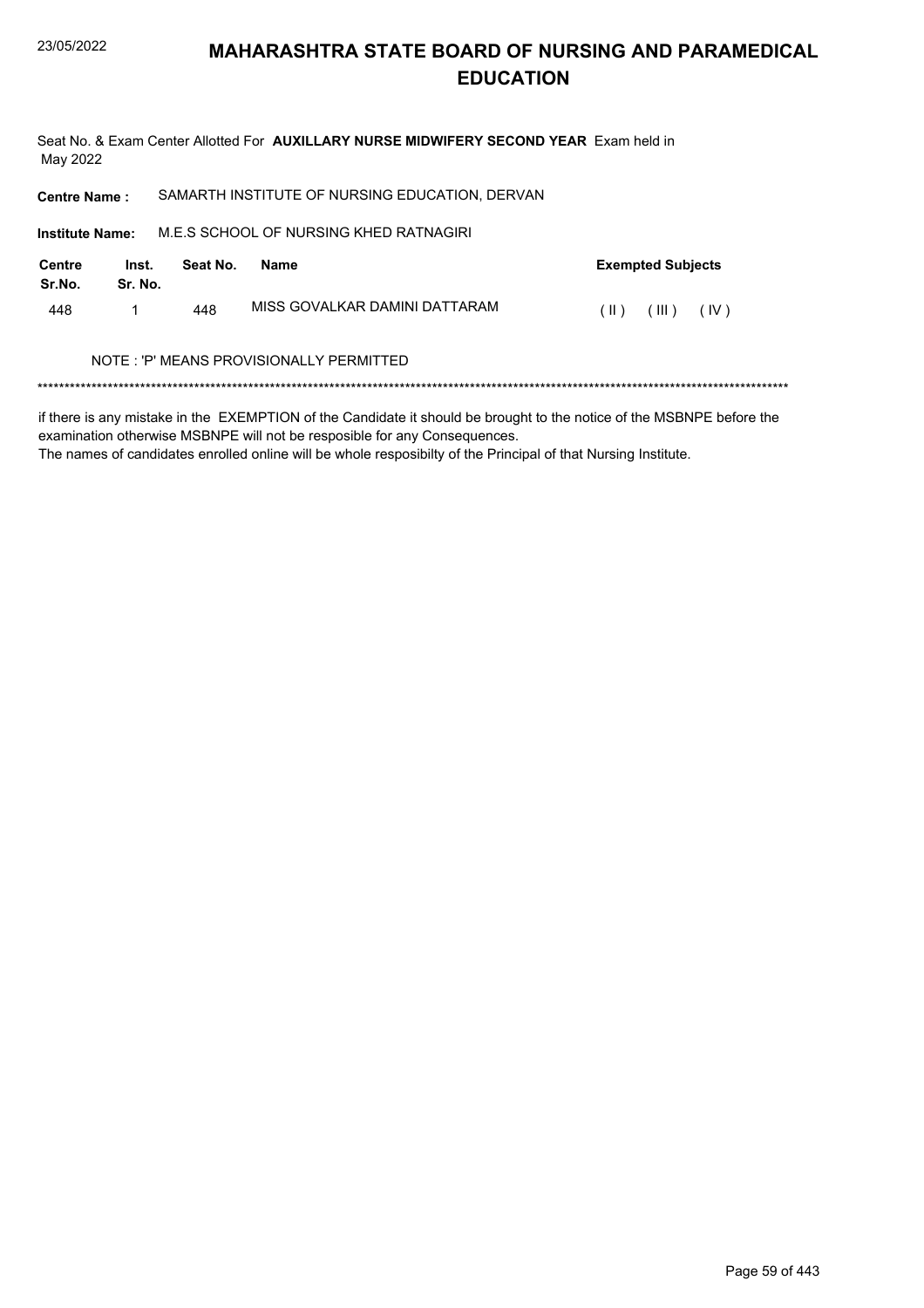# MAHARASHTRA STATE BOARD OF NURSING AND PARAMEDICAL EDUCATION

Seat No. & Exam Center Allotted For **AUXILLARY NURSE MIDWIFERY SECOND YEAR** Exam held in May 2022

**Centre Name :** SAMARTH INSTITUTE OF NURSING EDUCATION, DERVAN

**Institute Name:** M.E.S SCHOOL OF NURSING KHED RATNAGIRI

| Centre Sr.No. | Inst. Sr. No. | Seat No. | Name | Exempted Subjects |
|---|---|---|---|---|
| 448 | 1 | 448 | MISS GOVALKAR DAMINI DATTARAM | ( II ) ( III ) ( IV ) |

NOTE : 'P' MEANS PROVISIONALLY PERMITTED

*******************************************************************************************************************************************

if there is any mistake in the EXEMPTION of the Candidate it should be brought to the notice of the MSBNPE before the examination otherwise MSBNPE will not be resposible for any Consequences.
The names of candidates enrolled online will be whole resposibilty of the Principal of that Nursing Institute.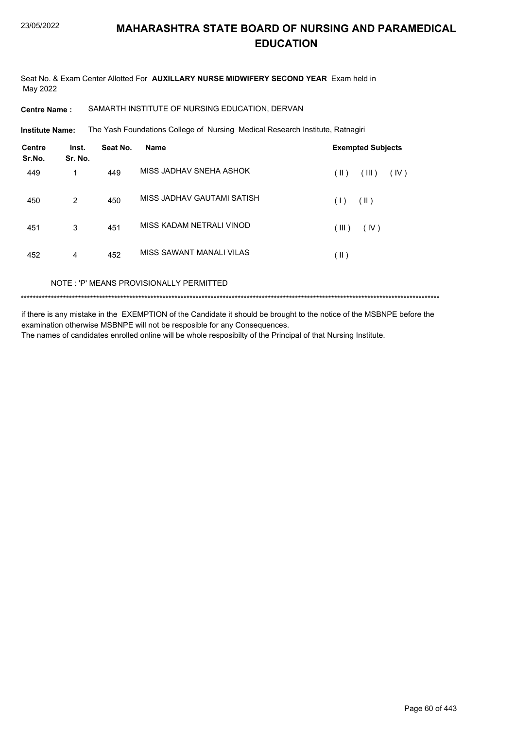# MAHARASHTRA STATE BOARD OF NURSING AND PARAMEDICAL EDUCATION

Seat No. & Exam Center Allotted For **AUXILLARY NURSE MIDWIFERY SECOND YEAR** Exam held in May 2022

**Centre Name :** SAMARTH INSTITUTE OF NURSING EDUCATION, DERVAN

**Institute Name:** The Yash Foundations College of Nursing Medical Research Institute, Ratnagiri

| Centre Sr.No. | Inst. Sr. No. | Seat No. | Name | Exempted Subjects |
|---|---|---|---|---|
| 449 | 1 | 449 | MISS JADHAV SNEHA ASHOK | ( II ) ( III ) ( IV ) |
| 450 | 2 | 450 | MISS JADHAV GAUTAMI SATISH | ( I ) ( II ) |
| 451 | 3 | 451 | MISS KADAM NETRALI VINOD | ( III ) ( IV ) |
| 452 | 4 | 452 | MISS SAWANT MANALI VILAS | ( II ) |

NOTE : 'P' MEANS PROVISIONALLY PERMITTED

*******************************************************************************************************************************************

if there is any mistake in the EXEMPTION of the Candidate it should be brought to the notice of the MSBNPE before the examination otherwise MSBNPE will not be resposible for any Consequences.
The names of candidates enrolled online will be whole resposibilty of the Principal of that Nursing Institute.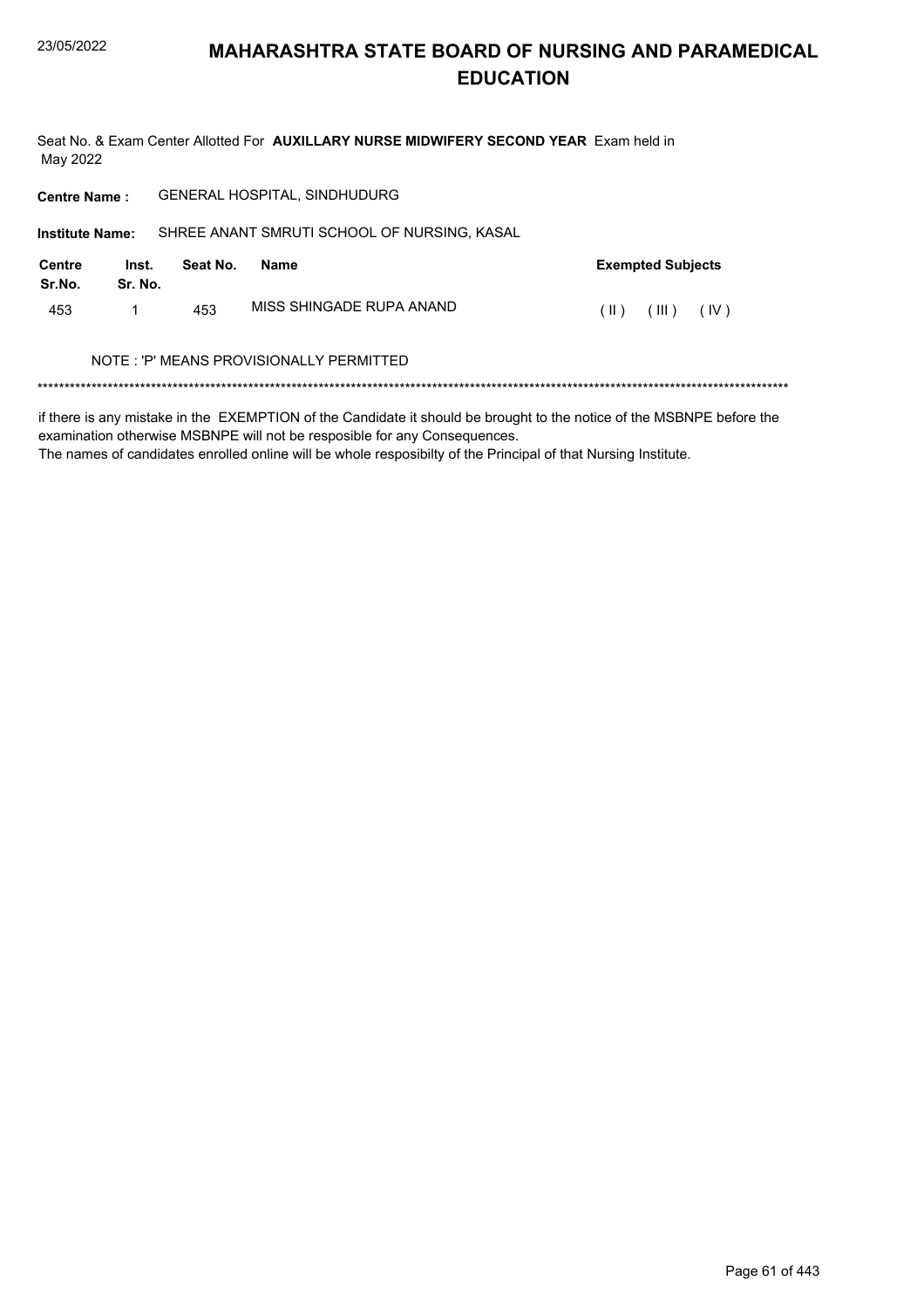# MAHARASHTRA STATE BOARD OF NURSING AND PARAMEDICAL EDUCATION

Seat No. & Exam Center Allotted For **AUXILLARY NURSE MIDWIFERY SECOND YEAR** Exam held in May 2022

**Centre Name :** GENERAL HOSPITAL, SINDHUDURG

**Institute Name:** SHREE ANANT SMRUTI SCHOOL OF NURSING, KASAL

| Centre Sr.No. | Inst. Sr. No. | Seat No. | Name | Exempted Subjects |
|---|---|---|---|---|
| 453 | 1 | 453 | MISS SHINGADE RUPA ANAND | ( II ) ( III ) ( IV ) |

NOTE : 'P' MEANS PROVISIONALLY PERMITTED

*******************************************************************************************************************************************

if there is any mistake in the EXEMPTION of the Candidate it should be brought to the notice of the MSBNPE before the examination otherwise MSBNPE will not be resposible for any Consequences.
The names of candidates enrolled online will be whole resposibilty of the Principal of that Nursing Institute.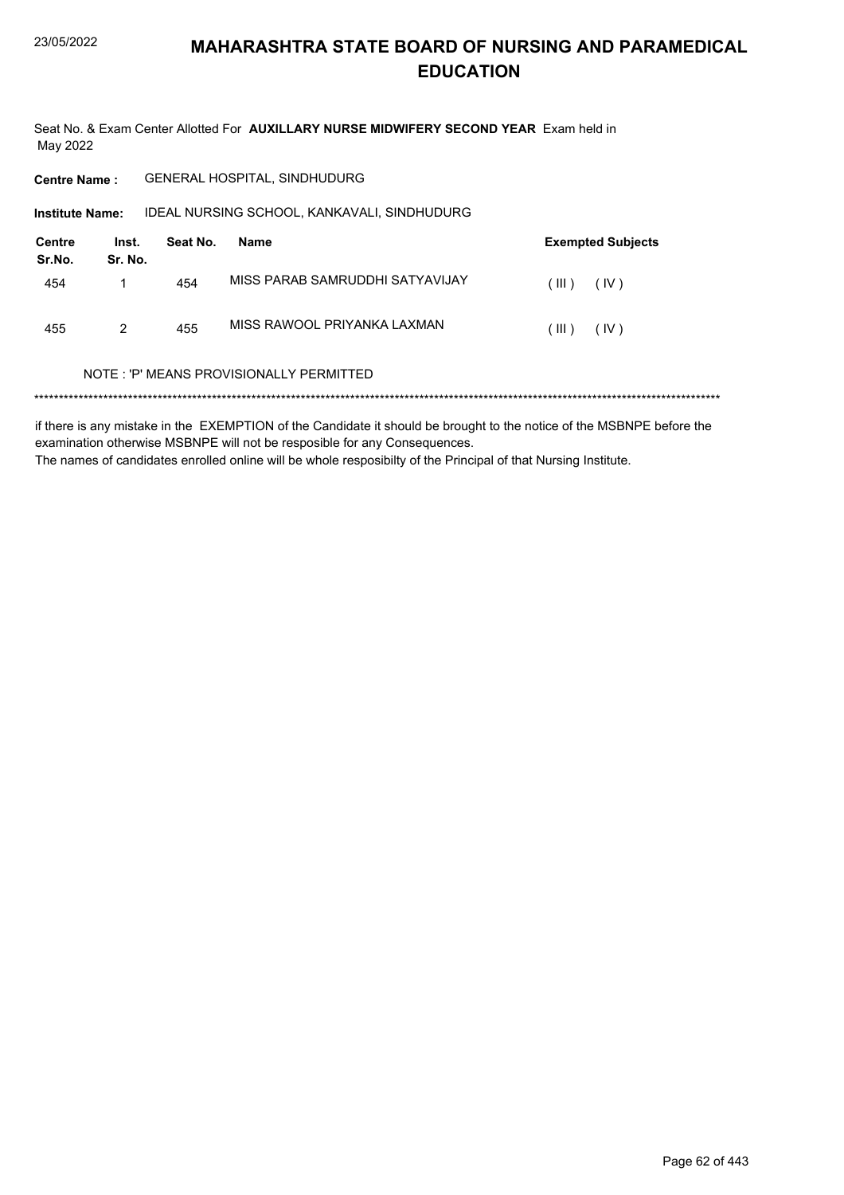# MAHARASHTRA STATE BOARD OF NURSING AND PARAMEDICAL EDUCATION

Seat No. & Exam Center Allotted For **AUXILLARY NURSE MIDWIFERY SECOND YEAR** Exam held in May 2022

**Centre Name :** GENERAL HOSPITAL, SINDHUDURG

**Institute Name:** IDEAL NURSING SCHOOL, KANKAVALI, SINDHUDURG

| Centre Sr.No. | Inst. Sr. No. | Seat No. | Name | Exempted Subjects |
|---|---|---|---|---|
| 454 | 1 | 454 | MISS PARAB SAMRUDDHI SATYAVIJAY | ( III ) ( IV ) |
| 455 | 2 | 455 | MISS RAWOOL PRIYANKA LAXMAN | ( III ) ( IV ) |

NOTE : 'P' MEANS PROVISIONALLY PERMITTED

******************************************************************************************************************************************

if there is any mistake in the EXEMPTION of the Candidate it should be brought to the notice of the MSBNPE before the examination otherwise MSBNPE will not be resposible for any Consequences.

The names of candidates enrolled online will be whole resposibilty of the Principal of that Nursing Institute.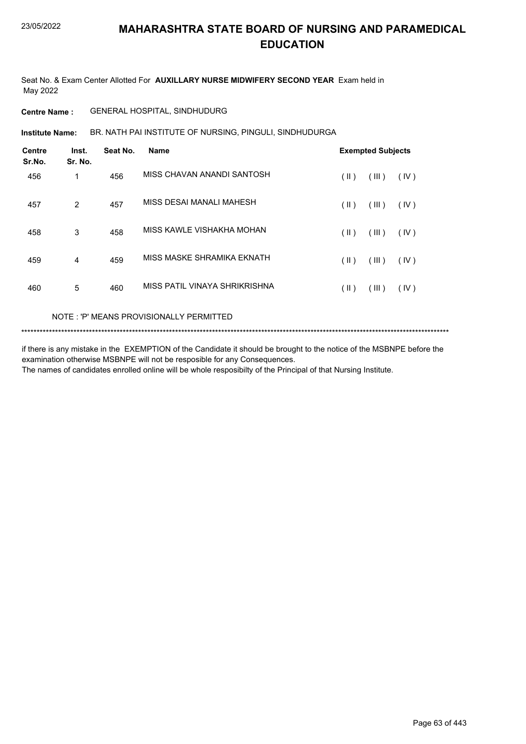# MAHARASHTRA STATE BOARD OF NURSING AND PARAMEDICAL EDUCATION

Seat No. & Exam Center Allotted For **AUXILLARY NURSE MIDWIFERY SECOND YEAR** Exam held in May 2022

**Centre Name :** GENERAL HOSPITAL, SINDHUDURG

**Institute Name:** BR. NATH PAI INSTITUTE OF NURSING, PINGULI, SINDHUDURGA

| Centre Sr.No. | Inst. Sr. No. | Seat No. | Name | Exempted Subjects |
|---|---|---|---|---|
| 456 | 1 | 456 | MISS CHAVAN ANANDI SANTOSH | ( II ) ( III ) ( IV ) |
| 457 | 2 | 457 | MISS DESAI MANALI MAHESH | ( II ) ( III ) ( IV ) |
| 458 | 3 | 458 | MISS KAWLE VISHAKHA MOHAN | ( II ) ( III ) ( IV ) |
| 459 | 4 | 459 | MISS MASKE SHRAMIKA EKNATH | ( II ) ( III ) ( IV ) |
| 460 | 5 | 460 | MISS PATIL VINAYA SHRIKRISHNA | ( II ) ( III ) ( IV ) |

NOTE : 'P' MEANS PROVISIONALLY PERMITTED

*******************************************************************************************************************************************

if there is any mistake in the EXEMPTION of the Candidate it should be brought to the notice of the MSBNPE before the examination otherwise MSBNPE will not be resposible for any Consequences.
The names of candidates enrolled online will be whole resposibilty of the Principal of that Nursing Institute.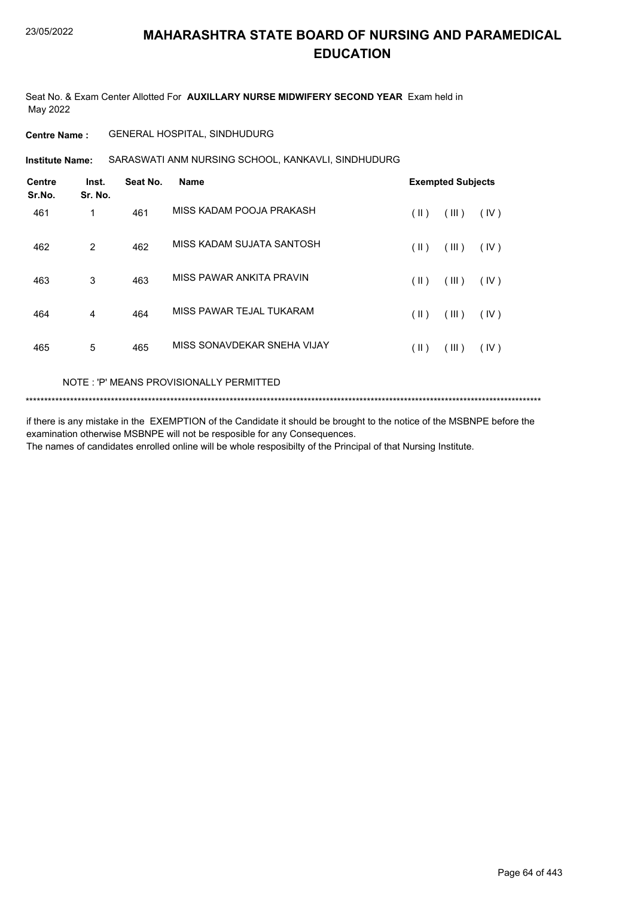# MAHARASHTRA STATE BOARD OF NURSING AND PARAMEDICAL EDUCATION

Seat No. & Exam Center Allotted For **AUXILLARY NURSE MIDWIFERY SECOND YEAR** Exam held in May 2022

**Centre Name :** GENERAL HOSPITAL, SINDHUDURG

**Institute Name:** SARASWATI ANM NURSING SCHOOL, KANKAVLI, SINDHUDURG

| Centre Sr.No. | Inst. Sr. No. | Seat No. | Name | Exempted Subjects | | |
|---|---|---|---|---|---|---|
| 461 | 1 | 461 | MISS KADAM POOJA PRAKASH | ( II ) | ( III ) | ( IV ) |
| 462 | 2 | 462 | MISS KADAM SUJATA SANTOSH | ( II ) | ( III ) | ( IV ) |
| 463 | 3 | 463 | MISS PAWAR ANKITA PRAVIN | ( II ) | ( III ) | ( IV ) |
| 464 | 4 | 464 | MISS PAWAR TEJAL TUKARAM | ( II ) | ( III ) | ( IV ) |
| 465 | 5 | 465 | MISS SONAVDEKAR SNEHA VIJAY | ( II ) | ( III ) | ( IV ) |

NOTE : 'P' MEANS PROVISIONALLY PERMITTED

*******************************************************************************************************************************************

if there is any mistake in the EXEMPTION of the Candidate it should be brought to the notice of the MSBNPE before the examination otherwise MSBNPE will not be resposible for any Consequences.
The names of candidates enrolled online will be whole resposibilty of the Principal of that Nursing Institute.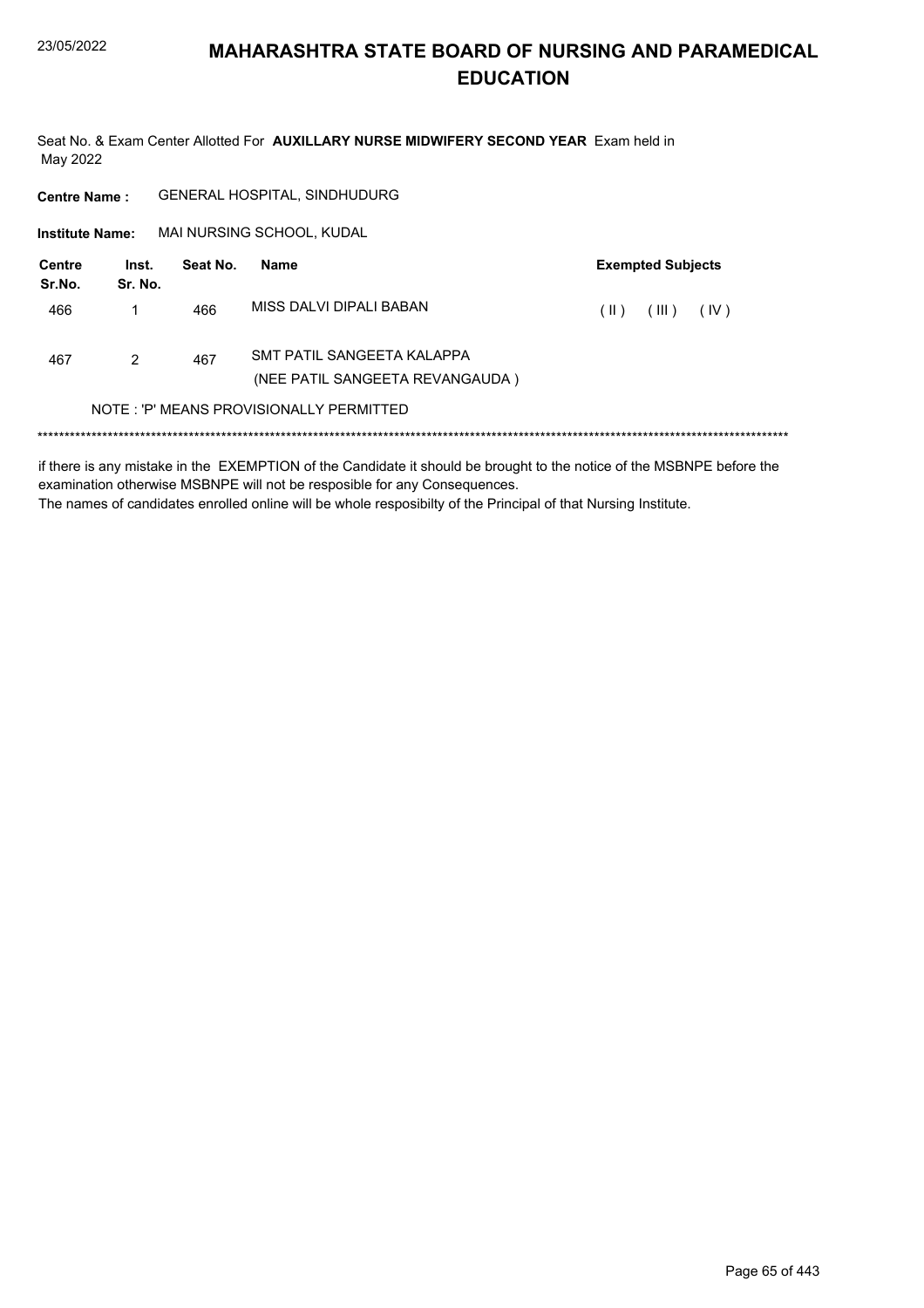# MAHARASHTRA STATE BOARD OF NURSING AND PARAMEDICAL EDUCATION

Seat No. & Exam Center Allotted For **AUXILLARY NURSE MIDWIFERY SECOND YEAR** Exam held in May 2022

**Centre Name :** GENERAL HOSPITAL, SINDHUDURG

**Institute Name:** MAI NURSING SCHOOL, KUDAL

| Centre Sr.No. | Inst. Sr. No. | Seat No. | Name | Exempted Subjects |
|---|---|---|---|---|
| 466 | 1 | 466 | MISS DALVI DIPALI BABAN | ( II ) ( III ) ( IV ) |
| 467 | 2 | 467 | SMT PATIL SANGEETA KALAPPA (NEE PATIL SANGEETA REVANGAUDA ) | |

NOTE : 'P' MEANS PROVISIONALLY PERMITTED

******************************************************************************************************************************************

if there is any mistake in the EXEMPTION of the Candidate it should be brought to the notice of the MSBNPE before the examination otherwise MSBNPE will not be resposible for any Consequences.
The names of candidates enrolled online will be whole resposibilty of the Principal of that Nursing Institute.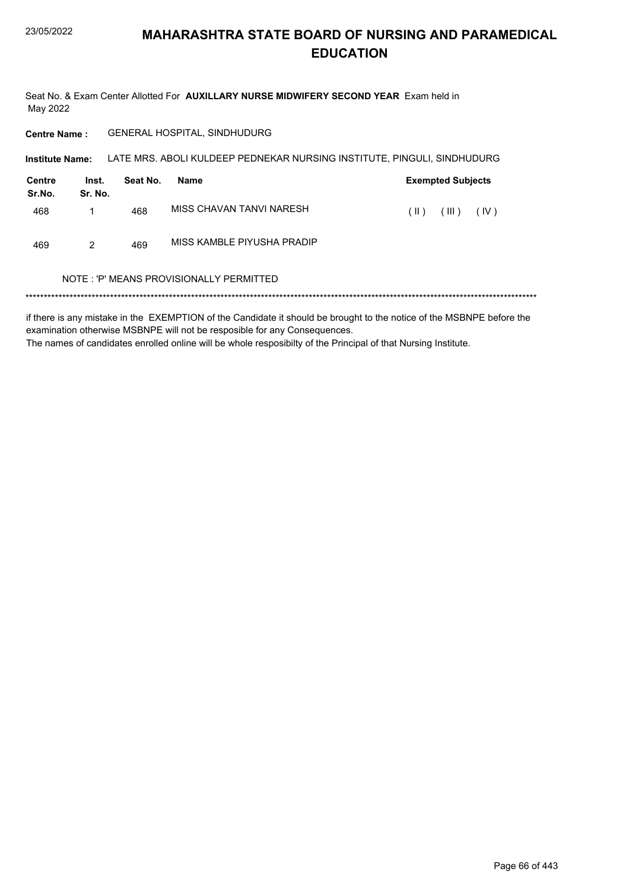# MAHARASHTRA STATE BOARD OF NURSING AND PARAMEDICAL EDUCATION

Seat No. & Exam Center Allotted For **AUXILLARY NURSE MIDWIFERY SECOND YEAR** Exam held in May 2022

**Centre Name :** GENERAL HOSPITAL, SINDHUDURG

**Institute Name:** LATE MRS. ABOLI KULDEEP PEDNEKAR NURSING INSTITUTE, PINGULI, SINDHUDURG

| Centre Sr.No. | Inst. Sr. No. | Seat No. | Name | Exempted Subjects |
|---|---|---|---|---|
| 468 | 1 | 468 | MISS CHAVAN TANVI NARESH | ( II ) ( III ) ( IV ) |
| 469 | 2 | 469 | MISS KAMBLE PIYUSHA PRADIP | |

NOTE : 'P' MEANS PROVISIONALLY PERMITTED

***************************************************************************************************************************************

if there is any mistake in the EXEMPTION of the Candidate it should be brought to the notice of the MSBNPE before the examination otherwise MSBNPE will not be resposible for any Consequences.
The names of candidates enrolled online will be whole resposibilty of the Principal of that Nursing Institute.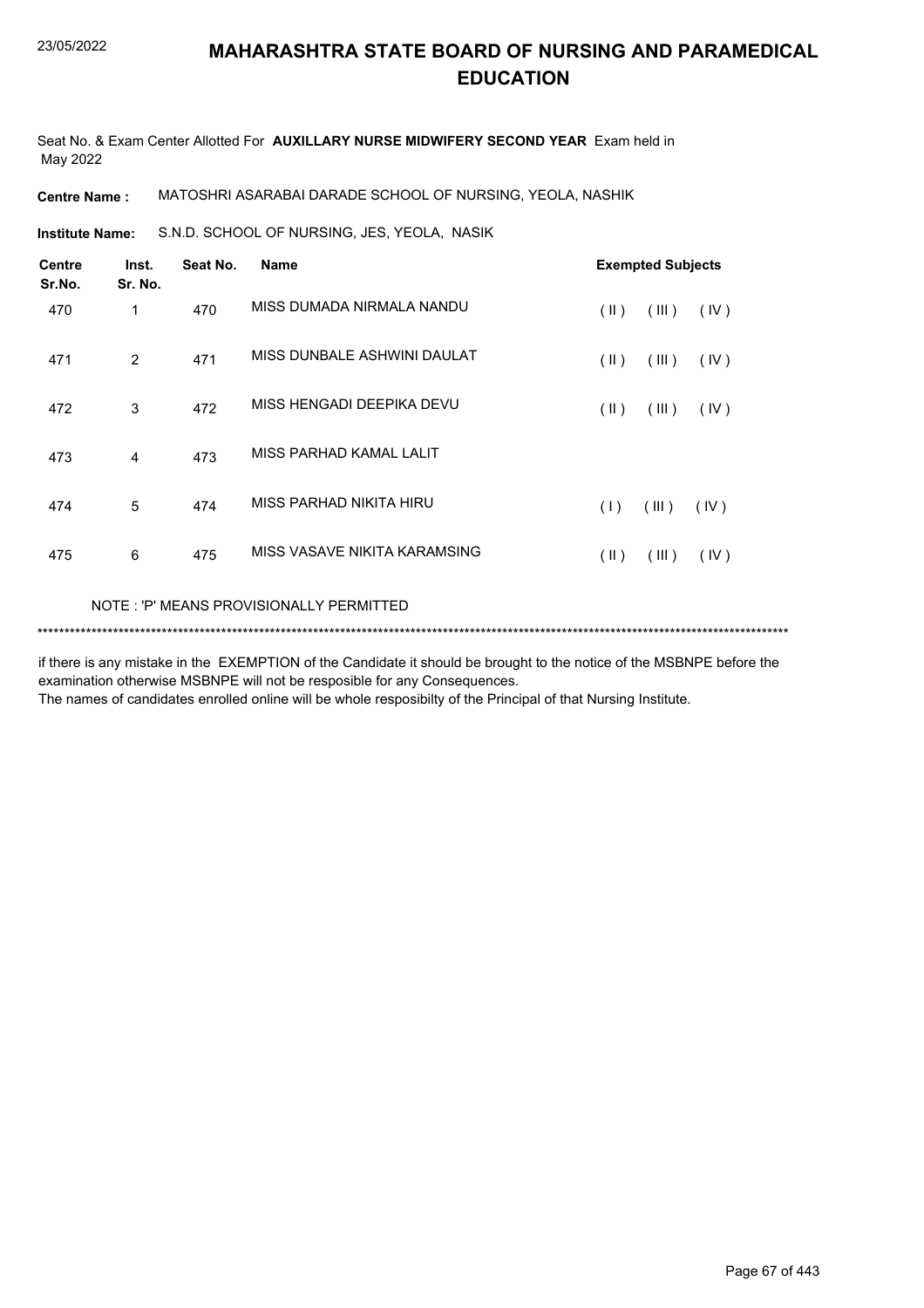# MAHARASHTRA STATE BOARD OF NURSING AND PARAMEDICAL EDUCATION

Seat No. & Exam Center Allotted For **AUXILLARY NURSE MIDWIFERY SECOND YEAR** Exam held in May 2022

**Centre Name :** MATOSHRI ASARABAI DARADE SCHOOL OF NURSING, YEOLA, NASHIK

**Institute Name:** S.N.D. SCHOOL OF NURSING, JES, YEOLA, NASIK

| Centre Sr.No. | Inst. Sr. No. | Seat No. | Name | Exempted Subjects |
|---|---|---|---|---|
| 470 | 1 | 470 | MISS DUMADA NIRMALA NANDU | ( II ) ( III ) ( IV ) |
| 471 | 2 | 471 | MISS DUNBALE ASHWINI DAULAT | ( II ) ( III ) ( IV ) |
| 472 | 3 | 472 | MISS HENGADI DEEPIKA DEVU | ( II ) ( III ) ( IV ) |
| 473 | 4 | 473 | MISS PARHAD KAMAL LALIT | |
| 474 | 5 | 474 | MISS PARHAD NIKITA HIRU | ( I ) ( III ) ( IV ) |
| 475 | 6 | 475 | MISS VASAVE NIKITA KARAMSING | ( II ) ( III ) ( IV ) |

NOTE : 'P' MEANS PROVISIONALLY PERMITTED

*******************************************************************************************************************************************

if there is any mistake in the EXEMPTION of the Candidate it should be brought to the notice of the MSBNPE before the examination otherwise MSBNPE will not be resposible for any Consequences.
The names of candidates enrolled online will be whole resposibilty of the Principal of that Nursing Institute.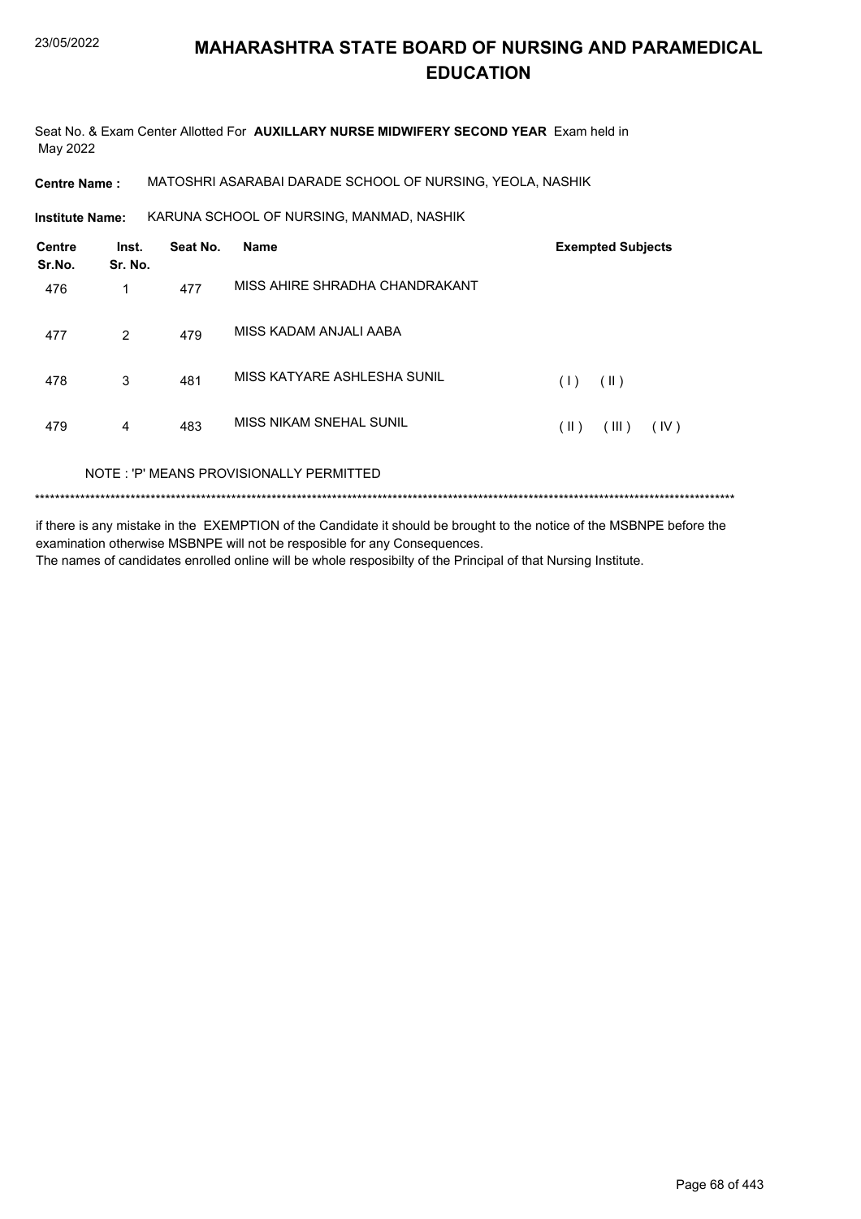# MAHARASHTRA STATE BOARD OF NURSING AND PARAMEDICAL EDUCATION

Seat No. & Exam Center Allotted For **AUXILLARY NURSE MIDWIFERY SECOND YEAR** Exam held in May 2022

**Centre Name :** MATOSHRI ASARABAI DARADE SCHOOL OF NURSING, YEOLA, NASHIK

**Institute Name:** KARUNA SCHOOL OF NURSING, MANMAD, NASHIK

| Centre Sr.No. | Inst. Sr. No. | Seat No. | Name | Exempted Subjects |
|---|---|---|---|---|
| 476 | 1 | 477 | MISS AHIRE SHRADHA CHANDRAKANT | |
| 477 | 2 | 479 | MISS KADAM ANJALI AABA | |
| 478 | 3 | 481 | MISS KATYARE ASHLESHA SUNIL | ( I ) ( II ) |
| 479 | 4 | 483 | MISS NIKAM SNEHAL SUNIL | ( II ) ( III ) ( IV ) |

NOTE : 'P' MEANS PROVISIONALLY PERMITTED

*******************************************************************************************************************************************

if there is any mistake in the EXEMPTION of the Candidate it should be brought to the notice of the MSBNPE before the examination otherwise MSBNPE will not be resposible for any Consequences.
The names of candidates enrolled online will be whole resposibilty of the Principal of that Nursing Institute.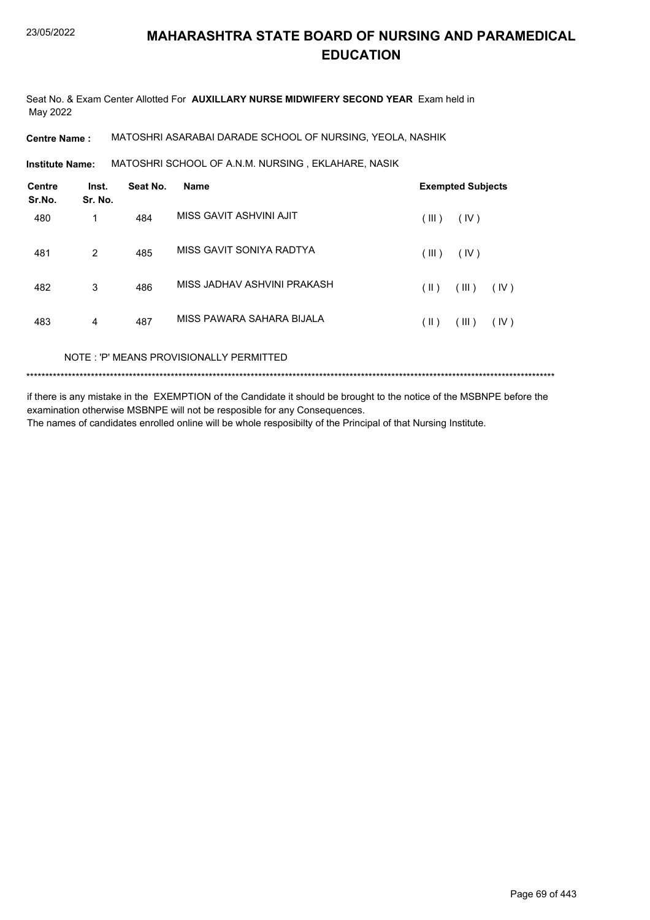# MAHARASHTRA STATE BOARD OF NURSING AND PARAMEDICAL EDUCATION

Seat No. & Exam Center Allotted For **AUXILLARY NURSE MIDWIFERY SECOND YEAR** Exam held in May 2022

**Centre Name :** MATOSHRI ASARABAI DARADE SCHOOL OF NURSING, YEOLA, NASHIK

**Institute Name:** MATOSHRI SCHOOL OF A.N.M. NURSING , EKLAHARE, NASIK

| Centre Sr.No. | Inst. Sr. No. | Seat No. | Name | Exempted Subjects |
|---|---|---|---|---|
| 480 | 1 | 484 | MISS GAVIT ASHVINI AJIT | ( III ) ( IV ) |
| 481 | 2 | 485 | MISS GAVIT SONIYA RADTYA | ( III ) ( IV ) |
| 482 | 3 | 486 | MISS JADHAV ASHVINI PRAKASH | ( II ) ( III ) ( IV ) |
| 483 | 4 | 487 | MISS PAWARA SAHARA BIJALA | ( II ) ( III ) ( IV ) |

NOTE : 'P' MEANS PROVISIONALLY PERMITTED

*******************************************************************************************************************************************

if there is any mistake in the EXEMPTION of the Candidate it should be brought to the notice of the MSBNPE before the examination otherwise MSBNPE will not be resposible for any Consequences.

The names of candidates enrolled online will be whole resposibilty of the Principal of that Nursing Institute.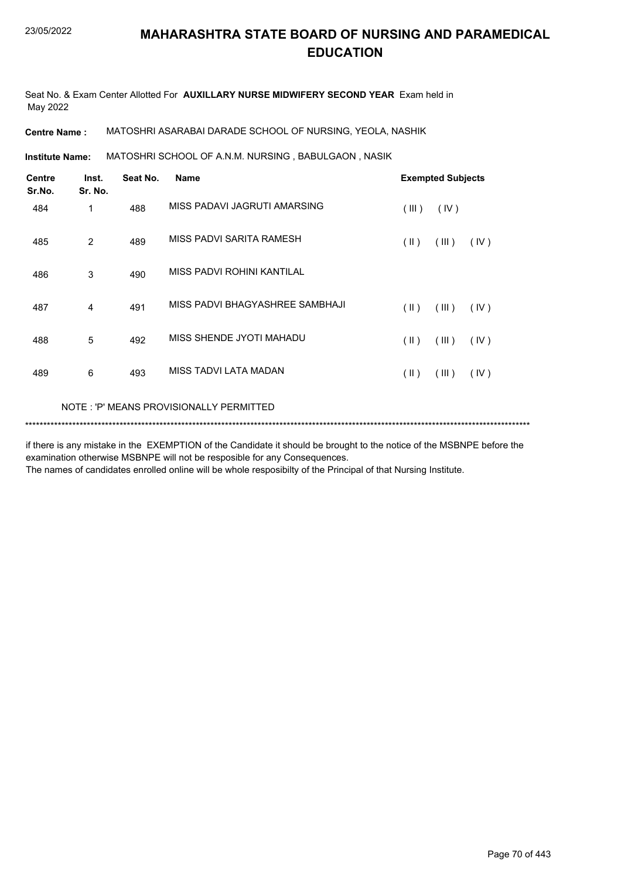# MAHARASHTRA STATE BOARD OF NURSING AND PARAMEDICAL EDUCATION

Seat No. & Exam Center Allotted For **AUXILLARY NURSE MIDWIFERY SECOND YEAR** Exam held in May 2022

**Centre Name :** MATOSHRI ASARABAI DARADE SCHOOL OF NURSING, YEOLA, NASHIK

**Institute Name:** MATOSHRI SCHOOL OF A.N.M. NURSING , BABULGAON , NASIK

| Centre Sr.No. | Inst. Sr. No. | Seat No. | Name | Exempted Subjects |
|---|---|---|---|---|
| 484 | 1 | 488 | MISS PADAVI JAGRUTI AMARSING | ( III ) ( IV ) |
| 485 | 2 | 489 | MISS PADVI SARITA RAMESH | ( II ) ( III ) ( IV ) |
| 486 | 3 | 490 | MISS PADVI ROHINI KANTILAL | |
| 487 | 4 | 491 | MISS PADVI BHAGYASHREE SAMBHAJI | ( II ) ( III ) ( IV ) |
| 488 | 5 | 492 | MISS SHENDE JYOTI MAHADU | ( II ) ( III ) ( IV ) |
| 489 | 6 | 493 | MISS TADVI LATA MADAN | ( II ) ( III ) ( IV ) |

NOTE : 'P' MEANS PROVISIONALLY PERMITTED

*******************************************************************************************************************************************

if there is any mistake in the EXEMPTION of the Candidate it should be brought to the notice of the MSBNPE before the examination otherwise MSBNPE will not be resposible for any Consequences.

The names of candidates enrolled online will be whole resposibilty of the Principal of that Nursing Institute.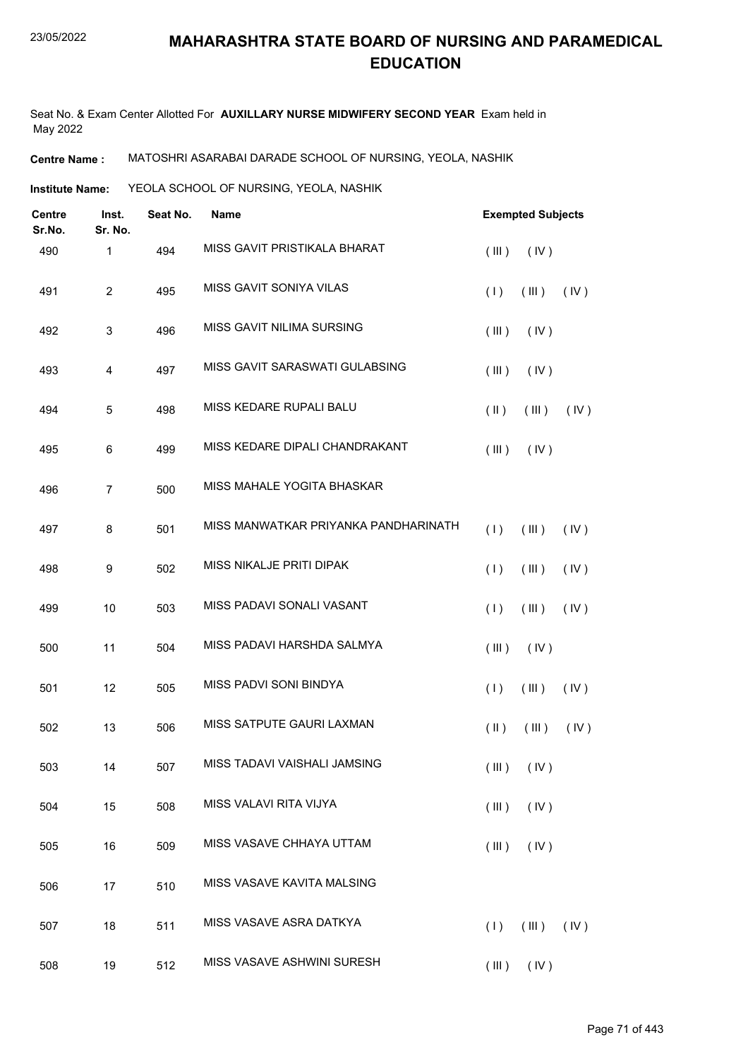# MAHARASHTRA STATE BOARD OF NURSING AND PARAMEDICAL EDUCATION

Seat No. & Exam Center Allotted For **AUXILLARY NURSE MIDWIFERY SECOND YEAR** Exam held in May 2022

**Centre Name :** MATOSHRI ASARABAI DARADE SCHOOL OF NURSING, YEOLA, NASHIK

**Institute Name:** YEOLA SCHOOL OF NURSING, YEOLA, NASHIK

| Centre Sr.No. | Inst. Sr. No. | Seat No. | Name | Exempted Subjects |
|---|---|---|---|---|
| 490 | 1 | 494 | MISS GAVIT PRISTIKALA BHARAT | ( III ) ( IV ) |
| 491 | 2 | 495 | MISS GAVIT SONIYA VILAS | ( I ) ( III ) ( IV ) |
| 492 | 3 | 496 | MISS GAVIT NILIMA SURSING | ( III ) ( IV ) |
| 493 | 4 | 497 | MISS GAVIT SARASWATI GULABSING | ( III ) ( IV ) |
| 494 | 5 | 498 | MISS KEDARE RUPALI BALU | ( II ) ( III ) ( IV ) |
| 495 | 6 | 499 | MISS KEDARE DIPALI CHANDRAKANT | ( III ) ( IV ) |
| 496 | 7 | 500 | MISS MAHALE YOGITA BHASKAR | |
| 497 | 8 | 501 | MISS MANWATKAR PRIYANKA PANDHARINATH | ( I ) ( III ) ( IV ) |
| 498 | 9 | 502 | MISS NIKALJE PRITI DIPAK | ( I ) ( III ) ( IV ) |
| 499 | 10 | 503 | MISS PADAVI SONALI VASANT | ( I ) ( III ) ( IV ) |
| 500 | 11 | 504 | MISS PADAVI HARSHDA SALMYA | ( III ) ( IV ) |
| 501 | 12 | 505 | MISS PADVI SONI BINDYA | ( I ) ( III ) ( IV ) |
| 502 | 13 | 506 | MISS SATPUTE GAURI LAXMAN | ( II ) ( III ) ( IV ) |
| 503 | 14 | 507 | MISS TADAVI VAISHALI JAMSING | ( III ) ( IV ) |
| 504 | 15 | 508 | MISS VALAVI RITA VIJYA | ( III ) ( IV ) |
| 505 | 16 | 509 | MISS VASAVE CHHAYA UTTAM | ( III ) ( IV ) |
| 506 | 17 | 510 | MISS VASAVE KAVITA MALSING | |
| 507 | 18 | 511 | MISS VASAVE ASRA DATKYA | ( I ) ( III ) ( IV ) |
| 508 | 19 | 512 | MISS VASAVE ASHWINI SURESH | ( III ) ( IV ) |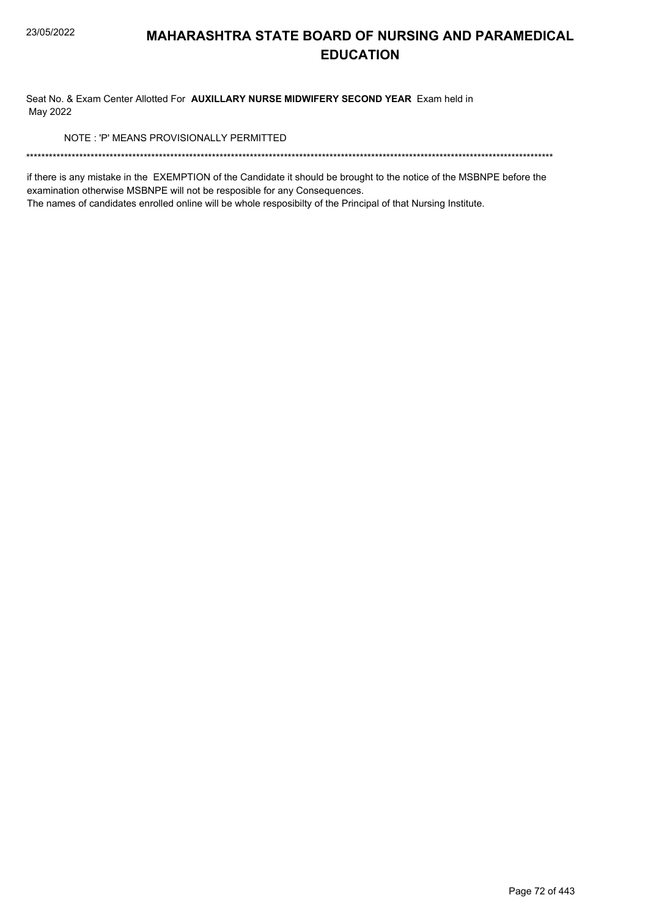# MAHARASHTRA STATE BOARD OF NURSING AND PARAMEDICAL EDUCATION

Seat No. & Exam Center Allotted For **AUXILLARY NURSE MIDWIFERY SECOND YEAR** Exam held in May 2022

NOTE : 'P' MEANS PROVISIONALLY PERMITTED

\*\*\*\*\*\*\*\*\*\*\*\*\*\*\*\*\*\*\*\*\*\*\*\*\*\*\*\*\*\*\*\*\*\*\*\*\*\*\*\*\*\*\*\*\*\*\*\*\*\*\*\*\*\*\*\*\*\*\*\*\*\*\*\*\*\*\*\*\*\*\*\*\*\*\*\*\*\*\*\*\*\*\*\*\*\*\*\*\*\*\*\*\*\*\*\*\*\*\*\*\*\*\*\*\*\*\*\*\*\*\*\*\*\*\*\*\*\*\*\*\*\*\*\*\*\*\*\*\*\*\*\*\*\*\*\*\*\*\*\*\*\*\*\*

if there is any mistake in the EXEMPTION of the Candidate it should be brought to the notice of the MSBNPE before the examination otherwise MSBNPE will not be resposible for any Consequences.

The names of candidates enrolled online will be whole resposibilty of the Principal of that Nursing Institute.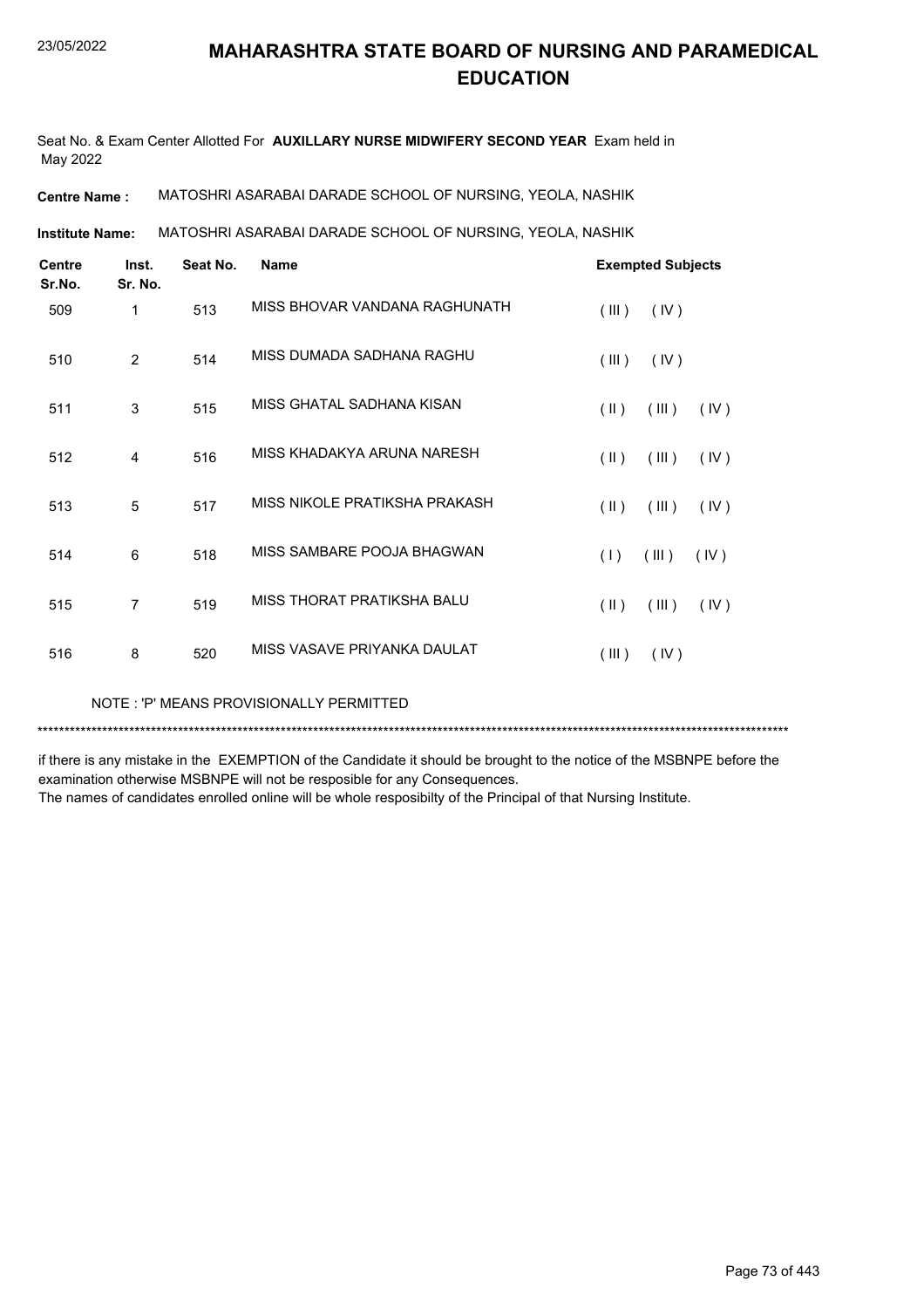# MAHARASHTRA STATE BOARD OF NURSING AND PARAMEDICAL EDUCATION

Seat No. & Exam Center Allotted For **AUXILLARY NURSE MIDWIFERY SECOND YEAR** Exam held in May 2022

**Centre Name :** MATOSHRI ASARABAI DARADE SCHOOL OF NURSING, YEOLA, NASHIK

**Institute Name:** MATOSHRI ASARABAI DARADE SCHOOL OF NURSING, YEOLA, NASHIK

| Centre Sr.No. | Inst. Sr. No. | Seat No. | Name | Exempted Subjects |
|---|---|---|---|---|
| 509 | 1 | 513 | MISS BHOVAR VANDANA RAGHUNATH | ( III ) ( IV ) |
| 510 | 2 | 514 | MISS DUMADA SADHANA RAGHU | ( III ) ( IV ) |
| 511 | 3 | 515 | MISS GHATAL SADHANA KISAN | ( II ) ( III ) ( IV ) |
| 512 | 4 | 516 | MISS KHADAKYA ARUNA NARESH | ( II ) ( III ) ( IV ) |
| 513 | 5 | 517 | MISS NIKOLE PRATIKSHA PRAKASH | ( II ) ( III ) ( IV ) |
| 514 | 6 | 518 | MISS SAMBARE POOJA BHAGWAN | ( I ) ( III ) ( IV ) |
| 515 | 7 | 519 | MISS THORAT PRATIKSHA BALU | ( II ) ( III ) ( IV ) |
| 516 | 8 | 520 | MISS VASAVE PRIYANKA DAULAT | ( III ) ( IV ) |

NOTE : 'P' MEANS PROVISIONALLY PERMITTED

******************************************************************************************************************************************

if there is any mistake in the EXEMPTION of the Candidate it should be brought to the notice of the MSBNPE before the examination otherwise MSBNPE will not be resposible for any Consequences.
The names of candidates enrolled online will be whole resposibilty of the Principal of that Nursing Institute.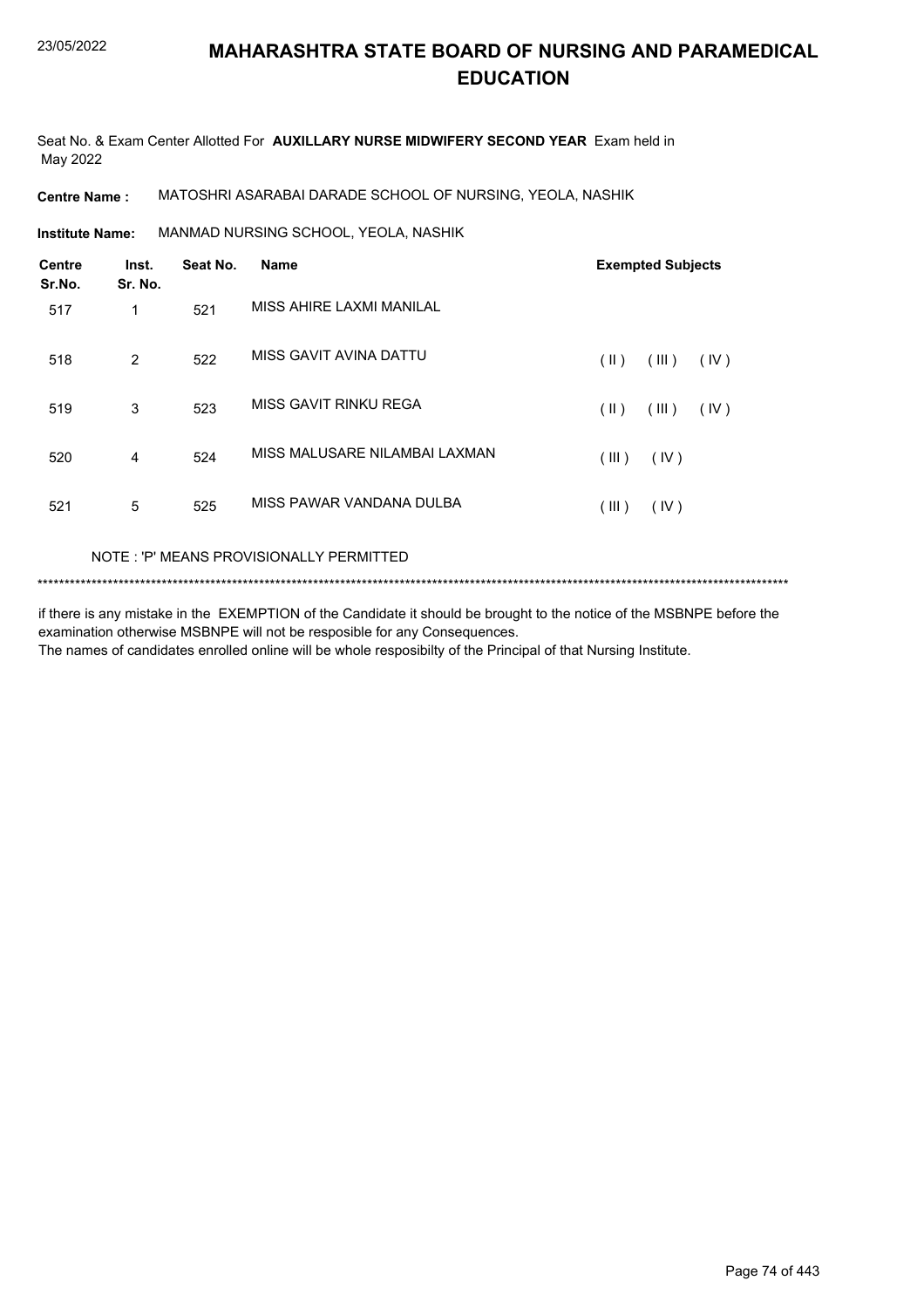# MAHARASHTRA STATE BOARD OF NURSING AND PARAMEDICAL EDUCATION

Seat No. & Exam Center Allotted For **AUXILLARY NURSE MIDWIFERY SECOND YEAR** Exam held in May 2022

**Centre Name :** MATOSHRI ASARABAI DARADE SCHOOL OF NURSING, YEOLA, NASHIK

**Institute Name:** MANMAD NURSING SCHOOL, YEOLA, NASHIK

| Centre Sr.No. | Inst. Sr. No. | Seat No. | Name | Exempted Subjects |
|---|---|---|---|---|
| 517 | 1 | 521 | MISS AHIRE LAXMI MANILAL | |
| 518 | 2 | 522 | MISS GAVIT AVINA DATTU | ( II ) ( III ) ( IV ) |
| 519 | 3 | 523 | MISS GAVIT RINKU REGA | ( II ) ( III ) ( IV ) |
| 520 | 4 | 524 | MISS MALUSARE NILAMBAI LAXMAN | ( III ) ( IV ) |
| 521 | 5 | 525 | MISS PAWAR VANDANA DULBA | ( III ) ( IV ) |

NOTE : 'P' MEANS PROVISIONALLY PERMITTED

*******************************************************************************************************************************************

if there is any mistake in the EXEMPTION of the Candidate it should be brought to the notice of the MSBNPE before the examination otherwise MSBNPE will not be resposible for any Consequences.
The names of candidates enrolled online will be whole resposibilty of the Principal of that Nursing Institute.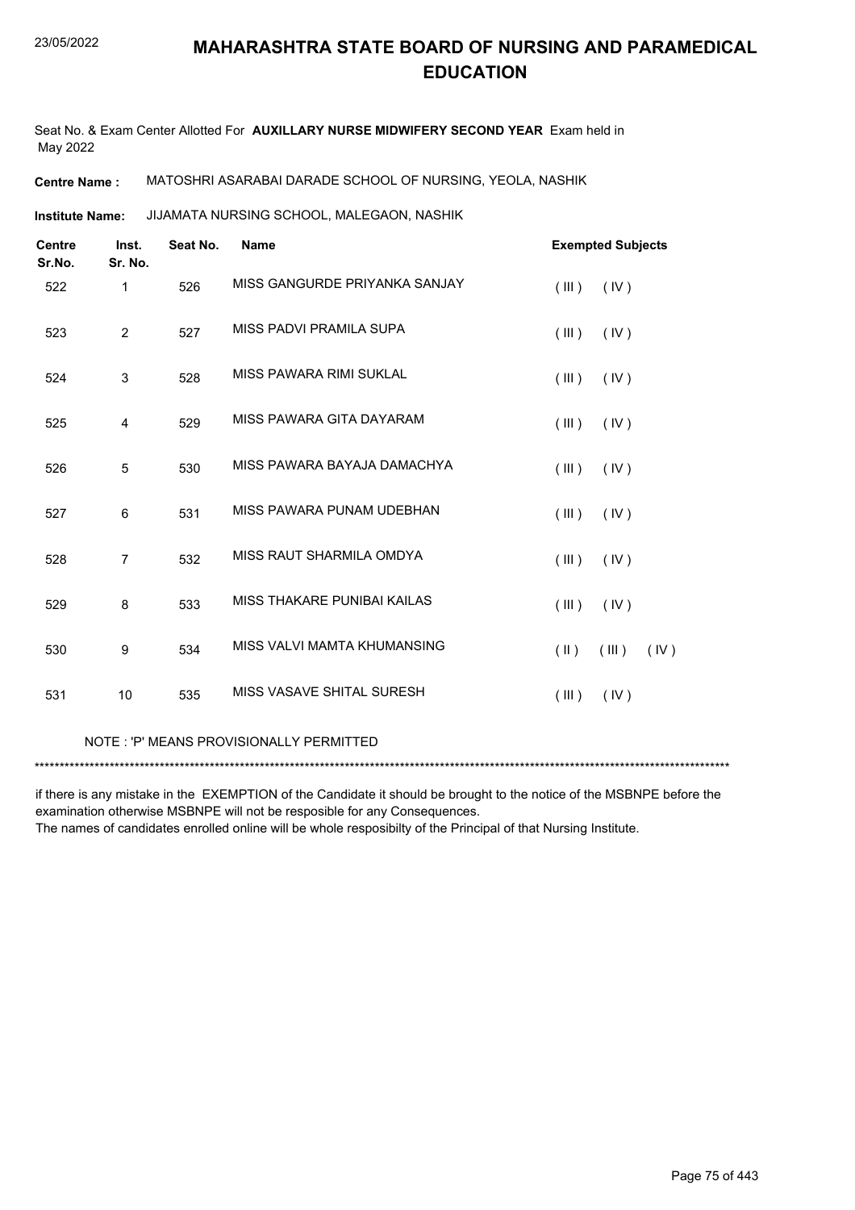# MAHARASHTRA STATE BOARD OF NURSING AND PARAMEDICAL EDUCATION

Seat No. & Exam Center Allotted For **AUXILLARY NURSE MIDWIFERY SECOND YEAR** Exam held in May 2022

**Centre Name :** MATOSHRI ASARABAI DARADE SCHOOL OF NURSING, YEOLA, NASHIK

**Institute Name:** JIJAMATA NURSING SCHOOL, MALEGAON, NASHIK

| Centre Sr.No. | Inst. Sr. No. | Seat No. | Name | Exempted Subjects |
|---|---|---|---|---|
| 522 | 1 | 526 | MISS GANGURDE PRIYANKA SANJAY | ( III ) ( IV ) |
| 523 | 2 | 527 | MISS PADVI PRAMILA SUPA | ( III ) ( IV ) |
| 524 | 3 | 528 | MISS PAWARA RIMI SUKLAL | ( III ) ( IV ) |
| 525 | 4 | 529 | MISS PAWARA GITA DAYARAM | ( III ) ( IV ) |
| 526 | 5 | 530 | MISS PAWARA BAYAJA DAMACHYA | ( III ) ( IV ) |
| 527 | 6 | 531 | MISS PAWARA PUNAM UDEBHAN | ( III ) ( IV ) |
| 528 | 7 | 532 | MISS RAUT SHARMILA OMDYA | ( III ) ( IV ) |
| 529 | 8 | 533 | MISS THAKARE PUNIBAI KAILAS | ( III ) ( IV ) |
| 530 | 9 | 534 | MISS VALVI MAMTA KHUMANSING | ( II ) ( III ) ( IV ) |
| 531 | 10 | 535 | MISS VASAVE SHITAL SURESH | ( III ) ( IV ) |

NOTE : 'P' MEANS PROVISIONALLY PERMITTED

*******************************************************************************************************************************************

if there is any mistake in the EXEMPTION of the Candidate it should be brought to the notice of the MSBNPE before the examination otherwise MSBNPE will not be resposible for any Consequences.
The names of candidates enrolled online will be whole resposibilty of the Principal of that Nursing Institute.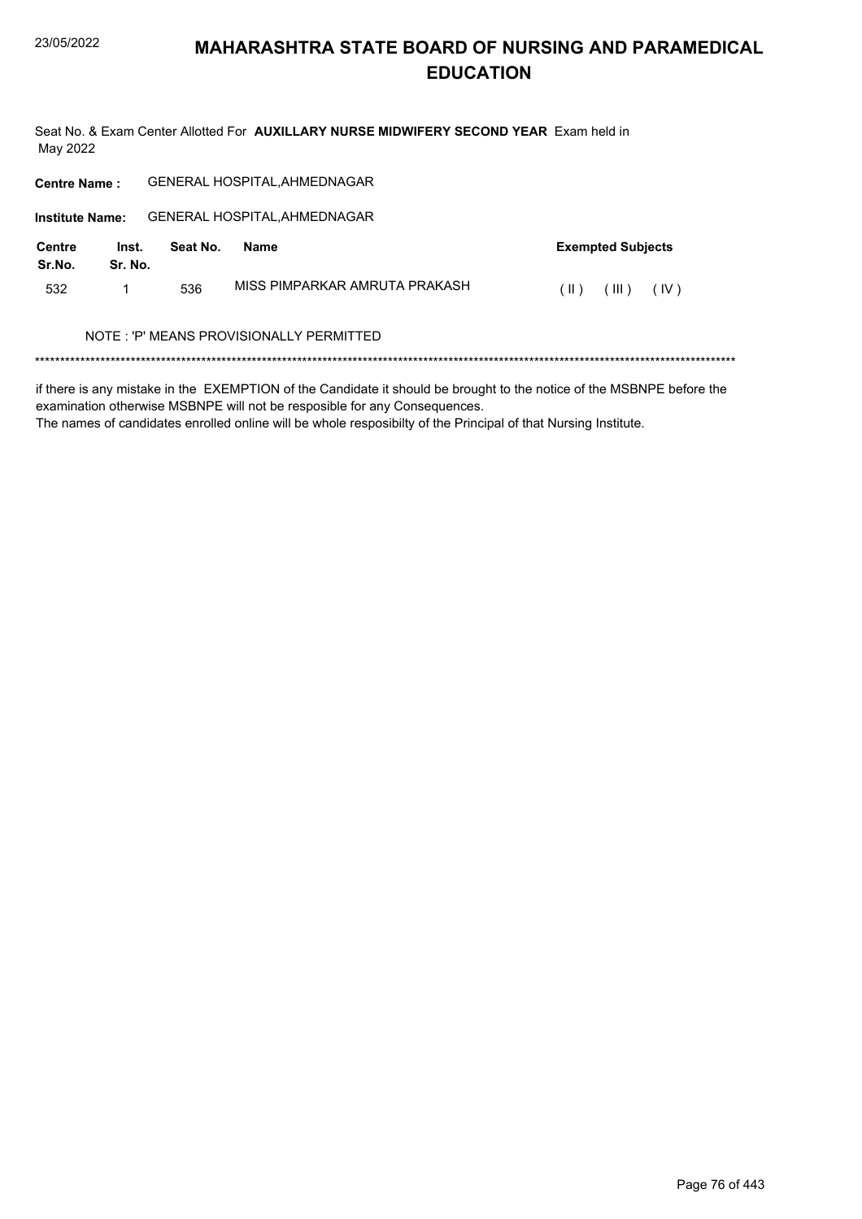# MAHARASHTRA STATE BOARD OF NURSING AND PARAMEDICAL EDUCATION

Seat No. & Exam Center Allotted For **AUXILLARY NURSE MIDWIFERY SECOND YEAR** Exam held in May 2022

**Centre Name :** GENERAL HOSPITAL,AHMEDNAGAR

**Institute Name:** GENERAL HOSPITAL,AHMEDNAGAR

| Centre Sr.No. | Inst. Sr. No. | Seat No. | Name | Exempted Subjects |
|---|---|---|---|---|
| 532 | 1 | 536 | MISS PIMPARKAR AMRUTA PRAKASH | ( II ) ( III ) ( IV ) |

NOTE : 'P' MEANS PROVISIONALLY PERMITTED

*******************************************************************************************************************************************

if there is any mistake in the EXEMPTION of the Candidate it should be brought to the notice of the MSBNPE before the examination otherwise MSBNPE will not be resposible for any Consequences.
The names of candidates enrolled online will be whole resposibilty of the Principal of that Nursing Institute.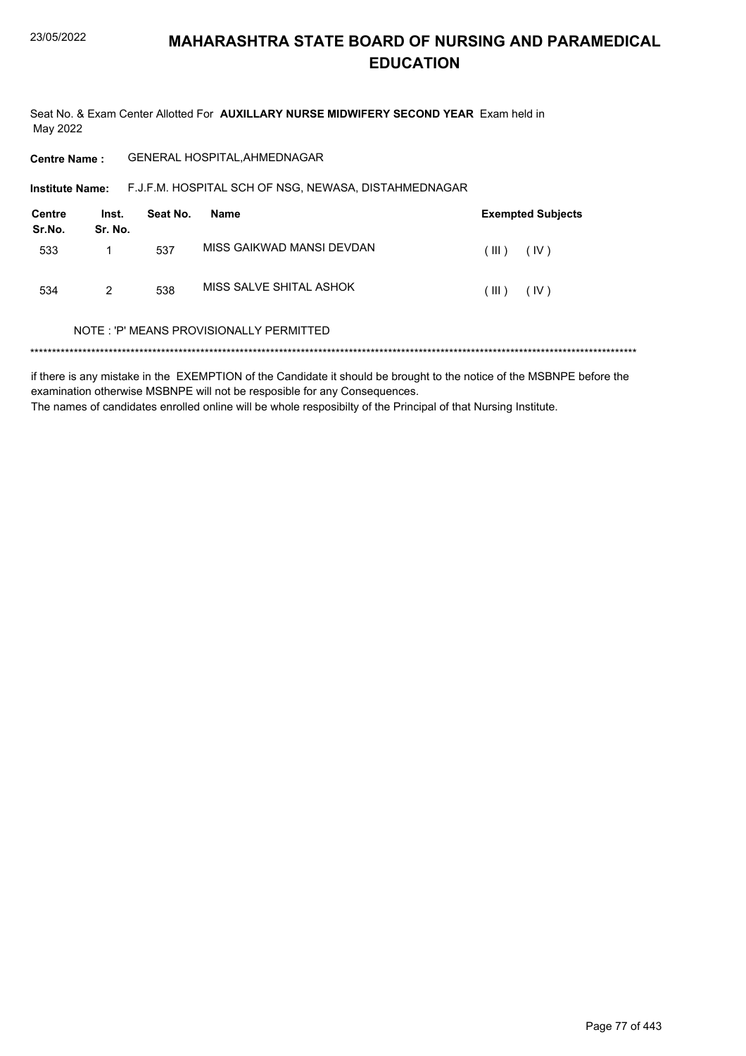# MAHARASHTRA STATE BOARD OF NURSING AND PARAMEDICAL EDUCATION

Seat No. & Exam Center Allotted For **AUXILLARY NURSE MIDWIFERY SECOND YEAR** Exam held in May 2022

**Centre Name :** GENERAL HOSPITAL,AHMEDNAGAR

**Institute Name:** F.J.F.M. HOSPITAL SCH OF NSG, NEWASA, DISTAHMEDNAGAR

| Centre Sr.No. | Inst. Sr. No. | Seat No. | Name | Exempted Subjects |
|---|---|---|---|---|
| 533 | 1 | 537 | MISS GAIKWAD MANSI DEVDAN | ( III ) ( IV ) |
| 534 | 2 | 538 | MISS SALVE SHITAL ASHOK | ( III ) ( IV ) |

NOTE : 'P' MEANS PROVISIONALLY PERMITTED

*******************************************************************************************************************************************

if there is any mistake in the EXEMPTION of the Candidate it should be brought to the notice of the MSBNPE before the examination otherwise MSBNPE will not be resposible for any Consequences.
The names of candidates enrolled online will be whole resposibilty of the Principal of that Nursing Institute.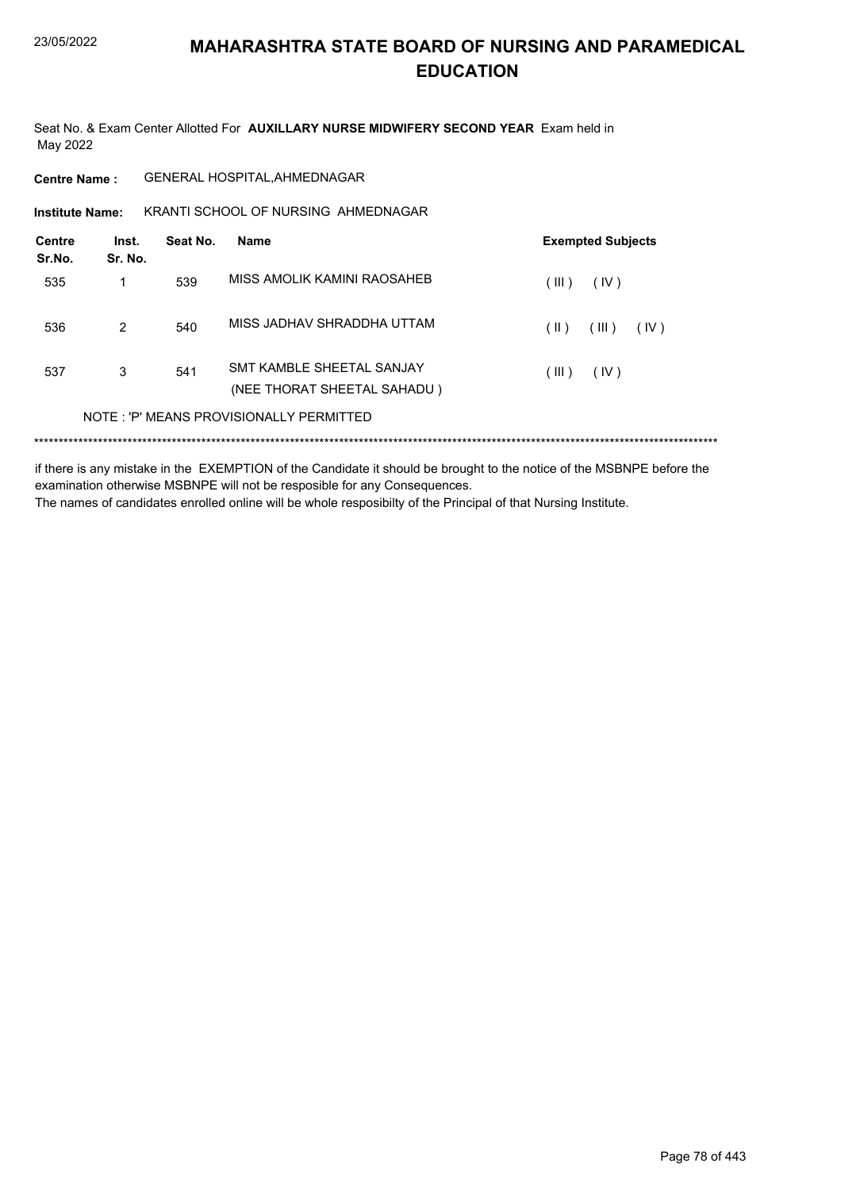# MAHARASHTRA STATE BOARD OF NURSING AND PARAMEDICAL EDUCATION

Seat No. & Exam Center Allotted For **AUXILLARY NURSE MIDWIFERY SECOND YEAR** Exam held in May 2022

**Centre Name :** GENERAL HOSPITAL,AHMEDNAGAR

**Institute Name:** KRANTI SCHOOL OF NURSING AHMEDNAGAR

| Centre Sr.No. | Inst. Sr. No. | Seat No. | Name | Exempted Subjects |
|---|---|---|---|---|
| 535 | 1 | 539 | MISS AMOLIK KAMINI RAOSAHEB | ( III ) ( IV ) |
| 536 | 2 | 540 | MISS JADHAV SHRADDHA UTTAM | ( II ) ( III ) ( IV ) |
| 537 | 3 | 541 | SMT KAMBLE SHEETAL SANJAY (NEE THORAT SHEETAL SAHADU ) | ( III ) ( IV ) |

NOTE : 'P' MEANS PROVISIONALLY PERMITTED

******************************************************************************************************************************************

if there is any mistake in the EXEMPTION of the Candidate it should be brought to the notice of the MSBNPE before the examination otherwise MSBNPE will not be resposible for any Consequences.

The names of candidates enrolled online will be whole resposibilty of the Principal of that Nursing Institute.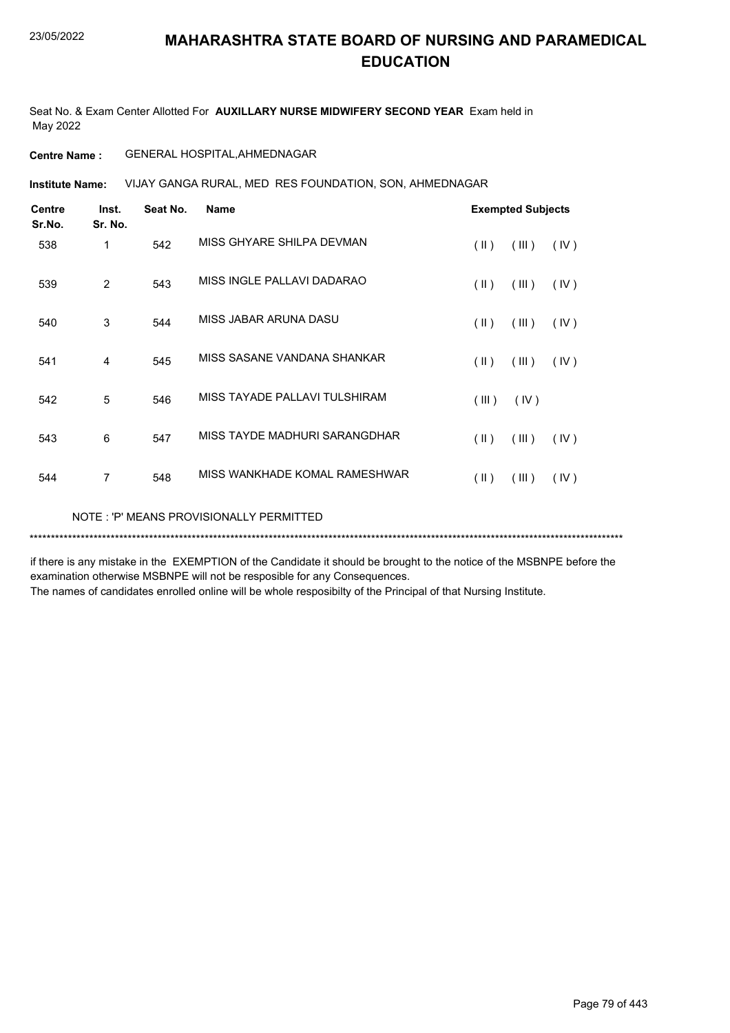# MAHARASHTRA STATE BOARD OF NURSING AND PARAMEDICAL EDUCATION

Seat No. & Exam Center Allotted For **AUXILLARY NURSE MIDWIFERY SECOND YEAR** Exam held in May 2022

**Centre Name :** GENERAL HOSPITAL,AHMEDNAGAR

**Institute Name:** VIJAY GANGA RURAL, MED RES FOUNDATION, SON, AHMEDNAGAR

| Centre Sr.No. | Inst. Sr. No. | Seat No. | Name | Exempted Subjects |
|---|---|---|---|---|
| 538 | 1 | 542 | MISS GHYARE SHILPA DEVMAN | ( II ) ( III ) ( IV ) |
| 539 | 2 | 543 | MISS INGLE PALLAVI DADARAO | ( II ) ( III ) ( IV ) |
| 540 | 3 | 544 | MISS JABAR ARUNA DASU | ( II ) ( III ) ( IV ) |
| 541 | 4 | 545 | MISS SASANE VANDANA SHANKAR | ( II ) ( III ) ( IV ) |
| 542 | 5 | 546 | MISS TAYADE PALLAVI TULSHIRAM | ( III ) ( IV ) |
| 543 | 6 | 547 | MISS TAYDE MADHURI SARANGDHAR | ( II ) ( III ) ( IV ) |
| 544 | 7 | 548 | MISS WANKHADE KOMAL RAMESHWAR | ( II ) ( III ) ( IV ) |

NOTE : 'P' MEANS PROVISIONALLY PERMITTED

*******************************************************************************************************************************************

if there is any mistake in the EXEMPTION of the Candidate it should be brought to the notice of the MSBNPE before the examination otherwise MSBNPE will not be resposible for any Consequences.

The names of candidates enrolled online will be whole resposibilty of the Principal of that Nursing Institute.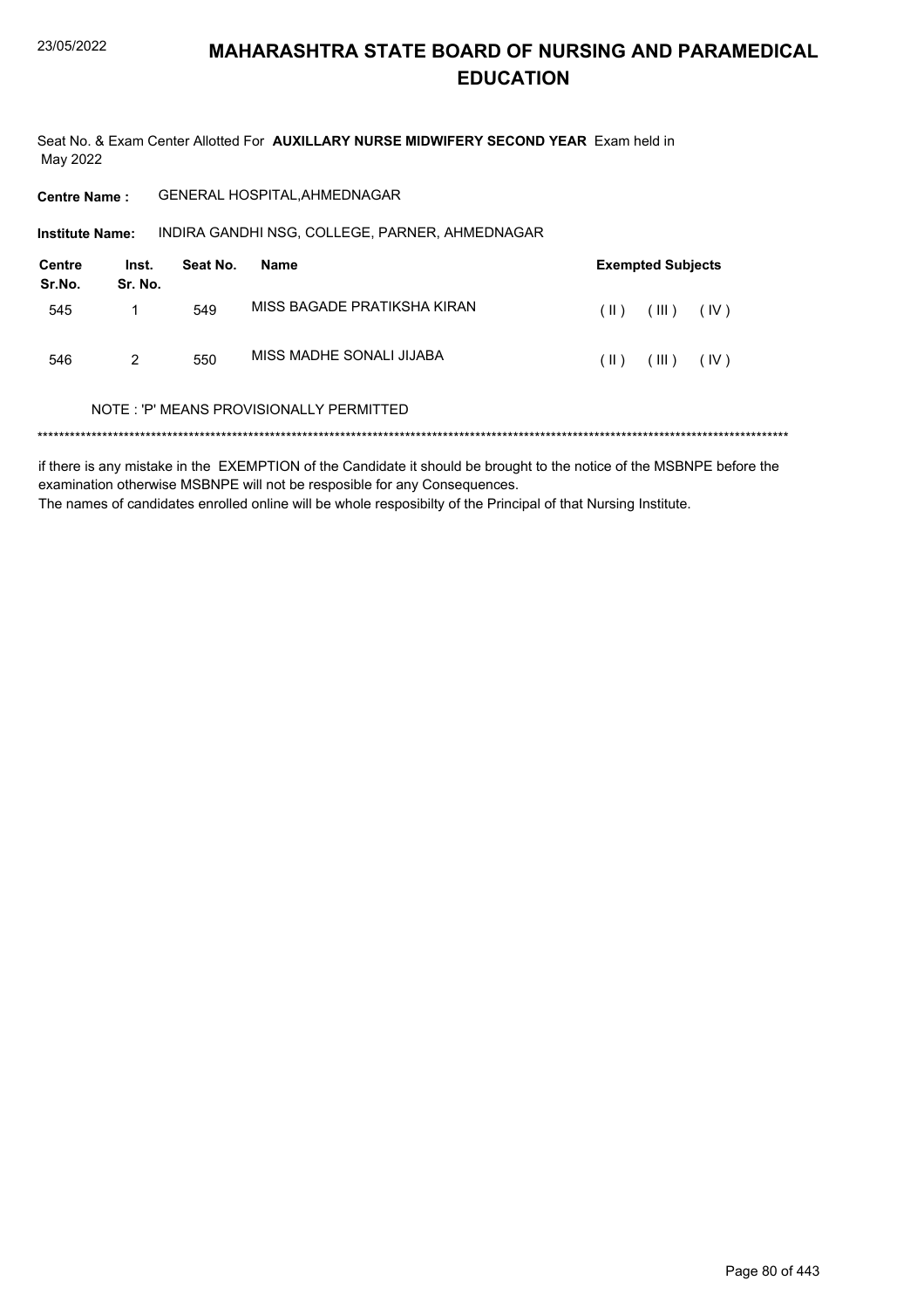# MAHARASHTRA STATE BOARD OF NURSING AND PARAMEDICAL EDUCATION

Seat No. & Exam Center Allotted For **AUXILLARY NURSE MIDWIFERY SECOND YEAR** Exam held in May 2022

**Centre Name :** GENERAL HOSPITAL,AHMEDNAGAR

**Institute Name:** INDIRA GANDHI NSG, COLLEGE, PARNER, AHMEDNAGAR

| Centre Sr.No. | Inst. Sr. No. | Seat No. | Name | Exempted Subjects |
|---|---|---|---|---|
| 545 | 1 | 549 | MISS BAGADE PRATIKSHA KIRAN | ( II ) ( III ) ( IV ) |
| 546 | 2 | 550 | MISS MADHE SONALI JIJABA | ( II ) ( III ) ( IV ) |

NOTE : 'P' MEANS PROVISIONALLY PERMITTED

***************************************************************************************************************************************

if there is any mistake in the EXEMPTION of the Candidate it should be brought to the notice of the MSBNPE before the examination otherwise MSBNPE will not be resposible for any Consequences.

The names of candidates enrolled online will be whole resposibilty of the Principal of that Nursing Institute.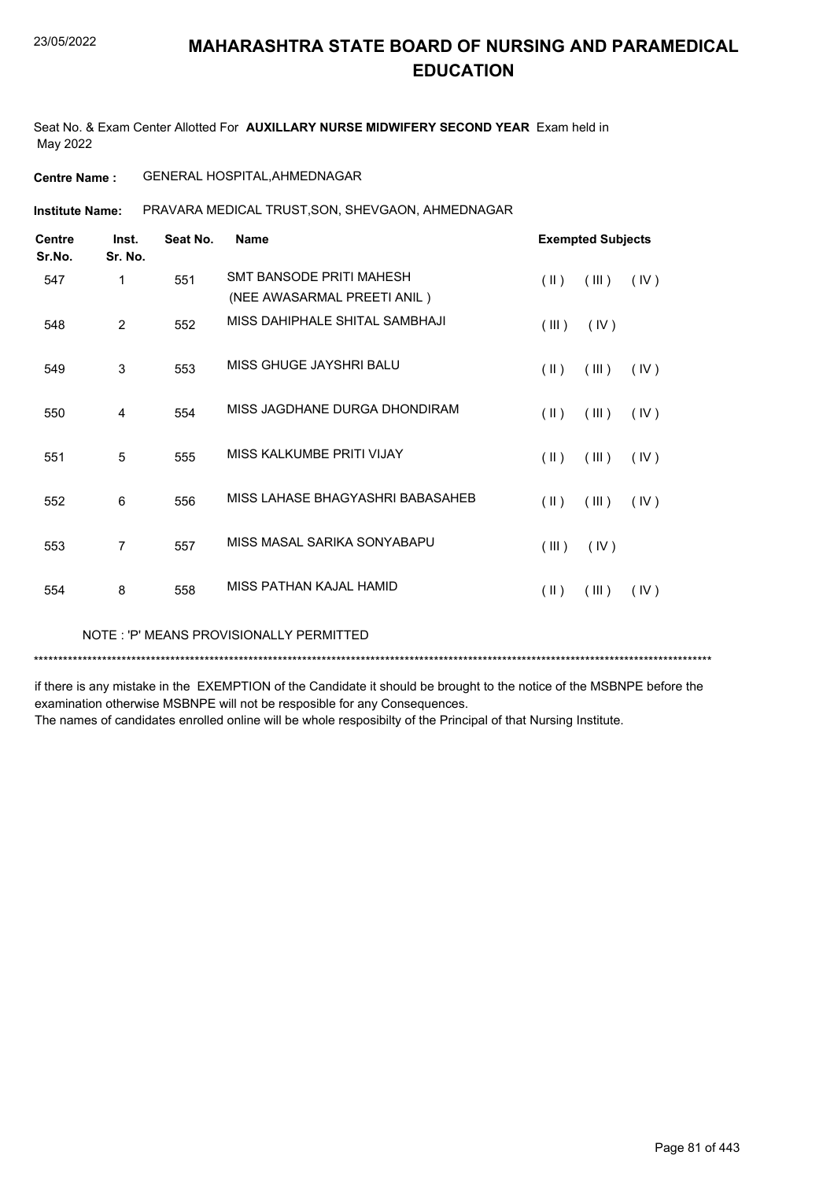# MAHARASHTRA STATE BOARD OF NURSING AND PARAMEDICAL EDUCATION

Seat No. & Exam Center Allotted For **AUXILLARY NURSE MIDWIFERY SECOND YEAR** Exam held in May 2022

**Centre Name :** GENERAL HOSPITAL,AHMEDNAGAR

**Institute Name:** PRAVARA MEDICAL TRUST,SON, SHEVGAON, AHMEDNAGAR

| Centre Sr.No. | Inst. Sr. No. | Seat No. | Name | Exempted Subjects |
|---|---|---|---|---|
| 547 | 1 | 551 | SMT BANSODE PRITI MAHESH (NEE AWASARMAL PREETI ANIL ) | ( II ) ( III ) ( IV ) |
| 548 | 2 | 552 | MISS DAHIPHALE SHITAL SAMBHAJI | ( III ) ( IV ) |
| 549 | 3 | 553 | MISS GHUGE JAYSHRI BALU | ( II ) ( III ) ( IV ) |
| 550 | 4 | 554 | MISS JAGDHANE DURGA DHONDIRAM | ( II ) ( III ) ( IV ) |
| 551 | 5 | 555 | MISS KALKUMBE PRITI VIJAY | ( II ) ( III ) ( IV ) |
| 552 | 6 | 556 | MISS LAHASE BHAGYASHRI BABASAHEB | ( II ) ( III ) ( IV ) |
| 553 | 7 | 557 | MISS MASAL SARIKA SONYABAPU | ( III ) ( IV ) |
| 554 | 8 | 558 | MISS PATHAN KAJAL HAMID | ( II ) ( III ) ( IV ) |

NOTE : 'P' MEANS PROVISIONALLY PERMITTED

*******************************************************************************************************************************************

if there is any mistake in the EXEMPTION of the Candidate it should be brought to the notice of the MSBNPE before the examination otherwise MSBNPE will not be resposible for any Consequences.

The names of candidates enrolled online will be whole resposibilty of the Principal of that Nursing Institute.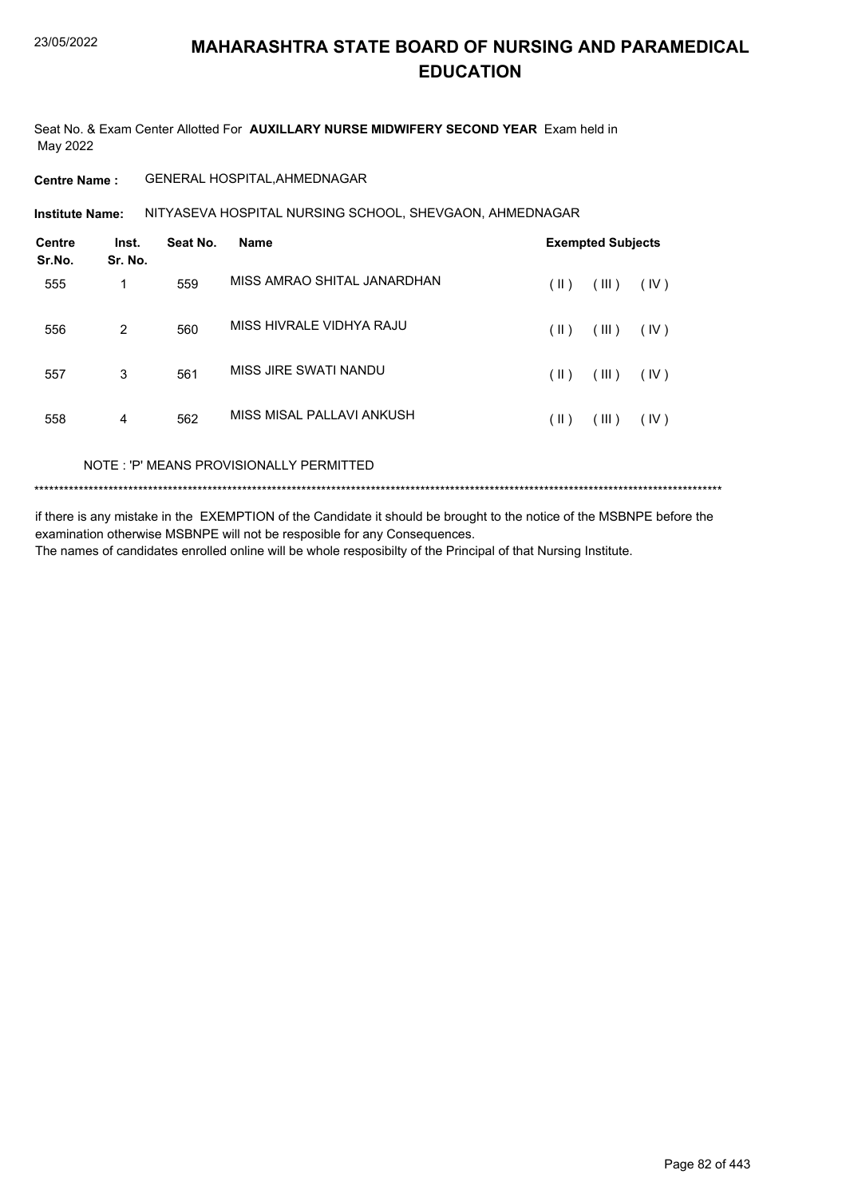# MAHARASHTRA STATE BOARD OF NURSING AND PARAMEDICAL EDUCATION

Seat No. & Exam Center Allotted For **AUXILLARY NURSE MIDWIFERY SECOND YEAR** Exam held in May 2022

**Centre Name :** GENERAL HOSPITAL,AHMEDNAGAR

**Institute Name:** NITYASEVA HOSPITAL NURSING SCHOOL, SHEVGAON, AHMEDNAGAR

| Centre Sr.No. | Inst. Sr. No. | Seat No. | Name | Exempted Subjects |
|---|---|---|---|---|
| 555 | 1 | 559 | MISS AMRAO SHITAL JANARDHAN | ( II ) ( III ) ( IV ) |
| 556 | 2 | 560 | MISS HIVRALE VIDHYA RAJU | ( II ) ( III ) ( IV ) |
| 557 | 3 | 561 | MISS JIRE SWATI NANDU | ( II ) ( III ) ( IV ) |
| 558 | 4 | 562 | MISS MISAL PALLAVI ANKUSH | ( II ) ( III ) ( IV ) |

NOTE : 'P' MEANS PROVISIONALLY PERMITTED

******************************************************************************************************************************************

if there is any mistake in the EXEMPTION of the Candidate it should be brought to the notice of the MSBNPE before the examination otherwise MSBNPE will not be resposible for any Consequences.
The names of candidates enrolled online will be whole resposibilty of the Principal of that Nursing Institute.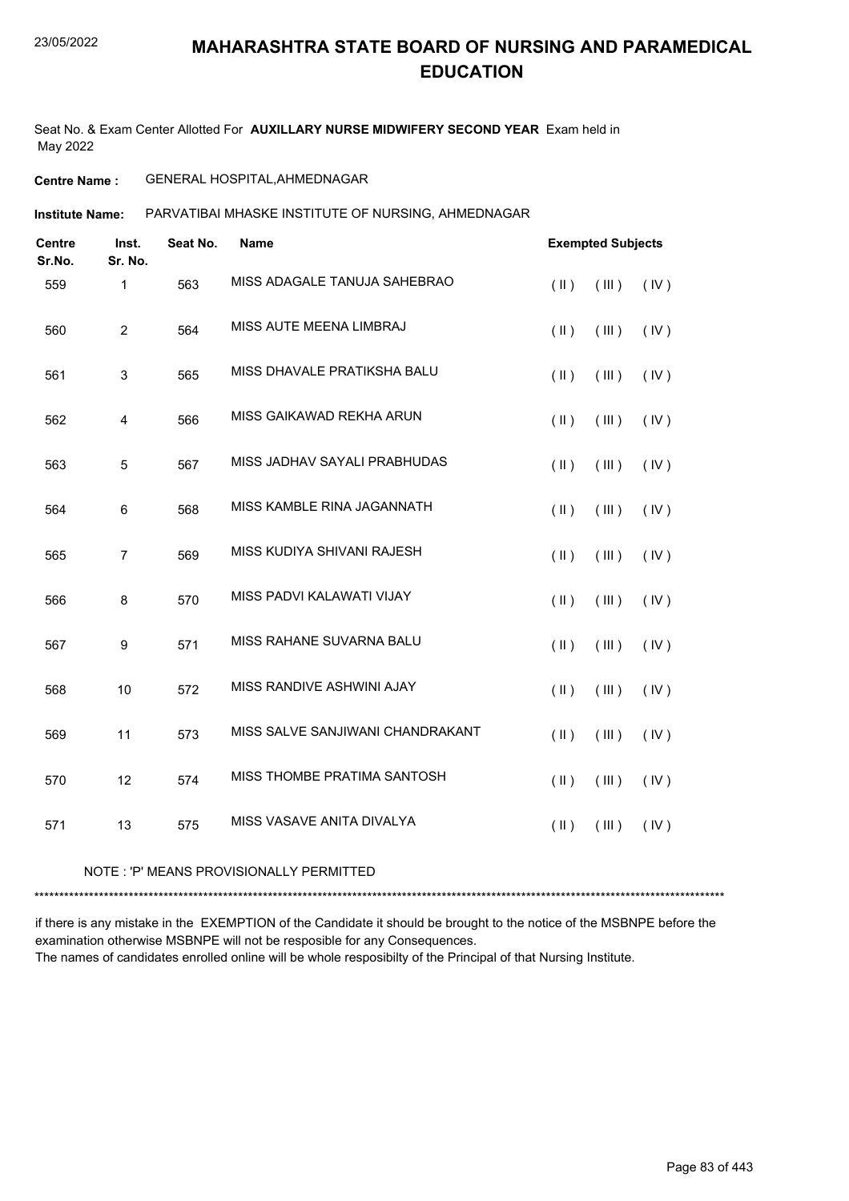# MAHARASHTRA STATE BOARD OF NURSING AND PARAMEDICAL EDUCATION

Seat No. & Exam Center Allotted For **AUXILLARY NURSE MIDWIFERY SECOND YEAR** Exam held in May 2022

**Centre Name :** GENERAL HOSPITAL,AHMEDNAGAR

**Institute Name:** PARVATIBAI MHASKE INSTITUTE OF NURSING, AHMEDNAGAR

| Centre Sr.No. | Inst. Sr. No. | Seat No. | Name | Exempted Subjects | | |
|---|---|---|---|---|---|---|
| 559 | 1 | 563 | MISS ADAGALE TANUJA SAHEBRAO | ( II ) | ( III ) | ( IV ) |
| 560 | 2 | 564 | MISS AUTE MEENA LIMBRAJ | ( II ) | ( III ) | ( IV ) |
| 561 | 3 | 565 | MISS DHAVALE PRATIKSHA BALU | ( II ) | ( III ) | ( IV ) |
| 562 | 4 | 566 | MISS GAIKAWAD REKHA ARUN | ( II ) | ( III ) | ( IV ) |
| 563 | 5 | 567 | MISS JADHAV SAYALI PRABHUDAS | ( II ) | ( III ) | ( IV ) |
| 564 | 6 | 568 | MISS KAMBLE RINA JAGANNATH | ( II ) | ( III ) | ( IV ) |
| 565 | 7 | 569 | MISS KUDIYA SHIVANI RAJESH | ( II ) | ( III ) | ( IV ) |
| 566 | 8 | 570 | MISS PADVI KALAWATI VIJAY | ( II ) | ( III ) | ( IV ) |
| 567 | 9 | 571 | MISS RAHANE SUVARNA BALU | ( II ) | ( III ) | ( IV ) |
| 568 | 10 | 572 | MISS RANDIVE ASHWINI AJAY | ( II ) | ( III ) | ( IV ) |
| 569 | 11 | 573 | MISS SALVE SANJIWANI CHANDRAKANT | ( II ) | ( III ) | ( IV ) |
| 570 | 12 | 574 | MISS THOMBE PRATIMA SANTOSH | ( II ) | ( III ) | ( IV ) |
| 571 | 13 | 575 | MISS VASAVE ANITA DIVALYA | ( II ) | ( III ) | ( IV ) |

NOTE : 'P' MEANS PROVISIONALLY PERMITTED

*******************************************************************************************************************************************

if there is any mistake in the EXEMPTION of the Candidate it should be brought to the notice of the MSBNPE before the examination otherwise MSBNPE will not be resposible for any Consequences.
The names of candidates enrolled online will be whole resposibilty of the Principal of that Nursing Institute.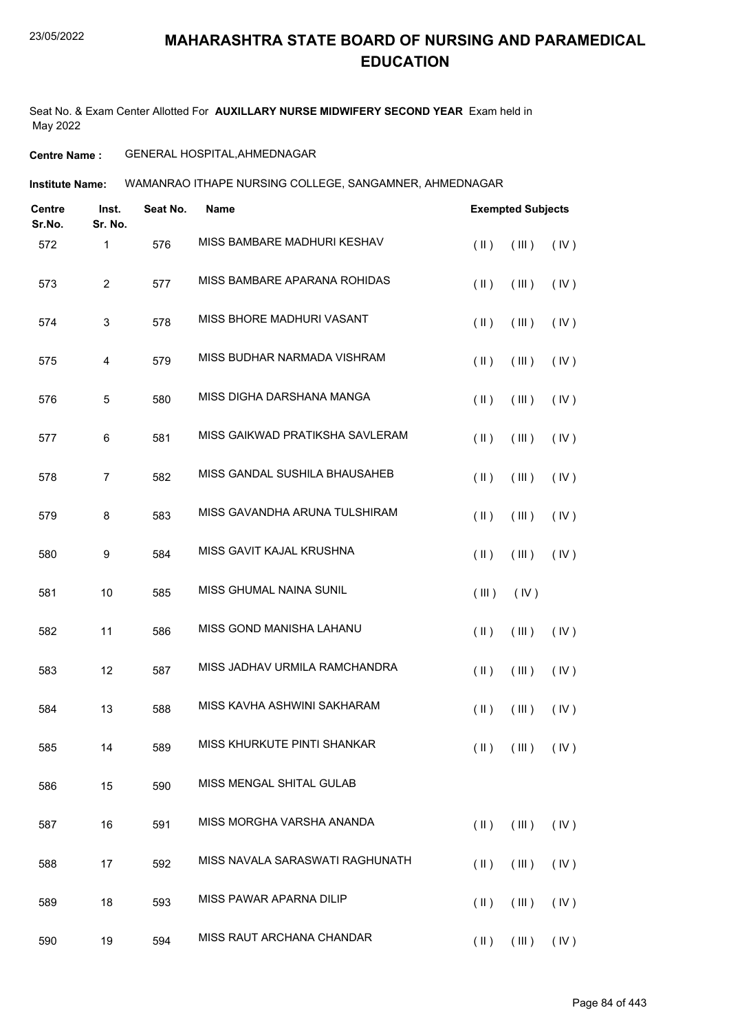# MAHARASHTRA STATE BOARD OF NURSING AND PARAMEDICAL EDUCATION

Seat No. & Exam Center Allotted For **AUXILLARY NURSE MIDWIFERY SECOND YEAR** Exam held in May 2022

**Centre Name :** GENERAL HOSPITAL,AHMEDNAGAR

**Institute Name:** WAMANRAO ITHAPE NURSING COLLEGE, SANGAMNER, AHMEDNAGAR

| Centre Sr.No. | Inst. Sr. No. | Seat No. | Name | Exempted Subjects | | |
|---|---|---|---|---|---|---|
| 572 | 1 | 576 | MISS BAMBARE MADHURI KESHAV | ( II ) | ( III ) | ( IV ) |
| 573 | 2 | 577 | MISS BAMBARE APARANA ROHIDAS | ( II ) | ( III ) | ( IV ) |
| 574 | 3 | 578 | MISS BHORE MADHURI VASANT | ( II ) | ( III ) | ( IV ) |
| 575 | 4 | 579 | MISS BUDHAR NARMADA VISHRAM | ( II ) | ( III ) | ( IV ) |
| 576 | 5 | 580 | MISS DIGHA DARSHANA MANGA | ( II ) | ( III ) | ( IV ) |
| 577 | 6 | 581 | MISS GAIKWAD PRATIKSHA SAVLERAM | ( II ) | ( III ) | ( IV ) |
| 578 | 7 | 582 | MISS GANDAL SUSHILA BHAUSAHEB | ( II ) | ( III ) | ( IV ) |
| 579 | 8 | 583 | MISS GAVANDHA ARUNA TULSHIRAM | ( II ) | ( III ) | ( IV ) |
| 580 | 9 | 584 | MISS GAVIT KAJAL KRUSHNA | ( II ) | ( III ) | ( IV ) |
| 581 | 10 | 585 | MISS GHUMAL NAINA SUNIL | ( III ) | ( IV ) | |
| 582 | 11 | 586 | MISS GOND MANISHA LAHANU | ( II ) | ( III ) | ( IV ) |
| 583 | 12 | 587 | MISS JADHAV URMILA RAMCHANDRA | ( II ) | ( III ) | ( IV ) |
| 584 | 13 | 588 | MISS KAVHA ASHWINI SAKHARAM | ( II ) | ( III ) | ( IV ) |
| 585 | 14 | 589 | MISS KHURKUTE PINTI SHANKAR | ( II ) | ( III ) | ( IV ) |
| 586 | 15 | 590 | MISS MENGAL SHITAL GULAB | | | |
| 587 | 16 | 591 | MISS MORGHA VARSHA ANANDA | ( II ) | ( III ) | ( IV ) |
| 588 | 17 | 592 | MISS NAVALA SARASWATI RAGHUNATH | ( II ) | ( III ) | ( IV ) |
| 589 | 18 | 593 | MISS PAWAR APARNA DILIP | ( II ) | ( III ) | ( IV ) |
| 590 | 19 | 594 | MISS RAUT ARCHANA CHANDAR | ( II ) | ( III ) | ( IV ) |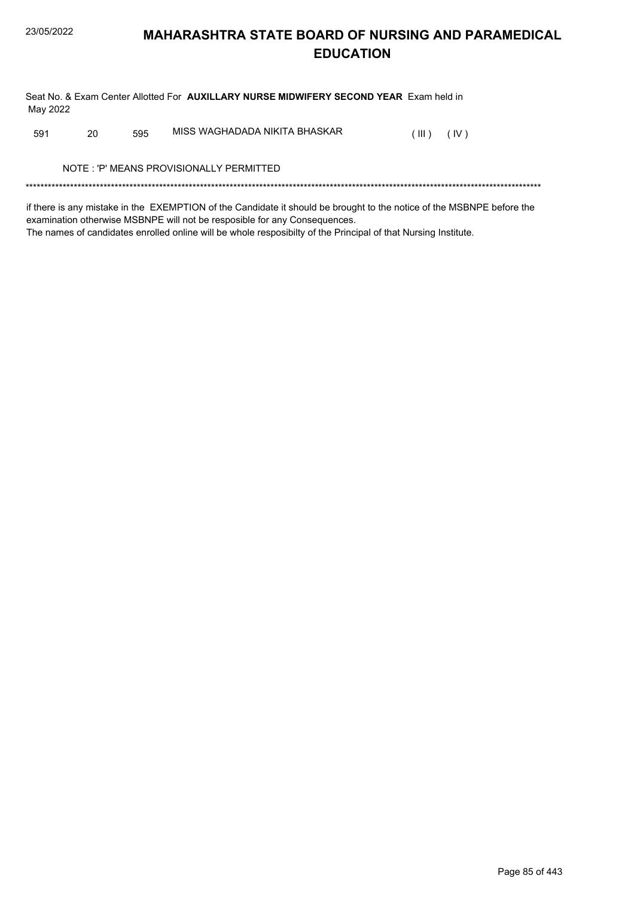# MAHARASHTRA STATE BOARD OF NURSING AND PARAMEDICAL EDUCATION

Seat No. & Exam Center Allotted For **AUXILLARY NURSE MIDWIFERY SECOND YEAR** Exam held in May 2022

| | | | | | |
|---|---|---|---|---|---|
| 591 | 20 | 595 | MISS WAGHADADA NIKITA BHASKAR | ( III ) | ( IV ) |

NOTE : 'P' MEANS PROVISIONALLY PERMITTED

*******************************************************************************************************************************************

if there is any mistake in the EXEMPTION of the Candidate it should be brought to the notice of the MSBNPE before the examination otherwise MSBNPE will not be resposible for any Consequences.
The names of candidates enrolled online will be whole resposibilty of the Principal of that Nursing Institute.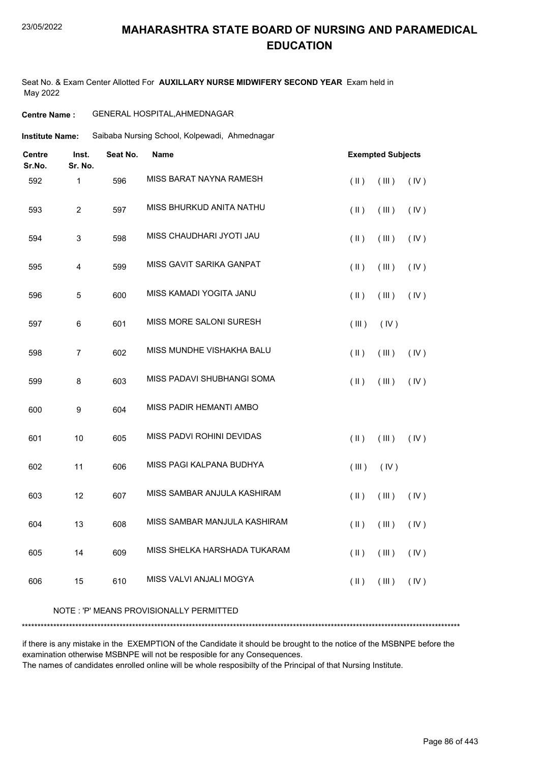# MAHARASHTRA STATE BOARD OF NURSING AND PARAMEDICAL EDUCATION

23/05/2022

Seat No. & Exam Center Allotted For **AUXILLARY NURSE MIDWIFERY SECOND YEAR** Exam held in May 2022

**Centre Name :** GENERAL HOSPITAL,AHMEDNAGAR

**Institute Name:** Saibaba Nursing School, Kolpewadi, Ahmednagar

| Centre Sr.No. | Inst. Sr. No. | Seat No. | Name | Exempted Subjects | | |
|---|---|---|---|---|---|---|
| 592 | 1 | 596 | MISS BARAT NAYNA RAMESH | ( II ) | ( III ) | ( IV ) |
| 593 | 2 | 597 | MISS BHURKUD ANITA NATHU | ( II ) | ( III ) | ( IV ) |
| 594 | 3 | 598 | MISS CHAUDHARI JYOTI JAU | ( II ) | ( III ) | ( IV ) |
| 595 | 4 | 599 | MISS GAVIT SARIKA GANPAT | ( II ) | ( III ) | ( IV ) |
| 596 | 5 | 600 | MISS KAMADI YOGITA JANU | ( II ) | ( III ) | ( IV ) |
| 597 | 6 | 601 | MISS MORE SALONI SURESH | ( III ) | ( IV ) | |
| 598 | 7 | 602 | MISS MUNDHE VISHAKHA BALU | ( II ) | ( III ) | ( IV ) |
| 599 | 8 | 603 | MISS PADAVI SHUBHANGI SOMA | ( II ) | ( III ) | ( IV ) |
| 600 | 9 | 604 | MISS PADIR HEMANTI AMBO | | | |
| 601 | 10 | 605 | MISS PADVI ROHINI DEVIDAS | ( II ) | ( III ) | ( IV ) |
| 602 | 11 | 606 | MISS PAGI KALPANA BUDHYA | ( III ) | ( IV ) | |
| 603 | 12 | 607 | MISS SAMBAR ANJULA KASHIRAM | ( II ) | ( III ) | ( IV ) |
| 604 | 13 | 608 | MISS SAMBAR MANJULA KASHIRAM | ( II ) | ( III ) | ( IV ) |
| 605 | 14 | 609 | MISS SHELKA HARSHADA TUKARAM | ( II ) | ( III ) | ( IV ) |
| 606 | 15 | 610 | MISS VALVI ANJALI MOGYA | ( II ) | ( III ) | ( IV ) |

NOTE : 'P' MEANS PROVISIONALLY PERMITTED

*******************************************************************************************************************************************

if there is any mistake in the EXEMPTION of the Candidate it should be brought to the notice of the MSBNPE before the examination otherwise MSBNPE will not be resposible for any Consequences.
The names of candidates enrolled online will be whole resposibilty of the Principal of that Nursing Institute.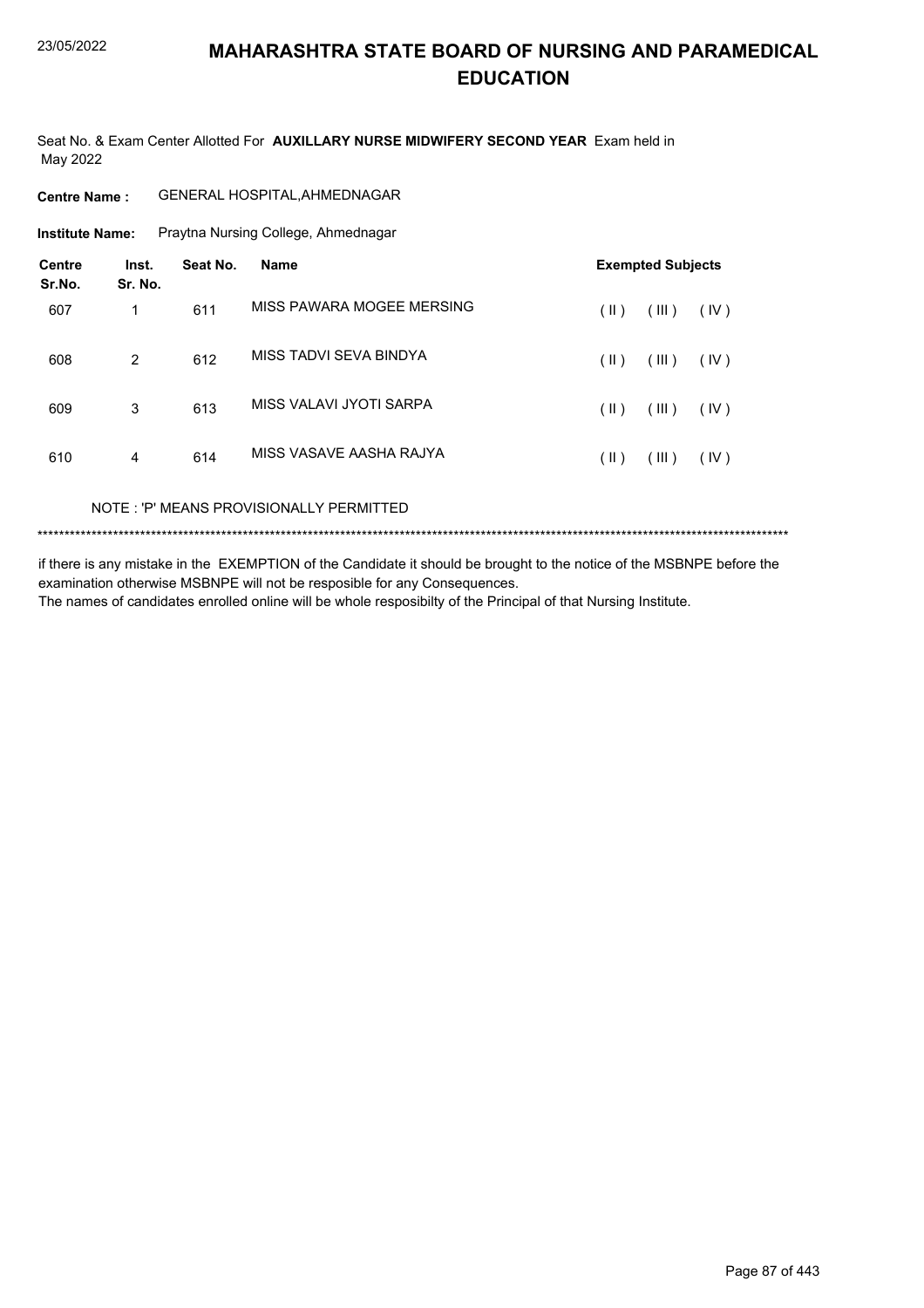# MAHARASHTRA STATE BOARD OF NURSING AND PARAMEDICAL EDUCATION

Seat No. & Exam Center Allotted For **AUXILLARY NURSE MIDWIFERY SECOND YEAR** Exam held in May 2022

**Centre Name :** GENERAL HOSPITAL,AHMEDNAGAR

**Institute Name:** Praytna Nursing College, Ahmednagar

| Centre Sr.No. | Inst. Sr. No. | Seat No. | Name | Exempted Subjects |
|---|---|---|---|---|
| 607 | 1 | 611 | MISS PAWARA MOGEE MERSING | ( II ) ( III ) ( IV ) |
| 608 | 2 | 612 | MISS TADVI SEVA BINDYA | ( II ) ( III ) ( IV ) |
| 609 | 3 | 613 | MISS VALAVI JYOTI SARPA | ( II ) ( III ) ( IV ) |
| 610 | 4 | 614 | MISS VASAVE AASHA RAJYA | ( II ) ( III ) ( IV ) |

NOTE : 'P' MEANS PROVISIONALLY PERMITTED

*******************************************************************************************************************************************

if there is any mistake in the EXEMPTION of the Candidate it should be brought to the notice of the MSBNPE before the examination otherwise MSBNPE will not be resposible for any Consequences.
The names of candidates enrolled online will be whole resposibilty of the Principal of that Nursing Institute.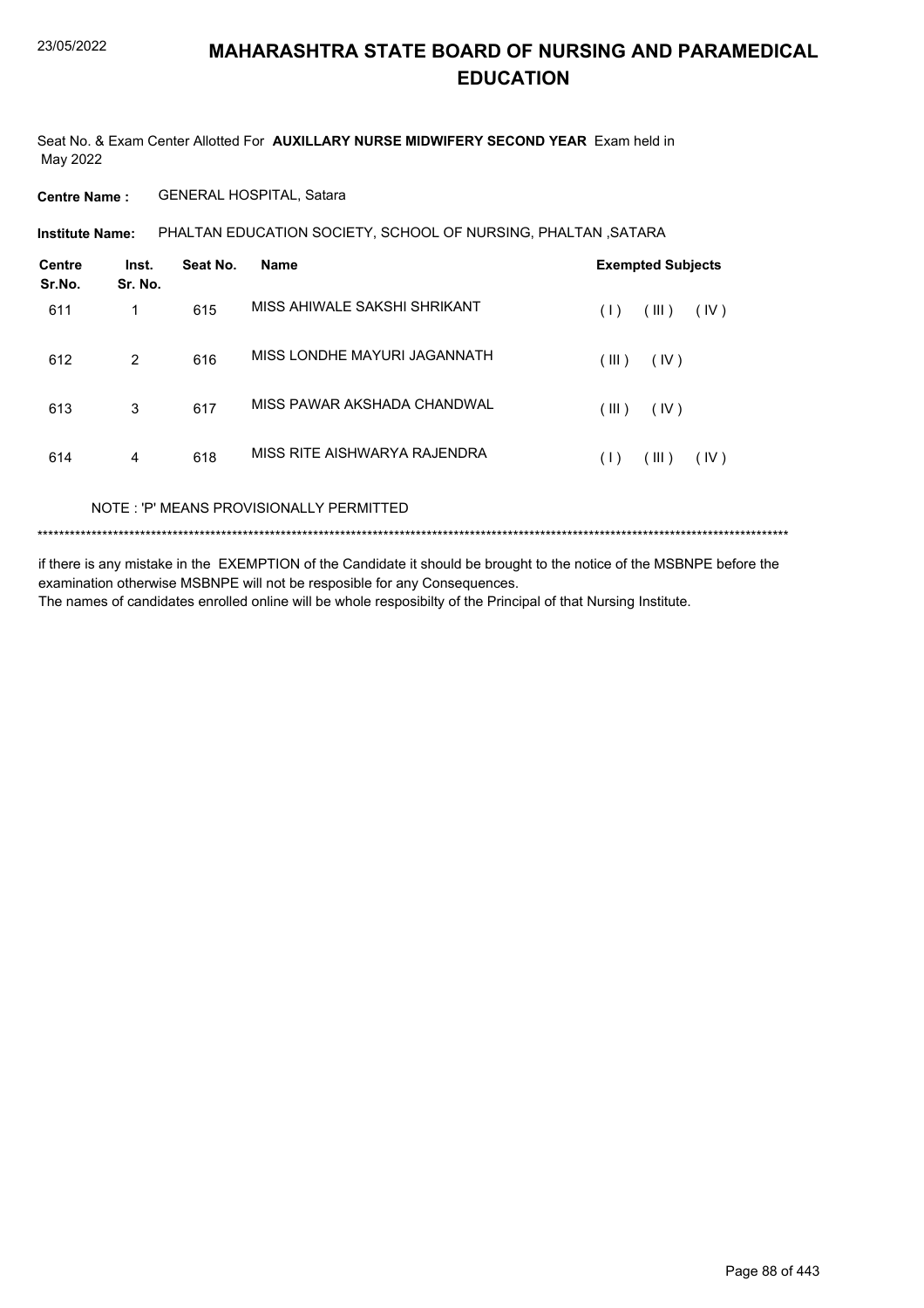# MAHARASHTRA STATE BOARD OF NURSING AND PARAMEDICAL EDUCATION

Seat No. & Exam Center Allotted For **AUXILLARY NURSE MIDWIFERY SECOND YEAR** Exam held in May 2022

**Centre Name :** GENERAL HOSPITAL, Satara

**Institute Name:** PHALTAN EDUCATION SOCIETY, SCHOOL OF NURSING, PHALTAN ,SATARA

| Centre Sr.No. | Inst. Sr. No. | Seat No. | Name | Exempted Subjects |
|---|---|---|---|---|
| 611 | 1 | 615 | MISS AHIWALE SAKSHI SHRIKANT | ( I ) ( III ) ( IV ) |
| 612 | 2 | 616 | MISS LONDHE MAYURI JAGANNATH | ( III ) ( IV ) |
| 613 | 3 | 617 | MISS PAWAR AKSHADA CHANDWAL | ( III ) ( IV ) |
| 614 | 4 | 618 | MISS RITE AISHWARYA RAJENDRA | ( I ) ( III ) ( IV ) |

NOTE : 'P' MEANS PROVISIONALLY PERMITTED

******************************************************************************************************************************************

if there is any mistake in the EXEMPTION of the Candidate it should be brought to the notice of the MSBNPE before the examination otherwise MSBNPE will not be resposible for any Consequences.
The names of candidates enrolled online will be whole resposibilty of the Principal of that Nursing Institute.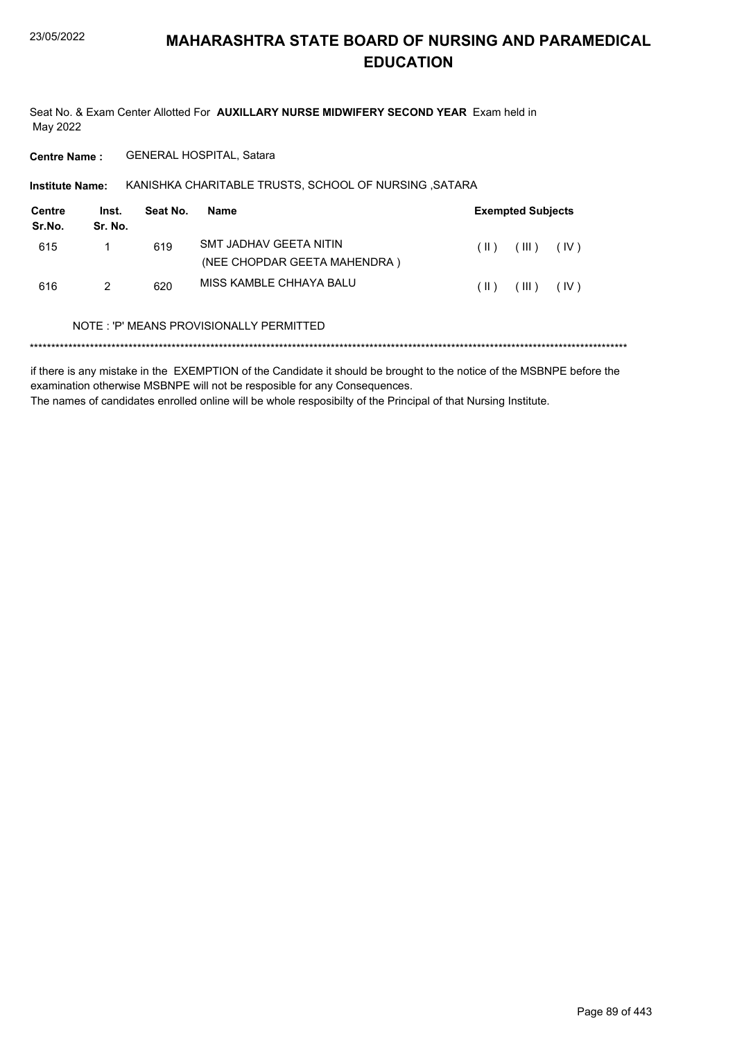# MAHARASHTRA STATE BOARD OF NURSING AND PARAMEDICAL EDUCATION

Seat No. & Exam Center Allotted For **AUXILLARY NURSE MIDWIFERY SECOND YEAR** Exam held in May 2022

**Centre Name :** GENERAL HOSPITAL, Satara

**Institute Name:** KANISHKA CHARITABLE TRUSTS, SCHOOL OF NURSING ,SATARA

| Centre Sr.No. | Inst. Sr. No. | Seat No. | Name | Exempted Subjects |
|---|---|---|---|---|
| 615 | 1 | 619 | SMT JADHAV GEETA NITIN (NEE CHOPDAR GEETA MAHENDRA ) | ( II ) ( III ) ( IV ) |
| 616 | 2 | 620 | MISS KAMBLE CHHAYA BALU | ( II ) ( III ) ( IV ) |

NOTE : 'P' MEANS PROVISIONALLY PERMITTED

******************************************************************************************************************************************

if there is any mistake in the EXEMPTION of the Candidate it should be brought to the notice of the MSBNPE before the examination otherwise MSBNPE will not be resposible for any Consequences.

The names of candidates enrolled online will be whole resposibilty of the Principal of that Nursing Institute.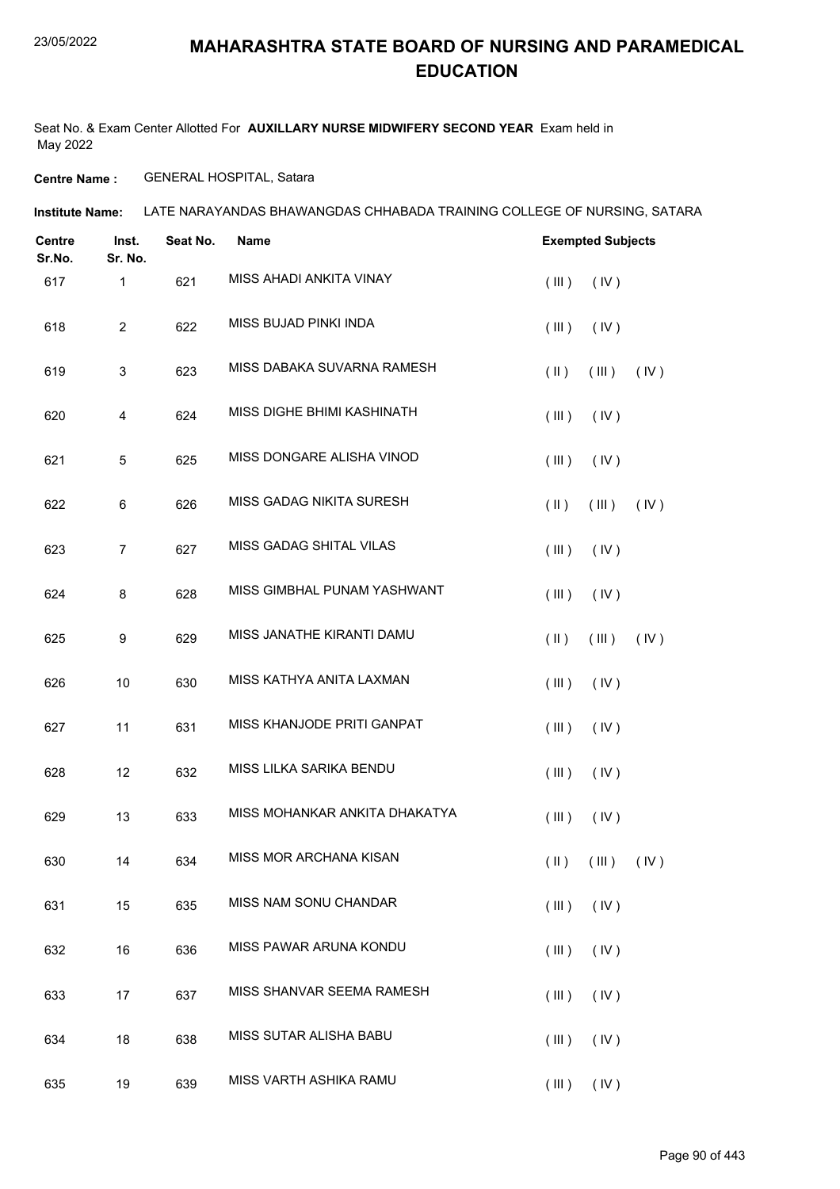# MAHARASHTRA STATE BOARD OF NURSING AND PARAMEDICAL EDUCATION

Seat No. & Exam Center Allotted For **AUXILLARY NURSE MIDWIFERY SECOND YEAR** Exam held in May 2022

**Centre Name :** GENERAL HOSPITAL, Satara

**Institute Name:** LATE NARAYANDAS BHAWANGDAS CHHABADA TRAINING COLLEGE OF NURSING, SATARA

| Centre Sr.No. | Inst. Sr. No. | Seat No. | Name | Exempted Subjects |
|---|---|---|---|---|
| 617 | 1 | 621 | MISS AHADI ANKITA VINAY | ( III ) ( IV ) |
| 618 | 2 | 622 | MISS BUJAD PINKI INDA | ( III ) ( IV ) |
| 619 | 3 | 623 | MISS DABAKA SUVARNA RAMESH | ( II ) ( III ) ( IV ) |
| 620 | 4 | 624 | MISS DIGHE BHIMI KASHINATH | ( III ) ( IV ) |
| 621 | 5 | 625 | MISS DONGARE ALISHA VINOD | ( III ) ( IV ) |
| 622 | 6 | 626 | MISS GADAG NIKITA SURESH | ( II ) ( III ) ( IV ) |
| 623 | 7 | 627 | MISS GADAG SHITAL VILAS | ( III ) ( IV ) |
| 624 | 8 | 628 | MISS GIMBHAL PUNAM YASHWANT | ( III ) ( IV ) |
| 625 | 9 | 629 | MISS JANATHE KIRANTI DAMU | ( II ) ( III ) ( IV ) |
| 626 | 10 | 630 | MISS KATHYA ANITA LAXMAN | ( III ) ( IV ) |
| 627 | 11 | 631 | MISS KHANJODE PRITI GANPAT | ( III ) ( IV ) |
| 628 | 12 | 632 | MISS LILKA SARIKA BENDU | ( III ) ( IV ) |
| 629 | 13 | 633 | MISS MOHANKAR ANKITA DHAKATYA | ( III ) ( IV ) |
| 630 | 14 | 634 | MISS MOR ARCHANA KISAN | ( II ) ( III ) ( IV ) |
| 631 | 15 | 635 | MISS NAM SONU CHANDAR | ( III ) ( IV ) |
| 632 | 16 | 636 | MISS PAWAR ARUNA KONDU | ( III ) ( IV ) |
| 633 | 17 | 637 | MISS SHANVAR SEEMA RAMESH | ( III ) ( IV ) |
| 634 | 18 | 638 | MISS SUTAR ALISHA BABU | ( III ) ( IV ) |
| 635 | 19 | 639 | MISS VARTH ASHIKA RAMU | ( III ) ( IV ) |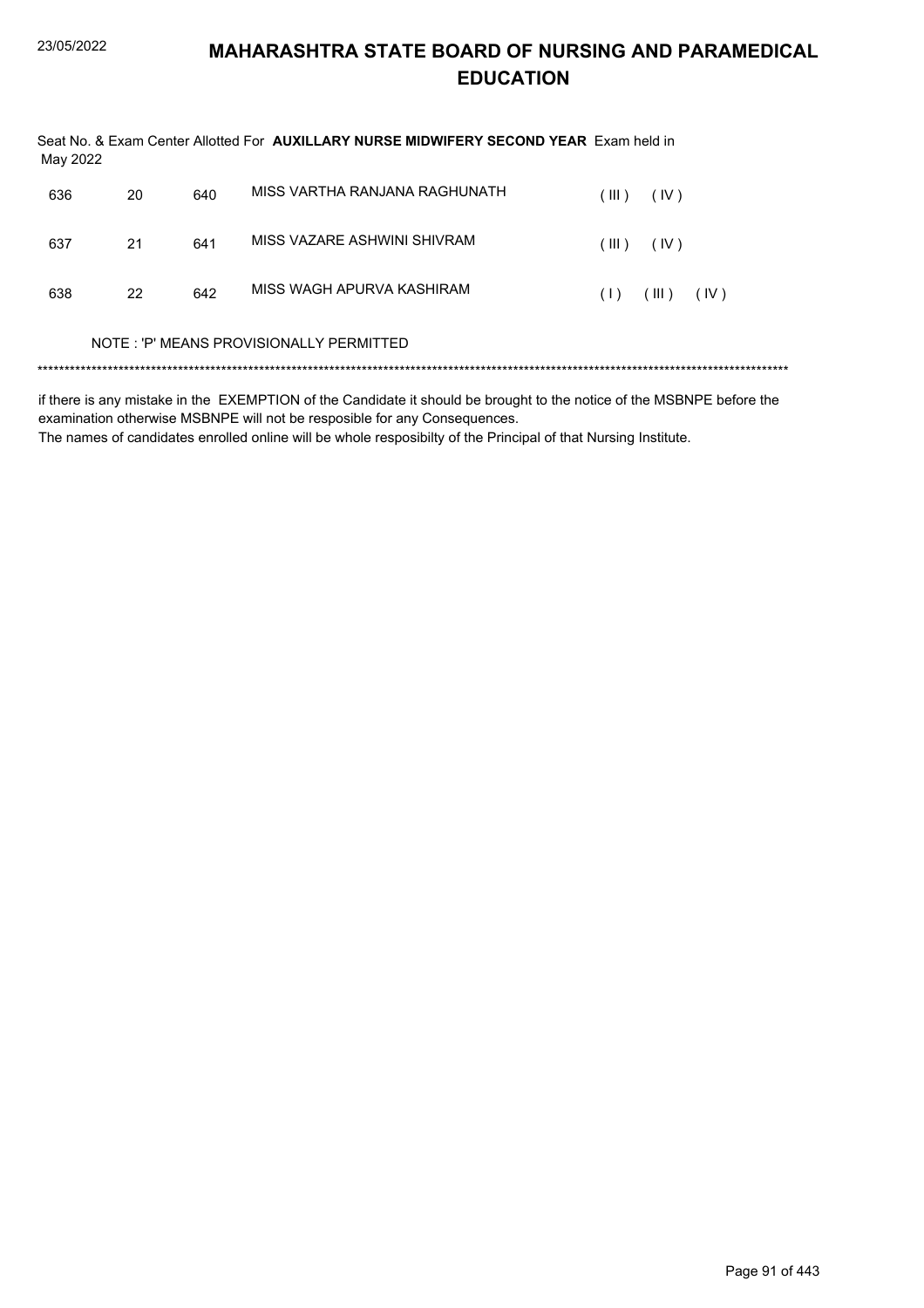# MAHARASHTRA STATE BOARD OF NURSING AND PARAMEDICAL EDUCATION

Seat No. & Exam Center Allotted For **AUXILLARY NURSE MIDWIFERY SECOND YEAR** Exam held in May 2022

| | | | | |
|---|---|---|---|---|
| 636 | 20 | 640 | MISS VARTHA RANJANA RAGHUNATH | ( III ) ( IV ) |
| 637 | 21 | 641 | MISS VAZARE ASHWINI SHIVRAM | ( III ) ( IV ) |
| 638 | 22 | 642 | MISS WAGH APURVA KASHIRAM | ( I ) ( III ) ( IV ) |

NOTE : 'P' MEANS PROVISIONALLY PERMITTED

******************************************************************************************************************************************

if there is any mistake in the EXEMPTION of the Candidate it should be brought to the notice of the MSBNPE before the examination otherwise MSBNPE will not be resposible for any Consequences.

The names of candidates enrolled online will be whole resposibilty of the Principal of that Nursing Institute.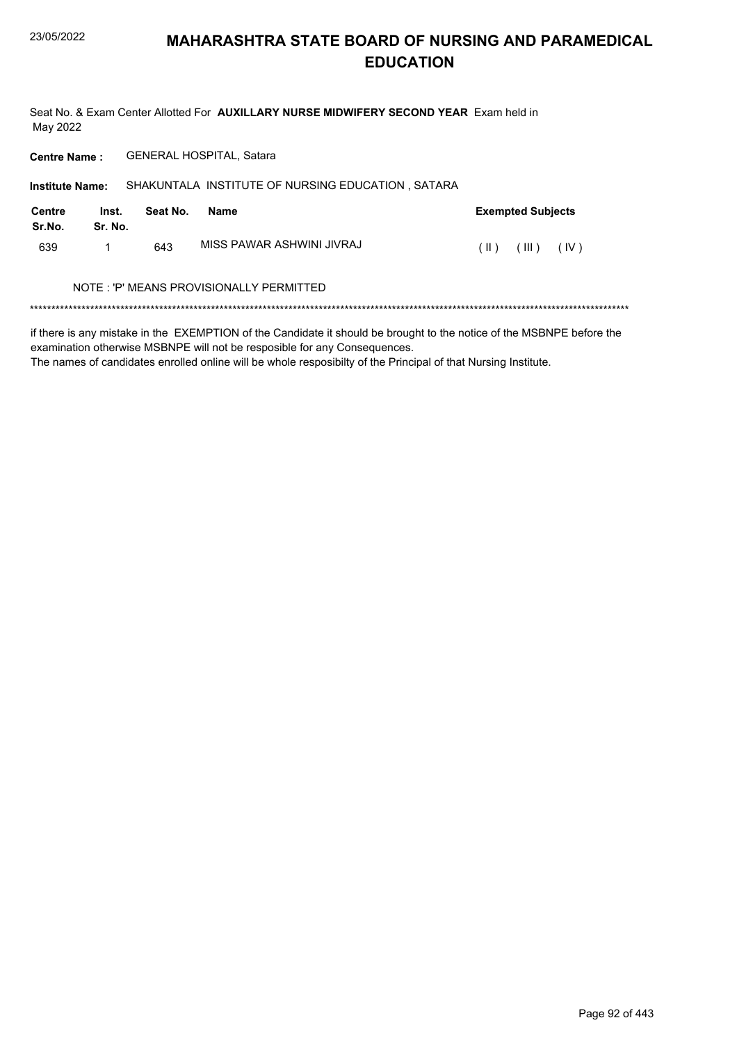# MAHARASHTRA STATE BOARD OF NURSING AND PARAMEDICAL EDUCATION

Seat No. & Exam Center Allotted For **AUXILLARY NURSE MIDWIFERY SECOND YEAR** Exam held in May 2022

**Centre Name :** GENERAL HOSPITAL, Satara

**Institute Name:** SHAKUNTALA INSTITUTE OF NURSING EDUCATION , SATARA

| Centre Sr.No. | Inst. Sr. No. | Seat No. | Name | Exempted Subjects |
|---|---|---|---|---|
| 639 | 1 | 643 | MISS PAWAR ASHWINI JIVRAJ | ( II ) ( III ) ( IV ) |

NOTE : 'P' MEANS PROVISIONALLY PERMITTED

******************************************************************************************************************************************

if there is any mistake in the EXEMPTION of the Candidate it should be brought to the notice of the MSBNPE before the examination otherwise MSBNPE will not be resposible for any Consequences.
The names of candidates enrolled online will be whole resposibilty of the Principal of that Nursing Institute.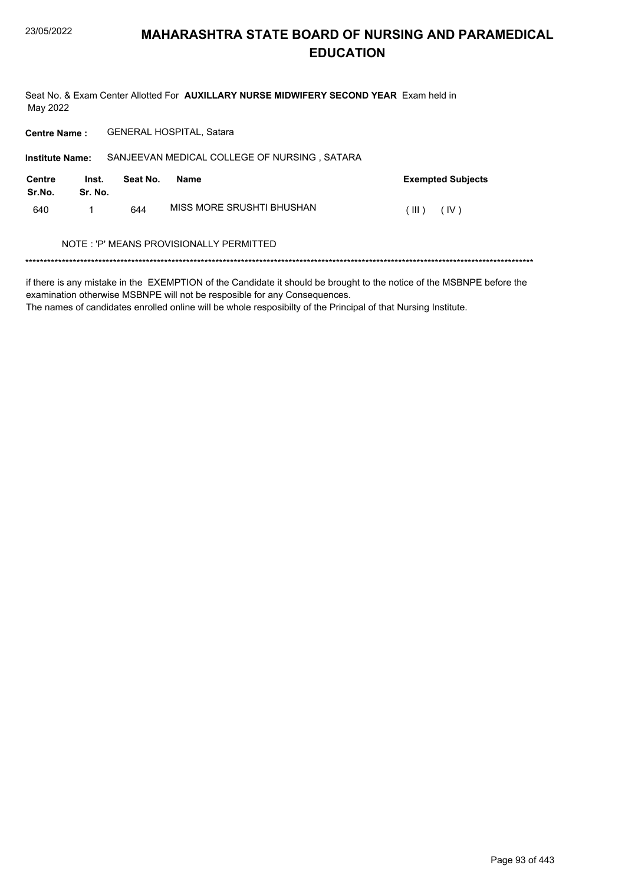# MAHARASHTRA STATE BOARD OF NURSING AND PARAMEDICAL EDUCATION

Seat No. & Exam Center Allotted For **AUXILLARY NURSE MIDWIFERY SECOND YEAR** Exam held in May 2022

**Centre Name :** GENERAL HOSPITAL, Satara

**Institute Name:** SANJEEVAN MEDICAL COLLEGE OF NURSING , SATARA

| Centre Sr.No. | Inst. Sr. No. | Seat No. | Name | Exempted Subjects |
|---|---|---|---|---|
| 640 | 1 | 644 | MISS MORE SRUSHTI BHUSHAN | ( III ) ( IV ) |

NOTE : 'P' MEANS PROVISIONALLY PERMITTED

******************************************************************************************************************************************

if there is any mistake in the EXEMPTION of the Candidate it should be brought to the notice of the MSBNPE before the examination otherwise MSBNPE will not be resposible for any Consequences.
The names of candidates enrolled online will be whole resposibilty of the Principal of that Nursing Institute.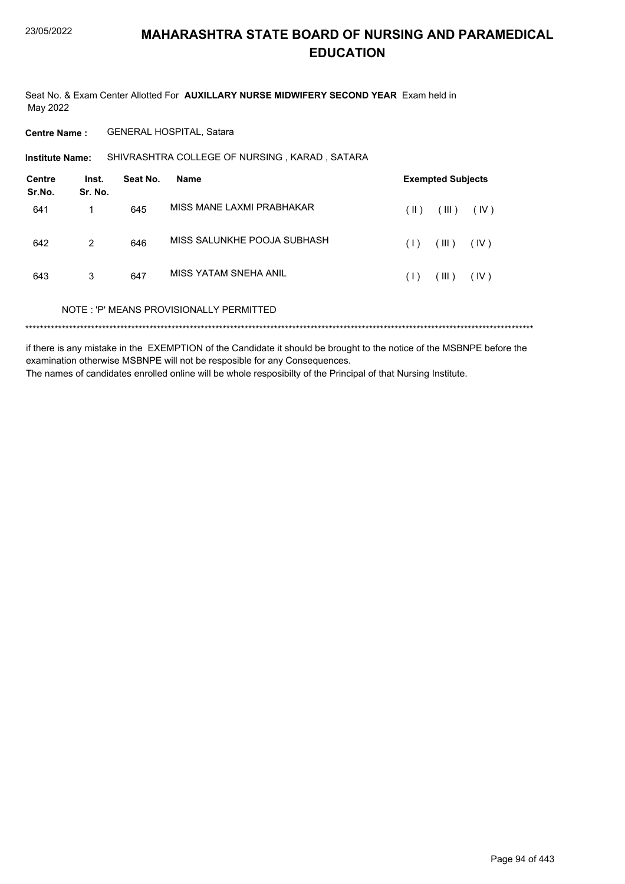# MAHARASHTRA STATE BOARD OF NURSING AND PARAMEDICAL EDUCATION

Seat No. & Exam Center Allotted For **AUXILLARY NURSE MIDWIFERY SECOND YEAR** Exam held in May 2022

**Centre Name :** GENERAL HOSPITAL, Satara

**Institute Name:** SHIVRASHTRA COLLEGE OF NURSING , KARAD , SATARA

| Centre Sr.No. | Inst. Sr. No. | Seat No. | Name | Exempted Subjects |
|---|---|---|---|---|
| 641 | 1 | 645 | MISS MANE LAXMI PRABHAKAR | ( II ) ( III ) ( IV ) |
| 642 | 2 | 646 | MISS SALUNKHE POOJA SUBHASH | ( I ) ( III ) ( IV ) |
| 643 | 3 | 647 | MISS YATAM SNEHA ANIL | ( I ) ( III ) ( IV ) |

NOTE : 'P' MEANS PROVISIONALLY PERMITTED

*******************************************************************************************************************************************

if there is any mistake in the EXEMPTION of the Candidate it should be brought to the notice of the MSBNPE before the examination otherwise MSBNPE will not be resposible for any Consequences.

The names of candidates enrolled online will be whole resposibilty of the Principal of that Nursing Institute.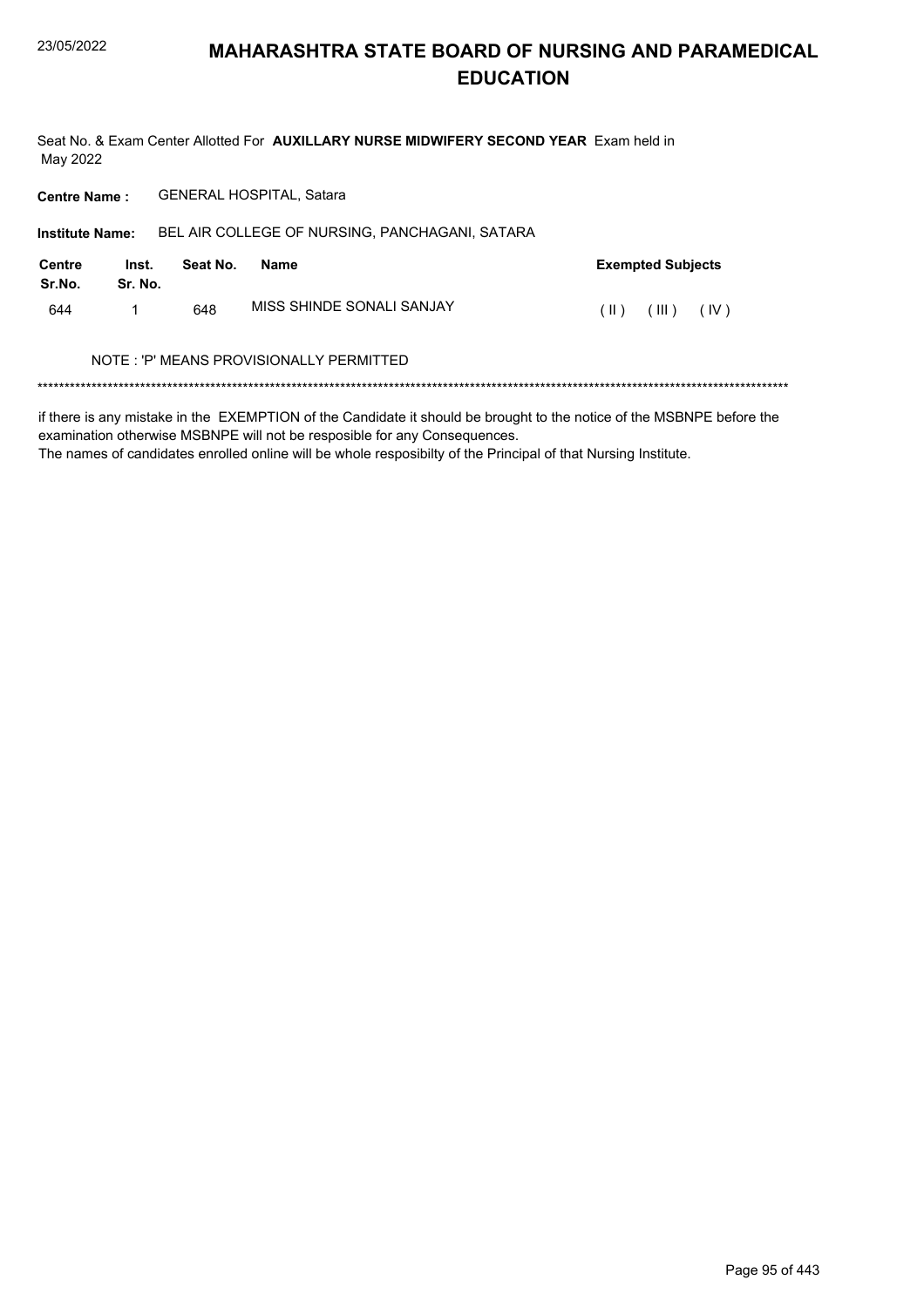# MAHARASHTRA STATE BOARD OF NURSING AND PARAMEDICAL EDUCATION

Seat No. & Exam Center Allotted For **AUXILLARY NURSE MIDWIFERY SECOND YEAR** Exam held in May 2022

**Centre Name :** GENERAL HOSPITAL, Satara

**Institute Name:** BEL AIR COLLEGE OF NURSING, PANCHAGANI, SATARA

| Centre Sr.No. | Inst. Sr. No. | Seat No. | Name | Exempted Subjects |
|---|---|---|---|---|
| 644 | 1 | 648 | MISS SHINDE SONALI SANJAY | ( II ) ( III ) ( IV ) |

NOTE : 'P' MEANS PROVISIONALLY PERMITTED

******************************************************************************************************************************************

if there is any mistake in the EXEMPTION of the Candidate it should be brought to the notice of the MSBNPE before the examination otherwise MSBNPE will not be resposible for any Consequences.
The names of candidates enrolled online will be whole resposibilty of the Principal of that Nursing Institute.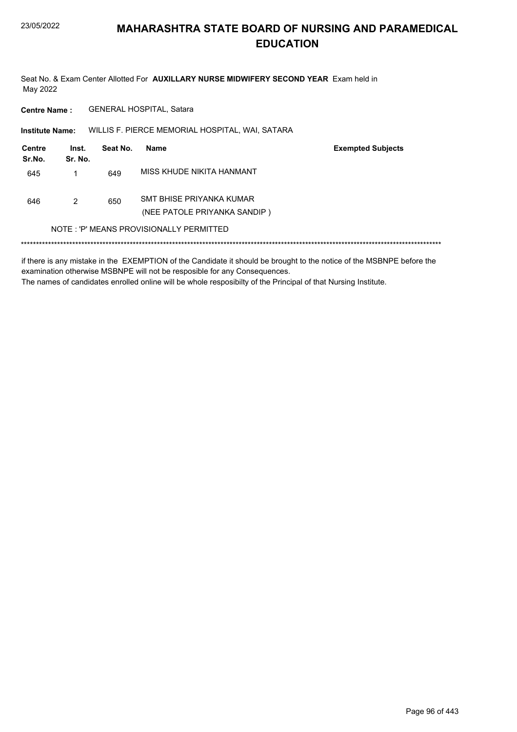# MAHARASHTRA STATE BOARD OF NURSING AND PARAMEDICAL EDUCATION

Seat No. & Exam Center Allotted For **AUXILLARY NURSE MIDWIFERY SECOND YEAR** Exam held in May 2022

**Centre Name :** GENERAL HOSPITAL, Satara

**Institute Name:** WILLIS F. PIERCE MEMORIAL HOSPITAL, WAI, SATARA

| Centre Sr.No. | Inst. Sr. No. | Seat No. | Name | Exempted Subjects |
|---|---|---|---|---|
| 645 | 1 | 649 | MISS KHUDE NIKITA HANMANT | |
| 646 | 2 | 650 | SMT BHISE PRIYANKA KUMAR (NEE PATOLE PRIYANKA SANDIP ) | |

NOTE : 'P' MEANS PROVISIONALLY PERMITTED

******************************************************************************************************************************************

if there is any mistake in the EXEMPTION of the Candidate it should be brought to the notice of the MSBNPE before the examination otherwise MSBNPE will not be resposible for any Consequences.
The names of candidates enrolled online will be whole resposibilty of the Principal of that Nursing Institute.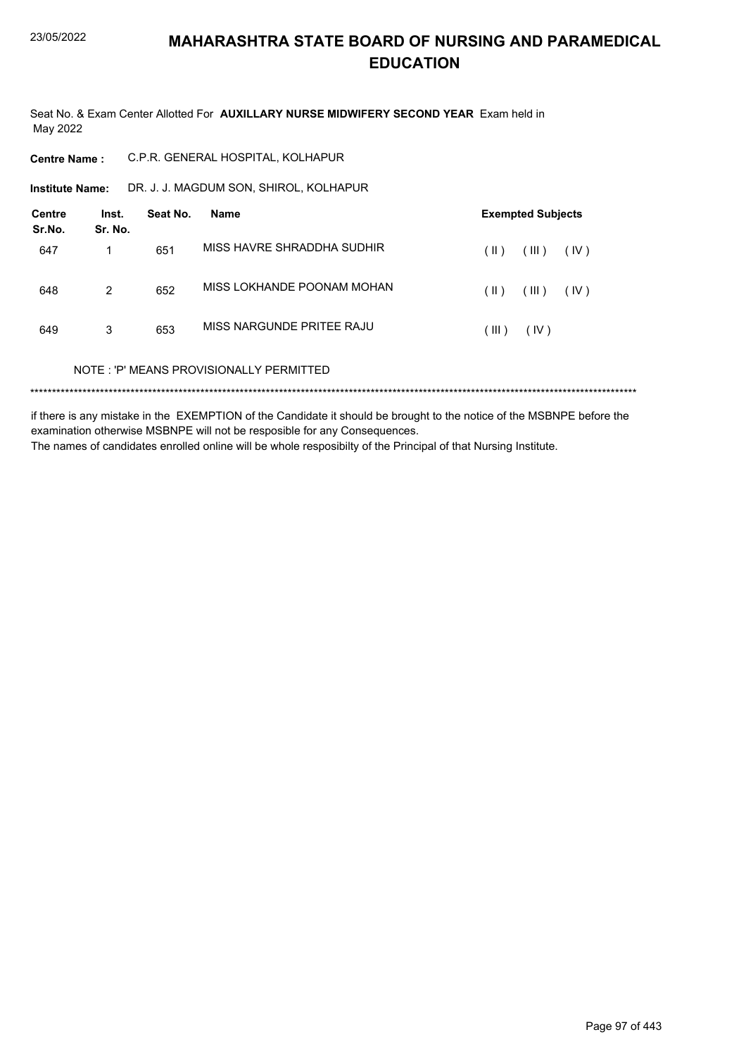# MAHARASHTRA STATE BOARD OF NURSING AND PARAMEDICAL EDUCATION

Seat No. & Exam Center Allotted For **AUXILLARY NURSE MIDWIFERY SECOND YEAR** Exam held in May 2022

**Centre Name :** C.P.R. GENERAL HOSPITAL, KOLHAPUR

**Institute Name:** DR. J. J. MAGDUM SON, SHIROL, KOLHAPUR

| Centre Sr.No. | Inst. Sr. No. | Seat No. | Name | Exempted Subjects |
|---|---|---|---|---|
| 647 | 1 | 651 | MISS HAVRE SHRADDHA SUDHIR | ( II ) ( III ) ( IV ) |
| 648 | 2 | 652 | MISS LOKHANDE POONAM MOHAN | ( II ) ( III ) ( IV ) |
| 649 | 3 | 653 | MISS NARGUNDE PRITEE RAJU | ( III ) ( IV ) |

NOTE : 'P' MEANS PROVISIONALLY PERMITTED

*******************************************************************************************************************************************

if there is any mistake in the EXEMPTION of the Candidate it should be brought to the notice of the MSBNPE before the examination otherwise MSBNPE will not be resposible for any Consequences.

The names of candidates enrolled online will be whole resposibilty of the Principal of that Nursing Institute.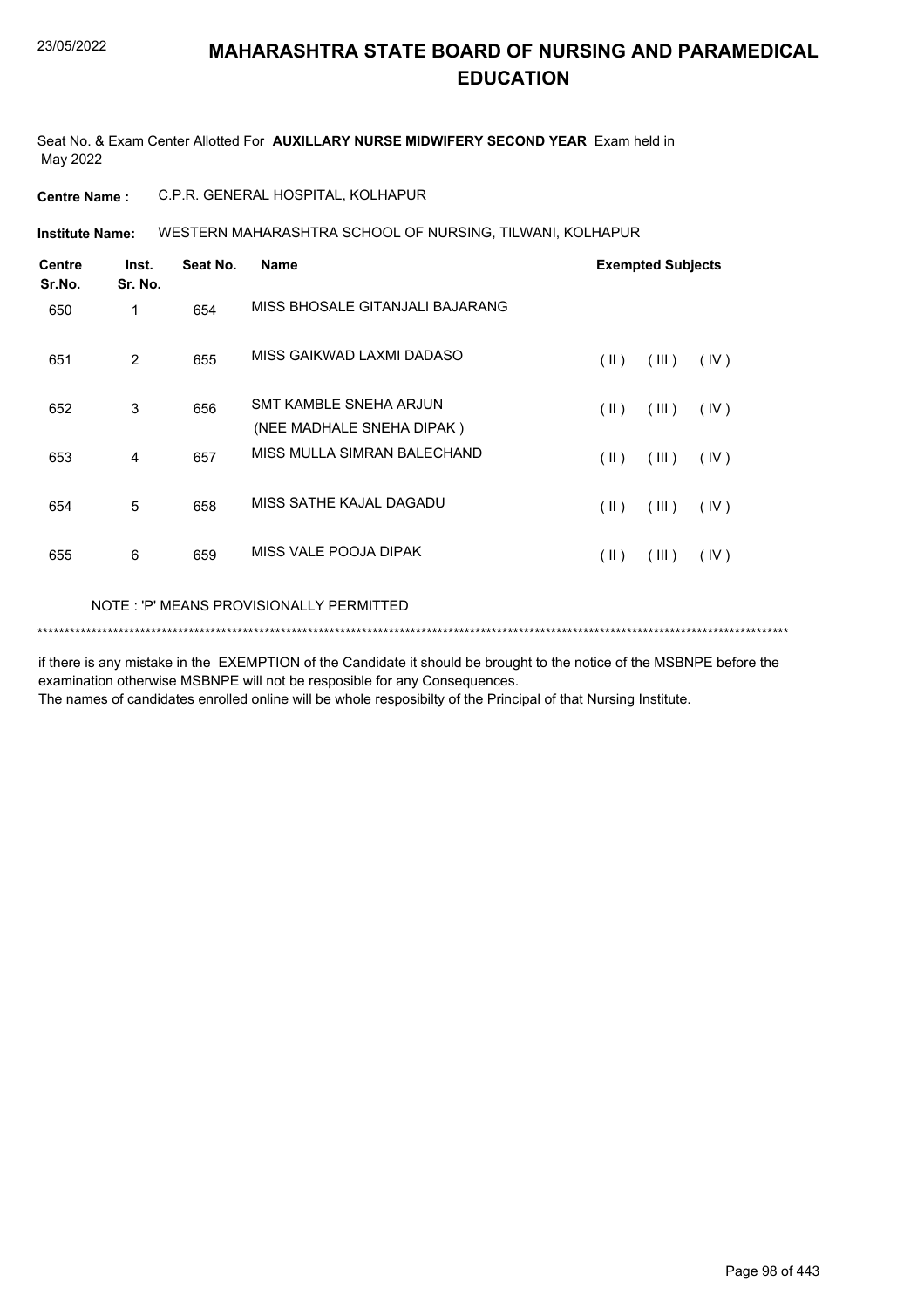# MAHARASHTRA STATE BOARD OF NURSING AND PARAMEDICAL EDUCATION

Seat No. & Exam Center Allotted For **AUXILLARY NURSE MIDWIFERY SECOND YEAR** Exam held in May 2022

**Centre Name :** C.P.R. GENERAL HOSPITAL, KOLHAPUR

**Institute Name:** WESTERN MAHARASHTRA SCHOOL OF NURSING, TILWANI, KOLHAPUR

| Centre Sr.No. | Inst. Sr. No. | Seat No. | Name | Exempted Subjects | | |
|---|---|---|---|---|---|---|
| 650 | 1 | 654 | MISS BHOSALE GITANJALI BAJARANG | | | |
| 651 | 2 | 655 | MISS GAIKWAD LAXMI DADASO | ( II ) | ( III ) | ( IV ) |
| 652 | 3 | 656 | SMT KAMBLE SNEHA ARJUN (NEE MADHALE SNEHA DIPAK ) | ( II ) | ( III ) | ( IV ) |
| 653 | 4 | 657 | MISS MULLA SIMRAN BALECHAND | ( II ) | ( III ) | ( IV ) |
| 654 | 5 | 658 | MISS SATHE KAJAL DAGADU | ( II ) | ( III ) | ( IV ) |
| 655 | 6 | 659 | MISS VALE POOJA DIPAK | ( II ) | ( III ) | ( IV ) |

NOTE : 'P' MEANS PROVISIONALLY PERMITTED

*******************************************************************************************************************************************

if there is any mistake in the EXEMPTION of the Candidate it should be brought to the notice of the MSBNPE before the examination otherwise MSBNPE will not be resposible for any Consequences.

The names of candidates enrolled online will be whole resposibilty of the Principal of that Nursing Institute.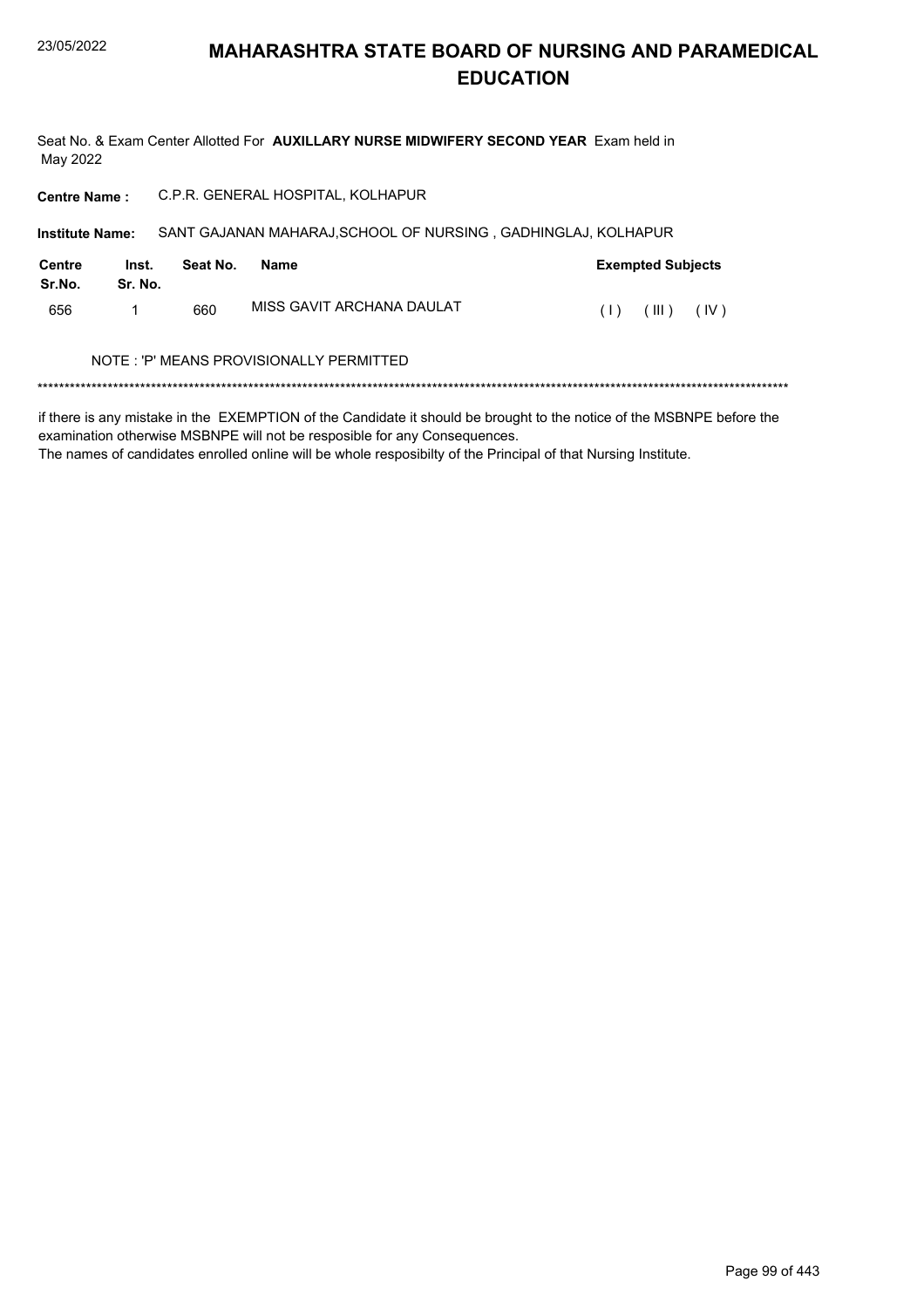# MAHARASHTRA STATE BOARD OF NURSING AND PARAMEDICAL EDUCATION

Seat No. & Exam Center Allotted For **AUXILLARY NURSE MIDWIFERY SECOND YEAR** Exam held in May 2022

**Centre Name :** C.P.R. GENERAL HOSPITAL, KOLHAPUR

**Institute Name:** SANT GAJANAN MAHARAJ,SCHOOL OF NURSING , GADHINGLAJ, KOLHAPUR

| Centre Sr.No. | Inst. Sr. No. | Seat No. | Name | Exempted Subjects |
|---|---|---|---|---|
| 656 | 1 | 660 | MISS GAVIT ARCHANA DAULAT | ( I ) ( III ) ( IV ) |

NOTE : 'P' MEANS PROVISIONALLY PERMITTED

******************************************************************************************************************************************

if there is any mistake in the EXEMPTION of the Candidate it should be brought to the notice of the MSBNPE before the examination otherwise MSBNPE will not be resposible for any Consequences.
The names of candidates enrolled online will be whole resposibilty of the Principal of that Nursing Institute.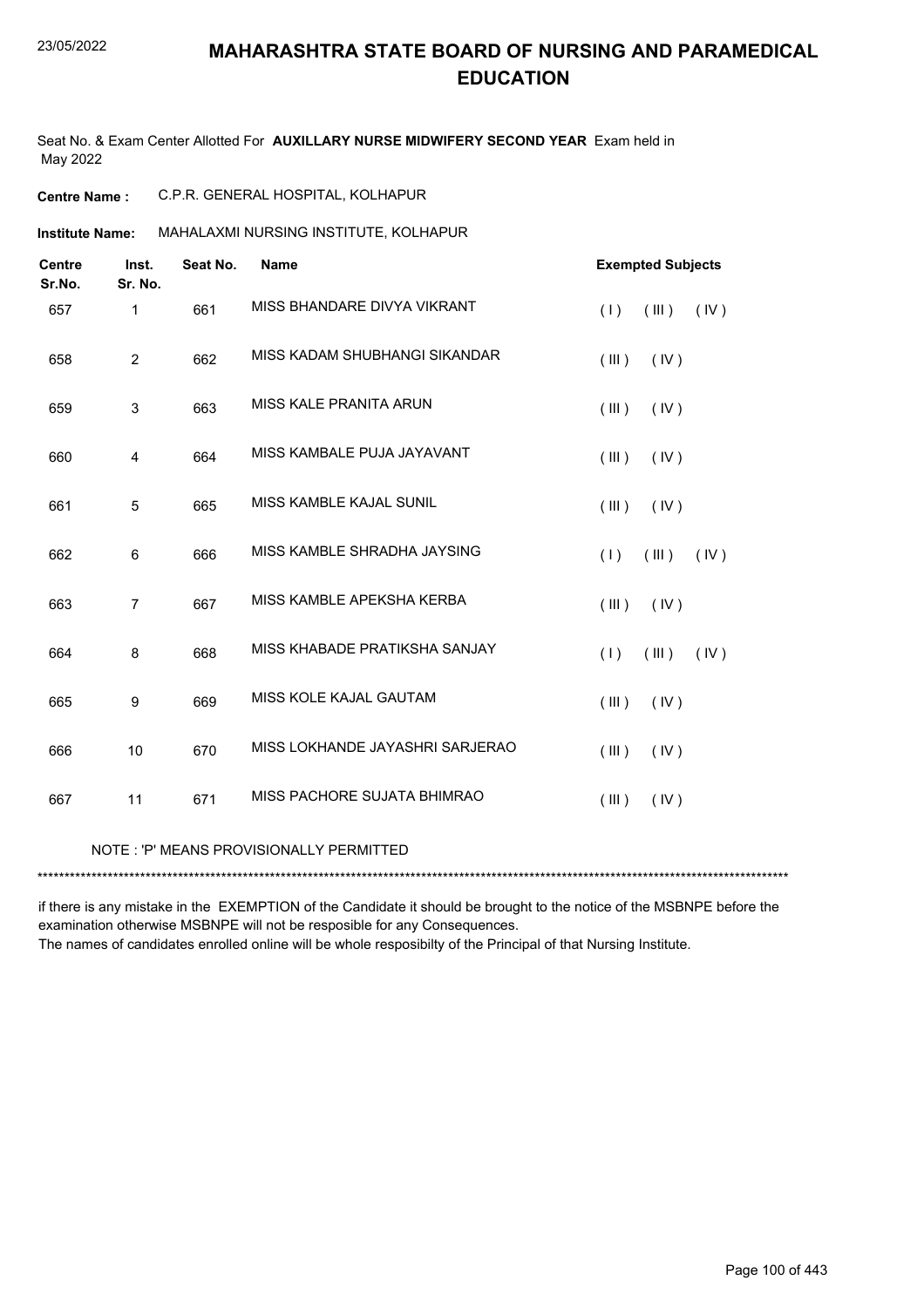# MAHARASHTRA STATE BOARD OF NURSING AND PARAMEDICAL EDUCATION

Seat No. & Exam Center Allotted For **AUXILLARY NURSE MIDWIFERY SECOND YEAR** Exam held in May 2022

**Centre Name :** C.P.R. GENERAL HOSPITAL, KOLHAPUR

**Institute Name:** MAHALAXMI NURSING INSTITUTE, KOLHAPUR

| Centre Sr.No. | Inst. Sr. No. | Seat No. | Name | Exempted Subjects |
|---|---|---|---|---|
| 657 | 1 | 661 | MISS BHANDARE DIVYA VIKRANT | ( I ) ( III ) ( IV ) |
| 658 | 2 | 662 | MISS KADAM SHUBHANGI SIKANDAR | ( III ) ( IV ) |
| 659 | 3 | 663 | MISS KALE PRANITA ARUN | ( III ) ( IV ) |
| 660 | 4 | 664 | MISS KAMBALE PUJA JAYAVANT | ( III ) ( IV ) |
| 661 | 5 | 665 | MISS KAMBLE KAJAL SUNIL | ( III ) ( IV ) |
| 662 | 6 | 666 | MISS KAMBLE SHRADHA JAYSING | ( I ) ( III ) ( IV ) |
| 663 | 7 | 667 | MISS KAMBLE APEKSHA KERBA | ( III ) ( IV ) |
| 664 | 8 | 668 | MISS KHABADE PRATIKSHA SANJAY | ( I ) ( III ) ( IV ) |
| 665 | 9 | 669 | MISS KOLE KAJAL GAUTAM | ( III ) ( IV ) |
| 666 | 10 | 670 | MISS LOKHANDE JAYASHRI SARJERAO | ( III ) ( IV ) |
| 667 | 11 | 671 | MISS PACHORE SUJATA BHIMRAO | ( III ) ( IV ) |

NOTE : 'P' MEANS PROVISIONALLY PERMITTED

*******************************************************************************************************************************************

if there is any mistake in the EXEMPTION of the Candidate it should be brought to the notice of the MSBNPE before the examination otherwise MSBNPE will not be resposible for any Consequences.

The names of candidates enrolled online will be whole resposibilty of the Principal of that Nursing Institute.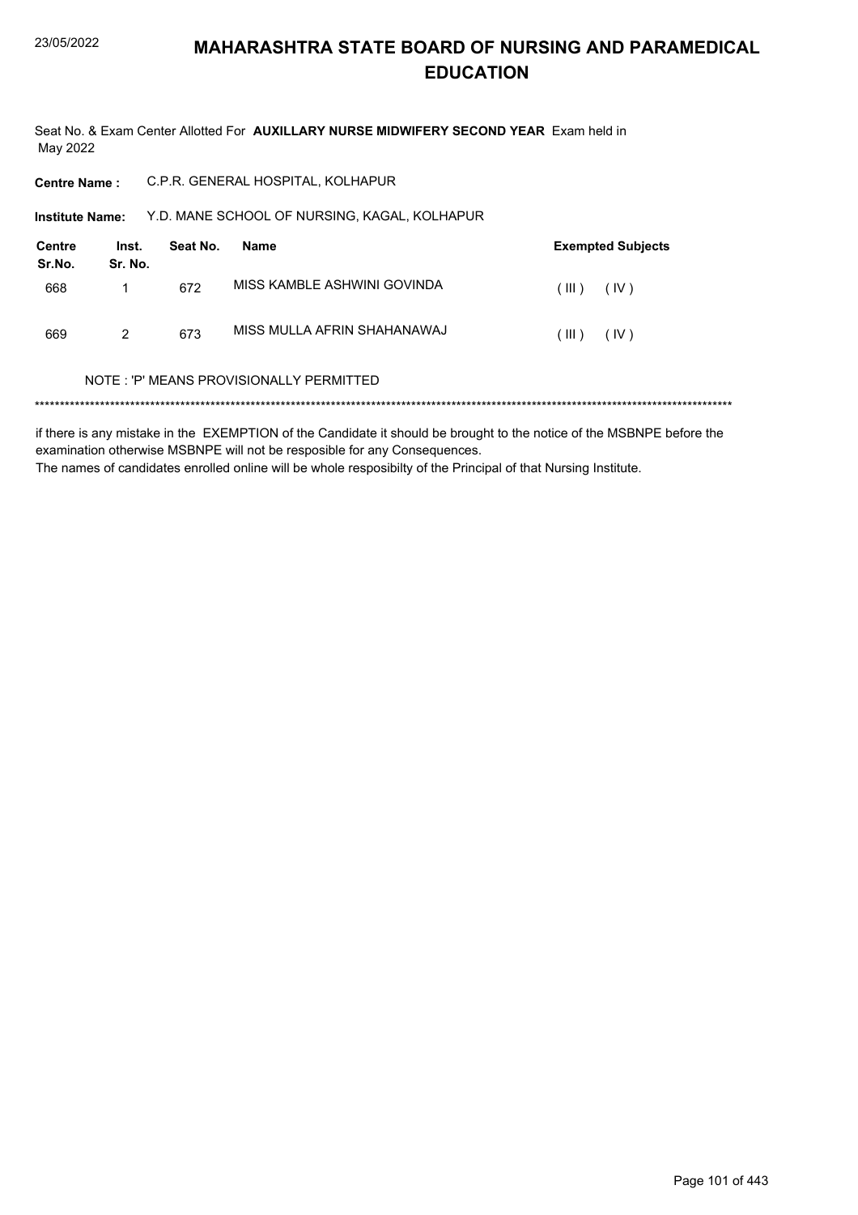# MAHARASHTRA STATE BOARD OF NURSING AND PARAMEDICAL EDUCATION

Seat No. & Exam Center Allotted For **AUXILLARY NURSE MIDWIFERY SECOND YEAR** Exam held in May 2022

**Centre Name :** C.P.R. GENERAL HOSPITAL, KOLHAPUR

**Institute Name:** Y.D. MANE SCHOOL OF NURSING, KAGAL, KOLHAPUR

| Centre Sr.No. | Inst. Sr. No. | Seat No. | Name | Exempted Subjects |
|---|---|---|---|---|
| 668 | 1 | 672 | MISS KAMBLE ASHWINI GOVINDA | ( III ) ( IV ) |
| 669 | 2 | 673 | MISS MULLA AFRIN SHAHANAWAJ | ( III ) ( IV ) |

NOTE : 'P' MEANS PROVISIONALLY PERMITTED

*******************************************************************************************************************************************

if there is any mistake in the EXEMPTION of the Candidate it should be brought to the notice of the MSBNPE before the examination otherwise MSBNPE will not be resposible for any Consequences.
The names of candidates enrolled online will be whole resposibilty of the Principal of that Nursing Institute.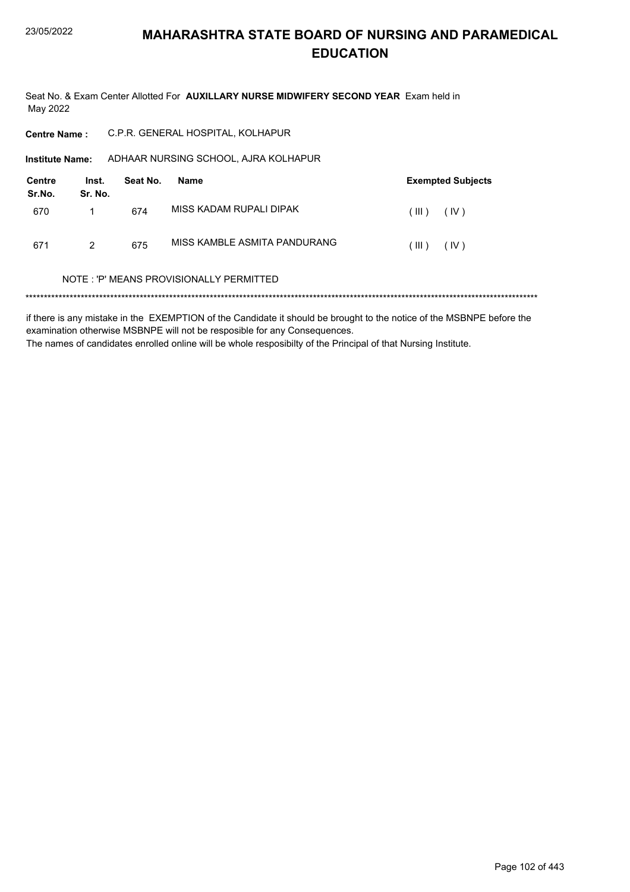# MAHARASHTRA STATE BOARD OF NURSING AND PARAMEDICAL EDUCATION

Seat No. & Exam Center Allotted For **AUXILLARY NURSE MIDWIFERY SECOND YEAR** Exam held in May 2022

**Centre Name :** C.P.R. GENERAL HOSPITAL, KOLHAPUR

**Institute Name:** ADHAAR NURSING SCHOOL, AJRA KOLHAPUR

| Centre Sr.No. | Inst. Sr. No. | Seat No. | Name | Exempted Subjects |
|---|---|---|---|---|
| 670 | 1 | 674 | MISS KADAM RUPALI DIPAK | ( III ) ( IV ) |
| 671 | 2 | 675 | MISS KAMBLE ASMITA PANDURANG | ( III ) ( IV ) |

NOTE : 'P' MEANS PROVISIONALLY PERMITTED

*******************************************************************************************************************************************

if there is any mistake in the EXEMPTION of the Candidate it should be brought to the notice of the MSBNPE before the examination otherwise MSBNPE will not be resposible for any Consequences.

The names of candidates enrolled online will be whole resposibilty of the Principal of that Nursing Institute.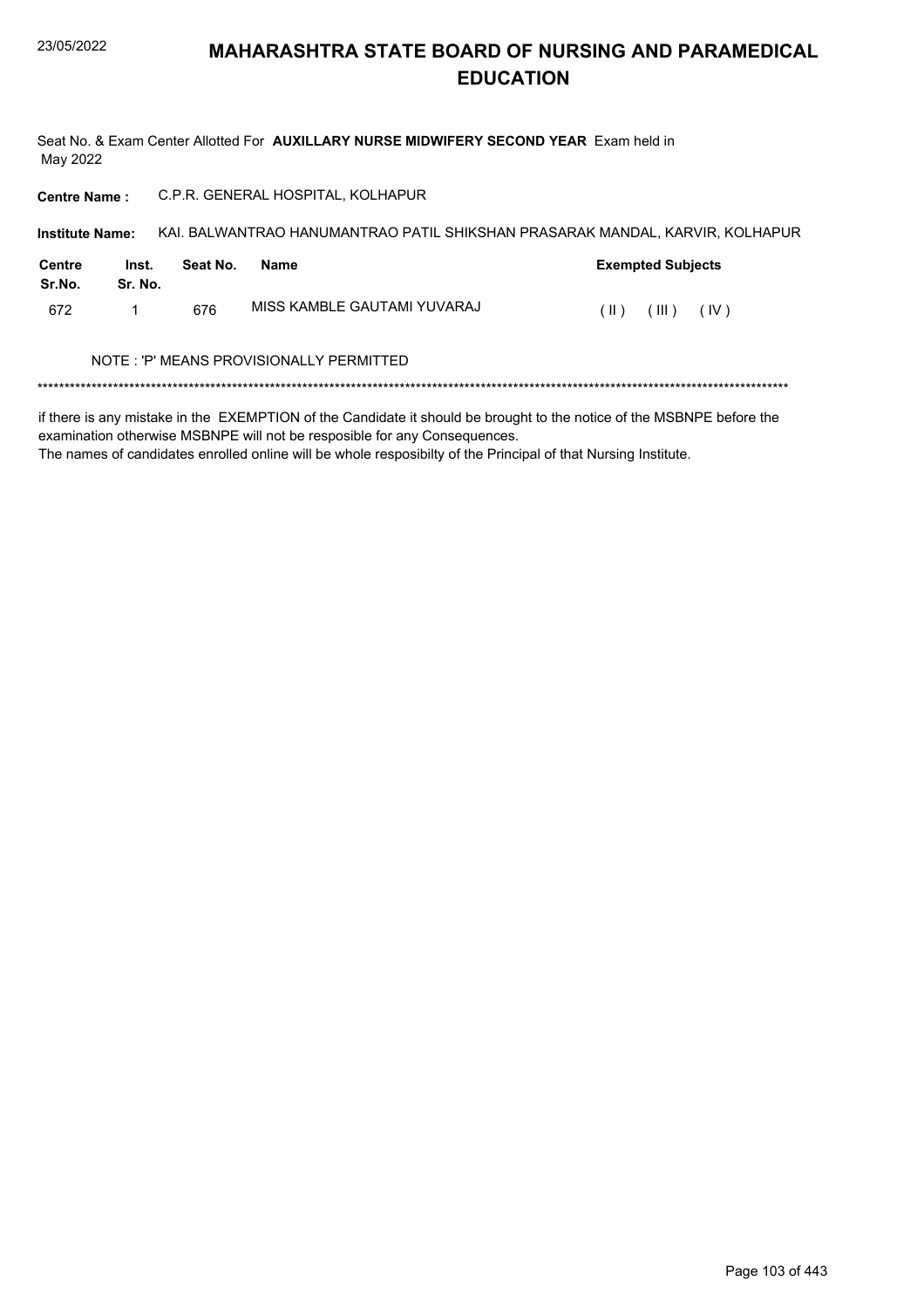# MAHARASHTRA STATE BOARD OF NURSING AND PARAMEDICAL EDUCATION

Seat No. & Exam Center Allotted For **AUXILLARY NURSE MIDWIFERY SECOND YEAR** Exam held in May 2022

**Centre Name :** C.P.R. GENERAL HOSPITAL, KOLHAPUR

**Institute Name:** KAI. BALWANTRAO HANUMANTRAO PATIL SHIKSHAN PRASARAK MANDAL, KARVIR, KOLHAPUR

| Centre Sr.No. | Inst. Sr. No. | Seat No. | Name | Exempted Subjects |
|---|---|---|---|---|
| 672 | 1 | 676 | MISS KAMBLE GAUTAMI YUVARAJ | ( II ) ( III ) ( IV ) |

NOTE : 'P' MEANS PROVISIONALLY PERMITTED

\*\*\*\*\*\*\*\*\*\*\*\*\*\*\*\*\*\*\*\*\*\*\*\*\*\*\*\*\*\*\*\*\*\*\*\*\*\*\*\*\*\*\*\*\*\*\*\*\*\*\*\*\*\*\*\*\*\*\*\*\*\*\*\*\*\*\*\*\*\*\*\*\*\*\*\*\*\*\*\*\*\*\*\*\*\*\*\*\*\*\*\*\*\*\*\*\*\*\*\*\*\*\*\*\*\*\*\*\*\*\*\*\*\*\*\*\*\*\*\*\*\*\*\*\*\*\*\*\*\*\*\*\*\*\*\*

if there is any mistake in the EXEMPTION of the Candidate it should be brought to the notice of the MSBNPE before the examination otherwise MSBNPE will not be resposible for any Consequences.
The names of candidates enrolled online will be whole resposibilty of the Principal of that Nursing Institute.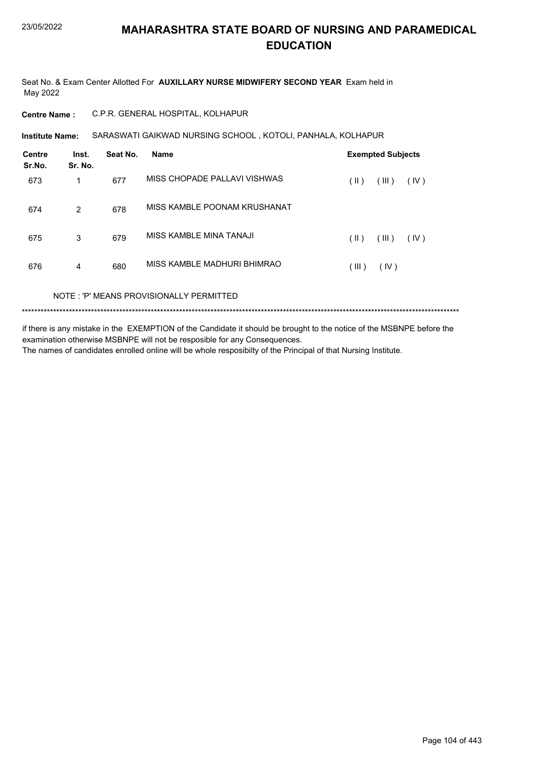# MAHARASHTRA STATE BOARD OF NURSING AND PARAMEDICAL EDUCATION

Seat No. & Exam Center Allotted For **AUXILLARY NURSE MIDWIFERY SECOND YEAR** Exam held in May 2022

**Centre Name :** C.P.R. GENERAL HOSPITAL, KOLHAPUR

**Institute Name:** SARASWATI GAIKWAD NURSING SCHOOL , KOTOLI, PANHALA, KOLHAPUR

| Centre Sr.No. | Inst. Sr. No. | Seat No. | Name | Exempted Subjects |
|---|---|---|---|---|
| 673 | 1 | 677 | MISS CHOPADE PALLAVI VISHWAS | ( II ) ( III ) ( IV ) |
| 674 | 2 | 678 | MISS KAMBLE POONAM KRUSHANAT | |
| 675 | 3 | 679 | MISS KAMBLE MINA TANAJI | ( II ) ( III ) ( IV ) |
| 676 | 4 | 680 | MISS KAMBLE MADHURI BHIMRAO | ( III ) ( IV ) |

NOTE : 'P' MEANS PROVISIONALLY PERMITTED

*******************************************************************************************************************************************

if there is any mistake in the EXEMPTION of the Candidate it should be brought to the notice of the MSBNPE before the examination otherwise MSBNPE will not be resposible for any Consequences.

The names of candidates enrolled online will be whole resposibilty of the Principal of that Nursing Institute.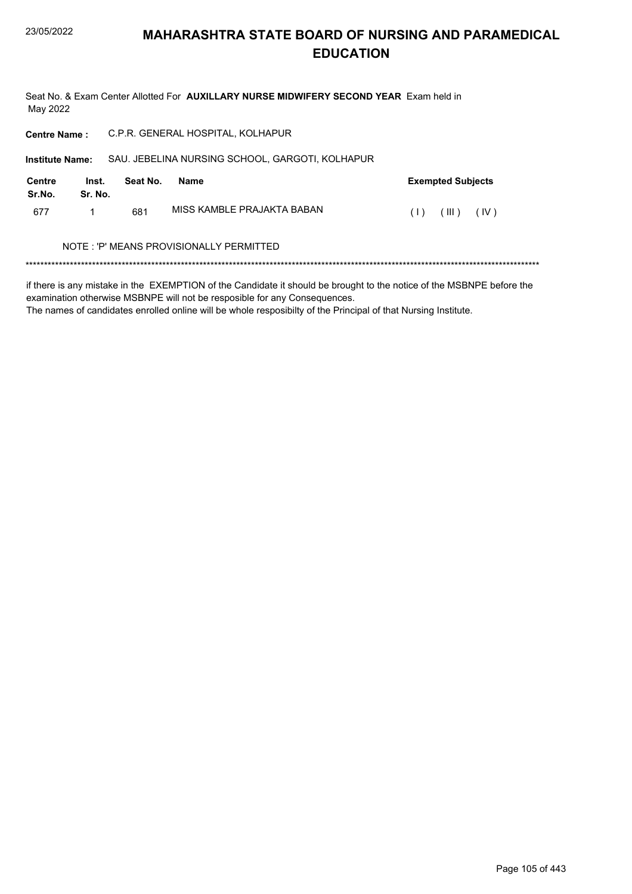# MAHARASHTRA STATE BOARD OF NURSING AND PARAMEDICAL EDUCATION

Seat No. & Exam Center Allotted For **AUXILLARY NURSE MIDWIFERY SECOND YEAR** Exam held in May 2022

**Centre Name :** C.P.R. GENERAL HOSPITAL, KOLHAPUR

**Institute Name:** SAU. JEBELINA NURSING SCHOOL, GARGOTI, KOLHAPUR

| Centre Sr.No. | Inst. Sr. No. | Seat No. | Name | Exempted Subjects |
|---|---|---|---|---|
| 677 | 1 | 681 | MISS KAMBLE PRAJAKTA BABAN | ( I ) ( III ) ( IV ) |

NOTE : 'P' MEANS PROVISIONALLY PERMITTED

******************************************************************************************************************************************

if there is any mistake in the EXEMPTION of the Candidate it should be brought to the notice of the MSBNPE before the examination otherwise MSBNPE will not be resposible for any Consequences.
The names of candidates enrolled online will be whole resposibilty of the Principal of that Nursing Institute.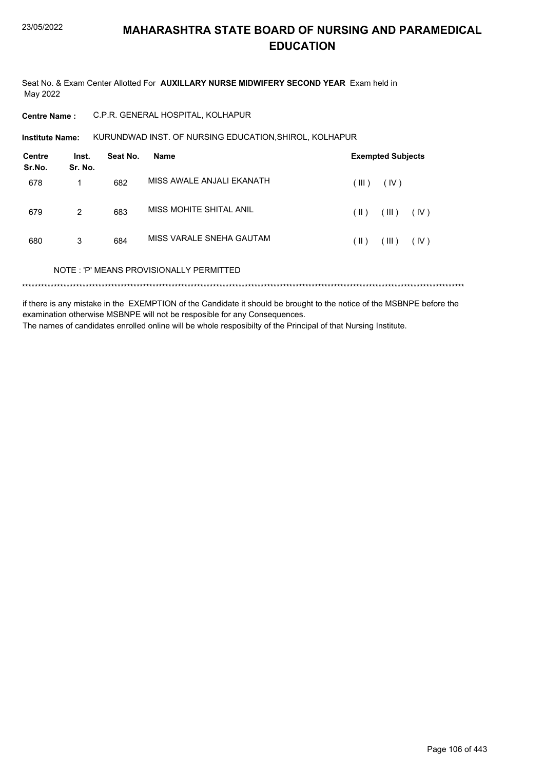# MAHARASHTRA STATE BOARD OF NURSING AND PARAMEDICAL EDUCATION

Seat No. & Exam Center Allotted For **AUXILLARY NURSE MIDWIFERY SECOND YEAR** Exam held in May 2022

**Centre Name :** C.P.R. GENERAL HOSPITAL, KOLHAPUR

**Institute Name:** KURUNDWAD INST. OF NURSING EDUCATION,SHIROL, KOLHAPUR

| Centre Sr.No. | Inst. Sr. No. | Seat No. | Name | Exempted Subjects |
|---|---|---|---|---|
| 678 | 1 | 682 | MISS AWALE ANJALI EKANATH | ( III ) ( IV ) |
| 679 | 2 | 683 | MISS MOHITE SHITAL ANIL | ( II ) ( III ) ( IV ) |
| 680 | 3 | 684 | MISS VARALE SNEHA GAUTAM | ( II ) ( III ) ( IV ) |

NOTE : 'P' MEANS PROVISIONALLY PERMITTED

\*\*\*\*\*\*\*\*\*\*\*\*\*\*\*\*\*\*\*\*\*\*\*\*\*\*\*\*\*\*\*\*\*\*\*\*\*\*\*\*\*\*\*\*\*\*\*\*\*\*\*\*\*\*\*\*\*\*\*\*\*\*\*\*\*\*\*\*\*\*\*\*\*\*\*\*\*\*\*\*\*\*\*\*\*\*\*\*\*\*\*\*\*\*\*\*\*\*\*\*\*\*\*\*\*\*\*\*\*\*\*\*\*\*\*\*\*\*\*\*\*\*\*\*\*\*\*\*\*\*\*\*\*\*\*\*

if there is any mistake in the EXEMPTION of the Candidate it should be brought to the notice of the MSBNPE before the examination otherwise MSBNPE will not be resposible for any Consequences.

The names of candidates enrolled online will be whole resposibilty of the Principal of that Nursing Institute.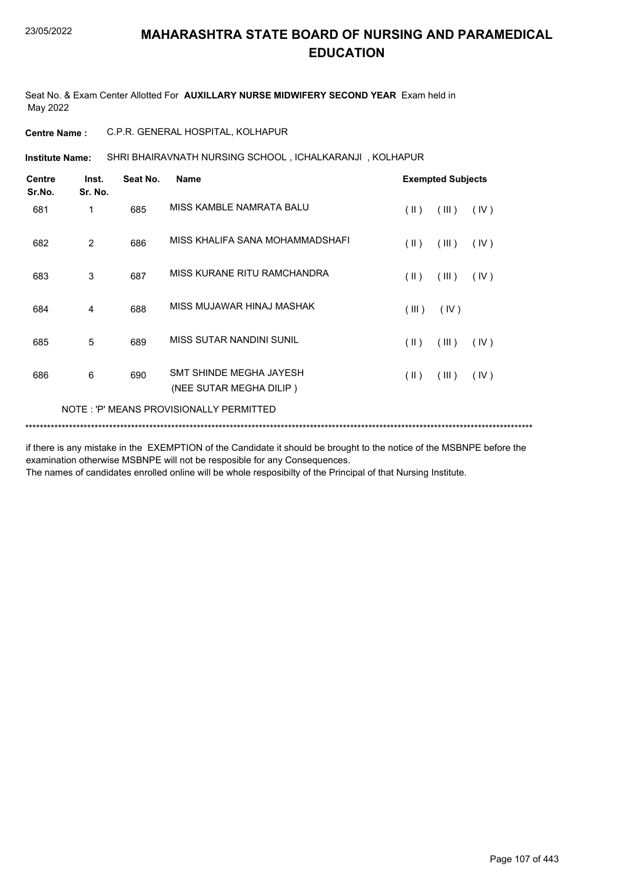# MAHARASHTRA STATE BOARD OF NURSING AND PARAMEDICAL EDUCATION

Seat No. & Exam Center Allotted For **AUXILLARY NURSE MIDWIFERY SECOND YEAR** Exam held in May 2022

**Centre Name :** C.P.R. GENERAL HOSPITAL, KOLHAPUR

**Institute Name:** SHRI BHAIRAVNATH NURSING SCHOOL , ICHALKARANJI , KOLHAPUR

| Centre Sr.No. | Inst. Sr. No. | Seat No. | Name | Exempted Subjects |
|---|---|---|---|---|
| 681 | 1 | 685 | MISS KAMBLE NAMRATA BALU | ( II ) ( III ) ( IV ) |
| 682 | 2 | 686 | MISS KHALIFA SANA MOHAMMADSHAFI | ( II ) ( III ) ( IV ) |
| 683 | 3 | 687 | MISS KURANE RITU RAMCHANDRA | ( II ) ( III ) ( IV ) |
| 684 | 4 | 688 | MISS MUJAWAR HINAJ MASHAK | ( III ) ( IV ) |
| 685 | 5 | 689 | MISS SUTAR NANDINI SUNIL | ( II ) ( III ) ( IV ) |
| 686 | 6 | 690 | SMT SHINDE MEGHA JAYESH (NEE SUTAR MEGHA DILIP ) | ( II ) ( III ) ( IV ) |

NOTE : 'P' MEANS PROVISIONALLY PERMITTED

***********************************************************************************************************************************

if there is any mistake in the EXEMPTION of the Candidate it should be brought to the notice of the MSBNPE before the examination otherwise MSBNPE will not be resposible for any Consequences.

The names of candidates enrolled online will be whole resposibilty of the Principal of that Nursing Institute.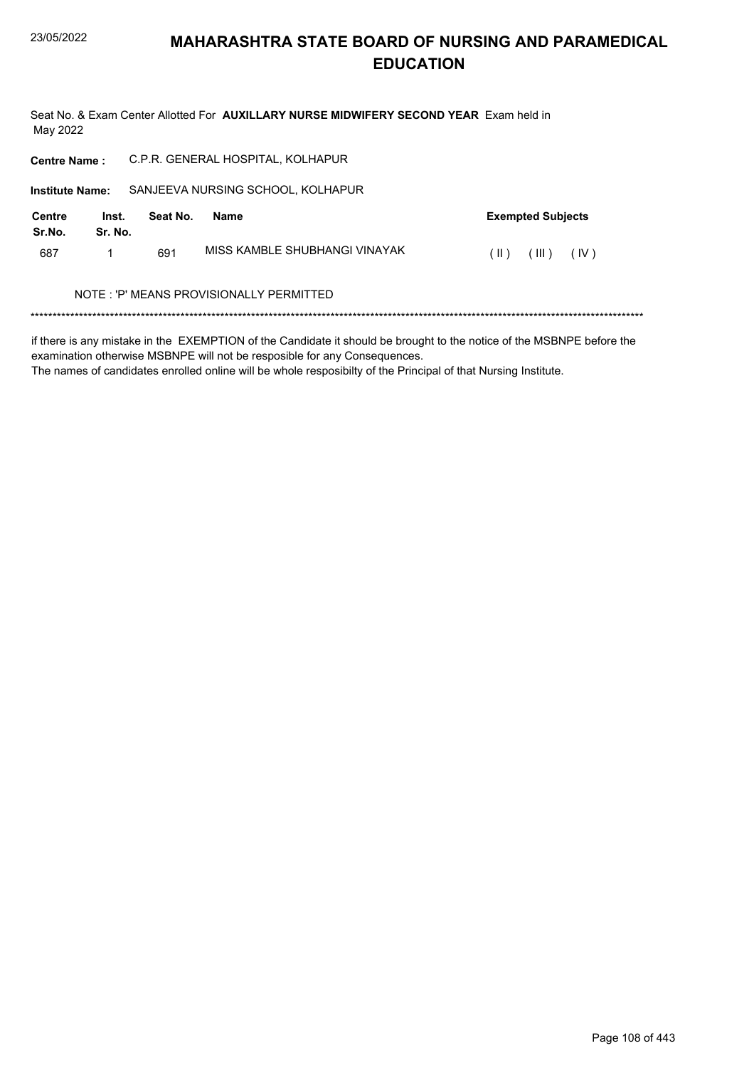# MAHARASHTRA STATE BOARD OF NURSING AND PARAMEDICAL EDUCATION

Seat No. & Exam Center Allotted For **AUXILLARY NURSE MIDWIFERY SECOND YEAR** Exam held in May 2022

**Centre Name :** C.P.R. GENERAL HOSPITAL, KOLHAPUR

**Institute Name:** SANJEEVA NURSING SCHOOL, KOLHAPUR

| Centre Sr.No. | Inst. Sr. No. | Seat No. | Name | Exempted Subjects |
|---|---|---|---|---|
| 687 | 1 | 691 | MISS KAMBLE SHUBHANGI VINAYAK | ( II ) ( III ) ( IV ) |

NOTE : 'P' MEANS PROVISIONALLY PERMITTED

*******************************************************************************************************************************************

if there is any mistake in the EXEMPTION of the Candidate it should be brought to the notice of the MSBNPE before the examination otherwise MSBNPE will not be resposible for any Consequences.
The names of candidates enrolled online will be whole resposibilty of the Principal of that Nursing Institute.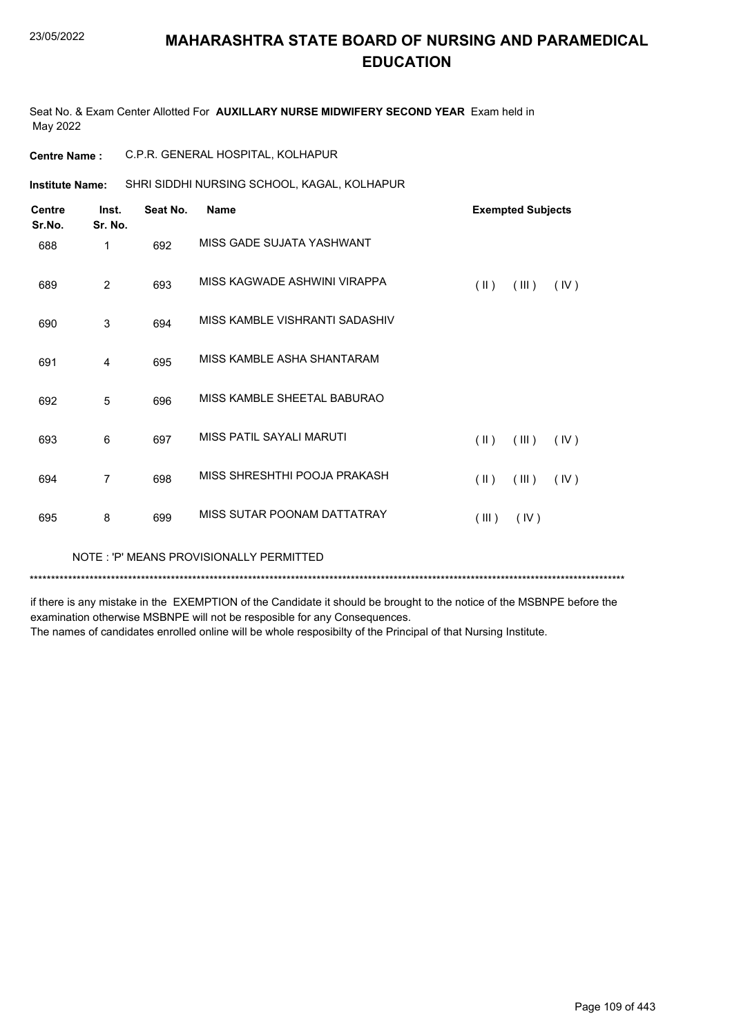# MAHARASHTRA STATE BOARD OF NURSING AND PARAMEDICAL EDUCATION

Seat No. & Exam Center Allotted For **AUXILLARY NURSE MIDWIFERY SECOND YEAR** Exam held in May 2022

**Centre Name :** C.P.R. GENERAL HOSPITAL, KOLHAPUR

**Institute Name:** SHRI SIDDHI NURSING SCHOOL, KAGAL, KOLHAPUR

| Centre Sr.No. | Inst. Sr. No. | Seat No. | Name | Exempted Subjects |
|---|---|---|---|---|
| 688 | 1 | 692 | MISS GADE SUJATA YASHWANT | |
| 689 | 2 | 693 | MISS KAGWADE ASHWINI VIRAPPA | ( II ) ( III ) ( IV ) |
| 690 | 3 | 694 | MISS KAMBLE VISHRANTI SADASHIV | |
| 691 | 4 | 695 | MISS KAMBLE ASHA SHANTARAM | |
| 692 | 5 | 696 | MISS KAMBLE SHEETAL BABURAO | |
| 693 | 6 | 697 | MISS PATIL SAYALI MARUTI | ( II ) ( III ) ( IV ) |
| 694 | 7 | 698 | MISS SHRESHTHI POOJA PRAKASH | ( II ) ( III ) ( IV ) |
| 695 | 8 | 699 | MISS SUTAR POONAM DATTATRAY | ( III ) ( IV ) |

NOTE : 'P' MEANS PROVISIONALLY PERMITTED

***************************************************************************************************************************************

if there is any mistake in the EXEMPTION of the Candidate it should be brought to the notice of the MSBNPE before the examination otherwise MSBNPE will not be resposible for any Consequences.
The names of candidates enrolled online will be whole resposibilty of the Principal of that Nursing Institute.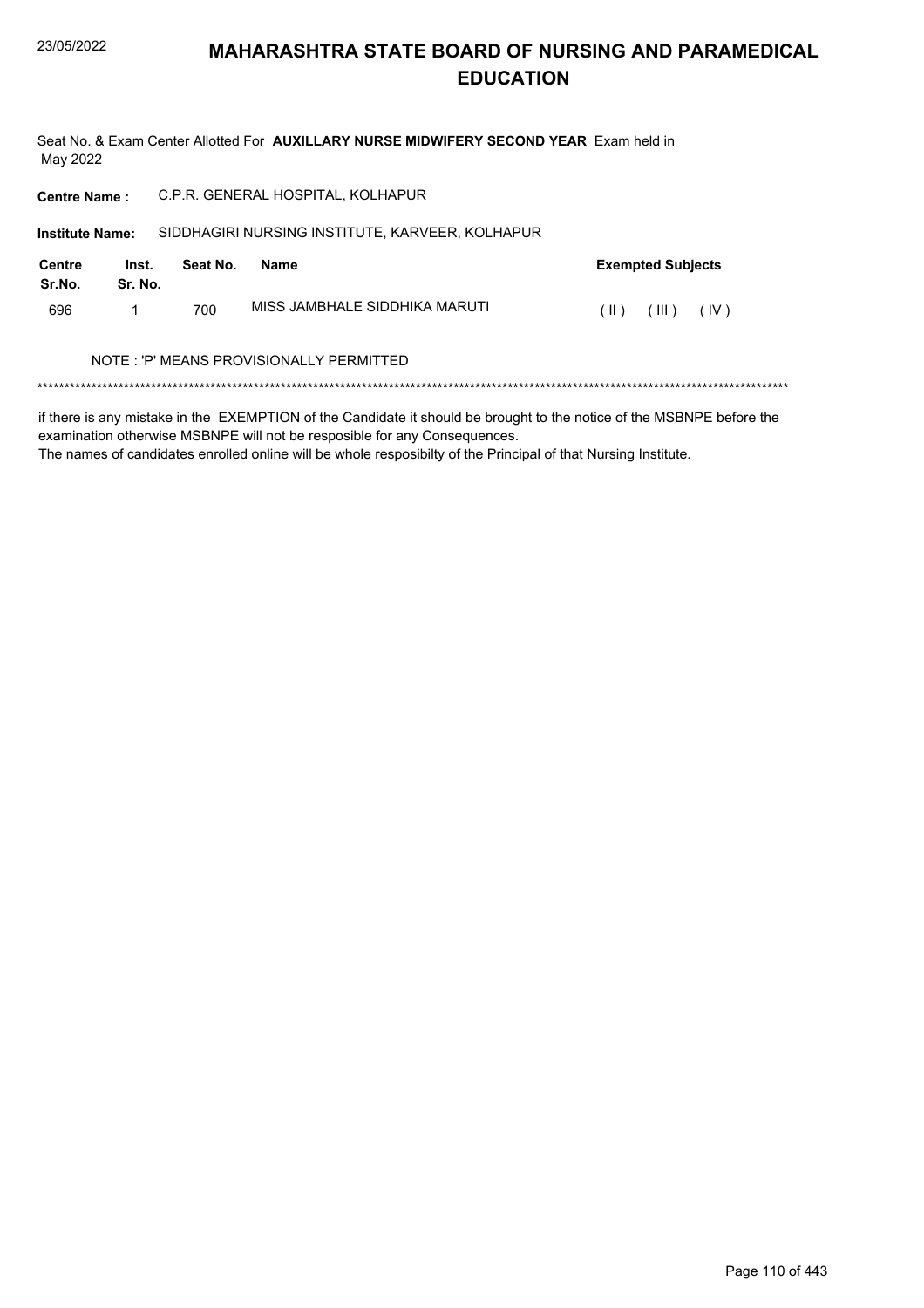# MAHARASHTRA STATE BOARD OF NURSING AND PARAMEDICAL EDUCATION

Seat No. & Exam Center Allotted For **AUXILLARY NURSE MIDWIFERY SECOND YEAR** Exam held in May 2022

**Centre Name :** C.P.R. GENERAL HOSPITAL, KOLHAPUR

**Institute Name:** SIDDHAGIRI NURSING INSTITUTE, KARVEER, KOLHAPUR

| Centre Sr.No. | Inst. Sr. No. | Seat No. | Name | Exempted Subjects |
|---|---|---|---|---|
| 696 | 1 | 700 | MISS JAMBHALE SIDDHIKA MARUTI | ( II ) ( III ) ( IV ) |

NOTE : 'P' MEANS PROVISIONALLY PERMITTED

******************************************************************************************************************************************

if there is any mistake in the EXEMPTION of the Candidate it should be brought to the notice of the MSBNPE before the examination otherwise MSBNPE will not be resposible for any Consequences.
The names of candidates enrolled online will be whole resposibilty of the Principal of that Nursing Institute.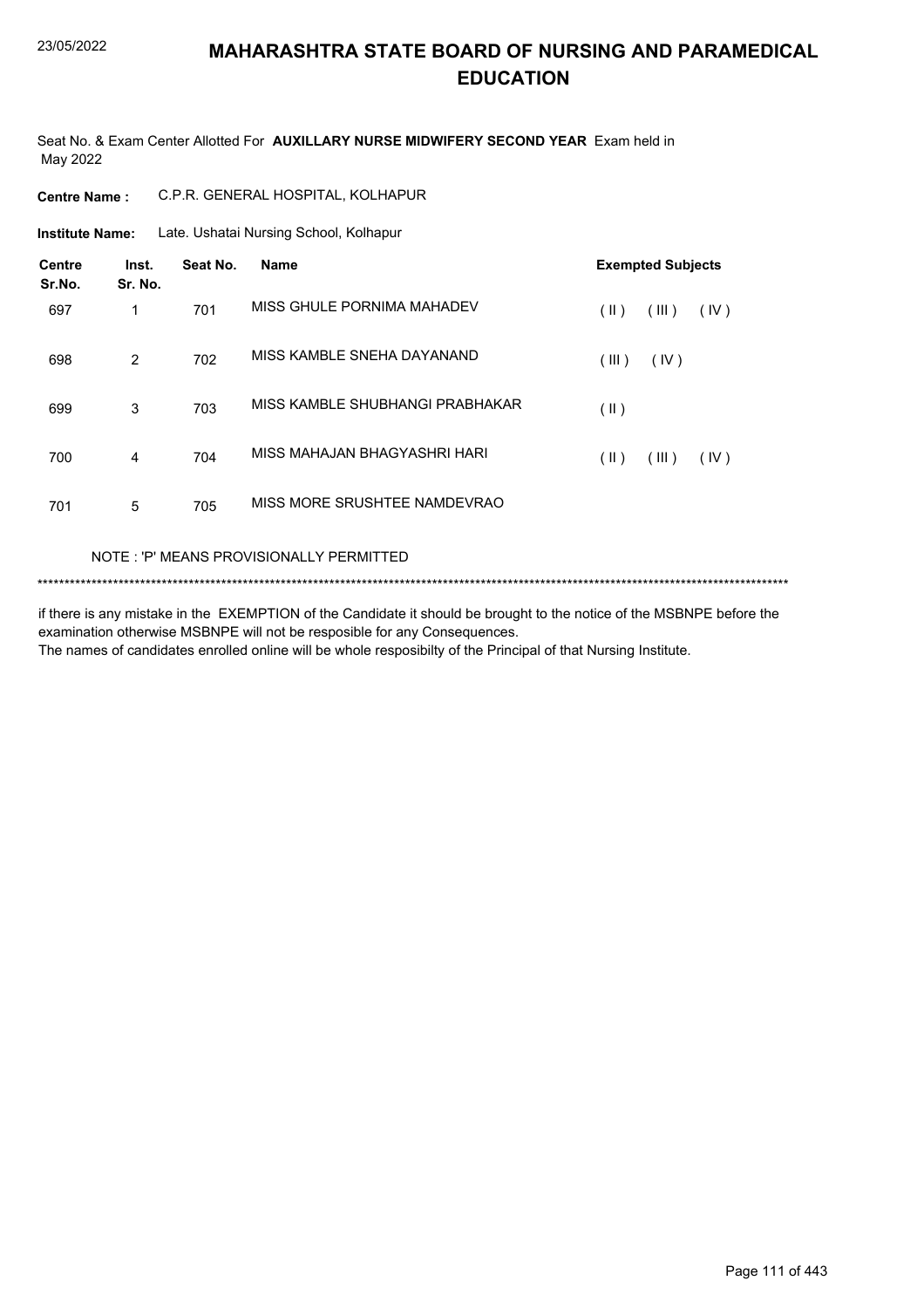# MAHARASHTRA STATE BOARD OF NURSING AND PARAMEDICAL EDUCATION

Seat No. & Exam Center Allotted For **AUXILLARY NURSE MIDWIFERY SECOND YEAR** Exam held in May 2022

**Centre Name :** C.P.R. GENERAL HOSPITAL, KOLHAPUR

**Institute Name:** Late. Ushatai Nursing School, Kolhapur

| Centre Sr.No. | Inst. Sr. No. | Seat No. | Name | Exempted Subjects |
|---|---|---|---|---|
| 697 | 1 | 701 | MISS GHULE PORNIMA MAHADEV | ( II ) ( III ) ( IV ) |
| 698 | 2 | 702 | MISS KAMBLE SNEHA DAYANAND | ( III ) ( IV ) |
| 699 | 3 | 703 | MISS KAMBLE SHUBHANGI PRABHAKAR | ( II ) |
| 700 | 4 | 704 | MISS MAHAJAN BHAGYASHRI HARI | ( II ) ( III ) ( IV ) |
| 701 | 5 | 705 | MISS MORE SRUSHTEE NAMDEVRAO | |

NOTE : 'P' MEANS PROVISIONALLY PERMITTED

******************************************************************************************************************************************

if there is any mistake in the EXEMPTION of the Candidate it should be brought to the notice of the MSBNPE before the examination otherwise MSBNPE will not be resposible for any Consequences.
The names of candidates enrolled online will be whole resposibilty of the Principal of that Nursing Institute.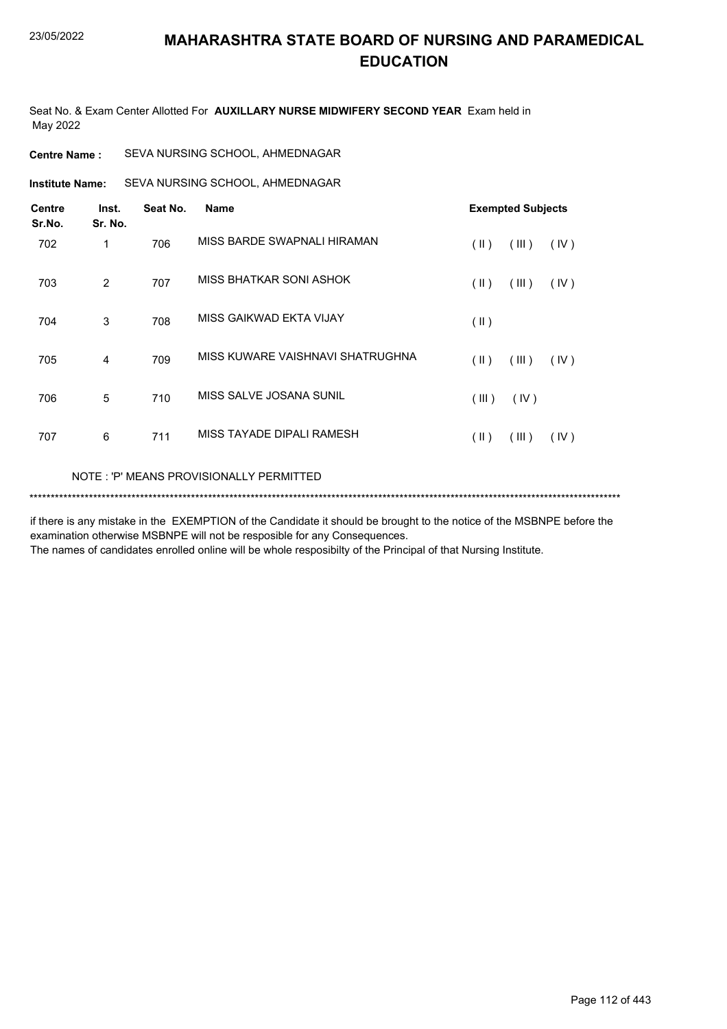# MAHARASHTRA STATE BOARD OF NURSING AND PARAMEDICAL EDUCATION

Seat No. & Exam Center Allotted For **AUXILLARY NURSE MIDWIFERY SECOND YEAR** Exam held in May 2022

**Centre Name :** SEVA NURSING SCHOOL, AHMEDNAGAR

**Institute Name:** SEVA NURSING SCHOOL, AHMEDNAGAR

| Centre Sr.No. | Inst. Sr. No. | Seat No. | Name | Exempted Subjects | | |
|---|---|---|---|---|---|---|
| 702 | 1 | 706 | MISS BARDE SWAPNALI HIRAMAN | ( II ) | ( III ) | ( IV ) |
| 703 | 2 | 707 | MISS BHATKAR SONI ASHOK | ( II ) | ( III ) | ( IV ) |
| 704 | 3 | 708 | MISS GAIKWAD EKTA VIJAY | ( II ) | | |
| 705 | 4 | 709 | MISS KUWARE VAISHNAVI SHATRUGHNA | ( II ) | ( III ) | ( IV ) |
| 706 | 5 | 710 | MISS SALVE JOSANA SUNIL | ( III ) | ( IV ) | |
| 707 | 6 | 711 | MISS TAYADE DIPALI RAMESH | ( II ) | ( III ) | ( IV ) |

NOTE : 'P' MEANS PROVISIONALLY PERMITTED

******************************************************************************************************************************************

if there is any mistake in the EXEMPTION of the Candidate it should be brought to the notice of the MSBNPE before the examination otherwise MSBNPE will not be resposible for any Consequences.

The names of candidates enrolled online will be whole resposibilty of the Principal of that Nursing Institute.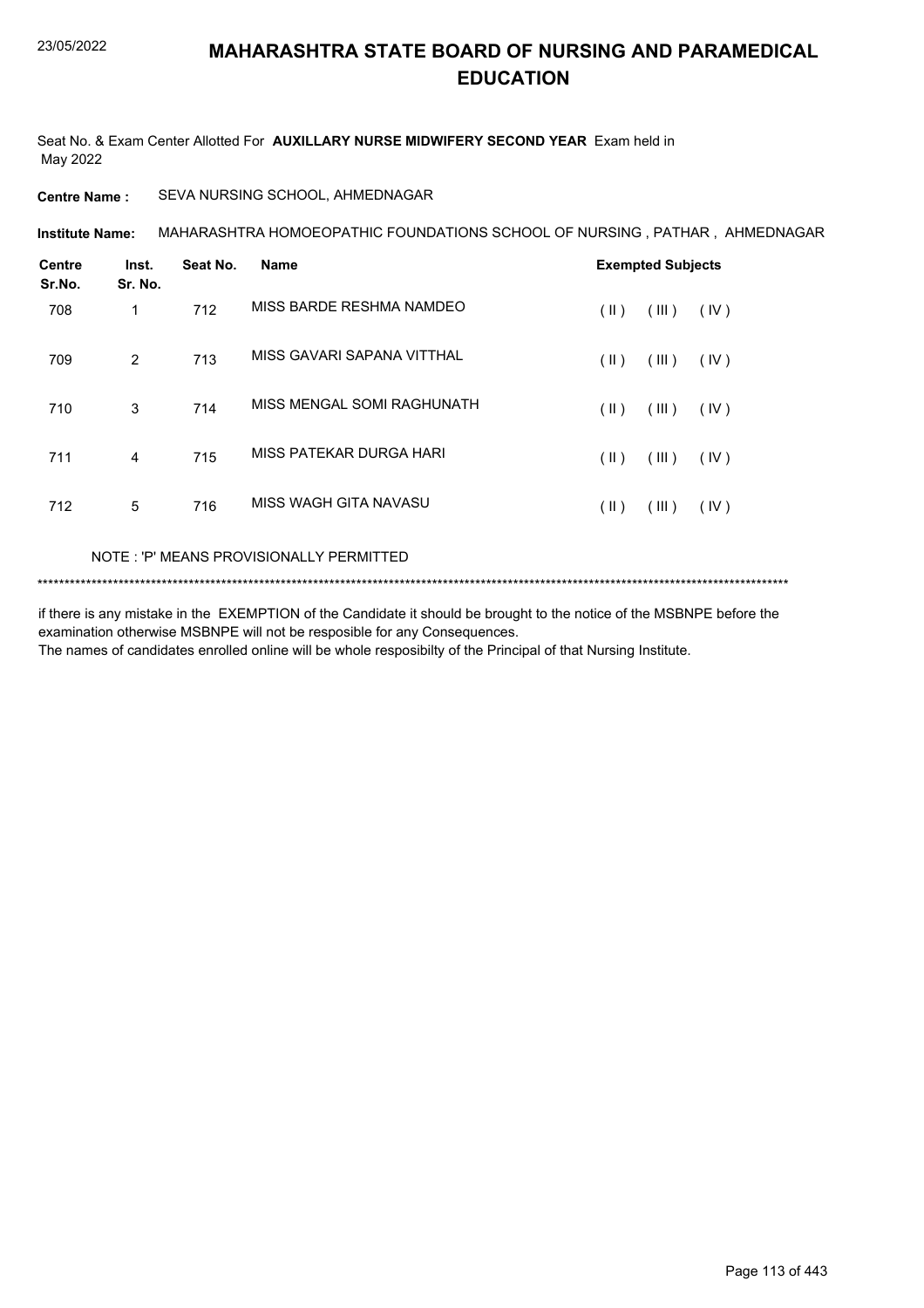# MAHARASHTRA STATE BOARD OF NURSING AND PARAMEDICAL EDUCATION

Seat No. & Exam Center Allotted For **AUXILLARY NURSE MIDWIFERY SECOND YEAR** Exam held in May 2022

**Centre Name :** SEVA NURSING SCHOOL, AHMEDNAGAR

**Institute Name:** MAHARASHTRA HOMOEOPATHIC FOUNDATIONS SCHOOL OF NURSING , PATHAR , AHMEDNAGAR

| Centre Sr.No. | Inst. Sr. No. | Seat No. | Name | Exempted Subjects |
|---|---|---|---|---|
| 708 | 1 | 712 | MISS BARDE RESHMA NAMDEO | ( II ) ( III ) ( IV ) |
| 709 | 2 | 713 | MISS GAVARI SAPANA VITTHAL | ( II ) ( III ) ( IV ) |
| 710 | 3 | 714 | MISS MENGAL SOMI RAGHUNATH | ( II ) ( III ) ( IV ) |
| 711 | 4 | 715 | MISS PATEKAR DURGA HARI | ( II ) ( III ) ( IV ) |
| 712 | 5 | 716 | MISS WAGH GITA NAVASU | ( II ) ( III ) ( IV ) |

NOTE : 'P' MEANS PROVISIONALLY PERMITTED

*******************************************************************************************************************************************

if there is any mistake in the EXEMPTION of the Candidate it should be brought to the notice of the MSBNPE before the examination otherwise MSBNPE will not be resposible for any Consequences.
The names of candidates enrolled online will be whole resposibilty of the Principal of that Nursing Institute.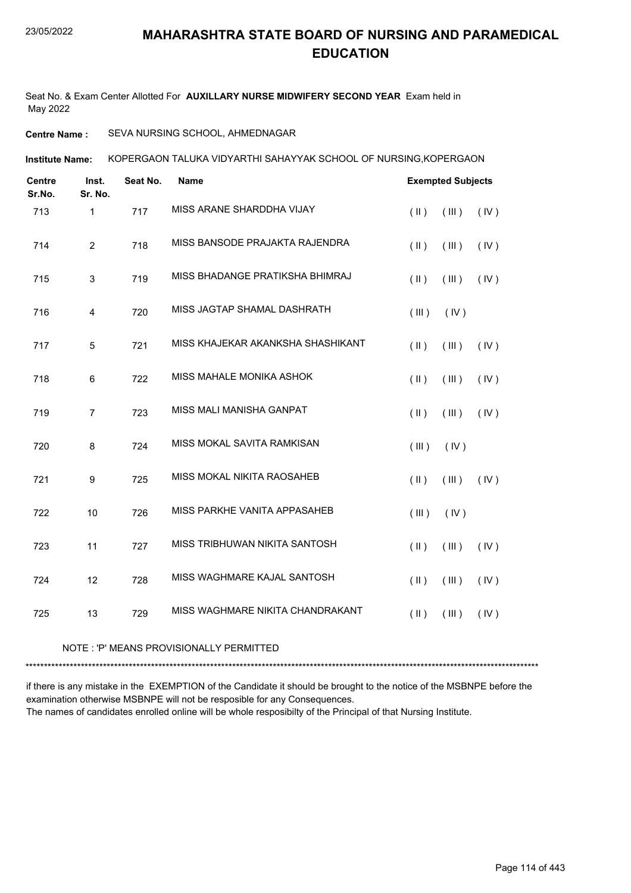# MAHARASHTRA STATE BOARD OF NURSING AND PARAMEDICAL EDUCATION

Seat No. & Exam Center Allotted For **AUXILLARY NURSE MIDWIFERY SECOND YEAR** Exam held in May 2022

**Centre Name :** SEVA NURSING SCHOOL, AHMEDNAGAR

**Institute Name:** KOPERGAON TALUKA VIDYARTHI SAHAYYAK SCHOOL OF NURSING,KOPERGAON

| Centre Sr.No. | Inst. Sr. No. | Seat No. | Name | Exempted Subjects |
|---|---|---|---|---|
| 713 | 1 | 717 | MISS ARANE SHARDDHA VIJAY | ( II ) ( III ) ( IV ) |
| 714 | 2 | 718 | MISS BANSODE PRAJAKTA RAJENDRA | ( II ) ( III ) ( IV ) |
| 715 | 3 | 719 | MISS BHADANGE PRATIKSHA BHIMRAJ | ( II ) ( III ) ( IV ) |
| 716 | 4 | 720 | MISS JAGTAP SHAMAL DASHRATH | ( III ) ( IV ) |
| 717 | 5 | 721 | MISS KHAJEKAR AKANKSHA SHASHIKANT | ( II ) ( III ) ( IV ) |
| 718 | 6 | 722 | MISS MAHALE MONIKA ASHOK | ( II ) ( III ) ( IV ) |
| 719 | 7 | 723 | MISS MALI MANISHA GANPAT | ( II ) ( III ) ( IV ) |
| 720 | 8 | 724 | MISS MOKAL SAVITA RAMKISAN | ( III ) ( IV ) |
| 721 | 9 | 725 | MISS MOKAL NIKITA RAOSAHEB | ( II ) ( III ) ( IV ) |
| 722 | 10 | 726 | MISS PARKHE VANITA APPASAHEB | ( III ) ( IV ) |
| 723 | 11 | 727 | MISS TRIBHUWAN NIKITA SANTOSH | ( II ) ( III ) ( IV ) |
| 724 | 12 | 728 | MISS WAGHMARE KAJAL SANTOSH | ( II ) ( III ) ( IV ) |
| 725 | 13 | 729 | MISS WAGHMARE NIKITA CHANDRAKANT | ( II ) ( III ) ( IV ) |

NOTE : 'P' MEANS PROVISIONALLY PERMITTED

*******************************************************************************************************************************************

if there is any mistake in the EXEMPTION of the Candidate it should be brought to the notice of the MSBNPE before the examination otherwise MSBNPE will not be resposible for any Consequences.
The names of candidates enrolled online will be whole resposibilty of the Principal of that Nursing Institute.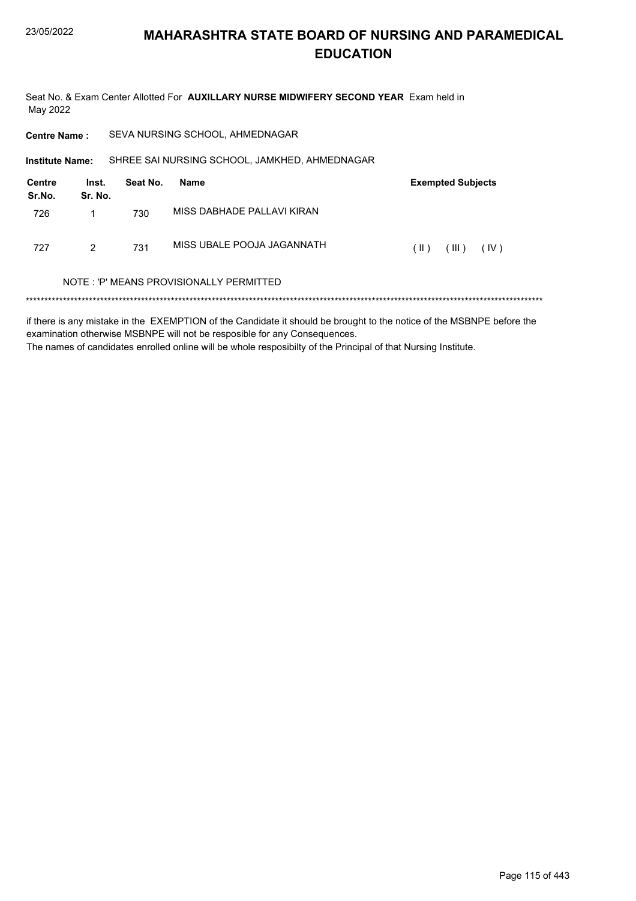# MAHARASHTRA STATE BOARD OF NURSING AND PARAMEDICAL EDUCATION

Seat No. & Exam Center Allotted For **AUXILLARY NURSE MIDWIFERY SECOND YEAR** Exam held in May 2022

**Centre Name :** SEVA NURSING SCHOOL, AHMEDNAGAR

**Institute Name:** SHREE SAI NURSING SCHOOL, JAMKHED, AHMEDNAGAR

| Centre Sr.No. | Inst. Sr. No. | Seat No. | Name | Exempted Subjects |
|---|---|---|---|---|
| 726 | 1 | 730 | MISS DABHADE PALLAVI KIRAN | |
| 727 | 2 | 731 | MISS UBALE POOJA JAGANNATH | ( II ) ( III ) ( IV ) |

NOTE : 'P' MEANS PROVISIONALLY PERMITTED

*******************************************************************************************************************************************

if there is any mistake in the EXEMPTION of the Candidate it should be brought to the notice of the MSBNPE before the examination otherwise MSBNPE will not be resposible for any Consequences.
The names of candidates enrolled online will be whole resposibilty of the Principal of that Nursing Institute.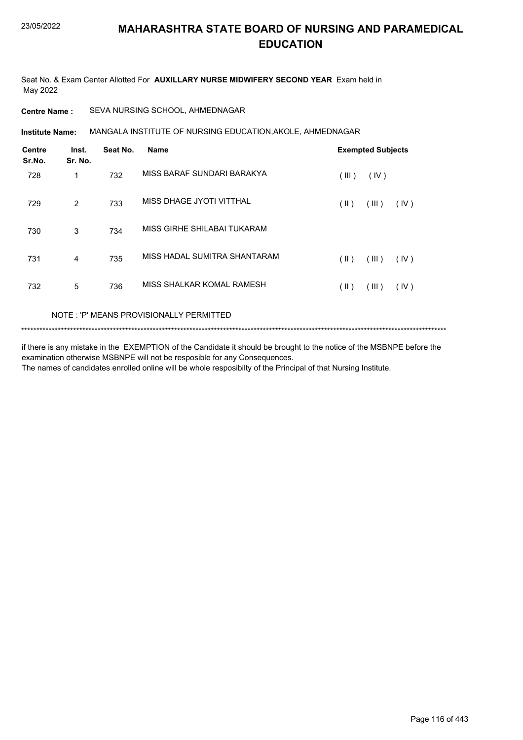# MAHARASHTRA STATE BOARD OF NURSING AND PARAMEDICAL EDUCATION

Seat No. & Exam Center Allotted For **AUXILLARY NURSE MIDWIFERY SECOND YEAR** Exam held in May 2022

**Centre Name :** SEVA NURSING SCHOOL, AHMEDNAGAR

**Institute Name:** MANGALA INSTITUTE OF NURSING EDUCATION,AKOLE, AHMEDNAGAR

| Centre Sr.No. | Inst. Sr. No. | Seat No. | Name | Exempted Subjects |
|---|---|---|---|---|
| 728 | 1 | 732 | MISS BARAF SUNDARI BARAKYA | ( III ) ( IV ) |
| 729 | 2 | 733 | MISS DHAGE JYOTI VITTHAL | ( II ) ( III ) ( IV ) |
| 730 | 3 | 734 | MISS GIRHE SHILABAI TUKARAM | |
| 731 | 4 | 735 | MISS HADAL SUMITRA SHANTARAM | ( II ) ( III ) ( IV ) |
| 732 | 5 | 736 | MISS SHALKAR KOMAL RAMESH | ( II ) ( III ) ( IV ) |

NOTE : 'P' MEANS PROVISIONALLY PERMITTED

******************************************************************************************************************************************

if there is any mistake in the EXEMPTION of the Candidate it should be brought to the notice of the MSBNPE before the examination otherwise MSBNPE will not be resposible for any Consequences.
The names of candidates enrolled online will be whole resposibilty of the Principal of that Nursing Institute.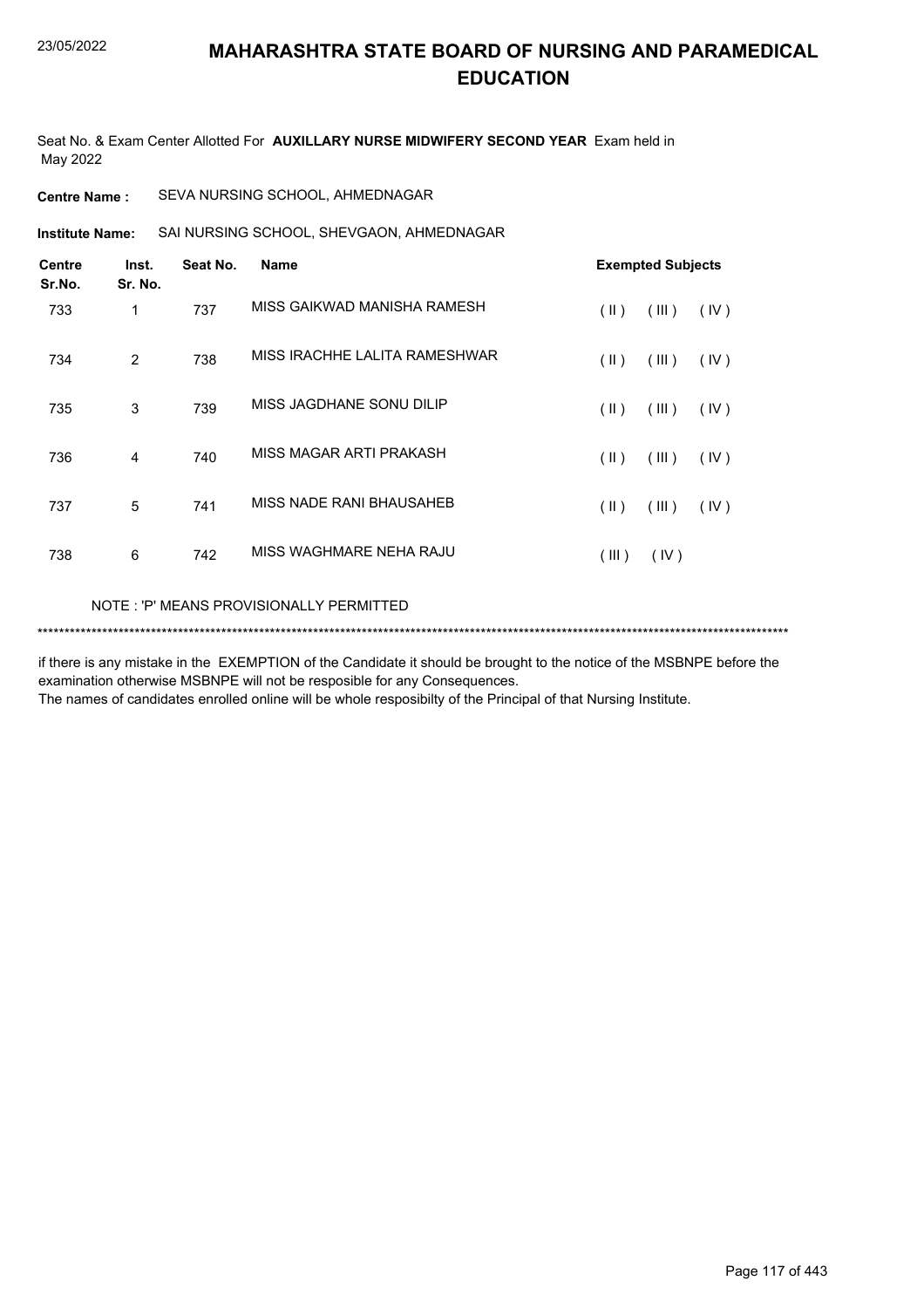# MAHARASHTRA STATE BOARD OF NURSING AND PARAMEDICAL EDUCATION

Seat No. & Exam Center Allotted For **AUXILLARY NURSE MIDWIFERY SECOND YEAR** Exam held in May 2022

**Centre Name :** SEVA NURSING SCHOOL, AHMEDNAGAR

**Institute Name:** SAI NURSING SCHOOL, SHEVGAON, AHMEDNAGAR

| Centre Sr.No. | Inst. Sr. No. | Seat No. | Name | Exempted Subjects |
|---|---|---|---|---|
| 733 | 1 | 737 | MISS GAIKWAD MANISHA RAMESH | ( II ) ( III ) ( IV ) |
| 734 | 2 | 738 | MISS IRACHHE LALITA RAMESHWAR | ( II ) ( III ) ( IV ) |
| 735 | 3 | 739 | MISS JAGDHANE SONU DILIP | ( II ) ( III ) ( IV ) |
| 736 | 4 | 740 | MISS MAGAR ARTI PRAKASH | ( II ) ( III ) ( IV ) |
| 737 | 5 | 741 | MISS NADE RANI BHAUSAHEB | ( II ) ( III ) ( IV ) |
| 738 | 6 | 742 | MISS WAGHMARE NEHA RAJU | ( III ) ( IV ) |

NOTE : 'P' MEANS PROVISIONALLY PERMITTED

*******************************************************************************************************************************************

if there is any mistake in the EXEMPTION of the Candidate it should be brought to the notice of the MSBNPE before the examination otherwise MSBNPE will not be resposible for any Consequences.
The names of candidates enrolled online will be whole resposibilty of the Principal of that Nursing Institute.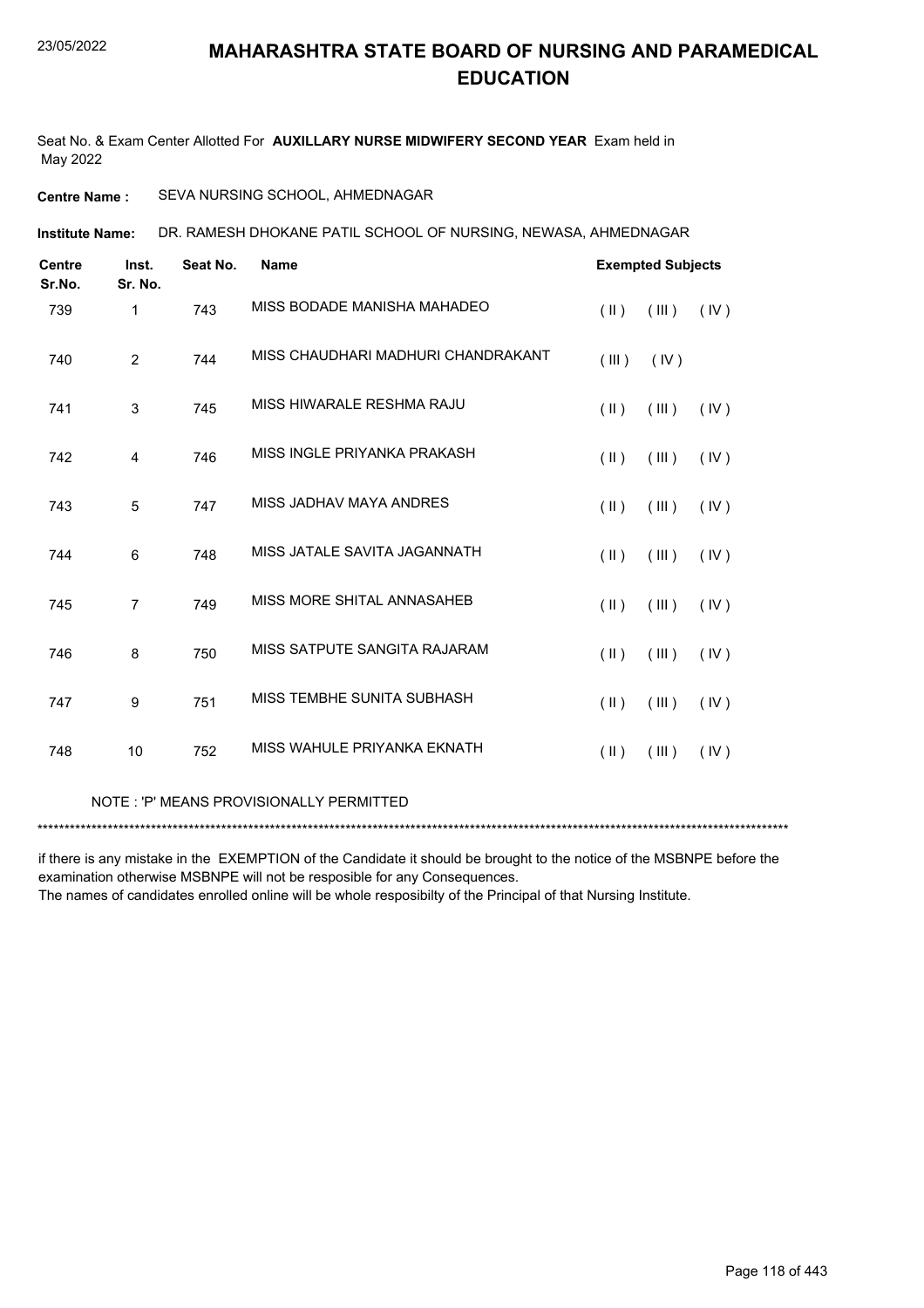# MAHARASHTRA STATE BOARD OF NURSING AND PARAMEDICAL EDUCATION

Seat No. & Exam Center Allotted For **AUXILLARY NURSE MIDWIFERY SECOND YEAR** Exam held in May 2022

**Centre Name :** SEVA NURSING SCHOOL, AHMEDNAGAR

**Institute Name:** DR. RAMESH DHOKANE PATIL SCHOOL OF NURSING, NEWASA, AHMEDNAGAR

| Centre Sr.No. | Inst. Sr. No. | Seat No. | Name | Exempted Subjects |
|---|---|---|---|---|
| 739 | 1 | 743 | MISS BODADE MANISHA MAHADEO | ( II ) ( III ) ( IV ) |
| 740 | 2 | 744 | MISS CHAUDHARI MADHURI CHANDRAKANT | ( III ) ( IV ) |
| 741 | 3 | 745 | MISS HIWARALE RESHMA RAJU | ( II ) ( III ) ( IV ) |
| 742 | 4 | 746 | MISS INGLE PRIYANKA PRAKASH | ( II ) ( III ) ( IV ) |
| 743 | 5 | 747 | MISS JADHAV MAYA ANDRES | ( II ) ( III ) ( IV ) |
| 744 | 6 | 748 | MISS JATALE SAVITA JAGANNATH | ( II ) ( III ) ( IV ) |
| 745 | 7 | 749 | MISS MORE SHITAL ANNASAHEB | ( II ) ( III ) ( IV ) |
| 746 | 8 | 750 | MISS SATPUTE SANGITA RAJARAM | ( II ) ( III ) ( IV ) |
| 747 | 9 | 751 | MISS TEMBHE SUNITA SUBHASH | ( II ) ( III ) ( IV ) |
| 748 | 10 | 752 | MISS WAHULE PRIYANKA EKNATH | ( II ) ( III ) ( IV ) |

NOTE : 'P' MEANS PROVISIONALLY PERMITTED

*******************************************************************************************************************************************

if there is any mistake in the EXEMPTION of the Candidate it should be brought to the notice of the MSBNPE before the examination otherwise MSBNPE will not be resposible for any Consequences.
The names of candidates enrolled online will be whole resposibilty of the Principal of that Nursing Institute.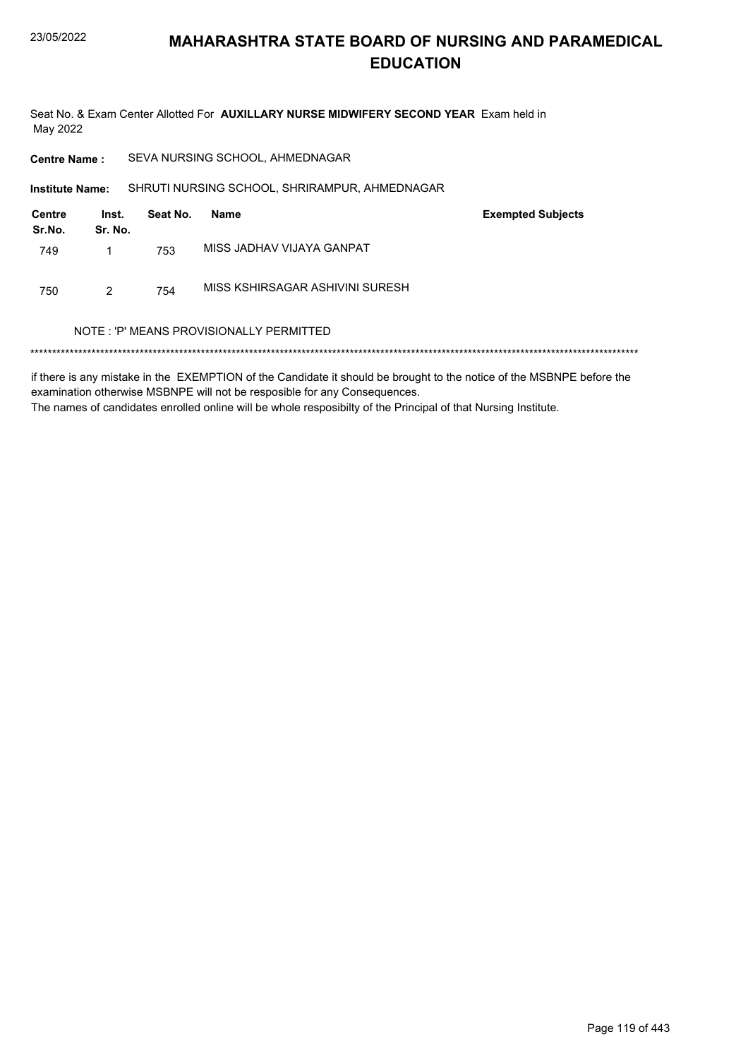# MAHARASHTRA STATE BOARD OF NURSING AND PARAMEDICAL EDUCATION

Seat No. & Exam Center Allotted For **AUXILLARY NURSE MIDWIFERY SECOND YEAR** Exam held in May 2022

**Centre Name :** SEVA NURSING SCHOOL, AHMEDNAGAR

**Institute Name:** SHRUTI NURSING SCHOOL, SHRIRAMPUR, AHMEDNAGAR

| Centre Sr.No. | Inst. Sr. No. | Seat No. | Name | Exempted Subjects |
|---|---|---|---|---|
| 749 | 1 | 753 | MISS JADHAV VIJAYA GANPAT | |
| 750 | 2 | 754 | MISS KSHIRSAGAR ASHIVINI SURESH | |

NOTE : 'P' MEANS PROVISIONALLY PERMITTED

*******************************************************************************************************************************************

if there is any mistake in the EXEMPTION of the Candidate it should be brought to the notice of the MSBNPE before the examination otherwise MSBNPE will not be resposible for any Consequences.

The names of candidates enrolled online will be whole resposibilty of the Principal of that Nursing Institute.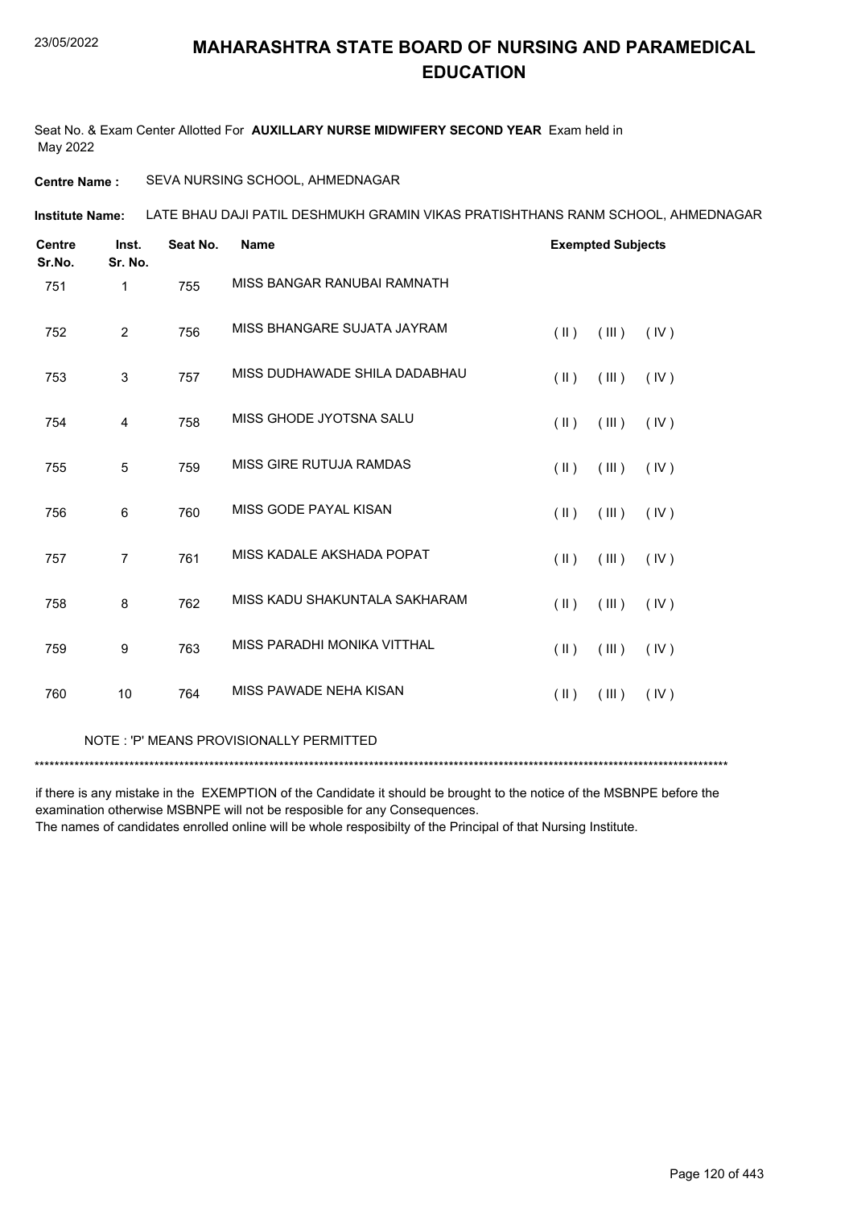# MAHARASHTRA STATE BOARD OF NURSING AND PARAMEDICAL EDUCATION

Seat No. & Exam Center Allotted For **AUXILLARY NURSE MIDWIFERY SECOND YEAR** Exam held in May 2022

**Centre Name :** SEVA NURSING SCHOOL, AHMEDNAGAR

**Institute Name:** LATE BHAU DAJI PATIL DESHMUKH GRAMIN VIKAS PRATISHTHANS RANM SCHOOL, AHMEDNAGAR

| Centre Sr.No. | Inst. Sr. No. | Seat No. | Name | Exempted Subjects | | |
|---|---|---|---|---|---|---|
| 751 | 1 | 755 | MISS BANGAR RANUBAI RAMNATH | | | |
| 752 | 2 | 756 | MISS BHANGARE SUJATA JAYRAM | ( II ) | ( III ) | ( IV ) |
| 753 | 3 | 757 | MISS DUDHAWADE SHILA DADABHAU | ( II ) | ( III ) | ( IV ) |
| 754 | 4 | 758 | MISS GHODE JYOTSNA SALU | ( II ) | ( III ) | ( IV ) |
| 755 | 5 | 759 | MISS GIRE RUTUJA RAMDAS | ( II ) | ( III ) | ( IV ) |
| 756 | 6 | 760 | MISS GODE PAYAL KISAN | ( II ) | ( III ) | ( IV ) |
| 757 | 7 | 761 | MISS KADALE AKSHADA POPAT | ( II ) | ( III ) | ( IV ) |
| 758 | 8 | 762 | MISS KADU SHAKUNTALA SAKHARAM | ( II ) | ( III ) | ( IV ) |
| 759 | 9 | 763 | MISS PARADHI MONIKA VITTHAL | ( II ) | ( III ) | ( IV ) |
| 760 | 10 | 764 | MISS PAWADE NEHA KISAN | ( II ) | ( III ) | ( IV ) |

NOTE : 'P' MEANS PROVISIONALLY PERMITTED

*******************************************************************************************************************************************

if there is any mistake in the EXEMPTION of the Candidate it should be brought to the notice of the MSBNPE before the examination otherwise MSBNPE will not be resposible for any Consequences.
The names of candidates enrolled online will be whole resposibilty of the Principal of that Nursing Institute.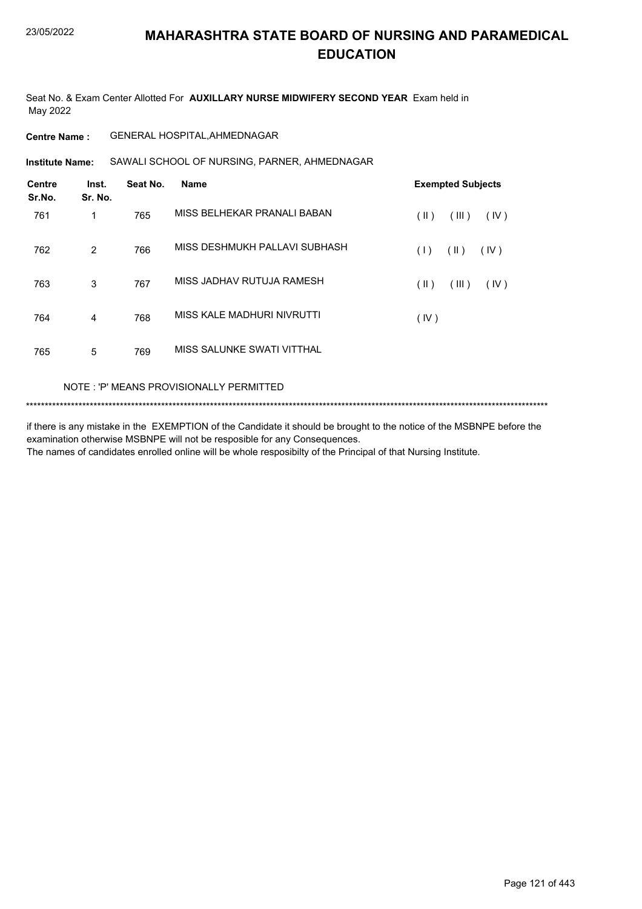# MAHARASHTRA STATE BOARD OF NURSING AND PARAMEDICAL EDUCATION

Seat No. & Exam Center Allotted For **AUXILLARY NURSE MIDWIFERY SECOND YEAR** Exam held in May 2022

**Centre Name :** GENERAL HOSPITAL,AHMEDNAGAR

**Institute Name:** SAWALI SCHOOL OF NURSING, PARNER, AHMEDNAGAR

| Centre Sr.No. | Inst. Sr. No. | Seat No. | Name | Exempted Subjects |
|---|---|---|---|---|
| 761 | 1 | 765 | MISS BELHEKAR PRANALI BABAN | ( II ) ( III ) ( IV ) |
| 762 | 2 | 766 | MISS DESHMUKH PALLAVI SUBHASH | ( I ) ( II ) ( IV ) |
| 763 | 3 | 767 | MISS JADHAV RUTUJA RAMESH | ( II ) ( III ) ( IV ) |
| 764 | 4 | 768 | MISS KALE MADHURI NIVRUTTI | ( IV ) |
| 765 | 5 | 769 | MISS SALUNKE SWATI VITTHAL | |

NOTE : 'P' MEANS PROVISIONALLY PERMITTED

*******************************************************************************************************************************************

if there is any mistake in the EXEMPTION of the Candidate it should be brought to the notice of the MSBNPE before the examination otherwise MSBNPE will not be resposible for any Consequences.
The names of candidates enrolled online will be whole resposibilty of the Principal of that Nursing Institute.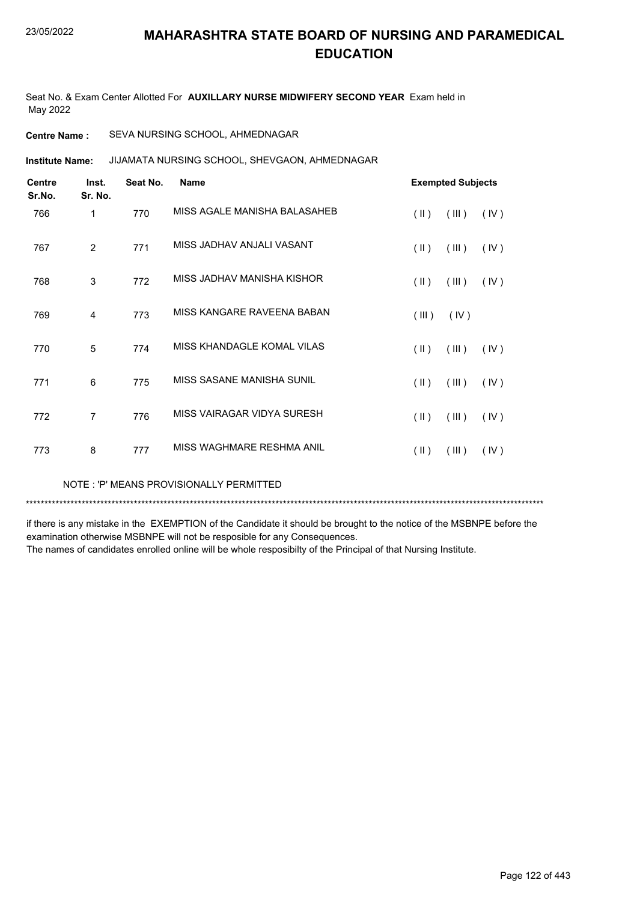# MAHARASHTRA STATE BOARD OF NURSING AND PARAMEDICAL EDUCATION

Seat No. & Exam Center Allotted For **AUXILLARY NURSE MIDWIFERY SECOND YEAR** Exam held in May 2022

**Centre Name :** SEVA NURSING SCHOOL, AHMEDNAGAR

**Institute Name:** JIJAMATA NURSING SCHOOL, SHEVGAON, AHMEDNAGAR

| Centre Sr.No. | Inst. Sr. No. | Seat No. | Name | Exempted Subjects |
|---|---|---|---|---|
| 766 | 1 | 770 | MISS AGALE MANISHA BALASAHEB | ( II ) ( III ) ( IV ) |
| 767 | 2 | 771 | MISS JADHAV ANJALI VASANT | ( II ) ( III ) ( IV ) |
| 768 | 3 | 772 | MISS JADHAV MANISHA KISHOR | ( II ) ( III ) ( IV ) |
| 769 | 4 | 773 | MISS KANGARE RAVEENA BABAN | ( III ) ( IV ) |
| 770 | 5 | 774 | MISS KHANDAGLE KOMAL VILAS | ( II ) ( III ) ( IV ) |
| 771 | 6 | 775 | MISS SASANE MANISHA SUNIL | ( II ) ( III ) ( IV ) |
| 772 | 7 | 776 | MISS VAIRAGAR VIDYA SURESH | ( II ) ( III ) ( IV ) |
| 773 | 8 | 777 | MISS WAGHMARE RESHMA ANIL | ( II ) ( III ) ( IV ) |

NOTE : 'P' MEANS PROVISIONALLY PERMITTED

*******************************************************************************************************************************************

if there is any mistake in the EXEMPTION of the Candidate it should be brought to the notice of the MSBNPE before the examination otherwise MSBNPE will not be resposible for any Consequences.

The names of candidates enrolled online will be whole resposibilty of the Principal of that Nursing Institute.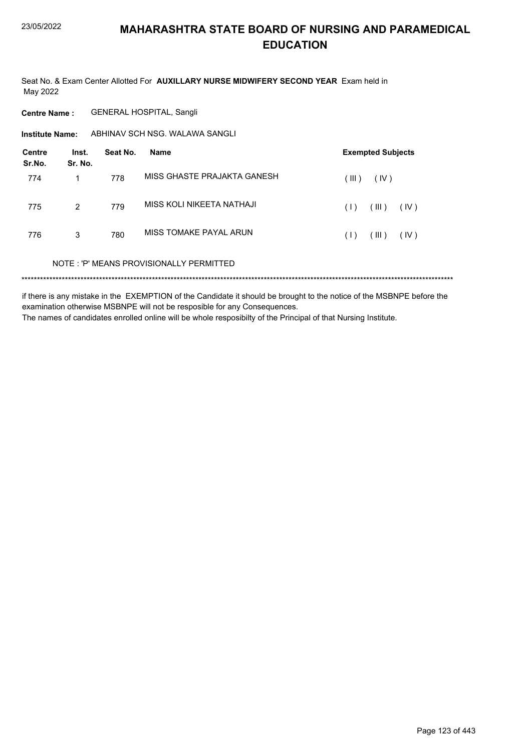# MAHARASHTRA STATE BOARD OF NURSING AND PARAMEDICAL EDUCATION

Seat No. & Exam Center Allotted For **AUXILLARY NURSE MIDWIFERY SECOND YEAR** Exam held in May 2022

**Centre Name :** GENERAL HOSPITAL, Sangli

**Institute Name:** ABHINAV SCH NSG. WALAWA SANGLI

| Centre Sr.No. | Inst. Sr. No. | Seat No. | Name | Exempted Subjects |
|---|---|---|---|---|
| 774 | 1 | 778 | MISS GHASTE PRAJAKTA GANESH | ( III ) ( IV ) |
| 775 | 2 | 779 | MISS KOLI NIKEETA NATHAJI | ( I ) ( III ) ( IV ) |
| 776 | 3 | 780 | MISS TOMAKE PAYAL ARUN | ( I ) ( III ) ( IV ) |

NOTE : 'P' MEANS PROVISIONALLY PERMITTED

*******************************************************************************************************************************************

if there is any mistake in the EXEMPTION of the Candidate it should be brought to the notice of the MSBNPE before the examination otherwise MSBNPE will not be resposible for any Consequences.
The names of candidates enrolled online will be whole resposibilty of the Principal of that Nursing Institute.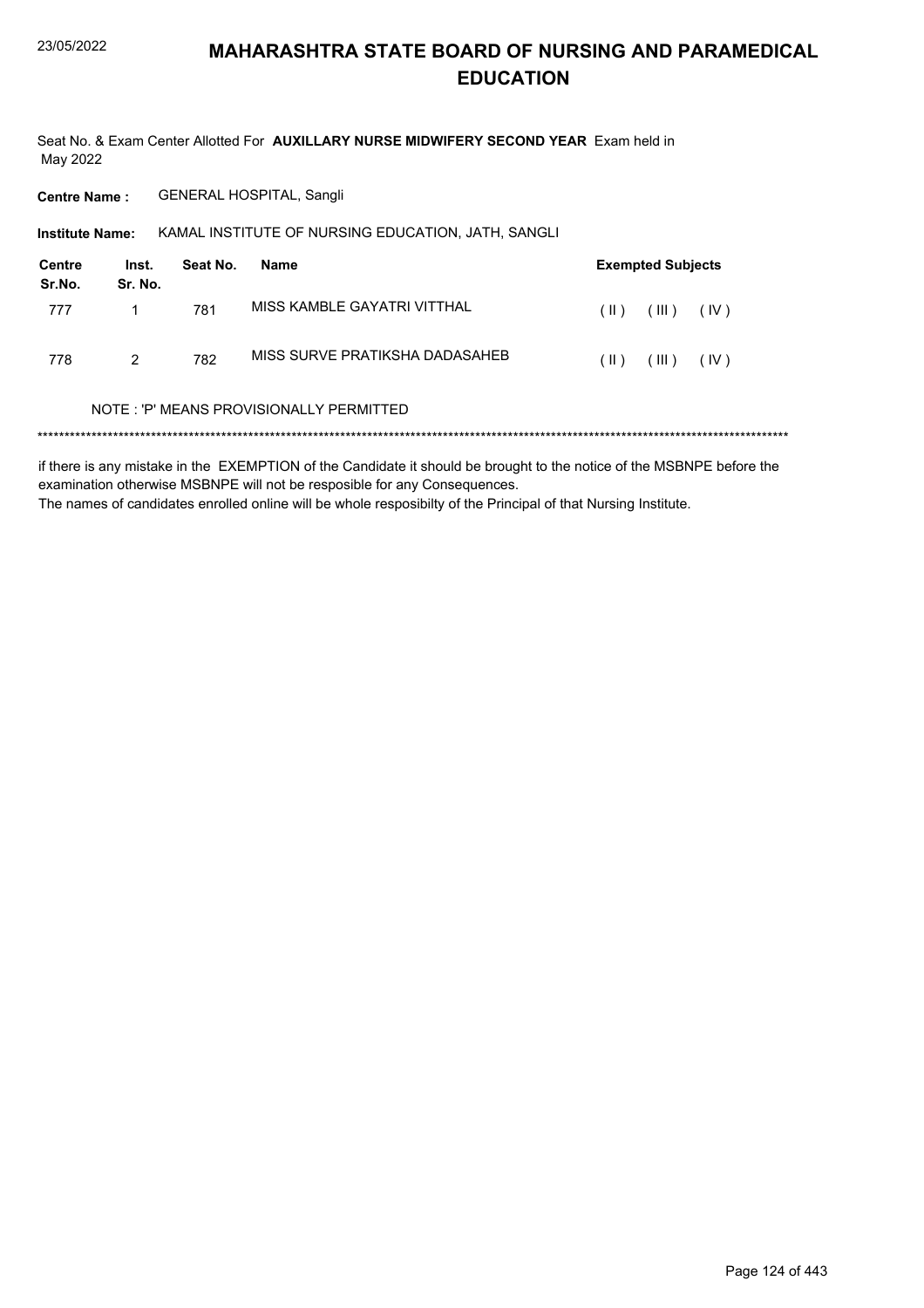# MAHARASHTRA STATE BOARD OF NURSING AND PARAMEDICAL EDUCATION

Seat No. & Exam Center Allotted For **AUXILLARY NURSE MIDWIFERY SECOND YEAR** Exam held in May 2022

**Centre Name :** GENERAL HOSPITAL, Sangli

**Institute Name:** KAMAL INSTITUTE OF NURSING EDUCATION, JATH, SANGLI

| Centre Sr.No. | Inst. Sr. No. | Seat No. | Name | Exempted Subjects |
|---|---|---|---|---|
| 777 | 1 | 781 | MISS KAMBLE GAYATRI VITTHAL | ( II ) ( III ) ( IV ) |
| 778 | 2 | 782 | MISS SURVE PRATIKSHA DADASAHEB | ( II ) ( III ) ( IV ) |

NOTE : 'P' MEANS PROVISIONALLY PERMITTED

******************************************************************************************************************************************

if there is any mistake in the EXEMPTION of the Candidate it should be brought to the notice of the MSBNPE before the examination otherwise MSBNPE will not be resposible for any Consequences.

The names of candidates enrolled online will be whole resposibilty of the Principal of that Nursing Institute.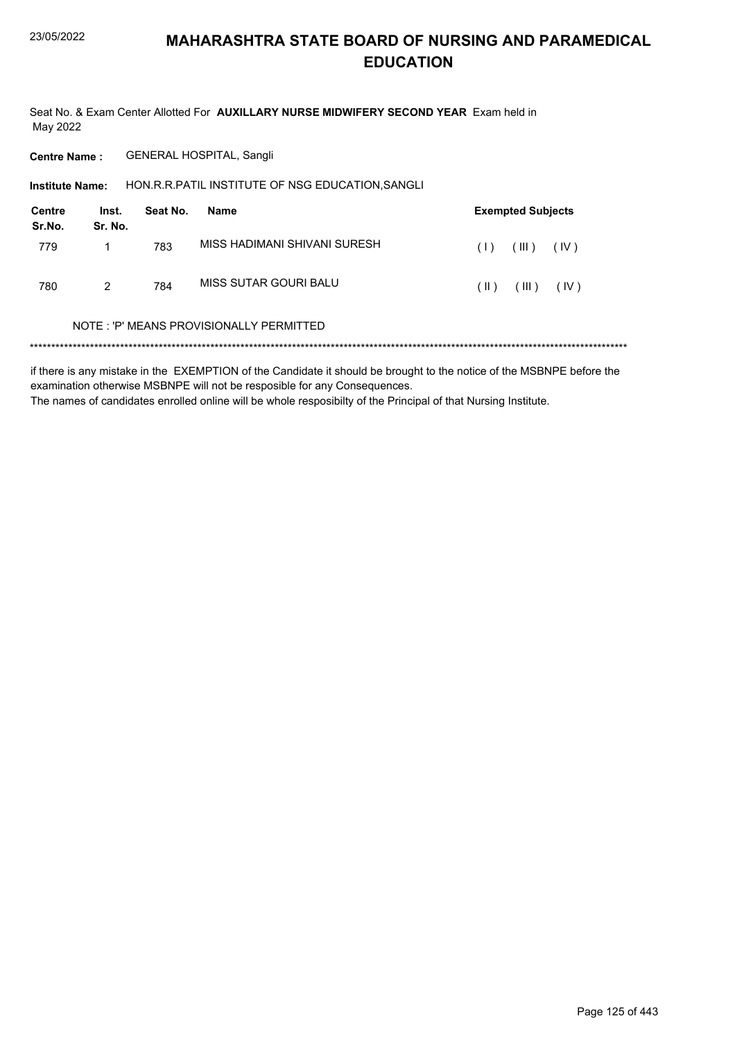# MAHARASHTRA STATE BOARD OF NURSING AND PARAMEDICAL EDUCATION

Seat No. & Exam Center Allotted For **AUXILLARY NURSE MIDWIFERY SECOND YEAR** Exam held in May 2022

**Centre Name :** GENERAL HOSPITAL, Sangli

**Institute Name:** HON.R.R.PATIL INSTITUTE OF NSG EDUCATION,SANGLI

| Centre Sr.No. | Inst. Sr. No. | Seat No. | Name | Exempted Subjects |
|---|---|---|---|---|
| 779 | 1 | 783 | MISS HADIMANI SHIVANI SURESH | ( I ) ( III ) ( IV ) |
| 780 | 2 | 784 | MISS SUTAR GOURI BALU | ( II ) ( III ) ( IV ) |

NOTE : 'P' MEANS PROVISIONALLY PERMITTED

\*\*\*\*\*\*\*\*\*\*\*\*\*\*\*\*\*\*\*\*\*\*\*\*\*\*\*\*\*\*\*\*\*\*\*\*\*\*\*\*\*\*\*\*\*\*\*\*\*\*\*\*\*\*\*\*\*\*\*\*\*\*\*\*\*\*\*\*\*\*\*\*\*\*\*\*\*\*\*\*\*\*\*\*\*\*\*\*\*\*\*\*\*\*\*\*\*\*\*\*\*\*\*\*\*\*\*\*\*\*\*\*\*\*\*\*\*\*\*\*\*\*\*\*\*\*\*\*\*\*\*\*\*\*\*\*

if there is any mistake in the EXEMPTION of the Candidate it should be brought to the notice of the MSBNPE before the examination otherwise MSBNPE will not be resposible for any Consequences.

The names of candidates enrolled online will be whole resposibilty of the Principal of that Nursing Institute.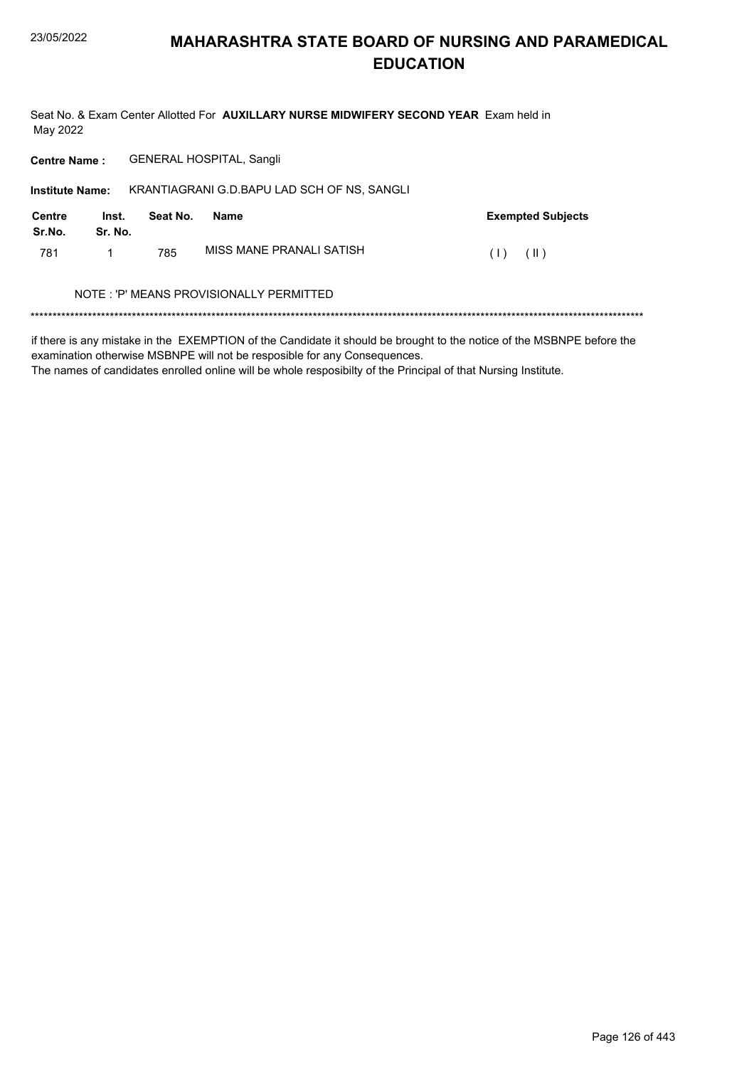# MAHARASHTRA STATE BOARD OF NURSING AND PARAMEDICAL EDUCATION

Seat No. & Exam Center Allotted For **AUXILLARY NURSE MIDWIFERY SECOND YEAR** Exam held in May 2022

**Centre Name :** GENERAL HOSPITAL, Sangli

**Institute Name:** KRANTIAGRANI G.D.BAPU LAD SCH OF NS, SANGLI

| Centre Sr.No. | Inst. Sr. No. | Seat No. | Name | Exempted Subjects |
|---|---|---|---|---|
| 781 | 1 | 785 | MISS MANE PRANALI SATISH | ( I ) ( II ) |

NOTE : 'P' MEANS PROVISIONALLY PERMITTED

******************************************************************************************************************************************

if there is any mistake in the EXEMPTION of the Candidate it should be brought to the notice of the MSBNPE before the examination otherwise MSBNPE will not be resposible for any Consequences.

The names of candidates enrolled online will be whole resposibilty of the Principal of that Nursing Institute.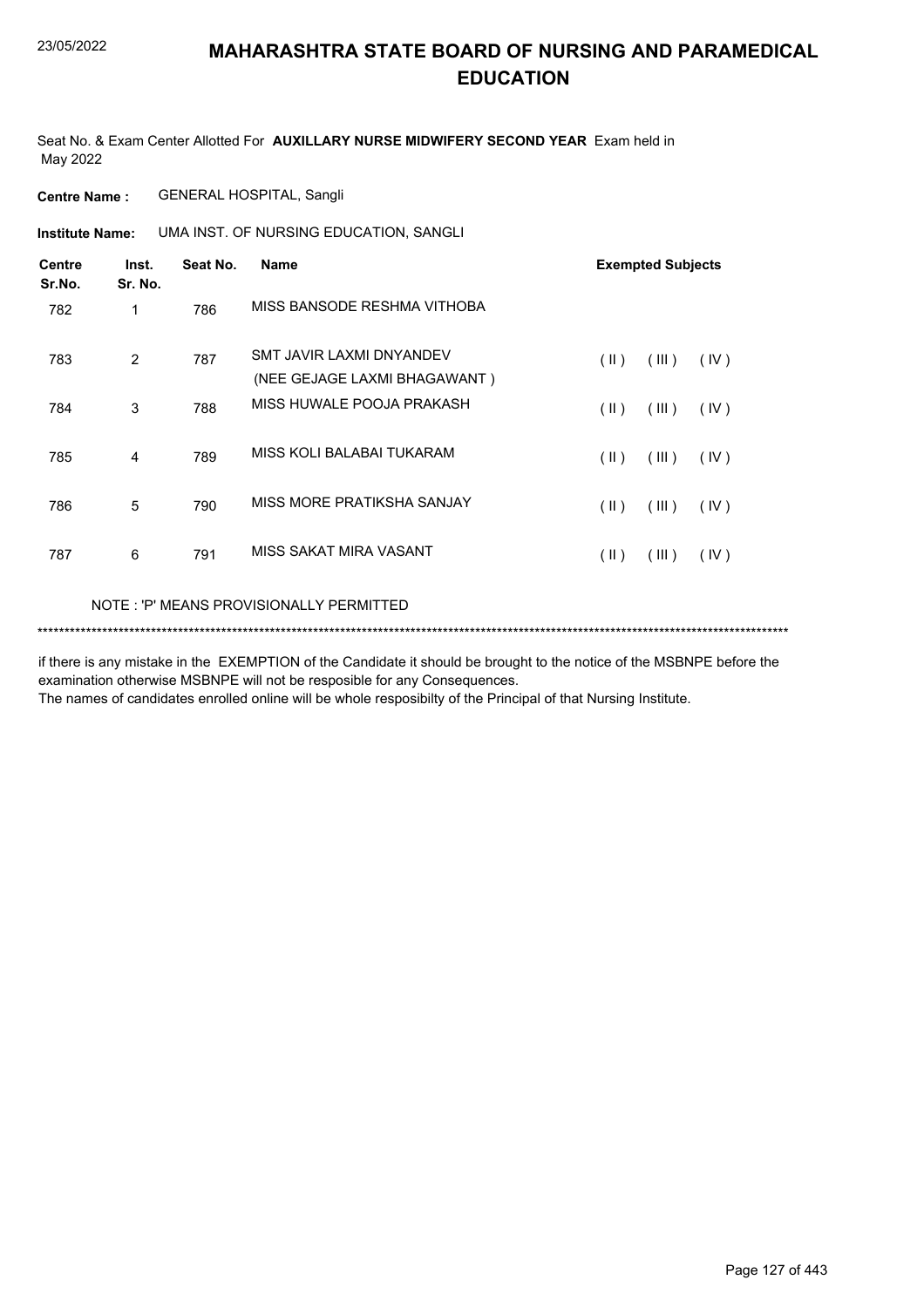# MAHARASHTRA STATE BOARD OF NURSING AND PARAMEDICAL EDUCATION

Seat No. & Exam Center Allotted For **AUXILLARY NURSE MIDWIFERY SECOND YEAR** Exam held in May 2022

**Centre Name :** GENERAL HOSPITAL, Sangli

**Institute Name:** UMA INST. OF NURSING EDUCATION, SANGLI

| Centre Sr.No. | Inst. Sr. No. | Seat No. | Name | Exempted Subjects | | |
|---|---|---|---|---|---|---|
| 782 | 1 | 786 | MISS BANSODE RESHMA VITHOBA | | | |
| 783 | 2 | 787 | SMT JAVIR LAXMI DNYANDEV (NEE GEJAGE LAXMI BHAGAWANT ) | ( II ) | ( III ) | ( IV ) |
| 784 | 3 | 788 | MISS HUWALE POOJA PRAKASH | ( II ) | ( III ) | ( IV ) |
| 785 | 4 | 789 | MISS KOLI BALABAI TUKARAM | ( II ) | ( III ) | ( IV ) |
| 786 | 5 | 790 | MISS MORE PRATIKSHA SANJAY | ( II ) | ( III ) | ( IV ) |
| 787 | 6 | 791 | MISS SAKAT MIRA VASANT | ( II ) | ( III ) | ( IV ) |

NOTE : 'P' MEANS PROVISIONALLY PERMITTED

******************************************************************************************************************************************

if there is any mistake in the EXEMPTION of the Candidate it should be brought to the notice of the MSBNPE before the examination otherwise MSBNPE will not be resposible for any Consequences.

The names of candidates enrolled online will be whole resposibilty of the Principal of that Nursing Institute.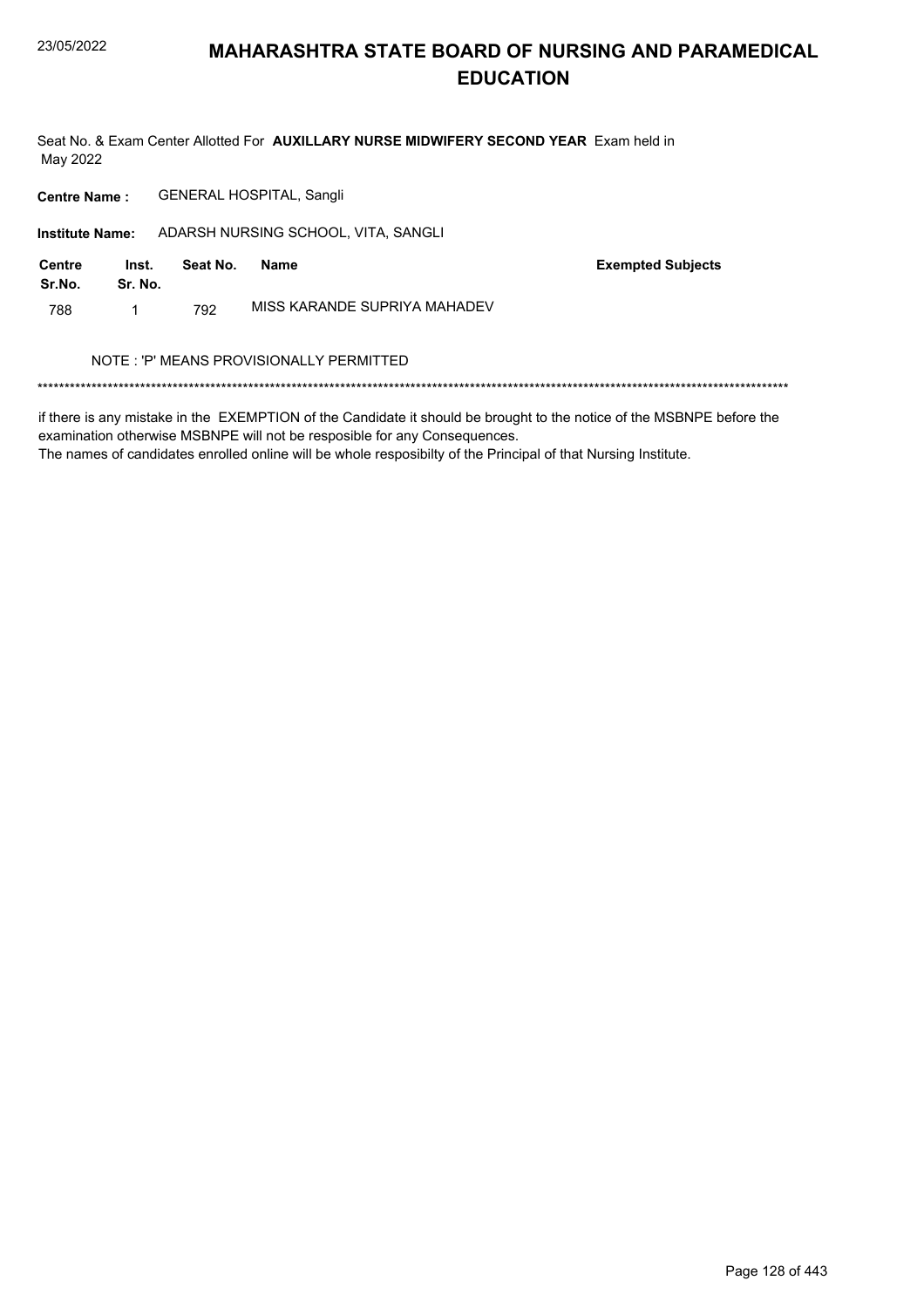# MAHARASHTRA STATE BOARD OF NURSING AND PARAMEDICAL EDUCATION

Seat No. & Exam Center Allotted For **AUXILLARY NURSE MIDWIFERY SECOND YEAR** Exam held in May 2022

**Centre Name :** GENERAL HOSPITAL, Sangli

**Institute Name:** ADARSH NURSING SCHOOL, VITA, SANGLI

| Centre Sr.No. | Inst. Sr. No. | Seat No. | Name | Exempted Subjects |
|---|---|---|---|---|
| 788 | 1 | 792 | MISS KARANDE SUPRIYA MAHADEV | |

NOTE : 'P' MEANS PROVISIONALLY PERMITTED

*******************************************************************************************************************************************

if there is any mistake in the EXEMPTION of the Candidate it should be brought to the notice of the MSBNPE before the examination otherwise MSBNPE will not be resposible for any Consequences.

The names of candidates enrolled online will be whole resposibilty of the Principal of that Nursing Institute.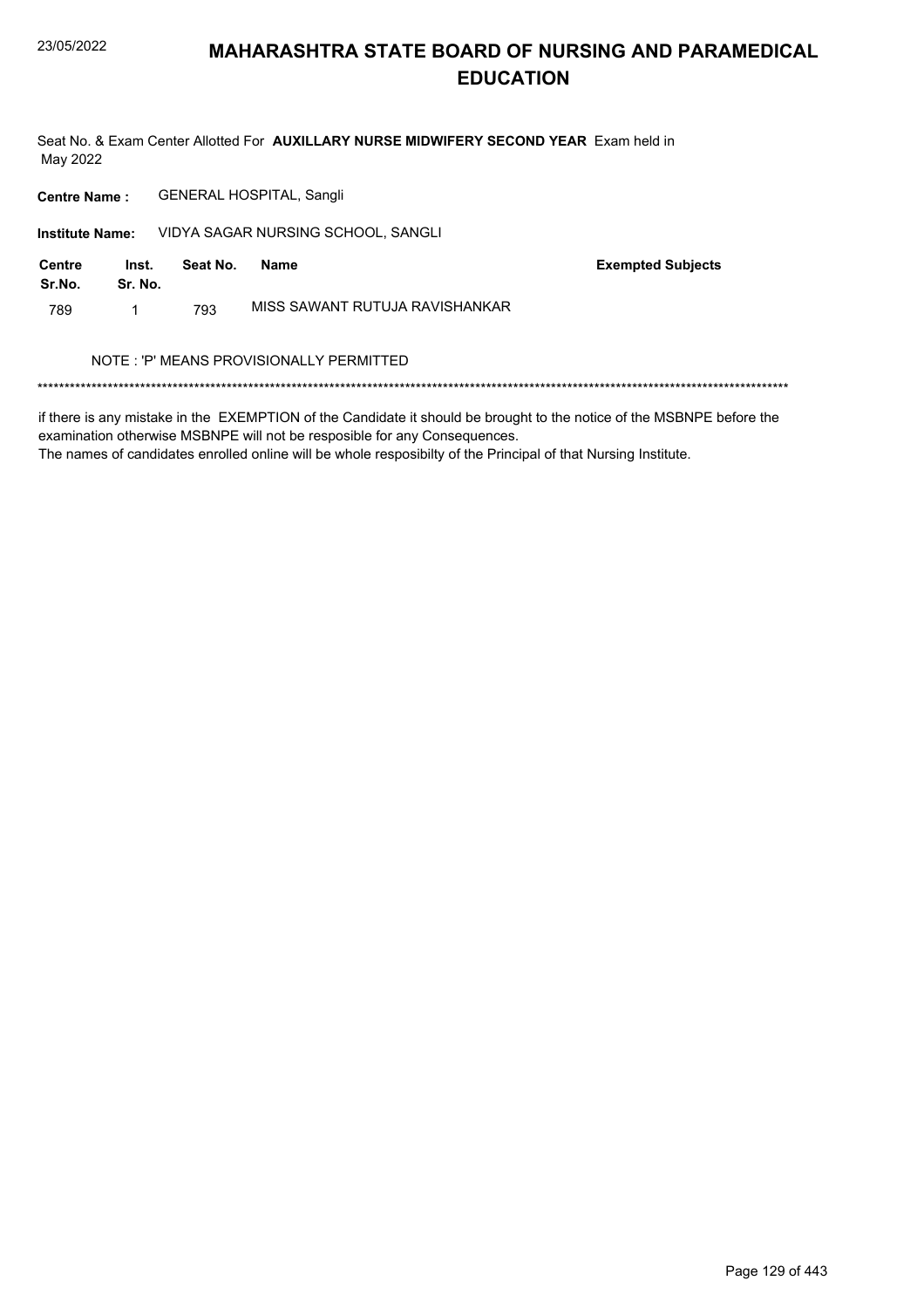# MAHARASHTRA STATE BOARD OF NURSING AND PARAMEDICAL EDUCATION

Seat No. & Exam Center Allotted For **AUXILLARY NURSE MIDWIFERY SECOND YEAR** Exam held in May 2022

**Centre Name :** GENERAL HOSPITAL, Sangli

**Institute Name:** VIDYA SAGAR NURSING SCHOOL, SANGLI

| Centre Sr.No. | Inst. Sr. No. | Seat No. | Name | Exempted Subjects |
|---|---|---|---|---|
| 789 | 1 | 793 | MISS SAWANT RUTUJA RAVISHANKAR | |

NOTE : 'P' MEANS PROVISIONALLY PERMITTED

******************************************************************************************************************************************

if there is any mistake in the EXEMPTION of the Candidate it should be brought to the notice of the MSBNPE before the examination otherwise MSBNPE will not be resposible for any Consequences.
The names of candidates enrolled online will be whole resposibilty of the Principal of that Nursing Institute.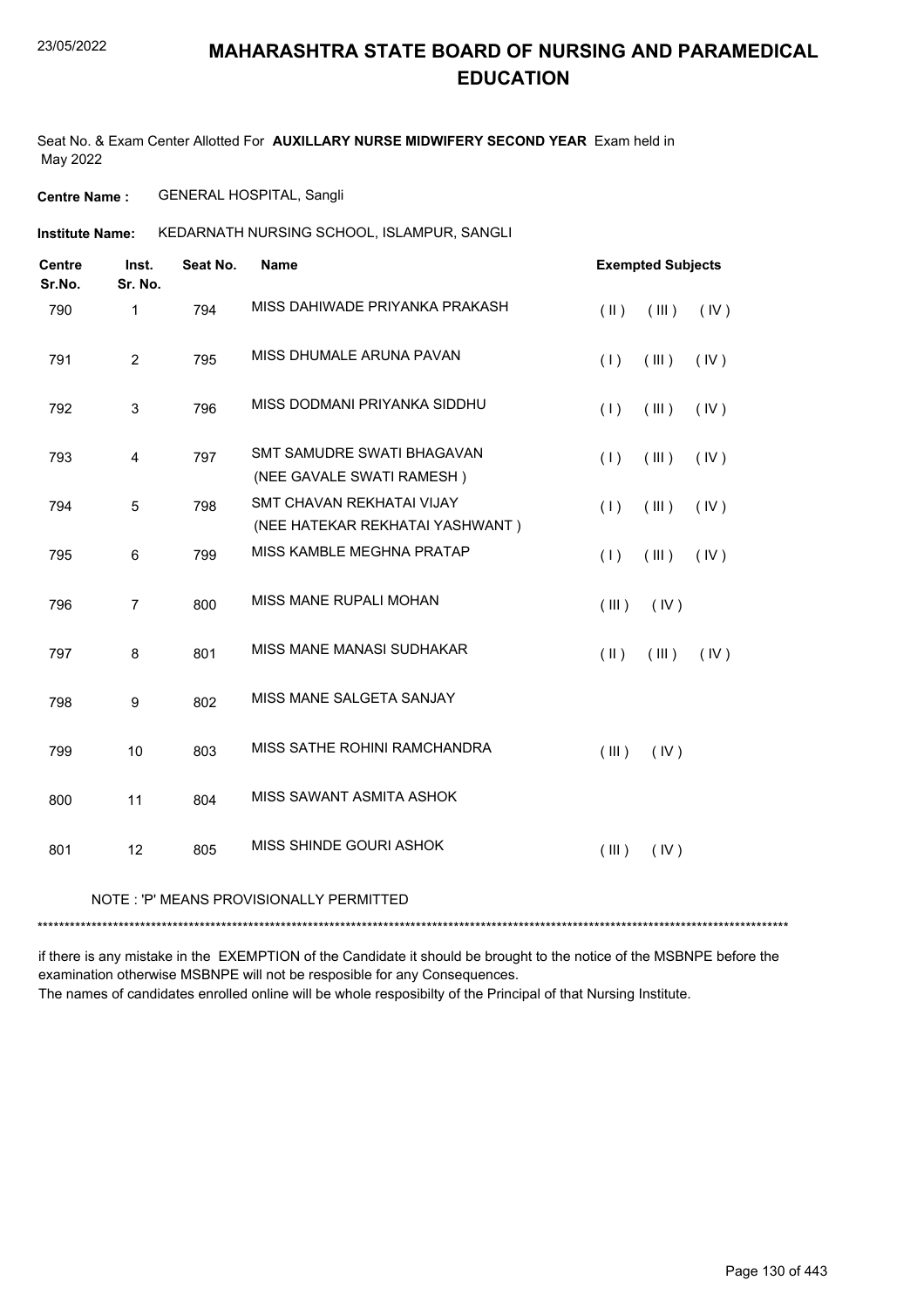# MAHARASHTRA STATE BOARD OF NURSING AND PARAMEDICAL EDUCATION

Seat No. & Exam Center Allotted For **AUXILLARY NURSE MIDWIFERY SECOND YEAR** Exam held in May 2022

**Centre Name :** GENERAL HOSPITAL, Sangli

**Institute Name:** KEDARNATH NURSING SCHOOL, ISLAMPUR, SANGLI

| Centre Sr.No. | Inst. Sr. No. | Seat No. | Name | Exempted Subjects |
|---|---|---|---|---|
| 790 | 1 | 794 | MISS DAHIWADE PRIYANKA PRAKASH | ( II ) ( III ) ( IV ) |
| 791 | 2 | 795 | MISS DHUMALE ARUNA PAVAN | ( I ) ( III ) ( IV ) |
| 792 | 3 | 796 | MISS DODMANI PRIYANKA SIDDHU | ( I ) ( III ) ( IV ) |
| 793 | 4 | 797 | SMT SAMUDRE SWATI BHAGAVAN (NEE GAVALE SWATI RAMESH ) | ( I ) ( III ) ( IV ) |
| 794 | 5 | 798 | SMT CHAVAN REKHATAI VIJAY (NEE HATEKAR REKHATAI YASHWANT ) | ( I ) ( III ) ( IV ) |
| 795 | 6 | 799 | MISS KAMBLE MEGHNA PRATAP | ( I ) ( III ) ( IV ) |
| 796 | 7 | 800 | MISS MANE RUPALI MOHAN | ( III ) ( IV ) |
| 797 | 8 | 801 | MISS MANE MANASI SUDHAKAR | ( II ) ( III ) ( IV ) |
| 798 | 9 | 802 | MISS MANE SALGETA SANJAY | |
| 799 | 10 | 803 | MISS SATHE ROHINI RAMCHANDRA | ( III ) ( IV ) |
| 800 | 11 | 804 | MISS SAWANT ASMITA ASHOK | |
| 801 | 12 | 805 | MISS SHINDE GOURI ASHOK | ( III ) ( IV ) |

NOTE : 'P' MEANS PROVISIONALLY PERMITTED

******************************************************************************************************************************************

if there is any mistake in the EXEMPTION of the Candidate it should be brought to the notice of the MSBNPE before the examination otherwise MSBNPE will not be resposible for any Consequences.

The names of candidates enrolled online will be whole resposibilty of the Principal of that Nursing Institute.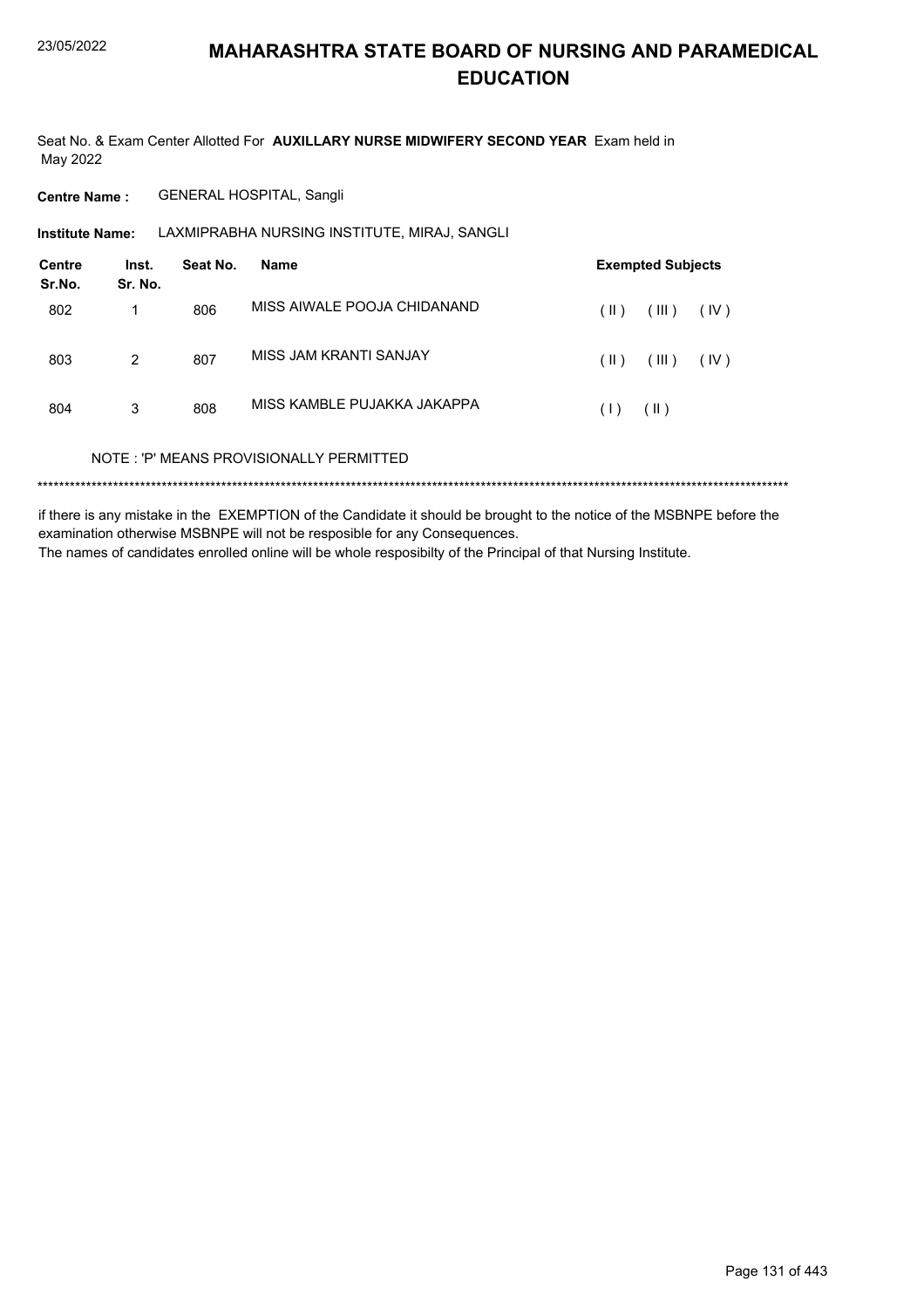# MAHARASHTRA STATE BOARD OF NURSING AND PARAMEDICAL EDUCATION

Seat No. & Exam Center Allotted For **AUXILLARY NURSE MIDWIFERY SECOND YEAR** Exam held in May 2022

**Centre Name :** GENERAL HOSPITAL, Sangli

**Institute Name:** LAXMIPRABHA NURSING INSTITUTE, MIRAJ, SANGLI

| Centre Sr.No. | Inst. Sr. No. | Seat No. | Name | Exempted Subjects |
|---|---|---|---|---|
| 802 | 1 | 806 | MISS AIWALE POOJA CHIDANAND | ( II ) ( III ) ( IV ) |
| 803 | 2 | 807 | MISS JAM KRANTI SANJAY | ( II ) ( III ) ( IV ) |
| 804 | 3 | 808 | MISS KAMBLE PUJAKKA JAKAPPA | ( I ) ( II ) |

NOTE : 'P' MEANS PROVISIONALLY PERMITTED

******************************************************************************************************************************************

if there is any mistake in the EXEMPTION of the Candidate it should be brought to the notice of the MSBNPE before the examination otherwise MSBNPE will not be resposible for any Consequences.

The names of candidates enrolled online will be whole resposibilty of the Principal of that Nursing Institute.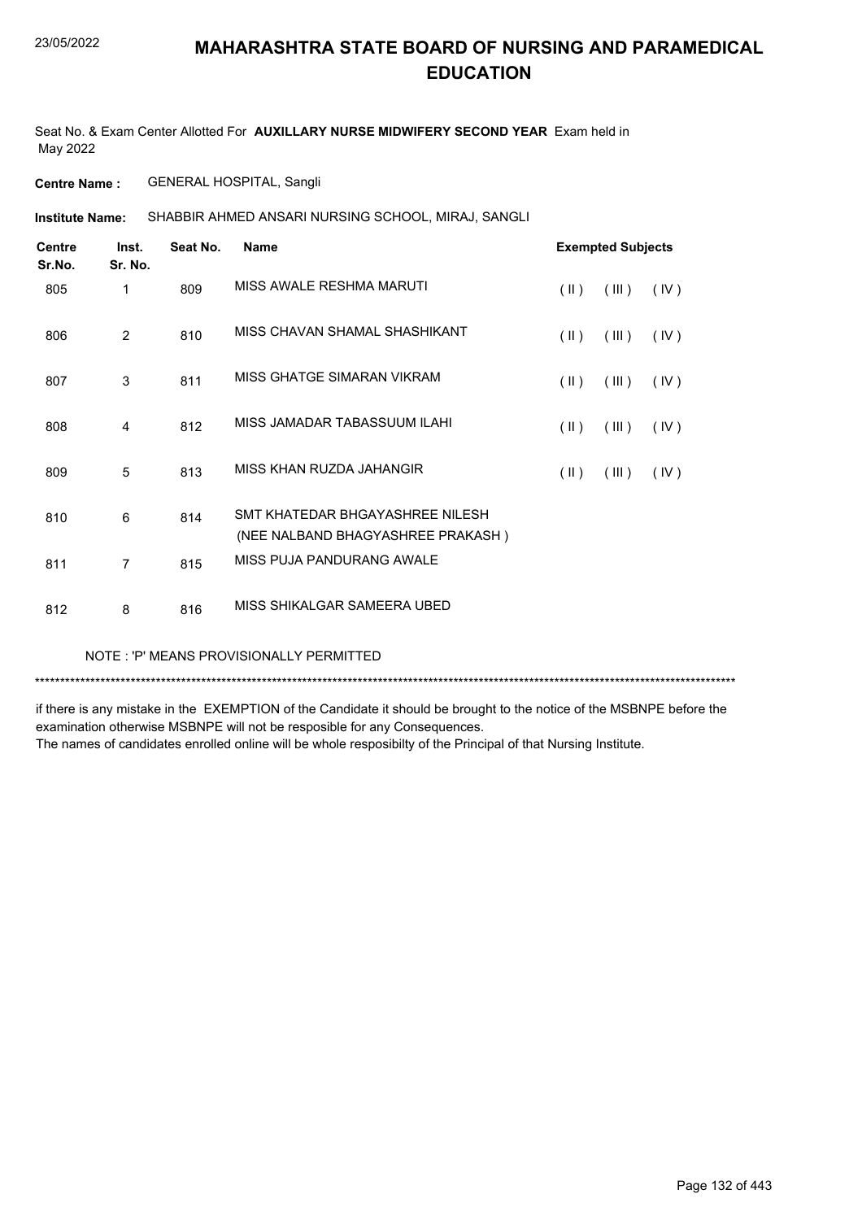# MAHARASHTRA STATE BOARD OF NURSING AND PARAMEDICAL EDUCATION

Seat No. & Exam Center Allotted For **AUXILLARY NURSE MIDWIFERY SECOND YEAR** Exam held in May 2022

**Centre Name :** GENERAL HOSPITAL, Sangli

**Institute Name:** SHABBIR AHMED ANSARI NURSING SCHOOL, MIRAJ, SANGLI

| Centre Sr.No. | Inst. Sr. No. | Seat No. | Name | Exempted Subjects | | |
|---|---|---|---|---|---|---|
| 805 | 1 | 809 | MISS AWALE RESHMA MARUTI | ( II ) | ( III ) | ( IV ) |
| 806 | 2 | 810 | MISS CHAVAN SHAMAL SHASHIKANT | ( II ) | ( III ) | ( IV ) |
| 807 | 3 | 811 | MISS GHATGE SIMARAN VIKRAM | ( II ) | ( III ) | ( IV ) |
| 808 | 4 | 812 | MISS JAMADAR TABASSUUM ILAHI | ( II ) | ( III ) | ( IV ) |
| 809 | 5 | 813 | MISS KHAN RUZDA JAHANGIR | ( II ) | ( III ) | ( IV ) |
| 810 | 6 | 814 | SMT KHATEDAR BHGAYASHREE NILESH (NEE NALBAND BHAGYASHREE PRAKASH ) | | | |
| 811 | 7 | 815 | MISS PUJA PANDURANG AWALE | | | |
| 812 | 8 | 816 | MISS SHIKALGAR SAMEERA UBED | | | |

NOTE : 'P' MEANS PROVISIONALLY PERMITTED

\*\*\*\*\*\*\*\*\*\*\*\*\*\*\*\*\*\*\*\*\*\*\*\*\*\*\*\*\*\*\*\*\*\*\*\*\*\*\*\*\*\*\*\*\*\*\*\*\*\*\*\*\*\*\*\*\*\*\*\*\*\*\*\*\*\*\*\*\*\*\*\*\*\*\*\*\*\*\*\*\*\*\*\*\*\*\*\*\*\*\*\*\*\*\*\*\*\*\*\*\*\*\*\*\*\*\*\*\*\*\*\*\*\*\*\*\*\*\*\*\*\*\*\*\*\*\*\*\*\*\*\*

if there is any mistake in the EXEMPTION of the Candidate it should be brought to the notice of the MSBNPE before the examination otherwise MSBNPE will not be resposible for any Consequences.
The names of candidates enrolled online will be whole resposibilty of the Principal of that Nursing Institute.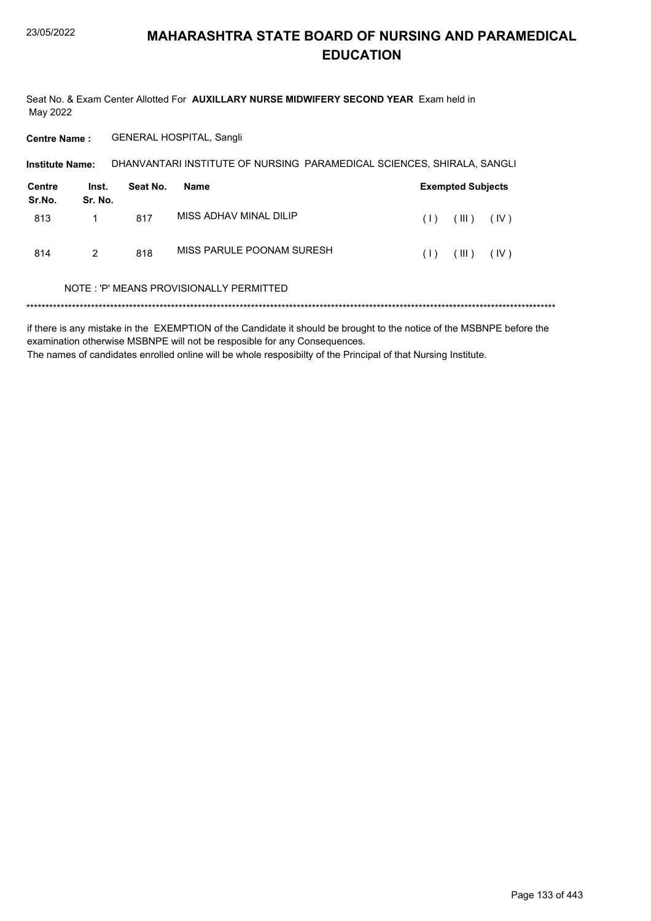# MAHARASHTRA STATE BOARD OF NURSING AND PARAMEDICAL EDUCATION

Seat No. & Exam Center Allotted For **AUXILLARY NURSE MIDWIFERY SECOND YEAR** Exam held in May 2022

**Centre Name :** GENERAL HOSPITAL, Sangli

**Institute Name:** DHANVANTARI INSTITUTE OF NURSING PARAMEDICAL SCIENCES, SHIRALA, SANGLI

| Centre Sr.No. | Inst. Sr. No. | Seat No. | Name | Exempted Subjects |
|---|---|---|---|---|
| 813 | 1 | 817 | MISS ADHAV MINAL DILIP | ( I ) ( III ) ( IV ) |
| 814 | 2 | 818 | MISS PARULE POONAM SURESH | ( I ) ( III ) ( IV ) |

NOTE : 'P' MEANS PROVISIONALLY PERMITTED

*******************************************************************************************************************************************

if there is any mistake in the EXEMPTION of the Candidate it should be brought to the notice of the MSBNPE before the examination otherwise MSBNPE will not be resposible for any Consequences.

The names of candidates enrolled online will be whole resposibilty of the Principal of that Nursing Institute.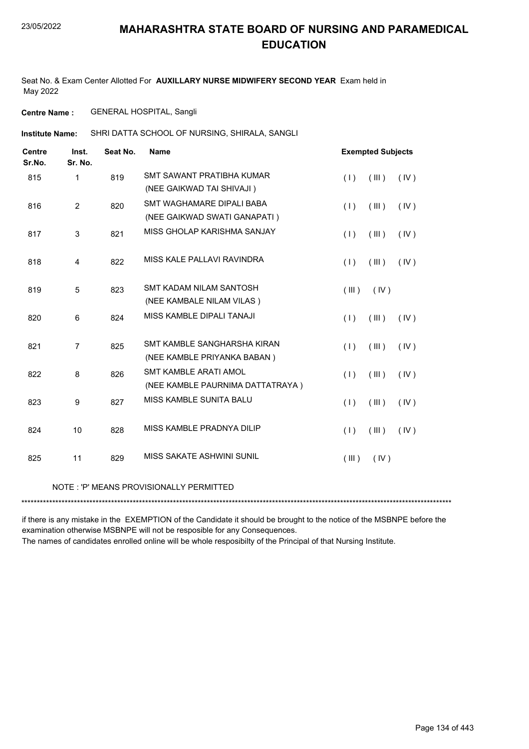# MAHARASHTRA STATE BOARD OF NURSING AND PARAMEDICAL EDUCATION

Seat No. & Exam Center Allotted For **AUXILLARY NURSE MIDWIFERY SECOND YEAR** Exam held in May 2022

**Centre Name :** GENERAL HOSPITAL, Sangli

**Institute Name:** SHRI DATTA SCHOOL OF NURSING, SHIRALA, SANGLI

| Centre Sr.No. | Inst. Sr. No. | Seat No. | Name | Exempted Subjects |
|---|---|---|---|---|
| 815 | 1 | 819 | SMT SAWANT PRATIBHA KUMAR (NEE GAIKWAD TAI SHIVAJI ) | ( I ) ( III ) ( IV ) |
| 816 | 2 | 820 | SMT WAGHAMARE DIPALI BABA (NEE GAIKWAD SWATI GANAPATI ) | ( I ) ( III ) ( IV ) |
| 817 | 3 | 821 | MISS GHOLAP KARISHMA SANJAY | ( I ) ( III ) ( IV ) |
| 818 | 4 | 822 | MISS KALE PALLAVI RAVINDRA | ( I ) ( III ) ( IV ) |
| 819 | 5 | 823 | SMT KADAM NILAM SANTOSH (NEE KAMBALE NILAM VILAS ) | ( III ) ( IV ) |
| 820 | 6 | 824 | MISS KAMBLE DIPALI TANAJI | ( I ) ( III ) ( IV ) |
| 821 | 7 | 825 | SMT KAMBLE SANGHARSHA KIRAN (NEE KAMBLE PRIYANKA BABAN ) | ( I ) ( III ) ( IV ) |
| 822 | 8 | 826 | SMT KAMBLE ARATI AMOL (NEE KAMBLE PAURNIMA DATTATRAYA ) | ( I ) ( III ) ( IV ) |
| 823 | 9 | 827 | MISS KAMBLE SUNITA BALU | ( I ) ( III ) ( IV ) |
| 824 | 10 | 828 | MISS KAMBLE PRADNYA DILIP | ( I ) ( III ) ( IV ) |
| 825 | 11 | 829 | MISS SAKATE ASHWINI SUNIL | ( III ) ( IV ) |

NOTE : 'P' MEANS PROVISIONALLY PERMITTED

******************************************************************************************************************************************

if there is any mistake in the EXEMPTION of the Candidate it should be brought to the notice of the MSBNPE before the examination otherwise MSBNPE will not be resposible for any Consequences.
The names of candidates enrolled online will be whole resposibilty of the Principal of that Nursing Institute.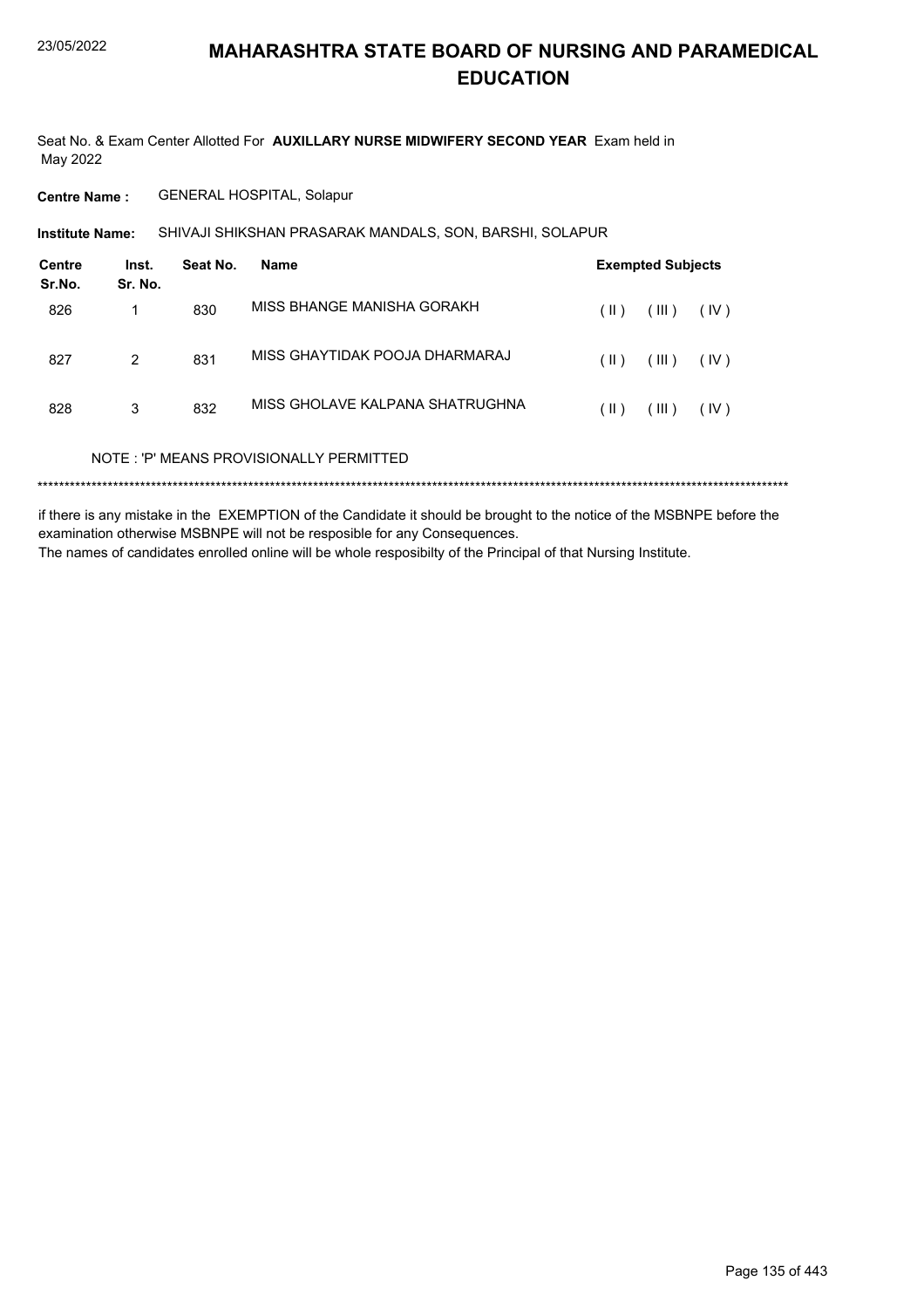# MAHARASHTRA STATE BOARD OF NURSING AND PARAMEDICAL EDUCATION

Seat No. & Exam Center Allotted For **AUXILLARY NURSE MIDWIFERY SECOND YEAR** Exam held in May 2022

**Centre Name :** GENERAL HOSPITAL, Solapur

**Institute Name:** SHIVAJI SHIKSHAN PRASARAK MANDALS, SON, BARSHI, SOLAPUR

| Centre Sr.No. | Inst. Sr. No. | Seat No. | Name | Exempted Subjects | | |
|---|---|---|---|---|---|---|
| 826 | 1 | 830 | MISS BHANGE MANISHA GORAKH | ( II ) | ( III ) | ( IV ) |
| 827 | 2 | 831 | MISS GHAYTIDAK POOJA DHARMARAJ | ( II ) | ( III ) | ( IV ) |
| 828 | 3 | 832 | MISS GHOLAVE KALPANA SHATRUGHNA | ( II ) | ( III ) | ( IV ) |

NOTE : 'P' MEANS PROVISIONALLY PERMITTED

******************************************************************************************************************************************

if there is any mistake in the EXEMPTION of the Candidate it should be brought to the notice of the MSBNPE before the examination otherwise MSBNPE will not be resposible for any Consequences.

The names of candidates enrolled online will be whole resposibilty of the Principal of that Nursing Institute.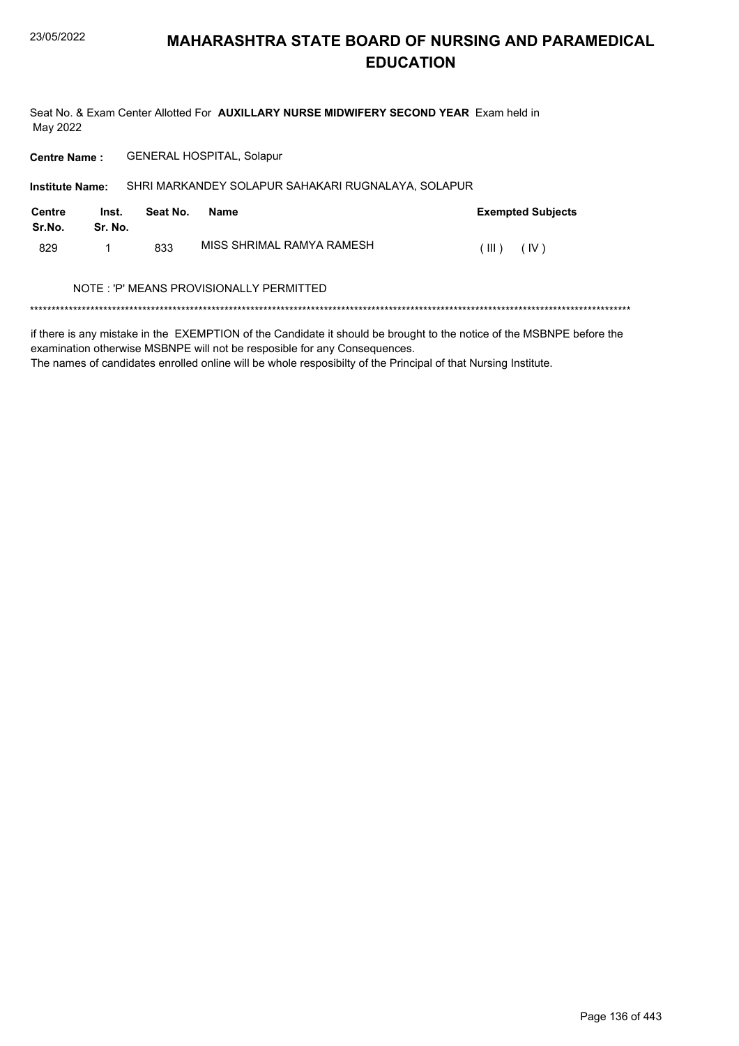# MAHARASHTRA STATE BOARD OF NURSING AND PARAMEDICAL EDUCATION

Seat No. & Exam Center Allotted For **AUXILLARY NURSE MIDWIFERY SECOND YEAR** Exam held in May 2022

**Centre Name :** GENERAL HOSPITAL, Solapur

**Institute Name:** SHRI MARKANDEY SOLAPUR SAHAKARI RUGNALAYA, SOLAPUR

| Centre Sr.No. | Inst. Sr. No. | Seat No. | Name | Exempted Subjects |
|---|---|---|---|---|
| 829 | 1 | 833 | MISS SHRIMAL RAMYA RAMESH | ( III ) ( IV ) |

NOTE : 'P' MEANS PROVISIONALLY PERMITTED

*******************************************************************************************************************************************

if there is any mistake in the EXEMPTION of the Candidate it should be brought to the notice of the MSBNPE before the examination otherwise MSBNPE will not be resposible for any Consequences.
The names of candidates enrolled online will be whole resposibilty of the Principal of that Nursing Institute.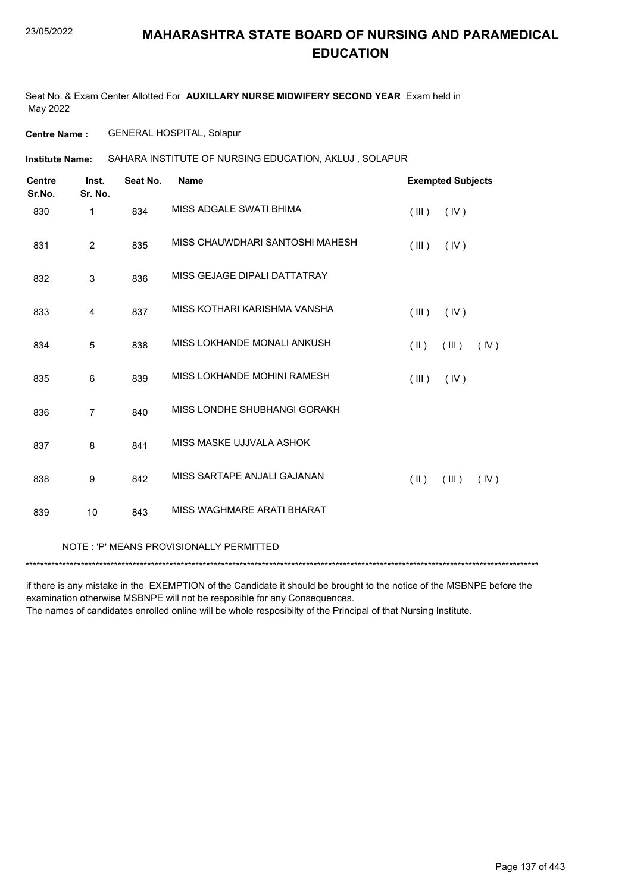# MAHARASHTRA STATE BOARD OF NURSING AND PARAMEDICAL EDUCATION

Seat No. & Exam Center Allotted For **AUXILLARY NURSE MIDWIFERY SECOND YEAR** Exam held in May 2022

**Centre Name :** GENERAL HOSPITAL, Solapur

**Institute Name:** SAHARA INSTITUTE OF NURSING EDUCATION, AKLUJ , SOLAPUR

| Centre Sr.No. | Inst. Sr. No. | Seat No. | Name | Exempted Subjects |
|---|---|---|---|---|
| 830 | 1 | 834 | MISS ADGALE SWATI BHIMA | ( III ) ( IV ) |
| 831 | 2 | 835 | MISS CHAUWDHARI SANTOSHI MAHESH | ( III ) ( IV ) |
| 832 | 3 | 836 | MISS GEJAGE DIPALI DATTATRAY | |
| 833 | 4 | 837 | MISS KOTHARI KARISHMA VANSHA | ( III ) ( IV ) |
| 834 | 5 | 838 | MISS LOKHANDE MONALI ANKUSH | ( II ) ( III ) ( IV ) |
| 835 | 6 | 839 | MISS LOKHANDE MOHINI RAMESH | ( III ) ( IV ) |
| 836 | 7 | 840 | MISS LONDHE SHUBHANGI GORAKH | |
| 837 | 8 | 841 | MISS MASKE UJJVALA ASHOK | |
| 838 | 9 | 842 | MISS SARTAPE ANJALI GAJANAN | ( II ) ( III ) ( IV ) |
| 839 | 10 | 843 | MISS WAGHMARE ARATI BHARAT | |

NOTE : 'P' MEANS PROVISIONALLY PERMITTED

******************************************************************************************************************************************

if there is any mistake in the EXEMPTION of the Candidate it should be brought to the notice of the MSBNPE before the examination otherwise MSBNPE will not be resposible for any Consequences.
The names of candidates enrolled online will be whole resposibilty of the Principal of that Nursing Institute.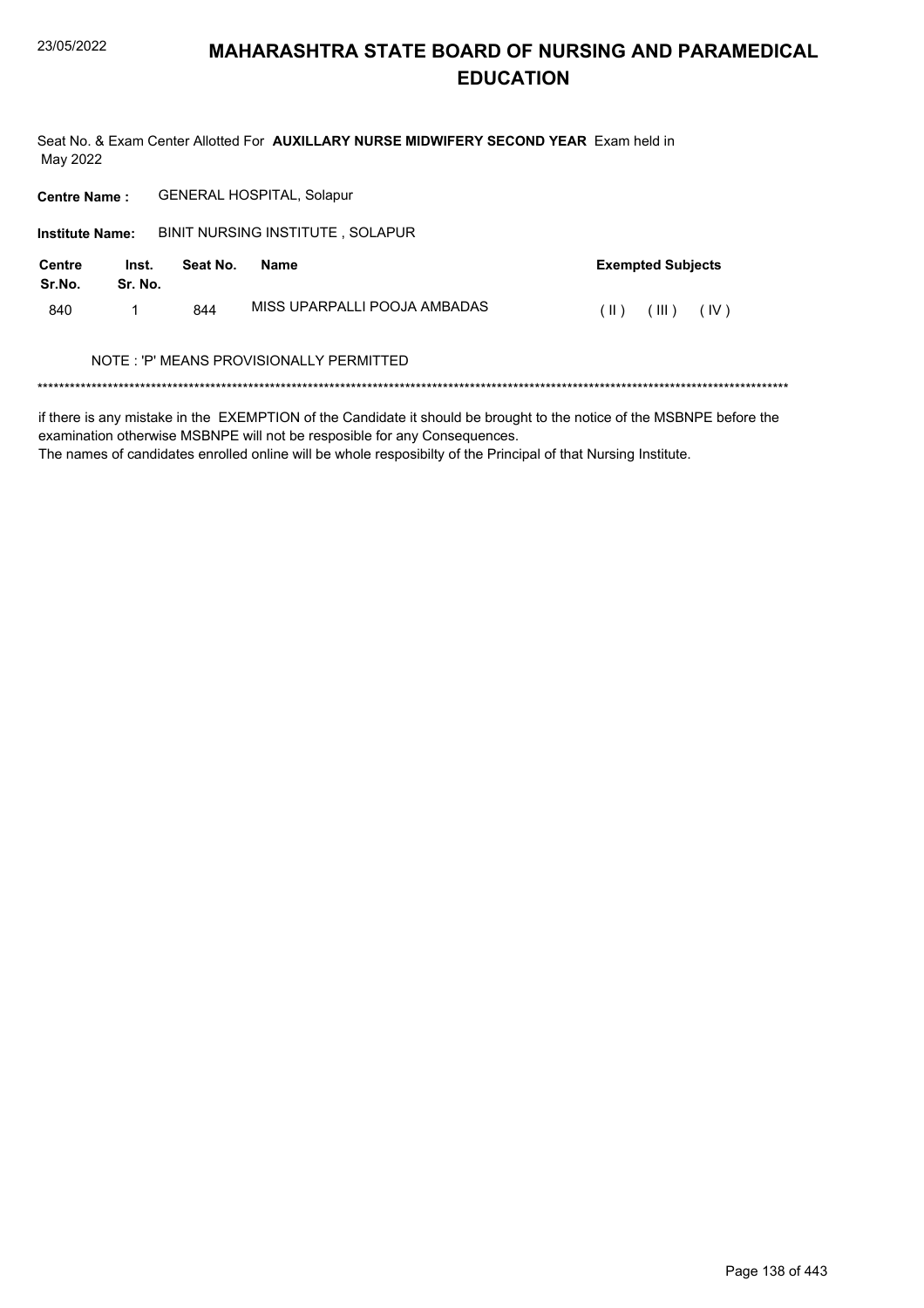# MAHARASHTRA STATE BOARD OF NURSING AND PARAMEDICAL EDUCATION

Seat No. & Exam Center Allotted For **AUXILLARY NURSE MIDWIFERY SECOND YEAR** Exam held in May 2022

**Centre Name :** GENERAL HOSPITAL, Solapur

**Institute Name:** BINIT NURSING INSTITUTE , SOLAPUR

| Centre Sr.No. | Inst. Sr. No. | Seat No. | Name | Exempted Subjects |
|---|---|---|---|---|
| 840 | 1 | 844 | MISS UPARPALLI POOJA AMBADAS | ( II ) ( III ) ( IV ) |

NOTE : 'P' MEANS PROVISIONALLY PERMITTED

*******************************************************************************************************************************************

if there is any mistake in the EXEMPTION of the Candidate it should be brought to the notice of the MSBNPE before the examination otherwise MSBNPE will not be resposible for any Consequences.
The names of candidates enrolled online will be whole resposibilty of the Principal of that Nursing Institute.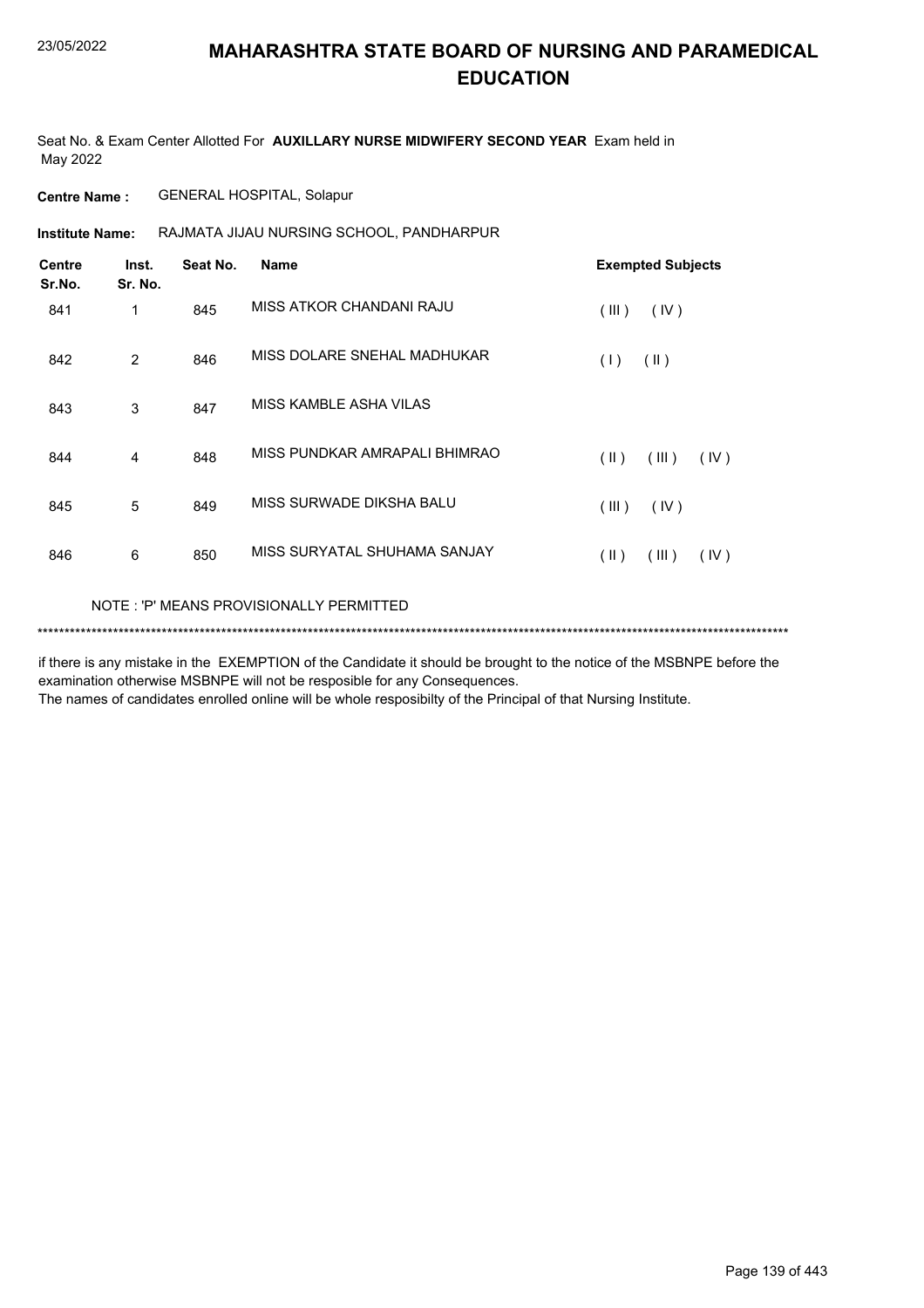# MAHARASHTRA STATE BOARD OF NURSING AND PARAMEDICAL EDUCATION

Seat No. & Exam Center Allotted For **AUXILLARY NURSE MIDWIFERY SECOND YEAR** Exam held in May 2022

**Centre Name :** GENERAL HOSPITAL, Solapur

**Institute Name:** RAJMATA JIJAU NURSING SCHOOL, PANDHARPUR

| Centre Sr.No. | Inst. Sr. No. | Seat No. | Name | Exempted Subjects |
|---|---|---|---|---|
| 841 | 1 | 845 | MISS ATKOR CHANDANI RAJU | ( III ) ( IV ) |
| 842 | 2 | 846 | MISS DOLARE SNEHAL MADHUKAR | ( I ) ( II ) |
| 843 | 3 | 847 | MISS KAMBLE ASHA VILAS | |
| 844 | 4 | 848 | MISS PUNDKAR AMRAPALI BHIMRAO | ( II ) ( III ) ( IV ) |
| 845 | 5 | 849 | MISS SURWADE DIKSHA BALU | ( III ) ( IV ) |
| 846 | 6 | 850 | MISS SURYATAL SHUHAMA SANJAY | ( II ) ( III ) ( IV ) |

NOTE : 'P' MEANS PROVISIONALLY PERMITTED

*******************************************************************************************************************************************

if there is any mistake in the EXEMPTION of the Candidate it should be brought to the notice of the MSBNPE before the examination otherwise MSBNPE will not be resposible for any Consequences.

The names of candidates enrolled online will be whole resposibilty of the Principal of that Nursing Institute.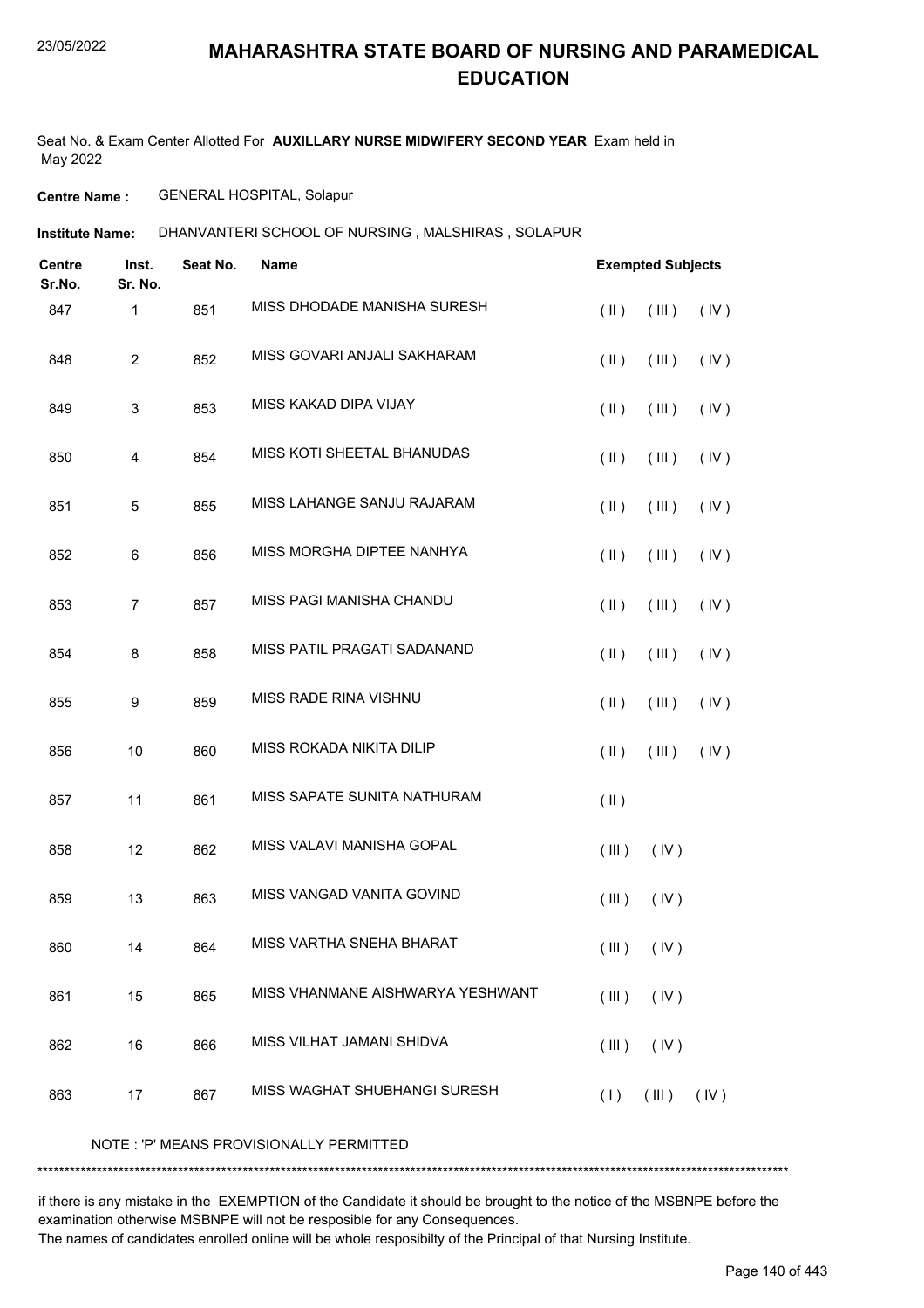# MAHARASHTRA STATE BOARD OF NURSING AND PARAMEDICAL EDUCATION

Seat No. & Exam Center Allotted For **AUXILLARY NURSE MIDWIFERY SECOND YEAR** Exam held in May 2022

**Centre Name :** GENERAL HOSPITAL, Solapur

**Institute Name:** DHANVANTERI SCHOOL OF NURSING , MALSHIRAS , SOLAPUR

| Centre Sr.No. | Inst. Sr. No. | Seat No. | Name | Exempted Subjects |
|---|---|---|---|---|
| 847 | 1 | 851 | MISS DHODADE MANISHA SURESH | ( II ) ( III ) ( IV ) |
| 848 | 2 | 852 | MISS GOVARI ANJALI SAKHARAM | ( II ) ( III ) ( IV ) |
| 849 | 3 | 853 | MISS KAKAD DIPA VIJAY | ( II ) ( III ) ( IV ) |
| 850 | 4 | 854 | MISS KOTI SHEETAL BHANUDAS | ( II ) ( III ) ( IV ) |
| 851 | 5 | 855 | MISS LAHANGE SANJU RAJARAM | ( II ) ( III ) ( IV ) |
| 852 | 6 | 856 | MISS MORGHA DIPTEE NANHYA | ( II ) ( III ) ( IV ) |
| 853 | 7 | 857 | MISS PAGI MANISHA CHANDU | ( II ) ( III ) ( IV ) |
| 854 | 8 | 858 | MISS PATIL PRAGATI SADANAND | ( II ) ( III ) ( IV ) |
| 855 | 9 | 859 | MISS RADE RINA VISHNU | ( II ) ( III ) ( IV ) |
| 856 | 10 | 860 | MISS ROKADA NIKITA DILIP | ( II ) ( III ) ( IV ) |
| 857 | 11 | 861 | MISS SAPATE SUNITA NATHURAM | ( II ) |
| 858 | 12 | 862 | MISS VALAVI MANISHA GOPAL | ( III ) ( IV ) |
| 859 | 13 | 863 | MISS VANGAD VANITA GOVIND | ( III ) ( IV ) |
| 860 | 14 | 864 | MISS VARTHA SNEHA BHARAT | ( III ) ( IV ) |
| 861 | 15 | 865 | MISS VHANMANE AISHWARYA YESHWANT | ( III ) ( IV ) |
| 862 | 16 | 866 | MISS VILHAT JAMANI SHIDVA | ( III ) ( IV ) |
| 863 | 17 | 867 | MISS WAGHAT SHUBHANGI SURESH | ( I ) ( III ) ( IV ) |

NOTE : 'P' MEANS PROVISIONALLY PERMITTED

*******************************************************************************************************************************************

if there is any mistake in the EXEMPTION of the Candidate it should be brought to the notice of the MSBNPE before the examination otherwise MSBNPE will not be resposible for any Consequences.
The names of candidates enrolled online will be whole resposibilty of the Principal of that Nursing Institute.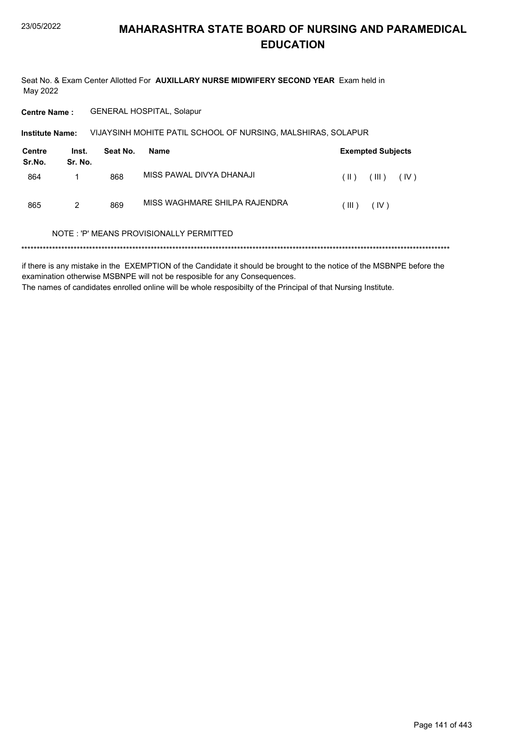# MAHARASHTRA STATE BOARD OF NURSING AND PARAMEDICAL EDUCATION

Seat No. & Exam Center Allotted For **AUXILLARY NURSE MIDWIFERY SECOND YEAR** Exam held in May 2022

**Centre Name :** GENERAL HOSPITAL, Solapur

**Institute Name:** VIJAYSINH MOHITE PATIL SCHOOL OF NURSING, MALSHIRAS, SOLAPUR

| Centre Sr.No. | Inst. Sr. No. | Seat No. | Name | Exempted Subjects |
|---|---|---|---|---|
| 864 | 1 | 868 | MISS PAWAL DIVYA DHANAJI | ( II ) ( III ) ( IV ) |
| 865 | 2 | 869 | MISS WAGHMARE SHILPA RAJENDRA | ( III ) ( IV ) |

NOTE : 'P' MEANS PROVISIONALLY PERMITTED

******************************************************************************************************************************************

if there is any mistake in the EXEMPTION of the Candidate it should be brought to the notice of the MSBNPE before the examination otherwise MSBNPE will not be resposible for any Consequences.
The names of candidates enrolled online will be whole resposibilty of the Principal of that Nursing Institute.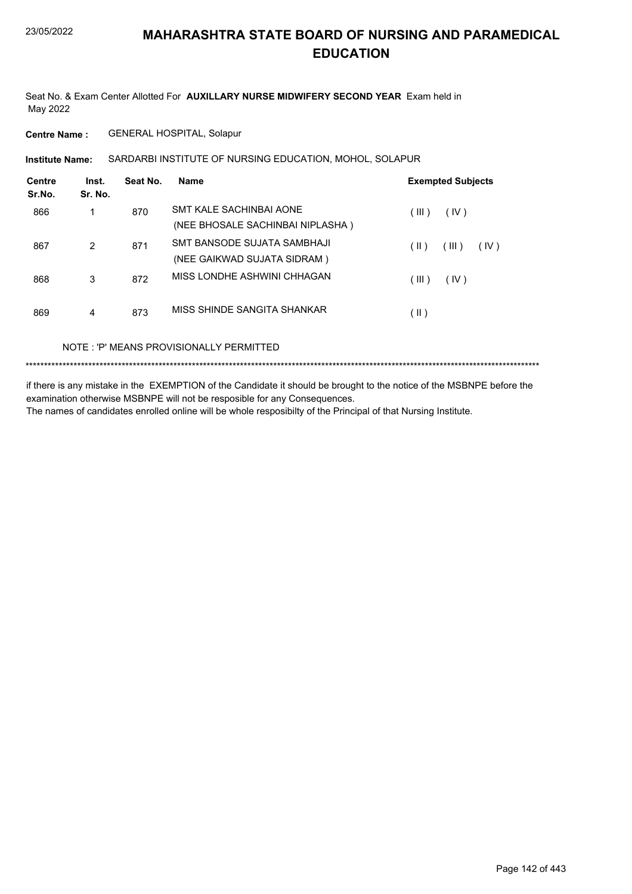# MAHARASHTRA STATE BOARD OF NURSING AND PARAMEDICAL EDUCATION

Seat No. & Exam Center Allotted For **AUXILLARY NURSE MIDWIFERY SECOND YEAR** Exam held in May 2022

**Centre Name :** GENERAL HOSPITAL, Solapur

**Institute Name:** SARDARBI INSTITUTE OF NURSING EDUCATION, MOHOL, SOLAPUR

| Centre Sr.No. | Inst. Sr. No. | Seat No. | Name | Exempted Subjects |
|---|---|---|---|---|
| 866 | 1 | 870 | SMT KALE SACHINBAI AONE (NEE BHOSALE SACHINBAI NIPLASHA ) | ( III ) ( IV ) |
| 867 | 2 | 871 | SMT BANSODE SUJATA SAMBHAJI (NEE GAIKWAD SUJATA SIDRAM ) | ( II ) ( III ) ( IV ) |
| 868 | 3 | 872 | MISS LONDHE ASHWINI CHHAGAN | ( III ) ( IV ) |
| 869 | 4 | 873 | MISS SHINDE SANGITA SHANKAR | ( II ) |

NOTE : 'P' MEANS PROVISIONALLY PERMITTED

*******************************************************************************************************************************************

if there is any mistake in the EXEMPTION of the Candidate it should be brought to the notice of the MSBNPE before the examination otherwise MSBNPE will not be resposible for any Consequences.
The names of candidates enrolled online will be whole resposibilty of the Principal of that Nursing Institute.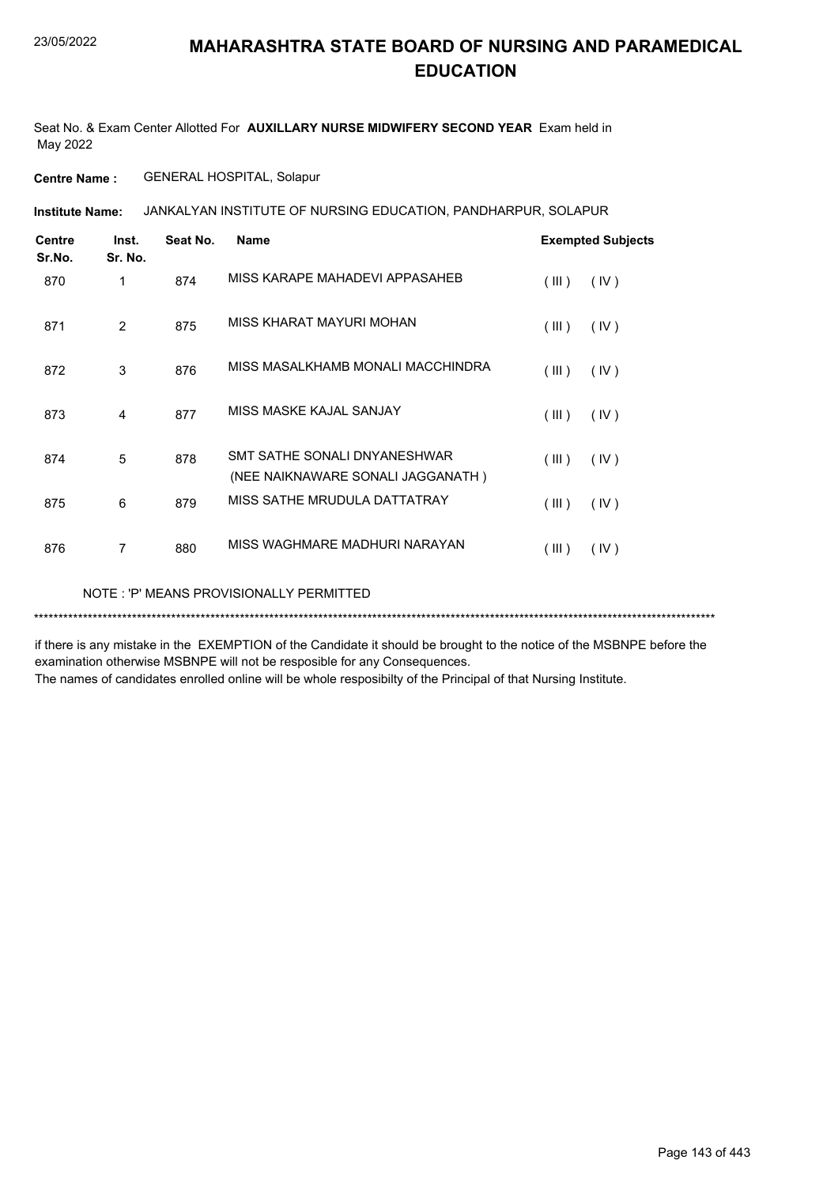# MAHARASHTRA STATE BOARD OF NURSING AND PARAMEDICAL EDUCATION

Seat No. & Exam Center Allotted For **AUXILLARY NURSE MIDWIFERY SECOND YEAR** Exam held in May 2022

**Centre Name :** GENERAL HOSPITAL, Solapur

**Institute Name:** JANKALYAN INSTITUTE OF NURSING EDUCATION, PANDHARPUR, SOLAPUR

| Centre Sr.No. | Inst. Sr. No. | Seat No. | Name | Exempted Subjects |
|---|---|---|---|---|
| 870 | 1 | 874 | MISS KARAPE MAHADEVI APPASAHEB | ( III ) ( IV ) |
| 871 | 2 | 875 | MISS KHARAT MAYURI MOHAN | ( III ) ( IV ) |
| 872 | 3 | 876 | MISS MASALKHAMB MONALI MACCHINDRA | ( III ) ( IV ) |
| 873 | 4 | 877 | MISS MASKE KAJAL SANJAY | ( III ) ( IV ) |
| 874 | 5 | 878 | SMT SATHE SONALI DNYANESHWAR (NEE NAIKNAWARE SONALI JAGGANATH ) | ( III ) ( IV ) |
| 875 | 6 | 879 | MISS SATHE MRUDULA DATTATRAY | ( III ) ( IV ) |
| 876 | 7 | 880 | MISS WAGHMARE MADHURI NARAYAN | ( III ) ( IV ) |

NOTE : 'P' MEANS PROVISIONALLY PERMITTED

***************************************************************************************************************************************

if there is any mistake in the EXEMPTION of the Candidate it should be brought to the notice of the MSBNPE before the examination otherwise MSBNPE will not be resposible for any Consequences.
The names of candidates enrolled online will be whole resposibilty of the Principal of that Nursing Institute.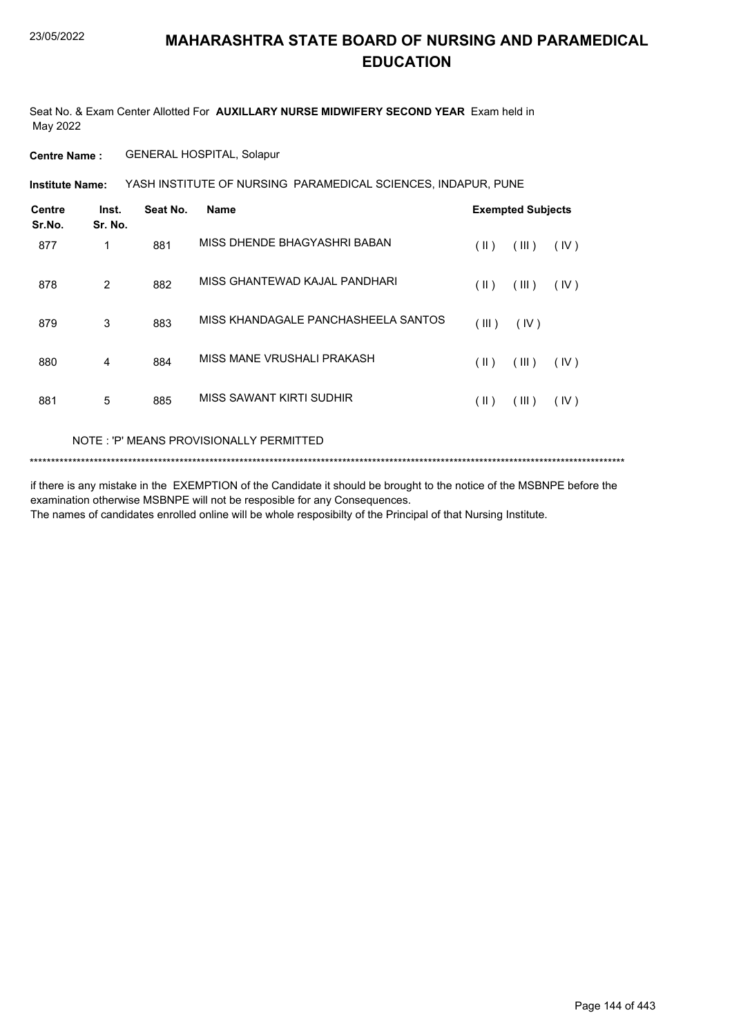# MAHARASHTRA STATE BOARD OF NURSING AND PARAMEDICAL EDUCATION

Seat No. & Exam Center Allotted For **AUXILLARY NURSE MIDWIFERY SECOND YEAR** Exam held in May 2022

**Centre Name :** GENERAL HOSPITAL, Solapur

**Institute Name:** YASH INSTITUTE OF NURSING PARAMEDICAL SCIENCES, INDAPUR, PUNE

| Centre Sr.No. | Inst. Sr. No. | Seat No. | Name | Exempted Subjects |
|---|---|---|---|---|
| 877 | 1 | 881 | MISS DHENDE BHAGYASHRI BABAN | ( II ) ( III ) ( IV ) |
| 878 | 2 | 882 | MISS GHANTEWAD KAJAL PANDHARI | ( II ) ( III ) ( IV ) |
| 879 | 3 | 883 | MISS KHANDAGALE PANCHASHEELA SANTOS | ( III ) ( IV ) |
| 880 | 4 | 884 | MISS MANE VRUSHALI PRAKASH | ( II ) ( III ) ( IV ) |
| 881 | 5 | 885 | MISS SAWANT KIRTI SUDHIR | ( II ) ( III ) ( IV ) |

NOTE : 'P' MEANS PROVISIONALLY PERMITTED

*******************************************************************************************************************************************

if there is any mistake in the EXEMPTION of the Candidate it should be brought to the notice of the MSBNPE before the examination otherwise MSBNPE will not be resposible for any Consequences.
The names of candidates enrolled online will be whole resposibilty of the Principal of that Nursing Institute.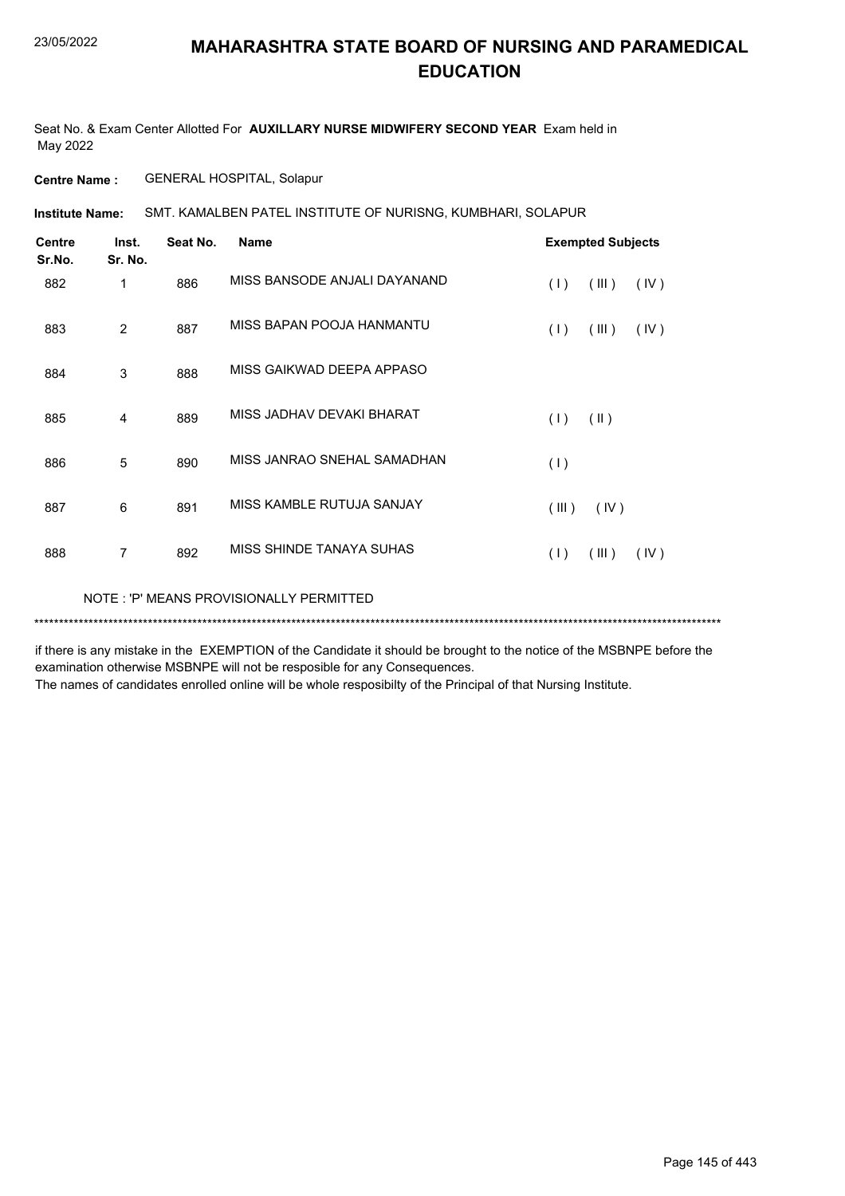# MAHARASHTRA STATE BOARD OF NURSING AND PARAMEDICAL EDUCATION

Seat No. & Exam Center Allotted For **AUXILLARY NURSE MIDWIFERY SECOND YEAR** Exam held in May 2022

**Centre Name :** GENERAL HOSPITAL, Solapur

**Institute Name:** SMT. KAMALBEN PATEL INSTITUTE OF NURISNG, KUMBHARI, SOLAPUR

| Centre Sr.No. | Inst. Sr. No. | Seat No. | Name | Exempted Subjects |
|---|---|---|---|---|
| 882 | 1 | 886 | MISS BANSODE ANJALI DAYANAND | ( I ) ( III ) ( IV ) |
| 883 | 2 | 887 | MISS BAPAN POOJA HANMANTU | ( I ) ( III ) ( IV ) |
| 884 | 3 | 888 | MISS GAIKWAD DEEPA APPASO | |
| 885 | 4 | 889 | MISS JADHAV DEVAKI BHARAT | ( I ) ( II ) |
| 886 | 5 | 890 | MISS JANRAO SNEHAL SAMADHAN | ( I ) |
| 887 | 6 | 891 | MISS KAMBLE RUTUJA SANJAY | ( III ) ( IV ) |
| 888 | 7 | 892 | MISS SHINDE TANAYA SUHAS | ( I ) ( III ) ( IV ) |

NOTE : 'P' MEANS PROVISIONALLY PERMITTED

*******************************************************************************************************************************************

if there is any mistake in the EXEMPTION of the Candidate it should be brought to the notice of the MSBNPE before the examination otherwise MSBNPE will not be resposible for any Consequences.

The names of candidates enrolled online will be whole resposibilty of the Principal of that Nursing Institute.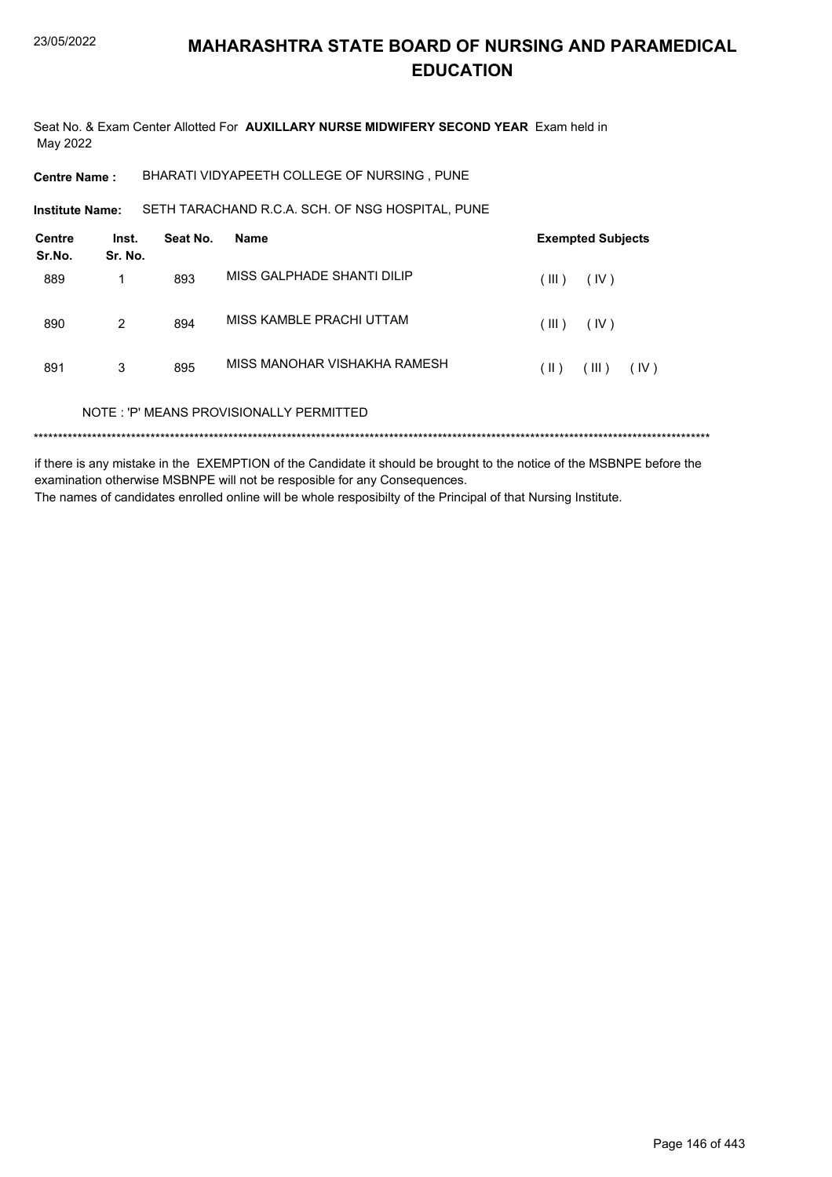# MAHARASHTRA STATE BOARD OF NURSING AND PARAMEDICAL EDUCATION

Seat No. & Exam Center Allotted For **AUXILLARY NURSE MIDWIFERY SECOND YEAR** Exam held in May 2022

**Centre Name :** BHARATI VIDYAPEETH COLLEGE OF NURSING , PUNE

**Institute Name:** SETH TARACHAND R.C.A. SCH. OF NSG HOSPITAL, PUNE

| Centre Sr.No. | Inst. Sr. No. | Seat No. | Name | Exempted Subjects |
|---|---|---|---|---|
| 889 | 1 | 893 | MISS GALPHADE SHANTI DILIP | ( III ) ( IV ) |
| 890 | 2 | 894 | MISS KAMBLE PRACHI UTTAM | ( III ) ( IV ) |
| 891 | 3 | 895 | MISS MANOHAR VISHAKHA RAMESH | ( II ) ( III ) ( IV ) |

NOTE : 'P' MEANS PROVISIONALLY PERMITTED

******************************************************************************************************************************************

if there is any mistake in the EXEMPTION of the Candidate it should be brought to the notice of the MSBNPE before the examination otherwise MSBNPE will not be resposible for any Consequences.

The names of candidates enrolled online will be whole resposibilty of the Principal of that Nursing Institute.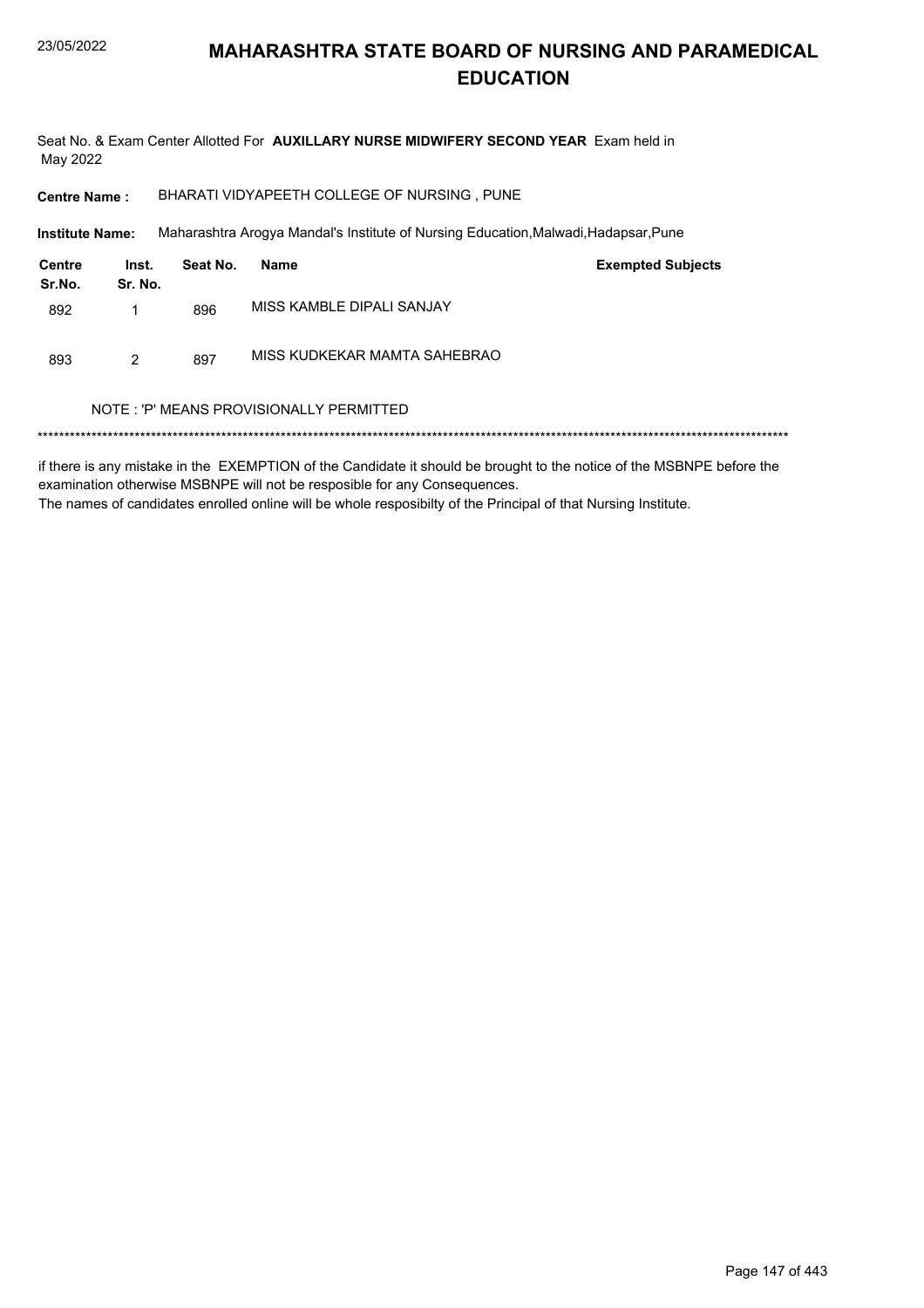# MAHARASHTRA STATE BOARD OF NURSING AND PARAMEDICAL EDUCATION

Seat No. & Exam Center Allotted For **AUXILLARY NURSE MIDWIFERY SECOND YEAR** Exam held in May 2022

**Centre Name :** BHARATI VIDYAPEETH COLLEGE OF NURSING , PUNE

**Institute Name:** Maharashtra Arogya Mandal's Institute of Nursing Education,Malwadi,Hadapsar,Pune

| Centre Sr.No. | Inst. Sr. No. | Seat No. | Name | Exempted Subjects |
|---|---|---|---|---|
| 892 | 1 | 896 | MISS KAMBLE DIPALI SANJAY | |
| 893 | 2 | 897 | MISS KUDKEKAR MAMTA SAHEBRAO | |

NOTE : 'P' MEANS PROVISIONALLY PERMITTED

*******************************************************************************************************************************************

if there is any mistake in the EXEMPTION of the Candidate it should be brought to the notice of the MSBNPE before the examination otherwise MSBNPE will not be resposible for any Consequences.

The names of candidates enrolled online will be whole resposibilty of the Principal of that Nursing Institute.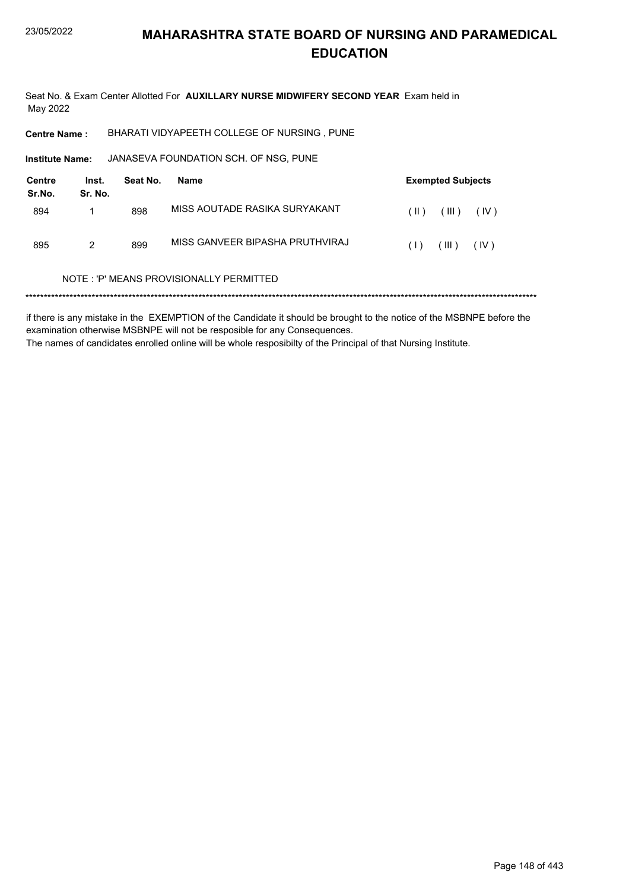# MAHARASHTRA STATE BOARD OF NURSING AND PARAMEDICAL EDUCATION

Seat No. & Exam Center Allotted For **AUXILLARY NURSE MIDWIFERY SECOND YEAR** Exam held in May 2022

**Centre Name :** BHARATI VIDYAPEETH COLLEGE OF NURSING , PUNE

**Institute Name:** JANASEVA FOUNDATION SCH. OF NSG, PUNE

| Centre Sr.No. | Inst. Sr. No. | Seat No. | Name | Exempted Subjects |
|---|---|---|---|---|
| 894 | 1 | 898 | MISS AOUTADE RASIKA SURYAKANT | ( II ) ( III ) ( IV ) |
| 895 | 2 | 899 | MISS GANVEER BIPASHA PRUTHVIRAJ | ( I ) ( III ) ( IV ) |

NOTE : 'P' MEANS PROVISIONALLY PERMITTED

******************************************************************************************************************************************

if there is any mistake in the EXEMPTION of the Candidate it should be brought to the notice of the MSBNPE before the examination otherwise MSBNPE will not be resposible for any Consequences.

The names of candidates enrolled online will be whole resposibilty of the Principal of that Nursing Institute.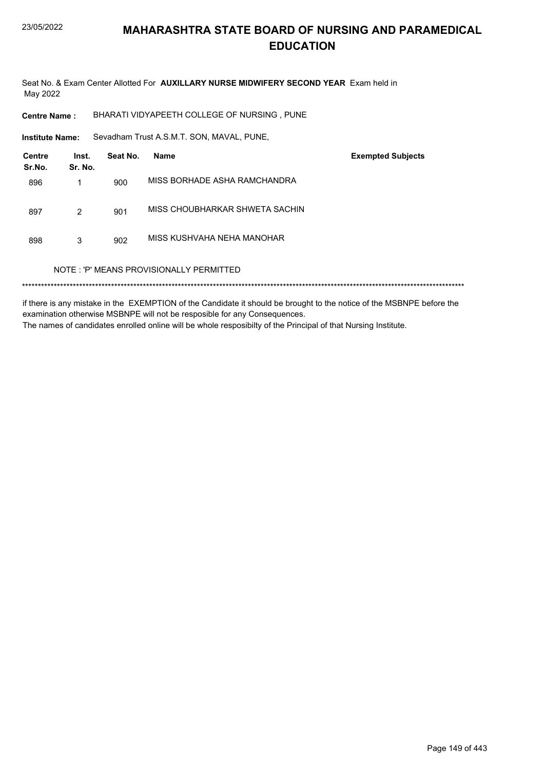# MAHARASHTRA STATE BOARD OF NURSING AND PARAMEDICAL EDUCATION

Seat No. & Exam Center Allotted For **AUXILLARY NURSE MIDWIFERY SECOND YEAR** Exam held in May 2022

**Centre Name :** BHARATI VIDYAPEETH COLLEGE OF NURSING , PUNE

**Institute Name:** Sevadham Trust A.S.M.T. SON, MAVAL, PUNE,

| Centre Sr.No. | Inst. Sr. No. | Seat No. | Name | Exempted Subjects |
|---|---|---|---|---|
| 896 | 1 | 900 | MISS BORHADE ASHA RAMCHANDRA | |
| 897 | 2 | 901 | MISS CHOUBHARKAR SHWETA SACHIN | |
| 898 | 3 | 902 | MISS KUSHVAHA NEHA MANOHAR | |

NOTE : 'P' MEANS PROVISIONALLY PERMITTED

******************************************************************************************************************************************

if there is any mistake in the EXEMPTION of the Candidate it should be brought to the notice of the MSBNPE before the examination otherwise MSBNPE will not be resposible for any Consequences.

The names of candidates enrolled online will be whole resposibilty of the Principal of that Nursing Institute.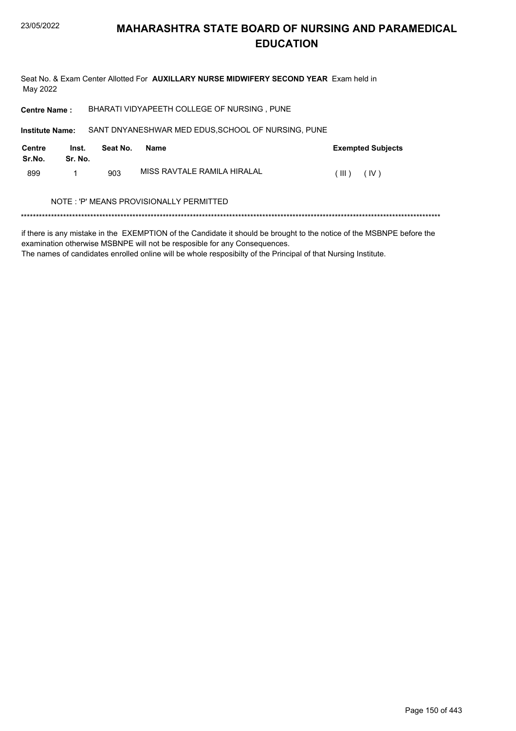# MAHARASHTRA STATE BOARD OF NURSING AND PARAMEDICAL EDUCATION

Seat No. & Exam Center Allotted For **AUXILLARY NURSE MIDWIFERY SECOND YEAR** Exam held in May 2022

**Centre Name :** BHARATI VIDYAPEETH COLLEGE OF NURSING , PUNE

**Institute Name:** SANT DNYANESHWAR MED EDUS,SCHOOL OF NURSING, PUNE

| Centre Sr.No. | Inst. Sr. No. | Seat No. | Name | Exempted Subjects |
|---|---|---|---|---|
| 899 | 1 | 903 | MISS RAVTALE RAMILA HIRALAL | ( III ) ( IV ) |

NOTE : 'P' MEANS PROVISIONALLY PERMITTED

*******************************************************************************************************************************************

if there is any mistake in the EXEMPTION of the Candidate it should be brought to the notice of the MSBNPE before the examination otherwise MSBNPE will not be resposible for any Consequences.
The names of candidates enrolled online will be whole resposibilty of the Principal of that Nursing Institute.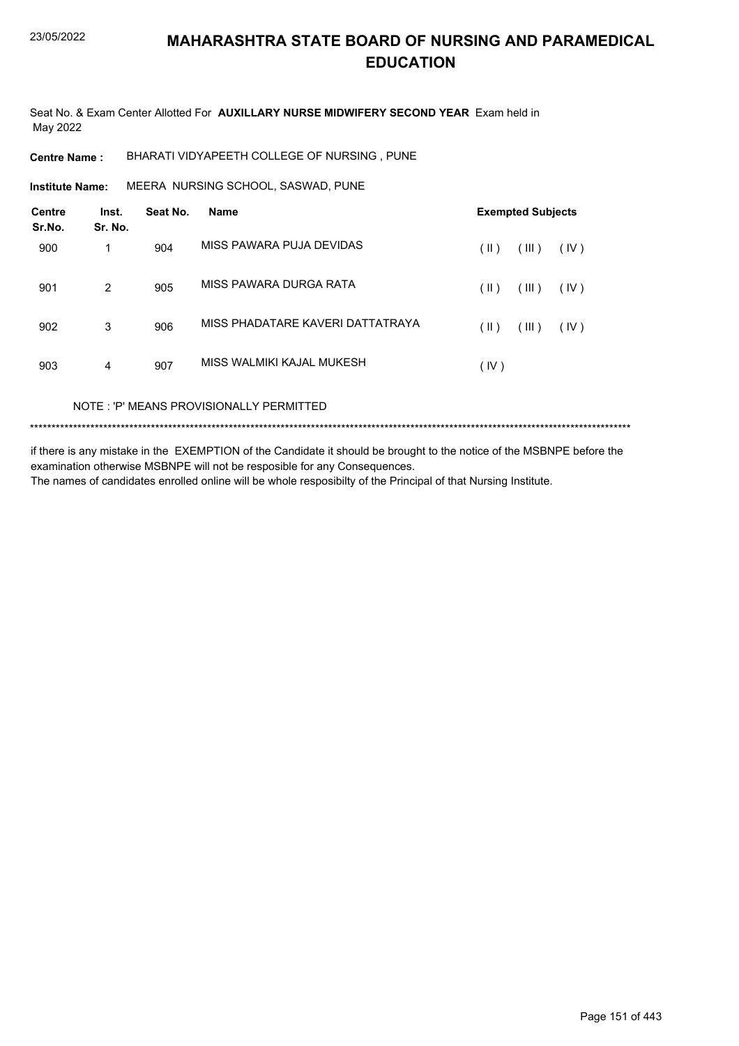# MAHARASHTRA STATE BOARD OF NURSING AND PARAMEDICAL EDUCATION

Seat No. & Exam Center Allotted For **AUXILLARY NURSE MIDWIFERY SECOND YEAR** Exam held in May 2022

**Centre Name :** BHARATI VIDYAPEETH COLLEGE OF NURSING , PUNE

**Institute Name:** MEERA NURSING SCHOOL, SASWAD, PUNE

| Centre Sr.No. | Inst. Sr. No. | Seat No. | Name | Exempted Subjects |
|---|---|---|---|---|
| 900 | 1 | 904 | MISS PAWARA PUJA DEVIDAS | ( II ) ( III ) ( IV ) |
| 901 | 2 | 905 | MISS PAWARA DURGA RATA | ( II ) ( III ) ( IV ) |
| 902 | 3 | 906 | MISS PHADATARE KAVERI DATTATRAYA | ( II ) ( III ) ( IV ) |
| 903 | 4 | 907 | MISS WALMIKI KAJAL MUKESH | ( IV ) |

NOTE : 'P' MEANS PROVISIONALLY PERMITTED

*******************************************************************************************************************************************

if there is any mistake in the EXEMPTION of the Candidate it should be brought to the notice of the MSBNPE before the examination otherwise MSBNPE will not be resposible for any Consequences.
The names of candidates enrolled online will be whole resposibilty of the Principal of that Nursing Institute.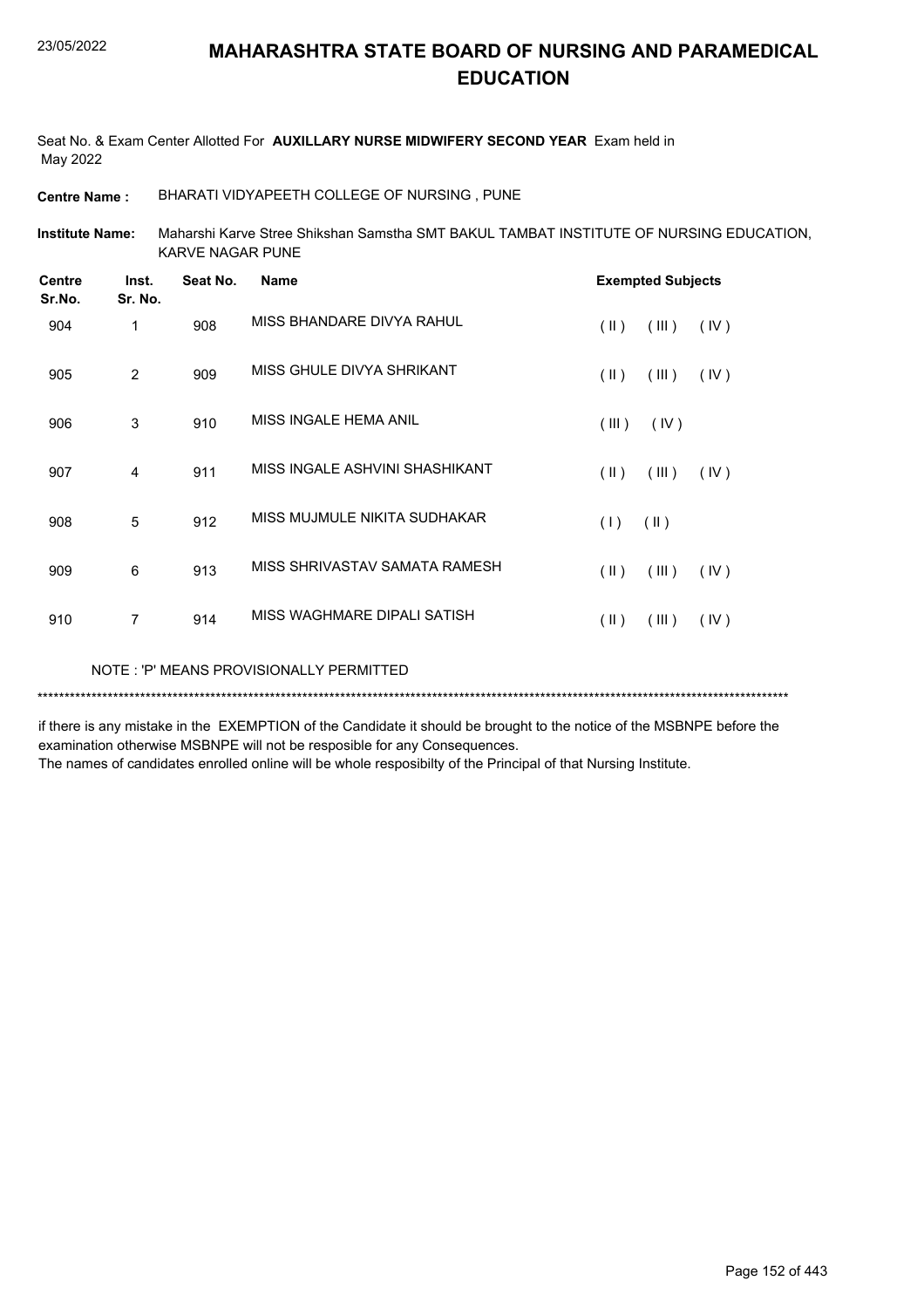# MAHARASHTRA STATE BOARD OF NURSING AND PARAMEDICAL EDUCATION

Seat No. & Exam Center Allotted For **AUXILLARY NURSE MIDWIFERY SECOND YEAR** Exam held in May 2022

**Centre Name :** BHARATI VIDYAPEETH COLLEGE OF NURSING , PUNE

**Institute Name:** Maharshi Karve Stree Shikshan Samstha SMT BAKUL TAMBAT INSTITUTE OF NURSING EDUCATION, KARVE NAGAR PUNE

| Centre Sr.No. | Inst. Sr. No. | Seat No. | Name | Exempted Subjects |
|---|---|---|---|---|
| 904 | 1 | 908 | MISS BHANDARE DIVYA RAHUL | ( II ) ( III ) ( IV ) |
| 905 | 2 | 909 | MISS GHULE DIVYA SHRIKANT | ( II ) ( III ) ( IV ) |
| 906 | 3 | 910 | MISS INGALE HEMA ANIL | ( III ) ( IV ) |
| 907 | 4 | 911 | MISS INGALE ASHVINI SHASHIKANT | ( II ) ( III ) ( IV ) |
| 908 | 5 | 912 | MISS MUJMULE NIKITA SUDHAKAR | ( I ) ( II ) |
| 909 | 6 | 913 | MISS SHRIVASTAV SAMATA RAMESH | ( II ) ( III ) ( IV ) |
| 910 | 7 | 914 | MISS WAGHMARE DIPALI SATISH | ( II ) ( III ) ( IV ) |

NOTE : 'P' MEANS PROVISIONALLY PERMITTED

*******************************************************************************************************************************************

if there is any mistake in the EXEMPTION of the Candidate it should be brought to the notice of the MSBNPE before the examination otherwise MSBNPE will not be resposible for any Consequences.

The names of candidates enrolled online will be whole resposibilty of the Principal of that Nursing Institute.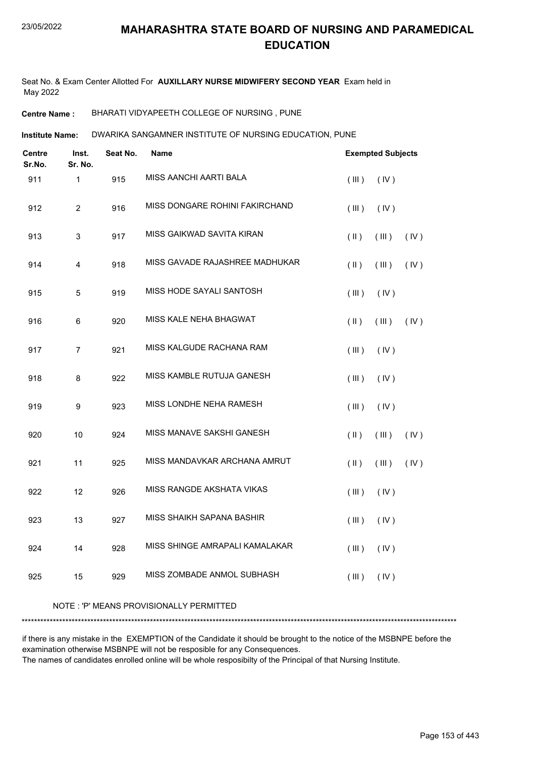# MAHARASHTRA STATE BOARD OF NURSING AND PARAMEDICAL EDUCATION

Seat No. & Exam Center Allotted For **AUXILLARY NURSE MIDWIFERY SECOND YEAR** Exam held in May 2022

**Centre Name :** BHARATI VIDYAPEETH COLLEGE OF NURSING , PUNE

**Institute Name:** DWARIKA SANGAMNER INSTITUTE OF NURSING EDUCATION, PUNE

| Centre Sr.No. | Inst. Sr. No. | Seat No. | Name | Exempted Subjects |
|---|---|---|---|---|
| 911 | 1 | 915 | MISS AANCHI AARTI BALA | ( III ) ( IV ) |
| 912 | 2 | 916 | MISS DONGARE ROHINI FAKIRCHAND | ( III ) ( IV ) |
| 913 | 3 | 917 | MISS GAIKWAD SAVITA KIRAN | ( II ) ( III ) ( IV ) |
| 914 | 4 | 918 | MISS GAVADE RAJASHREE MADHUKAR | ( II ) ( III ) ( IV ) |
| 915 | 5 | 919 | MISS HODE SAYALI SANTOSH | ( III ) ( IV ) |
| 916 | 6 | 920 | MISS KALE NEHA BHAGWAT | ( II ) ( III ) ( IV ) |
| 917 | 7 | 921 | MISS KALGUDE RACHANA RAM | ( III ) ( IV ) |
| 918 | 8 | 922 | MISS KAMBLE RUTUJA GANESH | ( III ) ( IV ) |
| 919 | 9 | 923 | MISS LONDHE NEHA RAMESH | ( III ) ( IV ) |
| 920 | 10 | 924 | MISS MANAVE SAKSHI GANESH | ( II ) ( III ) ( IV ) |
| 921 | 11 | 925 | MISS MANDAVKAR ARCHANA AMRUT | ( II ) ( III ) ( IV ) |
| 922 | 12 | 926 | MISS RANGDE AKSHATA VIKAS | ( III ) ( IV ) |
| 923 | 13 | 927 | MISS SHAIKH SAPANA BASHIR | ( III ) ( IV ) |
| 924 | 14 | 928 | MISS SHINGE AMRAPALI KAMALAKAR | ( III ) ( IV ) |
| 925 | 15 | 929 | MISS ZOMBADE ANMOL SUBHASH | ( III ) ( IV ) |

NOTE : 'P' MEANS PROVISIONALLY PERMITTED

******************************************************************************************************************************************

if there is any mistake in the EXEMPTION of the Candidate it should be brought to the notice of the MSBNPE before the examination otherwise MSBNPE will not be resposible for any Consequences.
The names of candidates enrolled online will be whole resposibilty of the Principal of that Nursing Institute.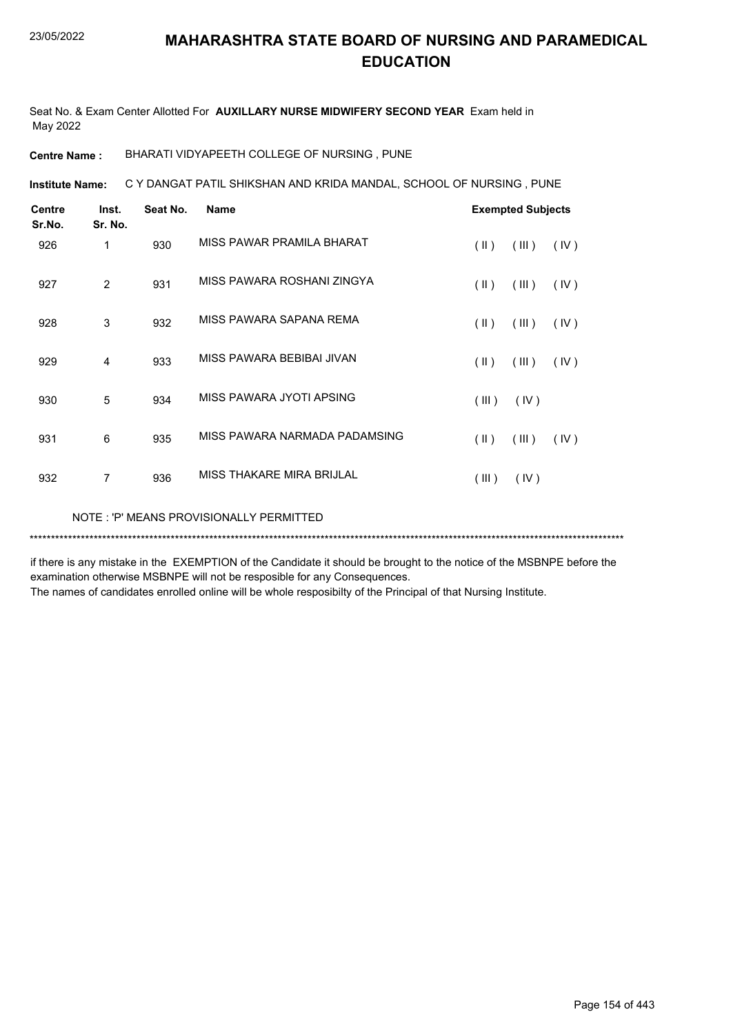# MAHARASHTRA STATE BOARD OF NURSING AND PARAMEDICAL EDUCATION

Seat No. & Exam Center Allotted For **AUXILLARY NURSE MIDWIFERY SECOND YEAR** Exam held in May 2022

**Centre Name :** BHARATI VIDYAPEETH COLLEGE OF NURSING , PUNE

**Institute Name:** C Y DANGAT PATIL SHIKSHAN AND KRIDA MANDAL, SCHOOL OF NURSING , PUNE

| Centre Sr.No. | Inst. Sr. No. | Seat No. | Name | Exempted Subjects |
|---|---|---|---|---|
| 926 | 1 | 930 | MISS PAWAR PRAMILA BHARAT | ( II ) ( III ) ( IV ) |
| 927 | 2 | 931 | MISS PAWARA ROSHANI ZINGYA | ( II ) ( III ) ( IV ) |
| 928 | 3 | 932 | MISS PAWARA SAPANA REMA | ( II ) ( III ) ( IV ) |
| 929 | 4 | 933 | MISS PAWARA BEBIBAI JIVAN | ( II ) ( III ) ( IV ) |
| 930 | 5 | 934 | MISS PAWARA JYOTI APSING | ( III ) ( IV ) |
| 931 | 6 | 935 | MISS PAWARA NARMADA PADAMSING | ( II ) ( III ) ( IV ) |
| 932 | 7 | 936 | MISS THAKARE MIRA BRIJLAL | ( III ) ( IV ) |

NOTE : 'P' MEANS PROVISIONALLY PERMITTED

*******************************************************************************************************************************************

if there is any mistake in the EXEMPTION of the Candidate it should be brought to the notice of the MSBNPE before the examination otherwise MSBNPE will not be resposible for any Consequences.

The names of candidates enrolled online will be whole resposibilty of the Principal of that Nursing Institute.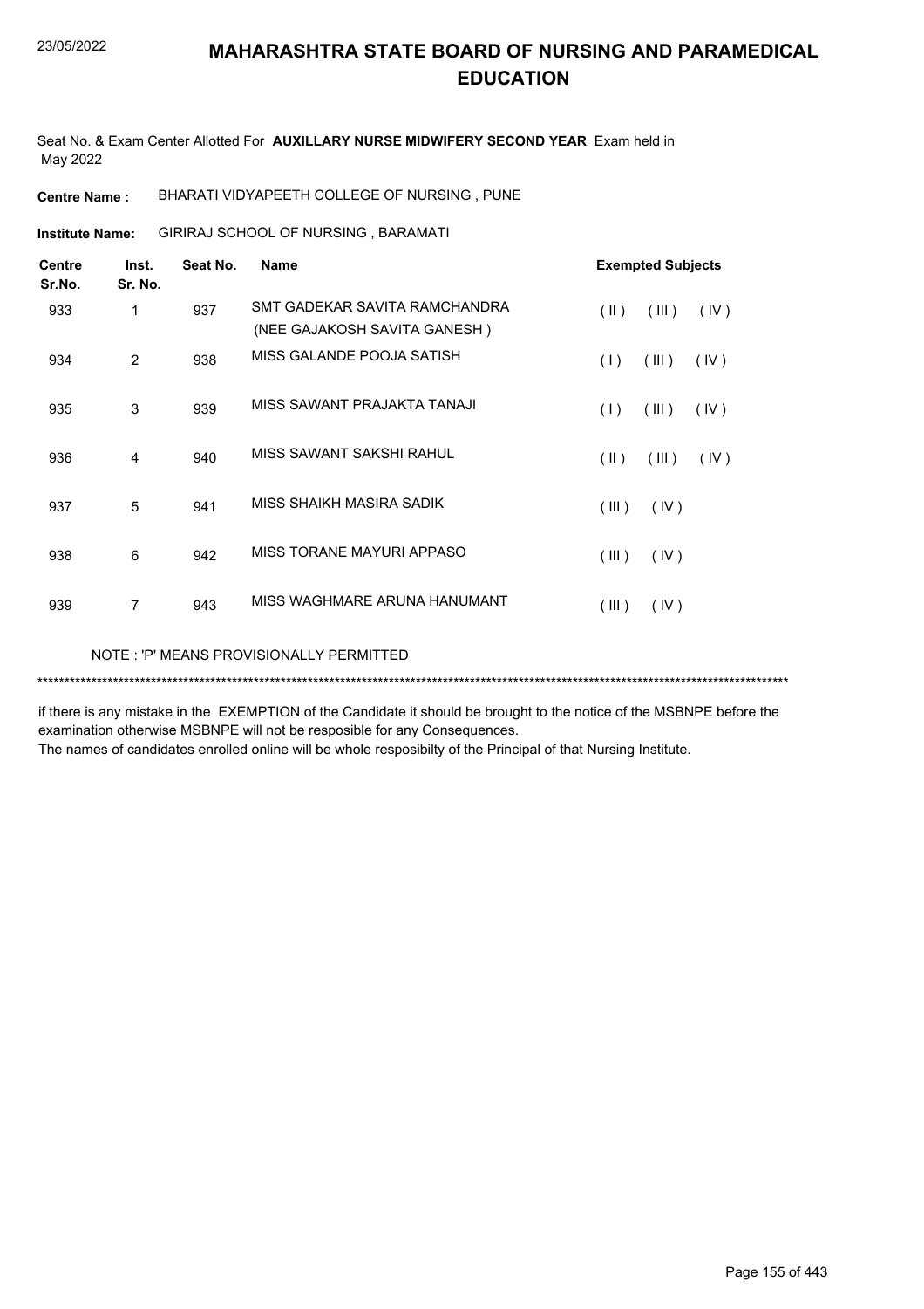# MAHARASHTRA STATE BOARD OF NURSING AND PARAMEDICAL EDUCATION

Seat No. & Exam Center Allotted For **AUXILLARY NURSE MIDWIFERY SECOND YEAR** Exam held in May 2022

**Centre Name :** BHARATI VIDYAPEETH COLLEGE OF NURSING , PUNE

**Institute Name:** GIRIRAJ SCHOOL OF NURSING , BARAMATI

| Centre Sr.No. | Inst. Sr. No. | Seat No. | Name | Exempted Subjects |
|---|---|---|---|---|
| 933 | 1 | 937 | SMT GADEKAR SAVITA RAMCHANDRA (NEE GAJAKOSH SAVITA GANESH ) | ( II ) ( III ) ( IV ) |
| 934 | 2 | 938 | MISS GALANDE POOJA SATISH | ( I ) ( III ) ( IV ) |
| 935 | 3 | 939 | MISS SAWANT PRAJAKTA TANAJI | ( I ) ( III ) ( IV ) |
| 936 | 4 | 940 | MISS SAWANT SAKSHI RAHUL | ( II ) ( III ) ( IV ) |
| 937 | 5 | 941 | MISS SHAIKH MASIRA SADIK | ( III ) ( IV ) |
| 938 | 6 | 942 | MISS TORANE MAYURI APPASO | ( III ) ( IV ) |
| 939 | 7 | 943 | MISS WAGHMARE ARUNA HANUMANT | ( III ) ( IV ) |

NOTE : 'P' MEANS PROVISIONALLY PERMITTED

***************************************************************************************************************************************

if there is any mistake in the EXEMPTION of the Candidate it should be brought to the notice of the MSBNPE before the examination otherwise MSBNPE will not be resposible for any Consequences.

The names of candidates enrolled online will be whole resposibilty of the Principal of that Nursing Institute.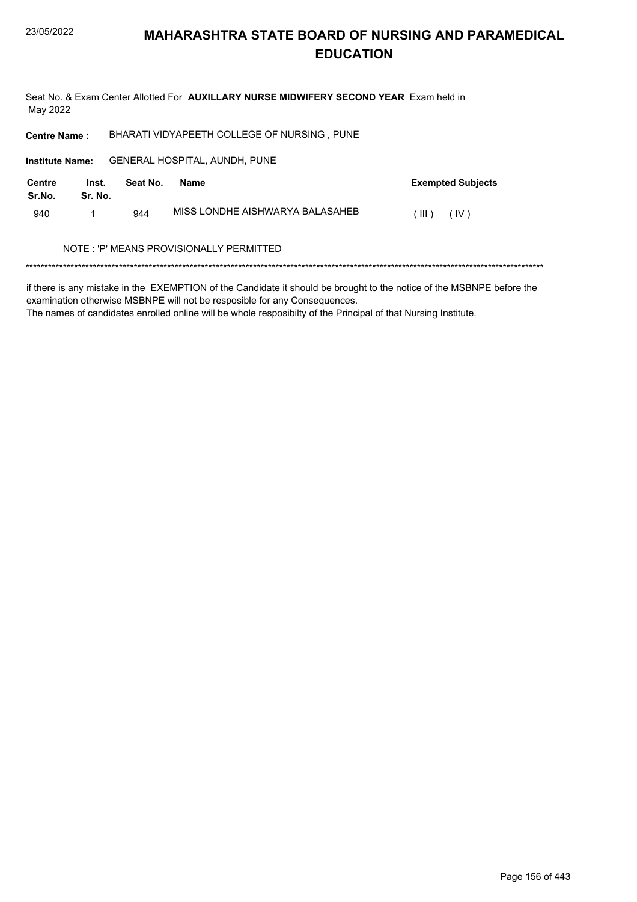# MAHARASHTRA STATE BOARD OF NURSING AND PARAMEDICAL EDUCATION

Seat No. & Exam Center Allotted For **AUXILLARY NURSE MIDWIFERY SECOND YEAR** Exam held in May 2022

**Centre Name :** BHARATI VIDYAPEETH COLLEGE OF NURSING , PUNE

**Institute Name:** GENERAL HOSPITAL, AUNDH, PUNE

| Centre Sr.No. | Inst. Sr. No. | Seat No. | Name | Exempted Subjects |
|---|---|---|---|---|
| 940 | 1 | 944 | MISS LONDHE AISHWARYA BALASAHEB | ( III ) ( IV ) |

NOTE : 'P' MEANS PROVISIONALLY PERMITTED

*******************************************************************************************************************************************

if there is any mistake in the EXEMPTION of the Candidate it should be brought to the notice of the MSBNPE before the examination otherwise MSBNPE will not be resposible for any Consequences.
The names of candidates enrolled online will be whole resposibilty of the Principal of that Nursing Institute.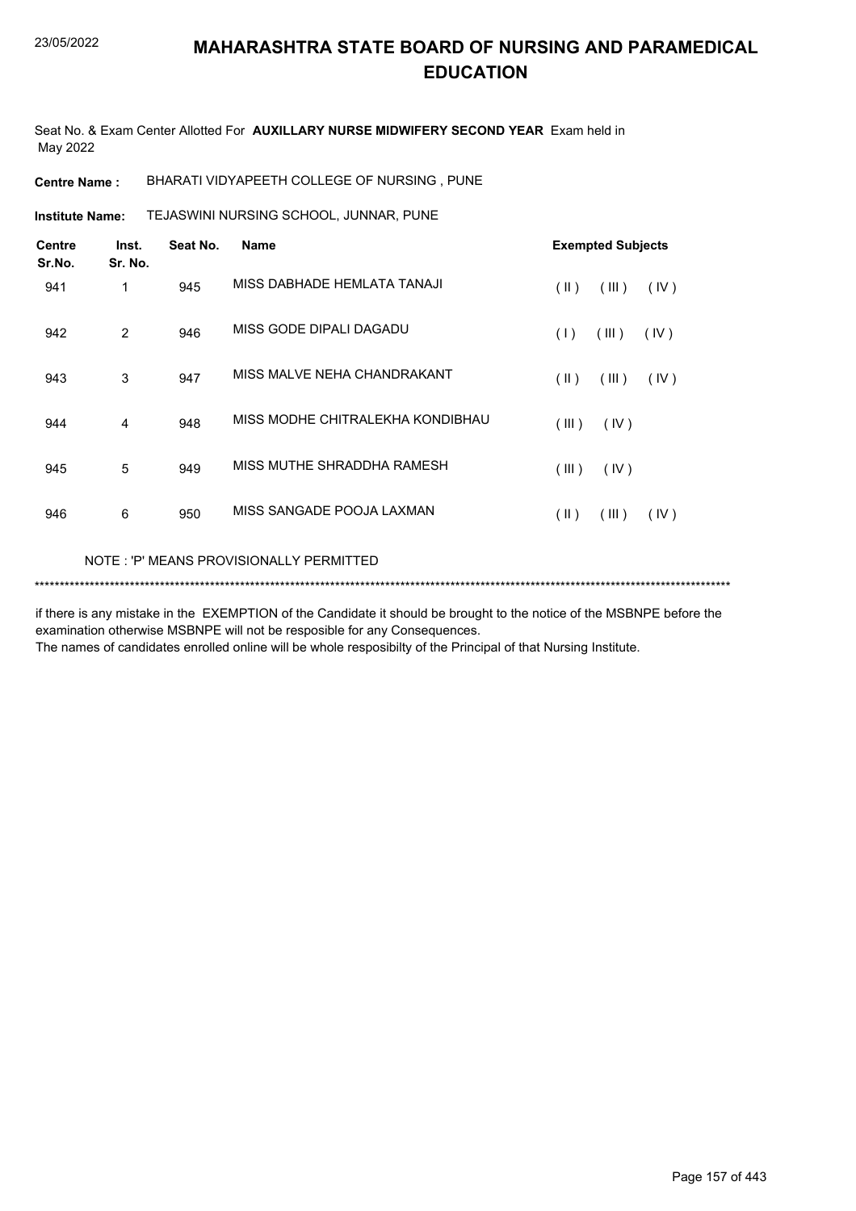# MAHARASHTRA STATE BOARD OF NURSING AND PARAMEDICAL EDUCATION

Seat No. & Exam Center Allotted For **AUXILLARY NURSE MIDWIFERY SECOND YEAR** Exam held in May 2022

**Centre Name :** BHARATI VIDYAPEETH COLLEGE OF NURSING , PUNE

**Institute Name:** TEJASWINI NURSING SCHOOL, JUNNAR, PUNE

| Centre Sr.No. | Inst. Sr. No. | Seat No. | Name | Exempted Subjects |
|---|---|---|---|---|
| 941 | 1 | 945 | MISS DABHADE HEMLATA TANAJI | ( II ) ( III ) ( IV ) |
| 942 | 2 | 946 | MISS GODE DIPALI DAGADU | ( I ) ( III ) ( IV ) |
| 943 | 3 | 947 | MISS MALVE NEHA CHANDRAKANT | ( II ) ( III ) ( IV ) |
| 944 | 4 | 948 | MISS MODHE CHITRALEKHA KONDIBHAU | ( III ) ( IV ) |
| 945 | 5 | 949 | MISS MUTHE SHRADDHA RAMESH | ( III ) ( IV ) |
| 946 | 6 | 950 | MISS SANGADE POOJA LAXMAN | ( II ) ( III ) ( IV ) |

NOTE : 'P' MEANS PROVISIONALLY PERMITTED

*******************************************************************************************************************************************

if there is any mistake in the EXEMPTION of the Candidate it should be brought to the notice of the MSBNPE before the examination otherwise MSBNPE will not be resposible for any Consequences.
The names of candidates enrolled online will be whole resposibilty of the Principal of that Nursing Institute.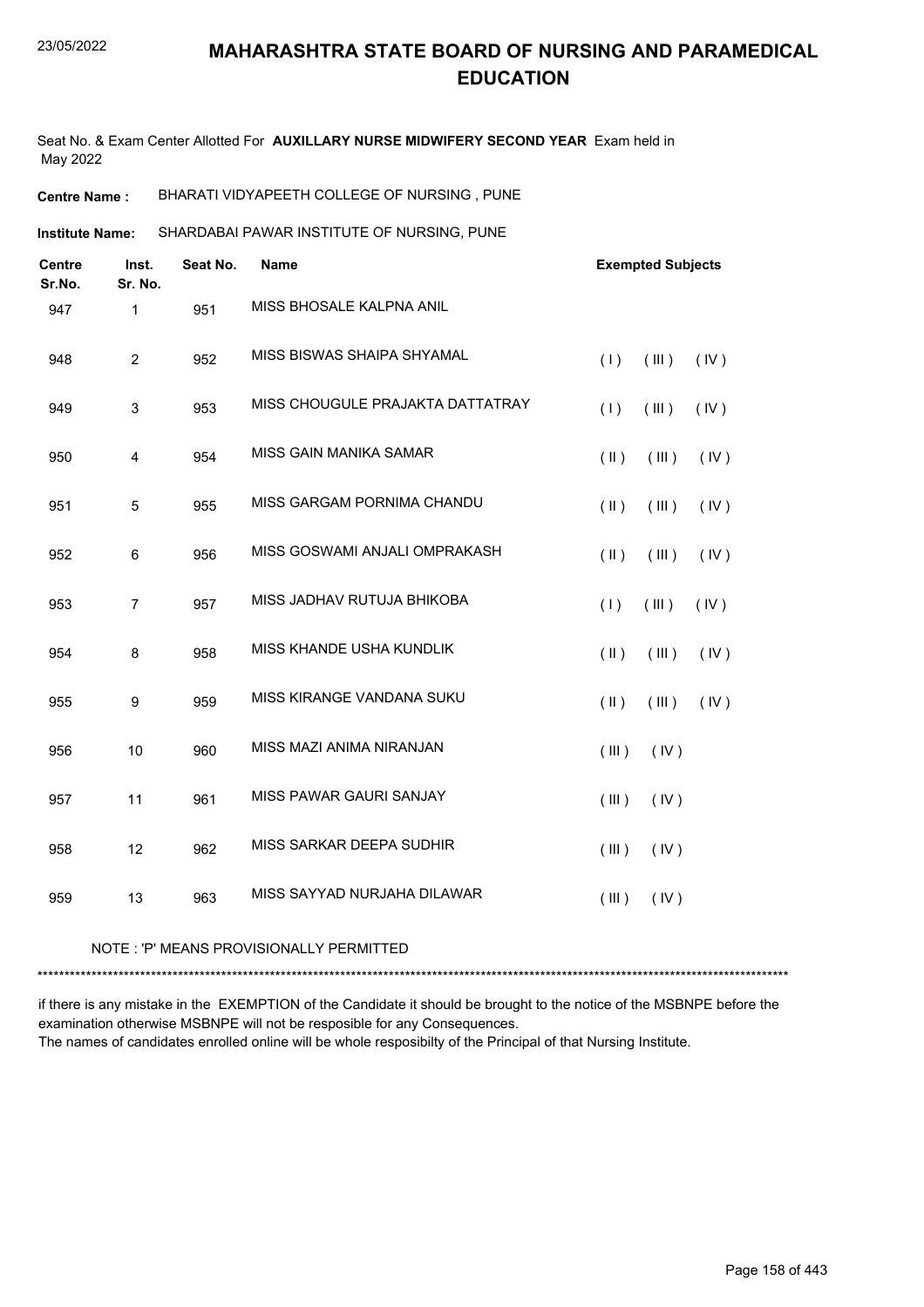# MAHARASHTRA STATE BOARD OF NURSING AND PARAMEDICAL EDUCATION

Seat No. & Exam Center Allotted For **AUXILLARY NURSE MIDWIFERY SECOND YEAR** Exam held in May 2022

**Centre Name :** BHARATI VIDYAPEETH COLLEGE OF NURSING , PUNE

**Institute Name:** SHARDABAI PAWAR INSTITUTE OF NURSING, PUNE

| Centre Sr.No. | Inst. Sr. No. | Seat No. | Name | Exempted Subjects |
|---|---|---|---|---|
| 947 | 1 | 951 | MISS BHOSALE KALPNA ANIL | |
| 948 | 2 | 952 | MISS BISWAS SHAIPA SHYAMAL | ( I ) ( III ) ( IV ) |
| 949 | 3 | 953 | MISS CHOUGULE PRAJAKTA DATTATRAY | ( I ) ( III ) ( IV ) |
| 950 | 4 | 954 | MISS GAIN MANIKA SAMAR | ( II ) ( III ) ( IV ) |
| 951 | 5 | 955 | MISS GARGAM PORNIMA CHANDU | ( II ) ( III ) ( IV ) |
| 952 | 6 | 956 | MISS GOSWAMI ANJALI OMPRAKASH | ( II ) ( III ) ( IV ) |
| 953 | 7 | 957 | MISS JADHAV RUTUJA BHIKOBA | ( I ) ( III ) ( IV ) |
| 954 | 8 | 958 | MISS KHANDE USHA KUNDLIK | ( II ) ( III ) ( IV ) |
| 955 | 9 | 959 | MISS KIRANGE VANDANA SUKU | ( II ) ( III ) ( IV ) |
| 956 | 10 | 960 | MISS MAZI ANIMA NIRANJAN | ( III ) ( IV ) |
| 957 | 11 | 961 | MISS PAWAR GAURI SANJAY | ( III ) ( IV ) |
| 958 | 12 | 962 | MISS SARKAR DEEPA SUDHIR | ( III ) ( IV ) |
| 959 | 13 | 963 | MISS SAYYAD NURJAHA DILAWAR | ( III ) ( IV ) |

NOTE : 'P' MEANS PROVISIONALLY PERMITTED

if there is any mistake in the EXEMPTION of the Candidate it should be brought to the notice of the MSBNPE before the examination otherwise MSBNPE will not be resposible for any Consequences.
The names of candidates enrolled online will be whole resposibilty of the Principal of that Nursing Institute.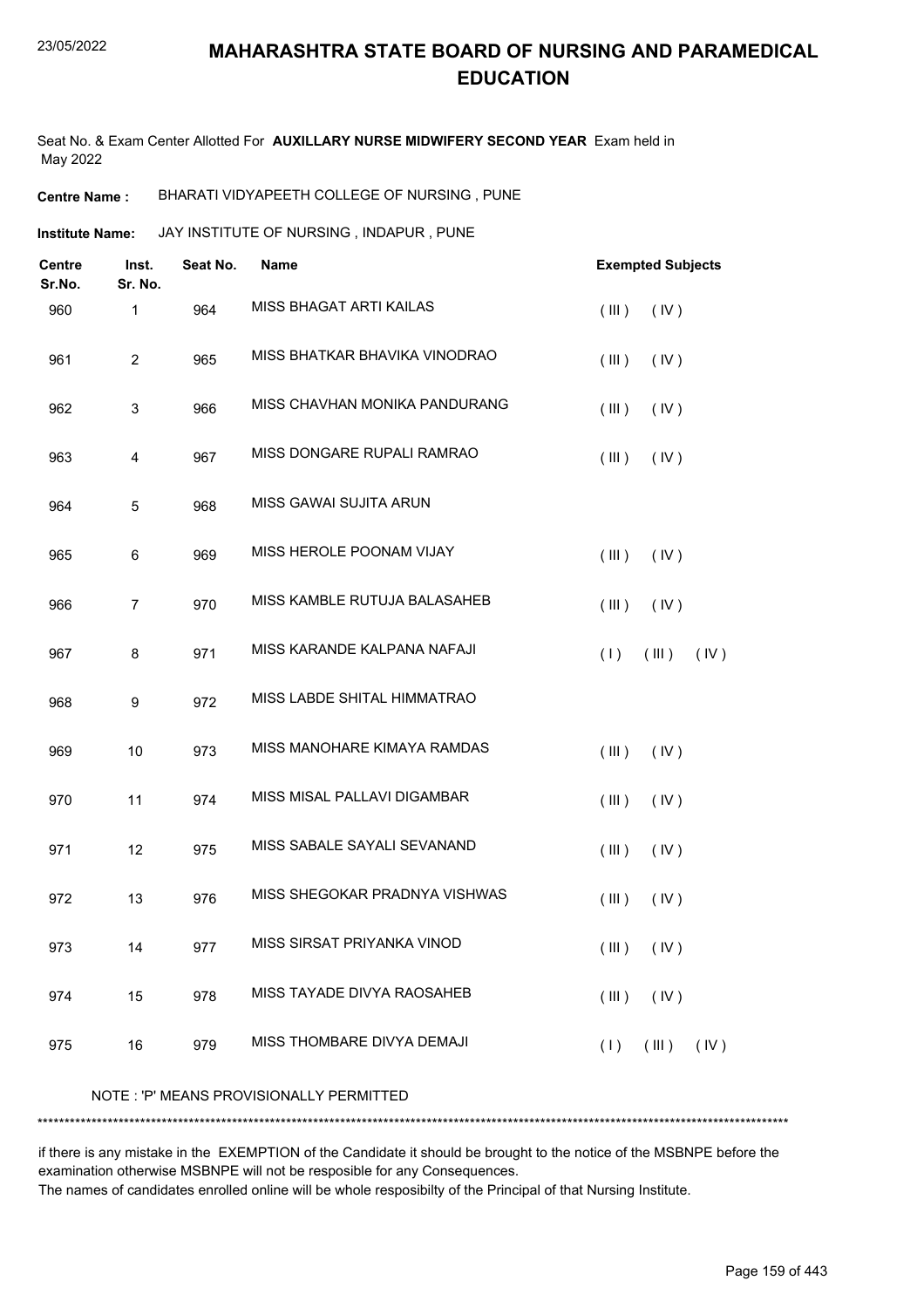# MAHARASHTRA STATE BOARD OF NURSING AND PARAMEDICAL EDUCATION

Seat No. & Exam Center Allotted For **AUXILLARY NURSE MIDWIFERY SECOND YEAR** Exam held in May 2022

**Centre Name :** BHARATI VIDYAPEETH COLLEGE OF NURSING , PUNE

**Institute Name:** JAY INSTITUTE OF NURSING , INDAPUR , PUNE

| Centre Sr.No. | Inst. Sr. No. | Seat No. | Name | Exempted Subjects |
|---|---|---|---|---|
| 960 | 1 | 964 | MISS BHAGAT ARTI KAILAS | ( III ) ( IV ) |
| 961 | 2 | 965 | MISS BHATKAR BHAVIKA VINODRAO | ( III ) ( IV ) |
| 962 | 3 | 966 | MISS CHAVHAN MONIKA PANDURANG | ( III ) ( IV ) |
| 963 | 4 | 967 | MISS DONGARE RUPALI RAMRAO | ( III ) ( IV ) |
| 964 | 5 | 968 | MISS GAWAI SUJITA ARUN | |
| 965 | 6 | 969 | MISS HEROLE POONAM VIJAY | ( III ) ( IV ) |
| 966 | 7 | 970 | MISS KAMBLE RUTUJA BALASAHEB | ( III ) ( IV ) |
| 967 | 8 | 971 | MISS KARANDE KALPANA NAFAJI | ( I ) ( III ) ( IV ) |
| 968 | 9 | 972 | MISS LABDE SHITAL HIMMATRAO | |
| 969 | 10 | 973 | MISS MANOHARE KIMAYA RAMDAS | ( III ) ( IV ) |
| 970 | 11 | 974 | MISS MISAL PALLAVI DIGAMBAR | ( III ) ( IV ) |
| 971 | 12 | 975 | MISS SABALE SAYALI SEVANAND | ( III ) ( IV ) |
| 972 | 13 | 976 | MISS SHEGOKAR PRADNYA VISHWAS | ( III ) ( IV ) |
| 973 | 14 | 977 | MISS SIRSAT PRIYANKA VINOD | ( III ) ( IV ) |
| 974 | 15 | 978 | MISS TAYADE DIVYA RAOSAHEB | ( III ) ( IV ) |
| 975 | 16 | 979 | MISS THOMBARE DIVYA DEMAJI | ( I ) ( III ) ( IV ) |

NOTE : 'P' MEANS PROVISIONALLY PERMITTED

\*\*\*\*\*\*\*\*\*\*\*\*\*\*\*\*\*\*\*\*\*\*\*\*\*\*\*\*\*\*\*\*\*\*\*\*\*\*\*\*\*\*\*\*\*\*\*\*\*\*\*\*\*\*\*\*\*\*\*\*\*\*\*\*\*\*\*\*\*\*\*\*\*\*\*\*\*\*\*\*\*\*\*\*\*\*\*\*\*\*\*\*

if there is any mistake in the EXEMPTION of the Candidate it should be brought to the notice of the MSBNPE before the examination otherwise MSBNPE will not be resposible for any Consequences.

The names of candidates enrolled online will be whole resposibilty of the Principal of that Nursing Institute.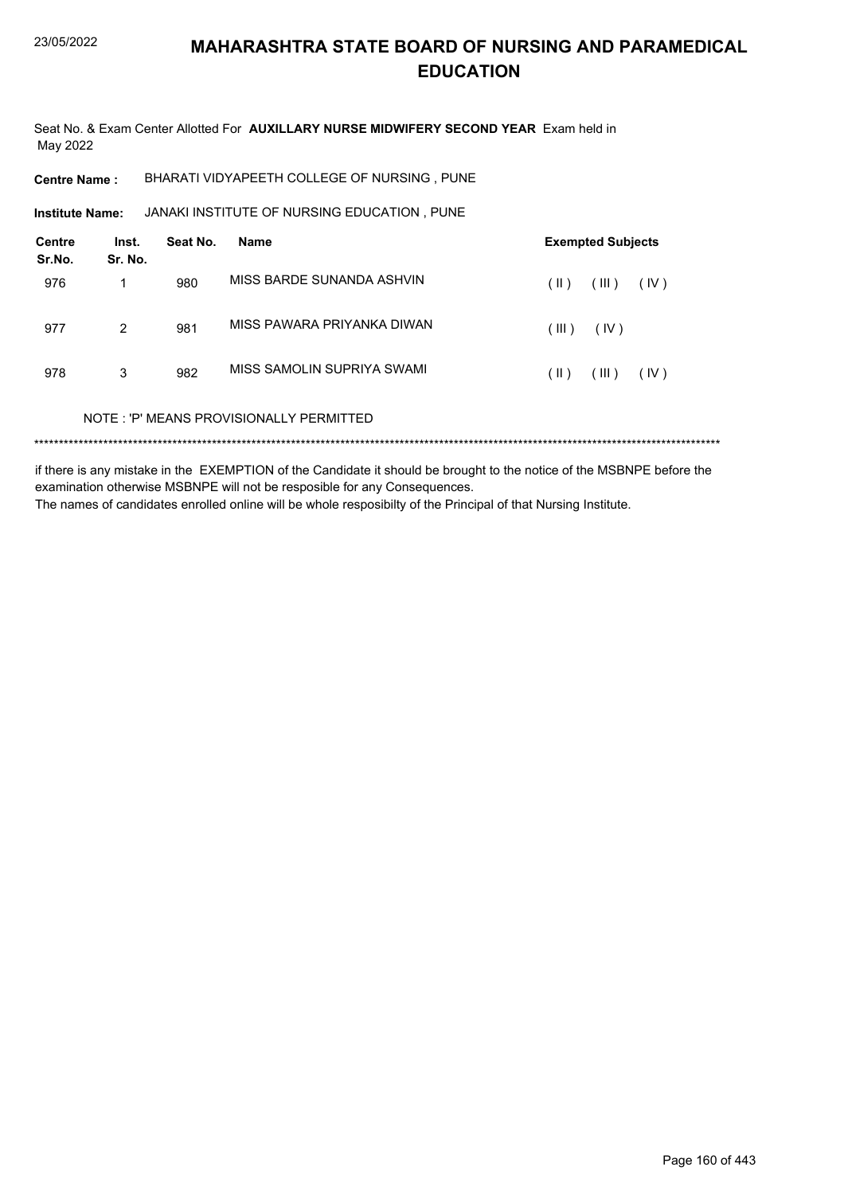# MAHARASHTRA STATE BOARD OF NURSING AND PARAMEDICAL EDUCATION

Seat No. & Exam Center Allotted For **AUXILLARY NURSE MIDWIFERY SECOND YEAR** Exam held in May 2022

**Centre Name :** BHARATI VIDYAPEETH COLLEGE OF NURSING , PUNE

**Institute Name:** JANAKI INSTITUTE OF NURSING EDUCATION , PUNE

| Centre Sr.No. | Inst. Sr. No. | Seat No. | Name | Exempted Subjects |
|---|---|---|---|---|
| 976 | 1 | 980 | MISS BARDE SUNANDA ASHVIN | ( II ) ( III ) ( IV ) |
| 977 | 2 | 981 | MISS PAWARA PRIYANKA DIWAN | ( III ) ( IV ) |
| 978 | 3 | 982 | MISS SAMOLIN SUPRIYA SWAMI | ( II ) ( III ) ( IV ) |

NOTE : 'P' MEANS PROVISIONALLY PERMITTED

*******************************************************************************************************************************************

if there is any mistake in the EXEMPTION of the Candidate it should be brought to the notice of the MSBNPE before the examination otherwise MSBNPE will not be resposible for any Consequences.
The names of candidates enrolled online will be whole resposibilty of the Principal of that Nursing Institute.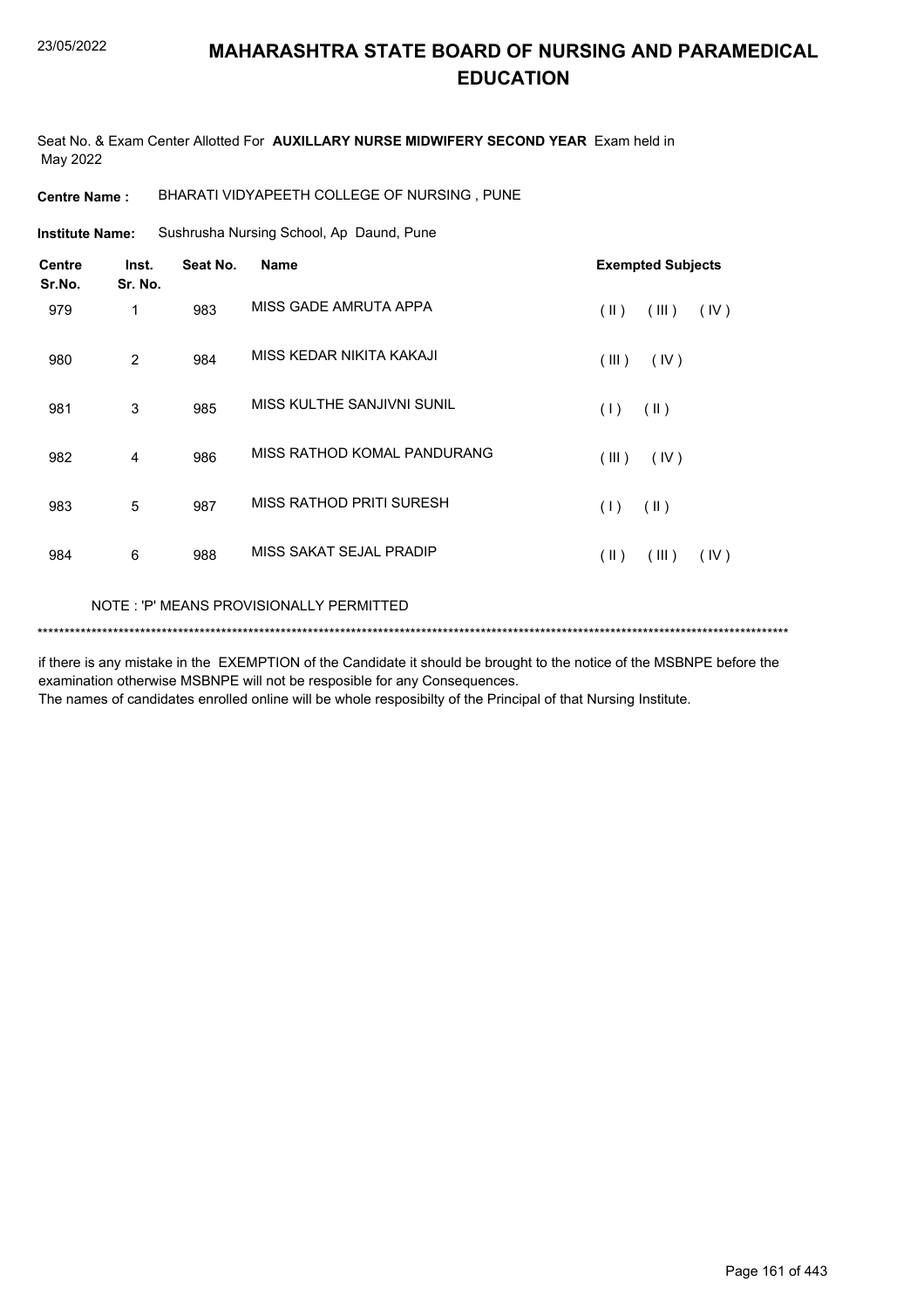# MAHARASHTRA STATE BOARD OF NURSING AND PARAMEDICAL EDUCATION

Seat No. & Exam Center Allotted For **AUXILLARY NURSE MIDWIFERY SECOND YEAR** Exam held in May 2022

**Centre Name :** BHARATI VIDYAPEETH COLLEGE OF NURSING , PUNE

**Institute Name:** Sushrusha Nursing School, Ap Daund, Pune

| Centre Sr.No. | Inst. Sr. No. | Seat No. | Name | Exempted Subjects |
|---|---|---|---|---|
| 979 | 1 | 983 | MISS GADE AMRUTA APPA | ( II ) ( III ) ( IV ) |
| 980 | 2 | 984 | MISS KEDAR NIKITA KAKAJI | ( III ) ( IV ) |
| 981 | 3 | 985 | MISS KULTHE SANJIVNI SUNIL | ( I ) ( II ) |
| 982 | 4 | 986 | MISS RATHOD KOMAL PANDURANG | ( III ) ( IV ) |
| 983 | 5 | 987 | MISS RATHOD PRITI SURESH | ( I ) ( II ) |
| 984 | 6 | 988 | MISS SAKAT SEJAL PRADIP | ( II ) ( III ) ( IV ) |

NOTE : 'P' MEANS PROVISIONALLY PERMITTED

*******************************************************************************************************************************************

if there is any mistake in the EXEMPTION of the Candidate it should be brought to the notice of the MSBNPE before the examination otherwise MSBNPE will not be resposible for any Consequences.

The names of candidates enrolled online will be whole resposibilty of the Principal of that Nursing Institute.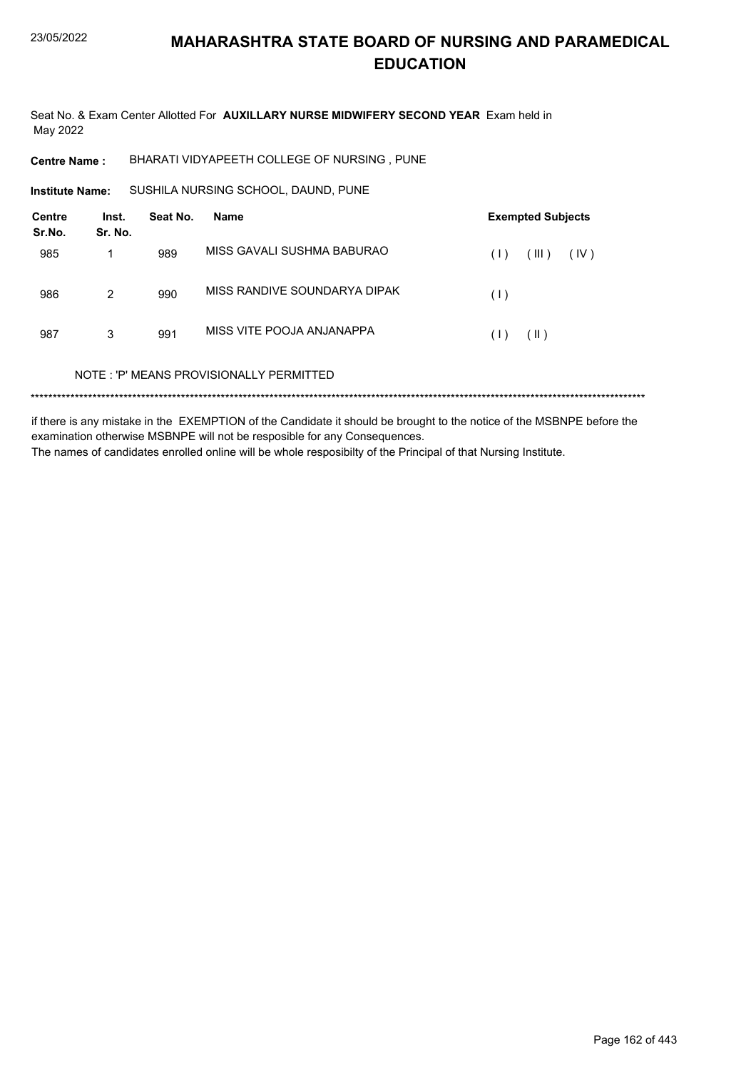# MAHARASHTRA STATE BOARD OF NURSING AND PARAMEDICAL EDUCATION

Seat No. & Exam Center Allotted For **AUXILLARY NURSE MIDWIFERY SECOND YEAR** Exam held in May 2022

**Centre Name :** BHARATI VIDYAPEETH COLLEGE OF NURSING , PUNE

**Institute Name:** SUSHILA NURSING SCHOOL, DAUND, PUNE

| Centre Sr.No. | Inst. Sr. No. | Seat No. | Name | Exempted Subjects |
|---|---|---|---|---|
| 985 | 1 | 989 | MISS GAVALI SUSHMA BABURAO | ( I ) ( III ) ( IV ) |
| 986 | 2 | 990 | MISS RANDIVE SOUNDARYA DIPAK | ( I ) |
| 987 | 3 | 991 | MISS VITE POOJA ANJANAPPA | ( I ) ( II ) |

NOTE : 'P' MEANS PROVISIONALLY PERMITTED

******************************************************************************************************************************************

if there is any mistake in the EXEMPTION of the Candidate it should be brought to the notice of the MSBNPE before the examination otherwise MSBNPE will not be resposible for any Consequences.
The names of candidates enrolled online will be whole resposibilty of the Principal of that Nursing Institute.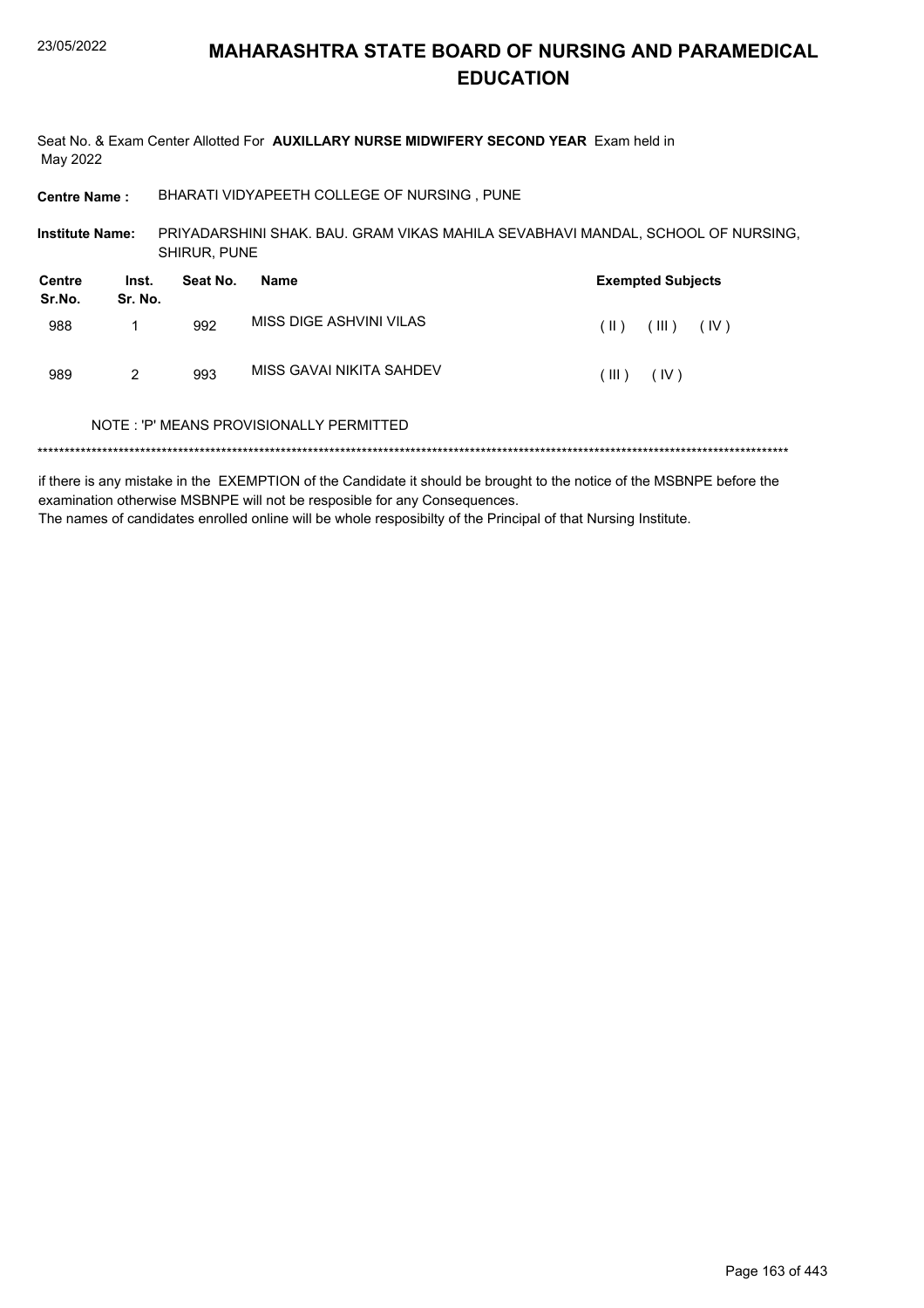# MAHARASHTRA STATE BOARD OF NURSING AND PARAMEDICAL EDUCATION

Seat No. & Exam Center Allotted For **AUXILLARY NURSE MIDWIFERY SECOND YEAR** Exam held in May 2022

**Centre Name :** BHARATI VIDYAPEETH COLLEGE OF NURSING , PUNE

**Institute Name:** PRIYADARSHINI SHAK. BAU. GRAM VIKAS MAHILA SEVABHAVI MANDAL, SCHOOL OF NURSING, SHIRUR, PUNE

| Centre Sr.No. | Inst. Sr. No. | Seat No. | Name | Exempted Subjects |
|---|---|---|---|---|
| 988 | 1 | 992 | MISS DIGE ASHVINI VILAS | ( II ) ( III ) ( IV ) |
| 989 | 2 | 993 | MISS GAVAI NIKITA SAHDEV | ( III ) ( IV ) |

NOTE : 'P' MEANS PROVISIONALLY PERMITTED

*******************************************************************************************************************************************

if there is any mistake in the EXEMPTION of the Candidate it should be brought to the notice of the MSBNPE before the examination otherwise MSBNPE will not be resposible for any Consequences.
The names of candidates enrolled online will be whole resposibilty of the Principal of that Nursing Institute.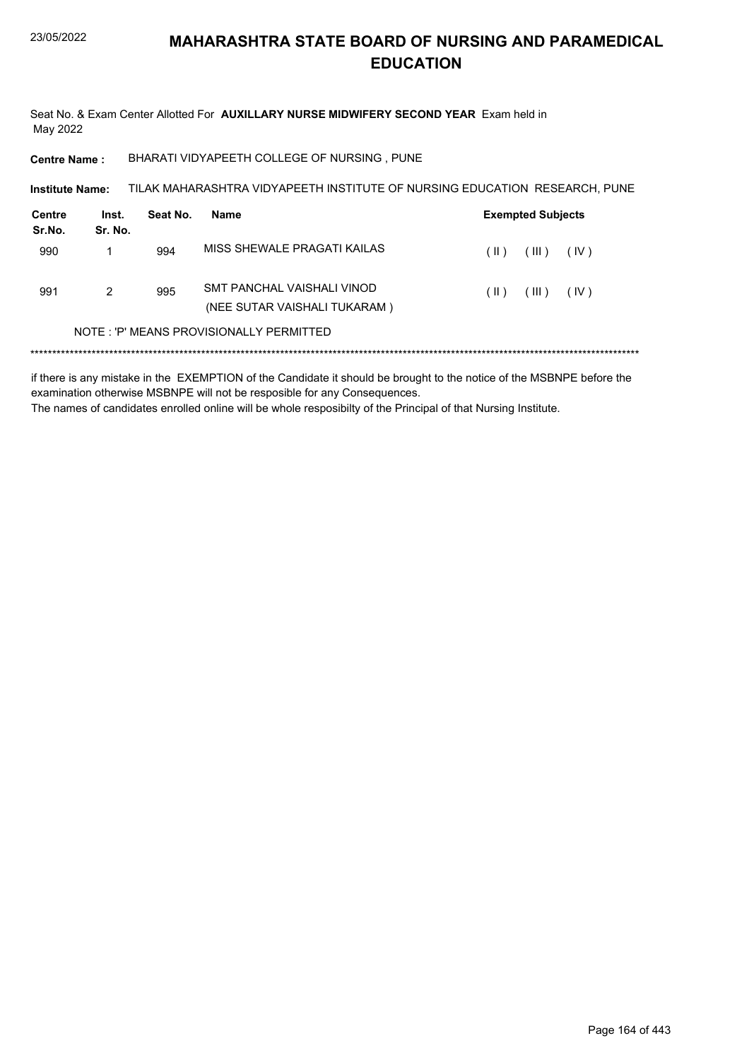# MAHARASHTRA STATE BOARD OF NURSING AND PARAMEDICAL EDUCATION

Seat No. & Exam Center Allotted For **AUXILLARY NURSE MIDWIFERY SECOND YEAR** Exam held in May 2022

**Centre Name :** BHARATI VIDYAPEETH COLLEGE OF NURSING , PUNE

**Institute Name:** TILAK MAHARASHTRA VIDYAPEETH INSTITUTE OF NURSING EDUCATION RESEARCH, PUNE

| Centre Sr.No. | Inst. Sr. No. | Seat No. | Name | Exempted Subjects |
|---|---|---|---|---|
| 990 | 1 | 994 | MISS SHEWALE PRAGATI KAILAS | ( II ) ( III ) ( IV ) |
| 991 | 2 | 995 | SMT PANCHAL VAISHALI VINOD (NEE SUTAR VAISHALI TUKARAM ) | ( II ) ( III ) ( IV ) |

NOTE : 'P' MEANS PROVISIONALLY PERMITTED

*******************************************************************************************************************************************

if there is any mistake in the EXEMPTION of the Candidate it should be brought to the notice of the MSBNPE before the examination otherwise MSBNPE will not be resposible for any Consequences.

The names of candidates enrolled online will be whole resposibilty of the Principal of that Nursing Institute.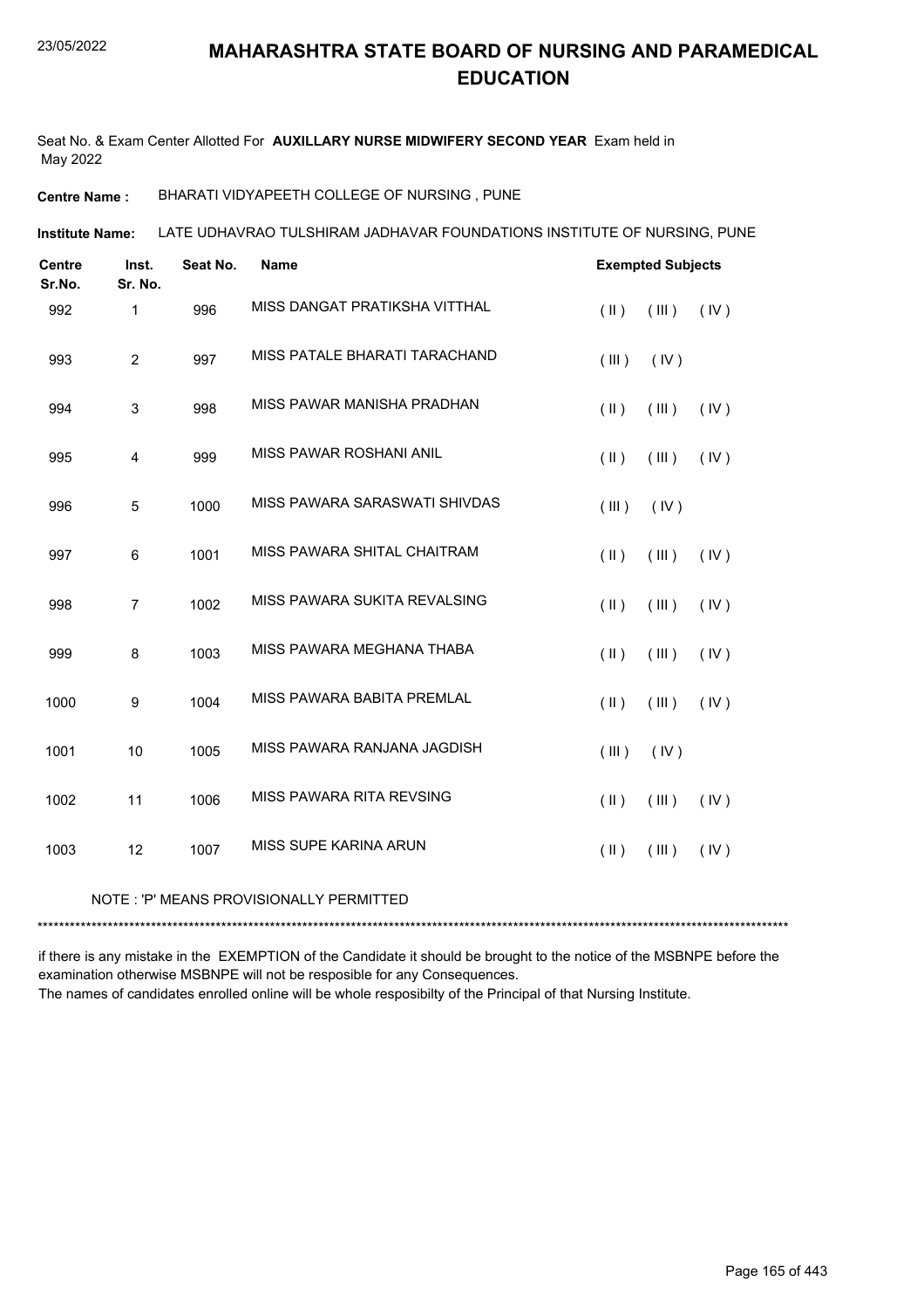# MAHARASHTRA STATE BOARD OF NURSING AND PARAMEDICAL EDUCATION

23/05/2022

Seat No. & Exam Center Allotted For **AUXILLARY NURSE MIDWIFERY SECOND YEAR** Exam held in May 2022

**Centre Name :** BHARATI VIDYAPEETH COLLEGE OF NURSING , PUNE

**Institute Name:** LATE UDHAVRAO TULSHIRAM JADHAVAR FOUNDATIONS INSTITUTE OF NURSING, PUNE

| Centre Sr.No. | Inst. Sr. No. | Seat No. | Name | Exempted Subjects |
|---|---|---|---|---|
| 992 | 1 | 996 | MISS DANGAT PRATIKSHA VITTHAL | ( II ) ( III ) ( IV ) |
| 993 | 2 | 997 | MISS PATALE BHARATI TARACHAND | ( III ) ( IV ) |
| 994 | 3 | 998 | MISS PAWAR MANISHA PRADHAN | ( II ) ( III ) ( IV ) |
| 995 | 4 | 999 | MISS PAWAR ROSHANI ANIL | ( II ) ( III ) ( IV ) |
| 996 | 5 | 1000 | MISS PAWARA SARASWATI SHIVDAS | ( III ) ( IV ) |
| 997 | 6 | 1001 | MISS PAWARA SHITAL CHAITRAM | ( II ) ( III ) ( IV ) |
| 998 | 7 | 1002 | MISS PAWARA SUKITA REVALSING | ( II ) ( III ) ( IV ) |
| 999 | 8 | 1003 | MISS PAWARA MEGHANA THABA | ( II ) ( III ) ( IV ) |
| 1000 | 9 | 1004 | MISS PAWARA BABITA PREMLAL | ( II ) ( III ) ( IV ) |
| 1001 | 10 | 1005 | MISS PAWARA RANJANA JAGDISH | ( III ) ( IV ) |
| 1002 | 11 | 1006 | MISS PAWARA RITA REVSING | ( II ) ( III ) ( IV ) |
| 1003 | 12 | 1007 | MISS SUPE KARINA ARUN | ( II ) ( III ) ( IV ) |

NOTE : 'P' MEANS PROVISIONALLY PERMITTED

*******************************************************************************************************************************************

if there is any mistake in the EXEMPTION of the Candidate it should be brought to the notice of the MSBNPE before the examination otherwise MSBNPE will not be resposible for any Consequences.

The names of candidates enrolled online will be whole resposibilty of the Principal of that Nursing Institute.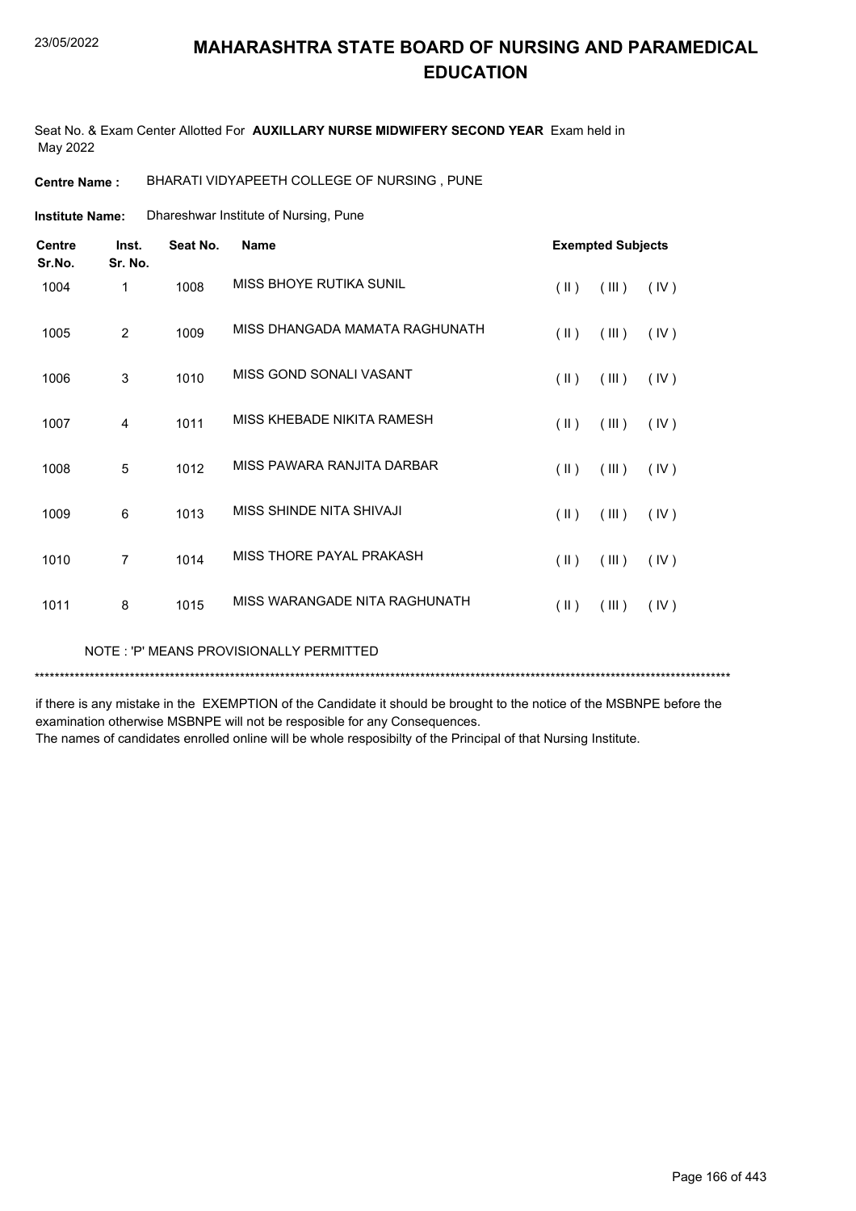# MAHARASHTRA STATE BOARD OF NURSING AND PARAMEDICAL EDUCATION

23/05/2022

Seat No. & Exam Center Allotted For **AUXILLARY NURSE MIDWIFERY SECOND YEAR** Exam held in May 2022

**Centre Name :** BHARATI VIDYAPEETH COLLEGE OF NURSING , PUNE

**Institute Name:** Dhareshwar Institute of Nursing, Pune

| Centre Sr.No. | Inst. Sr. No. | Seat No. | Name | Exempted Subjects | | |
|---|---|---|---|---|---|---|
| 1004 | 1 | 1008 | MISS BHOYE RUTIKA SUNIL | ( II ) | ( III ) | ( IV ) |
| 1005 | 2 | 1009 | MISS DHANGADA MAMATA RAGHUNATH | ( II ) | ( III ) | ( IV ) |
| 1006 | 3 | 1010 | MISS GOND SONALI VASANT | ( II ) | ( III ) | ( IV ) |
| 1007 | 4 | 1011 | MISS KHEBADE NIKITA RAMESH | ( II ) | ( III ) | ( IV ) |
| 1008 | 5 | 1012 | MISS PAWARA RANJITA DARBAR | ( II ) | ( III ) | ( IV ) |
| 1009 | 6 | 1013 | MISS SHINDE NITA SHIVAJI | ( II ) | ( III ) | ( IV ) |
| 1010 | 7 | 1014 | MISS THORE PAYAL PRAKASH | ( II ) | ( III ) | ( IV ) |
| 1011 | 8 | 1015 | MISS WARANGADE NITA RAGHUNATH | ( II ) | ( III ) | ( IV ) |

NOTE : 'P' MEANS PROVISIONALLY PERMITTED

******************************************************************************************************************************************

if there is any mistake in the EXEMPTION of the Candidate it should be brought to the notice of the MSBNPE before the examination otherwise MSBNPE will not be resposible for any Consequences.
The names of candidates enrolled online will be whole resposibilty of the Principal of that Nursing Institute.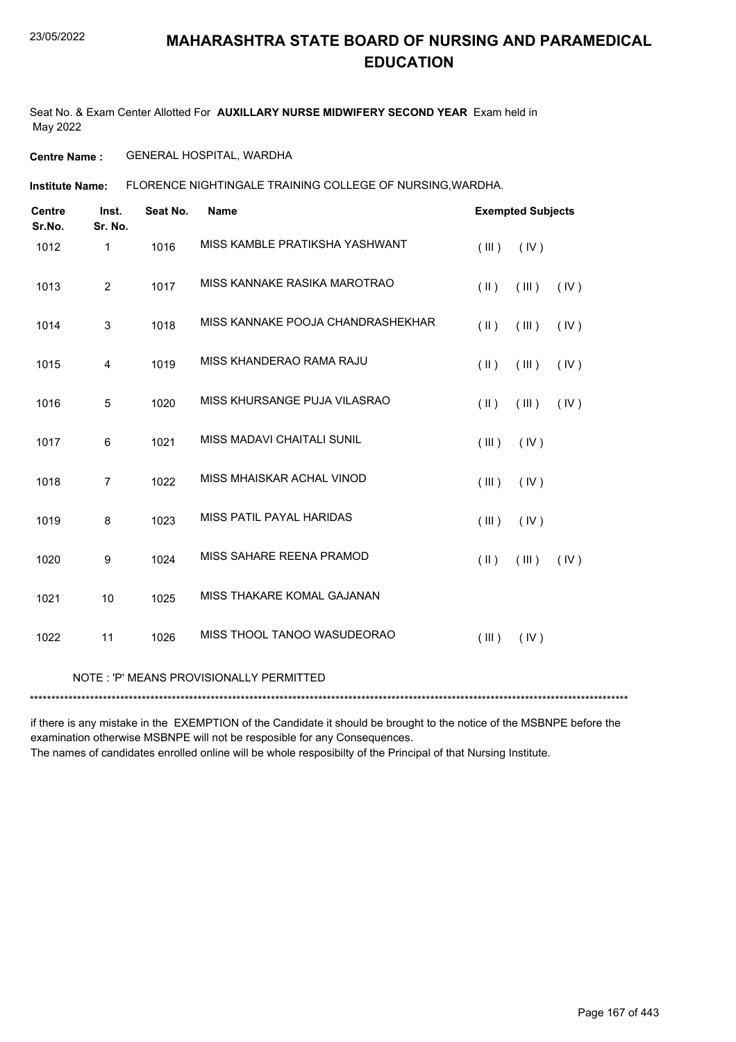# MAHARASHTRA STATE BOARD OF NURSING AND PARAMEDICAL EDUCATION

Seat No. & Exam Center Allotted For **AUXILLARY NURSE MIDWIFERY SECOND YEAR** Exam held in May 2022

**Centre Name :** GENERAL HOSPITAL, WARDHA

**Institute Name:** FLORENCE NIGHTINGALE TRAINING COLLEGE OF NURSING,WARDHA.

| Centre Sr.No. | Inst. Sr. No. | Seat No. | Name | Exempted Subjects |
|---|---|---|---|---|
| 1012 | 1 | 1016 | MISS KAMBLE PRATIKSHA YASHWANT | ( III ) ( IV ) |
| 1013 | 2 | 1017 | MISS KANNAKE RASIKA MAROTRAO | ( II ) ( III ) ( IV ) |
| 1014 | 3 | 1018 | MISS KANNAKE POOJA CHANDRASHEKHAR | ( II ) ( III ) ( IV ) |
| 1015 | 4 | 1019 | MISS KHANDERAO RAMA RAJU | ( II ) ( III ) ( IV ) |
| 1016 | 5 | 1020 | MISS KHURSANGE PUJA VILASRAO | ( II ) ( III ) ( IV ) |
| 1017 | 6 | 1021 | MISS MADAVI CHAITALI SUNIL | ( III ) ( IV ) |
| 1018 | 7 | 1022 | MISS MHAISKAR ACHAL VINOD | ( III ) ( IV ) |
| 1019 | 8 | 1023 | MISS PATIL PAYAL HARIDAS | ( III ) ( IV ) |
| 1020 | 9 | 1024 | MISS SAHARE REENA PRAMOD | ( II ) ( III ) ( IV ) |
| 1021 | 10 | 1025 | MISS THAKARE KOMAL GAJANAN | |
| 1022 | 11 | 1026 | MISS THOOL TANOO WASUDEORAO | ( III ) ( IV ) |

NOTE : 'P' MEANS PROVISIONALLY PERMITTED

*******************************************************************************************************************************************

if there is any mistake in the EXEMPTION of the Candidate it should be brought to the notice of the MSBNPE before the examination otherwise MSBNPE will not be resposible for any Consequences.

The names of candidates enrolled online will be whole resposibilty of the Principal of that Nursing Institute.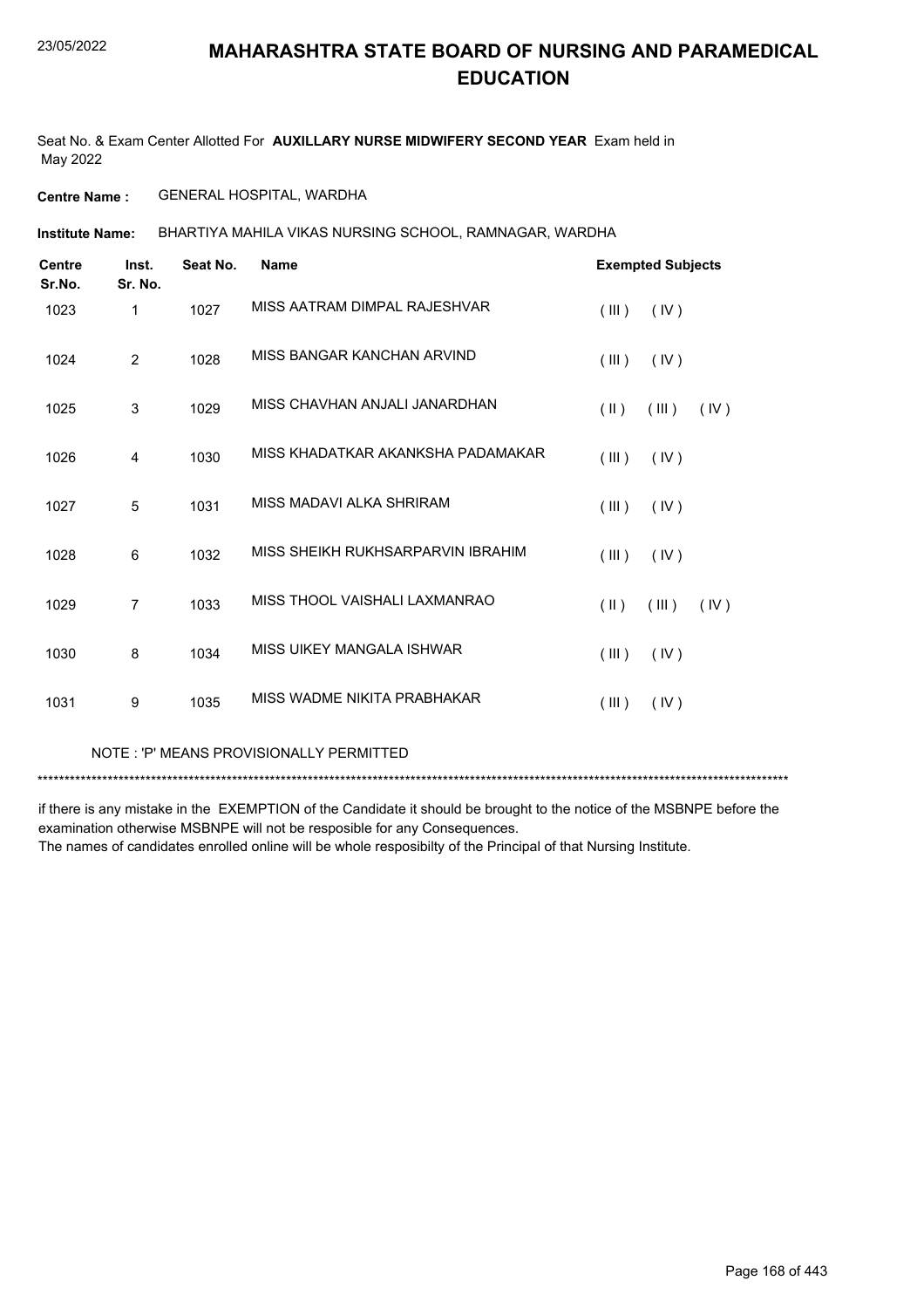# MAHARASHTRA STATE BOARD OF NURSING AND PARAMEDICAL EDUCATION

Seat No. & Exam Center Allotted For **AUXILLARY NURSE MIDWIFERY SECOND YEAR** Exam held in May 2022

**Centre Name :** GENERAL HOSPITAL, WARDHA

**Institute Name:** BHARTIYA MAHILA VIKAS NURSING SCHOOL, RAMNAGAR, WARDHA

| Centre Sr.No. | Inst. Sr. No. | Seat No. | Name | Exempted Subjects |
|---|---|---|---|---|
| 1023 | 1 | 1027 | MISS AATRAM DIMPAL RAJESHVAR | ( III ) ( IV ) |
| 1024 | 2 | 1028 | MISS BANGAR KANCHAN ARVIND | ( III ) ( IV ) |
| 1025 | 3 | 1029 | MISS CHAVHAN ANJALI JANARDHAN | ( II ) ( III ) ( IV ) |
| 1026 | 4 | 1030 | MISS KHADATKAR AKANKSHA PADAMAKAR | ( III ) ( IV ) |
| 1027 | 5 | 1031 | MISS MADAVI ALKA SHRIRAM | ( III ) ( IV ) |
| 1028 | 6 | 1032 | MISS SHEIKH RUKHSARPARVIN IBRAHIM | ( III ) ( IV ) |
| 1029 | 7 | 1033 | MISS THOOL VAISHALI LAXMANRAO | ( II ) ( III ) ( IV ) |
| 1030 | 8 | 1034 | MISS UIKEY MANGALA ISHWAR | ( III ) ( IV ) |
| 1031 | 9 | 1035 | MISS WADME NIKITA PRABHAKAR | ( III ) ( IV ) |

NOTE : 'P' MEANS PROVISIONALLY PERMITTED

*******************************************************************************************************************************************

if there is any mistake in the EXEMPTION of the Candidate it should be brought to the notice of the MSBNPE before the examination otherwise MSBNPE will not be resposible for any Consequences.
The names of candidates enrolled online will be whole resposibilty of the Principal of that Nursing Institute.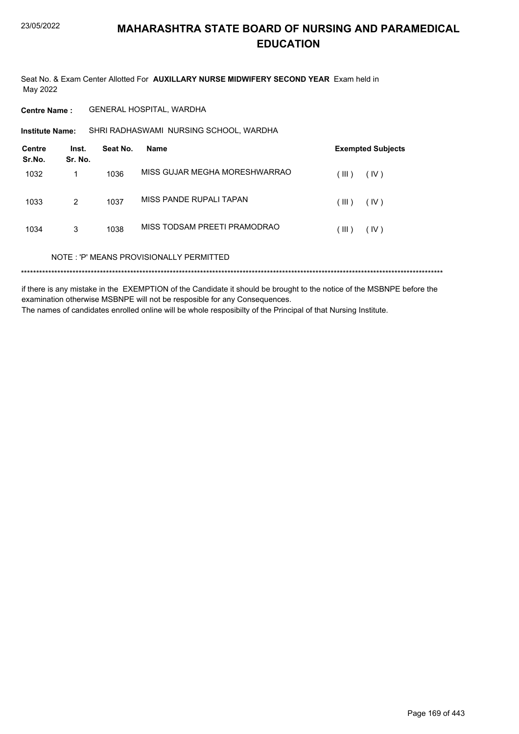# MAHARASHTRA STATE BOARD OF NURSING AND PARAMEDICAL EDUCATION

Seat No. & Exam Center Allotted For **AUXILLARY NURSE MIDWIFERY SECOND YEAR** Exam held in May 2022

**Centre Name :** GENERAL HOSPITAL, WARDHA

**Institute Name:** SHRI RADHASWAMI NURSING SCHOOL, WARDHA

| Centre Sr.No. | Inst. Sr. No. | Seat No. | Name | Exempted Subjects |
|---|---|---|---|---|
| 1032 | 1 | 1036 | MISS GUJAR MEGHA MORESHWARRAO | ( III ) ( IV ) |
| 1033 | 2 | 1037 | MISS PANDE RUPALI TAPAN | ( III ) ( IV ) |
| 1034 | 3 | 1038 | MISS TODSAM PREETI PRAMODRAO | ( III ) ( IV ) |

NOTE : 'P' MEANS PROVISIONALLY PERMITTED

*******************************************************************************************************************************************

if there is any mistake in the EXEMPTION of the Candidate it should be brought to the notice of the MSBNPE before the examination otherwise MSBNPE will not be resposible for any Consequences.

The names of candidates enrolled online will be whole resposibilty of the Principal of that Nursing Institute.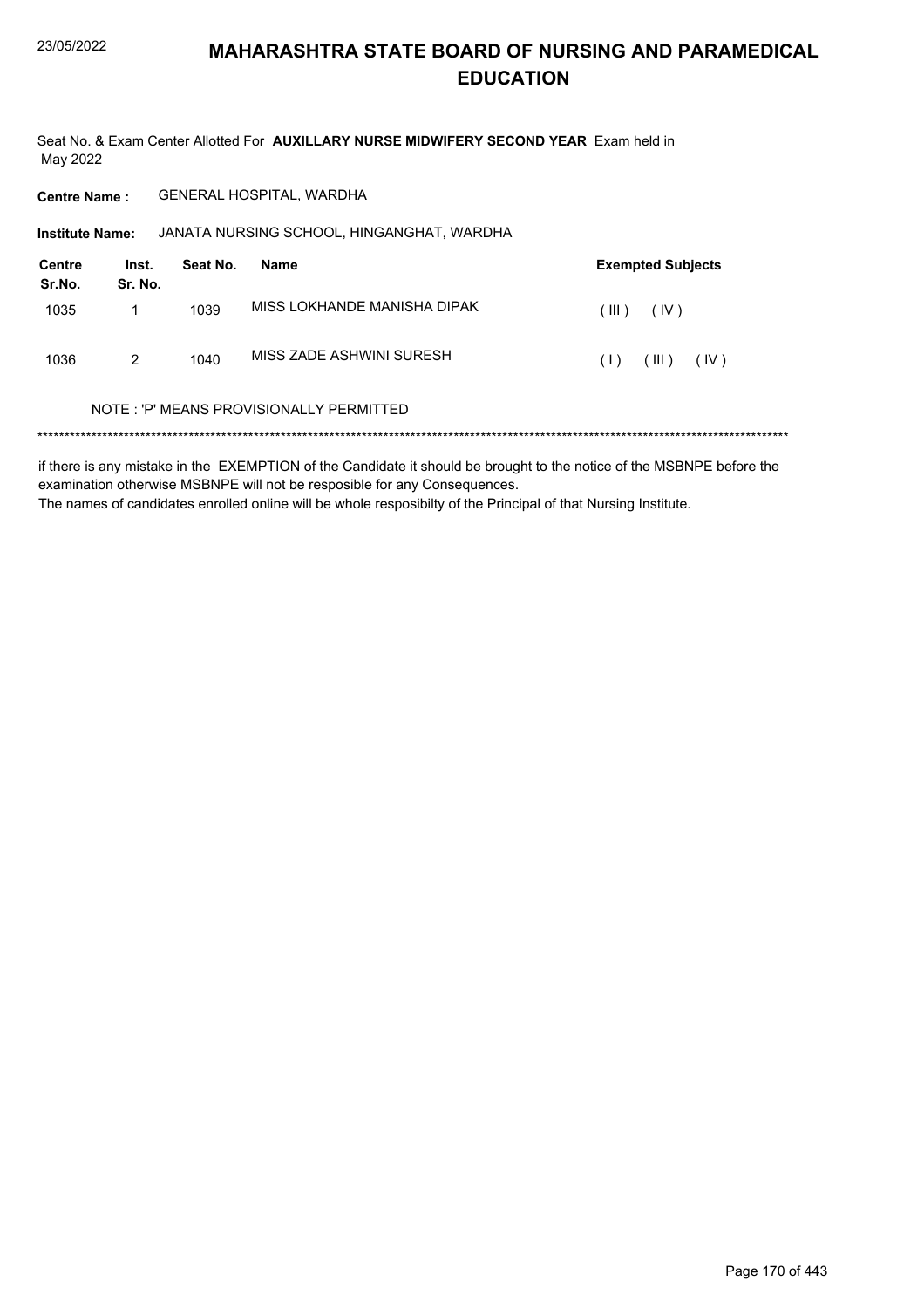# MAHARASHTRA STATE BOARD OF NURSING AND PARAMEDICAL EDUCATION

Seat No. & Exam Center Allotted For **AUXILLARY NURSE MIDWIFERY SECOND YEAR** Exam held in May 2022

**Centre Name :** GENERAL HOSPITAL, WARDHA

**Institute Name:** JANATA NURSING SCHOOL, HINGANGHAT, WARDHA

| Centre Sr.No. | Inst. Sr. No. | Seat No. | Name | Exempted Subjects |
|---|---|---|---|---|
| 1035 | 1 | 1039 | MISS LOKHANDE MANISHA DIPAK | ( III ) ( IV ) |
| 1036 | 2 | 1040 | MISS ZADE ASHWINI SURESH | ( I ) ( III ) ( IV ) |

NOTE : 'P' MEANS PROVISIONALLY PERMITTED

*******************************************************************************************************************************************

if there is any mistake in the EXEMPTION of the Candidate it should be brought to the notice of the MSBNPE before the examination otherwise MSBNPE will not be resposible for any Consequences.
The names of candidates enrolled online will be whole resposibilty of the Principal of that Nursing Institute.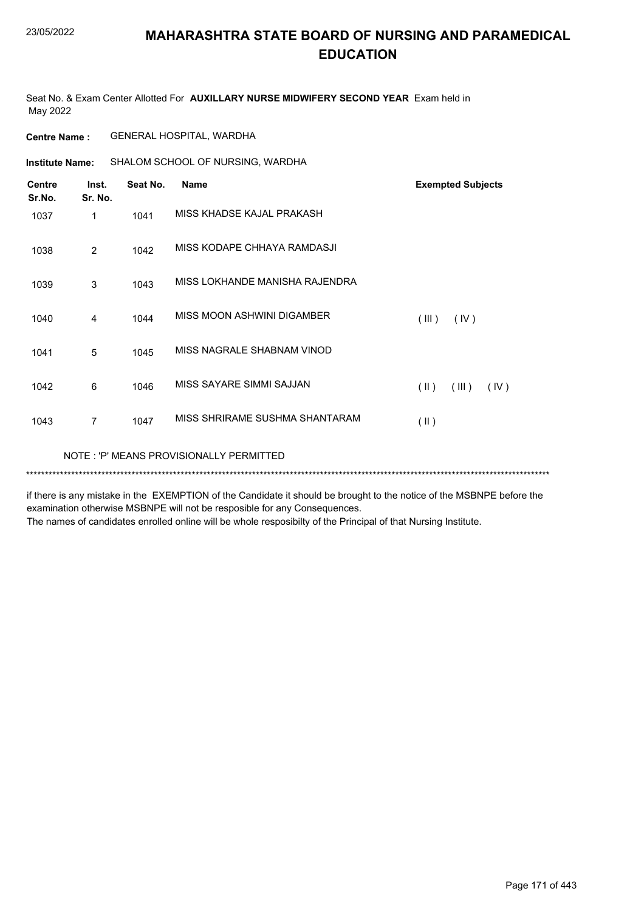# MAHARASHTRA STATE BOARD OF NURSING AND PARAMEDICAL EDUCATION

Seat No. & Exam Center Allotted For **AUXILLARY NURSE MIDWIFERY SECOND YEAR** Exam held in May 2022

**Centre Name :** GENERAL HOSPITAL, WARDHA

**Institute Name:** SHALOM SCHOOL OF NURSING, WARDHA

| Centre Sr.No. | Inst. Sr. No. | Seat No. | Name | Exempted Subjects |
|---|---|---|---|---|
| 1037 | 1 | 1041 | MISS KHADSE KAJAL PRAKASH | |
| 1038 | 2 | 1042 | MISS KODAPE CHHAYA RAMDASJI | |
| 1039 | 3 | 1043 | MISS LOKHANDE MANISHA RAJENDRA | |
| 1040 | 4 | 1044 | MISS MOON ASHWINI DIGAMBER | ( III ) ( IV ) |
| 1041 | 5 | 1045 | MISS NAGRALE SHABNAM VINOD | |
| 1042 | 6 | 1046 | MISS SAYARE SIMMI SAJJAN | ( II ) ( III ) ( IV ) |
| 1043 | 7 | 1047 | MISS SHRIRAME SUSHMA SHANTARAM | ( II ) |

NOTE : 'P' MEANS PROVISIONALLY PERMITTED

*******************************************************************************************************************************************

if there is any mistake in the EXEMPTION of the Candidate it should be brought to the notice of the MSBNPE before the examination otherwise MSBNPE will not be resposible for any Consequences.
The names of candidates enrolled online will be whole resposibilty of the Principal of that Nursing Institute.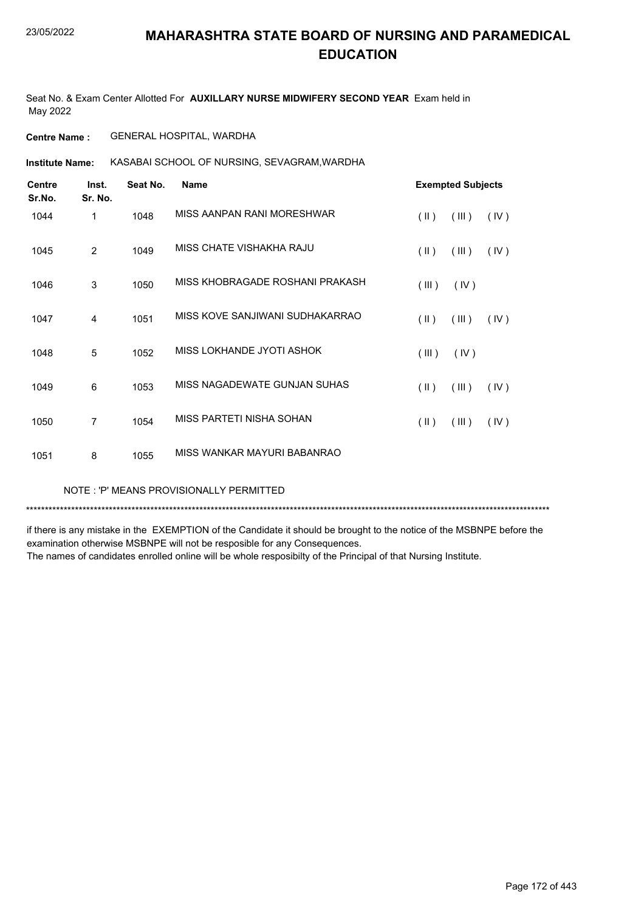# MAHARASHTRA STATE BOARD OF NURSING AND PARAMEDICAL EDUCATION

Seat No. & Exam Center Allotted For **AUXILLARY NURSE MIDWIFERY SECOND YEAR** Exam held in May 2022

**Centre Name :** GENERAL HOSPITAL, WARDHA

**Institute Name:** KASABAI SCHOOL OF NURSING, SEVAGRAM,WARDHA

| Centre Sr.No. | Inst. Sr. No. | Seat No. | Name | Exempted Subjects |
|---|---|---|---|---|
| 1044 | 1 | 1048 | MISS AANPAN RANI MORESHWAR | ( II ) ( III ) ( IV ) |
| 1045 | 2 | 1049 | MISS CHATE VISHAKHA RAJU | ( II ) ( III ) ( IV ) |
| 1046 | 3 | 1050 | MISS KHOBRAGADE ROSHANI PRAKASH | ( III ) ( IV ) |
| 1047 | 4 | 1051 | MISS KOVE SANJIWANI SUDHAKARRAO | ( II ) ( III ) ( IV ) |
| 1048 | 5 | 1052 | MISS LOKHANDE JYOTI ASHOK | ( III ) ( IV ) |
| 1049 | 6 | 1053 | MISS NAGADEWATE GUNJAN SUHAS | ( II ) ( III ) ( IV ) |
| 1050 | 7 | 1054 | MISS PARTETI NISHA SOHAN | ( II ) ( III ) ( IV ) |
| 1051 | 8 | 1055 | MISS WANKAR MAYURI BABANRAO | |

NOTE : 'P' MEANS PROVISIONALLY PERMITTED

*******************************************************************************************************************************************

if there is any mistake in the EXEMPTION of the Candidate it should be brought to the notice of the MSBNPE before the examination otherwise MSBNPE will not be resposible for any Consequences.
The names of candidates enrolled online will be whole resposibilty of the Principal of that Nursing Institute.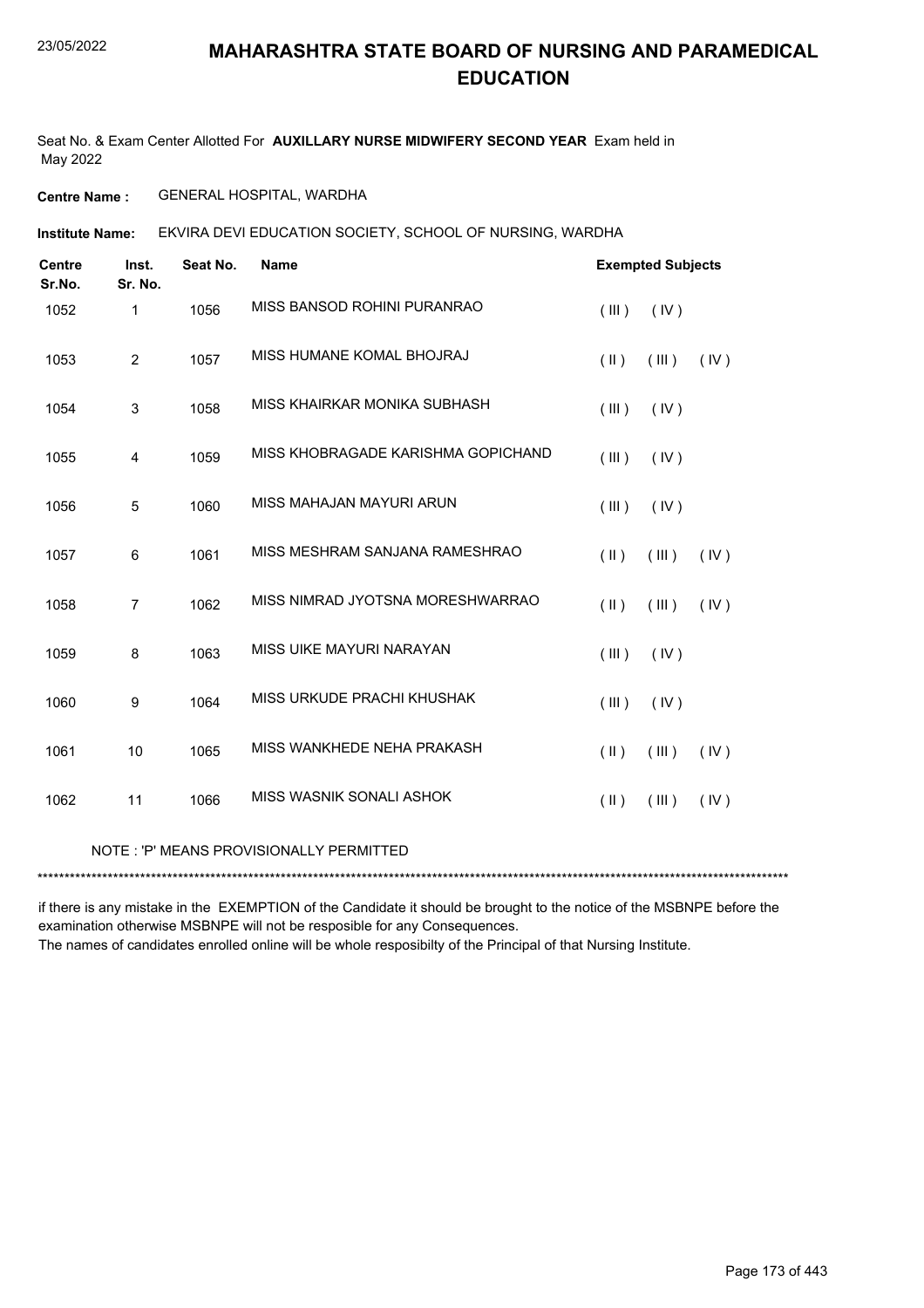# MAHARASHTRA STATE BOARD OF NURSING AND PARAMEDICAL EDUCATION

Seat No. & Exam Center Allotted For **AUXILLARY NURSE MIDWIFERY SECOND YEAR** Exam held in May 2022

**Centre Name :** GENERAL HOSPITAL, WARDHA

**Institute Name:** EKVIRA DEVI EDUCATION SOCIETY, SCHOOL OF NURSING, WARDHA

| Centre Sr.No. | Inst. Sr. No. | Seat No. | Name | Exempted Subjects |
|---|---|---|---|---|
| 1052 | 1 | 1056 | MISS BANSOD ROHINI PURANRAO | ( III ) ( IV ) |
| 1053 | 2 | 1057 | MISS HUMANE KOMAL BHOJRAJ | ( II ) ( III ) ( IV ) |
| 1054 | 3 | 1058 | MISS KHAIRKAR MONIKA SUBHASH | ( III ) ( IV ) |
| 1055 | 4 | 1059 | MISS KHOBRAGADE KARISHMA GOPICHAND | ( III ) ( IV ) |
| 1056 | 5 | 1060 | MISS MAHAJAN MAYURI ARUN | ( III ) ( IV ) |
| 1057 | 6 | 1061 | MISS MESHRAM SANJANA RAMESHRAO | ( II ) ( III ) ( IV ) |
| 1058 | 7 | 1062 | MISS NIMRAD JYOTSNA MORESHWARRAO | ( II ) ( III ) ( IV ) |
| 1059 | 8 | 1063 | MISS UIKE MAYURI NARAYAN | ( III ) ( IV ) |
| 1060 | 9 | 1064 | MISS URKUDE PRACHI KHUSHAK | ( III ) ( IV ) |
| 1061 | 10 | 1065 | MISS WANKHEDE NEHA PRAKASH | ( II ) ( III ) ( IV ) |
| 1062 | 11 | 1066 | MISS WASNIK SONALI ASHOK | ( II ) ( III ) ( IV ) |

NOTE : 'P' MEANS PROVISIONALLY PERMITTED

*******************************************************************************************************************************************

if there is any mistake in the EXEMPTION of the Candidate it should be brought to the notice of the MSBNPE before the examination otherwise MSBNPE will not be resposible for any Consequences.
The names of candidates enrolled online will be whole resposibilty of the Principal of that Nursing Institute.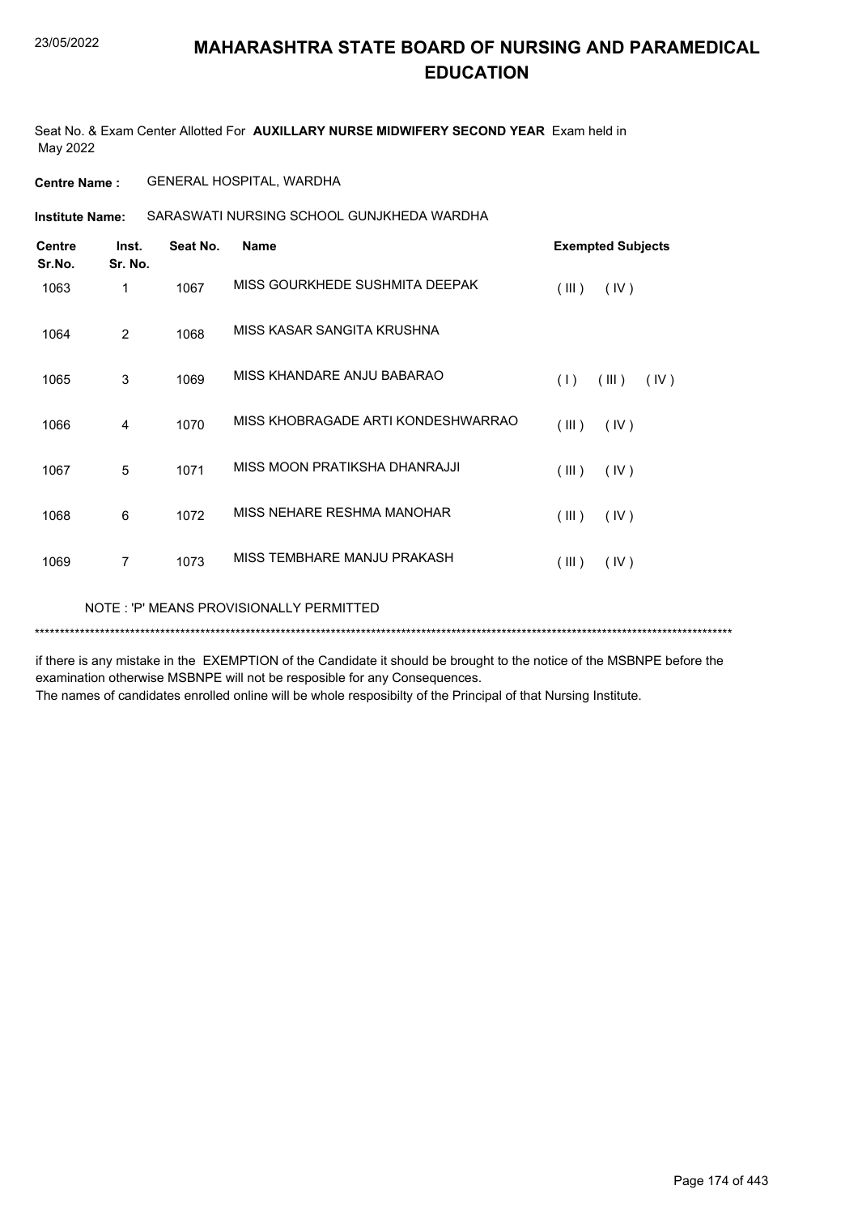# MAHARASHTRA STATE BOARD OF NURSING AND PARAMEDICAL EDUCATION

Seat No. & Exam Center Allotted For **AUXILLARY NURSE MIDWIFERY SECOND YEAR** Exam held in May 2022

**Centre Name :** GENERAL HOSPITAL, WARDHA

**Institute Name:** SARASWATI NURSING SCHOOL GUNJKHEDA WARDHA

| Centre Sr.No. | Inst. Sr. No. | Seat No. | Name | Exempted Subjects |
|---|---|---|---|---|
| 1063 | 1 | 1067 | MISS GOURKHEDE SUSHMITA DEEPAK | ( III ) ( IV ) |
| 1064 | 2 | 1068 | MISS KASAR SANGITA KRUSHNA | |
| 1065 | 3 | 1069 | MISS KHANDARE ANJU BABARAO | ( I ) ( III ) ( IV ) |
| 1066 | 4 | 1070 | MISS KHOBRAGADE ARTI KONDESHWARRAO | ( III ) ( IV ) |
| 1067 | 5 | 1071 | MISS MOON PRATIKSHA DHANRAJJI | ( III ) ( IV ) |
| 1068 | 6 | 1072 | MISS NEHARE RESHMA MANOHAR | ( III ) ( IV ) |
| 1069 | 7 | 1073 | MISS TEMBHARE MANJU PRAKASH | ( III ) ( IV ) |

NOTE : 'P' MEANS PROVISIONALLY PERMITTED

*******************************************************************************************************************************************

if there is any mistake in the EXEMPTION of the Candidate it should be brought to the notice of the MSBNPE before the examination otherwise MSBNPE will not be resposible for any Consequences.

The names of candidates enrolled online will be whole resposibilty of the Principal of that Nursing Institute.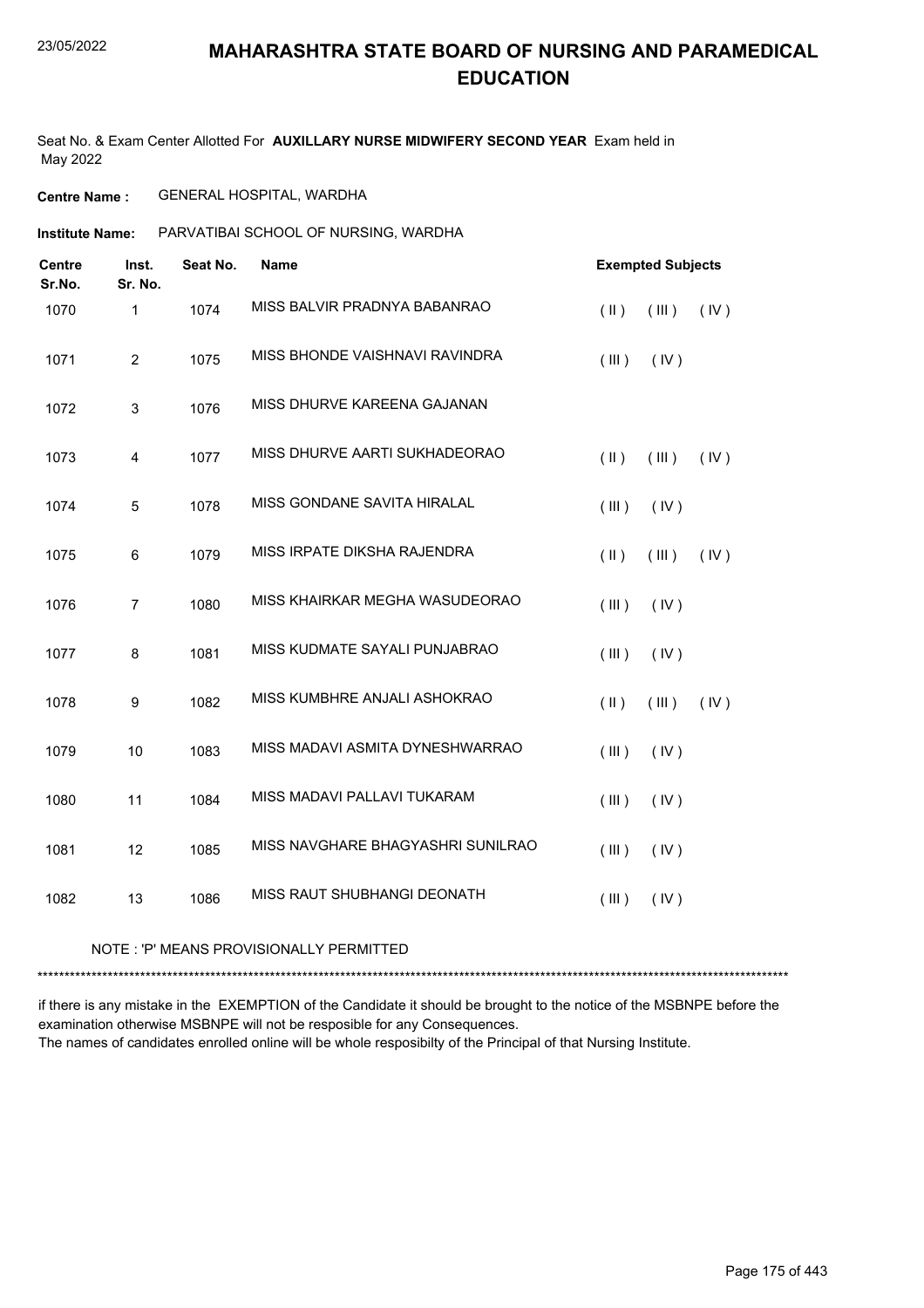# MAHARASHTRA STATE BOARD OF NURSING AND PARAMEDICAL EDUCATION

Seat No. & Exam Center Allotted For **AUXILLARY NURSE MIDWIFERY SECOND YEAR** Exam held in May 2022

**Centre Name :** GENERAL HOSPITAL, WARDHA

**Institute Name:** PARVATIBAI SCHOOL OF NURSING, WARDHA

| Centre Sr.No. | Inst. Sr. No. | Seat No. | Name | Exempted Subjects |
|---|---|---|---|---|
| 1070 | 1 | 1074 | MISS BALVIR PRADNYA BABANRAO | ( II ) ( III ) ( IV ) |
| 1071 | 2 | 1075 | MISS BHONDE VAISHNAVI RAVINDRA | ( III ) ( IV ) |
| 1072 | 3 | 1076 | MISS DHURVE KAREENA GAJANAN | |
| 1073 | 4 | 1077 | MISS DHURVE AARTI SUKHADEORAO | ( II ) ( III ) ( IV ) |
| 1074 | 5 | 1078 | MISS GONDANE SAVITA HIRALAL | ( III ) ( IV ) |
| 1075 | 6 | 1079 | MISS IRPATE DIKSHA RAJENDRA | ( II ) ( III ) ( IV ) |
| 1076 | 7 | 1080 | MISS KHAIRKAR MEGHA WASUDEORAO | ( III ) ( IV ) |
| 1077 | 8 | 1081 | MISS KUDMATE SAYALI PUNJABRAO | ( III ) ( IV ) |
| 1078 | 9 | 1082 | MISS KUMBHRE ANJALI ASHOKRAO | ( II ) ( III ) ( IV ) |
| 1079 | 10 | 1083 | MISS MADAVI ASMITA DYNESHWARRAO | ( III ) ( IV ) |
| 1080 | 11 | 1084 | MISS MADAVI PALLAVI TUKARAM | ( III ) ( IV ) |
| 1081 | 12 | 1085 | MISS NAVGHARE BHAGYASHRI SUNILRAO | ( III ) ( IV ) |
| 1082 | 13 | 1086 | MISS RAUT SHUBHANGI DEONATH | ( III ) ( IV ) |

NOTE : 'P' MEANS PROVISIONALLY PERMITTED

***************************************************************************************************************************************

if there is any mistake in the EXEMPTION of the Candidate it should be brought to the notice of the MSBNPE before the examination otherwise MSBNPE will not be resposible for any Consequences.

The names of candidates enrolled online will be whole resposibilty of the Principal of that Nursing Institute.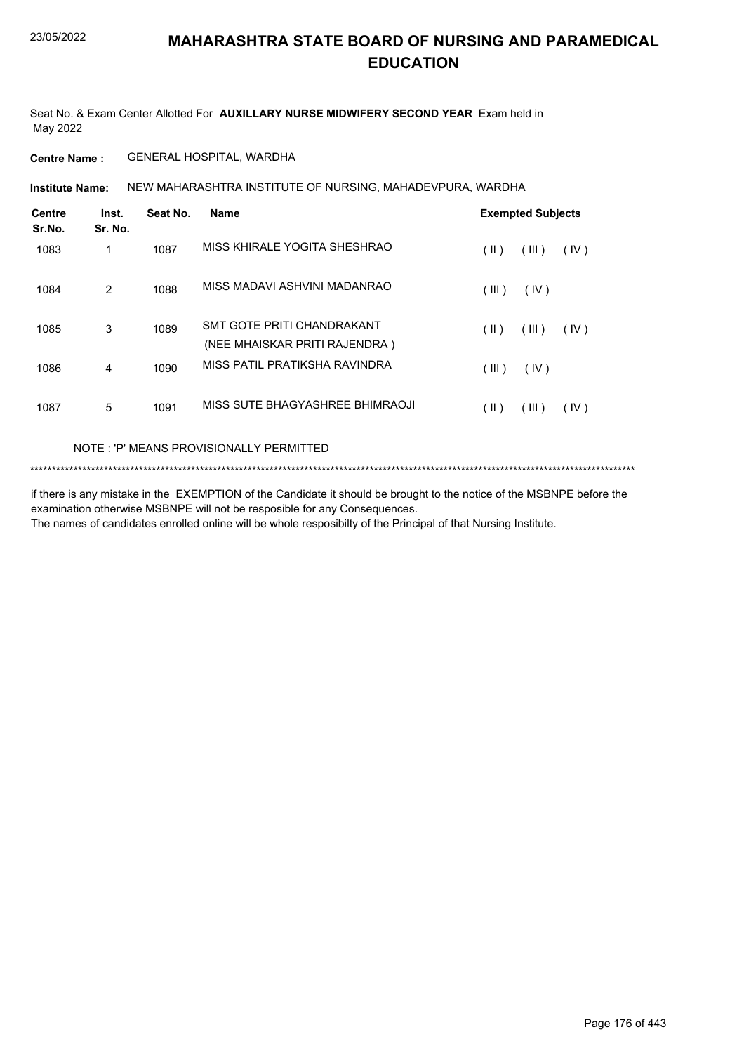# MAHARASHTRA STATE BOARD OF NURSING AND PARAMEDICAL EDUCATION

Seat No. & Exam Center Allotted For **AUXILLARY NURSE MIDWIFERY SECOND YEAR** Exam held in May 2022

**Centre Name :** GENERAL HOSPITAL, WARDHA

**Institute Name:** NEW MAHARASHTRA INSTITUTE OF NURSING, MAHADEVPURA, WARDHA

| Centre Sr.No. | Inst. Sr. No. | Seat No. | Name | Exempted Subjects |
|---|---|---|---|---|
| 1083 | 1 | 1087 | MISS KHIRALE YOGITA SHESHRAO | ( II ) ( III ) ( IV ) |
| 1084 | 2 | 1088 | MISS MADAVI ASHVINI MADANRAO | ( III ) ( IV ) |
| 1085 | 3 | 1089 | SMT GOTE PRITI CHANDRAKANT (NEE MHAISKAR PRITI RAJENDRA ) | ( II ) ( III ) ( IV ) |
| 1086 | 4 | 1090 | MISS PATIL PRATIKSHA RAVINDRA | ( III ) ( IV ) |
| 1087 | 5 | 1091 | MISS SUTE BHAGYASHREE BHIMRAOJI | ( II ) ( III ) ( IV ) |

NOTE : 'P' MEANS PROVISIONALLY PERMITTED

******************************************************************************************************************************************

if there is any mistake in the EXEMPTION of the Candidate it should be brought to the notice of the MSBNPE before the examination otherwise MSBNPE will not be resposible for any Consequences.
The names of candidates enrolled online will be whole resposibilty of the Principal of that Nursing Institute.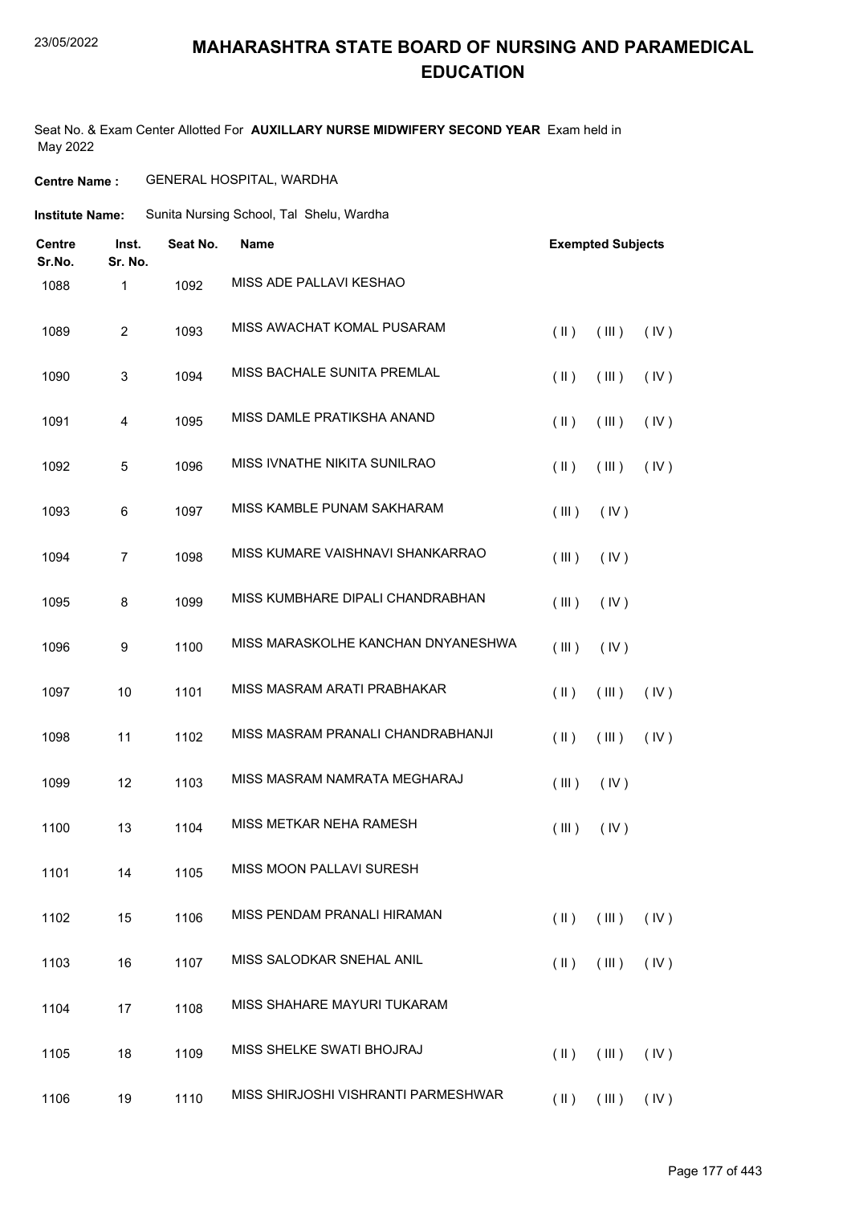# MAHARASHTRA STATE BOARD OF NURSING AND PARAMEDICAL EDUCATION

Seat No. & Exam Center Allotted For **AUXILLARY NURSE MIDWIFERY SECOND YEAR** Exam held in May 2022

**Centre Name :** GENERAL HOSPITAL, WARDHA

**Institute Name:** Sunita Nursing School, Tal Shelu, Wardha

| Centre Sr.No. | Inst. Sr. No. | Seat No. | Name | Exempted Subjects |
|---|---|---|---|---|
| 1088 | 1 | 1092 | MISS ADE PALLAVI KESHAO | |
| 1089 | 2 | 1093 | MISS AWACHAT KOMAL PUSARAM | ( II ) ( III ) ( IV ) |
| 1090 | 3 | 1094 | MISS BACHALE SUNITA PREMLAL | ( II ) ( III ) ( IV ) |
| 1091 | 4 | 1095 | MISS DAMLE PRATIKSHA ANAND | ( II ) ( III ) ( IV ) |
| 1092 | 5 | 1096 | MISS IVNATHE NIKITA SUNILRAO | ( II ) ( III ) ( IV ) |
| 1093 | 6 | 1097 | MISS KAMBLE PUNAM SAKHARAM | ( III ) ( IV ) |
| 1094 | 7 | 1098 | MISS KUMARE VAISHNAVI SHANKARRAO | ( III ) ( IV ) |
| 1095 | 8 | 1099 | MISS KUMBHARE DIPALI CHANDRABHAN | ( III ) ( IV ) |
| 1096 | 9 | 1100 | MISS MARASKOLHE KANCHAN DNYANESHWA | ( III ) ( IV ) |
| 1097 | 10 | 1101 | MISS MASRAM ARATI PRABHAKAR | ( II ) ( III ) ( IV ) |
| 1098 | 11 | 1102 | MISS MASRAM PRANALI CHANDRABHANJI | ( II ) ( III ) ( IV ) |
| 1099 | 12 | 1103 | MISS MASRAM NAMRATA MEGHARAJ | ( III ) ( IV ) |
| 1100 | 13 | 1104 | MISS METKAR NEHA RAMESH | ( III ) ( IV ) |
| 1101 | 14 | 1105 | MISS MOON PALLAVI SURESH | |
| 1102 | 15 | 1106 | MISS PENDAM PRANALI HIRAMAN | ( II ) ( III ) ( IV ) |
| 1103 | 16 | 1107 | MISS SALODKAR SNEHAL ANIL | ( II ) ( III ) ( IV ) |
| 1104 | 17 | 1108 | MISS SHAHARE MAYURI TUKARAM | |
| 1105 | 18 | 1109 | MISS SHELKE SWATI BHOJRAJ | ( II ) ( III ) ( IV ) |
| 1106 | 19 | 1110 | MISS SHIRJOSHI VISHRANTI PARMESHWAR | ( II ) ( III ) ( IV ) |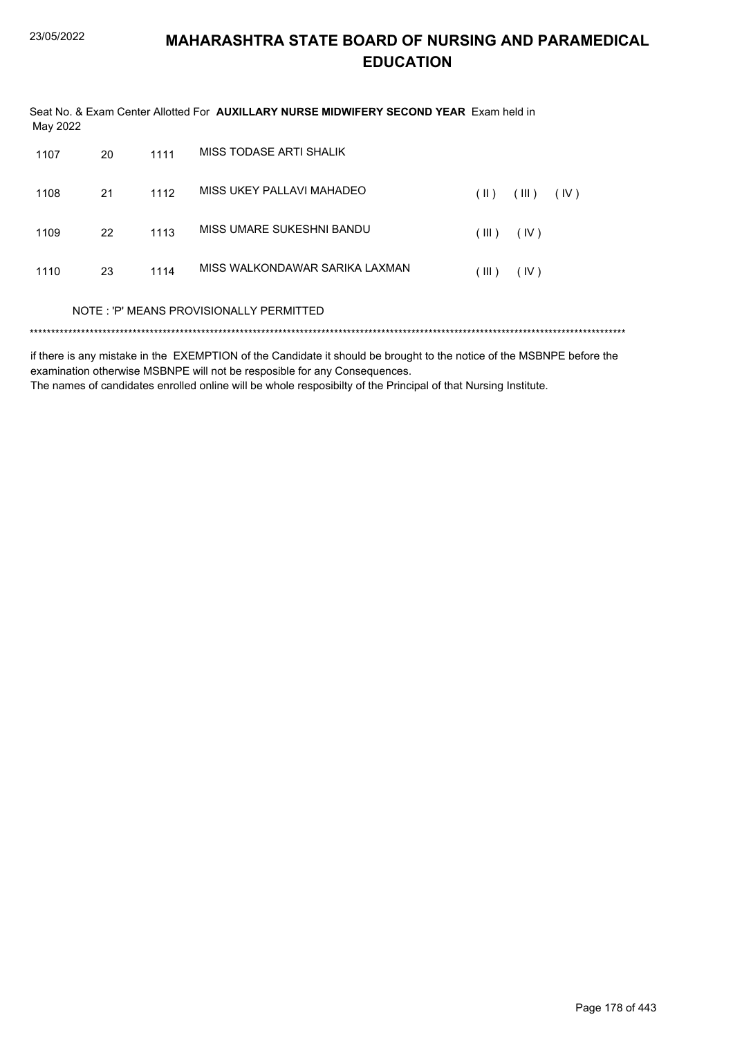# MAHARASHTRA STATE BOARD OF NURSING AND PARAMEDICAL EDUCATION

Seat No. & Exam Center Allotted For **AUXILLARY NURSE MIDWIFERY SECOND YEAR** Exam held in May 2022

| | | | | | | |
|---|---|---|---|---|---|---|
| 1107 | 20 | 1111 | MISS TODASE ARTI SHALIK | | | |
| 1108 | 21 | 1112 | MISS UKEY PALLAVI MAHADEO | ( II ) | ( III ) | ( IV ) |
| 1109 | 22 | 1113 | MISS UMARE SUKESHNI BANDU | ( III ) | ( IV ) | |
| 1110 | 23 | 1114 | MISS WALKONDAWAR SARIKA LAXMAN | ( III ) | ( IV ) | |

NOTE : 'P' MEANS PROVISIONALLY PERMITTED

******************************************************************************************************************************************

if there is any mistake in the EXEMPTION of the Candidate it should be brought to the notice of the MSBNPE before the examination otherwise MSBNPE will not be resposible for any Consequences.
The names of candidates enrolled online will be whole resposibilty of the Principal of that Nursing Institute.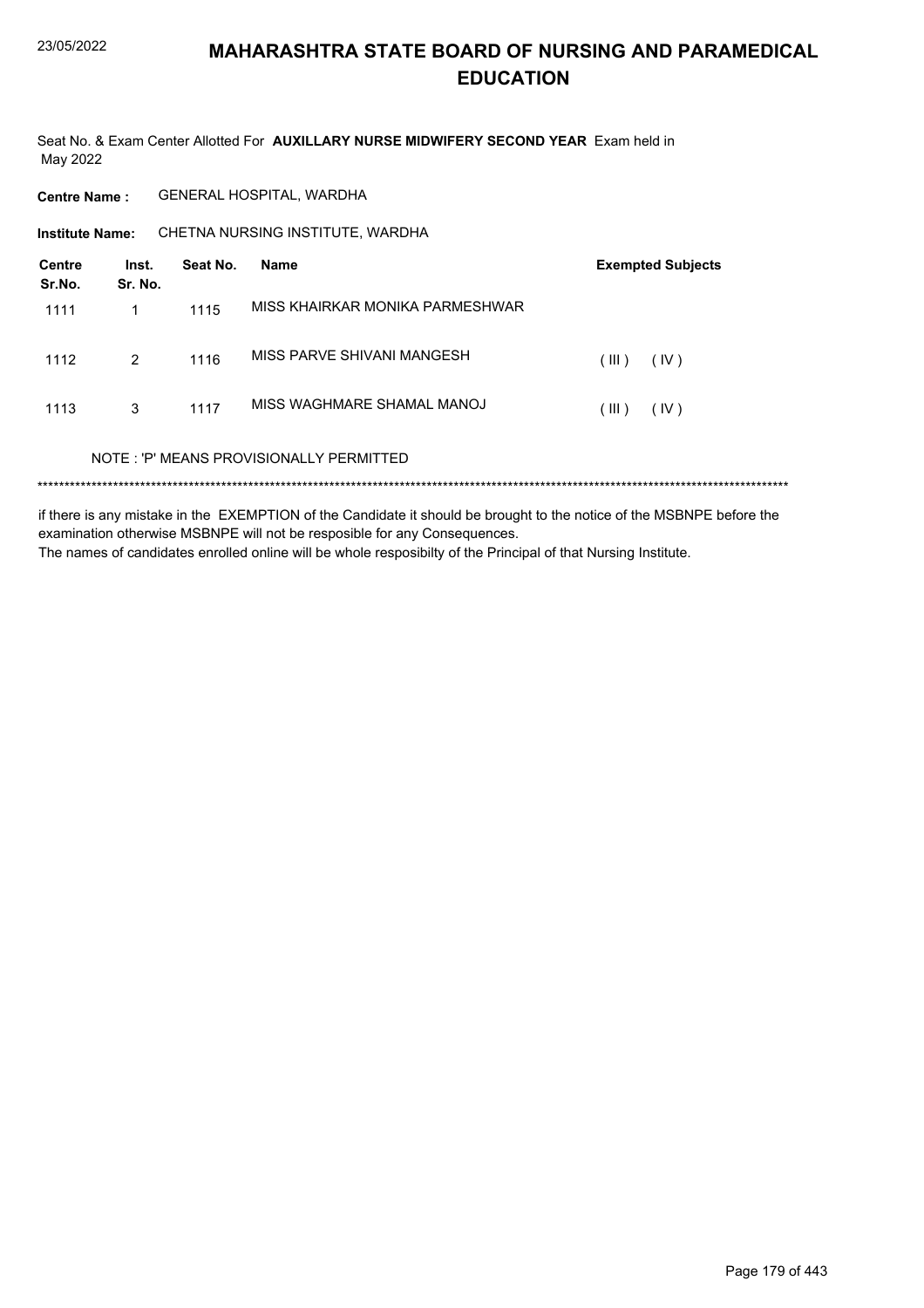# MAHARASHTRA STATE BOARD OF NURSING AND PARAMEDICAL EDUCATION

Seat No. & Exam Center Allotted For **AUXILLARY NURSE MIDWIFERY SECOND YEAR** Exam held in May 2022

**Centre Name :** GENERAL HOSPITAL, WARDHA

**Institute Name:** CHETNA NURSING INSTITUTE, WARDHA

| Centre Sr.No. | Inst. Sr. No. | Seat No. | Name | Exempted Subjects |
|---|---|---|---|---|
| 1111 | 1 | 1115 | MISS KHAIRKAR MONIKA PARMESHWAR | |
| 1112 | 2 | 1116 | MISS PARVE SHIVANI MANGESH | ( III ) ( IV ) |
| 1113 | 3 | 1117 | MISS WAGHMARE SHAMAL MANOJ | ( III ) ( IV ) |

NOTE : 'P' MEANS PROVISIONALLY PERMITTED

***********************************************************************************************************************************

if there is any mistake in the EXEMPTION of the Candidate it should be brought to the notice of the MSBNPE before the examination otherwise MSBNPE will not be resposible for any Consequences.
The names of candidates enrolled online will be whole resposibilty of the Principal of that Nursing Institute.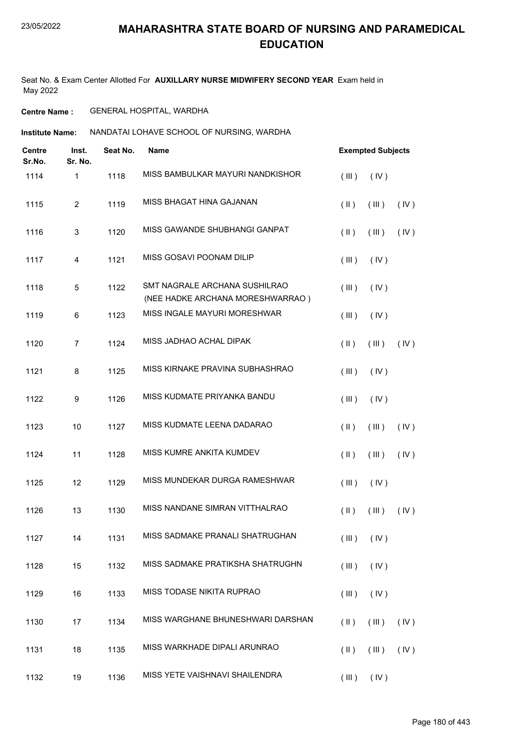# MAHARASHTRA STATE BOARD OF NURSING AND PARAMEDICAL EDUCATION

Seat No. & Exam Center Allotted For **AUXILLARY NURSE MIDWIFERY SECOND YEAR** Exam held in May 2022

**Centre Name :** GENERAL HOSPITAL, WARDHA

**Institute Name:** NANDATAI LOHAVE SCHOOL OF NURSING, WARDHA

| Centre Sr.No. | Inst. Sr. No. | Seat No. | Name | Exempted Subjects |
|---|---|---|---|---|
| 1114 | 1 | 1118 | MISS BAMBULKAR MAYURI NANDKISHOR | ( III ) ( IV ) |
| 1115 | 2 | 1119 | MISS BHAGAT HINA GAJANAN | ( II ) ( III ) ( IV ) |
| 1116 | 3 | 1120 | MISS GAWANDE SHUBHANGI GANPAT | ( II ) ( III ) ( IV ) |
| 1117 | 4 | 1121 | MISS GOSAVI POONAM DILIP | ( III ) ( IV ) |
| 1118 | 5 | 1122 | SMT NAGRALE ARCHANA SUSHILRAO (NEE HADKE ARCHANA MORESHWARRAO ) | ( III ) ( IV ) |
| 1119 | 6 | 1123 | MISS INGALE MAYURI MORESHWAR | ( III ) ( IV ) |
| 1120 | 7 | 1124 | MISS JADHAO ACHAL DIPAK | ( II ) ( III ) ( IV ) |
| 1121 | 8 | 1125 | MISS KIRNAKE PRAVINA SUBHASHRAO | ( III ) ( IV ) |
| 1122 | 9 | 1126 | MISS KUDMATE PRIYANKA BANDU | ( III ) ( IV ) |
| 1123 | 10 | 1127 | MISS KUDMATE LEENA DADARAO | ( II ) ( III ) ( IV ) |
| 1124 | 11 | 1128 | MISS KUMRE ANKITA KUMDEV | ( II ) ( III ) ( IV ) |
| 1125 | 12 | 1129 | MISS MUNDEKAR DURGA RAMESHWAR | ( III ) ( IV ) |
| 1126 | 13 | 1130 | MISS NANDANE SIMRAN VITTHALRAO | ( II ) ( III ) ( IV ) |
| 1127 | 14 | 1131 | MISS SADMAKE PRANALI SHATRUGHAN | ( III ) ( IV ) |
| 1128 | 15 | 1132 | MISS SADMAKE PRATIKSHA SHATRUGHN | ( III ) ( IV ) |
| 1129 | 16 | 1133 | MISS TODASE NIKITA RUPRAO | ( III ) ( IV ) |
| 1130 | 17 | 1134 | MISS WARGHANE BHUNESHWARI DARSHAN | ( II ) ( III ) ( IV ) |
| 1131 | 18 | 1135 | MISS WARKHADE DIPALI ARUNRAO | ( II ) ( III ) ( IV ) |
| 1132 | 19 | 1136 | MISS YETE VAISHNAVI SHAILENDRA | ( III ) ( IV ) |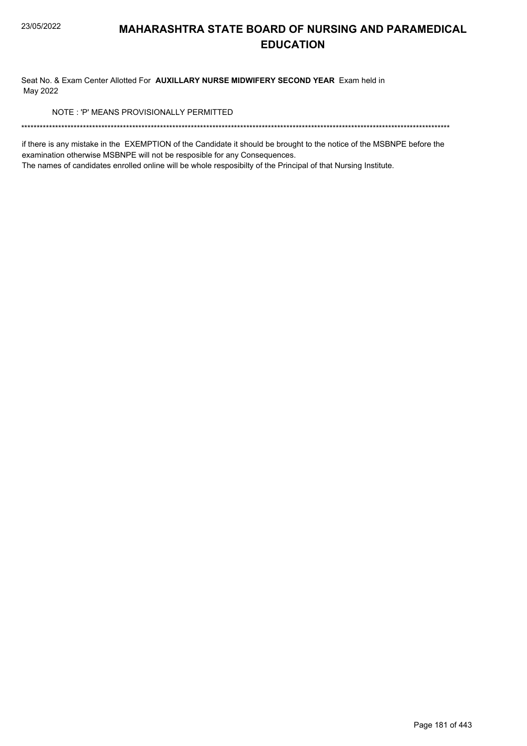# MAHARASHTRA STATE BOARD OF NURSING AND PARAMEDICAL EDUCATION

Seat No. & Exam Center Allotted For **AUXILLARY NURSE MIDWIFERY SECOND YEAR** Exam held in May 2022

NOTE : 'P' MEANS PROVISIONALLY PERMITTED

******************************************************************************************************************************************

if there is any mistake in the EXEMPTION of the Candidate it should be brought to the notice of the MSBNPE before the examination otherwise MSBNPE will not be resposible for any Consequences.
The names of candidates enrolled online will be whole resposibilty of the Principal of that Nursing Institute.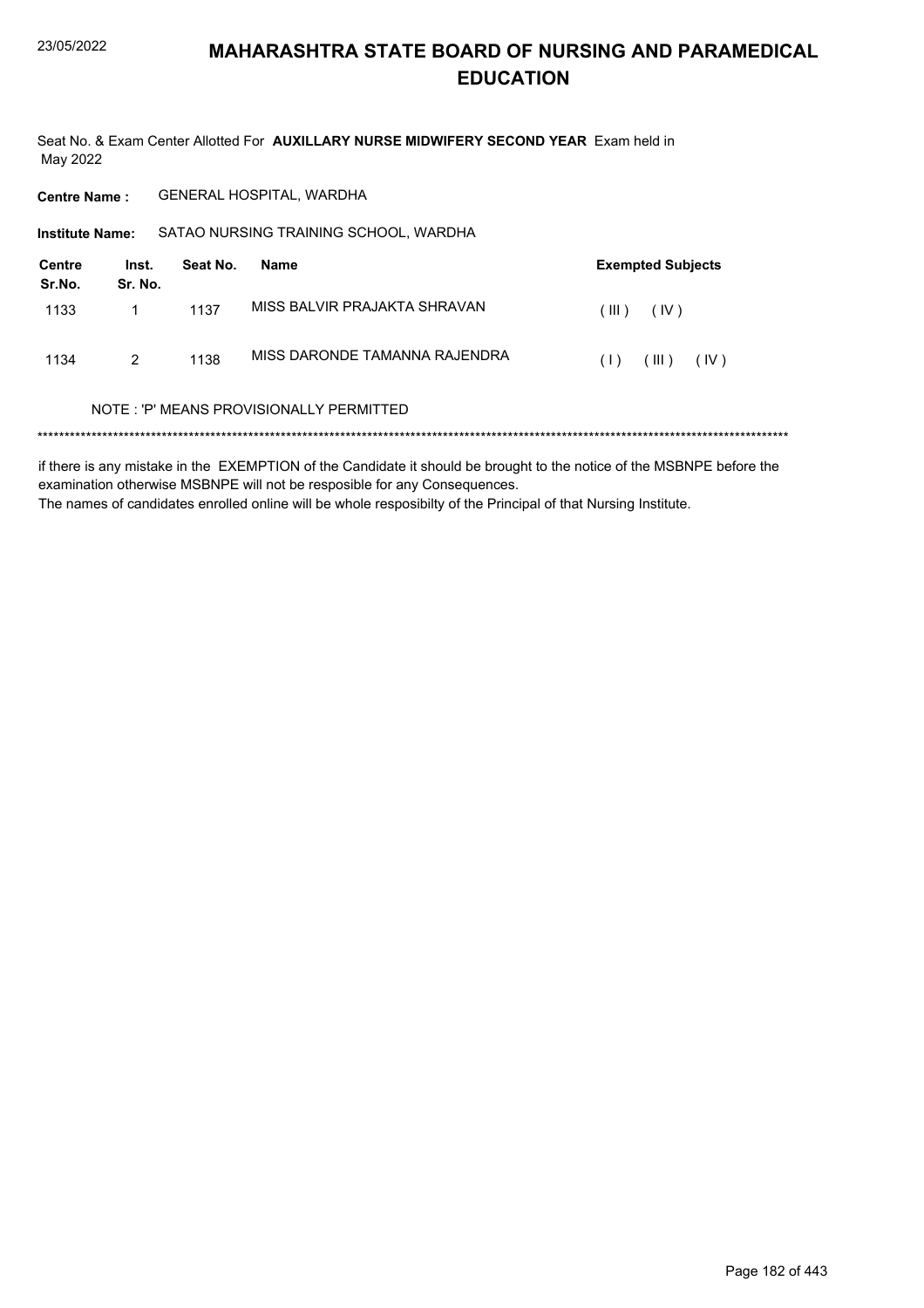# MAHARASHTRA STATE BOARD OF NURSING AND PARAMEDICAL EDUCATION

Seat No. & Exam Center Allotted For **AUXILLARY NURSE MIDWIFERY SECOND YEAR** Exam held in May 2022

**Centre Name :** GENERAL HOSPITAL, WARDHA

**Institute Name:** SATAO NURSING TRAINING SCHOOL, WARDHA

| Centre Sr.No. | Inst. Sr. No. | Seat No. | Name | Exempted Subjects |
|---|---|---|---|---|
| 1133 | 1 | 1137 | MISS BALVIR PRAJAKTA SHRAVAN | ( III ) ( IV ) |
| 1134 | 2 | 1138 | MISS DARONDE TAMANNA RAJENDRA | ( I ) ( III ) ( IV ) |

NOTE : 'P' MEANS PROVISIONALLY PERMITTED

******************************************************************************************************************************************

if there is any mistake in the EXEMPTION of the Candidate it should be brought to the notice of the MSBNPE before the examination otherwise MSBNPE will not be resposible for any Consequences.

The names of candidates enrolled online will be whole resposibilty of the Principal of that Nursing Institute.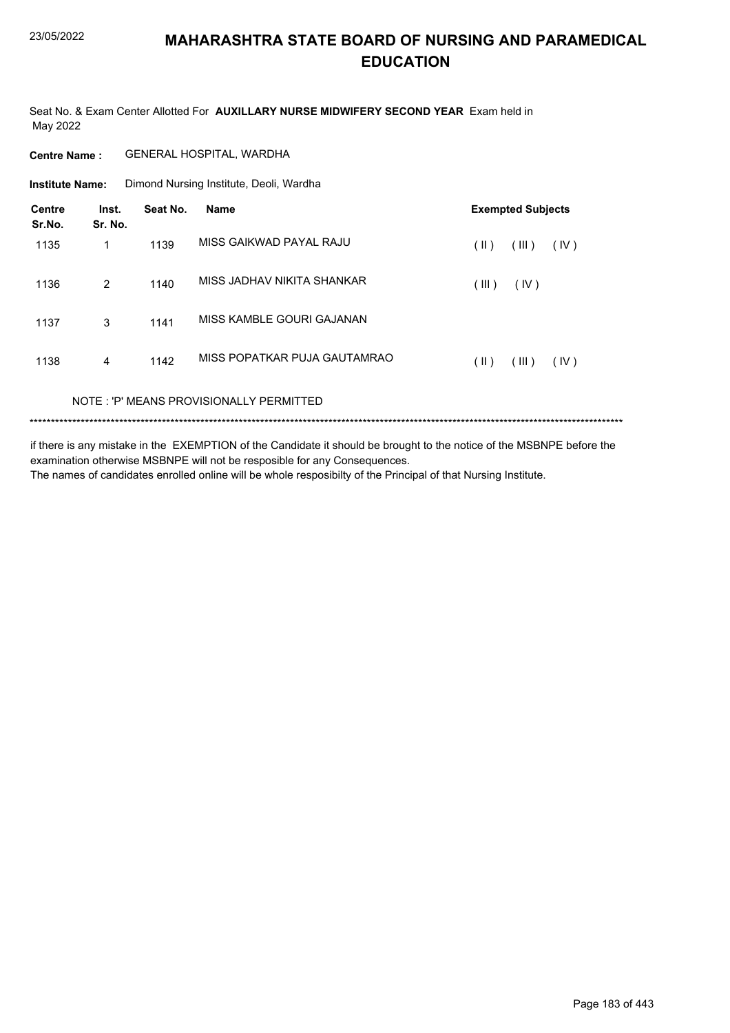# MAHARASHTRA STATE BOARD OF NURSING AND PARAMEDICAL EDUCATION

Seat No. & Exam Center Allotted For **AUXILLARY NURSE MIDWIFERY SECOND YEAR** Exam held in May 2022

**Centre Name :** GENERAL HOSPITAL, WARDHA

**Institute Name:** Dimond Nursing Institute, Deoli, Wardha

| Centre Sr.No. | Inst. Sr. No. | Seat No. | Name | Exempted Subjects |
|---|---|---|---|---|
| 1135 | 1 | 1139 | MISS GAIKWAD PAYAL RAJU | ( II ) ( III ) ( IV ) |
| 1136 | 2 | 1140 | MISS JADHAV NIKITA SHANKAR | ( III ) ( IV ) |
| 1137 | 3 | 1141 | MISS KAMBLE GOURI GAJANAN | |
| 1138 | 4 | 1142 | MISS POPATKAR PUJA GAUTAMRAO | ( II ) ( III ) ( IV ) |

NOTE : 'P' MEANS PROVISIONALLY PERMITTED

*******************************************************************************************************************************************

if there is any mistake in the EXEMPTION of the Candidate it should be brought to the notice of the MSBNPE before the examination otherwise MSBNPE will not be resposible for any Consequences.
The names of candidates enrolled online will be whole resposibilty of the Principal of that Nursing Institute.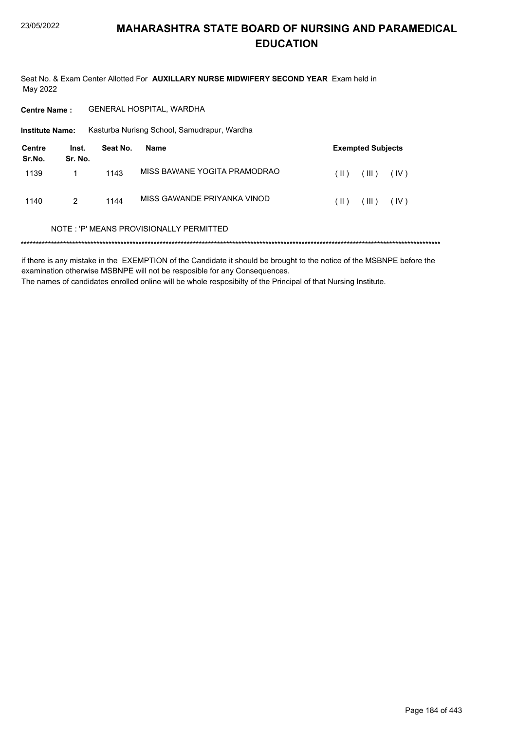# MAHARASHTRA STATE BOARD OF NURSING AND PARAMEDICAL EDUCATION

Seat No. & Exam Center Allotted For **AUXILLARY NURSE MIDWIFERY SECOND YEAR** Exam held in May 2022

**Centre Name :** GENERAL HOSPITAL, WARDHA

**Institute Name:** Kasturba Nurisng School, Samudrapur, Wardha

| Centre Sr.No. | Inst. Sr. No. | Seat No. | Name | Exempted Subjects |
|---|---|---|---|---|
| 1139 | 1 | 1143 | MISS BAWANE YOGITA PRAMODRAO | ( II ) ( III ) ( IV ) |
| 1140 | 2 | 1144 | MISS GAWANDE PRIYANKA VINOD | ( II ) ( III ) ( IV ) |

NOTE : 'P' MEANS PROVISIONALLY PERMITTED

*******************************************************************************************************************************************

if there is any mistake in the EXEMPTION of the Candidate it should be brought to the notice of the MSBNPE before the examination otherwise MSBNPE will not be resposible for any Consequences.

The names of candidates enrolled online will be whole resposibilty of the Principal of that Nursing Institute.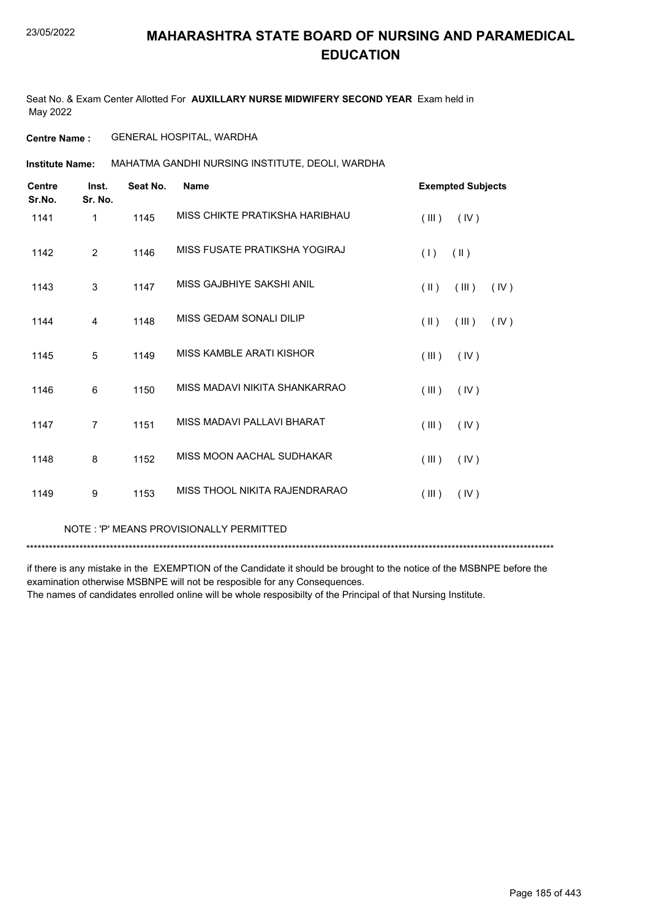# MAHARASHTRA STATE BOARD OF NURSING AND PARAMEDICAL EDUCATION

Seat No. & Exam Center Allotted For **AUXILLARY NURSE MIDWIFERY SECOND YEAR** Exam held in May 2022

**Centre Name :** GENERAL HOSPITAL, WARDHA

**Institute Name:** MAHATMA GANDHI NURSING INSTITUTE, DEOLI, WARDHA

| Centre Sr.No. | Inst. Sr. No. | Seat No. | Name | Exempted Subjects |
|---|---|---|---|---|
| 1141 | 1 | 1145 | MISS CHIKTE PRATIKSHA HARIBHAU | ( III ) ( IV ) |
| 1142 | 2 | 1146 | MISS FUSATE PRATIKSHA YOGIRAJ | ( I ) ( II ) |
| 1143 | 3 | 1147 | MISS GAJBHIYE SAKSHI ANIL | ( II ) ( III ) ( IV ) |
| 1144 | 4 | 1148 | MISS GEDAM SONALI DILIP | ( II ) ( III ) ( IV ) |
| 1145 | 5 | 1149 | MISS KAMBLE ARATI KISHOR | ( III ) ( IV ) |
| 1146 | 6 | 1150 | MISS MADAVI NIKITA SHANKARRAO | ( III ) ( IV ) |
| 1147 | 7 | 1151 | MISS MADAVI PALLAVI BHARAT | ( III ) ( IV ) |
| 1148 | 8 | 1152 | MISS MOON AACHAL SUDHAKAR | ( III ) ( IV ) |
| 1149 | 9 | 1153 | MISS THOOL NIKITA RAJENDRARAO | ( III ) ( IV ) |

NOTE : 'P' MEANS PROVISIONALLY PERMITTED

*******************************************************************************************************************************************

if there is any mistake in the EXEMPTION of the Candidate it should be brought to the notice of the MSBNPE before the examination otherwise MSBNPE will not be resposible for any Consequences.
The names of candidates enrolled online will be whole resposibilty of the Principal of that Nursing Institute.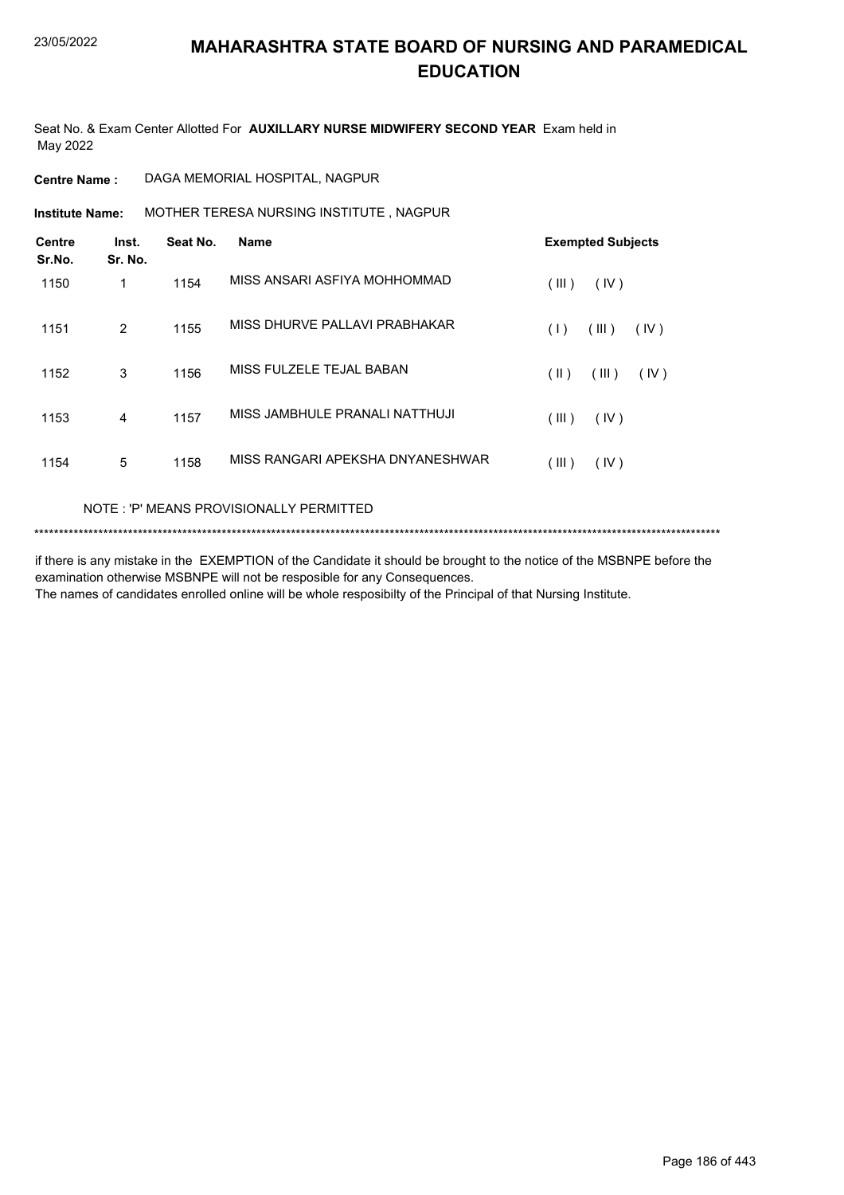# MAHARASHTRA STATE BOARD OF NURSING AND PARAMEDICAL EDUCATION

Seat No. & Exam Center Allotted For **AUXILLARY NURSE MIDWIFERY SECOND YEAR** Exam held in May 2022

**Centre Name :** DAGA MEMORIAL HOSPITAL, NAGPUR

**Institute Name:** MOTHER TERESA NURSING INSTITUTE , NAGPUR

| Centre Sr.No. | Inst. Sr. No. | Seat No. | Name | Exempted Subjects |
|---|---|---|---|---|
| 1150 | 1 | 1154 | MISS ANSARI ASFIYA MOHHOMMAD | ( III ) ( IV ) |
| 1151 | 2 | 1155 | MISS DHURVE PALLAVI PRABHAKAR | ( I ) ( III ) ( IV ) |
| 1152 | 3 | 1156 | MISS FULZELE TEJAL BABAN | ( II ) ( III ) ( IV ) |
| 1153 | 4 | 1157 | MISS JAMBHULE PRANALI NATTHUJI | ( III ) ( IV ) |
| 1154 | 5 | 1158 | MISS RANGARI APEKSHA DNYANESHWAR | ( III ) ( IV ) |

NOTE : 'P' MEANS PROVISIONALLY PERMITTED

*******************************************************************************************************************************************

if there is any mistake in the EXEMPTION of the Candidate it should be brought to the notice of the MSBNPE before the examination otherwise MSBNPE will not be resposible for any Consequences.
The names of candidates enrolled online will be whole resposibilty of the Principal of that Nursing Institute.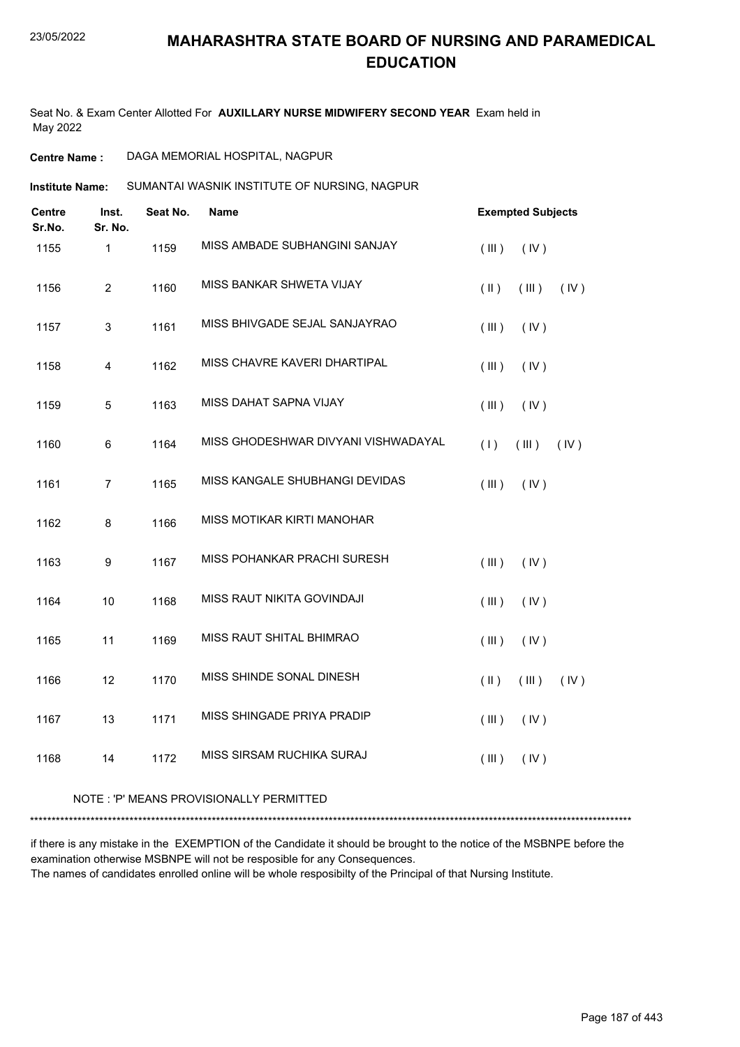# MAHARASHTRA STATE BOARD OF NURSING AND PARAMEDICAL EDUCATION

23/05/2022

Seat No. & Exam Center Allotted For **AUXILLARY NURSE MIDWIFERY SECOND YEAR** Exam held in May 2022

**Centre Name :** DAGA MEMORIAL HOSPITAL, NAGPUR

**Institute Name:** SUMANTAI WASNIK INSTITUTE OF NURSING, NAGPUR

| Centre Sr.No. | Inst. Sr. No. | Seat No. | Name | Exempted Subjects |
|---|---|---|---|---|
| 1155 | 1 | 1159 | MISS AMBADE SUBHANGINI SANJAY | ( III ) ( IV ) |
| 1156 | 2 | 1160 | MISS BANKAR SHWETA VIJAY | ( II ) ( III ) ( IV ) |
| 1157 | 3 | 1161 | MISS BHIVGADE SEJAL SANJAYRAO | ( III ) ( IV ) |
| 1158 | 4 | 1162 | MISS CHAVRE KAVERI DHARTIPAL | ( III ) ( IV ) |
| 1159 | 5 | 1163 | MISS DAHAT SAPNA VIJAY | ( III ) ( IV ) |
| 1160 | 6 | 1164 | MISS GHODESHWAR DIVYANI VISHWADAYAL | ( I ) ( III ) ( IV ) |
| 1161 | 7 | 1165 | MISS KANGALE SHUBHANGI DEVIDAS | ( III ) ( IV ) |
| 1162 | 8 | 1166 | MISS MOTIKAR KIRTI MANOHAR | |
| 1163 | 9 | 1167 | MISS POHANKAR PRACHI SURESH | ( III ) ( IV ) |
| 1164 | 10 | 1168 | MISS RAUT NIKITA GOVINDAJI | ( III ) ( IV ) |
| 1165 | 11 | 1169 | MISS RAUT SHITAL BHIMRAO | ( III ) ( IV ) |
| 1166 | 12 | 1170 | MISS SHINDE SONAL DINESH | ( II ) ( III ) ( IV ) |
| 1167 | 13 | 1171 | MISS SHINGADE PRIYA PRADIP | ( III ) ( IV ) |
| 1168 | 14 | 1172 | MISS SIRSAM RUCHIKA SURAJ | ( III ) ( IV ) |

NOTE : 'P' MEANS PROVISIONALLY PERMITTED

*******************************************************************************************************************************************

if there is any mistake in the EXEMPTION of the Candidate it should be brought to the notice of the MSBNPE before the examination otherwise MSBNPE will not be resposible for any Consequences.
The names of candidates enrolled online will be whole resposibilty of the Principal of that Nursing Institute.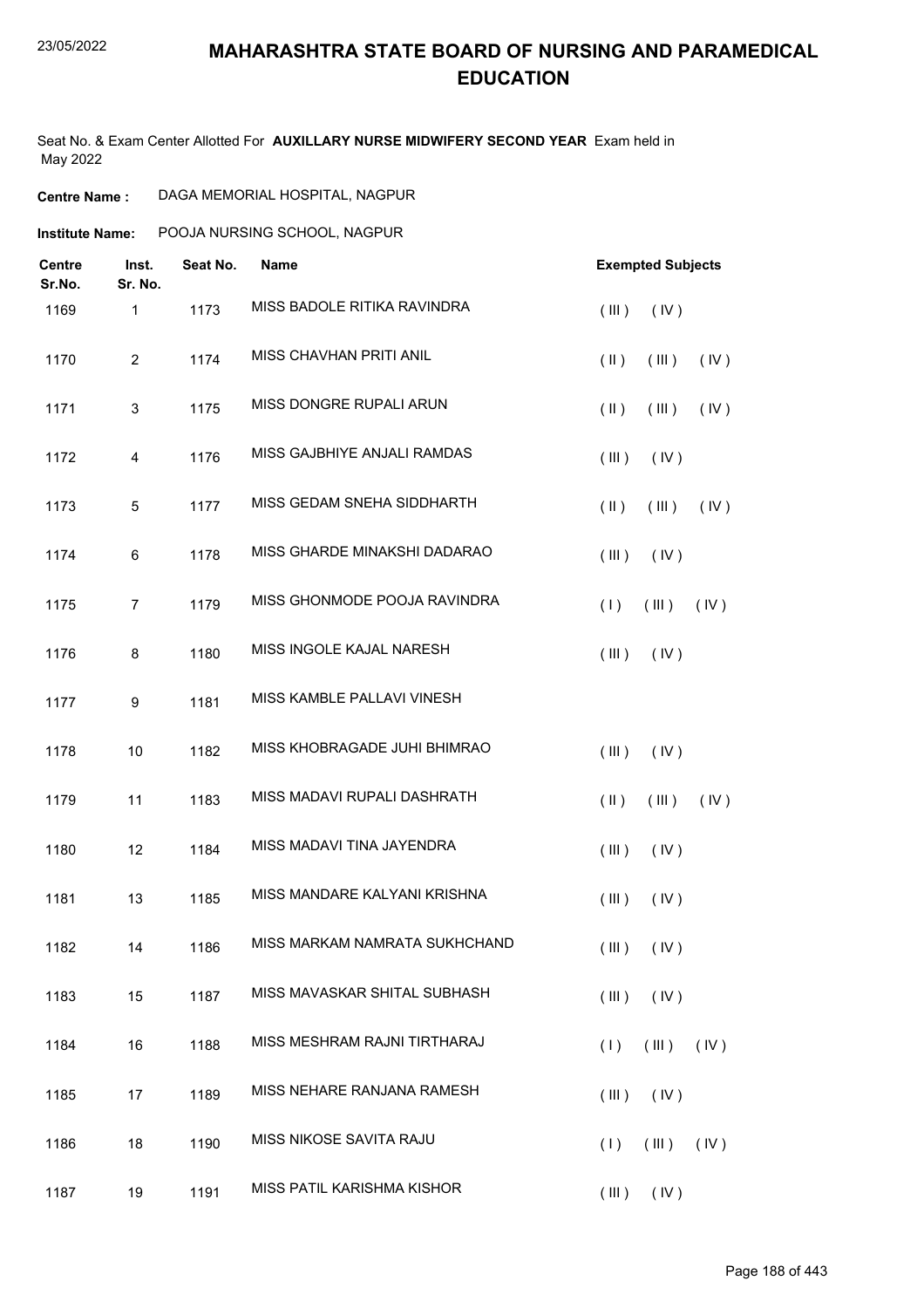# MAHARASHTRA STATE BOARD OF NURSING AND PARAMEDICAL EDUCATION

Seat No. & Exam Center Allotted For **AUXILLARY NURSE MIDWIFERY SECOND YEAR** Exam held in May 2022

**Centre Name :** DAGA MEMORIAL HOSPITAL, NAGPUR

**Institute Name:** POOJA NURSING SCHOOL, NAGPUR

| Centre Sr.No. | Inst. Sr. No. | Seat No. | Name | Exempted Subjects |
|---|---|---|---|---|
| 1169 | 1 | 1173 | MISS BADOLE RITIKA RAVINDRA | ( III ) ( IV ) |
| 1170 | 2 | 1174 | MISS CHAVHAN PRITI ANIL | ( II ) ( III ) ( IV ) |
| 1171 | 3 | 1175 | MISS DONGRE RUPALI ARUN | ( II ) ( III ) ( IV ) |
| 1172 | 4 | 1176 | MISS GAJBHIYE ANJALI RAMDAS | ( III ) ( IV ) |
| 1173 | 5 | 1177 | MISS GEDAM SNEHA SIDDHARTH | ( II ) ( III ) ( IV ) |
| 1174 | 6 | 1178 | MISS GHARDE MINAKSHI DADARAO | ( III ) ( IV ) |
| 1175 | 7 | 1179 | MISS GHONMODE POOJA RAVINDRA | ( I ) ( III ) ( IV ) |
| 1176 | 8 | 1180 | MISS INGOLE KAJAL NARESH | ( III ) ( IV ) |
| 1177 | 9 | 1181 | MISS KAMBLE PALLAVI VINESH | |
| 1178 | 10 | 1182 | MISS KHOBRAGADE JUHI BHIMRAO | ( III ) ( IV ) |
| 1179 | 11 | 1183 | MISS MADAVI RUPALI DASHRATH | ( II ) ( III ) ( IV ) |
| 1180 | 12 | 1184 | MISS MADAVI TINA JAYENDRA | ( III ) ( IV ) |
| 1181 | 13 | 1185 | MISS MANDARE KALYANI KRISHNA | ( III ) ( IV ) |
| 1182 | 14 | 1186 | MISS MARKAM NAMRATA SUKHCHAND | ( III ) ( IV ) |
| 1183 | 15 | 1187 | MISS MAVASKAR SHITAL SUBHASH | ( III ) ( IV ) |
| 1184 | 16 | 1188 | MISS MESHRAM RAJNI TIRTHARAJ | ( I ) ( III ) ( IV ) |
| 1185 | 17 | 1189 | MISS NEHARE RANJANA RAMESH | ( III ) ( IV ) |
| 1186 | 18 | 1190 | MISS NIKOSE SAVITA RAJU | ( I ) ( III ) ( IV ) |
| 1187 | 19 | 1191 | MISS PATIL KARISHMA KISHOR | ( III ) ( IV ) |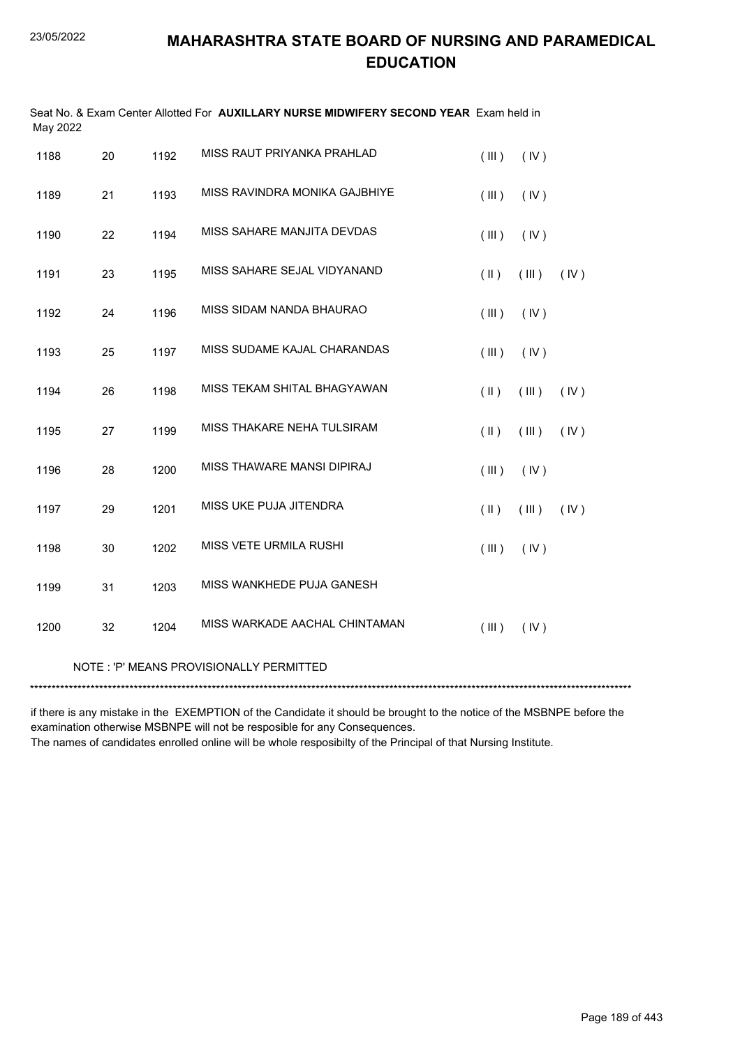# MAHARASHTRA STATE BOARD OF NURSING AND PARAMEDICAL EDUCATION

Seat No. & Exam Center Allotted For **AUXILLARY NURSE MIDWIFERY SECOND YEAR** Exam held in May 2022

| | | | | | | |
|---|---|---|---|---|---|---|
| 1188 | 20 | 1192 | MISS RAUT PRIYANKA PRAHLAD | ( III ) | ( IV ) | |
| 1189 | 21 | 1193 | MISS RAVINDRA MONIKA GAJBHIYE | ( III ) | ( IV ) | |
| 1190 | 22 | 1194 | MISS SAHARE MANJITA DEVDAS | ( III ) | ( IV ) | |
| 1191 | 23 | 1195 | MISS SAHARE SEJAL VIDYANAND | ( II ) | ( III ) | ( IV ) |
| 1192 | 24 | 1196 | MISS SIDAM NANDA BHAURAO | ( III ) | ( IV ) | |
| 1193 | 25 | 1197 | MISS SUDAME KAJAL CHARANDAS | ( III ) | ( IV ) | |
| 1194 | 26 | 1198 | MISS TEKAM SHITAL BHAGYAWAN | ( II ) | ( III ) | ( IV ) |
| 1195 | 27 | 1199 | MISS THAKARE NEHA TULSIRAM | ( II ) | ( III ) | ( IV ) |
| 1196 | 28 | 1200 | MISS THAWARE MANSI DIPIRAJ | ( III ) | ( IV ) | |
| 1197 | 29 | 1201 | MISS UKE PUJA JITENDRA | ( II ) | ( III ) | ( IV ) |
| 1198 | 30 | 1202 | MISS VETE URMILA RUSHI | ( III ) | ( IV ) | |
| 1199 | 31 | 1203 | MISS WANKHEDE PUJA GANESH | | | |
| 1200 | 32 | 1204 | MISS WARKADE AACHAL CHINTAMAN | ( III ) | ( IV ) | |

NOTE : 'P' MEANS PROVISIONALLY PERMITTED

*******************************************************************************************************************************************

if there is any mistake in the EXEMPTION of the Candidate it should be brought to the notice of the MSBNPE before the examination otherwise MSBNPE will not be resposible for any Consequences.

The names of candidates enrolled online will be whole resposibilty of the Principal of that Nursing Institute.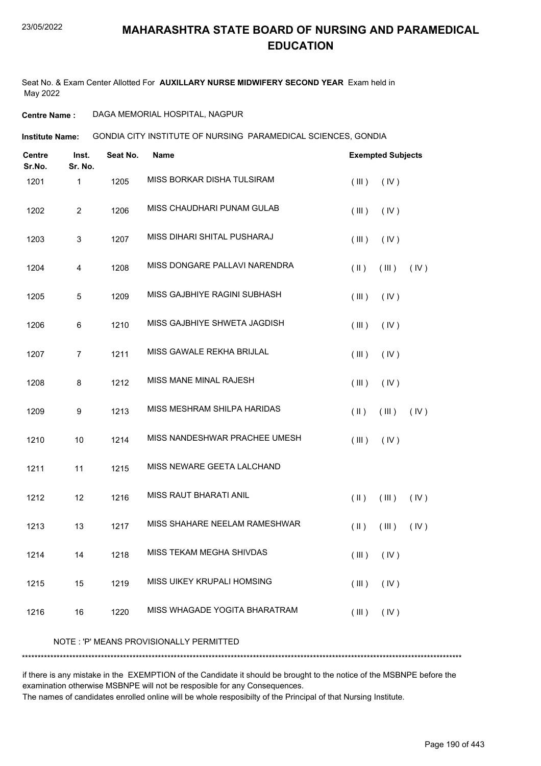# MAHARASHTRA STATE BOARD OF NURSING AND PARAMEDICAL EDUCATION

Seat No. & Exam Center Allotted For **AUXILLARY NURSE MIDWIFERY SECOND YEAR** Exam held in May 2022

**Centre Name :** DAGA MEMORIAL HOSPITAL, NAGPUR

**Institute Name:** GONDIA CITY INSTITUTE OF NURSING PARAMEDICAL SCIENCES, GONDIA

| Centre Sr.No. | Inst. Sr. No. | Seat No. | Name | Exempted Subjects |
|---|---|---|---|---|
| 1201 | 1 | 1205 | MISS BORKAR DISHA TULSIRAM | ( III ) ( IV ) |
| 1202 | 2 | 1206 | MISS CHAUDHARI PUNAM GULAB | ( III ) ( IV ) |
| 1203 | 3 | 1207 | MISS DIHARI SHITAL PUSHARAJ | ( III ) ( IV ) |
| 1204 | 4 | 1208 | MISS DONGARE PALLAVI NARENDRA | ( II ) ( III ) ( IV ) |
| 1205 | 5 | 1209 | MISS GAJBHIYE RAGINI SUBHASH | ( III ) ( IV ) |
| 1206 | 6 | 1210 | MISS GAJBHIYE SHWETA JAGDISH | ( III ) ( IV ) |
| 1207 | 7 | 1211 | MISS GAWALE REKHA BRIJLAL | ( III ) ( IV ) |
| 1208 | 8 | 1212 | MISS MANE MINAL RAJESH | ( III ) ( IV ) |
| 1209 | 9 | 1213 | MISS MESHRAM SHILPA HARIDAS | ( II ) ( III ) ( IV ) |
| 1210 | 10 | 1214 | MISS NANDESHWAR PRACHEE UMESH | ( III ) ( IV ) |
| 1211 | 11 | 1215 | MISS NEWARE GEETA LALCHAND | |
| 1212 | 12 | 1216 | MISS RAUT BHARATI ANIL | ( II ) ( III ) ( IV ) |
| 1213 | 13 | 1217 | MISS SHAHARE NEELAM RAMESHWAR | ( II ) ( III ) ( IV ) |
| 1214 | 14 | 1218 | MISS TEKAM MEGHA SHIVDAS | ( III ) ( IV ) |
| 1215 | 15 | 1219 | MISS UIKEY KRUPALI HOMSING | ( III ) ( IV ) |
| 1216 | 16 | 1220 | MISS WHAGADE YOGITA BHARATRAM | ( III ) ( IV ) |

NOTE : 'P' MEANS PROVISIONALLY PERMITTED

******************************************************************************************************************************************

if there is any mistake in the EXEMPTION of the Candidate it should be brought to the notice of the MSBNPE before the examination otherwise MSBNPE will not be resposible for any Consequences.
The names of candidates enrolled online will be whole resposibilty of the Principal of that Nursing Institute.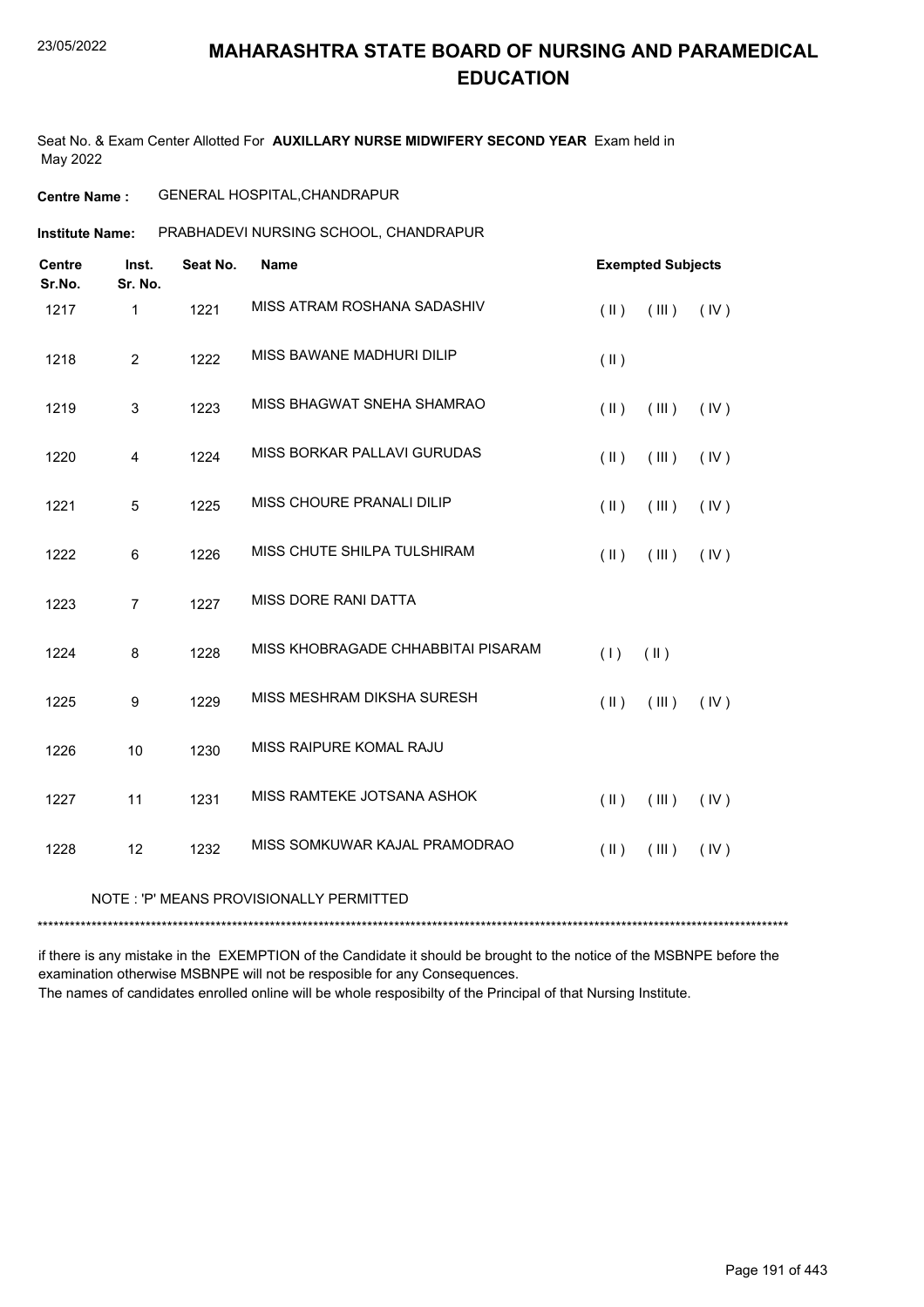# MAHARASHTRA STATE BOARD OF NURSING AND PARAMEDICAL EDUCATION

23/05/2022

Seat No. & Exam Center Allotted For **AUXILLARY NURSE MIDWIFERY SECOND YEAR** Exam held in May 2022

**Centre Name :** GENERAL HOSPITAL,CHANDRAPUR

**Institute Name:** PRABHADEVI NURSING SCHOOL, CHANDRAPUR

| Centre Sr.No. | Inst. Sr. No. | Seat No. | Name | Exempted Subjects | | |
|---|---|---|---|---|---|---|
| 1217 | 1 | 1221 | MISS ATRAM ROSHANA SADASHIV | ( II ) | ( III ) | ( IV ) |
| 1218 | 2 | 1222 | MISS BAWANE MADHURI DILIP | ( II ) | | |
| 1219 | 3 | 1223 | MISS BHAGWAT SNEHA SHAMRAO | ( II ) | ( III ) | ( IV ) |
| 1220 | 4 | 1224 | MISS BORKAR PALLAVI GURUDAS | ( II ) | ( III ) | ( IV ) |
| 1221 | 5 | 1225 | MISS CHOURE PRANALI DILIP | ( II ) | ( III ) | ( IV ) |
| 1222 | 6 | 1226 | MISS CHUTE SHILPA TULSHIRAM | ( II ) | ( III ) | ( IV ) |
| 1223 | 7 | 1227 | MISS DORE RANI DATTA | | | |
| 1224 | 8 | 1228 | MISS KHOBRAGADE CHHABBITAI PISARAM | ( I ) | ( II ) | |
| 1225 | 9 | 1229 | MISS MESHRAM DIKSHA SURESH | ( II ) | ( III ) | ( IV ) |
| 1226 | 10 | 1230 | MISS RAIPURE KOMAL RAJU | | | |
| 1227 | 11 | 1231 | MISS RAMTEKE JOTSANA ASHOK | ( II ) | ( III ) | ( IV ) |
| 1228 | 12 | 1232 | MISS SOMKUWAR KAJAL PRAMODRAO | ( II ) | ( III ) | ( IV ) |

NOTE : 'P' MEANS PROVISIONALLY PERMITTED

*******************************************************************************************************************************************

if there is any mistake in the EXEMPTION of the Candidate it should be brought to the notice of the MSBNPE before the examination otherwise MSBNPE will not be resposible for any Consequences.

The names of candidates enrolled online will be whole resposibilty of the Principal of that Nursing Institute.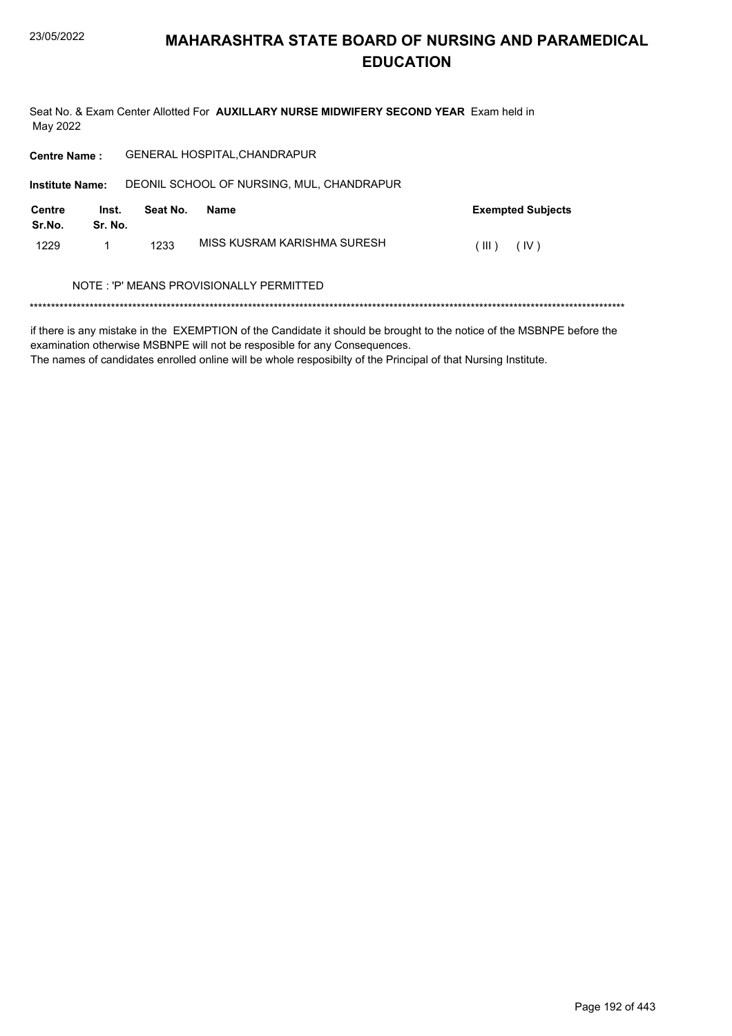# MAHARASHTRA STATE BOARD OF NURSING AND PARAMEDICAL EDUCATION

Seat No. & Exam Center Allotted For **AUXILLARY NURSE MIDWIFERY SECOND YEAR** Exam held in May 2022

**Centre Name :** GENERAL HOSPITAL,CHANDRAPUR

**Institute Name:** DEONIL SCHOOL OF NURSING, MUL, CHANDRAPUR

| Centre Sr.No. | Inst. Sr. No. | Seat No. | Name | Exempted Subjects |
|---|---|---|---|---|
| 1229 | 1 | 1233 | MISS KUSRAM KARISHMA SURESH | ( III ) ( IV ) |

NOTE : 'P' MEANS PROVISIONALLY PERMITTED

*******************************************************************************************************************************************

if there is any mistake in the EXEMPTION of the Candidate it should be brought to the notice of the MSBNPE before the examination otherwise MSBNPE will not be resposible for any Consequences.
The names of candidates enrolled online will be whole resposibilty of the Principal of that Nursing Institute.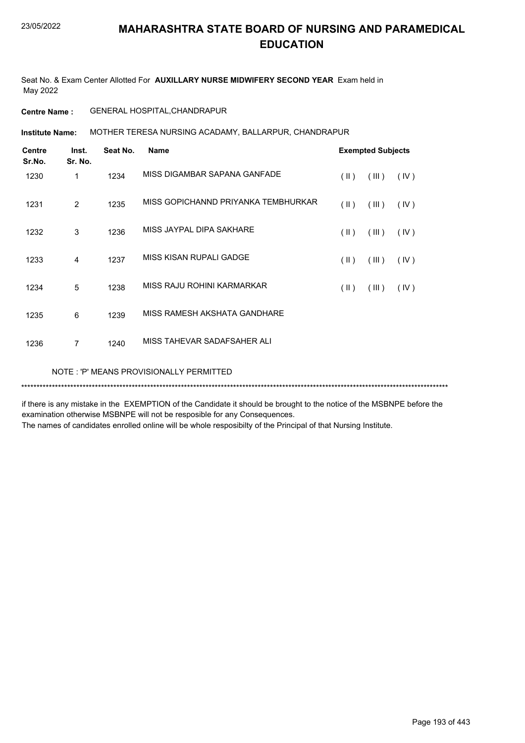# MAHARASHTRA STATE BOARD OF NURSING AND PARAMEDICAL EDUCATION

Seat No. & Exam Center Allotted For **AUXILLARY NURSE MIDWIFERY SECOND YEAR** Exam held in May 2022

**Centre Name :** GENERAL HOSPITAL,CHANDRAPUR

**Institute Name:** MOTHER TERESA NURSING ACADAMY, BALLARPUR, CHANDRAPUR

| Centre Sr.No. | Inst. Sr. No. | Seat No. | Name | Exempted Subjects | | |
|---|---|---|---|---|---|---|
| 1230 | 1 | 1234 | MISS DIGAMBAR SAPANA GANFADE | ( II ) | ( III ) | ( IV ) |
| 1231 | 2 | 1235 | MISS GOPICHANND PRIYANKA TEMBHURKAR | ( II ) | ( III ) | ( IV ) |
| 1232 | 3 | 1236 | MISS JAYPAL DIPA SAKHARE | ( II ) | ( III ) | ( IV ) |
| 1233 | 4 | 1237 | MISS KISAN RUPALI GADGE | ( II ) | ( III ) | ( IV ) |
| 1234 | 5 | 1238 | MISS RAJU ROHINI KARMARKAR | ( II ) | ( III ) | ( IV ) |
| 1235 | 6 | 1239 | MISS RAMESH AKSHATA GANDHARE | | | |
| 1236 | 7 | 1240 | MISS TAHEVAR SADAFSAHER ALI | | | |

NOTE : 'P' MEANS PROVISIONALLY PERMITTED

*******************************************************************************************************************************************

if there is any mistake in the EXEMPTION of the Candidate it should be brought to the notice of the MSBNPE before the examination otherwise MSBNPE will not be resposible for any Consequences.

The names of candidates enrolled online will be whole resposibilty of the Principal of that Nursing Institute.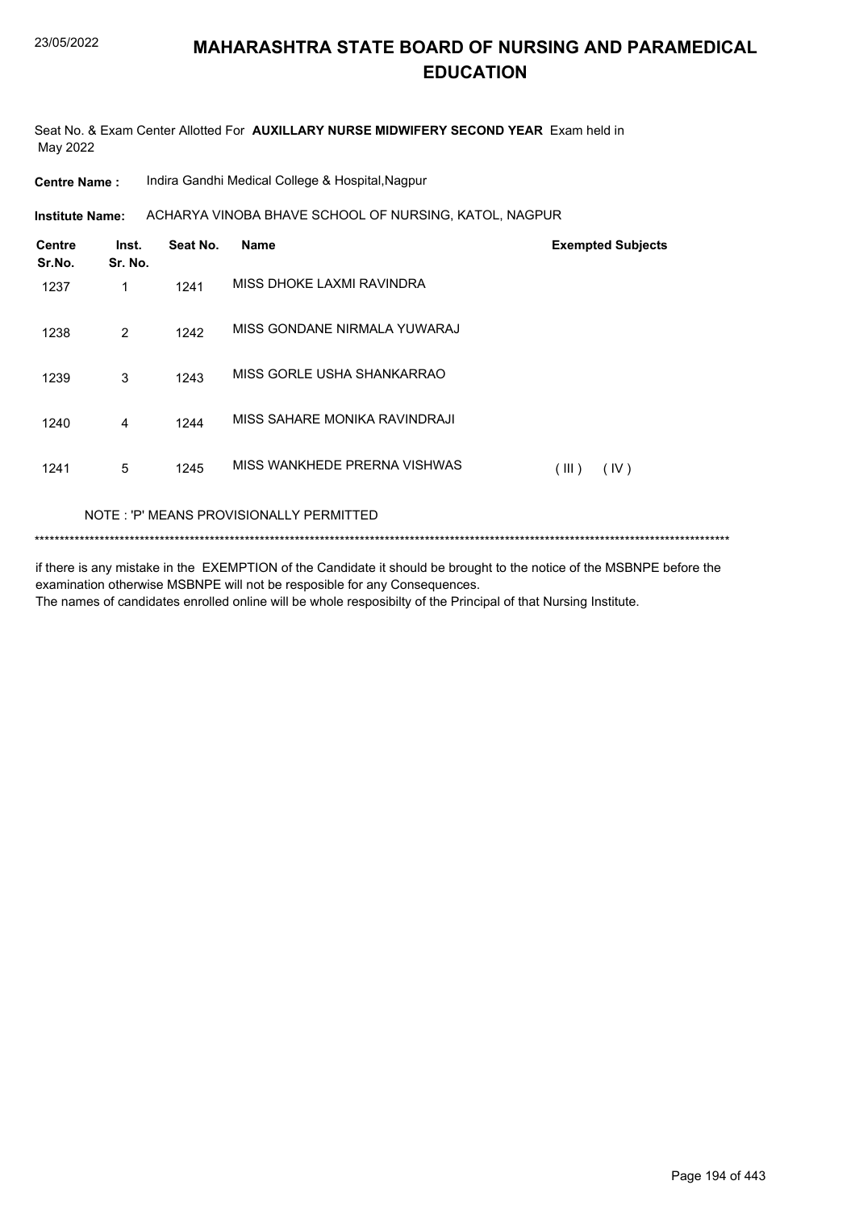# MAHARASHTRA STATE BOARD OF NURSING AND PARAMEDICAL EDUCATION

Seat No. & Exam Center Allotted For **AUXILLARY NURSE MIDWIFERY SECOND YEAR** Exam held in May 2022

**Centre Name :** Indira Gandhi Medical College & Hospital,Nagpur

**Institute Name:** ACHARYA VINOBA BHAVE SCHOOL OF NURSING, KATOL, NAGPUR

| Centre Sr.No. | Inst. Sr. No. | Seat No. | Name | Exempted Subjects |
|---|---|---|---|---|
| 1237 | 1 | 1241 | MISS DHOKE LAXMI RAVINDRA | |
| 1238 | 2 | 1242 | MISS GONDANE NIRMALA YUWARAJ | |
| 1239 | 3 | 1243 | MISS GORLE USHA SHANKARRAO | |
| 1240 | 4 | 1244 | MISS SAHARE MONIKA RAVINDRAJI | |
| 1241 | 5 | 1245 | MISS WANKHEDE PRERNA VISHWAS | ( III ) ( IV ) |

NOTE : 'P' MEANS PROVISIONALLY PERMITTED

******************************************************************************************************************************************

if there is any mistake in the EXEMPTION of the Candidate it should be brought to the notice of the MSBNPE before the examination otherwise MSBNPE will not be resposible for any Consequences.
The names of candidates enrolled online will be whole resposibilty of the Principal of that Nursing Institute.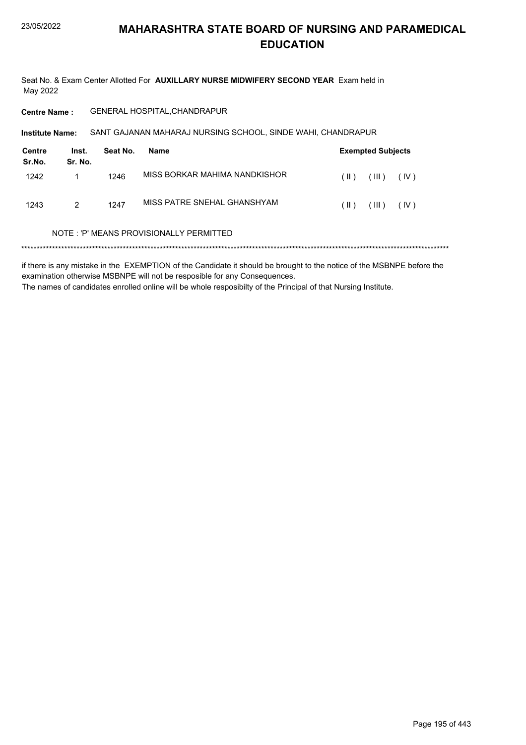# MAHARASHTRA STATE BOARD OF NURSING AND PARAMEDICAL EDUCATION

Seat No. & Exam Center Allotted For **AUXILLARY NURSE MIDWIFERY SECOND YEAR** Exam held in May 2022

**Centre Name :** GENERAL HOSPITAL,CHANDRAPUR

**Institute Name:** SANT GAJANAN MAHARAJ NURSING SCHOOL, SINDE WAHI, CHANDRAPUR

| Centre Sr.No. | Inst. Sr. No. | Seat No. | Name | Exempted Subjects |
|---|---|---|---|---|
| 1242 | 1 | 1246 | MISS BORKAR MAHIMA NANDKISHOR | ( II ) ( III ) ( IV ) |
| 1243 | 2 | 1247 | MISS PATRE SNEHAL GHANSHYAM | ( II ) ( III ) ( IV ) |

NOTE : 'P' MEANS PROVISIONALLY PERMITTED

*******************************************************************************************************************************************

if there is any mistake in the EXEMPTION of the Candidate it should be brought to the notice of the MSBNPE before the examination otherwise MSBNPE will not be resposible for any Consequences.

The names of candidates enrolled online will be whole resposibilty of the Principal of that Nursing Institute.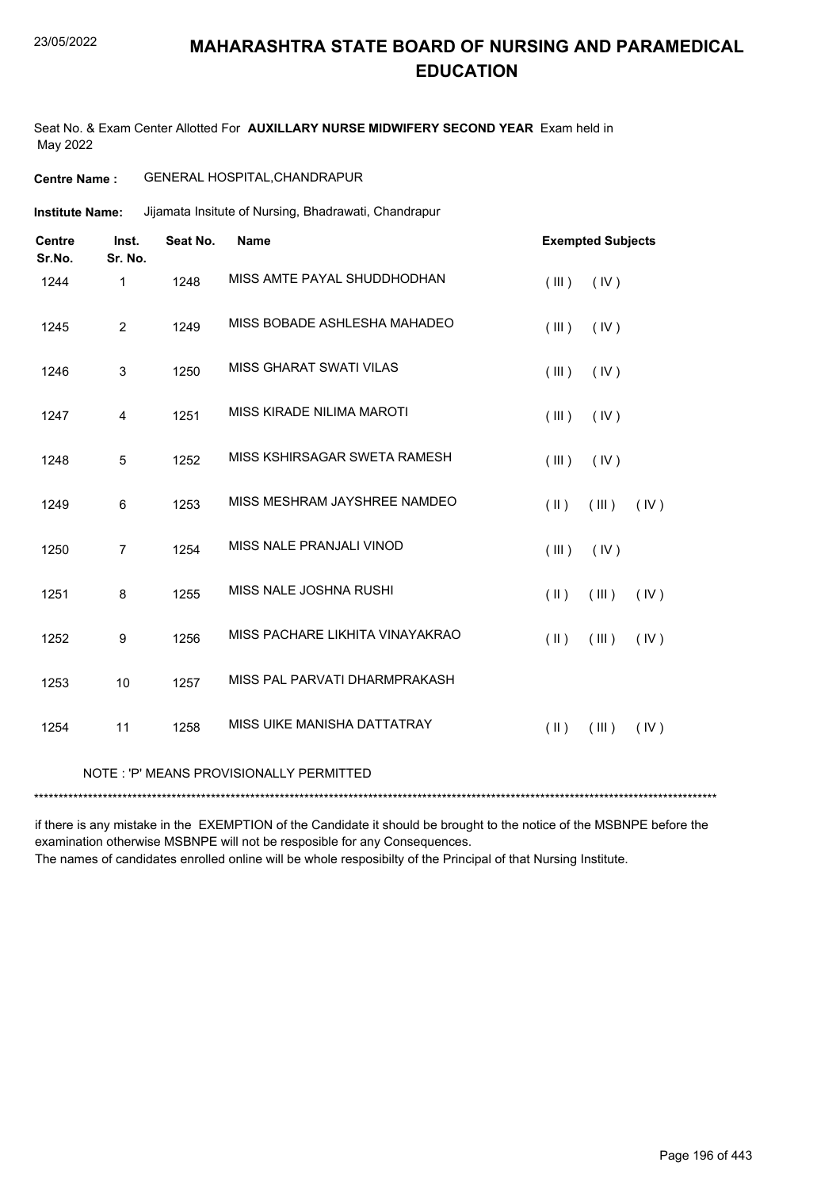# MAHARASHTRA STATE BOARD OF NURSING AND PARAMEDICAL EDUCATION

Seat No. & Exam Center Allotted For **AUXILLARY NURSE MIDWIFERY SECOND YEAR** Exam held in May 2022

**Centre Name :** GENERAL HOSPITAL,CHANDRAPUR

**Institute Name:** Jijamata Insitute of Nursing, Bhadrawati, Chandrapur

| Centre Sr.No. | Inst. Sr. No. | Seat No. | Name | Exempted Subjects |
|---|---|---|---|---|
| 1244 | 1 | 1248 | MISS AMTE PAYAL SHUDDHODHAN | ( III ) ( IV ) |
| 1245 | 2 | 1249 | MISS BOBADE ASHLESHA MAHADEO | ( III ) ( IV ) |
| 1246 | 3 | 1250 | MISS GHARAT SWATI VILAS | ( III ) ( IV ) |
| 1247 | 4 | 1251 | MISS KIRADE NILIMA MAROTI | ( III ) ( IV ) |
| 1248 | 5 | 1252 | MISS KSHIRSAGAR SWETA RAMESH | ( III ) ( IV ) |
| 1249 | 6 | 1253 | MISS MESHRAM JAYSHREE NAMDEO | ( II ) ( III ) ( IV ) |
| 1250 | 7 | 1254 | MISS NALE PRANJALI VINOD | ( III ) ( IV ) |
| 1251 | 8 | 1255 | MISS NALE JOSHNA RUSHI | ( II ) ( III ) ( IV ) |
| 1252 | 9 | 1256 | MISS PACHARE LIKHITA VINAYAKRAO | ( II ) ( III ) ( IV ) |
| 1253 | 10 | 1257 | MISS PAL PARVATI DHARMPRAKASH | |
| 1254 | 11 | 1258 | MISS UIKE MANISHA DATTATRAY | ( II ) ( III ) ( IV ) |

NOTE : 'P' MEANS PROVISIONALLY PERMITTED

*******************************************************************************************************************************************

if there is any mistake in the EXEMPTION of the Candidate it should be brought to the notice of the MSBNPE before the examination otherwise MSBNPE will not be resposible for any Consequences.
The names of candidates enrolled online will be whole resposibilty of the Principal of that Nursing Institute.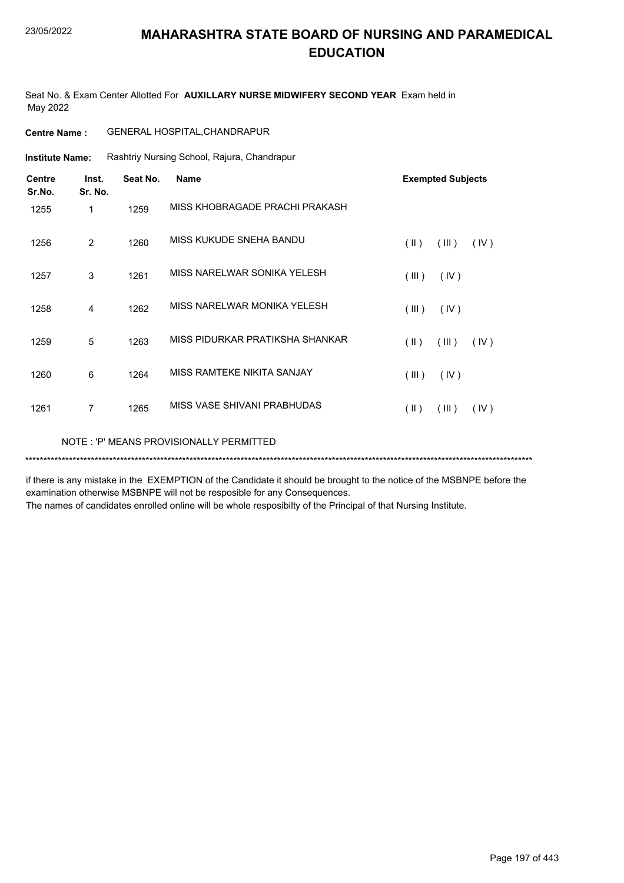# MAHARASHTRA STATE BOARD OF NURSING AND PARAMEDICAL EDUCATION

23/05/2022

Seat No. & Exam Center Allotted For **AUXILLARY NURSE MIDWIFERY SECOND YEAR** Exam held in May 2022

**Centre Name :** GENERAL HOSPITAL,CHANDRAPUR

**Institute Name:** Rashtriy Nursing School, Rajura, Chandrapur

| Centre Sr.No. | Inst. Sr. No. | Seat No. | Name | Exempted Subjects |
|---|---|---|---|---|
| 1255 | 1 | 1259 | MISS KHOBRAGADE PRACHI PRAKASH | |
| 1256 | 2 | 1260 | MISS KUKUDE SNEHA BANDU | ( II ) ( III ) ( IV ) |
| 1257 | 3 | 1261 | MISS NARELWAR SONIKA YELESH | ( III ) ( IV ) |
| 1258 | 4 | 1262 | MISS NARELWAR MONIKA YELESH | ( III ) ( IV ) |
| 1259 | 5 | 1263 | MISS PIDURKAR PRATIKSHA SHANKAR | ( II ) ( III ) ( IV ) |
| 1260 | 6 | 1264 | MISS RAMTEKE NIKITA SANJAY | ( III ) ( IV ) |
| 1261 | 7 | 1265 | MISS VASE SHIVANI PRABHUDAS | ( II ) ( III ) ( IV ) |

NOTE : 'P' MEANS PROVISIONALLY PERMITTED

*******************************************************************************************************************************************

if there is any mistake in the EXEMPTION of the Candidate it should be brought to the notice of the MSBNPE before the examination otherwise MSBNPE will not be resposible for any Consequences.
The names of candidates enrolled online will be whole resposibilty of the Principal of that Nursing Institute.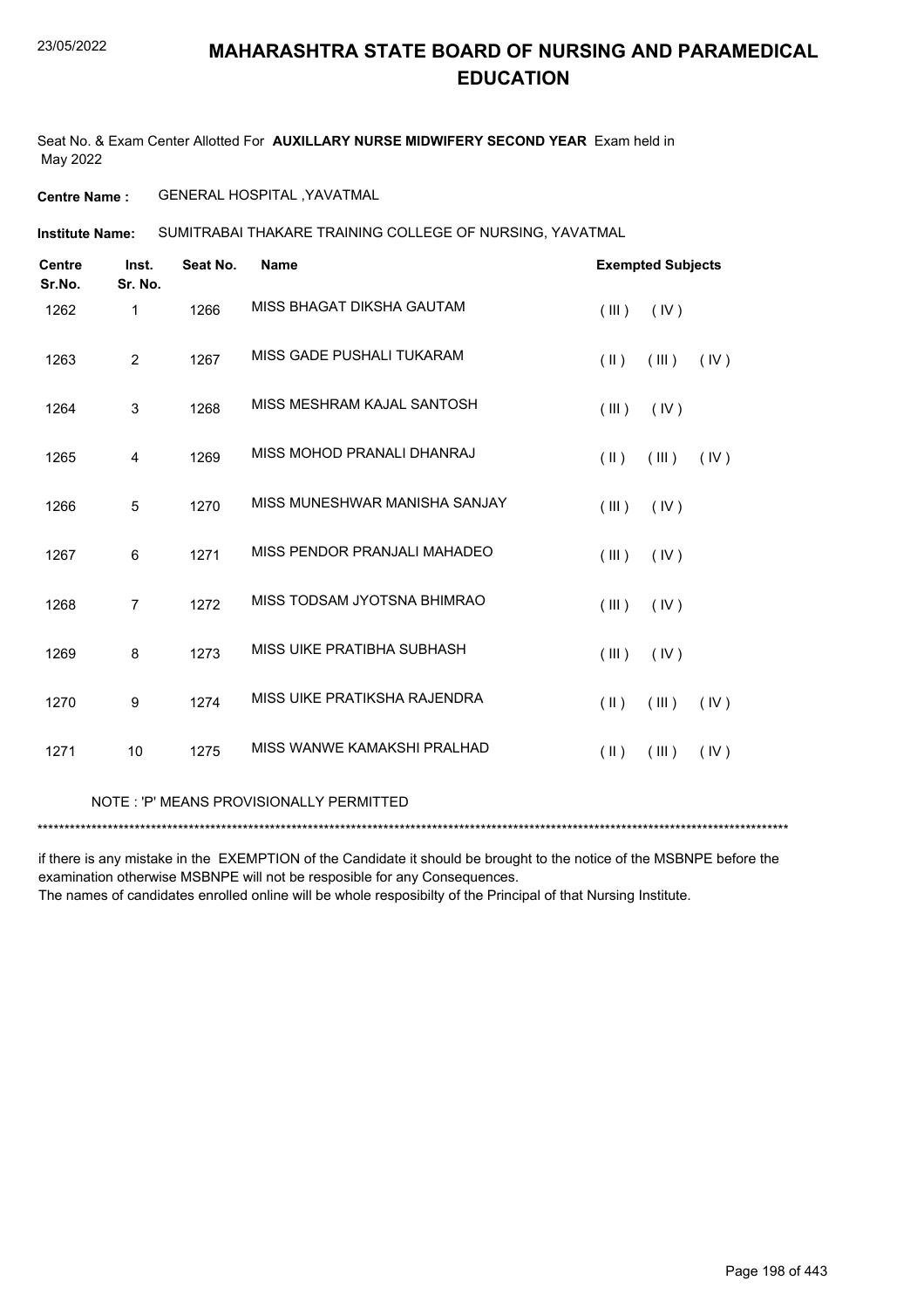# MAHARASHTRA STATE BOARD OF NURSING AND PARAMEDICAL EDUCATION

Seat No. & Exam Center Allotted For **AUXILLARY NURSE MIDWIFERY SECOND YEAR** Exam held in May 2022

**Centre Name :** GENERAL HOSPITAL ,YAVATMAL

**Institute Name:** SUMITRABAI THAKARE TRAINING COLLEGE OF NURSING, YAVATMAL

| Centre Sr.No. | Inst. Sr. No. | Seat No. | Name | Exempted Subjects |
|---|---|---|---|---|
| 1262 | 1 | 1266 | MISS BHAGAT DIKSHA GAUTAM | ( III ) ( IV ) |
| 1263 | 2 | 1267 | MISS GADE PUSHALI TUKARAM | ( II ) ( III ) ( IV ) |
| 1264 | 3 | 1268 | MISS MESHRAM KAJAL SANTOSH | ( III ) ( IV ) |
| 1265 | 4 | 1269 | MISS MOHOD PRANALI DHANRAJ | ( II ) ( III ) ( IV ) |
| 1266 | 5 | 1270 | MISS MUNESHWAR MANISHA SANJAY | ( III ) ( IV ) |
| 1267 | 6 | 1271 | MISS PENDOR PRANJALI MAHADEO | ( III ) ( IV ) |
| 1268 | 7 | 1272 | MISS TODSAM JYOTSNA BHIMRAO | ( III ) ( IV ) |
| 1269 | 8 | 1273 | MISS UIKE PRATIBHA SUBHASH | ( III ) ( IV ) |
| 1270 | 9 | 1274 | MISS UIKE PRATIKSHA RAJENDRA | ( II ) ( III ) ( IV ) |
| 1271 | 10 | 1275 | MISS WANWE KAMAKSHI PRALHAD | ( II ) ( III ) ( IV ) |

NOTE : 'P' MEANS PROVISIONALLY PERMITTED

********************************************************************************************************************************

if there is any mistake in the EXEMPTION of the Candidate it should be brought to the notice of the MSBNPE before the examination otherwise MSBNPE will not be resposible for any Consequences.
The names of candidates enrolled online will be whole resposibilty of the Principal of that Nursing Institute.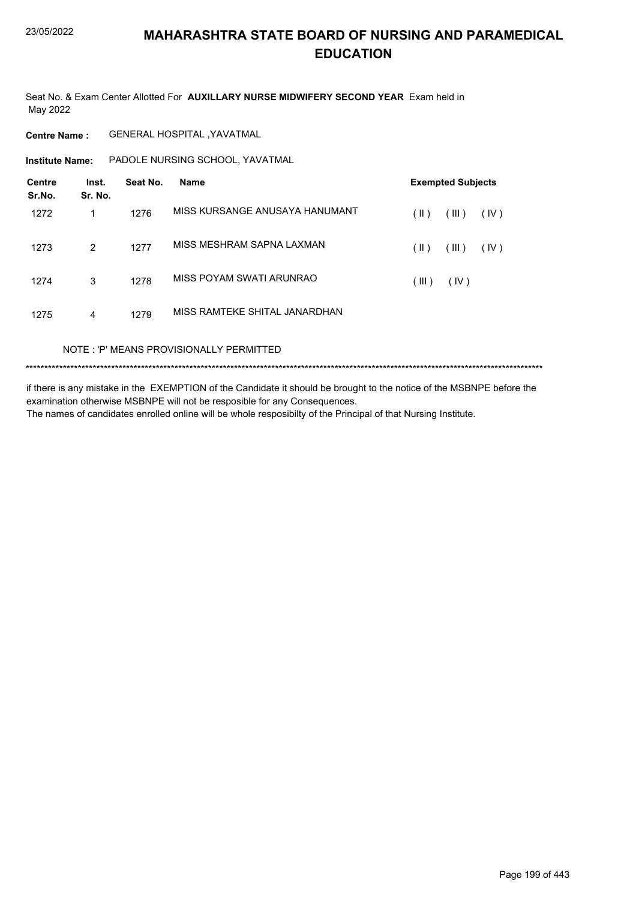# MAHARASHTRA STATE BOARD OF NURSING AND PARAMEDICAL EDUCATION

Seat No. & Exam Center Allotted For **AUXILLARY NURSE MIDWIFERY SECOND YEAR** Exam held in May 2022

**Centre Name :** GENERAL HOSPITAL ,YAVATMAL

**Institute Name:** PADOLE NURSING SCHOOL, YAVATMAL

| Centre Sr.No. | Inst. Sr. No. | Seat No. | Name | Exempted Subjects |
|---|---|---|---|---|
| 1272 | 1 | 1276 | MISS KURSANGE ANUSAYA HANUMANT | ( II ) ( III ) ( IV ) |
| 1273 | 2 | 1277 | MISS MESHRAM SAPNA LAXMAN | ( II ) ( III ) ( IV ) |
| 1274 | 3 | 1278 | MISS POYAM SWATI ARUNRAO | ( III ) ( IV ) |
| 1275 | 4 | 1279 | MISS RAMTEKE SHITAL JANARDHAN | |

NOTE : 'P' MEANS PROVISIONALLY PERMITTED

*******************************************************************************************************************************************

if there is any mistake in the EXEMPTION of the Candidate it should be brought to the notice of the MSBNPE before the examination otherwise MSBNPE will not be resposible for any Consequences.
The names of candidates enrolled online will be whole resposibilty of the Principal of that Nursing Institute.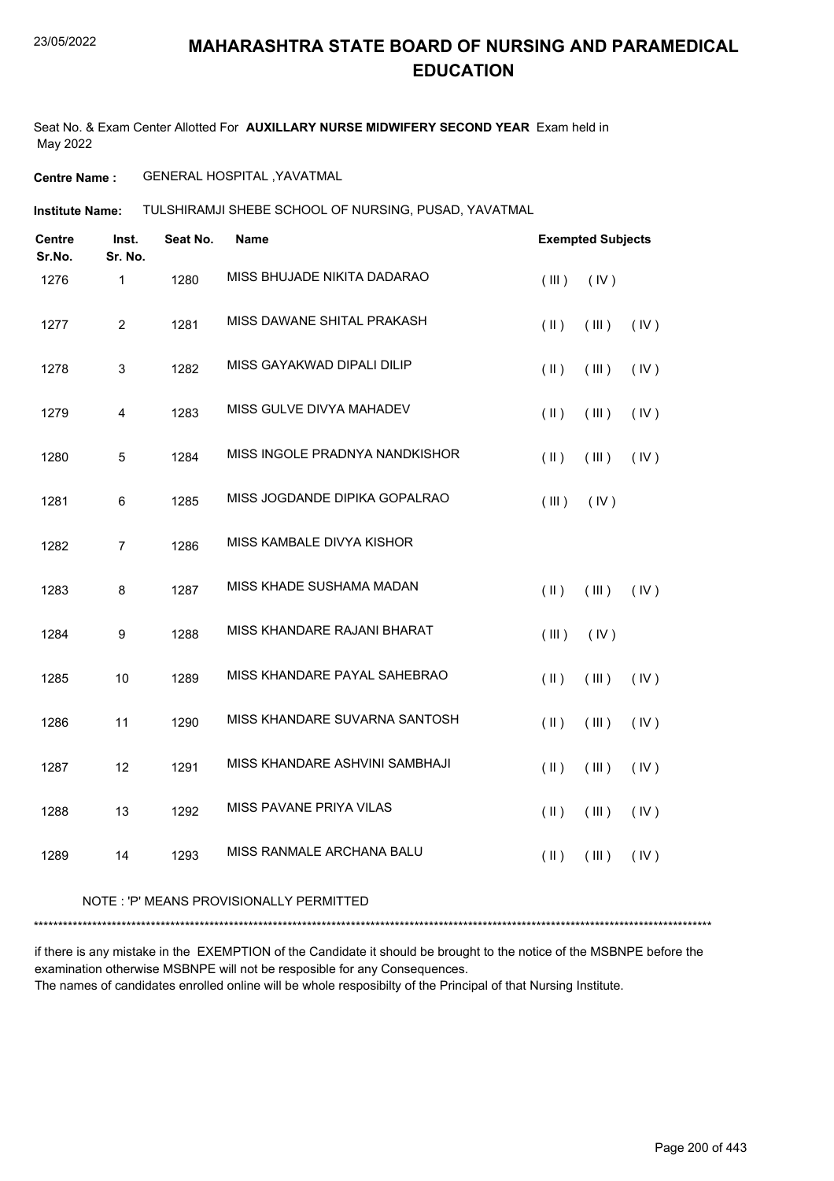# MAHARASHTRA STATE BOARD OF NURSING AND PARAMEDICAL EDUCATION

23/05/2022

Seat No. & Exam Center Allotted For **AUXILLARY NURSE MIDWIFERY SECOND YEAR** Exam held in May 2022

**Centre Name :** GENERAL HOSPITAL ,YAVATMAL

**Institute Name:** TULSHIRAMJI SHEBE SCHOOL OF NURSING, PUSAD, YAVATMAL

| Centre Sr.No. | Inst. Sr. No. | Seat No. | Name | Exempted Subjects |
|---|---|---|---|---|
| 1276 | 1 | 1280 | MISS BHUJADE NIKITA DADARAO | ( III ) ( IV ) |
| 1277 | 2 | 1281 | MISS DAWANE SHITAL PRAKASH | ( II ) ( III ) ( IV ) |
| 1278 | 3 | 1282 | MISS GAYAKWAD DIPALI DILIP | ( II ) ( III ) ( IV ) |
| 1279 | 4 | 1283 | MISS GULVE DIVYA MAHADEV | ( II ) ( III ) ( IV ) |
| 1280 | 5 | 1284 | MISS INGOLE PRADNYA NANDKISHOR | ( II ) ( III ) ( IV ) |
| 1281 | 6 | 1285 | MISS JOGDANDE DIPIKA GOPALRAO | ( III ) ( IV ) |
| 1282 | 7 | 1286 | MISS KAMBALE DIVYA KISHOR | |
| 1283 | 8 | 1287 | MISS KHADE SUSHAMA MADAN | ( II ) ( III ) ( IV ) |
| 1284 | 9 | 1288 | MISS KHANDARE RAJANI BHARAT | ( III ) ( IV ) |
| 1285 | 10 | 1289 | MISS KHANDARE PAYAL SAHEBRAO | ( II ) ( III ) ( IV ) |
| 1286 | 11 | 1290 | MISS KHANDARE SUVARNA SANTOSH | ( II ) ( III ) ( IV ) |
| 1287 | 12 | 1291 | MISS KHANDARE ASHVINI SAMBHAJI | ( II ) ( III ) ( IV ) |
| 1288 | 13 | 1292 | MISS PAVANE PRIYA VILAS | ( II ) ( III ) ( IV ) |
| 1289 | 14 | 1293 | MISS RANMALE ARCHANA BALU | ( II ) ( III ) ( IV ) |

NOTE : 'P' MEANS PROVISIONALLY PERMITTED

******************************************************************************************************************************************

if there is any mistake in the EXEMPTION of the Candidate it should be brought to the notice of the MSBNPE before the examination otherwise MSBNPE will not be resposible for any Consequences.
The names of candidates enrolled online will be whole resposibilty of the Principal of that Nursing Institute.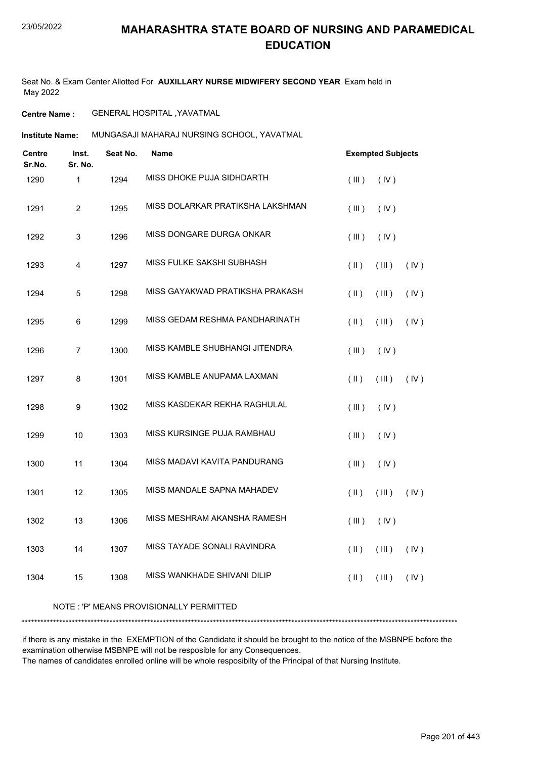# MAHARASHTRA STATE BOARD OF NURSING AND PARAMEDICAL EDUCATION

Seat No. & Exam Center Allotted For **AUXILLARY NURSE MIDWIFERY SECOND YEAR** Exam held in May 2022

**Centre Name :** GENERAL HOSPITAL ,YAVATMAL

**Institute Name:** MUNGASAJI MAHARAJ NURSING SCHOOL, YAVATMAL

| Centre Sr.No. | Inst. Sr. No. | Seat No. | Name | Exempted Subjects |
|---|---|---|---|---|
| 1290 | 1 | 1294 | MISS DHOKE PUJA SIDHDARTH | ( III ) ( IV ) |
| 1291 | 2 | 1295 | MISS DOLARKAR PRATIKSHA LAKSHMAN | ( III ) ( IV ) |
| 1292 | 3 | 1296 | MISS DONGARE DURGA ONKAR | ( III ) ( IV ) |
| 1293 | 4 | 1297 | MISS FULKE SAKSHI SUBHASH | ( II ) ( III ) ( IV ) |
| 1294 | 5 | 1298 | MISS GAYAKWAD PRATIKSHA PRAKASH | ( II ) ( III ) ( IV ) |
| 1295 | 6 | 1299 | MISS GEDAM RESHMA PANDHARINATH | ( II ) ( III ) ( IV ) |
| 1296 | 7 | 1300 | MISS KAMBLE SHUBHANGI JITENDRA | ( III ) ( IV ) |
| 1297 | 8 | 1301 | MISS KAMBLE ANUPAMA LAXMAN | ( II ) ( III ) ( IV ) |
| 1298 | 9 | 1302 | MISS KASDEKAR REKHA RAGHULAL | ( III ) ( IV ) |
| 1299 | 10 | 1303 | MISS KURSINGE PUJA RAMBHAU | ( III ) ( IV ) |
| 1300 | 11 | 1304 | MISS MADAVI KAVITA PANDURANG | ( III ) ( IV ) |
| 1301 | 12 | 1305 | MISS MANDALE SAPNA MAHADEV | ( II ) ( III ) ( IV ) |
| 1302 | 13 | 1306 | MISS MESHRAM AKANSHA RAMESH | ( III ) ( IV ) |
| 1303 | 14 | 1307 | MISS TAYADE SONALI RAVINDRA | ( II ) ( III ) ( IV ) |
| 1304 | 15 | 1308 | MISS WANKHADE SHIVANI DILIP | ( II ) ( III ) ( IV ) |

NOTE : 'P' MEANS PROVISIONALLY PERMITTED

***********************************************************************************************************************************

if there is any mistake in the EXEMPTION of the Candidate it should be brought to the notice of the MSBNPE before the examination otherwise MSBNPE will not be resposible for any Consequences.
The names of candidates enrolled online will be whole resposibilty of the Principal of that Nursing Institute.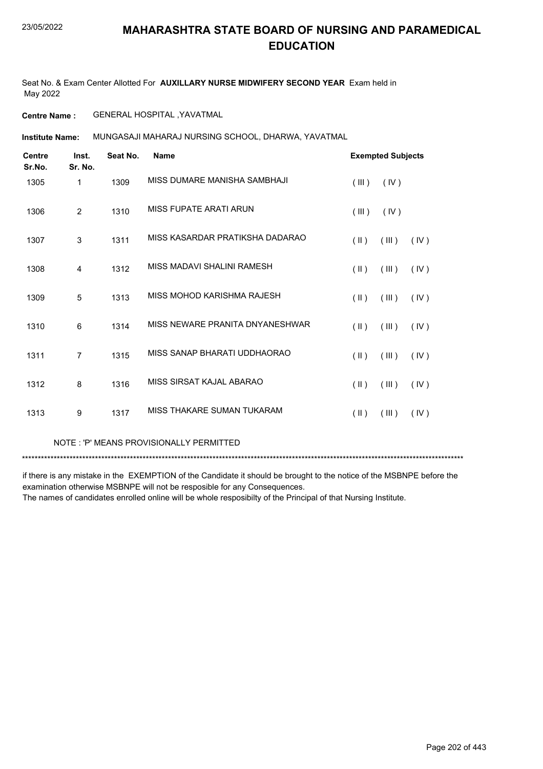# MAHARASHTRA STATE BOARD OF NURSING AND PARAMEDICAL EDUCATION

Seat No. & Exam Center Allotted For **AUXILLARY NURSE MIDWIFERY SECOND YEAR** Exam held in May 2022

**Centre Name :** GENERAL HOSPITAL ,YAVATMAL

**Institute Name:** MUNGASAJI MAHARAJ NURSING SCHOOL, DHARWA, YAVATMAL

| Centre Sr.No. | Inst. Sr. No. | Seat No. | Name | Exempted Subjects | | |
|---|---|---|---|---|---|---|
| 1305 | 1 | 1309 | MISS DUMARE MANISHA SAMBHAJI | ( III ) | ( IV ) | |
| 1306 | 2 | 1310 | MISS FUPATE ARATI ARUN | ( III ) | ( IV ) | |
| 1307 | 3 | 1311 | MISS KASARDAR PRATIKSHA DADARAO | ( II ) | ( III ) | ( IV ) |
| 1308 | 4 | 1312 | MISS MADAVI SHALINI RAMESH | ( II ) | ( III ) | ( IV ) |
| 1309 | 5 | 1313 | MISS MOHOD KARISHMA RAJESH | ( II ) | ( III ) | ( IV ) |
| 1310 | 6 | 1314 | MISS NEWARE PRANITA DNYANESHWAR | ( II ) | ( III ) | ( IV ) |
| 1311 | 7 | 1315 | MISS SANAP BHARATI UDDHAORAO | ( II ) | ( III ) | ( IV ) |
| 1312 | 8 | 1316 | MISS SIRSAT KAJAL ABARAO | ( II ) | ( III ) | ( IV ) |
| 1313 | 9 | 1317 | MISS THAKARE SUMAN TUKARAM | ( II ) | ( III ) | ( IV ) |

NOTE : 'P' MEANS PROVISIONALLY PERMITTED

******************************************************************************************************************************************

if there is any mistake in the EXEMPTION of the Candidate it should be brought to the notice of the MSBNPE before the examination otherwise MSBNPE will not be resposible for any Consequences.
The names of candidates enrolled online will be whole resposibilty of the Principal of that Nursing Institute.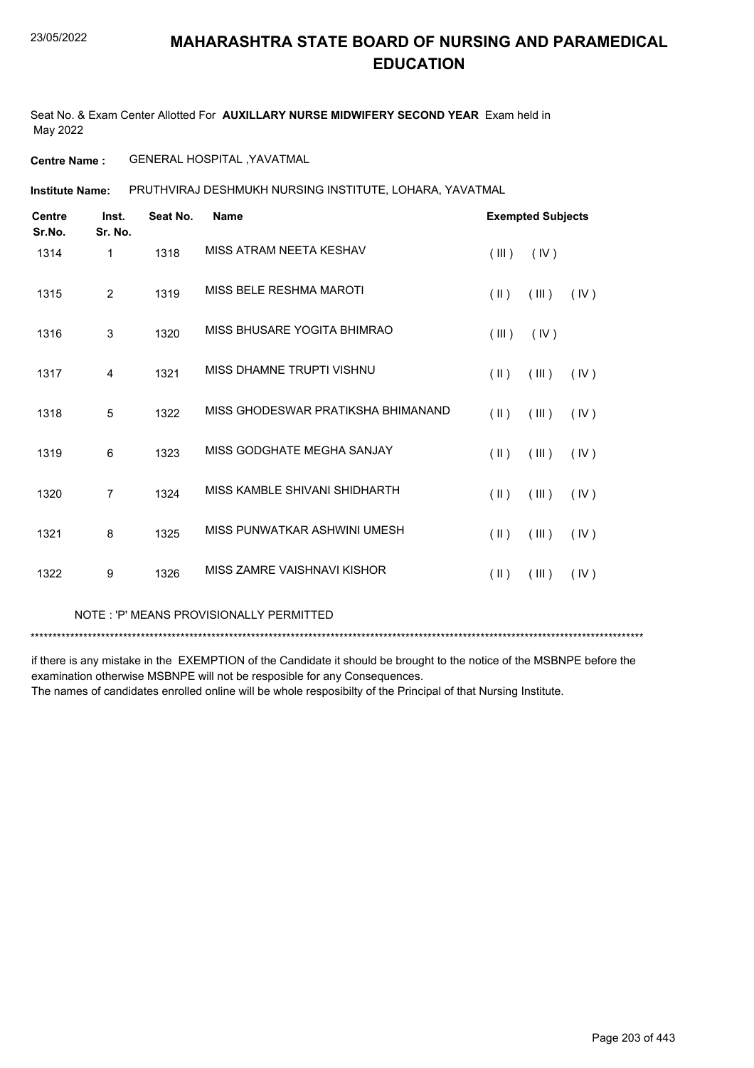# MAHARASHTRA STATE BOARD OF NURSING AND PARAMEDICAL EDUCATION

Seat No. & Exam Center Allotted For **AUXILLARY NURSE MIDWIFERY SECOND YEAR** Exam held in May 2022

**Centre Name :** GENERAL HOSPITAL ,YAVATMAL

**Institute Name:** PRUTHVIRAJ DESHMUKH NURSING INSTITUTE, LOHARA, YAVATMAL

| Centre Sr.No. | Inst. Sr. No. | Seat No. | Name | Exempted Subjects |
|---|---|---|---|---|
| 1314 | 1 | 1318 | MISS ATRAM NEETA KESHAV | ( III ) ( IV ) |
| 1315 | 2 | 1319 | MISS BELE RESHMA MAROTI | ( II ) ( III ) ( IV ) |
| 1316 | 3 | 1320 | MISS BHUSARE YOGITA BHIMRAO | ( III ) ( IV ) |
| 1317 | 4 | 1321 | MISS DHAMNE TRUPTI VISHNU | ( II ) ( III ) ( IV ) |
| 1318 | 5 | 1322 | MISS GHODESWAR PRATIKSHA BHIMANAND | ( II ) ( III ) ( IV ) |
| 1319 | 6 | 1323 | MISS GODGHATE MEGHA SANJAY | ( II ) ( III ) ( IV ) |
| 1320 | 7 | 1324 | MISS KAMBLE SHIVANI SHIDHARTH | ( II ) ( III ) ( IV ) |
| 1321 | 8 | 1325 | MISS PUNWATKAR ASHWINI UMESH | ( II ) ( III ) ( IV ) |
| 1322 | 9 | 1326 | MISS ZAMRE VAISHNAVI KISHOR | ( II ) ( III ) ( IV ) |

NOTE : 'P' MEANS PROVISIONALLY PERMITTED

*******************************************************************************************************************************************

if there is any mistake in the EXEMPTION of the Candidate it should be brought to the notice of the MSBNPE before the examination otherwise MSBNPE will not be resposible for any Consequences.
The names of candidates enrolled online will be whole resposibilty of the Principal of that Nursing Institute.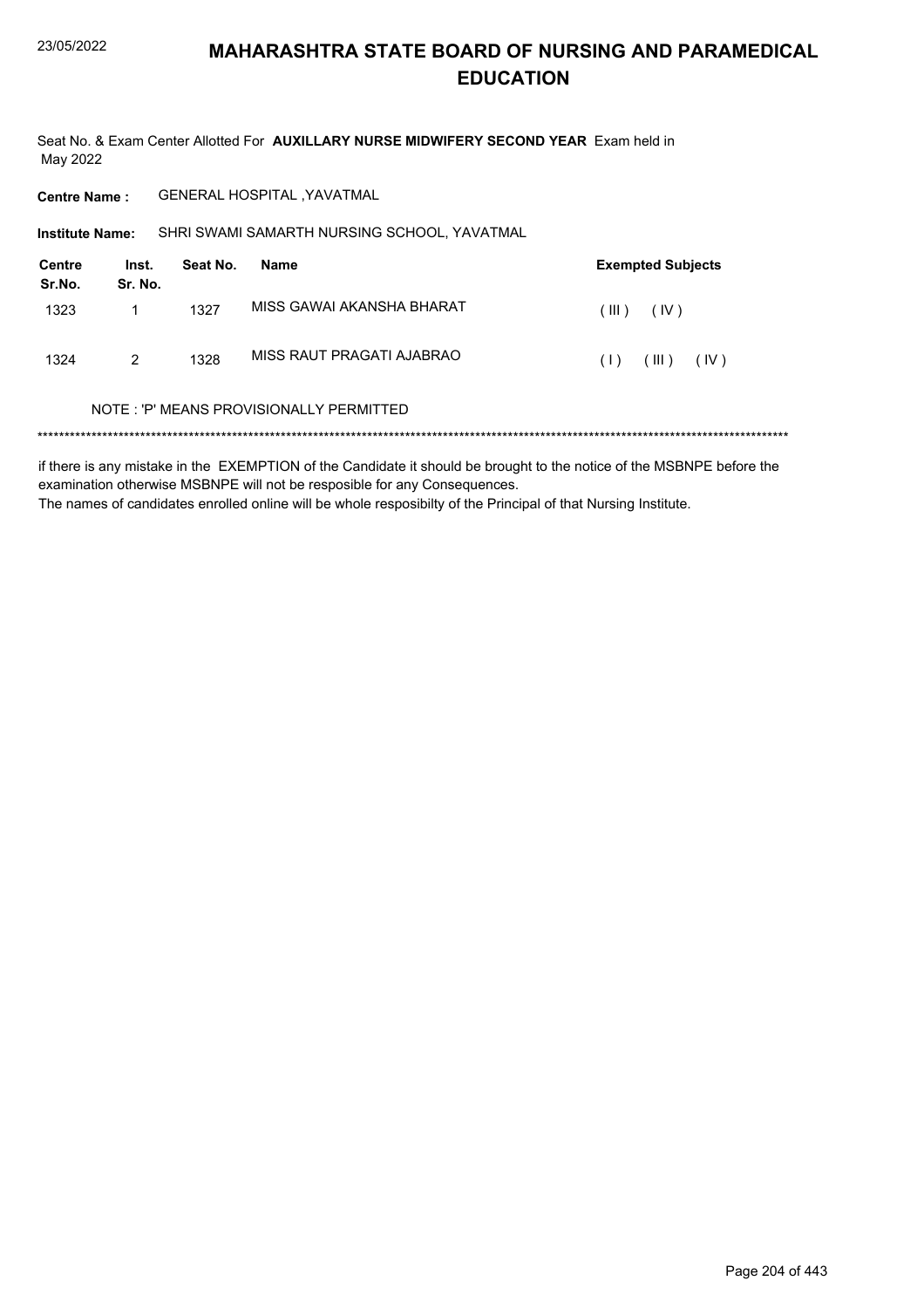# MAHARASHTRA STATE BOARD OF NURSING AND PARAMEDICAL EDUCATION

Seat No. & Exam Center Allotted For **AUXILLARY NURSE MIDWIFERY SECOND YEAR** Exam held in May 2022

**Centre Name :** GENERAL HOSPITAL ,YAVATMAL

**Institute Name:** SHRI SWAMI SAMARTH NURSING SCHOOL, YAVATMAL

| Centre Sr.No. | Inst. Sr. No. | Seat No. | Name | Exempted Subjects |
|---|---|---|---|---|
| 1323 | 1 | 1327 | MISS GAWAI AKANSHA BHARAT | ( III ) ( IV ) |
| 1324 | 2 | 1328 | MISS RAUT PRAGATI AJABRAO | ( I ) ( III ) ( IV ) |

NOTE : 'P' MEANS PROVISIONALLY PERMITTED

*******************************************************************************************************************************************

if there is any mistake in the EXEMPTION of the Candidate it should be brought to the notice of the MSBNPE before the examination otherwise MSBNPE will not be resposible for any Consequences.
The names of candidates enrolled online will be whole resposibilty of the Principal of that Nursing Institute.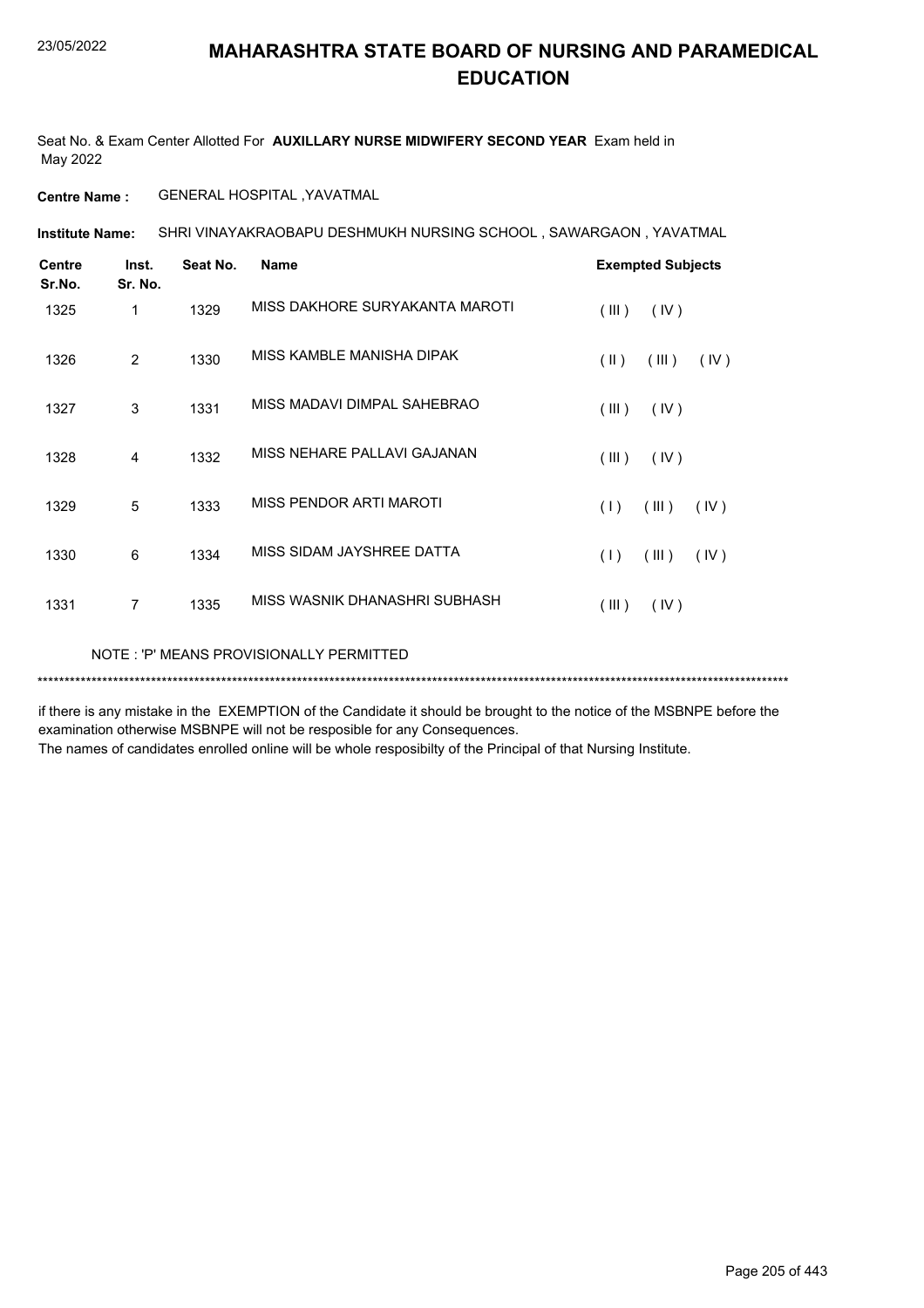# MAHARASHTRA STATE BOARD OF NURSING AND PARAMEDICAL EDUCATION

Seat No. & Exam Center Allotted For **AUXILLARY NURSE MIDWIFERY SECOND YEAR** Exam held in May 2022

**Centre Name :** GENERAL HOSPITAL ,YAVATMAL

**Institute Name:** SHRI VINAYAKRAOBAPU DESHMUKH NURSING SCHOOL , SAWARGAON , YAVATMAL

| Centre Sr.No. | Inst. Sr. No. | Seat No. | Name | Exempted Subjects |
|---|---|---|---|---|
| 1325 | 1 | 1329 | MISS DAKHORE SURYAKANTA MAROTI | ( III ) ( IV ) |
| 1326 | 2 | 1330 | MISS KAMBLE MANISHA DIPAK | ( II ) ( III ) ( IV ) |
| 1327 | 3 | 1331 | MISS MADAVI DIMPAL SAHEBRAO | ( III ) ( IV ) |
| 1328 | 4 | 1332 | MISS NEHARE PALLAVI GAJANAN | ( III ) ( IV ) |
| 1329 | 5 | 1333 | MISS PENDOR ARTI MAROTI | ( I ) ( III ) ( IV ) |
| 1330 | 6 | 1334 | MISS SIDAM JAYSHREE DATTA | ( I ) ( III ) ( IV ) |
| 1331 | 7 | 1335 | MISS WASNIK DHANASHRI SUBHASH | ( III ) ( IV ) |

NOTE : 'P' MEANS PROVISIONALLY PERMITTED

*******************************************************************************************************************************************

if there is any mistake in the EXEMPTION of the Candidate it should be brought to the notice of the MSBNPE before the examination otherwise MSBNPE will not be resposible for any Consequences.
The names of candidates enrolled online will be whole resposibilty of the Principal of that Nursing Institute.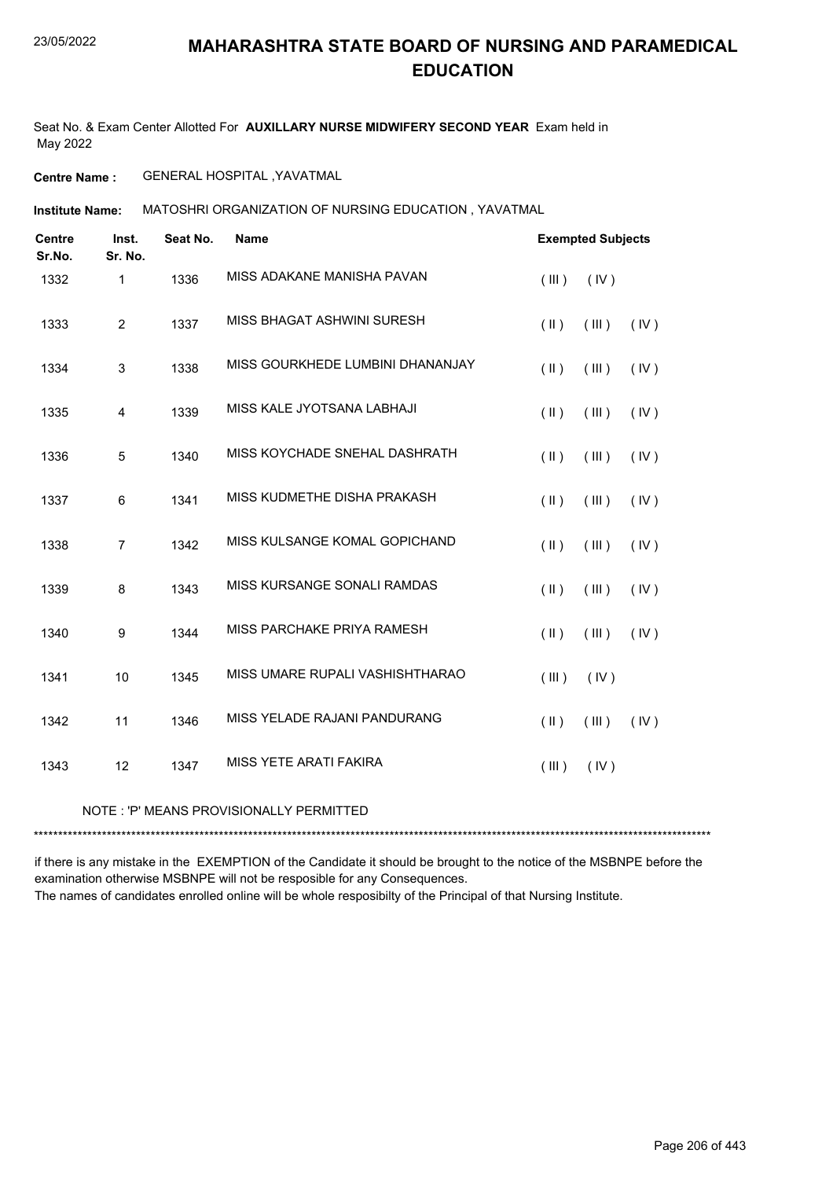# MAHARASHTRA STATE BOARD OF NURSING AND PARAMEDICAL EDUCATION

Seat No. & Exam Center Allotted For **AUXILLARY NURSE MIDWIFERY SECOND YEAR** Exam held in May 2022

**Centre Name :** GENERAL HOSPITAL ,YAVATMAL

**Institute Name:** MATOSHRI ORGANIZATION OF NURSING EDUCATION , YAVATMAL

| Centre Sr.No. | Inst. Sr. No. | Seat No. | Name | Exempted Subjects |
|---|---|---|---|---|
| 1332 | 1 | 1336 | MISS ADAKANE MANISHA PAVAN | ( III ) ( IV ) |
| 1333 | 2 | 1337 | MISS BHAGAT ASHWINI SURESH | ( II ) ( III ) ( IV ) |
| 1334 | 3 | 1338 | MISS GOURKHEDE LUMBINI DHANANJAY | ( II ) ( III ) ( IV ) |
| 1335 | 4 | 1339 | MISS KALE JYOTSANA LABHAJI | ( II ) ( III ) ( IV ) |
| 1336 | 5 | 1340 | MISS KOYCHADE SNEHAL DASHRATH | ( II ) ( III ) ( IV ) |
| 1337 | 6 | 1341 | MISS KUDMETHE DISHA PRAKASH | ( II ) ( III ) ( IV ) |
| 1338 | 7 | 1342 | MISS KULSANGE KOMAL GOPICHAND | ( II ) ( III ) ( IV ) |
| 1339 | 8 | 1343 | MISS KURSANGE SONALI RAMDAS | ( II ) ( III ) ( IV ) |
| 1340 | 9 | 1344 | MISS PARCHAKE PRIYA RAMESH | ( II ) ( III ) ( IV ) |
| 1341 | 10 | 1345 | MISS UMARE RUPALI VASHISHTHARAO | ( III ) ( IV ) |
| 1342 | 11 | 1346 | MISS YELADE RAJANI PANDURANG | ( II ) ( III ) ( IV ) |
| 1343 | 12 | 1347 | MISS YETE ARATI FAKIRA | ( III ) ( IV ) |

NOTE : 'P' MEANS PROVISIONALLY PERMITTED

******************************************************************************************************************************************

if there is any mistake in the EXEMPTION of the Candidate it should be brought to the notice of the MSBNPE before the examination otherwise MSBNPE will not be resposible for any Consequences.

The names of candidates enrolled online will be whole resposibilty of the Principal of that Nursing Institute.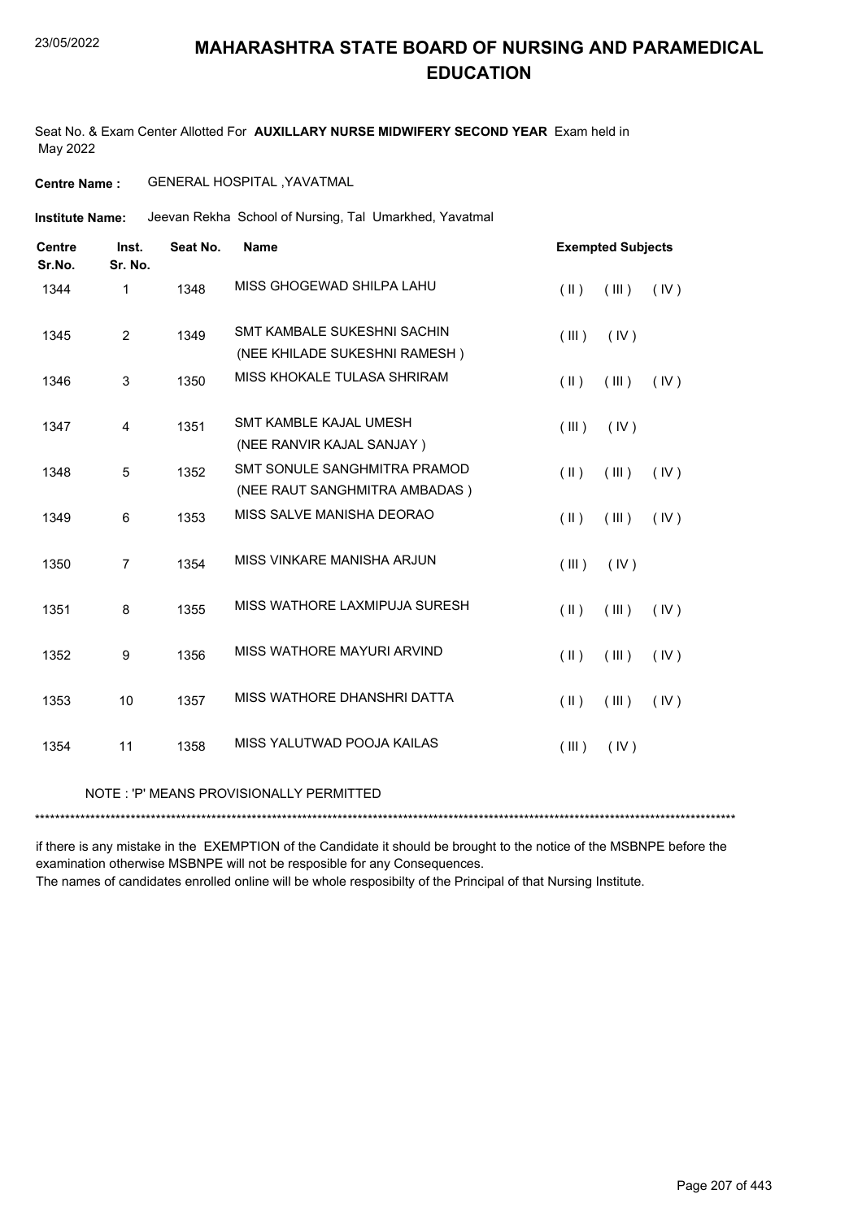# MAHARASHTRA STATE BOARD OF NURSING AND PARAMEDICAL EDUCATION

Seat No. & Exam Center Allotted For **AUXILLARY NURSE MIDWIFERY SECOND YEAR** Exam held in May 2022

**Centre Name :** GENERAL HOSPITAL ,YAVATMAL

**Institute Name:** Jeevan Rekha School of Nursing, Tal Umarkhed, Yavatmal

| Centre Sr.No. | Inst. Sr. No. | Seat No. | Name | Exempted Subjects |
|---|---|---|---|---|
| 1344 | 1 | 1348 | MISS GHOGEWAD SHILPA LAHU | ( II ) ( III ) ( IV ) |
| 1345 | 2 | 1349 | SMT KAMBALE SUKESHNI SACHIN (NEE KHILADE SUKESHNI RAMESH ) | ( III ) ( IV ) |
| 1346 | 3 | 1350 | MISS KHOKALE TULASA SHRIRAM | ( II ) ( III ) ( IV ) |
| 1347 | 4 | 1351 | SMT KAMBLE KAJAL UMESH (NEE RANVIR KAJAL SANJAY ) | ( III ) ( IV ) |
| 1348 | 5 | 1352 | SMT SONULE SANGHMITRA PRAMOD (NEE RAUT SANGHMITRA AMBADAS ) | ( II ) ( III ) ( IV ) |
| 1349 | 6 | 1353 | MISS SALVE MANISHA DEORAO | ( II ) ( III ) ( IV ) |
| 1350 | 7 | 1354 | MISS VINKARE MANISHA ARJUN | ( III ) ( IV ) |
| 1351 | 8 | 1355 | MISS WATHORE LAXMIPUJA SURESH | ( II ) ( III ) ( IV ) |
| 1352 | 9 | 1356 | MISS WATHORE MAYURI ARVIND | ( II ) ( III ) ( IV ) |
| 1353 | 10 | 1357 | MISS WATHORE DHANSHRI DATTA | ( II ) ( III ) ( IV ) |
| 1354 | 11 | 1358 | MISS YALUTWAD POOJA KAILAS | ( III ) ( IV ) |

NOTE : 'P' MEANS PROVISIONALLY PERMITTED

*******************************************************************************************************************************************

if there is any mistake in the EXEMPTION of the Candidate it should be brought to the notice of the MSBNPE before the examination otherwise MSBNPE will not be resposible for any Consequences.
The names of candidates enrolled online will be whole resposibilty of the Principal of that Nursing Institute.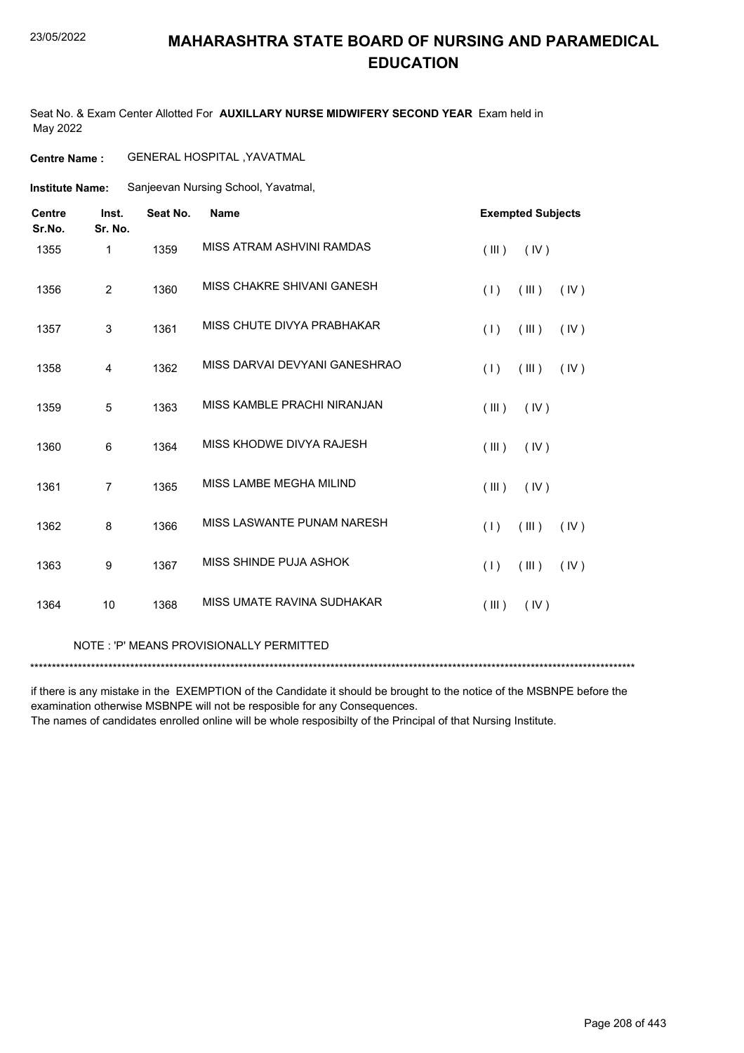# MAHARASHTRA STATE BOARD OF NURSING AND PARAMEDICAL EDUCATION

23/05/2022

Seat No. & Exam Center Allotted For **AUXILLARY NURSE MIDWIFERY SECOND YEAR** Exam held in May 2022

**Centre Name :** GENERAL HOSPITAL ,YAVATMAL

**Institute Name:** Sanjeevan Nursing School, Yavatmal,

| Centre Sr.No. | Inst. Sr. No. | Seat No. | Name | Exempted Subjects |
|---|---|---|---|---|
| 1355 | 1 | 1359 | MISS ATRAM ASHVINI RAMDAS | ( III ) ( IV ) |
| 1356 | 2 | 1360 | MISS CHAKRE SHIVANI GANESH | ( I ) ( III ) ( IV ) |
| 1357 | 3 | 1361 | MISS CHUTE DIVYA PRABHAKAR | ( I ) ( III ) ( IV ) |
| 1358 | 4 | 1362 | MISS DARVAI DEVYANI GANESHRAO | ( I ) ( III ) ( IV ) |
| 1359 | 5 | 1363 | MISS KAMBLE PRACHI NIRANJAN | ( III ) ( IV ) |
| 1360 | 6 | 1364 | MISS KHODWE DIVYA RAJESH | ( III ) ( IV ) |
| 1361 | 7 | 1365 | MISS LAMBE MEGHA MILIND | ( III ) ( IV ) |
| 1362 | 8 | 1366 | MISS LASWANTE PUNAM NARESH | ( I ) ( III ) ( IV ) |
| 1363 | 9 | 1367 | MISS SHINDE PUJA ASHOK | ( I ) ( III ) ( IV ) |
| 1364 | 10 | 1368 | MISS UMATE RAVINA SUDHAKAR | ( III ) ( IV ) |

NOTE : 'P' MEANS PROVISIONALLY PERMITTED

*******************************************************************************************************************************************

if there is any mistake in the EXEMPTION of the Candidate it should be brought to the notice of the MSBNPE before the examination otherwise MSBNPE will not be resposible for any Consequences.
The names of candidates enrolled online will be whole resposibilty of the Principal of that Nursing Institute.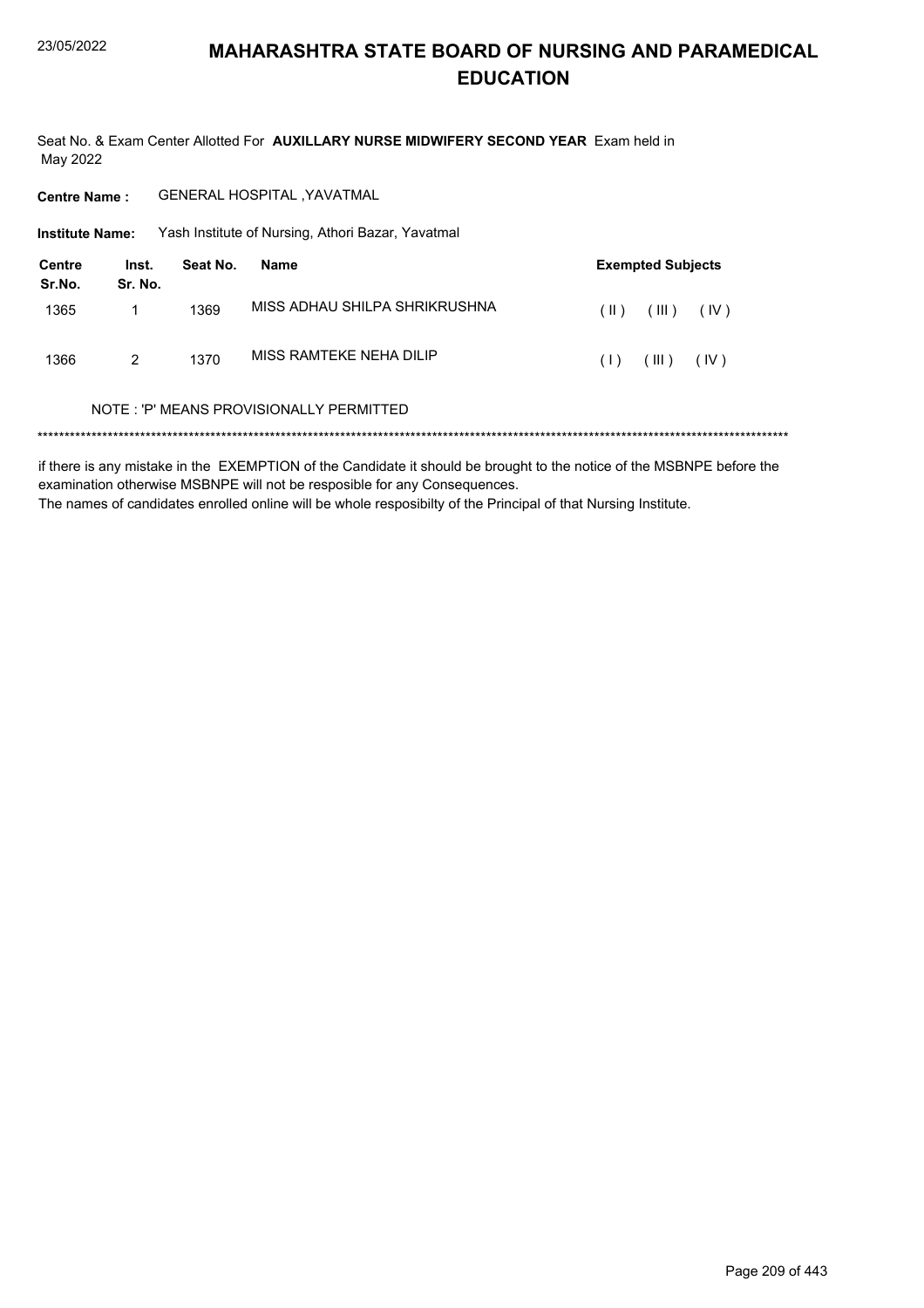# MAHARASHTRA STATE BOARD OF NURSING AND PARAMEDICAL EDUCATION

Seat No. & Exam Center Allotted For **AUXILLARY NURSE MIDWIFERY SECOND YEAR** Exam held in May 2022

**Centre Name :** GENERAL HOSPITAL ,YAVATMAL

**Institute Name:** Yash Institute of Nursing, Athori Bazar, Yavatmal

| Centre Sr.No. | Inst. Sr. No. | Seat No. | Name | Exempted Subjects |
|---|---|---|---|---|
| 1365 | 1 | 1369 | MISS ADHAU SHILPA SHRIKRUSHNA | ( II ) ( III ) ( IV ) |
| 1366 | 2 | 1370 | MISS RAMTEKE NEHA DILIP | ( I ) ( III ) ( IV ) |

NOTE : 'P' MEANS PROVISIONALLY PERMITTED

***************************************************************************************************************************************

if there is any mistake in the EXEMPTION of the Candidate it should be brought to the notice of the MSBNPE before the examination otherwise MSBNPE will not be resposible for any Consequences.
The names of candidates enrolled online will be whole resposibilty of the Principal of that Nursing Institute.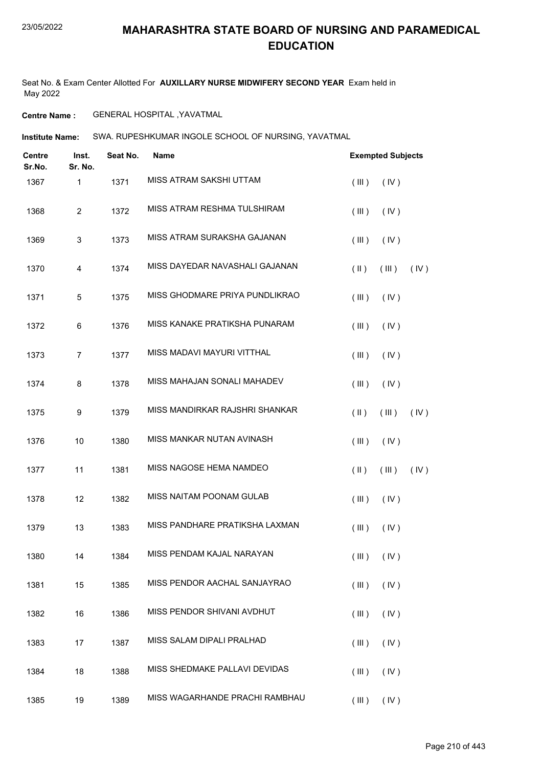# MAHARASHTRA STATE BOARD OF NURSING AND PARAMEDICAL EDUCATION

Seat No. & Exam Center Allotted For **AUXILLARY NURSE MIDWIFERY SECOND YEAR** Exam held in May 2022

**Centre Name :** GENERAL HOSPITAL ,YAVATMAL

**Institute Name:** SWA. RUPESHKUMAR INGOLE SCHOOL OF NURSING, YAVATMAL

| Centre Sr.No. | Inst. Sr. No. | Seat No. | Name | Exempted Subjects |
|---|---|---|---|---|
| 1367 | 1 | 1371 | MISS ATRAM SAKSHI UTTAM | ( III ) ( IV ) |
| 1368 | 2 | 1372 | MISS ATRAM RESHMA TULSHIRAM | ( III ) ( IV ) |
| 1369 | 3 | 1373 | MISS ATRAM SURAKSHA GAJANAN | ( III ) ( IV ) |
| 1370 | 4 | 1374 | MISS DAYEDAR NAVASHALI GAJANAN | ( II ) ( III ) ( IV ) |
| 1371 | 5 | 1375 | MISS GHODMARE PRIYA PUNDLIKRAO | ( III ) ( IV ) |
| 1372 | 6 | 1376 | MISS KANAKE PRATIKSHA PUNARAM | ( III ) ( IV ) |
| 1373 | 7 | 1377 | MISS MADAVI MAYURI VITTHAL | ( III ) ( IV ) |
| 1374 | 8 | 1378 | MISS MAHAJAN SONALI MAHADEV | ( III ) ( IV ) |
| 1375 | 9 | 1379 | MISS MANDIRKAR RAJSHRI SHANKAR | ( II ) ( III ) ( IV ) |
| 1376 | 10 | 1380 | MISS MANKAR NUTAN AVINASH | ( III ) ( IV ) |
| 1377 | 11 | 1381 | MISS NAGOSE HEMA NAMDEO | ( II ) ( III ) ( IV ) |
| 1378 | 12 | 1382 | MISS NAITAM POONAM GULAB | ( III ) ( IV ) |
| 1379 | 13 | 1383 | MISS PANDHARE PRATIKSHA LAXMAN | ( III ) ( IV ) |
| 1380 | 14 | 1384 | MISS PENDAM KAJAL NARAYAN | ( III ) ( IV ) |
| 1381 | 15 | 1385 | MISS PENDOR AACHAL SANJAYRAO | ( III ) ( IV ) |
| 1382 | 16 | 1386 | MISS PENDOR SHIVANI AVDHUT | ( III ) ( IV ) |
| 1383 | 17 | 1387 | MISS SALAM DIPALI PRALHAD | ( III ) ( IV ) |
| 1384 | 18 | 1388 | MISS SHEDMAKE PALLAVI DEVIDAS | ( III ) ( IV ) |
| 1385 | 19 | 1389 | MISS WAGARHANDE PRACHI RAMBHAU | ( III ) ( IV ) |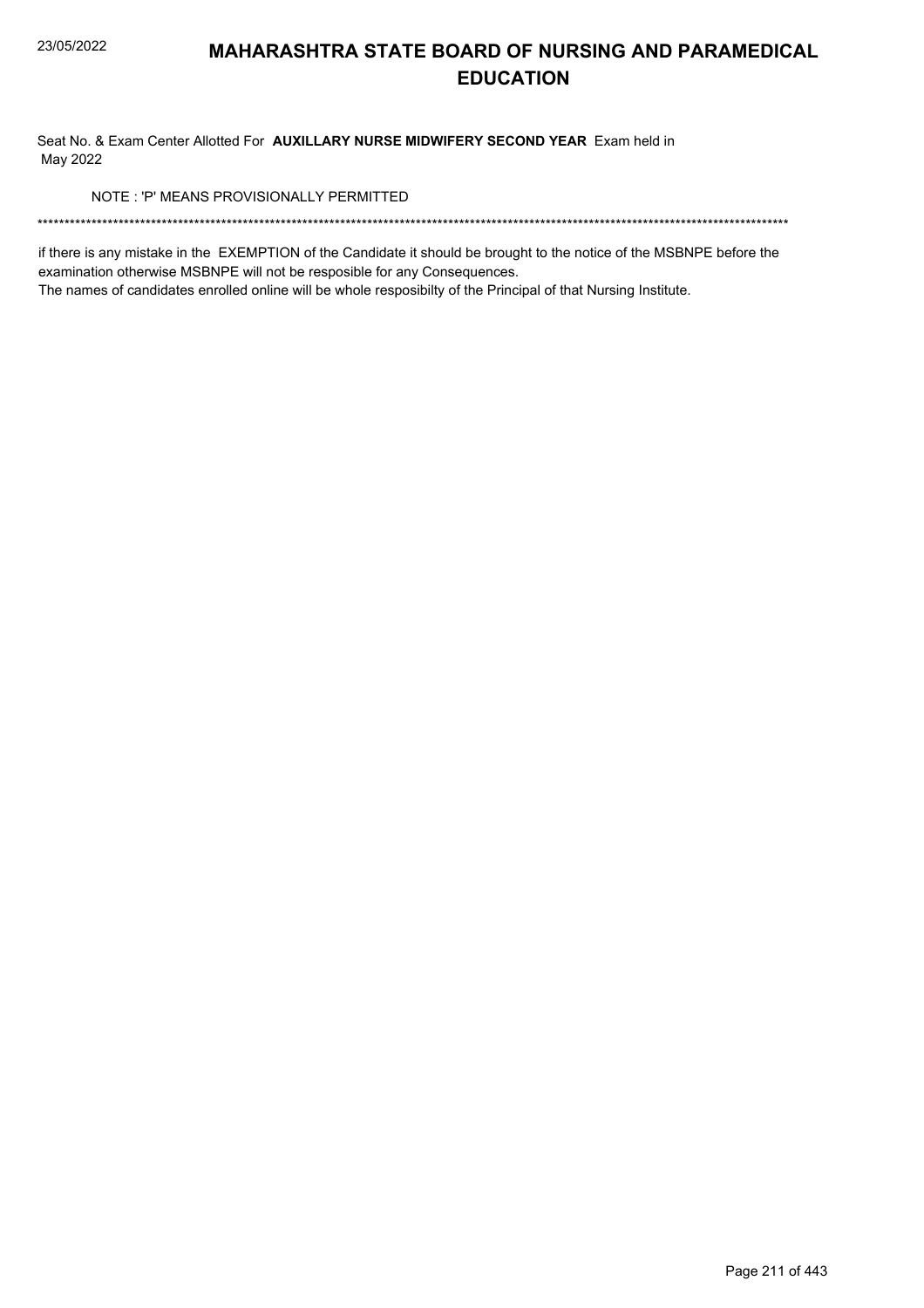# MAHARASHTRA STATE BOARD OF NURSING AND PARAMEDICAL EDUCATION

Seat No. & Exam Center Allotted For **AUXILLARY NURSE MIDWIFERY SECOND YEAR** Exam held in May 2022

NOTE : 'P' MEANS PROVISIONALLY PERMITTED

*******************************************************************************************************************************************

if there is any mistake in the EXEMPTION of the Candidate it should be brought to the notice of the MSBNPE before the examination otherwise MSBNPE will not be resposible for any Consequences.

The names of candidates enrolled online will be whole resposibilty of the Principal of that Nursing Institute.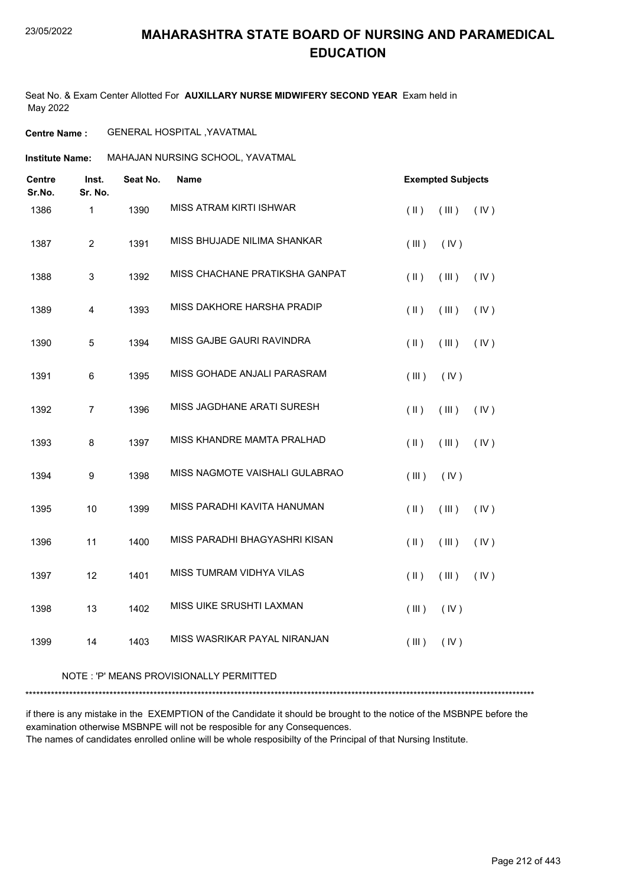# MAHARASHTRA STATE BOARD OF NURSING AND PARAMEDICAL EDUCATION

Seat No. & Exam Center Allotted For **AUXILLARY NURSE MIDWIFERY SECOND YEAR** Exam held in May 2022

**Centre Name :** GENERAL HOSPITAL ,YAVATMAL

**Institute Name:** MAHAJAN NURSING SCHOOL, YAVATMAL

| Centre Sr.No. | Inst. Sr. No. | Seat No. | Name | Exempted Subjects |
|---|---|---|---|---|
| 1386 | 1 | 1390 | MISS ATRAM KIRTI ISHWAR | ( II ) ( III ) ( IV ) |
| 1387 | 2 | 1391 | MISS BHUJADE NILIMA SHANKAR | ( III ) ( IV ) |
| 1388 | 3 | 1392 | MISS CHACHANE PRATIKSHA GANPAT | ( II ) ( III ) ( IV ) |
| 1389 | 4 | 1393 | MISS DAKHORE HARSHA PRADIP | ( II ) ( III ) ( IV ) |
| 1390 | 5 | 1394 | MISS GAJBE GAURI RAVINDRA | ( II ) ( III ) ( IV ) |
| 1391 | 6 | 1395 | MISS GOHADE ANJALI PARASRAM | ( III ) ( IV ) |
| 1392 | 7 | 1396 | MISS JAGDHANE ARATI SURESH | ( II ) ( III ) ( IV ) |
| 1393 | 8 | 1397 | MISS KHANDRE MAMTA PRALHAD | ( II ) ( III ) ( IV ) |
| 1394 | 9 | 1398 | MISS NAGMOTE VAISHALI GULABRAO | ( III ) ( IV ) |
| 1395 | 10 | 1399 | MISS PARADHI KAVITA HANUMAN | ( II ) ( III ) ( IV ) |
| 1396 | 11 | 1400 | MISS PARADHI BHAGYASHRI KISAN | ( II ) ( III ) ( IV ) |
| 1397 | 12 | 1401 | MISS TUMRAM VIDHYA VILAS | ( II ) ( III ) ( IV ) |
| 1398 | 13 | 1402 | MISS UIKE SRUSHTI LAXMAN | ( III ) ( IV ) |
| 1399 | 14 | 1403 | MISS WASRIKAR PAYAL NIRANJAN | ( III ) ( IV ) |

NOTE : 'P' MEANS PROVISIONALLY PERMITTED

******************************************************************************************************************************************

if there is any mistake in the EXEMPTION of the Candidate it should be brought to the notice of the MSBNPE before the examination otherwise MSBNPE will not be resposible for any Consequences.
The names of candidates enrolled online will be whole resposibilty of the Principal of that Nursing Institute.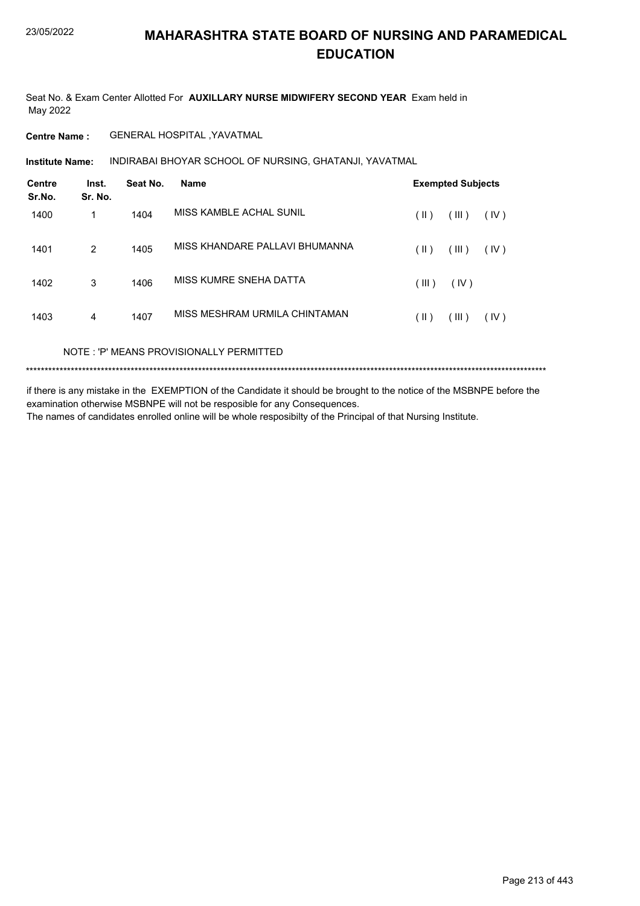# MAHARASHTRA STATE BOARD OF NURSING AND PARAMEDICAL EDUCATION

Seat No. & Exam Center Allotted For **AUXILLARY NURSE MIDWIFERY SECOND YEAR** Exam held in May 2022

**Centre Name :** GENERAL HOSPITAL ,YAVATMAL

**Institute Name:** INDIRABAI BHOYAR SCHOOL OF NURSING, GHATANJI, YAVATMAL

| Centre Sr.No. | Inst. Sr. No. | Seat No. | Name | Exempted Subjects |
|---|---|---|---|---|
| 1400 | 1 | 1404 | MISS KAMBLE ACHAL SUNIL | ( II ) ( III ) ( IV ) |
| 1401 | 2 | 1405 | MISS KHANDARE PALLAVI BHUMANNA | ( II ) ( III ) ( IV ) |
| 1402 | 3 | 1406 | MISS KUMRE SNEHA DATTA | ( III ) ( IV ) |
| 1403 | 4 | 1407 | MISS MESHRAM URMILA CHINTAMAN | ( II ) ( III ) ( IV ) |

NOTE : 'P' MEANS PROVISIONALLY PERMITTED

*******************************************************************************************************************************************

if there is any mistake in the EXEMPTION of the Candidate it should be brought to the notice of the MSBNPE before the examination otherwise MSBNPE will not be resposible for any Consequences.
The names of candidates enrolled online will be whole resposibilty of the Principal of that Nursing Institute.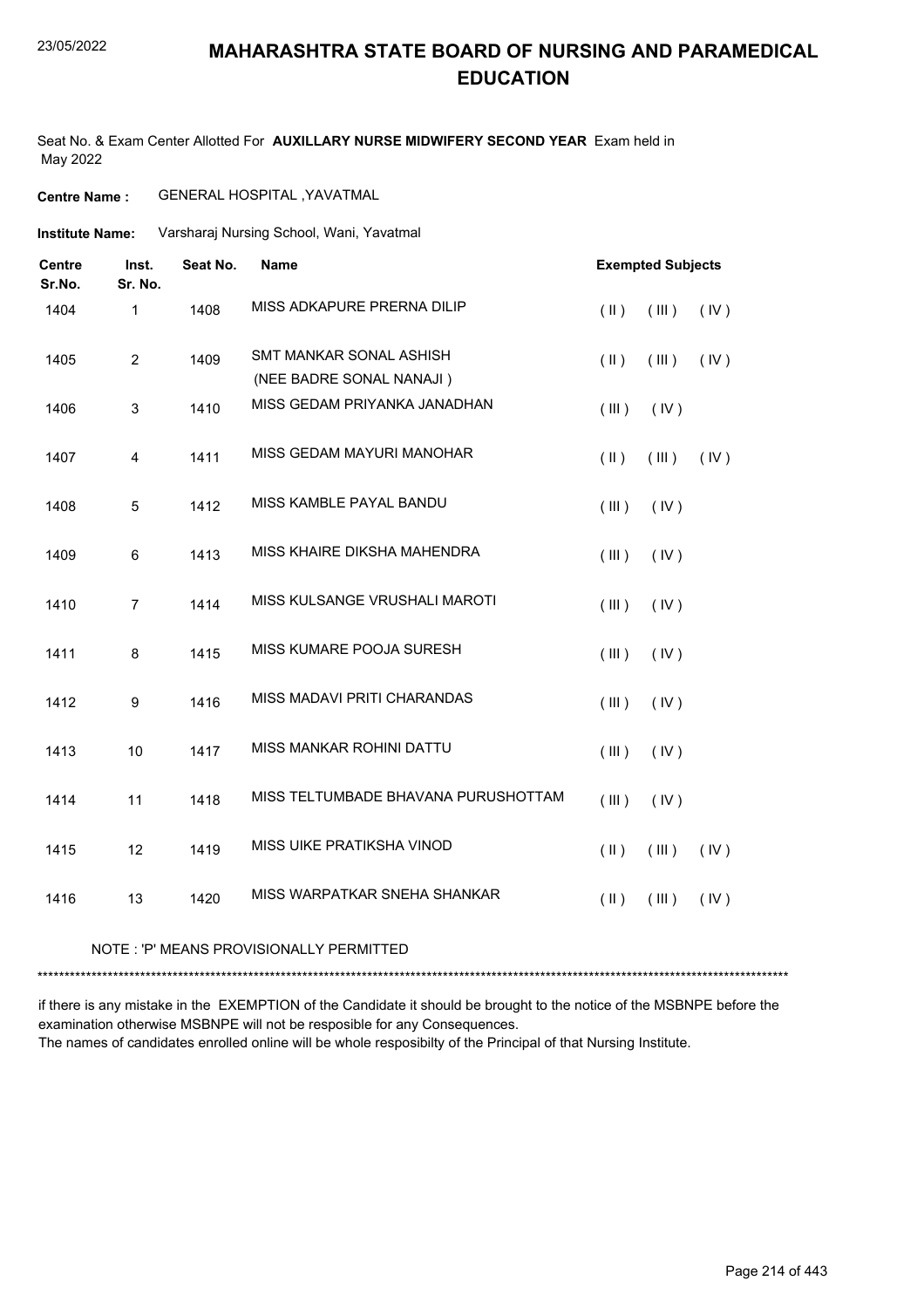# MAHARASHTRA STATE BOARD OF NURSING AND PARAMEDICAL EDUCATION

Seat No. & Exam Center Allotted For **AUXILLARY NURSE MIDWIFERY SECOND YEAR** Exam held in May 2022

**Centre Name :** GENERAL HOSPITAL ,YAVATMAL

**Institute Name:** Varsharaj Nursing School, Wani, Yavatmal

| Centre Sr.No. | Inst. Sr. No. | Seat No. | Name | Exempted Subjects | | |
|---|---|---|---|---|---|---|
| 1404 | 1 | 1408 | MISS ADKAPURE PRERNA DILIP | ( II ) | ( III ) | ( IV ) |
| 1405 | 2 | 1409 | SMT MANKAR SONAL ASHISH (NEE BADRE SONAL NANAJI ) | ( II ) | ( III ) | ( IV ) |
| 1406 | 3 | 1410 | MISS GEDAM PRIYANKA JANADHAN | ( III ) | ( IV ) | |
| 1407 | 4 | 1411 | MISS GEDAM MAYURI MANOHAR | ( II ) | ( III ) | ( IV ) |
| 1408 | 5 | 1412 | MISS KAMBLE PAYAL BANDU | ( III ) | ( IV ) | |
| 1409 | 6 | 1413 | MISS KHAIRE DIKSHA MAHENDRA | ( III ) | ( IV ) | |
| 1410 | 7 | 1414 | MISS KULSANGE VRUSHALI MAROTI | ( III ) | ( IV ) | |
| 1411 | 8 | 1415 | MISS KUMARE POOJA SURESH | ( III ) | ( IV ) | |
| 1412 | 9 | 1416 | MISS MADAVI PRITI CHARANDAS | ( III ) | ( IV ) | |
| 1413 | 10 | 1417 | MISS MANKAR ROHINI DATTU | ( III ) | ( IV ) | |
| 1414 | 11 | 1418 | MISS TELTUMBADE BHAVANA PURUSHOTTAM | ( III ) | ( IV ) | |
| 1415 | 12 | 1419 | MISS UIKE PRATIKSHA VINOD | ( II ) | ( III ) | ( IV ) |
| 1416 | 13 | 1420 | MISS WARPATKAR SNEHA SHANKAR | ( II ) | ( III ) | ( IV ) |

NOTE : 'P' MEANS PROVISIONALLY PERMITTED

*******************************************************************************************************************************************

if there is any mistake in the EXEMPTION of the Candidate it should be brought to the notice of the MSBNPE before the examination otherwise MSBNPE will not be resposible for any Consequences.
The names of candidates enrolled online will be whole resposibilty of the Principal of that Nursing Institute.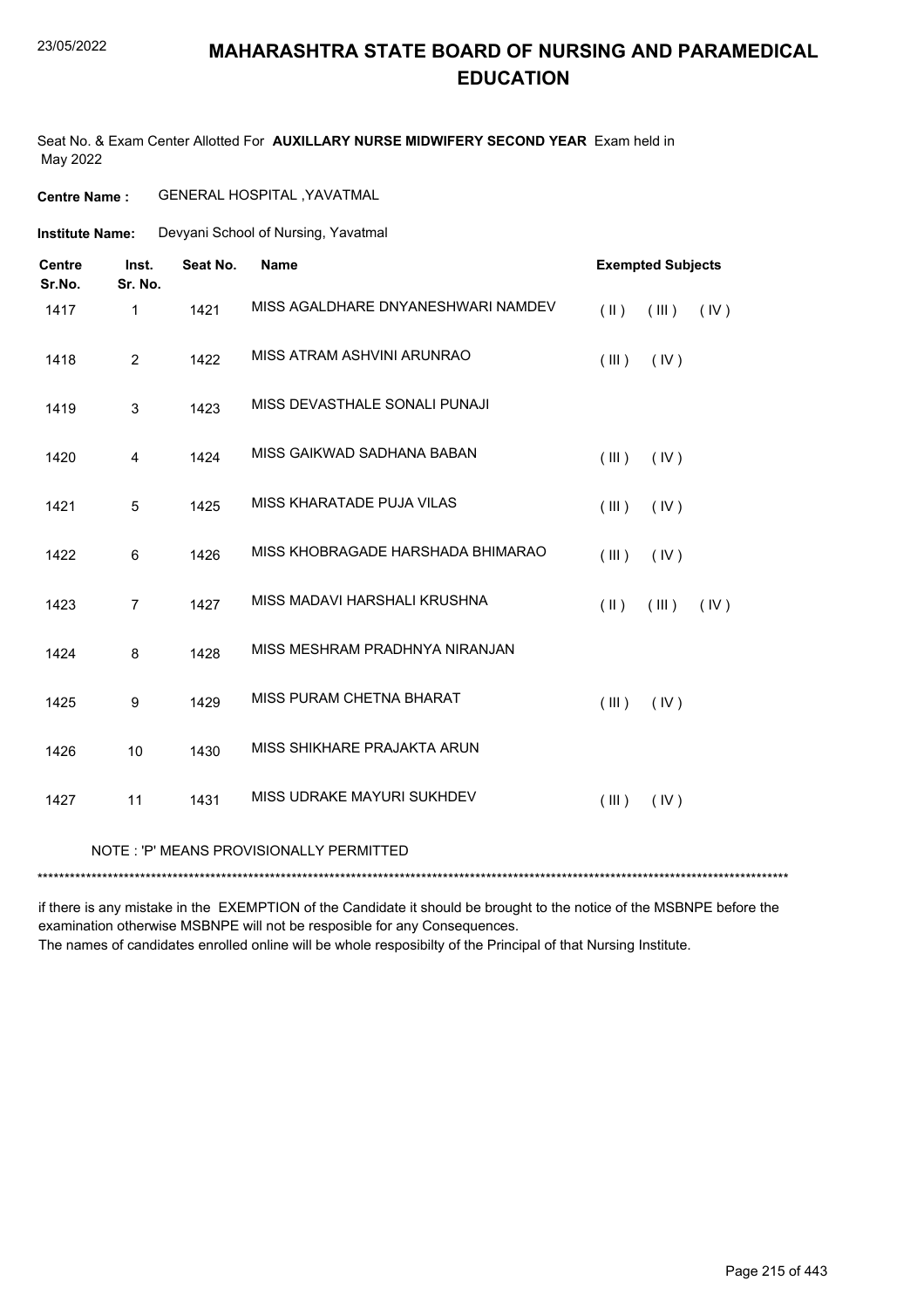# MAHARASHTRA STATE BOARD OF NURSING AND PARAMEDICAL EDUCATION

23/05/2022

Seat No. & Exam Center Allotted For **AUXILLARY NURSE MIDWIFERY SECOND YEAR** Exam held in May 2022

**Centre Name :** GENERAL HOSPITAL ,YAVATMAL

**Institute Name:** Devyani School of Nursing, Yavatmal

| Centre Sr.No. | Inst. Sr. No. | Seat No. | Name | Exempted Subjects |
|---|---|---|---|---|
| 1417 | 1 | 1421 | MISS AGALDHARE DNYANESHWARI NAMDEV | ( II ) ( III ) ( IV ) |
| 1418 | 2 | 1422 | MISS ATRAM ASHVINI ARUNRAO | ( III ) ( IV ) |
| 1419 | 3 | 1423 | MISS DEVASTHALE SONALI PUNAJI | |
| 1420 | 4 | 1424 | MISS GAIKWAD SADHANA BABAN | ( III ) ( IV ) |
| 1421 | 5 | 1425 | MISS KHARATADE PUJA VILAS | ( III ) ( IV ) |
| 1422 | 6 | 1426 | MISS KHOBRAGADE HARSHADA BHIMARAO | ( III ) ( IV ) |
| 1423 | 7 | 1427 | MISS MADAVI HARSHALI KRUSHNA | ( II ) ( III ) ( IV ) |
| 1424 | 8 | 1428 | MISS MESHRAM PRADHNYA NIRANJAN | |
| 1425 | 9 | 1429 | MISS PURAM CHETNA BHARAT | ( III ) ( IV ) |
| 1426 | 10 | 1430 | MISS SHIKHARE PRAJAKTA ARUN | |
| 1427 | 11 | 1431 | MISS UDRAKE MAYURI SUKHDEV | ( III ) ( IV ) |

NOTE : 'P' MEANS PROVISIONALLY PERMITTED

******************************************************************************************************************************************

if there is any mistake in the EXEMPTION of the Candidate it should be brought to the notice of the MSBNPE before the examination otherwise MSBNPE will not be resposible for any Consequences.

The names of candidates enrolled online will be whole resposibilty of the Principal of that Nursing Institute.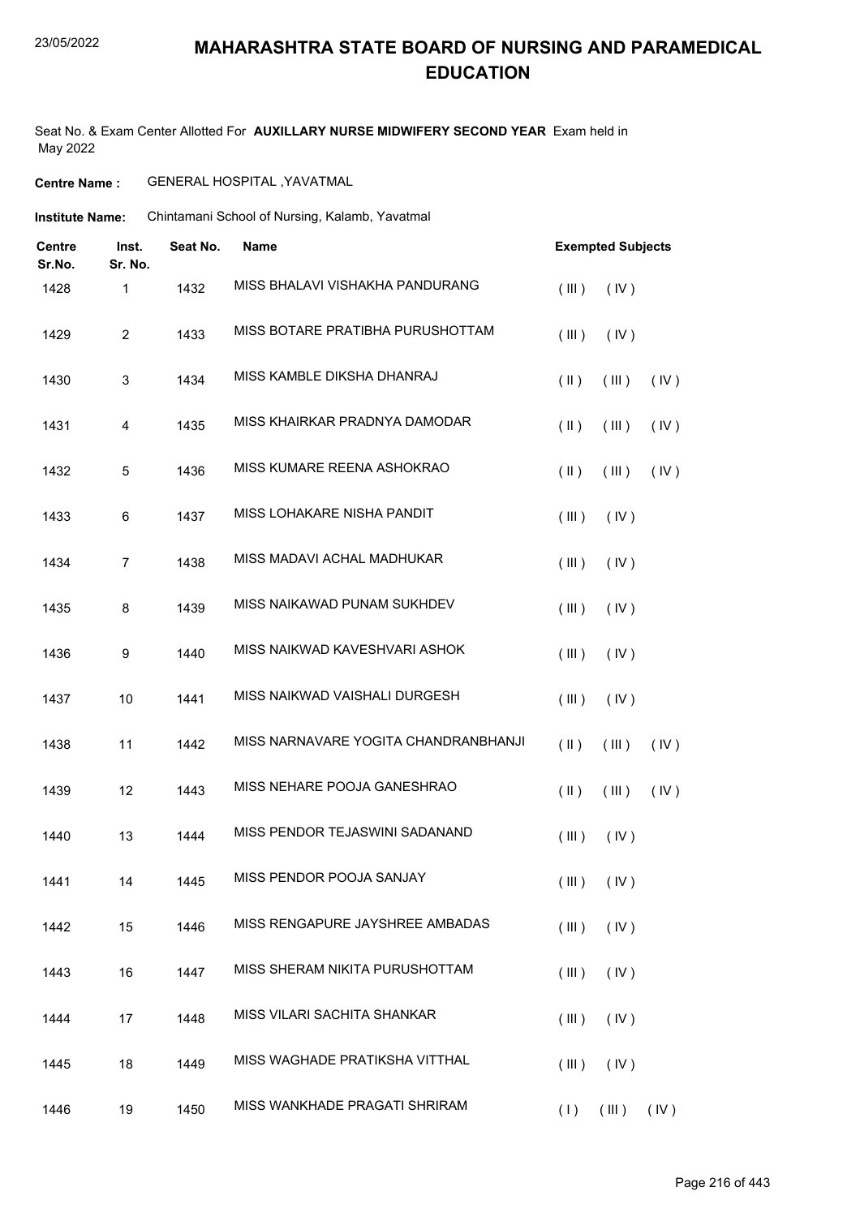# MAHARASHTRA STATE BOARD OF NURSING AND PARAMEDICAL EDUCATION

Seat No. & Exam Center Allotted For **AUXILLARY NURSE MIDWIFERY SECOND YEAR** Exam held in May 2022

**Centre Name :** GENERAL HOSPITAL ,YAVATMAL

**Institute Name:** Chintamani School of Nursing, Kalamb, Yavatmal

| Centre Sr.No. | Inst. Sr. No. | Seat No. | Name | Exempted Subjects |
|---|---|---|---|---|
| 1428 | 1 | 1432 | MISS BHALAVI VISHAKHA PANDURANG | ( III ) ( IV ) |
| 1429 | 2 | 1433 | MISS BOTARE PRATIBHA PURUSHOTTAM | ( III ) ( IV ) |
| 1430 | 3 | 1434 | MISS KAMBLE DIKSHA DHANRAJ | ( II ) ( III ) ( IV ) |
| 1431 | 4 | 1435 | MISS KHAIRKAR PRADNYA DAMODAR | ( II ) ( III ) ( IV ) |
| 1432 | 5 | 1436 | MISS KUMARE REENA ASHOKRAO | ( II ) ( III ) ( IV ) |
| 1433 | 6 | 1437 | MISS LOHAKARE NISHA PANDIT | ( III ) ( IV ) |
| 1434 | 7 | 1438 | MISS MADAVI ACHAL MADHUKAR | ( III ) ( IV ) |
| 1435 | 8 | 1439 | MISS NAIKAWAD PUNAM SUKHDEV | ( III ) ( IV ) |
| 1436 | 9 | 1440 | MISS NAIKWAD KAVESHVARI ASHOK | ( III ) ( IV ) |
| 1437 | 10 | 1441 | MISS NAIKWAD VAISHALI DURGESH | ( III ) ( IV ) |
| 1438 | 11 | 1442 | MISS NARNAVARE YOGITA CHANDRANBHANJI | ( II ) ( III ) ( IV ) |
| 1439 | 12 | 1443 | MISS NEHARE POOJA GANESHRAO | ( II ) ( III ) ( IV ) |
| 1440 | 13 | 1444 | MISS PENDOR TEJASWINI SADANAND | ( III ) ( IV ) |
| 1441 | 14 | 1445 | MISS PENDOR POOJA SANJAY | ( III ) ( IV ) |
| 1442 | 15 | 1446 | MISS RENGAPURE JAYSHREE AMBADAS | ( III ) ( IV ) |
| 1443 | 16 | 1447 | MISS SHERAM NIKITA PURUSHOTTAM | ( III ) ( IV ) |
| 1444 | 17 | 1448 | MISS VILARI SACHITA SHANKAR | ( III ) ( IV ) |
| 1445 | 18 | 1449 | MISS WAGHADE PRATIKSHA VITTHAL | ( III ) ( IV ) |
| 1446 | 19 | 1450 | MISS WANKHADE PRAGATI SHRIRAM | ( I ) ( III ) ( IV ) |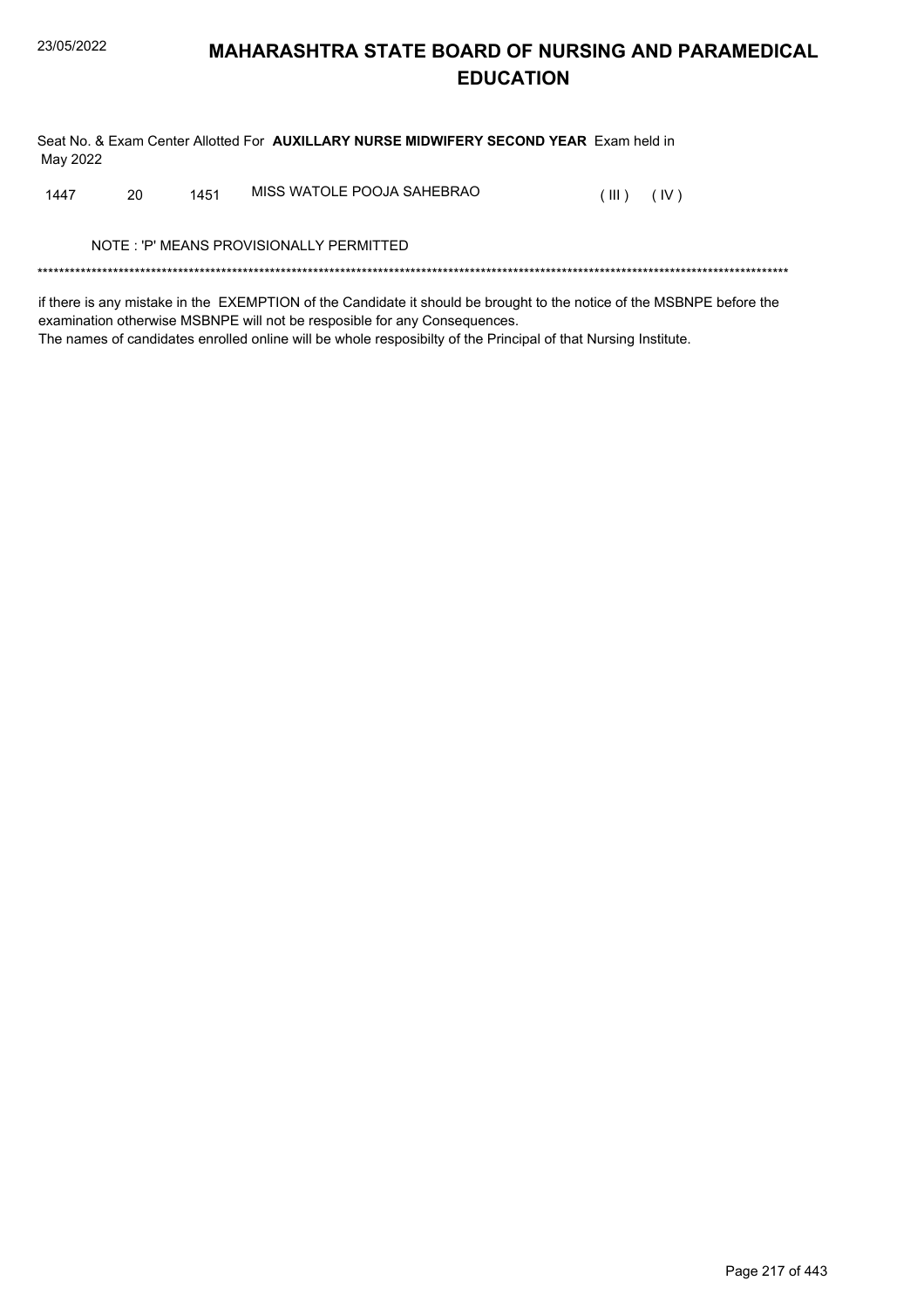# MAHARASHTRA STATE BOARD OF NURSING AND PARAMEDICAL EDUCATION

Seat No. & Exam Center Allotted For **AUXILLARY NURSE MIDWIFERY SECOND YEAR** Exam held in May 2022

| | | | | | |
|---|---|---|---|---|---|
| 1447 | 20 | 1451 | MISS WATOLE POOJA SAHEBRAO | ( III ) | ( IV ) |

NOTE : 'P' MEANS PROVISIONALLY PERMITTED

*******************************************************************************************************************************************

if there is any mistake in the EXEMPTION of the Candidate it should be brought to the notice of the MSBNPE before the examination otherwise MSBNPE will not be resposible for any Consequences.
The names of candidates enrolled online will be whole resposibilty of the Principal of that Nursing Institute.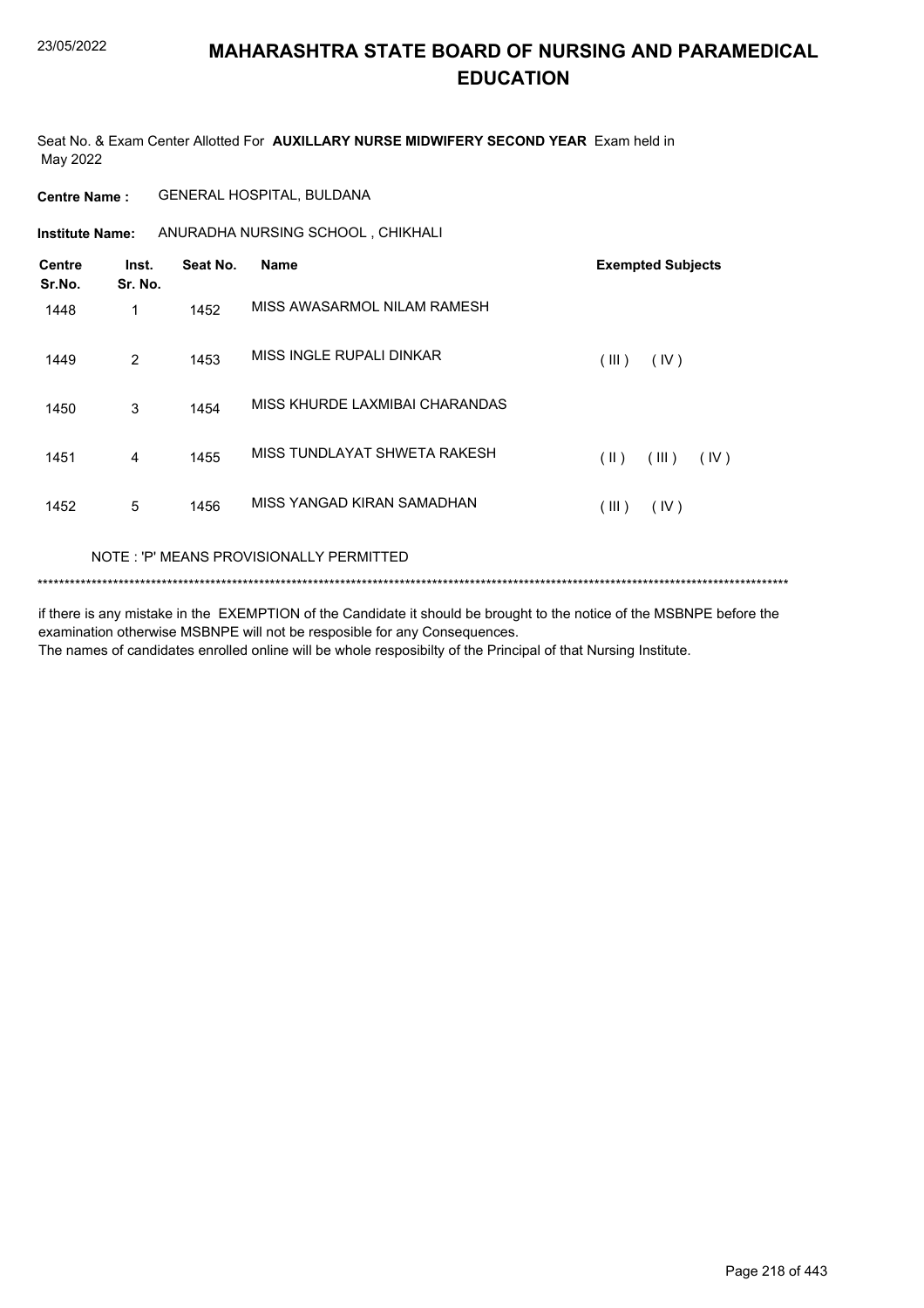# MAHARASHTRA STATE BOARD OF NURSING AND PARAMEDICAL EDUCATION

Seat No. & Exam Center Allotted For **AUXILLARY NURSE MIDWIFERY SECOND YEAR** Exam held in May 2022

**Centre Name :** GENERAL HOSPITAL, BULDANA

**Institute Name:** ANURADHA NURSING SCHOOL , CHIKHALI

| Centre Sr.No. | Inst. Sr. No. | Seat No. | Name | Exempted Subjects |
|---|---|---|---|---|
| 1448 | 1 | 1452 | MISS AWASARMOL NILAM RAMESH | |
| 1449 | 2 | 1453 | MISS INGLE RUPALI DINKAR | ( III ) ( IV ) |
| 1450 | 3 | 1454 | MISS KHURDE LAXMIBAI CHARANDAS | |
| 1451 | 4 | 1455 | MISS TUNDLAYAT SHWETA RAKESH | ( II ) ( III ) ( IV ) |
| 1452 | 5 | 1456 | MISS YANGAD KIRAN SAMADHAN | ( III ) ( IV ) |

NOTE : 'P' MEANS PROVISIONALLY PERMITTED

*******************************************************************************************************************************************

if there is any mistake in the EXEMPTION of the Candidate it should be brought to the notice of the MSBNPE before the examination otherwise MSBNPE will not be resposible for any Consequences.

The names of candidates enrolled online will be whole resposibilty of the Principal of that Nursing Institute.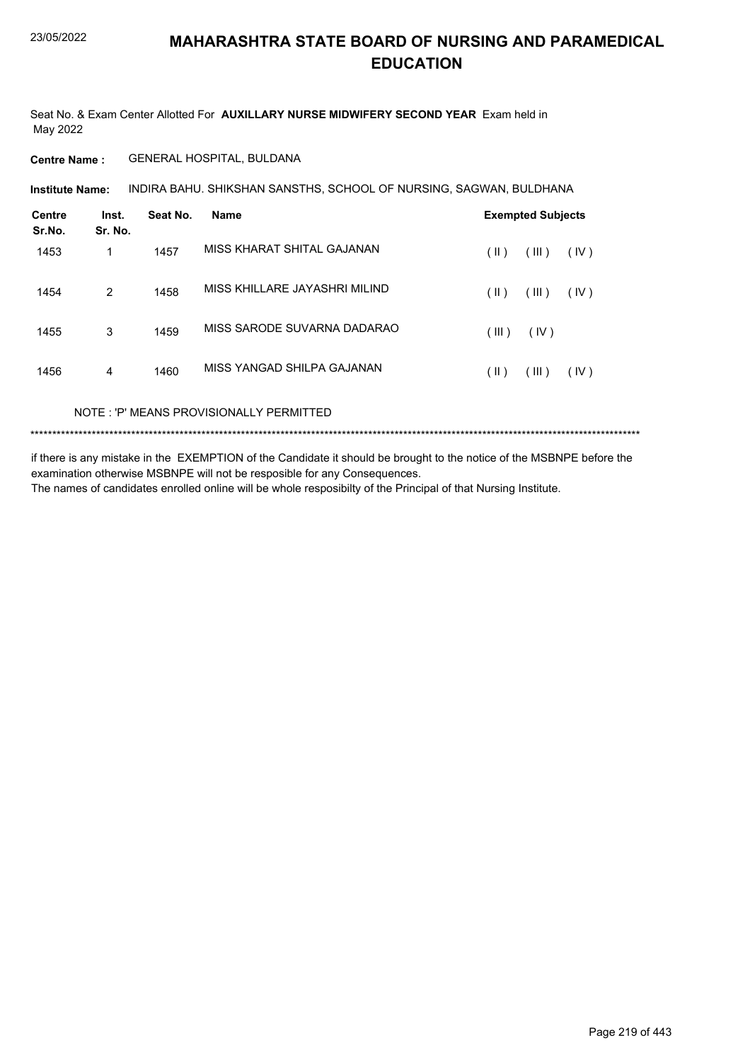# MAHARASHTRA STATE BOARD OF NURSING AND PARAMEDICAL EDUCATION

Seat No. & Exam Center Allotted For **AUXILLARY NURSE MIDWIFERY SECOND YEAR** Exam held in May 2022

**Centre Name :** GENERAL HOSPITAL, BULDANA

**Institute Name:** INDIRA BAHU. SHIKSHAN SANSTHS, SCHOOL OF NURSING, SAGWAN, BULDHANA

| Centre Sr.No. | Inst. Sr. No. | Seat No. | Name | Exempted Subjects |
|---|---|---|---|---|
| 1453 | 1 | 1457 | MISS KHARAT SHITAL GAJANAN | ( II ) ( III ) ( IV ) |
| 1454 | 2 | 1458 | MISS KHILLARE JAYASHRI MILIND | ( II ) ( III ) ( IV ) |
| 1455 | 3 | 1459 | MISS SARODE SUVARNA DADARAO | ( III ) ( IV ) |
| 1456 | 4 | 1460 | MISS YANGAD SHILPA GAJANAN | ( II ) ( III ) ( IV ) |

NOTE : 'P' MEANS PROVISIONALLY PERMITTED

*******************************************************************************************************************************************

if there is any mistake in the EXEMPTION of the Candidate it should be brought to the notice of the MSBNPE before the examination otherwise MSBNPE will not be resposible for any Consequences.
The names of candidates enrolled online will be whole resposibilty of the Principal of that Nursing Institute.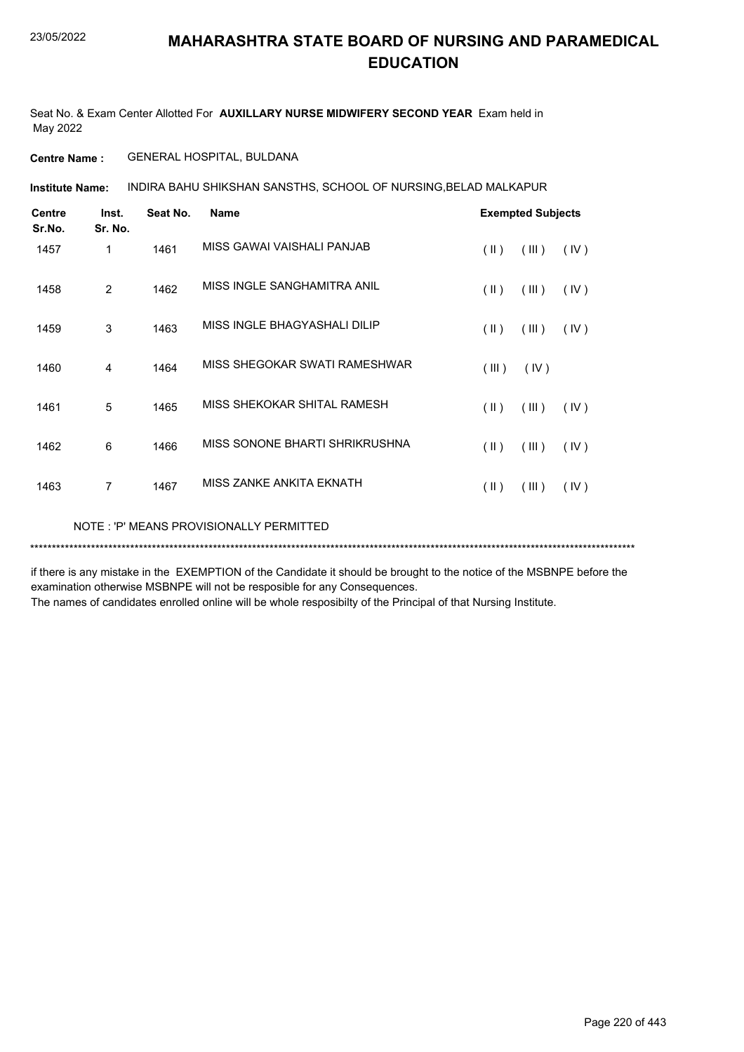# MAHARASHTRA STATE BOARD OF NURSING AND PARAMEDICAL EDUCATION

Seat No. & Exam Center Allotted For **AUXILLARY NURSE MIDWIFERY SECOND YEAR** Exam held in May 2022

**Centre Name :** GENERAL HOSPITAL, BULDANA

**Institute Name:** INDIRA BAHU SHIKSHAN SANSTHS, SCHOOL OF NURSING,BELAD MALKAPUR

| Centre Sr.No. | Inst. Sr. No. | Seat No. | Name | Exempted Subjects |
|---|---|---|---|---|
| 1457 | 1 | 1461 | MISS GAWAI VAISHALI PANJAB | ( II ) ( III ) ( IV ) |
| 1458 | 2 | 1462 | MISS INGLE SANGHAMITRA ANIL | ( II ) ( III ) ( IV ) |
| 1459 | 3 | 1463 | MISS INGLE BHAGYASHALI DILIP | ( II ) ( III ) ( IV ) |
| 1460 | 4 | 1464 | MISS SHEGOKAR SWATI RAMESHWAR | ( III ) ( IV ) |
| 1461 | 5 | 1465 | MISS SHEKOKAR SHITAL RAMESH | ( II ) ( III ) ( IV ) |
| 1462 | 6 | 1466 | MISS SONONE BHARTI SHRIKRUSHNA | ( II ) ( III ) ( IV ) |
| 1463 | 7 | 1467 | MISS ZANKE ANKITA EKNATH | ( II ) ( III ) ( IV ) |

NOTE : 'P' MEANS PROVISIONALLY PERMITTED

*******************************************************************************************************************************************

if there is any mistake in the EXEMPTION of the Candidate it should be brought to the notice of the MSBNPE before the examination otherwise MSBNPE will not be resposible for any Consequences.
The names of candidates enrolled online will be whole resposibilty of the Principal of that Nursing Institute.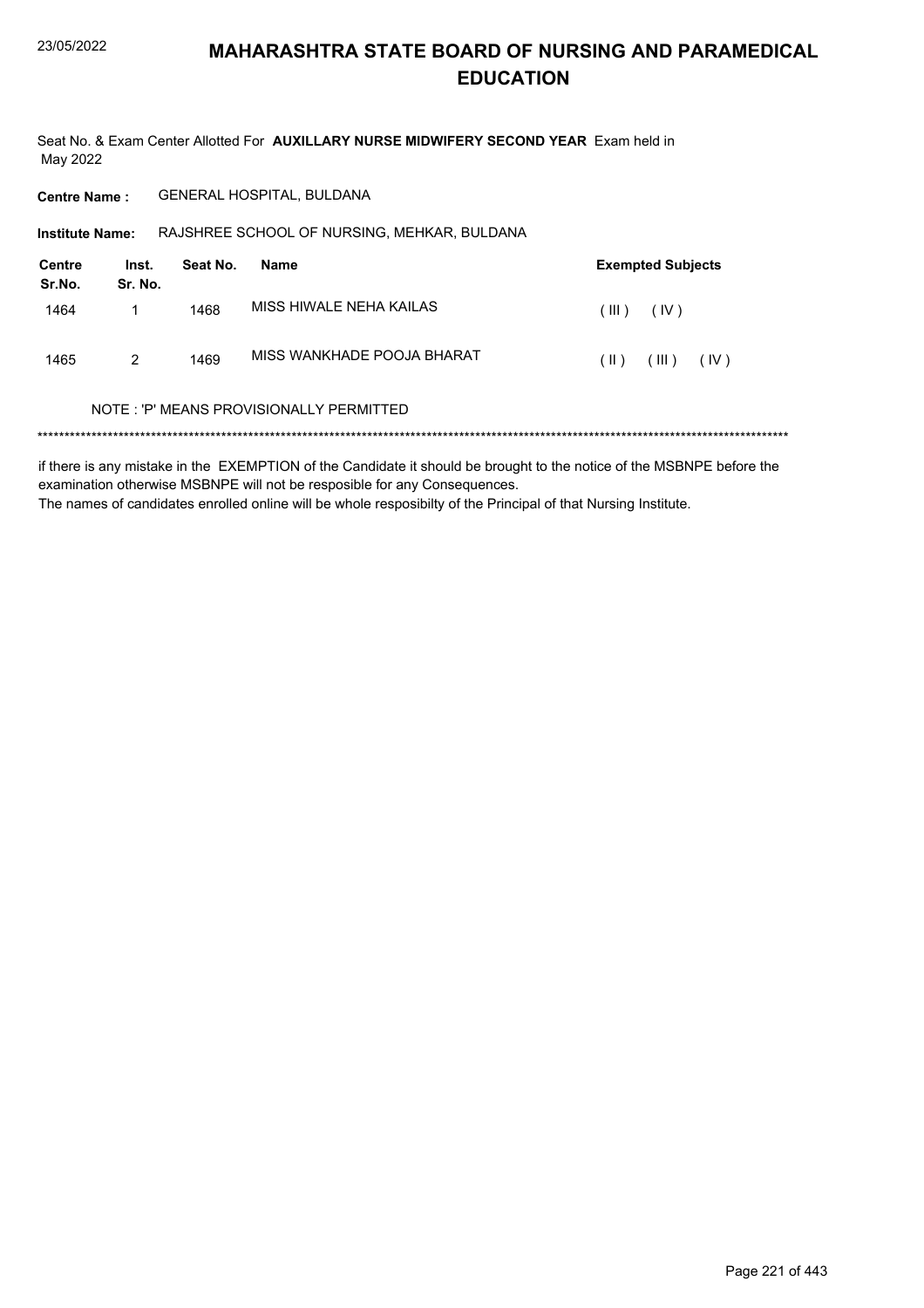# MAHARASHTRA STATE BOARD OF NURSING AND PARAMEDICAL EDUCATION

Seat No. & Exam Center Allotted For **AUXILLARY NURSE MIDWIFERY SECOND YEAR** Exam held in May 2022

**Centre Name :** GENERAL HOSPITAL, BULDANA

**Institute Name:** RAJSHREE SCHOOL OF NURSING, MEHKAR, BULDANA

| Centre Sr.No. | Inst. Sr. No. | Seat No. | Name | Exempted Subjects |
|---|---|---|---|---|
| 1464 | 1 | 1468 | MISS HIWALE NEHA KAILAS | ( III ) ( IV ) |
| 1465 | 2 | 1469 | MISS WANKHADE POOJA BHARAT | ( II ) ( III ) ( IV ) |

NOTE : 'P' MEANS PROVISIONALLY PERMITTED

******************************************************************************************************************************************

if there is any mistake in the EXEMPTION of the Candidate it should be brought to the notice of the MSBNPE before the examination otherwise MSBNPE will not be resposible for any Consequences.

The names of candidates enrolled online will be whole resposibilty of the Principal of that Nursing Institute.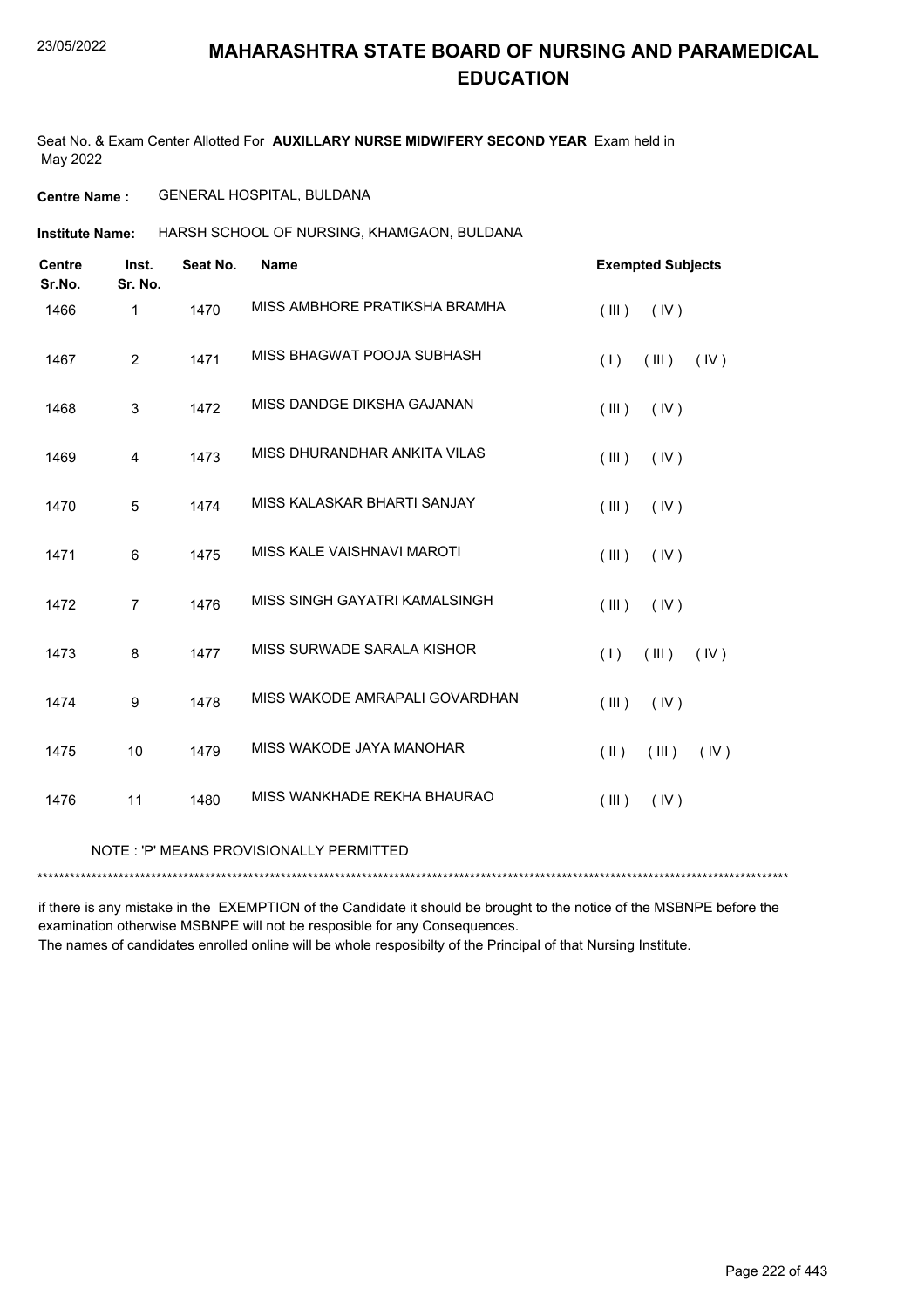# MAHARASHTRA STATE BOARD OF NURSING AND PARAMEDICAL EDUCATION

23/05/2022

Seat No. & Exam Center Allotted For **AUXILLARY NURSE MIDWIFERY SECOND YEAR** Exam held in May 2022

**Centre Name :** GENERAL HOSPITAL, BULDANA

**Institute Name:** HARSH SCHOOL OF NURSING, KHAMGAON, BULDANA

| Centre Sr.No. | Inst. Sr. No. | Seat No. | Name | Exempted Subjects |
|---|---|---|---|---|
| 1466 | 1 | 1470 | MISS AMBHORE PRATIKSHA BRAMHA | ( III ) ( IV ) |
| 1467 | 2 | 1471 | MISS BHAGWAT POOJA SUBHASH | ( I ) ( III ) ( IV ) |
| 1468 | 3 | 1472 | MISS DANDGE DIKSHA GAJANAN | ( III ) ( IV ) |
| 1469 | 4 | 1473 | MISS DHURANDHAR ANKITA VILAS | ( III ) ( IV ) |
| 1470 | 5 | 1474 | MISS KALASKAR BHARTI SANJAY | ( III ) ( IV ) |
| 1471 | 6 | 1475 | MISS KALE VAISHNAVI MAROTI | ( III ) ( IV ) |
| 1472 | 7 | 1476 | MISS SINGH GAYATRI KAMALSINGH | ( III ) ( IV ) |
| 1473 | 8 | 1477 | MISS SURWADE SARALA KISHOR | ( I ) ( III ) ( IV ) |
| 1474 | 9 | 1478 | MISS WAKODE AMRAPALI GOVARDHAN | ( III ) ( IV ) |
| 1475 | 10 | 1479 | MISS WAKODE JAYA MANOHAR | ( II ) ( III ) ( IV ) |
| 1476 | 11 | 1480 | MISS WANKHADE REKHA BHAURAO | ( III ) ( IV ) |

NOTE : 'P' MEANS PROVISIONALLY PERMITTED

***********************************************************************************************************************************************

if there is any mistake in the EXEMPTION of the Candidate it should be brought to the notice of the MSBNPE before the examination otherwise MSBNPE will not be resposible for any Consequences.

The names of candidates enrolled online will be whole resposibilty of the Principal of that Nursing Institute.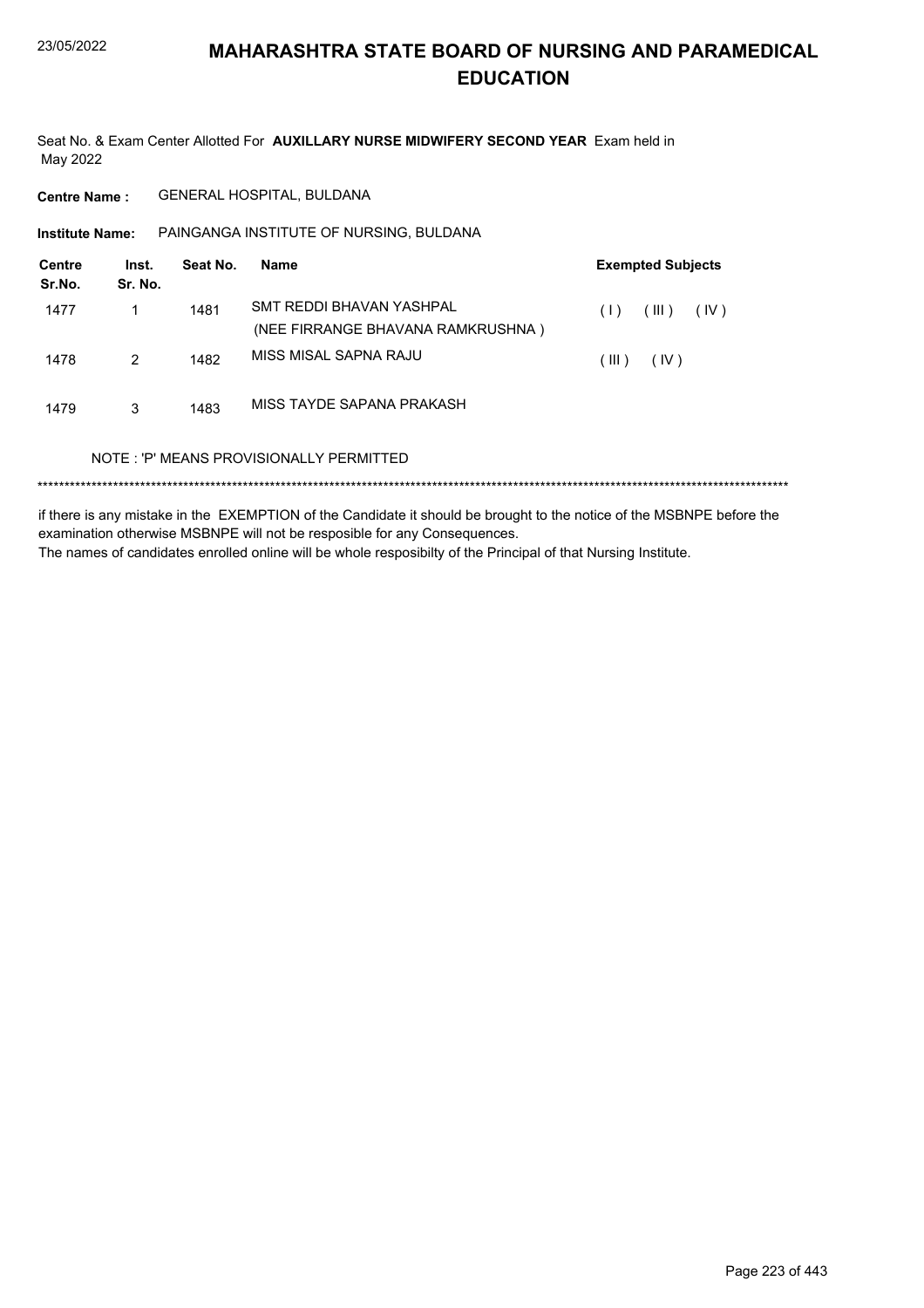# MAHARASHTRA STATE BOARD OF NURSING AND PARAMEDICAL EDUCATION

Seat No. & Exam Center Allotted For **AUXILLARY NURSE MIDWIFERY SECOND YEAR** Exam held in May 2022

**Centre Name :** GENERAL HOSPITAL, BULDANA

**Institute Name:** PAINGANGA INSTITUTE OF NURSING, BULDANA

| Centre Sr.No. | Inst. Sr. No. | Seat No. | Name | Exempted Subjects |
|---|---|---|---|---|
| 1477 | 1 | 1481 | SMT REDDI BHAVAN YASHPAL (NEE FIRRANGE BHAVANA RAMKRUSHNA ) | ( I ) ( III ) ( IV ) |
| 1478 | 2 | 1482 | MISS MISAL SAPNA RAJU | ( III ) ( IV ) |
| 1479 | 3 | 1483 | MISS TAYDE SAPANA PRAKASH | |

NOTE : 'P' MEANS PROVISIONALLY PERMITTED

******************************************************************************************************************************************

if there is any mistake in the EXEMPTION of the Candidate it should be brought to the notice of the MSBNPE before the examination otherwise MSBNPE will not be resposible for any Consequences.

The names of candidates enrolled online will be whole resposibilty of the Principal of that Nursing Institute.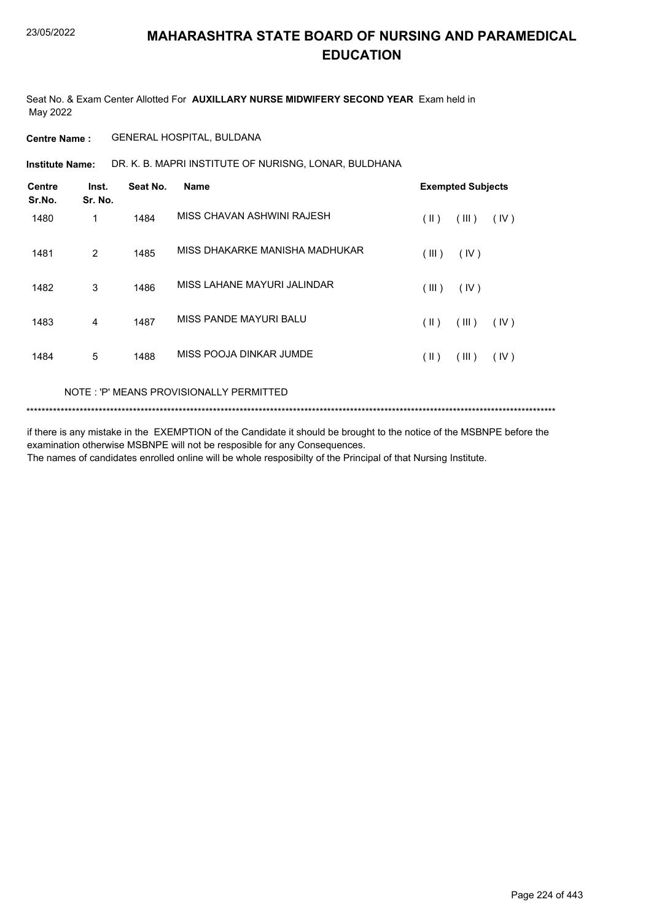# MAHARASHTRA STATE BOARD OF NURSING AND PARAMEDICAL EDUCATION

Seat No. & Exam Center Allotted For **AUXILLARY NURSE MIDWIFERY SECOND YEAR** Exam held in May 2022

**Centre Name :** GENERAL HOSPITAL, BULDANA

**Institute Name:** DR. K. B. MAPRI INSTITUTE OF NURISNG, LONAR, BULDHANA

| Centre Sr.No. | Inst. Sr. No. | Seat No. | Name | Exempted Subjects |
|---|---|---|---|---|
| 1480 | 1 | 1484 | MISS CHAVAN ASHWINI RAJESH | ( II ) ( III ) ( IV ) |
| 1481 | 2 | 1485 | MISS DHAKARKE MANISHA MADHUKAR | ( III ) ( IV ) |
| 1482 | 3 | 1486 | MISS LAHANE MAYURI JALINDAR | ( III ) ( IV ) |
| 1483 | 4 | 1487 | MISS PANDE MAYURI BALU | ( II ) ( III ) ( IV ) |
| 1484 | 5 | 1488 | MISS POOJA DINKAR JUMDE | ( II ) ( III ) ( IV ) |

NOTE : 'P' MEANS PROVISIONALLY PERMITTED

*******************************************************************************************************************************************

if there is any mistake in the EXEMPTION of the Candidate it should be brought to the notice of the MSBNPE before the examination otherwise MSBNPE will not be resposible for any Consequences.
The names of candidates enrolled online will be whole resposibilty of the Principal of that Nursing Institute.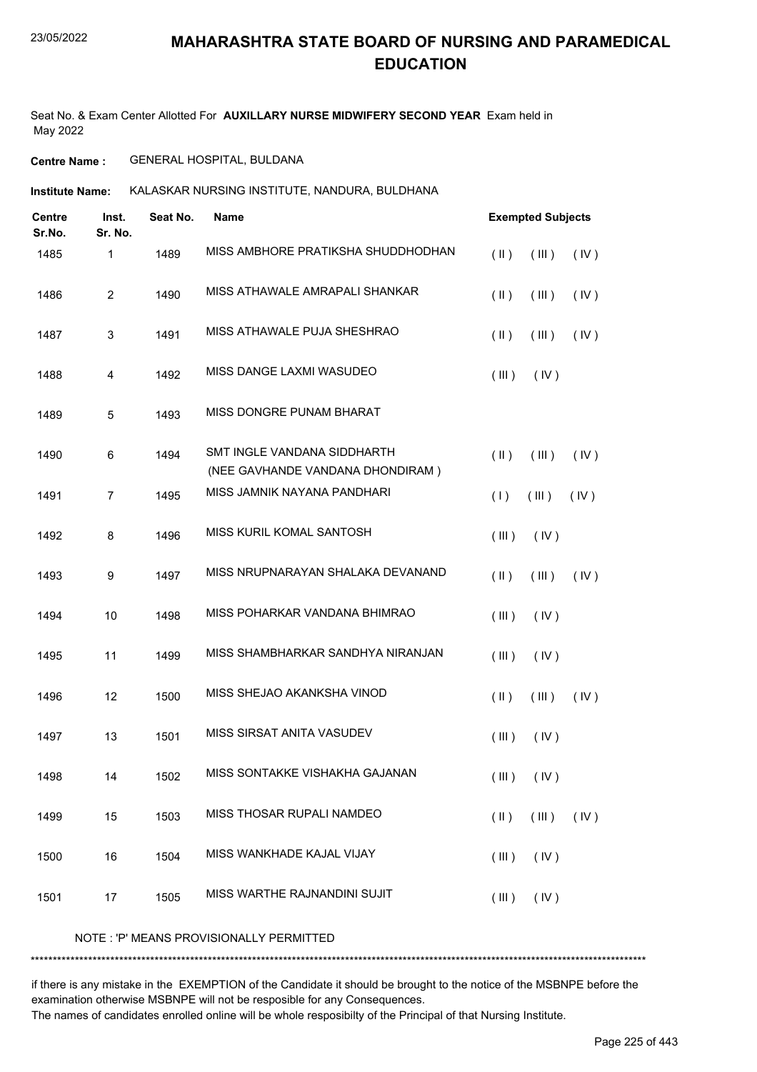# MAHARASHTRA STATE BOARD OF NURSING AND PARAMEDICAL EDUCATION

Seat No. & Exam Center Allotted For **AUXILLARY NURSE MIDWIFERY SECOND YEAR** Exam held in May 2022

**Centre Name :** GENERAL HOSPITAL, BULDANA

**Institute Name:** KALASKAR NURSING INSTITUTE, NANDURA, BULDHANA

| Centre Sr.No. | Inst. Sr. No. | Seat No. | Name | Exempted Subjects |
|---|---|---|---|---|
| 1485 | 1 | 1489 | MISS AMBHORE PRATIKSHA SHUDDHODHAN | ( II ) ( III ) ( IV ) |
| 1486 | 2 | 1490 | MISS ATHAWALE AMRAPALI SHANKAR | ( II ) ( III ) ( IV ) |
| 1487 | 3 | 1491 | MISS ATHAWALE PUJA SHESHRAO | ( II ) ( III ) ( IV ) |
| 1488 | 4 | 1492 | MISS DANGE LAXMI WASUDEO | ( III ) ( IV ) |
| 1489 | 5 | 1493 | MISS DONGRE PUNAM BHARAT | |
| 1490 | 6 | 1494 | SMT INGLE VANDANA SIDDHARTH (NEE GAVHANDE VANDANA DHONDIRAM ) | ( II ) ( III ) ( IV ) |
| 1491 | 7 | 1495 | MISS JAMNIK NAYANA PANDHARI | ( I ) ( III ) ( IV ) |
| 1492 | 8 | 1496 | MISS KURIL KOMAL SANTOSH | ( III ) ( IV ) |
| 1493 | 9 | 1497 | MISS NRUPNARAYAN SHALAKA DEVANAND | ( II ) ( III ) ( IV ) |
| 1494 | 10 | 1498 | MISS POHARKAR VANDANA BHIMRAO | ( III ) ( IV ) |
| 1495 | 11 | 1499 | MISS SHAMBHARKAR SANDHYA NIRANJAN | ( III ) ( IV ) |
| 1496 | 12 | 1500 | MISS SHEJAO AKANKSHA VINOD | ( II ) ( III ) ( IV ) |
| 1497 | 13 | 1501 | MISS SIRSAT ANITA VASUDEV | ( III ) ( IV ) |
| 1498 | 14 | 1502 | MISS SONTAKKE VISHAKHA GAJANAN | ( III ) ( IV ) |
| 1499 | 15 | 1503 | MISS THOSAR RUPALI NAMDEO | ( II ) ( III ) ( IV ) |
| 1500 | 16 | 1504 | MISS WANKHADE KAJAL VIJAY | ( III ) ( IV ) |
| 1501 | 17 | 1505 | MISS WARTHE RAJNANDINI SUJIT | ( III ) ( IV ) |

NOTE : 'P' MEANS PROVISIONALLY PERMITTED

*******************************************************************************************************************************************

if there is any mistake in the EXEMPTION of the Candidate it should be brought to the notice of the MSBNPE before the examination otherwise MSBNPE will not be resposible for any Consequences.
The names of candidates enrolled online will be whole resposibilty of the Principal of that Nursing Institute.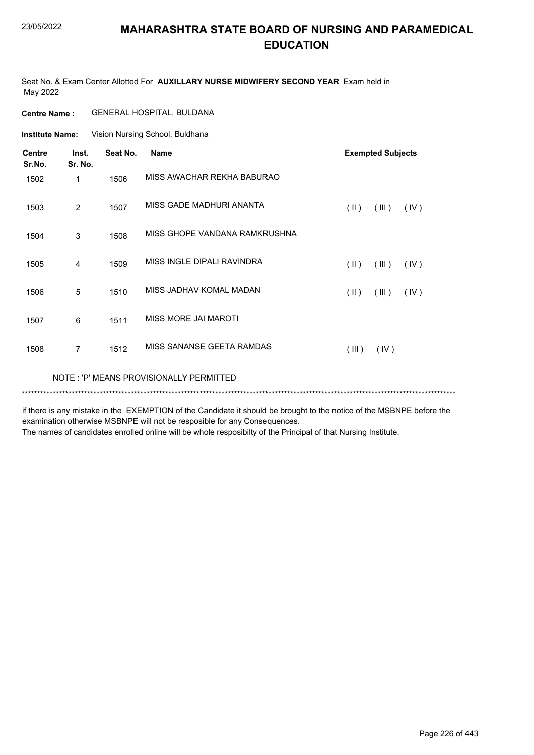# MAHARASHTRA STATE BOARD OF NURSING AND PARAMEDICAL EDUCATION

Seat No. & Exam Center Allotted For **AUXILLARY NURSE MIDWIFERY SECOND YEAR** Exam held in May 2022

**Centre Name :** GENERAL HOSPITAL, BULDANA

**Institute Name:** Vision Nursing School, Buldhana

| Centre Sr.No. | Inst. Sr. No. | Seat No. | Name | Exempted Subjects |
|---|---|---|---|---|
| 1502 | 1 | 1506 | MISS AWACHAR REKHA BABURAO | |
| 1503 | 2 | 1507 | MISS GADE MADHURI ANANTA | ( II ) ( III ) ( IV ) |
| 1504 | 3 | 1508 | MISS GHOPE VANDANA RAMKRUSHNA | |
| 1505 | 4 | 1509 | MISS INGLE DIPALI RAVINDRA | ( II ) ( III ) ( IV ) |
| 1506 | 5 | 1510 | MISS JADHAV KOMAL MADAN | ( II ) ( III ) ( IV ) |
| 1507 | 6 | 1511 | MISS MORE JAI MAROTI | |
| 1508 | 7 | 1512 | MISS SANANSE GEETA RAMDAS | ( III ) ( IV ) |

NOTE : 'P' MEANS PROVISIONALLY PERMITTED

*******************************************************************************************************************************************

if there is any mistake in the EXEMPTION of the Candidate it should be brought to the notice of the MSBNPE before the examination otherwise MSBNPE will not be resposible for any Consequences.

The names of candidates enrolled online will be whole resposibilty of the Principal of that Nursing Institute.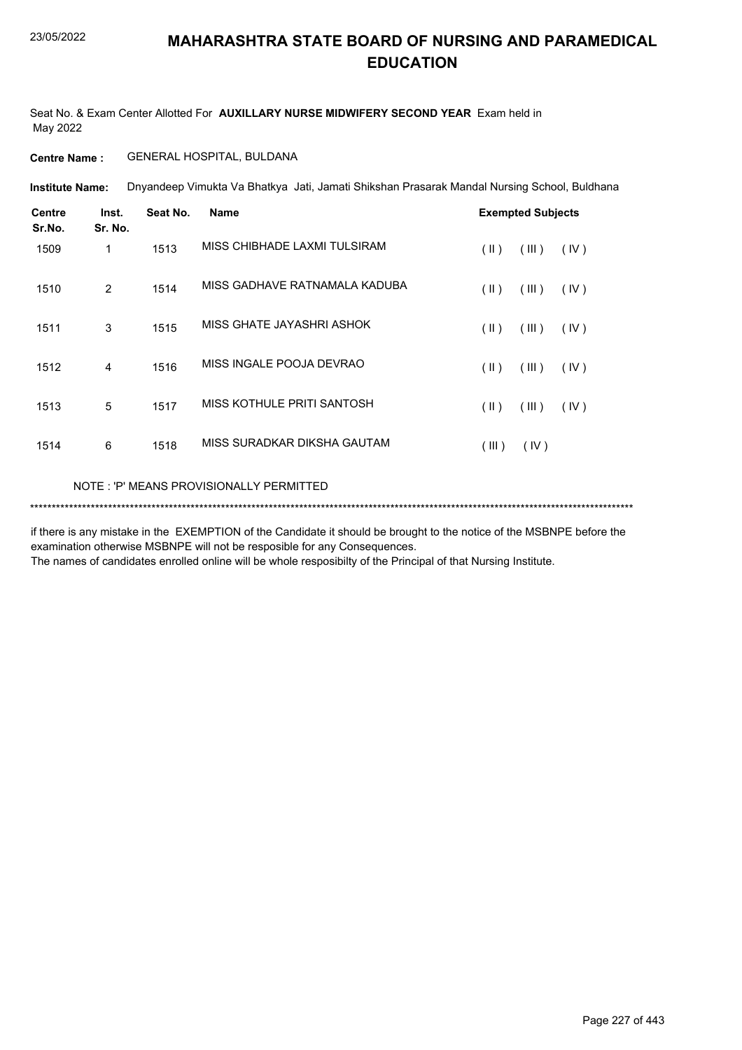# MAHARASHTRA STATE BOARD OF NURSING AND PARAMEDICAL EDUCATION

Seat No. & Exam Center Allotted For **AUXILLARY NURSE MIDWIFERY SECOND YEAR** Exam held in May 2022

**Centre Name :** GENERAL HOSPITAL, BULDANA

**Institute Name:** Dnyandeep Vimukta Va Bhatkya Jati, Jamati Shikshan Prasarak Mandal Nursing School, Buldhana

| Centre Sr.No. | Inst. Sr. No. | Seat No. | Name | Exempted Subjects |
|---|---|---|---|---|
| 1509 | 1 | 1513 | MISS CHIBHADE LAXMI TULSIRAM | ( II ) ( III ) ( IV ) |
| 1510 | 2 | 1514 | MISS GADHAVE RATNAMALA KADUBA | ( II ) ( III ) ( IV ) |
| 1511 | 3 | 1515 | MISS GHATE JAYASHRI ASHOK | ( II ) ( III ) ( IV ) |
| 1512 | 4 | 1516 | MISS INGALE POOJA DEVRAO | ( II ) ( III ) ( IV ) |
| 1513 | 5 | 1517 | MISS KOTHULE PRITI SANTOSH | ( II ) ( III ) ( IV ) |
| 1514 | 6 | 1518 | MISS SURADKAR DIKSHA GAUTAM | ( III ) ( IV ) |

NOTE : 'P' MEANS PROVISIONALLY PERMITTED

******************************************************************************************************************************************

if there is any mistake in the EXEMPTION of the Candidate it should be brought to the notice of the MSBNPE before the examination otherwise MSBNPE will not be resposible for any Consequences.

The names of candidates enrolled online will be whole resposibilty of the Principal of that Nursing Institute.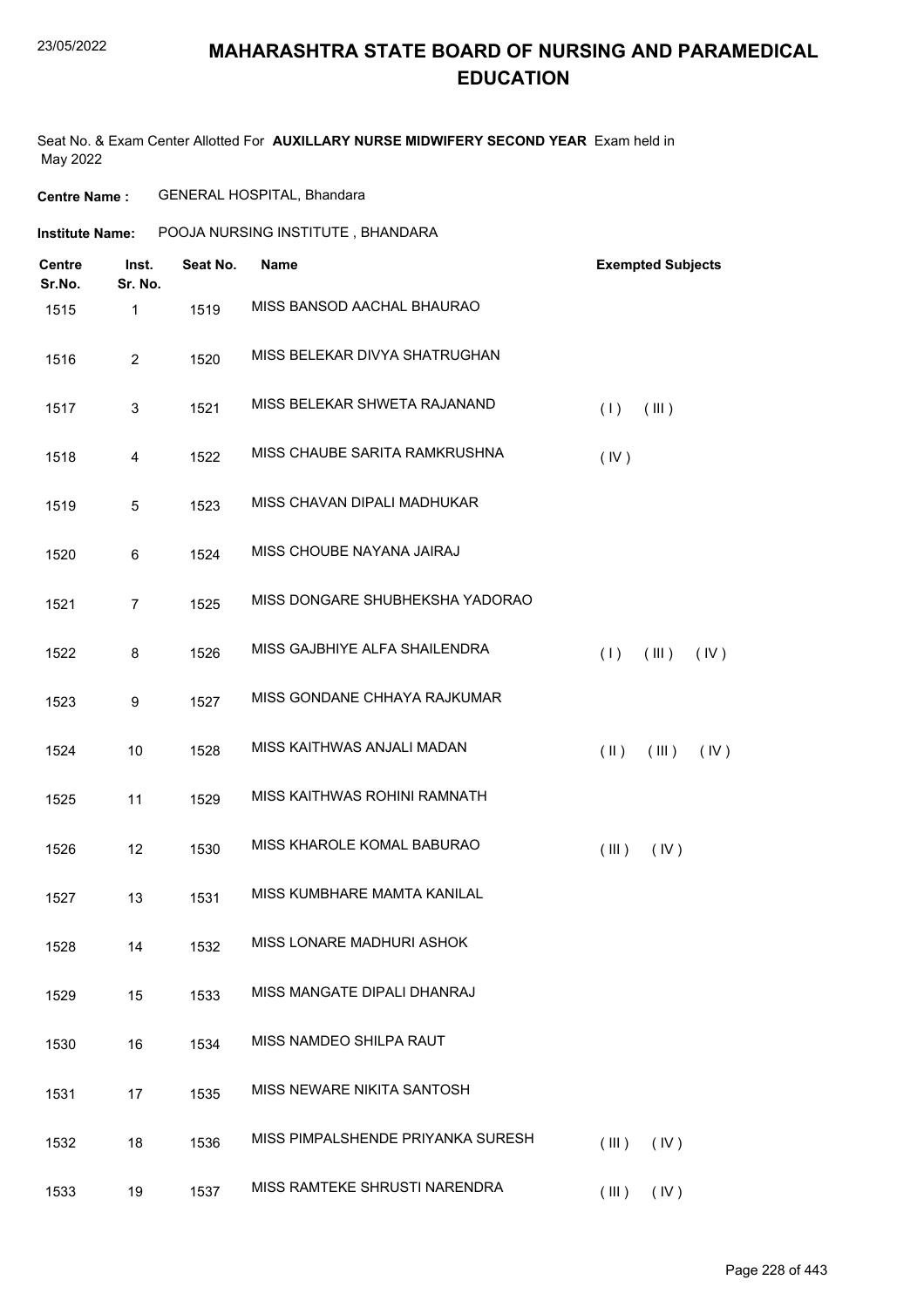# MAHARASHTRA STATE BOARD OF NURSING AND PARAMEDICAL EDUCATION

Seat No. & Exam Center Allotted For **AUXILLARY NURSE MIDWIFERY SECOND YEAR** Exam held in May 2022

**Centre Name :** GENERAL HOSPITAL, Bhandara

**Institute Name:** POOJA NURSING INSTITUTE , BHANDARA

| Centre Sr.No. | Inst. Sr. No. | Seat No. | Name | Exempted Subjects |
|---|---|---|---|---|
| 1515 | 1 | 1519 | MISS BANSOD AACHAL BHAURAO | |
| 1516 | 2 | 1520 | MISS BELEKAR DIVYA SHATRUGHAN | |
| 1517 | 3 | 1521 | MISS BELEKAR SHWETA RAJANAND | ( I ) ( III ) |
| 1518 | 4 | 1522 | MISS CHAUBE SARITA RAMKRUSHNA | ( IV ) |
| 1519 | 5 | 1523 | MISS CHAVAN DIPALI MADHUKAR | |
| 1520 | 6 | 1524 | MISS CHOUBE NAYANA JAIRAJ | |
| 1521 | 7 | 1525 | MISS DONGARE SHUBHEKSHA YADORAO | |
| 1522 | 8 | 1526 | MISS GAJBHIYE ALFA SHAILENDRA | ( I ) ( III ) ( IV ) |
| 1523 | 9 | 1527 | MISS GONDANE CHHAYA RAJKUMAR | |
| 1524 | 10 | 1528 | MISS KAITHWAS ANJALI MADAN | ( II ) ( III ) ( IV ) |
| 1525 | 11 | 1529 | MISS KAITHWAS ROHINI RAMNATH | |
| 1526 | 12 | 1530 | MISS KHAROLE KOMAL BABURAO | ( III ) ( IV ) |
| 1527 | 13 | 1531 | MISS KUMBHARE MAMTA KANILAL | |
| 1528 | 14 | 1532 | MISS LONARE MADHURI ASHOK | |
| 1529 | 15 | 1533 | MISS MANGATE DIPALI DHANRAJ | |
| 1530 | 16 | 1534 | MISS NAMDEO SHILPA RAUT | |
| 1531 | 17 | 1535 | MISS NEWARE NIKITA SANTOSH | |
| 1532 | 18 | 1536 | MISS PIMPALSHENDE PRIYANKA SURESH | ( III ) ( IV ) |
| 1533 | 19 | 1537 | MISS RAMTEKE SHRUSTI NARENDRA | ( III ) ( IV ) |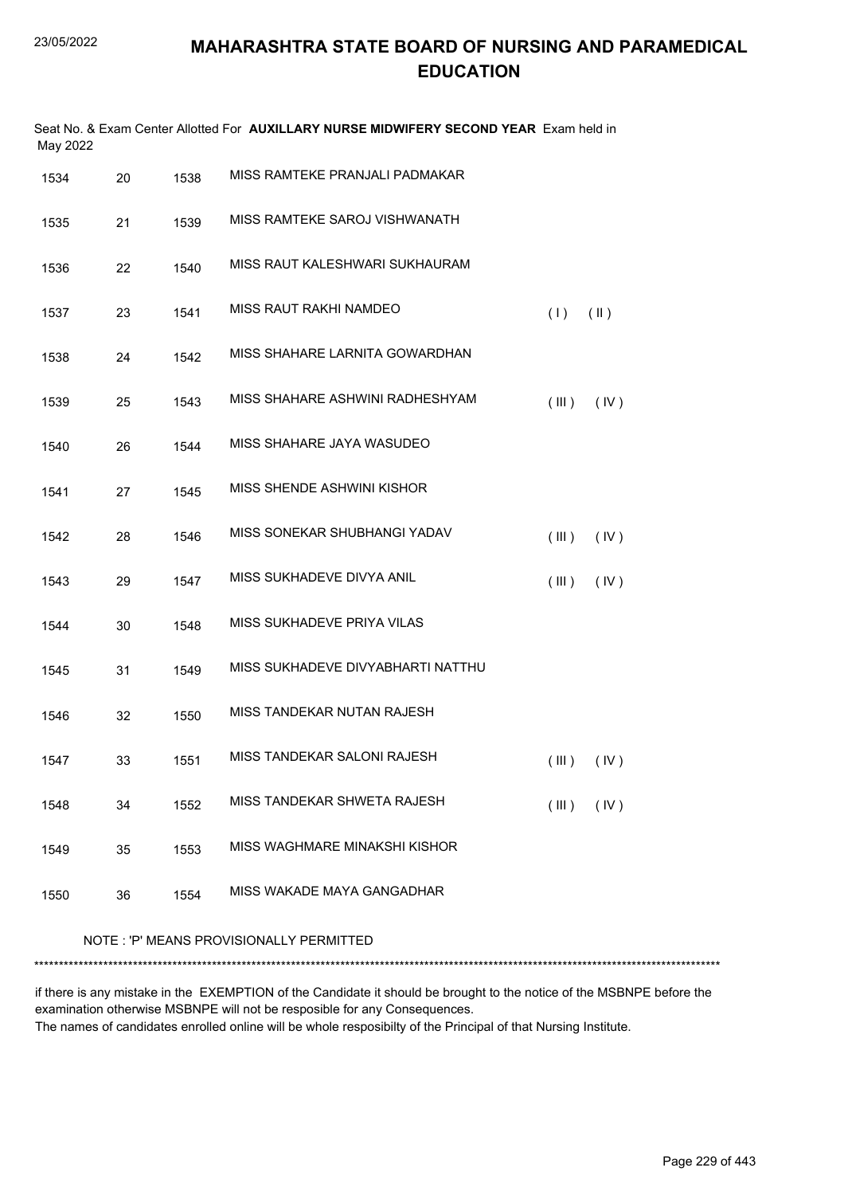# MAHARASHTRA STATE BOARD OF NURSING AND PARAMEDICAL EDUCATION

Seat No. & Exam Center Allotted For **AUXILLARY NURSE MIDWIFERY SECOND YEAR** Exam held in May 2022

| | | | | | |
|---|---|---|---|---|---|
| 1534 | 20 | 1538 | MISS RAMTEKE PRANJALI PADMAKAR | | |
| 1535 | 21 | 1539 | MISS RAMTEKE SAROJ VISHWANATH | | |
| 1536 | 22 | 1540 | MISS RAUT KALESHWARI SUKHAURAM | | |
| 1537 | 23 | 1541 | MISS RAUT RAKHI NAMDEO | ( I ) | ( II ) |
| 1538 | 24 | 1542 | MISS SHAHARE LARNITA GOWARDHAN | | |
| 1539 | 25 | 1543 | MISS SHAHARE ASHWINI RADHESHYAM | ( III ) | ( IV ) |
| 1540 | 26 | 1544 | MISS SHAHARE JAYA WASUDEO | | |
| 1541 | 27 | 1545 | MISS SHENDE ASHWINI KISHOR | | |
| 1542 | 28 | 1546 | MISS SONEKAR SHUBHANGI YADAV | ( III ) | ( IV ) |
| 1543 | 29 | 1547 | MISS SUKHADEVE DIVYA ANIL | ( III ) | ( IV ) |
| 1544 | 30 | 1548 | MISS SUKHADEVE PRIYA VILAS | | |
| 1545 | 31 | 1549 | MISS SUKHADEVE DIVYABHARTI NATTHU | | |
| 1546 | 32 | 1550 | MISS TANDEKAR NUTAN RAJESH | | |
| 1547 | 33 | 1551 | MISS TANDEKAR SALONI RAJESH | ( III ) | ( IV ) |
| 1548 | 34 | 1552 | MISS TANDEKAR SHWETA RAJESH | ( III ) | ( IV ) |
| 1549 | 35 | 1553 | MISS WAGHMARE MINAKSHI KISHOR | | |
| 1550 | 36 | 1554 | MISS WAKADE MAYA GANGADHAR | | |

NOTE : 'P' MEANS PROVISIONALLY PERMITTED

******************************************************************************************************************************************

if there is any mistake in the EXEMPTION of the Candidate it should be brought to the notice of the MSBNPE before the examination otherwise MSBNPE will not be resposible for any Consequences.

The names of candidates enrolled online will be whole resposibilty of the Principal of that Nursing Institute.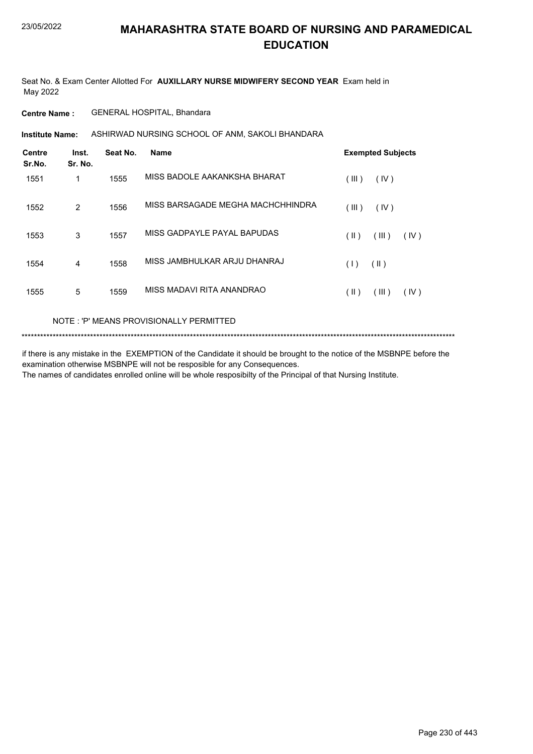# MAHARASHTRA STATE BOARD OF NURSING AND PARAMEDICAL EDUCATION

Seat No. & Exam Center Allotted For **AUXILLARY NURSE MIDWIFERY SECOND YEAR** Exam held in May 2022

**Centre Name :** GENERAL HOSPITAL, Bhandara

**Institute Name:** ASHIRWAD NURSING SCHOOL OF ANM, SAKOLI BHANDARA

| Centre Sr.No. | Inst. Sr. No. | Seat No. | Name | Exempted Subjects |
|---|---|---|---|---|
| 1551 | 1 | 1555 | MISS BADOLE AAKANKSHA BHARAT | ( III ) ( IV ) |
| 1552 | 2 | 1556 | MISS BARSAGADE MEGHA MACHCHHINDRA | ( III ) ( IV ) |
| 1553 | 3 | 1557 | MISS GADPAYLE PAYAL BAPUDAS | ( II ) ( III ) ( IV ) |
| 1554 | 4 | 1558 | MISS JAMBHULKAR ARJU DHANRAJ | ( I ) ( II ) |
| 1555 | 5 | 1559 | MISS MADAVI RITA ANANDRAO | ( II ) ( III ) ( IV ) |

NOTE : 'P' MEANS PROVISIONALLY PERMITTED

******************************************************************************************************************************************

if there is any mistake in the EXEMPTION of the Candidate it should be brought to the notice of the MSBNPE before the examination otherwise MSBNPE will not be resposible for any Consequences.
The names of candidates enrolled online will be whole resposibilty of the Principal of that Nursing Institute.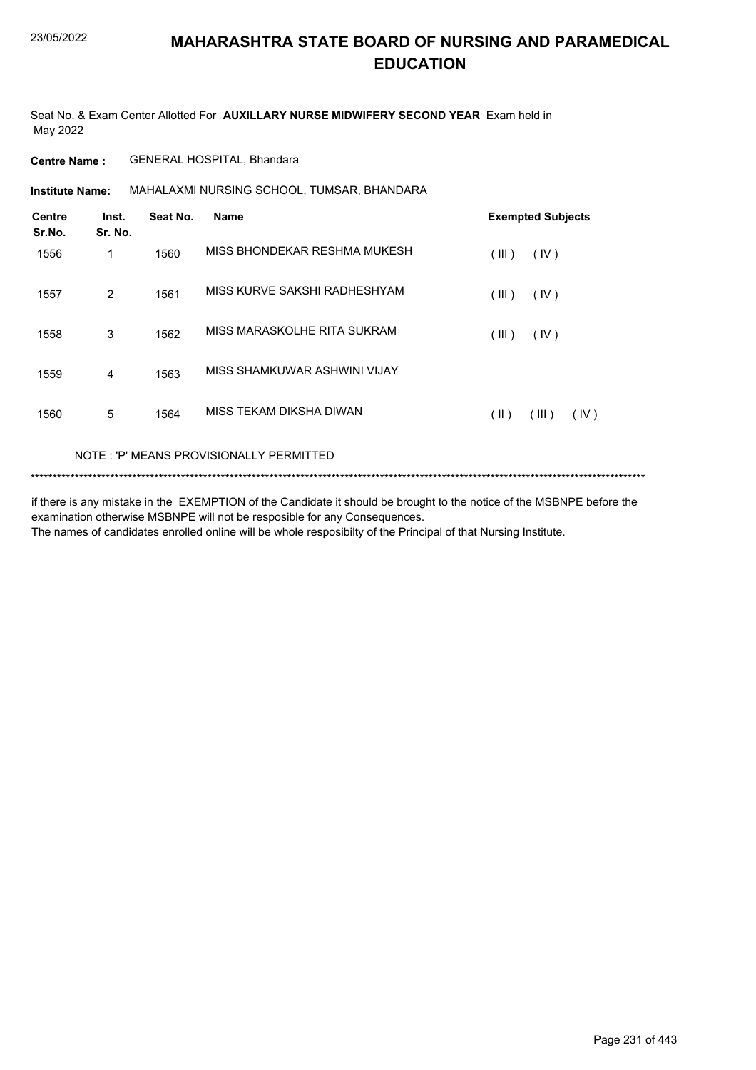# MAHARASHTRA STATE BOARD OF NURSING AND PARAMEDICAL EDUCATION

Seat No. & Exam Center Allotted For **AUXILLARY NURSE MIDWIFERY SECOND YEAR** Exam held in May 2022

**Centre Name :** GENERAL HOSPITAL, Bhandara

**Institute Name:** MAHALAXMI NURSING SCHOOL, TUMSAR, BHANDARA

| Centre Sr.No. | Inst. Sr. No. | Seat No. | Name | Exempted Subjects |
|---|---|---|---|---|
| 1556 | 1 | 1560 | MISS BHONDEKAR RESHMA MUKESH | ( III ) ( IV ) |
| 1557 | 2 | 1561 | MISS KURVE SAKSHI RADHESHYAM | ( III ) ( IV ) |
| 1558 | 3 | 1562 | MISS MARASKOLHE RITA SUKRAM | ( III ) ( IV ) |
| 1559 | 4 | 1563 | MISS SHAMKUWAR ASHWINI VIJAY | |
| 1560 | 5 | 1564 | MISS TEKAM DIKSHA DIWAN | ( II ) ( III ) ( IV ) |

NOTE : 'P' MEANS PROVISIONALLY PERMITTED

******************************************************************************************************************************************

if there is any mistake in the EXEMPTION of the Candidate it should be brought to the notice of the MSBNPE before the examination otherwise MSBNPE will not be resposible for any Consequences.
The names of candidates enrolled online will be whole resposibilty of the Principal of that Nursing Institute.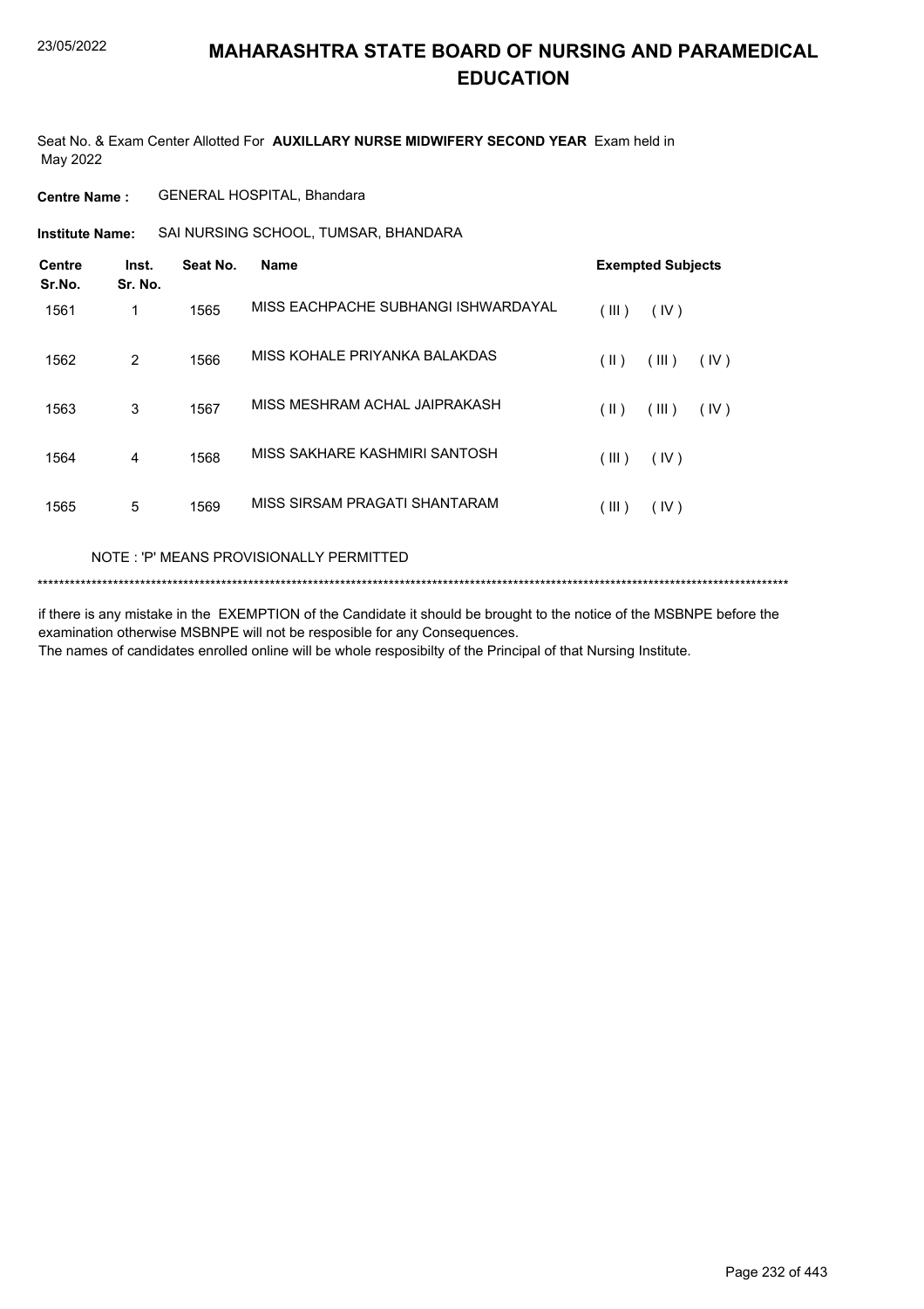# MAHARASHTRA STATE BOARD OF NURSING AND PARAMEDICAL EDUCATION

Seat No. & Exam Center Allotted For **AUXILLARY NURSE MIDWIFERY SECOND YEAR** Exam held in May 2022

**Centre Name :** GENERAL HOSPITAL, Bhandara

**Institute Name:** SAI NURSING SCHOOL, TUMSAR, BHANDARA

| Centre Sr.No. | Inst. Sr. No. | Seat No. | Name | Exempted Subjects |
|---|---|---|---|---|
| 1561 | 1 | 1565 | MISS EACHPACHE SUBHANGI ISHWARDAYAL | ( III ) ( IV ) |
| 1562 | 2 | 1566 | MISS KOHALE PRIYANKA BALAKDAS | ( II ) ( III ) ( IV ) |
| 1563 | 3 | 1567 | MISS MESHRAM ACHAL JAIPRAKASH | ( II ) ( III ) ( IV ) |
| 1564 | 4 | 1568 | MISS SAKHARE KASHMIRI SANTOSH | ( III ) ( IV ) |
| 1565 | 5 | 1569 | MISS SIRSAM PRAGATI SHANTARAM | ( III ) ( IV ) |

NOTE : 'P' MEANS PROVISIONALLY PERMITTED

******************************************************************************************************************************************

if there is any mistake in the EXEMPTION of the Candidate it should be brought to the notice of the MSBNPE before the examination otherwise MSBNPE will not be resposible for any Consequences.
The names of candidates enrolled online will be whole resposibilty of the Principal of that Nursing Institute.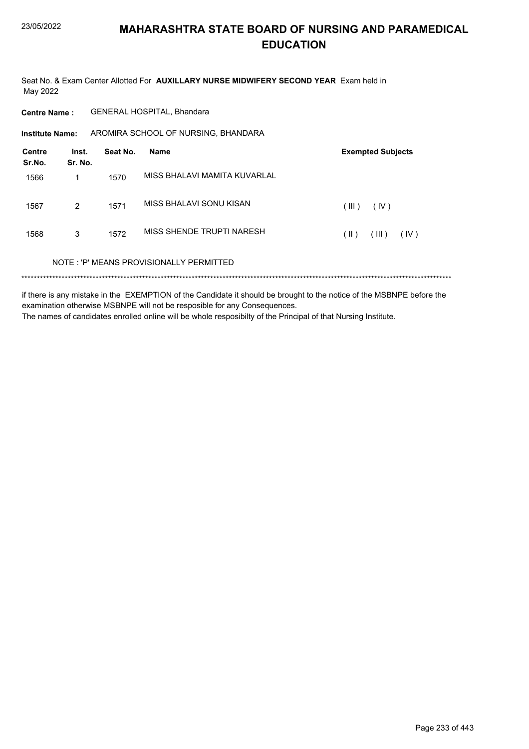# MAHARASHTRA STATE BOARD OF NURSING AND PARAMEDICAL EDUCATION

Seat No. & Exam Center Allotted For **AUXILLARY NURSE MIDWIFERY SECOND YEAR** Exam held in May 2022

**Centre Name :** GENERAL HOSPITAL, Bhandara

**Institute Name:** AROMIRA SCHOOL OF NURSING, BHANDARA

| Centre Sr.No. | Inst. Sr. No. | Seat No. | Name | Exempted Subjects |
|---|---|---|---|---|
| 1566 | 1 | 1570 | MISS BHALAVI MAMITA KUVARLAL | |
| 1567 | 2 | 1571 | MISS BHALAVI SONU KISAN | ( III ) ( IV ) |
| 1568 | 3 | 1572 | MISS SHENDE TRUPTI NARESH | ( II ) ( III ) ( IV ) |

NOTE : 'P' MEANS PROVISIONALLY PERMITTED

******************************************************************************************************************************************

if there is any mistake in the EXEMPTION of the Candidate it should be brought to the notice of the MSBNPE before the examination otherwise MSBNPE will not be resposible for any Consequences.

The names of candidates enrolled online will be whole resposibilty of the Principal of that Nursing Institute.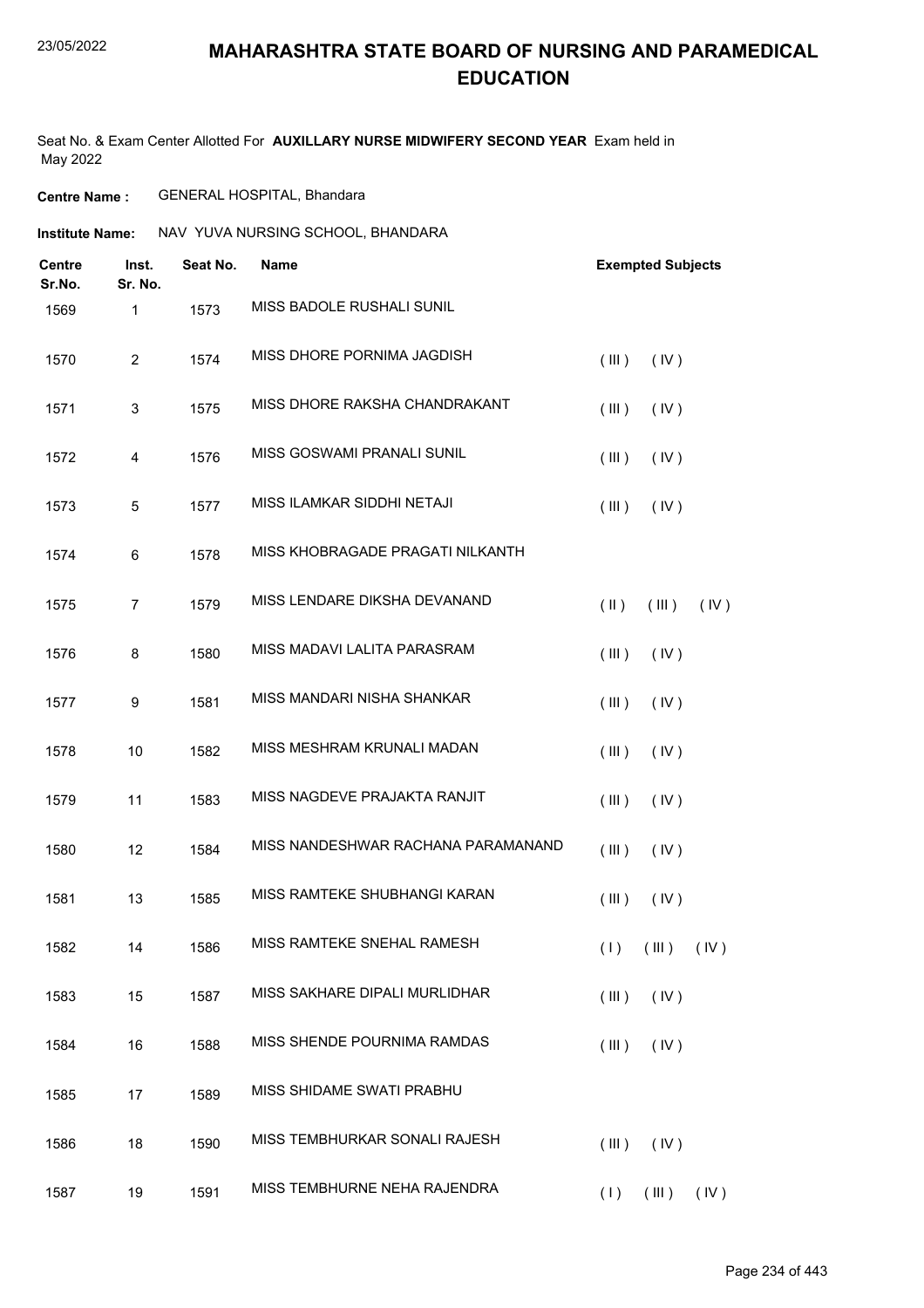# MAHARASHTRA STATE BOARD OF NURSING AND PARAMEDICAL EDUCATION

Seat No. & Exam Center Allotted For **AUXILLARY NURSE MIDWIFERY SECOND YEAR** Exam held in May 2022

**Centre Name :** GENERAL HOSPITAL, Bhandara

**Institute Name:** NAV YUVA NURSING SCHOOL, BHANDARA

| Centre Sr.No. | Inst. Sr. No. | Seat No. | Name | Exempted Subjects |
|---|---|---|---|---|
| 1569 | 1 | 1573 | MISS BADOLE RUSHALI SUNIL | |
| 1570 | 2 | 1574 | MISS DHORE PORNIMA JAGDISH | ( III ) ( IV ) |
| 1571 | 3 | 1575 | MISS DHORE RAKSHA CHANDRAKANT | ( III ) ( IV ) |
| 1572 | 4 | 1576 | MISS GOSWAMI PRANALI SUNIL | ( III ) ( IV ) |
| 1573 | 5 | 1577 | MISS ILAMKAR SIDDHI NETAJI | ( III ) ( IV ) |
| 1574 | 6 | 1578 | MISS KHOBRAGADE PRAGATI NILKANTH | |
| 1575 | 7 | 1579 | MISS LENDARE DIKSHA DEVANAND | ( II ) ( III ) ( IV ) |
| 1576 | 8 | 1580 | MISS MADAVI LALITA PARASRAM | ( III ) ( IV ) |
| 1577 | 9 | 1581 | MISS MANDARI NISHA SHANKAR | ( III ) ( IV ) |
| 1578 | 10 | 1582 | MISS MESHRAM KRUNALI MADAN | ( III ) ( IV ) |
| 1579 | 11 | 1583 | MISS NAGDEVE PRAJAKTA RANJIT | ( III ) ( IV ) |
| 1580 | 12 | 1584 | MISS NANDESHWAR RACHANA PARAMANAND | ( III ) ( IV ) |
| 1581 | 13 | 1585 | MISS RAMTEKE SHUBHANGI KARAN | ( III ) ( IV ) |
| 1582 | 14 | 1586 | MISS RAMTEKE SNEHAL RAMESH | ( I ) ( III ) ( IV ) |
| 1583 | 15 | 1587 | MISS SAKHARE DIPALI MURLIDHAR | ( III ) ( IV ) |
| 1584 | 16 | 1588 | MISS SHENDE POURNIMA RAMDAS | ( III ) ( IV ) |
| 1585 | 17 | 1589 | MISS SHIDAME SWATI PRABHU | |
| 1586 | 18 | 1590 | MISS TEMBHURKAR SONALI RAJESH | ( III ) ( IV ) |
| 1587 | 19 | 1591 | MISS TEMBHURNE NEHA RAJENDRA | ( I ) ( III ) ( IV ) |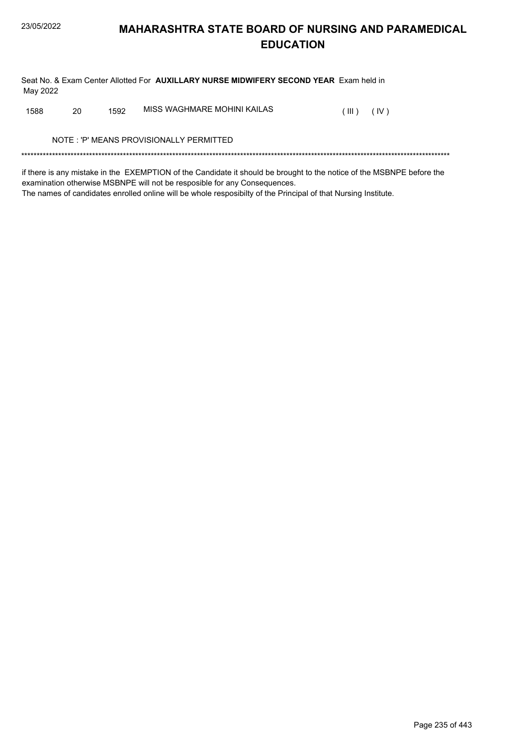# MAHARASHTRA STATE BOARD OF NURSING AND PARAMEDICAL EDUCATION

Seat No. & Exam Center Allotted For **AUXILLARY NURSE MIDWIFERY SECOND YEAR** Exam held in May 2022

| | | | | | |
|---|---|---|---|---|---|
| 1588 | 20 | 1592 | MISS WAGHMARE MOHINI KAILAS | ( III ) | ( IV ) |

NOTE : 'P' MEANS PROVISIONALLY PERMITTED

*******************************************************************************************************************************************

if there is any mistake in the EXEMPTION of the Candidate it should be brought to the notice of the MSBNPE before the examination otherwise MSBNPE will not be resposible for any Consequences.
The names of candidates enrolled online will be whole resposibilty of the Principal of that Nursing Institute.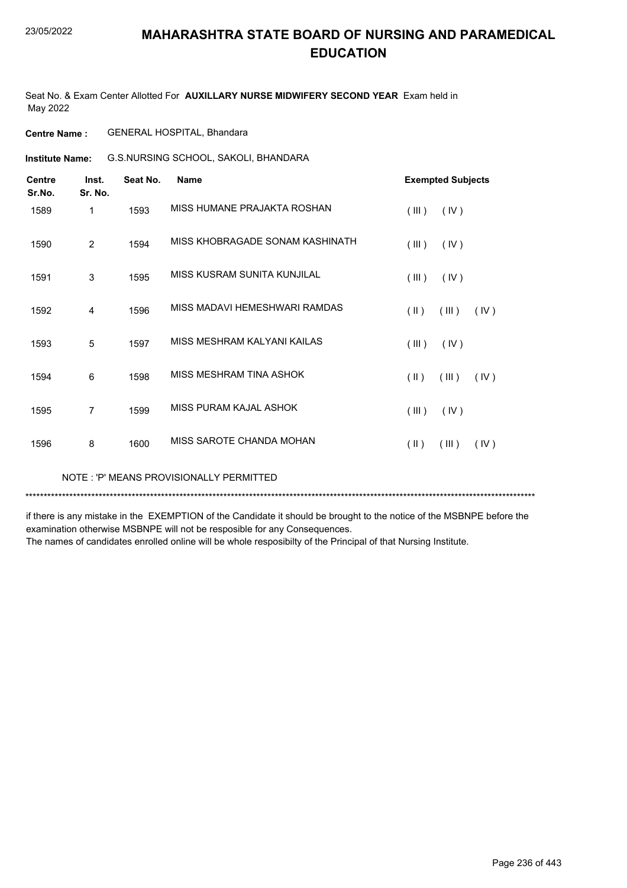# MAHARASHTRA STATE BOARD OF NURSING AND PARAMEDICAL EDUCATION

Seat No. & Exam Center Allotted For **AUXILLARY NURSE MIDWIFERY SECOND YEAR** Exam held in May 2022

**Centre Name :** GENERAL HOSPITAL, Bhandara

**Institute Name:** G.S.NURSING SCHOOL, SAKOLI, BHANDARA

| Centre Sr.No. | Inst. Sr. No. | Seat No. | Name | Exempted Subjects |
|---|---|---|---|---|
| 1589 | 1 | 1593 | MISS HUMANE PRAJAKTA ROSHAN | ( III ) ( IV ) |
| 1590 | 2 | 1594 | MISS KHOBRAGADE SONAM KASHINATH | ( III ) ( IV ) |
| 1591 | 3 | 1595 | MISS KUSRAM SUNITA KUNJILAL | ( III ) ( IV ) |
| 1592 | 4 | 1596 | MISS MADAVI HEMESHWARI RAMDAS | ( II ) ( III ) ( IV ) |
| 1593 | 5 | 1597 | MISS MESHRAM KALYANI KAILAS | ( III ) ( IV ) |
| 1594 | 6 | 1598 | MISS MESHRAM TINA ASHOK | ( II ) ( III ) ( IV ) |
| 1595 | 7 | 1599 | MISS PURAM KAJAL ASHOK | ( III ) ( IV ) |
| 1596 | 8 | 1600 | MISS SAROTE CHANDA MOHAN | ( II ) ( III ) ( IV ) |

NOTE : 'P' MEANS PROVISIONALLY PERMITTED

*******************************************************************************************************************************************

if there is any mistake in the EXEMPTION of the Candidate it should be brought to the notice of the MSBNPE before the examination otherwise MSBNPE will not be resposible for any Consequences.
The names of candidates enrolled online will be whole resposibilty of the Principal of that Nursing Institute.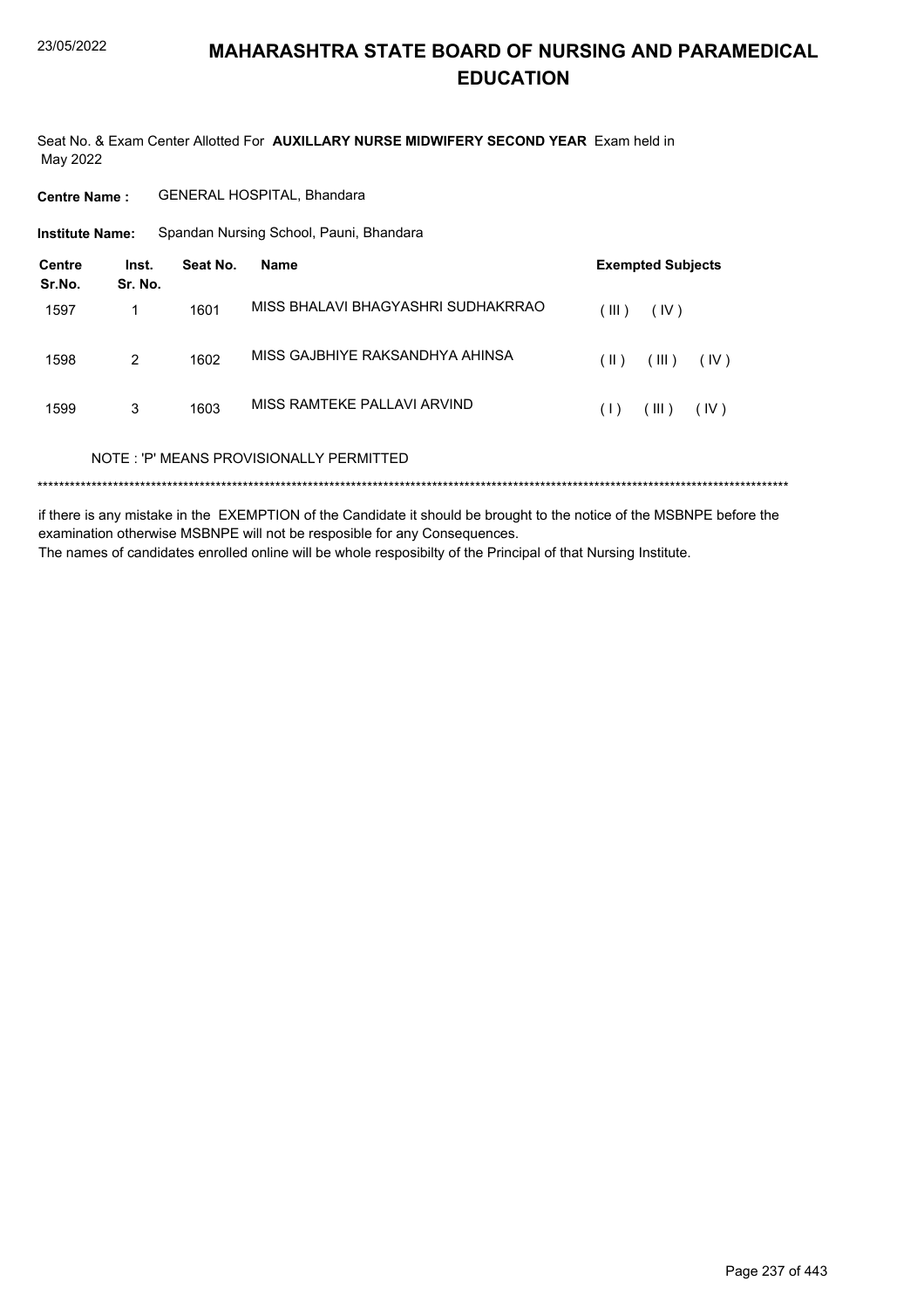# MAHARASHTRA STATE BOARD OF NURSING AND PARAMEDICAL EDUCATION

Seat No. & Exam Center Allotted For **AUXILLARY NURSE MIDWIFERY SECOND YEAR** Exam held in May 2022

**Centre Name :** GENERAL HOSPITAL, Bhandara

**Institute Name:** Spandan Nursing School, Pauni, Bhandara

| Centre Sr.No. | Inst. Sr. No. | Seat No. | Name | Exempted Subjects |
|---|---|---|---|---|
| 1597 | 1 | 1601 | MISS BHALAVI BHAGYASHRI SUDHAKRRAO | ( III ) ( IV ) |
| 1598 | 2 | 1602 | MISS GAJBHIYE RAKSANDHYA AHINSA | ( II ) ( III ) ( IV ) |
| 1599 | 3 | 1603 | MISS RAMTEKE PALLAVI ARVIND | ( I ) ( III ) ( IV ) |

NOTE : 'P' MEANS PROVISIONALLY PERMITTED

****************************************************************************************************************************************

if there is any mistake in the EXEMPTION of the Candidate it should be brought to the notice of the MSBNPE before the examination otherwise MSBNPE will not be resposible for any Consequences.

The names of candidates enrolled online will be whole resposibilty of the Principal of that Nursing Institute.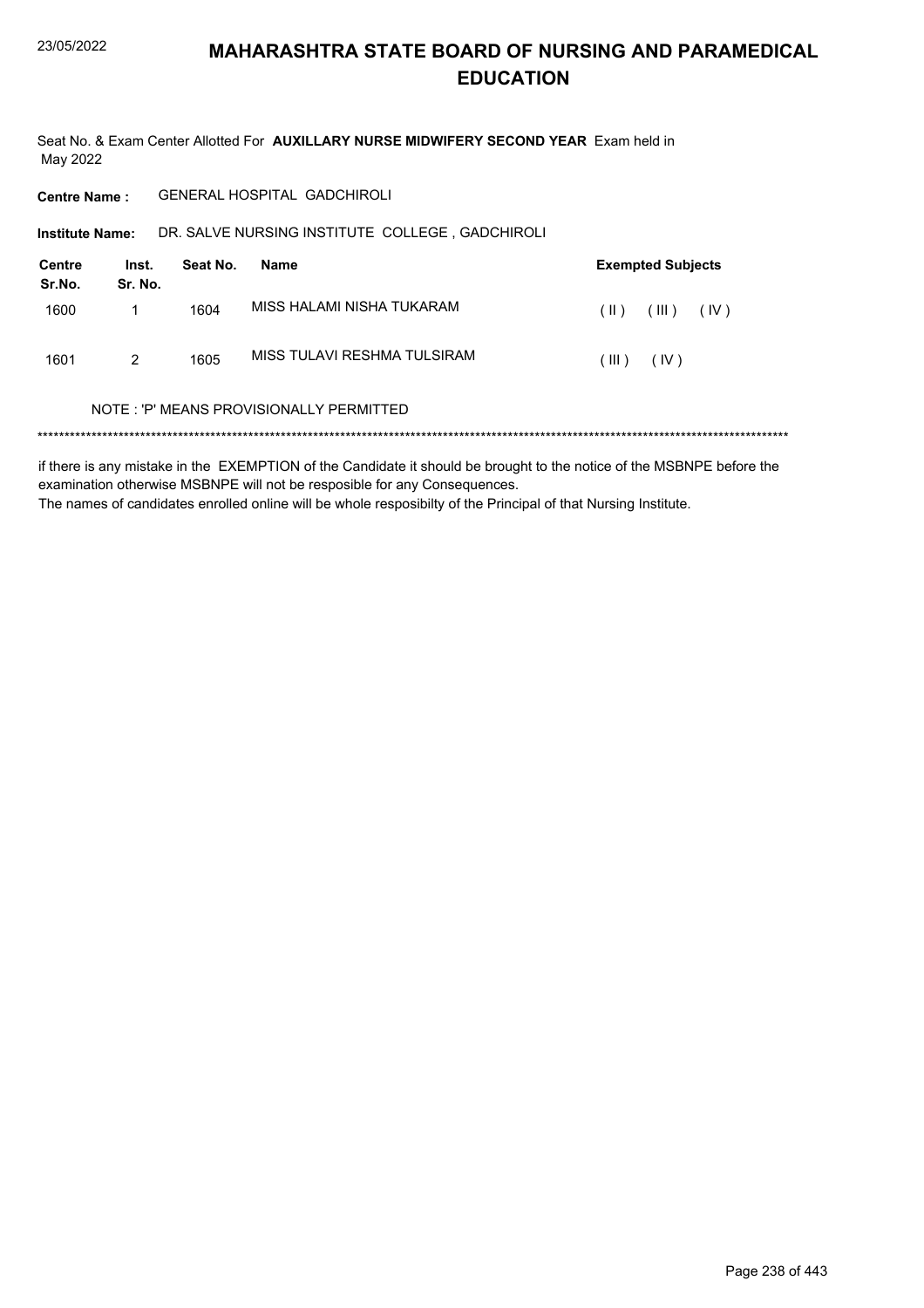# MAHARASHTRA STATE BOARD OF NURSING AND PARAMEDICAL EDUCATION

Seat No. & Exam Center Allotted For **AUXILLARY NURSE MIDWIFERY SECOND YEAR** Exam held in May 2022

**Centre Name :** GENERAL HOSPITAL GADCHIROLI

**Institute Name:** DR. SALVE NURSING INSTITUTE COLLEGE , GADCHIROLI

| Centre Sr.No. | Inst. Sr. No. | Seat No. | Name | Exempted Subjects |
|---|---|---|---|---|
| 1600 | 1 | 1604 | MISS HALAMI NISHA TUKARAM | ( II ) ( III ) ( IV ) |
| 1601 | 2 | 1605 | MISS TULAVI RESHMA TULSIRAM | ( III ) ( IV ) |

NOTE : 'P' MEANS PROVISIONALLY PERMITTED

*******************************************************************************************************************************************

if there is any mistake in the EXEMPTION of the Candidate it should be brought to the notice of the MSBNPE before the examination otherwise MSBNPE will not be resposible for any Consequences.

The names of candidates enrolled online will be whole resposibilty of the Principal of that Nursing Institute.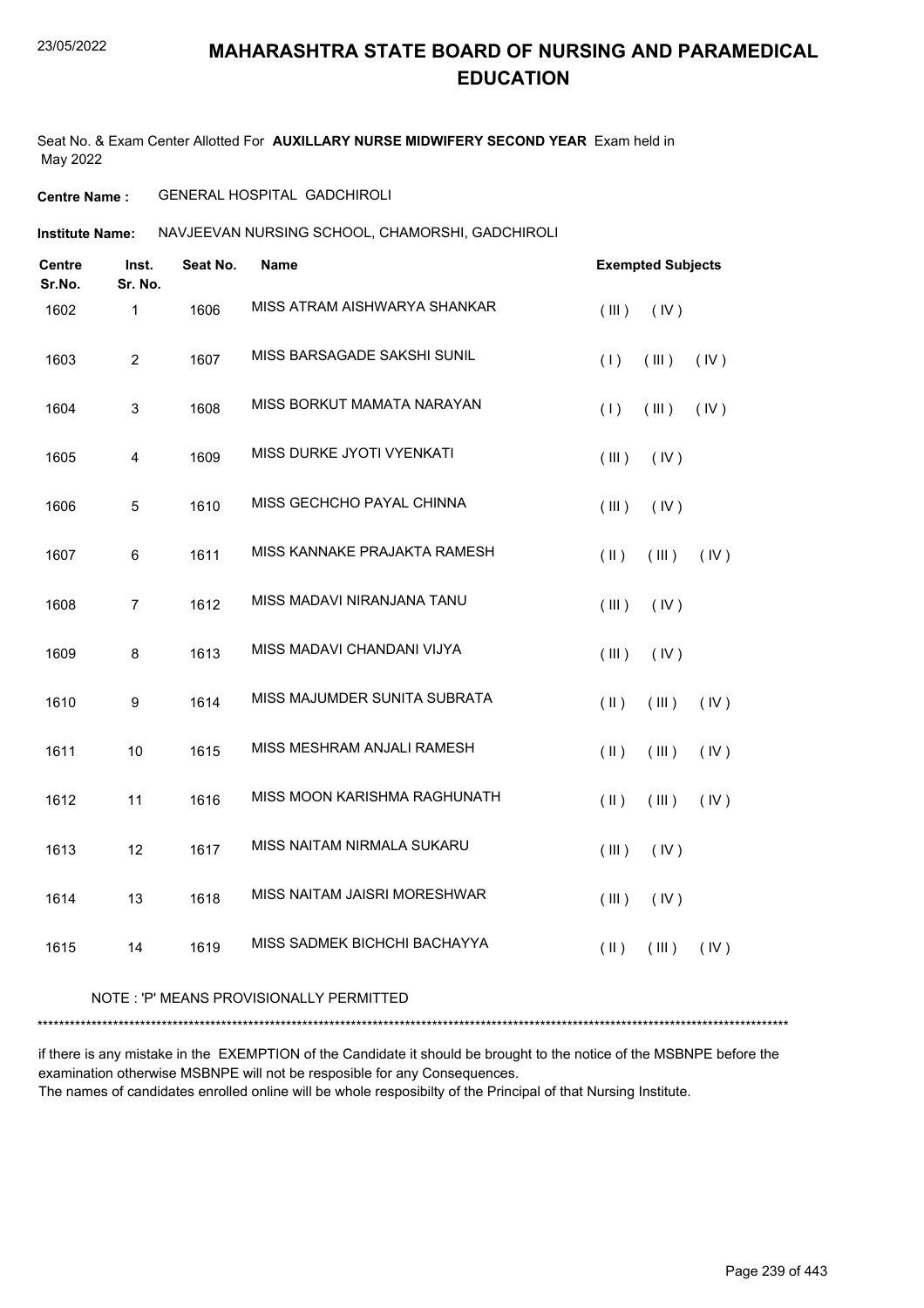# MAHARASHTRA STATE BOARD OF NURSING AND PARAMEDICAL EDUCATION

Seat No. & Exam Center Allotted For **AUXILLARY NURSE MIDWIFERY SECOND YEAR** Exam held in May 2022

**Centre Name :** GENERAL HOSPITAL GADCHIROLI

**Institute Name:** NAVJEEVAN NURSING SCHOOL, CHAMORSHI, GADCHIROLI

| Centre Sr.No. | Inst. Sr. No. | Seat No. | Name | Exempted Subjects |
|---|---|---|---|---|
| 1602 | 1 | 1606 | MISS ATRAM AISHWARYA SHANKAR | ( III ) ( IV ) |
| 1603 | 2 | 1607 | MISS BARSAGADE SAKSHI SUNIL | ( I ) ( III ) ( IV ) |
| 1604 | 3 | 1608 | MISS BORKUT MAMATA NARAYAN | ( I ) ( III ) ( IV ) |
| 1605 | 4 | 1609 | MISS DURKE JYOTI VYENKATI | ( III ) ( IV ) |
| 1606 | 5 | 1610 | MISS GECHCHO PAYAL CHINNA | ( III ) ( IV ) |
| 1607 | 6 | 1611 | MISS KANNAKE PRAJAKTA RAMESH | ( II ) ( III ) ( IV ) |
| 1608 | 7 | 1612 | MISS MADAVI NIRANJANA TANU | ( III ) ( IV ) |
| 1609 | 8 | 1613 | MISS MADAVI CHANDANI VIJYA | ( III ) ( IV ) |
| 1610 | 9 | 1614 | MISS MAJUMDER SUNITA SUBRATA | ( II ) ( III ) ( IV ) |
| 1611 | 10 | 1615 | MISS MESHRAM ANJALI RAMESH | ( II ) ( III ) ( IV ) |
| 1612 | 11 | 1616 | MISS MOON KARISHMA RAGHUNATH | ( II ) ( III ) ( IV ) |
| 1613 | 12 | 1617 | MISS NAITAM NIRMALA SUKARU | ( III ) ( IV ) |
| 1614 | 13 | 1618 | MISS NAITAM JAISRI MORESHWAR | ( III ) ( IV ) |
| 1615 | 14 | 1619 | MISS SADMEK BICHCHI BACHAYYA | ( II ) ( III ) ( IV ) |

NOTE : 'P' MEANS PROVISIONALLY PERMITTED

*******************************************************************************************************************************************

if there is any mistake in the EXEMPTION of the Candidate it should be brought to the notice of the MSBNPE before the examination otherwise MSBNPE will not be resposible for any Consequences.

The names of candidates enrolled online will be whole resposibilty of the Principal of that Nursing Institute.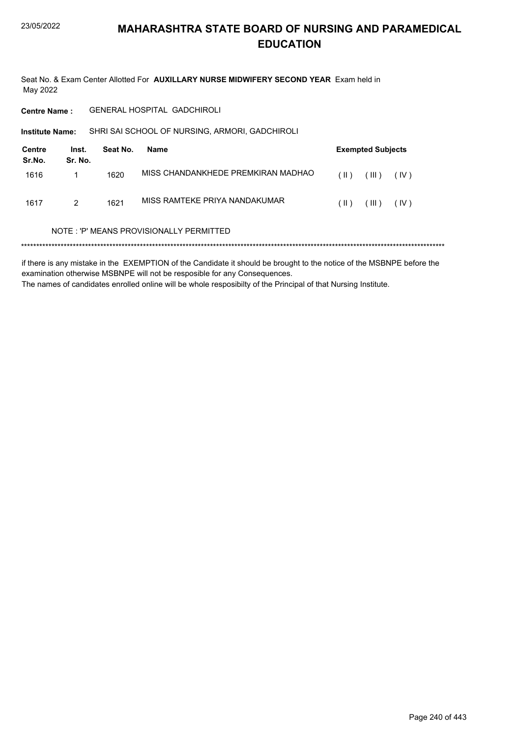# MAHARASHTRA STATE BOARD OF NURSING AND PARAMEDICAL EDUCATION

Seat No. & Exam Center Allotted For **AUXILLARY NURSE MIDWIFERY SECOND YEAR** Exam held in May 2022

**Centre Name :** GENERAL HOSPITAL GADCHIROLI

**Institute Name:** SHRI SAI SCHOOL OF NURSING, ARMORI, GADCHIROLI

| Centre Sr.No. | Inst. Sr. No. | Seat No. | Name | Exempted Subjects |
|---|---|---|---|---|
| 1616 | 1 | 1620 | MISS CHANDANKHEDE PREMKIRAN MADHAO | ( II ) ( III ) ( IV ) |
| 1617 | 2 | 1621 | MISS RAMTEKE PRIYA NANDAKUMAR | ( II ) ( III ) ( IV ) |

NOTE : 'P' MEANS PROVISIONALLY PERMITTED

******************************************************************************************************************************************

if there is any mistake in the EXEMPTION of the Candidate it should be brought to the notice of the MSBNPE before the examination otherwise MSBNPE will not be resposible for any Consequences.

The names of candidates enrolled online will be whole resposibilty of the Principal of that Nursing Institute.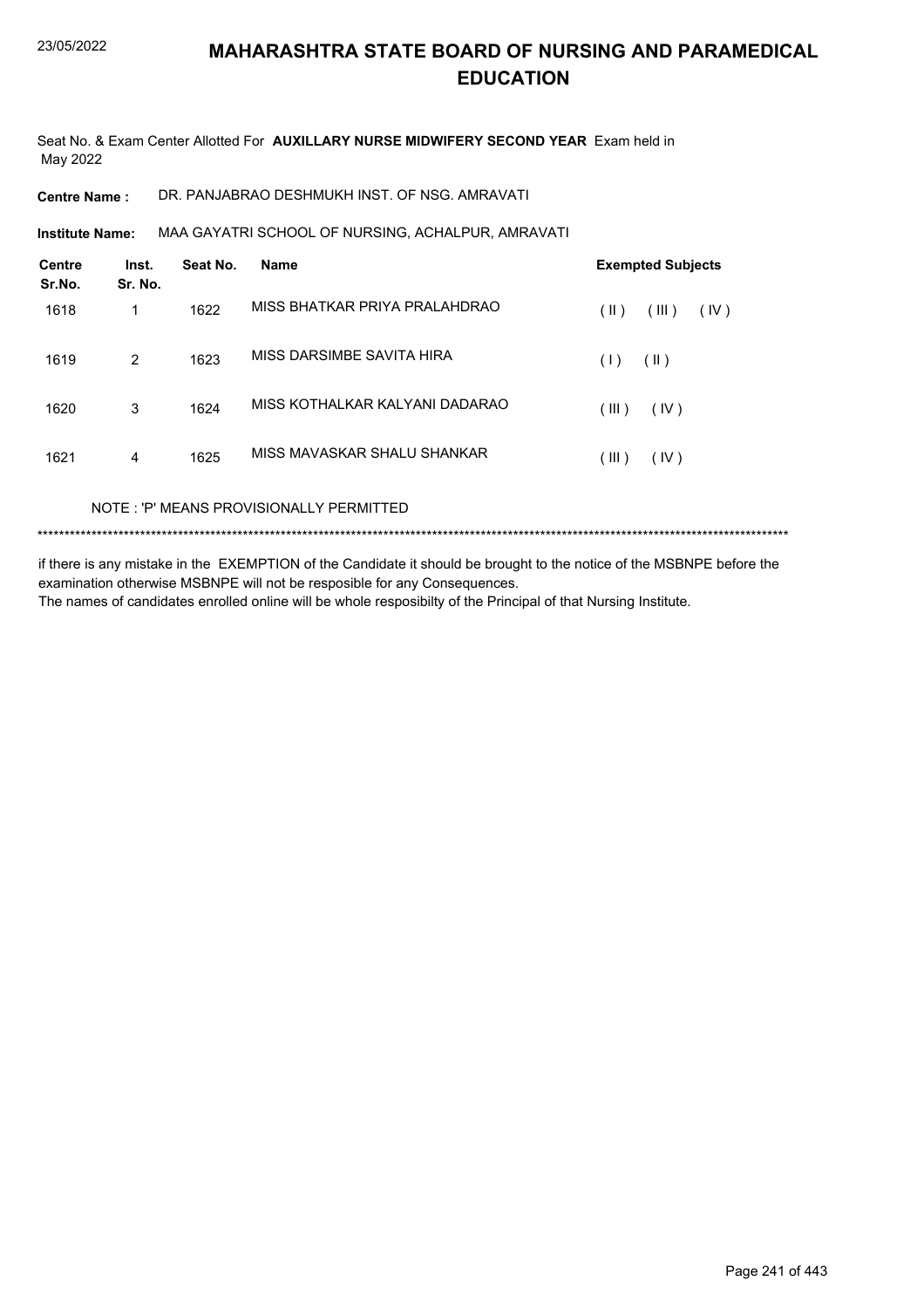# MAHARASHTRA STATE BOARD OF NURSING AND PARAMEDICAL EDUCATION

Seat No. & Exam Center Allotted For **AUXILLARY NURSE MIDWIFERY SECOND YEAR** Exam held in May 2022

**Centre Name :** DR. PANJABRAO DESHMUKH INST. OF NSG. AMRAVATI

**Institute Name:** MAA GAYATRI SCHOOL OF NURSING, ACHALPUR, AMRAVATI

| Centre Sr.No. | Inst. Sr. No. | Seat No. | Name | Exempted Subjects |
|---|---|---|---|---|
| 1618 | 1 | 1622 | MISS BHATKAR PRIYA PRALAHDRAO | ( II ) ( III ) ( IV ) |
| 1619 | 2 | 1623 | MISS DARSIMBE SAVITA HIRA | ( I ) ( II ) |
| 1620 | 3 | 1624 | MISS KOTHALKAR KALYANI DADARAO | ( III ) ( IV ) |
| 1621 | 4 | 1625 | MISS MAVASKAR SHALU SHANKAR | ( III ) ( IV ) |

NOTE : 'P' MEANS PROVISIONALLY PERMITTED

******************************************************************************************************************************************

if there is any mistake in the EXEMPTION of the Candidate it should be brought to the notice of the MSBNPE before the examination otherwise MSBNPE will not be resposible for any Consequences.

The names of candidates enrolled online will be whole resposibilty of the Principal of that Nursing Institute.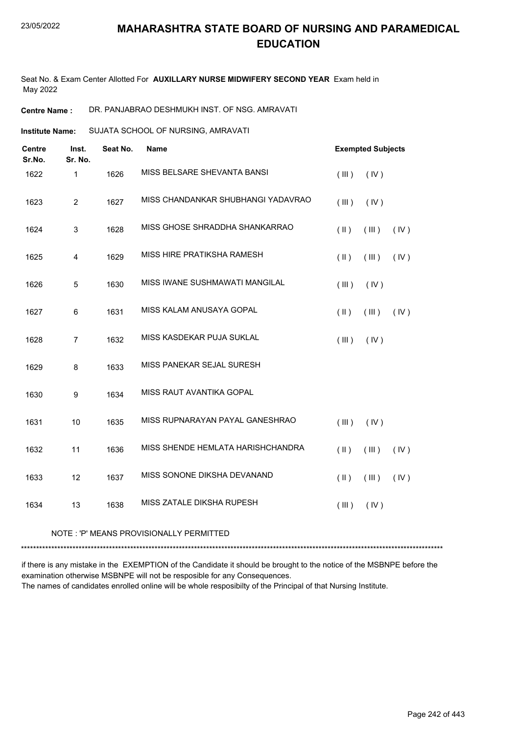# MAHARASHTRA STATE BOARD OF NURSING AND PARAMEDICAL EDUCATION

Seat No. & Exam Center Allotted For **AUXILLARY NURSE MIDWIFERY SECOND YEAR** Exam held in May 2022

**Centre Name :** DR. PANJABRAO DESHMUKH INST. OF NSG. AMRAVATI

**Institute Name:** SUJATA SCHOOL OF NURSING, AMRAVATI

| Centre Sr.No. | Inst. Sr. No. | Seat No. | Name | Exempted Subjects |
|---|---|---|---|---|
| 1622 | 1 | 1626 | MISS BELSARE SHEVANTA BANSI | ( III ) ( IV ) |
| 1623 | 2 | 1627 | MISS CHANDANKAR SHUBHANGI YADAVRAO | ( III ) ( IV ) |
| 1624 | 3 | 1628 | MISS GHOSE SHRADDHA SHANKARRAO | ( II ) ( III ) ( IV ) |
| 1625 | 4 | 1629 | MISS HIRE PRATIKSHA RAMESH | ( II ) ( III ) ( IV ) |
| 1626 | 5 | 1630 | MISS IWANE SUSHMAWATI MANGILAL | ( III ) ( IV ) |
| 1627 | 6 | 1631 | MISS KALAM ANUSAYA GOPAL | ( II ) ( III ) ( IV ) |
| 1628 | 7 | 1632 | MISS KASDEKAR PUJA SUKLAL | ( III ) ( IV ) |
| 1629 | 8 | 1633 | MISS PANEKAR SEJAL SURESH | |
| 1630 | 9 | 1634 | MISS RAUT AVANTIKA GOPAL | |
| 1631 | 10 | 1635 | MISS RUPNARAYAN PAYAL GANESHRAO | ( III ) ( IV ) |
| 1632 | 11 | 1636 | MISS SHENDE HEMLATA HARISHCHANDRA | ( II ) ( III ) ( IV ) |
| 1633 | 12 | 1637 | MISS SONONE DIKSHA DEVANAND | ( II ) ( III ) ( IV ) |
| 1634 | 13 | 1638 | MISS ZATALE DIKSHA RUPESH | ( III ) ( IV ) |

NOTE : 'P' MEANS PROVISIONALLY PERMITTED

******************************************************************************************************************************************

if there is any mistake in the EXEMPTION of the Candidate it should be brought to the notice of the MSBNPE before the examination otherwise MSBNPE will not be resposible for any Consequences.

The names of candidates enrolled online will be whole resposibilty of the Principal of that Nursing Institute.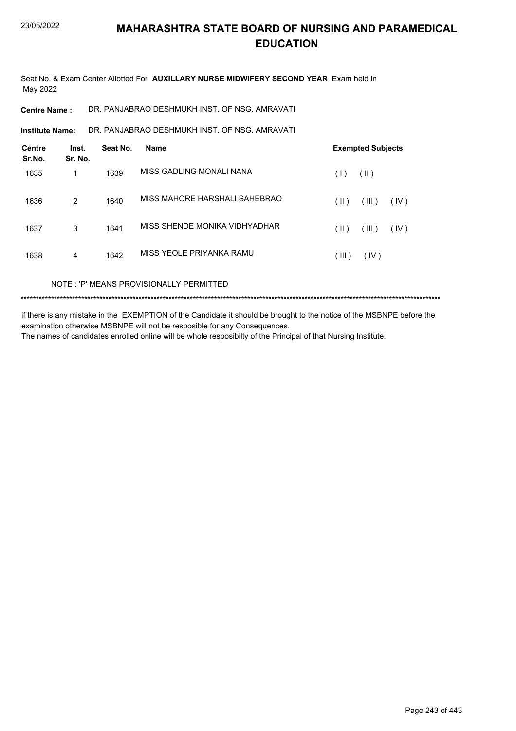# MAHARASHTRA STATE BOARD OF NURSING AND PARAMEDICAL EDUCATION

Seat No. & Exam Center Allotted For **AUXILLARY NURSE MIDWIFERY SECOND YEAR** Exam held in May 2022

**Centre Name :** DR. PANJABRAO DESHMUKH INST. OF NSG. AMRAVATI

**Institute Name:** DR. PANJABRAO DESHMUKH INST. OF NSG. AMRAVATI

| Centre Sr.No. | Inst. Sr. No. | Seat No. | Name | Exempted Subjects |
|---|---|---|---|---|
| 1635 | 1 | 1639 | MISS GADLING MONALI NANA | ( I ) ( II ) |
| 1636 | 2 | 1640 | MISS MAHORE HARSHALI SAHEBRAO | ( II ) ( III ) ( IV ) |
| 1637 | 3 | 1641 | MISS SHENDE MONIKA VIDHYADHAR | ( II ) ( III ) ( IV ) |
| 1638 | 4 | 1642 | MISS YEOLE PRIYANKA RAMU | ( III ) ( IV ) |

NOTE : 'P' MEANS PROVISIONALLY PERMITTED

******************************************************************************************************************************************

if there is any mistake in the EXEMPTION of the Candidate it should be brought to the notice of the MSBNPE before the examination otherwise MSBNPE will not be resposible for any Consequences.
The names of candidates enrolled online will be whole resposibilty of the Principal of that Nursing Institute.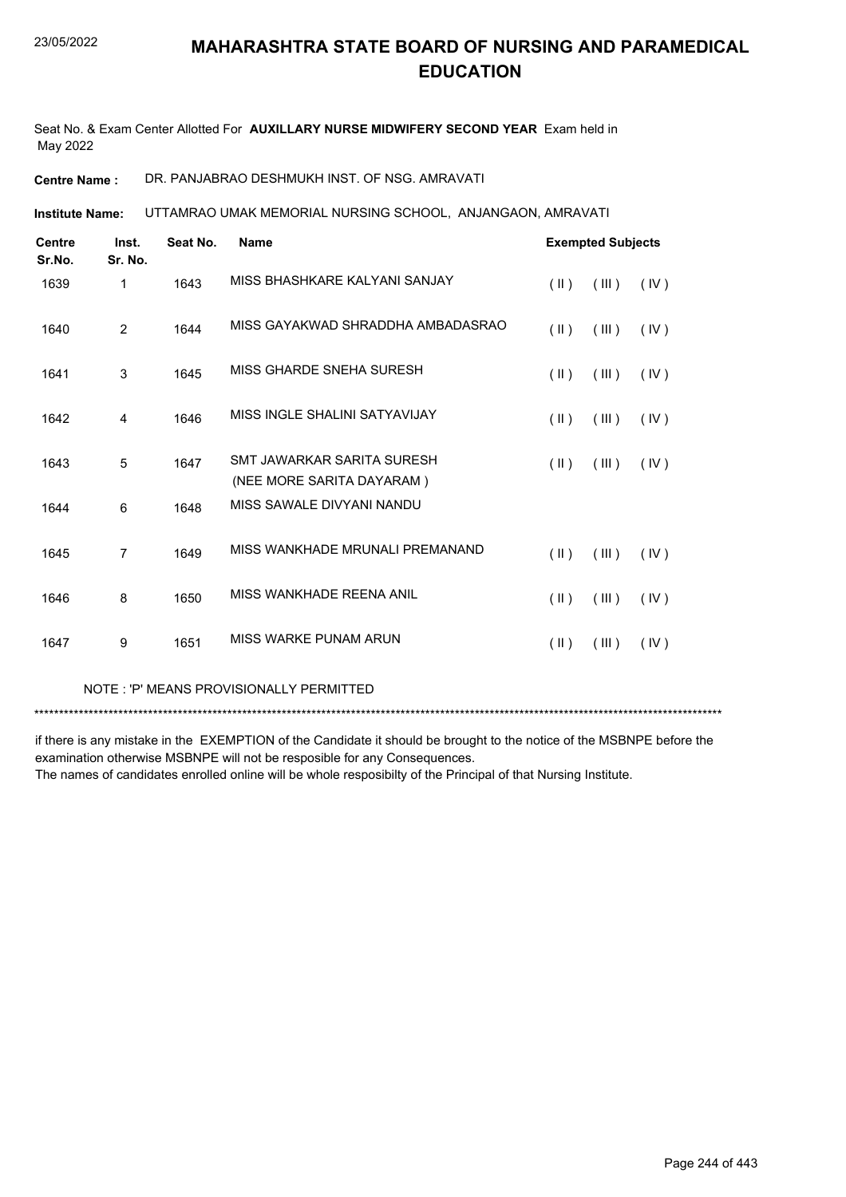# MAHARASHTRA STATE BOARD OF NURSING AND PARAMEDICAL EDUCATION

Seat No. & Exam Center Allotted For **AUXILLARY NURSE MIDWIFERY SECOND YEAR** Exam held in May 2022

**Centre Name :** DR. PANJABRAO DESHMUKH INST. OF NSG. AMRAVATI

**Institute Name:** UTTAMRAO UMAK MEMORIAL NURSING SCHOOL, ANJANGAON, AMRAVATI

| Centre Sr.No. | Inst. Sr. No. | Seat No. | Name | Exempted Subjects | | |
|---|---|---|---|---|---|---|
| 1639 | 1 | 1643 | MISS BHASHKARE KALYANI SANJAY | ( II ) | ( III ) | ( IV ) |
| 1640 | 2 | 1644 | MISS GAYAKWAD SHRADDHA AMBADASRAO | ( II ) | ( III ) | ( IV ) |
| 1641 | 3 | 1645 | MISS GHARDE SNEHA SURESH | ( II ) | ( III ) | ( IV ) |
| 1642 | 4 | 1646 | MISS INGLE SHALINI SATYAVIJAY | ( II ) | ( III ) | ( IV ) |
| 1643 | 5 | 1647 | SMT JAWARKAR SARITA SURESH (NEE MORE SARITA DAYARAM ) | ( II ) | ( III ) | ( IV ) |
| 1644 | 6 | 1648 | MISS SAWALE DIVYANI NANDU | | | |
| 1645 | 7 | 1649 | MISS WANKHADE MRUNALI PREMANAND | ( II ) | ( III ) | ( IV ) |
| 1646 | 8 | 1650 | MISS WANKHADE REENA ANIL | ( II ) | ( III ) | ( IV ) |
| 1647 | 9 | 1651 | MISS WARKE PUNAM ARUN | ( II ) | ( III ) | ( IV ) |

NOTE : 'P' MEANS PROVISIONALLY PERMITTED

******************************************************************************************************************************************

if there is any mistake in the EXEMPTION of the Candidate it should be brought to the notice of the MSBNPE before the examination otherwise MSBNPE will not be resposible for any Consequences.
The names of candidates enrolled online will be whole resposibilty of the Principal of that Nursing Institute.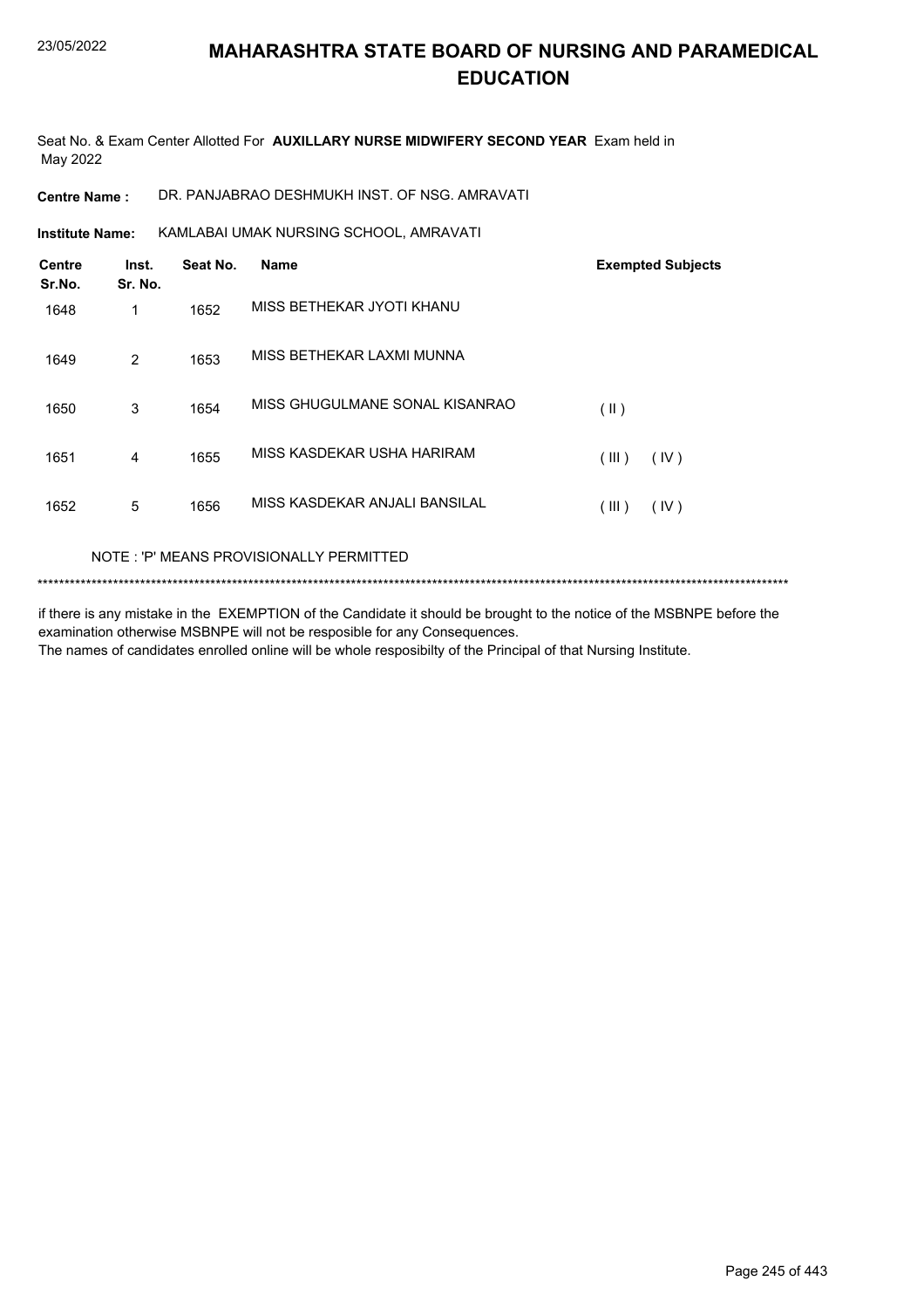# MAHARASHTRA STATE BOARD OF NURSING AND PARAMEDICAL EDUCATION

Seat No. & Exam Center Allotted For **AUXILLARY NURSE MIDWIFERY SECOND YEAR** Exam held in May 2022

**Centre Name :** DR. PANJABRAO DESHMUKH INST. OF NSG. AMRAVATI

**Institute Name:** KAMLABAI UMAK NURSING SCHOOL, AMRAVATI

| Centre Sr.No. | Inst. Sr. No. | Seat No. | Name | Exempted Subjects |
|---|---|---|---|---|
| 1648 | 1 | 1652 | MISS BETHEKAR JYOTI KHANU | |
| 1649 | 2 | 1653 | MISS BETHEKAR LAXMI MUNNA | |
| 1650 | 3 | 1654 | MISS GHUGULMANE SONAL KISANRAO | ( II ) |
| 1651 | 4 | 1655 | MISS KASDEKAR USHA HARIRAM | ( III ) ( IV ) |
| 1652 | 5 | 1656 | MISS KASDEKAR ANJALI BANSILAL | ( III ) ( IV ) |

NOTE : 'P' MEANS PROVISIONALLY PERMITTED

******************************************************************************************************************************************

if there is any mistake in the EXEMPTION of the Candidate it should be brought to the notice of the MSBNPE before the examination otherwise MSBNPE will not be resposible for any Consequences.
The names of candidates enrolled online will be whole resposibilty of the Principal of that Nursing Institute.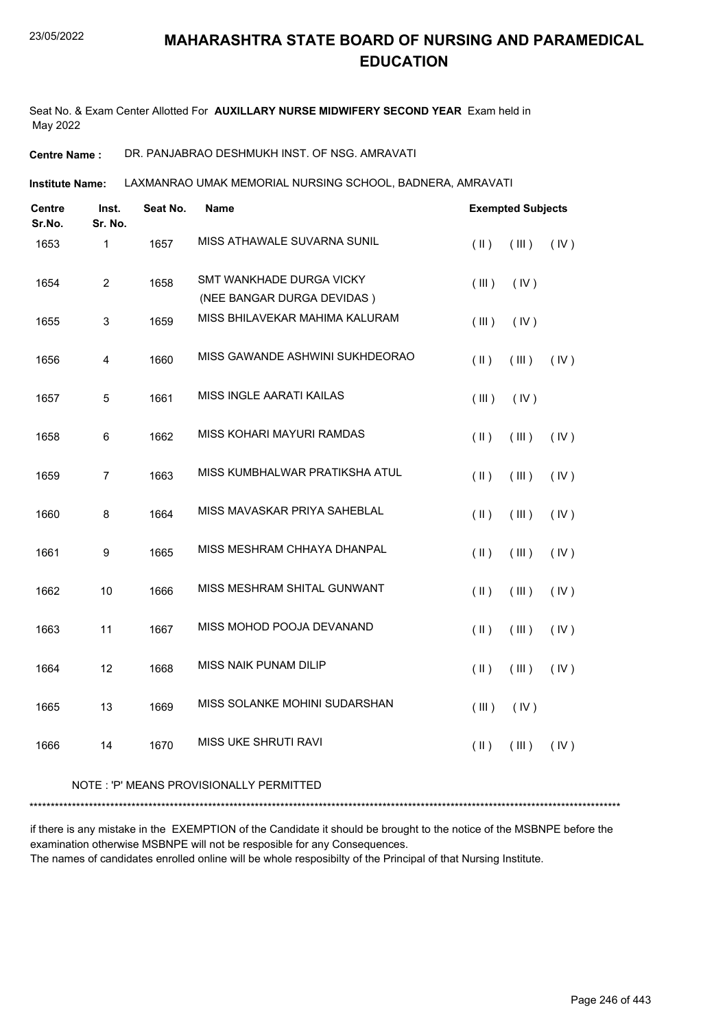# MAHARASHTRA STATE BOARD OF NURSING AND PARAMEDICAL EDUCATION

Seat No. & Exam Center Allotted For **AUXILLARY NURSE MIDWIFERY SECOND YEAR** Exam held in May 2022

**Centre Name :** DR. PANJABRAO DESHMUKH INST. OF NSG. AMRAVATI

**Institute Name:** LAXMANRAO UMAK MEMORIAL NURSING SCHOOL, BADNERA, AMRAVATI

| Centre Sr.No. | Inst. Sr. No. | Seat No. | Name | Exempted Subjects |
|---|---|---|---|---|
| 1653 | 1 | 1657 | MISS ATHAWALE SUVARNA SUNIL | ( II ) ( III ) ( IV ) |
| 1654 | 2 | 1658 | SMT WANKHADE DURGA VICKY (NEE BANGAR DURGA DEVIDAS ) | ( III ) ( IV ) |
| 1655 | 3 | 1659 | MISS BHILAVEKAR MAHIMA KALURAM | ( III ) ( IV ) |
| 1656 | 4 | 1660 | MISS GAWANDE ASHWINI SUKHDEORAO | ( II ) ( III ) ( IV ) |
| 1657 | 5 | 1661 | MISS INGLE AARATI KAILAS | ( III ) ( IV ) |
| 1658 | 6 | 1662 | MISS KOHARI MAYURI RAMDAS | ( II ) ( III ) ( IV ) |
| 1659 | 7 | 1663 | MISS KUMBHALWAR PRATIKSHA ATUL | ( II ) ( III ) ( IV ) |
| 1660 | 8 | 1664 | MISS MAVASKAR PRIYA SAHEBLAL | ( II ) ( III ) ( IV ) |
| 1661 | 9 | 1665 | MISS MESHRAM CHHAYA DHANPAL | ( II ) ( III ) ( IV ) |
| 1662 | 10 | 1666 | MISS MESHRAM SHITAL GUNWANT | ( II ) ( III ) ( IV ) |
| 1663 | 11 | 1667 | MISS MOHOD POOJA DEVANAND | ( II ) ( III ) ( IV ) |
| 1664 | 12 | 1668 | MISS NAIK PUNAM DILIP | ( II ) ( III ) ( IV ) |
| 1665 | 13 | 1669 | MISS SOLANKE MOHINI SUDARSHAN | ( III ) ( IV ) |
| 1666 | 14 | 1670 | MISS UKE SHRUTI RAVI | ( II ) ( III ) ( IV ) |

NOTE : 'P' MEANS PROVISIONALLY PERMITTED

***************************************************************************************************************************************

if there is any mistake in the EXEMPTION of the Candidate it should be brought to the notice of the MSBNPE before the examination otherwise MSBNPE will not be resposible for any Consequences.
The names of candidates enrolled online will be whole resposibilty of the Principal of that Nursing Institute.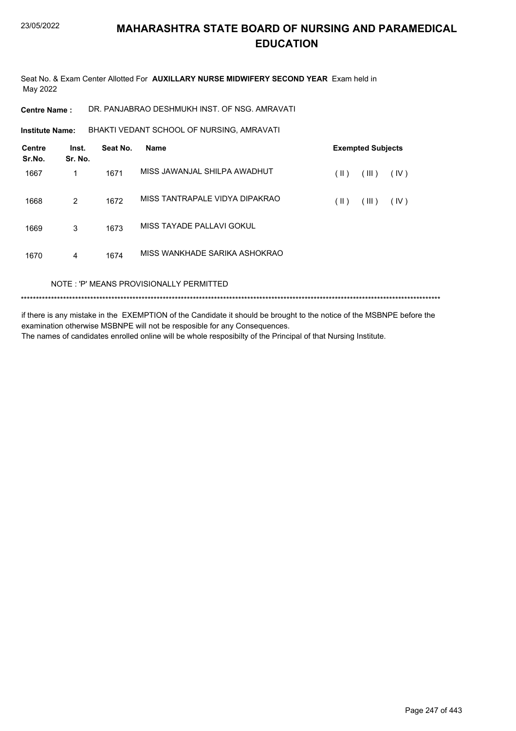# MAHARASHTRA STATE BOARD OF NURSING AND PARAMEDICAL EDUCATION

Seat No. & Exam Center Allotted For **AUXILLARY NURSE MIDWIFERY SECOND YEAR** Exam held in May 2022

**Centre Name :** DR. PANJABRAO DESHMUKH INST. OF NSG. AMRAVATI

**Institute Name:** BHAKTI VEDANT SCHOOL OF NURSING, AMRAVATI

| Centre Sr.No. | Inst. Sr. No. | Seat No. | Name | Exempted Subjects |
|---|---|---|---|---|
| 1667 | 1 | 1671 | MISS JAWANJAL SHILPA AWADHUT | ( II ) ( III ) ( IV ) |
| 1668 | 2 | 1672 | MISS TANTRAPALE VIDYA DIPAKRAO | ( II ) ( III ) ( IV ) |
| 1669 | 3 | 1673 | MISS TAYADE PALLAVI GOKUL | |
| 1670 | 4 | 1674 | MISS WANKHADE SARIKA ASHOKRAO | |

NOTE : 'P' MEANS PROVISIONALLY PERMITTED

******************************************************************************************************************************************

if there is any mistake in the EXEMPTION of the Candidate it should be brought to the notice of the MSBNPE before the examination otherwise MSBNPE will not be resposible for any Consequences.
The names of candidates enrolled online will be whole resposibilty of the Principal of that Nursing Institute.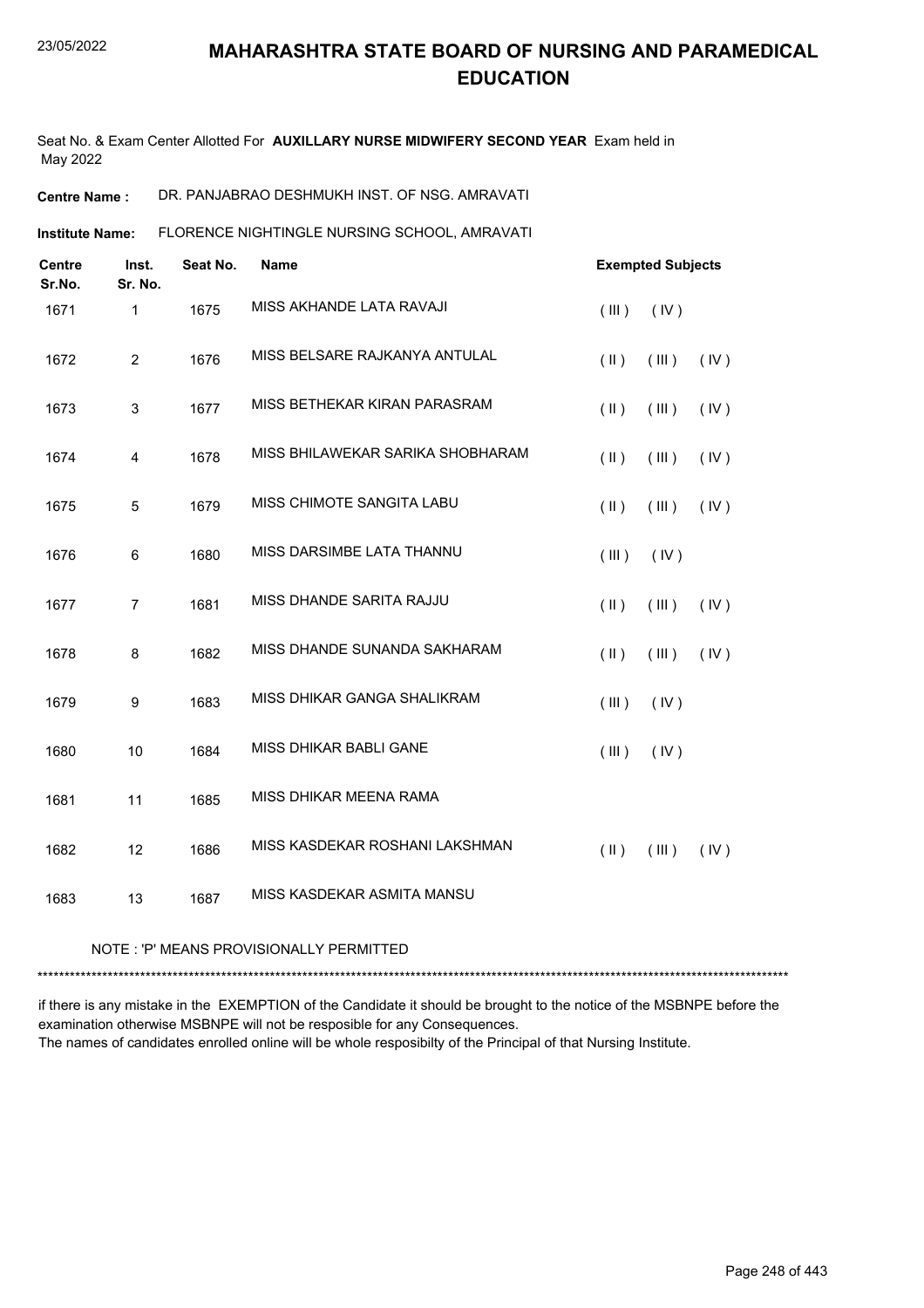# MAHARASHTRA STATE BOARD OF NURSING AND PARAMEDICAL EDUCATION

Seat No. & Exam Center Allotted For **AUXILLARY NURSE MIDWIFERY SECOND YEAR** Exam held in May 2022

**Centre Name :** DR. PANJABRAO DESHMUKH INST. OF NSG. AMRAVATI

**Institute Name:** FLORENCE NIGHTINGLE NURSING SCHOOL, AMRAVATI

| Centre Sr.No. | Inst. Sr. No. | Seat No. | Name | Exempted Subjects |
|---|---|---|---|---|
| 1671 | 1 | 1675 | MISS AKHANDE LATA RAVAJI | ( III ) ( IV ) |
| 1672 | 2 | 1676 | MISS BELSARE RAJKANYA ANTULAL | ( II ) ( III ) ( IV ) |
| 1673 | 3 | 1677 | MISS BETHEKAR KIRAN PARASRAM | ( II ) ( III ) ( IV ) |
| 1674 | 4 | 1678 | MISS BHILAWEKAR SARIKA SHOBHARAM | ( II ) ( III ) ( IV ) |
| 1675 | 5 | 1679 | MISS CHIMOTE SANGITA LABU | ( II ) ( III ) ( IV ) |
| 1676 | 6 | 1680 | MISS DARSIMBE LATA THANNU | ( III ) ( IV ) |
| 1677 | 7 | 1681 | MISS DHANDE SARITA RAJJU | ( II ) ( III ) ( IV ) |
| 1678 | 8 | 1682 | MISS DHANDE SUNANDA SAKHARAM | ( II ) ( III ) ( IV ) |
| 1679 | 9 | 1683 | MISS DHIKAR GANGA SHALIKRAM | ( III ) ( IV ) |
| 1680 | 10 | 1684 | MISS DHIKAR BABLI GANE | ( III ) ( IV ) |
| 1681 | 11 | 1685 | MISS DHIKAR MEENA RAMA | |
| 1682 | 12 | 1686 | MISS KASDEKAR ROSHANI LAKSHMAN | ( II ) ( III ) ( IV ) |
| 1683 | 13 | 1687 | MISS KASDEKAR ASMITA MANSU | |

NOTE : 'P' MEANS PROVISIONALLY PERMITTED

*******************************************************************************************************************************************

if there is any mistake in the EXEMPTION of the Candidate it should be brought to the notice of the MSBNPE before the examination otherwise MSBNPE will not be resposible for any Consequences.

The names of candidates enrolled online will be whole resposibilty of the Principal of that Nursing Institute.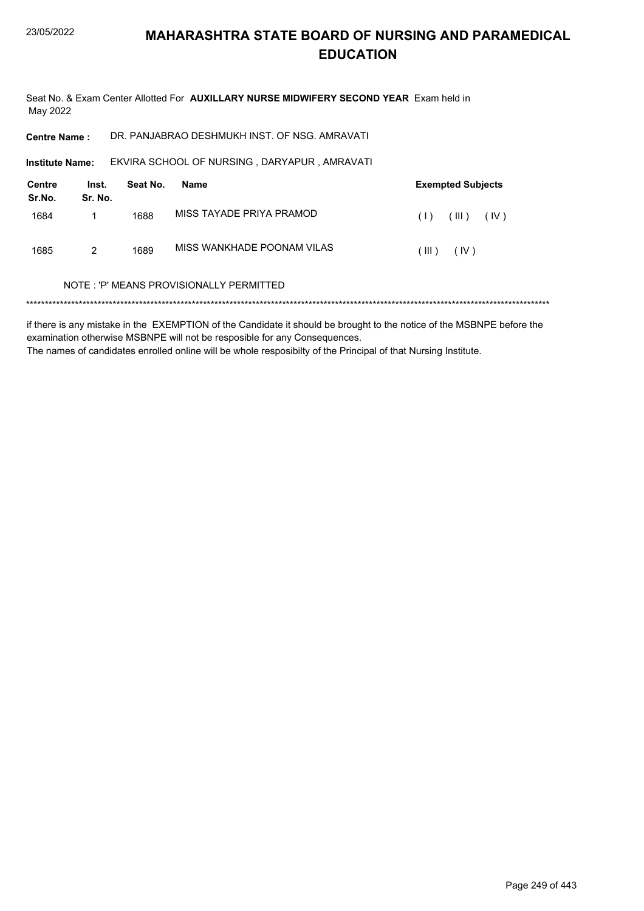# MAHARASHTRA STATE BOARD OF NURSING AND PARAMEDICAL EDUCATION

Seat No. & Exam Center Allotted For **AUXILLARY NURSE MIDWIFERY SECOND YEAR** Exam held in May 2022

**Centre Name :** DR. PANJABRAO DESHMUKH INST. OF NSG. AMRAVATI

**Institute Name:** EKVIRA SCHOOL OF NURSING , DARYAPUR , AMRAVATI

| Centre Sr.No. | Inst. Sr. No. | Seat No. | Name | Exempted Subjects |
|---|---|---|---|---|
| 1684 | 1 | 1688 | MISS TAYADE PRIYA PRAMOD | ( I ) ( III ) ( IV ) |
| 1685 | 2 | 1689 | MISS WANKHADE POONAM VILAS | ( III ) ( IV ) |

NOTE : 'P' MEANS PROVISIONALLY PERMITTED

*******************************************************************************************************************************************

if there is any mistake in the EXEMPTION of the Candidate it should be brought to the notice of the MSBNPE before the examination otherwise MSBNPE will not be resposible for any Consequences.
The names of candidates enrolled online will be whole resposibilty of the Principal of that Nursing Institute.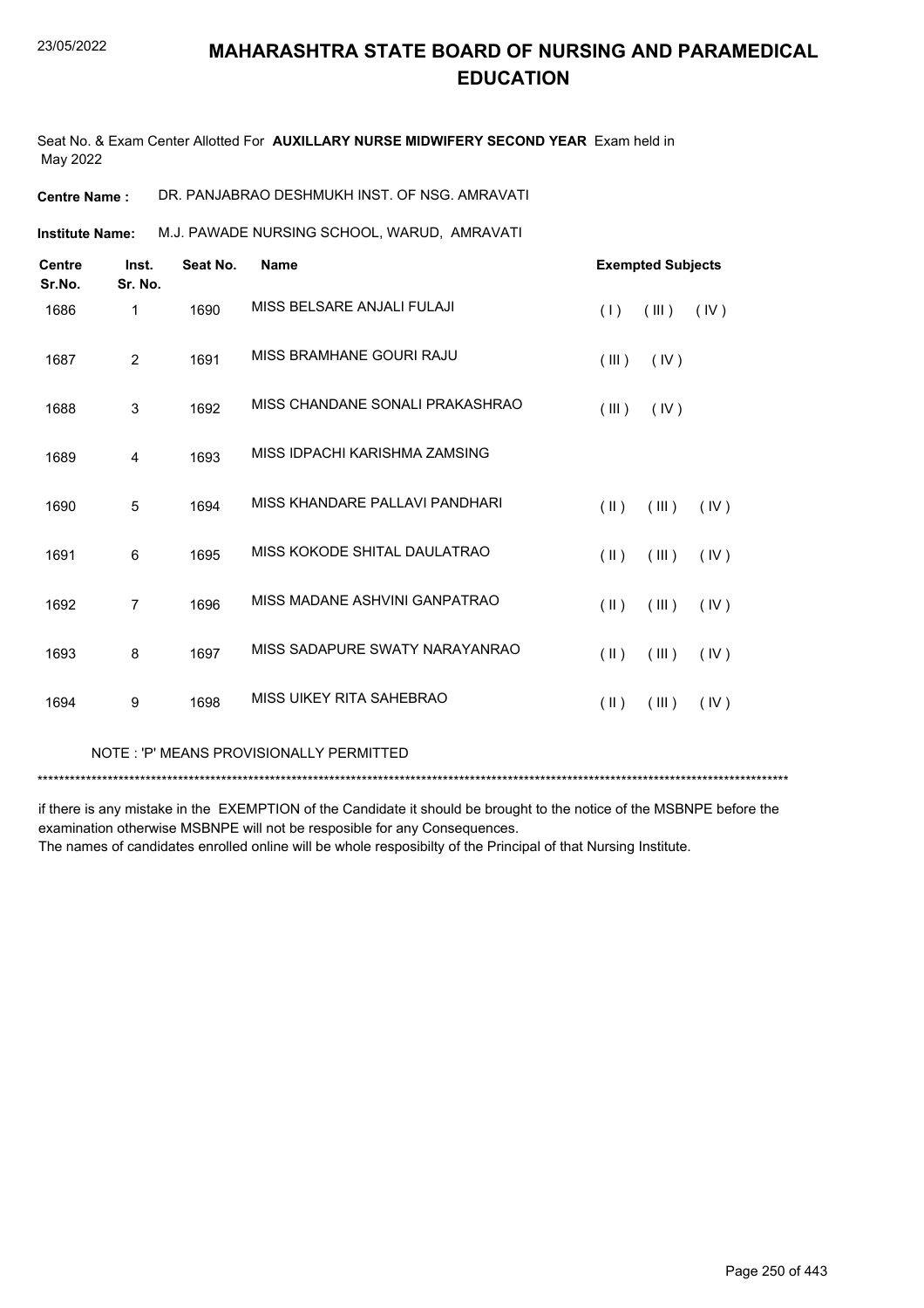# MAHARASHTRA STATE BOARD OF NURSING AND PARAMEDICAL EDUCATION

Seat No. & Exam Center Allotted For **AUXILLARY NURSE MIDWIFERY SECOND YEAR** Exam held in May 2022

**Centre Name :** DR. PANJABRAO DESHMUKH INST. OF NSG. AMRAVATI

**Institute Name:** M.J. PAWADE NURSING SCHOOL, WARUD, AMRAVATI

| Centre Sr.No. | Inst. Sr. No. | Seat No. | Name | Exempted Subjects |
|---|---|---|---|---|
| 1686 | 1 | 1690 | MISS BELSARE ANJALI FULAJI | ( I ) ( III ) ( IV ) |
| 1687 | 2 | 1691 | MISS BRAMHANE GOURI RAJU | ( III ) ( IV ) |
| 1688 | 3 | 1692 | MISS CHANDANE SONALI PRAKASHRAO | ( III ) ( IV ) |
| 1689 | 4 | 1693 | MISS IDPACHI KARISHMA ZAMSING | |
| 1690 | 5 | 1694 | MISS KHANDARE PALLAVI PANDHARI | ( II ) ( III ) ( IV ) |
| 1691 | 6 | 1695 | MISS KOKODE SHITAL DAULATRAO | ( II ) ( III ) ( IV ) |
| 1692 | 7 | 1696 | MISS MADANE ASHVINI GANPATRAO | ( II ) ( III ) ( IV ) |
| 1693 | 8 | 1697 | MISS SADAPURE SWATY NARAYANRAO | ( II ) ( III ) ( IV ) |
| 1694 | 9 | 1698 | MISS UIKEY RITA SAHEBRAO | ( II ) ( III ) ( IV ) |

NOTE : 'P' MEANS PROVISIONALLY PERMITTED

if there is any mistake in the EXEMPTION of the Candidate it should be brought to the notice of the MSBNPE before the examination otherwise MSBNPE will not be resposible for any Consequences.
The names of candidates enrolled online will be whole resposibilty of the Principal of that Nursing Institute.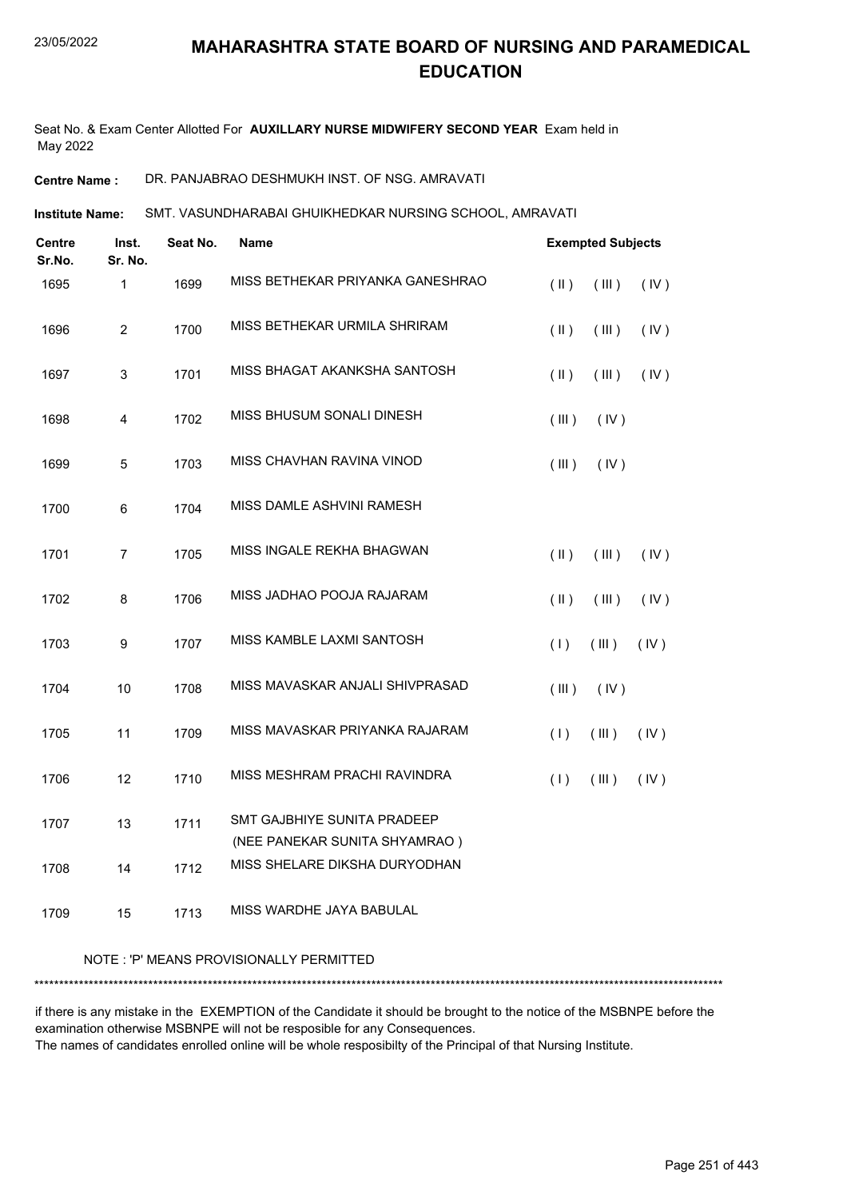# MAHARASHTRA STATE BOARD OF NURSING AND PARAMEDICAL EDUCATION

Seat No. & Exam Center Allotted For **AUXILLARY NURSE MIDWIFERY SECOND YEAR** Exam held in May 2022

**Centre Name :** DR. PANJABRAO DESHMUKH INST. OF NSG. AMRAVATI

**Institute Name:** SMT. VASUNDHARABAI GHUIKHEDKAR NURSING SCHOOL, AMRAVATI

| Centre Sr.No. | Inst. Sr. No. | Seat No. | Name | Exempted Subjects |
|---|---|---|---|---|
| 1695 | 1 | 1699 | MISS BETHEKAR PRIYANKA GANESHRAO | ( II ) ( III ) ( IV ) |
| 1696 | 2 | 1700 | MISS BETHEKAR URMILA SHRIRAM | ( II ) ( III ) ( IV ) |
| 1697 | 3 | 1701 | MISS BHAGAT AKANKSHA SANTOSH | ( II ) ( III ) ( IV ) |
| 1698 | 4 | 1702 | MISS BHUSUM SONALI DINESH | ( III ) ( IV ) |
| 1699 | 5 | 1703 | MISS CHAVHAN RAVINA VINOD | ( III ) ( IV ) |
| 1700 | 6 | 1704 | MISS DAMLE ASHVINI RAMESH | |
| 1701 | 7 | 1705 | MISS INGALE REKHA BHAGWAN | ( II ) ( III ) ( IV ) |
| 1702 | 8 | 1706 | MISS JADHAO POOJA RAJARAM | ( II ) ( III ) ( IV ) |
| 1703 | 9 | 1707 | MISS KAMBLE LAXMI SANTOSH | ( I ) ( III ) ( IV ) |
| 1704 | 10 | 1708 | MISS MAVASKAR ANJALI SHIVPRASAD | ( III ) ( IV ) |
| 1705 | 11 | 1709 | MISS MAVASKAR PRIYANKA RAJARAM | ( I ) ( III ) ( IV ) |
| 1706 | 12 | 1710 | MISS MESHRAM PRACHI RAVINDRA | ( I ) ( III ) ( IV ) |
| 1707 | 13 | 1711 | SMT GAJBHIYE SUNITA PRADEEP (NEE PANEKAR SUNITA SHYAMRAO ) | |
| 1708 | 14 | 1712 | MISS SHELARE DIKSHA DURYODHAN | |
| 1709 | 15 | 1713 | MISS WARDHE JAYA BABULAL | |

NOTE : 'P' MEANS PROVISIONALLY PERMITTED

*******************************************************************************************************************************************

if there is any mistake in the EXEMPTION of the Candidate it should be brought to the notice of the MSBNPE before the examination otherwise MSBNPE will not be resposible for any Consequences.
The names of candidates enrolled online will be whole resposibilty of the Principal of that Nursing Institute.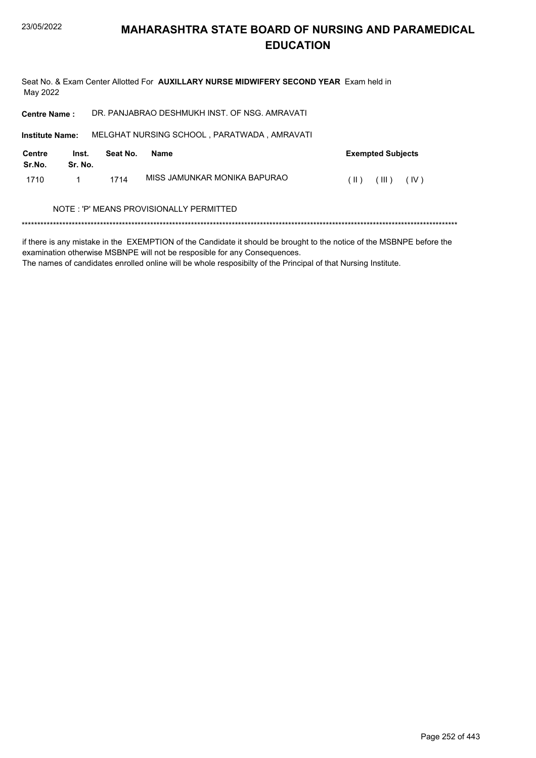# MAHARASHTRA STATE BOARD OF NURSING AND PARAMEDICAL EDUCATION

Seat No. & Exam Center Allotted For **AUXILLARY NURSE MIDWIFERY SECOND YEAR** Exam held in May 2022

**Centre Name :** DR. PANJABRAO DESHMUKH INST. OF NSG. AMRAVATI

**Institute Name:** MELGHAT NURSING SCHOOL , PARATWADA , AMRAVATI

| Centre Sr.No. | Inst. Sr. No. | Seat No. | Name | Exempted Subjects |
|---|---|---|---|---|
| 1710 | 1 | 1714 | MISS JAMUNKAR MONIKA BAPURAO | ( II ) ( III ) ( IV ) |

NOTE : 'P' MEANS PROVISIONALLY PERMITTED

******************************************************************************************************************************************

if there is any mistake in the EXEMPTION of the Candidate it should be brought to the notice of the MSBNPE before the examination otherwise MSBNPE will not be resposible for any Consequences.
The names of candidates enrolled online will be whole resposibilty of the Principal of that Nursing Institute.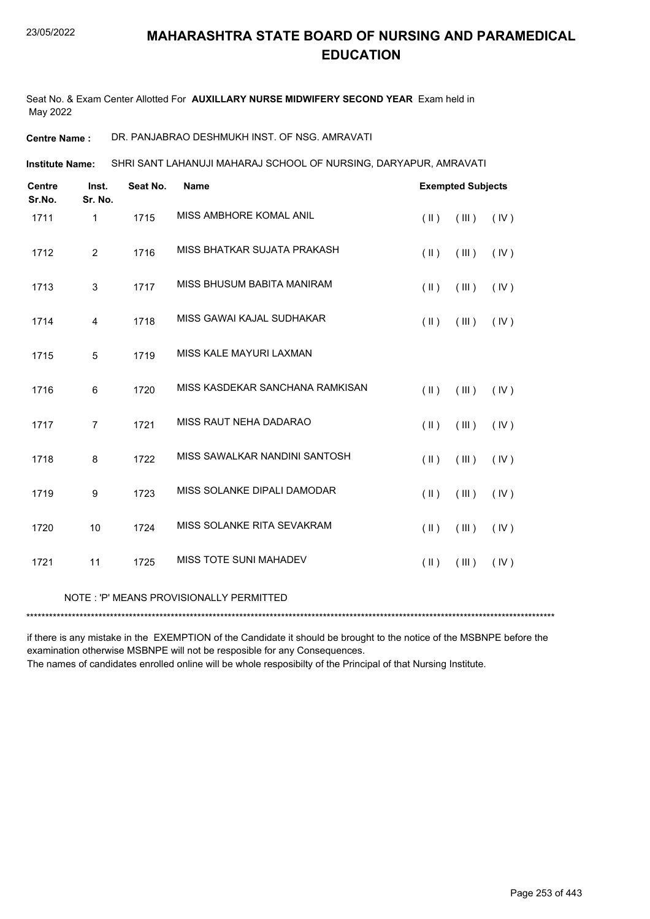# MAHARASHTRA STATE BOARD OF NURSING AND PARAMEDICAL EDUCATION

Seat No. & Exam Center Allotted For **AUXILLARY NURSE MIDWIFERY SECOND YEAR** Exam held in May 2022

**Centre Name :** DR. PANJABRAO DESHMUKH INST. OF NSG. AMRAVATI

**Institute Name:** SHRI SANT LAHANUJI MAHARAJ SCHOOL OF NURSING, DARYAPUR, AMRAVATI

| Centre Sr.No. | Inst. Sr. No. | Seat No. | Name | Exempted Subjects | | |
|---|---|---|---|---|---|---|
| 1711 | 1 | 1715 | MISS AMBHORE KOMAL ANIL | ( II ) | ( III ) | ( IV ) |
| 1712 | 2 | 1716 | MISS BHATKAR SUJATA PRAKASH | ( II ) | ( III ) | ( IV ) |
| 1713 | 3 | 1717 | MISS BHUSUM BABITA MANIRAM | ( II ) | ( III ) | ( IV ) |
| 1714 | 4 | 1718 | MISS GAWAI KAJAL SUDHAKAR | ( II ) | ( III ) | ( IV ) |
| 1715 | 5 | 1719 | MISS KALE MAYURI LAXMAN | | | |
| 1716 | 6 | 1720 | MISS KASDEKAR SANCHANA RAMKISAN | ( II ) | ( III ) | ( IV ) |
| 1717 | 7 | 1721 | MISS RAUT NEHA DADARAO | ( II ) | ( III ) | ( IV ) |
| 1718 | 8 | 1722 | MISS SAWALKAR NANDINI SANTOSH | ( II ) | ( III ) | ( IV ) |
| 1719 | 9 | 1723 | MISS SOLANKE DIPALI DAMODAR | ( II ) | ( III ) | ( IV ) |
| 1720 | 10 | 1724 | MISS SOLANKE RITA SEVAKRAM | ( II ) | ( III ) | ( IV ) |
| 1721 | 11 | 1725 | MISS TOTE SUNI MAHADEV | ( II ) | ( III ) | ( IV ) |

NOTE : 'P' MEANS PROVISIONALLY PERMITTED

*******************************************************************************************************************************************

if there is any mistake in the EXEMPTION of the Candidate it should be brought to the notice of the MSBNPE before the examination otherwise MSBNPE will not be resposible for any Consequences.

The names of candidates enrolled online will be whole resposibilty of the Principal of that Nursing Institute.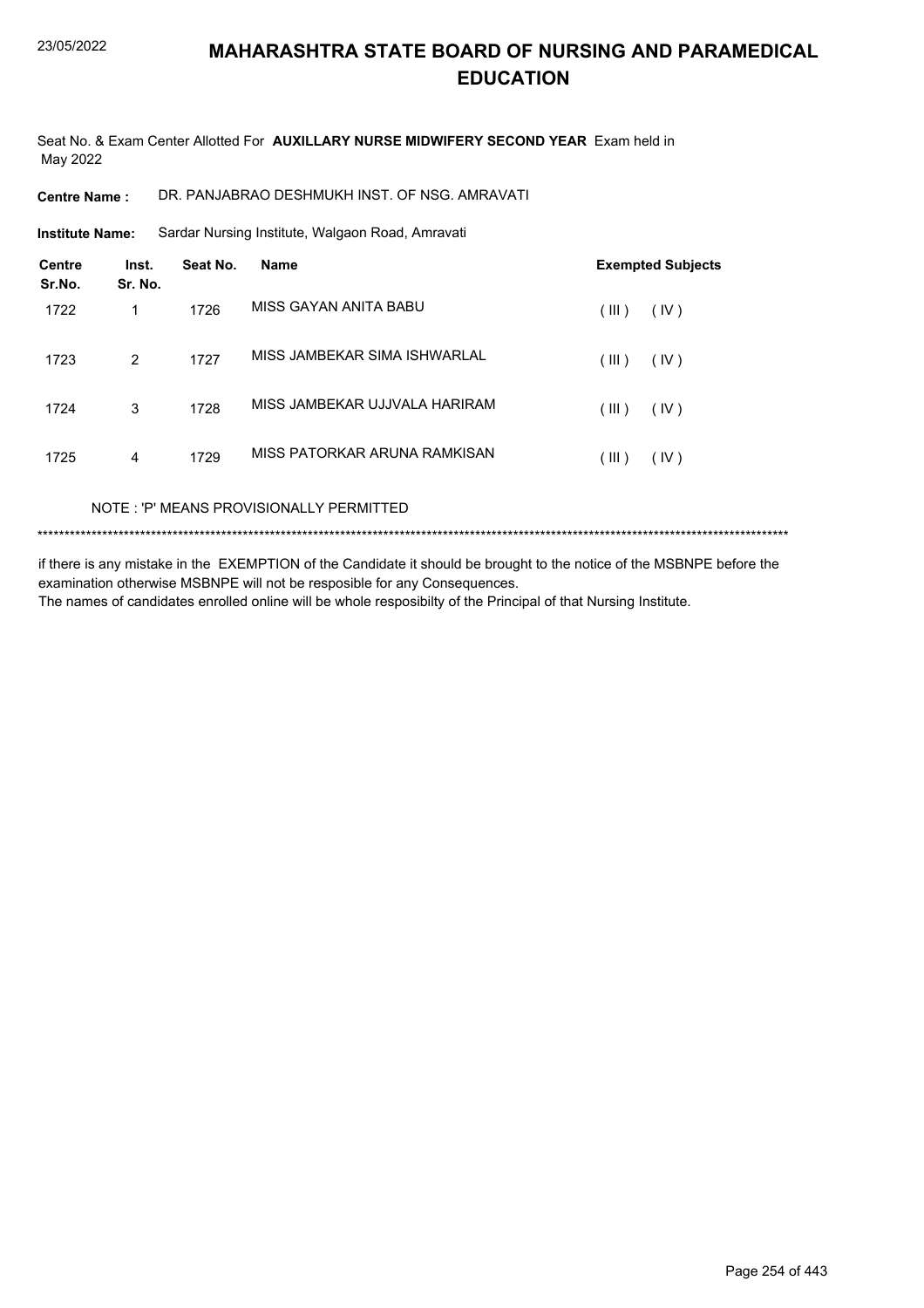# MAHARASHTRA STATE BOARD OF NURSING AND PARAMEDICAL EDUCATION

Seat No. & Exam Center Allotted For **AUXILLARY NURSE MIDWIFERY SECOND YEAR** Exam held in May 2022

**Centre Name :** DR. PANJABRAO DESHMUKH INST. OF NSG. AMRAVATI

**Institute Name:** Sardar Nursing Institute, Walgaon Road, Amravati

| Centre Sr.No. | Inst. Sr. No. | Seat No. | Name | Exempted Subjects |
|---|---|---|---|---|
| 1722 | 1 | 1726 | MISS GAYAN ANITA BABU | ( III ) ( IV ) |
| 1723 | 2 | 1727 | MISS JAMBEKAR SIMA ISHWARLAL | ( III ) ( IV ) |
| 1724 | 3 | 1728 | MISS JAMBEKAR UJJVALA HARIRAM | ( III ) ( IV ) |
| 1725 | 4 | 1729 | MISS PATORKAR ARUNA RAMKISAN | ( III ) ( IV ) |

NOTE : 'P' MEANS PROVISIONALLY PERMITTED

*******************************************************************************************************************************************

if there is any mistake in the EXEMPTION of the Candidate it should be brought to the notice of the MSBNPE before the examination otherwise MSBNPE will not be resposible for any Consequences.

The names of candidates enrolled online will be whole resposibilty of the Principal of that Nursing Institute.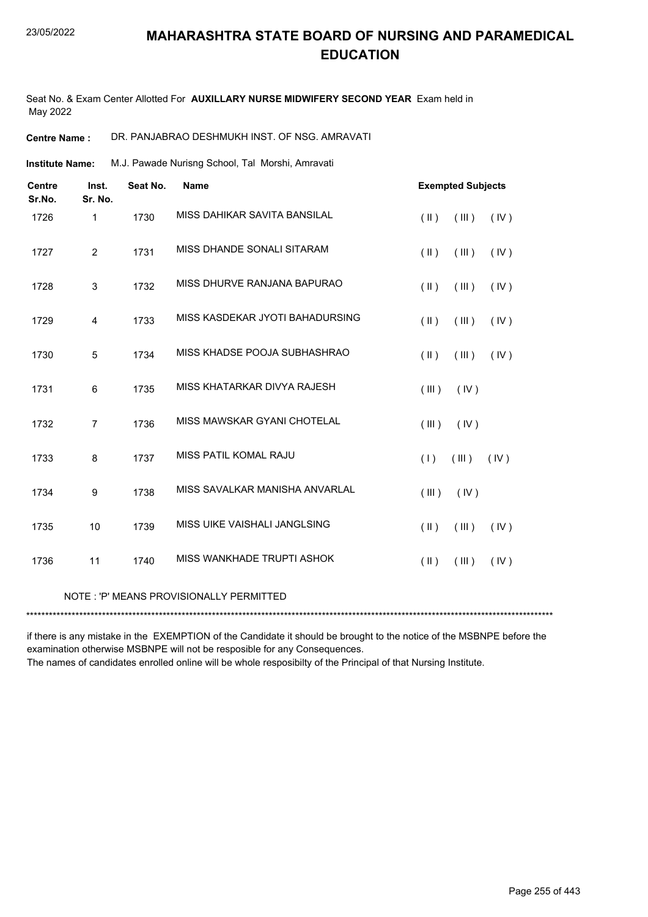# MAHARASHTRA STATE BOARD OF NURSING AND PARAMEDICAL EDUCATION

Seat No. & Exam Center Allotted For **AUXILLARY NURSE MIDWIFERY SECOND YEAR** Exam held in May 2022

**Centre Name :** DR. PANJABRAO DESHMUKH INST. OF NSG. AMRAVATI

**Institute Name:** M.J. Pawade Nurisng School, Tal Morshi, Amravati

| Centre Sr.No. | Inst. Sr. No. | Seat No. | Name | Exempted Subjects |
|---|---|---|---|---|
| 1726 | 1 | 1730 | MISS DAHIKAR SAVITA BANSILAL | ( II ) ( III ) ( IV ) |
| 1727 | 2 | 1731 | MISS DHANDE SONALI SITARAM | ( II ) ( III ) ( IV ) |
| 1728 | 3 | 1732 | MISS DHURVE RANJANA BAPURAO | ( II ) ( III ) ( IV ) |
| 1729 | 4 | 1733 | MISS KASDEKAR JYOTI BAHADURSING | ( II ) ( III ) ( IV ) |
| 1730 | 5 | 1734 | MISS KHADSE POOJA SUBHASHRAO | ( II ) ( III ) ( IV ) |
| 1731 | 6 | 1735 | MISS KHATARKAR DIVYA RAJESH | ( III ) ( IV ) |
| 1732 | 7 | 1736 | MISS MAWSKAR GYANI CHOTELAL | ( III ) ( IV ) |
| 1733 | 8 | 1737 | MISS PATIL KOMAL RAJU | ( I ) ( III ) ( IV ) |
| 1734 | 9 | 1738 | MISS SAVALKAR MANISHA ANVARLAL | ( III ) ( IV ) |
| 1735 | 10 | 1739 | MISS UIKE VAISHALI JANGLSING | ( II ) ( III ) ( IV ) |
| 1736 | 11 | 1740 | MISS WANKHADE TRUPTI ASHOK | ( II ) ( III ) ( IV ) |

NOTE : 'P' MEANS PROVISIONALLY PERMITTED

***********************************************************************************************************************************

if there is any mistake in the EXEMPTION of the Candidate it should be brought to the notice of the MSBNPE before the examination otherwise MSBNPE will not be resposible for any Consequences.

The names of candidates enrolled online will be whole resposibilty of the Principal of that Nursing Institute.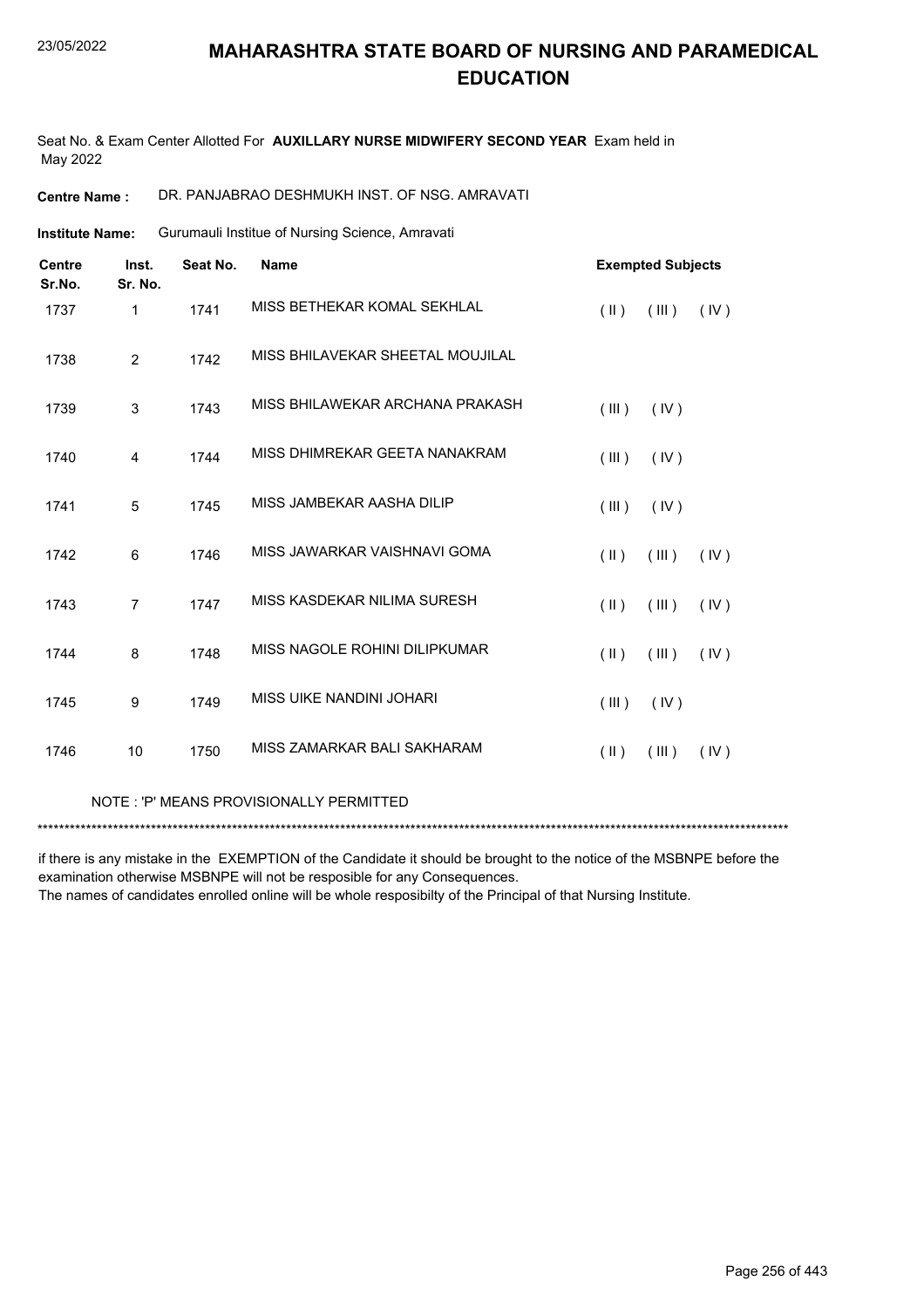# MAHARASHTRA STATE BOARD OF NURSING AND PARAMEDICAL EDUCATION

Seat No. & Exam Center Allotted For **AUXILLARY NURSE MIDWIFERY SECOND YEAR** Exam held in May 2022

**Centre Name :** DR. PANJABRAO DESHMUKH INST. OF NSG. AMRAVATI

**Institute Name:** Gurumauli Institue of Nursing Science, Amravati

| Centre Sr.No. | Inst. Sr. No. | Seat No. | Name | Exempted Subjects |
|---|---|---|---|---|
| 1737 | 1 | 1741 | MISS BETHEKAR KOMAL SEKHLAL | ( II ) ( III ) ( IV ) |
| 1738 | 2 | 1742 | MISS BHILAVEKAR SHEETAL MOUJILAL | |
| 1739 | 3 | 1743 | MISS BHILAWEKAR ARCHANA PRAKASH | ( III ) ( IV ) |
| 1740 | 4 | 1744 | MISS DHIMREKAR GEETA NANAKRAM | ( III ) ( IV ) |
| 1741 | 5 | 1745 | MISS JAMBEKAR AASHA DILIP | ( III ) ( IV ) |
| 1742 | 6 | 1746 | MISS JAWARKAR VAISHNAVI GOMA | ( II ) ( III ) ( IV ) |
| 1743 | 7 | 1747 | MISS KASDEKAR NILIMA SURESH | ( II ) ( III ) ( IV ) |
| 1744 | 8 | 1748 | MISS NAGOLE ROHINI DILIPKUMAR | ( II ) ( III ) ( IV ) |
| 1745 | 9 | 1749 | MISS UIKE NANDINI JOHARI | ( III ) ( IV ) |
| 1746 | 10 | 1750 | MISS ZAMARKAR BALI SAKHARAM | ( II ) ( III ) ( IV ) |

NOTE : 'P' MEANS PROVISIONALLY PERMITTED

*******************************************************************************************************************************************

if there is any mistake in the EXEMPTION of the Candidate it should be brought to the notice of the MSBNPE before the examination otherwise MSBNPE will not be resposible for any Consequences.
The names of candidates enrolled online will be whole resposibilty of the Principal of that Nursing Institute.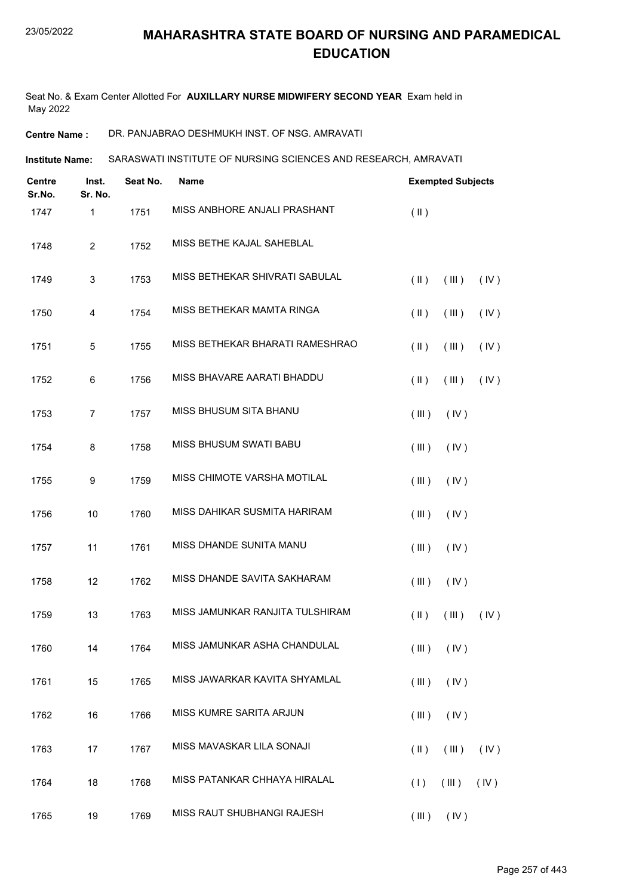# MAHARASHTRA STATE BOARD OF NURSING AND PARAMEDICAL EDUCATION

Seat No. & Exam Center Allotted For **AUXILLARY NURSE MIDWIFERY SECOND YEAR** Exam held in May 2022

**Centre Name :** DR. PANJABRAO DESHMUKH INST. OF NSG. AMRAVATI

**Institute Name:** SARASWATI INSTITUTE OF NURSING SCIENCES AND RESEARCH, AMRAVATI

| Centre Sr.No. | Inst. Sr. No. | Seat No. | Name | Exempted Subjects |
|---|---|---|---|---|
| 1747 | 1 | 1751 | MISS ANBHORE ANJALI PRASHANT | ( II ) |
| 1748 | 2 | 1752 | MISS BETHE KAJAL SAHEBLAL | |
| 1749 | 3 | 1753 | MISS BETHEKAR SHIVRATI SABULAL | ( II ) ( III ) ( IV ) |
| 1750 | 4 | 1754 | MISS BETHEKAR MAMTA RINGA | ( II ) ( III ) ( IV ) |
| 1751 | 5 | 1755 | MISS BETHEKAR BHARATI RAMESHRAO | ( II ) ( III ) ( IV ) |
| 1752 | 6 | 1756 | MISS BHAVARE AARATI BHADDU | ( II ) ( III ) ( IV ) |
| 1753 | 7 | 1757 | MISS BHUSUM SITA BHANU | ( III ) ( IV ) |
| 1754 | 8 | 1758 | MISS BHUSUM SWATI BABU | ( III ) ( IV ) |
| 1755 | 9 | 1759 | MISS CHIMOTE VARSHA MOTILAL | ( III ) ( IV ) |
| 1756 | 10 | 1760 | MISS DAHIKAR SUSMITA HARIRAM | ( III ) ( IV ) |
| 1757 | 11 | 1761 | MISS DHANDE SUNITA MANU | ( III ) ( IV ) |
| 1758 | 12 | 1762 | MISS DHANDE SAVITA SAKHARAM | ( III ) ( IV ) |
| 1759 | 13 | 1763 | MISS JAMUNKAR RANJITA TULSHIRAM | ( II ) ( III ) ( IV ) |
| 1760 | 14 | 1764 | MISS JAMUNKAR ASHA CHANDULAL | ( III ) ( IV ) |
| 1761 | 15 | 1765 | MISS JAWARKAR KAVITA SHYAMLAL | ( III ) ( IV ) |
| 1762 | 16 | 1766 | MISS KUMRE SARITA ARJUN | ( III ) ( IV ) |
| 1763 | 17 | 1767 | MISS MAVASKAR LILA SONAJI | ( II ) ( III ) ( IV ) |
| 1764 | 18 | 1768 | MISS PATANKAR CHHAYA HIRALAL | ( I ) ( III ) ( IV ) |
| 1765 | 19 | 1769 | MISS RAUT SHUBHANGI RAJESH | ( III ) ( IV ) |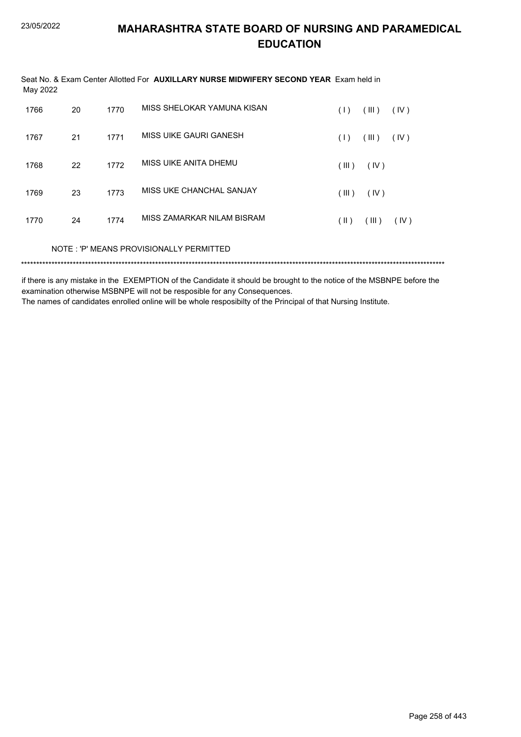# MAHARASHTRA STATE BOARD OF NURSING AND PARAMEDICAL EDUCATION

Seat No. & Exam Center Allotted For **AUXILLARY NURSE MIDWIFERY SECOND YEAR** Exam held in May 2022

| | | | | | | |
|---|---|---|---|---|---|---|
| 1766 | 20 | 1770 | MISS SHELOKAR YAMUNA KISAN | ( I ) | ( III ) | ( IV ) |
| 1767 | 21 | 1771 | MISS UIKE GAURI GANESH | ( I ) | ( III ) | ( IV ) |
| 1768 | 22 | 1772 | MISS UIKE ANITA DHEMU | ( III ) | ( IV ) | |
| 1769 | 23 | 1773 | MISS UKE CHANCHAL SANJAY | ( III ) | ( IV ) | |
| 1770 | 24 | 1774 | MISS ZAMARKAR NILAM BISRAM | ( II ) | ( III ) | ( IV ) |

NOTE : 'P' MEANS PROVISIONALLY PERMITTED

***************************************************************************************************************************************

if there is any mistake in the EXEMPTION of the Candidate it should be brought to the notice of the MSBNPE before the examination otherwise MSBNPE will not be resposible for any Consequences.

The names of candidates enrolled online will be whole resposibilty of the Principal of that Nursing Institute.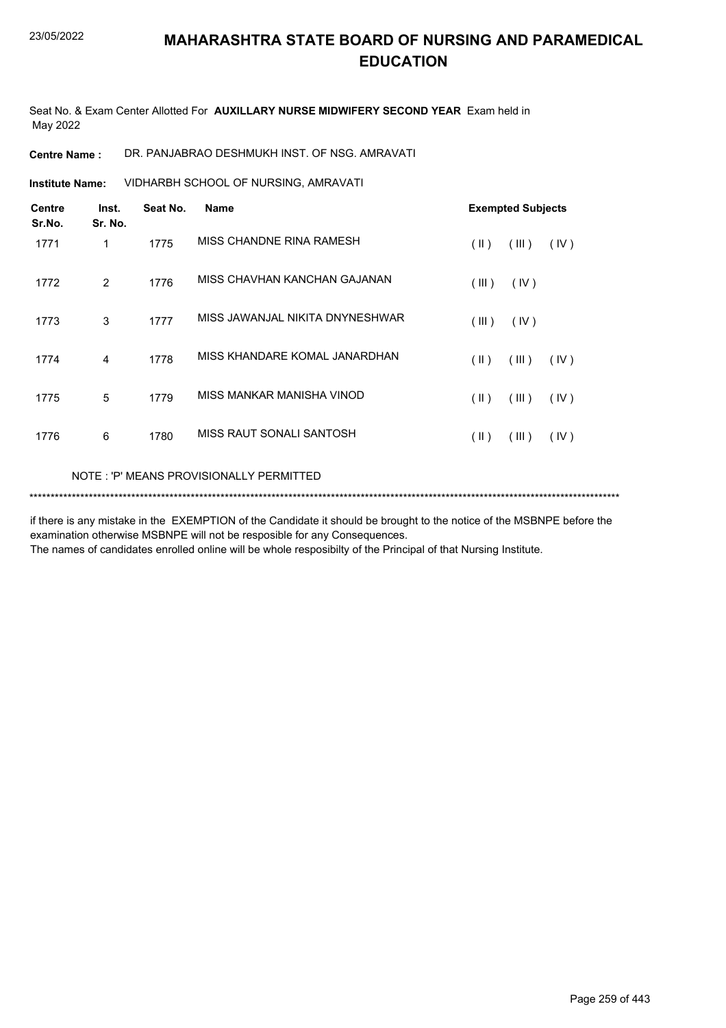# MAHARASHTRA STATE BOARD OF NURSING AND PARAMEDICAL EDUCATION

Seat No. & Exam Center Allotted For **AUXILLARY NURSE MIDWIFERY SECOND YEAR** Exam held in May 2022

**Centre Name :** DR. PANJABRAO DESHMUKH INST. OF NSG. AMRAVATI

**Institute Name:** VIDHARBH SCHOOL OF NURSING, AMRAVATI

| Centre Sr.No. | Inst. Sr. No. | Seat No. | Name | Exempted Subjects |
|---|---|---|---|---|
| 1771 | 1 | 1775 | MISS CHANDNE RINA RAMESH | ( II ) ( III ) ( IV ) |
| 1772 | 2 | 1776 | MISS CHAVHAN KANCHAN GAJANAN | ( III ) ( IV ) |
| 1773 | 3 | 1777 | MISS JAWANJAL NIKITA DNYNESHWAR | ( III ) ( IV ) |
| 1774 | 4 | 1778 | MISS KHANDARE KOMAL JANARDHAN | ( II ) ( III ) ( IV ) |
| 1775 | 5 | 1779 | MISS MANKAR MANISHA VINOD | ( II ) ( III ) ( IV ) |
| 1776 | 6 | 1780 | MISS RAUT SONALI SANTOSH | ( II ) ( III ) ( IV ) |

NOTE : 'P' MEANS PROVISIONALLY PERMITTED

******************************************************************************************************************************************

if there is any mistake in the EXEMPTION of the Candidate it should be brought to the notice of the MSBNPE before the examination otherwise MSBNPE will not be resposible for any Consequences.

The names of candidates enrolled online will be whole resposibilty of the Principal of that Nursing Institute.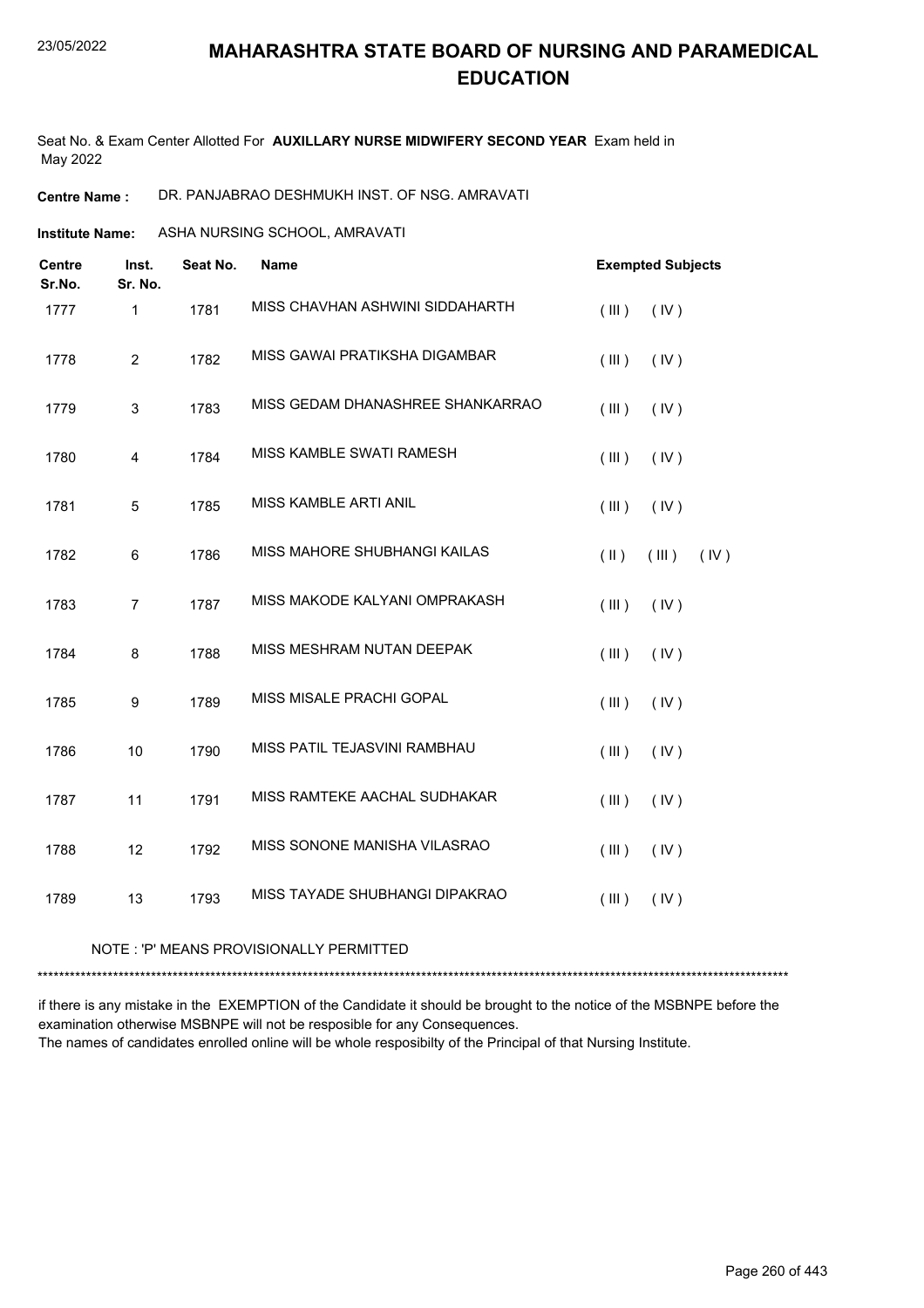# MAHARASHTRA STATE BOARD OF NURSING AND PARAMEDICAL EDUCATION

Seat No. & Exam Center Allotted For **AUXILLARY NURSE MIDWIFERY SECOND YEAR** Exam held in May 2022

**Centre Name :** DR. PANJABRAO DESHMUKH INST. OF NSG. AMRAVATI

**Institute Name:** ASHA NURSING SCHOOL, AMRAVATI

| Centre Sr.No. | Inst. Sr. No. | Seat No. | Name | Exempted Subjects |
|---|---|---|---|---|
| 1777 | 1 | 1781 | MISS CHAVHAN ASHWINI SIDDAHARTH | ( III ) ( IV ) |
| 1778 | 2 | 1782 | MISS GAWAI PRATIKSHA DIGAMBAR | ( III ) ( IV ) |
| 1779 | 3 | 1783 | MISS GEDAM DHANASHREE SHANKARRAO | ( III ) ( IV ) |
| 1780 | 4 | 1784 | MISS KAMBLE SWATI RAMESH | ( III ) ( IV ) |
| 1781 | 5 | 1785 | MISS KAMBLE ARTI ANIL | ( III ) ( IV ) |
| 1782 | 6 | 1786 | MISS MAHORE SHUBHANGI KAILAS | ( II ) ( III ) ( IV ) |
| 1783 | 7 | 1787 | MISS MAKODE KALYANI OMPRAKASH | ( III ) ( IV ) |
| 1784 | 8 | 1788 | MISS MESHRAM NUTAN DEEPAK | ( III ) ( IV ) |
| 1785 | 9 | 1789 | MISS MISALE PRACHI GOPAL | ( III ) ( IV ) |
| 1786 | 10 | 1790 | MISS PATIL TEJASVINI RAMBHAU | ( III ) ( IV ) |
| 1787 | 11 | 1791 | MISS RAMTEKE AACHAL SUDHAKAR | ( III ) ( IV ) |
| 1788 | 12 | 1792 | MISS SONONE MANISHA VILASRAO | ( III ) ( IV ) |
| 1789 | 13 | 1793 | MISS TAYADE SHUBHANGI DIPAKRAO | ( III ) ( IV ) |

NOTE : 'P' MEANS PROVISIONALLY PERMITTED

*******************************************************************************************************************************************

if there is any mistake in the EXEMPTION of the Candidate it should be brought to the notice of the MSBNPE before the examination otherwise MSBNPE will not be resposible for any Consequences.
The names of candidates enrolled online will be whole resposibilty of the Principal of that Nursing Institute.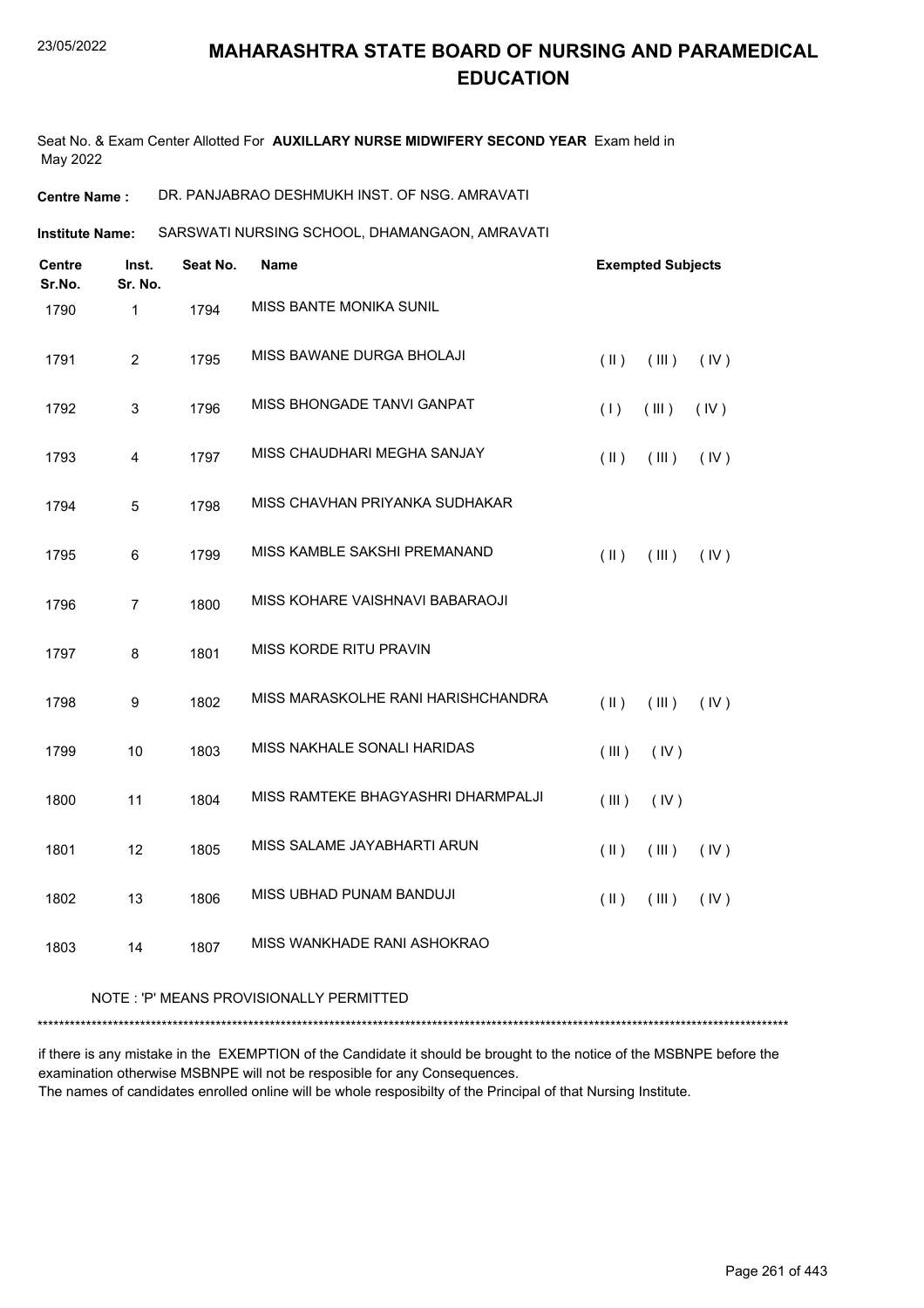# MAHARASHTRA STATE BOARD OF NURSING AND PARAMEDICAL EDUCATION

Seat No. & Exam Center Allotted For **AUXILLARY NURSE MIDWIFERY SECOND YEAR** Exam held in May 2022

**Centre Name :** DR. PANJABRAO DESHMUKH INST. OF NSG. AMRAVATI

**Institute Name:** SARSWATI NURSING SCHOOL, DHAMANGAON, AMRAVATI

| Centre Sr.No. | Inst. Sr. No. | Seat No. | Name | Exempted Subjects |
|---|---|---|---|---|
| 1790 | 1 | 1794 | MISS BANTE MONIKA SUNIL | |
| 1791 | 2 | 1795 | MISS BAWANE DURGA BHOLAJI | ( II ) ( III ) ( IV ) |
| 1792 | 3 | 1796 | MISS BHONGADE TANVI GANPAT | ( I ) ( III ) ( IV ) |
| 1793 | 4 | 1797 | MISS CHAUDHARI MEGHA SANJAY | ( II ) ( III ) ( IV ) |
| 1794 | 5 | 1798 | MISS CHAVHAN PRIYANKA SUDHAKAR | |
| 1795 | 6 | 1799 | MISS KAMBLE SAKSHI PREMANAND | ( II ) ( III ) ( IV ) |
| 1796 | 7 | 1800 | MISS KOHARE VAISHNAVI BABARAOJI | |
| 1797 | 8 | 1801 | MISS KORDE RITU PRAVIN | |
| 1798 | 9 | 1802 | MISS MARASKOLHE RANI HARISHCHANDRA | ( II ) ( III ) ( IV ) |
| 1799 | 10 | 1803 | MISS NAKHALE SONALI HARIDAS | ( III ) ( IV ) |
| 1800 | 11 | 1804 | MISS RAMTEKE BHAGYASHRI DHARMPALJI | ( III ) ( IV ) |
| 1801 | 12 | 1805 | MISS SALAME JAYABHARTI ARUN | ( II ) ( III ) ( IV ) |
| 1802 | 13 | 1806 | MISS UBHAD PUNAM BANDUJI | ( II ) ( III ) ( IV ) |
| 1803 | 14 | 1807 | MISS WANKHADE RANI ASHOKRAO | |

NOTE : 'P' MEANS PROVISIONALLY PERMITTED

*******************************************************************************************************************************************

if there is any mistake in the EXEMPTION of the Candidate it should be brought to the notice of the MSBNPE before the examination otherwise MSBNPE will not be resposible for any Consequences.
The names of candidates enrolled online will be whole resposibilty of the Principal of that Nursing Institute.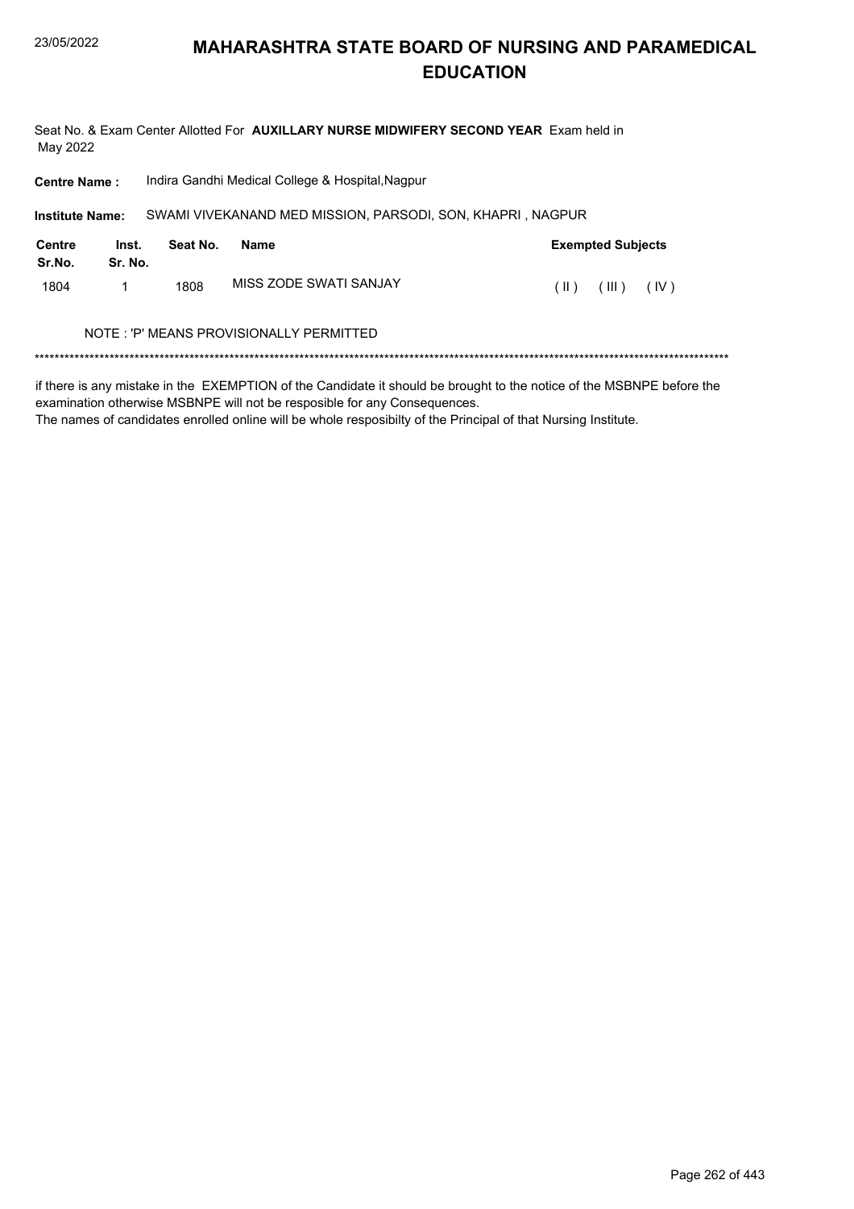# MAHARASHTRA STATE BOARD OF NURSING AND PARAMEDICAL EDUCATION

Seat No. & Exam Center Allotted For **AUXILLARY NURSE MIDWIFERY SECOND YEAR** Exam held in May 2022

**Centre Name :** Indira Gandhi Medical College & Hospital,Nagpur

**Institute Name:** SWAMI VIVEKANAND MED MISSION, PARSODI, SON, KHAPRI , NAGPUR

| Centre Sr.No. | Inst. Sr. No. | Seat No. | Name | Exempted Subjects |
|---|---|---|---|---|
| 1804 | 1 | 1808 | MISS ZODE SWATI SANJAY | ( II ) ( III ) ( IV ) |

NOTE : 'P' MEANS PROVISIONALLY PERMITTED

******************************************************************************************************************************************

if there is any mistake in the EXEMPTION of the Candidate it should be brought to the notice of the MSBNPE before the examination otherwise MSBNPE will not be resposible for any Consequences.
The names of candidates enrolled online will be whole resposibilty of the Principal of that Nursing Institute.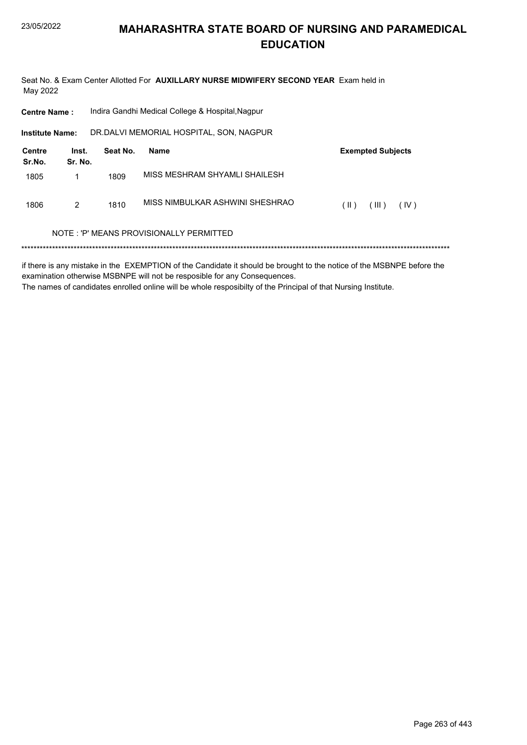# MAHARASHTRA STATE BOARD OF NURSING AND PARAMEDICAL EDUCATION

Seat No. & Exam Center Allotted For **AUXILLARY NURSE MIDWIFERY SECOND YEAR** Exam held in May 2022

**Centre Name :** Indira Gandhi Medical College & Hospital,Nagpur

**Institute Name:** DR.DALVI MEMORIAL HOSPITAL, SON, NAGPUR

| Centre Sr.No. | Inst. Sr. No. | Seat No. | Name | Exempted Subjects |
|---|---|---|---|---|
| 1805 | 1 | 1809 | MISS MESHRAM SHYAMLI SHAILESH | |
| 1806 | 2 | 1810 | MISS NIMBULKAR ASHWINI SHESHRAO | ( II ) ( III ) ( IV ) |

NOTE : 'P' MEANS PROVISIONALLY PERMITTED

*******************************************************************************************************************************************

if there is any mistake in the EXEMPTION of the Candidate it should be brought to the notice of the MSBNPE before the examination otherwise MSBNPE will not be resposible for any Consequences.
The names of candidates enrolled online will be whole resposibilty of the Principal of that Nursing Institute.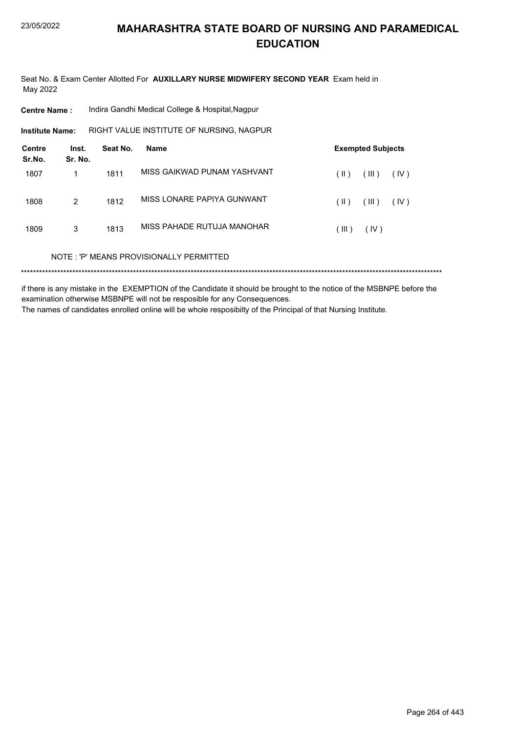# MAHARASHTRA STATE BOARD OF NURSING AND PARAMEDICAL EDUCATION

Seat No. & Exam Center Allotted For **AUXILLARY NURSE MIDWIFERY SECOND YEAR** Exam held in May 2022

**Centre Name :** Indira Gandhi Medical College & Hospital,Nagpur

**Institute Name:** RIGHT VALUE INSTITUTE OF NURSING, NAGPUR

| Centre Sr.No. | Inst. Sr. No. | Seat No. | Name | Exempted Subjects |
|---|---|---|---|---|
| 1807 | 1 | 1811 | MISS GAIKWAD PUNAM YASHVANT | ( II ) ( III ) ( IV ) |
| 1808 | 2 | 1812 | MISS LONARE PAPIYA GUNWANT | ( II ) ( III ) ( IV ) |
| 1809 | 3 | 1813 | MISS PAHADE RUTUJA MANOHAR | ( III ) ( IV ) |

NOTE : 'P' MEANS PROVISIONALLY PERMITTED

\*\*\*\*\*\*\*\*\*\*\*\*\*\*\*\*\*\*\*\*\*\*\*\*\*\*\*\*\*\*\*\*\*\*\*\*\*\*\*\*\*\*\*\*\*\*\*\*\*\*\*\*\*\*\*\*\*\*\*\*\*\*\*\*\*\*\*\*\*\*\*\*\*\*\*\*\*\*\*\*\*\*\*\*\*\*\*\*\*\*\*\*\*\*\*\*\*\*\*\*\*\*\*\*\*\*\*\*\*\*\*\*\*\*\*\*\*\*\*\*\*\*\*\*\*\*\*\*\*\*\*\*\*\*

if there is any mistake in the EXEMPTION of the Candidate it should be brought to the notice of the MSBNPE before the examination otherwise MSBNPE will not be resposible for any Consequences.

The names of candidates enrolled online will be whole resposibilty of the Principal of that Nursing Institute.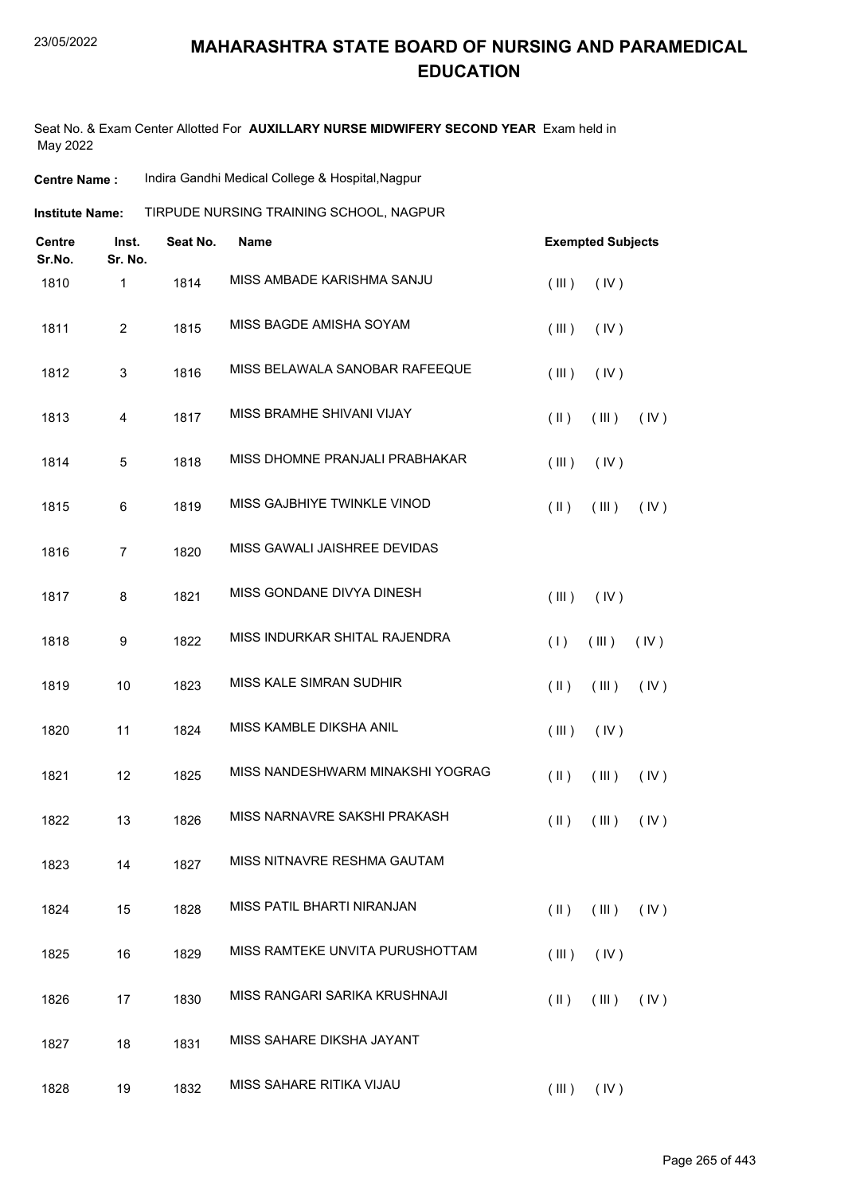# MAHARASHTRA STATE BOARD OF NURSING AND PARAMEDICAL EDUCATION

Seat No. & Exam Center Allotted For **AUXILLARY NURSE MIDWIFERY SECOND YEAR** Exam held in May 2022

**Centre Name :** Indira Gandhi Medical College & Hospital,Nagpur

**Institute Name:** TIRPUDE NURSING TRAINING SCHOOL, NAGPUR

| Centre Sr.No. | Inst. Sr. No. | Seat No. | Name | Exempted Subjects |
|---|---|---|---|---|
| 1810 | 1 | 1814 | MISS AMBADE KARISHMA SANJU | ( III ) ( IV ) |
| 1811 | 2 | 1815 | MISS BAGDE AMISHA SOYAM | ( III ) ( IV ) |
| 1812 | 3 | 1816 | MISS BELAWALA SANOBAR RAFEEQUE | ( III ) ( IV ) |
| 1813 | 4 | 1817 | MISS BRAMHE SHIVANI VIJAY | ( II ) ( III ) ( IV ) |
| 1814 | 5 | 1818 | MISS DHOMNE PRANJALI PRABHAKAR | ( III ) ( IV ) |
| 1815 | 6 | 1819 | MISS GAJBHIYE TWINKLE VINOD | ( II ) ( III ) ( IV ) |
| 1816 | 7 | 1820 | MISS GAWALI JAISHREE DEVIDAS | |
| 1817 | 8 | 1821 | MISS GONDANE DIVYA DINESH | ( III ) ( IV ) |
| 1818 | 9 | 1822 | MISS INDURKAR SHITAL RAJENDRA | ( I ) ( III ) ( IV ) |
| 1819 | 10 | 1823 | MISS KALE SIMRAN SUDHIR | ( II ) ( III ) ( IV ) |
| 1820 | 11 | 1824 | MISS KAMBLE DIKSHA ANIL | ( III ) ( IV ) |
| 1821 | 12 | 1825 | MISS NANDESHWARM MINAKSHI YOGRAG | ( II ) ( III ) ( IV ) |
| 1822 | 13 | 1826 | MISS NARNAVRE SAKSHI PRAKASH | ( II ) ( III ) ( IV ) |
| 1823 | 14 | 1827 | MISS NITNAVRE RESHMA GAUTAM | |
| 1824 | 15 | 1828 | MISS PATIL BHARTI NIRANJAN | ( II ) ( III ) ( IV ) |
| 1825 | 16 | 1829 | MISS RAMTEKE UNVITA PURUSHOTTAM | ( III ) ( IV ) |
| 1826 | 17 | 1830 | MISS RANGARI SARIKA KRUSHNAJI | ( II ) ( III ) ( IV ) |
| 1827 | 18 | 1831 | MISS SAHARE DIKSHA JAYANT | |
| 1828 | 19 | 1832 | MISS SAHARE RITIKA VIJAU | ( III ) ( IV ) |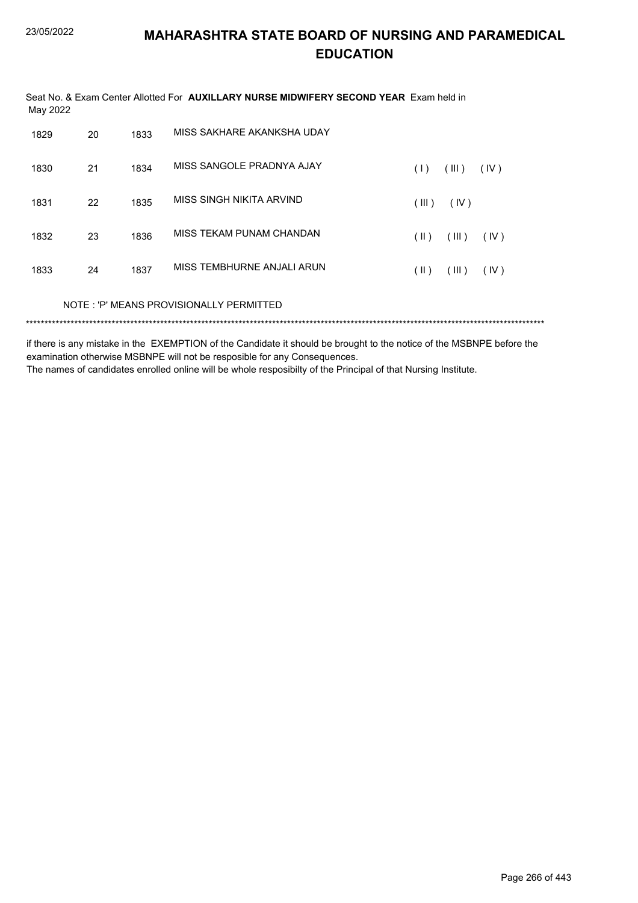# MAHARASHTRA STATE BOARD OF NURSING AND PARAMEDICAL EDUCATION

Seat No. & Exam Center Allotted For **AUXILLARY NURSE MIDWIFERY SECOND YEAR** Exam held in May 2022

| | | | | |
|---|---|---|---|---|
| 1829 | 20 | 1833 | MISS SAKHARE AKANKSHA UDAY | |
| 1830 | 21 | 1834 | MISS SANGOLE PRADNYA AJAY | ( I ) ( III ) ( IV ) |
| 1831 | 22 | 1835 | MISS SINGH NIKITA ARVIND | ( III ) ( IV ) |
| 1832 | 23 | 1836 | MISS TEKAM PUNAM CHANDAN | ( II ) ( III ) ( IV ) |
| 1833 | 24 | 1837 | MISS TEMBHURNE ANJALI ARUN | ( II ) ( III ) ( IV ) |

NOTE : 'P' MEANS PROVISIONALLY PERMITTED

*******************************************************************************************************************************************

if there is any mistake in the EXEMPTION of the Candidate it should be brought to the notice of the MSBNPE before the examination otherwise MSBNPE will not be resposible for any Consequences.
The names of candidates enrolled online will be whole resposibilty of the Principal of that Nursing Institute.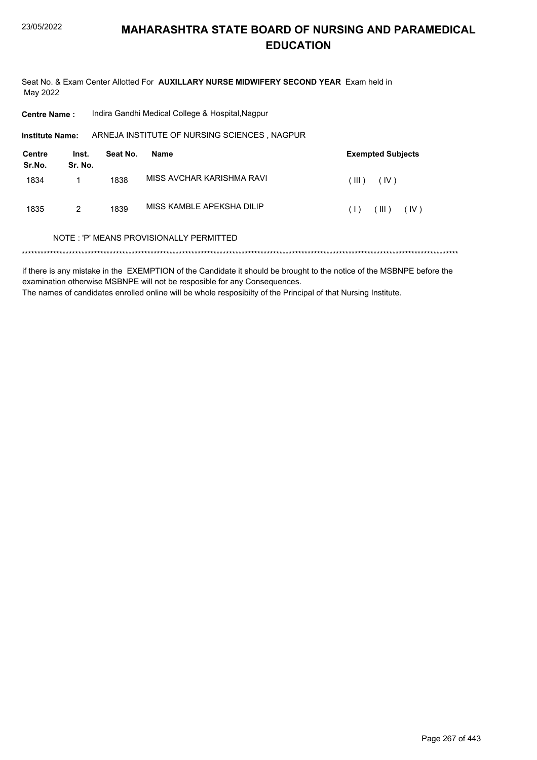# MAHARASHTRA STATE BOARD OF NURSING AND PARAMEDICAL EDUCATION

Seat No. & Exam Center Allotted For **AUXILLARY NURSE MIDWIFERY SECOND YEAR** Exam held in May 2022

**Centre Name :** Indira Gandhi Medical College & Hospital,Nagpur

**Institute Name:** ARNEJA INSTITUTE OF NURSING SCIENCES , NAGPUR

| Centre Sr.No. | Inst. Sr. No. | Seat No. | Name | Exempted Subjects |
|---|---|---|---|---|
| 1834 | 1 | 1838 | MISS AVCHAR KARISHMA RAVI | ( III ) ( IV ) |
| 1835 | 2 | 1839 | MISS KAMBLE APEKSHA DILIP | ( I ) ( III ) ( IV ) |

NOTE : 'P' MEANS PROVISIONALLY PERMITTED

******************************************************************************************************************************************

if there is any mistake in the EXEMPTION of the Candidate it should be brought to the notice of the MSBNPE before the examination otherwise MSBNPE will not be resposible for any Consequences.
The names of candidates enrolled online will be whole resposibilty of the Principal of that Nursing Institute.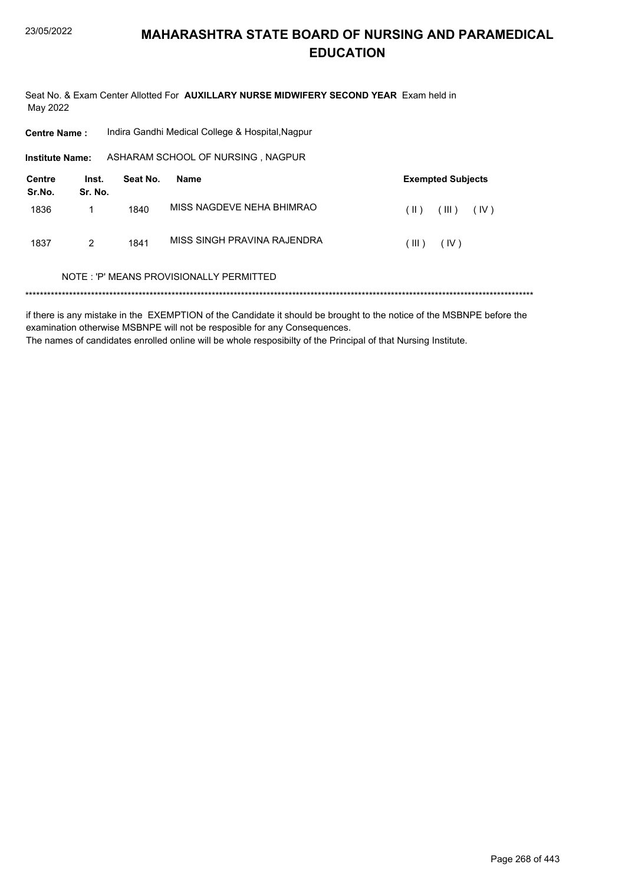# MAHARASHTRA STATE BOARD OF NURSING AND PARAMEDICAL EDUCATION

Seat No. & Exam Center Allotted For **AUXILLARY NURSE MIDWIFERY SECOND YEAR** Exam held in May 2022

**Centre Name :** Indira Gandhi Medical College & Hospital,Nagpur

**Institute Name:** ASHARAM SCHOOL OF NURSING , NAGPUR

| Centre Sr.No. | Inst. Sr. No. | Seat No. | Name | Exempted Subjects |
|---|---|---|---|---|
| 1836 | 1 | 1840 | MISS NAGDEVE NEHA BHIMRAO | ( II ) ( III ) ( IV ) |
| 1837 | 2 | 1841 | MISS SINGH PRAVINA RAJENDRA | ( III ) ( IV ) |

NOTE : 'P' MEANS PROVISIONALLY PERMITTED

*******************************************************************************************************************************************

if there is any mistake in the EXEMPTION of the Candidate it should be brought to the notice of the MSBNPE before the examination otherwise MSBNPE will not be resposible for any Consequences.

The names of candidates enrolled online will be whole resposibilty of the Principal of that Nursing Institute.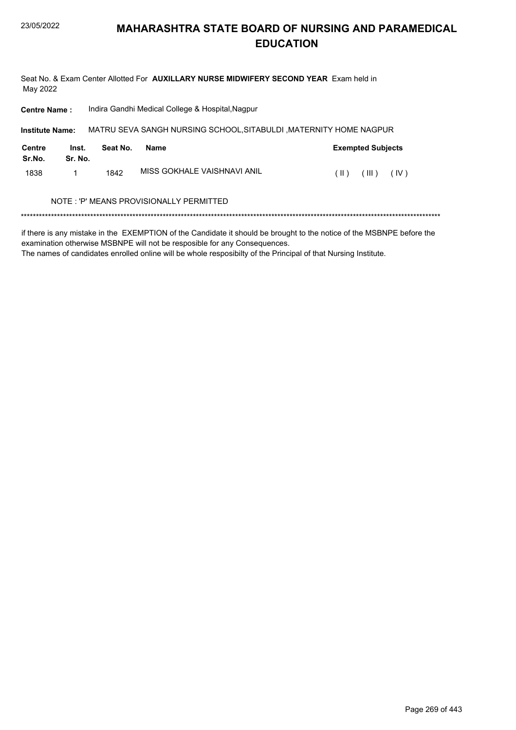# MAHARASHTRA STATE BOARD OF NURSING AND PARAMEDICAL EDUCATION

Seat No. & Exam Center Allotted For **AUXILLARY NURSE MIDWIFERY SECOND YEAR** Exam held in May 2022

**Centre Name :** Indira Gandhi Medical College & Hospital,Nagpur

**Institute Name:** MATRU SEVA SANGH NURSING SCHOOL,SITABULDI ,MATERNITY HOME NAGPUR

| Centre Sr.No. | Inst. Sr. No. | Seat No. | Name | Exempted Subjects |
|---|---|---|---|---|
| 1838 | 1 | 1842 | MISS GOKHALE VAISHNAVI ANIL | ( II ) ( III ) ( IV ) |

NOTE : 'P' MEANS PROVISIONALLY PERMITTED

*******************************************************************************************************************************************

if there is any mistake in the EXEMPTION of the Candidate it should be brought to the notice of the MSBNPE before the examination otherwise MSBNPE will not be resposible for any Consequences.
The names of candidates enrolled online will be whole resposibilty of the Principal of that Nursing Institute.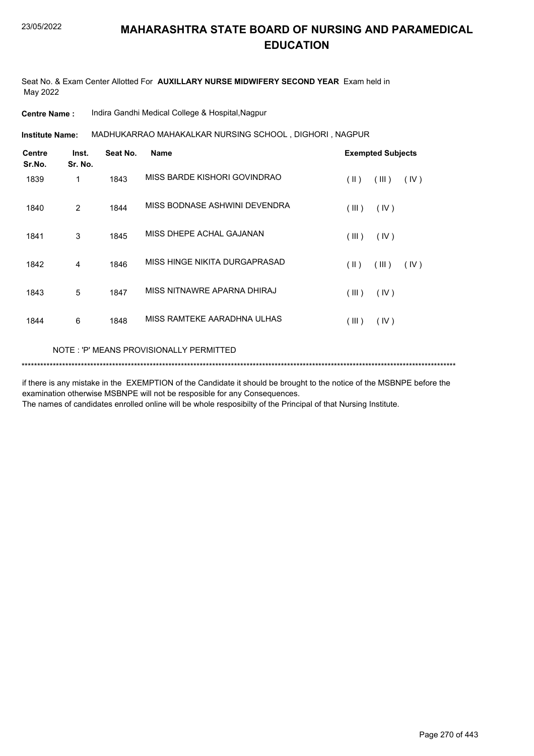# MAHARASHTRA STATE BOARD OF NURSING AND PARAMEDICAL EDUCATION

Seat No. & Exam Center Allotted For **AUXILLARY NURSE MIDWIFERY SECOND YEAR** Exam held in May 2022

**Centre Name :** Indira Gandhi Medical College & Hospital,Nagpur

**Institute Name:** MADHUKARRAO MAHAKALKAR NURSING SCHOOL , DIGHORI , NAGPUR

| Centre Sr.No. | Inst. Sr. No. | Seat No. | Name | Exempted Subjects |
|---|---|---|---|---|
| 1839 | 1 | 1843 | MISS BARDE KISHORI GOVINDRAO | ( II ) ( III ) ( IV ) |
| 1840 | 2 | 1844 | MISS BODNASE ASHWINI DEVENDRA | ( III ) ( IV ) |
| 1841 | 3 | 1845 | MISS DHEPE ACHAL GAJANAN | ( III ) ( IV ) |
| 1842 | 4 | 1846 | MISS HINGE NIKITA DURGAPRASAD | ( II ) ( III ) ( IV ) |
| 1843 | 5 | 1847 | MISS NITNAWRE APARNA DHIRAJ | ( III ) ( IV ) |
| 1844 | 6 | 1848 | MISS RAMTEKE AARADHNA ULHAS | ( III ) ( IV ) |

NOTE : 'P' MEANS PROVISIONALLY PERMITTED

******************************************************************************************************************************************

if there is any mistake in the EXEMPTION of the Candidate it should be brought to the notice of the MSBNPE before the examination otherwise MSBNPE will not be resposible for any Consequences.
The names of candidates enrolled online will be whole resposibilty of the Principal of that Nursing Institute.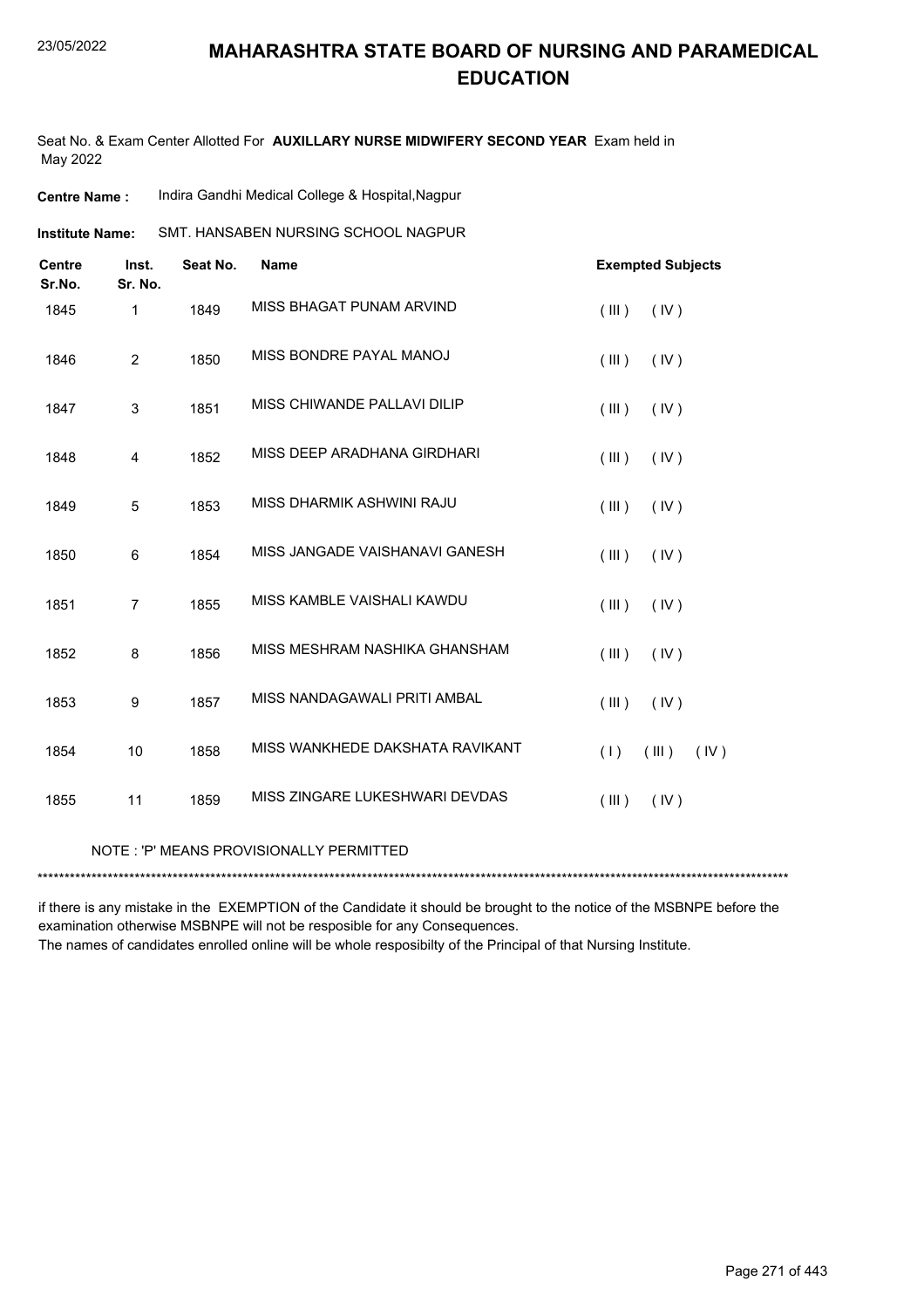# MAHARASHTRA STATE BOARD OF NURSING AND PARAMEDICAL EDUCATION

Seat No. & Exam Center Allotted For **AUXILLARY NURSE MIDWIFERY SECOND YEAR** Exam held in May 2022

**Centre Name :** Indira Gandhi Medical College & Hospital,Nagpur

**Institute Name:** SMT. HANSABEN NURSING SCHOOL NAGPUR

| Centre Sr.No. | Inst. Sr. No. | Seat No. | Name | Exempted Subjects |
|---|---|---|---|---|
| 1845 | 1 | 1849 | MISS BHAGAT PUNAM ARVIND | ( III ) ( IV ) |
| 1846 | 2 | 1850 | MISS BONDRE PAYAL MANOJ | ( III ) ( IV ) |
| 1847 | 3 | 1851 | MISS CHIWANDE PALLAVI DILIP | ( III ) ( IV ) |
| 1848 | 4 | 1852 | MISS DEEP ARADHANA GIRDHARI | ( III ) ( IV ) |
| 1849 | 5 | 1853 | MISS DHARMIK ASHWINI RAJU | ( III ) ( IV ) |
| 1850 | 6 | 1854 | MISS JANGADE VAISHANAVI GANESH | ( III ) ( IV ) |
| 1851 | 7 | 1855 | MISS KAMBLE VAISHALI KAWDU | ( III ) ( IV ) |
| 1852 | 8 | 1856 | MISS MESHRAM NASHIKA GHANSHAM | ( III ) ( IV ) |
| 1853 | 9 | 1857 | MISS NANDAGAWALI PRITI AMBAL | ( III ) ( IV ) |
| 1854 | 10 | 1858 | MISS WANKHEDE DAKSHATA RAVIKANT | ( I ) ( III ) ( IV ) |
| 1855 | 11 | 1859 | MISS ZINGARE LUKESHWARI DEVDAS | ( III ) ( IV ) |

NOTE : 'P' MEANS PROVISIONALLY PERMITTED

******************************************************************************************************************************************

if there is any mistake in the EXEMPTION of the Candidate it should be brought to the notice of the MSBNPE before the examination otherwise MSBNPE will not be resposible for any Consequences.

The names of candidates enrolled online will be whole resposibilty of the Principal of that Nursing Institute.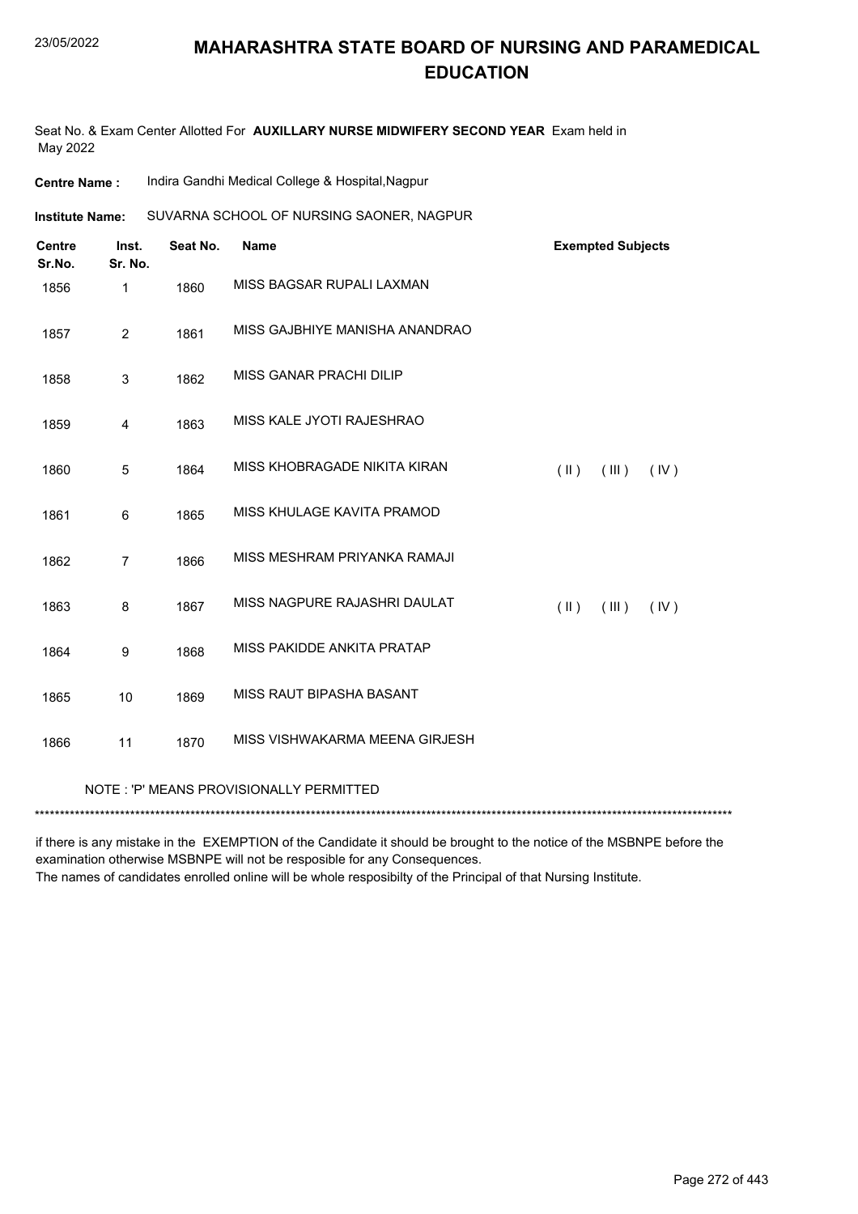# MAHARASHTRA STATE BOARD OF NURSING AND PARAMEDICAL EDUCATION

Seat No. & Exam Center Allotted For **AUXILLARY NURSE MIDWIFERY SECOND YEAR** Exam held in May 2022

**Centre Name :** Indira Gandhi Medical College & Hospital,Nagpur

**Institute Name:** SUVARNA SCHOOL OF NURSING SAONER, NAGPUR

| Centre Sr.No. | Inst. Sr. No. | Seat No. | Name | Exempted Subjects |
|---|---|---|---|---|
| 1856 | 1 | 1860 | MISS BAGSAR RUPALI LAXMAN | |
| 1857 | 2 | 1861 | MISS GAJBHIYE MANISHA ANANDRAO | |
| 1858 | 3 | 1862 | MISS GANAR PRACHI DILIP | |
| 1859 | 4 | 1863 | MISS KALE JYOTI RAJESHRAO | |
| 1860 | 5 | 1864 | MISS KHOBRAGADE NIKITA KIRAN | ( II ) ( III ) ( IV ) |
| 1861 | 6 | 1865 | MISS KHULAGE KAVITA PRAMOD | |
| 1862 | 7 | 1866 | MISS MESHRAM PRIYANKA RAMAJI | |
| 1863 | 8 | 1867 | MISS NAGPURE RAJASHRI DAULAT | ( II ) ( III ) ( IV ) |
| 1864 | 9 | 1868 | MISS PAKIDDE ANKITA PRATAP | |
| 1865 | 10 | 1869 | MISS RAUT BIPASHA BASANT | |
| 1866 | 11 | 1870 | MISS VISHWAKARMA MEENA GIRJESH | |

NOTE : 'P' MEANS PROVISIONALLY PERMITTED

***********************************************************************************************************************************

if there is any mistake in the EXEMPTION of the Candidate it should be brought to the notice of the MSBNPE before the examination otherwise MSBNPE will not be resposible for any Consequences.
The names of candidates enrolled online will be whole resposibilty of the Principal of that Nursing Institute.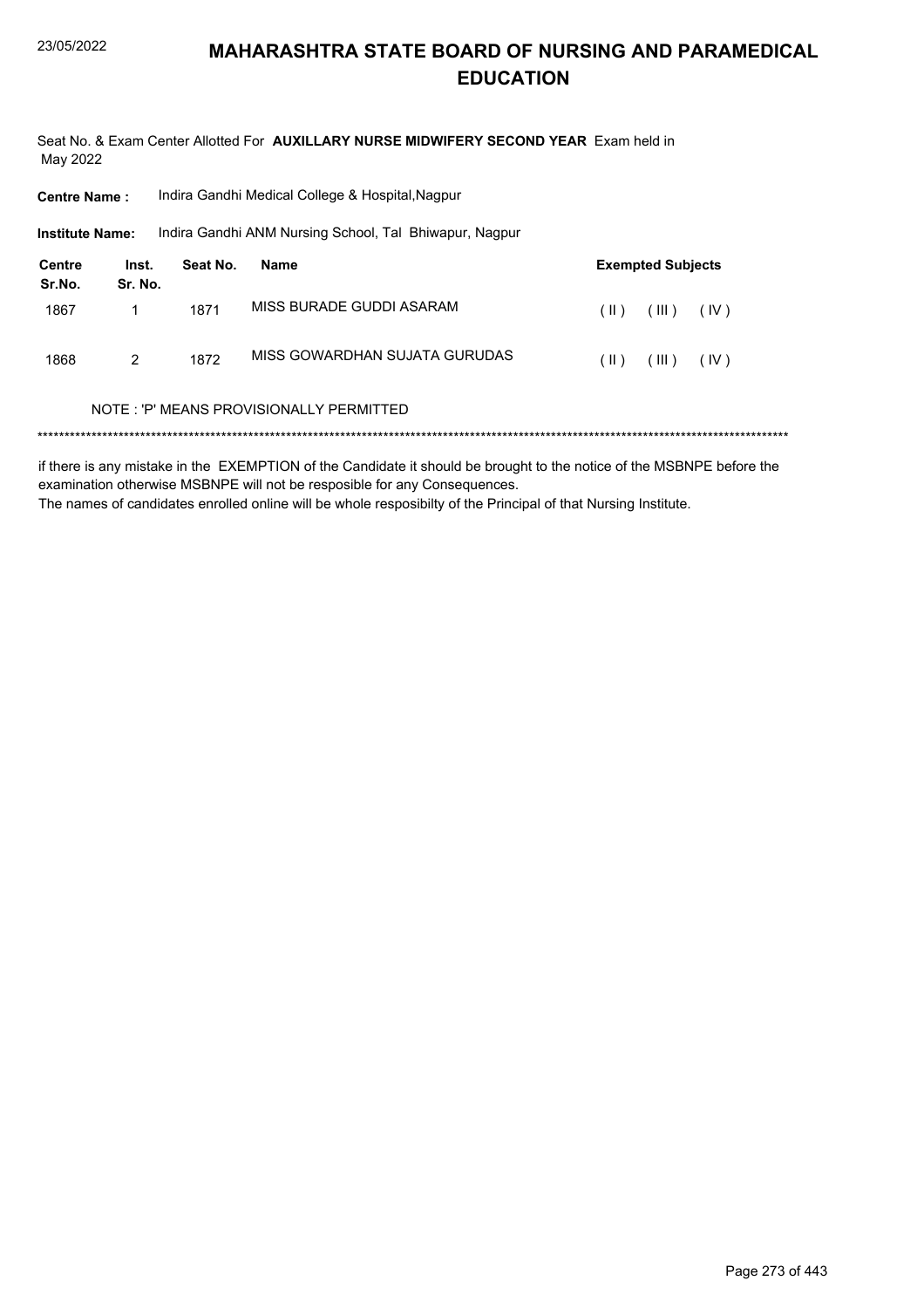# MAHARASHTRA STATE BOARD OF NURSING AND PARAMEDICAL EDUCATION

Seat No. & Exam Center Allotted For **AUXILLARY NURSE MIDWIFERY SECOND YEAR** Exam held in May 2022

**Centre Name :** Indira Gandhi Medical College & Hospital,Nagpur

**Institute Name:** Indira Gandhi ANM Nursing School, Tal Bhiwapur, Nagpur

| Centre Sr.No. | Inst. Sr. No. | Seat No. | Name | Exempted Subjects |
|---|---|---|---|---|
| 1867 | 1 | 1871 | MISS BURADE GUDDI ASARAM | ( II ) ( III ) ( IV ) |
| 1868 | 2 | 1872 | MISS GOWARDHAN SUJATA GURUDAS | ( II ) ( III ) ( IV ) |

NOTE : 'P' MEANS PROVISIONALLY PERMITTED

******************************************************************************************************************************************

if there is any mistake in the EXEMPTION of the Candidate it should be brought to the notice of the MSBNPE before the examination otherwise MSBNPE will not be resposible for any Consequences.

The names of candidates enrolled online will be whole resposibilty of the Principal of that Nursing Institute.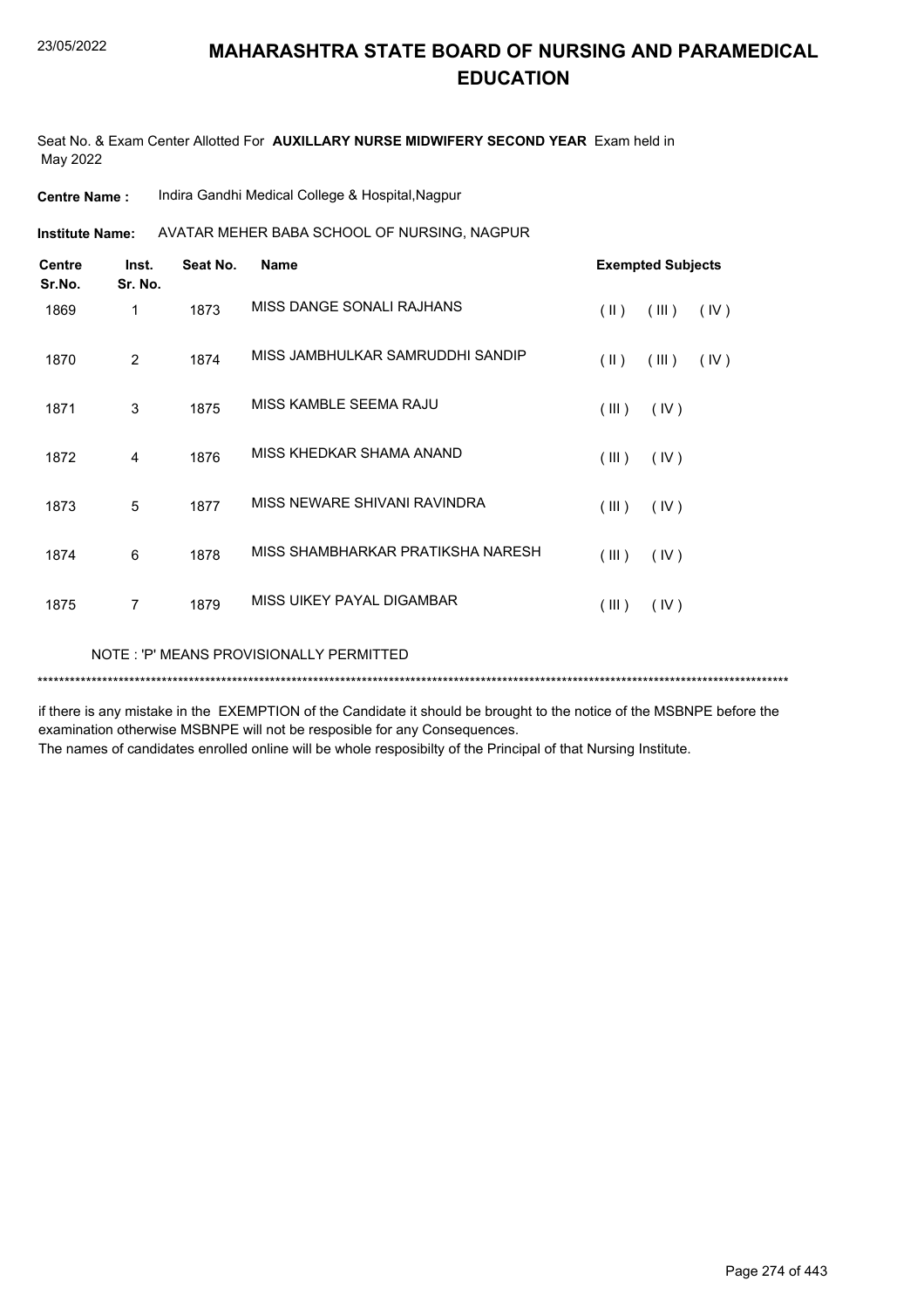# MAHARASHTRA STATE BOARD OF NURSING AND PARAMEDICAL EDUCATION

Seat No. & Exam Center Allotted For **AUXILLARY NURSE MIDWIFERY SECOND YEAR** Exam held in May 2022

**Centre Name :** Indira Gandhi Medical College & Hospital,Nagpur

**Institute Name:** AVATAR MEHER BABA SCHOOL OF NURSING, NAGPUR

| Centre Sr.No. | Inst. Sr. No. | Seat No. | Name | Exempted Subjects |
|---|---|---|---|---|
| 1869 | 1 | 1873 | MISS DANGE SONALI RAJHANS | ( II ) ( III ) ( IV ) |
| 1870 | 2 | 1874 | MISS JAMBHULKAR SAMRUDDHI SANDIP | ( II ) ( III ) ( IV ) |
| 1871 | 3 | 1875 | MISS KAMBLE SEEMA RAJU | ( III ) ( IV ) |
| 1872 | 4 | 1876 | MISS KHEDKAR SHAMA ANAND | ( III ) ( IV ) |
| 1873 | 5 | 1877 | MISS NEWARE SHIVANI RAVINDRA | ( III ) ( IV ) |
| 1874 | 6 | 1878 | MISS SHAMBHARKAR PRATIKSHA NARESH | ( III ) ( IV ) |
| 1875 | 7 | 1879 | MISS UIKEY PAYAL DIGAMBAR | ( III ) ( IV ) |

NOTE : 'P' MEANS PROVISIONALLY PERMITTED

*******************************************************************************************************************************************

if there is any mistake in the EXEMPTION of the Candidate it should be brought to the notice of the MSBNPE before the examination otherwise MSBNPE will not be resposible for any Consequences.

The names of candidates enrolled online will be whole resposibilty of the Principal of that Nursing Institute.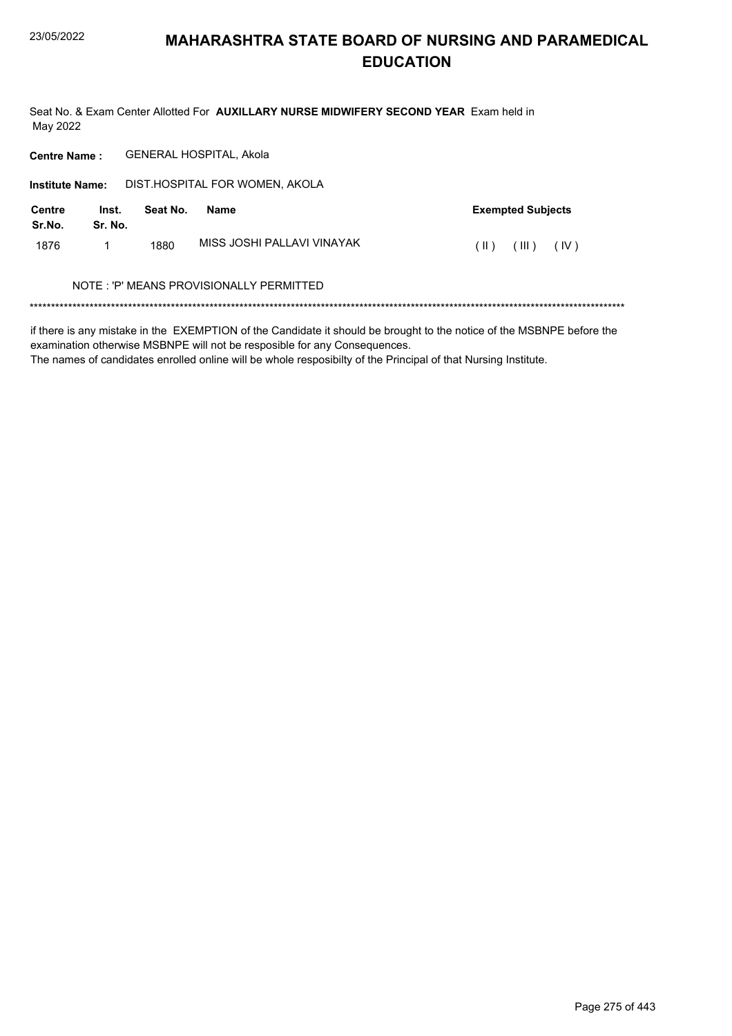# MAHARASHTRA STATE BOARD OF NURSING AND PARAMEDICAL EDUCATION

Seat No. & Exam Center Allotted For **AUXILLARY NURSE MIDWIFERY SECOND YEAR** Exam held in May 2022

**Centre Name :** GENERAL HOSPITAL, Akola

**Institute Name:** DIST.HOSPITAL FOR WOMEN, AKOLA

| Centre Sr.No. | Inst. Sr. No. | Seat No. | Name | Exempted Subjects |
|---|---|---|---|---|
| 1876 | 1 | 1880 | MISS JOSHI PALLAVI VINAYAK | ( II ) ( III ) ( IV ) |

NOTE : 'P' MEANS PROVISIONALLY PERMITTED

*******************************************************************************************************************************************

if there is any mistake in the EXEMPTION of the Candidate it should be brought to the notice of the MSBNPE before the examination otherwise MSBNPE will not be resposible for any Consequences.

The names of candidates enrolled online will be whole resposibilty of the Principal of that Nursing Institute.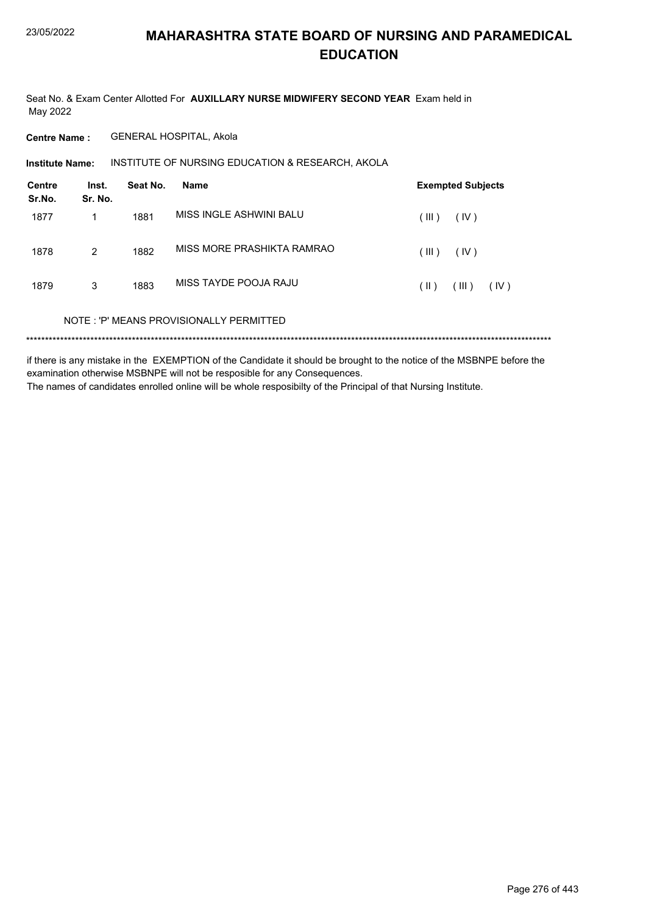# MAHARASHTRA STATE BOARD OF NURSING AND PARAMEDICAL EDUCATION

Seat No. & Exam Center Allotted For **AUXILLARY NURSE MIDWIFERY SECOND YEAR** Exam held in May 2022

**Centre Name :** GENERAL HOSPITAL, Akola

**Institute Name:** INSTITUTE OF NURSING EDUCATION & RESEARCH, AKOLA

| Centre Sr.No. | Inst. Sr. No. | Seat No. | Name | Exempted Subjects |
|---|---|---|---|---|
| 1877 | 1 | 1881 | MISS INGLE ASHWINI BALU | ( III ) ( IV ) |
| 1878 | 2 | 1882 | MISS MORE PRASHIKTA RAMRAO | ( III ) ( IV ) |
| 1879 | 3 | 1883 | MISS TAYDE POOJA RAJU | ( II ) ( III ) ( IV ) |

NOTE : 'P' MEANS PROVISIONALLY PERMITTED

\*\*\*\*\*\*\*\*\*\*\*\*\*\*\*\*\*\*\*\*\*\*\*\*\*\*\*\*\*\*\*\*\*\*\*\*\*\*\*\*\*\*\*\*\*\*\*\*\*\*\*\*\*\*\*\*\*\*\*\*\*\*\*\*\*\*\*\*\*\*\*\*\*\*\*\*\*\*\*\*\*\*\*\*\*\*\*\*\*\*\*\*\*\*\*\*\*\*\*\*\*\*\*\*\*\*\*\*\*\*\*\*\*\*\*\*\*\*\*\*\*\*\*\*\*\*\*\*\*\*\*\*\*\*\*\*\*

if there is any mistake in the EXEMPTION of the Candidate it should be brought to the notice of the MSBNPE before the examination otherwise MSBNPE will not be resposible for any Consequences.

The names of candidates enrolled online will be whole resposibilty of the Principal of that Nursing Institute.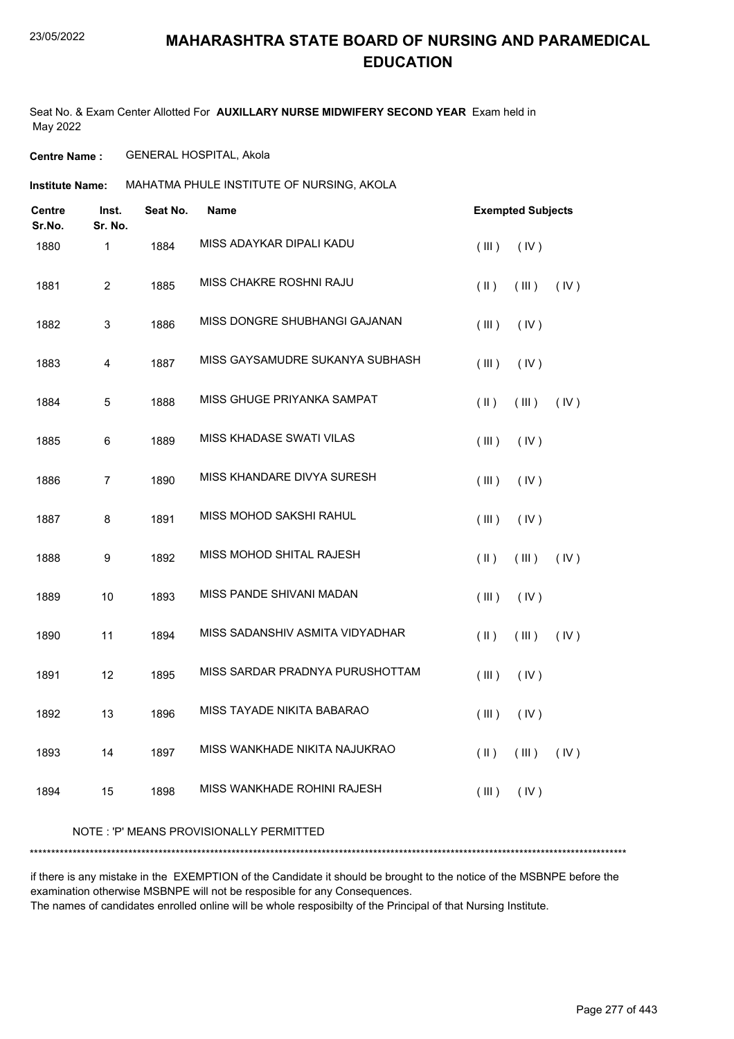# MAHARASHTRA STATE BOARD OF NURSING AND PARAMEDICAL EDUCATION

Seat No. & Exam Center Allotted For **AUXILLARY NURSE MIDWIFERY SECOND YEAR** Exam held in May 2022

**Centre Name :** GENERAL HOSPITAL, Akola

**Institute Name:** MAHATMA PHULE INSTITUTE OF NURSING, AKOLA

| Centre Sr.No. | Inst. Sr. No. | Seat No. | Name | Exempted Subjects |
|---|---|---|---|---|
| 1880 | 1 | 1884 | MISS ADAYKAR DIPALI KADU | ( III ) ( IV ) |
| 1881 | 2 | 1885 | MISS CHAKRE ROSHNI RAJU | ( II ) ( III ) ( IV ) |
| 1882 | 3 | 1886 | MISS DONGRE SHUBHANGI GAJANAN | ( III ) ( IV ) |
| 1883 | 4 | 1887 | MISS GAYSAMUDRE SUKANYA SUBHASH | ( III ) ( IV ) |
| 1884 | 5 | 1888 | MISS GHUGE PRIYANKA SAMPAT | ( II ) ( III ) ( IV ) |
| 1885 | 6 | 1889 | MISS KHADASE SWATI VILAS | ( III ) ( IV ) |
| 1886 | 7 | 1890 | MISS KHANDARE DIVYA SURESH | ( III ) ( IV ) |
| 1887 | 8 | 1891 | MISS MOHOD SAKSHI RAHUL | ( III ) ( IV ) |
| 1888 | 9 | 1892 | MISS MOHOD SHITAL RAJESH | ( II ) ( III ) ( IV ) |
| 1889 | 10 | 1893 | MISS PANDE SHIVANI MADAN | ( III ) ( IV ) |
| 1890 | 11 | 1894 | MISS SADANSHIV ASMITA VIDYADHAR | ( II ) ( III ) ( IV ) |
| 1891 | 12 | 1895 | MISS SARDAR PRADNYA PURUSHOTTAM | ( III ) ( IV ) |
| 1892 | 13 | 1896 | MISS TAYADE NIKITA BABARAO | ( III ) ( IV ) |
| 1893 | 14 | 1897 | MISS WANKHADE NIKITA NAJUKRAO | ( II ) ( III ) ( IV ) |
| 1894 | 15 | 1898 | MISS WANKHADE ROHINI RAJESH | ( III ) ( IV ) |

NOTE : 'P' MEANS PROVISIONALLY PERMITTED

*******************************************************************************************************************************************

if there is any mistake in the EXEMPTION of the Candidate it should be brought to the notice of the MSBNPE before the examination otherwise MSBNPE will not be resposible for any Consequences.
The names of candidates enrolled online will be whole resposibilty of the Principal of that Nursing Institute.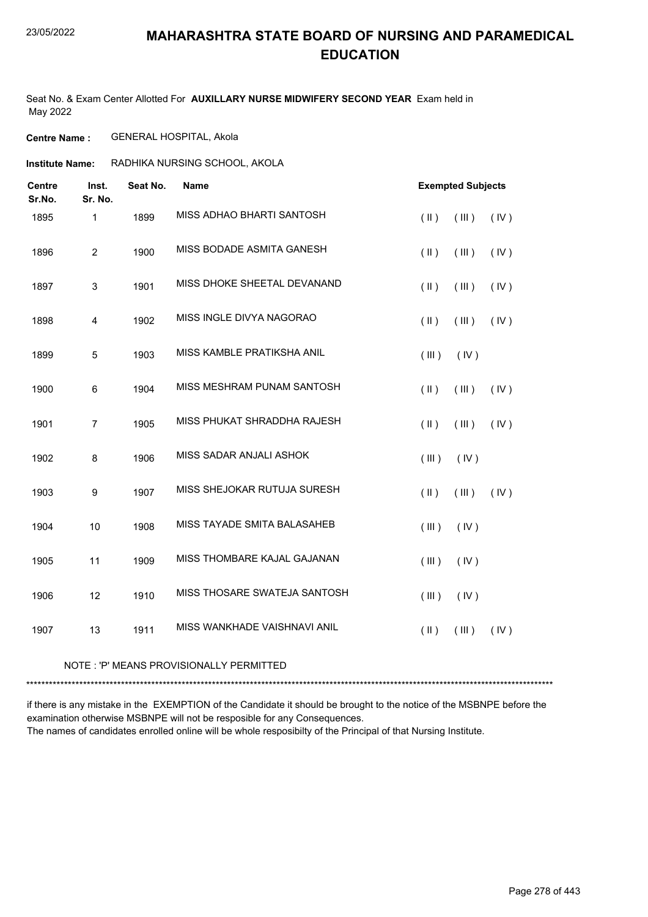# MAHARASHTRA STATE BOARD OF NURSING AND PARAMEDICAL EDUCATION

Seat No. & Exam Center Allotted For **AUXILLARY NURSE MIDWIFERY SECOND YEAR** Exam held in May 2022

**Centre Name :** GENERAL HOSPITAL, Akola

**Institute Name:** RADHIKA NURSING SCHOOL, AKOLA

| Centre Sr.No. | Inst. Sr. No. | Seat No. | Name | Exempted Subjects |
|---|---|---|---|---|
| 1895 | 1 | 1899 | MISS ADHAO BHARTI SANTOSH | ( II ) ( III ) ( IV ) |
| 1896 | 2 | 1900 | MISS BODADE ASMITA GANESH | ( II ) ( III ) ( IV ) |
| 1897 | 3 | 1901 | MISS DHOKE SHEETAL DEVANAND | ( II ) ( III ) ( IV ) |
| 1898 | 4 | 1902 | MISS INGLE DIVYA NAGORAO | ( II ) ( III ) ( IV ) |
| 1899 | 5 | 1903 | MISS KAMBLE PRATIKSHA ANIL | ( III ) ( IV ) |
| 1900 | 6 | 1904 | MISS MESHRAM PUNAM SANTOSH | ( II ) ( III ) ( IV ) |
| 1901 | 7 | 1905 | MISS PHUKAT SHRADDHA RAJESH | ( II ) ( III ) ( IV ) |
| 1902 | 8 | 1906 | MISS SADAR ANJALI ASHOK | ( III ) ( IV ) |
| 1903 | 9 | 1907 | MISS SHEJOKAR RUTUJA SURESH | ( II ) ( III ) ( IV ) |
| 1904 | 10 | 1908 | MISS TAYADE SMITA BALASAHEB | ( III ) ( IV ) |
| 1905 | 11 | 1909 | MISS THOMBARE KAJAL GAJANAN | ( III ) ( IV ) |
| 1906 | 12 | 1910 | MISS THOSARE SWATEJA SANTOSH | ( III ) ( IV ) |
| 1907 | 13 | 1911 | MISS WANKHADE VAISHNAVI ANIL | ( II ) ( III ) ( IV ) |

NOTE : 'P' MEANS PROVISIONALLY PERMITTED

*******************************************************************************************************************************************

if there is any mistake in the EXEMPTION of the Candidate it should be brought to the notice of the MSBNPE before the examination otherwise MSBNPE will not be resposible for any Consequences.
The names of candidates enrolled online will be whole resposibilty of the Principal of that Nursing Institute.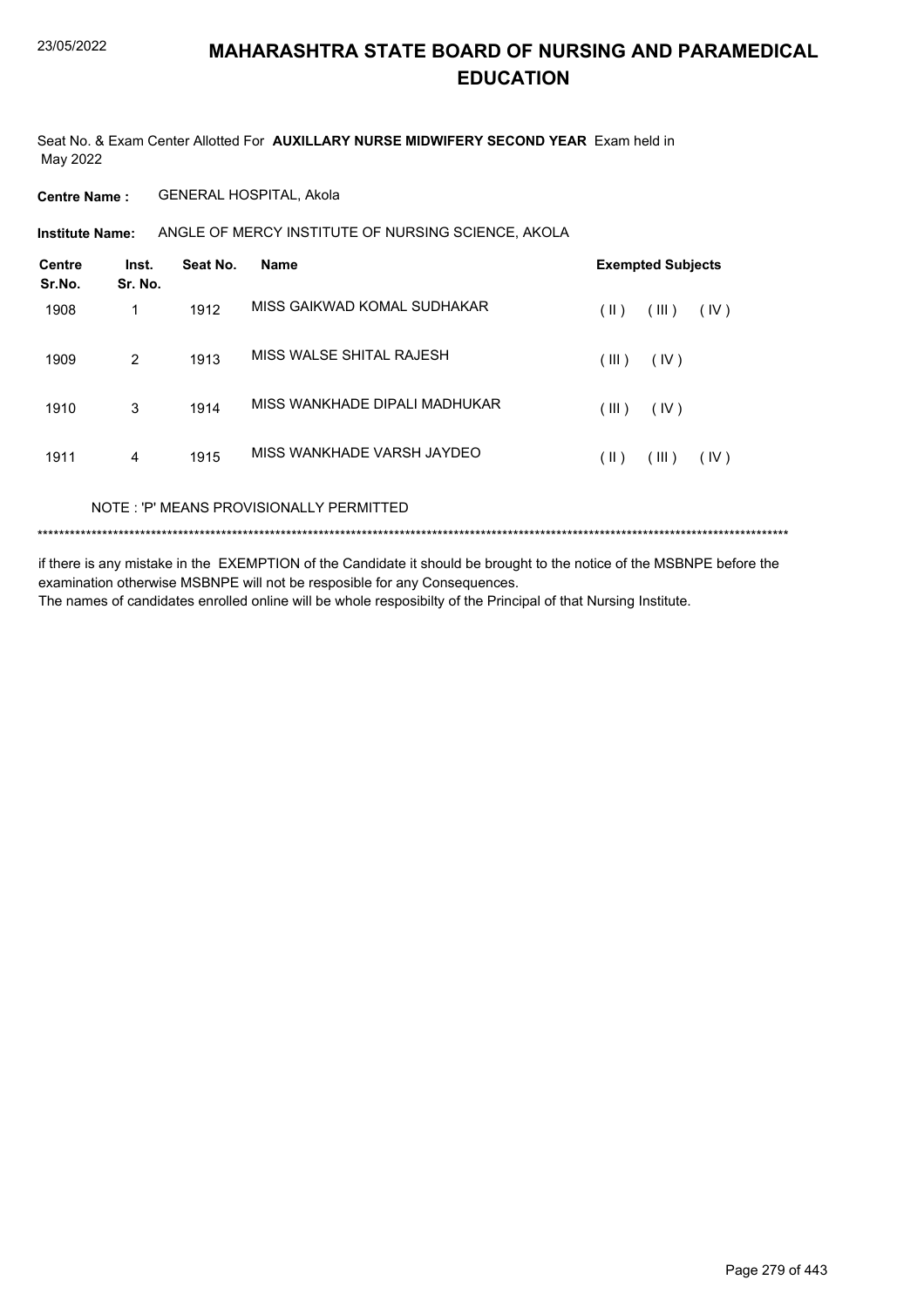# MAHARASHTRA STATE BOARD OF NURSING AND PARAMEDICAL EDUCATION

Seat No. & Exam Center Allotted For **AUXILLARY NURSE MIDWIFERY SECOND YEAR** Exam held in May 2022

**Centre Name :** GENERAL HOSPITAL, Akola

**Institute Name:** ANGLE OF MERCY INSTITUTE OF NURSING SCIENCE, AKOLA

| Centre Sr.No. | Inst. Sr. No. | Seat No. | Name | Exempted Subjects |
|---|---|---|---|---|
| 1908 | 1 | 1912 | MISS GAIKWAD KOMAL SUDHAKAR | ( II ) ( III ) ( IV ) |
| 1909 | 2 | 1913 | MISS WALSE SHITAL RAJESH | ( III ) ( IV ) |
| 1910 | 3 | 1914 | MISS WANKHADE DIPALI MADHUKAR | ( III ) ( IV ) |
| 1911 | 4 | 1915 | MISS WANKHADE VARSH JAYDEO | ( II ) ( III ) ( IV ) |

NOTE : 'P' MEANS PROVISIONALLY PERMITTED

*******************************************************************************************************************************************

if there is any mistake in the EXEMPTION of the Candidate it should be brought to the notice of the MSBNPE before the examination otherwise MSBNPE will not be resposible for any Consequences.
The names of candidates enrolled online will be whole resposibilty of the Principal of that Nursing Institute.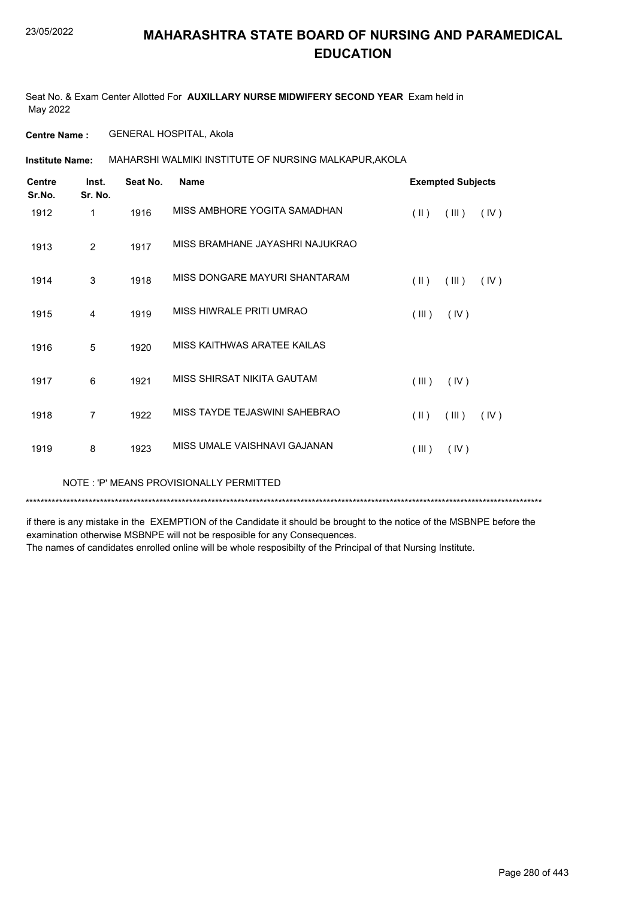# MAHARASHTRA STATE BOARD OF NURSING AND PARAMEDICAL EDUCATION

Seat No. & Exam Center Allotted For **AUXILLARY NURSE MIDWIFERY SECOND YEAR** Exam held in May 2022

**Centre Name :** GENERAL HOSPITAL, Akola

**Institute Name:** MAHARSHI WALMIKI INSTITUTE OF NURSING MALKAPUR,AKOLA

| Centre Sr.No. | Inst. Sr. No. | Seat No. | Name | Exempted Subjects |
|---|---|---|---|---|
| 1912 | 1 | 1916 | MISS AMBHORE YOGITA SAMADHAN | ( II ) ( III ) ( IV ) |
| 1913 | 2 | 1917 | MISS BRAMHANE JAYASHRI NAJUKRAO | |
| 1914 | 3 | 1918 | MISS DONGARE MAYURI SHANTARAM | ( II ) ( III ) ( IV ) |
| 1915 | 4 | 1919 | MISS HIWRALE PRITI UMRAO | ( III ) ( IV ) |
| 1916 | 5 | 1920 | MISS KAITHWAS ARATEE KAILAS | |
| 1917 | 6 | 1921 | MISS SHIRSAT NIKITA GAUTAM | ( III ) ( IV ) |
| 1918 | 7 | 1922 | MISS TAYDE TEJASWINI SAHEBRAO | ( II ) ( III ) ( IV ) |
| 1919 | 8 | 1923 | MISS UMALE VAISHNAVI GAJANAN | ( III ) ( IV ) |

NOTE : 'P' MEANS PROVISIONALLY PERMITTED

******************************************************************************************************************************************

if there is any mistake in the EXEMPTION of the Candidate it should be brought to the notice of the MSBNPE before the examination otherwise MSBNPE will not be resposible for any Consequences.
The names of candidates enrolled online will be whole resposibilty of the Principal of that Nursing Institute.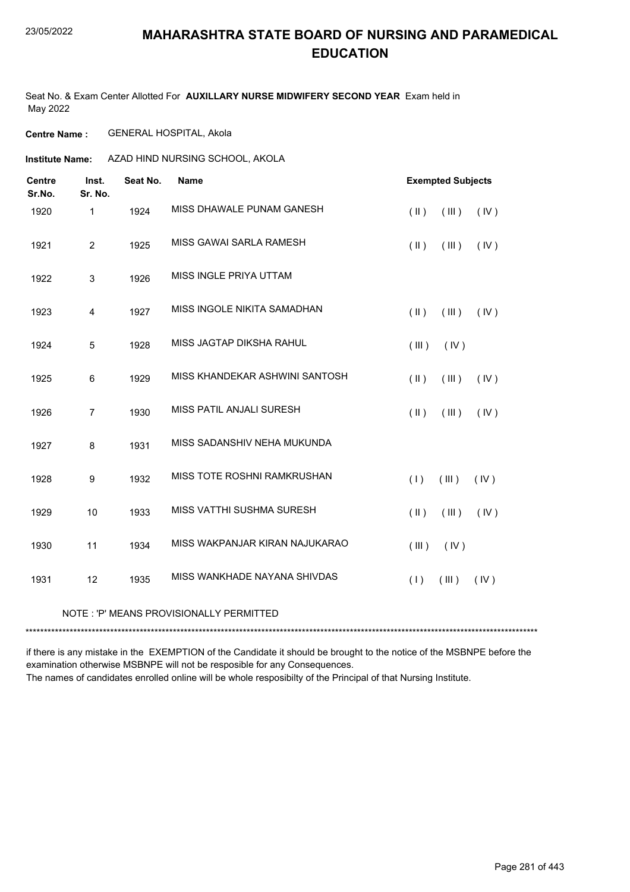# MAHARASHTRA STATE BOARD OF NURSING AND PARAMEDICAL EDUCATION

23/05/2022

Seat No. & Exam Center Allotted For **AUXILLARY NURSE MIDWIFERY SECOND YEAR** Exam held in May 2022

**Centre Name :** GENERAL HOSPITAL, Akola

**Institute Name:** AZAD HIND NURSING SCHOOL, AKOLA

| Centre Sr.No. | Inst. Sr. No. | Seat No. | Name | Exempted Subjects |
|---|---|---|---|---|
| 1920 | 1 | 1924 | MISS DHAWALE PUNAM GANESH | ( II ) ( III ) ( IV ) |
| 1921 | 2 | 1925 | MISS GAWAI SARLA RAMESH | ( II ) ( III ) ( IV ) |
| 1922 | 3 | 1926 | MISS INGLE PRIYA UTTAM | |
| 1923 | 4 | 1927 | MISS INGOLE NIKITA SAMADHAN | ( II ) ( III ) ( IV ) |
| 1924 | 5 | 1928 | MISS JAGTAP DIKSHA RAHUL | ( III ) ( IV ) |
| 1925 | 6 | 1929 | MISS KHANDEKAR ASHWINI SANTOSH | ( II ) ( III ) ( IV ) |
| 1926 | 7 | 1930 | MISS PATIL ANJALI SURESH | ( II ) ( III ) ( IV ) |
| 1927 | 8 | 1931 | MISS SADANSHIV NEHA MUKUNDA | |
| 1928 | 9 | 1932 | MISS TOTE ROSHNI RAMKRUSHAN | ( I ) ( III ) ( IV ) |
| 1929 | 10 | 1933 | MISS VATTHI SUSHMA SURESH | ( II ) ( III ) ( IV ) |
| 1930 | 11 | 1934 | MISS WAKPANJAR KIRAN NAJUKARAO | ( III ) ( IV ) |
| 1931 | 12 | 1935 | MISS WANKHADE NAYANA SHIVDAS | ( I ) ( III ) ( IV ) |

NOTE : 'P' MEANS PROVISIONALLY PERMITTED

***********************************************************************************************************************************

if there is any mistake in the EXEMPTION of the Candidate it should be brought to the notice of the MSBNPE before the examination otherwise MSBNPE will not be resposible for any Consequences.
The names of candidates enrolled online will be whole resposibilty of the Principal of that Nursing Institute.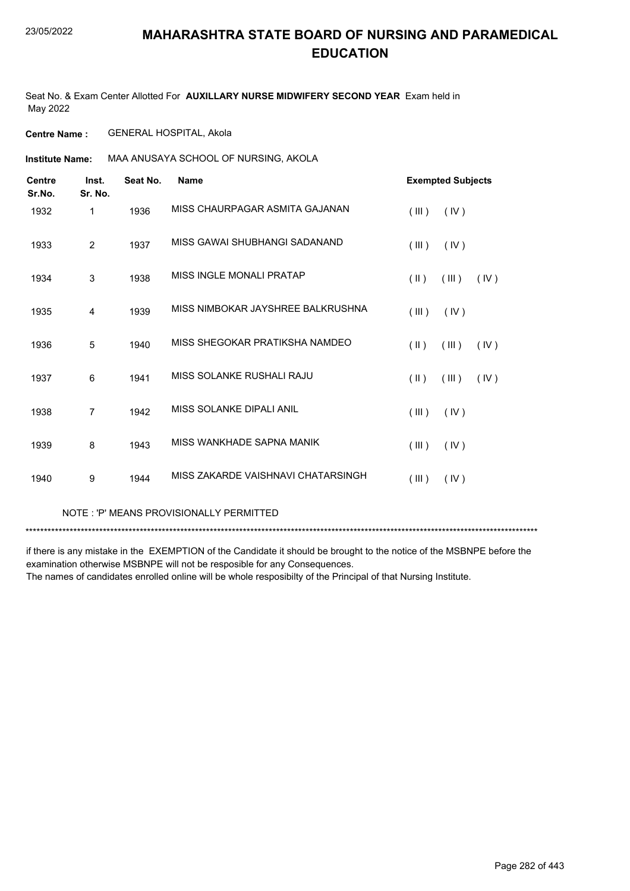# MAHARASHTRA STATE BOARD OF NURSING AND PARAMEDICAL EDUCATION

Seat No. & Exam Center Allotted For **AUXILLARY NURSE MIDWIFERY SECOND YEAR** Exam held in May 2022

**Centre Name :** GENERAL HOSPITAL, Akola

**Institute Name:** MAA ANUSAYA SCHOOL OF NURSING, AKOLA

| Centre Sr.No. | Inst. Sr. No. | Seat No. | Name | Exempted Subjects |
|---|---|---|---|---|
| 1932 | 1 | 1936 | MISS CHAURPAGAR ASMITA GAJANAN | ( III ) ( IV ) |
| 1933 | 2 | 1937 | MISS GAWAI SHUBHANGI SADANAND | ( III ) ( IV ) |
| 1934 | 3 | 1938 | MISS INGLE MONALI PRATAP | ( II ) ( III ) ( IV ) |
| 1935 | 4 | 1939 | MISS NIMBOKAR JAYSHREE BALKRUSHNA | ( III ) ( IV ) |
| 1936 | 5 | 1940 | MISS SHEGOKAR PRATIKSHA NAMDEO | ( II ) ( III ) ( IV ) |
| 1937 | 6 | 1941 | MISS SOLANKE RUSHALI RAJU | ( II ) ( III ) ( IV ) |
| 1938 | 7 | 1942 | MISS SOLANKE DIPALI ANIL | ( III ) ( IV ) |
| 1939 | 8 | 1943 | MISS WANKHADE SAPNA MANIK | ( III ) ( IV ) |
| 1940 | 9 | 1944 | MISS ZAKARDE VAISHNAVI CHATARSINGH | ( III ) ( IV ) |

NOTE : 'P' MEANS PROVISIONALLY PERMITTED

*******************************************************************************************************************************************

if there is any mistake in the EXEMPTION of the Candidate it should be brought to the notice of the MSBNPE before the examination otherwise MSBNPE will not be resposible for any Consequences.
The names of candidates enrolled online will be whole resposibilty of the Principal of that Nursing Institute.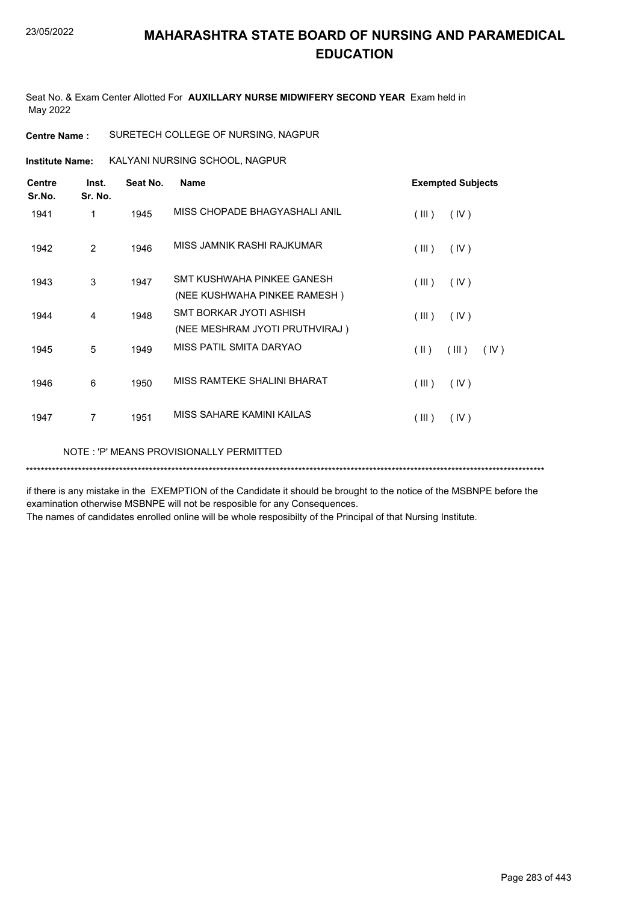# MAHARASHTRA STATE BOARD OF NURSING AND PARAMEDICAL EDUCATION

Seat No. & Exam Center Allotted For **AUXILLARY NURSE MIDWIFERY SECOND YEAR** Exam held in May 2022

**Centre Name :** SURETECH COLLEGE OF NURSING, NAGPUR

**Institute Name:** KALYANI NURSING SCHOOL, NAGPUR

| Centre Sr.No. | Inst. Sr. No. | Seat No. | Name | Exempted Subjects |
|---|---|---|---|---|
| 1941 | 1 | 1945 | MISS CHOPADE BHAGYASHALI ANIL | ( III ) ( IV ) |
| 1942 | 2 | 1946 | MISS JAMNIK RASHI RAJKUMAR | ( III ) ( IV ) |
| 1943 | 3 | 1947 | SMT KUSHWAHA PINKEE GANESH (NEE KUSHWAHA PINKEE RAMESH ) | ( III ) ( IV ) |
| 1944 | 4 | 1948 | SMT BORKAR JYOTI ASHISH (NEE MESHRAM JYOTI PRUTHVIRAJ ) | ( III ) ( IV ) |
| 1945 | 5 | 1949 | MISS PATIL SMITA DARYAO | ( II ) ( III ) ( IV ) |
| 1946 | 6 | 1950 | MISS RAMTEKE SHALINI BHARAT | ( III ) ( IV ) |
| 1947 | 7 | 1951 | MISS SAHARE KAMINI KAILAS | ( III ) ( IV ) |

NOTE : 'P' MEANS PROVISIONALLY PERMITTED

\*\*\*\*\*\*\*\*\*\*\*\*\*\*\*\*\*\*\*\*\*\*\*\*\*\*\*\*\*\*\*\*\*\*\*\*\*\*\*\*\*\*\*\*\*\*\*\*\*\*\*\*\*\*\*\*\*\*\*\*\*\*\*\*\*\*\*\*\*\*\*\*\*\*\*\*\*\*\*\*\*\*\*\*\*\*\*\*\*\*\*\*\*\*\*\*\*\*\*\*\*\*\*\*\*\*\*\*\*\*\*\*\*\*\*\*\*\*\*\*\*\*\*\*\*\*\*\*\*\*\*\*

if there is any mistake in the EXEMPTION of the Candidate it should be brought to the notice of the MSBNPE before the examination otherwise MSBNPE will not be resposible for any Consequences.

The names of candidates enrolled online will be whole resposibilty of the Principal of that Nursing Institute.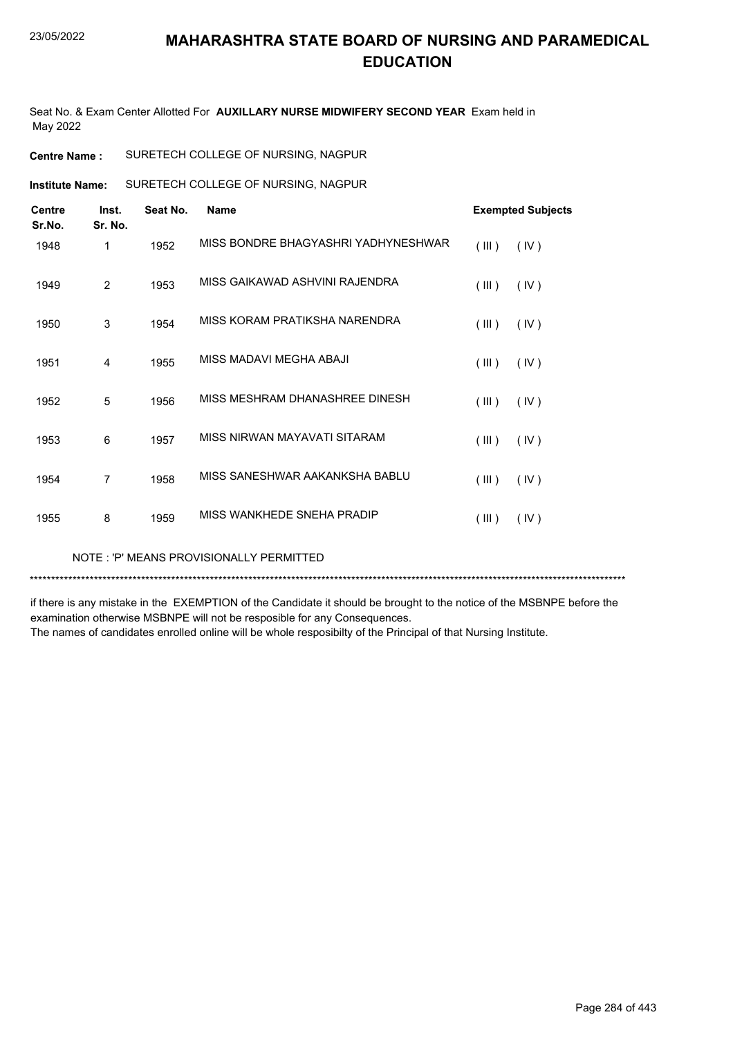# MAHARASHTRA STATE BOARD OF NURSING AND PARAMEDICAL EDUCATION

Seat No. & Exam Center Allotted For **AUXILLARY NURSE MIDWIFERY SECOND YEAR** Exam held in May 2022

**Centre Name :** SURETECH COLLEGE OF NURSING, NAGPUR

**Institute Name:** SURETECH COLLEGE OF NURSING, NAGPUR

| Centre Sr.No. | Inst. Sr. No. | Seat No. | Name | Exempted Subjects |
|---|---|---|---|---|
| 1948 | 1 | 1952 | MISS BONDRE BHAGYASHRI YADHYNESHWAR | ( III ) ( IV ) |
| 1949 | 2 | 1953 | MISS GAIKAWAD ASHVINI RAJENDRA | ( III ) ( IV ) |
| 1950 | 3 | 1954 | MISS KORAM PRATIKSHA NARENDRA | ( III ) ( IV ) |
| 1951 | 4 | 1955 | MISS MADAVI MEGHA ABAJI | ( III ) ( IV ) |
| 1952 | 5 | 1956 | MISS MESHRAM DHANASHREE DINESH | ( III ) ( IV ) |
| 1953 | 6 | 1957 | MISS NIRWAN MAYAVATI SITARAM | ( III ) ( IV ) |
| 1954 | 7 | 1958 | MISS SANESHWAR AAKANKSHA BABLU | ( III ) ( IV ) |
| 1955 | 8 | 1959 | MISS WANKHEDE SNEHA PRADIP | ( III ) ( IV ) |

NOTE : 'P' MEANS PROVISIONALLY PERMITTED

*******************************************************************************************************************************************

if there is any mistake in the EXEMPTION of the Candidate it should be brought to the notice of the MSBNPE before the examination otherwise MSBNPE will not be resposible for any Consequences.

The names of candidates enrolled online will be whole resposibilty of the Principal of that Nursing Institute.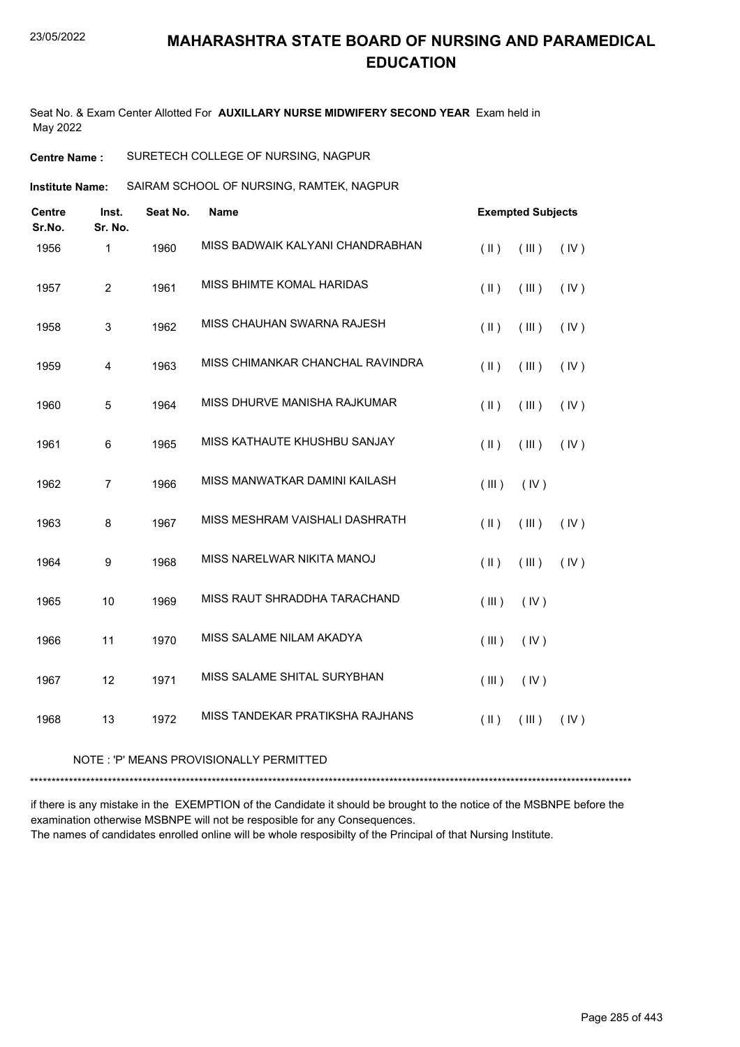# MAHARASHTRA STATE BOARD OF NURSING AND PARAMEDICAL EDUCATION

Seat No. & Exam Center Allotted For **AUXILLARY NURSE MIDWIFERY SECOND YEAR** Exam held in May 2022

**Centre Name :** SURETECH COLLEGE OF NURSING, NAGPUR

**Institute Name:** SAIRAM SCHOOL OF NURSING, RAMTEK, NAGPUR

| Centre Sr.No. | Inst. Sr. No. | Seat No. | Name | Exempted Subjects | | |
|---|---|---|---|---|---|---|
| 1956 | 1 | 1960 | MISS BADWAIK KALYANI CHANDRABHAN | ( II ) | ( III ) | ( IV ) |
| 1957 | 2 | 1961 | MISS BHIMTE KOMAL HARIDAS | ( II ) | ( III ) | ( IV ) |
| 1958 | 3 | 1962 | MISS CHAUHAN SWARNA RAJESH | ( II ) | ( III ) | ( IV ) |
| 1959 | 4 | 1963 | MISS CHIMANKAR CHANCHAL RAVINDRA | ( II ) | ( III ) | ( IV ) |
| 1960 | 5 | 1964 | MISS DHURVE MANISHA RAJKUMAR | ( II ) | ( III ) | ( IV ) |
| 1961 | 6 | 1965 | MISS KATHAUTE KHUSHBU SANJAY | ( II ) | ( III ) | ( IV ) |
| 1962 | 7 | 1966 | MISS MANWATKAR DAMINI KAILASH | ( III ) | ( IV ) | |
| 1963 | 8 | 1967 | MISS MESHRAM VAISHALI DASHRATH | ( II ) | ( III ) | ( IV ) |
| 1964 | 9 | 1968 | MISS NARELWAR NIKITA MANOJ | ( II ) | ( III ) | ( IV ) |
| 1965 | 10 | 1969 | MISS RAUT SHRADDHA TARACHAND | ( III ) | ( IV ) | |
| 1966 | 11 | 1970 | MISS SALAME NILAM AKADYA | ( III ) | ( IV ) | |
| 1967 | 12 | 1971 | MISS SALAME SHITAL SURYBHAN | ( III ) | ( IV ) | |
| 1968 | 13 | 1972 | MISS TANDEKAR PRATIKSHA RAJHANS | ( II ) | ( III ) | ( IV ) |

NOTE : 'P' MEANS PROVISIONALLY PERMITTED

***********************************************************************************************************************************************

if there is any mistake in the EXEMPTION of the Candidate it should be brought to the notice of the MSBNPE before the examination otherwise MSBNPE will not be resposible for any Consequences.
The names of candidates enrolled online will be whole resposibilty of the Principal of that Nursing Institute.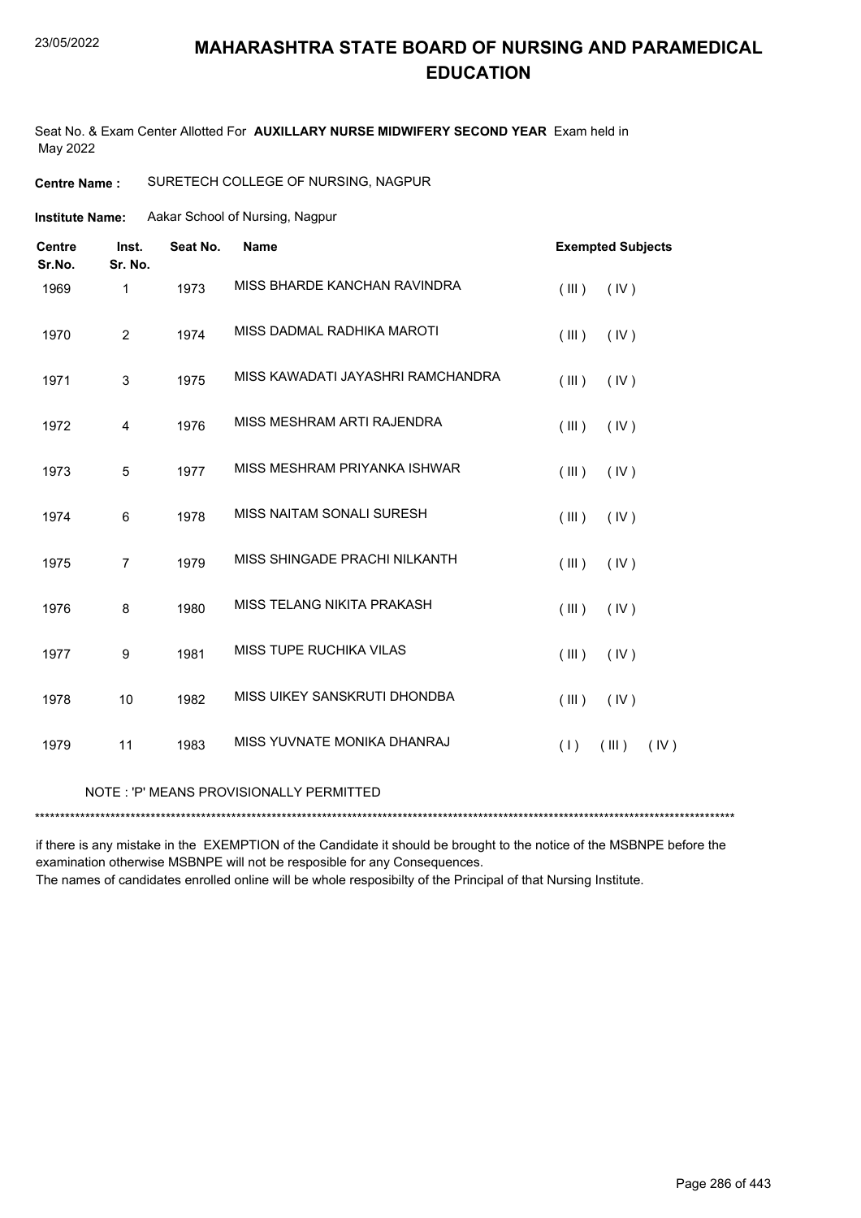# MAHARASHTRA STATE BOARD OF NURSING AND PARAMEDICAL EDUCATION

Seat No. & Exam Center Allotted For **AUXILLARY NURSE MIDWIFERY SECOND YEAR** Exam held in May 2022

**Centre Name :** SURETECH COLLEGE OF NURSING, NAGPUR

**Institute Name:** Aakar School of Nursing, Nagpur

| Centre Sr.No. | Inst. Sr. No. | Seat No. | Name | Exempted Subjects |
|---|---|---|---|---|
| 1969 | 1 | 1973 | MISS BHARDE KANCHAN RAVINDRA | ( III ) ( IV ) |
| 1970 | 2 | 1974 | MISS DADMAL RADHIKA MAROTI | ( III ) ( IV ) |
| 1971 | 3 | 1975 | MISS KAWADATI JAYASHRI RAMCHANDRA | ( III ) ( IV ) |
| 1972 | 4 | 1976 | MISS MESHRAM ARTI RAJENDRA | ( III ) ( IV ) |
| 1973 | 5 | 1977 | MISS MESHRAM PRIYANKA ISHWAR | ( III ) ( IV ) |
| 1974 | 6 | 1978 | MISS NAITAM SONALI SURESH | ( III ) ( IV ) |
| 1975 | 7 | 1979 | MISS SHINGADE PRACHI NILKANTH | ( III ) ( IV ) |
| 1976 | 8 | 1980 | MISS TELANG NIKITA PRAKASH | ( III ) ( IV ) |
| 1977 | 9 | 1981 | MISS TUPE RUCHIKA VILAS | ( III ) ( IV ) |
| 1978 | 10 | 1982 | MISS UIKEY SANSKRUTI DHONDBA | ( III ) ( IV ) |
| 1979 | 11 | 1983 | MISS YUVNATE MONIKA DHANRAJ | ( I ) ( III ) ( IV ) |

NOTE : 'P' MEANS PROVISIONALLY PERMITTED

*******************************************************************************************************************************************

if there is any mistake in the EXEMPTION of the Candidate it should be brought to the notice of the MSBNPE before the examination otherwise MSBNPE will not be resposible for any Consequences.

The names of candidates enrolled online will be whole resposibilty of the Principal of that Nursing Institute.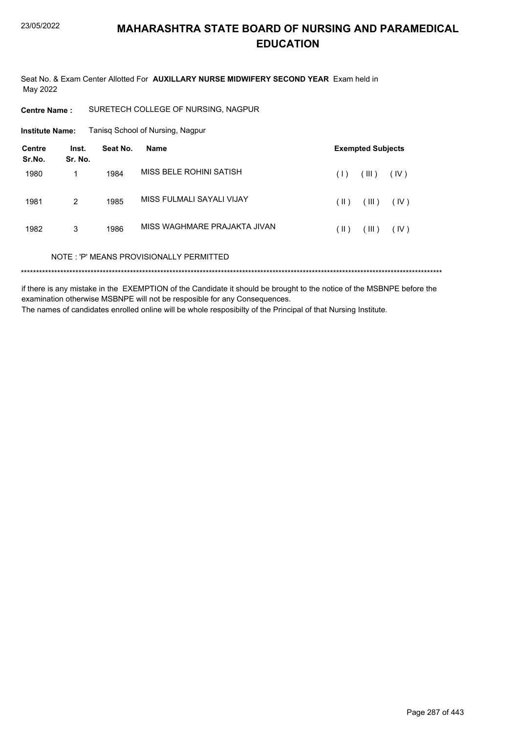# MAHARASHTRA STATE BOARD OF NURSING AND PARAMEDICAL EDUCATION

Seat No. & Exam Center Allotted For **AUXILLARY NURSE MIDWIFERY SECOND YEAR** Exam held in May 2022

**Centre Name :** SURETECH COLLEGE OF NURSING, NAGPUR

**Institute Name:** Tanisq School of Nursing, Nagpur

| Centre Sr.No. | Inst. Sr. No. | Seat No. | Name | Exempted Subjects |
|---|---|---|---|---|
| 1980 | 1 | 1984 | MISS BELE ROHINI SATISH | ( I ) ( III ) ( IV ) |
| 1981 | 2 | 1985 | MISS FULMALI SAYALI VIJAY | ( II ) ( III ) ( IV ) |
| 1982 | 3 | 1986 | MISS WAGHMARE PRAJAKTA JIVAN | ( II ) ( III ) ( IV ) |

NOTE : 'P' MEANS PROVISIONALLY PERMITTED

*******************************************************************************************************************************************

if there is any mistake in the EXEMPTION of the Candidate it should be brought to the notice of the MSBNPE before the examination otherwise MSBNPE will not be resposible for any Consequences.

The names of candidates enrolled online will be whole resposibilty of the Principal of that Nursing Institute.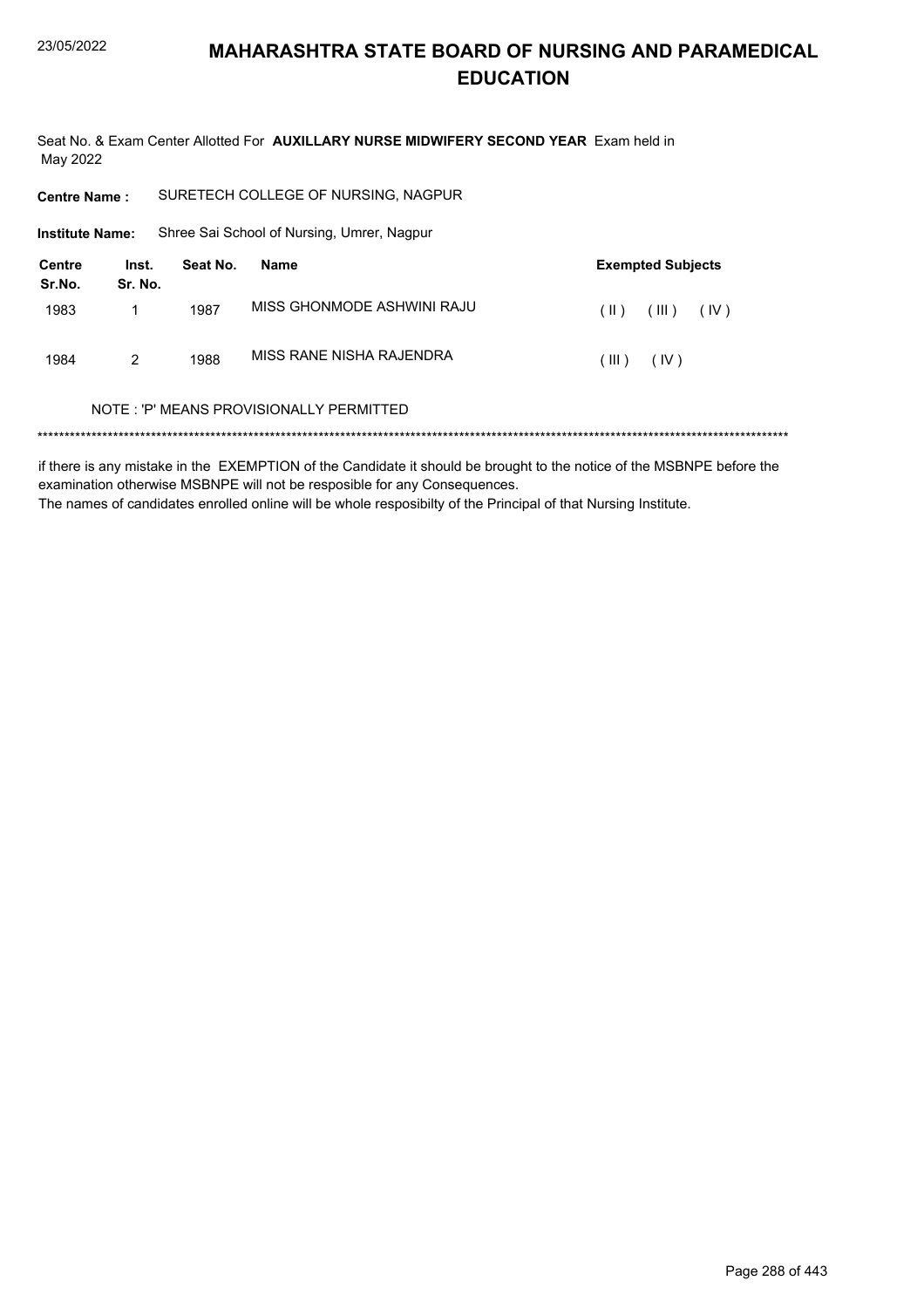# MAHARASHTRA STATE BOARD OF NURSING AND PARAMEDICAL EDUCATION

Seat No. & Exam Center Allotted For **AUXILLARY NURSE MIDWIFERY SECOND YEAR** Exam held in May 2022

**Centre Name :** SURETECH COLLEGE OF NURSING, NAGPUR

**Institute Name:** Shree Sai School of Nursing, Umrer, Nagpur

| Centre Sr.No. | Inst. Sr. No. | Seat No. | Name | Exempted Subjects |
|---|---|---|---|---|
| 1983 | 1 | 1987 | MISS GHONMODE ASHWINI RAJU | ( II ) ( III ) ( IV ) |
| 1984 | 2 | 1988 | MISS RANE NISHA RAJENDRA | ( III ) ( IV ) |

NOTE : 'P' MEANS PROVISIONALLY PERMITTED

*******************************************************************************************************************************************

if there is any mistake in the EXEMPTION of the Candidate it should be brought to the notice of the MSBNPE before the examination otherwise MSBNPE will not be resposible for any Consequences.

The names of candidates enrolled online will be whole resposibilty of the Principal of that Nursing Institute.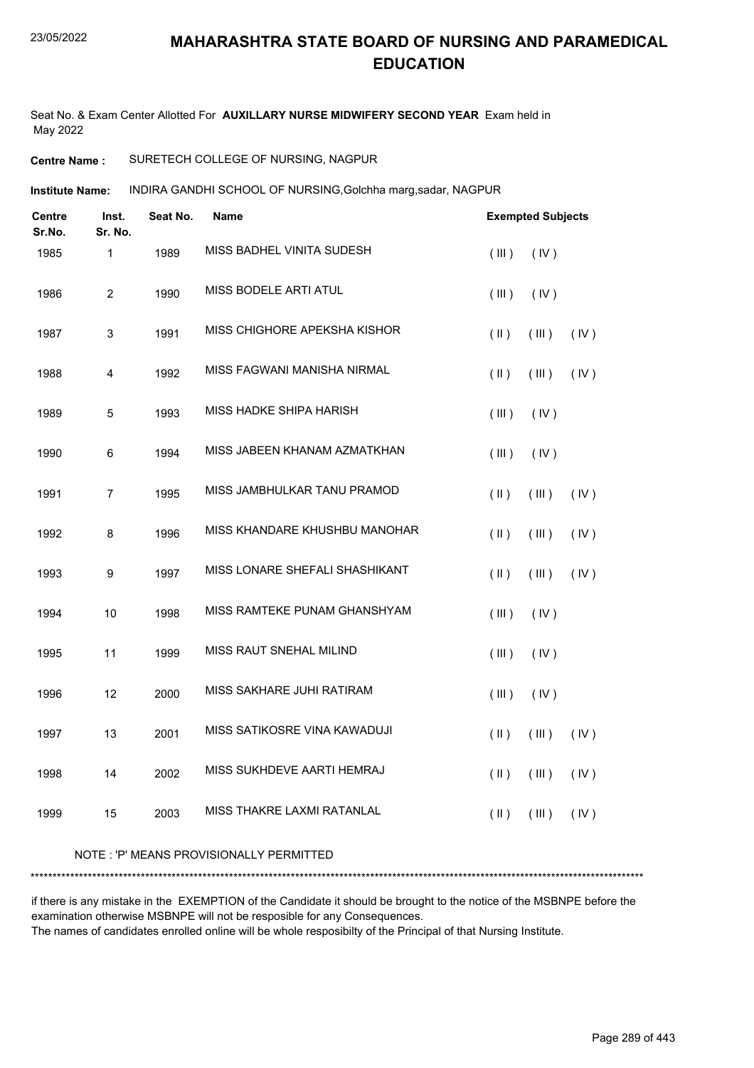# MAHARASHTRA STATE BOARD OF NURSING AND PARAMEDICAL EDUCATION

Seat No. & Exam Center Allotted For **AUXILLARY NURSE MIDWIFERY SECOND YEAR** Exam held in May 2022

**Centre Name :** SURETECH COLLEGE OF NURSING, NAGPUR

**Institute Name:** INDIRA GANDHI SCHOOL OF NURSING,Golchha marg,sadar, NAGPUR

| Centre Sr.No. | Inst. Sr. No. | Seat No. | Name | Exempted Subjects |
|---|---|---|---|---|
| 1985 | 1 | 1989 | MISS BADHEL VINITA SUDESH | ( III ) ( IV ) |
| 1986 | 2 | 1990 | MISS BODELE ARTI ATUL | ( III ) ( IV ) |
| 1987 | 3 | 1991 | MISS CHIGHORE APEKSHA KISHOR | ( II ) ( III ) ( IV ) |
| 1988 | 4 | 1992 | MISS FAGWANI MANISHA NIRMAL | ( II ) ( III ) ( IV ) |
| 1989 | 5 | 1993 | MISS HADKE SHIPA HARISH | ( III ) ( IV ) |
| 1990 | 6 | 1994 | MISS JABEEN KHANAM AZMATKHAN | ( III ) ( IV ) |
| 1991 | 7 | 1995 | MISS JAMBHULKAR TANU PRAMOD | ( II ) ( III ) ( IV ) |
| 1992 | 8 | 1996 | MISS KHANDARE KHUSHBU MANOHAR | ( II ) ( III ) ( IV ) |
| 1993 | 9 | 1997 | MISS LONARE SHEFALI SHASHIKANT | ( II ) ( III ) ( IV ) |
| 1994 | 10 | 1998 | MISS RAMTEKE PUNAM GHANSHYAM | ( III ) ( IV ) |
| 1995 | 11 | 1999 | MISS RAUT SNEHAL MILIND | ( III ) ( IV ) |
| 1996 | 12 | 2000 | MISS SAKHARE JUHI RATIRAM | ( III ) ( IV ) |
| 1997 | 13 | 2001 | MISS SATIKOSRE VINA KAWADUJI | ( II ) ( III ) ( IV ) |
| 1998 | 14 | 2002 | MISS SUKHDEVE AARTI HEMRAJ | ( II ) ( III ) ( IV ) |
| 1999 | 15 | 2003 | MISS THAKRE LAXMI RATANLAL | ( II ) ( III ) ( IV ) |

NOTE : 'P' MEANS PROVISIONALLY PERMITTED

*******************************************************************************************************************************************

if there is any mistake in the EXEMPTION of the Candidate it should be brought to the notice of the MSBNPE before the examination otherwise MSBNPE will not be resposible for any Consequences.

The names of candidates enrolled online will be whole resposibilty of the Principal of that Nursing Institute.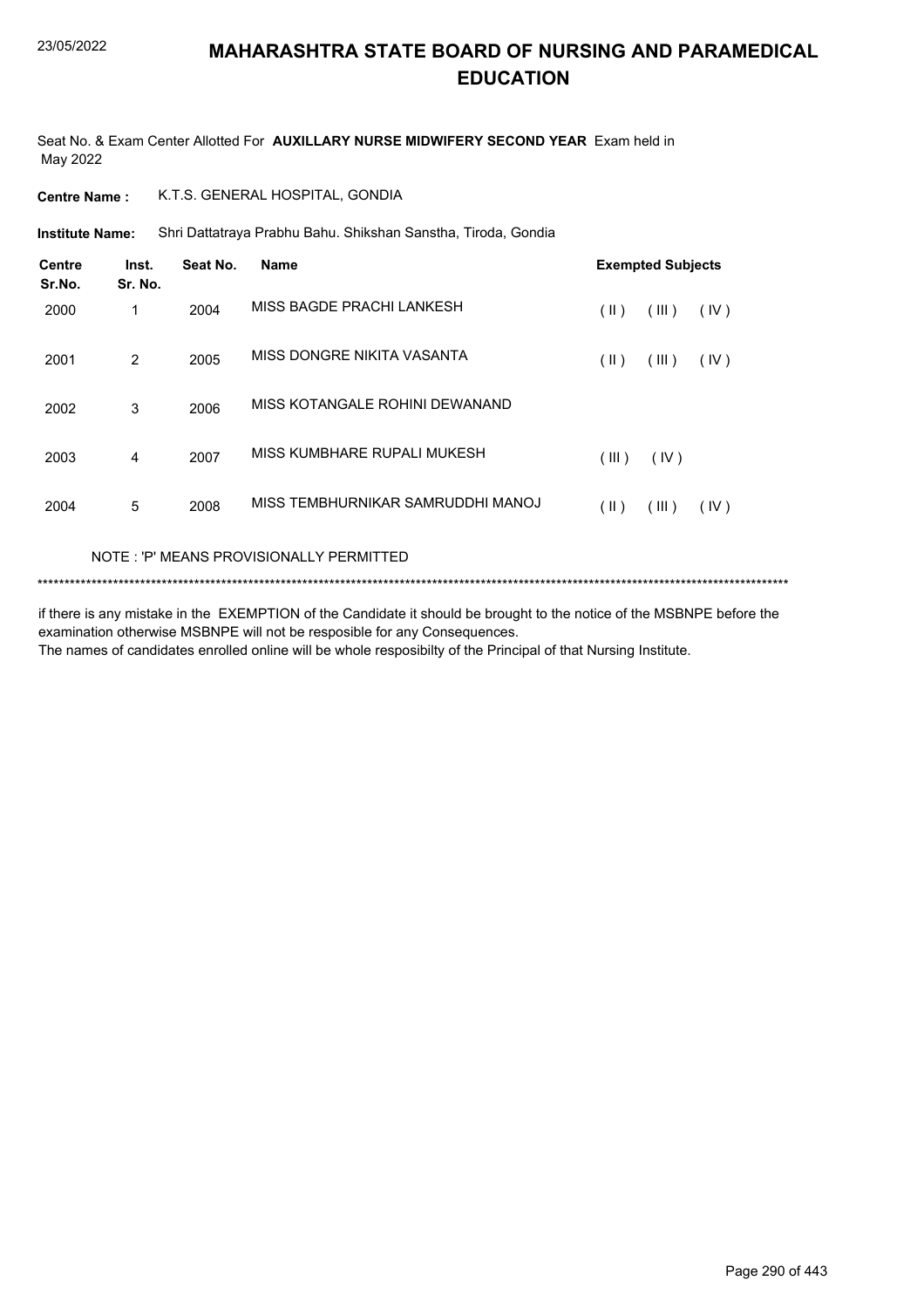# MAHARASHTRA STATE BOARD OF NURSING AND PARAMEDICAL EDUCATION

23/05/2022

Seat No. & Exam Center Allotted For **AUXILLARY NURSE MIDWIFERY SECOND YEAR** Exam held in May 2022

**Centre Name :** K.T.S. GENERAL HOSPITAL, GONDIA

**Institute Name:** Shri Dattatraya Prabhu Bahu. Shikshan Sanstha, Tiroda, Gondia

| Centre Sr.No. | Inst. Sr. No. | Seat No. | Name | Exempted Subjects |
|---|---|---|---|---|
| 2000 | 1 | 2004 | MISS BAGDE PRACHI LANKESH | ( II ) ( III ) ( IV ) |
| 2001 | 2 | 2005 | MISS DONGRE NIKITA VASANTA | ( II ) ( III ) ( IV ) |
| 2002 | 3 | 2006 | MISS KOTANGALE ROHINI DEWANAND | |
| 2003 | 4 | 2007 | MISS KUMBHARE RUPALI MUKESH | ( III ) ( IV ) |
| 2004 | 5 | 2008 | MISS TEMBHURNIKAR SAMRUDDHI MANOJ | ( II ) ( III ) ( IV ) |

NOTE : 'P' MEANS PROVISIONALLY PERMITTED

*******************************************************************************************************************************************

if there is any mistake in the EXEMPTION of the Candidate it should be brought to the notice of the MSBNPE before the examination otherwise MSBNPE will not be resposible for any Consequences.
The names of candidates enrolled online will be whole resposibilty of the Principal of that Nursing Institute.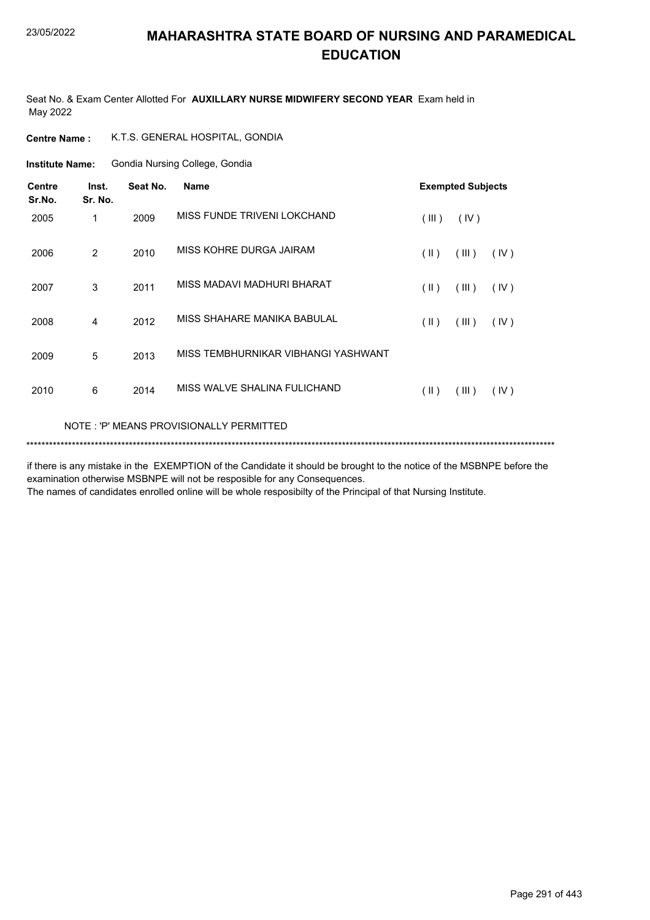# MAHARASHTRA STATE BOARD OF NURSING AND PARAMEDICAL EDUCATION

Seat No. & Exam Center Allotted For **AUXILLARY NURSE MIDWIFERY SECOND YEAR** Exam held in May 2022

**Centre Name :** K.T.S. GENERAL HOSPITAL, GONDIA

**Institute Name:** Gondia Nursing College, Gondia

| Centre Sr.No. | Inst. Sr. No. | Seat No. | Name | Exempted Subjects | | |
|---|---|---|---|---|---|---|
| 2005 | 1 | 2009 | MISS FUNDE TRIVENI LOKCHAND | ( III ) | ( IV ) | |
| 2006 | 2 | 2010 | MISS KOHRE DURGA JAIRAM | ( II ) | ( III ) | ( IV ) |
| 2007 | 3 | 2011 | MISS MADAVI MADHURI BHARAT | ( II ) | ( III ) | ( IV ) |
| 2008 | 4 | 2012 | MISS SHAHARE MANIKA BABULAL | ( II ) | ( III ) | ( IV ) |
| 2009 | 5 | 2013 | MISS TEMBHURNIKAR VIBHANGI YASHWANT | | | |
| 2010 | 6 | 2014 | MISS WALVE SHALINA FULICHAND | ( II ) | ( III ) | ( IV ) |

NOTE : 'P' MEANS PROVISIONALLY PERMITTED

*******************************************************************************************************************************************

if there is any mistake in the EXEMPTION of the Candidate it should be brought to the notice of the MSBNPE before the examination otherwise MSBNPE will not be resposible for any Consequences.
The names of candidates enrolled online will be whole resposibilty of the Principal of that Nursing Institute.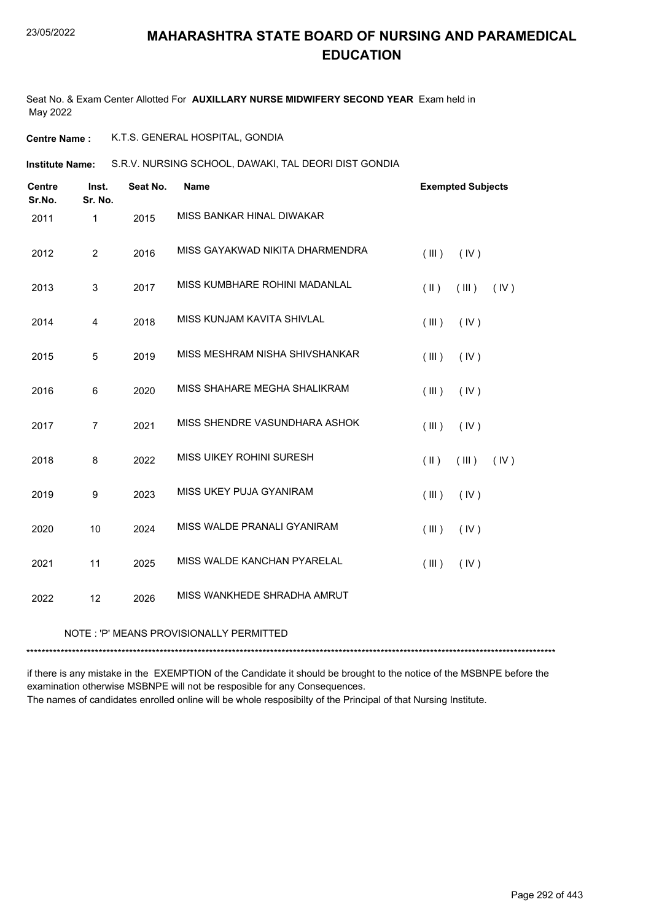# MAHARASHTRA STATE BOARD OF NURSING AND PARAMEDICAL EDUCATION

Seat No. & Exam Center Allotted For **AUXILLARY NURSE MIDWIFERY SECOND YEAR** Exam held in May 2022

**Centre Name :** K.T.S. GENERAL HOSPITAL, GONDIA

**Institute Name:** S.R.V. NURSING SCHOOL, DAWAKI, TAL DEORI DIST GONDIA

| Centre Sr.No. | Inst. Sr. No. | Seat No. | Name | Exempted Subjects |
|---|---|---|---|---|
| 2011 | 1 | 2015 | MISS BANKAR HINAL DIWAKAR | |
| 2012 | 2 | 2016 | MISS GAYAKWAD NIKITA DHARMENDRA | ( III ) ( IV ) |
| 2013 | 3 | 2017 | MISS KUMBHARE ROHINI MADANLAL | ( II ) ( III ) ( IV ) |
| 2014 | 4 | 2018 | MISS KUNJAM KAVITA SHIVLAL | ( III ) ( IV ) |
| 2015 | 5 | 2019 | MISS MESHRAM NISHA SHIVSHANKAR | ( III ) ( IV ) |
| 2016 | 6 | 2020 | MISS SHAHARE MEGHA SHALIKRAM | ( III ) ( IV ) |
| 2017 | 7 | 2021 | MISS SHENDRE VASUNDHARA ASHOK | ( III ) ( IV ) |
| 2018 | 8 | 2022 | MISS UIKEY ROHINI SURESH | ( II ) ( III ) ( IV ) |
| 2019 | 9 | 2023 | MISS UKEY PUJA GYANIRAM | ( III ) ( IV ) |
| 2020 | 10 | 2024 | MISS WALDE PRANALI GYANIRAM | ( III ) ( IV ) |
| 2021 | 11 | 2025 | MISS WALDE KANCHAN PYARELAL | ( III ) ( IV ) |
| 2022 | 12 | 2026 | MISS WANKHEDE SHRADHA AMRUT | |

NOTE : 'P' MEANS PROVISIONALLY PERMITTED

*******************************************************************************************************************************************

if there is any mistake in the EXEMPTION of the Candidate it should be brought to the notice of the MSBNPE before the examination otherwise MSBNPE will not be resposible for any Consequences.
The names of candidates enrolled online will be whole resposibilty of the Principal of that Nursing Institute.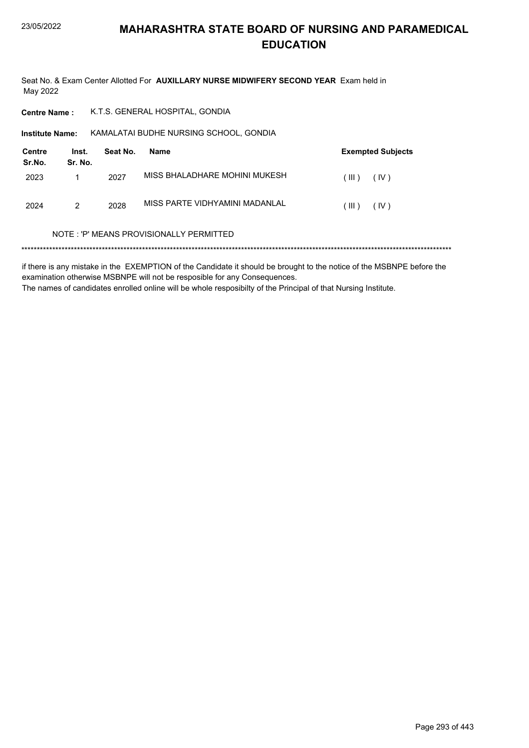# MAHARASHTRA STATE BOARD OF NURSING AND PARAMEDICAL EDUCATION

Seat No. & Exam Center Allotted For **AUXILLARY NURSE MIDWIFERY SECOND YEAR** Exam held in May 2022

**Centre Name :** K.T.S. GENERAL HOSPITAL, GONDIA

**Institute Name:** KAMALATAI BUDHE NURSING SCHOOL, GONDIA

| Centre Sr.No. | Inst. Sr. No. | Seat No. | Name | Exempted Subjects |
|---|---|---|---|---|
| 2023 | 1 | 2027 | MISS BHALADHARE MOHINI MUKESH | ( III ) ( IV ) |
| 2024 | 2 | 2028 | MISS PARTE VIDHYAMINI MADANLAL | ( III ) ( IV ) |

NOTE : 'P' MEANS PROVISIONALLY PERMITTED

******************************************************************************************************************************************

if there is any mistake in the EXEMPTION of the Candidate it should be brought to the notice of the MSBNPE before the examination otherwise MSBNPE will not be resposible for any Consequences.
The names of candidates enrolled online will be whole resposibilty of the Principal of that Nursing Institute.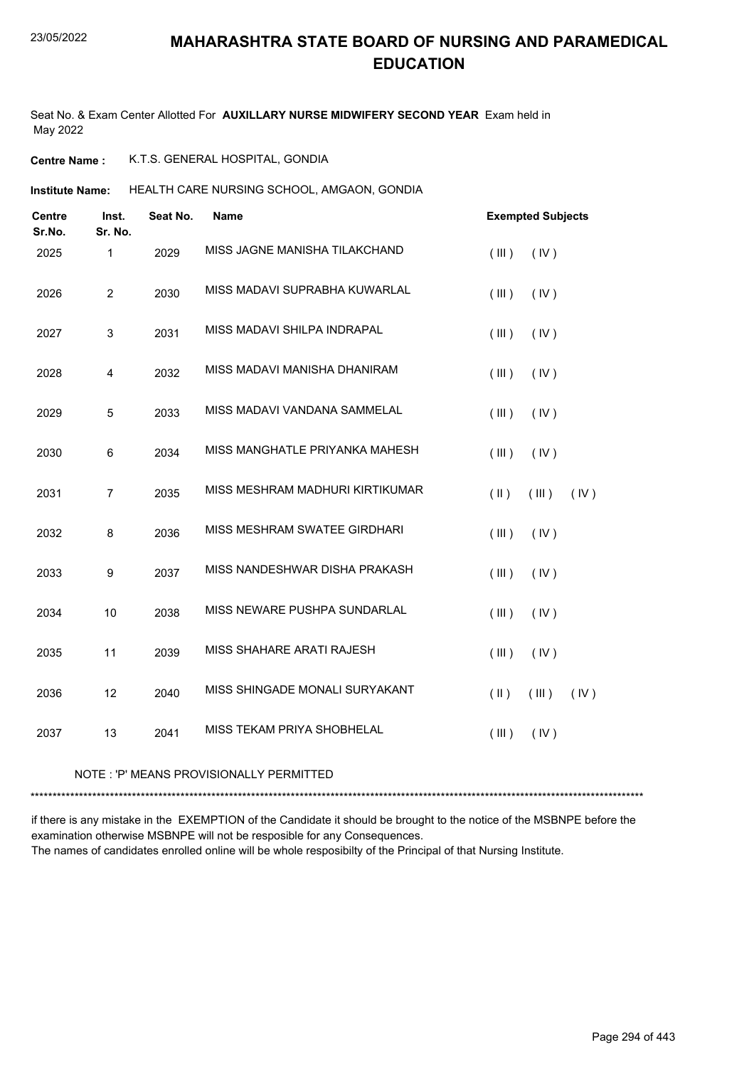# MAHARASHTRA STATE BOARD OF NURSING AND PARAMEDICAL EDUCATION

Seat No. & Exam Center Allotted For **AUXILLARY NURSE MIDWIFERY SECOND YEAR** Exam held in May 2022

**Centre Name :** K.T.S. GENERAL HOSPITAL, GONDIA

**Institute Name:** HEALTH CARE NURSING SCHOOL, AMGAON, GONDIA

| Centre Sr.No. | Inst. Sr. No. | Seat No. | Name | Exempted Subjects |
|---|---|---|---|---|
| 2025 | 1 | 2029 | MISS JAGNE MANISHA TILAKCHAND | ( III ) ( IV ) |
| 2026 | 2 | 2030 | MISS MADAVI SUPRABHA KUWARLAL | ( III ) ( IV ) |
| 2027 | 3 | 2031 | MISS MADAVI SHILPA INDRAPAL | ( III ) ( IV ) |
| 2028 | 4 | 2032 | MISS MADAVI MANISHA DHANIRAM | ( III ) ( IV ) |
| 2029 | 5 | 2033 | MISS MADAVI VANDANA SAMMELAL | ( III ) ( IV ) |
| 2030 | 6 | 2034 | MISS MANGHATLE PRIYANKA MAHESH | ( III ) ( IV ) |
| 2031 | 7 | 2035 | MISS MESHRAM MADHURI KIRTIKUMAR | ( II ) ( III ) ( IV ) |
| 2032 | 8 | 2036 | MISS MESHRAM SWATEE GIRDHARI | ( III ) ( IV ) |
| 2033 | 9 | 2037 | MISS NANDESHWAR DISHA PRAKASH | ( III ) ( IV ) |
| 2034 | 10 | 2038 | MISS NEWARE PUSHPA SUNDARLAL | ( III ) ( IV ) |
| 2035 | 11 | 2039 | MISS SHAHARE ARATI RAJESH | ( III ) ( IV ) |
| 2036 | 12 | 2040 | MISS SHINGADE MONALI SURYAKANT | ( II ) ( III ) ( IV ) |
| 2037 | 13 | 2041 | MISS TEKAM PRIYA SHOBHELAL | ( III ) ( IV ) |

NOTE : 'P' MEANS PROVISIONALLY PERMITTED

if there is any mistake in the EXEMPTION of the Candidate it should be brought to the notice of the MSBNPE before the examination otherwise MSBNPE will not be resposible for any Consequences.
The names of candidates enrolled online will be whole resposibilty of the Principal of that Nursing Institute.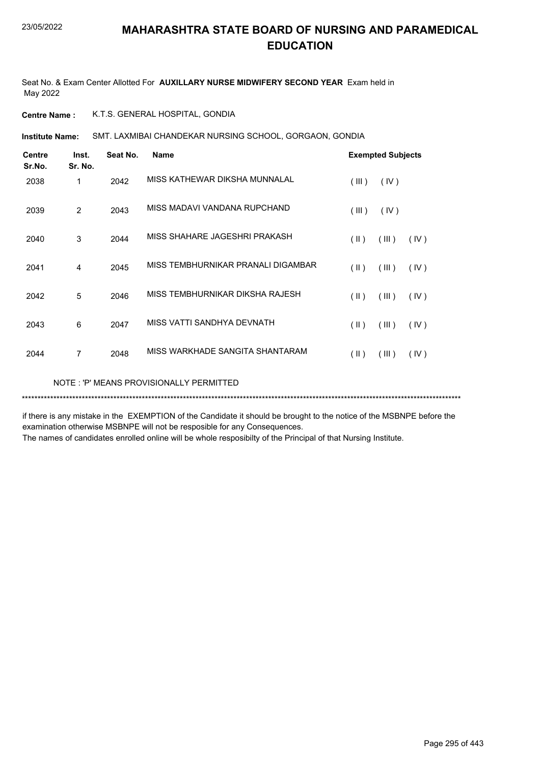# MAHARASHTRA STATE BOARD OF NURSING AND PARAMEDICAL EDUCATION

Seat No. & Exam Center Allotted For **AUXILLARY NURSE MIDWIFERY SECOND YEAR** Exam held in May 2022

**Centre Name :** K.T.S. GENERAL HOSPITAL, GONDIA

**Institute Name:** SMT. LAXMIBAI CHANDEKAR NURSING SCHOOL, GORGAON, GONDIA

| Centre Sr.No. | Inst. Sr. No. | Seat No. | Name | Exempted Subjects |
|---|---|---|---|---|
| 2038 | 1 | 2042 | MISS KATHEWAR DIKSHA MUNNALAL | ( III ) ( IV ) |
| 2039 | 2 | 2043 | MISS MADAVI VANDANA RUPCHAND | ( III ) ( IV ) |
| 2040 | 3 | 2044 | MISS SHAHARE JAGESHRI PRAKASH | ( II ) ( III ) ( IV ) |
| 2041 | 4 | 2045 | MISS TEMBHURNIKAR PRANALI DIGAMBAR | ( II ) ( III ) ( IV ) |
| 2042 | 5 | 2046 | MISS TEMBHURNIKAR DIKSHA RAJESH | ( II ) ( III ) ( IV ) |
| 2043 | 6 | 2047 | MISS VATTI SANDHYA DEVNATH | ( II ) ( III ) ( IV ) |
| 2044 | 7 | 2048 | MISS WARKHADE SANGITA SHANTARAM | ( II ) ( III ) ( IV ) |

NOTE : 'P' MEANS PROVISIONALLY PERMITTED

******************************************************************************************************************************************

if there is any mistake in the EXEMPTION of the Candidate it should be brought to the notice of the MSBNPE before the examination otherwise MSBNPE will not be resposible for any Consequences.
The names of candidates enrolled online will be whole resposibilty of the Principal of that Nursing Institute.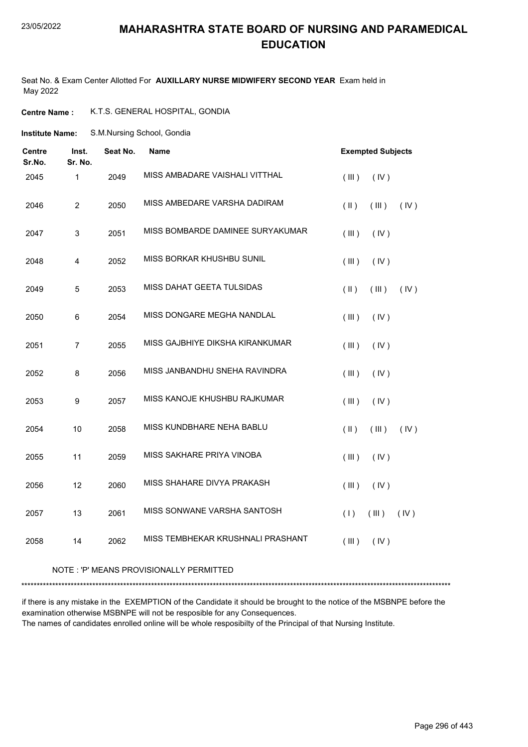# MAHARASHTRA STATE BOARD OF NURSING AND PARAMEDICAL EDUCATION

Seat No. & Exam Center Allotted For **AUXILLARY NURSE MIDWIFERY SECOND YEAR** Exam held in May 2022

**Centre Name :** K.T.S. GENERAL HOSPITAL, GONDIA

**Institute Name:** S.M.Nursing School, Gondia

| Centre Sr.No. | Inst. Sr. No. | Seat No. | Name | Exempted Subjects |
|---|---|---|---|---|
| 2045 | 1 | 2049 | MISS AMBADARE VAISHALI VITTHAL | ( III ) ( IV ) |
| 2046 | 2 | 2050 | MISS AMBEDARE VARSHA DADIRAM | ( II ) ( III ) ( IV ) |
| 2047 | 3 | 2051 | MISS BOMBARDE DAMINEE SURYAKUMAR | ( III ) ( IV ) |
| 2048 | 4 | 2052 | MISS BORKAR KHUSHBU SUNIL | ( III ) ( IV ) |
| 2049 | 5 | 2053 | MISS DAHAT GEETA TULSIDAS | ( II ) ( III ) ( IV ) |
| 2050 | 6 | 2054 | MISS DONGARE MEGHA NANDLAL | ( III ) ( IV ) |
| 2051 | 7 | 2055 | MISS GAJBHIYE DIKSHA KIRANKUMAR | ( III ) ( IV ) |
| 2052 | 8 | 2056 | MISS JANBANDHU SNEHA RAVINDRA | ( III ) ( IV ) |
| 2053 | 9 | 2057 | MISS KANOJE KHUSHBU RAJKUMAR | ( III ) ( IV ) |
| 2054 | 10 | 2058 | MISS KUNDBHARE NEHA BABLU | ( II ) ( III ) ( IV ) |
| 2055 | 11 | 2059 | MISS SAKHARE PRIYA VINOBA | ( III ) ( IV ) |
| 2056 | 12 | 2060 | MISS SHAHARE DIVYA PRAKASH | ( III ) ( IV ) |
| 2057 | 13 | 2061 | MISS SONWANE VARSHA SANTOSH | ( I ) ( III ) ( IV ) |
| 2058 | 14 | 2062 | MISS TEMBHEKAR KRUSHNALI PRASHANT | ( III ) ( IV ) |

NOTE : 'P' MEANS PROVISIONALLY PERMITTED

*******************************************************************************************************************************************

if there is any mistake in the EXEMPTION of the Candidate it should be brought to the notice of the MSBNPE before the examination otherwise MSBNPE will not be resposible for any Consequences.
The names of candidates enrolled online will be whole resposibilty of the Principal of that Nursing Institute.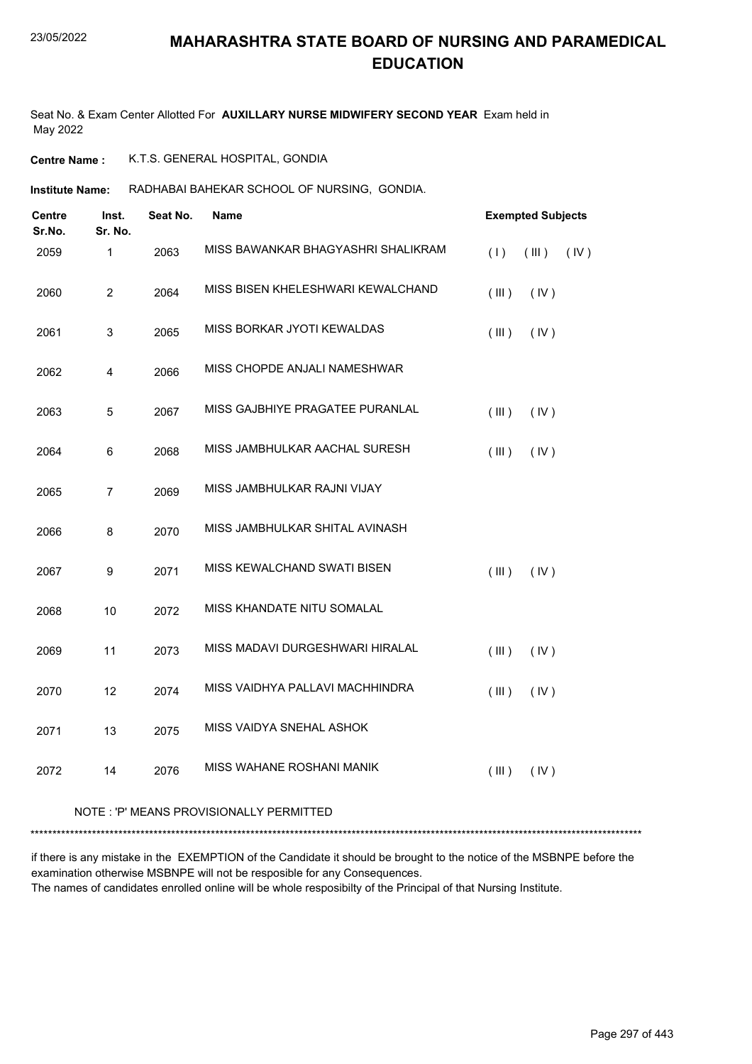# MAHARASHTRA STATE BOARD OF NURSING AND PARAMEDICAL EDUCATION

Seat No. & Exam Center Allotted For **AUXILLARY NURSE MIDWIFERY SECOND YEAR** Exam held in May 2022

**Centre Name :** K.T.S. GENERAL HOSPITAL, GONDIA

**Institute Name:** RADHABAI BAHEKAR SCHOOL OF NURSING, GONDIA.

| Centre Sr.No. | Inst. Sr. No. | Seat No. | Name | Exempted Subjects |
|---|---|---|---|---|
| 2059 | 1 | 2063 | MISS BAWANKAR BHAGYASHRI SHALIKRAM | ( I ) ( III ) ( IV ) |
| 2060 | 2 | 2064 | MISS BISEN KHELESHWARI KEWALCHAND | ( III ) ( IV ) |
| 2061 | 3 | 2065 | MISS BORKAR JYOTI KEWALDAS | ( III ) ( IV ) |
| 2062 | 4 | 2066 | MISS CHOPDE ANJALI NAMESHWAR | |
| 2063 | 5 | 2067 | MISS GAJBHIYE PRAGATEE PURANLAL | ( III ) ( IV ) |
| 2064 | 6 | 2068 | MISS JAMBHULKAR AACHAL SURESH | ( III ) ( IV ) |
| 2065 | 7 | 2069 | MISS JAMBHULKAR RAJNI VIJAY | |
| 2066 | 8 | 2070 | MISS JAMBHULKAR SHITAL AVINASH | |
| 2067 | 9 | 2071 | MISS KEWALCHAND SWATI BISEN | ( III ) ( IV ) |
| 2068 | 10 | 2072 | MISS KHANDATE NITU SOMALAL | |
| 2069 | 11 | 2073 | MISS MADAVI DURGESHWARI HIRALAL | ( III ) ( IV ) |
| 2070 | 12 | 2074 | MISS VAIDHYA PALLAVI MACHHINDRA | ( III ) ( IV ) |
| 2071 | 13 | 2075 | MISS VAIDYA SNEHAL ASHOK | |
| 2072 | 14 | 2076 | MISS WAHANE ROSHANI MANIK | ( III ) ( IV ) |

NOTE : 'P' MEANS PROVISIONALLY PERMITTED

*******************************************************************************************************************************************

if there is any mistake in the EXEMPTION of the Candidate it should be brought to the notice of the MSBNPE before the examination otherwise MSBNPE will not be resposible for any Consequences.
The names of candidates enrolled online will be whole resposibilty of the Principal of that Nursing Institute.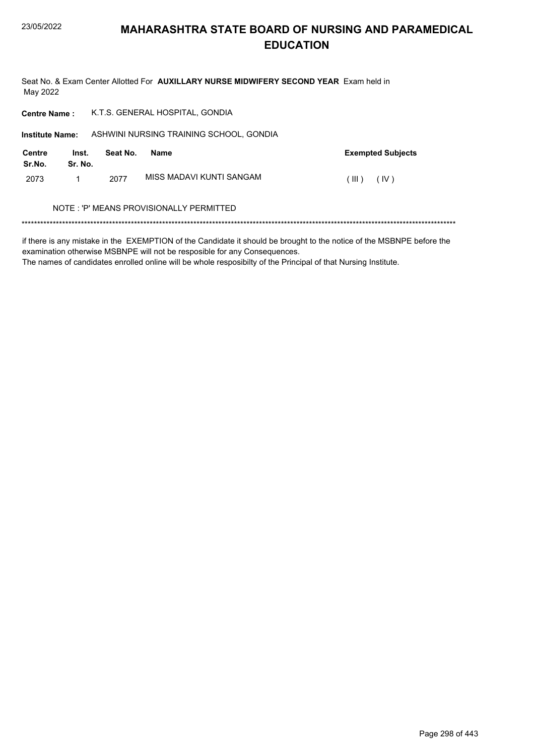# MAHARASHTRA STATE BOARD OF NURSING AND PARAMEDICAL EDUCATION

Seat No. & Exam Center Allotted For **AUXILLARY NURSE MIDWIFERY SECOND YEAR** Exam held in May 2022

**Centre Name :** K.T.S. GENERAL HOSPITAL, GONDIA

**Institute Name:** ASHWINI NURSING TRAINING SCHOOL, GONDIA

| Centre Sr.No. | Inst. Sr. No. | Seat No. | Name | Exempted Subjects |
|---|---|---|---|---|
| 2073 | 1 | 2077 | MISS MADAVI KUNTI SANGAM | ( III ) ( IV ) |

NOTE : 'P' MEANS PROVISIONALLY PERMITTED

*******************************************************************************************************************************************

if there is any mistake in the EXEMPTION of the Candidate it should be brought to the notice of the MSBNPE before the examination otherwise MSBNPE will not be resposible for any Consequences.
The names of candidates enrolled online will be whole resposibilty of the Principal of that Nursing Institute.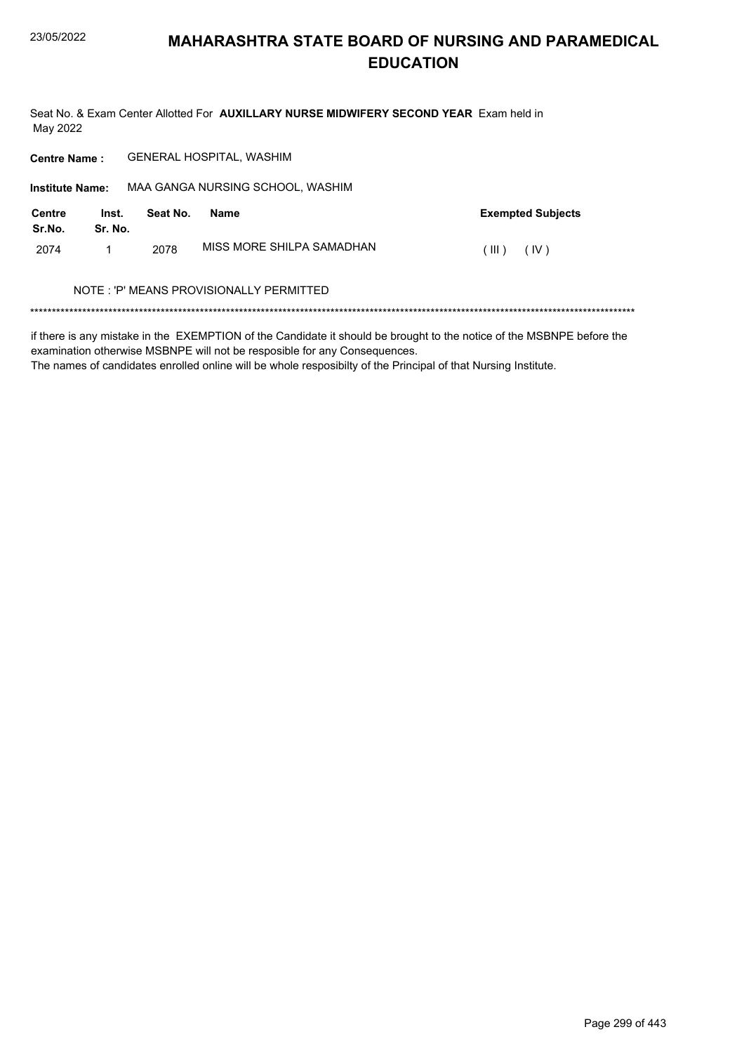# MAHARASHTRA STATE BOARD OF NURSING AND PARAMEDICAL EDUCATION

Seat No. & Exam Center Allotted For **AUXILLARY NURSE MIDWIFERY SECOND YEAR** Exam held in May 2022

**Centre Name :** GENERAL HOSPITAL, WASHIM

**Institute Name:** MAA GANGA NURSING SCHOOL, WASHIM

| Centre Sr.No. | Inst. Sr. No. | Seat No. | Name | Exempted Subjects |
|---|---|---|---|---|
| 2074 | 1 | 2078 | MISS MORE SHILPA SAMADHAN | ( III ) ( IV ) |

NOTE : 'P' MEANS PROVISIONALLY PERMITTED

******************************************************************************************************************************************

if there is any mistake in the EXEMPTION of the Candidate it should be brought to the notice of the MSBNPE before the examination otherwise MSBNPE will not be resposible for any Consequences.
The names of candidates enrolled online will be whole resposibilty of the Principal of that Nursing Institute.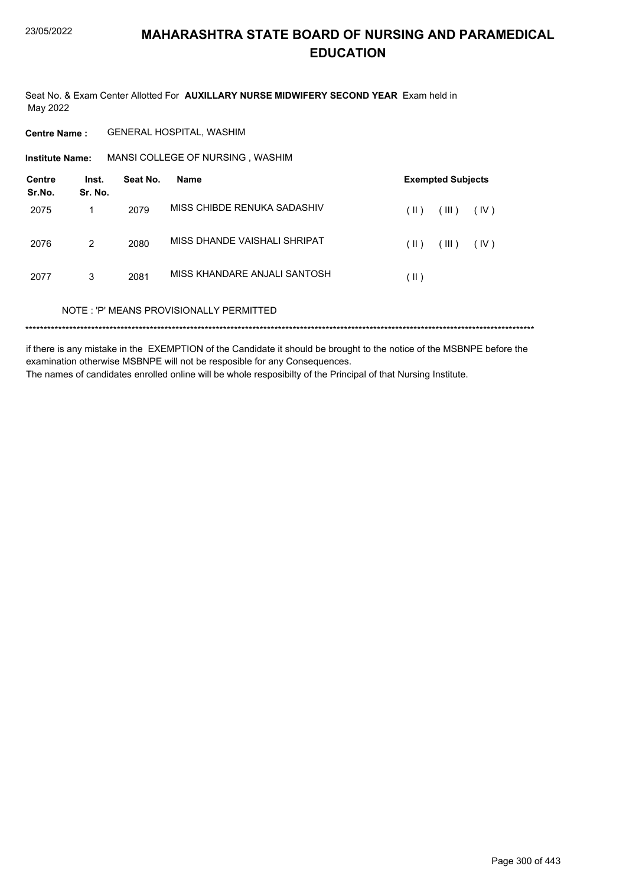# MAHARASHTRA STATE BOARD OF NURSING AND PARAMEDICAL EDUCATION

Seat No. & Exam Center Allotted For **AUXILLARY NURSE MIDWIFERY SECOND YEAR** Exam held in May 2022

**Centre Name :** GENERAL HOSPITAL, WASHIM

**Institute Name:** MANSI COLLEGE OF NURSING , WASHIM

| Centre Sr.No. | Inst. Sr. No. | Seat No. | Name | Exempted Subjects |
|---|---|---|---|---|
| 2075 | 1 | 2079 | MISS CHIBDE RENUKA SADASHIV | ( II ) ( III ) ( IV ) |
| 2076 | 2 | 2080 | MISS DHANDE VAISHALI SHRIPAT | ( II ) ( III ) ( IV ) |
| 2077 | 3 | 2081 | MISS KHANDARE ANJALI SANTOSH | ( II ) |

NOTE : 'P' MEANS PROVISIONALLY PERMITTED

*******************************************************************************************************************************************

if there is any mistake in the EXEMPTION of the Candidate it should be brought to the notice of the MSBNPE before the examination otherwise MSBNPE will not be resposible for any Consequences.
The names of candidates enrolled online will be whole resposibilty of the Principal of that Nursing Institute.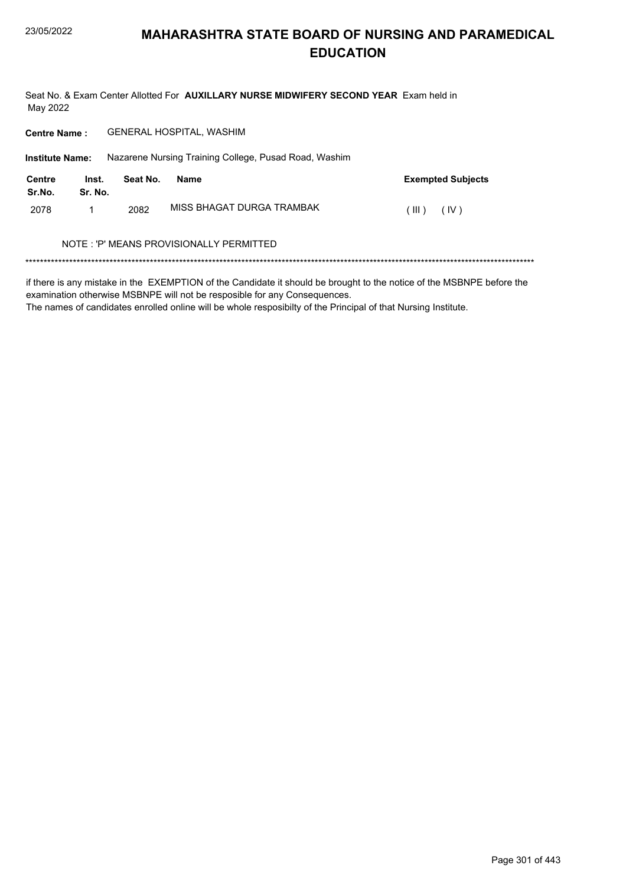# MAHARASHTRA STATE BOARD OF NURSING AND PARAMEDICAL EDUCATION

Seat No. & Exam Center Allotted For **AUXILLARY NURSE MIDWIFERY SECOND YEAR** Exam held in May 2022

**Centre Name :** GENERAL HOSPITAL, WASHIM

**Institute Name:** Nazarene Nursing Training College, Pusad Road, Washim

| Centre Sr.No. | Inst. Sr. No. | Seat No. | Name | Exempted Subjects |
|---|---|---|---|---|
| 2078 | 1 | 2082 | MISS BHAGAT DURGA TRAMBAK | ( III ) ( IV ) |

NOTE : 'P' MEANS PROVISIONALLY PERMITTED

*******************************************************************************************************************************************

if there is any mistake in the EXEMPTION of the Candidate it should be brought to the notice of the MSBNPE before the examination otherwise MSBNPE will not be resposible for any Consequences.
The names of candidates enrolled online will be whole resposibilty of the Principal of that Nursing Institute.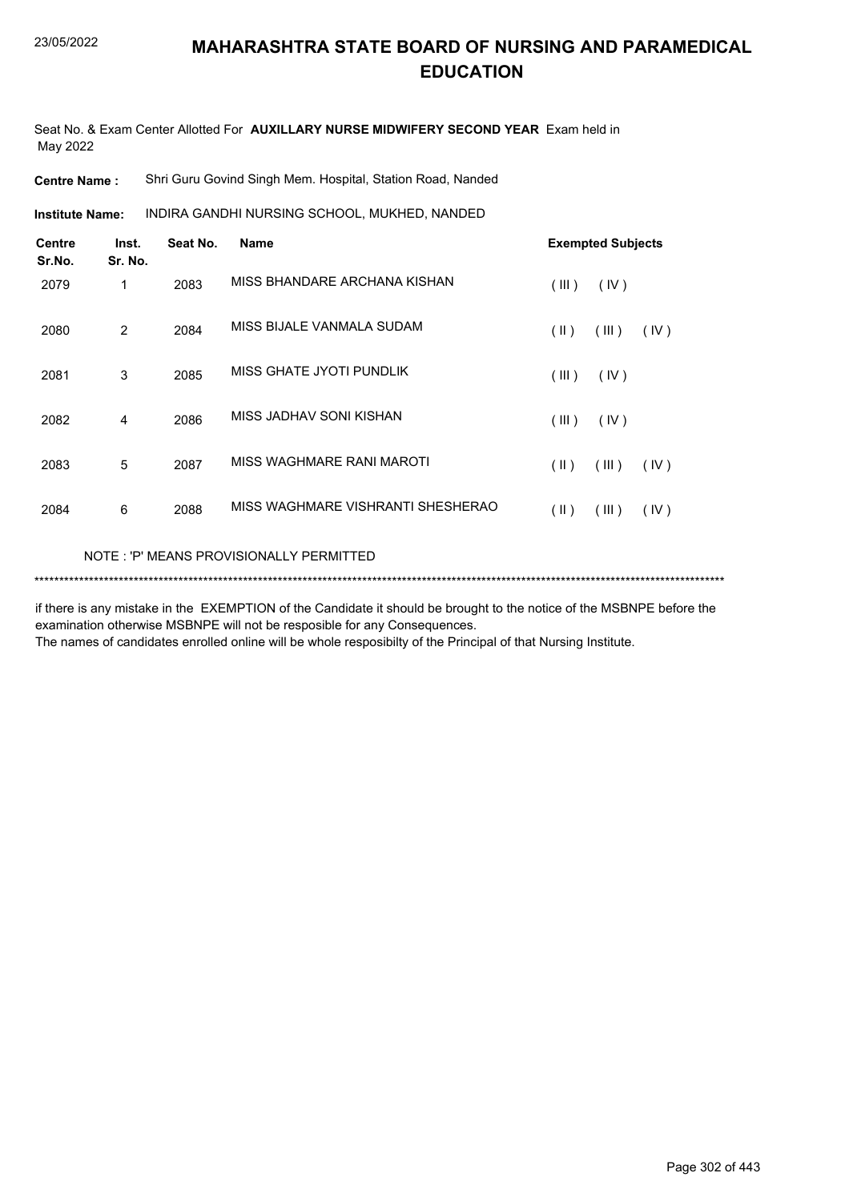# MAHARASHTRA STATE BOARD OF NURSING AND PARAMEDICAL EDUCATION

Seat No. & Exam Center Allotted For **AUXILLARY NURSE MIDWIFERY SECOND YEAR** Exam held in May 2022

**Centre Name :** Shri Guru Govind Singh Mem. Hospital, Station Road, Nanded

**Institute Name:** INDIRA GANDHI NURSING SCHOOL, MUKHED, NANDED

| Centre Sr.No. | Inst. Sr. No. | Seat No. | Name | Exempted Subjects |
|---|---|---|---|---|
| 2079 | 1 | 2083 | MISS BHANDARE ARCHANA KISHAN | ( III ) ( IV ) |
| 2080 | 2 | 2084 | MISS BIJALE VANMALA SUDAM | ( II ) ( III ) ( IV ) |
| 2081 | 3 | 2085 | MISS GHATE JYOTI PUNDLIK | ( III ) ( IV ) |
| 2082 | 4 | 2086 | MISS JADHAV SONI KISHAN | ( III ) ( IV ) |
| 2083 | 5 | 2087 | MISS WAGHMARE RANI MAROTI | ( II ) ( III ) ( IV ) |
| 2084 | 6 | 2088 | MISS WAGHMARE VISHRANTI SHESHERAO | ( II ) ( III ) ( IV ) |

NOTE : 'P' MEANS PROVISIONALLY PERMITTED

******************************************************************************************************************************************

if there is any mistake in the EXEMPTION of the Candidate it should be brought to the notice of the MSBNPE before the examination otherwise MSBNPE will not be resposible for any Consequences.
The names of candidates enrolled online will be whole resposibilty of the Principal of that Nursing Institute.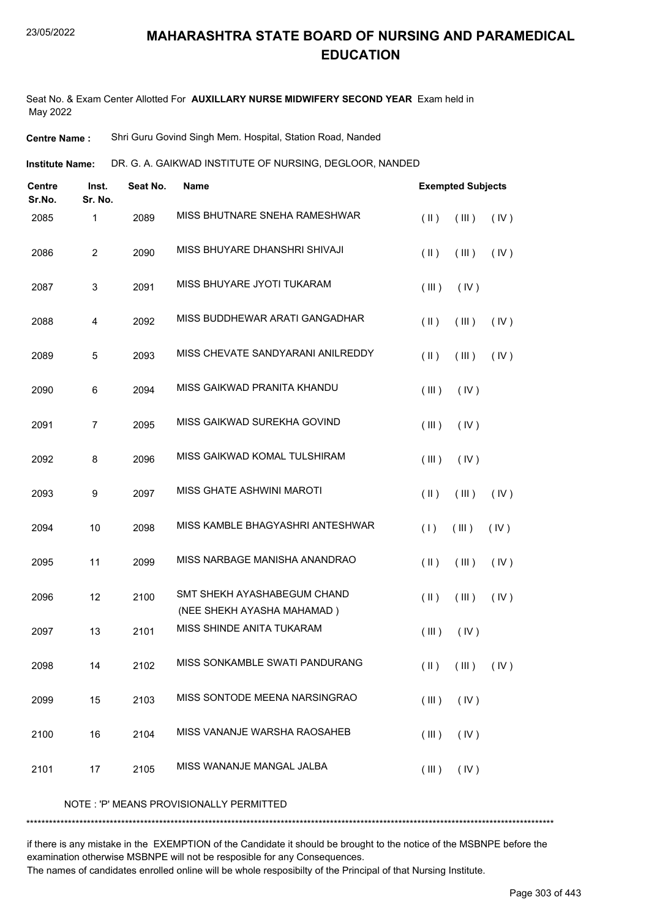# MAHARASHTRA STATE BOARD OF NURSING AND PARAMEDICAL EDUCATION

Seat No. & Exam Center Allotted For **AUXILLARY NURSE MIDWIFERY SECOND YEAR** Exam held in May 2022

**Centre Name :** Shri Guru Govind Singh Mem. Hospital, Station Road, Nanded

**Institute Name:** DR. G. A. GAIKWAD INSTITUTE OF NURSING, DEGLOOR, NANDED

| Centre Sr.No. | Inst. Sr. No. | Seat No. | Name | Exempted Subjects |
|---|---|---|---|---|
| 2085 | 1 | 2089 | MISS BHUTNARE SNEHA RAMESHWAR | ( II ) ( III ) ( IV ) |
| 2086 | 2 | 2090 | MISS BHUYARE DHANSHRI SHIVAJI | ( II ) ( III ) ( IV ) |
| 2087 | 3 | 2091 | MISS BHUYARE JYOTI TUKARAM | ( III ) ( IV ) |
| 2088 | 4 | 2092 | MISS BUDDHEWAR ARATI GANGADHAR | ( II ) ( III ) ( IV ) |
| 2089 | 5 | 2093 | MISS CHEVATE SANDYARANI ANILREDDY | ( II ) ( III ) ( IV ) |
| 2090 | 6 | 2094 | MISS GAIKWAD PRANITA KHANDU | ( III ) ( IV ) |
| 2091 | 7 | 2095 | MISS GAIKWAD SUREKHA GOVIND | ( III ) ( IV ) |
| 2092 | 8 | 2096 | MISS GAIKWAD KOMAL TULSHIRAM | ( III ) ( IV ) |
| 2093 | 9 | 2097 | MISS GHATE ASHWINI MAROTI | ( II ) ( III ) ( IV ) |
| 2094 | 10 | 2098 | MISS KAMBLE BHAGYASHRI ANTESHWAR | ( I ) ( III ) ( IV ) |
| 2095 | 11 | 2099 | MISS NARBAGE MANISHA ANANDRAO | ( II ) ( III ) ( IV ) |
| 2096 | 12 | 2100 | SMT SHEKH AYASHABEGUM CHAND (NEE SHEKH AYASHA MAHAMAD ) | ( II ) ( III ) ( IV ) |
| 2097 | 13 | 2101 | MISS SHINDE ANITA TUKARAM | ( III ) ( IV ) |
| 2098 | 14 | 2102 | MISS SONKAMBLE SWATI PANDURANG | ( II ) ( III ) ( IV ) |
| 2099 | 15 | 2103 | MISS SONTODE MEENA NARSINGRAO | ( III ) ( IV ) |
| 2100 | 16 | 2104 | MISS VANANJE WARSHA RAOSAHEB | ( III ) ( IV ) |
| 2101 | 17 | 2105 | MISS WANANJE MANGAL JALBA | ( III ) ( IV ) |

NOTE : 'P' MEANS PROVISIONALLY PERMITTED

*******************************************************************************************************************************************

if there is any mistake in the EXEMPTION of the Candidate it should be brought to the notice of the MSBNPE before the examination otherwise MSBNPE will not be resposible for any Consequences.
The names of candidates enrolled online will be whole resposibilty of the Principal of that Nursing Institute.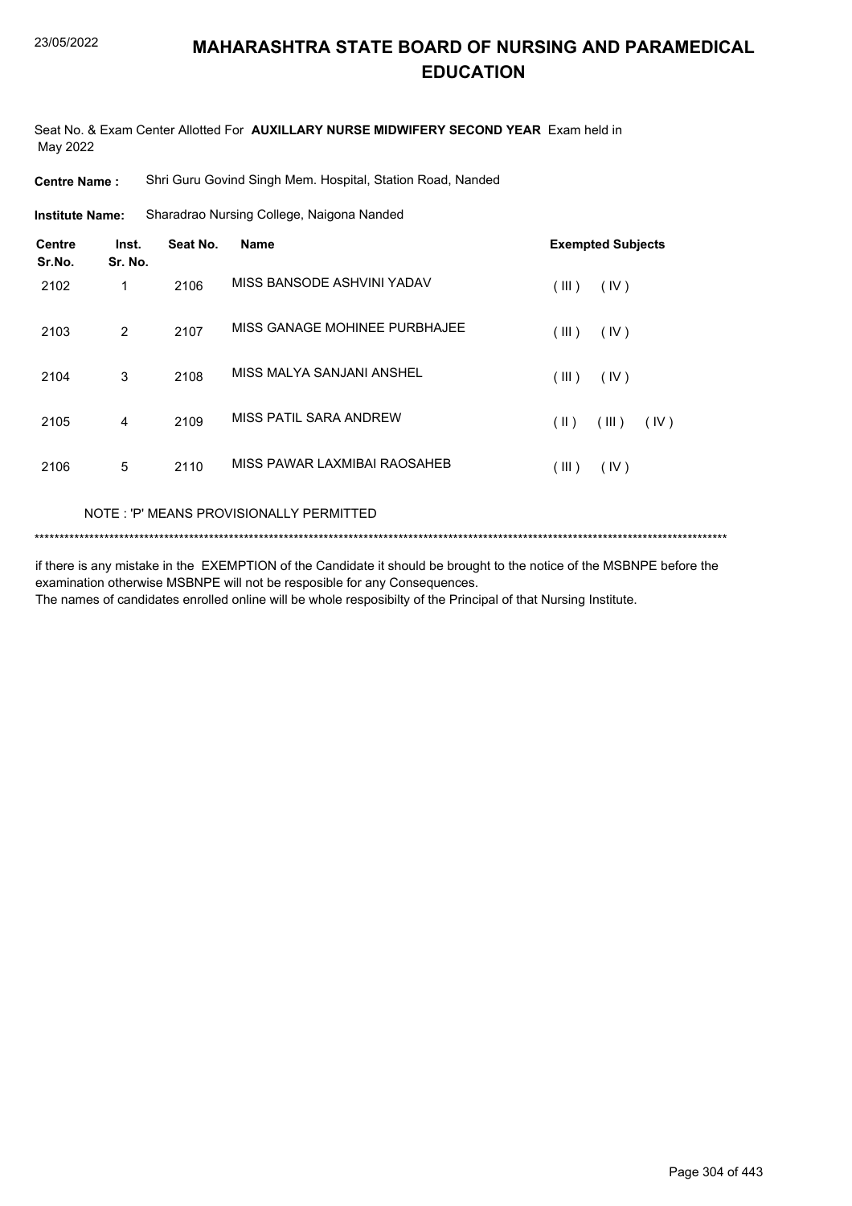# MAHARASHTRA STATE BOARD OF NURSING AND PARAMEDICAL EDUCATION

Seat No. & Exam Center Allotted For **AUXILLARY NURSE MIDWIFERY SECOND YEAR** Exam held in May 2022

**Centre Name :** Shri Guru Govind Singh Mem. Hospital, Station Road, Nanded

**Institute Name:** Sharadrao Nursing College, Naigona Nanded

| Centre Sr.No. | Inst. Sr. No. | Seat No. | Name | Exempted Subjects |
|---|---|---|---|---|
| 2102 | 1 | 2106 | MISS BANSODE ASHVINI YADAV | ( III ) ( IV ) |
| 2103 | 2 | 2107 | MISS GANAGE MOHINEE PURBHAJEE | ( III ) ( IV ) |
| 2104 | 3 | 2108 | MISS MALYA SANJANI ANSHEL | ( III ) ( IV ) |
| 2105 | 4 | 2109 | MISS PATIL SARA ANDREW | ( II ) ( III ) ( IV ) |
| 2106 | 5 | 2110 | MISS PAWAR LAXMIBAI RAOSAHEB | ( III ) ( IV ) |

NOTE : 'P' MEANS PROVISIONALLY PERMITTED

*******************************************************************************************************************************************

if there is any mistake in the EXEMPTION of the Candidate it should be brought to the notice of the MSBNPE before the examination otherwise MSBNPE will not be resposible for any Consequences.
The names of candidates enrolled online will be whole resposibilty of the Principal of that Nursing Institute.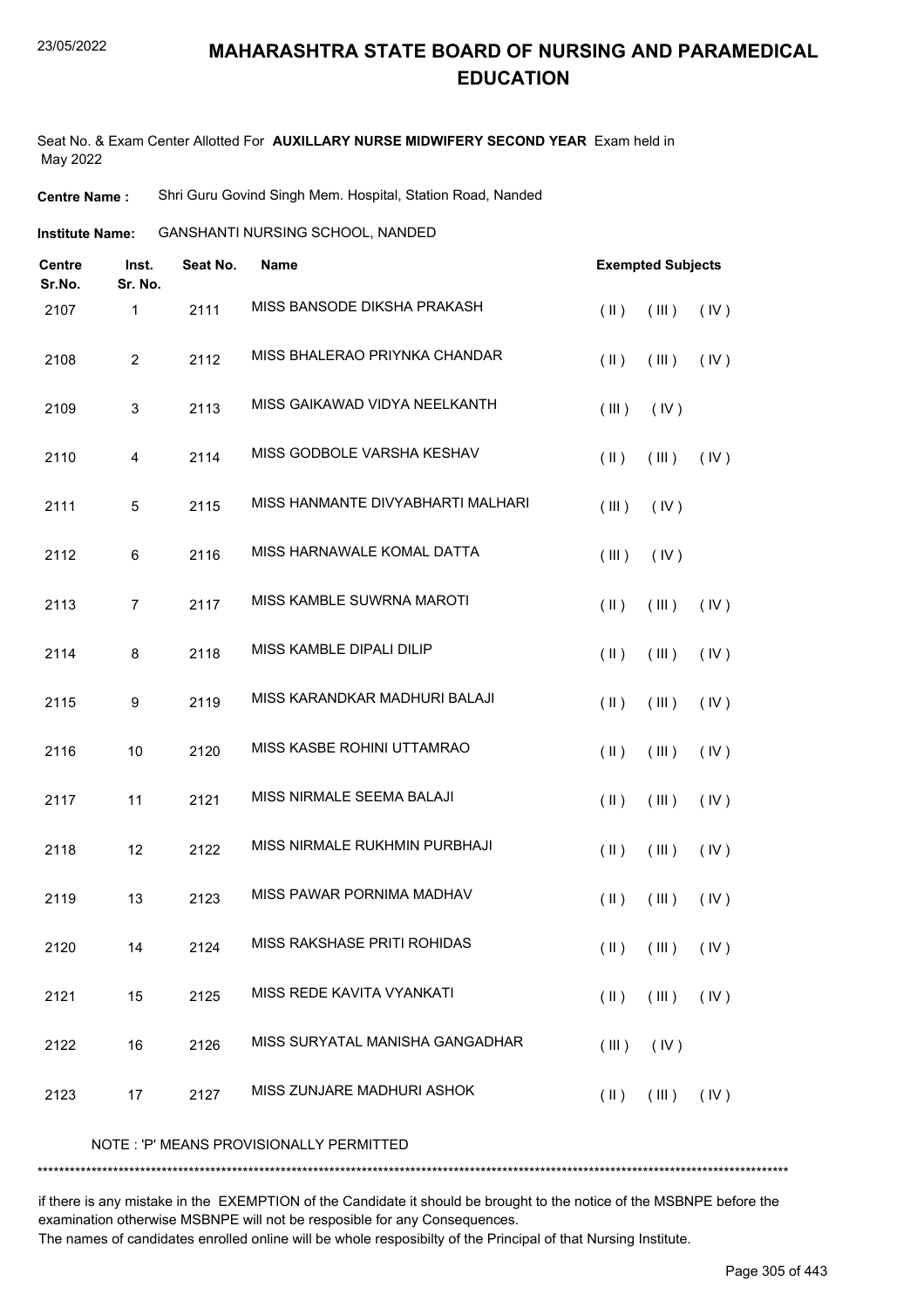# MAHARASHTRA STATE BOARD OF NURSING AND PARAMEDICAL EDUCATION

Seat No. & Exam Center Allotted For **AUXILLARY NURSE MIDWIFERY SECOND YEAR** Exam held in May 2022

**Centre Name :** Shri Guru Govind Singh Mem. Hospital, Station Road, Nanded

**Institute Name:** GANSHANTI NURSING SCHOOL, NANDED

| Centre Sr.No. | Inst. Sr. No. | Seat No. | Name | Exempted Subjects |
|---|---|---|---|---|
| 2107 | 1 | 2111 | MISS BANSODE DIKSHA PRAKASH | ( II ) ( III ) ( IV ) |
| 2108 | 2 | 2112 | MISS BHALERAO PRIYNKA CHANDAR | ( II ) ( III ) ( IV ) |
| 2109 | 3 | 2113 | MISS GAIKAWAD VIDYA NEELKANTH | ( III ) ( IV ) |
| 2110 | 4 | 2114 | MISS GODBOLE VARSHA KESHAV | ( II ) ( III ) ( IV ) |
| 2111 | 5 | 2115 | MISS HANMANTE DIVYABHARTI MALHARI | ( III ) ( IV ) |
| 2112 | 6 | 2116 | MISS HARNAWALE KOMAL DATTA | ( III ) ( IV ) |
| 2113 | 7 | 2117 | MISS KAMBLE SUWRNA MAROTI | ( II ) ( III ) ( IV ) |
| 2114 | 8 | 2118 | MISS KAMBLE DIPALI DILIP | ( II ) ( III ) ( IV ) |
| 2115 | 9 | 2119 | MISS KARANDKAR MADHURI BALAJI | ( II ) ( III ) ( IV ) |
| 2116 | 10 | 2120 | MISS KASBE ROHINI UTTAMRAO | ( II ) ( III ) ( IV ) |
| 2117 | 11 | 2121 | MISS NIRMALE SEEMA BALAJI | ( II ) ( III ) ( IV ) |
| 2118 | 12 | 2122 | MISS NIRMALE RUKHMIN PURBHAJI | ( II ) ( III ) ( IV ) |
| 2119 | 13 | 2123 | MISS PAWAR PORNIMA MADHAV | ( II ) ( III ) ( IV ) |
| 2120 | 14 | 2124 | MISS RAKSHASE PRITI ROHIDAS | ( II ) ( III ) ( IV ) |
| 2121 | 15 | 2125 | MISS REDE KAVITA VYANKATI | ( II ) ( III ) ( IV ) |
| 2122 | 16 | 2126 | MISS SURYATAL MANISHA GANGADHAR | ( III ) ( IV ) |
| 2123 | 17 | 2127 | MISS ZUNJARE MADHURI ASHOK | ( II ) ( III ) ( IV ) |

NOTE : 'P' MEANS PROVISIONALLY PERMITTED

*******************************************************************************************************************************************

if there is any mistake in the EXEMPTION of the Candidate it should be brought to the notice of the MSBNPE before the examination otherwise MSBNPE will not be resposible for any Consequences.

The names of candidates enrolled online will be whole resposibilty of the Principal of that Nursing Institute.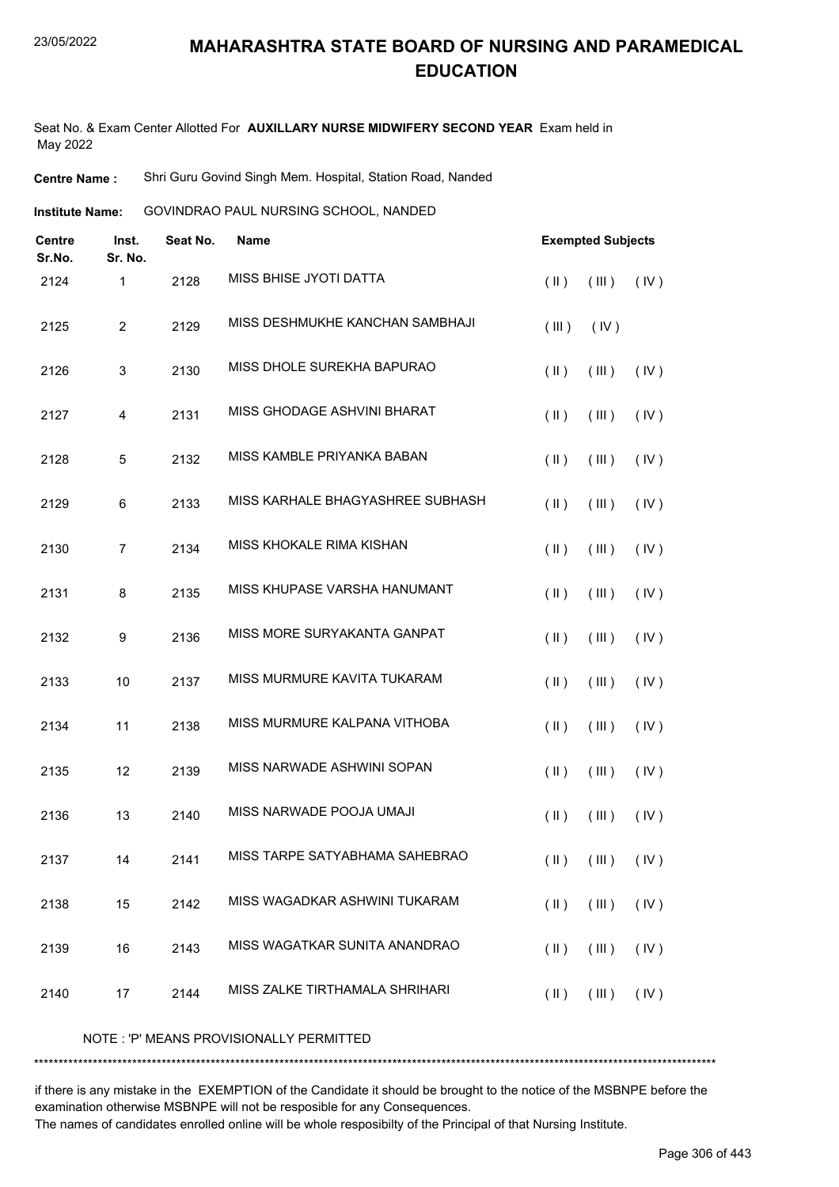# MAHARASHTRA STATE BOARD OF NURSING AND PARAMEDICAL EDUCATION

Seat No. & Exam Center Allotted For **AUXILLARY NURSE MIDWIFERY SECOND YEAR** Exam held in May 2022

**Centre Name :** Shri Guru Govind Singh Mem. Hospital, Station Road, Nanded

**Institute Name:** GOVINDRAO PAUL NURSING SCHOOL, NANDED

| Centre Sr.No. | Inst. Sr. No. | Seat No. | Name | Exempted Subjects | | |
|---|---|---|---|---|---|---|
| 2124 | 1 | 2128 | MISS BHISE JYOTI DATTA | ( II ) | ( III ) | ( IV ) |
| 2125 | 2 | 2129 | MISS DESHMUKHE KANCHAN SAMBHAJI | ( III ) | ( IV ) | |
| 2126 | 3 | 2130 | MISS DHOLE SUREKHA BAPURAO | ( II ) | ( III ) | ( IV ) |
| 2127 | 4 | 2131 | MISS GHODAGE ASHVINI BHARAT | ( II ) | ( III ) | ( IV ) |
| 2128 | 5 | 2132 | MISS KAMBLE PRIYANKA BABAN | ( II ) | ( III ) | ( IV ) |
| 2129 | 6 | 2133 | MISS KARHALE BHAGYASHREE SUBHASH | ( II ) | ( III ) | ( IV ) |
| 2130 | 7 | 2134 | MISS KHOKALE RIMA KISHAN | ( II ) | ( III ) | ( IV ) |
| 2131 | 8 | 2135 | MISS KHUPASE VARSHA HANUMANT | ( II ) | ( III ) | ( IV ) |
| 2132 | 9 | 2136 | MISS MORE SURYAKANTA GANPAT | ( II ) | ( III ) | ( IV ) |
| 2133 | 10 | 2137 | MISS MURMURE KAVITA TUKARAM | ( II ) | ( III ) | ( IV ) |
| 2134 | 11 | 2138 | MISS MURMURE KALPANA VITHOBA | ( II ) | ( III ) | ( IV ) |
| 2135 | 12 | 2139 | MISS NARWADE ASHWINI SOPAN | ( II ) | ( III ) | ( IV ) |
| 2136 | 13 | 2140 | MISS NARWADE POOJA UMAJI | ( II ) | ( III ) | ( IV ) |
| 2137 | 14 | 2141 | MISS TARPE SATYABHAMA SAHEBRAO | ( II ) | ( III ) | ( IV ) |
| 2138 | 15 | 2142 | MISS WAGADKAR ASHWINI TUKARAM | ( II ) | ( III ) | ( IV ) |
| 2139 | 16 | 2143 | MISS WAGATKAR SUNITA ANANDRAO | ( II ) | ( III ) | ( IV ) |
| 2140 | 17 | 2144 | MISS ZALKE TIRTHAMALA SHRIHARI | ( II ) | ( III ) | ( IV ) |

NOTE : 'P' MEANS PROVISIONALLY PERMITTED

*******************************************************************************************************************************************

if there is any mistake in the EXEMPTION of the Candidate it should be brought to the notice of the MSBNPE before the examination otherwise MSBNPE will not be resposible for any Consequences.
The names of candidates enrolled online will be whole resposibilty of the Principal of that Nursing Institute.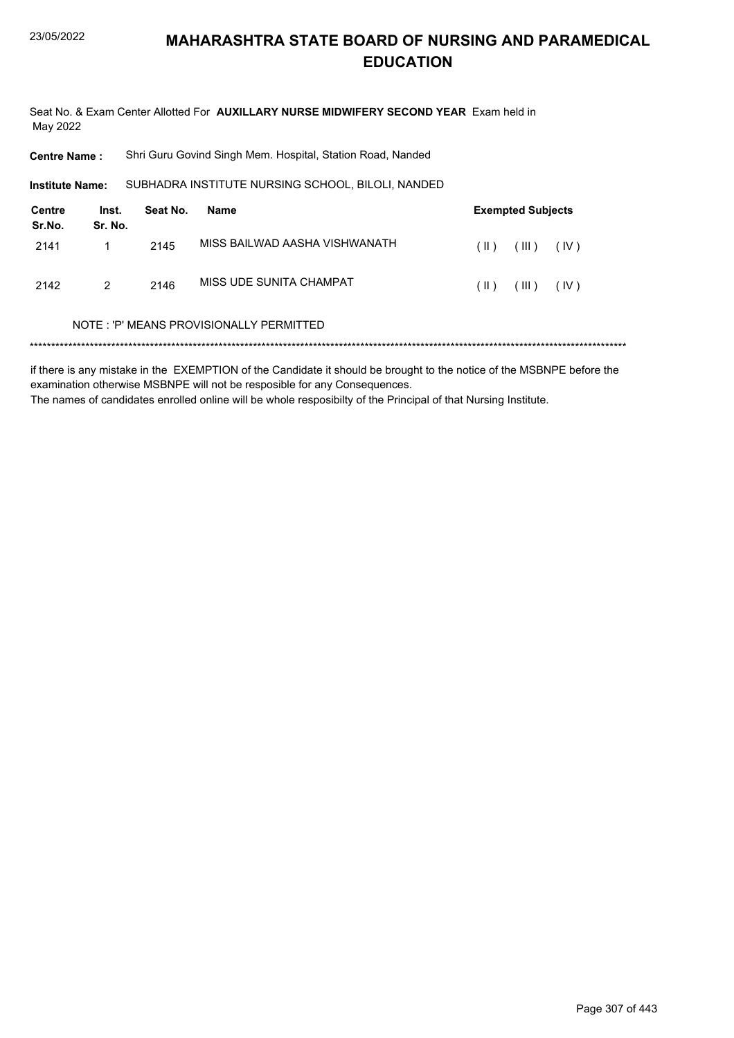# MAHARASHTRA STATE BOARD OF NURSING AND PARAMEDICAL EDUCATION

Seat No. & Exam Center Allotted For **AUXILLARY NURSE MIDWIFERY SECOND YEAR** Exam held in May 2022

**Centre Name :** Shri Guru Govind Singh Mem. Hospital, Station Road, Nanded

**Institute Name:** SUBHADRA INSTITUTE NURSING SCHOOL, BILOLI, NANDED

| Centre Sr.No. | Inst. Sr. No. | Seat No. | Name | Exempted Subjects |
|---|---|---|---|---|
| 2141 | 1 | 2145 | MISS BAILWAD AASHA VISHWANATH | ( II ) ( III ) ( IV ) |
| 2142 | 2 | 2146 | MISS UDE SUNITA CHAMPAT | ( II ) ( III ) ( IV ) |

NOTE : 'P' MEANS PROVISIONALLY PERMITTED

******************************************************************************************************************************************

if there is any mistake in the EXEMPTION of the Candidate it should be brought to the notice of the MSBNPE before the examination otherwise MSBNPE will not be resposible for any Consequences.

The names of candidates enrolled online will be whole resposibilty of the Principal of that Nursing Institute.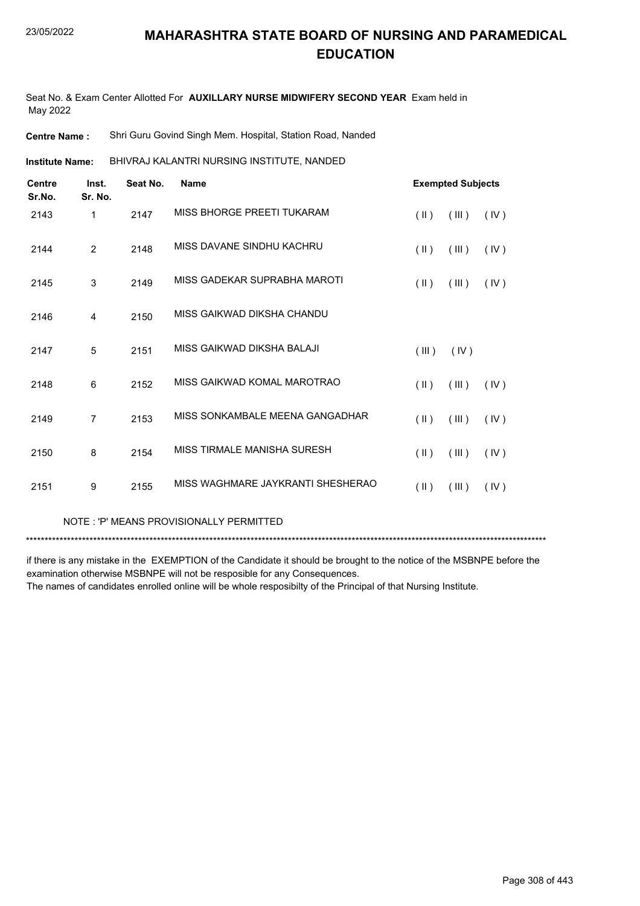# MAHARASHTRA STATE BOARD OF NURSING AND PARAMEDICAL EDUCATION

Seat No. & Exam Center Allotted For **AUXILLARY NURSE MIDWIFERY SECOND YEAR** Exam held in May 2022

**Centre Name :** Shri Guru Govind Singh Mem. Hospital, Station Road, Nanded

**Institute Name:** BHIVRAJ KALANTRI NURSING INSTITUTE, NANDED

| Centre Sr.No. | Inst. Sr. No. | Seat No. | Name | Exempted Subjects | | |
|---|---|---|---|---|---|---|
| 2143 | 1 | 2147 | MISS BHORGE PREETI TUKARAM | ( II ) | ( III ) | ( IV ) |
| 2144 | 2 | 2148 | MISS DAVANE SINDHU KACHRU | ( II ) | ( III ) | ( IV ) |
| 2145 | 3 | 2149 | MISS GADEKAR SUPRABHA MAROTI | ( II ) | ( III ) | ( IV ) |
| 2146 | 4 | 2150 | MISS GAIKWAD DIKSHA CHANDU | | | |
| 2147 | 5 | 2151 | MISS GAIKWAD DIKSHA BALAJI | ( III ) | ( IV ) | |
| 2148 | 6 | 2152 | MISS GAIKWAD KOMAL MAROTRAO | ( II ) | ( III ) | ( IV ) |
| 2149 | 7 | 2153 | MISS SONKAMBALE MEENA GANGADHAR | ( II ) | ( III ) | ( IV ) |
| 2150 | 8 | 2154 | MISS TIRMALE MANISHA SURESH | ( II ) | ( III ) | ( IV ) |
| 2151 | 9 | 2155 | MISS WAGHMARE JAYKRANTI SHESHERAO | ( II ) | ( III ) | ( IV ) |

NOTE : 'P' MEANS PROVISIONALLY PERMITTED

*******************************************************************************************************************************************

if there is any mistake in the EXEMPTION of the Candidate it should be brought to the notice of the MSBNPE before the examination otherwise MSBNPE will not be resposible for any Consequences.
The names of candidates enrolled online will be whole resposibilty of the Principal of that Nursing Institute.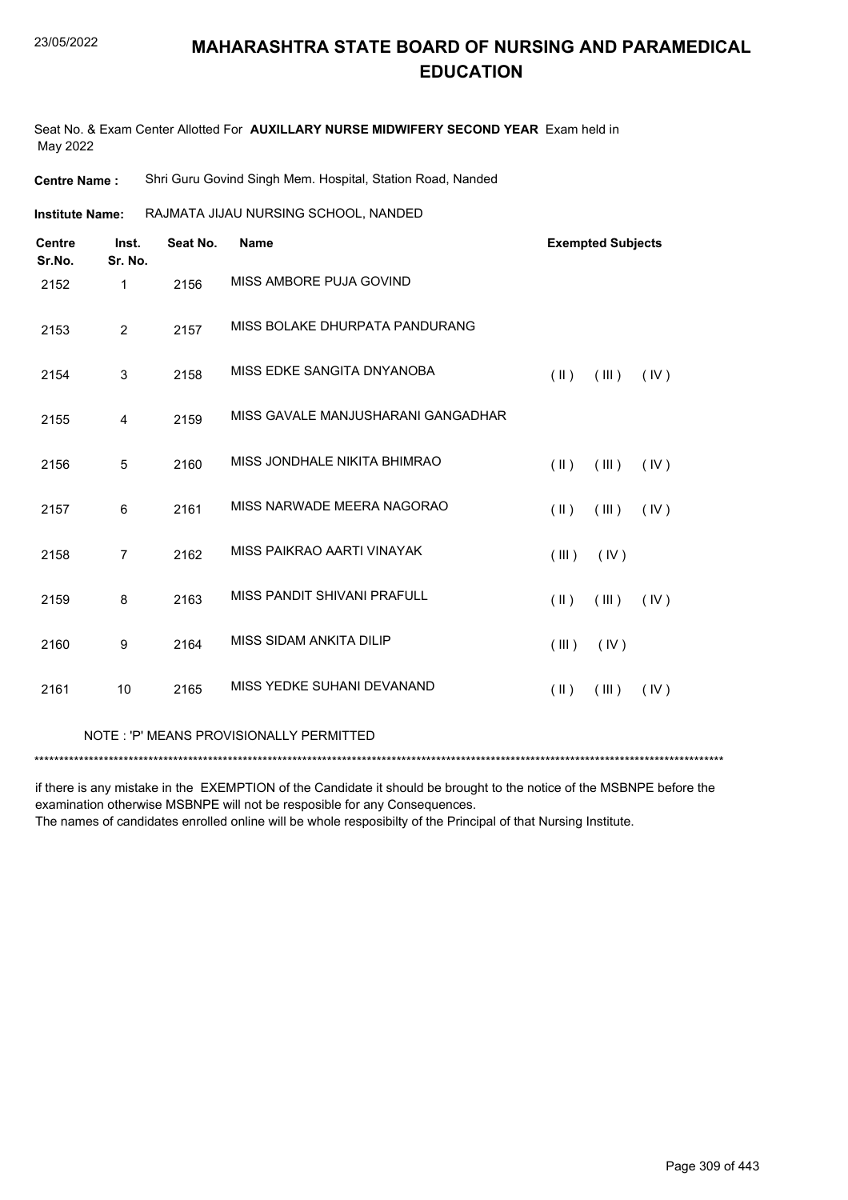# MAHARASHTRA STATE BOARD OF NURSING AND PARAMEDICAL EDUCATION

Seat No. & Exam Center Allotted For **AUXILLARY NURSE MIDWIFERY SECOND YEAR** Exam held in May 2022

**Centre Name :** Shri Guru Govind Singh Mem. Hospital, Station Road, Nanded

**Institute Name:** RAJMATA JIJAU NURSING SCHOOL, NANDED

| Centre Sr.No. | Inst. Sr. No. | Seat No. | Name | Exempted Subjects |
|---|---|---|---|---|
| 2152 | 1 | 2156 | MISS AMBORE PUJA GOVIND | |
| 2153 | 2 | 2157 | MISS BOLAKE DHURPATA PANDURANG | |
| 2154 | 3 | 2158 | MISS EDKE SANGITA DNYANOBA | ( II ) ( III ) ( IV ) |
| 2155 | 4 | 2159 | MISS GAVALE MANJUSHARANI GANGADHAR | |
| 2156 | 5 | 2160 | MISS JONDHALE NIKITA BHIMRAO | ( II ) ( III ) ( IV ) |
| 2157 | 6 | 2161 | MISS NARWADE MEERA NAGORAO | ( II ) ( III ) ( IV ) |
| 2158 | 7 | 2162 | MISS PAIKRAO AARTI VINAYAK | ( III ) ( IV ) |
| 2159 | 8 | 2163 | MISS PANDIT SHIVANI PRAFULL | ( II ) ( III ) ( IV ) |
| 2160 | 9 | 2164 | MISS SIDAM ANKITA DILIP | ( III ) ( IV ) |
| 2161 | 10 | 2165 | MISS YEDKE SUHANI DEVANAND | ( II ) ( III ) ( IV ) |

NOTE : 'P' MEANS PROVISIONALLY PERMITTED

******************************************************************************************************************************************

if there is any mistake in the EXEMPTION of the Candidate it should be brought to the notice of the MSBNPE before the examination otherwise MSBNPE will not be resposible for any Consequences.

The names of candidates enrolled online will be whole resposibilty of the Principal of that Nursing Institute.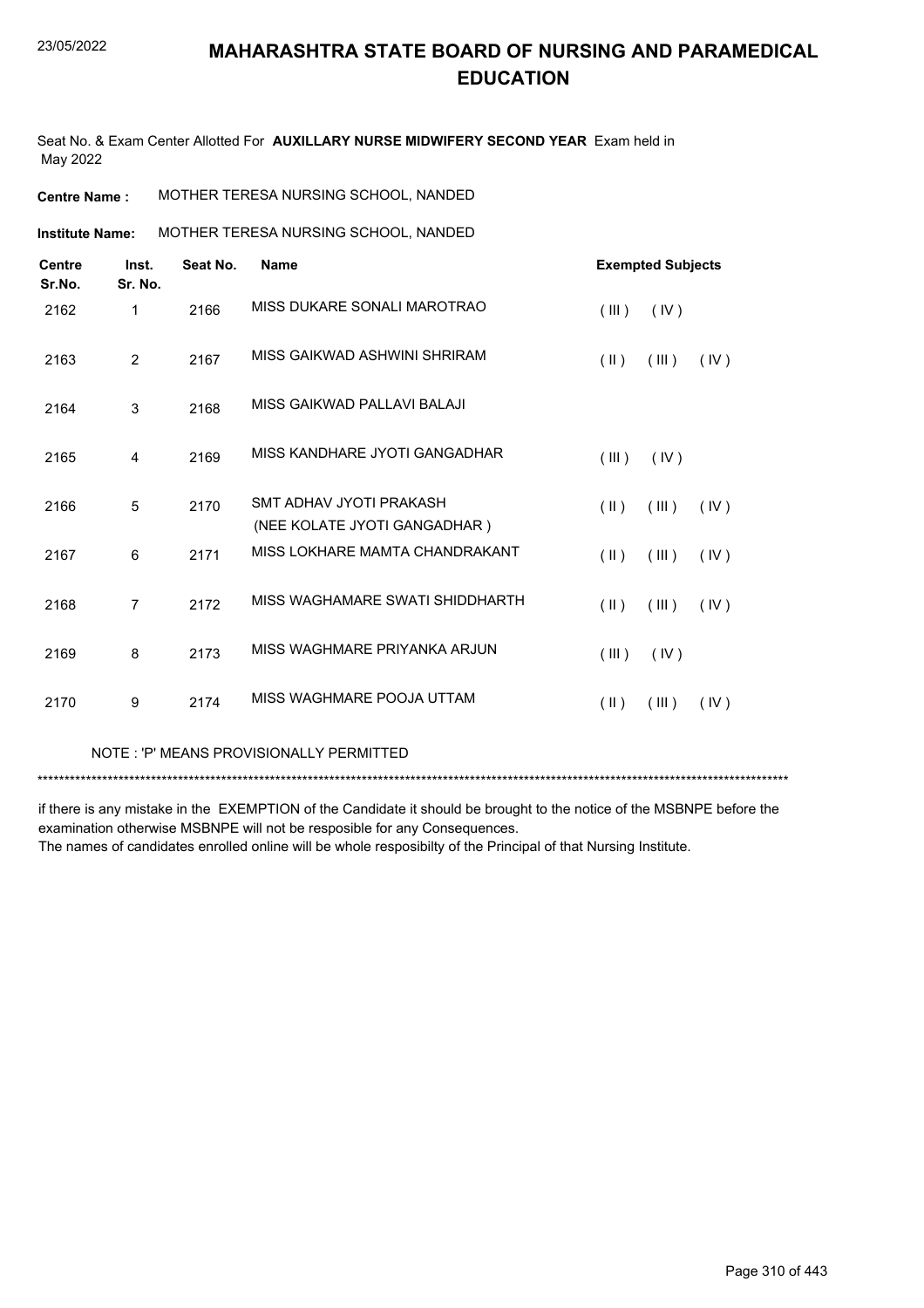# MAHARASHTRA STATE BOARD OF NURSING AND PARAMEDICAL EDUCATION

Seat No. & Exam Center Allotted For **AUXILLARY NURSE MIDWIFERY SECOND YEAR** Exam held in May 2022

**Centre Name :** MOTHER TERESA NURSING SCHOOL, NANDED

**Institute Name:** MOTHER TERESA NURSING SCHOOL, NANDED

| Centre Sr.No. | Inst. Sr. No. | Seat No. | Name | Exempted Subjects |
|---|---|---|---|---|
| 2162 | 1 | 2166 | MISS DUKARE SONALI MAROTRAO | ( III ) ( IV ) |
| 2163 | 2 | 2167 | MISS GAIKWAD ASHWINI SHRIRAM | ( II ) ( III ) ( IV ) |
| 2164 | 3 | 2168 | MISS GAIKWAD PALLAVI BALAJI | |
| 2165 | 4 | 2169 | MISS KANDHARE JYOTI GANGADHAR | ( III ) ( IV ) |
| 2166 | 5 | 2170 | SMT ADHAV JYOTI PRAKASH (NEE KOLATE JYOTI GANGADHAR ) | ( II ) ( III ) ( IV ) |
| 2167 | 6 | 2171 | MISS LOKHARE MAMTA CHANDRAKANT | ( II ) ( III ) ( IV ) |
| 2168 | 7 | 2172 | MISS WAGHAMARE SWATI SHIDDHARTH | ( II ) ( III ) ( IV ) |
| 2169 | 8 | 2173 | MISS WAGHMARE PRIYANKA ARJUN | ( III ) ( IV ) |
| 2170 | 9 | 2174 | MISS WAGHMARE POOJA UTTAM | ( II ) ( III ) ( IV ) |

NOTE : 'P' MEANS PROVISIONALLY PERMITTED

*******************************************************************************************************************************************

if there is any mistake in the EXEMPTION of the Candidate it should be brought to the notice of the MSBNPE before the examination otherwise MSBNPE will not be resposible for any Consequences.
The names of candidates enrolled online will be whole resposibilty of the Principal of that Nursing Institute.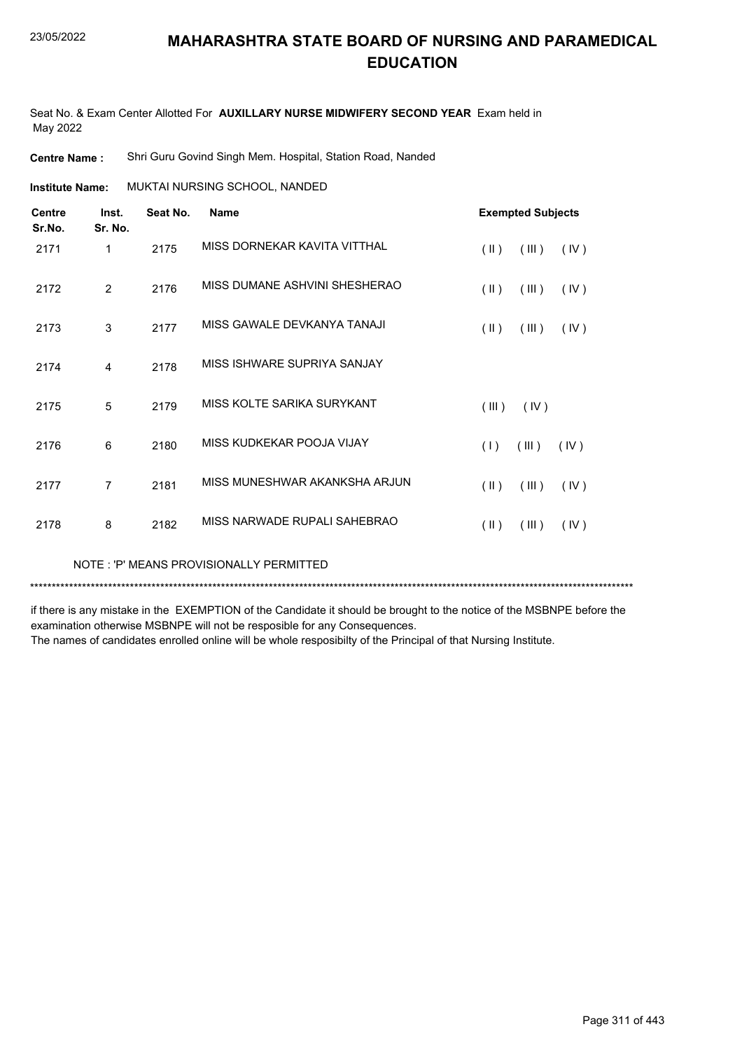# MAHARASHTRA STATE BOARD OF NURSING AND PARAMEDICAL EDUCATION

23/05/2022

Seat No. & Exam Center Allotted For **AUXILLARY NURSE MIDWIFERY SECOND YEAR** Exam held in May 2022

**Centre Name :** Shri Guru Govind Singh Mem. Hospital, Station Road, Nanded

**Institute Name:** MUKTAI NURSING SCHOOL, NANDED

| Centre Sr.No. | Inst. Sr. No. | Seat No. | Name | Exempted Subjects |
|---|---|---|---|---|
| 2171 | 1 | 2175 | MISS DORNEKAR KAVITA VITTHAL | ( II ) ( III ) ( IV ) |
| 2172 | 2 | 2176 | MISS DUMANE ASHVINI SHESHERAO | ( II ) ( III ) ( IV ) |
| 2173 | 3 | 2177 | MISS GAWALE DEVKANYA TANAJI | ( II ) ( III ) ( IV ) |
| 2174 | 4 | 2178 | MISS ISHWARE SUPRIYA SANJAY | |
| 2175 | 5 | 2179 | MISS KOLTE SARIKA SURYKANT | ( III ) ( IV ) |
| 2176 | 6 | 2180 | MISS KUDKEKAR POOJA VIJAY | ( I ) ( III ) ( IV ) |
| 2177 | 7 | 2181 | MISS MUNESHWAR AKANKSHA ARJUN | ( II ) ( III ) ( IV ) |
| 2178 | 8 | 2182 | MISS NARWADE RUPALI SAHEBRAO | ( II ) ( III ) ( IV ) |

NOTE : 'P' MEANS PROVISIONALLY PERMITTED

*******************************************************************************************************************************************

if there is any mistake in the EXEMPTION of the Candidate it should be brought to the notice of the MSBNPE before the examination otherwise MSBNPE will not be resposible for any Consequences.

The names of candidates enrolled online will be whole resposibilty of the Principal of that Nursing Institute.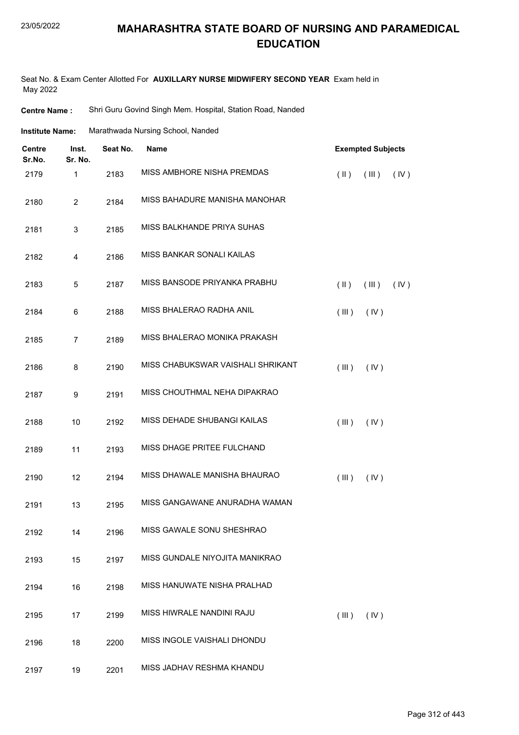# MAHARASHTRA STATE BOARD OF NURSING AND PARAMEDICAL EDUCATION

Seat No. & Exam Center Allotted For **AUXILLARY NURSE MIDWIFERY SECOND YEAR** Exam held in May 2022

**Centre Name :** Shri Guru Govind Singh Mem. Hospital, Station Road, Nanded

**Institute Name:** Marathwada Nursing School, Nanded

| Centre Sr.No. | Inst. Sr. No. | Seat No. | Name | Exempted Subjects |
|---|---|---|---|---|
| 2179 | 1 | 2183 | MISS AMBHORE NISHA PREMDAS | ( II ) ( III ) ( IV ) |
| 2180 | 2 | 2184 | MISS BAHADURE MANISHA MANOHAR | |
| 2181 | 3 | 2185 | MISS BALKHANDE PRIYA SUHAS | |
| 2182 | 4 | 2186 | MISS BANKAR SONALI KAILAS | |
| 2183 | 5 | 2187 | MISS BANSODE PRIYANKA PRABHU | ( II ) ( III ) ( IV ) |
| 2184 | 6 | 2188 | MISS BHALERAO RADHA ANIL | ( III ) ( IV ) |
| 2185 | 7 | 2189 | MISS BHALERAO MONIKA PRAKASH | |
| 2186 | 8 | 2190 | MISS CHABUKSWAR VAISHALI SHRIKANT | ( III ) ( IV ) |
| 2187 | 9 | 2191 | MISS CHOUTHMAL NEHA DIPAKRAO | |
| 2188 | 10 | 2192 | MISS DEHADE SHUBANGI KAILAS | ( III ) ( IV ) |
| 2189 | 11 | 2193 | MISS DHAGE PRITEE FULCHAND | |
| 2190 | 12 | 2194 | MISS DHAWALE MANISHA BHAURAO | ( III ) ( IV ) |
| 2191 | 13 | 2195 | MISS GANGAWANE ANURADHA WAMAN | |
| 2192 | 14 | 2196 | MISS GAWALE SONU SHESHRAO | |
| 2193 | 15 | 2197 | MISS GUNDALE NIYOJITA MANIKRAO | |
| 2194 | 16 | 2198 | MISS HANUWATE NISHA PRALHAD | |
| 2195 | 17 | 2199 | MISS HIWRALE NANDINI RAJU | ( III ) ( IV ) |
| 2196 | 18 | 2200 | MISS INGOLE VAISHALI DHONDU | |
| 2197 | 19 | 2201 | MISS JADHAV RESHMA KHANDU | |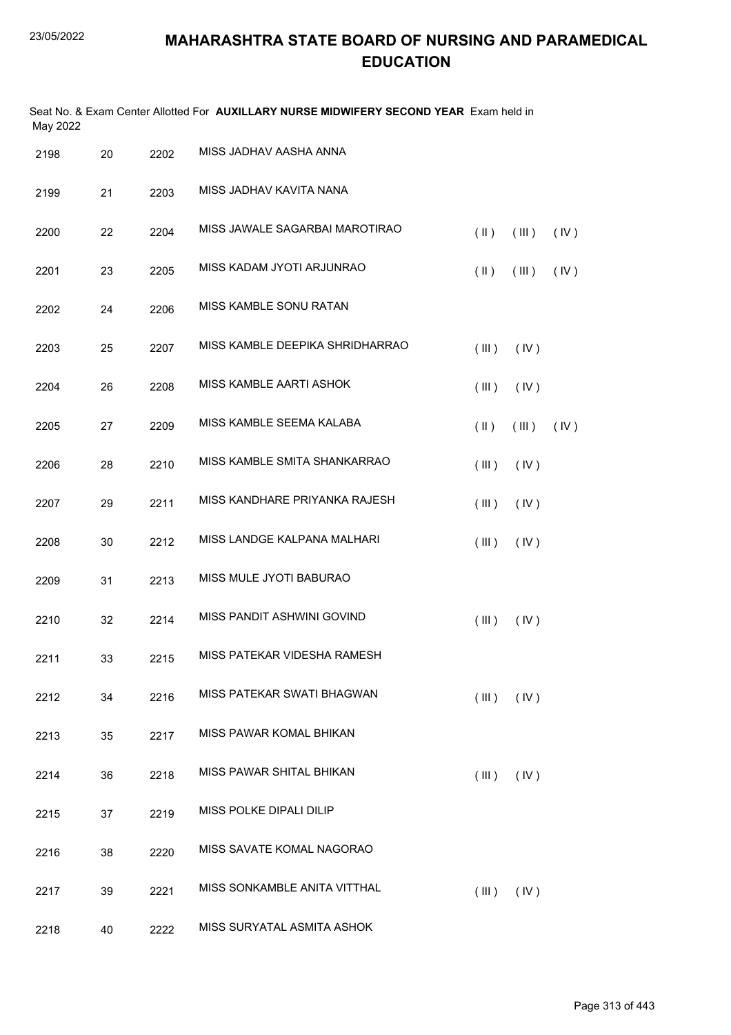# MAHARASHTRA STATE BOARD OF NURSING AND PARAMEDICAL EDUCATION

Seat No. & Exam Center Allotted For **AUXILLARY NURSE MIDWIFERY SECOND YEAR** Exam held in May 2022

| | | | | | | |
|---|---|---|---|---|---|---|
| 2198 | 20 | 2202 | MISS JADHAV AASHA ANNA | | | |
| 2199 | 21 | 2203 | MISS JADHAV KAVITA NANA | | | |
| 2200 | 22 | 2204 | MISS JAWALE SAGARBAI MAROTIRAO | ( II ) | ( III ) | ( IV ) |
| 2201 | 23 | 2205 | MISS KADAM JYOTI ARJUNRAO | ( II ) | ( III ) | ( IV ) |
| 2202 | 24 | 2206 | MISS KAMBLE SONU RATAN | | | |
| 2203 | 25 | 2207 | MISS KAMBLE DEEPIKA SHRIDHARRAO | ( III ) | ( IV ) | |
| 2204 | 26 | 2208 | MISS KAMBLE AARTI ASHOK | ( III ) | ( IV ) | |
| 2205 | 27 | 2209 | MISS KAMBLE SEEMA KALABA | ( II ) | ( III ) | ( IV ) |
| 2206 | 28 | 2210 | MISS KAMBLE SMITA SHANKARRAO | ( III ) | ( IV ) | |
| 2207 | 29 | 2211 | MISS KANDHARE PRIYANKA RAJESH | ( III ) | ( IV ) | |
| 2208 | 30 | 2212 | MISS LANDGE KALPANA MALHARI | ( III ) | ( IV ) | |
| 2209 | 31 | 2213 | MISS MULE JYOTI BABURAO | | | |
| 2210 | 32 | 2214 | MISS PANDIT ASHWINI GOVIND | ( III ) | ( IV ) | |
| 2211 | 33 | 2215 | MISS PATEKAR VIDESHA RAMESH | | | |
| 2212 | 34 | 2216 | MISS PATEKAR SWATI BHAGWAN | ( III ) | ( IV ) | |
| 2213 | 35 | 2217 | MISS PAWAR KOMAL BHIKAN | | | |
| 2214 | 36 | 2218 | MISS PAWAR SHITAL BHIKAN | ( III ) | ( IV ) | |
| 2215 | 37 | 2219 | MISS POLKE DIPALI DILIP | | | |
| 2216 | 38 | 2220 | MISS SAVATE KOMAL NAGORAO | | | |
| 2217 | 39 | 2221 | MISS SONKAMBLE ANITA VITTHAL | ( III ) | ( IV ) | |
| 2218 | 40 | 2222 | MISS SURYATAL ASMITA ASHOK | | | |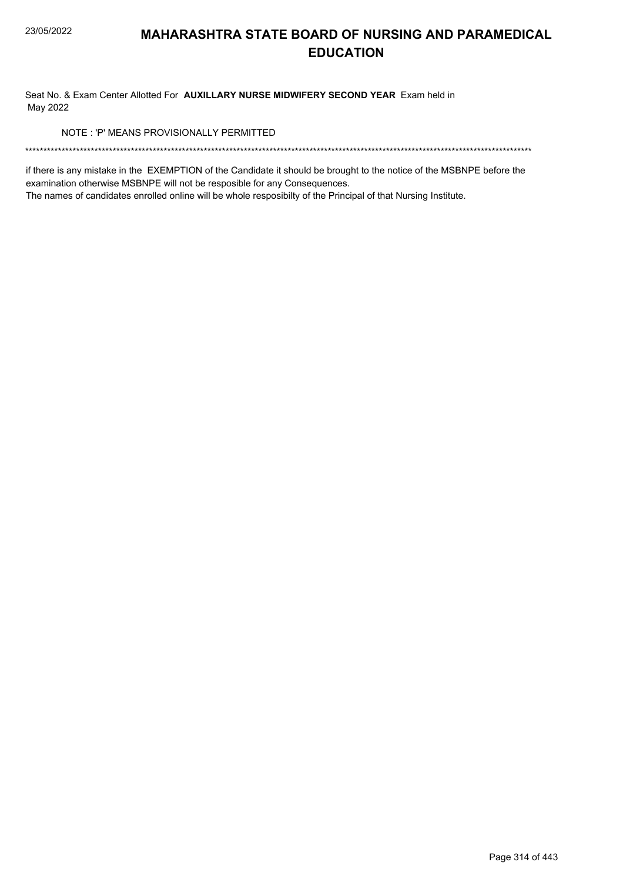# MAHARASHTRA STATE BOARD OF NURSING AND PARAMEDICAL EDUCATION

Seat No. & Exam Center Allotted For **AUXILLARY NURSE MIDWIFERY SECOND YEAR** Exam held in May 2022

NOTE : 'P' MEANS PROVISIONALLY PERMITTED

*******************************************************************************************************************************************

if there is any mistake in the EXEMPTION of the Candidate it should be brought to the notice of the MSBNPE before the examination otherwise MSBNPE will not be resposible for any Consequences.

The names of candidates enrolled online will be whole resposibilty of the Principal of that Nursing Institute.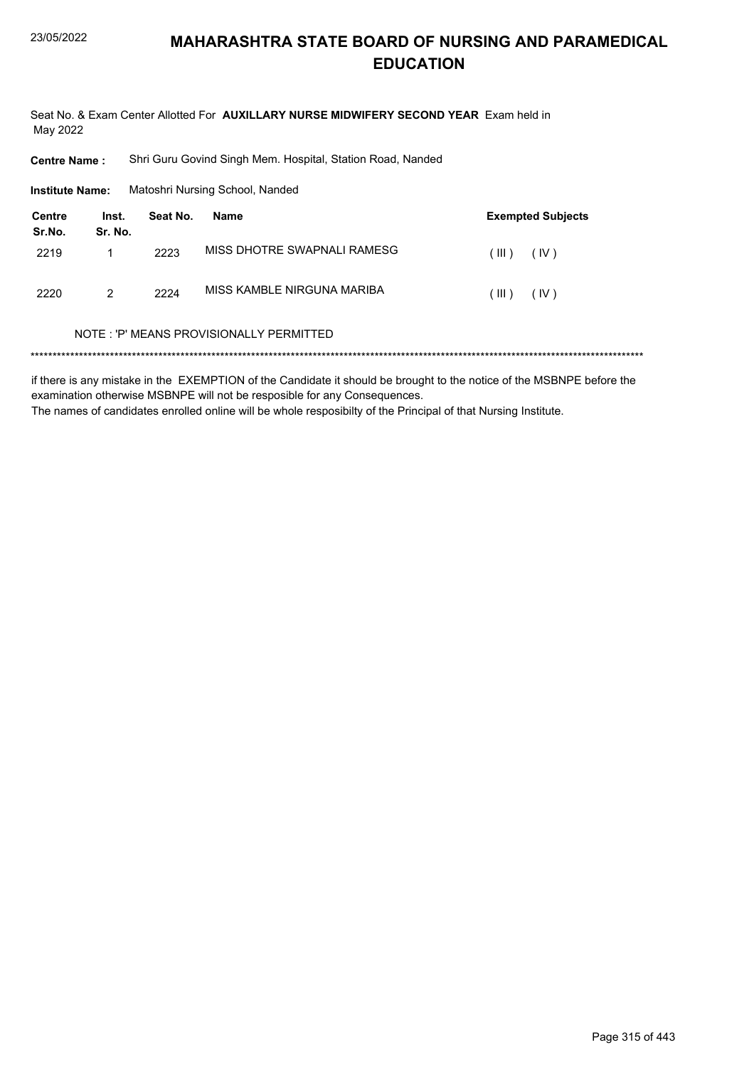# MAHARASHTRA STATE BOARD OF NURSING AND PARAMEDICAL EDUCATION

Seat No. & Exam Center Allotted For **AUXILLARY NURSE MIDWIFERY SECOND YEAR** Exam held in May 2022

**Centre Name :** Shri Guru Govind Singh Mem. Hospital, Station Road, Nanded

**Institute Name:** Matoshri Nursing School, Nanded

| Centre Sr.No. | Inst. Sr. No. | Seat No. | Name | Exempted Subjects |
|---|---|---|---|---|
| 2219 | 1 | 2223 | MISS DHOTRE SWAPNALI RAMESG | ( III ) ( IV ) |
| 2220 | 2 | 2224 | MISS KAMBLE NIRGUNA MARIBA | ( III ) ( IV ) |

NOTE : 'P' MEANS PROVISIONALLY PERMITTED

******************************************************************************************************************************************

if there is any mistake in the EXEMPTION of the Candidate it should be brought to the notice of the MSBNPE before the examination otherwise MSBNPE will not be resposible for any Consequences.

The names of candidates enrolled online will be whole resposibilty of the Principal of that Nursing Institute.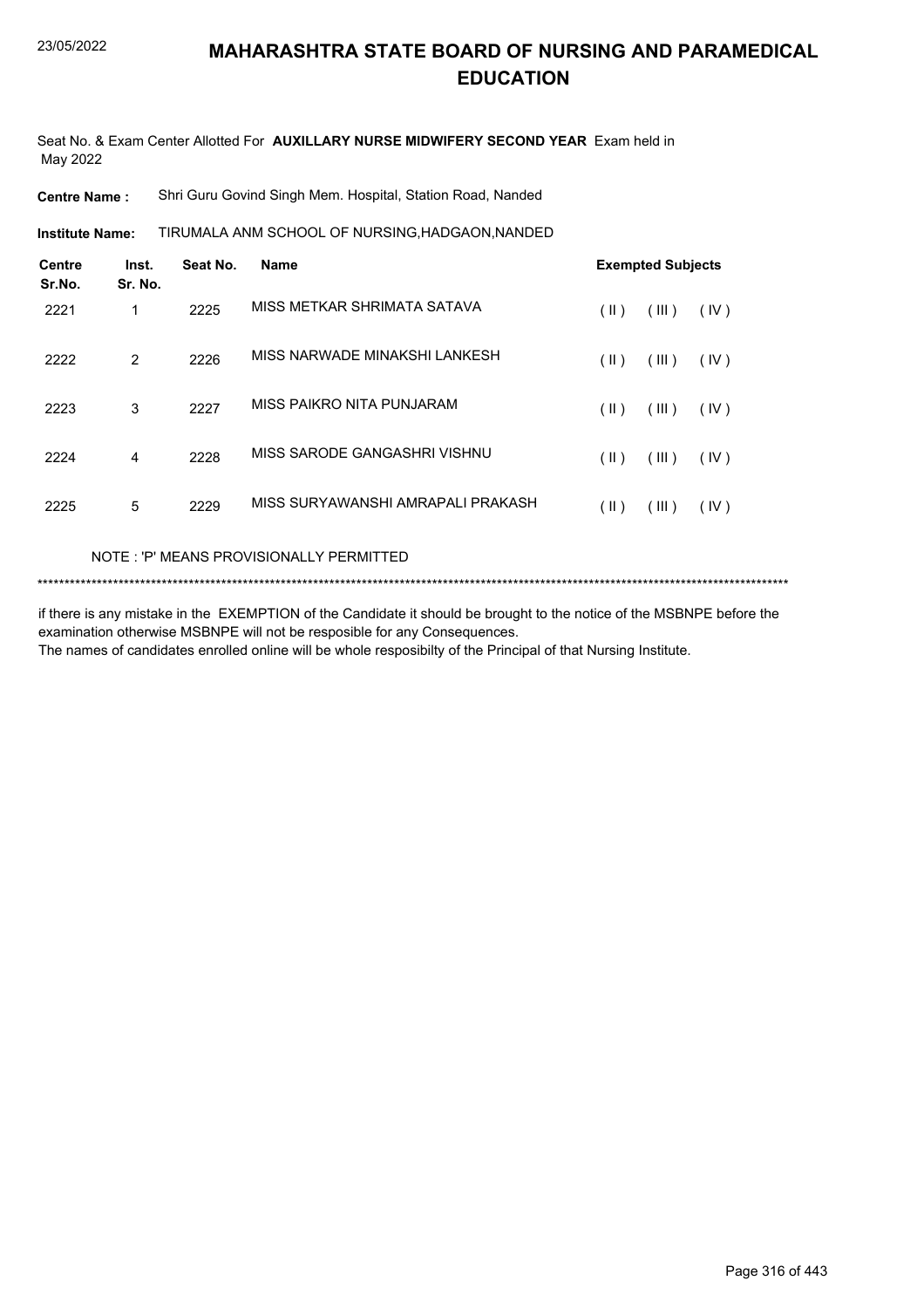# MAHARASHTRA STATE BOARD OF NURSING AND PARAMEDICAL EDUCATION

Seat No. & Exam Center Allotted For **AUXILLARY NURSE MIDWIFERY SECOND YEAR** Exam held in May 2022

**Centre Name :** Shri Guru Govind Singh Mem. Hospital, Station Road, Nanded

**Institute Name:** TIRUMALA ANM SCHOOL OF NURSING,HADGAON,NANDED

| Centre Sr.No. | Inst. Sr. No. | Seat No. | Name | Exempted Subjects | | |
|---|---|---|---|---|---|---|
| 2221 | 1 | 2225 | MISS METKAR SHRIMATA SATAVA | ( II ) | ( III ) | ( IV ) |
| 2222 | 2 | 2226 | MISS NARWADE MINAKSHI LANKESH | ( II ) | ( III ) | ( IV ) |
| 2223 | 3 | 2227 | MISS PAIKRO NITA PUNJARAM | ( II ) | ( III ) | ( IV ) |
| 2224 | 4 | 2228 | MISS SARODE GANGASHRI VISHNU | ( II ) | ( III ) | ( IV ) |
| 2225 | 5 | 2229 | MISS SURYAWANSHI AMRAPALI PRAKASH | ( II ) | ( III ) | ( IV ) |

NOTE : 'P' MEANS PROVISIONALLY PERMITTED

******************************************************************************************************************************************

if there is any mistake in the EXEMPTION of the Candidate it should be brought to the notice of the MSBNPE before the examination otherwise MSBNPE will not be resposible for any Consequences.
The names of candidates enrolled online will be whole resposibilty of the Principal of that Nursing Institute.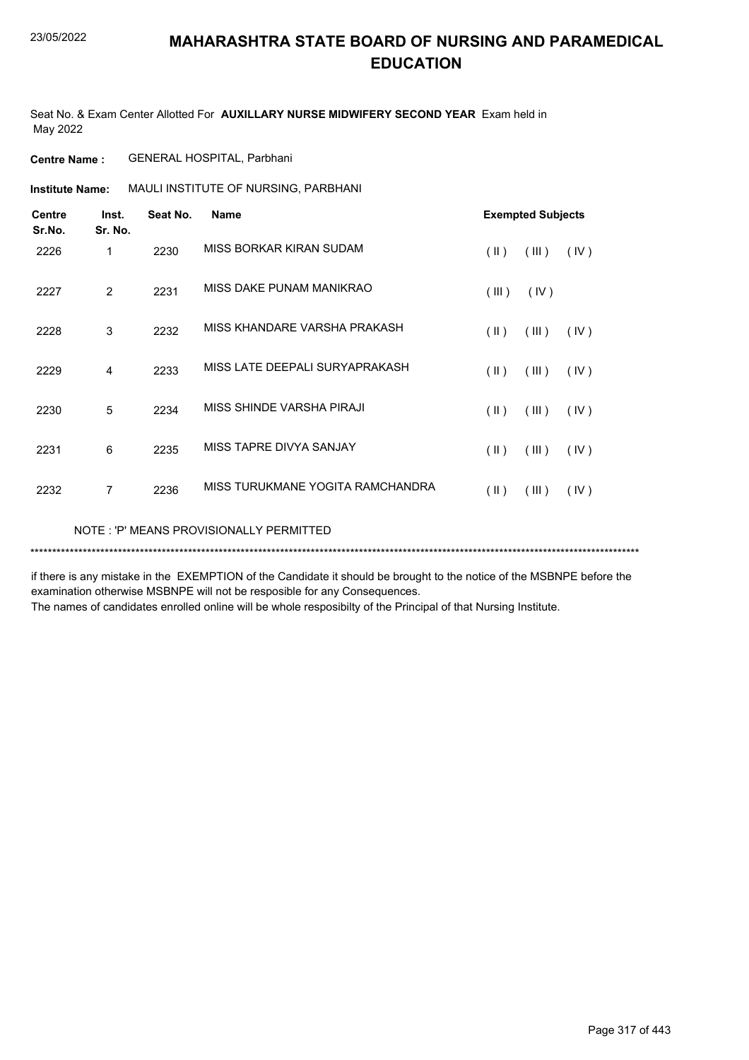# MAHARASHTRA STATE BOARD OF NURSING AND PARAMEDICAL EDUCATION

Seat No. & Exam Center Allotted For **AUXILLARY NURSE MIDWIFERY SECOND YEAR** Exam held in May 2022

**Centre Name :** GENERAL HOSPITAL, Parbhani

**Institute Name:** MAULI INSTITUTE OF NURSING, PARBHANI

| Centre Sr.No. | Inst. Sr. No. | Seat No. | Name | Exempted Subjects |
|---|---|---|---|---|
| 2226 | 1 | 2230 | MISS BORKAR KIRAN SUDAM | ( II ) ( III ) ( IV ) |
| 2227 | 2 | 2231 | MISS DAKE PUNAM MANIKRAO | ( III ) ( IV ) |
| 2228 | 3 | 2232 | MISS KHANDARE VARSHA PRAKASH | ( II ) ( III ) ( IV ) |
| 2229 | 4 | 2233 | MISS LATE DEEPALI SURYAPRAKASH | ( II ) ( III ) ( IV ) |
| 2230 | 5 | 2234 | MISS SHINDE VARSHA PIRAJI | ( II ) ( III ) ( IV ) |
| 2231 | 6 | 2235 | MISS TAPRE DIVYA SANJAY | ( II ) ( III ) ( IV ) |
| 2232 | 7 | 2236 | MISS TURUKMANE YOGITA RAMCHANDRA | ( II ) ( III ) ( IV ) |

NOTE : 'P' MEANS PROVISIONALLY PERMITTED

*******************************************************************************************************************************************

if there is any mistake in the EXEMPTION of the Candidate it should be brought to the notice of the MSBNPE before the examination otherwise MSBNPE will not be resposible for any Consequences.
The names of candidates enrolled online will be whole resposibilty of the Principal of that Nursing Institute.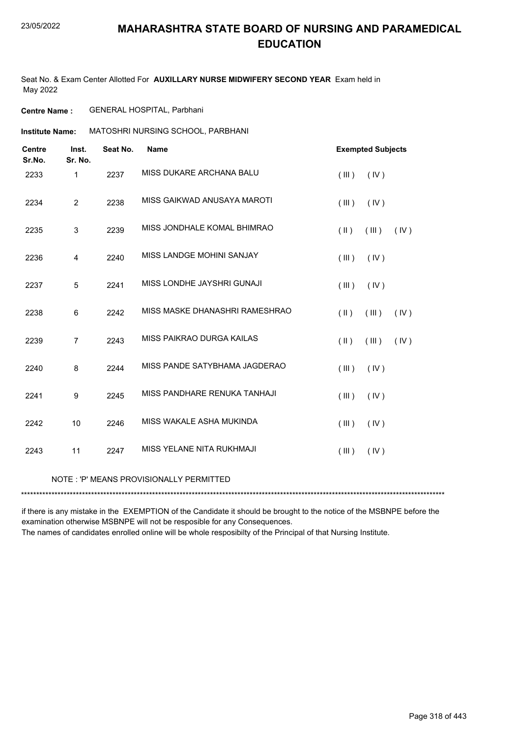# MAHARASHTRA STATE BOARD OF NURSING AND PARAMEDICAL EDUCATION

Seat No. & Exam Center Allotted For **AUXILLARY NURSE MIDWIFERY SECOND YEAR** Exam held in May 2022

**Centre Name :** GENERAL HOSPITAL, Parbhani

**Institute Name:** MATOSHRI NURSING SCHOOL, PARBHANI

| Centre Sr.No. | Inst. Sr. No. | Seat No. | Name | Exempted Subjects |
|---|---|---|---|---|
| 2233 | 1 | 2237 | MISS DUKARE ARCHANA BALU | ( III ) ( IV ) |
| 2234 | 2 | 2238 | MISS GAIKWAD ANUSAYA MAROTI | ( III ) ( IV ) |
| 2235 | 3 | 2239 | MISS JONDHALE KOMAL BHIMRAO | ( II ) ( III ) ( IV ) |
| 2236 | 4 | 2240 | MISS LANDGE MOHINI SANJAY | ( III ) ( IV ) |
| 2237 | 5 | 2241 | MISS LONDHE JAYSHRI GUNAJI | ( III ) ( IV ) |
| 2238 | 6 | 2242 | MISS MASKE DHANASHRI RAMESHRAO | ( II ) ( III ) ( IV ) |
| 2239 | 7 | 2243 | MISS PAIKRAO DURGA KAILAS | ( II ) ( III ) ( IV ) |
| 2240 | 8 | 2244 | MISS PANDE SATYBHAMA JAGDERAO | ( III ) ( IV ) |
| 2241 | 9 | 2245 | MISS PANDHARE RENUKA TANHAJI | ( III ) ( IV ) |
| 2242 | 10 | 2246 | MISS WAKALE ASHA MUKINDA | ( III ) ( IV ) |
| 2243 | 11 | 2247 | MISS YELANE NITA RUKHMAJI | ( III ) ( IV ) |

NOTE : 'P' MEANS PROVISIONALLY PERMITTED

*******************************************************************************************************************************************

if there is any mistake in the EXEMPTION of the Candidate it should be brought to the notice of the MSBNPE before the examination otherwise MSBNPE will not be resposible for any Consequences.

The names of candidates enrolled online will be whole resposibilty of the Principal of that Nursing Institute.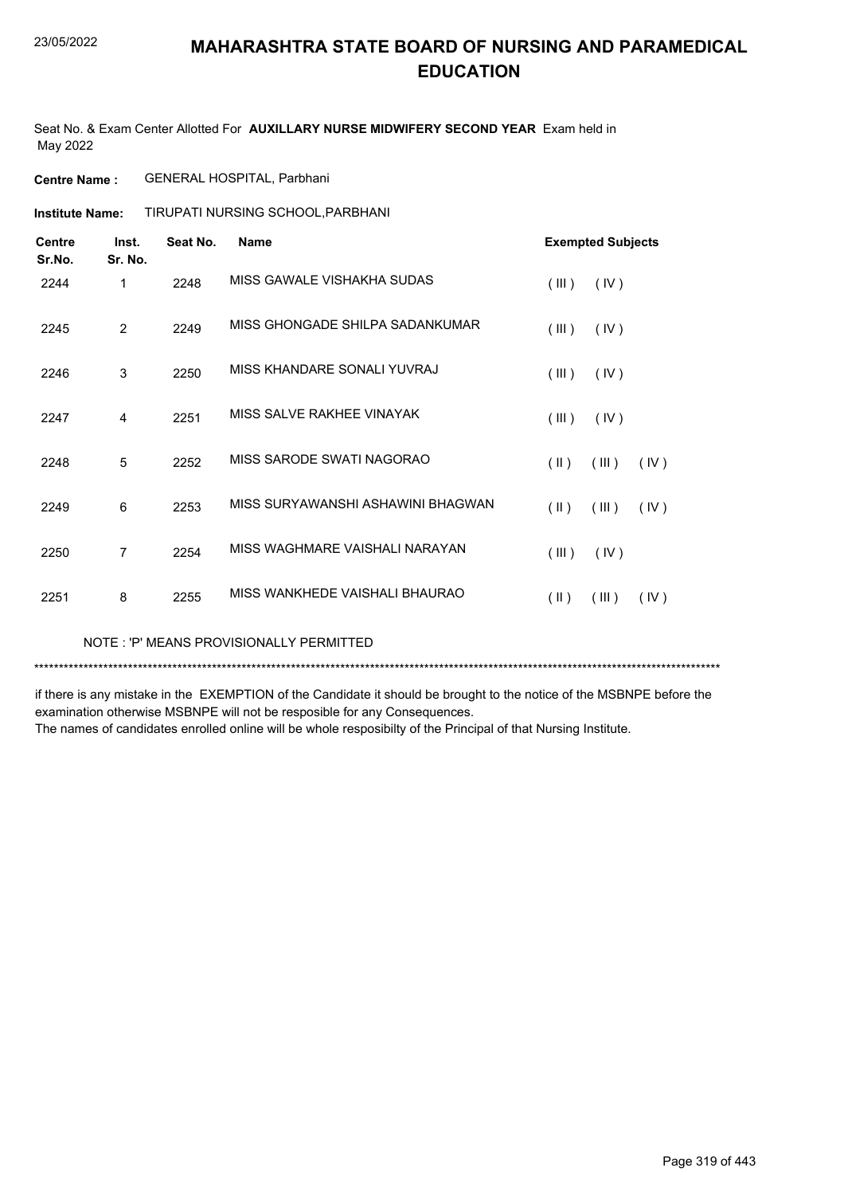# MAHARASHTRA STATE BOARD OF NURSING AND PARAMEDICAL EDUCATION

Seat No. & Exam Center Allotted For **AUXILLARY NURSE MIDWIFERY SECOND YEAR** Exam held in May 2022

**Centre Name :** GENERAL HOSPITAL, Parbhani

**Institute Name:** TIRUPATI NURSING SCHOOL,PARBHANI

| Centre Sr.No. | Inst. Sr. No. | Seat No. | Name | Exempted Subjects |
|---|---|---|---|---|
| 2244 | 1 | 2248 | MISS GAWALE VISHAKHA SUDAS | ( III ) ( IV ) |
| 2245 | 2 | 2249 | MISS GHONGADE SHILPA SADANKUMAR | ( III ) ( IV ) |
| 2246 | 3 | 2250 | MISS KHANDARE SONALI YUVRAJ | ( III ) ( IV ) |
| 2247 | 4 | 2251 | MISS SALVE RAKHEE VINAYAK | ( III ) ( IV ) |
| 2248 | 5 | 2252 | MISS SARODE SWATI NAGORAO | ( II ) ( III ) ( IV ) |
| 2249 | 6 | 2253 | MISS SURYAWANSHI ASHAWINI BHAGWAN | ( II ) ( III ) ( IV ) |
| 2250 | 7 | 2254 | MISS WAGHMARE VAISHALI NARAYAN | ( III ) ( IV ) |
| 2251 | 8 | 2255 | MISS WANKHEDE VAISHALI BHAURAO | ( II ) ( III ) ( IV ) |

NOTE : 'P' MEANS PROVISIONALLY PERMITTED

******************************************************************************************************************************************

if there is any mistake in the EXEMPTION of the Candidate it should be brought to the notice of the MSBNPE before the examination otherwise MSBNPE will not be resposible for any Consequences.
The names of candidates enrolled online will be whole resposibilty of the Principal of that Nursing Institute.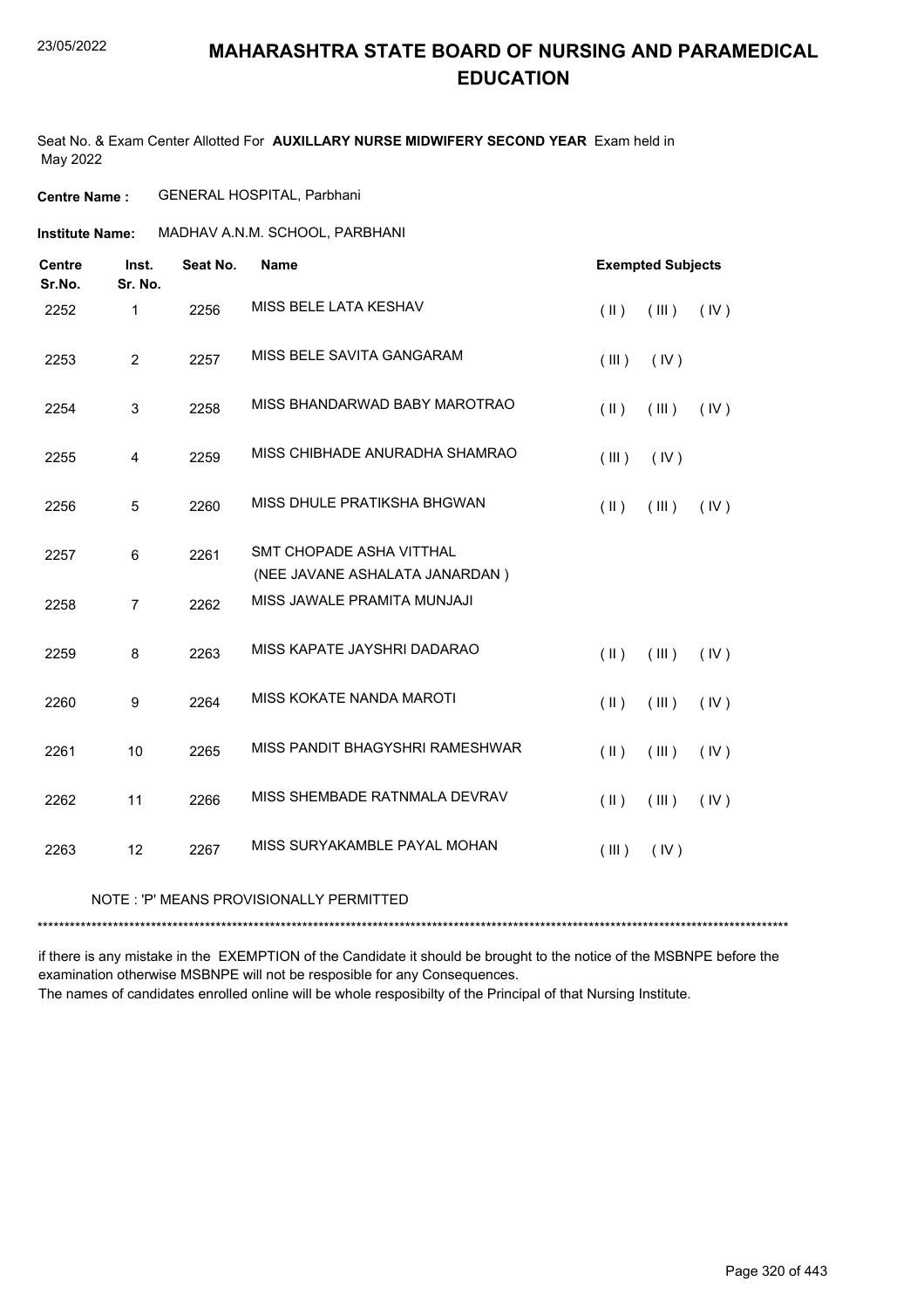# MAHARASHTRA STATE BOARD OF NURSING AND PARAMEDICAL EDUCATION

Seat No. & Exam Center Allotted For **AUXILLARY NURSE MIDWIFERY SECOND YEAR** Exam held in May 2022

**Centre Name :** GENERAL HOSPITAL, Parbhani

**Institute Name:** MADHAV A.N.M. SCHOOL, PARBHANI

| Centre Sr.No. | Inst. Sr. No. | Seat No. | Name | Exempted Subjects |
|---|---|---|---|---|
| 2252 | 1 | 2256 | MISS BELE LATA KESHAV | ( II ) ( III ) ( IV ) |
| 2253 | 2 | 2257 | MISS BELE SAVITA GANGARAM | ( III ) ( IV ) |
| 2254 | 3 | 2258 | MISS BHANDARWAD BABY MAROTRAO | ( II ) ( III ) ( IV ) |
| 2255 | 4 | 2259 | MISS CHIBHADE ANURADHA SHAMRAO | ( III ) ( IV ) |
| 2256 | 5 | 2260 | MISS DHULE PRATIKSHA BHGWAN | ( II ) ( III ) ( IV ) |
| 2257 | 6 | 2261 | SMT CHOPADE ASHA VITTHAL (NEE JAVANE ASHALATA JANARDAN ) | |
| 2258 | 7 | 2262 | MISS JAWALE PRAMITA MUNJAJI | |
| 2259 | 8 | 2263 | MISS KAPATE JAYSHRI DADARAO | ( II ) ( III ) ( IV ) |
| 2260 | 9 | 2264 | MISS KOKATE NANDA MAROTI | ( II ) ( III ) ( IV ) |
| 2261 | 10 | 2265 | MISS PANDIT BHAGYSHRI RAMESHWAR | ( II ) ( III ) ( IV ) |
| 2262 | 11 | 2266 | MISS SHEMBADE RATNMALA DEVRAV | ( II ) ( III ) ( IV ) |
| 2263 | 12 | 2267 | MISS SURYAKAMBLE PAYAL MOHAN | ( III ) ( IV ) |

NOTE : 'P' MEANS PROVISIONALLY PERMITTED

*******************************************************************************************************************************************

if there is any mistake in the EXEMPTION of the Candidate it should be brought to the notice of the MSBNPE before the examination otherwise MSBNPE will not be resposible for any Consequences.
The names of candidates enrolled online will be whole resposibilty of the Principal of that Nursing Institute.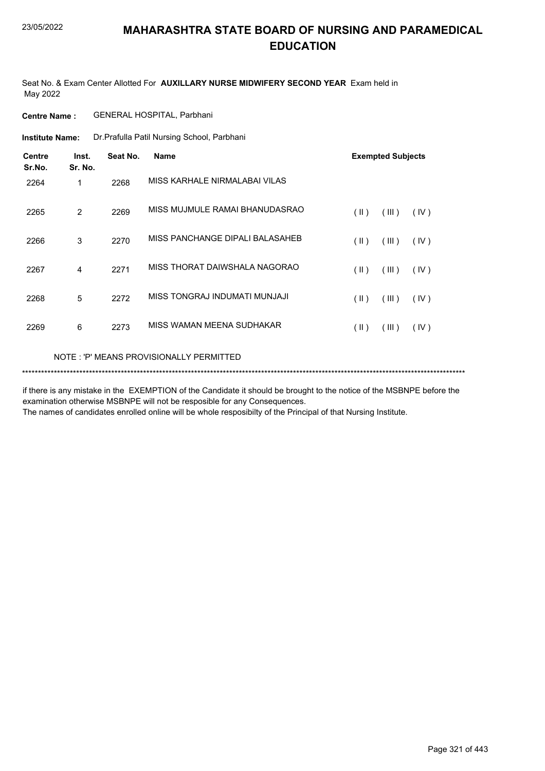# MAHARASHTRA STATE BOARD OF NURSING AND PARAMEDICAL EDUCATION

Seat No. & Exam Center Allotted For **AUXILLARY NURSE MIDWIFERY SECOND YEAR** Exam held in May 2022

**Centre Name :** GENERAL HOSPITAL, Parbhani

**Institute Name:** Dr.Prafulla Patil Nursing School, Parbhani

| Centre Sr.No. | Inst. Sr. No. | Seat No. | Name | Exempted Subjects | | |
|---|---|---|---|---|---|---|
| 2264 | 1 | 2268 | MISS KARHALE NIRMALABAI VILAS | | | |
| 2265 | 2 | 2269 | MISS MUJMULE RAMAI BHANUDASRAO | ( II ) | ( III ) | ( IV ) |
| 2266 | 3 | 2270 | MISS PANCHANGE DIPALI BALASAHEB | ( II ) | ( III ) | ( IV ) |
| 2267 | 4 | 2271 | MISS THORAT DAIWSHALA NAGORAO | ( II ) | ( III ) | ( IV ) |
| 2268 | 5 | 2272 | MISS TONGRAJ INDUMATI MUNJAJI | ( II ) | ( III ) | ( IV ) |
| 2269 | 6 | 2273 | MISS WAMAN MEENA SUDHAKAR | ( II ) | ( III ) | ( IV ) |

NOTE : 'P' MEANS PROVISIONALLY PERMITTED

*******************************************************************************************************************************************

if there is any mistake in the EXEMPTION of the Candidate it should be brought to the notice of the MSBNPE before the examination otherwise MSBNPE will not be resposible for any Consequences.
The names of candidates enrolled online will be whole resposibilty of the Principal of that Nursing Institute.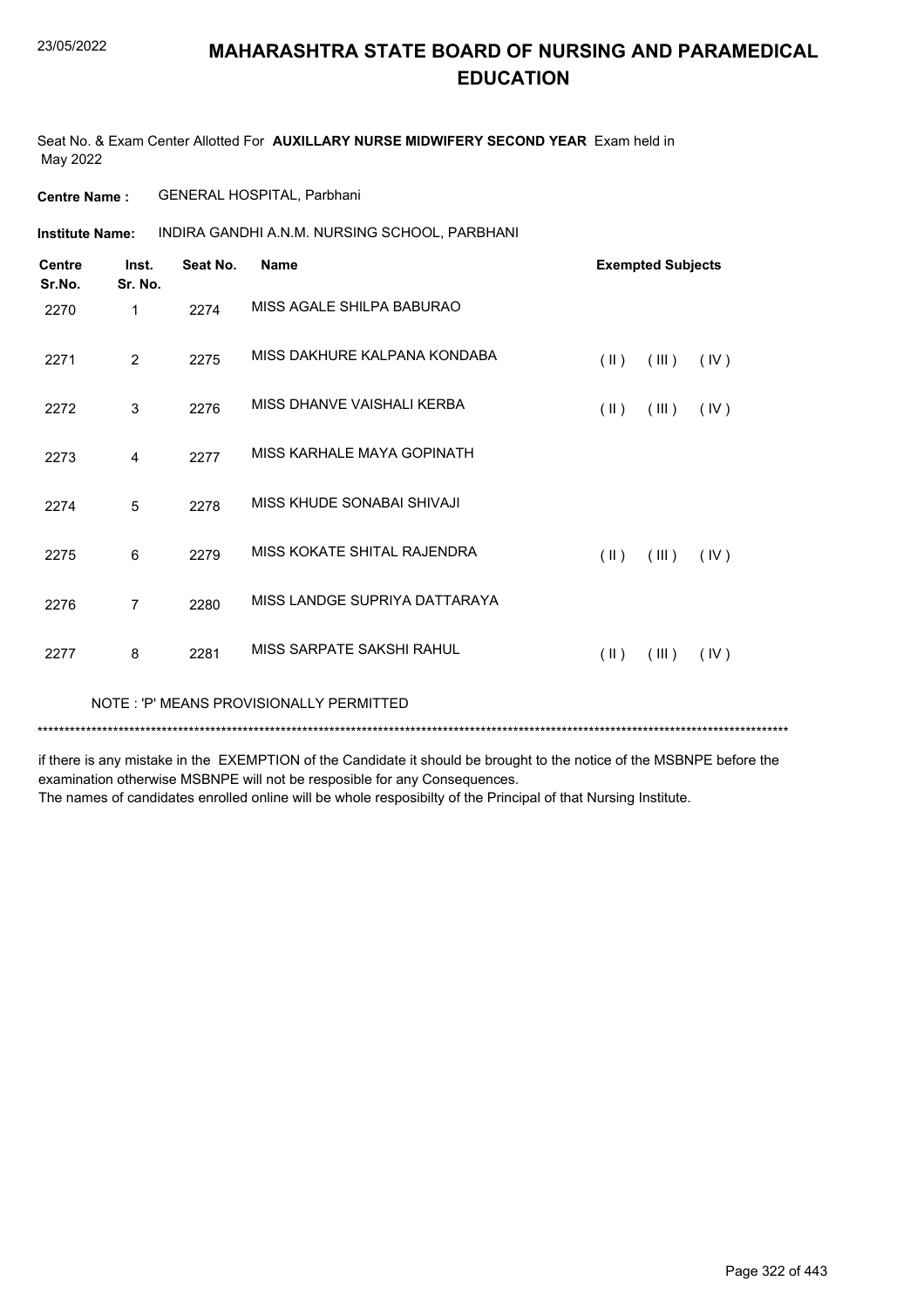# MAHARASHTRA STATE BOARD OF NURSING AND PARAMEDICAL EDUCATION

Seat No. & Exam Center Allotted For **AUXILLARY NURSE MIDWIFERY SECOND YEAR** Exam held in May 2022

**Centre Name :** GENERAL HOSPITAL, Parbhani

**Institute Name:** INDIRA GANDHI A.N.M. NURSING SCHOOL, PARBHANI

| Centre Sr.No. | Inst. Sr. No. | Seat No. | Name | Exempted Subjects |
|---|---|---|---|---|
| 2270 | 1 | 2274 | MISS AGALE SHILPA BABURAO | |
| 2271 | 2 | 2275 | MISS DAKHURE KALPANA KONDABA | ( II ) ( III ) ( IV ) |
| 2272 | 3 | 2276 | MISS DHANVE VAISHALI KERBA | ( II ) ( III ) ( IV ) |
| 2273 | 4 | 2277 | MISS KARHALE MAYA GOPINATH | |
| 2274 | 5 | 2278 | MISS KHUDE SONABAI SHIVAJI | |
| 2275 | 6 | 2279 | MISS KOKATE SHITAL RAJENDRA | ( II ) ( III ) ( IV ) |
| 2276 | 7 | 2280 | MISS LANDGE SUPRIYA DATTARAYA | |
| 2277 | 8 | 2281 | MISS SARPATE SAKSHI RAHUL | ( II ) ( III ) ( IV ) |

NOTE : 'P' MEANS PROVISIONALLY PERMITTED

******************************************************************************************************************************************

if there is any mistake in the EXEMPTION of the Candidate it should be brought to the notice of the MSBNPE before the examination otherwise MSBNPE will not be resposible for any Consequences.
The names of candidates enrolled online will be whole resposibilty of the Principal of that Nursing Institute.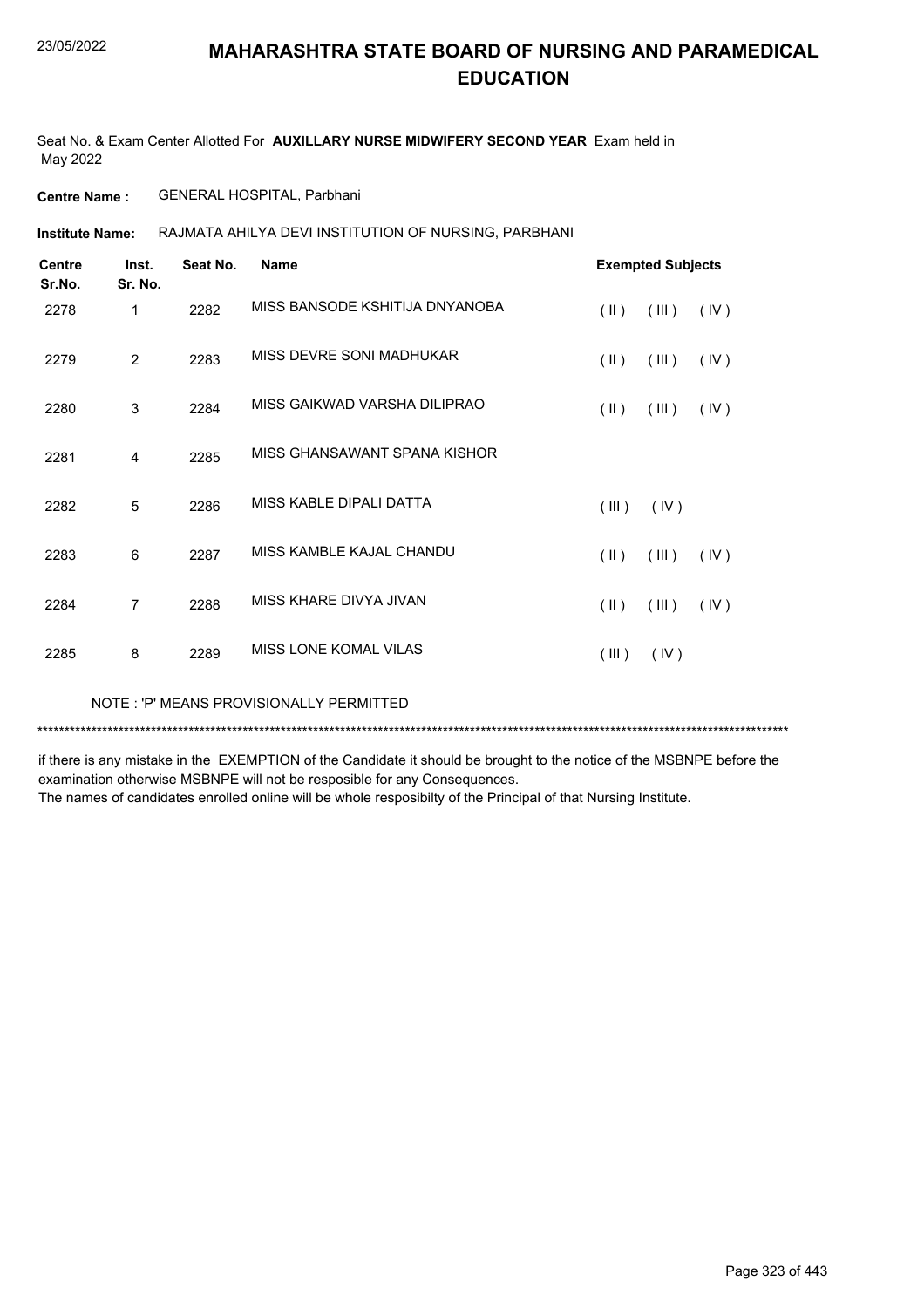# MAHARASHTRA STATE BOARD OF NURSING AND PARAMEDICAL EDUCATION

Seat No. & Exam Center Allotted For **AUXILLARY NURSE MIDWIFERY SECOND YEAR** Exam held in May 2022

**Centre Name :** GENERAL HOSPITAL, Parbhani

**Institute Name:** RAJMATA AHILYA DEVI INSTITUTION OF NURSING, PARBHANI

| Centre Sr.No. | Inst. Sr. No. | Seat No. | Name | Exempted Subjects |
|---|---|---|---|---|
| 2278 | 1 | 2282 | MISS BANSODE KSHITIJA DNYANOBA | ( II ) ( III ) ( IV ) |
| 2279 | 2 | 2283 | MISS DEVRE SONI MADHUKAR | ( II ) ( III ) ( IV ) |
| 2280 | 3 | 2284 | MISS GAIKWAD VARSHA DILIPRAO | ( II ) ( III ) ( IV ) |
| 2281 | 4 | 2285 | MISS GHANSAWANT SPANA KISHOR | |
| 2282 | 5 | 2286 | MISS KABLE DIPALI DATTA | ( III ) ( IV ) |
| 2283 | 6 | 2287 | MISS KAMBLE KAJAL CHANDU | ( II ) ( III ) ( IV ) |
| 2284 | 7 | 2288 | MISS KHARE DIVYA JIVAN | ( II ) ( III ) ( IV ) |
| 2285 | 8 | 2289 | MISS LONE KOMAL VILAS | ( III ) ( IV ) |

NOTE : 'P' MEANS PROVISIONALLY PERMITTED

*******************************************************************************************************************************************

if there is any mistake in the EXEMPTION of the Candidate it should be brought to the notice of the MSBNPE before the examination otherwise MSBNPE will not be resposible for any Consequences.
The names of candidates enrolled online will be whole resposibilty of the Principal of that Nursing Institute.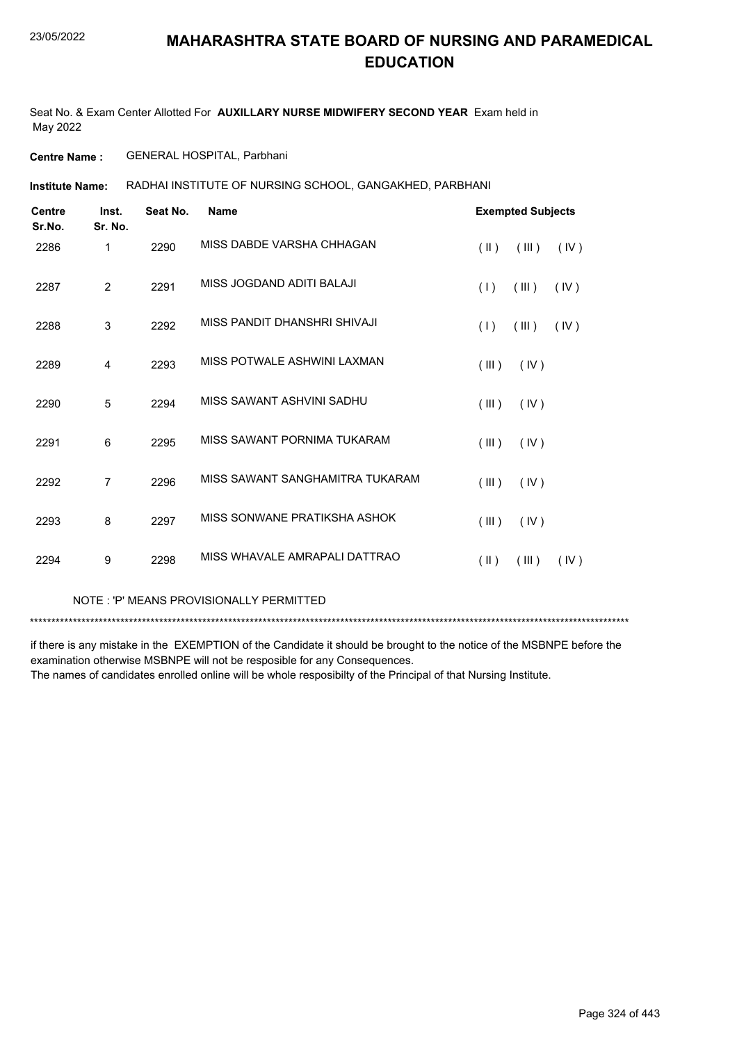# MAHARASHTRA STATE BOARD OF NURSING AND PARAMEDICAL EDUCATION

Seat No. & Exam Center Allotted For **AUXILLARY NURSE MIDWIFERY SECOND YEAR** Exam held in May 2022

**Centre Name :** GENERAL HOSPITAL, Parbhani

**Institute Name:** RADHAI INSTITUTE OF NURSING SCHOOL, GANGAKHED, PARBHANI

| Centre Sr.No. | Inst. Sr. No. | Seat No. | Name | Exempted Subjects |
|---|---|---|---|---|
| 2286 | 1 | 2290 | MISS DABDE VARSHA CHHAGAN | ( II ) ( III ) ( IV ) |
| 2287 | 2 | 2291 | MISS JOGDAND ADITI BALAJI | ( I ) ( III ) ( IV ) |
| 2288 | 3 | 2292 | MISS PANDIT DHANSHRI SHIVAJI | ( I ) ( III ) ( IV ) |
| 2289 | 4 | 2293 | MISS POTWALE ASHWINI LAXMAN | ( III ) ( IV ) |
| 2290 | 5 | 2294 | MISS SAWANT ASHVINI SADHU | ( III ) ( IV ) |
| 2291 | 6 | 2295 | MISS SAWANT PORNIMA TUKARAM | ( III ) ( IV ) |
| 2292 | 7 | 2296 | MISS SAWANT SANGHAMITRA TUKARAM | ( III ) ( IV ) |
| 2293 | 8 | 2297 | MISS SONWANE PRATIKSHA ASHOK | ( III ) ( IV ) |
| 2294 | 9 | 2298 | MISS WHAVALE AMRAPALI DATTRAO | ( II ) ( III ) ( IV ) |

NOTE : 'P' MEANS PROVISIONALLY PERMITTED

*******************************************************************************************************************************************

if there is any mistake in the EXEMPTION of the Candidate it should be brought to the notice of the MSBNPE before the examination otherwise MSBNPE will not be resposible for any Consequences.
The names of candidates enrolled online will be whole resposibilty of the Principal of that Nursing Institute.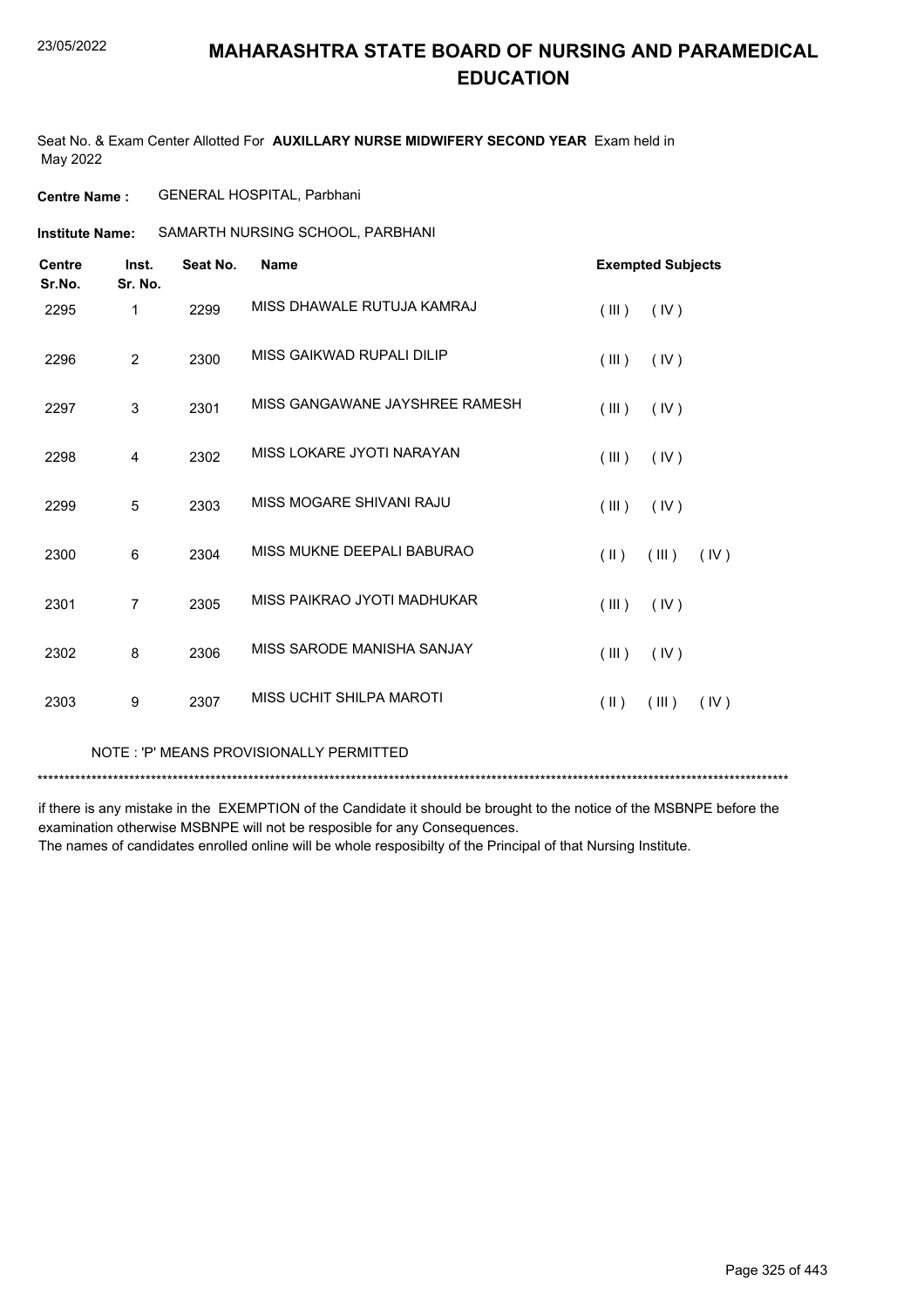# MAHARASHTRA STATE BOARD OF NURSING AND PARAMEDICAL EDUCATION

23/05/2022

Seat No. & Exam Center Allotted For **AUXILLARY NURSE MIDWIFERY SECOND YEAR** Exam held in May 2022

**Centre Name :** GENERAL HOSPITAL, Parbhani

**Institute Name:** SAMARTH NURSING SCHOOL, PARBHANI

| Centre Sr.No. | Inst. Sr. No. | Seat No. | Name | Exempted Subjects |
|---|---|---|---|---|
| 2295 | 1 | 2299 | MISS DHAWALE RUTUJA KAMRAJ | ( III ) ( IV ) |
| 2296 | 2 | 2300 | MISS GAIKWAD RUPALI DILIP | ( III ) ( IV ) |
| 2297 | 3 | 2301 | MISS GANGAWANE JAYSHREE RAMESH | ( III ) ( IV ) |
| 2298 | 4 | 2302 | MISS LOKARE JYOTI NARAYAN | ( III ) ( IV ) |
| 2299 | 5 | 2303 | MISS MOGARE SHIVANI RAJU | ( III ) ( IV ) |
| 2300 | 6 | 2304 | MISS MUKNE DEEPALI BABURAO | ( II ) ( III ) ( IV ) |
| 2301 | 7 | 2305 | MISS PAIKRAO JYOTI MADHUKAR | ( III ) ( IV ) |
| 2302 | 8 | 2306 | MISS SARODE MANISHA SANJAY | ( III ) ( IV ) |
| 2303 | 9 | 2307 | MISS UCHIT SHILPA MAROTI | ( II ) ( III ) ( IV ) |

NOTE : 'P' MEANS PROVISIONALLY PERMITTED

*******************************************************************************************************************************************

if there is any mistake in the EXEMPTION of the Candidate it should be brought to the notice of the MSBNPE before the examination otherwise MSBNPE will not be resposible for any Consequences.
The names of candidates enrolled online will be whole resposibilty of the Principal of that Nursing Institute.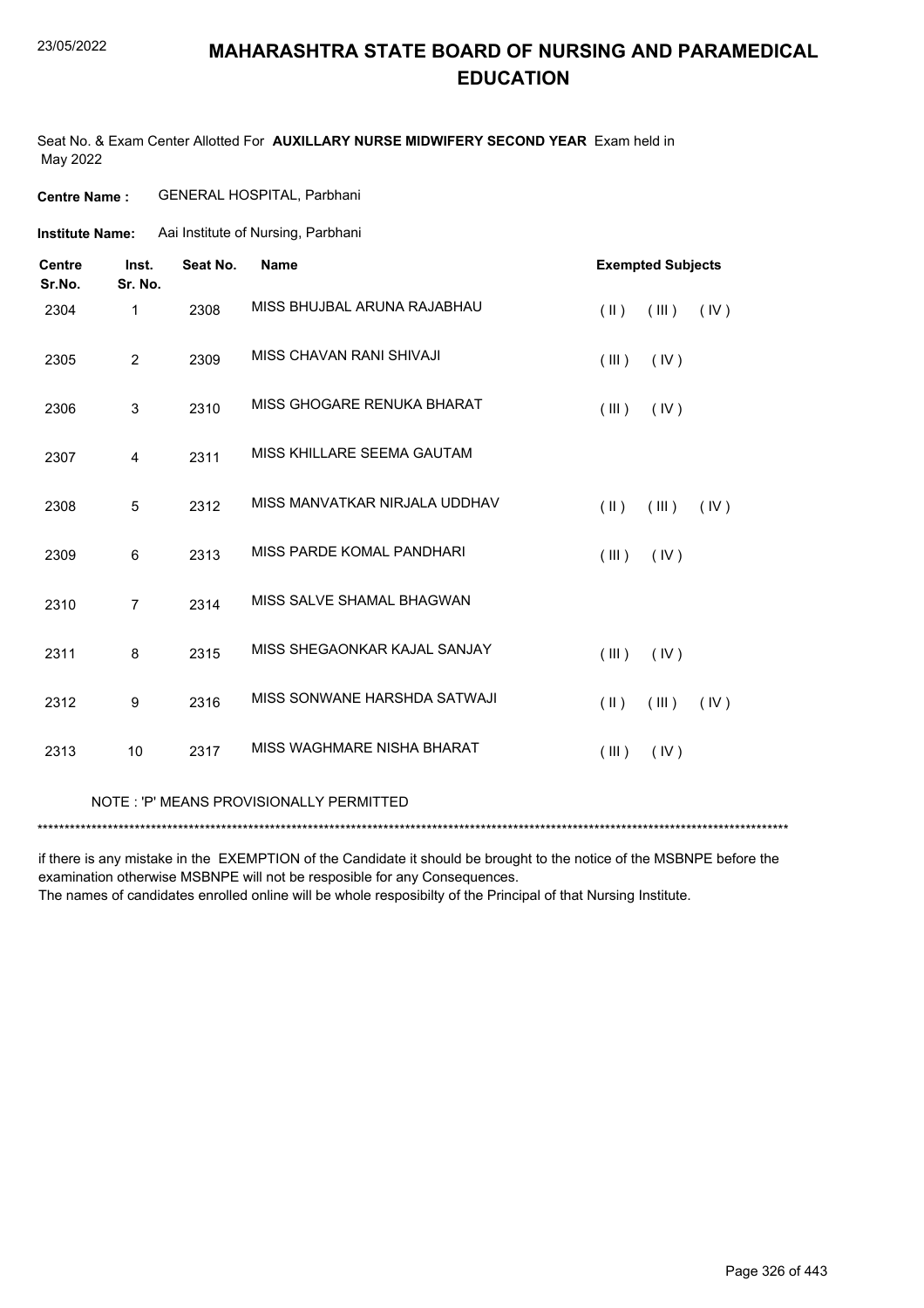# MAHARASHTRA STATE BOARD OF NURSING AND PARAMEDICAL EDUCATION

Seat No. & Exam Center Allotted For **AUXILLARY NURSE MIDWIFERY SECOND YEAR** Exam held in May 2022

**Centre Name :** GENERAL HOSPITAL, Parbhani

**Institute Name:** Aai Institute of Nursing, Parbhani

| Centre Sr.No. | Inst. Sr. No. | Seat No. | Name | Exempted Subjects |
|---|---|---|---|---|
| 2304 | 1 | 2308 | MISS BHUJBAL ARUNA RAJABHAU | ( II ) ( III ) ( IV ) |
| 2305 | 2 | 2309 | MISS CHAVAN RANI SHIVAJI | ( III ) ( IV ) |
| 2306 | 3 | 2310 | MISS GHOGARE RENUKA BHARAT | ( III ) ( IV ) |
| 2307 | 4 | 2311 | MISS KHILLARE SEEMA GAUTAM | |
| 2308 | 5 | 2312 | MISS MANVATKAR NIRJALA UDDHAV | ( II ) ( III ) ( IV ) |
| 2309 | 6 | 2313 | MISS PARDE KOMAL PANDHARI | ( III ) ( IV ) |
| 2310 | 7 | 2314 | MISS SALVE SHAMAL BHAGWAN | |
| 2311 | 8 | 2315 | MISS SHEGAONKAR KAJAL SANJAY | ( III ) ( IV ) |
| 2312 | 9 | 2316 | MISS SONWANE HARSHDA SATWAJI | ( II ) ( III ) ( IV ) |
| 2313 | 10 | 2317 | MISS WAGHMARE NISHA BHARAT | ( III ) ( IV ) |

NOTE : 'P' MEANS PROVISIONALLY PERMITTED

*******************************************************************************************************************************************

if there is any mistake in the EXEMPTION of the Candidate it should be brought to the notice of the MSBNPE before the examination otherwise MSBNPE will not be resposible for any Consequences.
The names of candidates enrolled online will be whole resposibilty of the Principal of that Nursing Institute.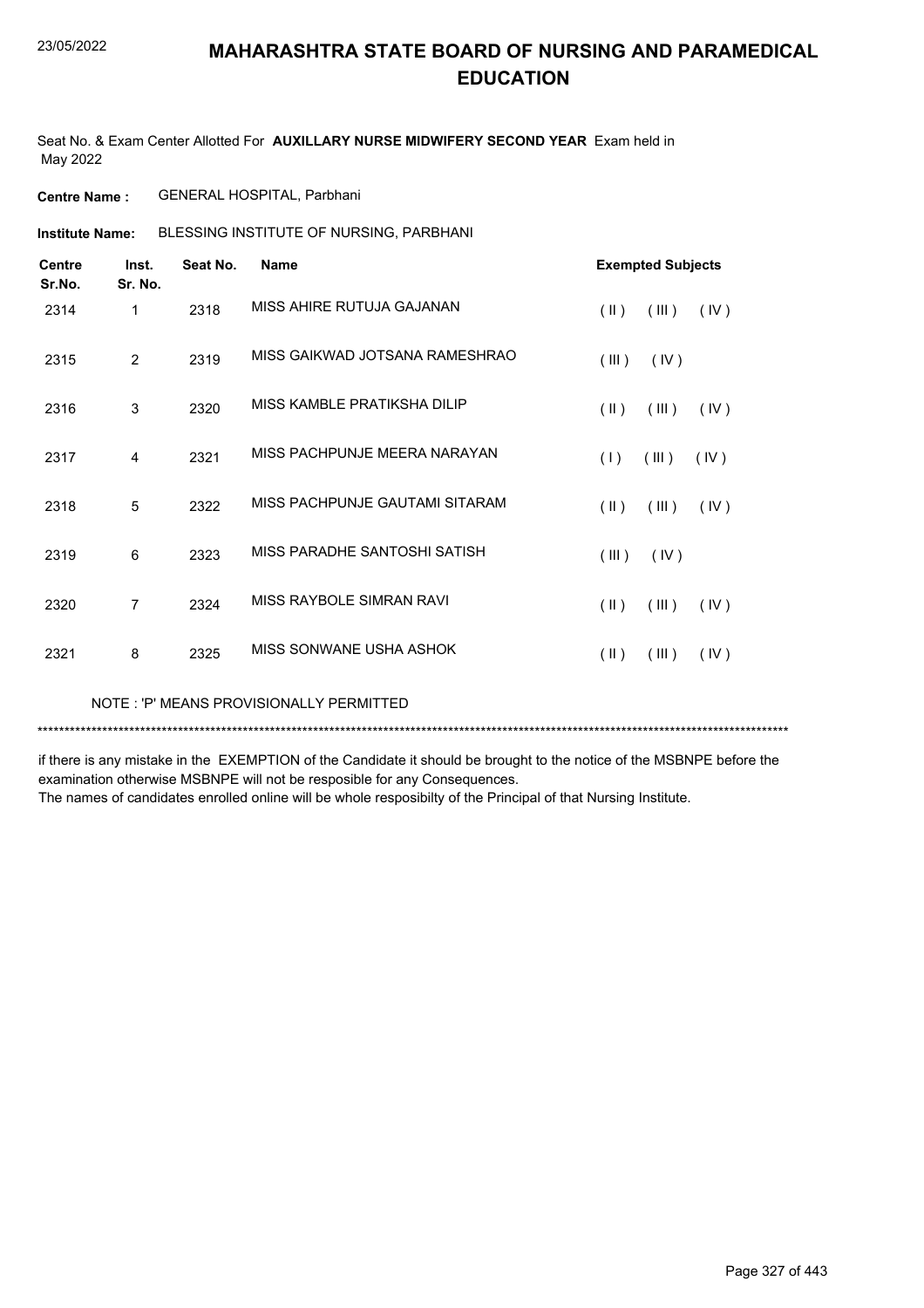# MAHARASHTRA STATE BOARD OF NURSING AND PARAMEDICAL EDUCATION

Seat No. & Exam Center Allotted For **AUXILLARY NURSE MIDWIFERY SECOND YEAR** Exam held in May 2022

**Centre Name :** GENERAL HOSPITAL, Parbhani

**Institute Name:** BLESSING INSTITUTE OF NURSING, PARBHANI

| Centre Sr.No. | Inst. Sr. No. | Seat No. | Name | Exempted Subjects |
|---|---|---|---|---|
| 2314 | 1 | 2318 | MISS AHIRE RUTUJA GAJANAN | ( II ) ( III ) ( IV ) |
| 2315 | 2 | 2319 | MISS GAIKWAD JOTSANA RAMESHRAO | ( III ) ( IV ) |
| 2316 | 3 | 2320 | MISS KAMBLE PRATIKSHA DILIP | ( II ) ( III ) ( IV ) |
| 2317 | 4 | 2321 | MISS PACHPUNJE MEERA NARAYAN | ( I ) ( III ) ( IV ) |
| 2318 | 5 | 2322 | MISS PACHPUNJE GAUTAMI SITARAM | ( II ) ( III ) ( IV ) |
| 2319 | 6 | 2323 | MISS PARADHE SANTOSHI SATISH | ( III ) ( IV ) |
| 2320 | 7 | 2324 | MISS RAYBOLE SIMRAN RAVI | ( II ) ( III ) ( IV ) |
| 2321 | 8 | 2325 | MISS SONWANE USHA ASHOK | ( II ) ( III ) ( IV ) |

NOTE : 'P' MEANS PROVISIONALLY PERMITTED

******************************************************************************************************************************************

if there is any mistake in the EXEMPTION of the Candidate it should be brought to the notice of the MSBNPE before the examination otherwise MSBNPE will not be resposible for any Consequences.
The names of candidates enrolled online will be whole resposibilty of the Principal of that Nursing Institute.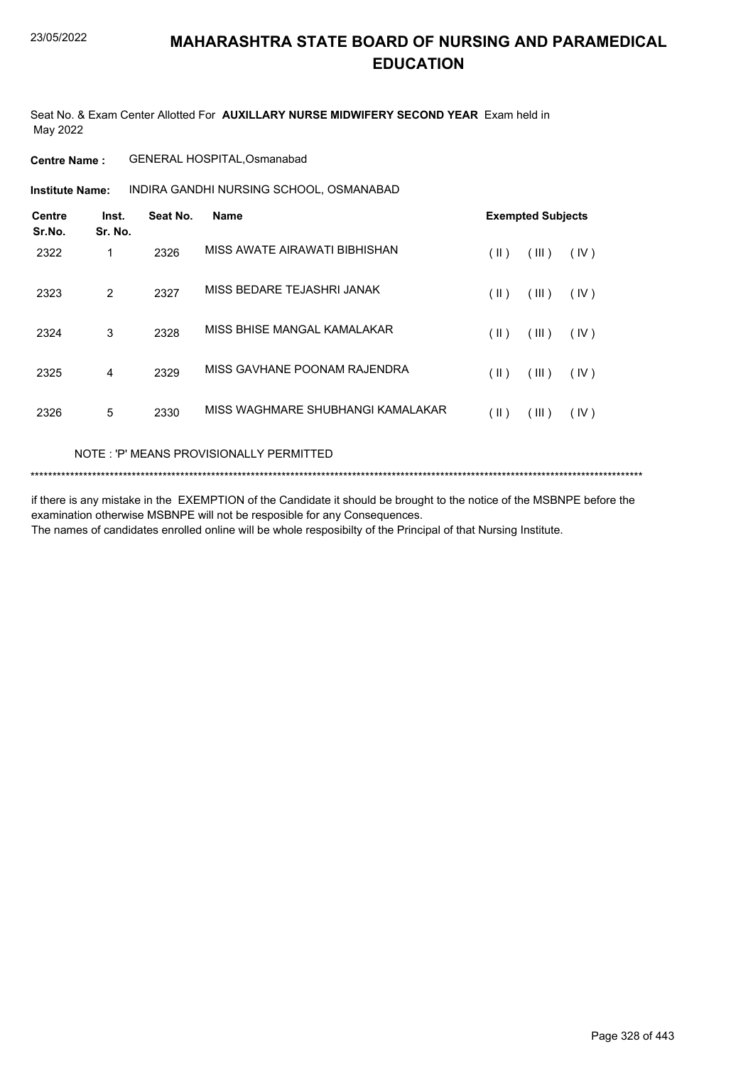# MAHARASHTRA STATE BOARD OF NURSING AND PARAMEDICAL EDUCATION

23/05/2022

Seat No. & Exam Center Allotted For **AUXILLARY NURSE MIDWIFERY SECOND YEAR** Exam held in May 2022

**Centre Name :** GENERAL HOSPITAL,Osmanabad

**Institute Name:** INDIRA GANDHI NURSING SCHOOL, OSMANABAD

| Centre Sr.No. | Inst. Sr. No. | Seat No. | Name | Exempted Subjects | | |
|---|---|---|---|---|---|---|
| 2322 | 1 | 2326 | MISS AWATE AIRAWATI BIBHISHAN | ( II ) | ( III ) | ( IV ) |
| 2323 | 2 | 2327 | MISS BEDARE TEJASHRI JANAK | ( II ) | ( III ) | ( IV ) |
| 2324 | 3 | 2328 | MISS BHISE MANGAL KAMALAKAR | ( II ) | ( III ) | ( IV ) |
| 2325 | 4 | 2329 | MISS GAVHANE POONAM RAJENDRA | ( II ) | ( III ) | ( IV ) |
| 2326 | 5 | 2330 | MISS WAGHMARE SHUBHANGI KAMALAKAR | ( II ) | ( III ) | ( IV ) |

NOTE : 'P' MEANS PROVISIONALLY PERMITTED

******************************************************************************************************************************************

if there is any mistake in the EXEMPTION of the Candidate it should be brought to the notice of the MSBNPE before the examination otherwise MSBNPE will not be resposible for any Consequences.
The names of candidates enrolled online will be whole resposibilty of the Principal of that Nursing Institute.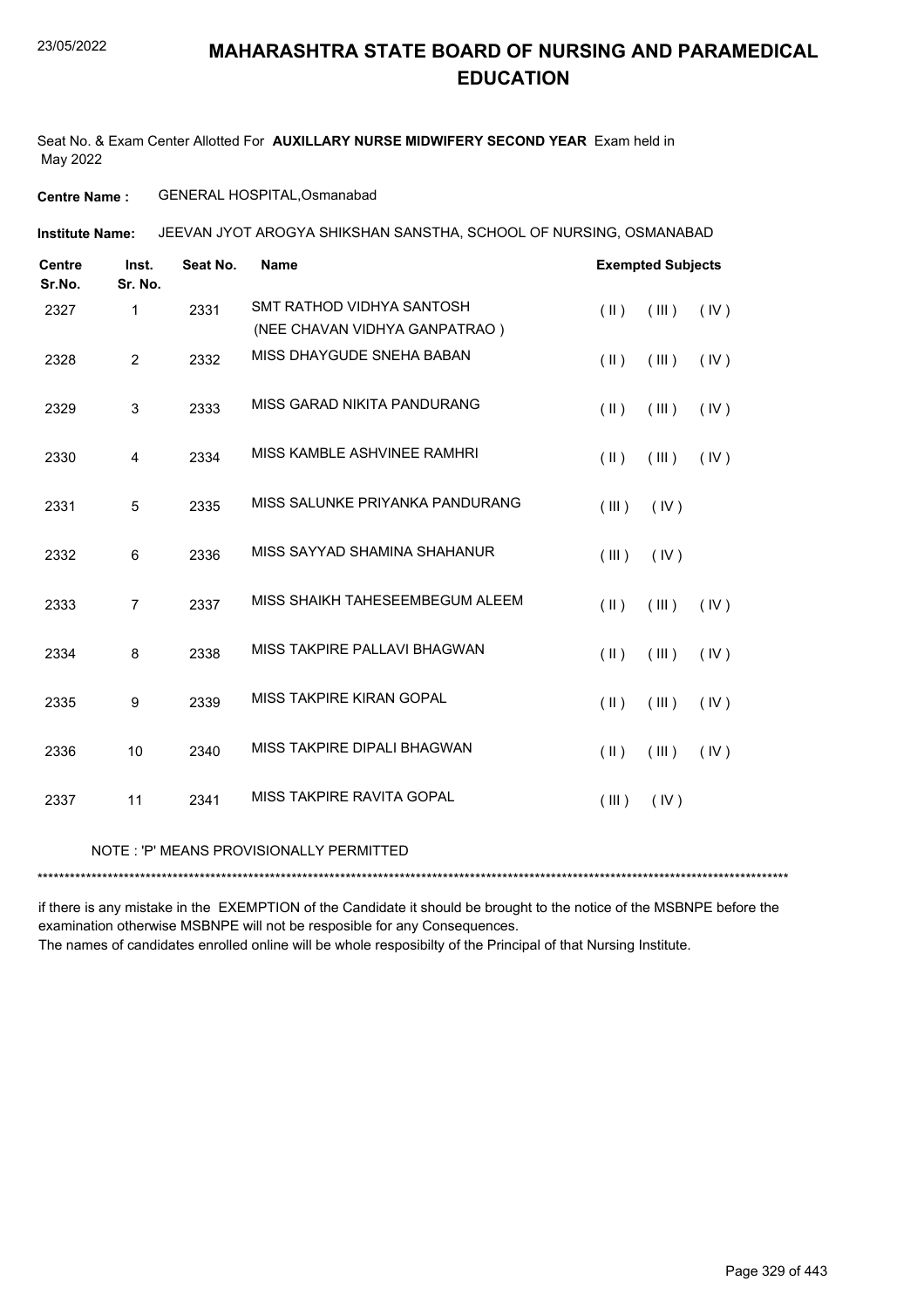# MAHARASHTRA STATE BOARD OF NURSING AND PARAMEDICAL EDUCATION

Seat No. & Exam Center Allotted For **AUXILLARY NURSE MIDWIFERY SECOND YEAR** Exam held in May 2022

**Centre Name :** GENERAL HOSPITAL,Osmanabad

**Institute Name:** JEEVAN JYOT AROGYA SHIKSHAN SANSTHA, SCHOOL OF NURSING, OSMANABAD

| Centre Sr.No. | Inst. Sr. No. | Seat No. | Name | Exempted Subjects |
|---|---|---|---|---|
| 2327 | 1 | 2331 | SMT RATHOD VIDHYA SANTOSH (NEE CHAVAN VIDHYA GANPATRAO ) | ( II ) ( III ) ( IV ) |
| 2328 | 2 | 2332 | MISS DHAYGUDE SNEHA BABAN | ( II ) ( III ) ( IV ) |
| 2329 | 3 | 2333 | MISS GARAD NIKITA PANDURANG | ( II ) ( III ) ( IV ) |
| 2330 | 4 | 2334 | MISS KAMBLE ASHVINEE RAMHRI | ( II ) ( III ) ( IV ) |
| 2331 | 5 | 2335 | MISS SALUNKE PRIYANKA PANDURANG | ( III ) ( IV ) |
| 2332 | 6 | 2336 | MISS SAYYAD SHAMINA SHAHANUR | ( III ) ( IV ) |
| 2333 | 7 | 2337 | MISS SHAIKH TAHESEEMBEGUM ALEEM | ( II ) ( III ) ( IV ) |
| 2334 | 8 | 2338 | MISS TAKPIRE PALLAVI BHAGWAN | ( II ) ( III ) ( IV ) |
| 2335 | 9 | 2339 | MISS TAKPIRE KIRAN GOPAL | ( II ) ( III ) ( IV ) |
| 2336 | 10 | 2340 | MISS TAKPIRE DIPALI BHAGWAN | ( II ) ( III ) ( IV ) |
| 2337 | 11 | 2341 | MISS TAKPIRE RAVITA GOPAL | ( III ) ( IV ) |

NOTE : 'P' MEANS PROVISIONALLY PERMITTED

*******************************************************************************************************************************************

if there is any mistake in the EXEMPTION of the Candidate it should be brought to the notice of the MSBNPE before the examination otherwise MSBNPE will not be resposible for any Consequences.

The names of candidates enrolled online will be whole resposibilty of the Principal of that Nursing Institute.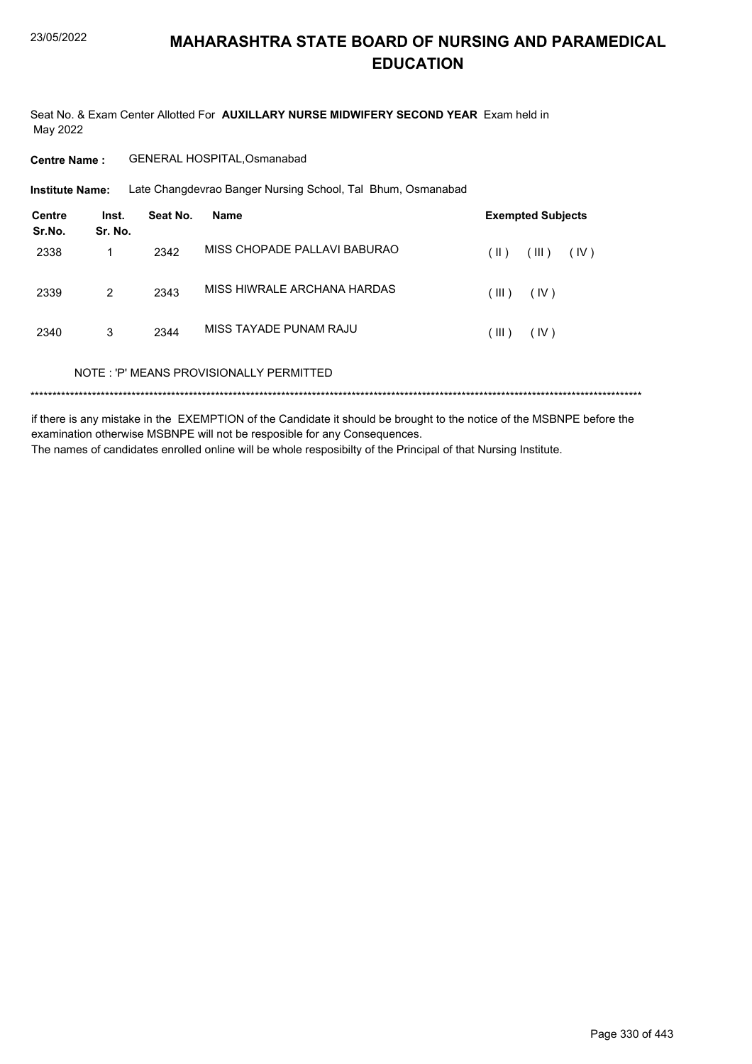# MAHARASHTRA STATE BOARD OF NURSING AND PARAMEDICAL EDUCATION

Seat No. & Exam Center Allotted For **AUXILLARY NURSE MIDWIFERY SECOND YEAR** Exam held in May 2022

**Centre Name :** GENERAL HOSPITAL,Osmanabad

**Institute Name:** Late Changdevrao Banger Nursing School, Tal Bhum, Osmanabad

| Centre Sr.No. | Inst. Sr. No. | Seat No. | Name | Exempted Subjects |
|---|---|---|---|---|
| 2338 | 1 | 2342 | MISS CHOPADE PALLAVI BABURAO | ( II ) ( III ) ( IV ) |
| 2339 | 2 | 2343 | MISS HIWRALE ARCHANA HARDAS | ( III ) ( IV ) |
| 2340 | 3 | 2344 | MISS TAYADE PUNAM RAJU | ( III ) ( IV ) |

NOTE : 'P' MEANS PROVISIONALLY PERMITTED

*******************************************************************************************************************************************

if there is any mistake in the EXEMPTION of the Candidate it should be brought to the notice of the MSBNPE before the examination otherwise MSBNPE will not be resposible for any Consequences.

The names of candidates enrolled online will be whole resposibilty of the Principal of that Nursing Institute.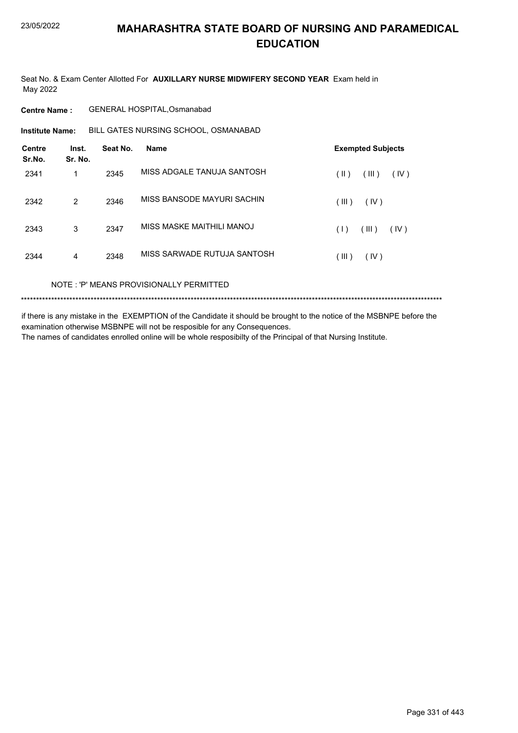# MAHARASHTRA STATE BOARD OF NURSING AND PARAMEDICAL EDUCATION

Seat No. & Exam Center Allotted For **AUXILLARY NURSE MIDWIFERY SECOND YEAR** Exam held in May 2022

**Centre Name :** GENERAL HOSPITAL,Osmanabad

**Institute Name:** BILL GATES NURSING SCHOOL, OSMANABAD

| Centre Sr.No. | Inst. Sr. No. | Seat No. | Name | Exempted Subjects |
|---|---|---|---|---|
| 2341 | 1 | 2345 | MISS ADGALE TANUJA SANTOSH | ( II ) ( III ) ( IV ) |
| 2342 | 2 | 2346 | MISS BANSODE MAYURI SACHIN | ( III ) ( IV ) |
| 2343 | 3 | 2347 | MISS MASKE MAITHILI MANOJ | ( I ) ( III ) ( IV ) |
| 2344 | 4 | 2348 | MISS SARWADE RUTUJA SANTOSH | ( III ) ( IV ) |

NOTE : 'P' MEANS PROVISIONALLY PERMITTED

******************************************************************************************************************************************

if there is any mistake in the EXEMPTION of the Candidate it should be brought to the notice of the MSBNPE before the examination otherwise MSBNPE will not be resposible for any Consequences.
The names of candidates enrolled online will be whole resposibilty of the Principal of that Nursing Institute.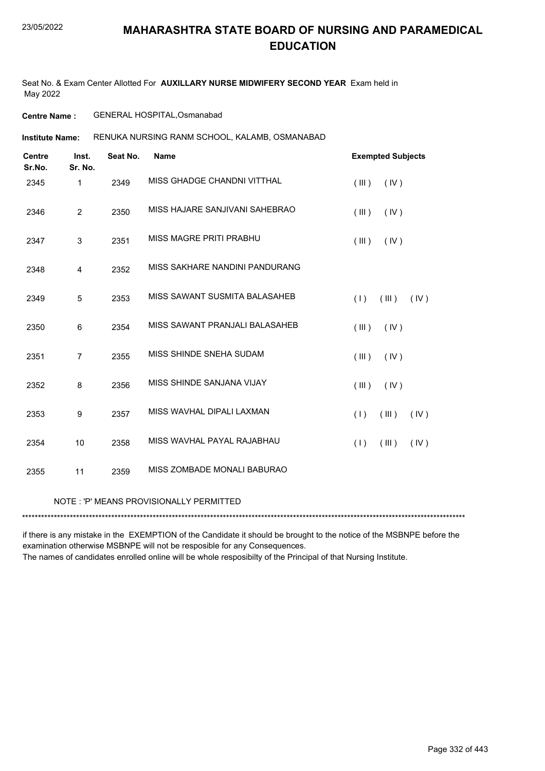# MAHARASHTRA STATE BOARD OF NURSING AND PARAMEDICAL EDUCATION

23/05/2022

Seat No. & Exam Center Allotted For **AUXILLARY NURSE MIDWIFERY SECOND YEAR** Exam held in May 2022

**Centre Name :** GENERAL HOSPITAL,Osmanabad

**Institute Name:** RENUKA NURSING RANM SCHOOL, KALAMB, OSMANABAD

| Centre Sr.No. | Inst. Sr. No. | Seat No. | Name | Exempted Subjects |
|---|---|---|---|---|
| 2345 | 1 | 2349 | MISS GHADGE CHANDNI VITTHAL | ( III ) ( IV ) |
| 2346 | 2 | 2350 | MISS HAJARE SANJIVANI SAHEBRAO | ( III ) ( IV ) |
| 2347 | 3 | 2351 | MISS MAGRE PRITI PRABHU | ( III ) ( IV ) |
| 2348 | 4 | 2352 | MISS SAKHARE NANDINI PANDURANG | |
| 2349 | 5 | 2353 | MISS SAWANT SUSMITA BALASAHEB | ( I ) ( III ) ( IV ) |
| 2350 | 6 | 2354 | MISS SAWANT PRANJALI BALASAHEB | ( III ) ( IV ) |
| 2351 | 7 | 2355 | MISS SHINDE SNEHA SUDAM | ( III ) ( IV ) |
| 2352 | 8 | 2356 | MISS SHINDE SANJANA VIJAY | ( III ) ( IV ) |
| 2353 | 9 | 2357 | MISS WAVHAL DIPALI LAXMAN | ( I ) ( III ) ( IV ) |
| 2354 | 10 | 2358 | MISS WAVHAL PAYAL RAJABHAU | ( I ) ( III ) ( IV ) |
| 2355 | 11 | 2359 | MISS ZOMBADE MONALI BABURAO | |

NOTE : 'P' MEANS PROVISIONALLY PERMITTED

*******************************************************************************************************************************************

if there is any mistake in the EXEMPTION of the Candidate it should be brought to the notice of the MSBNPE before the examination otherwise MSBNPE will not be resposible for any Consequences.
The names of candidates enrolled online will be whole resposibilty of the Principal of that Nursing Institute.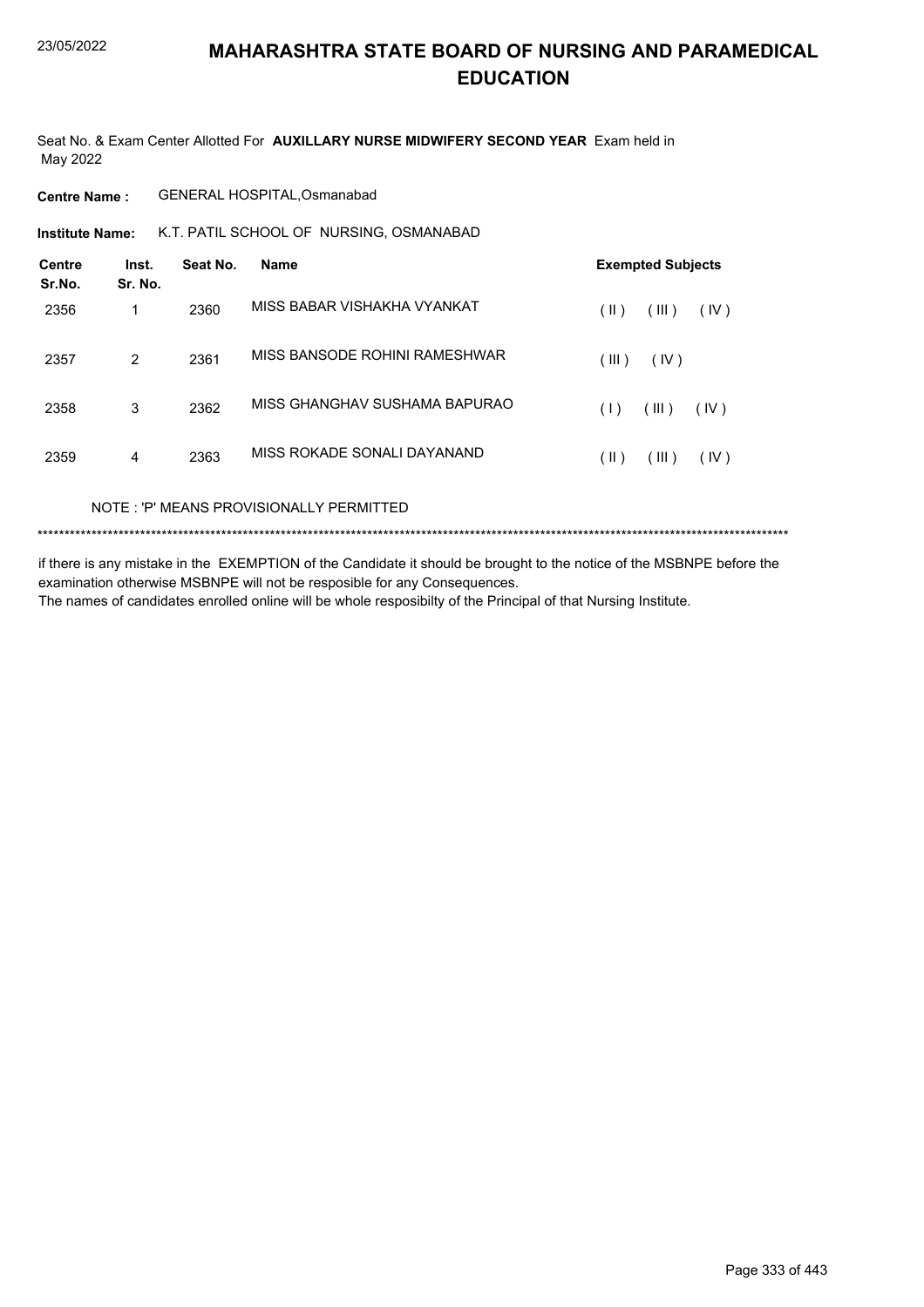# MAHARASHTRA STATE BOARD OF NURSING AND PARAMEDICAL EDUCATION

Seat No. & Exam Center Allotted For **AUXILLARY NURSE MIDWIFERY SECOND YEAR** Exam held in May 2022

**Centre Name :** GENERAL HOSPITAL,Osmanabad

**Institute Name:** K.T. PATIL SCHOOL OF NURSING, OSMANABAD

| Centre Sr.No. | Inst. Sr. No. | Seat No. | Name | Exempted Subjects |
|---|---|---|---|---|
| 2356 | 1 | 2360 | MISS BABAR VISHAKHA VYANKAT | ( II ) ( III ) ( IV ) |
| 2357 | 2 | 2361 | MISS BANSODE ROHINI RAMESHWAR | ( III ) ( IV ) |
| 2358 | 3 | 2362 | MISS GHANGHAV SUSHAMA BAPURAO | ( I ) ( III ) ( IV ) |
| 2359 | 4 | 2363 | MISS ROKADE SONALI DAYANAND | ( II ) ( III ) ( IV ) |

NOTE : 'P' MEANS PROVISIONALLY PERMITTED

*******************************************************************************************************************************************

if there is any mistake in the EXEMPTION of the Candidate it should be brought to the notice of the MSBNPE before the examination otherwise MSBNPE will not be resposible for any Consequences.

The names of candidates enrolled online will be whole resposibilty of the Principal of that Nursing Institute.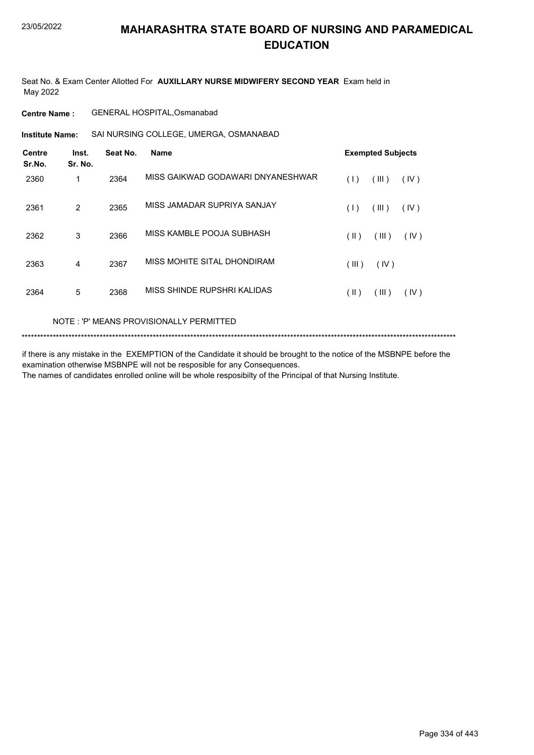# MAHARASHTRA STATE BOARD OF NURSING AND PARAMEDICAL EDUCATION

Seat No. & Exam Center Allotted For **AUXILLARY NURSE MIDWIFERY SECOND YEAR** Exam held in May 2022

**Centre Name :** GENERAL HOSPITAL,Osmanabad

**Institute Name:** SAI NURSING COLLEGE, UMERGA, OSMANABAD

| Centre Sr.No. | Inst. Sr. No. | Seat No. | Name | Exempted Subjects |
|---|---|---|---|---|
| 2360 | 1 | 2364 | MISS GAIKWAD GODAWARI DNYANESHWAR | ( I ) ( III ) ( IV ) |
| 2361 | 2 | 2365 | MISS JAMADAR SUPRIYA SANJAY | ( I ) ( III ) ( IV ) |
| 2362 | 3 | 2366 | MISS KAMBLE POOJA SUBHASH | ( II ) ( III ) ( IV ) |
| 2363 | 4 | 2367 | MISS MOHITE SITAL DHONDIRAM | ( III ) ( IV ) |
| 2364 | 5 | 2368 | MISS SHINDE RUPSHRI KALIDAS | ( II ) ( III ) ( IV ) |

NOTE : 'P' MEANS PROVISIONALLY PERMITTED

*******************************************************************************************************************************************

if there is any mistake in the EXEMPTION of the Candidate it should be brought to the notice of the MSBNPE before the examination otherwise MSBNPE will not be resposible for any Consequences.
The names of candidates enrolled online will be whole resposibilty of the Principal of that Nursing Institute.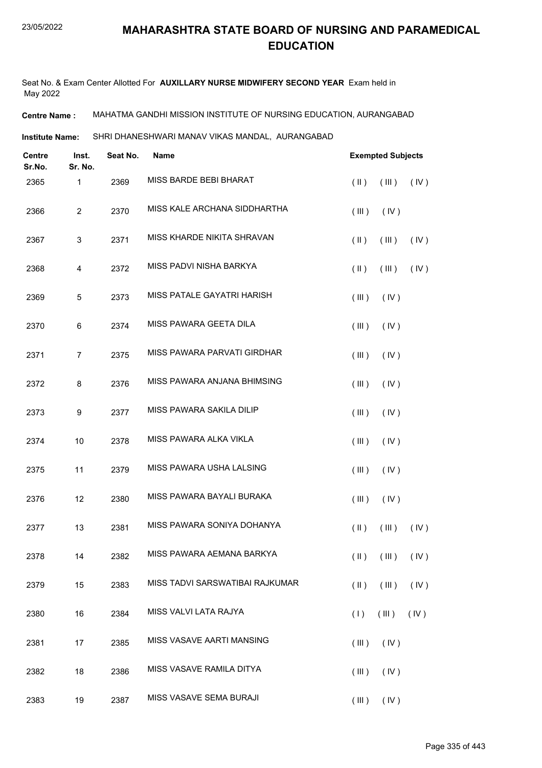# MAHARASHTRA STATE BOARD OF NURSING AND PARAMEDICAL EDUCATION

Seat No. & Exam Center Allotted For **AUXILLARY NURSE MIDWIFERY SECOND YEAR** Exam held in May 2022

**Centre Name :** MAHATMA GANDHI MISSION INSTITUTE OF NURSING EDUCATION, AURANGABAD

**Institute Name:** SHRI DHANESHWARI MANAV VIKAS MANDAL, AURANGABAD

| Centre Sr.No. | Inst. Sr. No. | Seat No. | Name | Exempted Subjects |
|---|---|---|---|---|
| 2365 | 1 | 2369 | MISS BARDE BEBI BHARAT | ( II ) ( III ) ( IV ) |
| 2366 | 2 | 2370 | MISS KALE ARCHANA SIDDHARTHA | ( III ) ( IV ) |
| 2367 | 3 | 2371 | MISS KHARDE NIKITA SHRAVAN | ( II ) ( III ) ( IV ) |
| 2368 | 4 | 2372 | MISS PADVI NISHA BARKYA | ( II ) ( III ) ( IV ) |
| 2369 | 5 | 2373 | MISS PATALE GAYATRI HARISH | ( III ) ( IV ) |
| 2370 | 6 | 2374 | MISS PAWARA GEETA DILA | ( III ) ( IV ) |
| 2371 | 7 | 2375 | MISS PAWARA PARVATI GIRDHAR | ( III ) ( IV ) |
| 2372 | 8 | 2376 | MISS PAWARA ANJANA BHIMSING | ( III ) ( IV ) |
| 2373 | 9 | 2377 | MISS PAWARA SAKILA DILIP | ( III ) ( IV ) |
| 2374 | 10 | 2378 | MISS PAWARA ALKA VIKLA | ( III ) ( IV ) |
| 2375 | 11 | 2379 | MISS PAWARA USHA LALSING | ( III ) ( IV ) |
| 2376 | 12 | 2380 | MISS PAWARA BAYALI BURAKA | ( III ) ( IV ) |
| 2377 | 13 | 2381 | MISS PAWARA SONIYA DOHANYA | ( II ) ( III ) ( IV ) |
| 2378 | 14 | 2382 | MISS PAWARA AEMANA BARKYA | ( II ) ( III ) ( IV ) |
| 2379 | 15 | 2383 | MISS TADVI SARSWATIBAI RAJKUMAR | ( II ) ( III ) ( IV ) |
| 2380 | 16 | 2384 | MISS VALVI LATA RAJYA | ( I ) ( III ) ( IV ) |
| 2381 | 17 | 2385 | MISS VASAVE AARTI MANSING | ( III ) ( IV ) |
| 2382 | 18 | 2386 | MISS VASAVE RAMILA DITYA | ( III ) ( IV ) |
| 2383 | 19 | 2387 | MISS VASAVE SEMA BURAJI | ( III ) ( IV ) |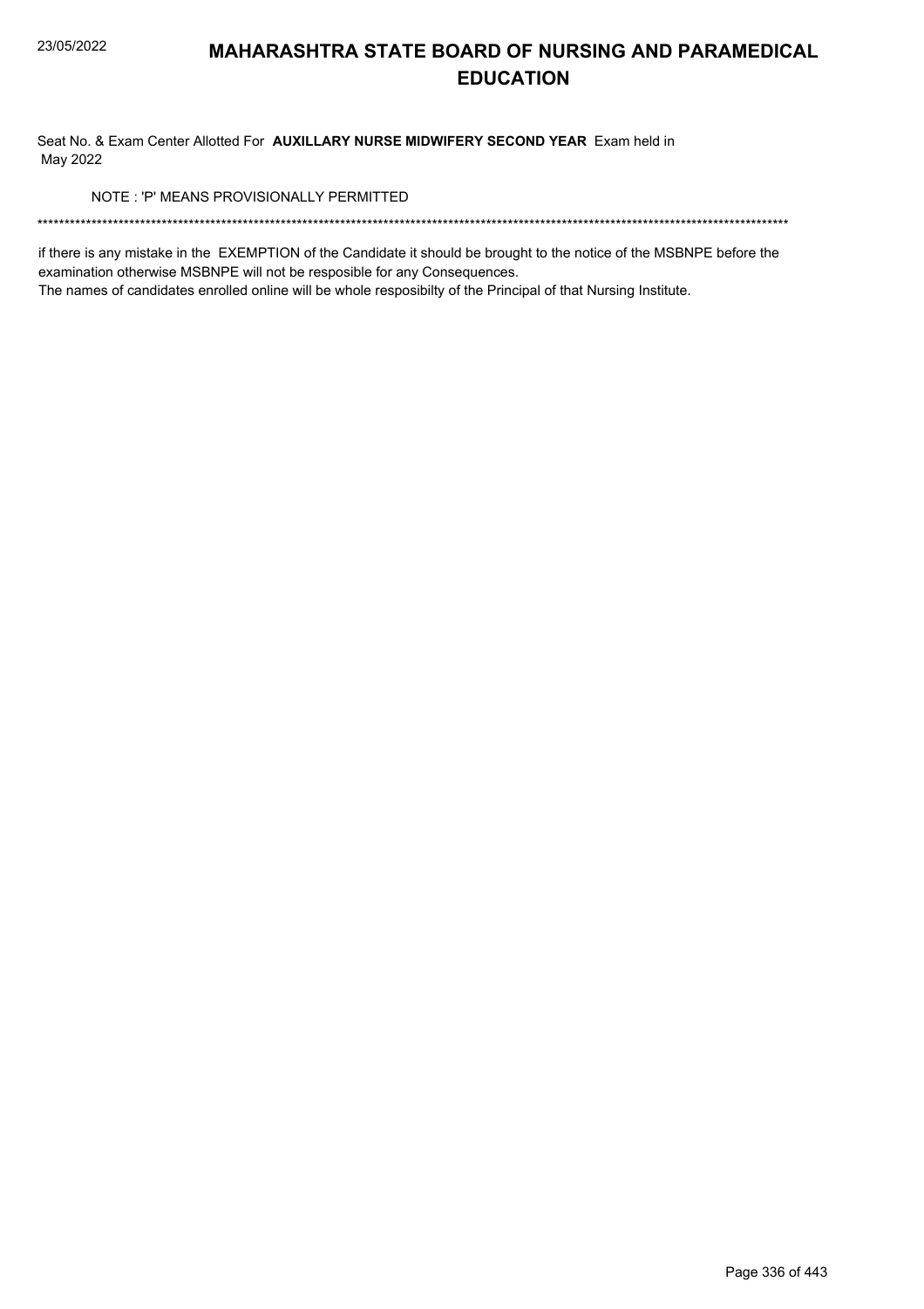# MAHARASHTRA STATE BOARD OF NURSING AND PARAMEDICAL EDUCATION

Seat No. & Exam Center Allotted For **AUXILLARY NURSE MIDWIFERY SECOND YEAR** Exam held in May 2022

NOTE : 'P' MEANS PROVISIONALLY PERMITTED

******************************************************************************************************************************************

if there is any mistake in the EXEMPTION of the Candidate it should be brought to the notice of the MSBNPE before the examination otherwise MSBNPE will not be resposible for any Consequences.

The names of candidates enrolled online will be whole resposibilty of the Principal of that Nursing Institute.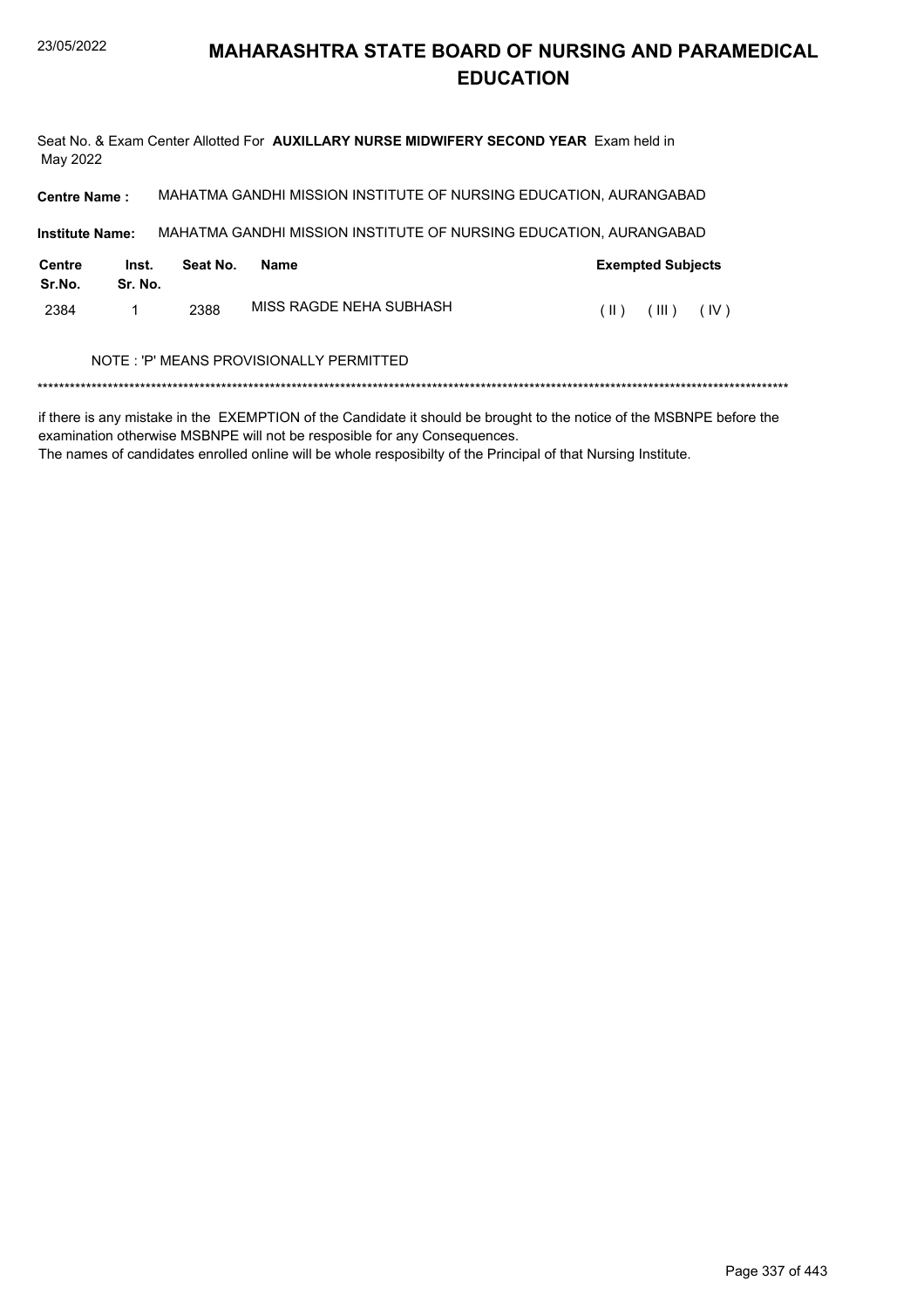# MAHARASHTRA STATE BOARD OF NURSING AND PARAMEDICAL EDUCATION

Seat No. & Exam Center Allotted For **AUXILLARY NURSE MIDWIFERY SECOND YEAR** Exam held in May 2022

**Centre Name :** MAHATMA GANDHI MISSION INSTITUTE OF NURSING EDUCATION, AURANGABAD

**Institute Name:** MAHATMA GANDHI MISSION INSTITUTE OF NURSING EDUCATION, AURANGABAD

| Centre Sr.No. | Inst. Sr. No. | Seat No. | Name | Exempted Subjects |
|---|---|---|---|---|
| 2384 | 1 | 2388 | MISS RAGDE NEHA SUBHASH | ( II ) ( III ) ( IV ) |

NOTE : 'P' MEANS PROVISIONALLY PERMITTED

******************************************************************************************************************************************

if there is any mistake in the EXEMPTION of the Candidate it should be brought to the notice of the MSBNPE before the examination otherwise MSBNPE will not be resposible for any Consequences.
The names of candidates enrolled online will be whole resposibilty of the Principal of that Nursing Institute.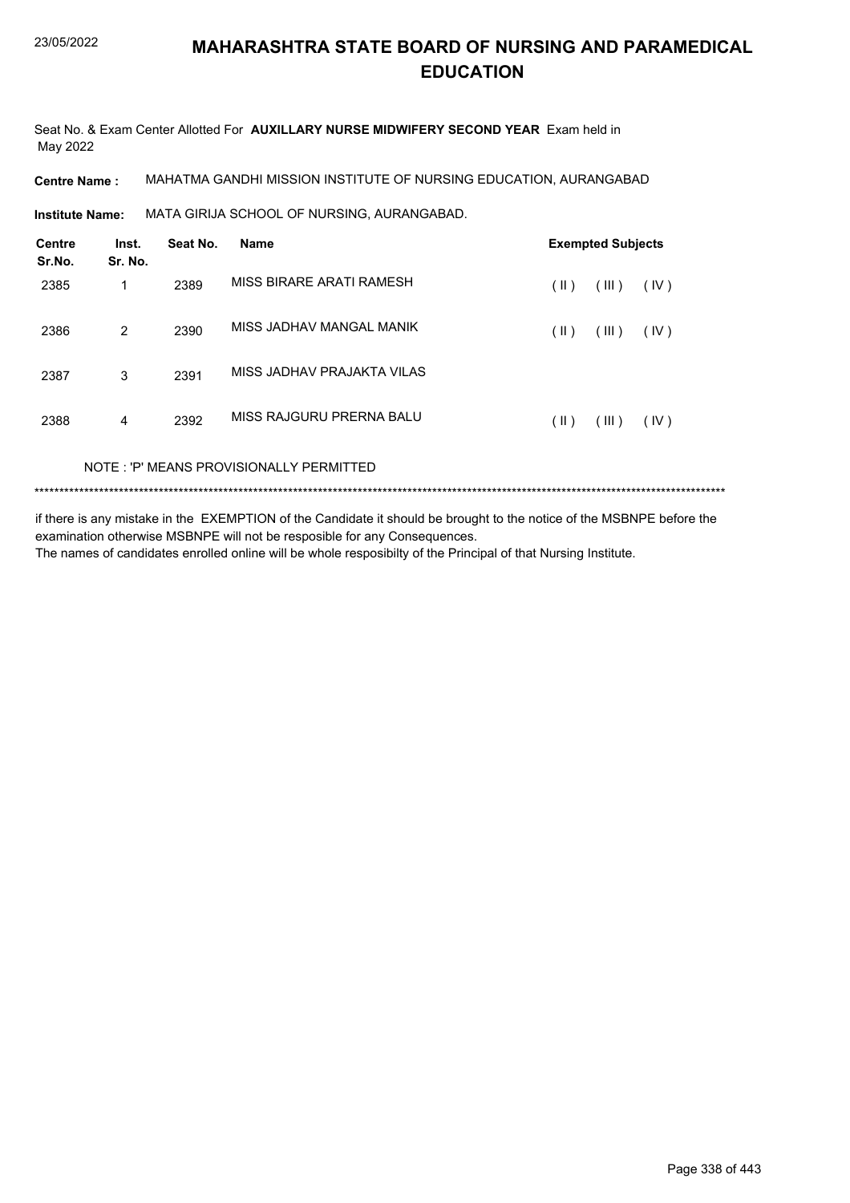# MAHARASHTRA STATE BOARD OF NURSING AND PARAMEDICAL EDUCATION

Seat No. & Exam Center Allotted For **AUXILLARY NURSE MIDWIFERY SECOND YEAR** Exam held in May 2022

**Centre Name :** MAHATMA GANDHI MISSION INSTITUTE OF NURSING EDUCATION, AURANGABAD

**Institute Name:** MATA GIRIJA SCHOOL OF NURSING, AURANGABAD.

| Centre Sr.No. | Inst. Sr. No. | Seat No. | Name | Exempted Subjects | | |
|---|---|---|---|---|---|---|
| 2385 | 1 | 2389 | MISS BIRARE ARATI RAMESH | ( II ) | ( III ) | ( IV ) |
| 2386 | 2 | 2390 | MISS JADHAV MANGAL MANIK | ( II ) | ( III ) | ( IV ) |
| 2387 | 3 | 2391 | MISS JADHAV PRAJAKTA VILAS | | | |
| 2388 | 4 | 2392 | MISS RAJGURU PRERNA BALU | ( II ) | ( III ) | ( IV ) |

NOTE : 'P' MEANS PROVISIONALLY PERMITTED

******************************************************************************************************************************************

if there is any mistake in the EXEMPTION of the Candidate it should be brought to the notice of the MSBNPE before the examination otherwise MSBNPE will not be resposible for any Consequences.
The names of candidates enrolled online will be whole resposibilty of the Principal of that Nursing Institute.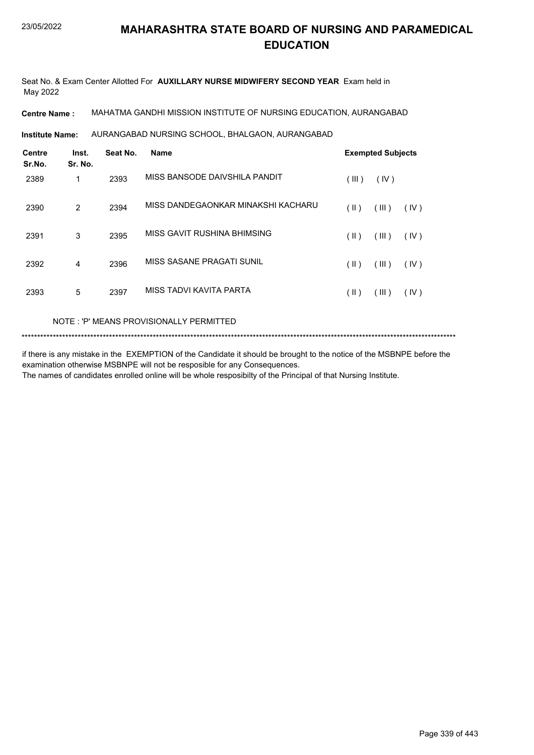# MAHARASHTRA STATE BOARD OF NURSING AND PARAMEDICAL EDUCATION

Seat No. & Exam Center Allotted For **AUXILLARY NURSE MIDWIFERY SECOND YEAR** Exam held in May 2022

**Centre Name :** MAHATMA GANDHI MISSION INSTITUTE OF NURSING EDUCATION, AURANGABAD

**Institute Name:** AURANGABAD NURSING SCHOOL, BHALGAON, AURANGABAD

| Centre Sr.No. | Inst. Sr. No. | Seat No. | Name | Exempted Subjects |
|---|---|---|---|---|
| 2389 | 1 | 2393 | MISS BANSODE DAIVSHILA PANDIT | ( III ) ( IV ) |
| 2390 | 2 | 2394 | MISS DANDEGAONKAR MINAKSHI KACHARU | ( II ) ( III ) ( IV ) |
| 2391 | 3 | 2395 | MISS GAVIT RUSHINA BHIMSING | ( II ) ( III ) ( IV ) |
| 2392 | 4 | 2396 | MISS SASANE PRAGATI SUNIL | ( II ) ( III ) ( IV ) |
| 2393 | 5 | 2397 | MISS TADVI KAVITA PARTA | ( II ) ( III ) ( IV ) |

NOTE : 'P' MEANS PROVISIONALLY PERMITTED

******************************************************************************************************************************************

if there is any mistake in the EXEMPTION of the Candidate it should be brought to the notice of the MSBNPE before the examination otherwise MSBNPE will not be resposible for any Consequences.
The names of candidates enrolled online will be whole resposibilty of the Principal of that Nursing Institute.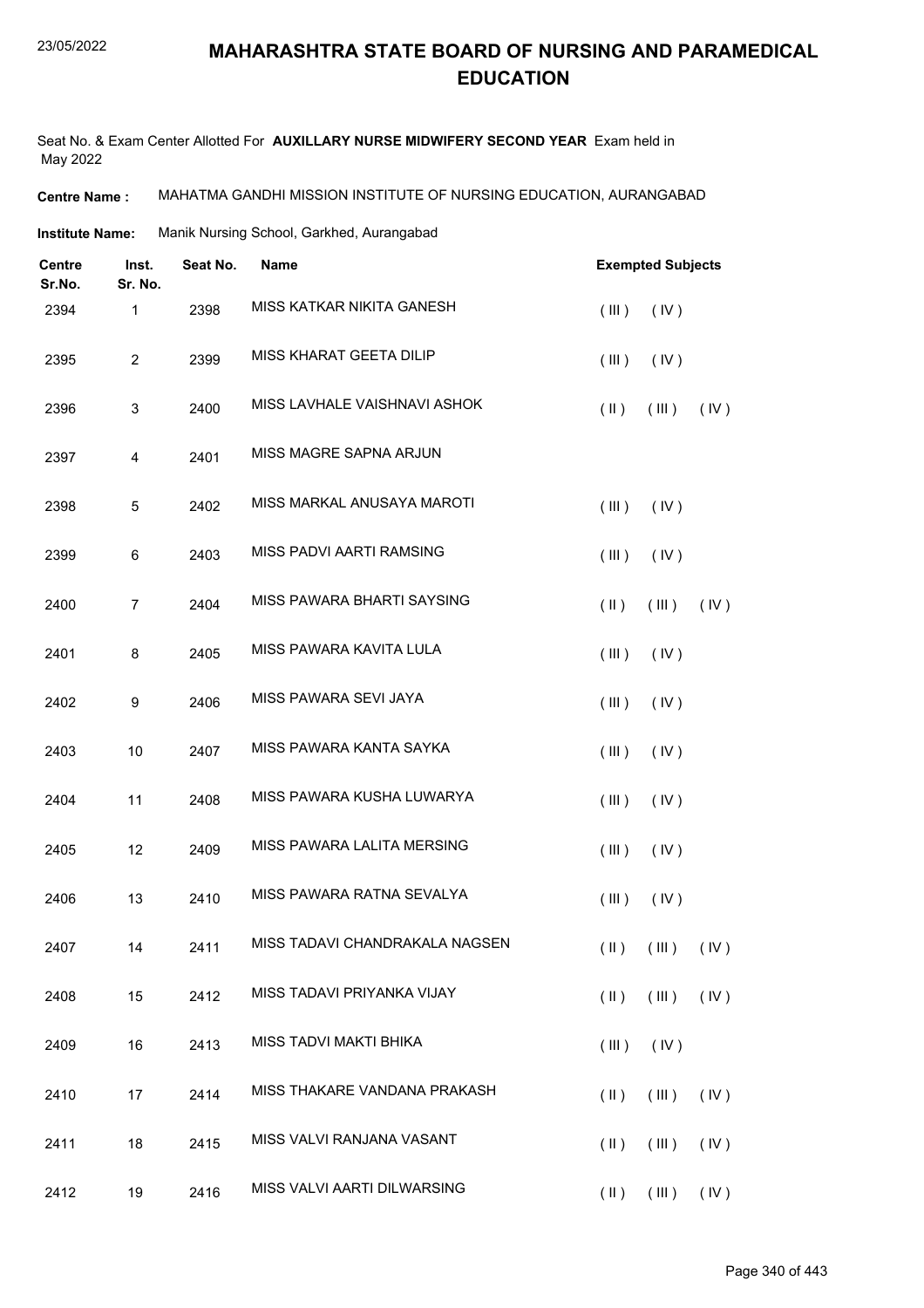# MAHARASHTRA STATE BOARD OF NURSING AND PARAMEDICAL EDUCATION

Seat No. & Exam Center Allotted For **AUXILLARY NURSE MIDWIFERY SECOND YEAR** Exam held in May 2022

**Centre Name :** MAHATMA GANDHI MISSION INSTITUTE OF NURSING EDUCATION, AURANGABAD

**Institute Name:** Manik Nursing School, Garkhed, Aurangabad

| Centre Sr.No. | Inst. Sr. No. | Seat No. | Name | Exempted Subjects |
|---|---|---|---|---|
| 2394 | 1 | 2398 | MISS KATKAR NIKITA GANESH | ( III ) ( IV ) |
| 2395 | 2 | 2399 | MISS KHARAT GEETA DILIP | ( III ) ( IV ) |
| 2396 | 3 | 2400 | MISS LAVHALE VAISHNAVI ASHOK | ( II ) ( III ) ( IV ) |
| 2397 | 4 | 2401 | MISS MAGRE SAPNA ARJUN | |
| 2398 | 5 | 2402 | MISS MARKAL ANUSAYA MAROTI | ( III ) ( IV ) |
| 2399 | 6 | 2403 | MISS PADVI AARTI RAMSING | ( III ) ( IV ) |
| 2400 | 7 | 2404 | MISS PAWARA BHARTI SAYSING | ( II ) ( III ) ( IV ) |
| 2401 | 8 | 2405 | MISS PAWARA KAVITA LULA | ( III ) ( IV ) |
| 2402 | 9 | 2406 | MISS PAWARA SEVI JAYA | ( III ) ( IV ) |
| 2403 | 10 | 2407 | MISS PAWARA KANTA SAYKA | ( III ) ( IV ) |
| 2404 | 11 | 2408 | MISS PAWARA KUSHA LUWARYA | ( III ) ( IV ) |
| 2405 | 12 | 2409 | MISS PAWARA LALITA MERSING | ( III ) ( IV ) |
| 2406 | 13 | 2410 | MISS PAWARA RATNA SEVALYA | ( III ) ( IV ) |
| 2407 | 14 | 2411 | MISS TADAVI CHANDRAKALA NAGSEN | ( II ) ( III ) ( IV ) |
| 2408 | 15 | 2412 | MISS TADAVI PRIYANKA VIJAY | ( II ) ( III ) ( IV ) |
| 2409 | 16 | 2413 | MISS TADVI MAKTI BHIKA | ( III ) ( IV ) |
| 2410 | 17 | 2414 | MISS THAKARE VANDANA PRAKASH | ( II ) ( III ) ( IV ) |
| 2411 | 18 | 2415 | MISS VALVI RANJANA VASANT | ( II ) ( III ) ( IV ) |
| 2412 | 19 | 2416 | MISS VALVI AARTI DILWARSING | ( II ) ( III ) ( IV ) |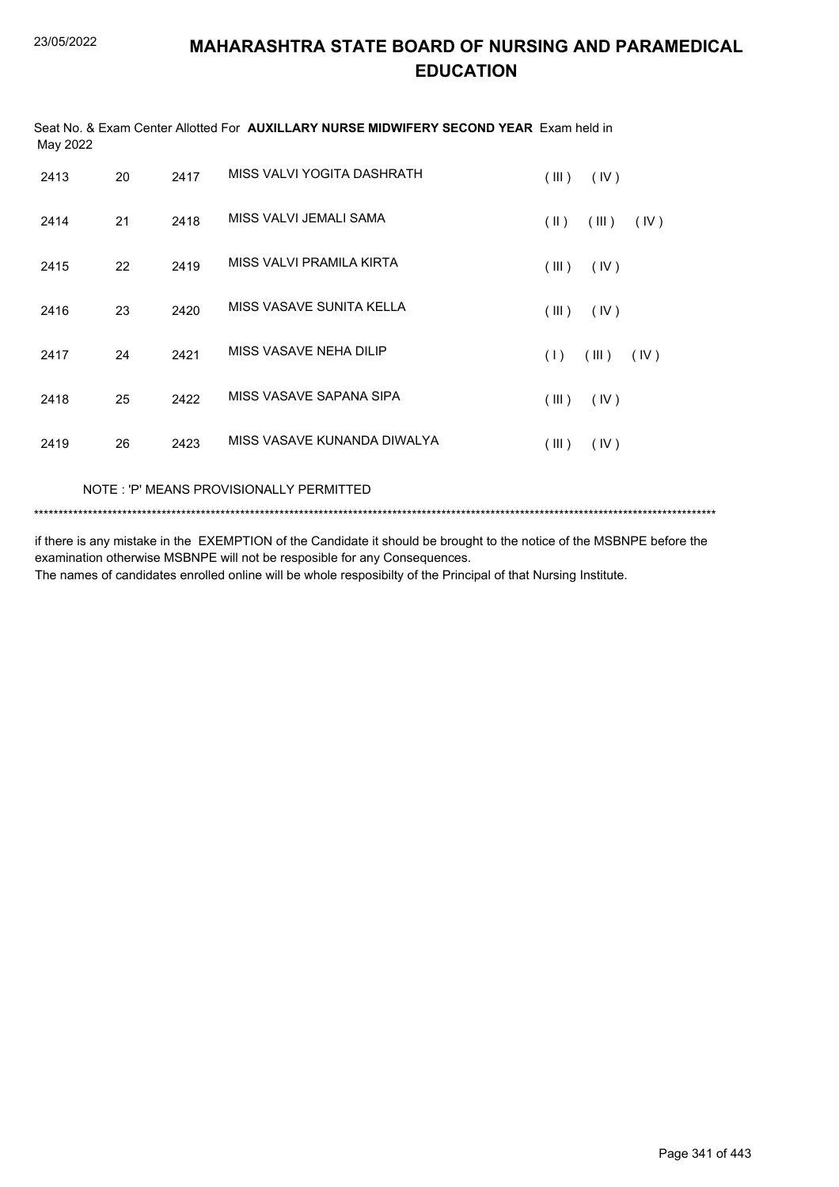# MAHARASHTRA STATE BOARD OF NURSING AND PARAMEDICAL EDUCATION

Seat No. & Exam Center Allotted For **AUXILLARY NURSE MIDWIFERY SECOND YEAR** Exam held in May 2022

| | | | | |
|---|---|---|---|---|
| 2413 | 20 | 2417 | MISS VALVI YOGITA DASHRATH | ( III ) ( IV ) |
| 2414 | 21 | 2418 | MISS VALVI JEMALI SAMA | ( II ) ( III ) ( IV ) |
| 2415 | 22 | 2419 | MISS VALVI PRAMILA KIRTA | ( III ) ( IV ) |
| 2416 | 23 | 2420 | MISS VASAVE SUNITA KELLA | ( III ) ( IV ) |
| 2417 | 24 | 2421 | MISS VASAVE NEHA DILIP | ( I ) ( III ) ( IV ) |
| 2418 | 25 | 2422 | MISS VASAVE SAPANA SIPA | ( III ) ( IV ) |
| 2419 | 26 | 2423 | MISS VASAVE KUNANDA DIWALYA | ( III ) ( IV ) |

NOTE : 'P' MEANS PROVISIONALLY PERMITTED

*******************************************************************************************************************************************

if there is any mistake in the EXEMPTION of the Candidate it should be brought to the notice of the MSBNPE before the examination otherwise MSBNPE will not be resposible for any Consequences.

The names of candidates enrolled online will be whole resposibilty of the Principal of that Nursing Institute.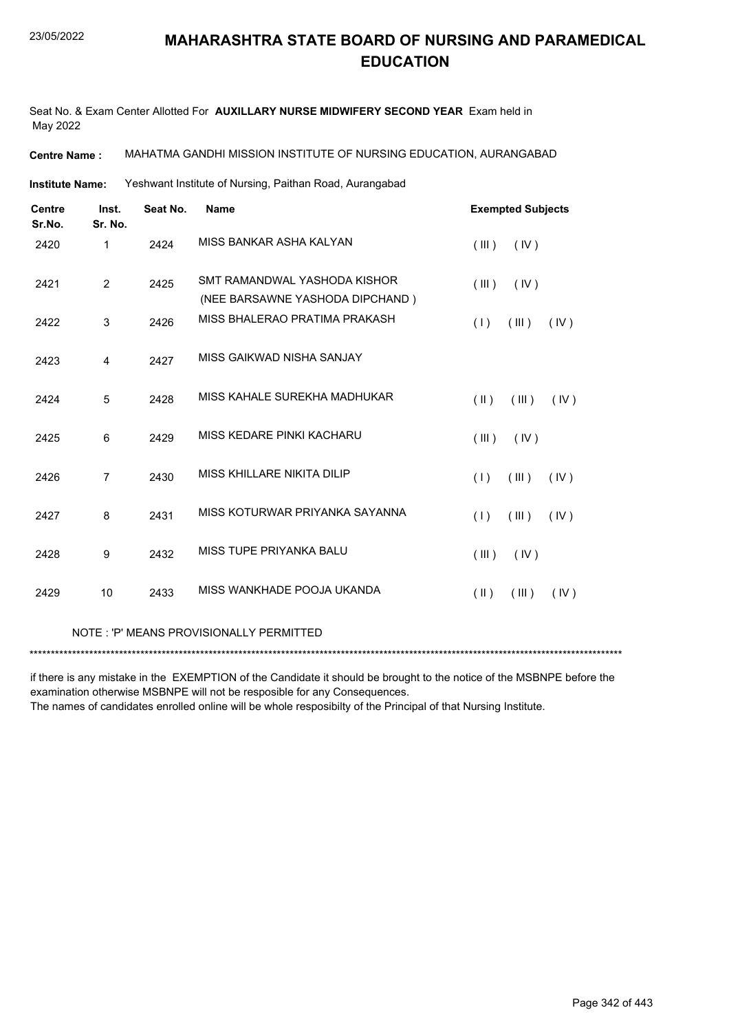# MAHARASHTRA STATE BOARD OF NURSING AND PARAMEDICAL EDUCATION

Seat No. & Exam Center Allotted For **AUXILLARY NURSE MIDWIFERY SECOND YEAR** Exam held in May 2022

**Centre Name :** MAHATMA GANDHI MISSION INSTITUTE OF NURSING EDUCATION, AURANGABAD

**Institute Name:** Yeshwant Institute of Nursing, Paithan Road, Aurangabad

| Centre Sr.No. | Inst. Sr. No. | Seat No. | Name | Exempted Subjects |
|---|---|---|---|---|
| 2420 | 1 | 2424 | MISS BANKAR ASHA KALYAN | ( III ) ( IV ) |
| 2421 | 2 | 2425 | SMT RAMANDWAL YASHODA KISHOR (NEE BARSAWNE YASHODA DIPCHAND ) | ( III ) ( IV ) |
| 2422 | 3 | 2426 | MISS BHALERAO PRATIMA PRAKASH | ( I ) ( III ) ( IV ) |
| 2423 | 4 | 2427 | MISS GAIKWAD NISHA SANJAY | |
| 2424 | 5 | 2428 | MISS KAHALE SUREKHA MADHUKAR | ( II ) ( III ) ( IV ) |
| 2425 | 6 | 2429 | MISS KEDARE PINKI KACHARU | ( III ) ( IV ) |
| 2426 | 7 | 2430 | MISS KHILLARE NIKITA DILIP | ( I ) ( III ) ( IV ) |
| 2427 | 8 | 2431 | MISS KOTURWAR PRIYANKA SAYANNA | ( I ) ( III ) ( IV ) |
| 2428 | 9 | 2432 | MISS TUPE PRIYANKA BALU | ( III ) ( IV ) |
| 2429 | 10 | 2433 | MISS WANKHADE POOJA UKANDA | ( II ) ( III ) ( IV ) |

NOTE : 'P' MEANS PROVISIONALLY PERMITTED

******************************************************************************************************************************************

if there is any mistake in the EXEMPTION of the Candidate it should be brought to the notice of the MSBNPE before the examination otherwise MSBNPE will not be resposible for any Consequences.
The names of candidates enrolled online will be whole resposibilty of the Principal of that Nursing Institute.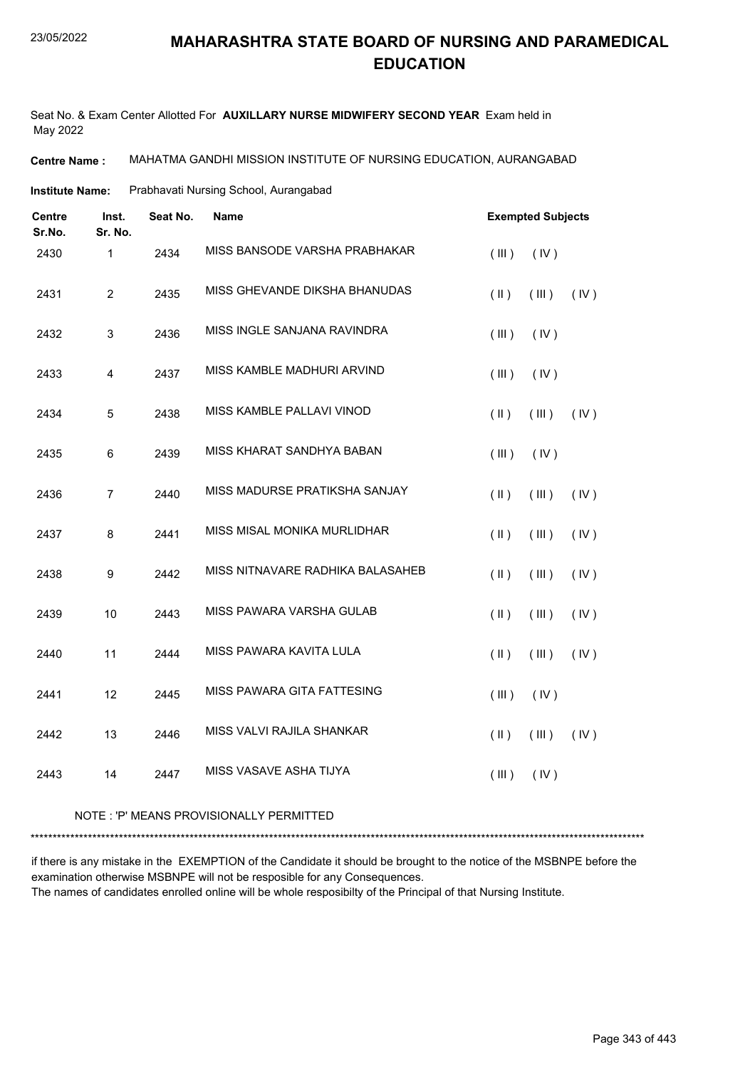# MAHARASHTRA STATE BOARD OF NURSING AND PARAMEDICAL EDUCATION

Seat No. & Exam Center Allotted For **AUXILLARY NURSE MIDWIFERY SECOND YEAR** Exam held in May 2022

**Centre Name :** MAHATMA GANDHI MISSION INSTITUTE OF NURSING EDUCATION, AURANGABAD

**Institute Name:** Prabhavati Nursing School, Aurangabad

| Centre Sr.No. | Inst. Sr. No. | Seat No. | Name | Exempted Subjects |
|---|---|---|---|---|
| 2430 | 1 | 2434 | MISS BANSODE VARSHA PRABHAKAR | ( III ) ( IV ) |
| 2431 | 2 | 2435 | MISS GHEVANDE DIKSHA BHANUDAS | ( II ) ( III ) ( IV ) |
| 2432 | 3 | 2436 | MISS INGLE SANJANA RAVINDRA | ( III ) ( IV ) |
| 2433 | 4 | 2437 | MISS KAMBLE MADHURI ARVIND | ( III ) ( IV ) |
| 2434 | 5 | 2438 | MISS KAMBLE PALLAVI VINOD | ( II ) ( III ) ( IV ) |
| 2435 | 6 | 2439 | MISS KHARAT SANDHYA BABAN | ( III ) ( IV ) |
| 2436 | 7 | 2440 | MISS MADURSE PRATIKSHA SANJAY | ( II ) ( III ) ( IV ) |
| 2437 | 8 | 2441 | MISS MISAL MONIKA MURLIDHAR | ( II ) ( III ) ( IV ) |
| 2438 | 9 | 2442 | MISS NITNAVARE RADHIKA BALASAHEB | ( II ) ( III ) ( IV ) |
| 2439 | 10 | 2443 | MISS PAWARA VARSHA GULAB | ( II ) ( III ) ( IV ) |
| 2440 | 11 | 2444 | MISS PAWARA KAVITA LULA | ( II ) ( III ) ( IV ) |
| 2441 | 12 | 2445 | MISS PAWARA GITA FATTESING | ( III ) ( IV ) |
| 2442 | 13 | 2446 | MISS VALVI RAJILA SHANKAR | ( II ) ( III ) ( IV ) |
| 2443 | 14 | 2447 | MISS VASAVE ASHA TIJYA | ( III ) ( IV ) |

NOTE : 'P' MEANS PROVISIONALLY PERMITTED

*******************************************************************************************************************************************

if there is any mistake in the EXEMPTION of the Candidate it should be brought to the notice of the MSBNPE before the examination otherwise MSBNPE will not be resposible for any Consequences.
The names of candidates enrolled online will be whole resposibilty of the Principal of that Nursing Institute.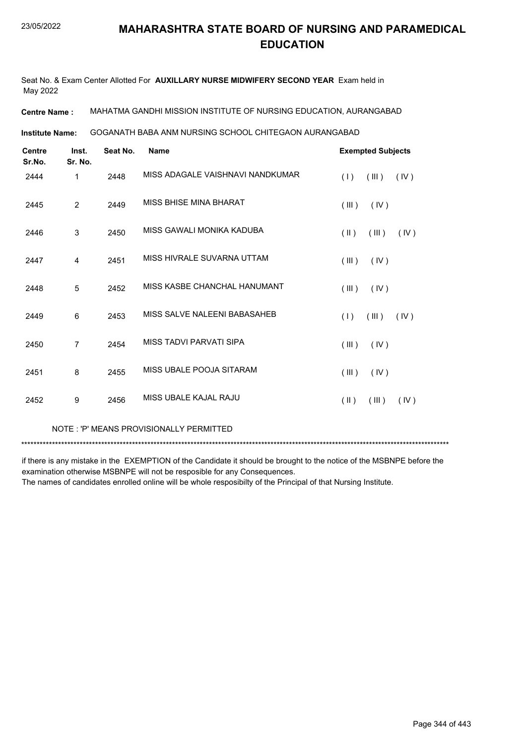# MAHARASHTRA STATE BOARD OF NURSING AND PARAMEDICAL EDUCATION

Seat No. & Exam Center Allotted For **AUXILLARY NURSE MIDWIFERY SECOND YEAR** Exam held in May 2022

**Centre Name :** MAHATMA GANDHI MISSION INSTITUTE OF NURSING EDUCATION, AURANGABAD

**Institute Name:** GOGANATH BABA ANM NURSING SCHOOL CHITEGAON AURANGABAD

| Centre Sr.No. | Inst. Sr. No. | Seat No. | Name | Exempted Subjects |
|---|---|---|---|---|
| 2444 | 1 | 2448 | MISS ADAGALE VAISHNAVI NANDKUMAR | ( I ) ( III ) ( IV ) |
| 2445 | 2 | 2449 | MISS BHISE MINA BHARAT | ( III ) ( IV ) |
| 2446 | 3 | 2450 | MISS GAWALI MONIKA KADUBA | ( II ) ( III ) ( IV ) |
| 2447 | 4 | 2451 | MISS HIVRALE SUVARNA UTTAM | ( III ) ( IV ) |
| 2448 | 5 | 2452 | MISS KASBE CHANCHAL HANUMANT | ( III ) ( IV ) |
| 2449 | 6 | 2453 | MISS SALVE NALEENI BABASAHEB | ( I ) ( III ) ( IV ) |
| 2450 | 7 | 2454 | MISS TADVI PARVATI SIPA | ( III ) ( IV ) |
| 2451 | 8 | 2455 | MISS UBALE POOJA SITARAM | ( III ) ( IV ) |
| 2452 | 9 | 2456 | MISS UBALE KAJAL RAJU | ( II ) ( III ) ( IV ) |

NOTE : 'P' MEANS PROVISIONALLY PERMITTED

*******************************************************************************************************************************************

if there is any mistake in the EXEMPTION of the Candidate it should be brought to the notice of the MSBNPE before the examination otherwise MSBNPE will not be resposible for any Consequences.
The names of candidates enrolled online will be whole resposibilty of the Principal of that Nursing Institute.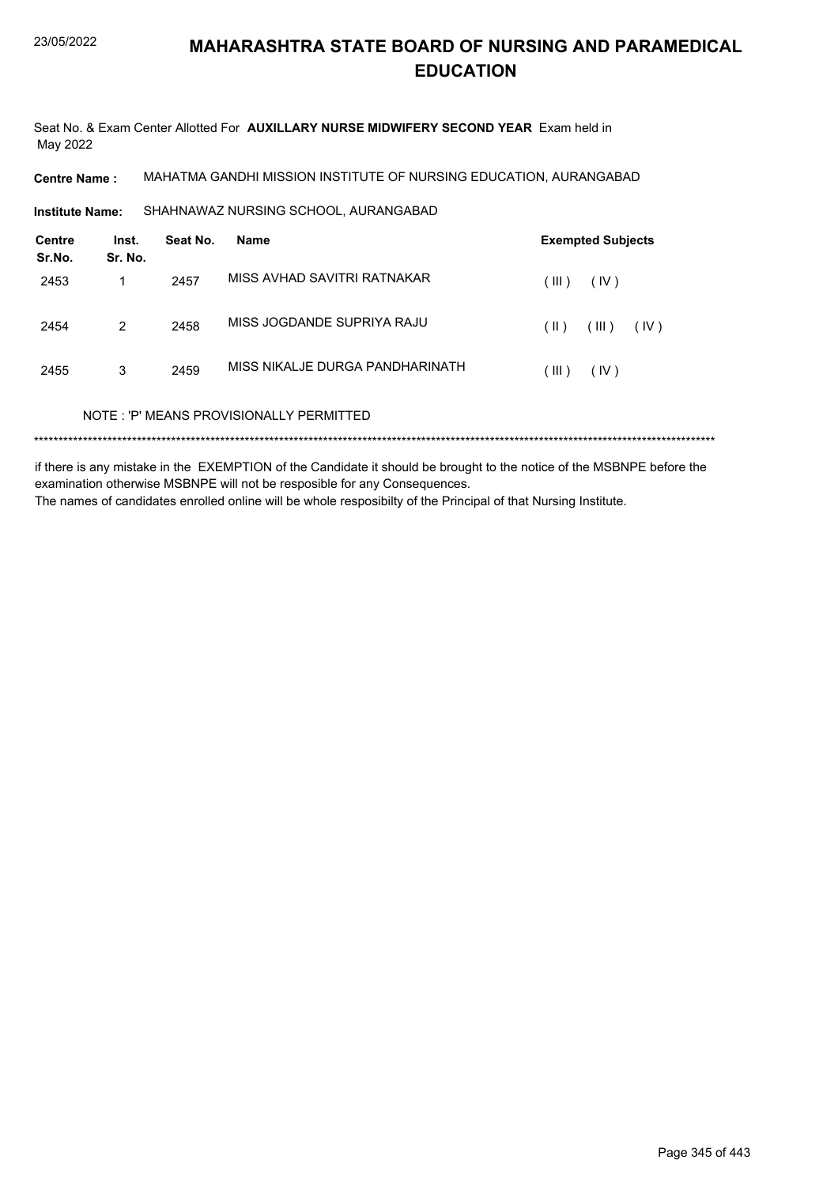# MAHARASHTRA STATE BOARD OF NURSING AND PARAMEDICAL EDUCATION

Seat No. & Exam Center Allotted For **AUXILLARY NURSE MIDWIFERY SECOND YEAR** Exam held in May 2022

**Centre Name :** MAHATMA GANDHI MISSION INSTITUTE OF NURSING EDUCATION, AURANGABAD

**Institute Name:** SHAHNAWAZ NURSING SCHOOL, AURANGABAD

| Centre Sr.No. | Inst. Sr. No. | Seat No. | Name | Exempted Subjects |
|---|---|---|---|---|
| 2453 | 1 | 2457 | MISS AVHAD SAVITRI RATNAKAR | ( III ) ( IV ) |
| 2454 | 2 | 2458 | MISS JOGDANDE SUPRIYA RAJU | ( II ) ( III ) ( IV ) |
| 2455 | 3 | 2459 | MISS NIKALJE DURGA PANDHARINATH | ( III ) ( IV ) |

NOTE : 'P' MEANS PROVISIONALLY PERMITTED

*******************************************************************************************************************************************

if there is any mistake in the EXEMPTION of the Candidate it should be brought to the notice of the MSBNPE before the examination otherwise MSBNPE will not be resposible for any Consequences.

The names of candidates enrolled online will be whole resposibilty of the Principal of that Nursing Institute.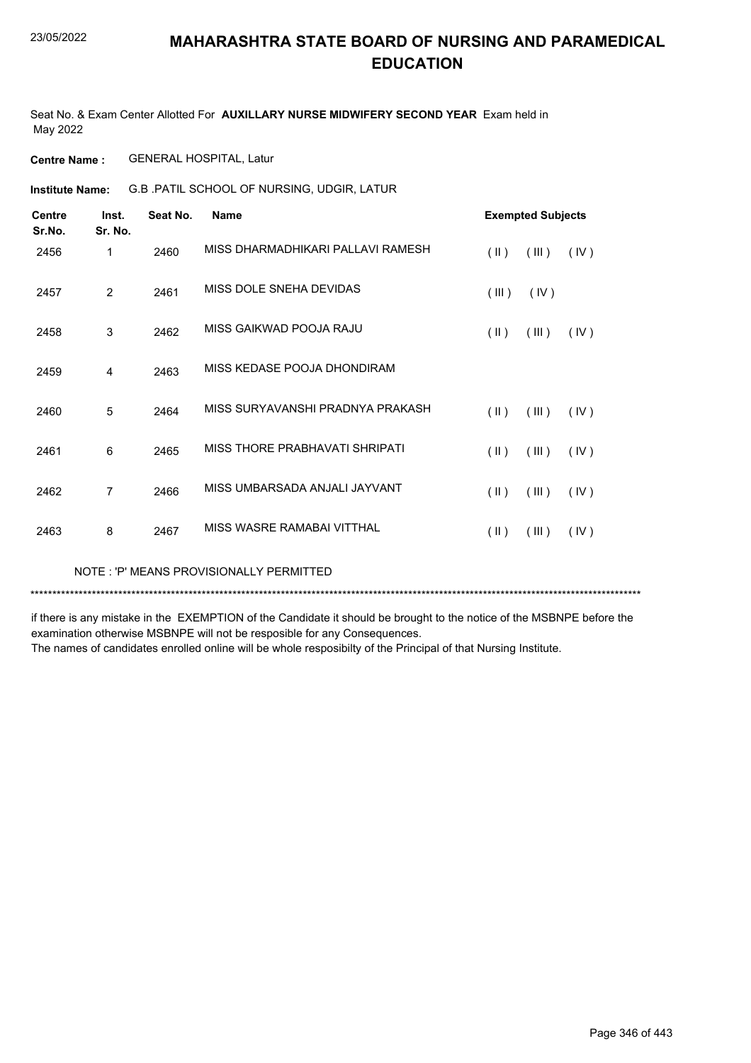# MAHARASHTRA STATE BOARD OF NURSING AND PARAMEDICAL EDUCATION

Seat No. & Exam Center Allotted For **AUXILLARY NURSE MIDWIFERY SECOND YEAR** Exam held in May 2022

**Centre Name :** GENERAL HOSPITAL, Latur

**Institute Name:** G.B .PATIL SCHOOL OF NURSING, UDGIR, LATUR

| Centre Sr.No. | Inst. Sr. No. | Seat No. | Name | Exempted Subjects |
|---|---|---|---|---|
| 2456 | 1 | 2460 | MISS DHARMADHIKARI PALLAVI RAMESH | ( II ) ( III ) ( IV ) |
| 2457 | 2 | 2461 | MISS DOLE SNEHA DEVIDAS | ( III ) ( IV ) |
| 2458 | 3 | 2462 | MISS GAIKWAD POOJA RAJU | ( II ) ( III ) ( IV ) |
| 2459 | 4 | 2463 | MISS KEDASE POOJA DHONDIRAM | |
| 2460 | 5 | 2464 | MISS SURYAVANSHI PRADNYA PRAKASH | ( II ) ( III ) ( IV ) |
| 2461 | 6 | 2465 | MISS THORE PRABHAVATI SHRIPATI | ( II ) ( III ) ( IV ) |
| 2462 | 7 | 2466 | MISS UMBARSADA ANJALI JAYVANT | ( II ) ( III ) ( IV ) |
| 2463 | 8 | 2467 | MISS WASRE RAMABAI VITTHAL | ( II ) ( III ) ( IV ) |

NOTE : 'P' MEANS PROVISIONALLY PERMITTED

*******************************************************************************************************************************************

if there is any mistake in the EXEMPTION of the Candidate it should be brought to the notice of the MSBNPE before the examination otherwise MSBNPE will not be resposible for any Consequences.
The names of candidates enrolled online will be whole resposibilty of the Principal of that Nursing Institute.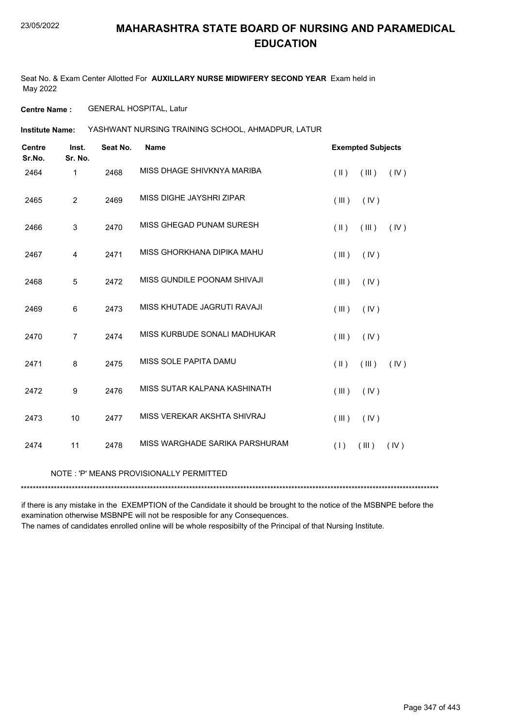# MAHARASHTRA STATE BOARD OF NURSING AND PARAMEDICAL EDUCATION

Seat No. & Exam Center Allotted For **AUXILLARY NURSE MIDWIFERY SECOND YEAR** Exam held in May 2022

**Centre Name :** GENERAL HOSPITAL, Latur

**Institute Name:** YASHWANT NURSING TRAINING SCHOOL, AHMADPUR, LATUR

| Centre Sr.No. | Inst. Sr. No. | Seat No. | Name | Exempted Subjects |
|---|---|---|---|---|
| 2464 | 1 | 2468 | MISS DHAGE SHIVKNYA MARIBA | ( II ) ( III ) ( IV ) |
| 2465 | 2 | 2469 | MISS DIGHE JAYSHRI ZIPAR | ( III ) ( IV ) |
| 2466 | 3 | 2470 | MISS GHEGAD PUNAM SURESH | ( II ) ( III ) ( IV ) |
| 2467 | 4 | 2471 | MISS GHORKHANA DIPIKA MAHU | ( III ) ( IV ) |
| 2468 | 5 | 2472 | MISS GUNDILE POONAM SHIVAJI | ( III ) ( IV ) |
| 2469 | 6 | 2473 | MISS KHUTADE JAGRUTI RAVAJI | ( III ) ( IV ) |
| 2470 | 7 | 2474 | MISS KURBUDE SONALI MADHUKAR | ( III ) ( IV ) |
| 2471 | 8 | 2475 | MISS SOLE PAPITA DAMU | ( II ) ( III ) ( IV ) |
| 2472 | 9 | 2476 | MISS SUTAR KALPANA KASHINATH | ( III ) ( IV ) |
| 2473 | 10 | 2477 | MISS VEREKAR AKSHTA SHIVRAJ | ( III ) ( IV ) |
| 2474 | 11 | 2478 | MISS WARGHADE SARIKA PARSHURAM | ( I ) ( III ) ( IV ) |

NOTE : 'P' MEANS PROVISIONALLY PERMITTED

*******************************************************************************************************************************************

if there is any mistake in the EXEMPTION of the Candidate it should be brought to the notice of the MSBNPE before the examination otherwise MSBNPE will not be resposible for any Consequences.
The names of candidates enrolled online will be whole resposibilty of the Principal of that Nursing Institute.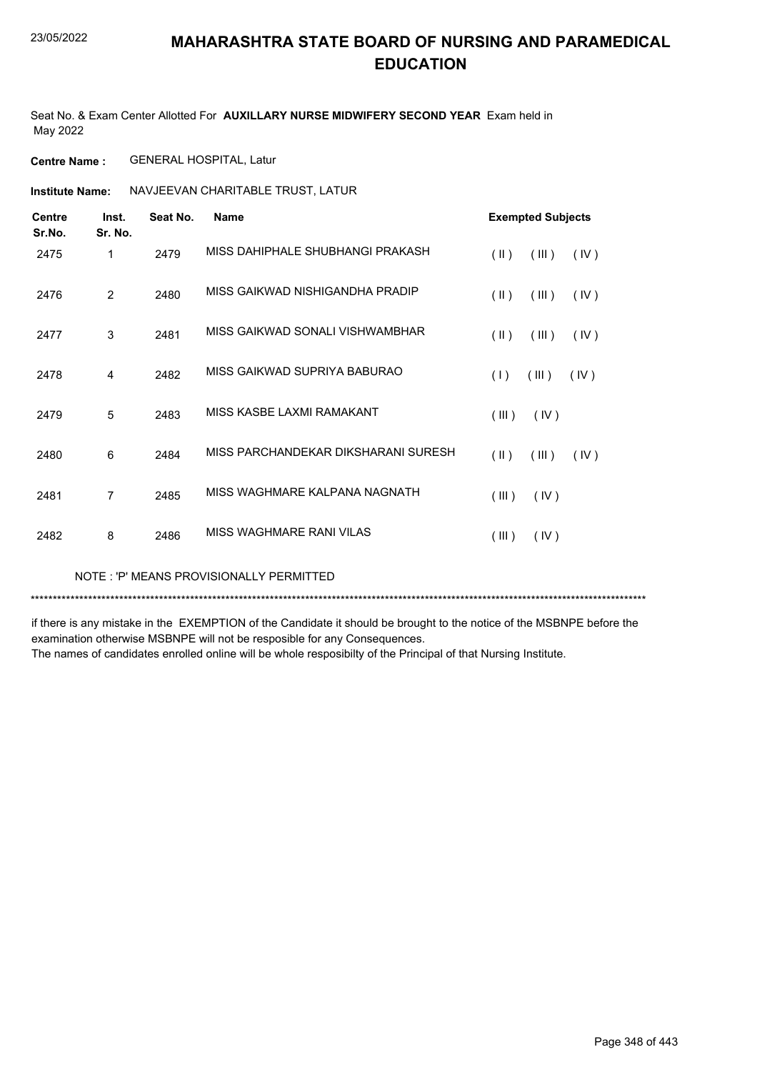# MAHARASHTRA STATE BOARD OF NURSING AND PARAMEDICAL EDUCATION

Seat No. & Exam Center Allotted For **AUXILLARY NURSE MIDWIFERY SECOND YEAR** Exam held in May 2022

**Centre Name :** GENERAL HOSPITAL, Latur

**Institute Name:** NAVJEEVAN CHARITABLE TRUST, LATUR

| Centre Sr.No. | Inst. Sr. No. | Seat No. | Name | Exempted Subjects |
|---|---|---|---|---|
| 2475 | 1 | 2479 | MISS DAHIPHALE SHUBHANGI PRAKASH | ( II ) ( III ) ( IV ) |
| 2476 | 2 | 2480 | MISS GAIKWAD NISHIGANDHA PRADIP | ( II ) ( III ) ( IV ) |
| 2477 | 3 | 2481 | MISS GAIKWAD SONALI VISHWAMBHAR | ( II ) ( III ) ( IV ) |
| 2478 | 4 | 2482 | MISS GAIKWAD SUPRIYA BABURAO | ( I ) ( III ) ( IV ) |
| 2479 | 5 | 2483 | MISS KASBE LAXMI RAMAKANT | ( III ) ( IV ) |
| 2480 | 6 | 2484 | MISS PARCHANDEKAR DIKSHARANI SURESH | ( II ) ( III ) ( IV ) |
| 2481 | 7 | 2485 | MISS WAGHMARE KALPANA NAGNATH | ( III ) ( IV ) |
| 2482 | 8 | 2486 | MISS WAGHMARE RANI VILAS | ( III ) ( IV ) |

NOTE : 'P' MEANS PROVISIONALLY PERMITTED

******************************************************************************************************************************************

if there is any mistake in the EXEMPTION of the Candidate it should be brought to the notice of the MSBNPE before the examination otherwise MSBNPE will not be resposible for any Consequences.

The names of candidates enrolled online will be whole resposibilty of the Principal of that Nursing Institute.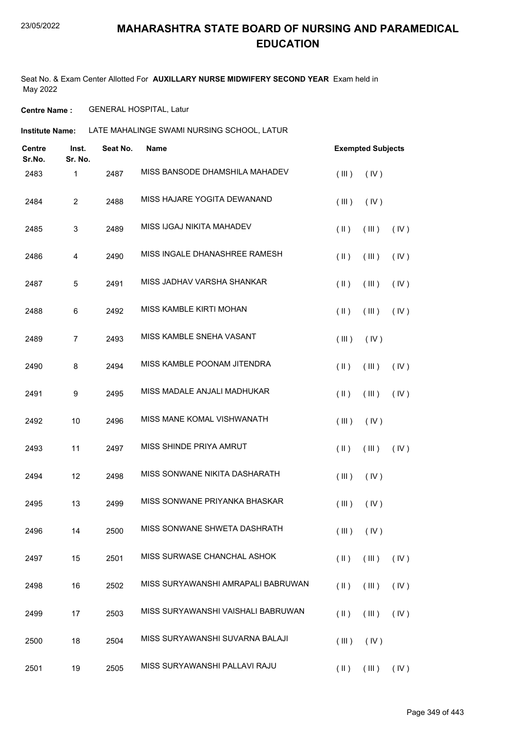# MAHARASHTRA STATE BOARD OF NURSING AND PARAMEDICAL EDUCATION

Seat No. & Exam Center Allotted For **AUXILLARY NURSE MIDWIFERY SECOND YEAR** Exam held in May 2022

**Centre Name :** GENERAL HOSPITAL, Latur

**Institute Name:** LATE MAHALINGE SWAMI NURSING SCHOOL, LATUR

| Centre Sr.No. | Inst. Sr. No. | Seat No. | Name | Exempted Subjects |
|---|---|---|---|---|
| 2483 | 1 | 2487 | MISS BANSODE DHAMSHILA MAHADEV | ( III ) ( IV ) |
| 2484 | 2 | 2488 | MISS HAJARE YOGITA DEWANAND | ( III ) ( IV ) |
| 2485 | 3 | 2489 | MISS IJGAJ NIKITA MAHADEV | ( II ) ( III ) ( IV ) |
| 2486 | 4 | 2490 | MISS INGALE DHANASHREE RAMESH | ( II ) ( III ) ( IV ) |
| 2487 | 5 | 2491 | MISS JADHAV VARSHA SHANKAR | ( II ) ( III ) ( IV ) |
| 2488 | 6 | 2492 | MISS KAMBLE KIRTI MOHAN | ( II ) ( III ) ( IV ) |
| 2489 | 7 | 2493 | MISS KAMBLE SNEHA VASANT | ( III ) ( IV ) |
| 2490 | 8 | 2494 | MISS KAMBLE POONAM JITENDRA | ( II ) ( III ) ( IV ) |
| 2491 | 9 | 2495 | MISS MADALE ANJALI MADHUKAR | ( II ) ( III ) ( IV ) |
| 2492 | 10 | 2496 | MISS MANE KOMAL VISHWANATH | ( III ) ( IV ) |
| 2493 | 11 | 2497 | MISS SHINDE PRIYA AMRUT | ( II ) ( III ) ( IV ) |
| 2494 | 12 | 2498 | MISS SONWANE NIKITA DASHARATH | ( III ) ( IV ) |
| 2495 | 13 | 2499 | MISS SONWANE PRIYANKA BHASKAR | ( III ) ( IV ) |
| 2496 | 14 | 2500 | MISS SONWANE SHWETA DASHRATH | ( III ) ( IV ) |
| 2497 | 15 | 2501 | MISS SURWASE CHANCHAL ASHOK | ( II ) ( III ) ( IV ) |
| 2498 | 16 | 2502 | MISS SURYAWANSHI AMRAPALI BABRUWAN | ( II ) ( III ) ( IV ) |
| 2499 | 17 | 2503 | MISS SURYAWANSHI VAISHALI BABRUWAN | ( II ) ( III ) ( IV ) |
| 2500 | 18 | 2504 | MISS SURYAWANSHI SUVARNA BALAJI | ( III ) ( IV ) |
| 2501 | 19 | 2505 | MISS SURYAWANSHI PALLAVI RAJU | ( II ) ( III ) ( IV ) |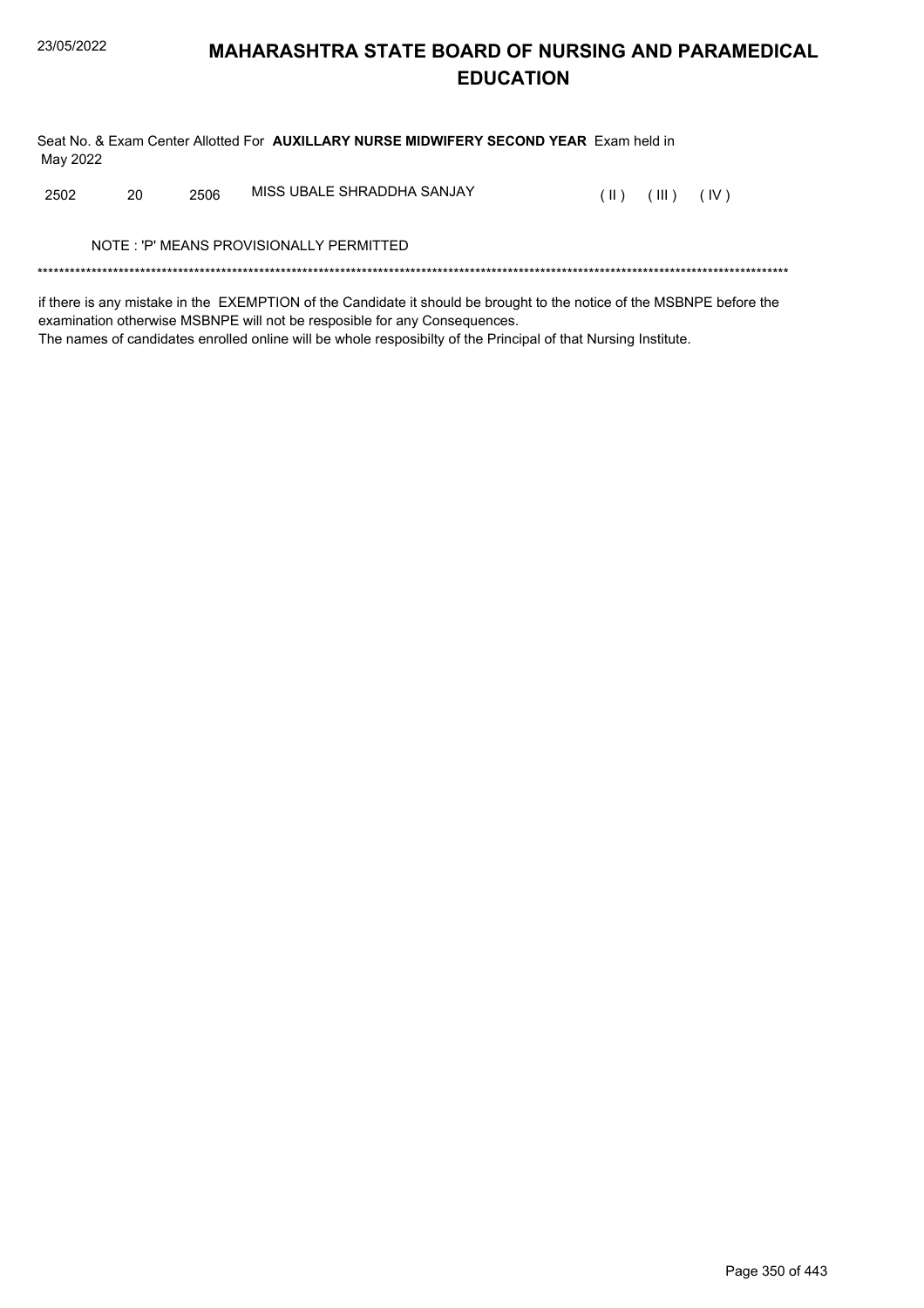# MAHARASHTRA STATE BOARD OF NURSING AND PARAMEDICAL EDUCATION

Seat No. & Exam Center Allotted For **AUXILLARY NURSE MIDWIFERY SECOND YEAR** Exam held in May 2022

| | | | | | | |
|---|---|---|---|---|---|---|
| 2502 | 20 | 2506 | MISS UBALE SHRADDHA SANJAY | ( II ) | ( III ) | ( IV ) |

NOTE : 'P' MEANS PROVISIONALLY PERMITTED

*******************************************************************************************************************************************

if there is any mistake in the EXEMPTION of the Candidate it should be brought to the notice of the MSBNPE before the examination otherwise MSBNPE will not be resposible for any Consequences.
The names of candidates enrolled online will be whole resposibilty of the Principal of that Nursing Institute.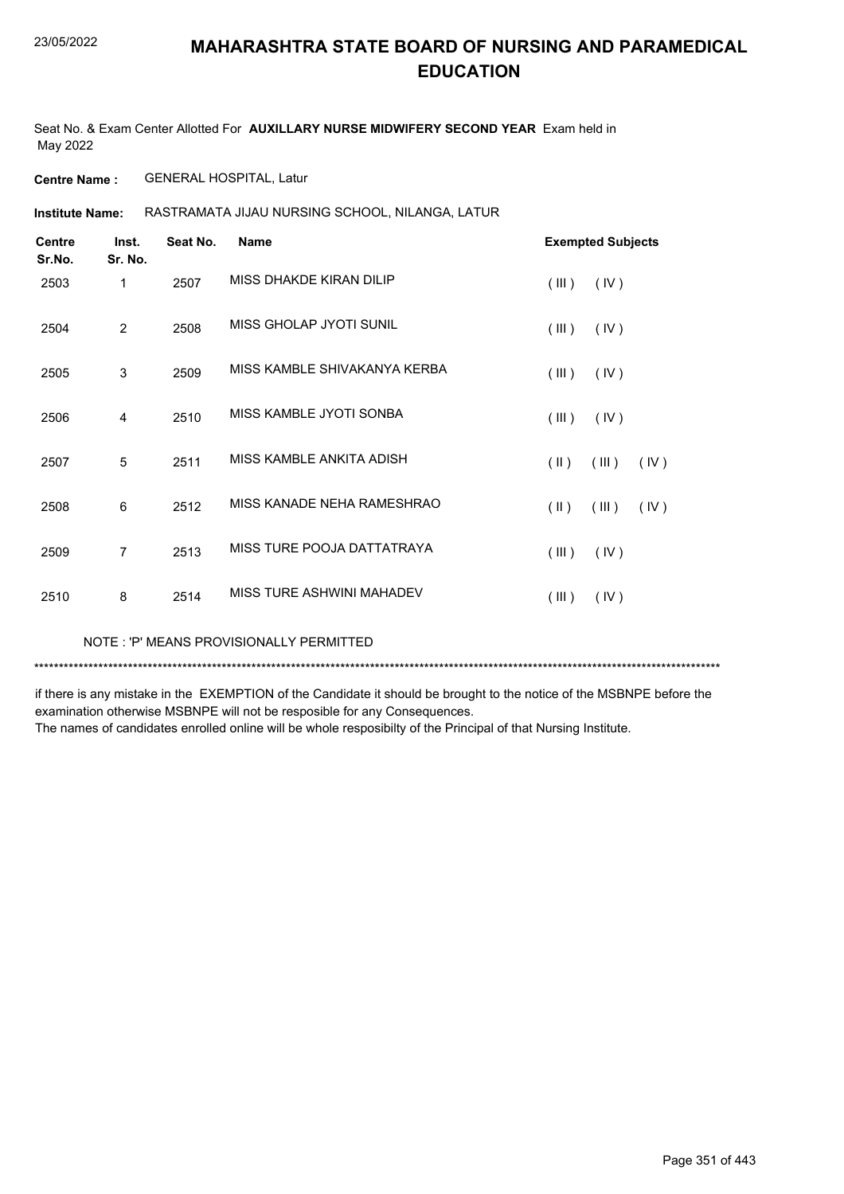# MAHARASHTRA STATE BOARD OF NURSING AND PARAMEDICAL EDUCATION

Seat No. & Exam Center Allotted For **AUXILLARY NURSE MIDWIFERY SECOND YEAR** Exam held in May 2022

**Centre Name :** GENERAL HOSPITAL, Latur

**Institute Name:** RASTRAMATA JIJAU NURSING SCHOOL, NILANGA, LATUR

| Centre Sr.No. | Inst. Sr. No. | Seat No. | Name | Exempted Subjects |
|---|---|---|---|---|
| 2503 | 1 | 2507 | MISS DHAKDE KIRAN DILIP | ( III ) ( IV ) |
| 2504 | 2 | 2508 | MISS GHOLAP JYOTI SUNIL | ( III ) ( IV ) |
| 2505 | 3 | 2509 | MISS KAMBLE SHIVAKANYA KERBA | ( III ) ( IV ) |
| 2506 | 4 | 2510 | MISS KAMBLE JYOTI SONBA | ( III ) ( IV ) |
| 2507 | 5 | 2511 | MISS KAMBLE ANKITA ADISH | ( II ) ( III ) ( IV ) |
| 2508 | 6 | 2512 | MISS KANADE NEHA RAMESHRAO | ( II ) ( III ) ( IV ) |
| 2509 | 7 | 2513 | MISS TURE POOJA DATTATRAYA | ( III ) ( IV ) |
| 2510 | 8 | 2514 | MISS TURE ASHWINI MAHADEV | ( III ) ( IV ) |

NOTE : 'P' MEANS PROVISIONALLY PERMITTED

*******************************************************************************************************************************************

if there is any mistake in the EXEMPTION of the Candidate it should be brought to the notice of the MSBNPE before the examination otherwise MSBNPE will not be resposible for any Consequences.
The names of candidates enrolled online will be whole resposibilty of the Principal of that Nursing Institute.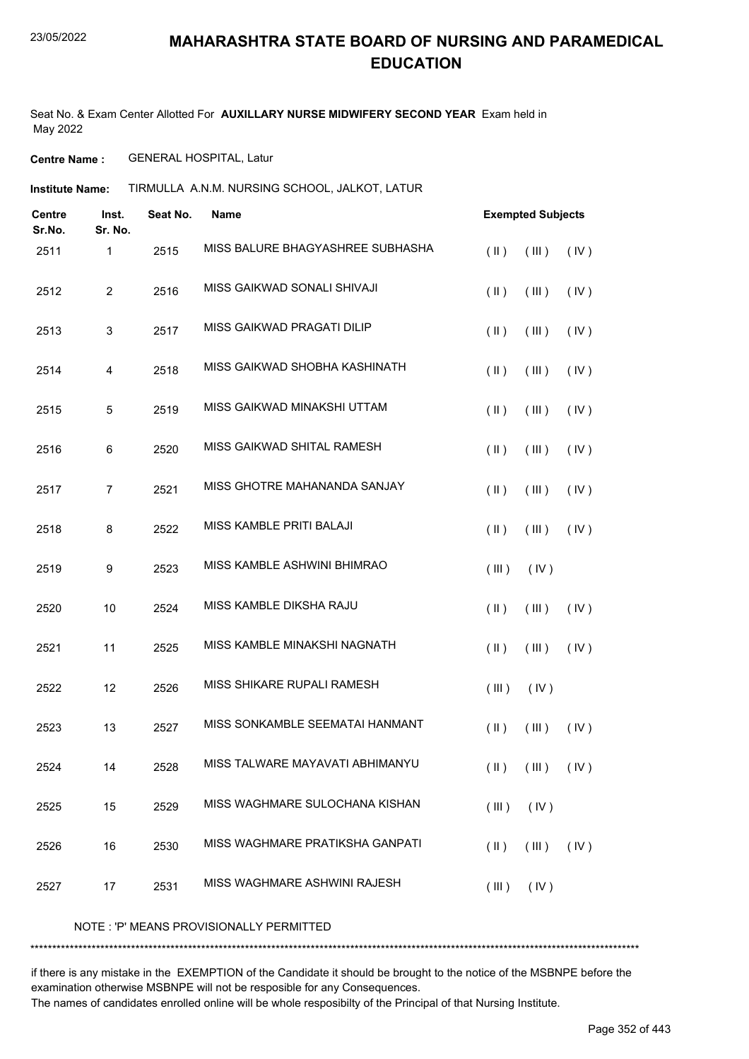# MAHARASHTRA STATE BOARD OF NURSING AND PARAMEDICAL EDUCATION

Seat No. & Exam Center Allotted For **AUXILLARY NURSE MIDWIFERY SECOND YEAR** Exam held in May 2022

**Centre Name :** GENERAL HOSPITAL, Latur

**Institute Name:** TIRMULLA A.N.M. NURSING SCHOOL, JALKOT, LATUR

| Centre Sr.No. | Inst. Sr. No. | Seat No. | Name | Exempted Subjects |
|---|---|---|---|---|
| 2511 | 1 | 2515 | MISS BALURE BHAGYASHREE SUBHASHA | ( II ) ( III ) ( IV ) |
| 2512 | 2 | 2516 | MISS GAIKWAD SONALI SHIVAJI | ( II ) ( III ) ( IV ) |
| 2513 | 3 | 2517 | MISS GAIKWAD PRAGATI DILIP | ( II ) ( III ) ( IV ) |
| 2514 | 4 | 2518 | MISS GAIKWAD SHOBHA KASHINATH | ( II ) ( III ) ( IV ) |
| 2515 | 5 | 2519 | MISS GAIKWAD MINAKSHI UTTAM | ( II ) ( III ) ( IV ) |
| 2516 | 6 | 2520 | MISS GAIKWAD SHITAL RAMESH | ( II ) ( III ) ( IV ) |
| 2517 | 7 | 2521 | MISS GHOTRE MAHANANDA SANJAY | ( II ) ( III ) ( IV ) |
| 2518 | 8 | 2522 | MISS KAMBLE PRITI BALAJI | ( II ) ( III ) ( IV ) |
| 2519 | 9 | 2523 | MISS KAMBLE ASHWINI BHIMRAO | ( III ) ( IV ) |
| 2520 | 10 | 2524 | MISS KAMBLE DIKSHA RAJU | ( II ) ( III ) ( IV ) |
| 2521 | 11 | 2525 | MISS KAMBLE MINAKSHI NAGNATH | ( II ) ( III ) ( IV ) |
| 2522 | 12 | 2526 | MISS SHIKARE RUPALI RAMESH | ( III ) ( IV ) |
| 2523 | 13 | 2527 | MISS SONKAMBLE SEEMATAI HANMANT | ( II ) ( III ) ( IV ) |
| 2524 | 14 | 2528 | MISS TALWARE MAYAVATI ABHIMANYU | ( II ) ( III ) ( IV ) |
| 2525 | 15 | 2529 | MISS WAGHMARE SULOCHANA KISHAN | ( III ) ( IV ) |
| 2526 | 16 | 2530 | MISS WAGHMARE PRATIKSHA GANPATI | ( II ) ( III ) ( IV ) |
| 2527 | 17 | 2531 | MISS WAGHMARE ASHWINI RAJESH | ( III ) ( IV ) |

NOTE : 'P' MEANS PROVISIONALLY PERMITTED

*******************************************************************************************************************************************

if there is any mistake in the EXEMPTION of the Candidate it should be brought to the notice of the MSBNPE before the examination otherwise MSBNPE will not be resposible for any Consequences.
The names of candidates enrolled online will be whole resposibilty of the Principal of that Nursing Institute.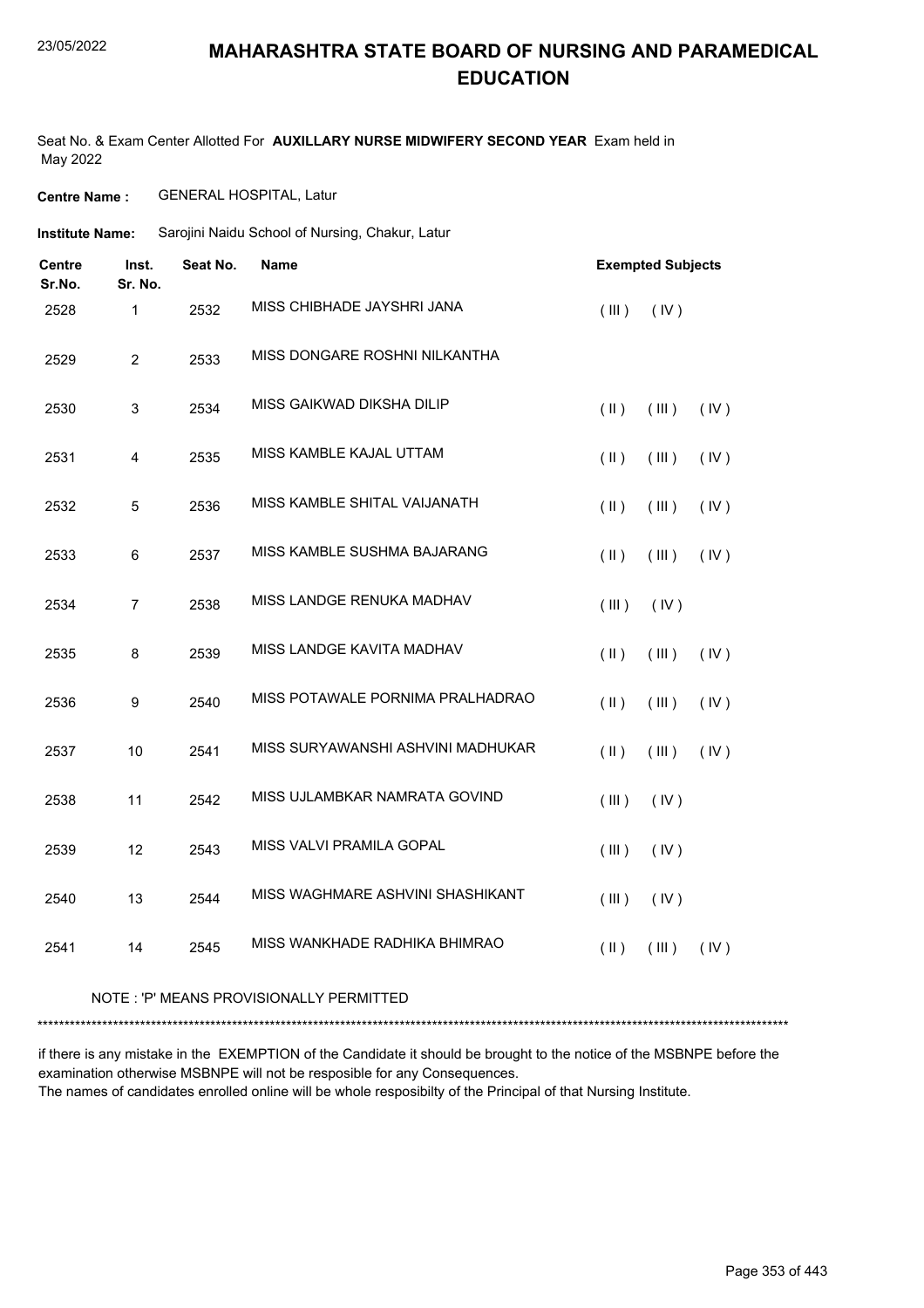# MAHARASHTRA STATE BOARD OF NURSING AND PARAMEDICAL EDUCATION

Seat No. & Exam Center Allotted For **AUXILLARY NURSE MIDWIFERY SECOND YEAR** Exam held in May 2022

**Centre Name :** GENERAL HOSPITAL, Latur

**Institute Name:** Sarojini Naidu School of Nursing, Chakur, Latur

| Centre Sr.No. | Inst. Sr. No. | Seat No. | Name | Exempted Subjects |
|---|---|---|---|---|
| 2528 | 1 | 2532 | MISS CHIBHADE JAYSHRI JANA | ( III ) ( IV ) |
| 2529 | 2 | 2533 | MISS DONGARE ROSHNI NILKANTHA | |
| 2530 | 3 | 2534 | MISS GAIKWAD DIKSHA DILIP | ( II ) ( III ) ( IV ) |
| 2531 | 4 | 2535 | MISS KAMBLE KAJAL UTTAM | ( II ) ( III ) ( IV ) |
| 2532 | 5 | 2536 | MISS KAMBLE SHITAL VAIJANATH | ( II ) ( III ) ( IV ) |
| 2533 | 6 | 2537 | MISS KAMBLE SUSHMA BAJARANG | ( II ) ( III ) ( IV ) |
| 2534 | 7 | 2538 | MISS LANDGE RENUKA MADHAV | ( III ) ( IV ) |
| 2535 | 8 | 2539 | MISS LANDGE KAVITA MADHAV | ( II ) ( III ) ( IV ) |
| 2536 | 9 | 2540 | MISS POTAWALE PORNIMA PRALHADRAO | ( II ) ( III ) ( IV ) |
| 2537 | 10 | 2541 | MISS SURYAWANSHI ASHVINI MADHUKAR | ( II ) ( III ) ( IV ) |
| 2538 | 11 | 2542 | MISS UJLAMBKAR NAMRATA GOVIND | ( III ) ( IV ) |
| 2539 | 12 | 2543 | MISS VALVI PRAMILA GOPAL | ( III ) ( IV ) |
| 2540 | 13 | 2544 | MISS WAGHMARE ASHVINI SHASHIKANT | ( III ) ( IV ) |
| 2541 | 14 | 2545 | MISS WANKHADE RADHIKA BHIMRAO | ( II ) ( III ) ( IV ) |

NOTE : 'P' MEANS PROVISIONALLY PERMITTED

*******************************************************************************************************************************************

if there is any mistake in the EXEMPTION of the Candidate it should be brought to the notice of the MSBNPE before the examination otherwise MSBNPE will not be resposible for any Consequences.

The names of candidates enrolled online will be whole resposibilty of the Principal of that Nursing Institute.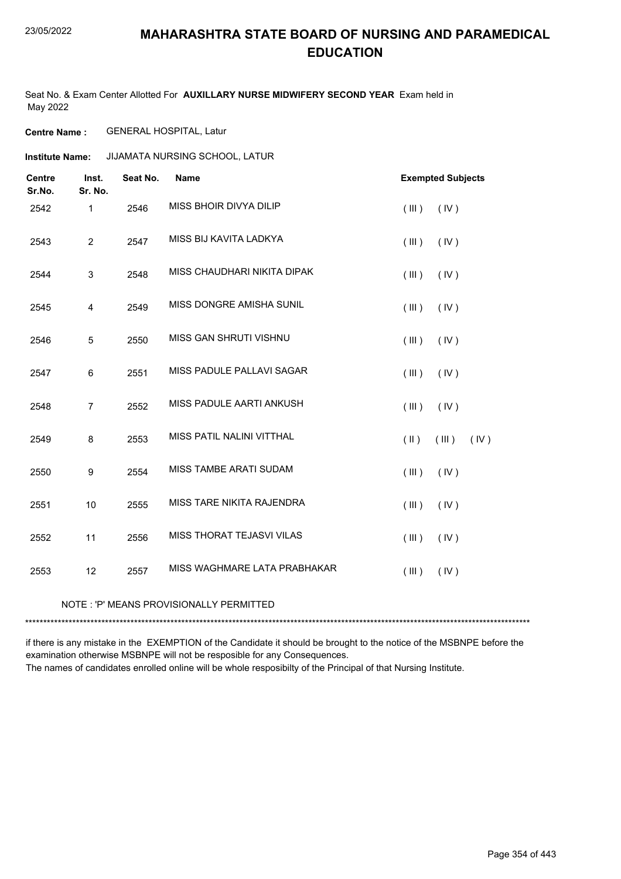# MAHARASHTRA STATE BOARD OF NURSING AND PARAMEDICAL EDUCATION

Seat No. & Exam Center Allotted For **AUXILLARY NURSE MIDWIFERY SECOND YEAR** Exam held in May 2022

**Centre Name :** GENERAL HOSPITAL, Latur

**Institute Name:** JIJAMATA NURSING SCHOOL, LATUR

| Centre Sr.No. | Inst. Sr. No. | Seat No. | Name | Exempted Subjects |
|---|---|---|---|---|
| 2542 | 1 | 2546 | MISS BHOIR DIVYA DILIP | ( III ) ( IV ) |
| 2543 | 2 | 2547 | MISS BIJ KAVITA LADKYA | ( III ) ( IV ) |
| 2544 | 3 | 2548 | MISS CHAUDHARI NIKITA DIPAK | ( III ) ( IV ) |
| 2545 | 4 | 2549 | MISS DONGRE AMISHA SUNIL | ( III ) ( IV ) |
| 2546 | 5 | 2550 | MISS GAN SHRUTI VISHNU | ( III ) ( IV ) |
| 2547 | 6 | 2551 | MISS PADULE PALLAVI SAGAR | ( III ) ( IV ) |
| 2548 | 7 | 2552 | MISS PADULE AARTI ANKUSH | ( III ) ( IV ) |
| 2549 | 8 | 2553 | MISS PATIL NALINI VITTHAL | ( II ) ( III ) ( IV ) |
| 2550 | 9 | 2554 | MISS TAMBE ARATI SUDAM | ( III ) ( IV ) |
| 2551 | 10 | 2555 | MISS TARE NIKITA RAJENDRA | ( III ) ( IV ) |
| 2552 | 11 | 2556 | MISS THORAT TEJASVI VILAS | ( III ) ( IV ) |
| 2553 | 12 | 2557 | MISS WAGHMARE LATA PRABHAKAR | ( III ) ( IV ) |

NOTE : 'P' MEANS PROVISIONALLY PERMITTED

*******************************************************************************************************************************************

if there is any mistake in the EXEMPTION of the Candidate it should be brought to the notice of the MSBNPE before the examination otherwise MSBNPE will not be resposible for any Consequences.

The names of candidates enrolled online will be whole resposibilty of the Principal of that Nursing Institute.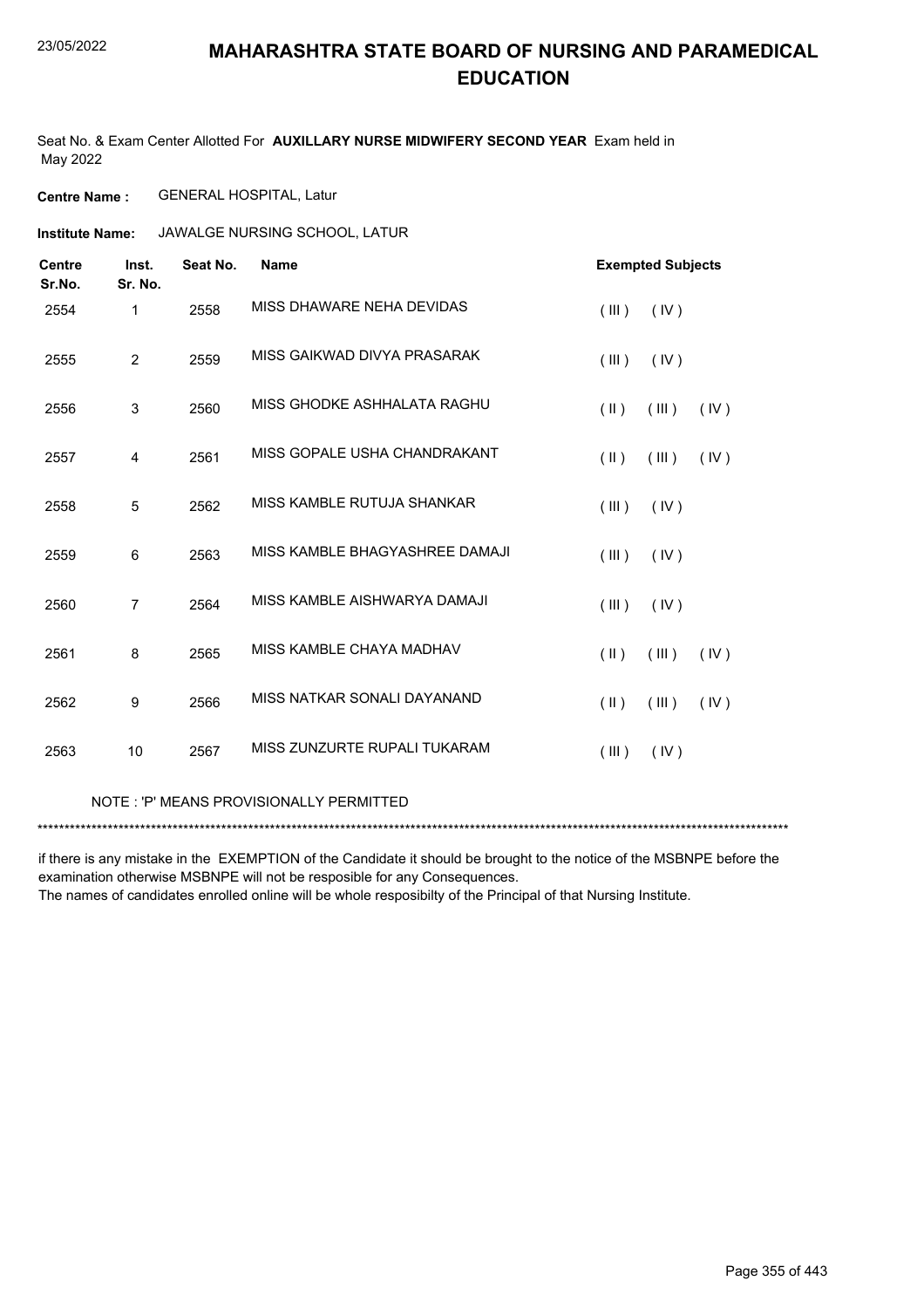# MAHARASHTRA STATE BOARD OF NURSING AND PARAMEDICAL EDUCATION

Seat No. & Exam Center Allotted For **AUXILLARY NURSE MIDWIFERY SECOND YEAR** Exam held in May 2022

**Centre Name :** GENERAL HOSPITAL, Latur

**Institute Name:** JAWALGE NURSING SCHOOL, LATUR

| Centre Sr.No. | Inst. Sr. No. | Seat No. | Name | Exempted Subjects |
|---|---|---|---|---|
| 2554 | 1 | 2558 | MISS DHAWARE NEHA DEVIDAS | ( III ) ( IV ) |
| 2555 | 2 | 2559 | MISS GAIKWAD DIVYA PRASARAK | ( III ) ( IV ) |
| 2556 | 3 | 2560 | MISS GHODKE ASHHALATA RAGHU | ( II ) ( III ) ( IV ) |
| 2557 | 4 | 2561 | MISS GOPALE USHA CHANDRAKANT | ( II ) ( III ) ( IV ) |
| 2558 | 5 | 2562 | MISS KAMBLE RUTUJA SHANKAR | ( III ) ( IV ) |
| 2559 | 6 | 2563 | MISS KAMBLE BHAGYASHREE DAMAJI | ( III ) ( IV ) |
| 2560 | 7 | 2564 | MISS KAMBLE AISHWARYA DAMAJI | ( III ) ( IV ) |
| 2561 | 8 | 2565 | MISS KAMBLE CHAYA MADHAV | ( II ) ( III ) ( IV ) |
| 2562 | 9 | 2566 | MISS NATKAR SONALI DAYANAND | ( II ) ( III ) ( IV ) |
| 2563 | 10 | 2567 | MISS ZUNZURTE RUPALI TUKARAM | ( III ) ( IV ) |

NOTE : 'P' MEANS PROVISIONALLY PERMITTED

*******************************************************************************************************************************************

if there is any mistake in the EXEMPTION of the Candidate it should be brought to the notice of the MSBNPE before the examination otherwise MSBNPE will not be resposible for any Consequences.
The names of candidates enrolled online will be whole resposibilty of the Principal of that Nursing Institute.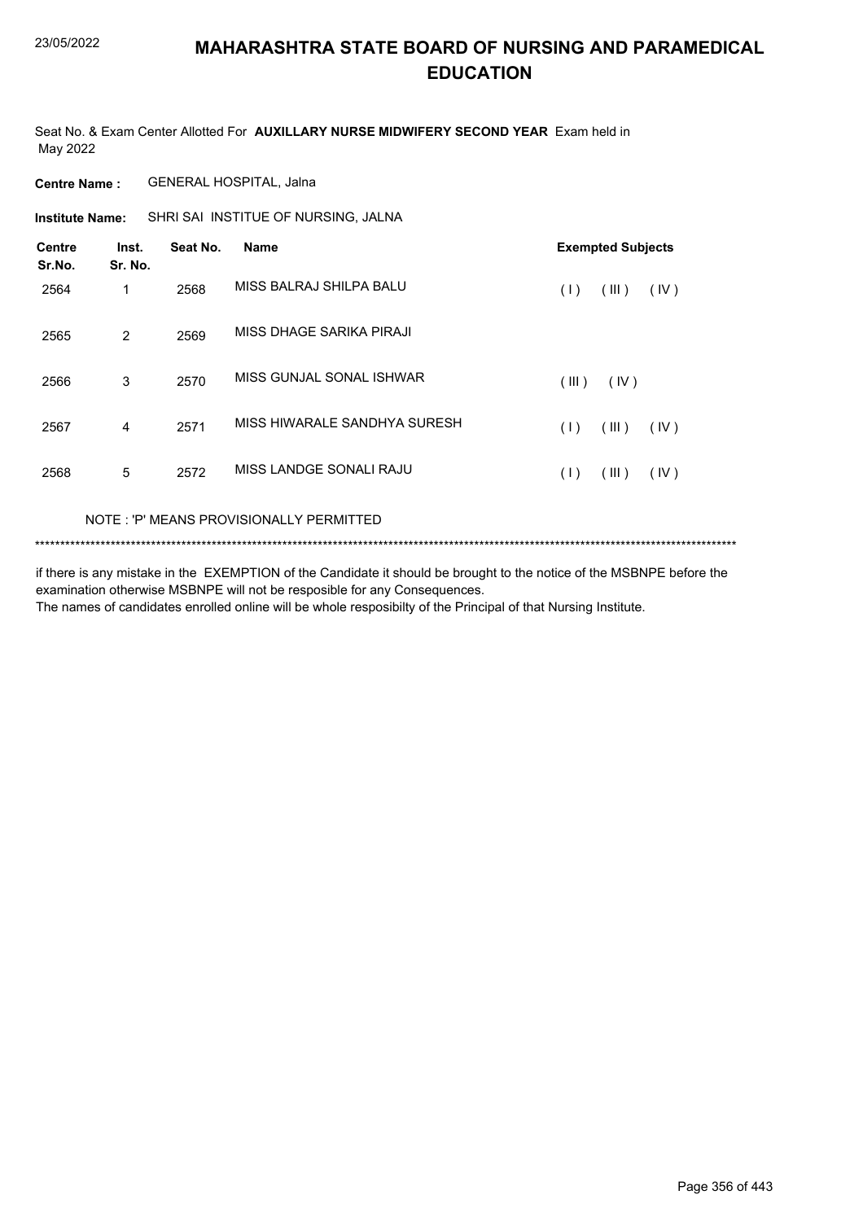# MAHARASHTRA STATE BOARD OF NURSING AND PARAMEDICAL EDUCATION

23/05/2022

Seat No. & Exam Center Allotted For **AUXILLARY NURSE MIDWIFERY SECOND YEAR** Exam held in May 2022

**Centre Name :** GENERAL HOSPITAL, Jalna

**Institute Name:** SHRI SAI INSTITUE OF NURSING, JALNA

| Centre Sr.No. | Inst. Sr. No. | Seat No. | Name | Exempted Subjects |
|---|---|---|---|---|
| 2564 | 1 | 2568 | MISS BALRAJ SHILPA BALU | ( I ) ( III ) ( IV ) |
| 2565 | 2 | 2569 | MISS DHAGE SARIKA PIRAJI | |
| 2566 | 3 | 2570 | MISS GUNJAL SONAL ISHWAR | ( III ) ( IV ) |
| 2567 | 4 | 2571 | MISS HIWARALE SANDHYA SURESH | ( I ) ( III ) ( IV ) |
| 2568 | 5 | 2572 | MISS LANDGE SONALI RAJU | ( I ) ( III ) ( IV ) |

NOTE : 'P' MEANS PROVISIONALLY PERMITTED

*******************************************************************************************************************************************

if there is any mistake in the EXEMPTION of the Candidate it should be brought to the notice of the MSBNPE before the examination otherwise MSBNPE will not be resposible for any Consequences.
The names of candidates enrolled online will be whole resposibilty of the Principal of that Nursing Institute.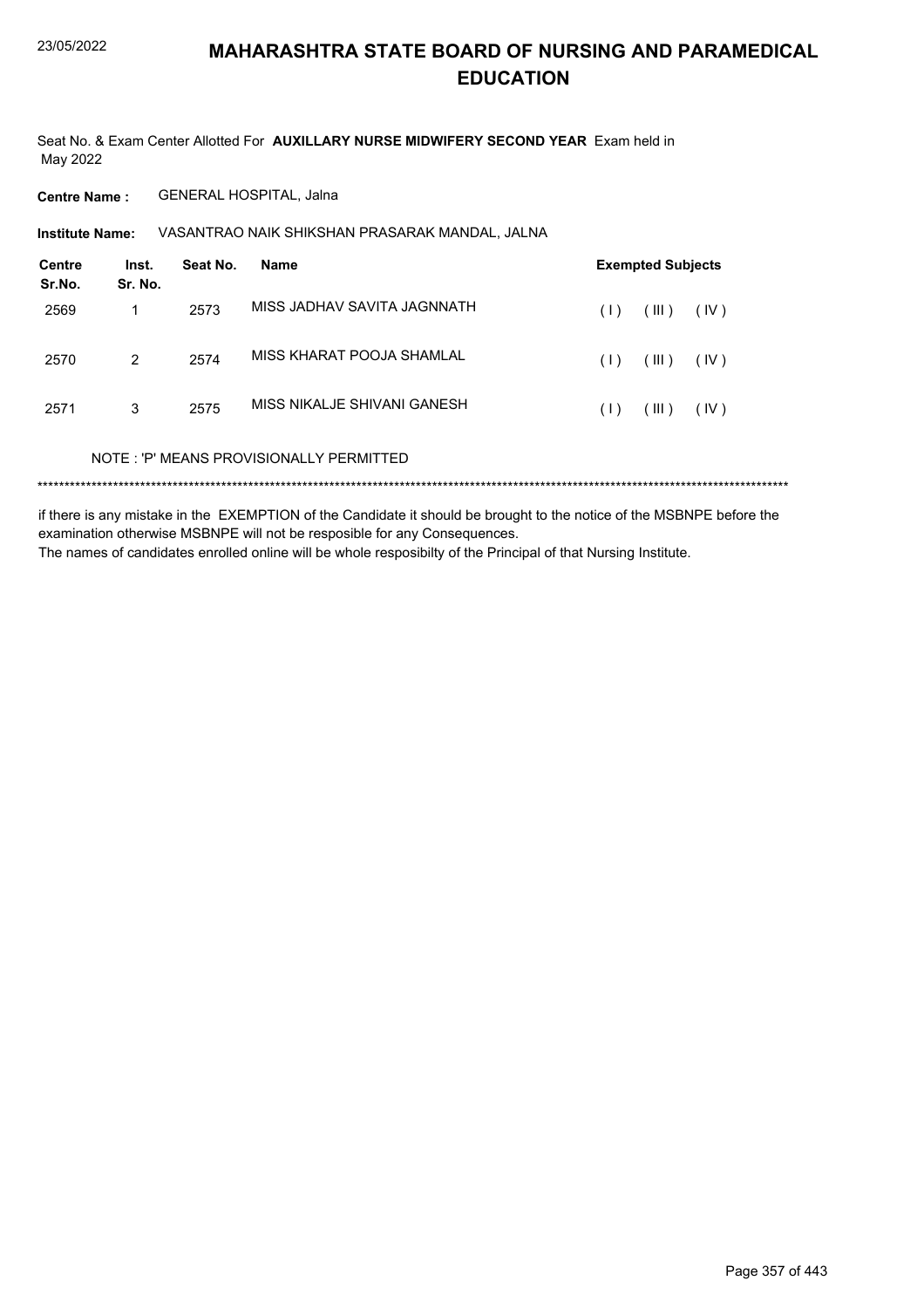# MAHARASHTRA STATE BOARD OF NURSING AND PARAMEDICAL EDUCATION

23/05/2022

Seat No. & Exam Center Allotted For **AUXILLARY NURSE MIDWIFERY SECOND YEAR** Exam held in May 2022

**Centre Name :** GENERAL HOSPITAL, Jalna

**Institute Name:** VASANTRAO NAIK SHIKSHAN PRASARAK MANDAL, JALNA

| Centre Sr.No. | Inst. Sr. No. | Seat No. | Name | Exempted Subjects |
|---|---|---|---|---|
| 2569 | 1 | 2573 | MISS JADHAV SAVITA JAGNNATH | ( I ) ( III ) ( IV ) |
| 2570 | 2 | 2574 | MISS KHARAT POOJA SHAMLAL | ( I ) ( III ) ( IV ) |
| 2571 | 3 | 2575 | MISS NIKALJE SHIVANI GANESH | ( I ) ( III ) ( IV ) |

NOTE : 'P' MEANS PROVISIONALLY PERMITTED

*******************************************************************************************************************************************

if there is any mistake in the EXEMPTION of the Candidate it should be brought to the notice of the MSBNPE before the examination otherwise MSBNPE will not be resposible for any Consequences.

The names of candidates enrolled online will be whole resposibilty of the Principal of that Nursing Institute.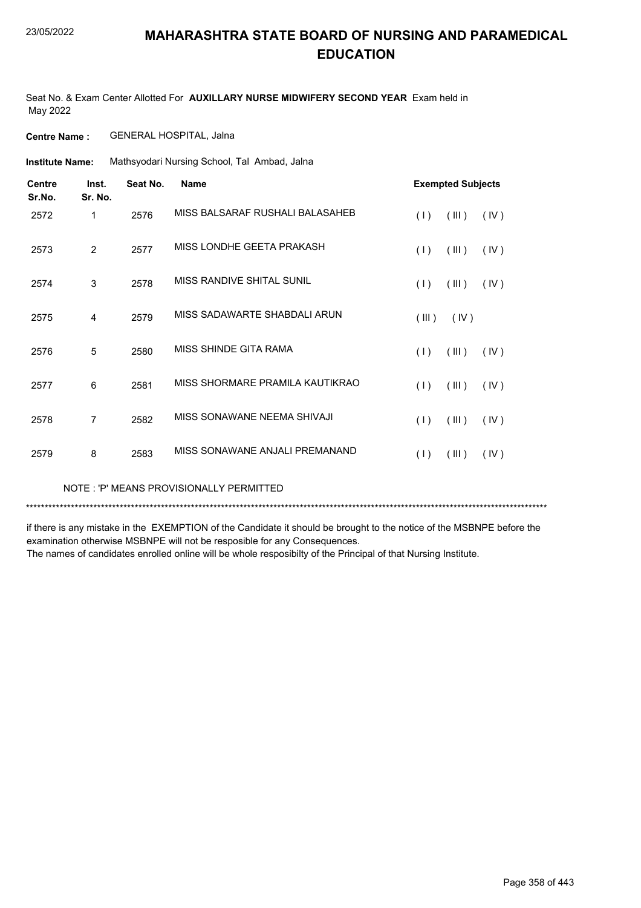# MAHARASHTRA STATE BOARD OF NURSING AND PARAMEDICAL EDUCATION

Seat No. & Exam Center Allotted For **AUXILLARY NURSE MIDWIFERY SECOND YEAR** Exam held in May 2022

**Centre Name :** GENERAL HOSPITAL, Jalna

**Institute Name:** Mathsyodari Nursing School, Tal Ambad, Jalna

| Centre Sr.No. | Inst. Sr. No. | Seat No. | Name | Exempted Subjects |
|---|---|---|---|---|
| 2572 | 1 | 2576 | MISS BALSARAF RUSHALI BALASAHEB | ( I ) ( III ) ( IV ) |
| 2573 | 2 | 2577 | MISS LONDHE GEETA PRAKASH | ( I ) ( III ) ( IV ) |
| 2574 | 3 | 2578 | MISS RANDIVE SHITAL SUNIL | ( I ) ( III ) ( IV ) |
| 2575 | 4 | 2579 | MISS SADAWARTE SHABDALI ARUN | ( III ) ( IV ) |
| 2576 | 5 | 2580 | MISS SHINDE GITA RAMA | ( I ) ( III ) ( IV ) |
| 2577 | 6 | 2581 | MISS SHORMARE PRAMILA KAUTIKRAO | ( I ) ( III ) ( IV ) |
| 2578 | 7 | 2582 | MISS SONAWANE NEEMA SHIVAJI | ( I ) ( III ) ( IV ) |
| 2579 | 8 | 2583 | MISS SONAWANE ANJALI PREMANAND | ( I ) ( III ) ( IV ) |

NOTE : 'P' MEANS PROVISIONALLY PERMITTED

******************************************************************************************************************************************

if there is any mistake in the EXEMPTION of the Candidate it should be brought to the notice of the MSBNPE before the examination otherwise MSBNPE will not be resposible for any Consequences.

The names of candidates enrolled online will be whole resposibilty of the Principal of that Nursing Institute.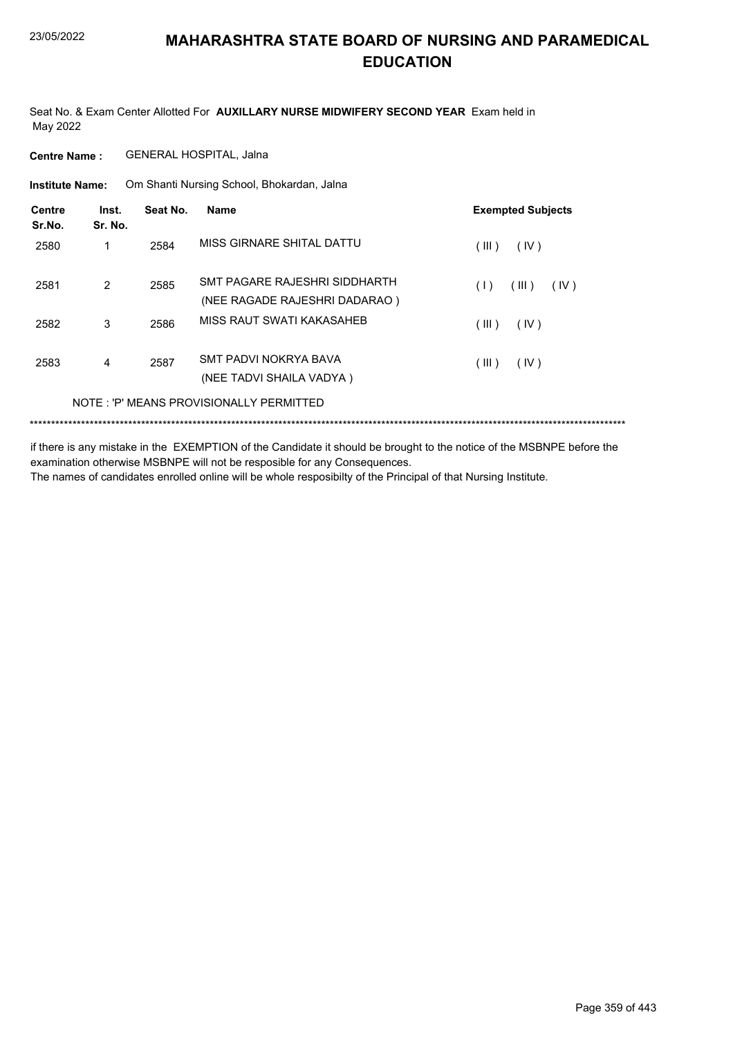# MAHARASHTRA STATE BOARD OF NURSING AND PARAMEDICAL EDUCATION

Seat No. & Exam Center Allotted For **AUXILLARY NURSE MIDWIFERY SECOND YEAR** Exam held in May 2022

**Centre Name :** GENERAL HOSPITAL, Jalna

**Institute Name:** Om Shanti Nursing School, Bhokardan, Jalna

| Centre Sr.No. | Inst. Sr. No. | Seat No. | Name | Exempted Subjects |
|---|---|---|---|---|
| 2580 | 1 | 2584 | MISS GIRNARE SHITAL DATTU | ( III ) ( IV ) |
| 2581 | 2 | 2585 | SMT PAGARE RAJESHRI SIDDHARTH (NEE RAGADE RAJESHRI DADARAO ) | ( I ) ( III ) ( IV ) |
| 2582 | 3 | 2586 | MISS RAUT SWATI KAKASAHEB | ( III ) ( IV ) |
| 2583 | 4 | 2587 | SMT PADVI NOKRYA BAVA (NEE TADVI SHAILA VADYA ) | ( III ) ( IV ) |

NOTE : 'P' MEANS PROVISIONALLY PERMITTED

*******************************************************************************************************************************************

if there is any mistake in the EXEMPTION of the Candidate it should be brought to the notice of the MSBNPE before the examination otherwise MSBNPE will not be resposible for any Consequences.
The names of candidates enrolled online will be whole resposibilty of the Principal of that Nursing Institute.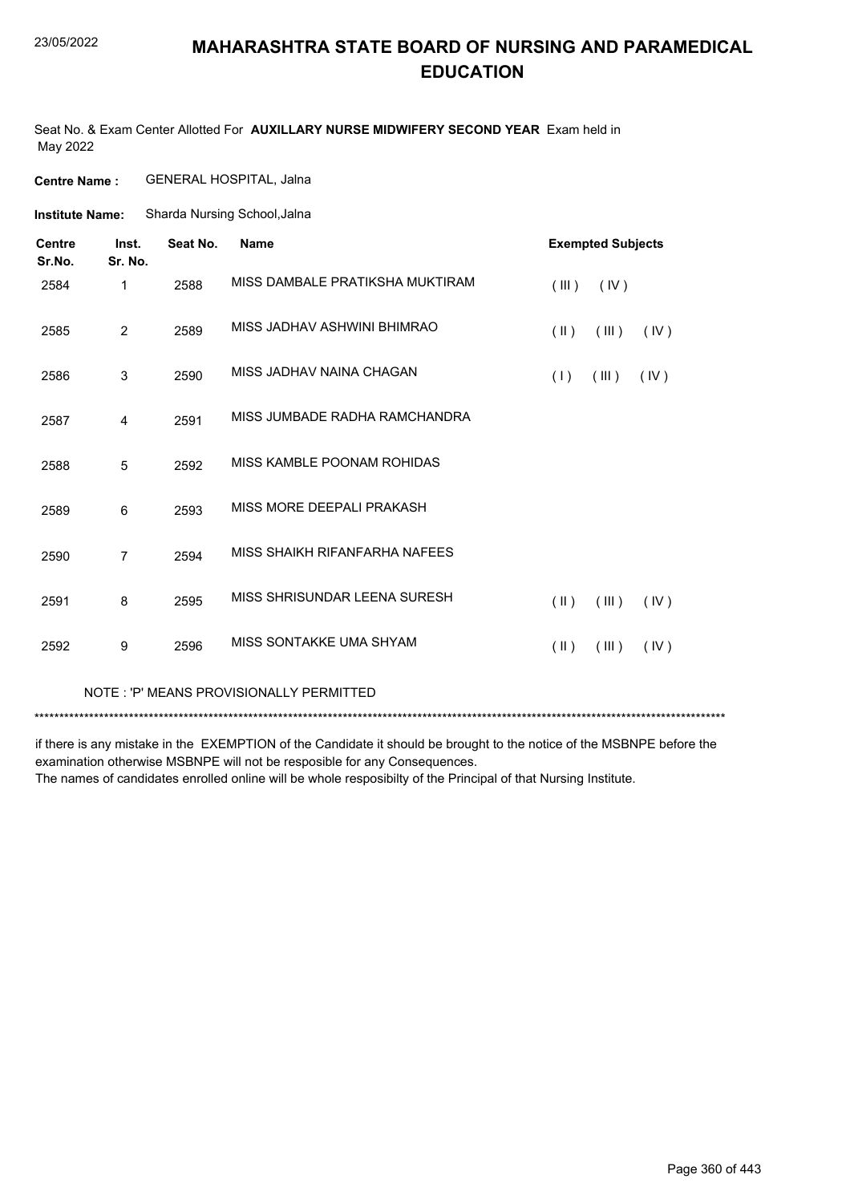# MAHARASHTRA STATE BOARD OF NURSING AND PARAMEDICAL EDUCATION

Seat No. & Exam Center Allotted For **AUXILLARY NURSE MIDWIFERY SECOND YEAR** Exam held in May 2022

**Centre Name :** GENERAL HOSPITAL, Jalna

**Institute Name:** Sharda Nursing School,Jalna

| Centre Sr.No. | Inst. Sr. No. | Seat No. | Name | Exempted Subjects |
|---|---|---|---|---|
| 2584 | 1 | 2588 | MISS DAMBALE PRATIKSHA MUKTIRAM | ( III ) ( IV ) |
| 2585 | 2 | 2589 | MISS JADHAV ASHWINI BHIMRAO | ( II ) ( III ) ( IV ) |
| 2586 | 3 | 2590 | MISS JADHAV NAINA CHAGAN | ( I ) ( III ) ( IV ) |
| 2587 | 4 | 2591 | MISS JUMBADE RADHA RAMCHANDRA | |
| 2588 | 5 | 2592 | MISS KAMBLE POONAM ROHIDAS | |
| 2589 | 6 | 2593 | MISS MORE DEEPALI PRAKASH | |
| 2590 | 7 | 2594 | MISS SHAIKH RIFANFARHA NAFEES | |
| 2591 | 8 | 2595 | MISS SHRISUNDAR LEENA SURESH | ( II ) ( III ) ( IV ) |
| 2592 | 9 | 2596 | MISS SONTAKKE UMA SHYAM | ( II ) ( III ) ( IV ) |

NOTE : 'P' MEANS PROVISIONALLY PERMITTED

***********************************************************************************************************************************

if there is any mistake in the EXEMPTION of the Candidate it should be brought to the notice of the MSBNPE before the examination otherwise MSBNPE will not be resposible for any Consequences.
The names of candidates enrolled online will be whole resposibilty of the Principal of that Nursing Institute.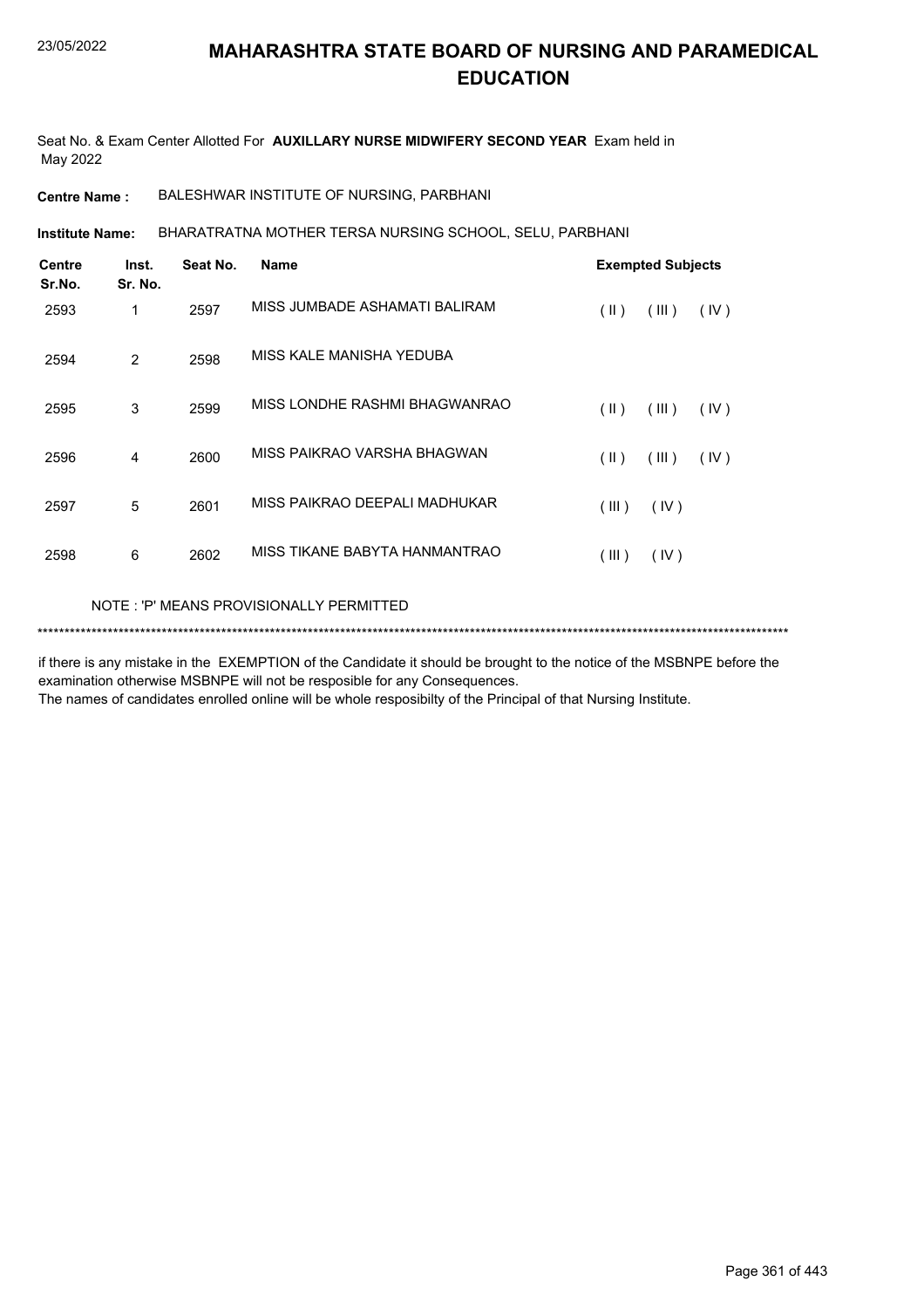# MAHARASHTRA STATE BOARD OF NURSING AND PARAMEDICAL EDUCATION

23/05/2022

Seat No. & Exam Center Allotted For **AUXILLARY NURSE MIDWIFERY SECOND YEAR** Exam held in May 2022

**Centre Name :** BALESHWAR INSTITUTE OF NURSING, PARBHANI

**Institute Name:** BHARATRATNA MOTHER TERSA NURSING SCHOOL, SELU, PARBHANI

| Centre Sr.No. | Inst. Sr. No. | Seat No. | Name | Exempted Subjects |
|---|---|---|---|---|
| 2593 | 1 | 2597 | MISS JUMBADE ASHAMATI BALIRAM | ( II ) ( III ) ( IV ) |
| 2594 | 2 | 2598 | MISS KALE MANISHA YEDUBA | |
| 2595 | 3 | 2599 | MISS LONDHE RASHMI BHAGWANRAO | ( II ) ( III ) ( IV ) |
| 2596 | 4 | 2600 | MISS PAIKRAO VARSHA BHAGWAN | ( II ) ( III ) ( IV ) |
| 2597 | 5 | 2601 | MISS PAIKRAO DEEPALI MADHUKAR | ( III ) ( IV ) |
| 2598 | 6 | 2602 | MISS TIKANE BABYTA HANMANTRAO | ( III ) ( IV ) |

NOTE : 'P' MEANS PROVISIONALLY PERMITTED

*******************************************************************************************************************************************

if there is any mistake in the EXEMPTION of the Candidate it should be brought to the notice of the MSBNPE before the examination otherwise MSBNPE will not be resposible for any Consequences.

The names of candidates enrolled online will be whole resposibilty of the Principal of that Nursing Institute.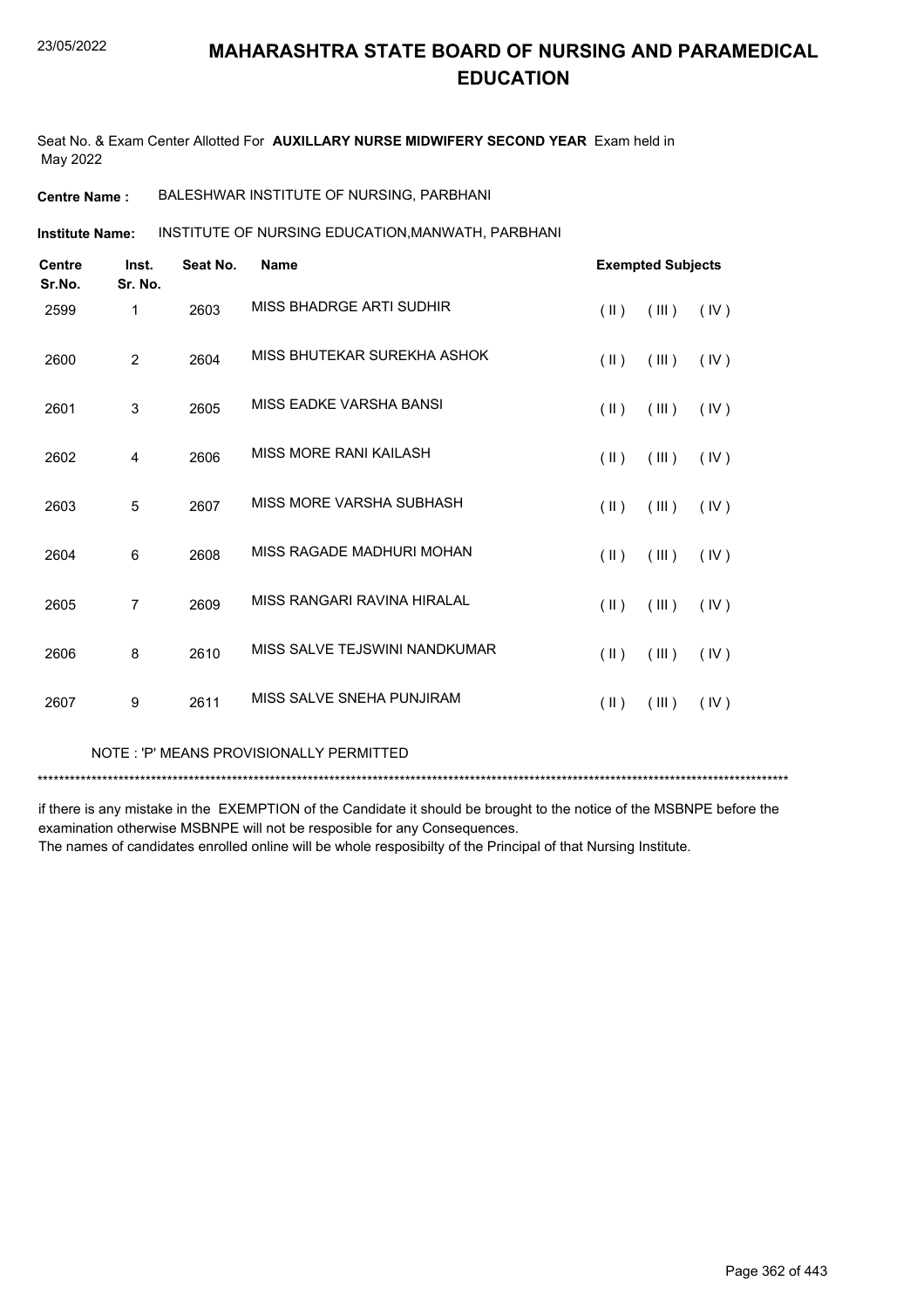# MAHARASHTRA STATE BOARD OF NURSING AND PARAMEDICAL EDUCATION

Seat No. & Exam Center Allotted For **AUXILLARY NURSE MIDWIFERY SECOND YEAR** Exam held in May 2022

**Centre Name :** BALESHWAR INSTITUTE OF NURSING, PARBHANI

**Institute Name:** INSTITUTE OF NURSING EDUCATION,MANWATH, PARBHANI

| Centre Sr.No. | Inst. Sr. No. | Seat No. | Name | Exempted Subjects | | |
|---|---|---|---|---|---|---|
| 2599 | 1 | 2603 | MISS BHADRGE ARTI SUDHIR | ( II ) | ( III ) | ( IV ) |
| 2600 | 2 | 2604 | MISS BHUTEKAR SUREKHA ASHOK | ( II ) | ( III ) | ( IV ) |
| 2601 | 3 | 2605 | MISS EADKE VARSHA BANSI | ( II ) | ( III ) | ( IV ) |
| 2602 | 4 | 2606 | MISS MORE RANI KAILASH | ( II ) | ( III ) | ( IV ) |
| 2603 | 5 | 2607 | MISS MORE VARSHA SUBHASH | ( II ) | ( III ) | ( IV ) |
| 2604 | 6 | 2608 | MISS RAGADE MADHURI MOHAN | ( II ) | ( III ) | ( IV ) |
| 2605 | 7 | 2609 | MISS RANGARI RAVINA HIRALAL | ( II ) | ( III ) | ( IV ) |
| 2606 | 8 | 2610 | MISS SALVE TEJSWINI NANDKUMAR | ( II ) | ( III ) | ( IV ) |
| 2607 | 9 | 2611 | MISS SALVE SNEHA PUNJIRAM | ( II ) | ( III ) | ( IV ) |

NOTE : 'P' MEANS PROVISIONALLY PERMITTED

*******************************************************************************************************************************************

if there is any mistake in the EXEMPTION of the Candidate it should be brought to the notice of the MSBNPE before the examination otherwise MSBNPE will not be resposible for any Consequences.
The names of candidates enrolled online will be whole resposibilty of the Principal of that Nursing Institute.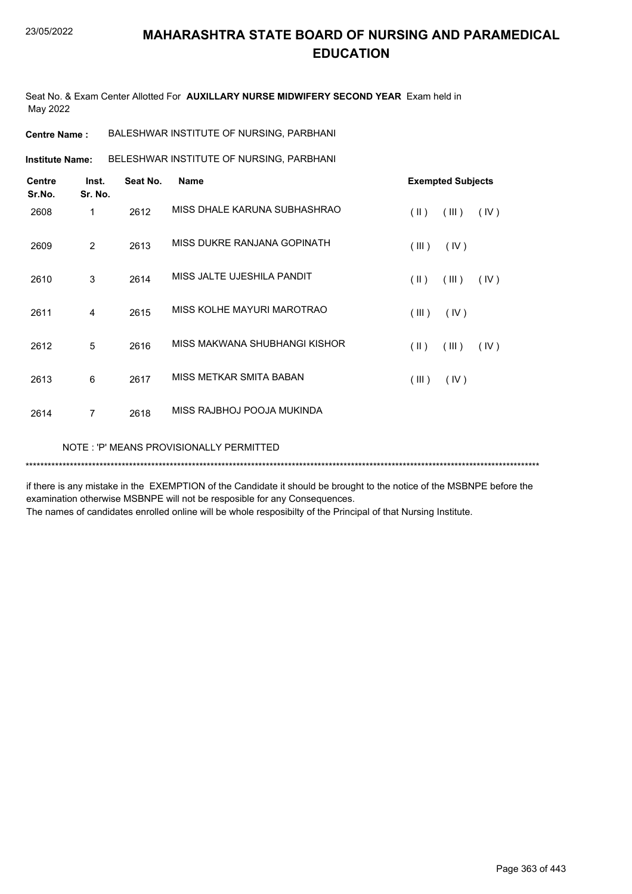# MAHARASHTRA STATE BOARD OF NURSING AND PARAMEDICAL EDUCATION

Seat No. & Exam Center Allotted For **AUXILLARY NURSE MIDWIFERY SECOND YEAR** Exam held in May 2022

**Centre Name :** BALESHWAR INSTITUTE OF NURSING, PARBHANI

**Institute Name:** BELESHWAR INSTITUTE OF NURSING, PARBHANI

| Centre Sr.No. | Inst. Sr. No. | Seat No. | Name | Exempted Subjects |
|---|---|---|---|---|
| 2608 | 1 | 2612 | MISS DHALE KARUNA SUBHASHRAO | ( II ) ( III ) ( IV ) |
| 2609 | 2 | 2613 | MISS DUKRE RANJANA GOPINATH | ( III ) ( IV ) |
| 2610 | 3 | 2614 | MISS JALTE UJESHILA PANDIT | ( II ) ( III ) ( IV ) |
| 2611 | 4 | 2615 | MISS KOLHE MAYURI MAROTRAO | ( III ) ( IV ) |
| 2612 | 5 | 2616 | MISS MAKWANA SHUBHANGI KISHOR | ( II ) ( III ) ( IV ) |
| 2613 | 6 | 2617 | MISS METKAR SMITA BABAN | ( III ) ( IV ) |
| 2614 | 7 | 2618 | MISS RAJBHOJ POOJA MUKINDA | |

NOTE : 'P' MEANS PROVISIONALLY PERMITTED

*******************************************************************************************************************************************

if there is any mistake in the EXEMPTION of the Candidate it should be brought to the notice of the MSBNPE before the examination otherwise MSBNPE will not be resposible for any Consequences.

The names of candidates enrolled online will be whole resposibilty of the Principal of that Nursing Institute.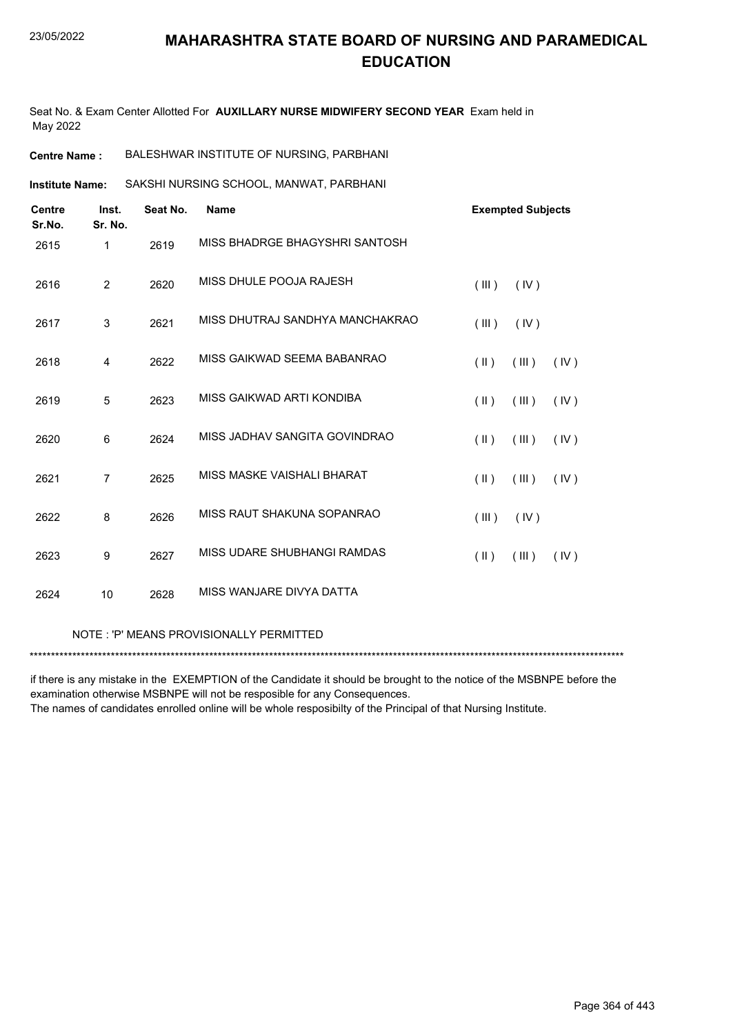# MAHARASHTRA STATE BOARD OF NURSING AND PARAMEDICAL EDUCATION

Seat No. & Exam Center Allotted For **AUXILLARY NURSE MIDWIFERY SECOND YEAR** Exam held in May 2022

**Centre Name :** BALESHWAR INSTITUTE OF NURSING, PARBHANI

**Institute Name:** SAKSHI NURSING SCHOOL, MANWAT, PARBHANI

| Centre Sr.No. | Inst. Sr. No. | Seat No. | Name | Exempted Subjects |
|---|---|---|---|---|
| 2615 | 1 | 2619 | MISS BHADRGE BHAGYSHRI SANTOSH | |
| 2616 | 2 | 2620 | MISS DHULE POOJA RAJESH | ( III ) ( IV ) |
| 2617 | 3 | 2621 | MISS DHUTRAJ SANDHYA MANCHAKRAO | ( III ) ( IV ) |
| 2618 | 4 | 2622 | MISS GAIKWAD SEEMA BABANRAO | ( II ) ( III ) ( IV ) |
| 2619 | 5 | 2623 | MISS GAIKWAD ARTI KONDIBA | ( II ) ( III ) ( IV ) |
| 2620 | 6 | 2624 | MISS JADHAV SANGITA GOVINDRAO | ( II ) ( III ) ( IV ) |
| 2621 | 7 | 2625 | MISS MASKE VAISHALI BHARAT | ( II ) ( III ) ( IV ) |
| 2622 | 8 | 2626 | MISS RAUT SHAKUNA SOPANRAO | ( III ) ( IV ) |
| 2623 | 9 | 2627 | MISS UDARE SHUBHANGI RAMDAS | ( II ) ( III ) ( IV ) |
| 2624 | 10 | 2628 | MISS WANJARE DIVYA DATTA | |

NOTE : 'P' MEANS PROVISIONALLY PERMITTED

*******************************************************************************************************************************************

if there is any mistake in the EXEMPTION of the Candidate it should be brought to the notice of the MSBNPE before the examination otherwise MSBNPE will not be resposible for any Consequences.
The names of candidates enrolled online will be whole resposibilty of the Principal of that Nursing Institute.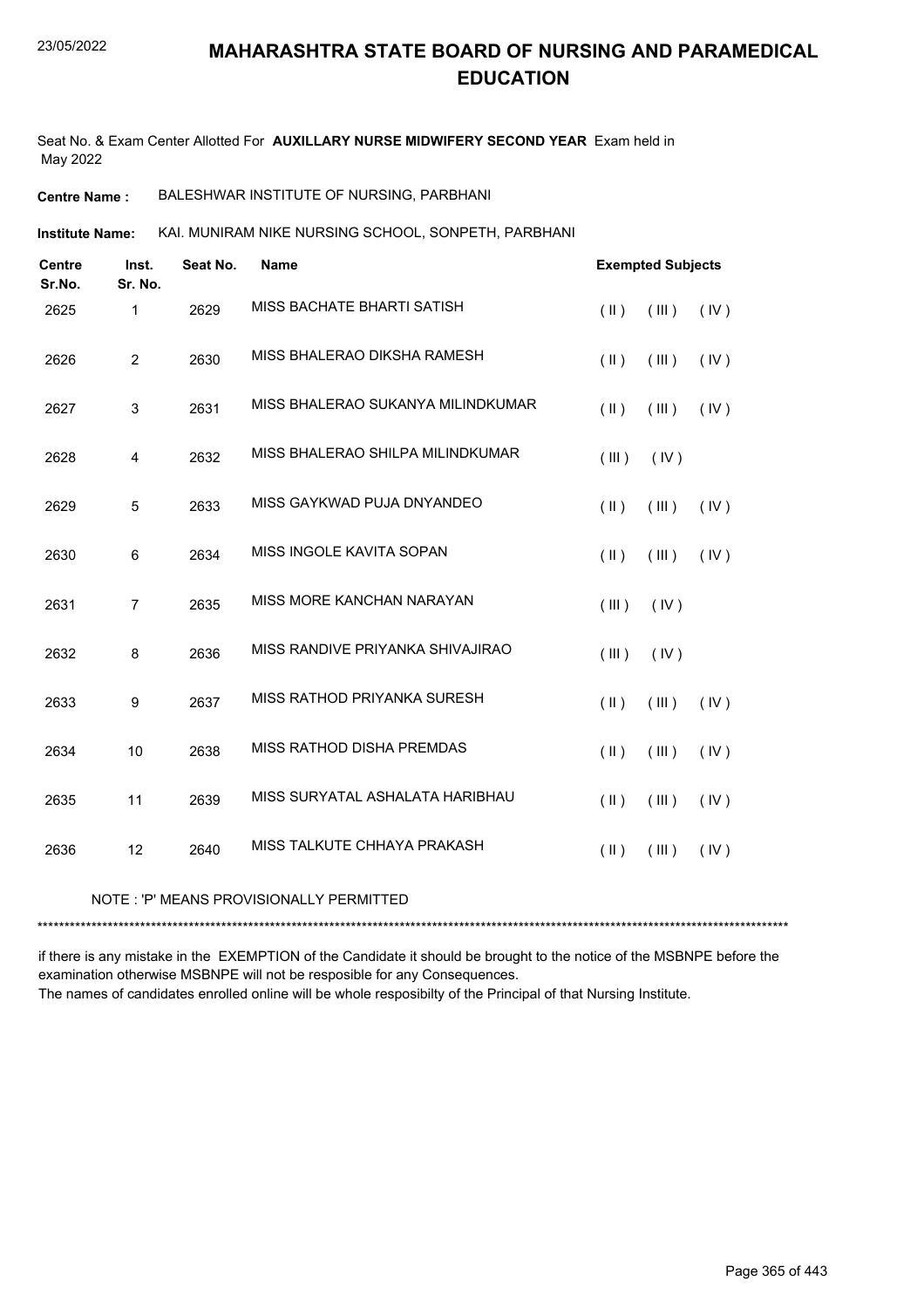# MAHARASHTRA STATE BOARD OF NURSING AND PARAMEDICAL EDUCATION

Seat No. & Exam Center Allotted For **AUXILLARY NURSE MIDWIFERY SECOND YEAR** Exam held in May 2022

**Centre Name :** BALESHWAR INSTITUTE OF NURSING, PARBHANI

**Institute Name:** KAI. MUNIRAM NIKE NURSING SCHOOL, SONPETH, PARBHANI

| Centre Sr.No. | Inst. Sr. No. | Seat No. | Name | Exempted Subjects | | |
|---|---|---|---|---|---|---|
| 2625 | 1 | 2629 | MISS BACHATE BHARTI SATISH | ( II ) | ( III ) | ( IV ) |
| 2626 | 2 | 2630 | MISS BHALERAO DIKSHA RAMESH | ( II ) | ( III ) | ( IV ) |
| 2627 | 3 | 2631 | MISS BHALERAO SUKANYA MILINDKUMAR | ( II ) | ( III ) | ( IV ) |
| 2628 | 4 | 2632 | MISS BHALERAO SHILPA MILINDKUMAR | ( III ) | ( IV ) | |
| 2629 | 5 | 2633 | MISS GAYKWAD PUJA DNYANDEO | ( II ) | ( III ) | ( IV ) |
| 2630 | 6 | 2634 | MISS INGOLE KAVITA SOPAN | ( II ) | ( III ) | ( IV ) |
| 2631 | 7 | 2635 | MISS MORE KANCHAN NARAYAN | ( III ) | ( IV ) | |
| 2632 | 8 | 2636 | MISS RANDIVE PRIYANKA SHIVAJIRAO | ( III ) | ( IV ) | |
| 2633 | 9 | 2637 | MISS RATHOD PRIYANKA SURESH | ( II ) | ( III ) | ( IV ) |
| 2634 | 10 | 2638 | MISS RATHOD DISHA PREMDAS | ( II ) | ( III ) | ( IV ) |
| 2635 | 11 | 2639 | MISS SURYATAL ASHALATA HARIBHAU | ( II ) | ( III ) | ( IV ) |
| 2636 | 12 | 2640 | MISS TALKUTE CHHAYA PRAKASH | ( II ) | ( III ) | ( IV ) |

NOTE : 'P' MEANS PROVISIONALLY PERMITTED

***************************************************************************************************************************************

if there is any mistake in the EXEMPTION of the Candidate it should be brought to the notice of the MSBNPE before the examination otherwise MSBNPE will not be resposible for any Consequences.
The names of candidates enrolled online will be whole resposibilty of the Principal of that Nursing Institute.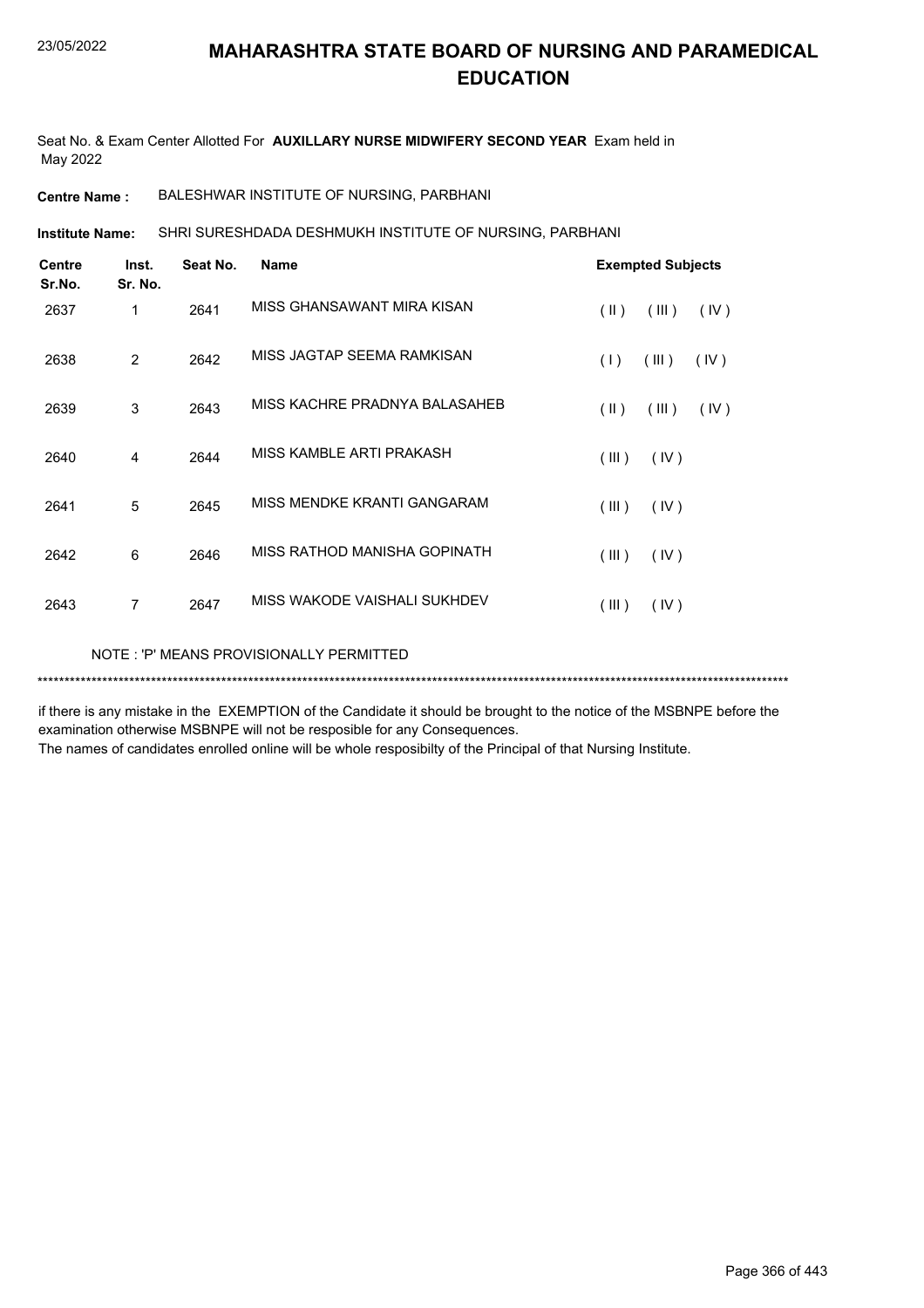# MAHARASHTRA STATE BOARD OF NURSING AND PARAMEDICAL EDUCATION

Seat No. & Exam Center Allotted For **AUXILLARY NURSE MIDWIFERY SECOND YEAR** Exam held in May 2022

**Centre Name :** BALESHWAR INSTITUTE OF NURSING, PARBHANI

**Institute Name:** SHRI SURESHDADA DESHMUKH INSTITUTE OF NURSING, PARBHANI

| Centre Sr.No. | Inst. Sr. No. | Seat No. | Name | Exempted Subjects |
|---|---|---|---|---|
| 2637 | 1 | 2641 | MISS GHANSAWANT MIRA KISAN | ( II ) ( III ) ( IV ) |
| 2638 | 2 | 2642 | MISS JAGTAP SEEMA RAMKISAN | ( I ) ( III ) ( IV ) |
| 2639 | 3 | 2643 | MISS KACHRE PRADNYA BALASAHEB | ( II ) ( III ) ( IV ) |
| 2640 | 4 | 2644 | MISS KAMBLE ARTI PRAKASH | ( III ) ( IV ) |
| 2641 | 5 | 2645 | MISS MENDKE KRANTI GANGARAM | ( III ) ( IV ) |
| 2642 | 6 | 2646 | MISS RATHOD MANISHA GOPINATH | ( III ) ( IV ) |
| 2643 | 7 | 2647 | MISS WAKODE VAISHALI SUKHDEV | ( III ) ( IV ) |

NOTE : 'P' MEANS PROVISIONALLY PERMITTED

******************************************************************************************************************************************

if there is any mistake in the EXEMPTION of the Candidate it should be brought to the notice of the MSBNPE before the examination otherwise MSBNPE will not be resposible for any Consequences.

The names of candidates enrolled online will be whole resposibilty of the Principal of that Nursing Institute.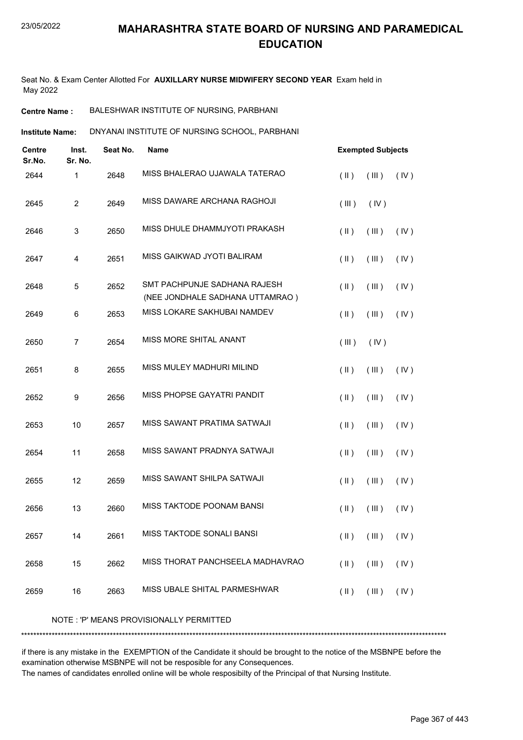# MAHARASHTRA STATE BOARD OF NURSING AND PARAMEDICAL EDUCATION

Seat No. & Exam Center Allotted For **AUXILLARY NURSE MIDWIFERY SECOND YEAR** Exam held in May 2022

**Centre Name :** BALESHWAR INSTITUTE OF NURSING, PARBHANI

**Institute Name:** DNYANAI INSTITUTE OF NURSING SCHOOL, PARBHANI

| Centre Sr.No. | Inst. Sr. No. | Seat No. | Name | Exempted Subjects |
|---|---|---|---|---|
| 2644 | 1 | 2648 | MISS BHALERAO UJAWALA TATERAO | ( II ) ( III ) ( IV ) |
| 2645 | 2 | 2649 | MISS DAWARE ARCHANA RAGHOJI | ( III ) ( IV ) |
| 2646 | 3 | 2650 | MISS DHULE DHAMMJYOTI PRAKASH | ( II ) ( III ) ( IV ) |
| 2647 | 4 | 2651 | MISS GAIKWAD JYOTI BALIRAM | ( II ) ( III ) ( IV ) |
| 2648 | 5 | 2652 | SMT PACHPUNJE SADHANA RAJESH (NEE JONDHALE SADHANA UTTAMRAO ) | ( II ) ( III ) ( IV ) |
| 2649 | 6 | 2653 | MISS LOKARE SAKHUBAI NAMDEV | ( II ) ( III ) ( IV ) |
| 2650 | 7 | 2654 | MISS MORE SHITAL ANANT | ( III ) ( IV ) |
| 2651 | 8 | 2655 | MISS MULEY MADHURI MILIND | ( II ) ( III ) ( IV ) |
| 2652 | 9 | 2656 | MISS PHOPSE GAYATRI PANDIT | ( II ) ( III ) ( IV ) |
| 2653 | 10 | 2657 | MISS SAWANT PRATIMA SATWAJI | ( II ) ( III ) ( IV ) |
| 2654 | 11 | 2658 | MISS SAWANT PRADNYA SATWAJI | ( II ) ( III ) ( IV ) |
| 2655 | 12 | 2659 | MISS SAWANT SHILPA SATWAJI | ( II ) ( III ) ( IV ) |
| 2656 | 13 | 2660 | MISS TAKTODE POONAM BANSI | ( II ) ( III ) ( IV ) |
| 2657 | 14 | 2661 | MISS TAKTODE SONALI BANSI | ( II ) ( III ) ( IV ) |
| 2658 | 15 | 2662 | MISS THORAT PANCHSEELA MADHAVRAO | ( II ) ( III ) ( IV ) |
| 2659 | 16 | 2663 | MISS UBALE SHITAL PARMESHWAR | ( II ) ( III ) ( IV ) |

NOTE : 'P' MEANS PROVISIONALLY PERMITTED

******************************************************************************************************************************************

if there is any mistake in the EXEMPTION of the Candidate it should be brought to the notice of the MSBNPE before the examination otherwise MSBNPE will not be resposible for any Consequences.

The names of candidates enrolled online will be whole resposibilty of the Principal of that Nursing Institute.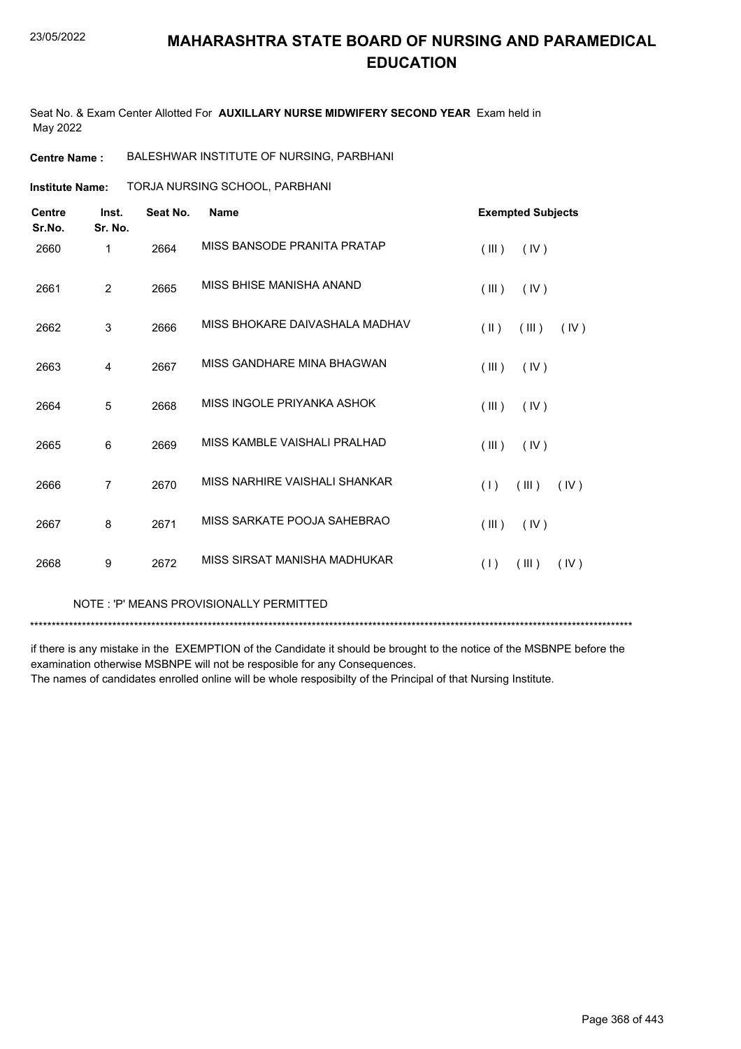# MAHARASHTRA STATE BOARD OF NURSING AND PARAMEDICAL EDUCATION

Seat No. & Exam Center Allotted For **AUXILLARY NURSE MIDWIFERY SECOND YEAR** Exam held in May 2022

**Centre Name :** BALESHWAR INSTITUTE OF NURSING, PARBHANI

**Institute Name:** TORJA NURSING SCHOOL, PARBHANI

| Centre Sr.No. | Inst. Sr. No. | Seat No. | Name | Exempted Subjects |
|---|---|---|---|---|
| 2660 | 1 | 2664 | MISS BANSODE PRANITA PRATAP | ( III ) ( IV ) |
| 2661 | 2 | 2665 | MISS BHISE MANISHA ANAND | ( III ) ( IV ) |
| 2662 | 3 | 2666 | MISS BHOKARE DAIVASHALA MADHAV | ( II ) ( III ) ( IV ) |
| 2663 | 4 | 2667 | MISS GANDHARE MINA BHAGWAN | ( III ) ( IV ) |
| 2664 | 5 | 2668 | MISS INGOLE PRIYANKA ASHOK | ( III ) ( IV ) |
| 2665 | 6 | 2669 | MISS KAMBLE VAISHALI PRALHAD | ( III ) ( IV ) |
| 2666 | 7 | 2670 | MISS NARHIRE VAISHALI SHANKAR | ( I ) ( III ) ( IV ) |
| 2667 | 8 | 2671 | MISS SARKATE POOJA SAHEBRAO | ( III ) ( IV ) |
| 2668 | 9 | 2672 | MISS SIRSAT MANISHA MADHUKAR | ( I ) ( III ) ( IV ) |

NOTE : 'P' MEANS PROVISIONALLY PERMITTED

*******************************************************************************************************************************************

if there is any mistake in the EXEMPTION of the Candidate it should be brought to the notice of the MSBNPE before the examination otherwise MSBNPE will not be resposible for any Consequences.
The names of candidates enrolled online will be whole resposibilty of the Principal of that Nursing Institute.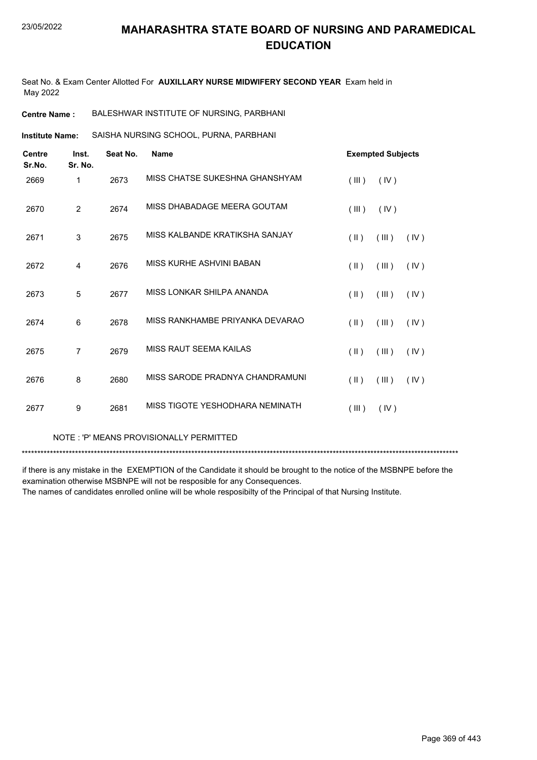# MAHARASHTRA STATE BOARD OF NURSING AND PARAMEDICAL EDUCATION

Seat No. & Exam Center Allotted For **AUXILLARY NURSE MIDWIFERY SECOND YEAR** Exam held in May 2022

**Centre Name :** BALESHWAR INSTITUTE OF NURSING, PARBHANI

**Institute Name:** SAISHA NURSING SCHOOL, PURNA, PARBHANI

| Centre Sr.No. | Inst. Sr. No. | Seat No. | Name | Exempted Subjects |
|---|---|---|---|---|
| 2669 | 1 | 2673 | MISS CHATSE SUKESHNA GHANSHYAM | ( III ) ( IV ) |
| 2670 | 2 | 2674 | MISS DHABADAGE MEERA GOUTAM | ( III ) ( IV ) |
| 2671 | 3 | 2675 | MISS KALBANDE KRATIKSHA SANJAY | ( II ) ( III ) ( IV ) |
| 2672 | 4 | 2676 | MISS KURHE ASHVINI BABAN | ( II ) ( III ) ( IV ) |
| 2673 | 5 | 2677 | MISS LONKAR SHILPA ANANDA | ( II ) ( III ) ( IV ) |
| 2674 | 6 | 2678 | MISS RANKHAMBE PRIYANKA DEVARAO | ( II ) ( III ) ( IV ) |
| 2675 | 7 | 2679 | MISS RAUT SEEMA KAILAS | ( II ) ( III ) ( IV ) |
| 2676 | 8 | 2680 | MISS SARODE PRADNYA CHANDRAMUNI | ( II ) ( III ) ( IV ) |
| 2677 | 9 | 2681 | MISS TIGOTE YESHODHARA NEMINATH | ( III ) ( IV ) |

NOTE : 'P' MEANS PROVISIONALLY PERMITTED

******************************************************************************************************************************************

if there is any mistake in the EXEMPTION of the Candidate it should be brought to the notice of the MSBNPE before the examination otherwise MSBNPE will not be resposible for any Consequences.
The names of candidates enrolled online will be whole resposibilty of the Principal of that Nursing Institute.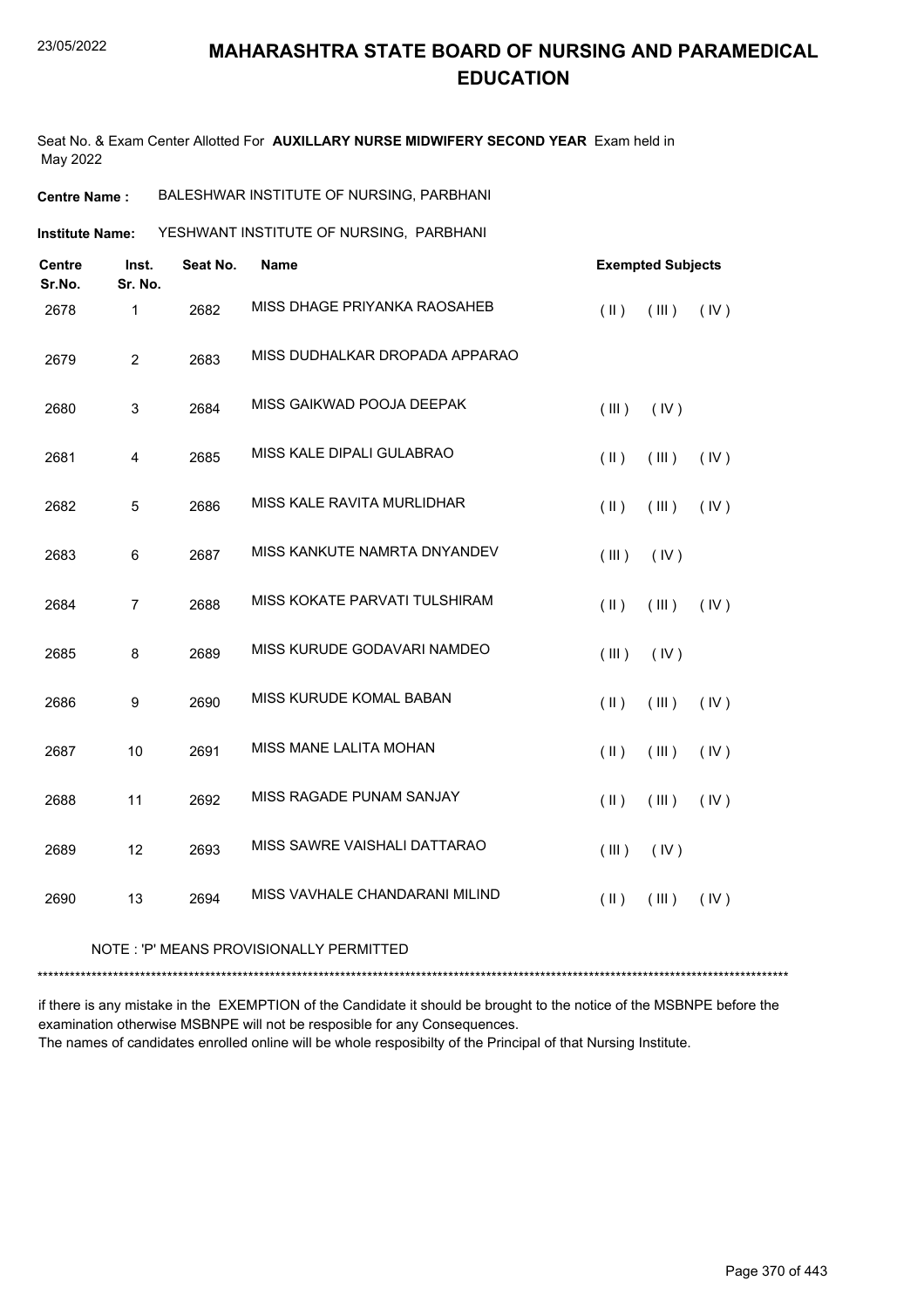# MAHARASHTRA STATE BOARD OF NURSING AND PARAMEDICAL EDUCATION

Seat No. & Exam Center Allotted For **AUXILLARY NURSE MIDWIFERY SECOND YEAR** Exam held in May 2022

**Centre Name :** BALESHWAR INSTITUTE OF NURSING, PARBHANI

**Institute Name:** YESHWANT INSTITUTE OF NURSING, PARBHANI

| Centre Sr.No. | Inst. Sr. No. | Seat No. | Name | Exempted Subjects |
|---|---|---|---|---|
| 2678 | 1 | 2682 | MISS DHAGE PRIYANKA RAOSAHEB | ( II ) ( III ) ( IV ) |
| 2679 | 2 | 2683 | MISS DUDHALKAR DROPADA APPARAO | |
| 2680 | 3 | 2684 | MISS GAIKWAD POOJA DEEPAK | ( III ) ( IV ) |
| 2681 | 4 | 2685 | MISS KALE DIPALI GULABRAO | ( II ) ( III ) ( IV ) |
| 2682 | 5 | 2686 | MISS KALE RAVITA MURLIDHAR | ( II ) ( III ) ( IV ) |
| 2683 | 6 | 2687 | MISS KANKUTE NAMRTA DNYANDEV | ( III ) ( IV ) |
| 2684 | 7 | 2688 | MISS KOKATE PARVATI TULSHIRAM | ( II ) ( III ) ( IV ) |
| 2685 | 8 | 2689 | MISS KURUDE GODAVARI NAMDEO | ( III ) ( IV ) |
| 2686 | 9 | 2690 | MISS KURUDE KOMAL BABAN | ( II ) ( III ) ( IV ) |
| 2687 | 10 | 2691 | MISS MANE LALITA MOHAN | ( II ) ( III ) ( IV ) |
| 2688 | 11 | 2692 | MISS RAGADE PUNAM SANJAY | ( II ) ( III ) ( IV ) |
| 2689 | 12 | 2693 | MISS SAWRE VAISHALI DATTARAO | ( III ) ( IV ) |
| 2690 | 13 | 2694 | MISS VAVHALE CHANDARANI MILIND | ( II ) ( III ) ( IV ) |

NOTE : 'P' MEANS PROVISIONALLY PERMITTED

*******************************************************************************************************************************************

if there is any mistake in the EXEMPTION of the Candidate it should be brought to the notice of the MSBNPE before the examination otherwise MSBNPE will not be resposible for any Consequences.
The names of candidates enrolled online will be whole resposibilty of the Principal of that Nursing Institute.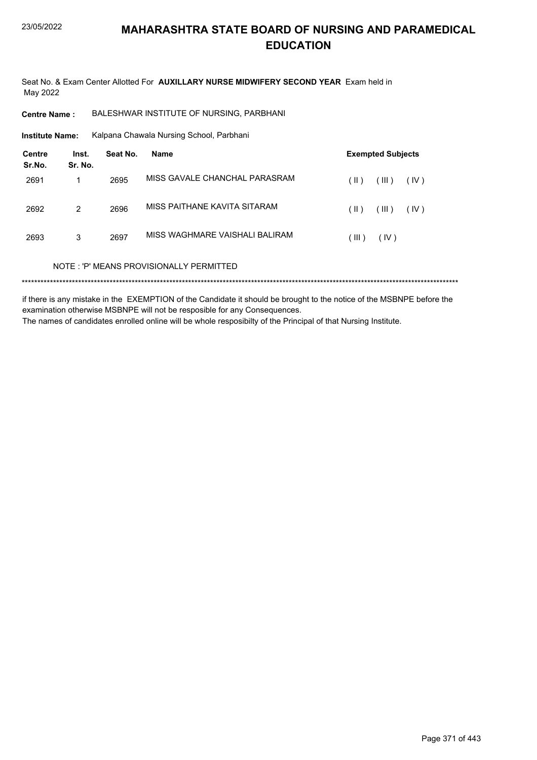# MAHARASHTRA STATE BOARD OF NURSING AND PARAMEDICAL EDUCATION

Seat No. & Exam Center Allotted For **AUXILLARY NURSE MIDWIFERY SECOND YEAR** Exam held in May 2022

**Centre Name :** BALESHWAR INSTITUTE OF NURSING, PARBHANI

**Institute Name:** Kalpana Chawala Nursing School, Parbhani

| Centre Sr.No. | Inst. Sr. No. | Seat No. | Name | Exempted Subjects |
|---|---|---|---|---|
| 2691 | 1 | 2695 | MISS GAVALE CHANCHAL PARASRAM | ( II ) ( III ) ( IV ) |
| 2692 | 2 | 2696 | MISS PAITHANE KAVITA SITARAM | ( II ) ( III ) ( IV ) |
| 2693 | 3 | 2697 | MISS WAGHMARE VAISHALI BALIRAM | ( III ) ( IV ) |

NOTE : 'P' MEANS PROVISIONALLY PERMITTED

*******************************************************************************************************************************************

if there is any mistake in the EXEMPTION of the Candidate it should be brought to the notice of the MSBNPE before the examination otherwise MSBNPE will not be resposible for any Consequences.

The names of candidates enrolled online will be whole resposibilty of the Principal of that Nursing Institute.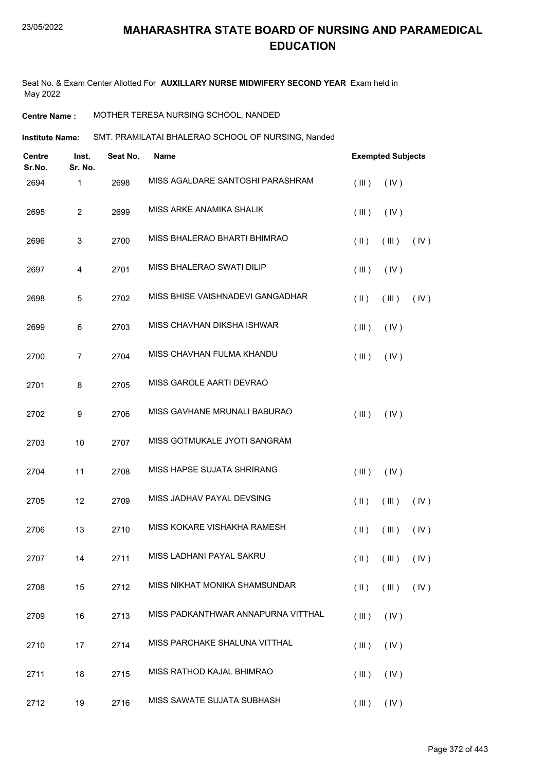# MAHARASHTRA STATE BOARD OF NURSING AND PARAMEDICAL EDUCATION

23/05/2022

Seat No. & Exam Center Allotted For **AUXILLARY NURSE MIDWIFERY SECOND YEAR** Exam held in May 2022

**Centre Name :** MOTHER TERESA NURSING SCHOOL, NANDED

**Institute Name:** SMT. PRAMILATAI BHALERAO SCHOOL OF NURSING, Nanded

| Centre Sr.No. | Inst. Sr. No. | Seat No. | Name | Exempted Subjects |
|---|---|---|---|---|
| 2694 | 1 | 2698 | MISS AGALDARE SANTOSHI PARASHRAM | ( III ) ( IV ) |
| 2695 | 2 | 2699 | MISS ARKE ANAMIKA SHALIK | ( III ) ( IV ) |
| 2696 | 3 | 2700 | MISS BHALERAO BHARTI BHIMRAO | ( II ) ( III ) ( IV ) |
| 2697 | 4 | 2701 | MISS BHALERAO SWATI DILIP | ( III ) ( IV ) |
| 2698 | 5 | 2702 | MISS BHISE VAISHNADEVI GANGADHAR | ( II ) ( III ) ( IV ) |
| 2699 | 6 | 2703 | MISS CHAVHAN DIKSHA ISHWAR | ( III ) ( IV ) |
| 2700 | 7 | 2704 | MISS CHAVHAN FULMA KHANDU | ( III ) ( IV ) |
| 2701 | 8 | 2705 | MISS GAROLE AARTI DEVRAO | |
| 2702 | 9 | 2706 | MISS GAVHANE MRUNALI BABURAO | ( III ) ( IV ) |
| 2703 | 10 | 2707 | MISS GOTMUKALE JYOTI SANGRAM | |
| 2704 | 11 | 2708 | MISS HAPSE SUJATA SHRIRANG | ( III ) ( IV ) |
| 2705 | 12 | 2709 | MISS JADHAV PAYAL DEVSING | ( II ) ( III ) ( IV ) |
| 2706 | 13 | 2710 | MISS KOKARE VISHAKHA RAMESH | ( II ) ( III ) ( IV ) |
| 2707 | 14 | 2711 | MISS LADHANI PAYAL SAKRU | ( II ) ( III ) ( IV ) |
| 2708 | 15 | 2712 | MISS NIKHAT MONIKA SHAMSUNDAR | ( II ) ( III ) ( IV ) |
| 2709 | 16 | 2713 | MISS PADKANTHWAR ANNAPURNA VITTHAL | ( III ) ( IV ) |
| 2710 | 17 | 2714 | MISS PARCHAKE SHALUNA VITTHAL | ( III ) ( IV ) |
| 2711 | 18 | 2715 | MISS RATHOD KAJAL BHIMRAO | ( III ) ( IV ) |
| 2712 | 19 | 2716 | MISS SAWATE SUJATA SUBHASH | ( III ) ( IV ) |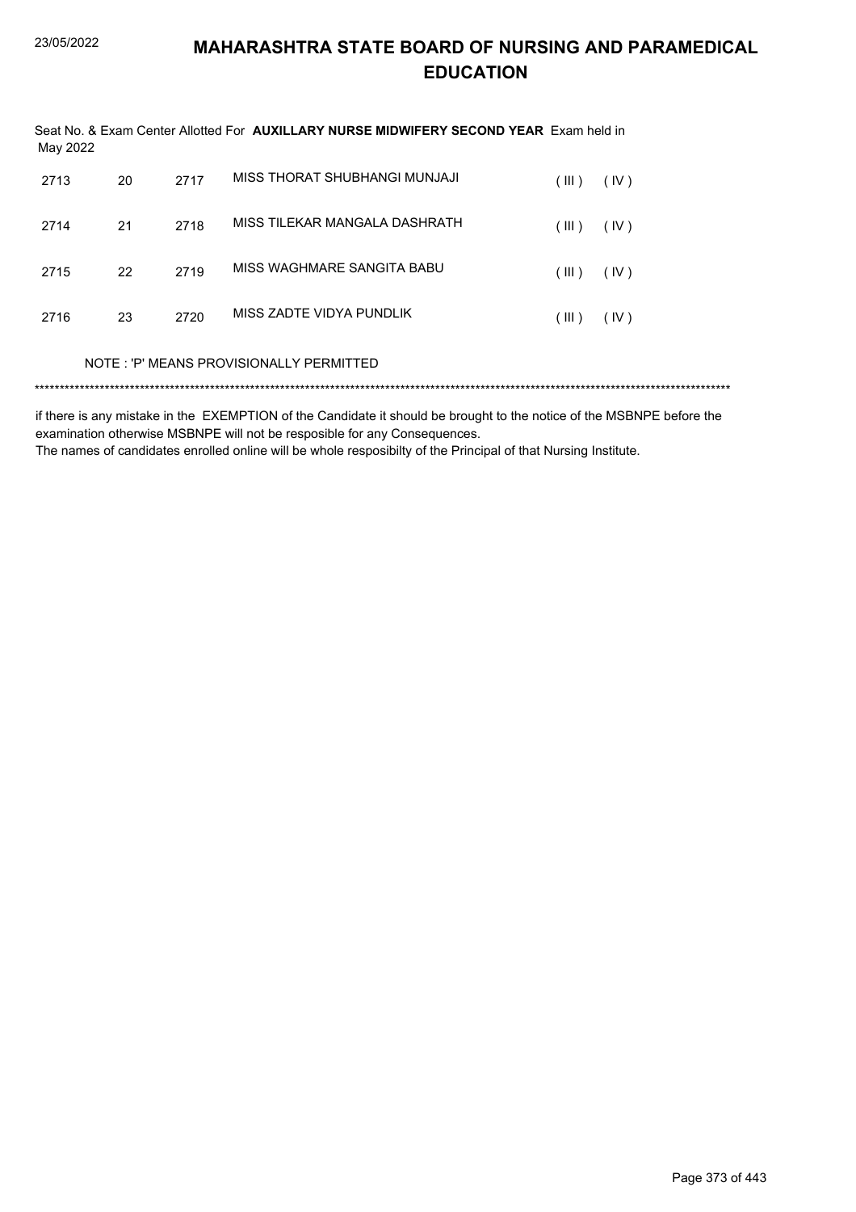# MAHARASHTRA STATE BOARD OF NURSING AND PARAMEDICAL EDUCATION

Seat No. & Exam Center Allotted For **AUXILLARY NURSE MIDWIFERY SECOND YEAR** Exam held in May 2022

| | | | | | |
|---|---|---|---|---|---|
| 2713 | 20 | 2717 | MISS THORAT SHUBHANGI MUNJAJI | ( III ) | ( IV ) |
| 2714 | 21 | 2718 | MISS TILEKAR MANGALA DASHRATH | ( III ) | ( IV ) |
| 2715 | 22 | 2719 | MISS WAGHMARE SANGITA BABU | ( III ) | ( IV ) |
| 2716 | 23 | 2720 | MISS ZADTE VIDYA PUNDLIK | ( III ) | ( IV ) |

NOTE : 'P' MEANS PROVISIONALLY PERMITTED

*******************************************************************************************************************************************

if there is any mistake in the EXEMPTION of the Candidate it should be brought to the notice of the MSBNPE before the examination otherwise MSBNPE will not be resposible for any Consequences.
The names of candidates enrolled online will be whole resposibilty of the Principal of that Nursing Institute.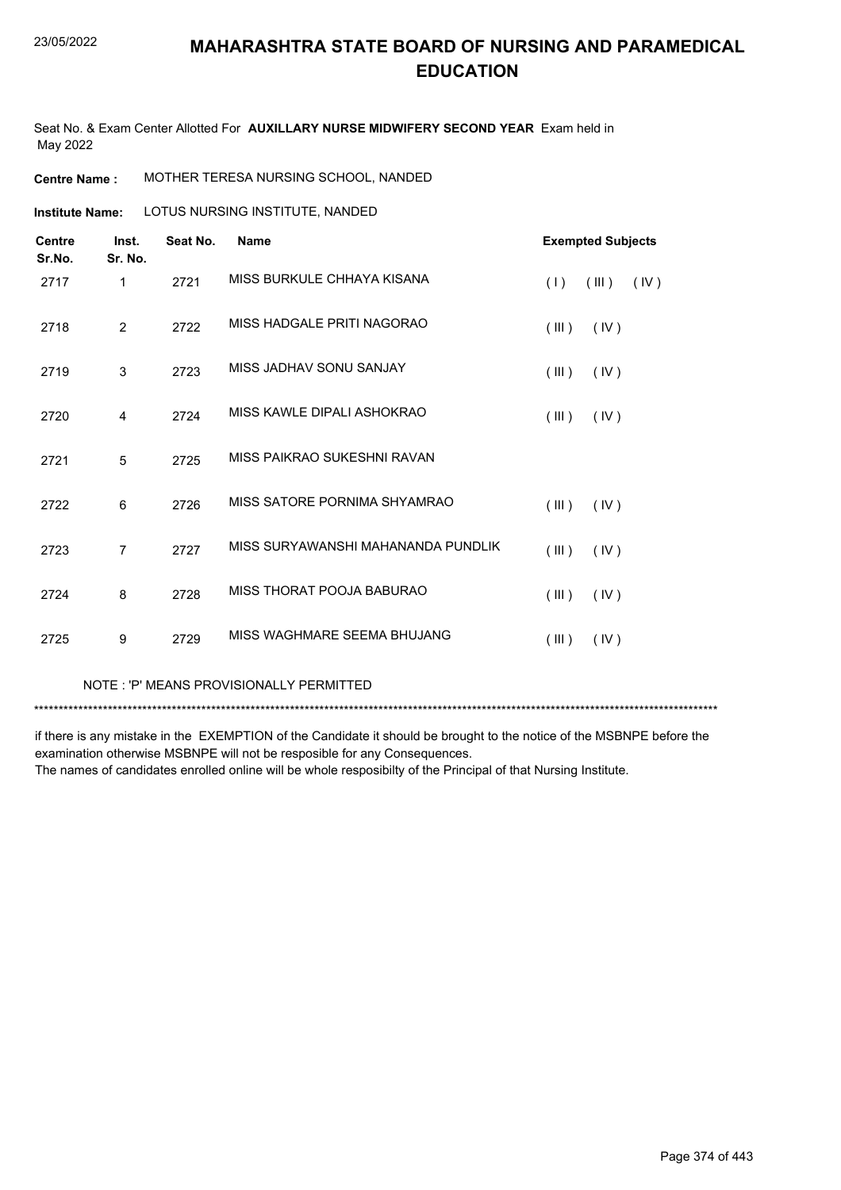# MAHARASHTRA STATE BOARD OF NURSING AND PARAMEDICAL EDUCATION

Seat No. & Exam Center Allotted For **AUXILLARY NURSE MIDWIFERY SECOND YEAR** Exam held in May 2022

**Centre Name :** MOTHER TERESA NURSING SCHOOL, NANDED

**Institute Name:** LOTUS NURSING INSTITUTE, NANDED

| Centre Sr.No. | Inst. Sr. No. | Seat No. | Name | Exempted Subjects |
|---|---|---|---|---|
| 2717 | 1 | 2721 | MISS BURKULE CHHAYA KISANA | ( I ) ( III ) ( IV ) |
| 2718 | 2 | 2722 | MISS HADGALE PRITI NAGORAO | ( III ) ( IV ) |
| 2719 | 3 | 2723 | MISS JADHAV SONU SANJAY | ( III ) ( IV ) |
| 2720 | 4 | 2724 | MISS KAWLE DIPALI ASHOKRAO | ( III ) ( IV ) |
| 2721 | 5 | 2725 | MISS PAIKRAO SUKESHNI RAVAN | |
| 2722 | 6 | 2726 | MISS SATORE PORNIMA SHYAMRAO | ( III ) ( IV ) |
| 2723 | 7 | 2727 | MISS SURYAWANSHI MAHANANDA PUNDLIK | ( III ) ( IV ) |
| 2724 | 8 | 2728 | MISS THORAT POOJA BABURAO | ( III ) ( IV ) |
| 2725 | 9 | 2729 | MISS WAGHMARE SEEMA BHUJANG | ( III ) ( IV ) |

NOTE : 'P' MEANS PROVISIONALLY PERMITTED

*******************************************************************************************************************************************

if there is any mistake in the EXEMPTION of the Candidate it should be brought to the notice of the MSBNPE before the examination otherwise MSBNPE will not be resposible for any Consequences.
The names of candidates enrolled online will be whole resposibilty of the Principal of that Nursing Institute.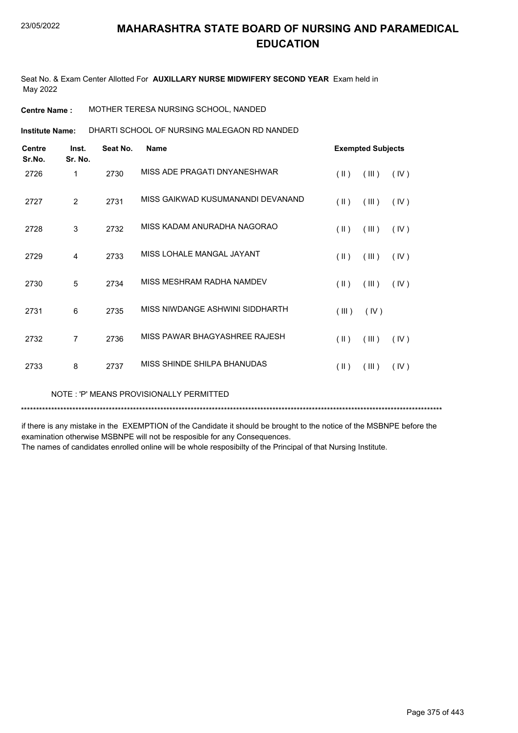# MAHARASHTRA STATE BOARD OF NURSING AND PARAMEDICAL EDUCATION

23/05/2022

Seat No. & Exam Center Allotted For **AUXILLARY NURSE MIDWIFERY SECOND YEAR** Exam held in May 2022

**Centre Name :** MOTHER TERESA NURSING SCHOOL, NANDED

**Institute Name:** DHARTI SCHOOL OF NURSING MALEGAON RD NANDED

| Centre Sr.No. | Inst. Sr. No. | Seat No. | Name | Exempted Subjects | | |
|---|---|---|---|---|---|---|
| 2726 | 1 | 2730 | MISS ADE PRAGATI DNYANESHWAR | ( II ) | ( III ) | ( IV ) |
| 2727 | 2 | 2731 | MISS GAIKWAD KUSUMANANDI DEVANAND | ( II ) | ( III ) | ( IV ) |
| 2728 | 3 | 2732 | MISS KADAM ANURADHA NAGORAO | ( II ) | ( III ) | ( IV ) |
| 2729 | 4 | 2733 | MISS LOHALE MANGAL JAYANT | ( II ) | ( III ) | ( IV ) |
| 2730 | 5 | 2734 | MISS MESHRAM RADHA NAMDEV | ( II ) | ( III ) | ( IV ) |
| 2731 | 6 | 2735 | MISS NIWDANGE ASHWINI SIDDHARTH | ( III ) | ( IV ) | |
| 2732 | 7 | 2736 | MISS PAWAR BHAGYASHREE RAJESH | ( II ) | ( III ) | ( IV ) |
| 2733 | 8 | 2737 | MISS SHINDE SHILPA BHANUDAS | ( II ) | ( III ) | ( IV ) |

NOTE : 'P' MEANS PROVISIONALLY PERMITTED

*******************************************************************************************************************************************

if there is any mistake in the EXEMPTION of the Candidate it should be brought to the notice of the MSBNPE before the examination otherwise MSBNPE will not be resposible for any Consequences.
The names of candidates enrolled online will be whole resposibilty of the Principal of that Nursing Institute.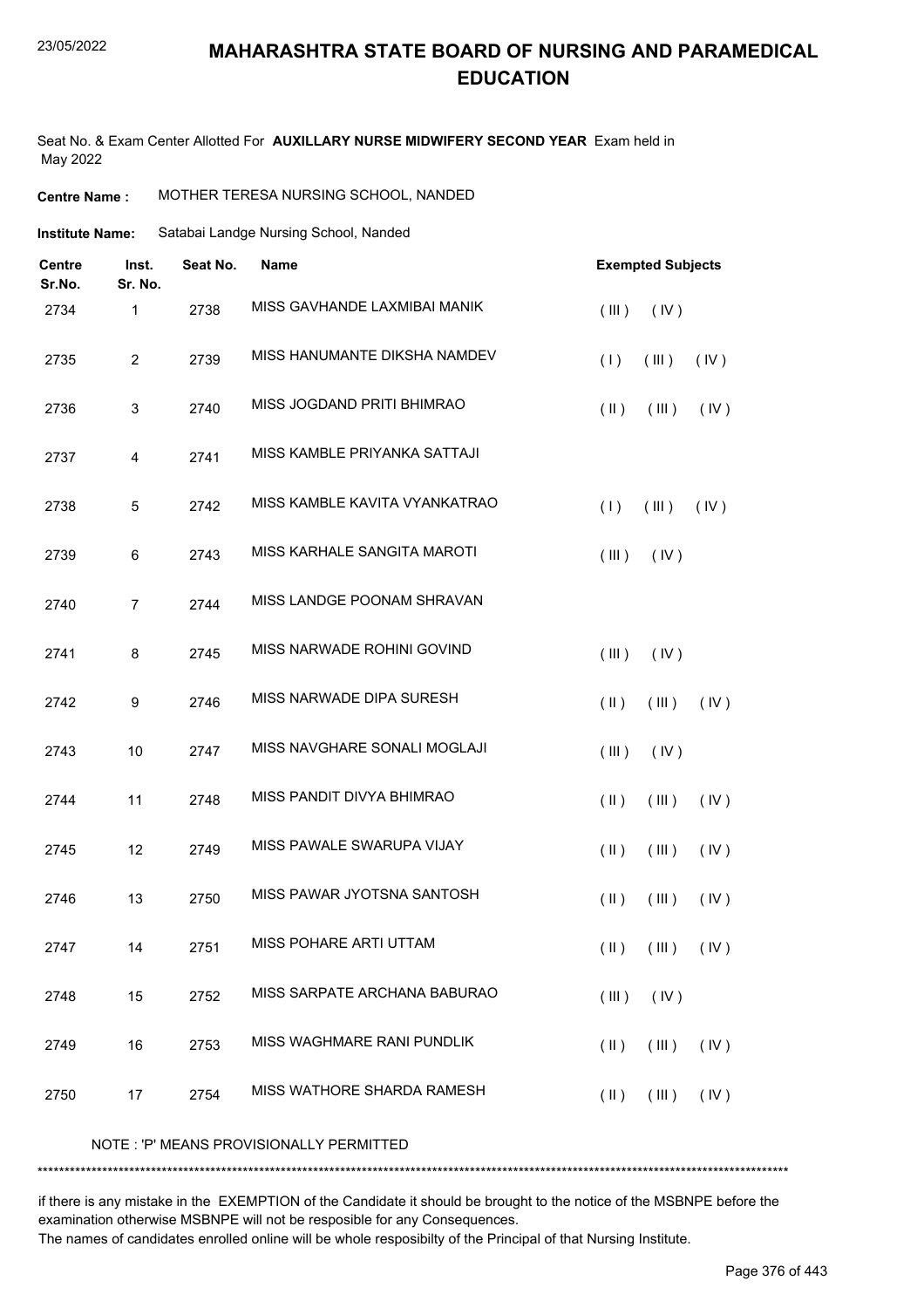# MAHARASHTRA STATE BOARD OF NURSING AND PARAMEDICAL EDUCATION

Seat No. & Exam Center Allotted For **AUXILLARY NURSE MIDWIFERY SECOND YEAR** Exam held in May 2022

**Centre Name :** MOTHER TERESA NURSING SCHOOL, NANDED

**Institute Name:** Satabai Landge Nursing School, Nanded

| Centre Sr.No. | Inst. Sr. No. | Seat No. | Name | Exempted Subjects |
|---|---|---|---|---|
| 2734 | 1 | 2738 | MISS GAVHANDE LAXMIBAI MANIK | ( III ) ( IV ) |
| 2735 | 2 | 2739 | MISS HANUMANTE DIKSHA NAMDEV | ( I ) ( III ) ( IV ) |
| 2736 | 3 | 2740 | MISS JOGDAND PRITI BHIMRAO | ( II ) ( III ) ( IV ) |
| 2737 | 4 | 2741 | MISS KAMBLE PRIYANKA SATTAJI | |
| 2738 | 5 | 2742 | MISS KAMBLE KAVITA VYANKATRAO | ( I ) ( III ) ( IV ) |
| 2739 | 6 | 2743 | MISS KARHALE SANGITA MAROTI | ( III ) ( IV ) |
| 2740 | 7 | 2744 | MISS LANDGE POONAM SHRAVAN | |
| 2741 | 8 | 2745 | MISS NARWADE ROHINI GOVIND | ( III ) ( IV ) |
| 2742 | 9 | 2746 | MISS NARWADE DIPA SURESH | ( II ) ( III ) ( IV ) |
| 2743 | 10 | 2747 | MISS NAVGHARE SONALI MOGLAJI | ( III ) ( IV ) |
| 2744 | 11 | 2748 | MISS PANDIT DIVYA BHIMRAO | ( II ) ( III ) ( IV ) |
| 2745 | 12 | 2749 | MISS PAWALE SWARUPA VIJAY | ( II ) ( III ) ( IV ) |
| 2746 | 13 | 2750 | MISS PAWAR JYOTSNA SANTOSH | ( II ) ( III ) ( IV ) |
| 2747 | 14 | 2751 | MISS POHARE ARTI UTTAM | ( II ) ( III ) ( IV ) |
| 2748 | 15 | 2752 | MISS SARPATE ARCHANA BABURAO | ( III ) ( IV ) |
| 2749 | 16 | 2753 | MISS WAGHMARE RANI PUNDLIK | ( II ) ( III ) ( IV ) |
| 2750 | 17 | 2754 | MISS WATHORE SHARDA RAMESH | ( II ) ( III ) ( IV ) |

NOTE : 'P' MEANS PROVISIONALLY PERMITTED

*******************************************************************************************************************************************

if there is any mistake in the EXEMPTION of the Candidate it should be brought to the notice of the MSBNPE before the examination otherwise MSBNPE will not be resposible for any Consequences.
The names of candidates enrolled online will be whole resposibilty of the Principal of that Nursing Institute.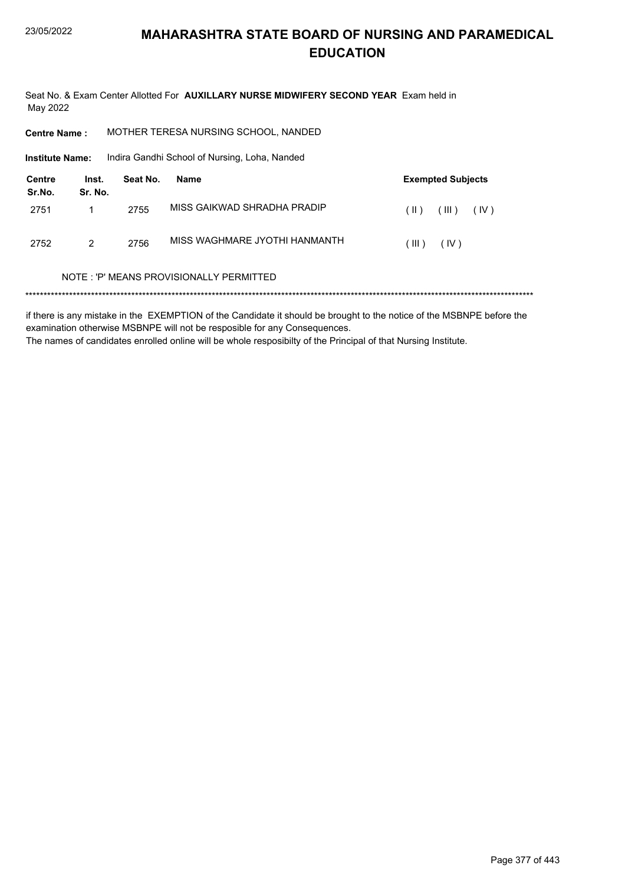# MAHARASHTRA STATE BOARD OF NURSING AND PARAMEDICAL EDUCATION

Seat No. & Exam Center Allotted For **AUXILLARY NURSE MIDWIFERY SECOND YEAR** Exam held in May 2022

**Centre Name :** MOTHER TERESA NURSING SCHOOL, NANDED

**Institute Name:** Indira Gandhi School of Nursing, Loha, Nanded

| Centre Sr.No. | Inst. Sr. No. | Seat No. | Name | Exempted Subjects |
|---|---|---|---|---|
| 2751 | 1 | 2755 | MISS GAIKWAD SHRADHA PRADIP | ( II ) ( III ) ( IV ) |
| 2752 | 2 | 2756 | MISS WAGHMARE JYOTHI HANMANTH | ( III ) ( IV ) |

NOTE : 'P' MEANS PROVISIONALLY PERMITTED

*******************************************************************************************************************************************

if there is any mistake in the EXEMPTION of the Candidate it should be brought to the notice of the MSBNPE before the examination otherwise MSBNPE will not be resposible for any Consequences.
The names of candidates enrolled online will be whole resposibilty of the Principal of that Nursing Institute.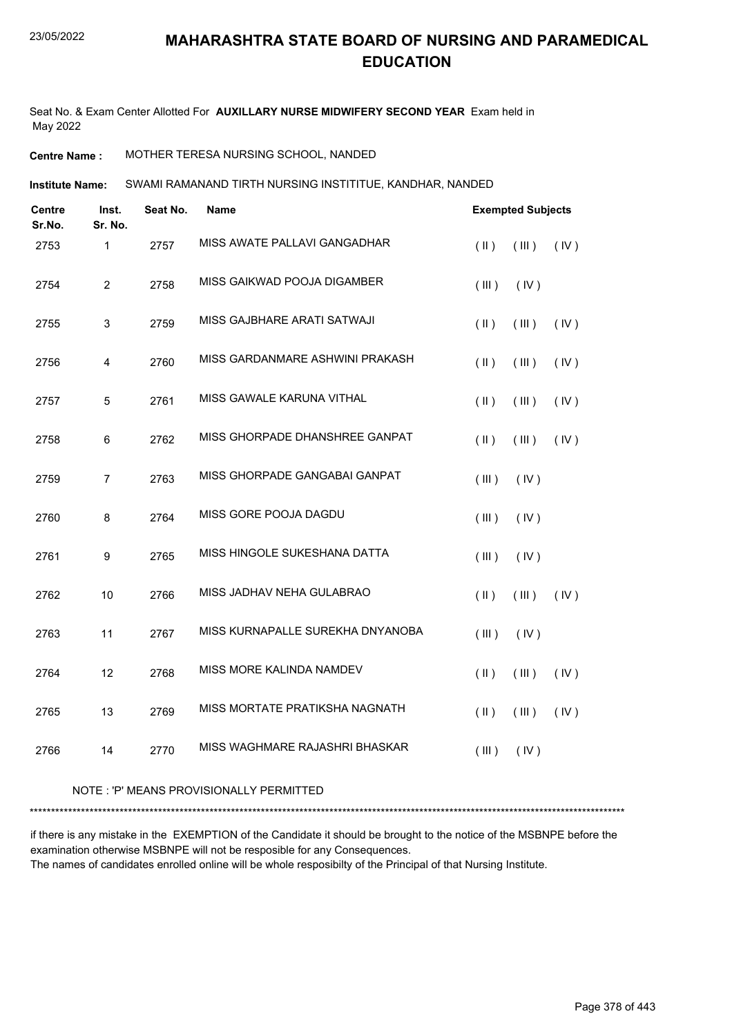# MAHARASHTRA STATE BOARD OF NURSING AND PARAMEDICAL EDUCATION

Seat No. & Exam Center Allotted For **AUXILLARY NURSE MIDWIFERY SECOND YEAR** Exam held in May 2022

**Centre Name :** MOTHER TERESA NURSING SCHOOL, NANDED

**Institute Name:** SWAMI RAMANAND TIRTH NURSING INSTITITUE, KANDHAR, NANDED

| Centre Sr.No. | Inst. Sr. No. | Seat No. | Name | Exempted Subjects |
|---|---|---|---|---|
| 2753 | 1 | 2757 | MISS AWATE PALLAVI GANGADHAR | ( II ) ( III ) ( IV ) |
| 2754 | 2 | 2758 | MISS GAIKWAD POOJA DIGAMBER | ( III ) ( IV ) |
| 2755 | 3 | 2759 | MISS GAJBHARE ARATI SATWAJI | ( II ) ( III ) ( IV ) |
| 2756 | 4 | 2760 | MISS GARDANMARE ASHWINI PRAKASH | ( II ) ( III ) ( IV ) |
| 2757 | 5 | 2761 | MISS GAWALE KARUNA VITHAL | ( II ) ( III ) ( IV ) |
| 2758 | 6 | 2762 | MISS GHORPADE DHANSHREE GANPAT | ( II ) ( III ) ( IV ) |
| 2759 | 7 | 2763 | MISS GHORPADE GANGABAI GANPAT | ( III ) ( IV ) |
| 2760 | 8 | 2764 | MISS GORE POOJA DAGDU | ( III ) ( IV ) |
| 2761 | 9 | 2765 | MISS HINGOLE SUKESHANA DATTA | ( III ) ( IV ) |
| 2762 | 10 | 2766 | MISS JADHAV NEHA GULABRAO | ( II ) ( III ) ( IV ) |
| 2763 | 11 | 2767 | MISS KURNAPALLE SUREKHA DNYANOBA | ( III ) ( IV ) |
| 2764 | 12 | 2768 | MISS MORE KALINDA NAMDEV | ( II ) ( III ) ( IV ) |
| 2765 | 13 | 2769 | MISS MORTATE PRATIKSHA NAGNATH | ( II ) ( III ) ( IV ) |
| 2766 | 14 | 2770 | MISS WAGHMARE RAJASHRI BHASKAR | ( III ) ( IV ) |

NOTE : 'P' MEANS PROVISIONALLY PERMITTED

*******************************************************************************************************************************************

if there is any mistake in the EXEMPTION of the Candidate it should be brought to the notice of the MSBNPE before the examination otherwise MSBNPE will not be resposible for any Consequences.
The names of candidates enrolled online will be whole resposibilty of the Principal of that Nursing Institute.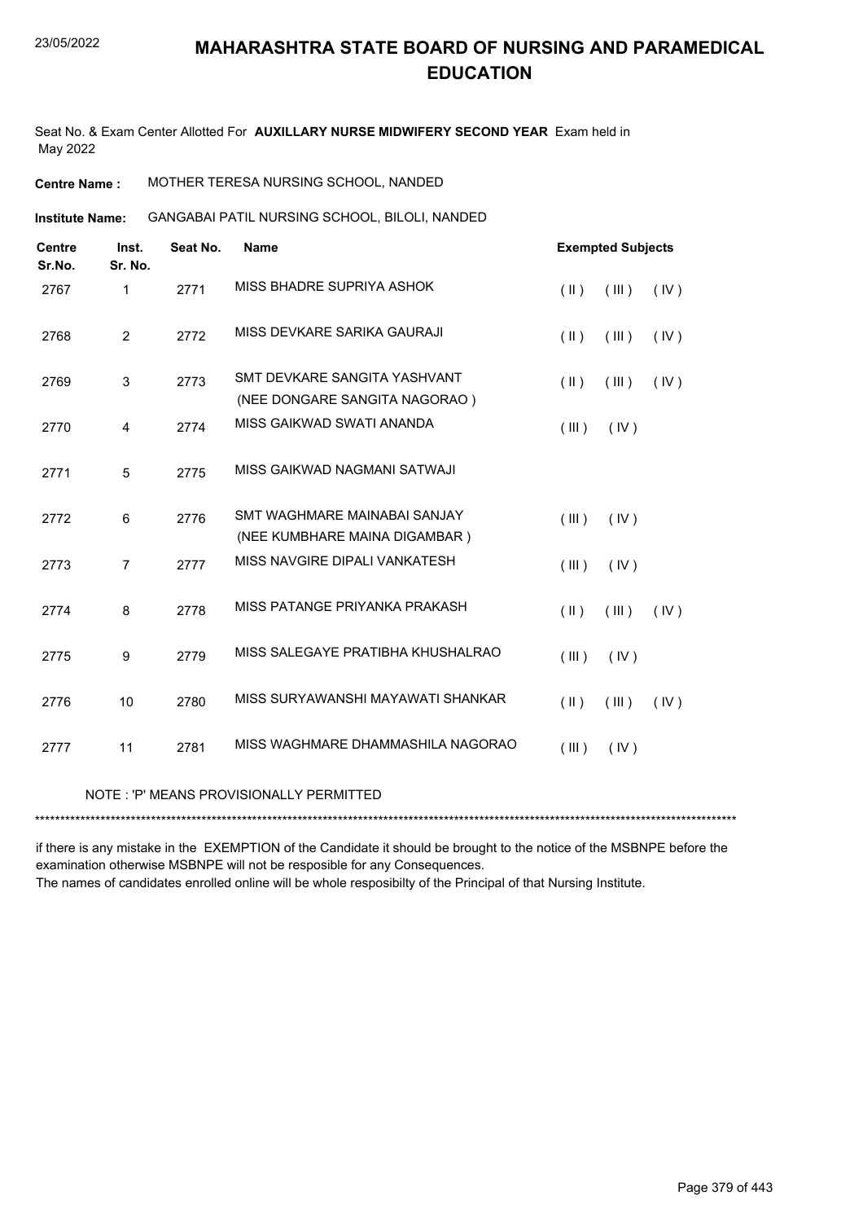# MAHARASHTRA STATE BOARD OF NURSING AND PARAMEDICAL EDUCATION

Seat No. & Exam Center Allotted For **AUXILLARY NURSE MIDWIFERY SECOND YEAR** Exam held in May 2022

**Centre Name :** MOTHER TERESA NURSING SCHOOL, NANDED

**Institute Name:** GANGABAI PATIL NURSING SCHOOL, BILOLI, NANDED

| Centre Sr.No. | Inst. Sr. No. | Seat No. | Name | Exempted Subjects | | |
|---|---|---|---|---|---|---|
| 2767 | 1 | 2771 | MISS BHADRE SUPRIYA ASHOK | ( II ) | ( III ) | ( IV ) |
| 2768 | 2 | 2772 | MISS DEVKARE SARIKA GAURAJI | ( II ) | ( III ) | ( IV ) |
| 2769 | 3 | 2773 | SMT DEVKARE SANGITA YASHVANT (NEE DONGARE SANGITA NAGORAO ) | ( II ) | ( III ) | ( IV ) |
| 2770 | 4 | 2774 | MISS GAIKWAD SWATI ANANDA | ( III ) | ( IV ) | |
| 2771 | 5 | 2775 | MISS GAIKWAD NAGMANI SATWAJI | | | |
| 2772 | 6 | 2776 | SMT WAGHMARE MAINABAI SANJAY (NEE KUMBHARE MAINA DIGAMBAR ) | ( III ) | ( IV ) | |
| 2773 | 7 | 2777 | MISS NAVGIRE DIPALI VANKATESH | ( III ) | ( IV ) | |
| 2774 | 8 | 2778 | MISS PATANGE PRIYANKA PRAKASH | ( II ) | ( III ) | ( IV ) |
| 2775 | 9 | 2779 | MISS SALEGAYE PRATIBHA KHUSHALRAO | ( III ) | ( IV ) | |
| 2776 | 10 | 2780 | MISS SURYAWANSHI MAYAWATI SHANKAR | ( II ) | ( III ) | ( IV ) |
| 2777 | 11 | 2781 | MISS WAGHMARE DHAMMASHILA NAGORAO | ( III ) | ( IV ) | |

NOTE : 'P' MEANS PROVISIONALLY PERMITTED

******************************************************************************************************************************************

if there is any mistake in the EXEMPTION of the Candidate it should be brought to the notice of the MSBNPE before the examination otherwise MSBNPE will not be resposible for any Consequences.

The names of candidates enrolled online will be whole resposibilty of the Principal of that Nursing Institute.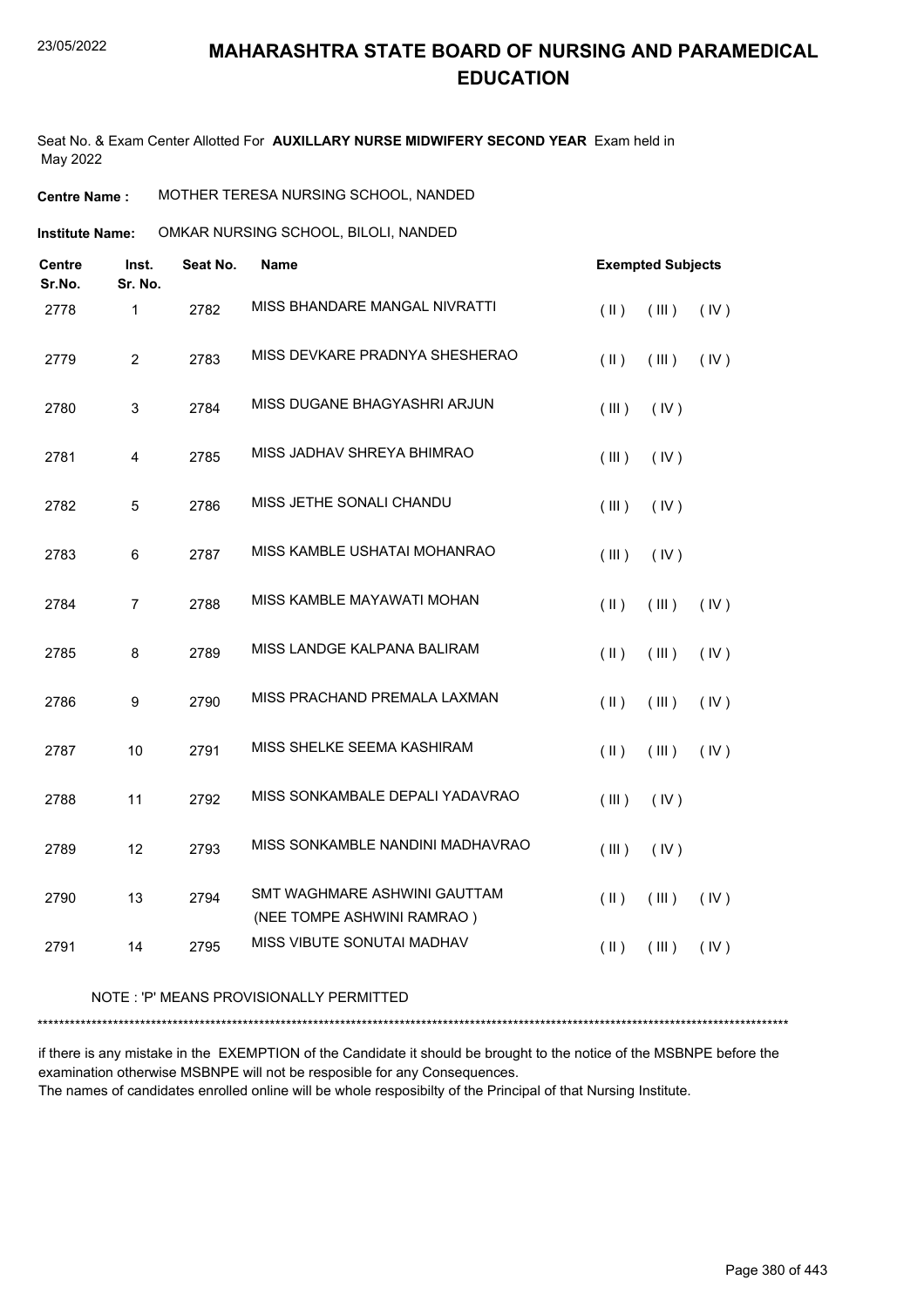# MAHARASHTRA STATE BOARD OF NURSING AND PARAMEDICAL EDUCATION

23/05/2022

Seat No. & Exam Center Allotted For **AUXILLARY NURSE MIDWIFERY SECOND YEAR** Exam held in May 2022

**Centre Name :** MOTHER TERESA NURSING SCHOOL, NANDED

**Institute Name:** OMKAR NURSING SCHOOL, BILOLI, NANDED

| Centre Sr.No. | Inst. Sr. No. | Seat No. | Name | Exempted Subjects |
|---|---|---|---|---|
| 2778 | 1 | 2782 | MISS BHANDARE MANGAL NIVRATTI | ( II ) ( III ) ( IV ) |
| 2779 | 2 | 2783 | MISS DEVKARE PRADNYA SHESHERAO | ( II ) ( III ) ( IV ) |
| 2780 | 3 | 2784 | MISS DUGANE BHAGYASHRI ARJUN | ( III ) ( IV ) |
| 2781 | 4 | 2785 | MISS JADHAV SHREYA BHIMRAO | ( III ) ( IV ) |
| 2782 | 5 | 2786 | MISS JETHE SONALI CHANDU | ( III ) ( IV ) |
| 2783 | 6 | 2787 | MISS KAMBLE USHATAI MOHANRAO | ( III ) ( IV ) |
| 2784 | 7 | 2788 | MISS KAMBLE MAYAWATI MOHAN | ( II ) ( III ) ( IV ) |
| 2785 | 8 | 2789 | MISS LANDGE KALPANA BALIRAM | ( II ) ( III ) ( IV ) |
| 2786 | 9 | 2790 | MISS PRACHAND PREMALA LAXMAN | ( II ) ( III ) ( IV ) |
| 2787 | 10 | 2791 | MISS SHELKE SEEMA KASHIRAM | ( II ) ( III ) ( IV ) |
| 2788 | 11 | 2792 | MISS SONKAMBALE DEPALI YADAVRAO | ( III ) ( IV ) |
| 2789 | 12 | 2793 | MISS SONKAMBLE NANDINI MADHAVRAO | ( III ) ( IV ) |
| 2790 | 13 | 2794 | SMT WAGHMARE ASHWINI GAUTTAM (NEE TOMPE ASHWINI RAMRAO ) | ( II ) ( III ) ( IV ) |
| 2791 | 14 | 2795 | MISS VIBUTE SONUTAI MADHAV | ( II ) ( III ) ( IV ) |

NOTE : 'P' MEANS PROVISIONALLY PERMITTED

*******************************************************************************************************************************************

if there is any mistake in the EXEMPTION of the Candidate it should be brought to the notice of the MSBNPE before the examination otherwise MSBNPE will not be resposible for any Consequences.
The names of candidates enrolled online will be whole resposibilty of the Principal of that Nursing Institute.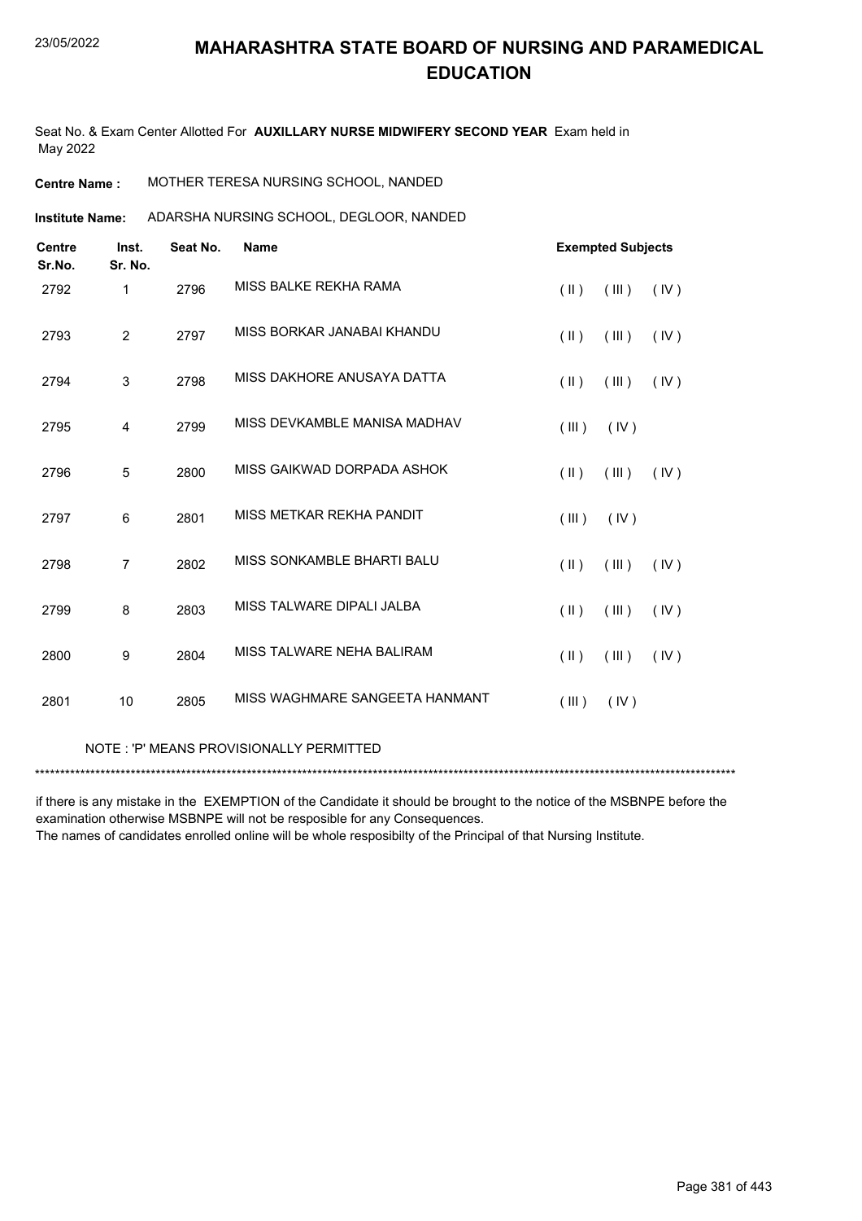# MAHARASHTRA STATE BOARD OF NURSING AND PARAMEDICAL EDUCATION

Seat No. & Exam Center Allotted For **AUXILLARY NURSE MIDWIFERY SECOND YEAR** Exam held in May 2022

**Centre Name :** MOTHER TERESA NURSING SCHOOL, NANDED

**Institute Name:** ADARSHA NURSING SCHOOL, DEGLOOR, NANDED

| Centre Sr.No. | Inst. Sr. No. | Seat No. | Name | Exempted Subjects |
|---|---|---|---|---|
| 2792 | 1 | 2796 | MISS BALKE REKHA RAMA | ( II ) ( III ) ( IV ) |
| 2793 | 2 | 2797 | MISS BORKAR JANABAI KHANDU | ( II ) ( III ) ( IV ) |
| 2794 | 3 | 2798 | MISS DAKHORE ANUSAYA DATTA | ( II ) ( III ) ( IV ) |
| 2795 | 4 | 2799 | MISS DEVKAMBLE MANISA MADHAV | ( III ) ( IV ) |
| 2796 | 5 | 2800 | MISS GAIKWAD DORPADA ASHOK | ( II ) ( III ) ( IV ) |
| 2797 | 6 | 2801 | MISS METKAR REKHA PANDIT | ( III ) ( IV ) |
| 2798 | 7 | 2802 | MISS SONKAMBLE BHARTI BALU | ( II ) ( III ) ( IV ) |
| 2799 | 8 | 2803 | MISS TALWARE DIPALI JALBA | ( II ) ( III ) ( IV ) |
| 2800 | 9 | 2804 | MISS TALWARE NEHA BALIRAM | ( II ) ( III ) ( IV ) |
| 2801 | 10 | 2805 | MISS WAGHMARE SANGEETA HANMANT | ( III ) ( IV ) |

NOTE : 'P' MEANS PROVISIONALLY PERMITTED

*******************************************************************************************************************************************

if there is any mistake in the EXEMPTION of the Candidate it should be brought to the notice of the MSBNPE before the examination otherwise MSBNPE will not be resposible for any Consequences.
The names of candidates enrolled online will be whole resposibilty of the Principal of that Nursing Institute.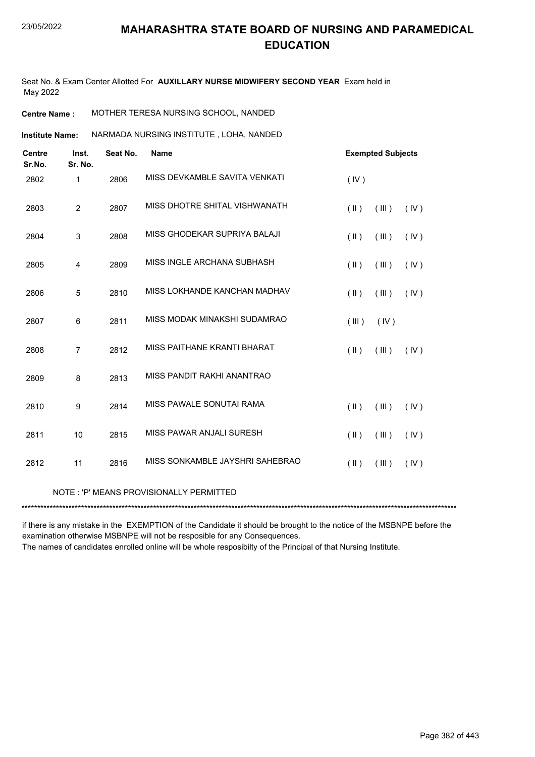# MAHARASHTRA STATE BOARD OF NURSING AND PARAMEDICAL EDUCATION

Seat No. & Exam Center Allotted For **AUXILLARY NURSE MIDWIFERY SECOND YEAR** Exam held in May 2022

**Centre Name :** MOTHER TERESA NURSING SCHOOL, NANDED

**Institute Name:** NARMADA NURSING INSTITUTE , LOHA, NANDED

| Centre Sr.No. | Inst. Sr. No. | Seat No. | Name | Exempted Subjects |
|---|---|---|---|---|
| 2802 | 1 | 2806 | MISS DEVKAMBLE SAVITA VENKATI | ( IV ) |
| 2803 | 2 | 2807 | MISS DHOTRE SHITAL VISHWANATH | ( II ) ( III ) ( IV ) |
| 2804 | 3 | 2808 | MISS GHODEKAR SUPRIYA BALAJI | ( II ) ( III ) ( IV ) |
| 2805 | 4 | 2809 | MISS INGLE ARCHANA SUBHASH | ( II ) ( III ) ( IV ) |
| 2806 | 5 | 2810 | MISS LOKHANDE KANCHAN MADHAV | ( II ) ( III ) ( IV ) |
| 2807 | 6 | 2811 | MISS MODAK MINAKSHI SUDAMRAO | ( III ) ( IV ) |
| 2808 | 7 | 2812 | MISS PAITHANE KRANTI BHARAT | ( II ) ( III ) ( IV ) |
| 2809 | 8 | 2813 | MISS PANDIT RAKHI ANANTRAO | |
| 2810 | 9 | 2814 | MISS PAWALE SONUTAI RAMA | ( II ) ( III ) ( IV ) |
| 2811 | 10 | 2815 | MISS PAWAR ANJALI SURESH | ( II ) ( III ) ( IV ) |
| 2812 | 11 | 2816 | MISS SONKAMBLE JAYSHRI SAHEBRAO | ( II ) ( III ) ( IV ) |

NOTE : 'P' MEANS PROVISIONALLY PERMITTED

*******************************************************************************************************************************************

if there is any mistake in the EXEMPTION of the Candidate it should be brought to the notice of the MSBNPE before the examination otherwise MSBNPE will not be resposible for any Consequences.

The names of candidates enrolled online will be whole resposibilty of the Principal of that Nursing Institute.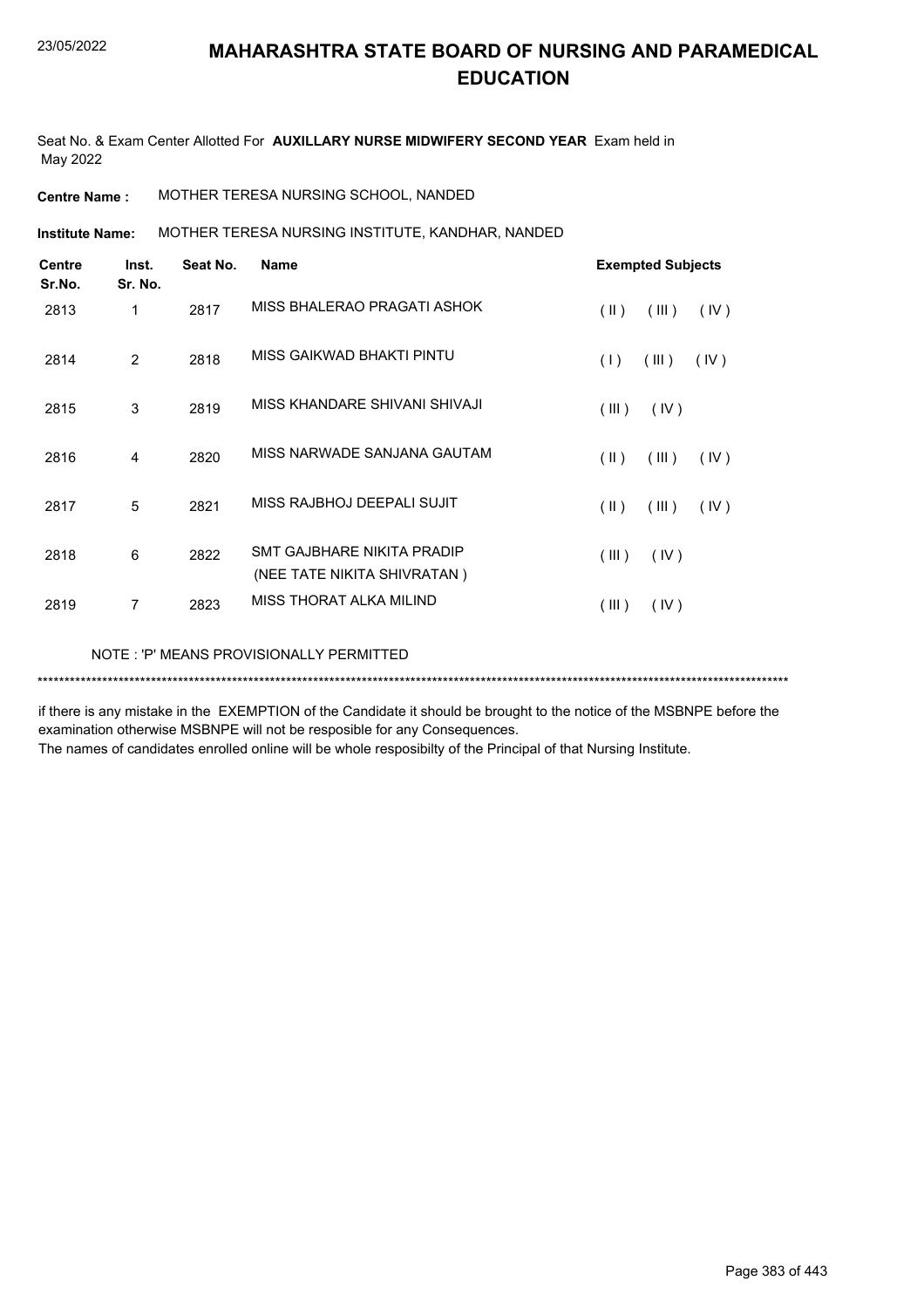# MAHARASHTRA STATE BOARD OF NURSING AND PARAMEDICAL EDUCATION

Seat No. & Exam Center Allotted For **AUXILLARY NURSE MIDWIFERY SECOND YEAR** Exam held in May 2022

**Centre Name :** MOTHER TERESA NURSING SCHOOL, NANDED

**Institute Name:** MOTHER TERESA NURSING INSTITUTE, KANDHAR, NANDED

| Centre Sr.No. | Inst. Sr. No. | Seat No. | Name | Exempted Subjects |
|---|---|---|---|---|
| 2813 | 1 | 2817 | MISS BHALERAO PRAGATI ASHOK | ( II ) ( III ) ( IV ) |
| 2814 | 2 | 2818 | MISS GAIKWAD BHAKTI PINTU | ( I ) ( III ) ( IV ) |
| 2815 | 3 | 2819 | MISS KHANDARE SHIVANI SHIVAJI | ( III ) ( IV ) |
| 2816 | 4 | 2820 | MISS NARWADE SANJANA GAUTAM | ( II ) ( III ) ( IV ) |
| 2817 | 5 | 2821 | MISS RAJBHOJ DEEPALI SUJIT | ( II ) ( III ) ( IV ) |
| 2818 | 6 | 2822 | SMT GAJBHARE NIKITA PRADIP (NEE TATE NIKITA SHIVRATAN ) | ( III ) ( IV ) |
| 2819 | 7 | 2823 | MISS THORAT ALKA MILIND | ( III ) ( IV ) |

NOTE : 'P' MEANS PROVISIONALLY PERMITTED

******************************************************************************************************************************************

if there is any mistake in the EXEMPTION of the Candidate it should be brought to the notice of the MSBNPE before the examination otherwise MSBNPE will not be resposible for any Consequences.
The names of candidates enrolled online will be whole resposibilty of the Principal of that Nursing Institute.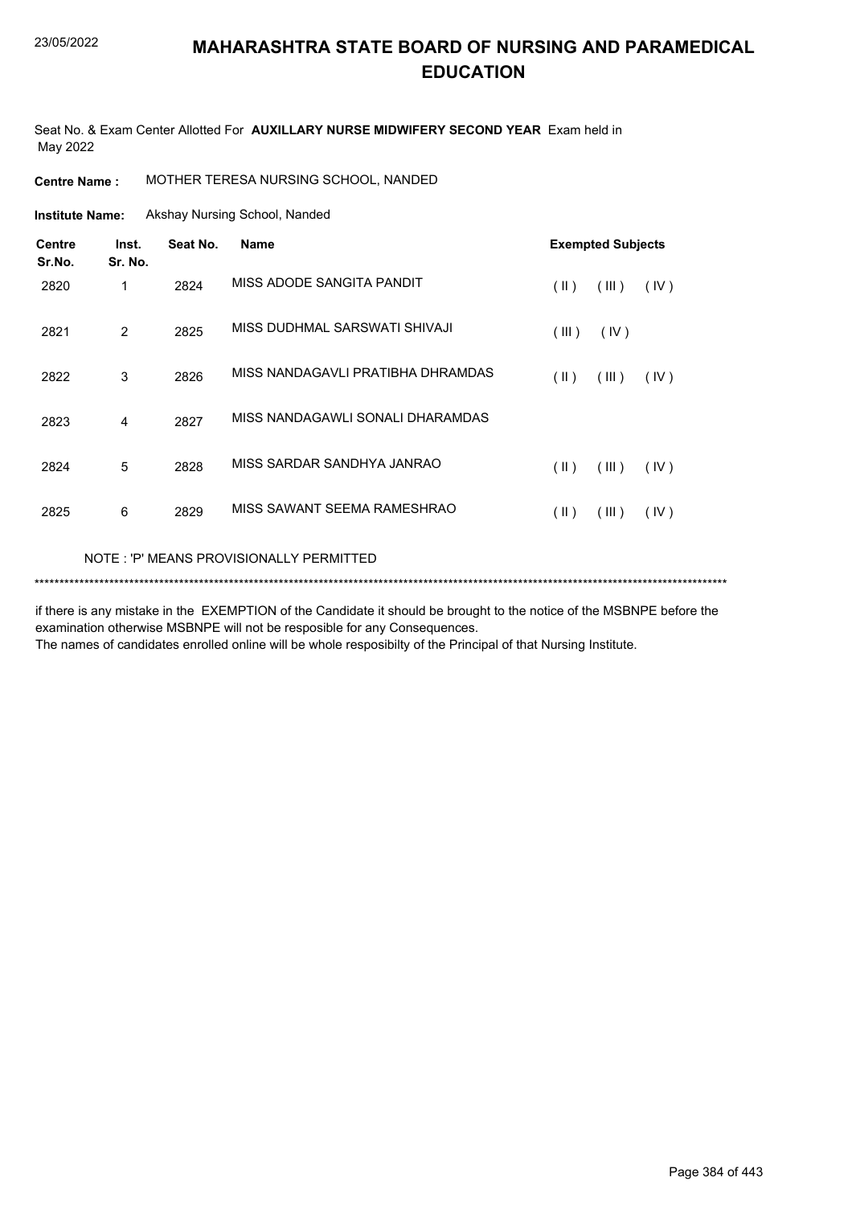# MAHARASHTRA STATE BOARD OF NURSING AND PARAMEDICAL EDUCATION

Seat No. & Exam Center Allotted For **AUXILLARY NURSE MIDWIFERY SECOND YEAR** Exam held in May 2022

**Centre Name :** MOTHER TERESA NURSING SCHOOL, NANDED

**Institute Name:** Akshay Nursing School, Nanded

| Centre Sr.No. | Inst. Sr. No. | Seat No. | Name | Exempted Subjects |
|---|---|---|---|---|
| 2820 | 1 | 2824 | MISS ADODE SANGITA PANDIT | ( II ) ( III ) ( IV ) |
| 2821 | 2 | 2825 | MISS DUDHMAL SARSWATI SHIVAJI | ( III ) ( IV ) |
| 2822 | 3 | 2826 | MISS NANDAGAVLI PRATIBHA DHRAMDAS | ( II ) ( III ) ( IV ) |
| 2823 | 4 | 2827 | MISS NANDAGAWLI SONALI DHARAMDAS | |
| 2824 | 5 | 2828 | MISS SARDAR SANDHYA JANRAO | ( II ) ( III ) ( IV ) |
| 2825 | 6 | 2829 | MISS SAWANT SEEMA RAMESHRAO | ( II ) ( III ) ( IV ) |

NOTE : 'P' MEANS PROVISIONALLY PERMITTED

*******************************************************************************************************************************************

if there is any mistake in the EXEMPTION of the Candidate it should be brought to the notice of the MSBNPE before the examination otherwise MSBNPE will not be resposible for any Consequences.
The names of candidates enrolled online will be whole resposibilty of the Principal of that Nursing Institute.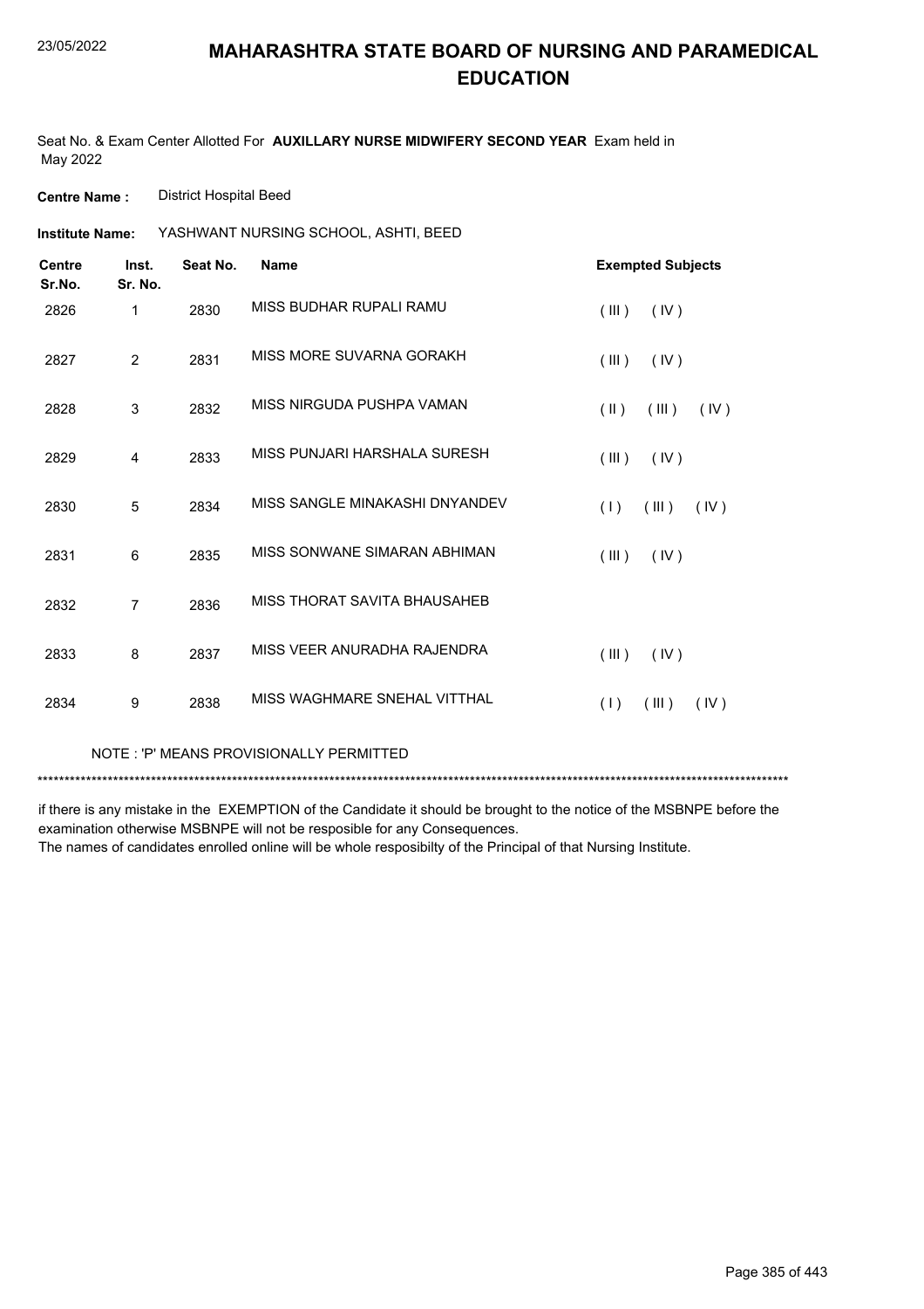# MAHARASHTRA STATE BOARD OF NURSING AND PARAMEDICAL EDUCATION

Seat No. & Exam Center Allotted For **AUXILLARY NURSE MIDWIFERY SECOND YEAR** Exam held in May 2022

**Centre Name :** District Hospital Beed

**Institute Name:** YASHWANT NURSING SCHOOL, ASHTI, BEED

| Centre Sr.No. | Inst. Sr. No. | Seat No. | Name | Exempted Subjects |
|---|---|---|---|---|
| 2826 | 1 | 2830 | MISS BUDHAR RUPALI RAMU | ( III ) ( IV ) |
| 2827 | 2 | 2831 | MISS MORE SUVARNA GORAKH | ( III ) ( IV ) |
| 2828 | 3 | 2832 | MISS NIRGUDA PUSHPA VAMAN | ( II ) ( III ) ( IV ) |
| 2829 | 4 | 2833 | MISS PUNJARI HARSHALA SURESH | ( III ) ( IV ) |
| 2830 | 5 | 2834 | MISS SANGLE MINAKASHI DNYANDEV | ( I ) ( III ) ( IV ) |
| 2831 | 6 | 2835 | MISS SONWANE SIMARAN ABHIMAN | ( III ) ( IV ) |
| 2832 | 7 | 2836 | MISS THORAT SAVITA BHAUSAHEB | |
| 2833 | 8 | 2837 | MISS VEER ANURADHA RAJENDRA | ( III ) ( IV ) |
| 2834 | 9 | 2838 | MISS WAGHMARE SNEHAL VITTHAL | ( I ) ( III ) ( IV ) |

NOTE : 'P' MEANS PROVISIONALLY PERMITTED

*******************************************************************************************************************************************

if there is any mistake in the EXEMPTION of the Candidate it should be brought to the notice of the MSBNPE before the examination otherwise MSBNPE will not be resposible for any Consequences.
The names of candidates enrolled online will be whole resposibilty of the Principal of that Nursing Institute.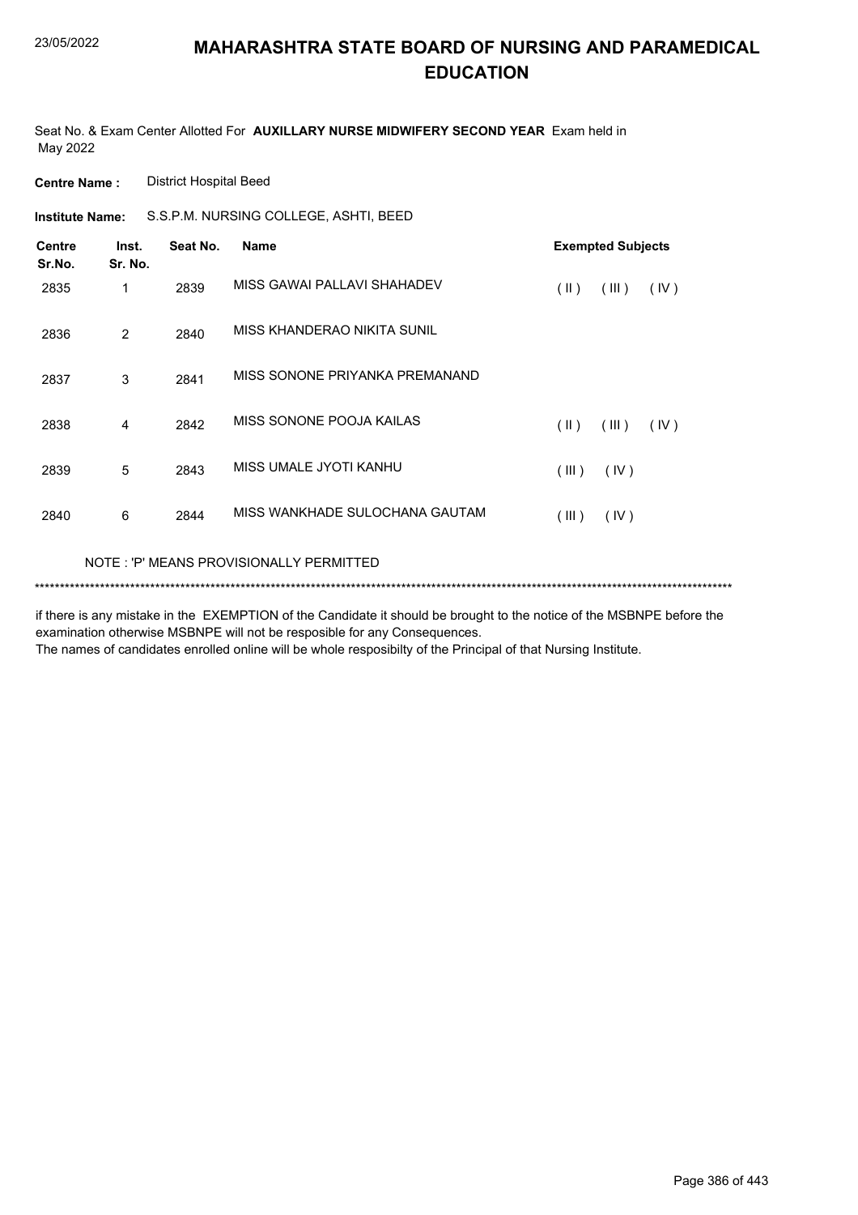# MAHARASHTRA STATE BOARD OF NURSING AND PARAMEDICAL EDUCATION

Seat No. & Exam Center Allotted For **AUXILLARY NURSE MIDWIFERY SECOND YEAR** Exam held in May 2022

**Centre Name :** District Hospital Beed

**Institute Name:** S.S.P.M. NURSING COLLEGE, ASHTI, BEED

| Centre Sr.No. | Inst. Sr. No. | Seat No. | Name | Exempted Subjects |
|---|---|---|---|---|
| 2835 | 1 | 2839 | MISS GAWAI PALLAVI SHAHADEV | ( II ) ( III ) ( IV ) |
| 2836 | 2 | 2840 | MISS KHANDERAO NIKITA SUNIL | |
| 2837 | 3 | 2841 | MISS SONONE PRIYANKA PREMANAND | |
| 2838 | 4 | 2842 | MISS SONONE POOJA KAILAS | ( II ) ( III ) ( IV ) |
| 2839 | 5 | 2843 | MISS UMALE JYOTI KANHU | ( III ) ( IV ) |
| 2840 | 6 | 2844 | MISS WANKHADE SULOCHANA GAUTAM | ( III ) ( IV ) |

NOTE : 'P' MEANS PROVISIONALLY PERMITTED

******************************************************************************************************************************************

if there is any mistake in the EXEMPTION of the Candidate it should be brought to the notice of the MSBNPE before the examination otherwise MSBNPE will not be resposible for any Consequences.
The names of candidates enrolled online will be whole resposibilty of the Principal of that Nursing Institute.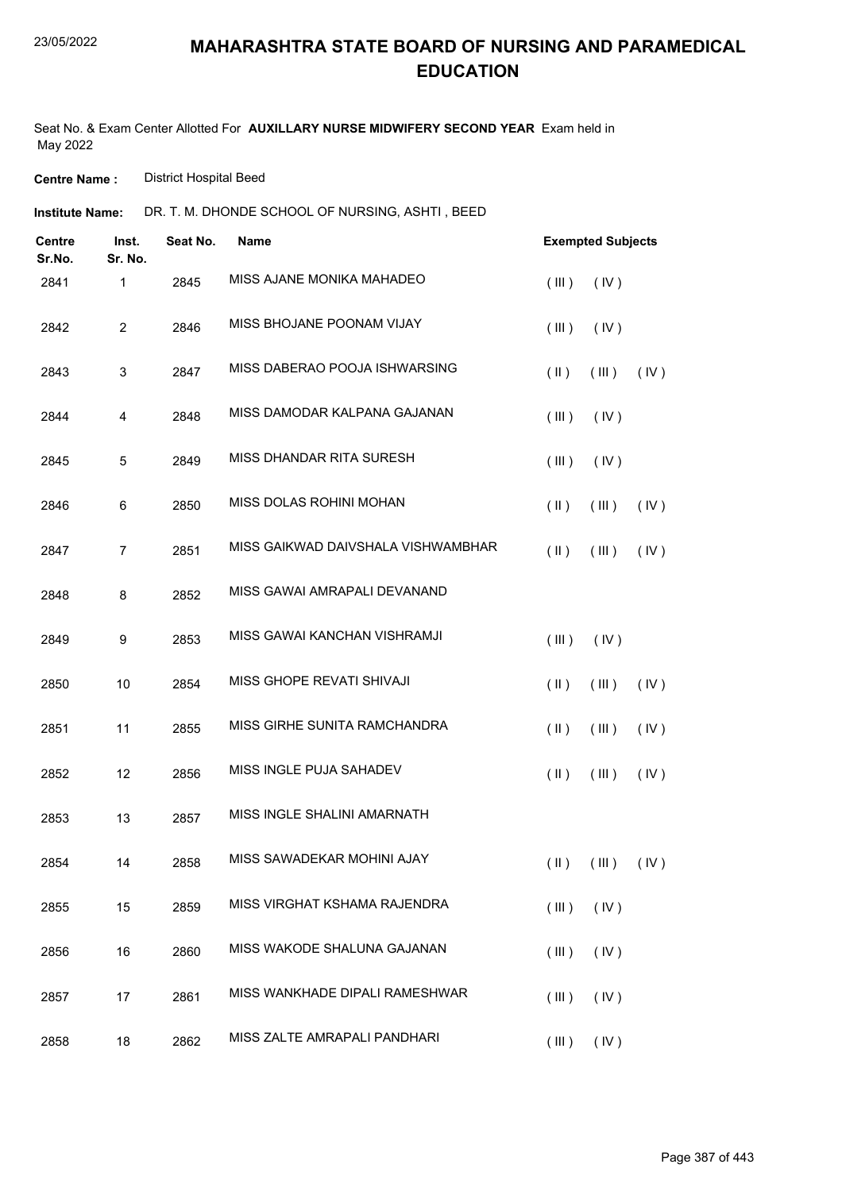# MAHARASHTRA STATE BOARD OF NURSING AND PARAMEDICAL EDUCATION

Seat No. & Exam Center Allotted For **AUXILLARY NURSE MIDWIFERY SECOND YEAR** Exam held in May 2022

**Centre Name :** District Hospital Beed

**Institute Name:** DR. T. M. DHONDE SCHOOL OF NURSING, ASHTI , BEED

| Centre Sr.No. | Inst. Sr. No. | Seat No. | Name | Exempted Subjects |
|---|---|---|---|---|
| 2841 | 1 | 2845 | MISS AJANE MONIKA MAHADEO | ( III ) ( IV ) |
| 2842 | 2 | 2846 | MISS BHOJANE POONAM VIJAY | ( III ) ( IV ) |
| 2843 | 3 | 2847 | MISS DABERAO POOJA ISHWARSING | ( II ) ( III ) ( IV ) |
| 2844 | 4 | 2848 | MISS DAMODAR KALPANA GAJANAN | ( III ) ( IV ) |
| 2845 | 5 | 2849 | MISS DHANDAR RITA SURESH | ( III ) ( IV ) |
| 2846 | 6 | 2850 | MISS DOLAS ROHINI MOHAN | ( II ) ( III ) ( IV ) |
| 2847 | 7 | 2851 | MISS GAIKWAD DAIVSHALA VISHWAMBHAR | ( II ) ( III ) ( IV ) |
| 2848 | 8 | 2852 | MISS GAWAI AMRAPALI DEVANAND | |
| 2849 | 9 | 2853 | MISS GAWAI KANCHAN VISHRAMJI | ( III ) ( IV ) |
| 2850 | 10 | 2854 | MISS GHOPE REVATI SHIVAJI | ( II ) ( III ) ( IV ) |
| 2851 | 11 | 2855 | MISS GIRHE SUNITA RAMCHANDRA | ( II ) ( III ) ( IV ) |
| 2852 | 12 | 2856 | MISS INGLE PUJA SAHADEV | ( II ) ( III ) ( IV ) |
| 2853 | 13 | 2857 | MISS INGLE SHALINI AMARNATH | |
| 2854 | 14 | 2858 | MISS SAWADEKAR MOHINI AJAY | ( II ) ( III ) ( IV ) |
| 2855 | 15 | 2859 | MISS VIRGHAT KSHAMA RAJENDRA | ( III ) ( IV ) |
| 2856 | 16 | 2860 | MISS WAKODE SHALUNA GAJANAN | ( III ) ( IV ) |
| 2857 | 17 | 2861 | MISS WANKHADE DIPALI RAMESHWAR | ( III ) ( IV ) |
| 2858 | 18 | 2862 | MISS ZALTE AMRAPALI PANDHARI | ( III ) ( IV ) |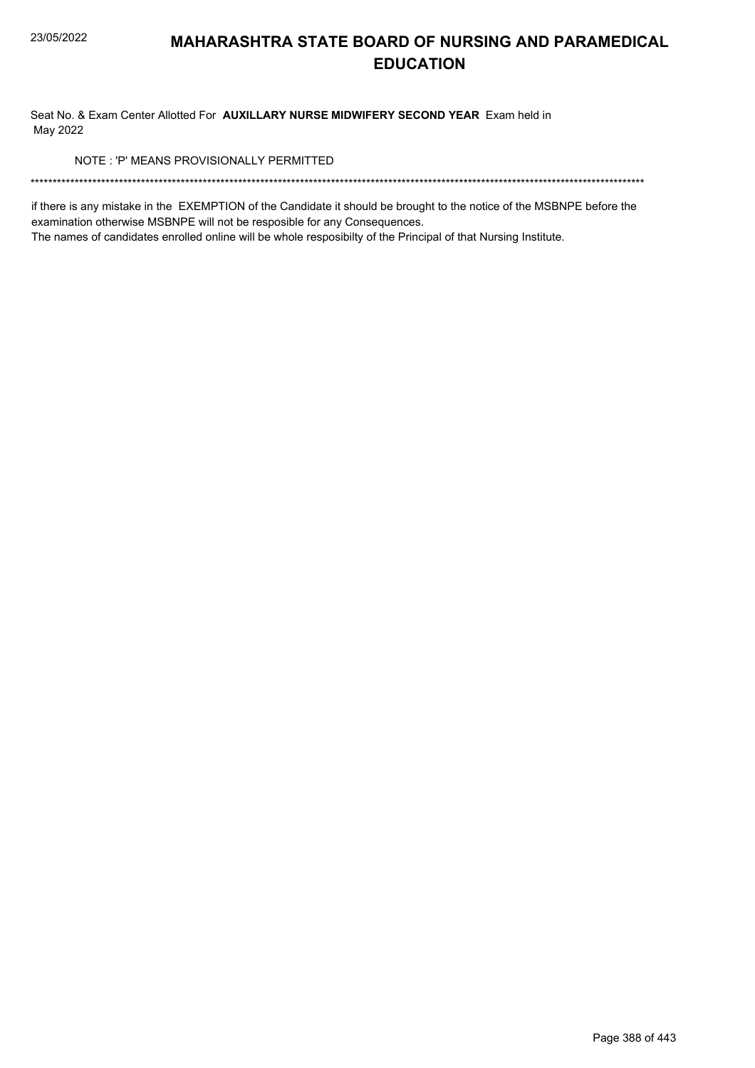# MAHARASHTRA STATE BOARD OF NURSING AND PARAMEDICAL EDUCATION

Seat No. & Exam Center Allotted For **AUXILLARY NURSE MIDWIFERY SECOND YEAR** Exam held in May 2022

NOTE : 'P' MEANS PROVISIONALLY PERMITTED

*******************************************************************************************************************************************

if there is any mistake in the EXEMPTION of the Candidate it should be brought to the notice of the MSBNPE before the examination otherwise MSBNPE will not be resposible for any Consequences.

The names of candidates enrolled online will be whole resposibilty of the Principal of that Nursing Institute.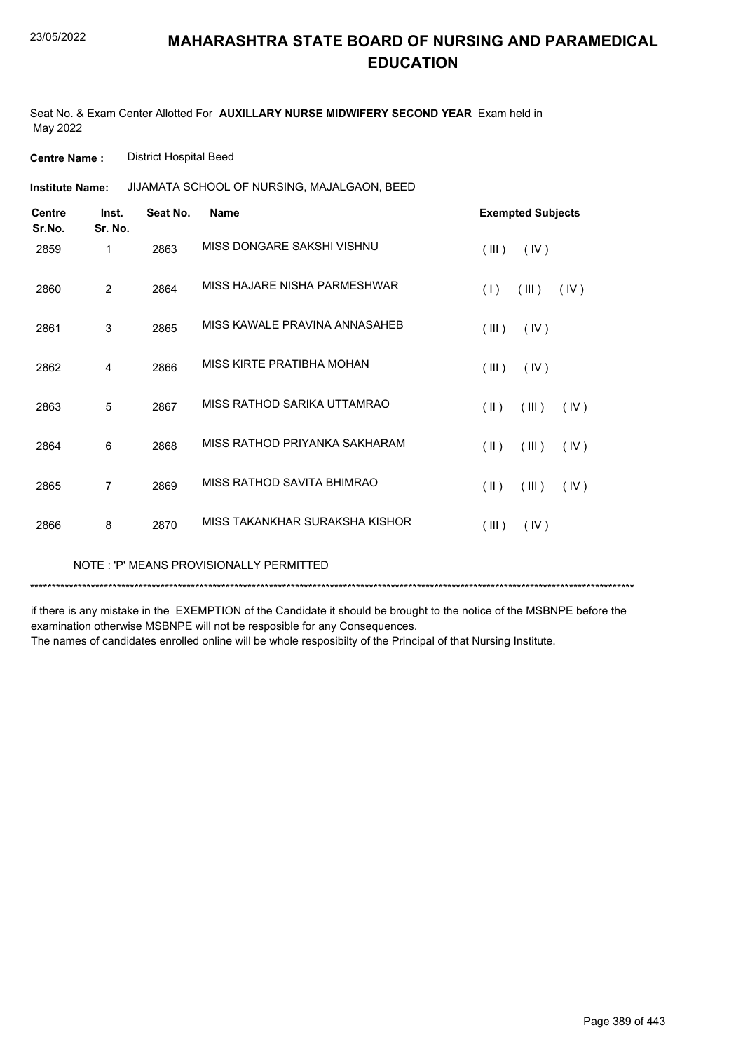# MAHARASHTRA STATE BOARD OF NURSING AND PARAMEDICAL EDUCATION

Seat No. & Exam Center Allotted For **AUXILLARY NURSE MIDWIFERY SECOND YEAR** Exam held in May 2022

**Centre Name :** District Hospital Beed

**Institute Name:** JIJAMATA SCHOOL OF NURSING, MAJALGAON, BEED

| Centre Sr.No. | Inst. Sr. No. | Seat No. | Name | Exempted Subjects |
|---|---|---|---|---|
| 2859 | 1 | 2863 | MISS DONGARE SAKSHI VISHNU | ( III ) ( IV ) |
| 2860 | 2 | 2864 | MISS HAJARE NISHA PARMESHWAR | ( I ) ( III ) ( IV ) |
| 2861 | 3 | 2865 | MISS KAWALE PRAVINA ANNASAHEB | ( III ) ( IV ) |
| 2862 | 4 | 2866 | MISS KIRTE PRATIBHA MOHAN | ( III ) ( IV ) |
| 2863 | 5 | 2867 | MISS RATHOD SARIKA UTTAMRAO | ( II ) ( III ) ( IV ) |
| 2864 | 6 | 2868 | MISS RATHOD PRIYANKA SAKHARAM | ( II ) ( III ) ( IV ) |
| 2865 | 7 | 2869 | MISS RATHOD SAVITA BHIMRAO | ( II ) ( III ) ( IV ) |
| 2866 | 8 | 2870 | MISS TAKANKHAR SURAKSHA KISHOR | ( III ) ( IV ) |

NOTE : 'P' MEANS PROVISIONALLY PERMITTED

***************************************************************************************************************************************

if there is any mistake in the EXEMPTION of the Candidate it should be brought to the notice of the MSBNPE before the examination otherwise MSBNPE will not be resposible for any Consequences.
The names of candidates enrolled online will be whole resposibilty of the Principal of that Nursing Institute.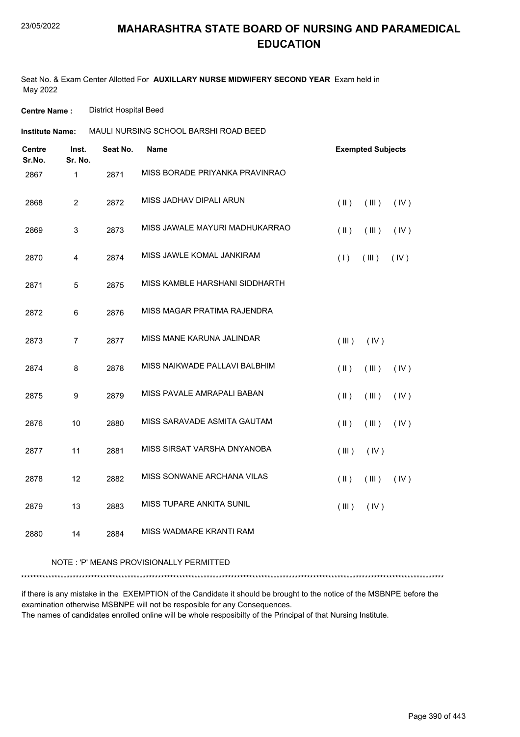# MAHARASHTRA STATE BOARD OF NURSING AND PARAMEDICAL EDUCATION

Seat No. & Exam Center Allotted For **AUXILLARY NURSE MIDWIFERY SECOND YEAR** Exam held in May 2022

**Centre Name :** District Hospital Beed

**Institute Name:** MAULI NURSING SCHOOL BARSHI ROAD BEED

| Centre Sr.No. | Inst. Sr. No. | Seat No. | Name | Exempted Subjects |
|---|---|---|---|---|
| 2867 | 1 | 2871 | MISS BORADE PRIYANKA PRAVINRAO | |
| 2868 | 2 | 2872 | MISS JADHAV DIPALI ARUN | ( II ) ( III ) ( IV ) |
| 2869 | 3 | 2873 | MISS JAWALE MAYURI MADHUKARRAO | ( II ) ( III ) ( IV ) |
| 2870 | 4 | 2874 | MISS JAWLE KOMAL JANKIRAM | ( I ) ( III ) ( IV ) |
| 2871 | 5 | 2875 | MISS KAMBLE HARSHANI SIDDHARTH | |
| 2872 | 6 | 2876 | MISS MAGAR PRATIMA RAJENDRA | |
| 2873 | 7 | 2877 | MISS MANE KARUNA JALINDAR | ( III ) ( IV ) |
| 2874 | 8 | 2878 | MISS NAIKWADE PALLAVI BALBHIM | ( II ) ( III ) ( IV ) |
| 2875 | 9 | 2879 | MISS PAVALE AMRAPALI BABAN | ( II ) ( III ) ( IV ) |
| 2876 | 10 | 2880 | MISS SARAVADE ASMITA GAUTAM | ( II ) ( III ) ( IV ) |
| 2877 | 11 | 2881 | MISS SIRSAT VARSHA DNYANOBA | ( III ) ( IV ) |
| 2878 | 12 | 2882 | MISS SONWANE ARCHANA VILAS | ( II ) ( III ) ( IV ) |
| 2879 | 13 | 2883 | MISS TUPARE ANKITA SUNIL | ( III ) ( IV ) |
| 2880 | 14 | 2884 | MISS WADMARE KRANTI RAM | |

NOTE : 'P' MEANS PROVISIONALLY PERMITTED

*******************************************************************************************************************************************

if there is any mistake in the EXEMPTION of the Candidate it should be brought to the notice of the MSBNPE before the examination otherwise MSBNPE will not be resposible for any Consequences.
The names of candidates enrolled online will be whole resposibilty of the Principal of that Nursing Institute.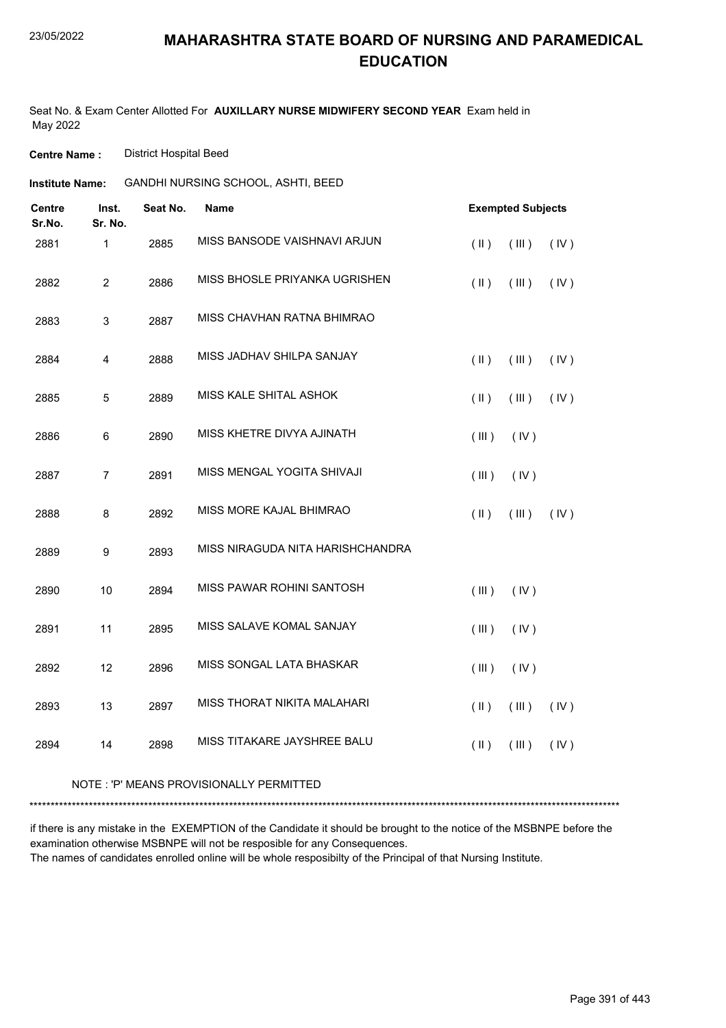# MAHARASHTRA STATE BOARD OF NURSING AND PARAMEDICAL EDUCATION

Seat No. & Exam Center Allotted For **AUXILLARY NURSE MIDWIFERY SECOND YEAR** Exam held in May 2022

**Centre Name :** District Hospital Beed

**Institute Name:** GANDHI NURSING SCHOOL, ASHTI, BEED

| Centre Sr.No. | Inst. Sr. No. | Seat No. | Name | Exempted Subjects | | |
|---|---|---|---|---|---|---|
| 2881 | 1 | 2885 | MISS BANSODE VAISHNAVI ARJUN | ( II ) | ( III ) | ( IV ) |
| 2882 | 2 | 2886 | MISS BHOSLE PRIYANKA UGRISHEN | ( II ) | ( III ) | ( IV ) |
| 2883 | 3 | 2887 | MISS CHAVHAN RATNA BHIMRAO | | | |
| 2884 | 4 | 2888 | MISS JADHAV SHILPA SANJAY | ( II ) | ( III ) | ( IV ) |
| 2885 | 5 | 2889 | MISS KALE SHITAL ASHOK | ( II ) | ( III ) | ( IV ) |
| 2886 | 6 | 2890 | MISS KHETRE DIVYA AJINATH | ( III ) | ( IV ) | |
| 2887 | 7 | 2891 | MISS MENGAL YOGITA SHIVAJI | ( III ) | ( IV ) | |
| 2888 | 8 | 2892 | MISS MORE KAJAL BHIMRAO | ( II ) | ( III ) | ( IV ) |
| 2889 | 9 | 2893 | MISS NIRAGUDA NITA HARISHCHANDRA | | | |
| 2890 | 10 | 2894 | MISS PAWAR ROHINI SANTOSH | ( III ) | ( IV ) | |
| 2891 | 11 | 2895 | MISS SALAVE KOMAL SANJAY | ( III ) | ( IV ) | |
| 2892 | 12 | 2896 | MISS SONGAL LATA BHASKAR | ( III ) | ( IV ) | |
| 2893 | 13 | 2897 | MISS THORAT NIKITA MALAHARI | ( II ) | ( III ) | ( IV ) |
| 2894 | 14 | 2898 | MISS TITAKARE JAYSHREE BALU | ( II ) | ( III ) | ( IV ) |

NOTE : 'P' MEANS PROVISIONALLY PERMITTED

*******************************************************************************************************************************************

if there is any mistake in the EXEMPTION of the Candidate it should be brought to the notice of the MSBNPE before the examination otherwise MSBNPE will not be resposible for any Consequences.
The names of candidates enrolled online will be whole resposibilty of the Principal of that Nursing Institute.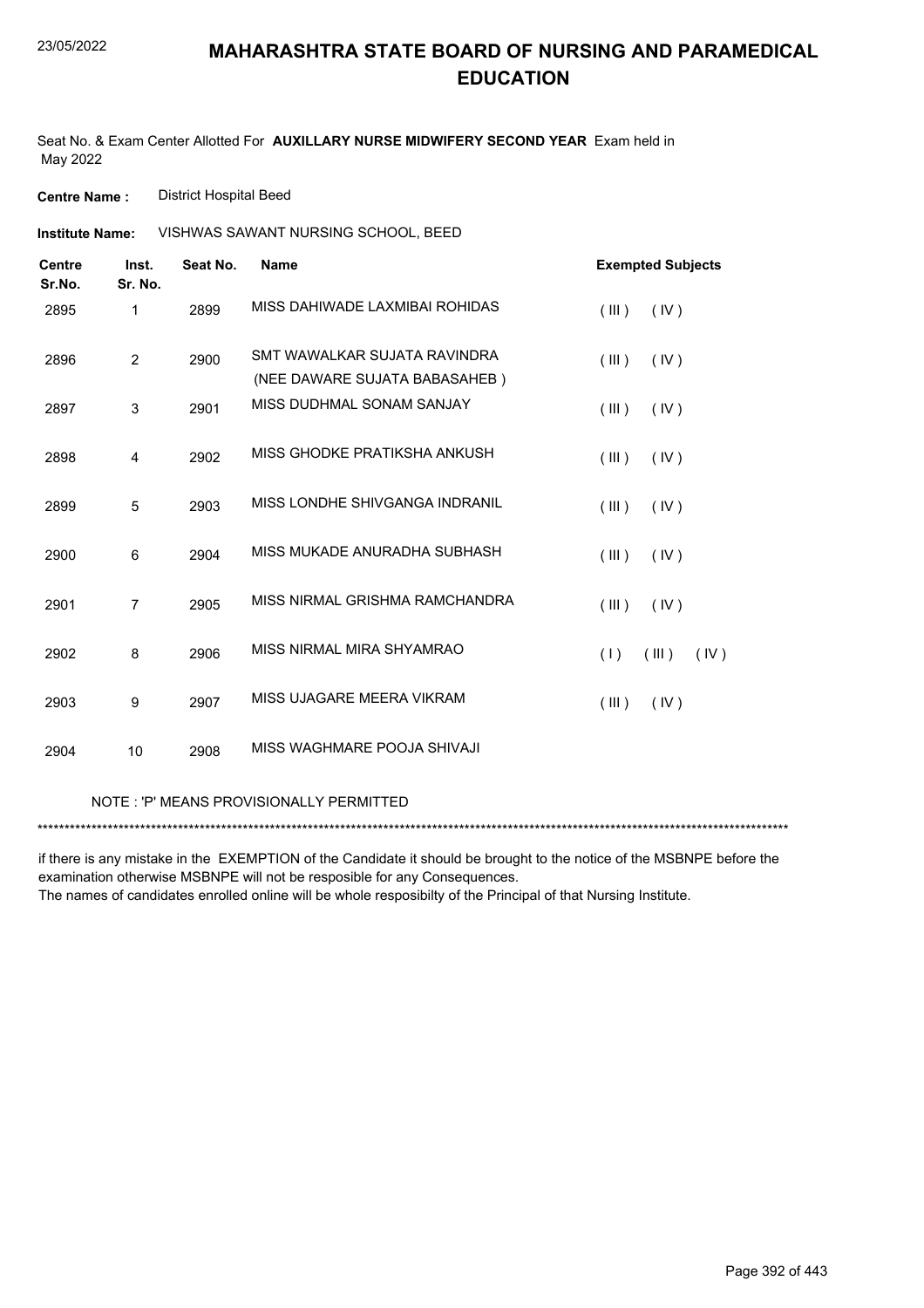# MAHARASHTRA STATE BOARD OF NURSING AND PARAMEDICAL EDUCATION

Seat No. & Exam Center Allotted For **AUXILLARY NURSE MIDWIFERY SECOND YEAR** Exam held in May 2022

**Centre Name :** District Hospital Beed

**Institute Name:** VISHWAS SAWANT NURSING SCHOOL, BEED

| Centre Sr.No. | Inst. Sr. No. | Seat No. | Name | Exempted Subjects |
|---|---|---|---|---|
| 2895 | 1 | 2899 | MISS DAHIWADE LAXMIBAI ROHIDAS | ( III ) ( IV ) |
| 2896 | 2 | 2900 | SMT WAWALKAR SUJATA RAVINDRA (NEE DAWARE SUJATA BABASAHEB ) | ( III ) ( IV ) |
| 2897 | 3 | 2901 | MISS DUDHMAL SONAM SANJAY | ( III ) ( IV ) |
| 2898 | 4 | 2902 | MISS GHODKE PRATIKSHA ANKUSH | ( III ) ( IV ) |
| 2899 | 5 | 2903 | MISS LONDHE SHIVGANGA INDRANIL | ( III ) ( IV ) |
| 2900 | 6 | 2904 | MISS MUKADE ANURADHA SUBHASH | ( III ) ( IV ) |
| 2901 | 7 | 2905 | MISS NIRMAL GRISHMA RAMCHANDRA | ( III ) ( IV ) |
| 2902 | 8 | 2906 | MISS NIRMAL MIRA SHYAMRAO | ( I ) ( III ) ( IV ) |
| 2903 | 9 | 2907 | MISS UJAGARE MEERA VIKRAM | ( III ) ( IV ) |
| 2904 | 10 | 2908 | MISS WAGHMARE POOJA SHIVAJI | |

NOTE : 'P' MEANS PROVISIONALLY PERMITTED

*******************************************************************************************************************************************

if there is any mistake in the EXEMPTION of the Candidate it should be brought to the notice of the MSBNPE before the examination otherwise MSBNPE will not be resposible for any Consequences.
The names of candidates enrolled online will be whole resposibilty of the Principal of that Nursing Institute.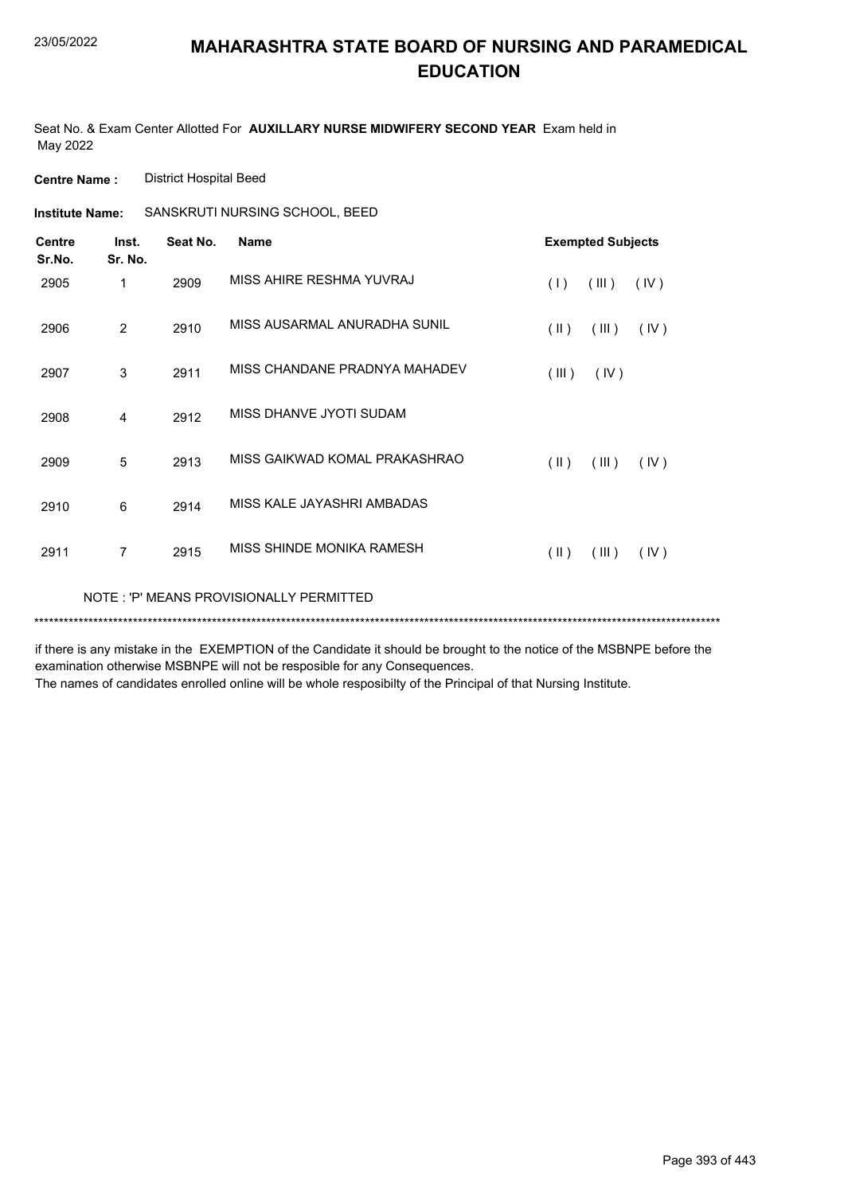# MAHARASHTRA STATE BOARD OF NURSING AND PARAMEDICAL EDUCATION

Seat No. & Exam Center Allotted For **AUXILLARY NURSE MIDWIFERY SECOND YEAR** Exam held in May 2022

**Centre Name :** District Hospital Beed

**Institute Name:** SANSKRUTI NURSING SCHOOL, BEED

| Centre Sr.No. | Inst. Sr. No. | Seat No. | Name | Exempted Subjects |
|---|---|---|---|---|
| 2905 | 1 | 2909 | MISS AHIRE RESHMA YUVRAJ | ( I ) ( III ) ( IV ) |
| 2906 | 2 | 2910 | MISS AUSARMAL ANURADHA SUNIL | ( II ) ( III ) ( IV ) |
| 2907 | 3 | 2911 | MISS CHANDANE PRADNYA MAHADEV | ( III ) ( IV ) |
| 2908 | 4 | 2912 | MISS DHANVE JYOTI SUDAM | |
| 2909 | 5 | 2913 | MISS GAIKWAD KOMAL PRAKASHRAO | ( II ) ( III ) ( IV ) |
| 2910 | 6 | 2914 | MISS KALE JAYASHRI AMBADAS | |
| 2911 | 7 | 2915 | MISS SHINDE MONIKA RAMESH | ( II ) ( III ) ( IV ) |

NOTE : 'P' MEANS PROVISIONALLY PERMITTED

******************************************************************************************************************************************

if there is any mistake in the EXEMPTION of the Candidate it should be brought to the notice of the MSBNPE before the examination otherwise MSBNPE will not be resposible for any Consequences.

The names of candidates enrolled online will be whole resposibilty of the Principal of that Nursing Institute.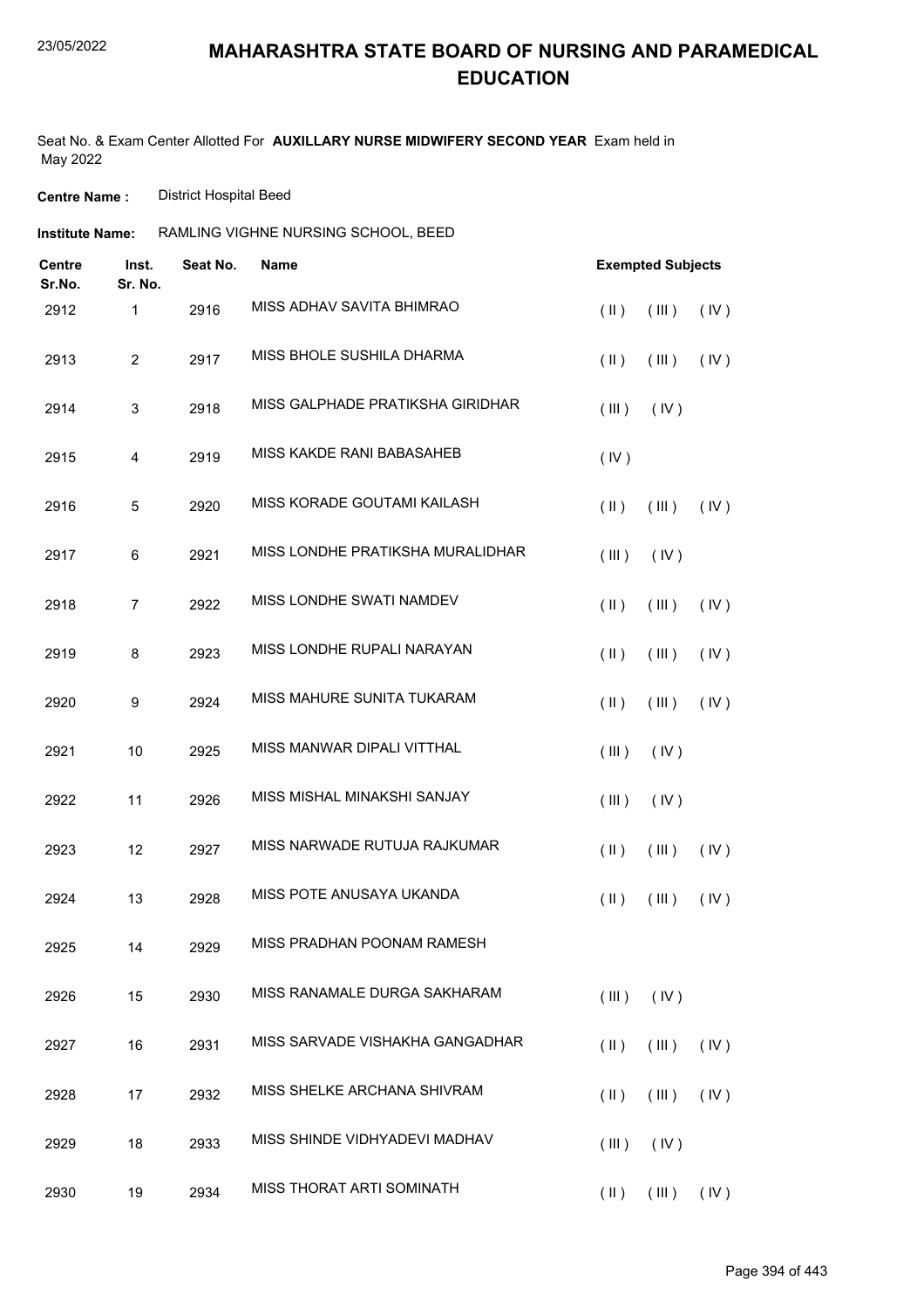# MAHARASHTRA STATE BOARD OF NURSING AND PARAMEDICAL EDUCATION

Seat No. & Exam Center Allotted For **AUXILLARY NURSE MIDWIFERY SECOND YEAR** Exam held in May 2022

**Centre Name :** District Hospital Beed

**Institute Name:** RAMLING VIGHNE NURSING SCHOOL, BEED

| Centre Sr.No. | Inst. Sr. No. | Seat No. | Name | Exempted Subjects |
|---|---|---|---|---|
| 2912 | 1 | 2916 | MISS ADHAV SAVITA BHIMRAO | ( II ) ( III ) ( IV ) |
| 2913 | 2 | 2917 | MISS BHOLE SUSHILA DHARMA | ( II ) ( III ) ( IV ) |
| 2914 | 3 | 2918 | MISS GALPHADE PRATIKSHA GIRIDHAR | ( III ) ( IV ) |
| 2915 | 4 | 2919 | MISS KAKDE RANI BABASAHEB | ( IV ) |
| 2916 | 5 | 2920 | MISS KORADE GOUTAMI KAILASH | ( II ) ( III ) ( IV ) |
| 2917 | 6 | 2921 | MISS LONDHE PRATIKSHA MURALIDHAR | ( III ) ( IV ) |
| 2918 | 7 | 2922 | MISS LONDHE SWATI NAMDEV | ( II ) ( III ) ( IV ) |
| 2919 | 8 | 2923 | MISS LONDHE RUPALI NARAYAN | ( II ) ( III ) ( IV ) |
| 2920 | 9 | 2924 | MISS MAHURE SUNITA TUKARAM | ( II ) ( III ) ( IV ) |
| 2921 | 10 | 2925 | MISS MANWAR DIPALI VITTHAL | ( III ) ( IV ) |
| 2922 | 11 | 2926 | MISS MISHAL MINAKSHI SANJAY | ( III ) ( IV ) |
| 2923 | 12 | 2927 | MISS NARWADE RUTUJA RAJKUMAR | ( II ) ( III ) ( IV ) |
| 2924 | 13 | 2928 | MISS POTE ANUSAYA UKANDA | ( II ) ( III ) ( IV ) |
| 2925 | 14 | 2929 | MISS PRADHAN POONAM RAMESH | |
| 2926 | 15 | 2930 | MISS RANAMALE DURGA SAKHARAM | ( III ) ( IV ) |
| 2927 | 16 | 2931 | MISS SARVADE VISHAKHA GANGADHAR | ( II ) ( III ) ( IV ) |
| 2928 | 17 | 2932 | MISS SHELKE ARCHANA SHIVRAM | ( II ) ( III ) ( IV ) |
| 2929 | 18 | 2933 | MISS SHINDE VIDHYADEVI MADHAV | ( III ) ( IV ) |
| 2930 | 19 | 2934 | MISS THORAT ARTI SOMINATH | ( II ) ( III ) ( IV ) |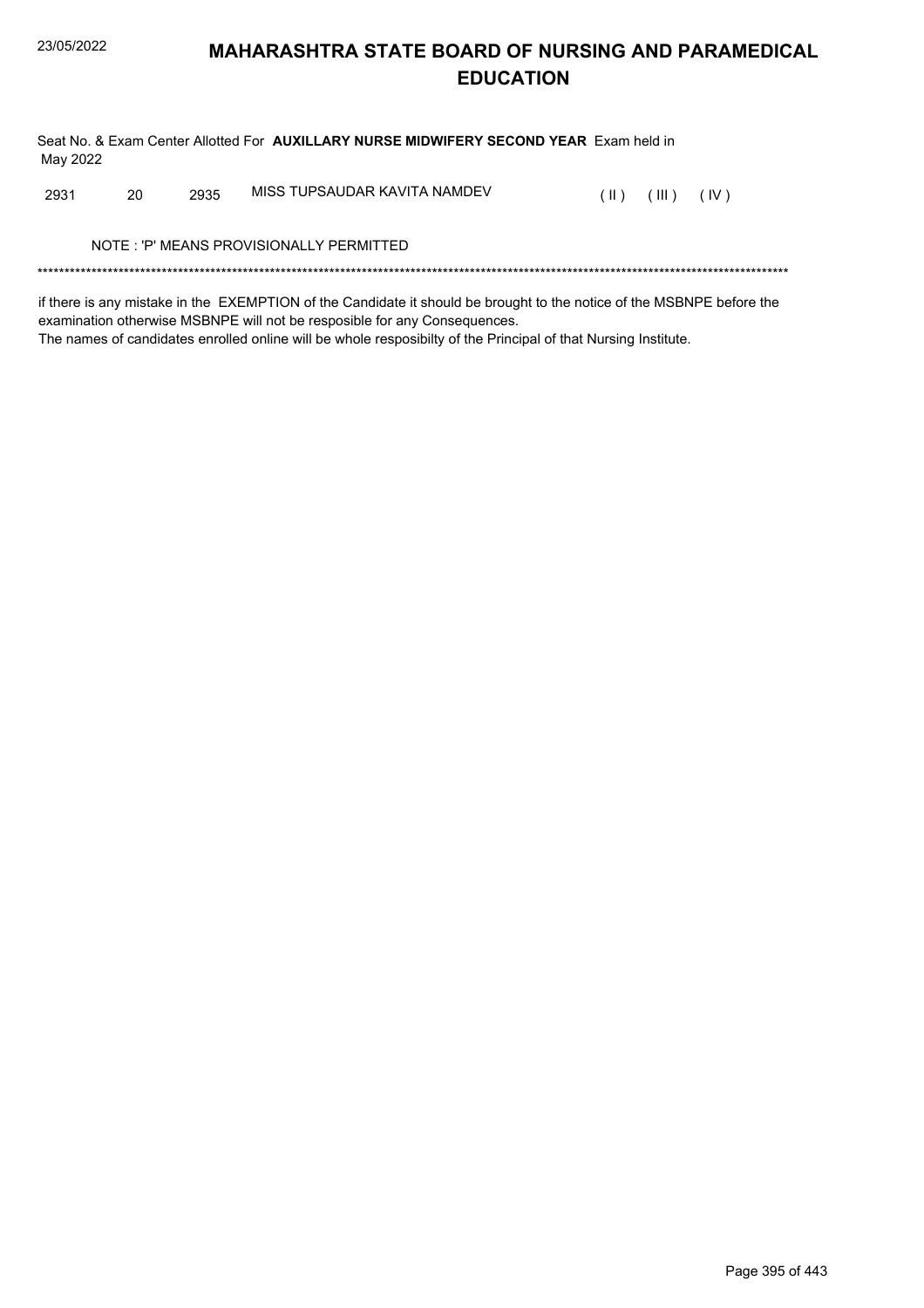# MAHARASHTRA STATE BOARD OF NURSING AND PARAMEDICAL EDUCATION

Seat No. & Exam Center Allotted For **AUXILLARY NURSE MIDWIFERY SECOND YEAR** Exam held in May 2022

| | | | | | | |
|---|---|---|---|---|---|---|
| 2931 | 20 | 2935 | MISS TUPSAUDAR KAVITA NAMDEV | ( II ) | ( III ) | ( IV ) |

NOTE : 'P' MEANS PROVISIONALLY PERMITTED

*******************************************************************************************************************************************

if there is any mistake in the EXEMPTION of the Candidate it should be brought to the notice of the MSBNPE before the examination otherwise MSBNPE will not be resposible for any Consequences.

The names of candidates enrolled online will be whole resposibilty of the Principal of that Nursing Institute.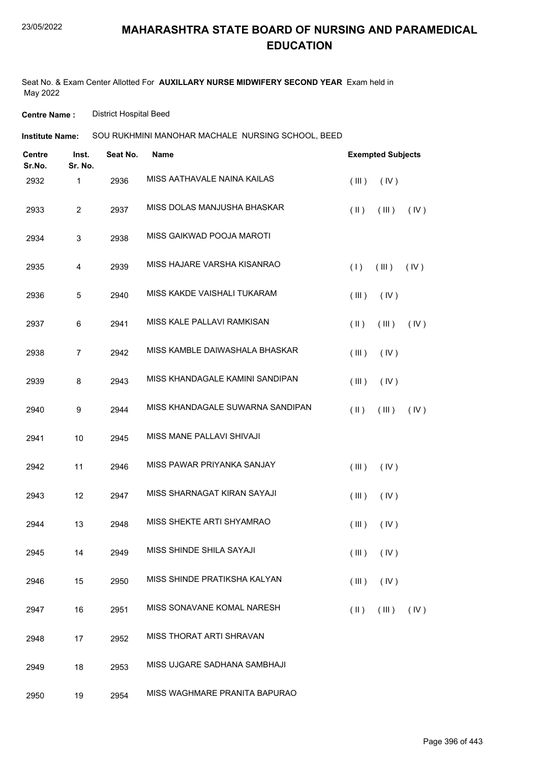# MAHARASHTRA STATE BOARD OF NURSING AND PARAMEDICAL EDUCATION

Seat No. & Exam Center Allotted For **AUXILLARY NURSE MIDWIFERY SECOND YEAR** Exam held in May 2022

**Centre Name :** District Hospital Beed

**Institute Name:** SOU RUKHMINI MANOHAR MACHALE NURSING SCHOOL, BEED

| Centre Sr.No. | Inst. Sr. No. | Seat No. | Name | Exempted Subjects |
|---|---|---|---|---|
| 2932 | 1 | 2936 | MISS AATHAVALE NAINA KAILAS | ( III ) ( IV ) |
| 2933 | 2 | 2937 | MISS DOLAS MANJUSHA BHASKAR | ( II ) ( III ) ( IV ) |
| 2934 | 3 | 2938 | MISS GAIKWAD POOJA MAROTI | |
| 2935 | 4 | 2939 | MISS HAJARE VARSHA KISANRAO | ( I ) ( III ) ( IV ) |
| 2936 | 5 | 2940 | MISS KAKDE VAISHALI TUKARAM | ( III ) ( IV ) |
| 2937 | 6 | 2941 | MISS KALE PALLAVI RAMKISAN | ( II ) ( III ) ( IV ) |
| 2938 | 7 | 2942 | MISS KAMBLE DAIWASHALA BHASKAR | ( III ) ( IV ) |
| 2939 | 8 | 2943 | MISS KHANDAGALE KAMINI SANDIPAN | ( III ) ( IV ) |
| 2940 | 9 | 2944 | MISS KHANDAGALE SUWARNA SANDIPAN | ( II ) ( III ) ( IV ) |
| 2941 | 10 | 2945 | MISS MANE PALLAVI SHIVAJI | |
| 2942 | 11 | 2946 | MISS PAWAR PRIYANKA SANJAY | ( III ) ( IV ) |
| 2943 | 12 | 2947 | MISS SHARNAGAT KIRAN SAYAJI | ( III ) ( IV ) |
| 2944 | 13 | 2948 | MISS SHEKTE ARTI SHYAMRAO | ( III ) ( IV ) |
| 2945 | 14 | 2949 | MISS SHINDE SHILA SAYAJI | ( III ) ( IV ) |
| 2946 | 15 | 2950 | MISS SHINDE PRATIKSHA KALYAN | ( III ) ( IV ) |
| 2947 | 16 | 2951 | MISS SONAVANE KOMAL NARESH | ( II ) ( III ) ( IV ) |
| 2948 | 17 | 2952 | MISS THORAT ARTI SHRAVAN | |
| 2949 | 18 | 2953 | MISS UJGARE SADHANA SAMBHAJI | |
| 2950 | 19 | 2954 | MISS WAGHMARE PRANITA BAPURAO | |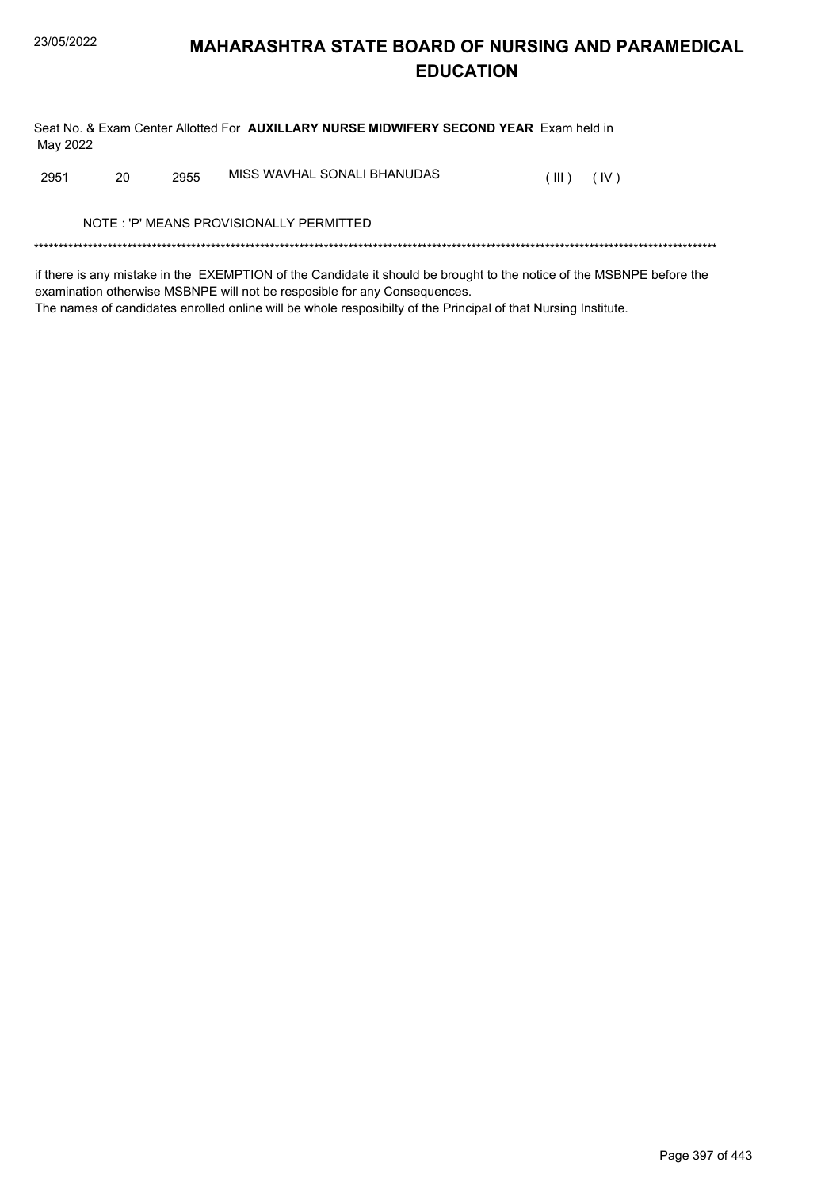# MAHARASHTRA STATE BOARD OF NURSING AND PARAMEDICAL EDUCATION

Seat No. & Exam Center Allotted For **AUXILLARY NURSE MIDWIFERY SECOND YEAR** Exam held in May 2022

| | | | | | |
|---|---|---|---|---|---|
| 2951 | 20 | 2955 | MISS WAVHAL SONALI BHANUDAS | ( III ) | ( IV ) |

NOTE : 'P' MEANS PROVISIONALLY PERMITTED

*******************************************************************************************************************************************

if there is any mistake in the EXEMPTION of the Candidate it should be brought to the notice of the MSBNPE before the examination otherwise MSBNPE will not be resposible for any Consequences.
The names of candidates enrolled online will be whole resposibilty of the Principal of that Nursing Institute.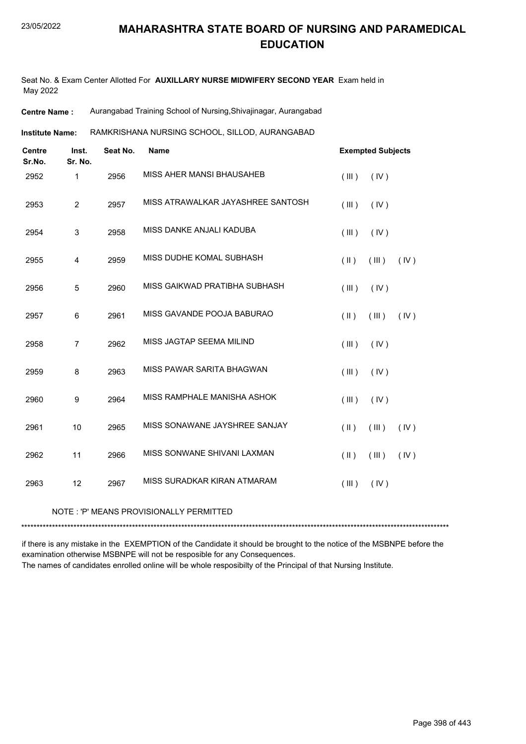# MAHARASHTRA STATE BOARD OF NURSING AND PARAMEDICAL EDUCATION

Seat No. & Exam Center Allotted For **AUXILLARY NURSE MIDWIFERY SECOND YEAR** Exam held in May 2022

**Centre Name :** Aurangabad Training School of Nursing,Shivajinagar, Aurangabad

**Institute Name:** RAMKRISHANA NURSING SCHOOL, SILLOD, AURANGABAD

| Centre Sr.No. | Inst. Sr. No. | Seat No. | Name | Exempted Subjects |
|---|---|---|---|---|
| 2952 | 1 | 2956 | MISS AHER MANSI BHAUSAHEB | ( III ) ( IV ) |
| 2953 | 2 | 2957 | MISS ATRAWALKAR JAYASHREE SANTOSH | ( III ) ( IV ) |
| 2954 | 3 | 2958 | MISS DANKE ANJALI KADUBA | ( III ) ( IV ) |
| 2955 | 4 | 2959 | MISS DUDHE KOMAL SUBHASH | ( II ) ( III ) ( IV ) |
| 2956 | 5 | 2960 | MISS GAIKWAD PRATIBHA SUBHASH | ( III ) ( IV ) |
| 2957 | 6 | 2961 | MISS GAVANDE POOJA BABURAO | ( II ) ( III ) ( IV ) |
| 2958 | 7 | 2962 | MISS JAGTAP SEEMA MILIND | ( III ) ( IV ) |
| 2959 | 8 | 2963 | MISS PAWAR SARITA BHAGWAN | ( III ) ( IV ) |
| 2960 | 9 | 2964 | MISS RAMPHALE MANISHA ASHOK | ( III ) ( IV ) |
| 2961 | 10 | 2965 | MISS SONAWANE JAYSHREE SANJAY | ( II ) ( III ) ( IV ) |
| 2962 | 11 | 2966 | MISS SONWANE SHIVANI LAXMAN | ( II ) ( III ) ( IV ) |
| 2963 | 12 | 2967 | MISS SURADKAR KIRAN ATMARAM | ( III ) ( IV ) |

NOTE : 'P' MEANS PROVISIONALLY PERMITTED

*******************************************************************************************************************************************

if there is any mistake in the EXEMPTION of the Candidate it should be brought to the notice of the MSBNPE before the examination otherwise MSBNPE will not be resposible for any Consequences.

The names of candidates enrolled online will be whole resposibilty of the Principal of that Nursing Institute.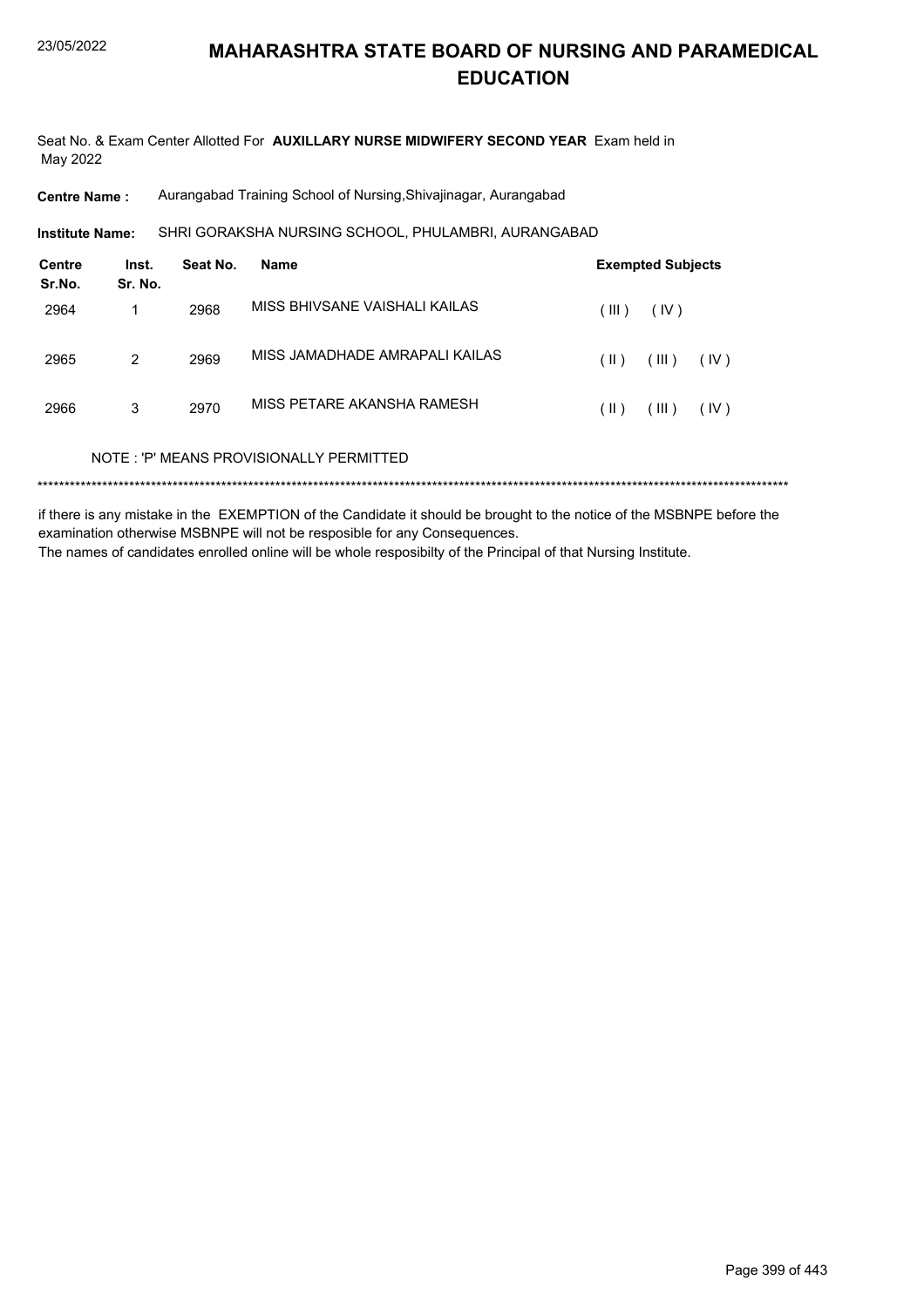# MAHARASHTRA STATE BOARD OF NURSING AND PARAMEDICAL EDUCATION

Seat No. & Exam Center Allotted For **AUXILLARY NURSE MIDWIFERY SECOND YEAR** Exam held in May 2022

**Centre Name :** Aurangabad Training School of Nursing,Shivajinagar, Aurangabad

**Institute Name:** SHRI GORAKSHA NURSING SCHOOL, PHULAMBRI, AURANGABAD

| Centre Sr.No. | Inst. Sr. No. | Seat No. | Name | Exempted Subjects |
|---|---|---|---|---|
| 2964 | 1 | 2968 | MISS BHIVSANE VAISHALI KAILAS | ( III ) ( IV ) |
| 2965 | 2 | 2969 | MISS JAMADHADE AMRAPALI KAILAS | ( II ) ( III ) ( IV ) |
| 2966 | 3 | 2970 | MISS PETARE AKANSHA RAMESH | ( II ) ( III ) ( IV ) |

NOTE : 'P' MEANS PROVISIONALLY PERMITTED

*******************************************************************************************************************************************

if there is any mistake in the EXEMPTION of the Candidate it should be brought to the notice of the MSBNPE before the examination otherwise MSBNPE will not be resposible for any Consequences.

The names of candidates enrolled online will be whole resposibilty of the Principal of that Nursing Institute.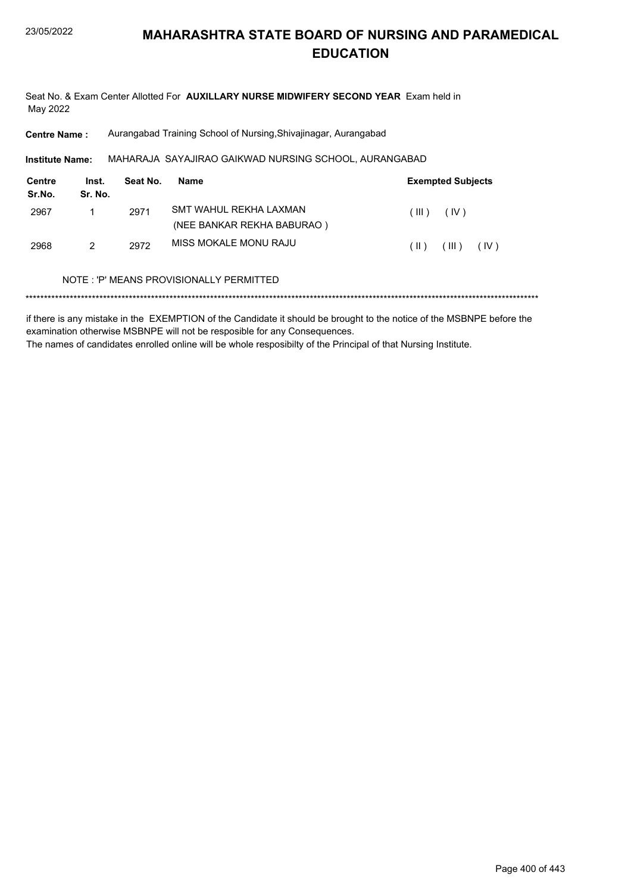# MAHARASHTRA STATE BOARD OF NURSING AND PARAMEDICAL EDUCATION

Seat No. & Exam Center Allotted For **AUXILLARY NURSE MIDWIFERY SECOND YEAR** Exam held in May 2022

**Centre Name :** Aurangabad Training School of Nursing,Shivajinagar, Aurangabad

**Institute Name:** MAHARAJA SAYAJIRAO GAIKWAD NURSING SCHOOL, AURANGABAD

| Centre Sr.No. | Inst. Sr. No. | Seat No. | Name | Exempted Subjects |
|---|---|---|---|---|
| 2967 | 1 | 2971 | SMT WAHUL REKHA LAXMAN (NEE BANKAR REKHA BABURAO ) | ( III ) ( IV ) |
| 2968 | 2 | 2972 | MISS MOKALE MONU RAJU | ( II ) ( III ) ( IV ) |

NOTE : 'P' MEANS PROVISIONALLY PERMITTED

******************************************************************************************************************************************

if there is any mistake in the EXEMPTION of the Candidate it should be brought to the notice of the MSBNPE before the examination otherwise MSBNPE will not be resposible for any Consequences.

The names of candidates enrolled online will be whole resposibilty of the Principal of that Nursing Institute.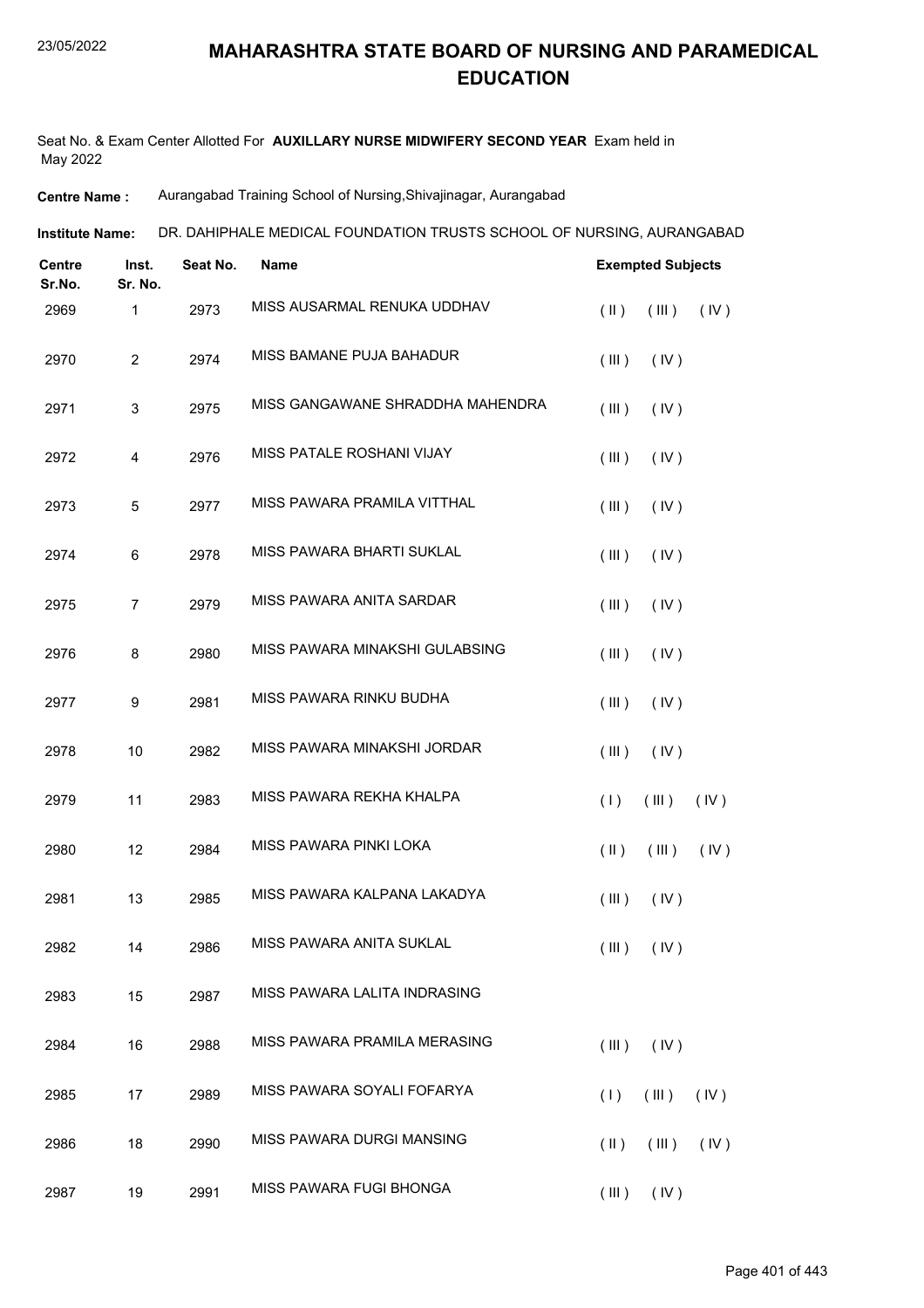# MAHARASHTRA STATE BOARD OF NURSING AND PARAMEDICAL EDUCATION

Seat No. & Exam Center Allotted For **AUXILLARY NURSE MIDWIFERY SECOND YEAR** Exam held in May 2022

**Centre Name :** Aurangabad Training School of Nursing,Shivajinagar, Aurangabad

**Institute Name:** DR. DAHIPHALE MEDICAL FOUNDATION TRUSTS SCHOOL OF NURSING, AURANGABAD

| Centre Sr.No. | Inst. Sr. No. | Seat No. | Name | Exempted Subjects |
|---|---|---|---|---|
| 2969 | 1 | 2973 | MISS AUSARMAL RENUKA UDDHAV | ( II ) ( III ) ( IV ) |
| 2970 | 2 | 2974 | MISS BAMANE PUJA BAHADUR | ( III ) ( IV ) |
| 2971 | 3 | 2975 | MISS GANGAWANE SHRADDHA MAHENDRA | ( III ) ( IV ) |
| 2972 | 4 | 2976 | MISS PATALE ROSHANI VIJAY | ( III ) ( IV ) |
| 2973 | 5 | 2977 | MISS PAWARA PRAMILA VITTHAL | ( III ) ( IV ) |
| 2974 | 6 | 2978 | MISS PAWARA BHARTI SUKLAL | ( III ) ( IV ) |
| 2975 | 7 | 2979 | MISS PAWARA ANITA SARDAR | ( III ) ( IV ) |
| 2976 | 8 | 2980 | MISS PAWARA MINAKSHI GULABSING | ( III ) ( IV ) |
| 2977 | 9 | 2981 | MISS PAWARA RINKU BUDHA | ( III ) ( IV ) |
| 2978 | 10 | 2982 | MISS PAWARA MINAKSHI JORDAR | ( III ) ( IV ) |
| 2979 | 11 | 2983 | MISS PAWARA REKHA KHALPA | ( I ) ( III ) ( IV ) |
| 2980 | 12 | 2984 | MISS PAWARA PINKI LOKA | ( II ) ( III ) ( IV ) |
| 2981 | 13 | 2985 | MISS PAWARA KALPANA LAKADYA | ( III ) ( IV ) |
| 2982 | 14 | 2986 | MISS PAWARA ANITA SUKLAL | ( III ) ( IV ) |
| 2983 | 15 | 2987 | MISS PAWARA LALITA INDRASING | |
| 2984 | 16 | 2988 | MISS PAWARA PRAMILA MERASING | ( III ) ( IV ) |
| 2985 | 17 | 2989 | MISS PAWARA SOYALI FOFARYA | ( I ) ( III ) ( IV ) |
| 2986 | 18 | 2990 | MISS PAWARA DURGI MANSING | ( II ) ( III ) ( IV ) |
| 2987 | 19 | 2991 | MISS PAWARA FUGI BHONGA | ( III ) ( IV ) |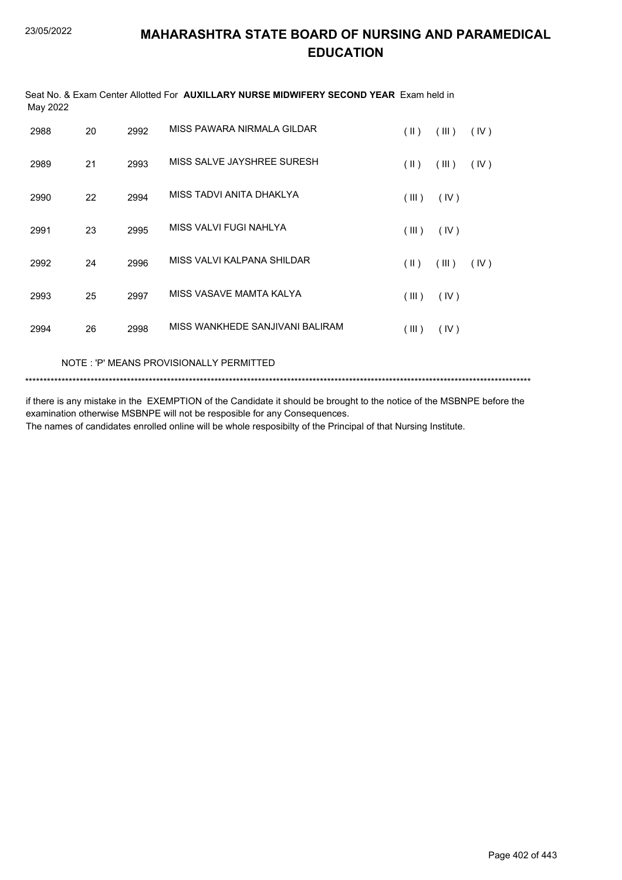# MAHARASHTRA STATE BOARD OF NURSING AND PARAMEDICAL EDUCATION

Seat No. & Exam Center Allotted For **AUXILLARY NURSE MIDWIFERY SECOND YEAR** Exam held in May 2022

| | | | | | | |
|---|---|---|---|---|---|---|
| 2988 | 20 | 2992 | MISS PAWARA NIRMALA GILDAR | ( II ) | ( III ) | ( IV ) |
| 2989 | 21 | 2993 | MISS SALVE JAYSHREE SURESH | ( II ) | ( III ) | ( IV ) |
| 2990 | 22 | 2994 | MISS TADVI ANITA DHAKLYA | ( III ) | ( IV ) | |
| 2991 | 23 | 2995 | MISS VALVI FUGI NAHLYA | ( III ) | ( IV ) | |
| 2992 | 24 | 2996 | MISS VALVI KALPANA SHILDAR | ( II ) | ( III ) | ( IV ) |
| 2993 | 25 | 2997 | MISS VASAVE MAMTA KALYA | ( III ) | ( IV ) | |
| 2994 | 26 | 2998 | MISS WANKHEDE SANJIVANI BALIRAM | ( III ) | ( IV ) | |

NOTE : 'P' MEANS PROVISIONALLY PERMITTED

******************************************************************************************************************************************

if there is any mistake in the EXEMPTION of the Candidate it should be brought to the notice of the MSBNPE before the examination otherwise MSBNPE will not be resposible for any Consequences.

The names of candidates enrolled online will be whole resposibilty of the Principal of that Nursing Institute.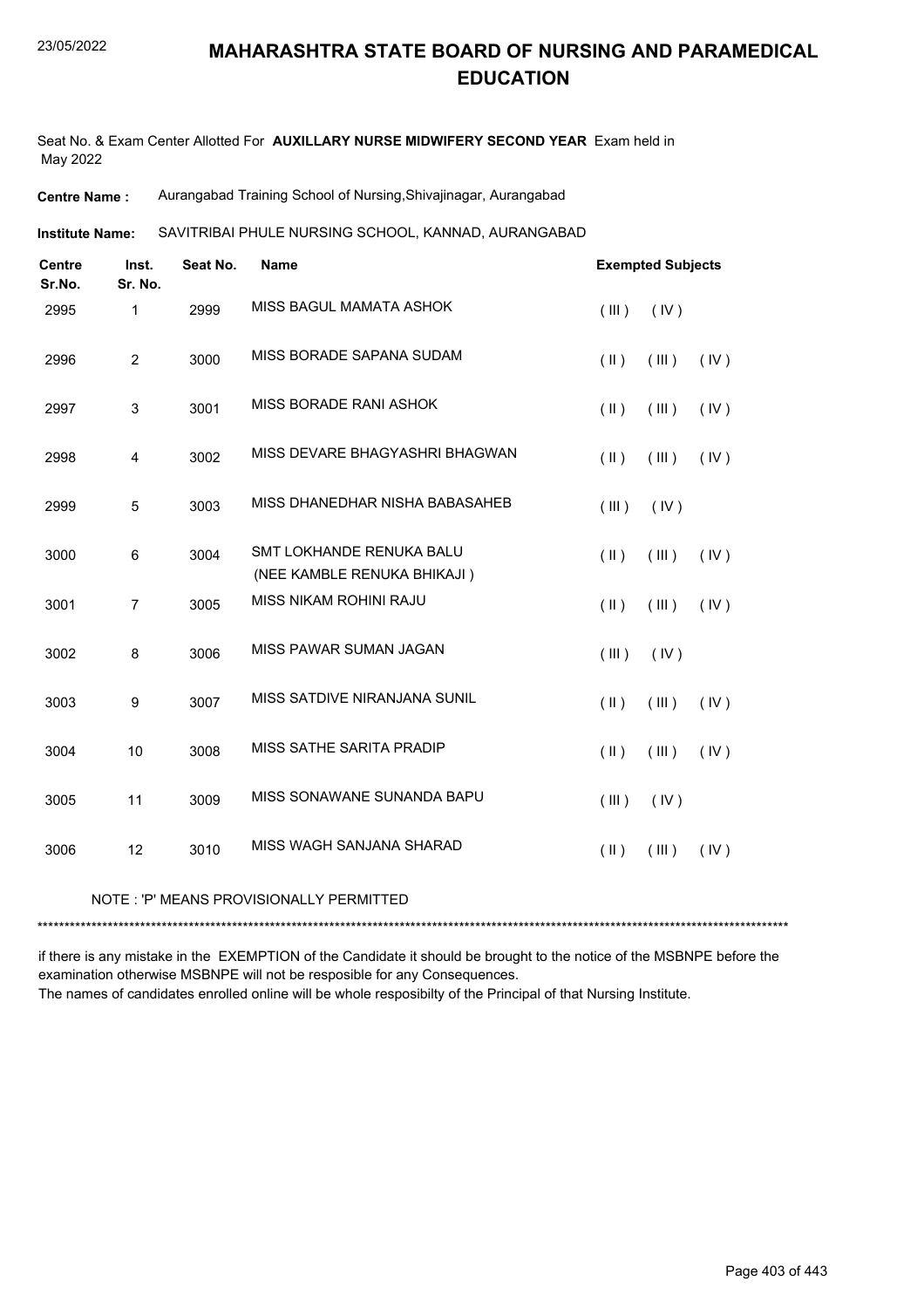# MAHARASHTRA STATE BOARD OF NURSING AND PARAMEDICAL EDUCATION

Seat No. & Exam Center Allotted For **AUXILLARY NURSE MIDWIFERY SECOND YEAR** Exam held in May 2022

**Centre Name :** Aurangabad Training School of Nursing,Shivajinagar, Aurangabad

**Institute Name:** SAVITRIBAI PHULE NURSING SCHOOL, KANNAD, AURANGABAD

| Centre Sr.No. | Inst. Sr. No. | Seat No. | Name | Exempted Subjects | | |
|---|---|---|---|---|---|---|
| 2995 | 1 | 2999 | MISS BAGUL MAMATA ASHOK | ( III ) | ( IV ) | |
| 2996 | 2 | 3000 | MISS BORADE SAPANA SUDAM | ( II ) | ( III ) | ( IV ) |
| 2997 | 3 | 3001 | MISS BORADE RANI ASHOK | ( II ) | ( III ) | ( IV ) |
| 2998 | 4 | 3002 | MISS DEVARE BHAGYASHRI BHAGWAN | ( II ) | ( III ) | ( IV ) |
| 2999 | 5 | 3003 | MISS DHANEDHAR NISHA BABASAHEB | ( III ) | ( IV ) | |
| 3000 | 6 | 3004 | SMT LOKHANDE RENUKA BALU (NEE KAMBLE RENUKA BHIKAJI ) | ( II ) | ( III ) | ( IV ) |
| 3001 | 7 | 3005 | MISS NIKAM ROHINI RAJU | ( II ) | ( III ) | ( IV ) |
| 3002 | 8 | 3006 | MISS PAWAR SUMAN JAGAN | ( III ) | ( IV ) | |
| 3003 | 9 | 3007 | MISS SATDIVE NIRANJANA SUNIL | ( II ) | ( III ) | ( IV ) |
| 3004 | 10 | 3008 | MISS SATHE SARITA PRADIP | ( II ) | ( III ) | ( IV ) |
| 3005 | 11 | 3009 | MISS SONAWANE SUNANDA BAPU | ( III ) | ( IV ) | |
| 3006 | 12 | 3010 | MISS WAGH SANJANA SHARAD | ( II ) | ( III ) | ( IV ) |

NOTE : 'P' MEANS PROVISIONALLY PERMITTED

*******************************************************************************************************************************************

if there is any mistake in the EXEMPTION of the Candidate it should be brought to the notice of the MSBNPE before the examination otherwise MSBNPE will not be resposible for any Consequences.
The names of candidates enrolled online will be whole resposibilty of the Principal of that Nursing Institute.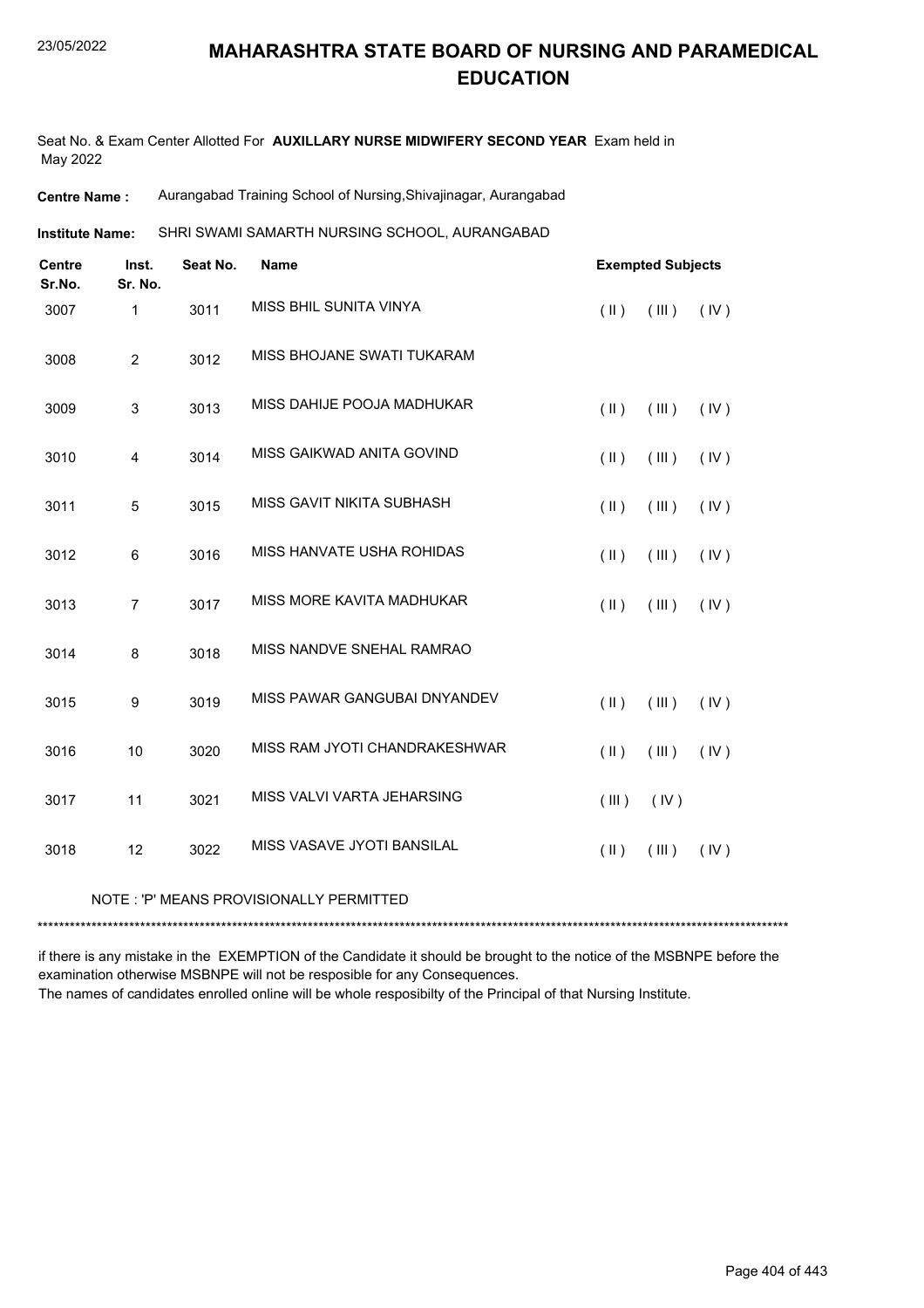# MAHARASHTRA STATE BOARD OF NURSING AND PARAMEDICAL EDUCATION

Seat No. & Exam Center Allotted For **AUXILLARY NURSE MIDWIFERY SECOND YEAR** Exam held in May 2022

**Centre Name :** Aurangabad Training School of Nursing,Shivajinagar, Aurangabad

**Institute Name:** SHRI SWAMI SAMARTH NURSING SCHOOL, AURANGABAD

| Centre Sr.No. | Inst. Sr. No. | Seat No. | Name | Exempted Subjects |
|---|---|---|---|---|
| 3007 | 1 | 3011 | MISS BHIL SUNITA VINYA | ( II ) ( III ) ( IV ) |
| 3008 | 2 | 3012 | MISS BHOJANE SWATI TUKARAM | |
| 3009 | 3 | 3013 | MISS DAHIJE POOJA MADHUKAR | ( II ) ( III ) ( IV ) |
| 3010 | 4 | 3014 | MISS GAIKWAD ANITA GOVIND | ( II ) ( III ) ( IV ) |
| 3011 | 5 | 3015 | MISS GAVIT NIKITA SUBHASH | ( II ) ( III ) ( IV ) |
| 3012 | 6 | 3016 | MISS HANVATE USHA ROHIDAS | ( II ) ( III ) ( IV ) |
| 3013 | 7 | 3017 | MISS MORE KAVITA MADHUKAR | ( II ) ( III ) ( IV ) |
| 3014 | 8 | 3018 | MISS NANDVE SNEHAL RAMRAO | |
| 3015 | 9 | 3019 | MISS PAWAR GANGUBAI DNYANDEV | ( II ) ( III ) ( IV ) |
| 3016 | 10 | 3020 | MISS RAM JYOTI CHANDRAKESHWAR | ( II ) ( III ) ( IV ) |
| 3017 | 11 | 3021 | MISS VALVI VARTA JEHARSING | ( III ) ( IV ) |
| 3018 | 12 | 3022 | MISS VASAVE JYOTI BANSILAL | ( II ) ( III ) ( IV ) |

NOTE : 'P' MEANS PROVISIONALLY PERMITTED

***************************************************************************************************************************************

if there is any mistake in the EXEMPTION of the Candidate it should be brought to the notice of the MSBNPE before the examination otherwise MSBNPE will not be resposible for any Consequences.

The names of candidates enrolled online will be whole resposibilty of the Principal of that Nursing Institute.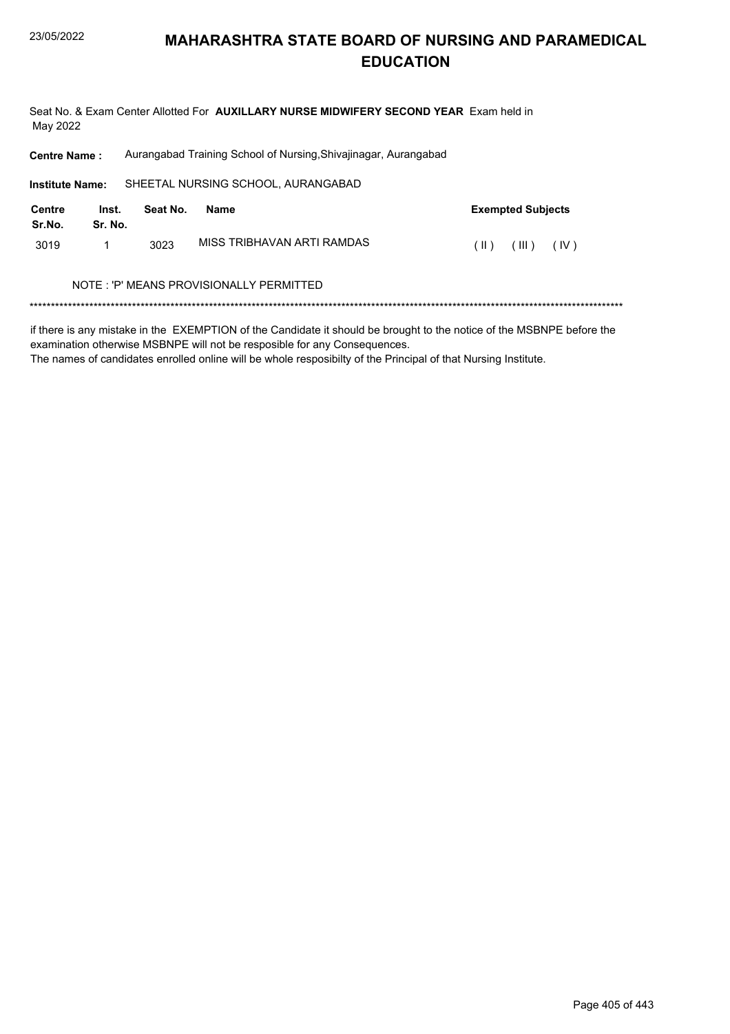# MAHARASHTRA STATE BOARD OF NURSING AND PARAMEDICAL EDUCATION

Seat No. & Exam Center Allotted For **AUXILLARY NURSE MIDWIFERY SECOND YEAR** Exam held in May 2022

**Centre Name :** Aurangabad Training School of Nursing,Shivajinagar, Aurangabad

**Institute Name:** SHEETAL NURSING SCHOOL, AURANGABAD

| Centre Sr.No. | Inst. Sr. No. | Seat No. | Name | Exempted Subjects |
|---|---|---|---|---|
| 3019 | 1 | 3023 | MISS TRIBHAVAN ARTI RAMDAS | ( II ) ( III ) ( IV ) |

NOTE : 'P' MEANS PROVISIONALLY PERMITTED

*******************************************************************************************************************************************

if there is any mistake in the EXEMPTION of the Candidate it should be brought to the notice of the MSBNPE before the examination otherwise MSBNPE will not be resposible for any Consequences.
The names of candidates enrolled online will be whole resposibilty of the Principal of that Nursing Institute.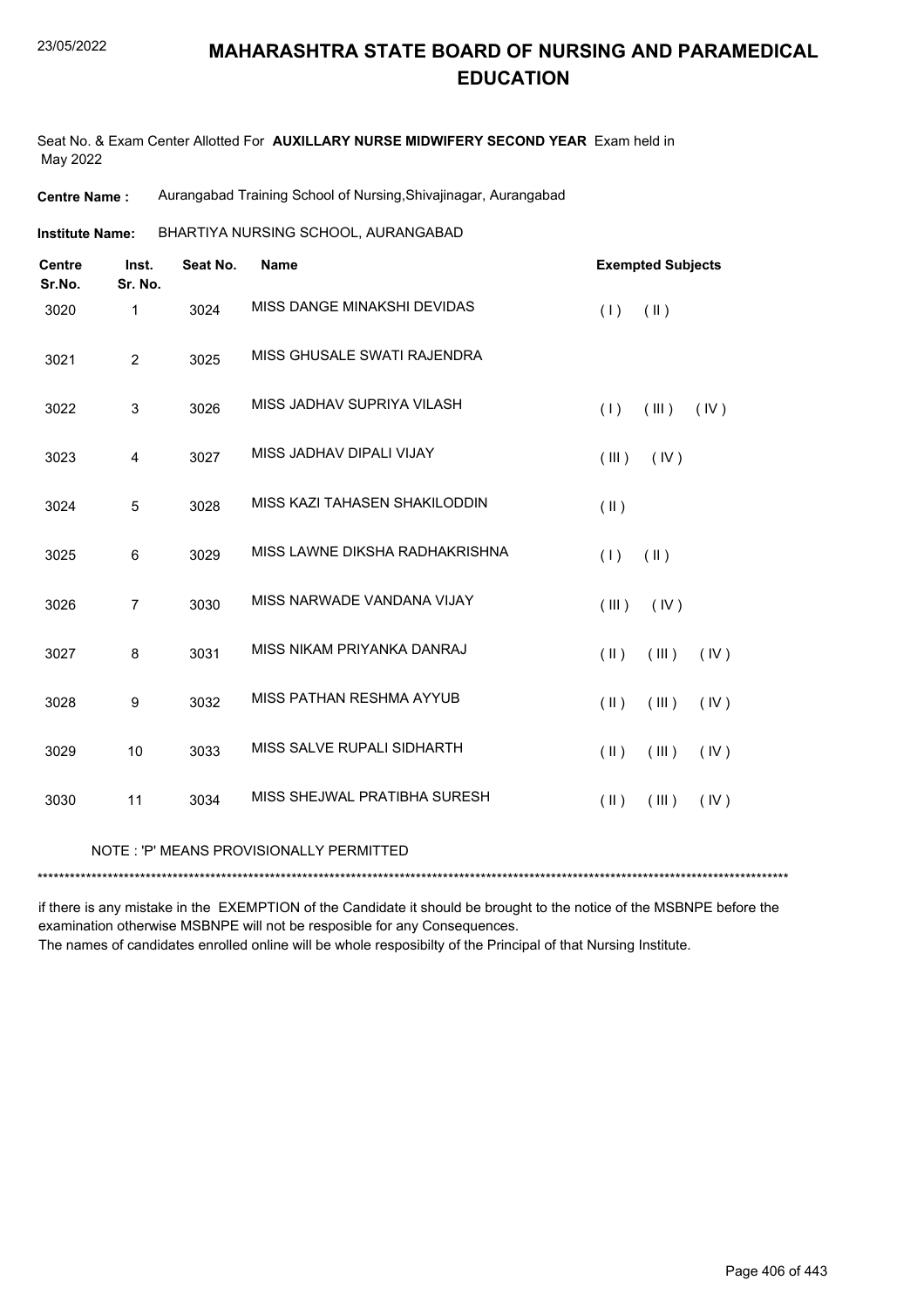# MAHARASHTRA STATE BOARD OF NURSING AND PARAMEDICAL EDUCATION

Seat No. & Exam Center Allotted For **AUXILLARY NURSE MIDWIFERY SECOND YEAR** Exam held in May 2022

**Centre Name :** Aurangabad Training School of Nursing,Shivajinagar, Aurangabad

**Institute Name:** BHARTIYA NURSING SCHOOL, AURANGABAD

| Centre Sr.No. | Inst. Sr. No. | Seat No. | Name | Exempted Subjects |
|---|---|---|---|---|
| 3020 | 1 | 3024 | MISS DANGE MINAKSHI DEVIDAS | ( I ) ( II ) |
| 3021 | 2 | 3025 | MISS GHUSALE SWATI RAJENDRA | |
| 3022 | 3 | 3026 | MISS JADHAV SUPRIYA VILASH | ( I ) ( III ) ( IV ) |
| 3023 | 4 | 3027 | MISS JADHAV DIPALI VIJAY | ( III ) ( IV ) |
| 3024 | 5 | 3028 | MISS KAZI TAHASEN SHAKILODDIN | ( II ) |
| 3025 | 6 | 3029 | MISS LAWNE DIKSHA RADHAKRISHNA | ( I ) ( II ) |
| 3026 | 7 | 3030 | MISS NARWADE VANDANA VIJAY | ( III ) ( IV ) |
| 3027 | 8 | 3031 | MISS NIKAM PRIYANKA DANRAJ | ( II ) ( III ) ( IV ) |
| 3028 | 9 | 3032 | MISS PATHAN RESHMA AYYUB | ( II ) ( III ) ( IV ) |
| 3029 | 10 | 3033 | MISS SALVE RUPALI SIDHARTH | ( II ) ( III ) ( IV ) |
| 3030 | 11 | 3034 | MISS SHEJWAL PRATIBHA SURESH | ( II ) ( III ) ( IV ) |

NOTE : 'P' MEANS PROVISIONALLY PERMITTED

*******************************************************************************************************************************************

if there is any mistake in the EXEMPTION of the Candidate it should be brought to the notice of the MSBNPE before the examination otherwise MSBNPE will not be resposible for any Consequences.

The names of candidates enrolled online will be whole resposibilty of the Principal of that Nursing Institute.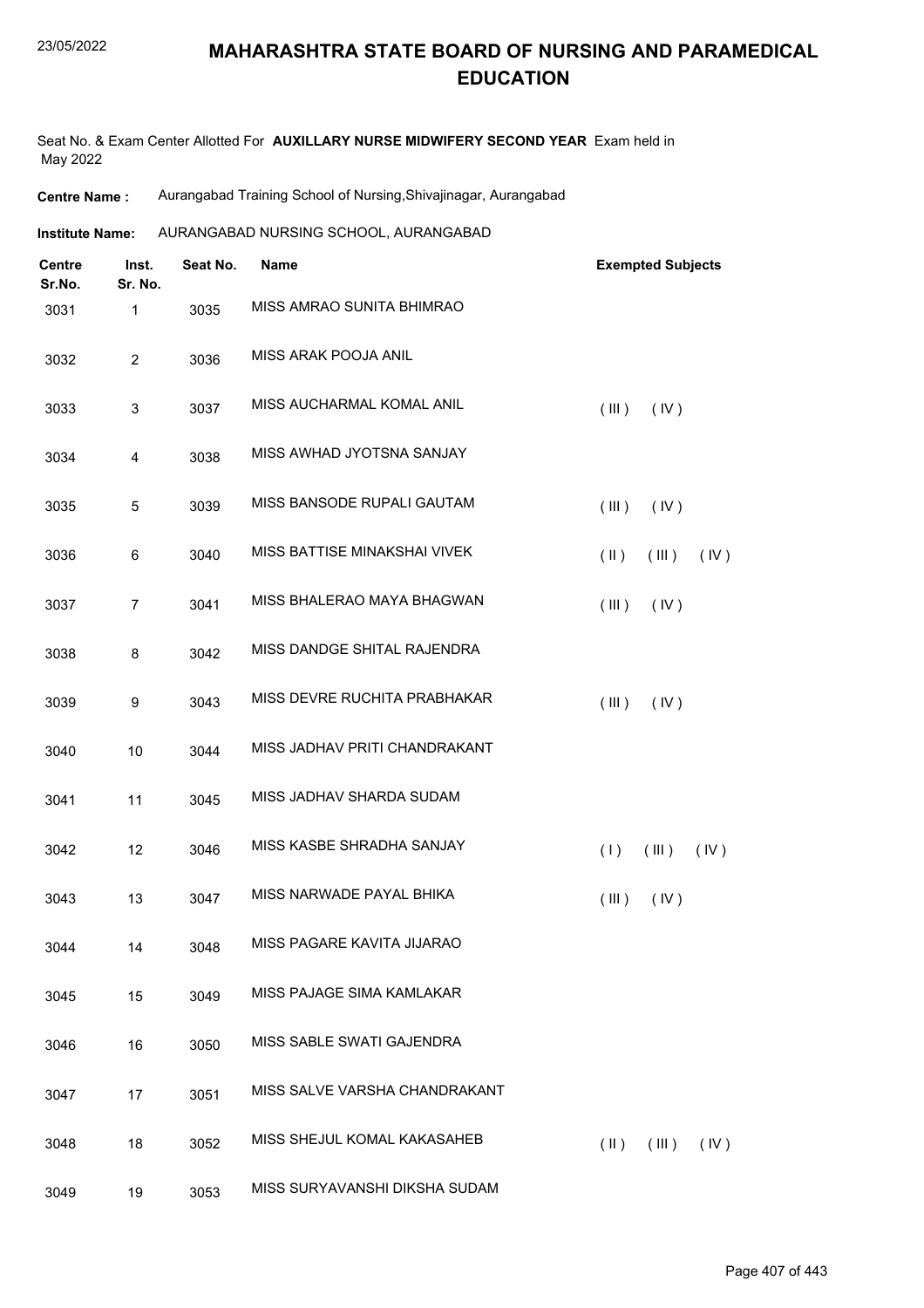# MAHARASHTRA STATE BOARD OF NURSING AND PARAMEDICAL EDUCATION

Seat No. & Exam Center Allotted For **AUXILLARY NURSE MIDWIFERY SECOND YEAR** Exam held in May 2022

**Centre Name :** Aurangabad Training School of Nursing,Shivajinagar, Aurangabad

**Institute Name:** AURANGABAD NURSING SCHOOL, AURANGABAD

| Centre Sr.No. | Inst. Sr. No. | Seat No. | Name | Exempted Subjects |
|---|---|---|---|---|
| 3031 | 1 | 3035 | MISS AMRAO SUNITA BHIMRAO | |
| 3032 | 2 | 3036 | MISS ARAK POOJA ANIL | |
| 3033 | 3 | 3037 | MISS AUCHARMAL KOMAL ANIL | ( III ) ( IV ) |
| 3034 | 4 | 3038 | MISS AWHAD JYOTSNA SANJAY | |
| 3035 | 5 | 3039 | MISS BANSODE RUPALI GAUTAM | ( III ) ( IV ) |
| 3036 | 6 | 3040 | MISS BATTISE MINAKSHAI VIVEK | ( II ) ( III ) ( IV ) |
| 3037 | 7 | 3041 | MISS BHALERAO MAYA BHAGWAN | ( III ) ( IV ) |
| 3038 | 8 | 3042 | MISS DANDGE SHITAL RAJENDRA | |
| 3039 | 9 | 3043 | MISS DEVRE RUCHITA PRABHAKAR | ( III ) ( IV ) |
| 3040 | 10 | 3044 | MISS JADHAV PRITI CHANDRAKANT | |
| 3041 | 11 | 3045 | MISS JADHAV SHARDA SUDAM | |
| 3042 | 12 | 3046 | MISS KASBE SHRADHA SANJAY | ( I ) ( III ) ( IV ) |
| 3043 | 13 | 3047 | MISS NARWADE PAYAL BHIKA | ( III ) ( IV ) |
| 3044 | 14 | 3048 | MISS PAGARE KAVITA JIJARAO | |
| 3045 | 15 | 3049 | MISS PAJAGE SIMA KAMLAKAR | |
| 3046 | 16 | 3050 | MISS SABLE SWATI GAJENDRA | |
| 3047 | 17 | 3051 | MISS SALVE VARSHA CHANDRAKANT | |
| 3048 | 18 | 3052 | MISS SHEJUL KOMAL KAKASAHEB | ( II ) ( III ) ( IV ) |
| 3049 | 19 | 3053 | MISS SURYAVANSHI DIKSHA SUDAM | |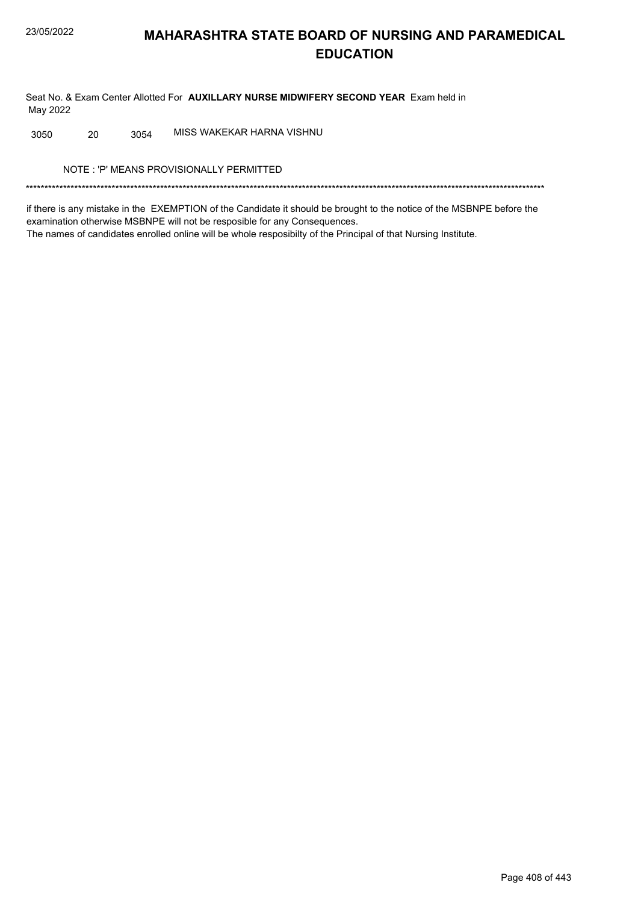# MAHARASHTRA STATE BOARD OF NURSING AND PARAMEDICAL EDUCATION

Seat No. & Exam Center Allotted For **AUXILLARY NURSE MIDWIFERY SECOND YEAR** Exam held in May 2022

| | | | |
|---|---|---|---|
| 3050 | 20 | 3054 | MISS WAKEKAR HARNA VISHNU |

NOTE : 'P' MEANS PROVISIONALLY PERMITTED

*******************************************************************************************************************************************

if there is any mistake in the EXEMPTION of the Candidate it should be brought to the notice of the MSBNPE before the examination otherwise MSBNPE will not be resposible for any Consequences.
The names of candidates enrolled online will be whole resposibilty of the Principal of that Nursing Institute.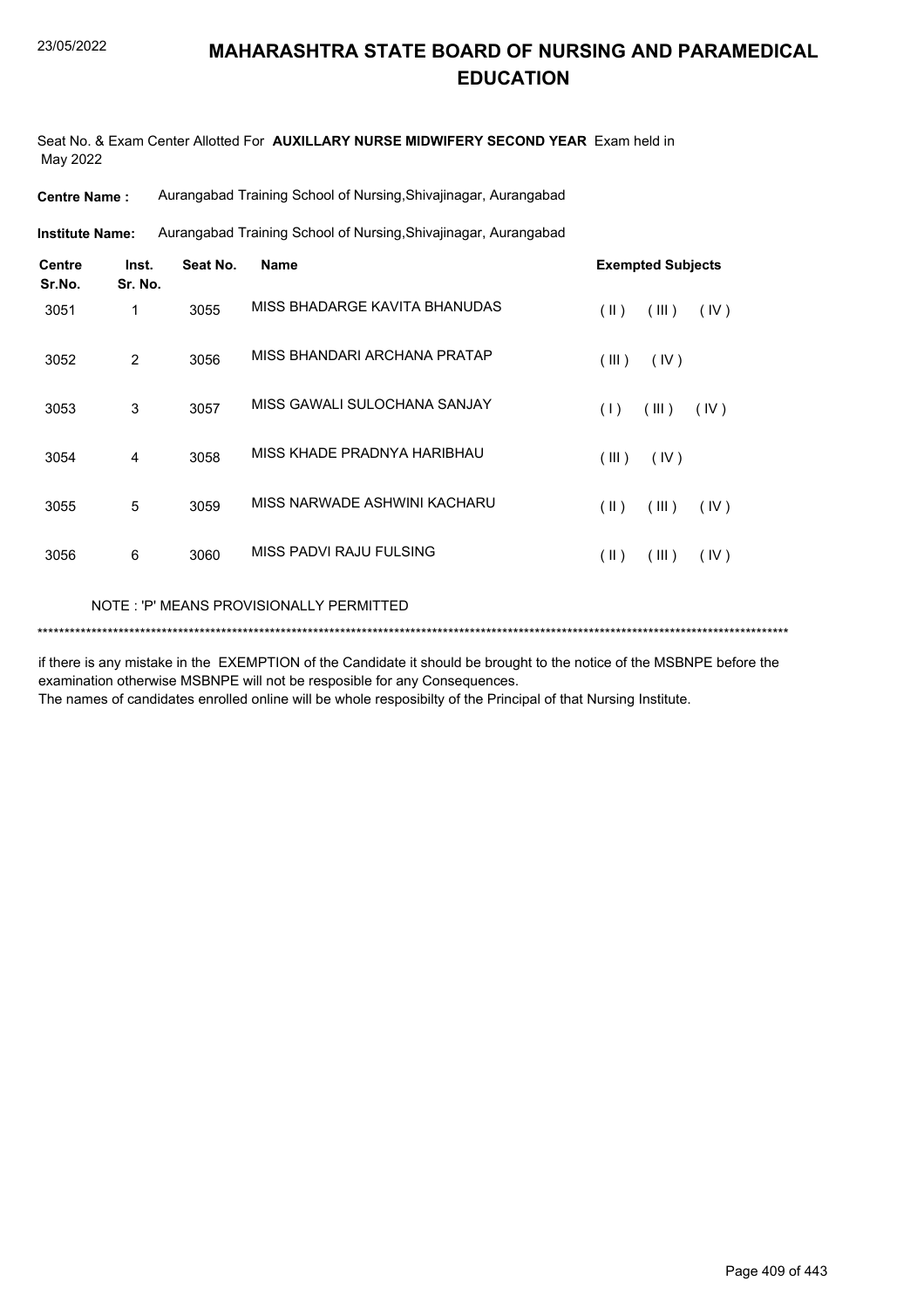# MAHARASHTRA STATE BOARD OF NURSING AND PARAMEDICAL EDUCATION

Seat No. & Exam Center Allotted For **AUXILLARY NURSE MIDWIFERY SECOND YEAR** Exam held in May 2022

**Centre Name :** Aurangabad Training School of Nursing,Shivajinagar, Aurangabad

**Institute Name:** Aurangabad Training School of Nursing,Shivajinagar, Aurangabad

| Centre Sr.No. | Inst. Sr. No. | Seat No. | Name | Exempted Subjects |
|---|---|---|---|---|
| 3051 | 1 | 3055 | MISS BHADARGE KAVITA BHANUDAS | ( II ) ( III ) ( IV ) |
| 3052 | 2 | 3056 | MISS BHANDARI ARCHANA PRATAP | ( III ) ( IV ) |
| 3053 | 3 | 3057 | MISS GAWALI SULOCHANA SANJAY | ( I ) ( III ) ( IV ) |
| 3054 | 4 | 3058 | MISS KHADE PRADNYA HARIBHAU | ( III ) ( IV ) |
| 3055 | 5 | 3059 | MISS NARWADE ASHWINI KACHARU | ( II ) ( III ) ( IV ) |
| 3056 | 6 | 3060 | MISS PADVI RAJU FULSING | ( II ) ( III ) ( IV ) |

NOTE : 'P' MEANS PROVISIONALLY PERMITTED

*******************************************************************************************************************************************

if there is any mistake in the EXEMPTION of the Candidate it should be brought to the notice of the MSBNPE before the examination otherwise MSBNPE will not be resposible for any Consequences.
The names of candidates enrolled online will be whole resposibilty of the Principal of that Nursing Institute.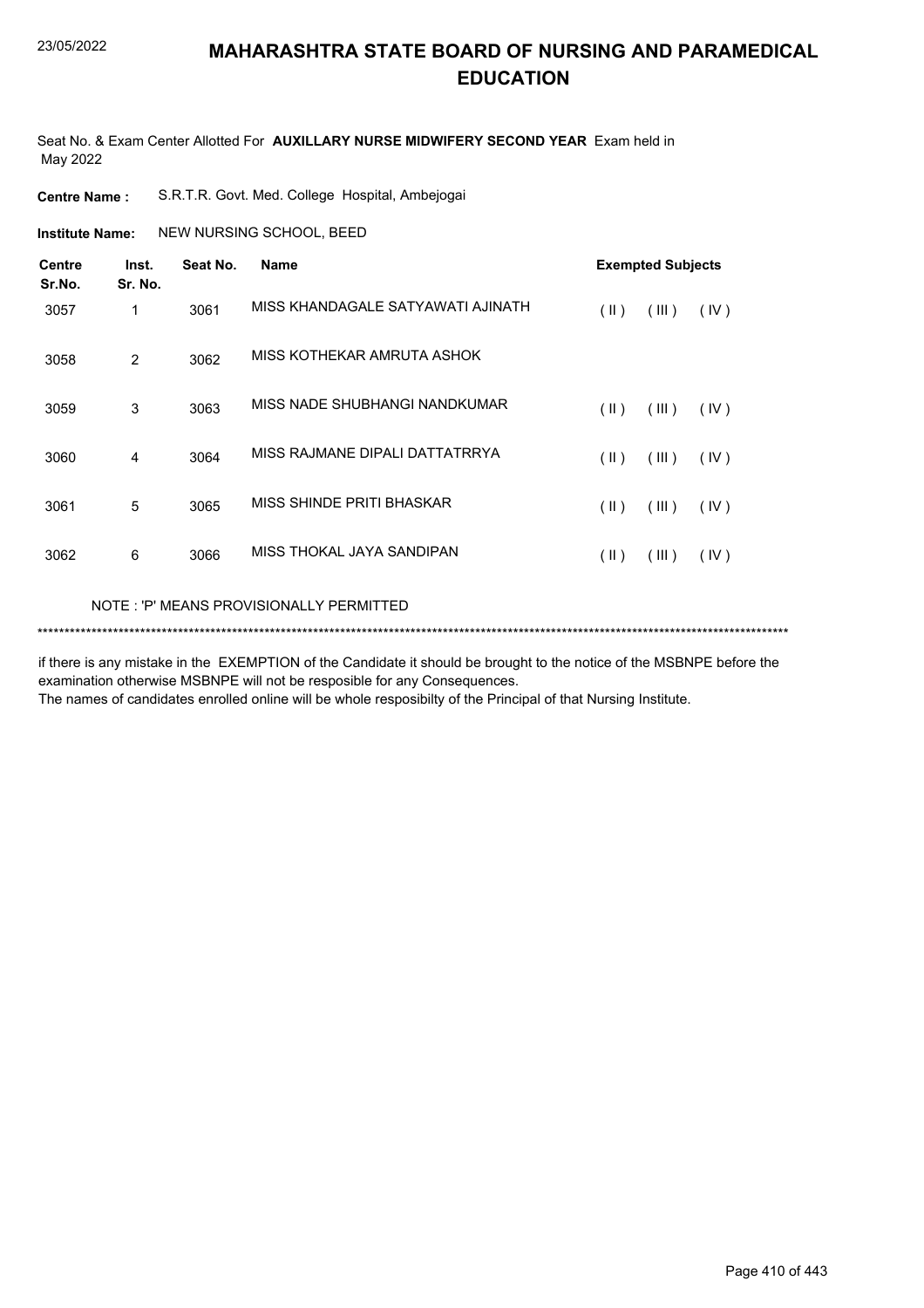# MAHARASHTRA STATE BOARD OF NURSING AND PARAMEDICAL EDUCATION

Seat No. & Exam Center Allotted For **AUXILLARY NURSE MIDWIFERY SECOND YEAR** Exam held in May 2022

**Centre Name :** S.R.T.R. Govt. Med. College Hospital, Ambejogai

**Institute Name:** NEW NURSING SCHOOL, BEED

| Centre Sr.No. | Inst. Sr. No. | Seat No. | Name | Exempted Subjects | | |
|---|---|---|---|---|---|---|
| 3057 | 1 | 3061 | MISS KHANDAGALE SATYAWATI AJINATH | ( II ) | ( III ) | ( IV ) |
| 3058 | 2 | 3062 | MISS KOTHEKAR AMRUTA ASHOK | | | |
| 3059 | 3 | 3063 | MISS NADE SHUBHANGI NANDKUMAR | ( II ) | ( III ) | ( IV ) |
| 3060 | 4 | 3064 | MISS RAJMANE DIPALI DATTATRRYA | ( II ) | ( III ) | ( IV ) |
| 3061 | 5 | 3065 | MISS SHINDE PRITI BHASKAR | ( II ) | ( III ) | ( IV ) |
| 3062 | 6 | 3066 | MISS THOKAL JAYA SANDIPAN | ( II ) | ( III ) | ( IV ) |

NOTE : 'P' MEANS PROVISIONALLY PERMITTED

******************************************************************************************************************************************

if there is any mistake in the EXEMPTION of the Candidate it should be brought to the notice of the MSBNPE before the examination otherwise MSBNPE will not be resposible for any Consequences.
The names of candidates enrolled online will be whole resposibilty of the Principal of that Nursing Institute.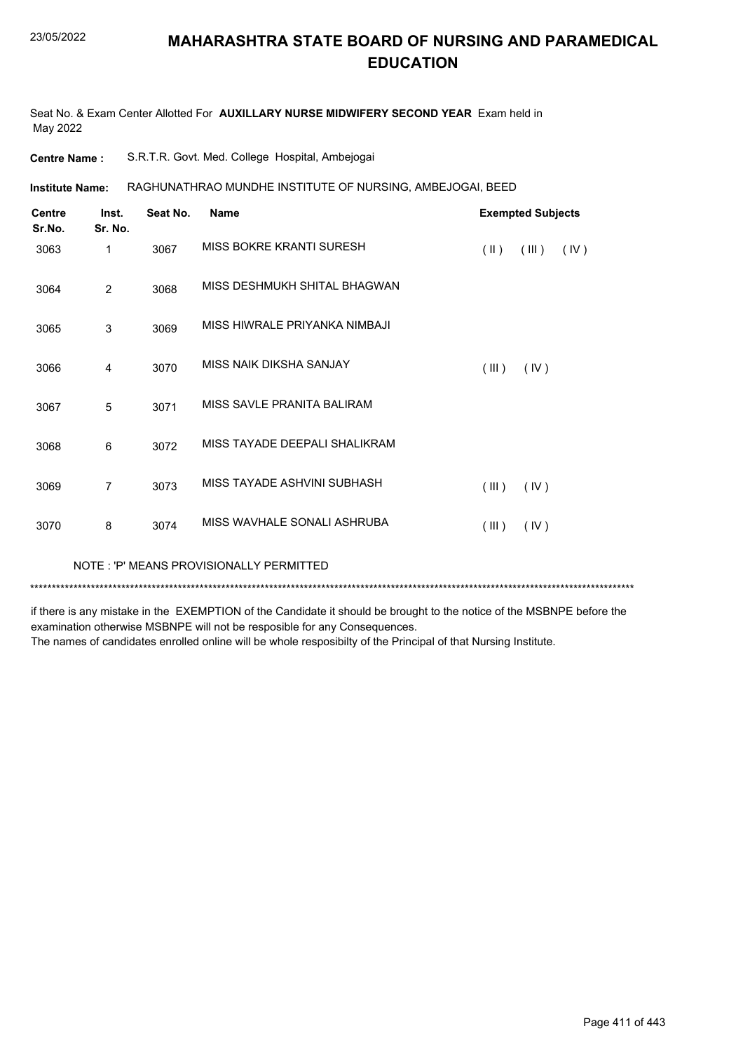# MAHARASHTRA STATE BOARD OF NURSING AND PARAMEDICAL EDUCATION

Seat No. & Exam Center Allotted For **AUXILLARY NURSE MIDWIFERY SECOND YEAR** Exam held in May 2022

**Centre Name :** S.R.T.R. Govt. Med. College Hospital, Ambejogai

**Institute Name:** RAGHUNATHRAO MUNDHE INSTITUTE OF NURSING, AMBEJOGAI, BEED

| Centre Sr.No. | Inst. Sr. No. | Seat No. | Name | Exempted Subjects |
|---|---|---|---|---|
| 3063 | 1 | 3067 | MISS BOKRE KRANTI SURESH | ( II ) ( III ) ( IV ) |
| 3064 | 2 | 3068 | MISS DESHMUKH SHITAL BHAGWAN | |
| 3065 | 3 | 3069 | MISS HIWRALE PRIYANKA NIMBAJI | |
| 3066 | 4 | 3070 | MISS NAIK DIKSHA SANJAY | ( III ) ( IV ) |
| 3067 | 5 | 3071 | MISS SAVLE PRANITA BALIRAM | |
| 3068 | 6 | 3072 | MISS TAYADE DEEPALI SHALIKRAM | |
| 3069 | 7 | 3073 | MISS TAYADE ASHVINI SUBHASH | ( III ) ( IV ) |
| 3070 | 8 | 3074 | MISS WAVHALE SONALI ASHRUBA | ( III ) ( IV ) |

NOTE : 'P' MEANS PROVISIONALLY PERMITTED

*******************************************************************************************************************************************

if there is any mistake in the EXEMPTION of the Candidate it should be brought to the notice of the MSBNPE before the examination otherwise MSBNPE will not be resposible for any Consequences.
The names of candidates enrolled online will be whole resposibilty of the Principal of that Nursing Institute.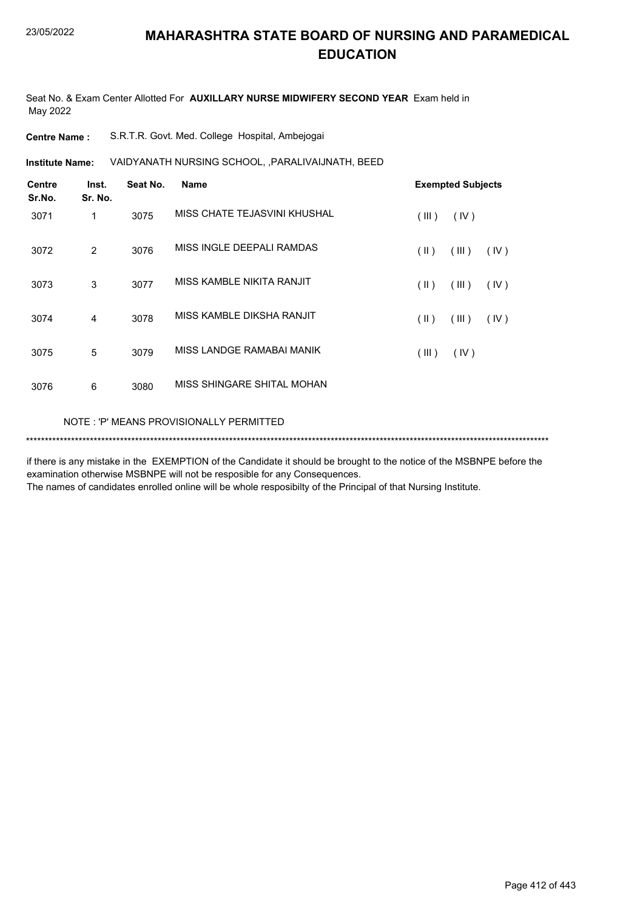# MAHARASHTRA STATE BOARD OF NURSING AND PARAMEDICAL EDUCATION

Seat No. & Exam Center Allotted For **AUXILLARY NURSE MIDWIFERY SECOND YEAR** Exam held in May 2022

**Centre Name :** S.R.T.R. Govt. Med. College Hospital, Ambejogai

**Institute Name:** VAIDYANATH NURSING SCHOOL, ,PARALIVAIJNATH, BEED

| Centre Sr.No. | Inst. Sr. No. | Seat No. | Name | Exempted Subjects |
|---|---|---|---|---|
| 3071 | 1 | 3075 | MISS CHATE TEJASVINI KHUSHAL | ( III ) ( IV ) |
| 3072 | 2 | 3076 | MISS INGLE DEEPALI RAMDAS | ( II ) ( III ) ( IV ) |
| 3073 | 3 | 3077 | MISS KAMBLE NIKITA RANJIT | ( II ) ( III ) ( IV ) |
| 3074 | 4 | 3078 | MISS KAMBLE DIKSHA RANJIT | ( II ) ( III ) ( IV ) |
| 3075 | 5 | 3079 | MISS LANDGE RAMABAI MANIK | ( III ) ( IV ) |
| 3076 | 6 | 3080 | MISS SHINGARE SHITAL MOHAN | |

NOTE : 'P' MEANS PROVISIONALLY PERMITTED

*******************************************************************************************************************************************

if there is any mistake in the EXEMPTION of the Candidate it should be brought to the notice of the MSBNPE before the examination otherwise MSBNPE will not be resposible for any Consequences.

The names of candidates enrolled online will be whole resposibilty of the Principal of that Nursing Institute.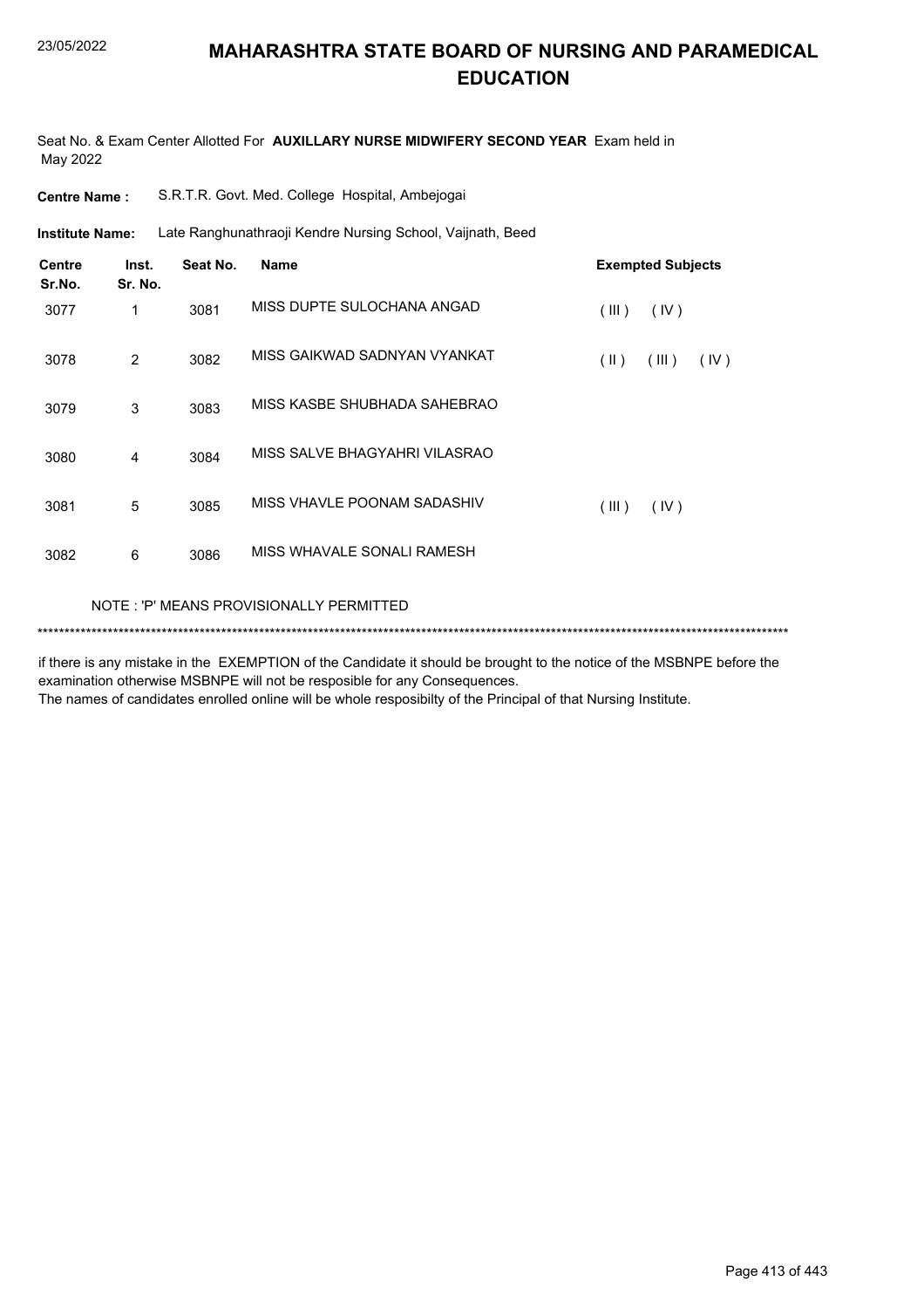# MAHARASHTRA STATE BOARD OF NURSING AND PARAMEDICAL EDUCATION

23/05/2022

Seat No. & Exam Center Allotted For **AUXILLARY NURSE MIDWIFERY SECOND YEAR** Exam held in May 2022

**Centre Name :** S.R.T.R. Govt. Med. College Hospital, Ambejogai

**Institute Name:** Late Ranghunathraoji Kendre Nursing School, Vaijnath, Beed

| Centre Sr.No. | Inst. Sr. No. | Seat No. | Name | Exempted Subjects |
|---|---|---|---|---|
| 3077 | 1 | 3081 | MISS DUPTE SULOCHANA ANGAD | ( III ) ( IV ) |
| 3078 | 2 | 3082 | MISS GAIKWAD SADNYAN VYANKAT | ( II ) ( III ) ( IV ) |
| 3079 | 3 | 3083 | MISS KASBE SHUBHADA SAHEBRAO | |
| 3080 | 4 | 3084 | MISS SALVE BHAGYAHRI VILASRAO | |
| 3081 | 5 | 3085 | MISS VHAVLE POONAM SADASHIV | ( III ) ( IV ) |
| 3082 | 6 | 3086 | MISS WHAVALE SONALI RAMESH | |

NOTE : 'P' MEANS PROVISIONALLY PERMITTED

*******************************************************************************************************************************************

if there is any mistake in the EXEMPTION of the Candidate it should be brought to the notice of the MSBNPE before the examination otherwise MSBNPE will not be resposible for any Consequences.
The names of candidates enrolled online will be whole resposibilty of the Principal of that Nursing Institute.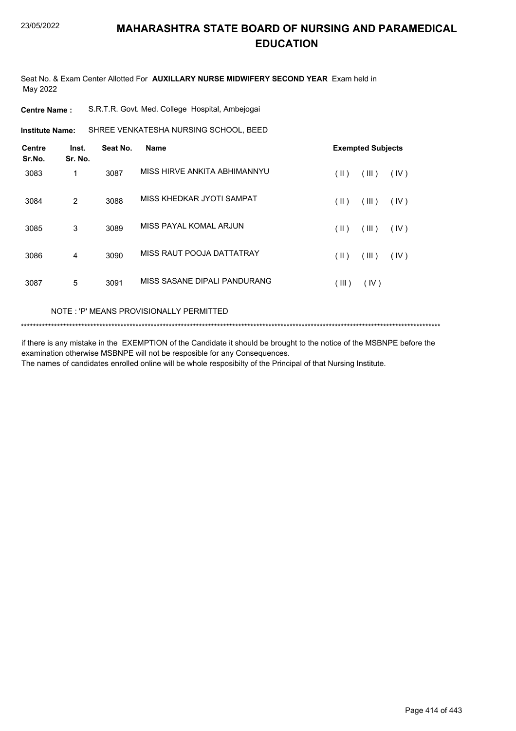# MAHARASHTRA STATE BOARD OF NURSING AND PARAMEDICAL EDUCATION

Seat No. & Exam Center Allotted For **AUXILLARY NURSE MIDWIFERY SECOND YEAR** Exam held in May 2022

**Centre Name :** S.R.T.R. Govt. Med. College Hospital, Ambejogai

**Institute Name:** SHREE VENKATESHA NURSING SCHOOL, BEED

| Centre Sr.No. | Inst. Sr. No. | Seat No. | Name | Exempted Subjects |
|---|---|---|---|---|
| 3083 | 1 | 3087 | MISS HIRVE ANKITA ABHIMANNYU | ( II ) ( III ) ( IV ) |
| 3084 | 2 | 3088 | MISS KHEDKAR JYOTI SAMPAT | ( II ) ( III ) ( IV ) |
| 3085 | 3 | 3089 | MISS PAYAL KOMAL ARJUN | ( II ) ( III ) ( IV ) |
| 3086 | 4 | 3090 | MISS RAUT POOJA DATTATRAY | ( II ) ( III ) ( IV ) |
| 3087 | 5 | 3091 | MISS SASANE DIPALI PANDURANG | ( III ) ( IV ) |

NOTE : 'P' MEANS PROVISIONALLY PERMITTED

*******************************************************************************************************************************************

if there is any mistake in the EXEMPTION of the Candidate it should be brought to the notice of the MSBNPE before the examination otherwise MSBNPE will not be resposible for any Consequences.
The names of candidates enrolled online will be whole resposibilty of the Principal of that Nursing Institute.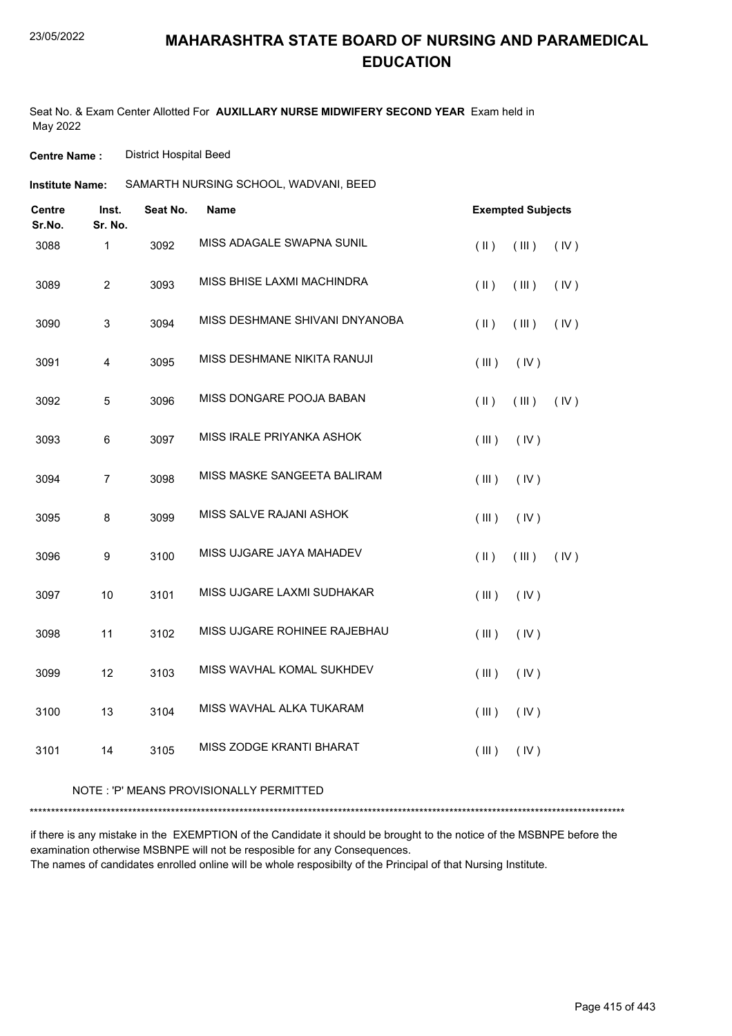# MAHARASHTRA STATE BOARD OF NURSING AND PARAMEDICAL EDUCATION

Seat No. & Exam Center Allotted For **AUXILLARY NURSE MIDWIFERY SECOND YEAR** Exam held in May 2022

**Centre Name :** District Hospital Beed

**Institute Name:** SAMARTH NURSING SCHOOL, WADVANI, BEED

| Centre Sr.No. | Inst. Sr. No. | Seat No. | Name | Exempted Subjects |
|---|---|---|---|---|
| 3088 | 1 | 3092 | MISS ADAGALE SWAPNA SUNIL | ( II ) ( III ) ( IV ) |
| 3089 | 2 | 3093 | MISS BHISE LAXMI MACHINDRA | ( II ) ( III ) ( IV ) |
| 3090 | 3 | 3094 | MISS DESHMANE SHIVANI DNYANOBA | ( II ) ( III ) ( IV ) |
| 3091 | 4 | 3095 | MISS DESHMANE NIKITA RANUJI | ( III ) ( IV ) |
| 3092 | 5 | 3096 | MISS DONGARE POOJA BABAN | ( II ) ( III ) ( IV ) |
| 3093 | 6 | 3097 | MISS IRALE PRIYANKA ASHOK | ( III ) ( IV ) |
| 3094 | 7 | 3098 | MISS MASKE SANGEETA BALIRAM | ( III ) ( IV ) |
| 3095 | 8 | 3099 | MISS SALVE RAJANI ASHOK | ( III ) ( IV ) |
| 3096 | 9 | 3100 | MISS UJGARE JAYA MAHADEV | ( II ) ( III ) ( IV ) |
| 3097 | 10 | 3101 | MISS UJGARE LAXMI SUDHAKAR | ( III ) ( IV ) |
| 3098 | 11 | 3102 | MISS UJGARE ROHINEE RAJEBHAU | ( III ) ( IV ) |
| 3099 | 12 | 3103 | MISS WAVHAL KOMAL SUKHDEV | ( III ) ( IV ) |
| 3100 | 13 | 3104 | MISS WAVHAL ALKA TUKARAM | ( III ) ( IV ) |
| 3101 | 14 | 3105 | MISS ZODGE KRANTI BHARAT | ( III ) ( IV ) |

NOTE : 'P' MEANS PROVISIONALLY PERMITTED

***********************************************************************************************************************************

if there is any mistake in the EXEMPTION of the Candidate it should be brought to the notice of the MSBNPE before the examination otherwise MSBNPE will not be resposible for any Consequences.
The names of candidates enrolled online will be whole resposibilty of the Principal of that Nursing Institute.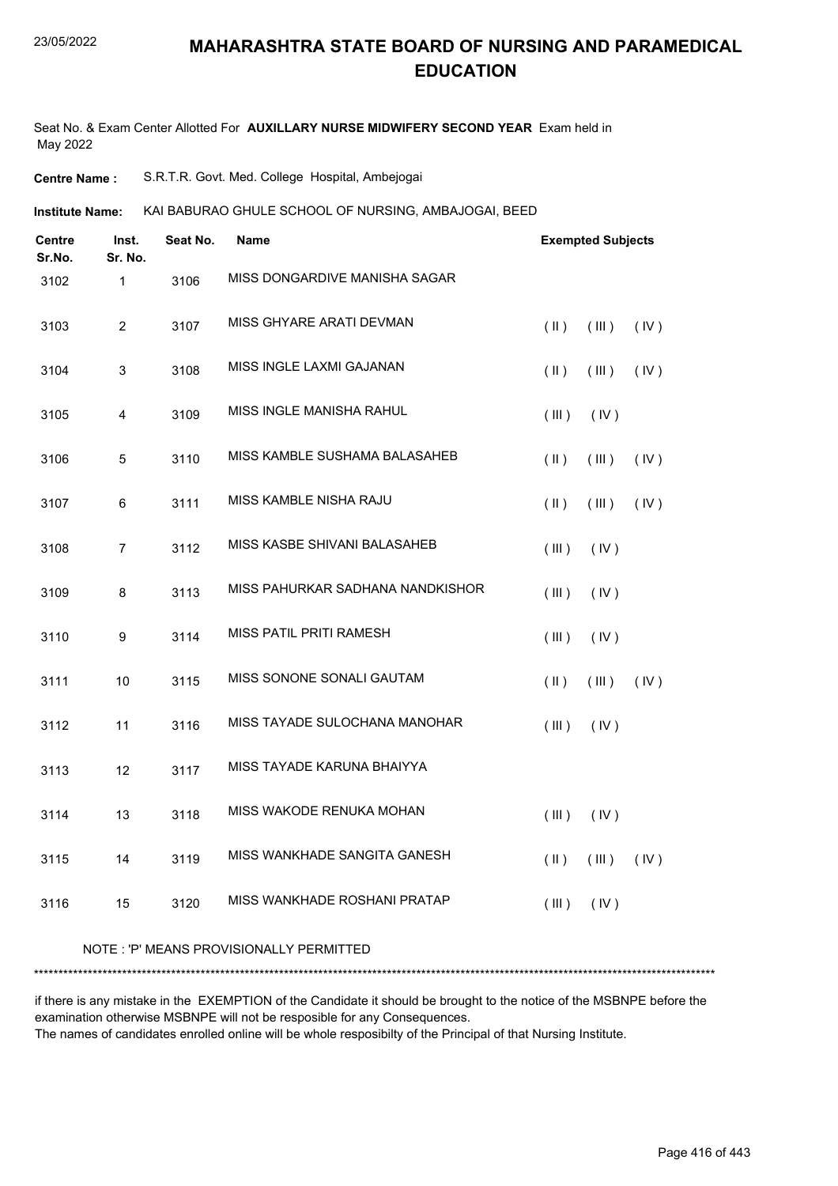# MAHARASHTRA STATE BOARD OF NURSING AND PARAMEDICAL EDUCATION

23/05/2022

Seat No. & Exam Center Allotted For **AUXILLARY NURSE MIDWIFERY SECOND YEAR** Exam held in May 2022

**Centre Name :** S.R.T.R. Govt. Med. College Hospital, Ambejogai

**Institute Name:** KAI BABURAO GHULE SCHOOL OF NURSING, AMBAJOGAI, BEED

| Centre Sr.No. | Inst. Sr. No. | Seat No. | Name | Exempted Subjects |
|---|---|---|---|---|
| 3102 | 1 | 3106 | MISS DONGARDIVE MANISHA SAGAR | |
| 3103 | 2 | 3107 | MISS GHYARE ARATI DEVMAN | ( II ) ( III ) ( IV ) |
| 3104 | 3 | 3108 | MISS INGLE LAXMI GAJANAN | ( II ) ( III ) ( IV ) |
| 3105 | 4 | 3109 | MISS INGLE MANISHA RAHUL | ( III ) ( IV ) |
| 3106 | 5 | 3110 | MISS KAMBLE SUSHAMA BALASAHEB | ( II ) ( III ) ( IV ) |
| 3107 | 6 | 3111 | MISS KAMBLE NISHA RAJU | ( II ) ( III ) ( IV ) |
| 3108 | 7 | 3112 | MISS KASBE SHIVANI BALASAHEB | ( III ) ( IV ) |
| 3109 | 8 | 3113 | MISS PAHURKAR SADHANA NANDKISHOR | ( III ) ( IV ) |
| 3110 | 9 | 3114 | MISS PATIL PRITI RAMESH | ( III ) ( IV ) |
| 3111 | 10 | 3115 | MISS SONONE SONALI GAUTAM | ( II ) ( III ) ( IV ) |
| 3112 | 11 | 3116 | MISS TAYADE SULOCHANA MANOHAR | ( III ) ( IV ) |
| 3113 | 12 | 3117 | MISS TAYADE KARUNA BHAIYYA | |
| 3114 | 13 | 3118 | MISS WAKODE RENUKA MOHAN | ( III ) ( IV ) |
| 3115 | 14 | 3119 | MISS WANKHADE SANGITA GANESH | ( II ) ( III ) ( IV ) |
| 3116 | 15 | 3120 | MISS WANKHADE ROSHANI PRATAP | ( III ) ( IV ) |

NOTE : 'P' MEANS PROVISIONALLY PERMITTED

*******************************************************************************************************************************************

if there is any mistake in the EXEMPTION of the Candidate it should be brought to the notice of the MSBNPE before the examination otherwise MSBNPE will not be resposible for any Consequences.
The names of candidates enrolled online will be whole resposibilty of the Principal of that Nursing Institute.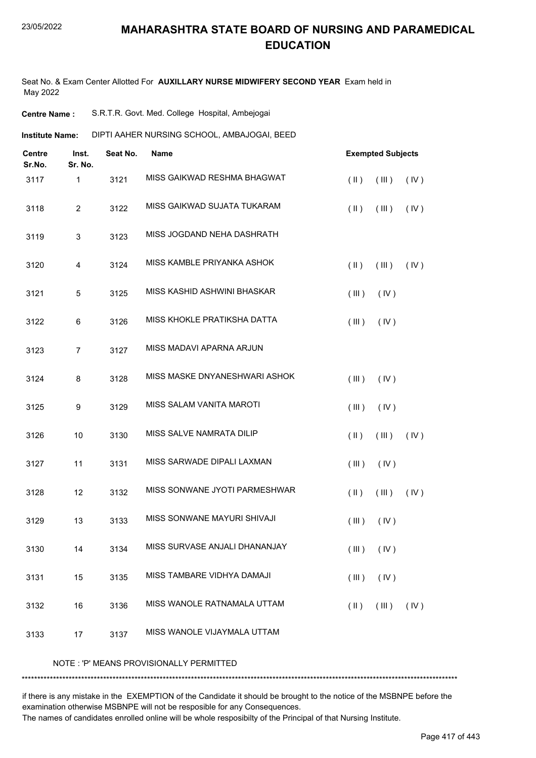# MAHARASHTRA STATE BOARD OF NURSING AND PARAMEDICAL EDUCATION

Seat No. & Exam Center Allotted For **AUXILLARY NURSE MIDWIFERY SECOND YEAR** Exam held in May 2022

**Centre Name :** S.R.T.R. Govt. Med. College Hospital, Ambejogai

**Institute Name:** DIPTI AAHER NURSING SCHOOL, AMBAJOGAI, BEED

| Centre Sr.No. | Inst. Sr. No. | Seat No. | Name | Exempted Subjects |
|---|---|---|---|---|
| 3117 | 1 | 3121 | MISS GAIKWAD RESHMA BHAGWAT | ( II ) ( III ) ( IV ) |
| 3118 | 2 | 3122 | MISS GAIKWAD SUJATA TUKARAM | ( II ) ( III ) ( IV ) |
| 3119 | 3 | 3123 | MISS JOGDAND NEHA DASHRATH | |
| 3120 | 4 | 3124 | MISS KAMBLE PRIYANKA ASHOK | ( II ) ( III ) ( IV ) |
| 3121 | 5 | 3125 | MISS KASHID ASHWINI BHASKAR | ( III ) ( IV ) |
| 3122 | 6 | 3126 | MISS KHOKLE PRATIKSHA DATTA | ( III ) ( IV ) |
| 3123 | 7 | 3127 | MISS MADAVI APARNA ARJUN | |
| 3124 | 8 | 3128 | MISS MASKE DNYANESHWARI ASHOK | ( III ) ( IV ) |
| 3125 | 9 | 3129 | MISS SALAM VANITA MAROTI | ( III ) ( IV ) |
| 3126 | 10 | 3130 | MISS SALVE NAMRATA DILIP | ( II ) ( III ) ( IV ) |
| 3127 | 11 | 3131 | MISS SARWADE DIPALI LAXMAN | ( III ) ( IV ) |
| 3128 | 12 | 3132 | MISS SONWANE JYOTI PARMESHWAR | ( II ) ( III ) ( IV ) |
| 3129 | 13 | 3133 | MISS SONWANE MAYURI SHIVAJI | ( III ) ( IV ) |
| 3130 | 14 | 3134 | MISS SURVASE ANJALI DHANANJAY | ( III ) ( IV ) |
| 3131 | 15 | 3135 | MISS TAMBARE VIDHYA DAMAJI | ( III ) ( IV ) |
| 3132 | 16 | 3136 | MISS WANOLE RATNAMALA UTTAM | ( II ) ( III ) ( IV ) |
| 3133 | 17 | 3137 | MISS WANOLE VIJAYMALA UTTAM | |

NOTE : 'P' MEANS PROVISIONALLY PERMITTED

*******************************************************************************************************************************************

if there is any mistake in the EXEMPTION of the Candidate it should be brought to the notice of the MSBNPE before the examination otherwise MSBNPE will not be resposible for any Consequences.
The names of candidates enrolled online will be whole resposibilty of the Principal of that Nursing Institute.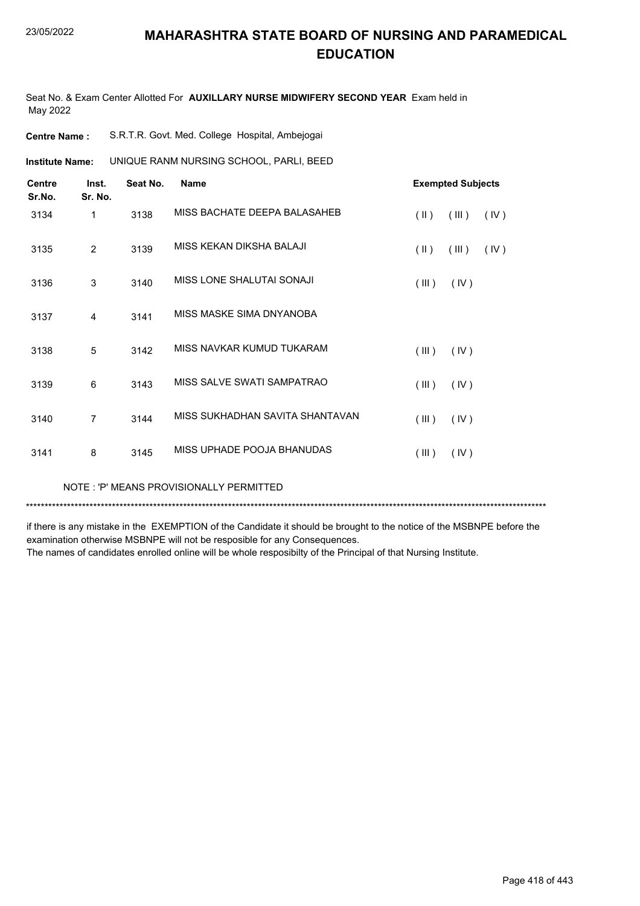# MAHARASHTRA STATE BOARD OF NURSING AND PARAMEDICAL EDUCATION

23/05/2022

Seat No. & Exam Center Allotted For **AUXILLARY NURSE MIDWIFERY SECOND YEAR** Exam held in May 2022

**Centre Name :** S.R.T.R. Govt. Med. College Hospital, Ambejogai

**Institute Name:** UNIQUE RANM NURSING SCHOOL, PARLI, BEED

| Centre Sr.No. | Inst. Sr. No. | Seat No. | Name | Exempted Subjects |
|---|---|---|---|---|
| 3134 | 1 | 3138 | MISS BACHATE DEEPA BALASAHEB | ( II ) ( III ) ( IV ) |
| 3135 | 2 | 3139 | MISS KEKAN DIKSHA BALAJI | ( II ) ( III ) ( IV ) |
| 3136 | 3 | 3140 | MISS LONE SHALUTAI SONAJI | ( III ) ( IV ) |
| 3137 | 4 | 3141 | MISS MASKE SIMA DNYANOBA | |
| 3138 | 5 | 3142 | MISS NAVKAR KUMUD TUKARAM | ( III ) ( IV ) |
| 3139 | 6 | 3143 | MISS SALVE SWATI SAMPATRAO | ( III ) ( IV ) |
| 3140 | 7 | 3144 | MISS SUKHADHAN SAVITA SHANTAVAN | ( III ) ( IV ) |
| 3141 | 8 | 3145 | MISS UPHADE POOJA BHANUDAS | ( III ) ( IV ) |

NOTE : 'P' MEANS PROVISIONALLY PERMITTED

*******************************************************************************************************************************************

if there is any mistake in the EXEMPTION of the Candidate it should be brought to the notice of the MSBNPE before the examination otherwise MSBNPE will not be resposible for any Consequences.
The names of candidates enrolled online will be whole resposibilty of the Principal of that Nursing Institute.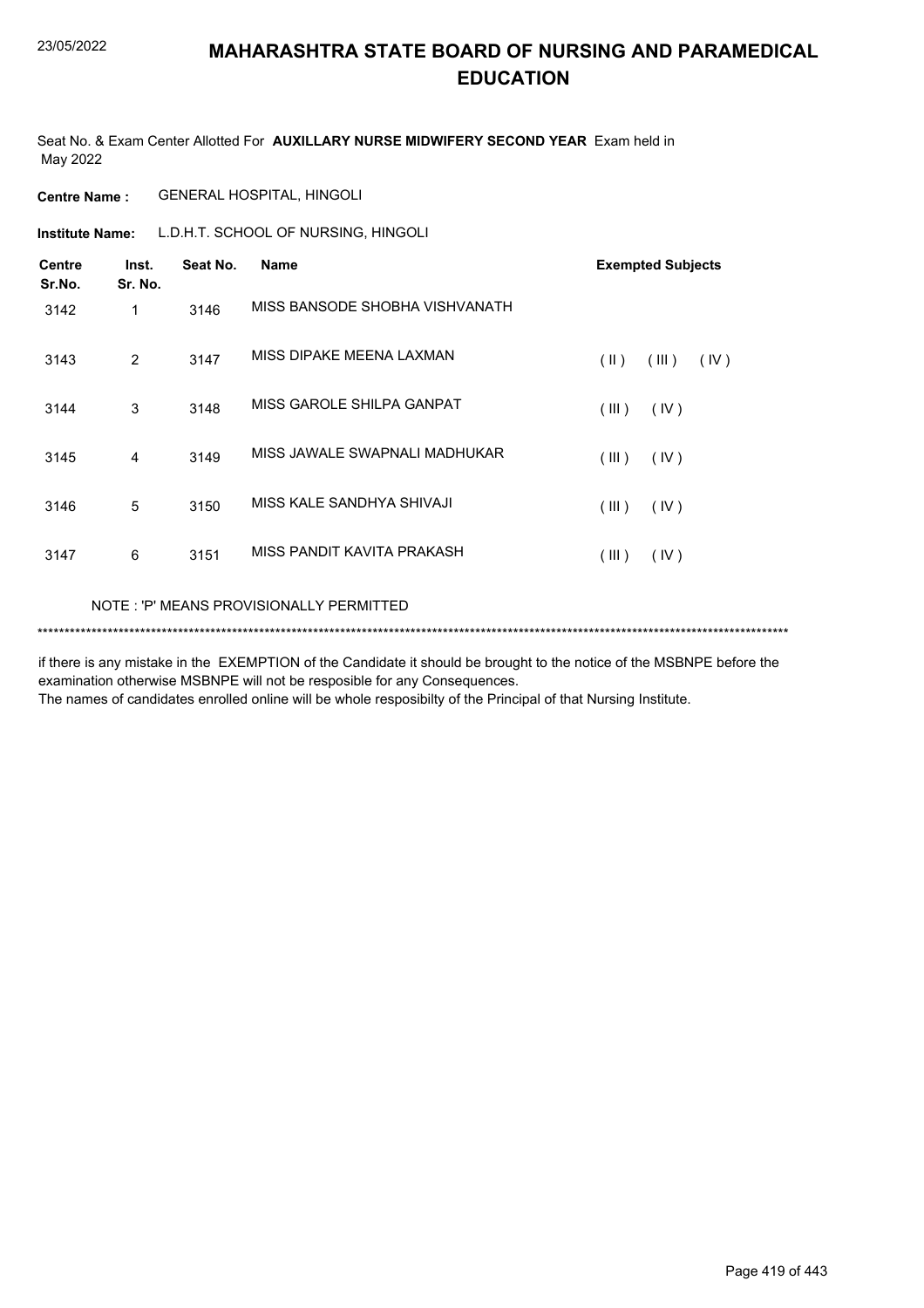# MAHARASHTRA STATE BOARD OF NURSING AND PARAMEDICAL EDUCATION

Seat No. & Exam Center Allotted For **AUXILLARY NURSE MIDWIFERY SECOND YEAR** Exam held in May 2022

**Centre Name :** GENERAL HOSPITAL, HINGOLI

**Institute Name:** L.D.H.T. SCHOOL OF NURSING, HINGOLI

| Centre Sr.No. | Inst. Sr. No. | Seat No. | Name | Exempted Subjects |
|---|---|---|---|---|
| 3142 | 1 | 3146 | MISS BANSODE SHOBHA VISHVANATH | |
| 3143 | 2 | 3147 | MISS DIPAKE MEENA LAXMAN | ( II ) ( III ) ( IV ) |
| 3144 | 3 | 3148 | MISS GAROLE SHILPA GANPAT | ( III ) ( IV ) |
| 3145 | 4 | 3149 | MISS JAWALE SWAPNALI MADHUKAR | ( III ) ( IV ) |
| 3146 | 5 | 3150 | MISS KALE SANDHYA SHIVAJI | ( III ) ( IV ) |
| 3147 | 6 | 3151 | MISS PANDIT KAVITA PRAKASH | ( III ) ( IV ) |

NOTE : 'P' MEANS PROVISIONALLY PERMITTED

*******************************************************************************************************************************************

if there is any mistake in the EXEMPTION of the Candidate it should be brought to the notice of the MSBNPE before the examination otherwise MSBNPE will not be resposible for any Consequences.

The names of candidates enrolled online will be whole resposibilty of the Principal of that Nursing Institute.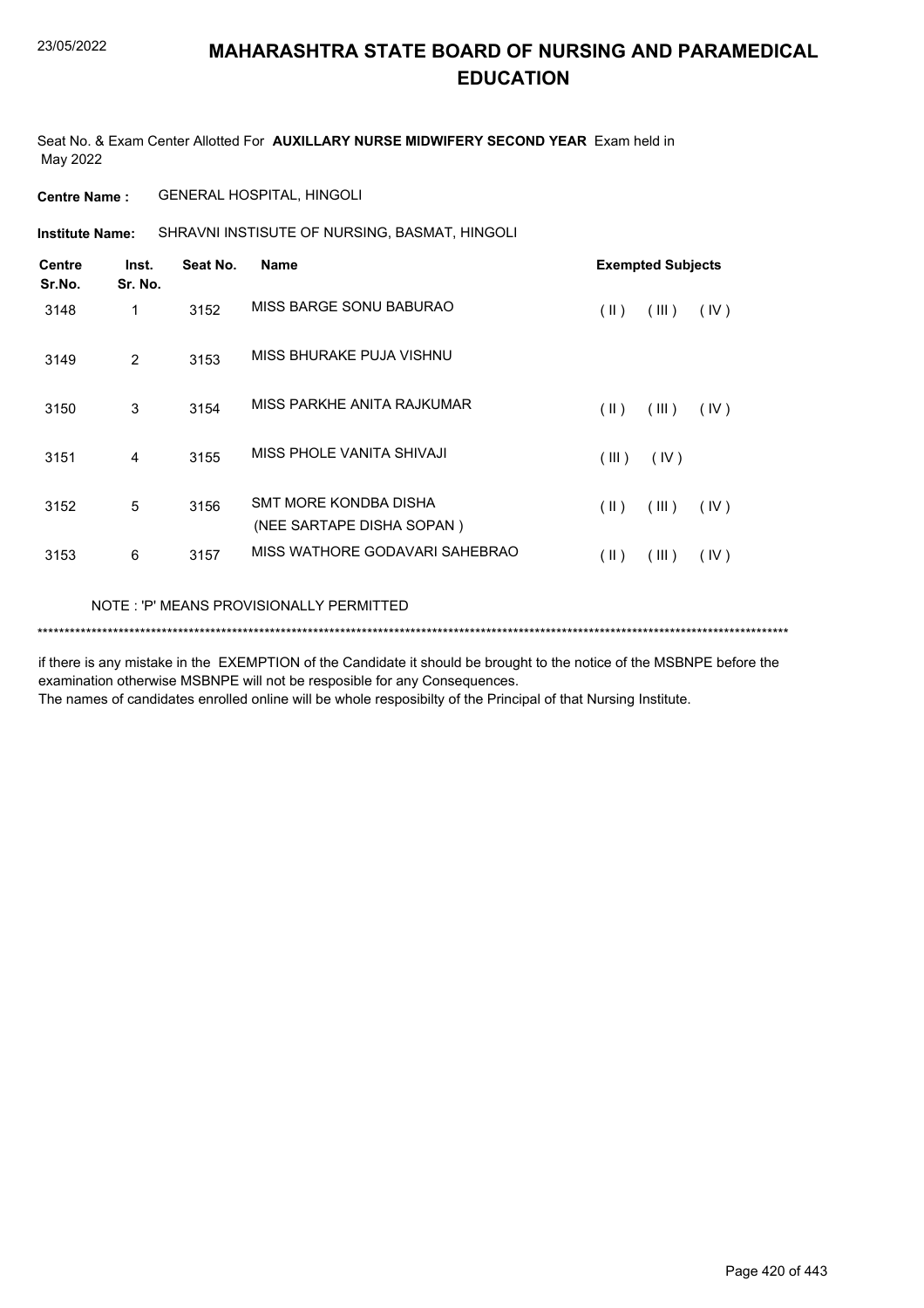# MAHARASHTRA STATE BOARD OF NURSING AND PARAMEDICAL EDUCATION

23/05/2022

Seat No. & Exam Center Allotted For **AUXILLARY NURSE MIDWIFERY SECOND YEAR** Exam held in May 2022

**Centre Name :** GENERAL HOSPITAL, HINGOLI

**Institute Name:** SHRAVNI INSTISUTE OF NURSING, BASMAT, HINGOLI

| Centre Sr.No. | Inst. Sr. No. | Seat No. | Name | Exempted Subjects |
|---|---|---|---|---|
| 3148 | 1 | 3152 | MISS BARGE SONU BABURAO | ( II ) ( III ) ( IV ) |
| 3149 | 2 | 3153 | MISS BHURAKE PUJA VISHNU | |
| 3150 | 3 | 3154 | MISS PARKHE ANITA RAJKUMAR | ( II ) ( III ) ( IV ) |
| 3151 | 4 | 3155 | MISS PHOLE VANITA SHIVAJI | ( III ) ( IV ) |
| 3152 | 5 | 3156 | SMT MORE KONDBA DISHA (NEE SARTAPE DISHA SOPAN ) | ( II ) ( III ) ( IV ) |
| 3153 | 6 | 3157 | MISS WATHORE GODAVARI SAHEBRAO | ( II ) ( III ) ( IV ) |

NOTE : 'P' MEANS PROVISIONALLY PERMITTED

*******************************************************************************************************************************************

if there is any mistake in the EXEMPTION of the Candidate it should be brought to the notice of the MSBNPE before the examination otherwise MSBNPE will not be resposible for any Consequences.
The names of candidates enrolled online will be whole resposibilty of the Principal of that Nursing Institute.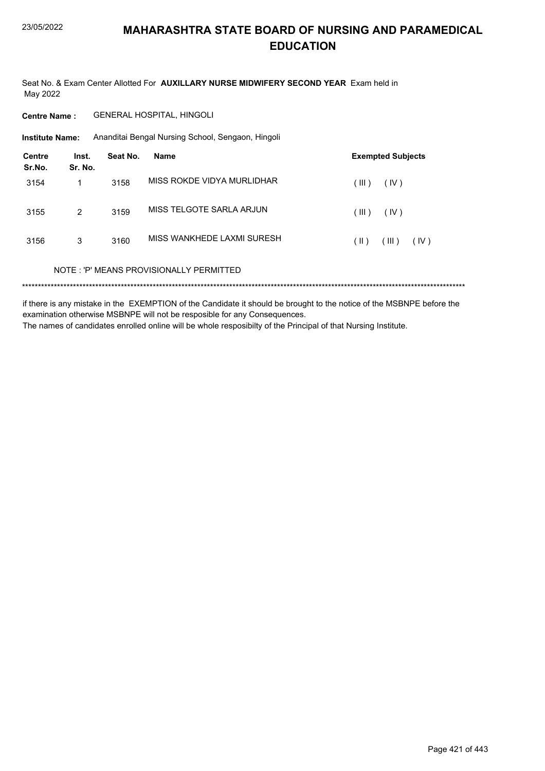# MAHARASHTRA STATE BOARD OF NURSING AND PARAMEDICAL EDUCATION

Seat No. & Exam Center Allotted For **AUXILLARY NURSE MIDWIFERY SECOND YEAR** Exam held in May 2022

**Centre Name :** GENERAL HOSPITAL, HINGOLI

**Institute Name:** Ananditai Bengal Nursing School, Sengaon, Hingoli

| Centre Sr.No. | Inst. Sr. No. | Seat No. | Name | Exempted Subjects |
|---|---|---|---|---|
| 3154 | 1 | 3158 | MISS ROKDE VIDYA MURLIDHAR | ( III ) ( IV ) |
| 3155 | 2 | 3159 | MISS TELGOTE SARLA ARJUN | ( III ) ( IV ) |
| 3156 | 3 | 3160 | MISS WANKHEDE LAXMI SURESH | ( II ) ( III ) ( IV ) |

NOTE : 'P' MEANS PROVISIONALLY PERMITTED

*******************************************************************************************************************************************

if there is any mistake in the EXEMPTION of the Candidate it should be brought to the notice of the MSBNPE before the examination otherwise MSBNPE will not be resposible for any Consequences.
The names of candidates enrolled online will be whole resposibilty of the Principal of that Nursing Institute.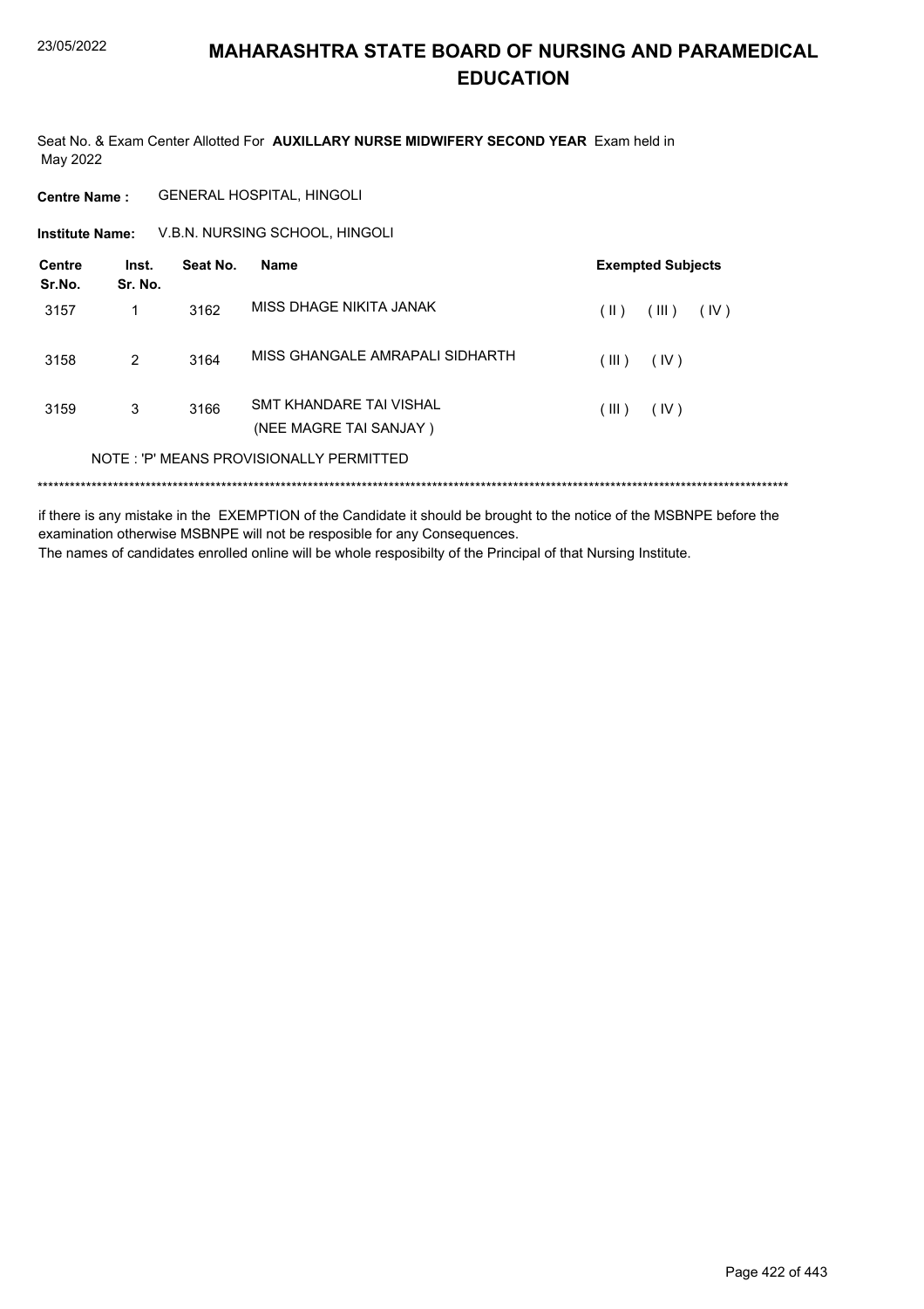# MAHARASHTRA STATE BOARD OF NURSING AND PARAMEDICAL EDUCATION

Seat No. & Exam Center Allotted For **AUXILLARY NURSE MIDWIFERY SECOND YEAR** Exam held in May 2022

**Centre Name :** GENERAL HOSPITAL, HINGOLI

**Institute Name:** V.B.N. NURSING SCHOOL, HINGOLI

| Centre Sr.No. | Inst. Sr. No. | Seat No. | Name | Exempted Subjects |
|---|---|---|---|---|
| 3157 | 1 | 3162 | MISS DHAGE NIKITA JANAK | ( II ) ( III ) ( IV ) |
| 3158 | 2 | 3164 | MISS GHANGALE AMRAPALI SIDHARTH | ( III ) ( IV ) |
| 3159 | 3 | 3166 | SMT KHANDARE TAI VISHAL (NEE MAGRE TAI SANJAY ) | ( III ) ( IV ) |

NOTE : 'P' MEANS PROVISIONALLY PERMITTED

\*\*\*\*\*\*\*\*\*\*\*\*\*\*\*\*\*\*\*\*\*\*\*\*\*\*\*\*\*\*\*\*\*\*\*\*\*\*\*\*\*\*\*\*\*\*\*\*\*\*\*\*\*\*\*\*\*\*\*\*\*\*\*\*\*\*\*\*\*\*\*\*\*\*\*\*\*\*\*\*\*\*\*\*\*\*

if there is any mistake in the EXEMPTION of the Candidate it should be brought to the notice of the MSBNPE before the examination otherwise MSBNPE will not be resposible for any Consequences.

The names of candidates enrolled online will be whole resposibilty of the Principal of that Nursing Institute.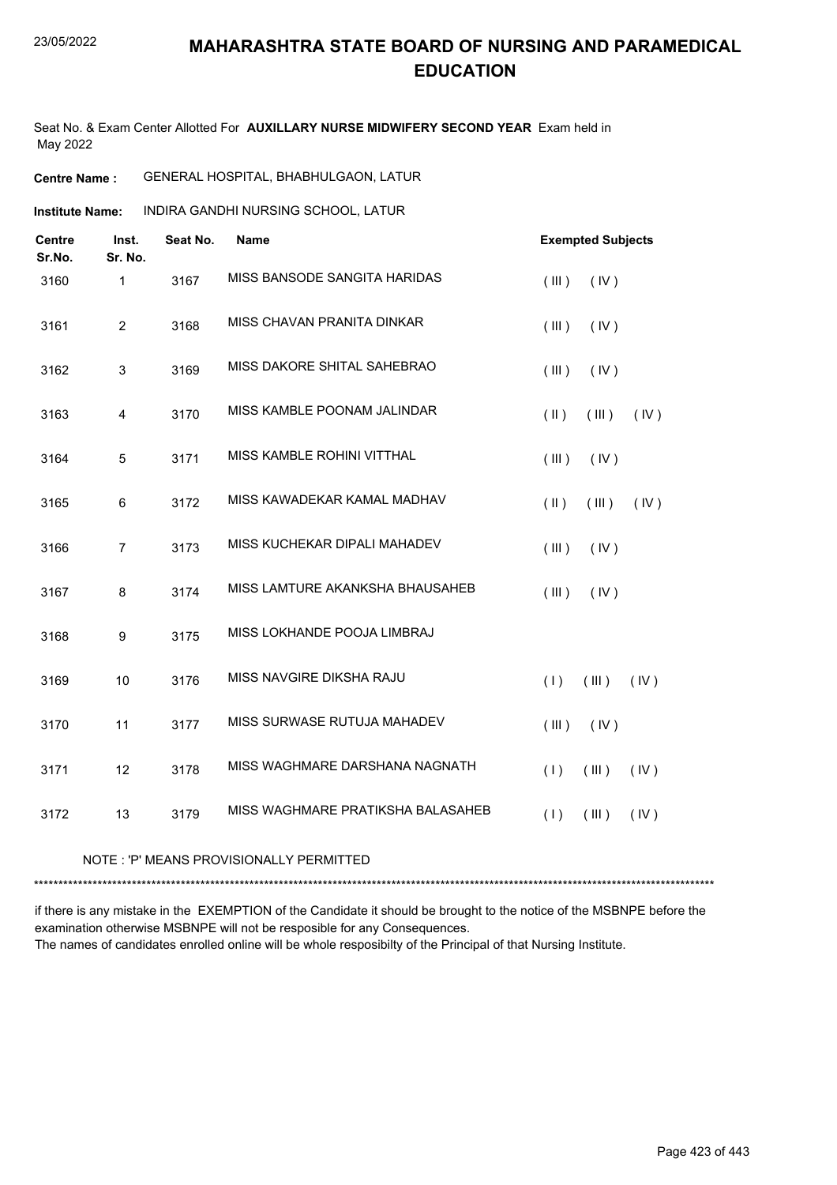# MAHARASHTRA STATE BOARD OF NURSING AND PARAMEDICAL EDUCATION

Seat No. & Exam Center Allotted For **AUXILLARY NURSE MIDWIFERY SECOND YEAR** Exam held in May 2022

**Centre Name :** GENERAL HOSPITAL, BHABHULGAON, LATUR

**Institute Name:** INDIRA GANDHI NURSING SCHOOL, LATUR

| Centre Sr.No. | Inst. Sr. No. | Seat No. | Name | Exempted Subjects |
|---|---|---|---|---|
| 3160 | 1 | 3167 | MISS BANSODE SANGITA HARIDAS | ( III ) ( IV ) |
| 3161 | 2 | 3168 | MISS CHAVAN PRANITA DINKAR | ( III ) ( IV ) |
| 3162 | 3 | 3169 | MISS DAKORE SHITAL SAHEBRAO | ( III ) ( IV ) |
| 3163 | 4 | 3170 | MISS KAMBLE POONAM JALINDAR | ( II ) ( III ) ( IV ) |
| 3164 | 5 | 3171 | MISS KAMBLE ROHINI VITTHAL | ( III ) ( IV ) |
| 3165 | 6 | 3172 | MISS KAWADEKAR KAMAL MADHAV | ( II ) ( III ) ( IV ) |
| 3166 | 7 | 3173 | MISS KUCHEKAR DIPALI MAHADEV | ( III ) ( IV ) |
| 3167 | 8 | 3174 | MISS LAMTURE AKANKSHA BHAUSAHEB | ( III ) ( IV ) |
| 3168 | 9 | 3175 | MISS LOKHANDE POOJA LIMBRAJ | |
| 3169 | 10 | 3176 | MISS NAVGIRE DIKSHA RAJU | ( I ) ( III ) ( IV ) |
| 3170 | 11 | 3177 | MISS SURWASE RUTUJA MAHADEV | ( III ) ( IV ) |
| 3171 | 12 | 3178 | MISS WAGHMARE DARSHANA NAGNATH | ( I ) ( III ) ( IV ) |
| 3172 | 13 | 3179 | MISS WAGHMARE PRATIKSHA BALASAHEB | ( I ) ( III ) ( IV ) |

NOTE : 'P' MEANS PROVISIONALLY PERMITTED

***********************************************************************************************************************************

if there is any mistake in the EXEMPTION of the Candidate it should be brought to the notice of the MSBNPE before the examination otherwise MSBNPE will not be resposible for any Consequences.
The names of candidates enrolled online will be whole resposibilty of the Principal of that Nursing Institute.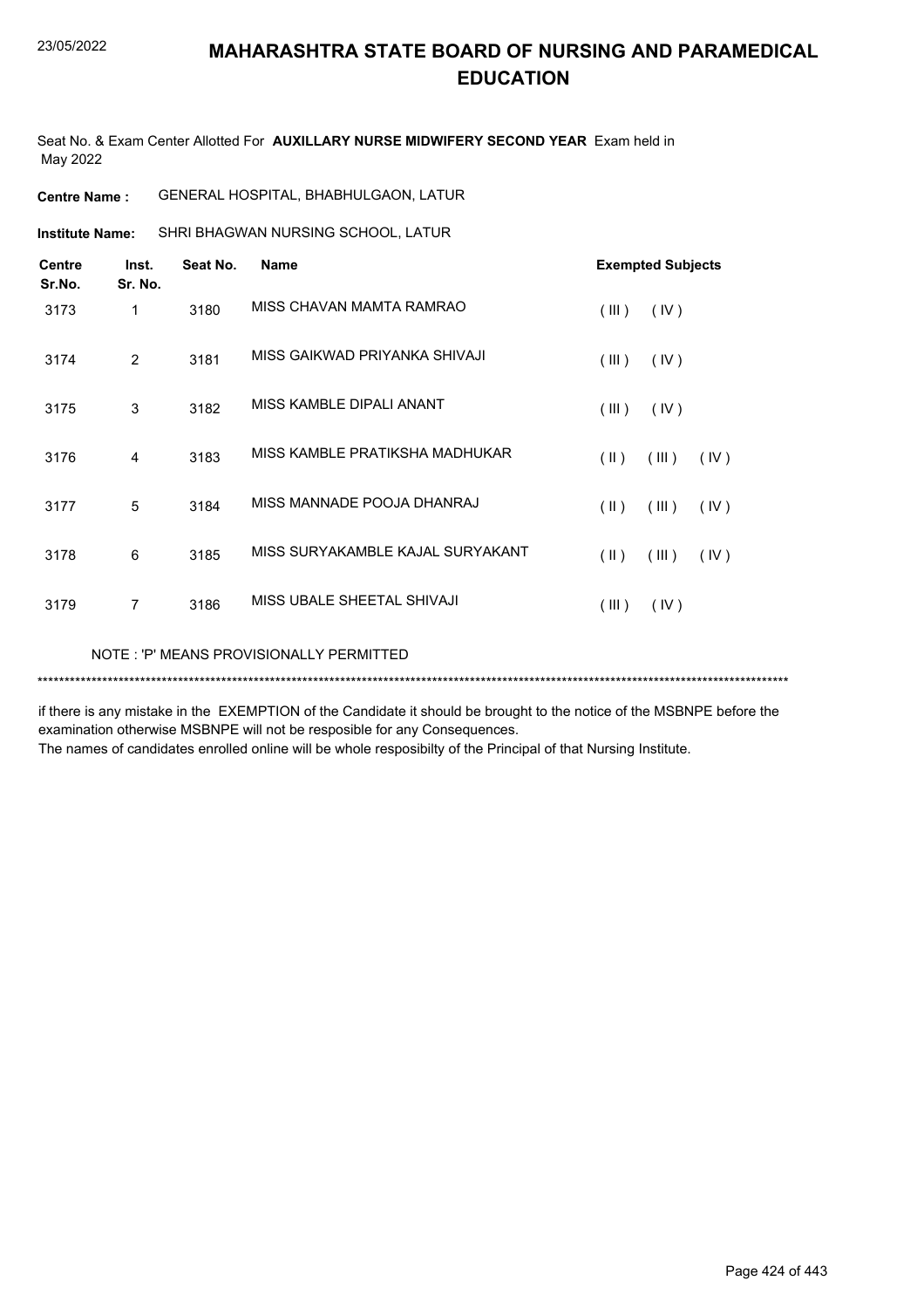# MAHARASHTRA STATE BOARD OF NURSING AND PARAMEDICAL EDUCATION

Seat No. & Exam Center Allotted For **AUXILLARY NURSE MIDWIFERY SECOND YEAR** Exam held in May 2022

**Centre Name :** GENERAL HOSPITAL, BHABHULGAON, LATUR

**Institute Name:** SHRI BHAGWAN NURSING SCHOOL, LATUR

| Centre Sr.No. | Inst. Sr. No. | Seat No. | Name | Exempted Subjects |
|---|---|---|---|---|
| 3173 | 1 | 3180 | MISS CHAVAN MAMTA RAMRAO | ( III ) ( IV ) |
| 3174 | 2 | 3181 | MISS GAIKWAD PRIYANKA SHIVAJI | ( III ) ( IV ) |
| 3175 | 3 | 3182 | MISS KAMBLE DIPALI ANANT | ( III ) ( IV ) |
| 3176 | 4 | 3183 | MISS KAMBLE PRATIKSHA MADHUKAR | ( II ) ( III ) ( IV ) |
| 3177 | 5 | 3184 | MISS MANNADE POOJA DHANRAJ | ( II ) ( III ) ( IV ) |
| 3178 | 6 | 3185 | MISS SURYAKAMBLE KAJAL SURYAKANT | ( II ) ( III ) ( IV ) |
| 3179 | 7 | 3186 | MISS UBALE SHEETAL SHIVAJI | ( III ) ( IV ) |

NOTE : 'P' MEANS PROVISIONALLY PERMITTED

*******************************************************************************************************************************************

if there is any mistake in the EXEMPTION of the Candidate it should be brought to the notice of the MSBNPE before the examination otherwise MSBNPE will not be resposible for any Consequences.

The names of candidates enrolled online will be whole resposibilty of the Principal of that Nursing Institute.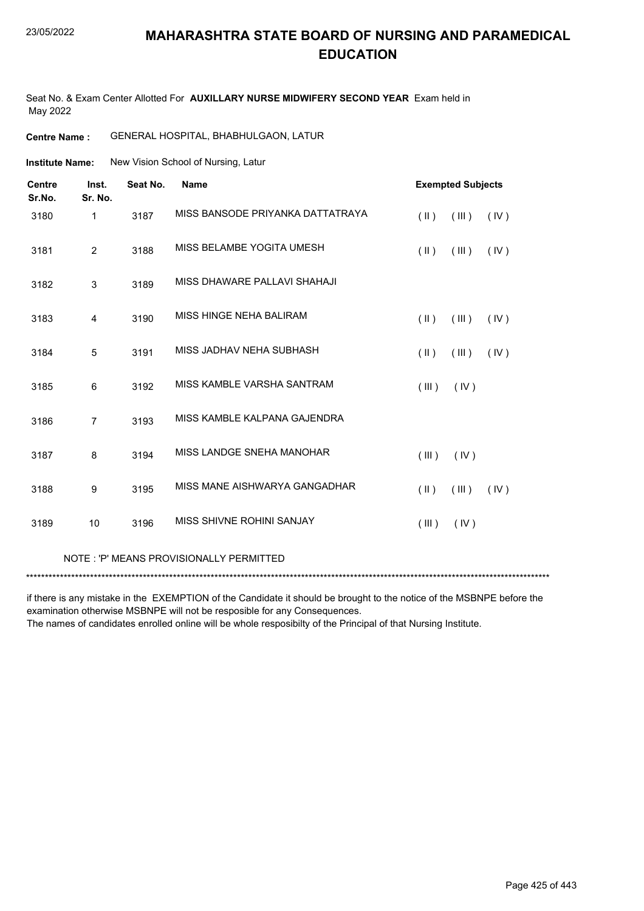# MAHARASHTRA STATE BOARD OF NURSING AND PARAMEDICAL EDUCATION

Seat No. & Exam Center Allotted For **AUXILLARY NURSE MIDWIFERY SECOND YEAR** Exam held in May 2022

**Centre Name :** GENERAL HOSPITAL, BHABHULGAON, LATUR

**Institute Name:** New Vision School of Nursing, Latur

| Centre Sr.No. | Inst. Sr. No. | Seat No. | Name | Exempted Subjects |
|---|---|---|---|---|
| 3180 | 1 | 3187 | MISS BANSODE PRIYANKA DATTATRAYA | ( II ) ( III ) ( IV ) |
| 3181 | 2 | 3188 | MISS BELAMBE YOGITA UMESH | ( II ) ( III ) ( IV ) |
| 3182 | 3 | 3189 | MISS DHAWARE PALLAVI SHAHAJI | |
| 3183 | 4 | 3190 | MISS HINGE NEHA BALIRAM | ( II ) ( III ) ( IV ) |
| 3184 | 5 | 3191 | MISS JADHAV NEHA SUBHASH | ( II ) ( III ) ( IV ) |
| 3185 | 6 | 3192 | MISS KAMBLE VARSHA SANTRAM | ( III ) ( IV ) |
| 3186 | 7 | 3193 | MISS KAMBLE KALPANA GAJENDRA | |
| 3187 | 8 | 3194 | MISS LANDGE SNEHA MANOHAR | ( III ) ( IV ) |
| 3188 | 9 | 3195 | MISS MANE AISHWARYA GANGADHAR | ( II ) ( III ) ( IV ) |
| 3189 | 10 | 3196 | MISS SHIVNE ROHINI SANJAY | ( III ) ( IV ) |

NOTE : 'P' MEANS PROVISIONALLY PERMITTED

*******************************************************************************************************************************************

if there is any mistake in the EXEMPTION of the Candidate it should be brought to the notice of the MSBNPE before the examination otherwise MSBNPE will not be resposible for any Consequences.
The names of candidates enrolled online will be whole resposibilty of the Principal of that Nursing Institute.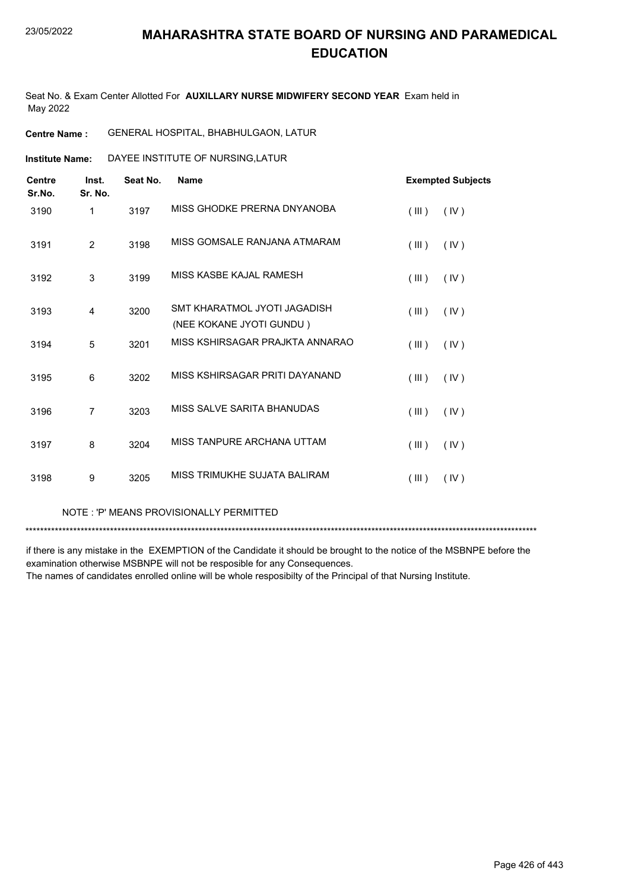# MAHARASHTRA STATE BOARD OF NURSING AND PARAMEDICAL EDUCATION

Seat No. & Exam Center Allotted For **AUXILLARY NURSE MIDWIFERY SECOND YEAR** Exam held in May 2022

**Centre Name :** GENERAL HOSPITAL, BHABHULGAON, LATUR

**Institute Name:** DAYEE INSTITUTE OF NURSING,LATUR

| Centre Sr.No. | Inst. Sr. No. | Seat No. | Name | Exempted Subjects |
|---|---|---|---|---|
| 3190 | 1 | 3197 | MISS GHODKE PRERNA DNYANOBA | ( III ) ( IV ) |
| 3191 | 2 | 3198 | MISS GOMSALE RANJANA ATMARAM | ( III ) ( IV ) |
| 3192 | 3 | 3199 | MISS KASBE KAJAL RAMESH | ( III ) ( IV ) |
| 3193 | 4 | 3200 | SMT KHARATMOL JYOTI JAGADISH (NEE KOKANE JYOTI GUNDU ) | ( III ) ( IV ) |
| 3194 | 5 | 3201 | MISS KSHIRSAGAR PRAJKTA ANNARAO | ( III ) ( IV ) |
| 3195 | 6 | 3202 | MISS KSHIRSAGAR PRITI DAYANAND | ( III ) ( IV ) |
| 3196 | 7 | 3203 | MISS SALVE SARITA BHANUDAS | ( III ) ( IV ) |
| 3197 | 8 | 3204 | MISS TANPURE ARCHANA UTTAM | ( III ) ( IV ) |
| 3198 | 9 | 3205 | MISS TRIMUKHE SUJATA BALIRAM | ( III ) ( IV ) |

NOTE : 'P' MEANS PROVISIONALLY PERMITTED

*******************************************************************************************************************************************

if there is any mistake in the EXEMPTION of the Candidate it should be brought to the notice of the MSBNPE before the examination otherwise MSBNPE will not be resposible for any Consequences.

The names of candidates enrolled online will be whole resposibilty of the Principal of that Nursing Institute.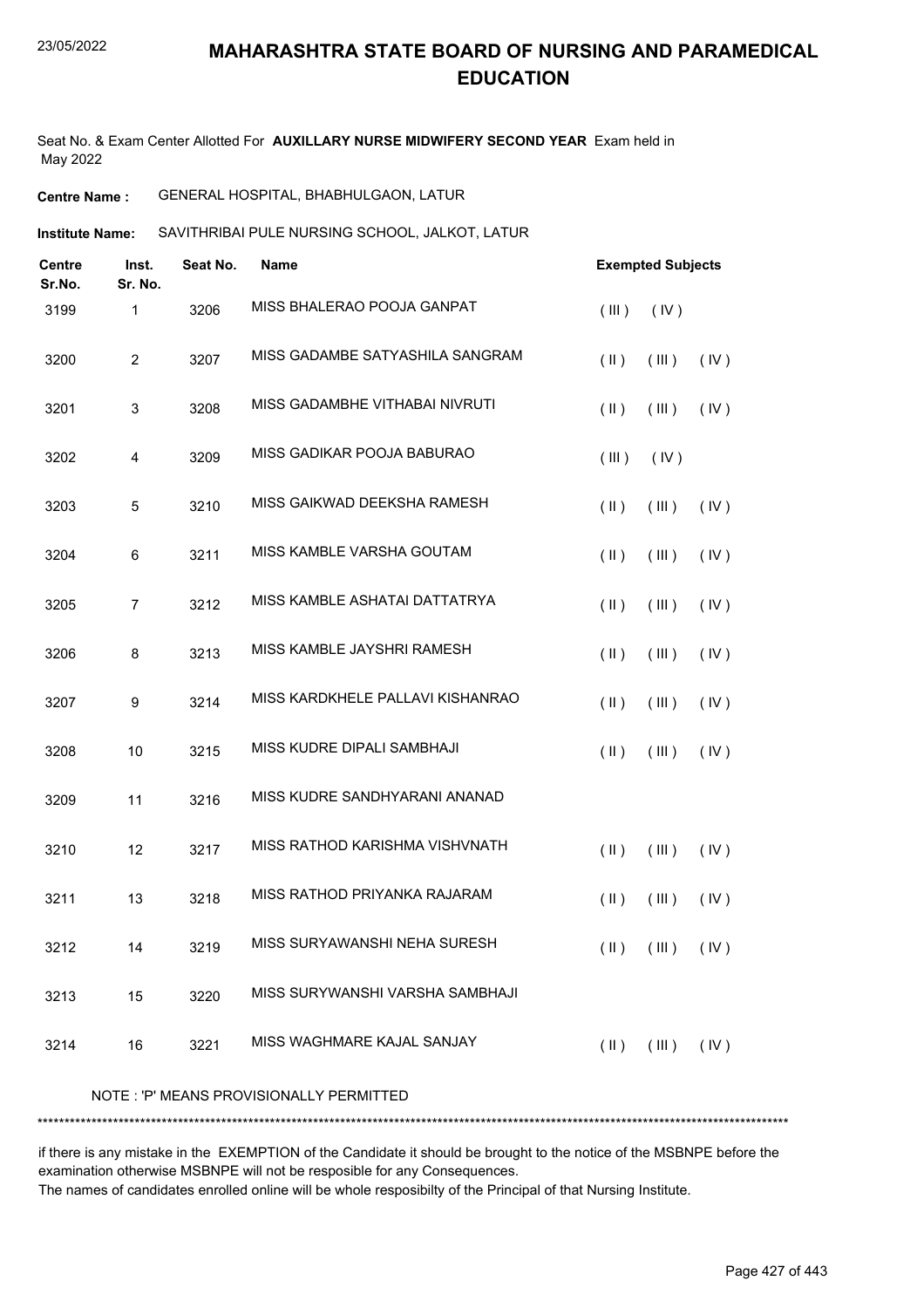# MAHARASHTRA STATE BOARD OF NURSING AND PARAMEDICAL EDUCATION

Seat No. & Exam Center Allotted For **AUXILLARY NURSE MIDWIFERY SECOND YEAR** Exam held in May 2022

**Centre Name :** GENERAL HOSPITAL, BHABHULGAON, LATUR

**Institute Name:** SAVITHRIBAI PULE NURSING SCHOOL, JALKOT, LATUR

| Centre Sr.No. | Inst. Sr. No. | Seat No. | Name | Exempted Subjects |
|---|---|---|---|---|
| 3199 | 1 | 3206 | MISS BHALERAO POOJA GANPAT | ( III ) ( IV ) |
| 3200 | 2 | 3207 | MISS GADAMBE SATYASHILA SANGRAM | ( II ) ( III ) ( IV ) |
| 3201 | 3 | 3208 | MISS GADAMBHE VITHABAI NIVRUTI | ( II ) ( III ) ( IV ) |
| 3202 | 4 | 3209 | MISS GADIKAR POOJA BABURAO | ( III ) ( IV ) |
| 3203 | 5 | 3210 | MISS GAIKWAD DEEKSHA RAMESH | ( II ) ( III ) ( IV ) |
| 3204 | 6 | 3211 | MISS KAMBLE VARSHA GOUTAM | ( II ) ( III ) ( IV ) |
| 3205 | 7 | 3212 | MISS KAMBLE ASHATAI DATTATRYA | ( II ) ( III ) ( IV ) |
| 3206 | 8 | 3213 | MISS KAMBLE JAYSHRI RAMESH | ( II ) ( III ) ( IV ) |
| 3207 | 9 | 3214 | MISS KARDKHELE PALLAVI KISHANRAO | ( II ) ( III ) ( IV ) |
| 3208 | 10 | 3215 | MISS KUDRE DIPALI SAMBHAJI | ( II ) ( III ) ( IV ) |
| 3209 | 11 | 3216 | MISS KUDRE SANDHYARANI ANANAD | |
| 3210 | 12 | 3217 | MISS RATHOD KARISHMA VISHVNATH | ( II ) ( III ) ( IV ) |
| 3211 | 13 | 3218 | MISS RATHOD PRIYANKA RAJARAM | ( II ) ( III ) ( IV ) |
| 3212 | 14 | 3219 | MISS SURYAWANSHI NEHA SURESH | ( II ) ( III ) ( IV ) |
| 3213 | 15 | 3220 | MISS SURYWANSHI VARSHA SAMBHAJI | |
| 3214 | 16 | 3221 | MISS WAGHMARE KAJAL SANJAY | ( II ) ( III ) ( IV ) |

NOTE : 'P' MEANS PROVISIONALLY PERMITTED

******************************************************************************************************************************************

if there is any mistake in the EXEMPTION of the Candidate it should be brought to the notice of the MSBNPE before the examination otherwise MSBNPE will not be resposible for any Consequences.

The names of candidates enrolled online will be whole resposibilty of the Principal of that Nursing Institute.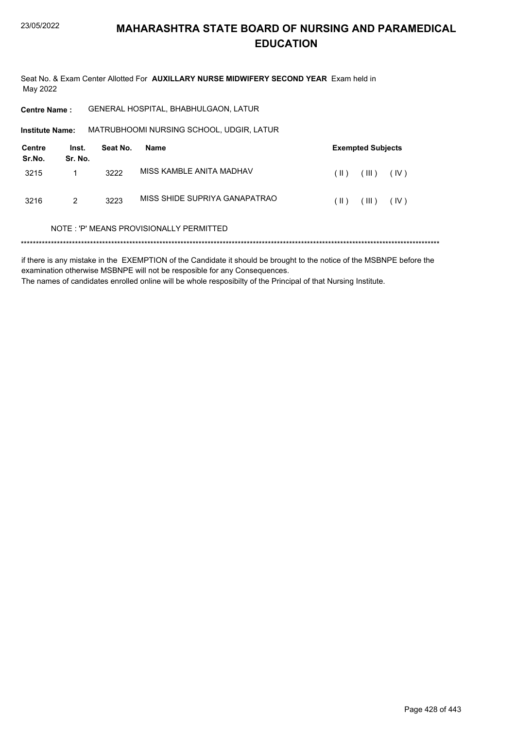# MAHARASHTRA STATE BOARD OF NURSING AND PARAMEDICAL EDUCATION

Seat No. & Exam Center Allotted For **AUXILLARY NURSE MIDWIFERY SECOND YEAR** Exam held in May 2022

**Centre Name :** GENERAL HOSPITAL, BHABHULGAON, LATUR

**Institute Name:** MATRUBHOOMI NURSING SCHOOL, UDGIR, LATUR

| Centre Sr.No. | Inst. Sr. No. | Seat No. | Name | Exempted Subjects |
|---|---|---|---|---|
| 3215 | 1 | 3222 | MISS KAMBLE ANITA MADHAV | ( II ) ( III ) ( IV ) |
| 3216 | 2 | 3223 | MISS SHIDE SUPRIYA GANAPATRAO | ( II ) ( III ) ( IV ) |

NOTE : 'P' MEANS PROVISIONALLY PERMITTED

*******************************************************************************************************************************************

if there is any mistake in the EXEMPTION of the Candidate it should be brought to the notice of the MSBNPE before the examination otherwise MSBNPE will not be resposible for any Consequences.

The names of candidates enrolled online will be whole resposibilty of the Principal of that Nursing Institute.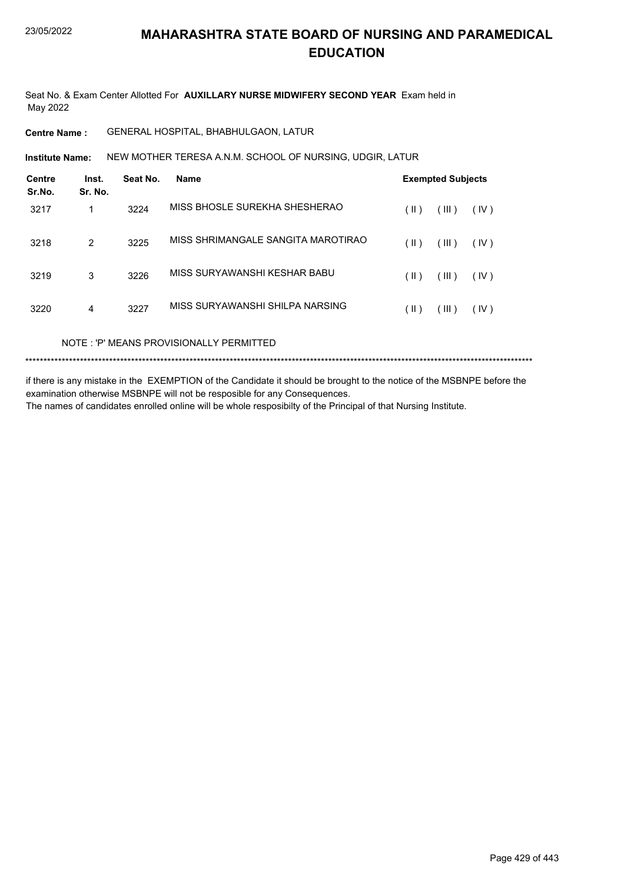# MAHARASHTRA STATE BOARD OF NURSING AND PARAMEDICAL EDUCATION

Seat No. & Exam Center Allotted For **AUXILLARY NURSE MIDWIFERY SECOND YEAR** Exam held in May 2022

**Centre Name :** GENERAL HOSPITAL, BHABHULGAON, LATUR

**Institute Name:** NEW MOTHER TERESA A.N.M. SCHOOL OF NURSING, UDGIR, LATUR

| Centre Sr.No. | Inst. Sr. No. | Seat No. | Name | Exempted Subjects | | |
|---|---|---|---|---|---|---|
| 3217 | 1 | 3224 | MISS BHOSLE SUREKHA SHESHERAO | ( II ) | ( III ) | ( IV ) |
| 3218 | 2 | 3225 | MISS SHRIMANGALE SANGITA MAROTIRAO | ( II ) | ( III ) | ( IV ) |
| 3219 | 3 | 3226 | MISS SURYAWANSHI KESHAR BABU | ( II ) | ( III ) | ( IV ) |
| 3220 | 4 | 3227 | MISS SURYAWANSHI SHILPA NARSING | ( II ) | ( III ) | ( IV ) |

NOTE : 'P' MEANS PROVISIONALLY PERMITTED

******************************************************************************************************************************************

if there is any mistake in the EXEMPTION of the Candidate it should be brought to the notice of the MSBNPE before the examination otherwise MSBNPE will not be resposible for any Consequences.

The names of candidates enrolled online will be whole resposibilty of the Principal of that Nursing Institute.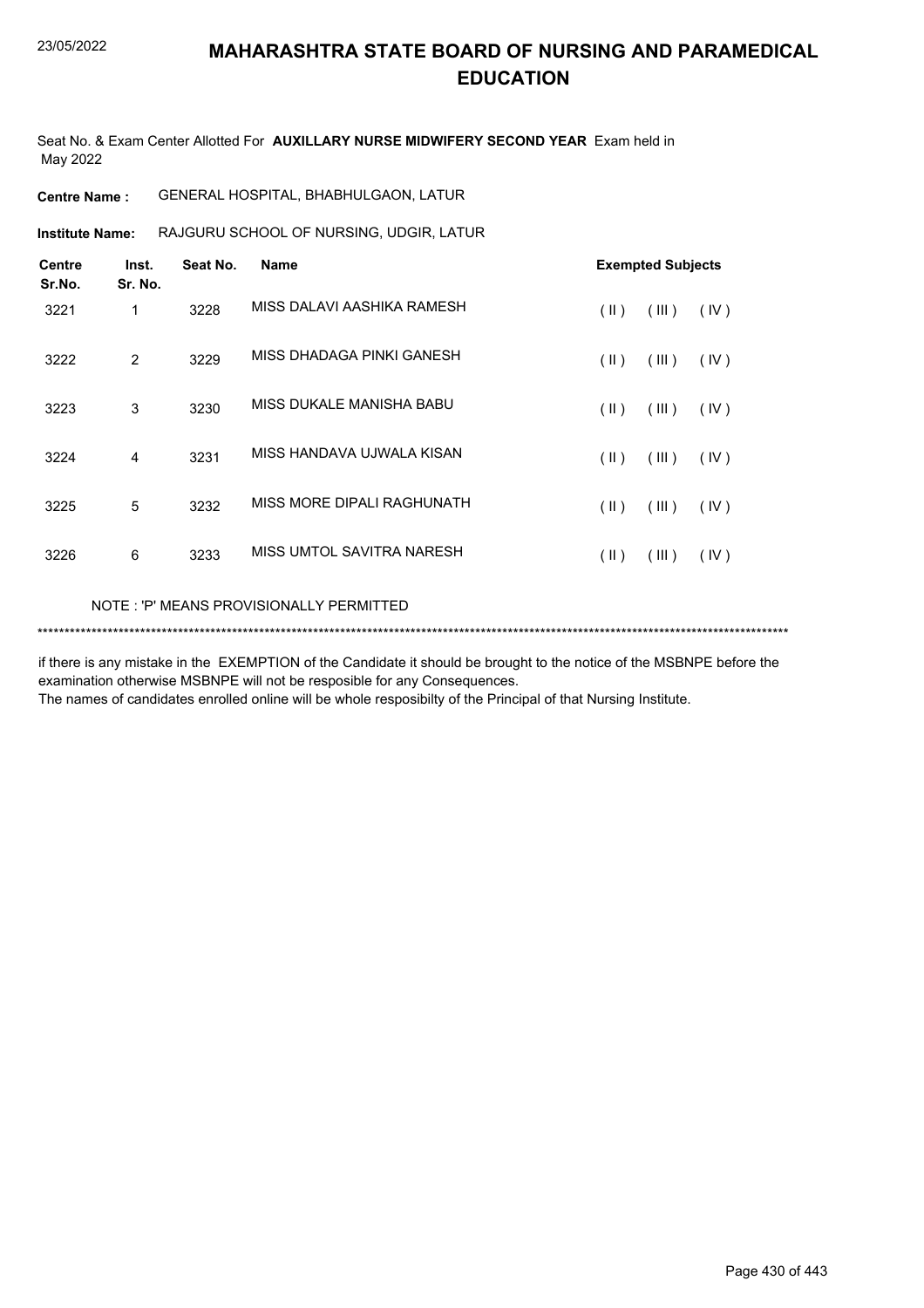# MAHARASHTRA STATE BOARD OF NURSING AND PARAMEDICAL EDUCATION

Seat No. & Exam Center Allotted For **AUXILLARY NURSE MIDWIFERY SECOND YEAR** Exam held in May 2022

**Centre Name :** GENERAL HOSPITAL, BHABHULGAON, LATUR

**Institute Name:** RAJGURU SCHOOL OF NURSING, UDGIR, LATUR

| Centre Sr.No. | Inst. Sr. No. | Seat No. | Name | Exempted Subjects | | |
|---|---|---|---|---|---|---|
| 3221 | 1 | 3228 | MISS DALAVI AASHIKA RAMESH | ( II ) | ( III ) | ( IV ) |
| 3222 | 2 | 3229 | MISS DHADAGA PINKI GANESH | ( II ) | ( III ) | ( IV ) |
| 3223 | 3 | 3230 | MISS DUKALE MANISHA BABU | ( II ) | ( III ) | ( IV ) |
| 3224 | 4 | 3231 | MISS HANDAVA UJWALA KISAN | ( II ) | ( III ) | ( IV ) |
| 3225 | 5 | 3232 | MISS MORE DIPALI RAGHUNATH | ( II ) | ( III ) | ( IV ) |
| 3226 | 6 | 3233 | MISS UMTOL SAVITRA NARESH | ( II ) | ( III ) | ( IV ) |

NOTE : 'P' MEANS PROVISIONALLY PERMITTED

*******************************************************************************************************************************************

if there is any mistake in the EXEMPTION of the Candidate it should be brought to the notice of the MSBNPE before the examination otherwise MSBNPE will not be resposible for any Consequences.
The names of candidates enrolled online will be whole resposibilty of the Principal of that Nursing Institute.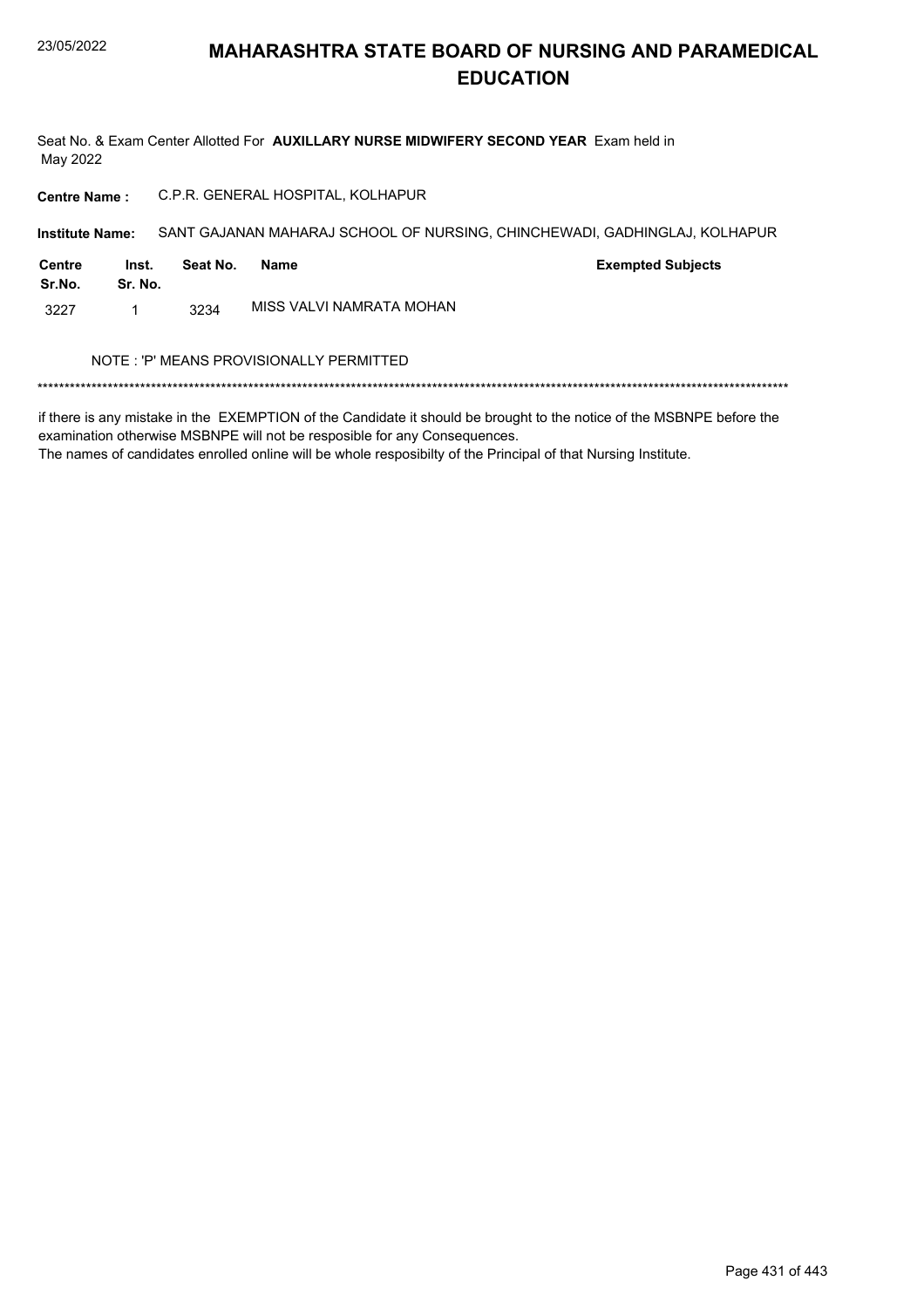# MAHARASHTRA STATE BOARD OF NURSING AND PARAMEDICAL EDUCATION

Seat No. & Exam Center Allotted For **AUXILLARY NURSE MIDWIFERY SECOND YEAR** Exam held in May 2022

**Centre Name :** C.P.R. GENERAL HOSPITAL, KOLHAPUR

**Institute Name:** SANT GAJANAN MAHARAJ SCHOOL OF NURSING, CHINCHEWADI, GADHINGLAJ, KOLHAPUR

| Centre Sr.No. | Inst. Sr. No. | Seat No. | Name | Exempted Subjects |
|---|---|---|---|---|
| 3227 | 1 | 3234 | MISS VALVI NAMRATA MOHAN | |

NOTE : 'P' MEANS PROVISIONALLY PERMITTED

******************************************************************************************************************************************

if there is any mistake in the EXEMPTION of the Candidate it should be brought to the notice of the MSBNPE before the examination otherwise MSBNPE will not be resposible for any Consequences.
The names of candidates enrolled online will be whole resposibilty of the Principal of that Nursing Institute.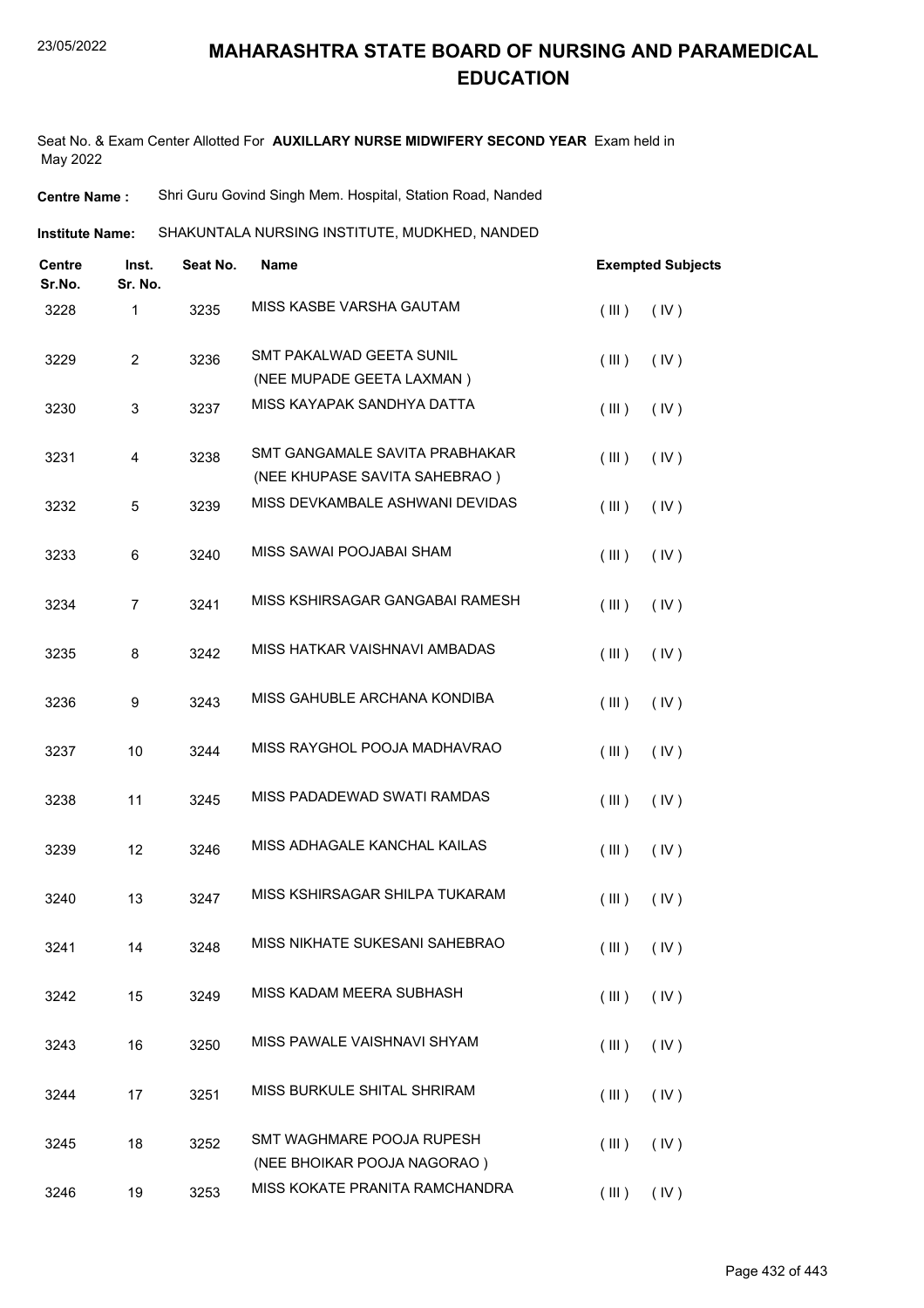# MAHARASHTRA STATE BOARD OF NURSING AND PARAMEDICAL EDUCATION

Seat No. & Exam Center Allotted For **AUXILLARY NURSE MIDWIFERY SECOND YEAR** Exam held in May 2022

**Centre Name :** Shri Guru Govind Singh Mem. Hospital, Station Road, Nanded

**Institute Name:** SHAKUNTALA NURSING INSTITUTE, MUDKHED, NANDED

| Centre Sr.No. | Inst. Sr. No. | Seat No. | Name | Exempted Subjects |
|---|---|---|---|---|
| 3228 | 1 | 3235 | MISS KASBE VARSHA GAUTAM | ( III ) ( IV ) |
| 3229 | 2 | 3236 | SMT PAKALWAD GEETA SUNIL (NEE MUPADE GEETA LAXMAN ) | ( III ) ( IV ) |
| 3230 | 3 | 3237 | MISS KAYAPAK SANDHYA DATTA | ( III ) ( IV ) |
| 3231 | 4 | 3238 | SMT GANGAMALE SAVITA PRABHAKAR (NEE KHUPASE SAVITA SAHEBRAO ) | ( III ) ( IV ) |
| 3232 | 5 | 3239 | MISS DEVKAMBALE ASHWANI DEVIDAS | ( III ) ( IV ) |
| 3233 | 6 | 3240 | MISS SAWAI POOJABAI SHAM | ( III ) ( IV ) |
| 3234 | 7 | 3241 | MISS KSHIRSAGAR GANGABAI RAMESH | ( III ) ( IV ) |
| 3235 | 8 | 3242 | MISS HATKAR VAISHNAVI AMBADAS | ( III ) ( IV ) |
| 3236 | 9 | 3243 | MISS GAHUBLE ARCHANA KONDIBA | ( III ) ( IV ) |
| 3237 | 10 | 3244 | MISS RAYGHOL POOJA MADHAVRAO | ( III ) ( IV ) |
| 3238 | 11 | 3245 | MISS PADADEWAD SWATI RAMDAS | ( III ) ( IV ) |
| 3239 | 12 | 3246 | MISS ADHAGALE KANCHAL KAILAS | ( III ) ( IV ) |
| 3240 | 13 | 3247 | MISS KSHIRSAGAR SHILPA TUKARAM | ( III ) ( IV ) |
| 3241 | 14 | 3248 | MISS NIKHATE SUKESANI SAHEBRAO | ( III ) ( IV ) |
| 3242 | 15 | 3249 | MISS KADAM MEERA SUBHASH | ( III ) ( IV ) |
| 3243 | 16 | 3250 | MISS PAWALE VAISHNAVI SHYAM | ( III ) ( IV ) |
| 3244 | 17 | 3251 | MISS BURKULE SHITAL SHRIRAM | ( III ) ( IV ) |
| 3245 | 18 | 3252 | SMT WAGHMARE POOJA RUPESH (NEE BHOIKAR POOJA NAGORAO ) | ( III ) ( IV ) |
| 3246 | 19 | 3253 | MISS KOKATE PRANITA RAMCHANDRA | ( III ) ( IV ) |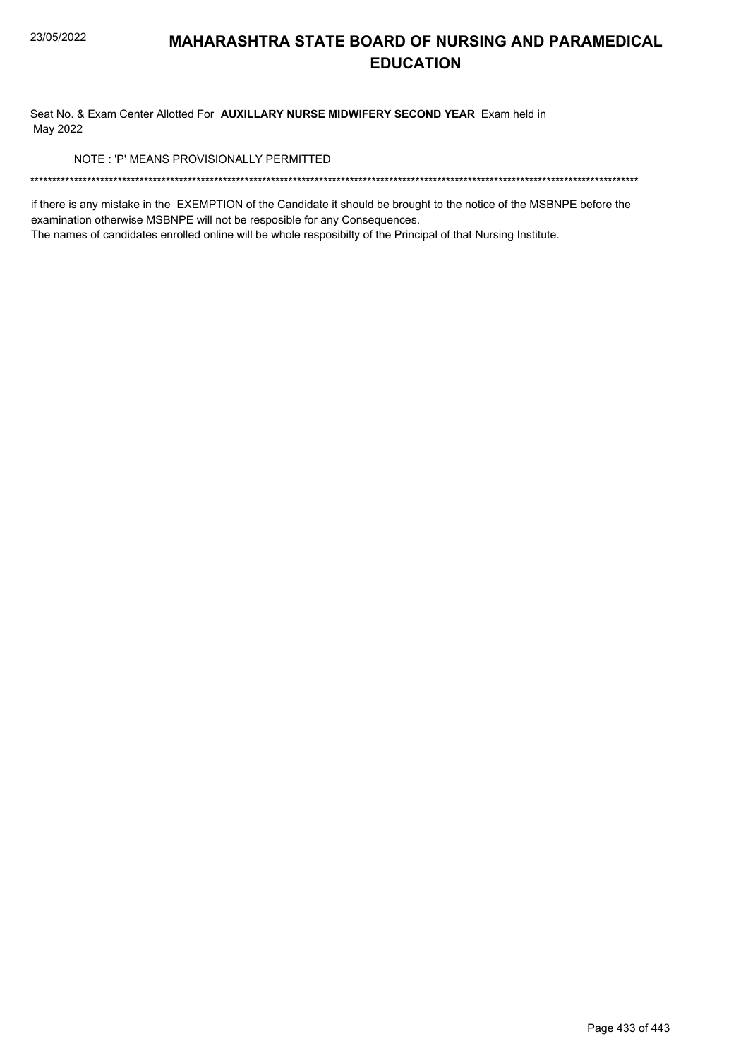# MAHARASHTRA STATE BOARD OF NURSING AND PARAMEDICAL EDUCATION

Seat No. & Exam Center Allotted For **AUXILLARY NURSE MIDWIFERY SECOND YEAR** Exam held in May 2022

NOTE : 'P' MEANS PROVISIONALLY PERMITTED

*******************************************************************************************************************************************

if there is any mistake in the EXEMPTION of the Candidate it should be brought to the notice of the MSBNPE before the examination otherwise MSBNPE will not be resposible for any Consequences.

The names of candidates enrolled online will be whole resposibilty of the Principal of that Nursing Institute.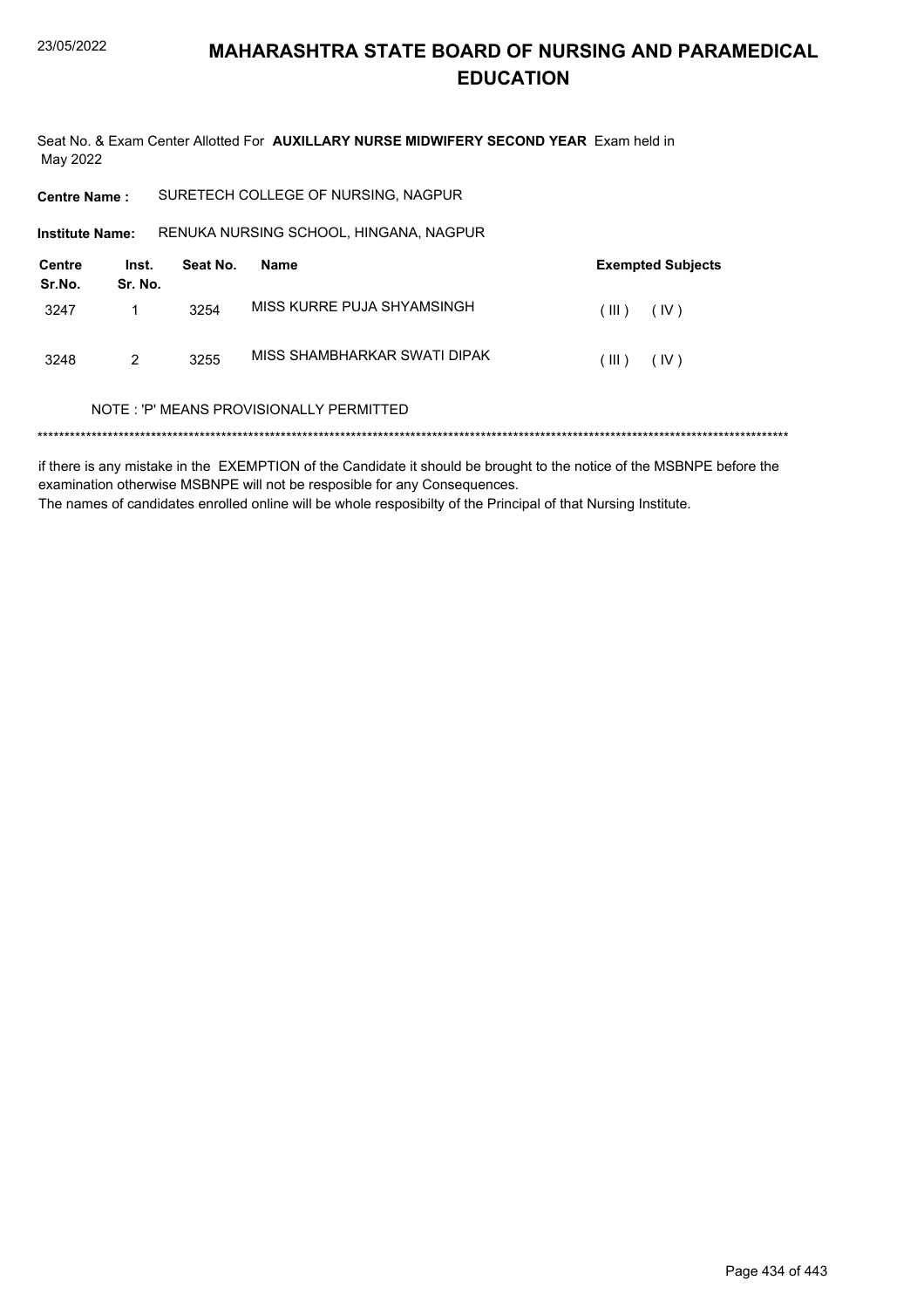# MAHARASHTRA STATE BOARD OF NURSING AND PARAMEDICAL EDUCATION

Seat No. & Exam Center Allotted For **AUXILLARY NURSE MIDWIFERY SECOND YEAR** Exam held in May 2022

**Centre Name :** SURETECH COLLEGE OF NURSING, NAGPUR

**Institute Name:** RENUKA NURSING SCHOOL, HINGANA, NAGPUR

| Centre Sr.No. | Inst. Sr. No. | Seat No. | Name | Exempted Subjects |
|---|---|---|---|---|
| 3247 | 1 | 3254 | MISS KURRE PUJA SHYAMSINGH | ( III ) ( IV ) |
| 3248 | 2 | 3255 | MISS SHAMBHARKAR SWATI DIPAK | ( III ) ( IV ) |

NOTE : 'P' MEANS PROVISIONALLY PERMITTED

******************************************************************************************************************************************

if there is any mistake in the EXEMPTION of the Candidate it should be brought to the notice of the MSBNPE before the examination otherwise MSBNPE will not be resposible for any Consequences.

The names of candidates enrolled online will be whole resposibilty of the Principal of that Nursing Institute.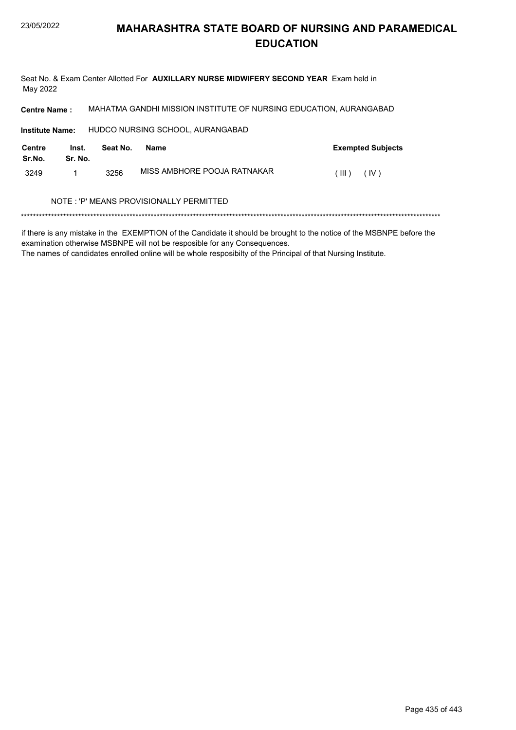# MAHARASHTRA STATE BOARD OF NURSING AND PARAMEDICAL EDUCATION

23/05/2022

Seat No. & Exam Center Allotted For **AUXILLARY NURSE MIDWIFERY SECOND YEAR** Exam held in May 2022

**Centre Name :** MAHATMA GANDHI MISSION INSTITUTE OF NURSING EDUCATION, AURANGABAD

**Institute Name:** HUDCO NURSING SCHOOL, AURANGABAD

| Centre Sr.No. | Inst. Sr. No. | Seat No. | Name | Exempted Subjects |
|---|---|---|---|---|
| 3249 | 1 | 3256 | MISS AMBHORE POOJA RATNAKAR | ( III ) ( IV ) |

NOTE : 'P' MEANS PROVISIONALLY PERMITTED

******************************************************************************************************************************************

if there is any mistake in the EXEMPTION of the Candidate it should be brought to the notice of the MSBNPE before the examination otherwise MSBNPE will not be resposible for any Consequences.
The names of candidates enrolled online will be whole resposibilty of the Principal of that Nursing Institute.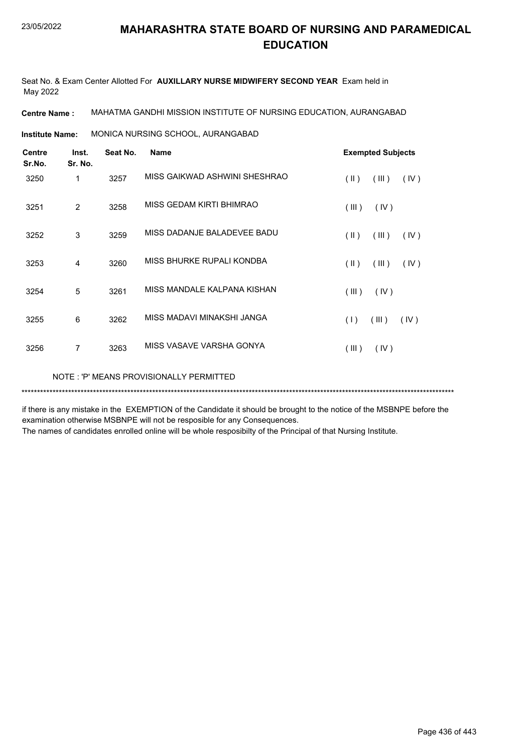# MAHARASHTRA STATE BOARD OF NURSING AND PARAMEDICAL EDUCATION

Seat No. & Exam Center Allotted For **AUXILLARY NURSE MIDWIFERY SECOND YEAR** Exam held in May 2022

**Centre Name :** MAHATMA GANDHI MISSION INSTITUTE OF NURSING EDUCATION, AURANGABAD

**Institute Name:** MONICA NURSING SCHOOL, AURANGABAD

| Centre Sr.No. | Inst. Sr. No. | Seat No. | Name | Exempted Subjects |
|---|---|---|---|---|
| 3250 | 1 | 3257 | MISS GAIKWAD ASHWINI SHESHRAO | ( II ) ( III ) ( IV ) |
| 3251 | 2 | 3258 | MISS GEDAM KIRTI BHIMRAO | ( III ) ( IV ) |
| 3252 | 3 | 3259 | MISS DADANJE BALADEVEE BADU | ( II ) ( III ) ( IV ) |
| 3253 | 4 | 3260 | MISS BHURKE RUPALI KONDBA | ( II ) ( III ) ( IV ) |
| 3254 | 5 | 3261 | MISS MANDALE KALPANA KISHAN | ( III ) ( IV ) |
| 3255 | 6 | 3262 | MISS MADAVI MINAKSHI JANGA | ( I ) ( III ) ( IV ) |
| 3256 | 7 | 3263 | MISS VASAVE VARSHA GONYA | ( III ) ( IV ) |

NOTE : 'P' MEANS PROVISIONALLY PERMITTED

*******************************************************************************************************************************************

if there is any mistake in the EXEMPTION of the Candidate it should be brought to the notice of the MSBNPE before the examination otherwise MSBNPE will not be resposible for any Consequences.

The names of candidates enrolled online will be whole resposibilty of the Principal of that Nursing Institute.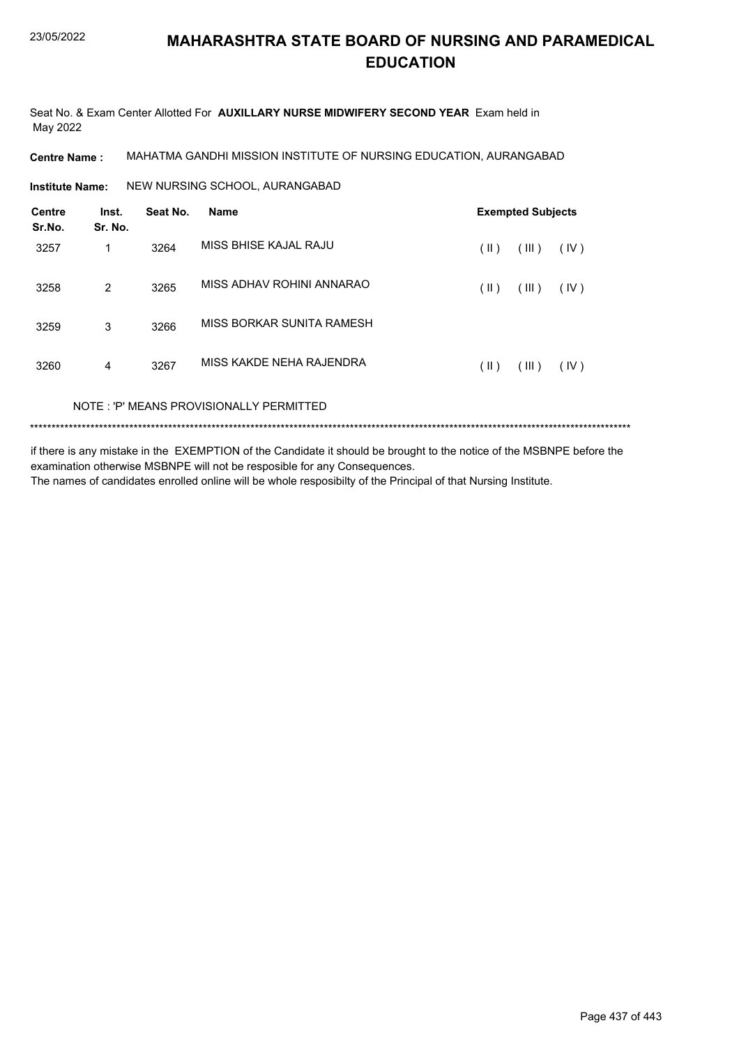# MAHARASHTRA STATE BOARD OF NURSING AND PARAMEDICAL EDUCATION

23/05/2022

Seat No. & Exam Center Allotted For **AUXILLARY NURSE MIDWIFERY SECOND YEAR** Exam held in May 2022

**Centre Name :** MAHATMA GANDHI MISSION INSTITUTE OF NURSING EDUCATION, AURANGABAD

**Institute Name:** NEW NURSING SCHOOL, AURANGABAD

| Centre Sr.No. | Inst. Sr. No. | Seat No. | Name | Exempted Subjects | | |
|---|---|---|---|---|---|---|
| 3257 | 1 | 3264 | MISS BHISE KAJAL RAJU | ( II ) | ( III ) | ( IV ) |
| 3258 | 2 | 3265 | MISS ADHAV ROHINI ANNARAO | ( II ) | ( III ) | ( IV ) |
| 3259 | 3 | 3266 | MISS BORKAR SUNITA RAMESH | | | |
| 3260 | 4 | 3267 | MISS KAKDE NEHA RAJENDRA | ( II ) | ( III ) | ( IV ) |

NOTE : 'P' MEANS PROVISIONALLY PERMITTED

*******************************************************************************************************************************************

if there is any mistake in the EXEMPTION of the Candidate it should be brought to the notice of the MSBNPE before the examination otherwise MSBNPE will not be resposible for any Consequences.
The names of candidates enrolled online will be whole resposibilty of the Principal of that Nursing Institute.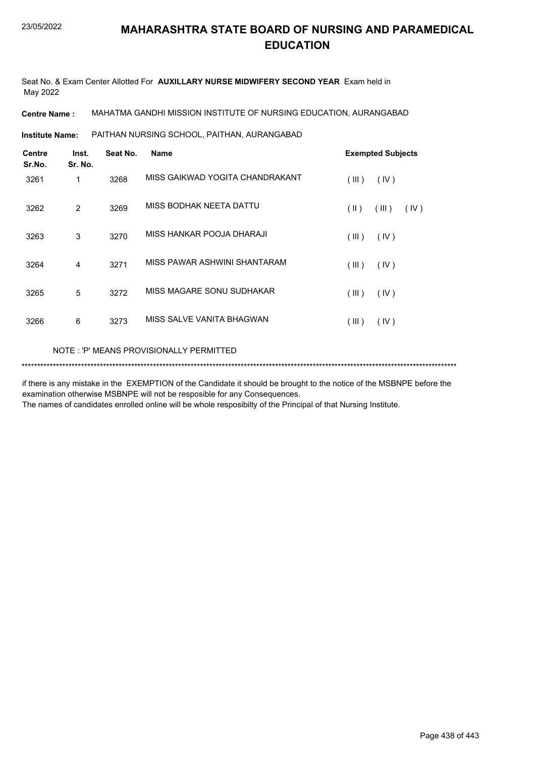# MAHARASHTRA STATE BOARD OF NURSING AND PARAMEDICAL EDUCATION

Seat No. & Exam Center Allotted For **AUXILLARY NURSE MIDWIFERY SECOND YEAR** Exam held in May 2022

**Centre Name :** MAHATMA GANDHI MISSION INSTITUTE OF NURSING EDUCATION, AURANGABAD

**Institute Name:** PAITHAN NURSING SCHOOL, PAITHAN, AURANGABAD

| Centre Sr.No. | Inst. Sr. No. | Seat No. | Name | Exempted Subjects |
|---|---|---|---|---|
| 3261 | 1 | 3268 | MISS GAIKWAD YOGITA CHANDRAKANT | ( III ) ( IV ) |
| 3262 | 2 | 3269 | MISS BODHAK NEETA DATTU | ( II ) ( III ) ( IV ) |
| 3263 | 3 | 3270 | MISS HANKAR POOJA DHARAJI | ( III ) ( IV ) |
| 3264 | 4 | 3271 | MISS PAWAR ASHWINI SHANTARAM | ( III ) ( IV ) |
| 3265 | 5 | 3272 | MISS MAGARE SONU SUDHAKAR | ( III ) ( IV ) |
| 3266 | 6 | 3273 | MISS SALVE VANITA BHAGWAN | ( III ) ( IV ) |

NOTE : 'P' MEANS PROVISIONALLY PERMITTED

***********************************************************************************************************************************************

if there is any mistake in the EXEMPTION of the Candidate it should be brought to the notice of the MSBNPE before the examination otherwise MSBNPE will not be resposible for any Consequences.
The names of candidates enrolled online will be whole resposibilty of the Principal of that Nursing Institute.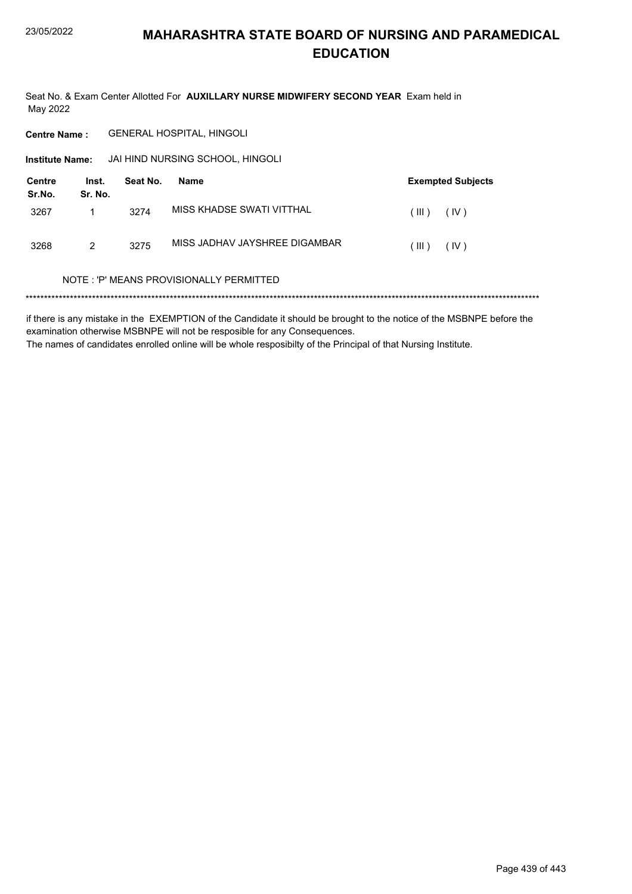# MAHARASHTRA STATE BOARD OF NURSING AND PARAMEDICAL EDUCATION

Seat No. & Exam Center Allotted For **AUXILLARY NURSE MIDWIFERY SECOND YEAR** Exam held in May 2022

**Centre Name :** GENERAL HOSPITAL, HINGOLI

**Institute Name:** JAI HIND NURSING SCHOOL, HINGOLI

| Centre Sr.No. | Inst. Sr. No. | Seat No. | Name | Exempted Subjects |
|---|---|---|---|---|
| 3267 | 1 | 3274 | MISS KHADSE SWATI VITTHAL | ( III ) ( IV ) |
| 3268 | 2 | 3275 | MISS JADHAV JAYSHREE DIGAMBAR | ( III ) ( IV ) |

NOTE : 'P' MEANS PROVISIONALLY PERMITTED

******************************************************************************************************************************************

if there is any mistake in the EXEMPTION of the Candidate it should be brought to the notice of the MSBNPE before the examination otherwise MSBNPE will not be resposible for any Consequences.
The names of candidates enrolled online will be whole resposibilty of the Principal of that Nursing Institute.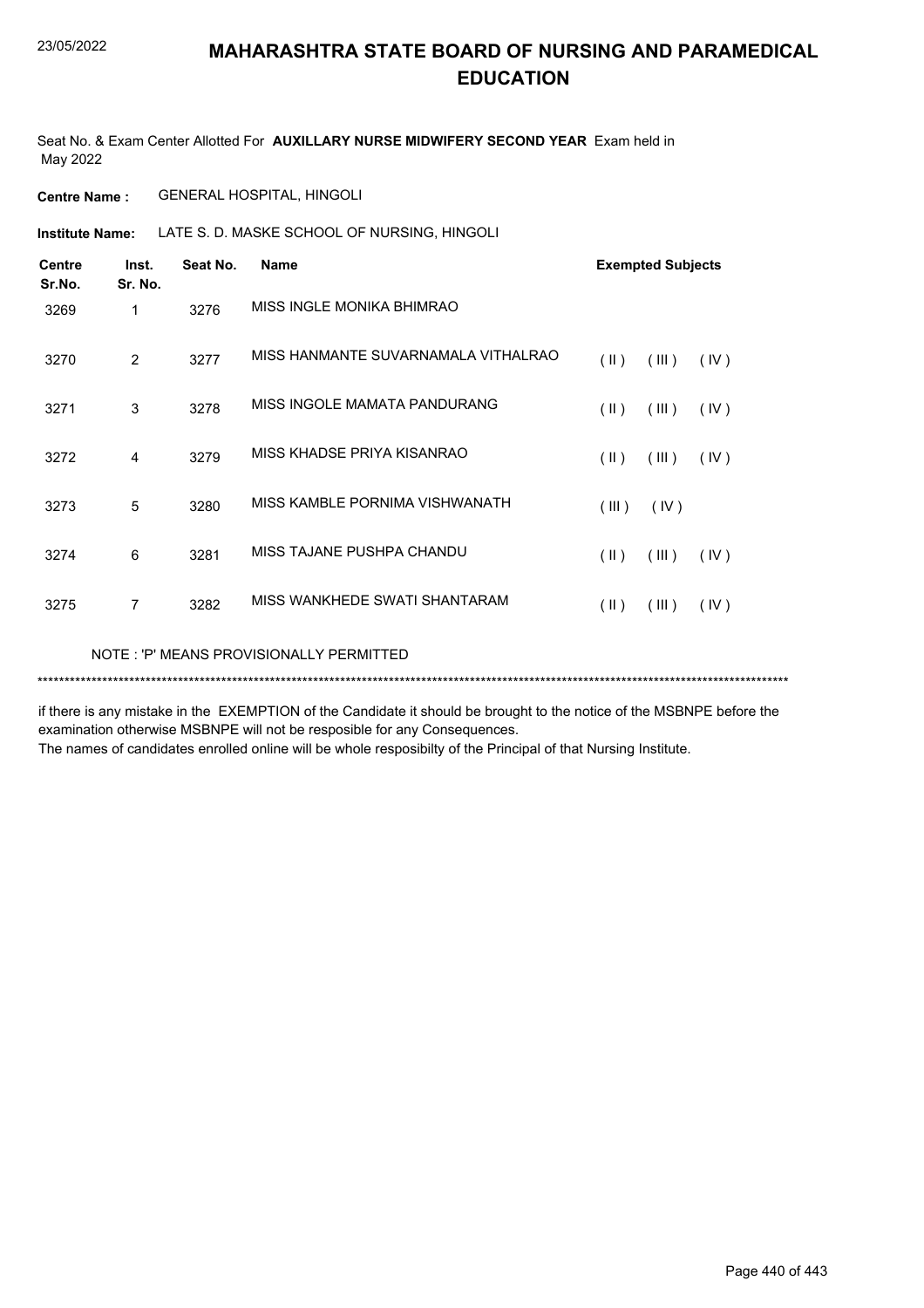# MAHARASHTRA STATE BOARD OF NURSING AND PARAMEDICAL EDUCATION

Seat No. & Exam Center Allotted For **AUXILLARY NURSE MIDWIFERY SECOND YEAR** Exam held in May 2022

**Centre Name :** GENERAL HOSPITAL, HINGOLI

**Institute Name:** LATE S. D. MASKE SCHOOL OF NURSING, HINGOLI

| Centre Sr.No. | Inst. Sr. No. | Seat No. | Name | Exempted Subjects |
|---|---|---|---|---|
| 3269 | 1 | 3276 | MISS INGLE MONIKA BHIMRAO | |
| 3270 | 2 | 3277 | MISS HANMANTE SUVARNAMALA VITHALRAO | ( II ) ( III ) ( IV ) |
| 3271 | 3 | 3278 | MISS INGOLE MAMATA PANDURANG | ( II ) ( III ) ( IV ) |
| 3272 | 4 | 3279 | MISS KHADSE PRIYA KISANRAO | ( II ) ( III ) ( IV ) |
| 3273 | 5 | 3280 | MISS KAMBLE PORNIMA VISHWANATH | ( III ) ( IV ) |
| 3274 | 6 | 3281 | MISS TAJANE PUSHPA CHANDU | ( II ) ( III ) ( IV ) |
| 3275 | 7 | 3282 | MISS WANKHEDE SWATI SHANTARAM | ( II ) ( III ) ( IV ) |

NOTE : 'P' MEANS PROVISIONALLY PERMITTED

***************************************************************************************************************************************

if there is any mistake in the EXEMPTION of the Candidate it should be brought to the notice of the MSBNPE before the examination otherwise MSBNPE will not be resposible for any Consequences.

The names of candidates enrolled online will be whole resposibilty of the Principal of that Nursing Institute.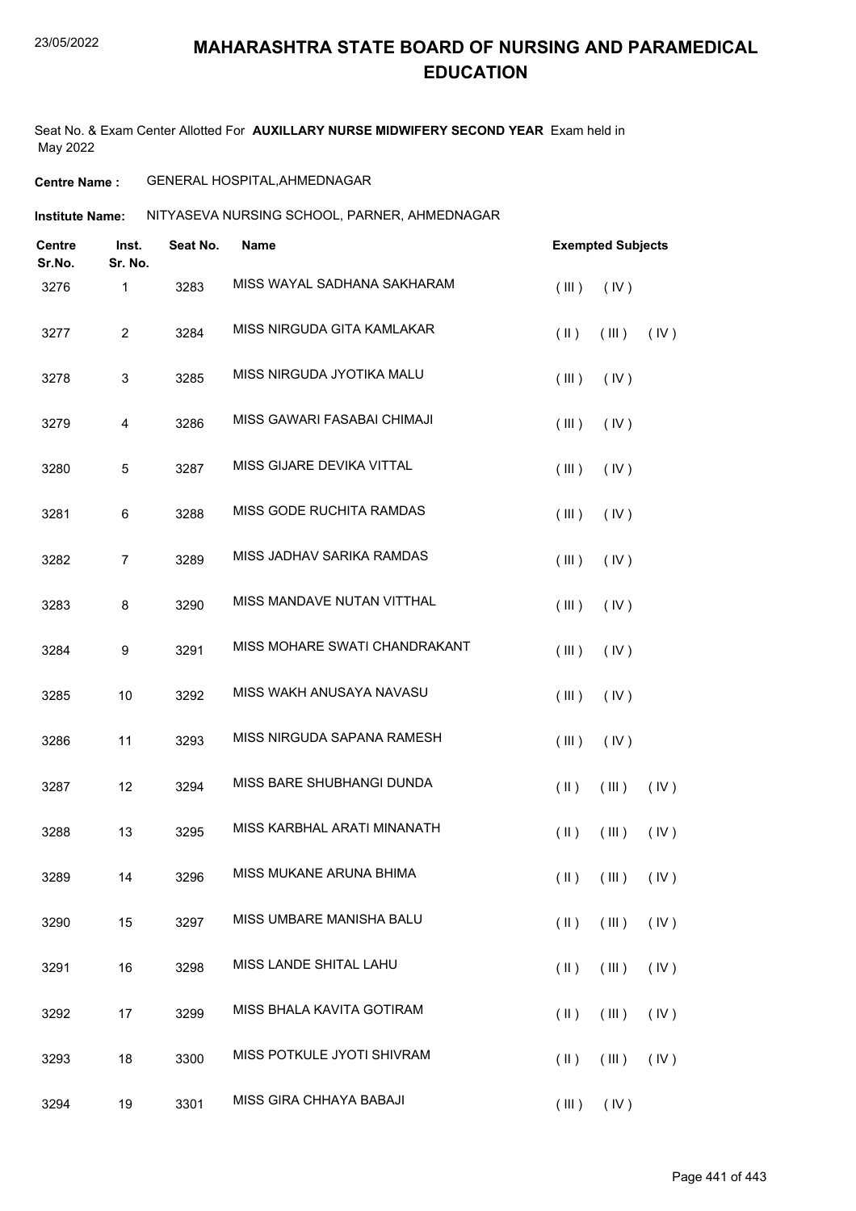# MAHARASHTRA STATE BOARD OF NURSING AND PARAMEDICAL EDUCATION

Seat No. & Exam Center Allotted For **AUXILLARY NURSE MIDWIFERY SECOND YEAR** Exam held in May 2022

**Centre Name :** GENERAL HOSPITAL,AHMEDNAGAR

**Institute Name:** NITYASEVA NURSING SCHOOL, PARNER, AHMEDNAGAR

| Centre Sr.No. | Inst. Sr. No. | Seat No. | Name | Exempted Subjects |
|---|---|---|---|---|
| 3276 | 1 | 3283 | MISS WAYAL SADHANA SAKHARAM | ( III ) ( IV ) |
| 3277 | 2 | 3284 | MISS NIRGUDA GITA KAMLAKAR | ( II ) ( III ) ( IV ) |
| 3278 | 3 | 3285 | MISS NIRGUDA JYOTIKA MALU | ( III ) ( IV ) |
| 3279 | 4 | 3286 | MISS GAWARI FASABAI CHIMAJI | ( III ) ( IV ) |
| 3280 | 5 | 3287 | MISS GIJARE DEVIKA VITTAL | ( III ) ( IV ) |
| 3281 | 6 | 3288 | MISS GODE RUCHITA RAMDAS | ( III ) ( IV ) |
| 3282 | 7 | 3289 | MISS JADHAV SARIKA RAMDAS | ( III ) ( IV ) |
| 3283 | 8 | 3290 | MISS MANDAVE NUTAN VITTHAL | ( III ) ( IV ) |
| 3284 | 9 | 3291 | MISS MOHARE SWATI CHANDRAKANT | ( III ) ( IV ) |
| 3285 | 10 | 3292 | MISS WAKH ANUSAYA NAVASU | ( III ) ( IV ) |
| 3286 | 11 | 3293 | MISS NIRGUDA SAPANA RAMESH | ( III ) ( IV ) |
| 3287 | 12 | 3294 | MISS BARE SHUBHANGI DUNDA | ( II ) ( III ) ( IV ) |
| 3288 | 13 | 3295 | MISS KARBHAL ARATI MINANATH | ( II ) ( III ) ( IV ) |
| 3289 | 14 | 3296 | MISS MUKANE ARUNA BHIMA | ( II ) ( III ) ( IV ) |
| 3290 | 15 | 3297 | MISS UMBARE MANISHA BALU | ( II ) ( III ) ( IV ) |
| 3291 | 16 | 3298 | MISS LANDE SHITAL LAHU | ( II ) ( III ) ( IV ) |
| 3292 | 17 | 3299 | MISS BHALA KAVITA GOTIRAM | ( II ) ( III ) ( IV ) |
| 3293 | 18 | 3300 | MISS POTKULE JYOTI SHIVRAM | ( II ) ( III ) ( IV ) |
| 3294 | 19 | 3301 | MISS GIRA CHHAYA BABAJI | ( III ) ( IV ) |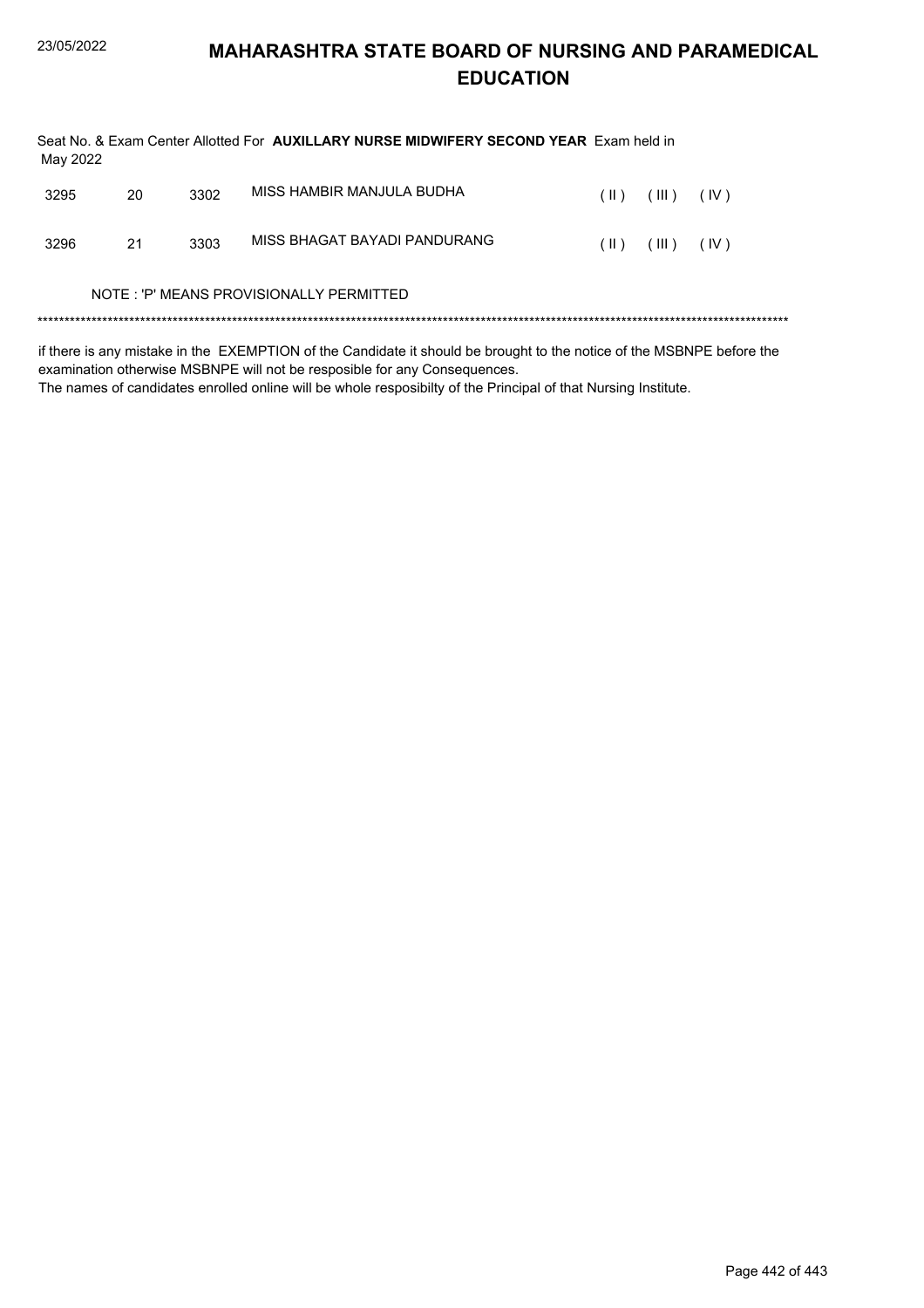Seat No. & Exam Center Allotted For **AUXILLARY NURSE MIDWIFERY SECOND YEAR** Exam held in May 2022

| | | | | | | |
|---|---|---|---|---|---|---|
| 3295 | 20 | 3302 | MISS HAMBIR MANJULA BUDHA | ( II ) | ( III ) | ( IV ) |
| 3296 | 21 | 3303 | MISS BHAGAT BAYADI PANDURANG | ( II ) | ( III ) | ( IV ) |

NOTE : 'P' MEANS PROVISIONALLY PERMITTED

*******************************************************************************************************************************************

if there is any mistake in the EXEMPTION of the Candidate it should be brought to the notice of the MSBNPE before the examination otherwise MSBNPE will not be resposible for any Consequences.
The names of candidates enrolled online will be whole resposibilty of the Principal of that Nursing Institute.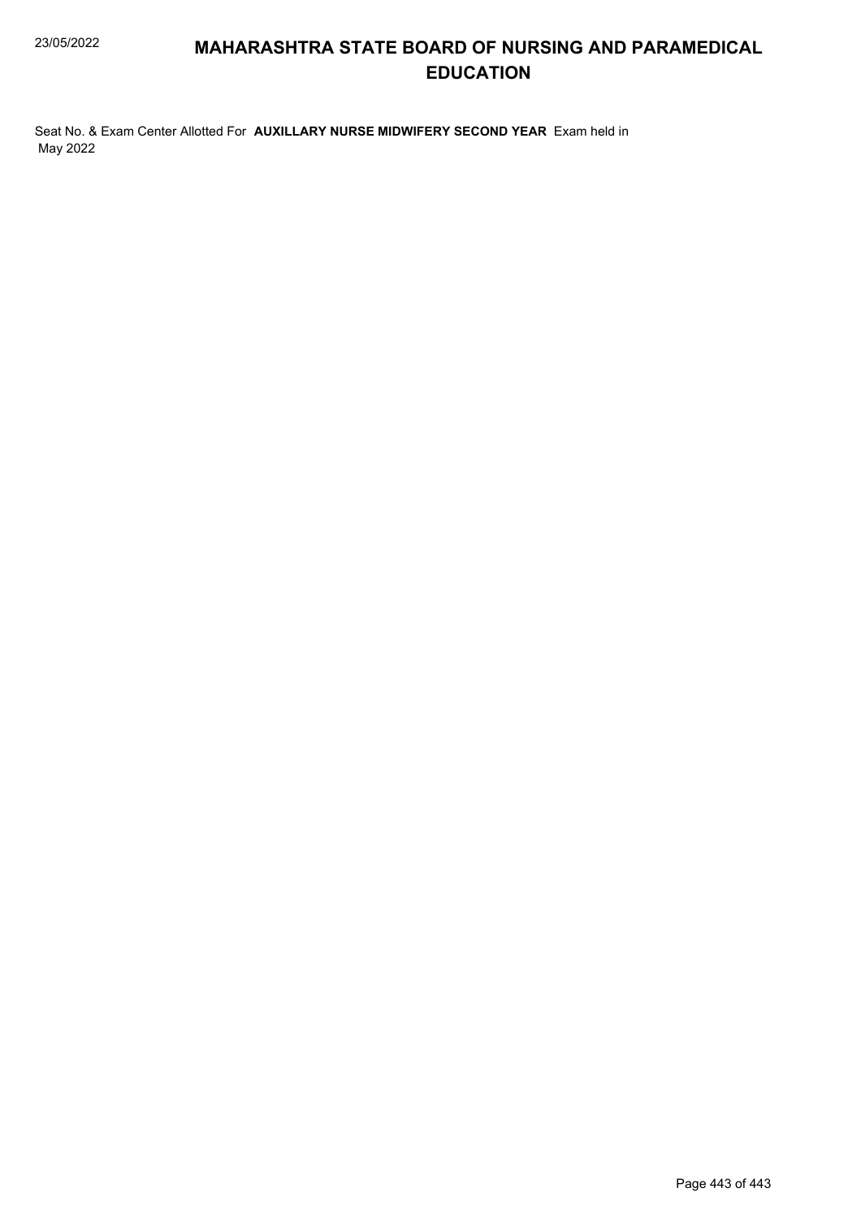# MAHARASHTRA STATE BOARD OF NURSING AND PARAMEDICAL EDUCATION

Seat No. & Exam Center Allotted For **AUXILLARY NURSE MIDWIFERY SECOND YEAR** Exam held in May 2022